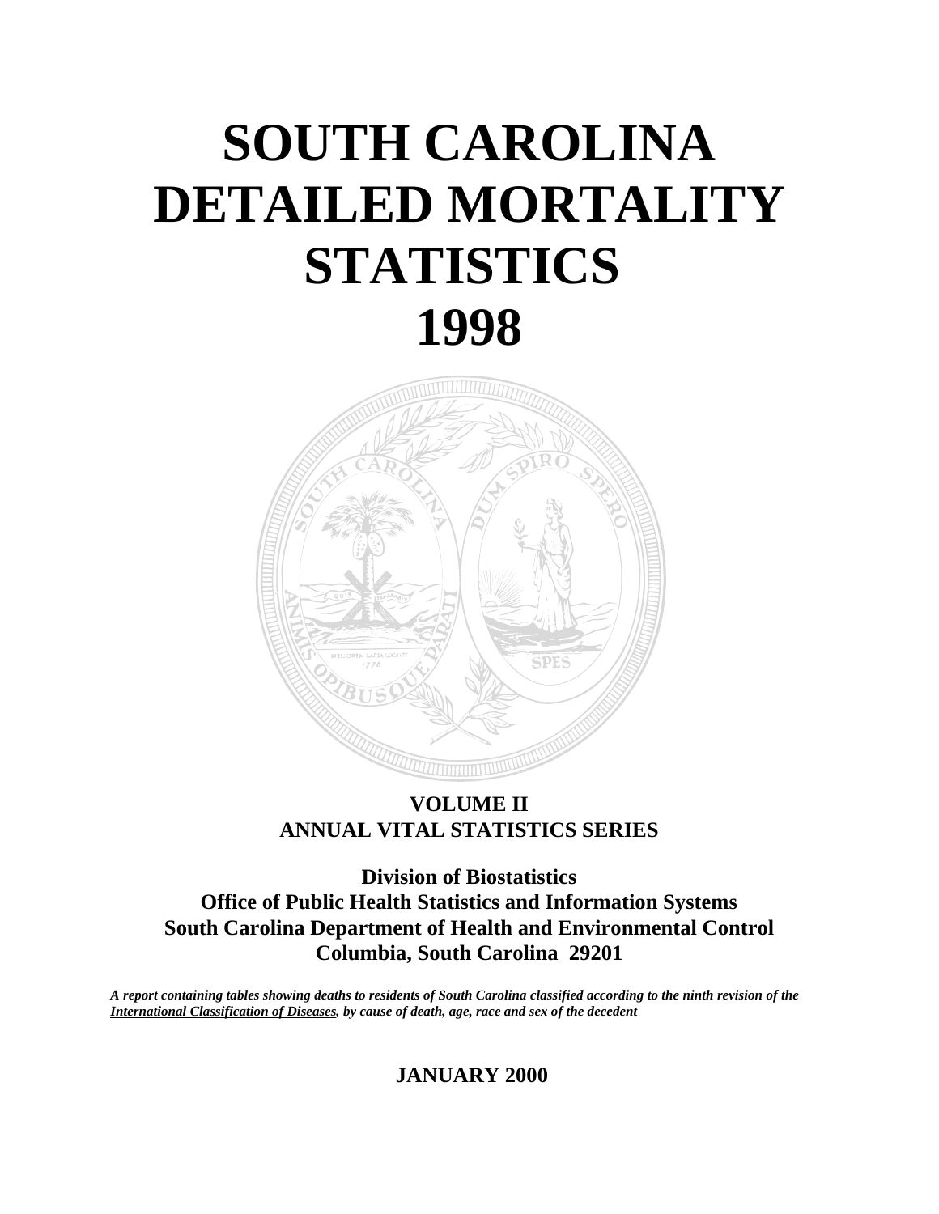# SOUTH CAROLINA DETAILED MORTALITY STATISTICS 1998

**VOLUME II**
**ANNUAL VITAL STATISTICS SERIES**

**Division of Biostatistics**
**Office of Public Health Statistics and Information Systems**
**South Carolina Department of Health and Environmental Control**
**Columbia, South Carolina 29201**

***A report containing tables showing deaths to residents of South Carolina classified according to the ninth revision of the International Classification of Diseases, by cause of death, age, race and sex of the decedent***

**JANUARY 2000**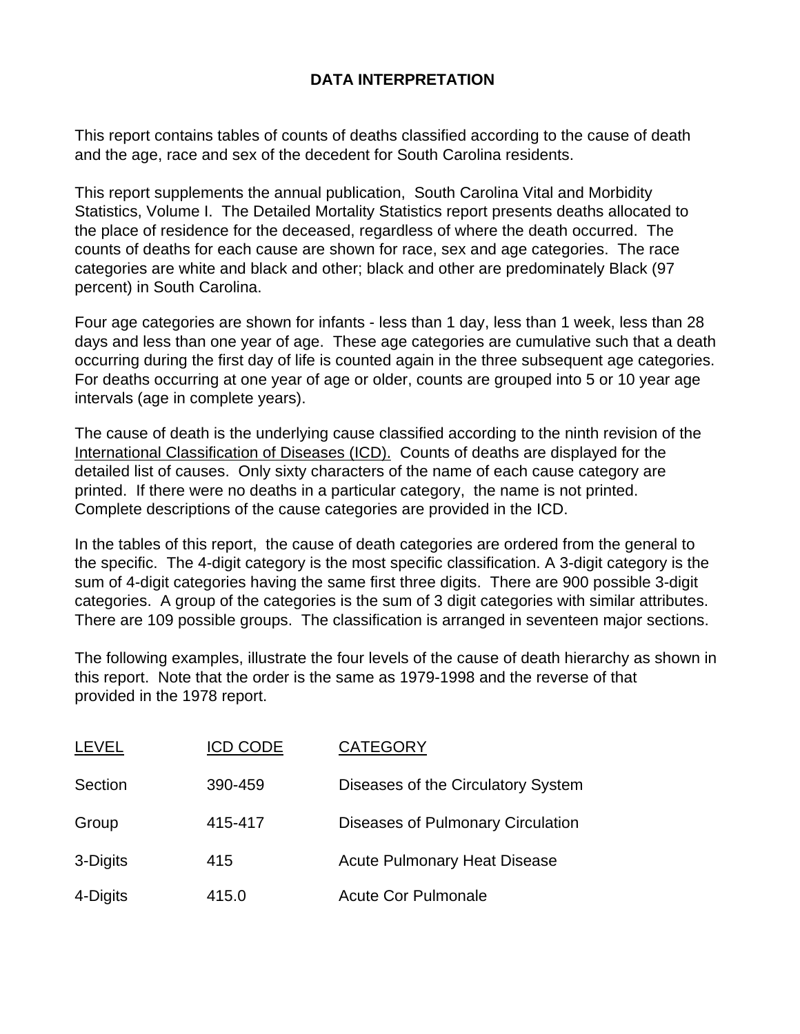# DATA INTERPRETATION

This report contains tables of counts of deaths classified according to the cause of death and the age, race and sex of the decedent for South Carolina residents.

This report supplements the annual publication, South Carolina Vital and Morbidity Statistics, Volume I. The Detailed Mortality Statistics report presents deaths allocated to the place of residence for the deceased, regardless of where the death occurred. The counts of deaths for each cause are shown for race, sex and age categories. The race categories are white and black and other; black and other are predominately Black (97 percent) in South Carolina.

Four age categories are shown for infants - less than 1 day, less than 1 week, less than 28 days and less than one year of age. These age categories are cumulative such that a death occurring during the first day of life is counted again in the three subsequent age categories. For deaths occurring at one year of age or older, counts are grouped into 5 or 10 year age intervals (age in complete years).

The cause of death is the underlying cause classified according to the ninth revision of the International Classification of Diseases (ICD). Counts of deaths are displayed for the detailed list of causes. Only sixty characters of the name of each cause category are printed. If there were no deaths in a particular category, the name is not printed. Complete descriptions of the cause categories are provided in the ICD.

In the tables of this report, the cause of death categories are ordered from the general to the specific. The 4-digit category is the most specific classification. A 3-digit category is the sum of 4-digit categories having the same first three digits. There are 900 possible 3-digit categories. A group of the categories is the sum of 3 digit categories with similar attributes. There are 109 possible groups. The classification is arranged in seventeen major sections.

The following examples, illustrate the four levels of the cause of death hierarchy as shown in this report. Note that the order is the same as 1979-1998 and the reverse of that provided in the 1978 report.

| LEVEL | ICD CODE | CATEGORY |
|---|---|---|
| Section | 390-459 | Diseases of the Circulatory System |
| Group | 415-417 | Diseases of Pulmonary Circulation |
| 3-Digits | 415 | Acute Pulmonary Heat Disease |
| 4-Digits | 415.0 | Acute Cor Pulmonale |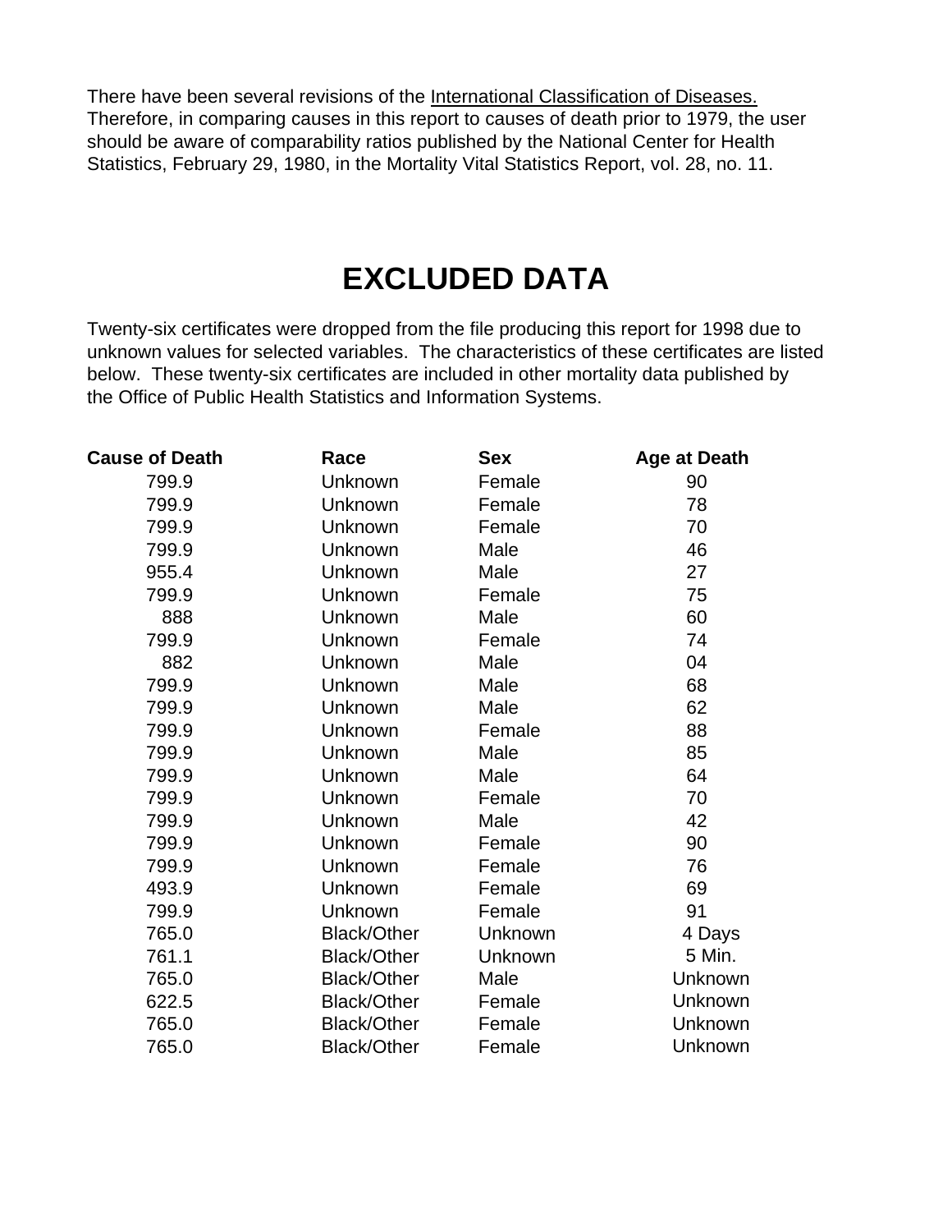There have been several revisions of the International Classification of Diseases. Therefore, in comparing causes in this report to causes of death prior to 1979, the user should be aware of comparability ratios published by the National Center for Health Statistics, February 29, 1980, in the Mortality Vital Statistics Report, vol. 28, no. 11.

# EXCLUDED DATA

Twenty-six certificates were dropped from the file producing this report for 1998 due to unknown values for selected variables. The characteristics of these certificates are listed below. These twenty-six certificates are included in other mortality data published by the Office of Public Health Statistics and Information Systems.

| Cause of Death | Race | Sex | Age at Death |
|---|---|---|---|
| 799.9 | Unknown | Female | 90 |
| 799.9 | Unknown | Female | 78 |
| 799.9 | Unknown | Female | 70 |
| 799.9 | Unknown | Male | 46 |
| 955.4 | Unknown | Male | 27 |
| 799.9 | Unknown | Female | 75 |
| 888 | Unknown | Male | 60 |
| 799.9 | Unknown | Female | 74 |
| 882 | Unknown | Male | 04 |
| 799.9 | Unknown | Male | 68 |
| 799.9 | Unknown | Male | 62 |
| 799.9 | Unknown | Female | 88 |
| 799.9 | Unknown | Male | 85 |
| 799.9 | Unknown | Male | 64 |
| 799.9 | Unknown | Female | 70 |
| 799.9 | Unknown | Male | 42 |
| 799.9 | Unknown | Female | 90 |
| 799.9 | Unknown | Female | 76 |
| 493.9 | Unknown | Female | 69 |
| 799.9 | Unknown | Female | 91 |
| 765.0 | Black/Other | Unknown | 4 Days |
| 761.1 | Black/Other | Unknown | 5 Min. |
| 765.0 | Black/Other | Male | Unknown |
| 622.5 | Black/Other | Female | Unknown |
| 765.0 | Black/Other | Female | Unknown |
| 765.0 | Black/Other | Female | Unknown |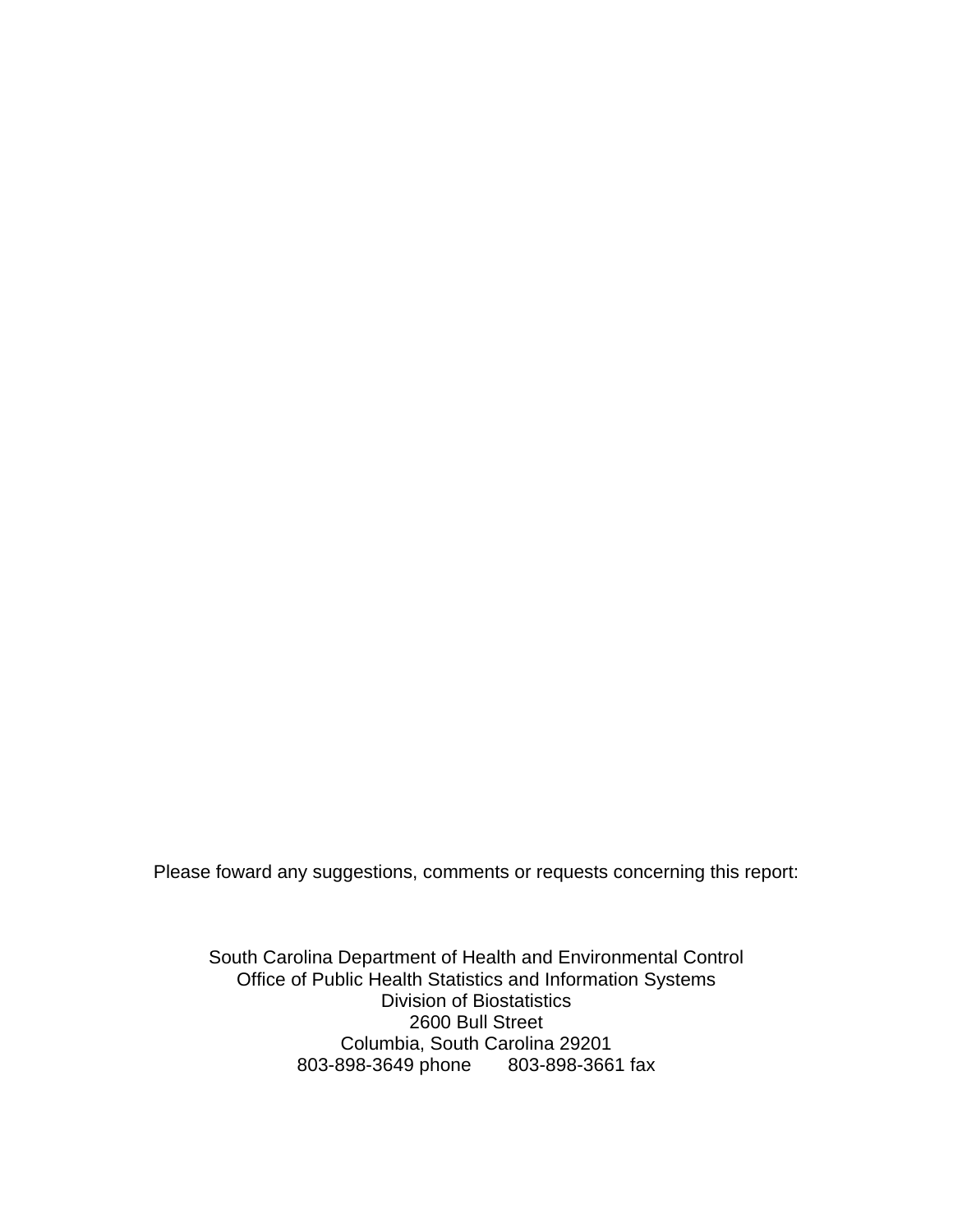Please foward any suggestions, comments or requests concerning this report:

South Carolina Department of Health and Environmental Control
Office of Public Health Statistics and Information Systems
Division of Biostatistics
2600 Bull Street
Columbia, South Carolina 29201
803-898-3649 phone    803-898-3661 fax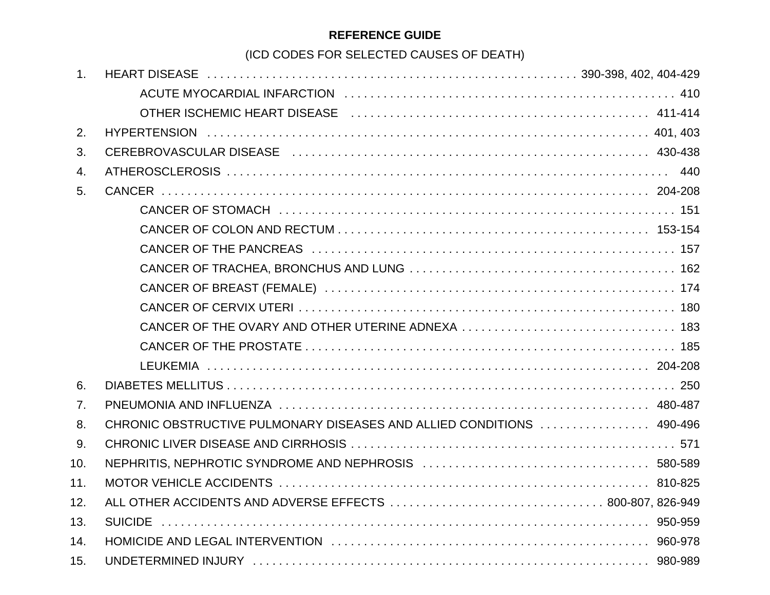**REFERENCE GUIDE**

(ICD CODES FOR SELECTED CAUSES OF DEATH)

| | Cause of Death | ICD Codes |
|---|---|---|
| 1. | HEART DISEASE | 390-398, 402, 404-429 |
| | ACUTE MYOCARDIAL INFARCTION | 410 |
| | OTHER ISCHEMIC HEART DISEASE | 411-414 |
| 2. | HYPERTENSION | 401, 403 |
| 3. | CEREBROVASCULAR DISEASE | 430-438 |
| 4. | ATHEROSCLEROSIS | 440 |
| 5. | CANCER | 204-208 |
| | CANCER OF STOMACH | 151 |
| | CANCER OF COLON AND RECTUM | 153-154 |
| | CANCER OF THE PANCREAS | 157 |
| | CANCER OF TRACHEA, BRONCHUS AND LUNG | 162 |
| | CANCER OF BREAST (FEMALE) | 174 |
| | CANCER OF CERVIX UTERI | 180 |
| | CANCER OF THE OVARY AND OTHER UTERINE ADNEXA | 183 |
| | CANCER OF THE PROSTATE | 185 |
| | LEUKEMIA | 204-208 |
| 6. | DIABETES MELLITUS | 250 |
| 7. | PNEUMONIA AND INFLUENZA | 480-487 |
| 8. | CHRONIC OBSTRUCTIVE PULMONARY DISEASES AND ALLIED CONDITIONS | 490-496 |
| 9. | CHRONIC LIVER DISEASE AND CIRRHOSIS | 571 |
| 10. | NEPHRITIS, NEPHROTIC SYNDROME AND NEPHROSIS | 580-589 |
| 11. | MOTOR VEHICLE ACCIDENTS | 810-825 |
| 12. | ALL OTHER ACCIDENTS AND ADVERSE EFFECTS | 800-807, 826-949 |
| 13. | SUICIDE | 950-959 |
| 14. | HOMICIDE AND LEGAL INTERVENTION | 960-978 |
| 15. | UNDETERMINED INJURY | 980-989 |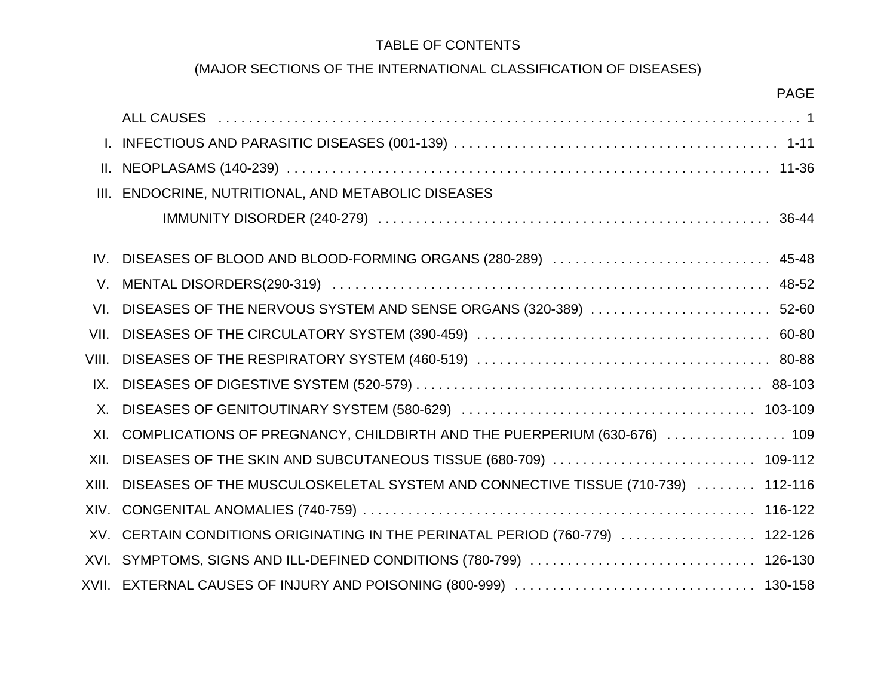# TABLE OF CONTENTS

## (MAJOR SECTIONS OF THE INTERNATIONAL CLASSIFICATION OF DISEASES)

| | | PAGE |
|---|---|---|
| | ALL CAUSES | 1 |
| I. | INFECTIOUS AND PARASITIC DISEASES (001-139) | 1-11 |
| II. | NEOPLASAMS (140-239) | 11-36 |
| III. | ENDOCRINE, NUTRITIONAL, AND METABOLIC DISEASES IMMUNITY DISORDER (240-279) | 36-44 |
| IV. | DISEASES OF BLOOD AND BLOOD-FORMING ORGANS (280-289) | 45-48 |
| V. | MENTAL DISORDERS(290-319) | 48-52 |
| VI. | DISEASES OF THE NERVOUS SYSTEM AND SENSE ORGANS (320-389) | 52-60 |
| VII. | DISEASES OF THE CIRCULATORY SYSTEM (390-459) | 60-80 |
| VIII. | DISEASES OF THE RESPIRATORY SYSTEM (460-519) | 80-88 |
| IX. | DISEASES OF DIGESTIVE SYSTEM (520-579) | 88-103 |
| X. | DISEASES OF GENITOUTINARY SYSTEM (580-629) | 103-109 |
| XI. | COMPLICATIONS OF PREGNANCY, CHILDBIRTH AND THE PUERPERIUM (630-676) | 109 |
| XII. | DISEASES OF THE SKIN AND SUBCUTANEOUS TISSUE (680-709) | 109-112 |
| XIII. | DISEASES OF THE MUSCULOSKELETAL SYSTEM AND CONNECTIVE TISSUE (710-739) | 112-116 |
| XIV. | CONGENITAL ANOMALIES (740-759) | 116-122 |
| XV. | CERTAIN CONDITIONS ORIGINATING IN THE PERINATAL PERIOD (760-779) | 122-126 |
| XVI. | SYMPTOMS, SIGNS AND ILL-DEFINED CONDITIONS (780-799) | 126-130 |
| XVII. | EXTERNAL CAUSES OF INJURY AND POISONING (800-999) | 130-158 |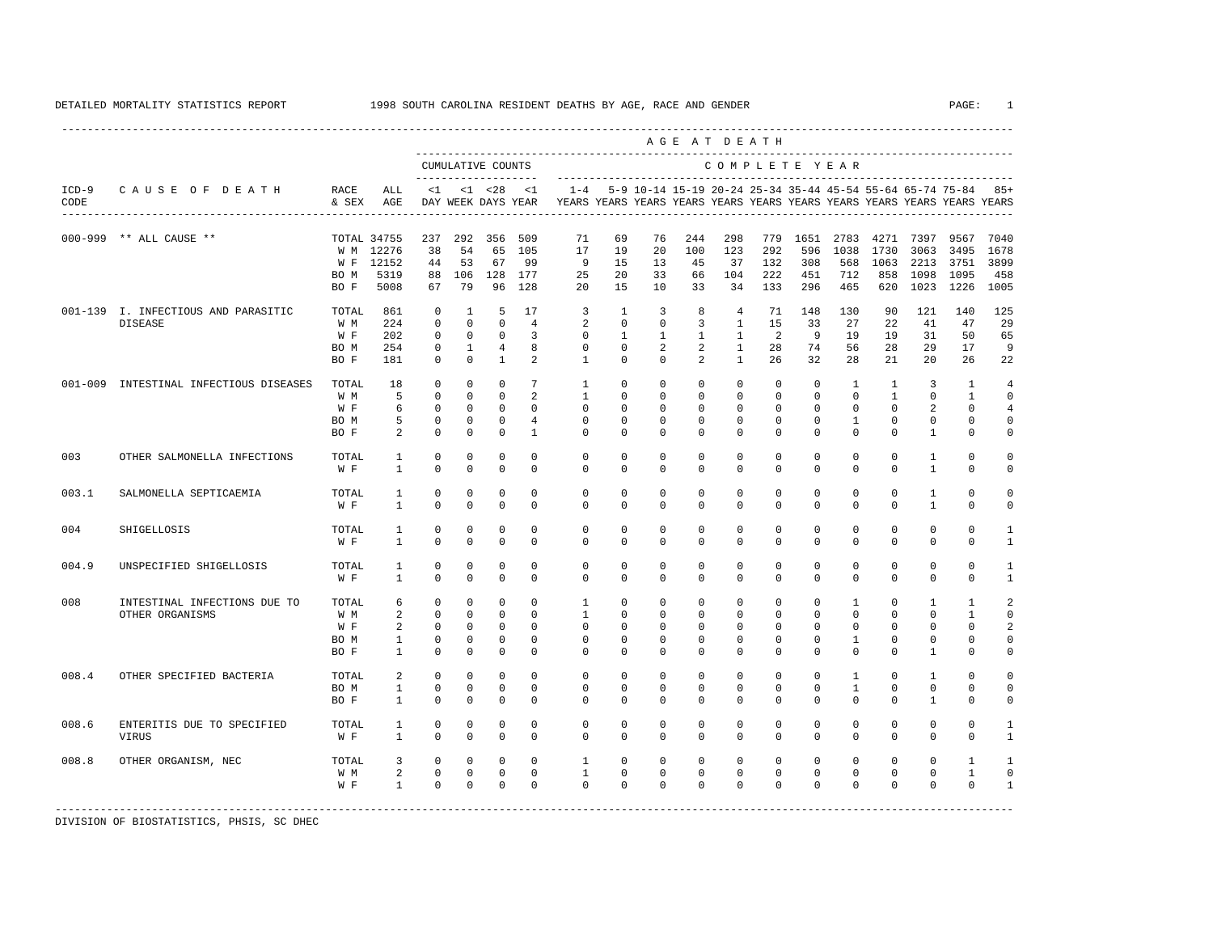# DETAILED MORTALITY STATISTICS REPORT — 1998 SOUTH CAROLINA RESIDENT DEATHS BY AGE, RACE AND GENDER

| ICD-9 CODE | CAUSE OF DEATH | RACE & SEX | ALL AGE | CUMULATIVE COUNTS <1 DAY | <1 WEEK | <28 DAYS | <1 YEAR | 1-4 YEARS | 5-9 YEARS | 10-14 YEARS | 15-19 YEARS | 20-24 YEARS | 25-34 YEARS | 35-44 YEARS | 45-54 YEARS | 55-64 YEARS | 65-74 YEARS | 75-84 YEARS | 85+ YEARS |
|---|---|---|---|---|---|---|---|---|---|---|---|---|---|---|---|---|---|---|---|
| 000-999 | ** ALL CAUSE ** | TOTAL | 34755 | 237 | 292 | 356 | 509 | 71 | 69 | 76 | 244 | 298 | 779 | 1651 | 2783 | 4271 | 7397 | 9567 | 7040 |
| | | W M | 12276 | 38 | 54 | 65 | 105 | 17 | 19 | 20 | 100 | 123 | 292 | 596 | 1038 | 1730 | 3063 | 3495 | 1678 |
| | | W F | 12152 | 44 | 53 | 67 | 99 | 9 | 15 | 13 | 45 | 37 | 132 | 308 | 568 | 1063 | 2213 | 3751 | 3899 |
| | | BO M | 5319 | 88 | 106 | 128 | 177 | 25 | 20 | 33 | 66 | 104 | 222 | 451 | 712 | 858 | 1098 | 1095 | 458 |
| | | BO F | 5008 | 67 | 79 | 96 | 128 | 20 | 15 | 10 | 33 | 34 | 133 | 296 | 465 | 620 | 1023 | 1226 | 1005 |
| 001-139 | I. INFECTIOUS AND PARASITIC DISEASE | TOTAL | 861 | 0 | 1 | 5 | 17 | 3 | 1 | 3 | 8 | 4 | 71 | 148 | 130 | 90 | 121 | 140 | 125 |
| | | W M | 224 | 0 | 0 | 0 | 4 | 2 | 0 | 0 | 3 | 1 | 15 | 33 | 27 | 22 | 41 | 47 | 29 |
| | | W F | 202 | 0 | 0 | 0 | 3 | 0 | 1 | 1 | 1 | 1 | 2 | 9 | 19 | 19 | 31 | 50 | 65 |
| | | BO M | 254 | 0 | 1 | 4 | 8 | 0 | 0 | 2 | 2 | 1 | 28 | 74 | 56 | 28 | 29 | 17 | 9 |
| | | BO F | 181 | 0 | 0 | 1 | 2 | 1 | 0 | 0 | 2 | 1 | 26 | 32 | 28 | 21 | 20 | 26 | 22 |
| 001-009 | INTESTINAL INFECTIOUS DISEASES | TOTAL | 18 | 0 | 0 | 0 | 7 | 1 | 0 | 0 | 0 | 0 | 0 | 0 | 1 | 1 | 3 | 1 | 4 |
| | | W M | 5 | 0 | 0 | 0 | 2 | 1 | 0 | 0 | 0 | 0 | 0 | 0 | 0 | 1 | 0 | 1 | 0 |
| | | W F | 6 | 0 | 0 | 0 | 0 | 0 | 0 | 0 | 0 | 0 | 0 | 0 | 0 | 0 | 2 | 0 | 4 |
| | | BO M | 5 | 0 | 0 | 0 | 4 | 0 | 0 | 0 | 0 | 0 | 0 | 0 | 1 | 0 | 0 | 0 | 0 |
| | | BO F | 2 | 0 | 0 | 0 | 1 | 0 | 0 | 0 | 0 | 0 | 0 | 0 | 0 | 0 | 1 | 0 | 0 |
| 003 | OTHER SALMONELLA INFECTIONS | TOTAL | 1 | 0 | 0 | 0 | 0 | 0 | 0 | 0 | 0 | 0 | 0 | 0 | 0 | 0 | 1 | 0 | 0 |
| | | W F | 1 | 0 | 0 | 0 | 0 | 0 | 0 | 0 | 0 | 0 | 0 | 0 | 0 | 0 | 1 | 0 | 0 |
| 003.1 | SALMONELLA SEPTICAEMIA | TOTAL | 1 | 0 | 0 | 0 | 0 | 0 | 0 | 0 | 0 | 0 | 0 | 0 | 0 | 0 | 1 | 0 | 0 |
| | | W F | 1 | 0 | 0 | 0 | 0 | 0 | 0 | 0 | 0 | 0 | 0 | 0 | 0 | 0 | 1 | 0 | 0 |
| 004 | SHIGELLOSIS | TOTAL | 1 | 0 | 0 | 0 | 0 | 0 | 0 | 0 | 0 | 0 | 0 | 0 | 0 | 0 | 0 | 0 | 1 |
| | | W F | 1 | 0 | 0 | 0 | 0 | 0 | 0 | 0 | 0 | 0 | 0 | 0 | 0 | 0 | 0 | 0 | 1 |
| 004.9 | UNSPECIFIED SHIGELLOSIS | TOTAL | 1 | 0 | 0 | 0 | 0 | 0 | 0 | 0 | 0 | 0 | 0 | 0 | 0 | 0 | 0 | 0 | 1 |
| | | W F | 1 | 0 | 0 | 0 | 0 | 0 | 0 | 0 | 0 | 0 | 0 | 0 | 0 | 0 | 0 | 0 | 1 |
| 008 | INTESTINAL INFECTIONS DUE TO OTHER ORGANISMS | TOTAL | 6 | 0 | 0 | 0 | 0 | 1 | 0 | 0 | 0 | 0 | 0 | 0 | 1 | 0 | 1 | 1 | 2 |
| | | W M | 2 | 0 | 0 | 0 | 0 | 1 | 0 | 0 | 0 | 0 | 0 | 0 | 0 | 0 | 0 | 1 | 0 |
| | | W F | 2 | 0 | 0 | 0 | 0 | 0 | 0 | 0 | 0 | 0 | 0 | 0 | 0 | 0 | 0 | 0 | 2 |
| | | BO M | 1 | 0 | 0 | 0 | 0 | 0 | 0 | 0 | 0 | 0 | 0 | 0 | 1 | 0 | 0 | 0 | 0 |
| | | BO F | 1 | 0 | 0 | 0 | 0 | 0 | 0 | 0 | 0 | 0 | 0 | 0 | 0 | 0 | 1 | 0 | 0 |
| 008.4 | OTHER SPECIFIED BACTERIA | TOTAL | 2 | 0 | 0 | 0 | 0 | 0 | 0 | 0 | 0 | 0 | 0 | 0 | 1 | 0 | 1 | 0 | 0 |
| | | BO M | 1 | 0 | 0 | 0 | 0 | 0 | 0 | 0 | 0 | 0 | 0 | 0 | 1 | 0 | 0 | 0 | 0 |
| | | BO F | 1 | 0 | 0 | 0 | 0 | 0 | 0 | 0 | 0 | 0 | 0 | 0 | 0 | 0 | 1 | 0 | 0 |
| 008.6 | ENTERITIS DUE TO SPECIFIED VIRUS | TOTAL | 1 | 0 | 0 | 0 | 0 | 0 | 0 | 0 | 0 | 0 | 0 | 0 | 0 | 0 | 0 | 0 | 1 |
| | | W F | 1 | 0 | 0 | 0 | 0 | 0 | 0 | 0 | 0 | 0 | 0 | 0 | 0 | 0 | 0 | 0 | 1 |
| 008.8 | OTHER ORGANISM, NEC | TOTAL | 3 | 0 | 0 | 0 | 0 | 1 | 0 | 0 | 0 | 0 | 0 | 0 | 0 | 0 | 0 | 1 | 1 |
| | | W M | 2 | 0 | 0 | 0 | 0 | 1 | 0 | 0 | 0 | 0 | 0 | 0 | 0 | 0 | 0 | 1 | 0 |
| | | W F | 1 | 0 | 0 | 0 | 0 | 0 | 0 | 0 | 0 | 0 | 0 | 0 | 0 | 0 | 0 | 0 | 1 |

DIVISION OF BIOSTATISTICS, PHSIS, SC DHEC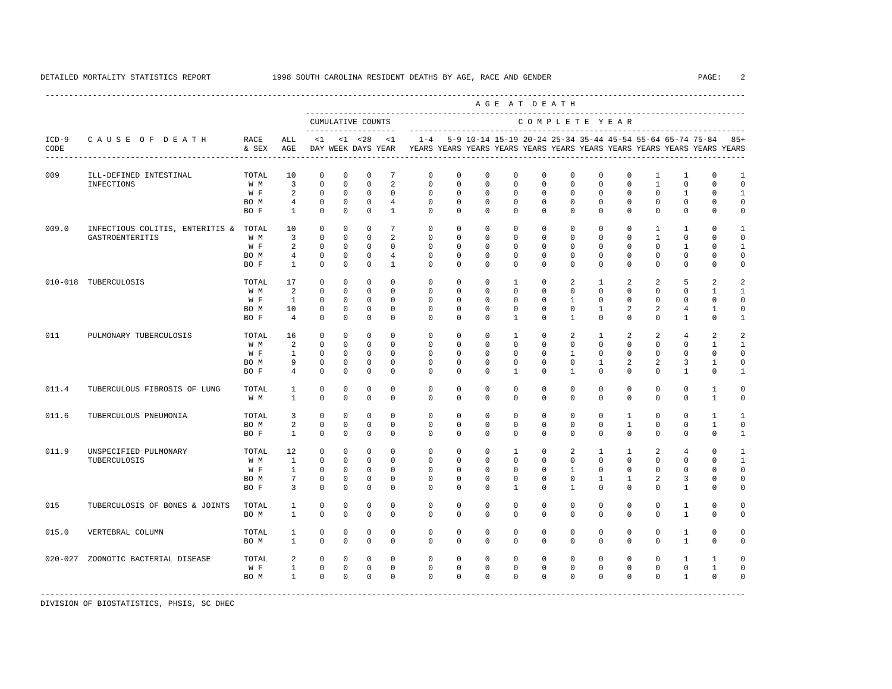DETAILED MORTALITY STATISTICS REPORT — 1998 SOUTH CAROLINA RESIDENT DEATHS BY AGE, RACE AND GENDER

| ICD-9 CODE | CAUSE OF DEATH | RACE & SEX | ALL AGE | <1 DAY | <1 WEEK | <28 DAYS | <1 YEAR | 1-4 YEARS | 5-9 YEARS | 10-14 YEARS | 15-19 YEARS | 20-24 YEARS | 25-34 YEARS | 35-44 YEARS | 45-54 YEARS | 55-64 YEARS | 65-74 YEARS | 75-84 YEARS | 85+ YEARS |
|---|---|---|---|---|---|---|---|---|---|---|---|---|---|---|---|---|---|---|---|
| | | | | CUMULATIVE COUNTS | | | | COMPLETE YEAR | | | | | | | | | | | |
| 009 | ILL-DEFINED INTESTINAL INFECTIONS | TOTAL | 10 | 0 | 0 | 0 | 7 | 0 | 0 | 0 | 0 | 0 | 0 | 0 | 0 | 1 | 1 | 0 | 1 |
| | | W M | 3 | 0 | 0 | 0 | 2 | 0 | 0 | 0 | 0 | 0 | 0 | 0 | 0 | 1 | 0 | 0 | 0 |
| | | W F | 2 | 0 | 0 | 0 | 0 | 0 | 0 | 0 | 0 | 0 | 0 | 0 | 0 | 0 | 1 | 0 | 1 |
| | | BO M | 4 | 0 | 0 | 0 | 4 | 0 | 0 | 0 | 0 | 0 | 0 | 0 | 0 | 0 | 0 | 0 | 0 |
| | | BO F | 1 | 0 | 0 | 0 | 1 | 0 | 0 | 0 | 0 | 0 | 0 | 0 | 0 | 0 | 0 | 0 | 0 |
| 009.0 | INFECTIOUS COLITIS, ENTERITIS & GASTROENTERITIS | TOTAL | 10 | 0 | 0 | 0 | 7 | 0 | 0 | 0 | 0 | 0 | 0 | 0 | 0 | 1 | 1 | 0 | 1 |
| | | W M | 3 | 0 | 0 | 0 | 2 | 0 | 0 | 0 | 0 | 0 | 0 | 0 | 0 | 1 | 0 | 0 | 0 |
| | | W F | 2 | 0 | 0 | 0 | 0 | 0 | 0 | 0 | 0 | 0 | 0 | 0 | 0 | 0 | 1 | 0 | 1 |
| | | BO M | 4 | 0 | 0 | 0 | 4 | 0 | 0 | 0 | 0 | 0 | 0 | 0 | 0 | 0 | 0 | 0 | 0 |
| | | BO F | 1 | 0 | 0 | 0 | 1 | 0 | 0 | 0 | 0 | 0 | 0 | 0 | 0 | 0 | 0 | 0 | 0 |
| 010-018 | TUBERCULOSIS | TOTAL | 17 | 0 | 0 | 0 | 0 | 0 | 0 | 0 | 1 | 0 | 2 | 1 | 2 | 2 | 5 | 2 | 2 |
| | | W M | 2 | 0 | 0 | 0 | 0 | 0 | 0 | 0 | 0 | 0 | 0 | 0 | 0 | 0 | 0 | 1 | 1 |
| | | W F | 1 | 0 | 0 | 0 | 0 | 0 | 0 | 0 | 0 | 0 | 1 | 0 | 0 | 0 | 0 | 0 | 0 |
| | | BO M | 10 | 0 | 0 | 0 | 0 | 0 | 0 | 0 | 0 | 0 | 0 | 1 | 2 | 2 | 4 | 1 | 0 |
| | | BO F | 4 | 0 | 0 | 0 | 0 | 0 | 0 | 0 | 1 | 0 | 1 | 0 | 0 | 0 | 1 | 0 | 1 |
| 011 | PULMONARY TUBERCULOSIS | TOTAL | 16 | 0 | 0 | 0 | 0 | 0 | 0 | 0 | 1 | 0 | 2 | 1 | 2 | 2 | 4 | 2 | 2 |
| | | W M | 2 | 0 | 0 | 0 | 0 | 0 | 0 | 0 | 0 | 0 | 0 | 0 | 0 | 0 | 0 | 1 | 1 |
| | | W F | 1 | 0 | 0 | 0 | 0 | 0 | 0 | 0 | 0 | 0 | 1 | 0 | 0 | 0 | 0 | 0 | 0 |
| | | BO M | 9 | 0 | 0 | 0 | 0 | 0 | 0 | 0 | 0 | 0 | 0 | 1 | 2 | 2 | 3 | 1 | 0 |
| | | BO F | 4 | 0 | 0 | 0 | 0 | 0 | 0 | 0 | 1 | 0 | 1 | 0 | 0 | 0 | 1 | 0 | 1 |
| 011.4 | TUBERCULOUS FIBROSIS OF LUNG | TOTAL | 1 | 0 | 0 | 0 | 0 | 0 | 0 | 0 | 0 | 0 | 0 | 0 | 0 | 0 | 0 | 1 | 0 |
| | | W M | 1 | 0 | 0 | 0 | 0 | 0 | 0 | 0 | 0 | 0 | 0 | 0 | 0 | 0 | 0 | 1 | 0 |
| 011.6 | TUBERCULOUS PNEUMONIA | TOTAL | 3 | 0 | 0 | 0 | 0 | 0 | 0 | 0 | 0 | 0 | 0 | 0 | 1 | 0 | 0 | 1 | 1 |
| | | BO M | 2 | 0 | 0 | 0 | 0 | 0 | 0 | 0 | 0 | 0 | 0 | 0 | 1 | 0 | 0 | 1 | 0 |
| | | BO F | 1 | 0 | 0 | 0 | 0 | 0 | 0 | 0 | 0 | 0 | 0 | 0 | 0 | 0 | 0 | 0 | 1 |
| 011.9 | UNSPECIFIED PULMONARY TUBERCULOSIS | TOTAL | 12 | 0 | 0 | 0 | 0 | 0 | 0 | 0 | 1 | 0 | 2 | 1 | 1 | 2 | 4 | 0 | 1 |
| | | W M | 1 | 0 | 0 | 0 | 0 | 0 | 0 | 0 | 0 | 0 | 0 | 0 | 0 | 0 | 0 | 0 | 1 |
| | | W F | 1 | 0 | 0 | 0 | 0 | 0 | 0 | 0 | 0 | 0 | 1 | 0 | 0 | 0 | 0 | 0 | 0 |
| | | BO M | 7 | 0 | 0 | 0 | 0 | 0 | 0 | 0 | 0 | 0 | 0 | 1 | 1 | 2 | 3 | 0 | 0 |
| | | BO F | 3 | 0 | 0 | 0 | 0 | 0 | 0 | 0 | 1 | 0 | 1 | 0 | 0 | 0 | 1 | 0 | 0 |
| 015 | TUBERCULOSIS OF BONES & JOINTS | TOTAL | 1 | 0 | 0 | 0 | 0 | 0 | 0 | 0 | 0 | 0 | 0 | 0 | 0 | 0 | 1 | 0 | 0 |
| | | BO M | 1 | 0 | 0 | 0 | 0 | 0 | 0 | 0 | 0 | 0 | 0 | 0 | 0 | 0 | 1 | 0 | 0 |
| 015.0 | VERTEBRAL COLUMN | TOTAL | 1 | 0 | 0 | 0 | 0 | 0 | 0 | 0 | 0 | 0 | 0 | 0 | 0 | 0 | 1 | 0 | 0 |
| | | BO M | 1 | 0 | 0 | 0 | 0 | 0 | 0 | 0 | 0 | 0 | 0 | 0 | 0 | 0 | 1 | 0 | 0 |
| 020-027 | ZOONOTIC BACTERIAL DISEASE | TOTAL | 2 | 0 | 0 | 0 | 0 | 0 | 0 | 0 | 0 | 0 | 0 | 0 | 0 | 0 | 1 | 1 | 0 |
| | | W F | 1 | 0 | 0 | 0 | 0 | 0 | 0 | 0 | 0 | 0 | 0 | 0 | 0 | 0 | 0 | 1 | 0 |
| | | BO M | 1 | 0 | 0 | 0 | 0 | 0 | 0 | 0 | 0 | 0 | 0 | 0 | 0 | 0 | 1 | 0 | 0 |

DIVISION OF BIOSTATISTICS, PHSIS, SC DHEC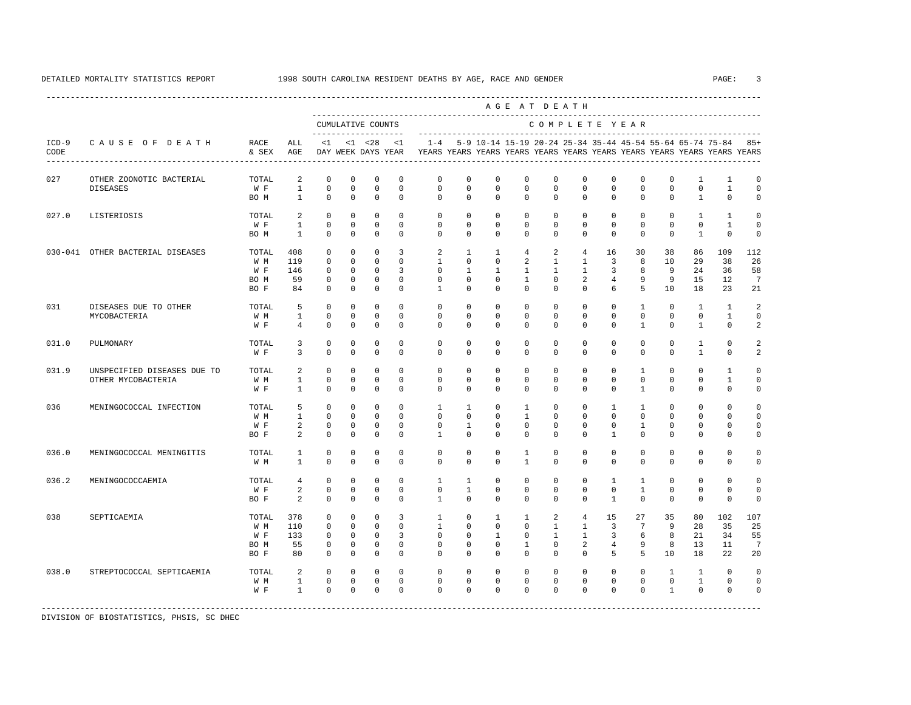# DETAILED MORTALITY STATISTICS REPORT — 1998 SOUTH CAROLINA RESIDENT DEATHS BY AGE, RACE AND GENDER

| ICD-9 CODE | CAUSE OF DEATH | RACE & SEX | ALL AGE | <1 DAY | <1 WEEK | <28 DAYS | <1 YEAR | 1-4 YEARS | 5-9 YEARS | 10-14 YEARS | 15-19 YEARS | 20-24 YEARS | 25-34 YEARS | 35-44 YEARS | 45-54 YEARS | 55-64 YEARS | 65-74 YEARS | 75-84 YEARS | 85+ YEARS |
|---|---|---|---|---|---|---|---|---|---|---|---|---|---|---|---|---|---|---|---|
| | | | | CUMULATIVE COUNTS | | | | COMPLETE YEAR | | | | | | | | | | | |
| 027 | OTHER ZOONOTIC BACTERIAL DISEASES | TOTAL | 2 | 0 | 0 | 0 | 0 | 0 | 0 | 0 | 0 | 0 | 0 | 0 | 0 | 0 | 1 | 1 | 0 |
| | | W F | 1 | 0 | 0 | 0 | 0 | 0 | 0 | 0 | 0 | 0 | 0 | 0 | 0 | 0 | 0 | 1 | 0 |
| | | BO M | 1 | 0 | 0 | 0 | 0 | 0 | 0 | 0 | 0 | 0 | 0 | 0 | 0 | 0 | 1 | 0 | 0 |
| 027.0 | LISTERIOSIS | TOTAL | 2 | 0 | 0 | 0 | 0 | 0 | 0 | 0 | 0 | 0 | 0 | 0 | 0 | 0 | 1 | 1 | 0 |
| | | W F | 1 | 0 | 0 | 0 | 0 | 0 | 0 | 0 | 0 | 0 | 0 | 0 | 0 | 0 | 0 | 1 | 0 |
| | | BO M | 1 | 0 | 0 | 0 | 0 | 0 | 0 | 0 | 0 | 0 | 0 | 0 | 0 | 0 | 1 | 0 | 0 |
| 030-041 | OTHER BACTERIAL DISEASES | TOTAL | 408 | 0 | 0 | 0 | 3 | 2 | 1 | 1 | 4 | 2 | 4 | 16 | 30 | 38 | 86 | 109 | 112 |
| | | W M | 119 | 0 | 0 | 0 | 0 | 1 | 0 | 0 | 2 | 1 | 1 | 3 | 8 | 10 | 29 | 38 | 26 |
| | | W F | 146 | 0 | 0 | 0 | 3 | 0 | 1 | 1 | 1 | 1 | 1 | 3 | 8 | 9 | 24 | 36 | 58 |
| | | BO M | 59 | 0 | 0 | 0 | 0 | 0 | 0 | 0 | 1 | 0 | 2 | 4 | 9 | 9 | 15 | 12 | 7 |
| | | BO F | 84 | 0 | 0 | 0 | 0 | 1 | 0 | 0 | 0 | 0 | 0 | 6 | 5 | 10 | 18 | 23 | 21 |
| 031 | DISEASES DUE TO OTHER MYCOBACTERIA | TOTAL | 5 | 0 | 0 | 0 | 0 | 0 | 0 | 0 | 0 | 0 | 0 | 0 | 1 | 0 | 1 | 1 | 2 |
| | | W M | 1 | 0 | 0 | 0 | 0 | 0 | 0 | 0 | 0 | 0 | 0 | 0 | 0 | 0 | 0 | 1 | 0 |
| | | W F | 4 | 0 | 0 | 0 | 0 | 0 | 0 | 0 | 0 | 0 | 0 | 0 | 1 | 0 | 1 | 0 | 2 |
| 031.0 | PULMONARY | TOTAL | 3 | 0 | 0 | 0 | 0 | 0 | 0 | 0 | 0 | 0 | 0 | 0 | 0 | 0 | 1 | 0 | 2 |
| | | W F | 3 | 0 | 0 | 0 | 0 | 0 | 0 | 0 | 0 | 0 | 0 | 0 | 0 | 0 | 1 | 0 | 2 |
| 031.9 | UNSPECIFIED DISEASES DUE TO OTHER MYCOBACTERIA | TOTAL | 2 | 0 | 0 | 0 | 0 | 0 | 0 | 0 | 0 | 0 | 0 | 0 | 1 | 0 | 0 | 1 | 0 |
| | | W M | 1 | 0 | 0 | 0 | 0 | 0 | 0 | 0 | 0 | 0 | 0 | 0 | 0 | 0 | 0 | 1 | 0 |
| | | W F | 1 | 0 | 0 | 0 | 0 | 0 | 0 | 0 | 0 | 0 | 0 | 0 | 1 | 0 | 0 | 0 | 0 |
| 036 | MENINGOCOCCAL INFECTION | TOTAL | 5 | 0 | 0 | 0 | 0 | 1 | 1 | 0 | 1 | 0 | 0 | 1 | 1 | 0 | 0 | 0 | 0 |
| | | W M | 1 | 0 | 0 | 0 | 0 | 0 | 0 | 0 | 1 | 0 | 0 | 0 | 0 | 0 | 0 | 0 | 0 |
| | | W F | 2 | 0 | 0 | 0 | 0 | 0 | 1 | 0 | 0 | 0 | 0 | 0 | 1 | 0 | 0 | 0 | 0 |
| | | BO F | 2 | 0 | 0 | 0 | 0 | 1 | 0 | 0 | 0 | 0 | 0 | 1 | 0 | 0 | 0 | 0 | 0 |
| 036.0 | MENINGOCOCCAL MENINGITIS | TOTAL | 1 | 0 | 0 | 0 | 0 | 0 | 0 | 0 | 1 | 0 | 0 | 0 | 0 | 0 | 0 | 0 | 0 |
| | | W M | 1 | 0 | 0 | 0 | 0 | 0 | 0 | 0 | 1 | 0 | 0 | 0 | 0 | 0 | 0 | 0 | 0 |
| 036.2 | MENINGOCOCCAEMIA | TOTAL | 4 | 0 | 0 | 0 | 0 | 1 | 1 | 0 | 0 | 0 | 0 | 1 | 1 | 0 | 0 | 0 | 0 |
| | | W F | 2 | 0 | 0 | 0 | 0 | 0 | 1 | 0 | 0 | 0 | 0 | 0 | 1 | 0 | 0 | 0 | 0 |
| | | BO F | 2 | 0 | 0 | 0 | 0 | 1 | 0 | 0 | 0 | 0 | 0 | 1 | 0 | 0 | 0 | 0 | 0 |
| 038 | SEPTICAEMIA | TOTAL | 378 | 0 | 0 | 0 | 3 | 1 | 0 | 1 | 1 | 2 | 4 | 15 | 27 | 35 | 80 | 102 | 107 |
| | | W M | 110 | 0 | 0 | 0 | 0 | 1 | 0 | 0 | 0 | 1 | 1 | 3 | 7 | 9 | 28 | 35 | 25 |
| | | W F | 133 | 0 | 0 | 0 | 3 | 0 | 0 | 1 | 0 | 1 | 1 | 3 | 6 | 8 | 21 | 34 | 55 |
| | | BO M | 55 | 0 | 0 | 0 | 0 | 0 | 0 | 0 | 1 | 0 | 2 | 4 | 9 | 8 | 13 | 11 | 7 |
| | | BO F | 80 | 0 | 0 | 0 | 0 | 0 | 0 | 0 | 0 | 0 | 0 | 5 | 5 | 10 | 18 | 22 | 20 |
| 038.0 | STREPTOCOCCAL SEPTICAEMIA | TOTAL | 2 | 0 | 0 | 0 | 0 | 0 | 0 | 0 | 0 | 0 | 0 | 0 | 0 | 1 | 1 | 0 | 0 |
| | | W M | 1 | 0 | 0 | 0 | 0 | 0 | 0 | 0 | 0 | 0 | 0 | 0 | 0 | 0 | 1 | 0 | 0 |
| | | W F | 1 | 0 | 0 | 0 | 0 | 0 | 0 | 0 | 0 | 0 | 0 | 0 | 0 | 1 | 0 | 0 | 0 |

DIVISION OF BIOSTATISTICS, PHSIS, SC DHEC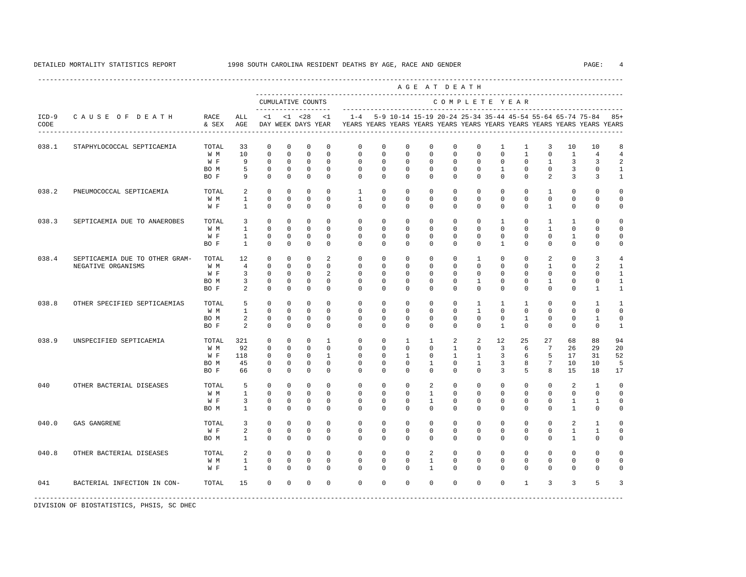DETAILED MORTALITY STATISTICS REPORT 1998 SOUTH CAROLINA RESIDENT DEATHS BY AGE, RACE AND GENDER

| ICD-9 CODE | CAUSE OF DEATH | RACE & SEX | ALL AGE | CUMULATIVE COUNTS <1 DAY | <1 WEEK | <28 DAYS | <1 YEAR | 1-4 YEARS | 5-9 YEARS | 10-14 YEARS | 15-19 YEARS | 20-24 YEARS | 25-34 YEARS | 35-44 YEARS | 45-54 YEARS | 55-64 YEARS | 65-74 YEARS | 75-84 YEARS | 85+ YEARS |
|---|---|---|---|---|---|---|---|---|---|---|---|---|---|---|---|---|---|---|---|
| 038.1 | STAPHYLOCOCCAL SEPTICAEMIA | TOTAL | 33 | 0 | 0 | 0 | 0 | 0 | 0 | 0 | 0 | 0 | 0 | 1 | 1 | 3 | 10 | 10 | 8 |
| | | W M | 10 | 0 | 0 | 0 | 0 | 0 | 0 | 0 | 0 | 0 | 0 | 0 | 1 | 0 | 1 | 4 | 4 |
| | | W F | 9 | 0 | 0 | 0 | 0 | 0 | 0 | 0 | 0 | 0 | 0 | 0 | 0 | 1 | 3 | 3 | 2 |
| | | BO M | 5 | 0 | 0 | 0 | 0 | 0 | 0 | 0 | 0 | 0 | 0 | 1 | 0 | 0 | 3 | 0 | 1 |
| | | BO F | 9 | 0 | 0 | 0 | 0 | 0 | 0 | 0 | 0 | 0 | 0 | 0 | 0 | 2 | 3 | 3 | 1 |
| 038.2 | PNEUMOCOCCAL SEPTICAEMIA | TOTAL | 2 | 0 | 0 | 0 | 0 | 1 | 0 | 0 | 0 | 0 | 0 | 0 | 0 | 1 | 0 | 0 | 0 |
| | | W M | 1 | 0 | 0 | 0 | 0 | 1 | 0 | 0 | 0 | 0 | 0 | 0 | 0 | 0 | 0 | 0 | 0 |
| | | W F | 1 | 0 | 0 | 0 | 0 | 0 | 0 | 0 | 0 | 0 | 0 | 0 | 0 | 1 | 0 | 0 | 0 |
| 038.3 | SEPTICAEMIA DUE TO ANAEROBES | TOTAL | 3 | 0 | 0 | 0 | 0 | 0 | 0 | 0 | 0 | 0 | 0 | 1 | 0 | 1 | 1 | 0 | 0 |
| | | W M | 1 | 0 | 0 | 0 | 0 | 0 | 0 | 0 | 0 | 0 | 0 | 0 | 0 | 1 | 0 | 0 | 0 |
| | | W F | 1 | 0 | 0 | 0 | 0 | 0 | 0 | 0 | 0 | 0 | 0 | 0 | 0 | 0 | 1 | 0 | 0 |
| | | BO F | 1 | 0 | 0 | 0 | 0 | 0 | 0 | 0 | 0 | 0 | 0 | 1 | 0 | 0 | 0 | 0 | 0 |
| 038.4 | SEPTICAEMIA DUE TO OTHER GRAM-NEGATIVE ORGANISMS | TOTAL | 12 | 0 | 0 | 0 | 2 | 0 | 0 | 0 | 0 | 0 | 1 | 0 | 0 | 2 | 0 | 3 | 4 |
| | | W M | 4 | 0 | 0 | 0 | 0 | 0 | 0 | 0 | 0 | 0 | 0 | 0 | 0 | 1 | 0 | 2 | 1 |
| | | W F | 3 | 0 | 0 | 0 | 2 | 0 | 0 | 0 | 0 | 0 | 0 | 0 | 0 | 0 | 0 | 0 | 1 |
| | | BO M | 3 | 0 | 0 | 0 | 0 | 0 | 0 | 0 | 0 | 0 | 1 | 0 | 0 | 1 | 0 | 0 | 1 |
| | | BO F | 2 | 0 | 0 | 0 | 0 | 0 | 0 | 0 | 0 | 0 | 0 | 0 | 0 | 0 | 0 | 1 | 1 |
| 038.8 | OTHER SPECIFIED SEPTICAEMIAS | TOTAL | 5 | 0 | 0 | 0 | 0 | 0 | 0 | 0 | 0 | 0 | 1 | 1 | 1 | 0 | 0 | 1 | 1 |
| | | W M | 1 | 0 | 0 | 0 | 0 | 0 | 0 | 0 | 0 | 0 | 1 | 0 | 0 | 0 | 0 | 0 | 0 |
| | | BO M | 2 | 0 | 0 | 0 | 0 | 0 | 0 | 0 | 0 | 0 | 0 | 0 | 1 | 0 | 0 | 1 | 0 |
| | | BO F | 2 | 0 | 0 | 0 | 0 | 0 | 0 | 0 | 0 | 0 | 0 | 1 | 0 | 0 | 0 | 0 | 1 |
| 038.9 | UNSPECIFIED SEPTICAEMIA | TOTAL | 321 | 0 | 0 | 0 | 1 | 0 | 0 | 1 | 1 | 2 | 2 | 12 | 25 | 27 | 68 | 88 | 94 |
| | | W M | 92 | 0 | 0 | 0 | 0 | 0 | 0 | 0 | 0 | 1 | 0 | 3 | 6 | 7 | 26 | 29 | 20 |
| | | W F | 118 | 0 | 0 | 0 | 1 | 0 | 0 | 1 | 0 | 1 | 1 | 3 | 6 | 5 | 17 | 31 | 52 |
| | | BO M | 45 | 0 | 0 | 0 | 0 | 0 | 0 | 0 | 1 | 0 | 1 | 3 | 8 | 7 | 10 | 10 | 5 |
| | | BO F | 66 | 0 | 0 | 0 | 0 | 0 | 0 | 0 | 0 | 0 | 0 | 3 | 5 | 8 | 15 | 18 | 17 |
| 040 | OTHER BACTERIAL DISEASES | TOTAL | 5 | 0 | 0 | 0 | 0 | 0 | 0 | 0 | 2 | 0 | 0 | 0 | 0 | 0 | 2 | 1 | 0 |
| | | W M | 1 | 0 | 0 | 0 | 0 | 0 | 0 | 0 | 1 | 0 | 0 | 0 | 0 | 0 | 0 | 0 | 0 |
| | | W F | 3 | 0 | 0 | 0 | 0 | 0 | 0 | 0 | 1 | 0 | 0 | 0 | 0 | 0 | 1 | 1 | 0 |
| | | BO M | 1 | 0 | 0 | 0 | 0 | 0 | 0 | 0 | 0 | 0 | 0 | 0 | 0 | 0 | 1 | 0 | 0 |
| 040.0 | GAS GANGRENE | TOTAL | 3 | 0 | 0 | 0 | 0 | 0 | 0 | 0 | 0 | 0 | 0 | 0 | 0 | 0 | 2 | 1 | 0 |
| | | W F | 2 | 0 | 0 | 0 | 0 | 0 | 0 | 0 | 0 | 0 | 0 | 0 | 0 | 0 | 1 | 1 | 0 |
| | | BO M | 1 | 0 | 0 | 0 | 0 | 0 | 0 | 0 | 0 | 0 | 0 | 0 | 0 | 0 | 1 | 0 | 0 |
| 040.8 | OTHER BACTERIAL DISEASES | TOTAL | 2 | 0 | 0 | 0 | 0 | 0 | 0 | 0 | 2 | 0 | 0 | 0 | 0 | 0 | 0 | 0 | 0 |
| | | W M | 1 | 0 | 0 | 0 | 0 | 0 | 0 | 0 | 1 | 0 | 0 | 0 | 0 | 0 | 0 | 0 | 0 |
| | | W F | 1 | 0 | 0 | 0 | 0 | 0 | 0 | 0 | 1 | 0 | 0 | 0 | 0 | 0 | 0 | 0 | 0 |
| 041 | BACTERIAL INFECTION IN CON- | TOTAL | 15 | 0 | 0 | 0 | 0 | 0 | 0 | 0 | 0 | 0 | 0 | 0 | 1 | 3 | 3 | 5 | 3 |

DIVISION OF BIOSTATISTICS, PHSIS, SC DHEC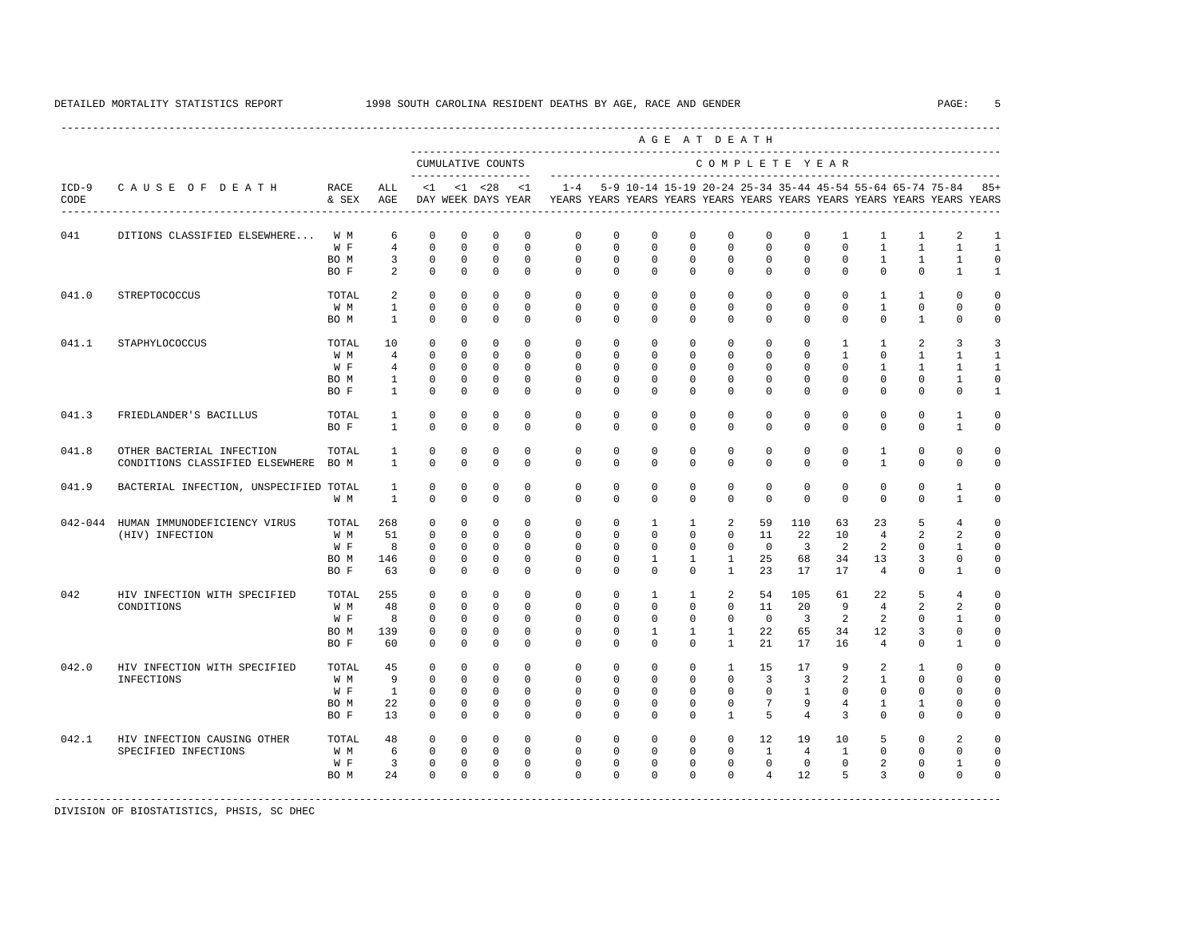DETAILED MORTALITY STATISTICS REPORT 1998 SOUTH CAROLINA RESIDENT DEATHS BY AGE, RACE AND GENDER

| ICD-9 CODE | CAUSE OF DEATH | RACE & SEX | ALL AGE | <1 DAY | <1 WEEK | <28 DAYS | <1 YEAR | 1-4 YEARS | 5-9 YEARS | 10-14 YEARS | 15-19 YEARS | 20-24 YEARS | 25-34 YEARS | 35-44 YEARS | 45-54 YEARS | 55-64 YEARS | 65-74 YEARS | 75-84 YEARS | 85+ YEARS |
|---|---|---|---|---|---|---|---|---|---|---|---|---|---|---|---|---|---|---|---|
| | | | | CUMULATIVE COUNTS | | | | COMPLETE YEAR | | | | | | | | | | | |
| 041 | DITIONS CLASSIFIED ELSEWHERE... | W M | 6 | 0 | 0 | 0 | 0 | 0 | 0 | 0 | 0 | 0 | 0 | 0 | 1 | 1 | 1 | 2 | 1 |
| | | W F | 4 | 0 | 0 | 0 | 0 | 0 | 0 | 0 | 0 | 0 | 0 | 0 | 0 | 1 | 1 | 1 | 1 |
| | | BO M | 3 | 0 | 0 | 0 | 0 | 0 | 0 | 0 | 0 | 0 | 0 | 0 | 0 | 1 | 1 | 1 | 0 |
| | | BO F | 2 | 0 | 0 | 0 | 0 | 0 | 0 | 0 | 0 | 0 | 0 | 0 | 0 | 0 | 0 | 1 | 1 |
| 041.0 | STREPTOCOCCUS | TOTAL | 2 | 0 | 0 | 0 | 0 | 0 | 0 | 0 | 0 | 0 | 0 | 0 | 0 | 1 | 1 | 0 | 0 |
| | | W M | 1 | 0 | 0 | 0 | 0 | 0 | 0 | 0 | 0 | 0 | 0 | 0 | 0 | 1 | 0 | 0 | 0 |
| | | BO M | 1 | 0 | 0 | 0 | 0 | 0 | 0 | 0 | 0 | 0 | 0 | 0 | 0 | 0 | 1 | 0 | 0 |
| 041.1 | STAPHYLOCOCCUS | TOTAL | 10 | 0 | 0 | 0 | 0 | 0 | 0 | 0 | 0 | 0 | 0 | 0 | 1 | 1 | 2 | 3 | 3 |
| | | W M | 4 | 0 | 0 | 0 | 0 | 0 | 0 | 0 | 0 | 0 | 0 | 0 | 1 | 0 | 1 | 1 | 1 |
| | | W F | 4 | 0 | 0 | 0 | 0 | 0 | 0 | 0 | 0 | 0 | 0 | 0 | 0 | 1 | 1 | 1 | 1 |
| | | BO M | 1 | 0 | 0 | 0 | 0 | 0 | 0 | 0 | 0 | 0 | 0 | 0 | 0 | 0 | 0 | 1 | 0 |
| | | BO F | 1 | 0 | 0 | 0 | 0 | 0 | 0 | 0 | 0 | 0 | 0 | 0 | 0 | 0 | 0 | 0 | 1 |
| 041.3 | FRIEDLANDER'S BACILLUS | TOTAL | 1 | 0 | 0 | 0 | 0 | 0 | 0 | 0 | 0 | 0 | 0 | 0 | 0 | 0 | 0 | 1 | 0 |
| | | BO F | 1 | 0 | 0 | 0 | 0 | 0 | 0 | 0 | 0 | 0 | 0 | 0 | 0 | 0 | 0 | 1 | 0 |
| 041.8 | OTHER BACTERIAL INFECTION | TOTAL | 1 | 0 | 0 | 0 | 0 | 0 | 0 | 0 | 0 | 0 | 0 | 0 | 0 | 1 | 0 | 0 | 0 |
| | CONDITIONS CLASSIFIED ELSEWHERE | BO M | 1 | 0 | 0 | 0 | 0 | 0 | 0 | 0 | 0 | 0 | 0 | 0 | 0 | 1 | 0 | 0 | 0 |
| 041.9 | BACTERIAL INFECTION, UNSPECIFIED | TOTAL | 1 | 0 | 0 | 0 | 0 | 0 | 0 | 0 | 0 | 0 | 0 | 0 | 0 | 0 | 0 | 1 | 0 |
| | | W M | 1 | 0 | 0 | 0 | 0 | 0 | 0 | 0 | 0 | 0 | 0 | 0 | 0 | 0 | 0 | 1 | 0 |
| 042-044 | HUMAN IMMUNODEFICIENCY VIRUS | TOTAL | 268 | 0 | 0 | 0 | 0 | 0 | 0 | 1 | 1 | 2 | 59 | 110 | 63 | 23 | 5 | 4 | 0 |
| | (HIV) INFECTION | W M | 51 | 0 | 0 | 0 | 0 | 0 | 0 | 0 | 0 | 0 | 11 | 22 | 10 | 4 | 2 | 2 | 0 |
| | | W F | 8 | 0 | 0 | 0 | 0 | 0 | 0 | 0 | 0 | 0 | 0 | 3 | 2 | 2 | 0 | 1 | 0 |
| | | BO M | 146 | 0 | 0 | 0 | 0 | 0 | 0 | 1 | 1 | 1 | 25 | 68 | 34 | 13 | 3 | 0 | 0 |
| | | BO F | 63 | 0 | 0 | 0 | 0 | 0 | 0 | 0 | 0 | 1 | 23 | 17 | 17 | 4 | 0 | 1 | 0 |
| 042 | HIV INFECTION WITH SPECIFIED | TOTAL | 255 | 0 | 0 | 0 | 0 | 0 | 0 | 1 | 1 | 2 | 54 | 105 | 61 | 22 | 5 | 4 | 0 |
| | CONDITIONS | W M | 48 | 0 | 0 | 0 | 0 | 0 | 0 | 0 | 0 | 0 | 11 | 20 | 9 | 4 | 2 | 2 | 0 |
| | | W F | 8 | 0 | 0 | 0 | 0 | 0 | 0 | 0 | 0 | 0 | 0 | 3 | 2 | 2 | 0 | 1 | 0 |
| | | BO M | 139 | 0 | 0 | 0 | 0 | 0 | 0 | 1 | 1 | 1 | 22 | 65 | 34 | 12 | 3 | 0 | 0 |
| | | BO F | 60 | 0 | 0 | 0 | 0 | 0 | 0 | 0 | 0 | 1 | 21 | 17 | 16 | 4 | 0 | 1 | 0 |
| 042.0 | HIV INFECTION WITH SPECIFIED | TOTAL | 45 | 0 | 0 | 0 | 0 | 0 | 0 | 0 | 0 | 1 | 15 | 17 | 9 | 2 | 1 | 0 | 0 |
| | INFECTIONS | W M | 9 | 0 | 0 | 0 | 0 | 0 | 0 | 0 | 0 | 0 | 3 | 3 | 2 | 1 | 0 | 0 | 0 |
| | | W F | 1 | 0 | 0 | 0 | 0 | 0 | 0 | 0 | 0 | 0 | 0 | 1 | 0 | 0 | 0 | 0 | 0 |
| | | BO M | 22 | 0 | 0 | 0 | 0 | 0 | 0 | 0 | 0 | 0 | 7 | 9 | 4 | 1 | 1 | 0 | 0 |
| | | BO F | 13 | 0 | 0 | 0 | 0 | 0 | 0 | 0 | 0 | 1 | 5 | 4 | 3 | 0 | 0 | 0 | 0 |
| 042.1 | HIV INFECTION CAUSING OTHER | TOTAL | 48 | 0 | 0 | 0 | 0 | 0 | 0 | 0 | 0 | 0 | 12 | 19 | 10 | 5 | 0 | 2 | 0 |
| | SPECIFIED INFECTIONS | W M | 6 | 0 | 0 | 0 | 0 | 0 | 0 | 0 | 0 | 0 | 1 | 4 | 1 | 0 | 0 | 0 | 0 |
| | | W F | 3 | 0 | 0 | 0 | 0 | 0 | 0 | 0 | 0 | 0 | 0 | 0 | 0 | 2 | 0 | 1 | 0 |
| | | BO M | 24 | 0 | 0 | 0 | 0 | 0 | 0 | 0 | 0 | 0 | 4 | 12 | 5 | 3 | 0 | 0 | 0 |

DIVISION OF BIOSTATISTICS, PHSIS, SC DHEC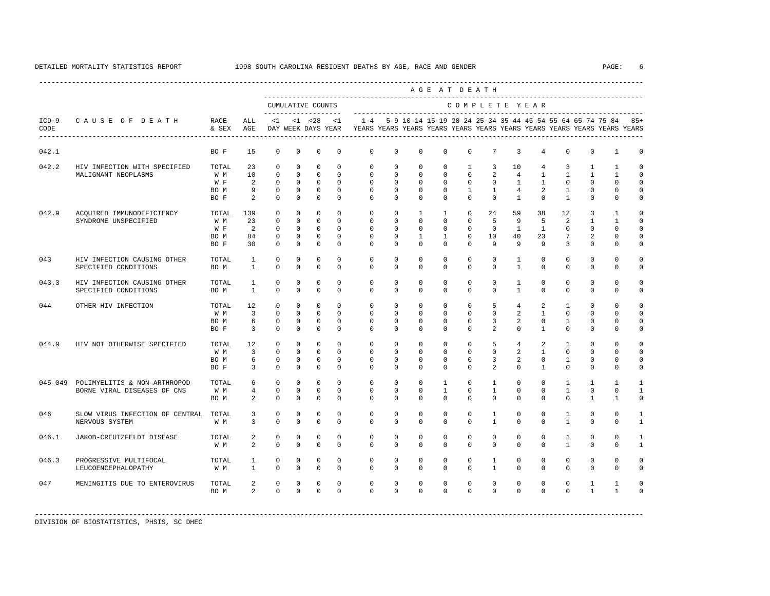DETAILED MORTALITY STATISTICS REPORT    1998 SOUTH CAROLINA RESIDENT DEATHS BY AGE, RACE AND GENDER

| ICD-9 CODE | CAUSE OF DEATH | RACE & SEX | ALL AGE | <1 DAY | <1 WEEK | <28 DAYS | <1 YEAR | 1-4 YEARS | 5-9 YEARS | 10-14 YEARS | 15-19 YEARS | 20-24 YEARS | 25-34 YEARS | 35-44 YEARS | 45-54 YEARS | 55-64 YEARS | 65-74 YEARS | 75-84 YEARS | 85+ YEARS |
|---|---|---|---|---|---|---|---|---|---|---|---|---|---|---|---|---|---|---|---|
| 042.1 | | BO F | 15 | 0 | 0 | 0 | 0 | 0 | 0 | 0 | 0 | 0 | 7 | 3 | 4 | 0 | 0 | 1 | 0 |
| 042.2 | HIV INFECTION WITH SPECIFIED MALIGNANT NEOPLASMS | TOTAL | 23 | 0 | 0 | 0 | 0 | 0 | 0 | 0 | 0 | 1 | 3 | 10 | 4 | 3 | 1 | 1 | 0 |
| | | W M | 10 | 0 | 0 | 0 | 0 | 0 | 0 | 0 | 0 | 0 | 2 | 4 | 1 | 1 | 1 | 1 | 0 |
| | | W F | 2 | 0 | 0 | 0 | 0 | 0 | 0 | 0 | 0 | 0 | 0 | 1 | 1 | 0 | 0 | 0 | 0 |
| | | BO M | 9 | 0 | 0 | 0 | 0 | 0 | 0 | 0 | 0 | 1 | 1 | 4 | 2 | 1 | 0 | 0 | 0 |
| | | BO F | 2 | 0 | 0 | 0 | 0 | 0 | 0 | 0 | 0 | 0 | 0 | 1 | 0 | 1 | 0 | 0 | 0 |
| 042.9 | ACQUIRED IMMUNODEFICIENCY SYNDROME UNSPECIFIED | TOTAL | 139 | 0 | 0 | 0 | 0 | 0 | 0 | 1 | 1 | 0 | 24 | 59 | 38 | 12 | 3 | 1 | 0 |
| | | W M | 23 | 0 | 0 | 0 | 0 | 0 | 0 | 0 | 0 | 0 | 5 | 9 | 5 | 2 | 1 | 1 | 0 |
| | | W F | 2 | 0 | 0 | 0 | 0 | 0 | 0 | 0 | 0 | 0 | 0 | 1 | 1 | 0 | 0 | 0 | 0 |
| | | BO M | 84 | 0 | 0 | 0 | 0 | 0 | 0 | 1 | 1 | 0 | 10 | 40 | 23 | 7 | 2 | 0 | 0 |
| | | BO F | 30 | 0 | 0 | 0 | 0 | 0 | 0 | 0 | 0 | 0 | 9 | 9 | 9 | 3 | 0 | 0 | 0 |
| 043 | HIV INFECTION CAUSING OTHER SPECIFIED CONDITIONS | TOTAL | 1 | 0 | 0 | 0 | 0 | 0 | 0 | 0 | 0 | 0 | 0 | 1 | 0 | 0 | 0 | 0 | 0 |
| | | BO M | 1 | 0 | 0 | 0 | 0 | 0 | 0 | 0 | 0 | 0 | 0 | 1 | 0 | 0 | 0 | 0 | 0 |
| 043.3 | HIV INFECTION CAUSING OTHER SPECIFIED CONDITIONS | TOTAL | 1 | 0 | 0 | 0 | 0 | 0 | 0 | 0 | 0 | 0 | 0 | 1 | 0 | 0 | 0 | 0 | 0 |
| | | BO M | 1 | 0 | 0 | 0 | 0 | 0 | 0 | 0 | 0 | 0 | 0 | 1 | 0 | 0 | 0 | 0 | 0 |
| 044 | OTHER HIV INFECTION | TOTAL | 12 | 0 | 0 | 0 | 0 | 0 | 0 | 0 | 0 | 0 | 5 | 4 | 2 | 1 | 0 | 0 | 0 |
| | | W M | 3 | 0 | 0 | 0 | 0 | 0 | 0 | 0 | 0 | 0 | 0 | 2 | 1 | 0 | 0 | 0 | 0 |
| | | BO M | 6 | 0 | 0 | 0 | 0 | 0 | 0 | 0 | 0 | 0 | 3 | 2 | 0 | 1 | 0 | 0 | 0 |
| | | BO F | 3 | 0 | 0 | 0 | 0 | 0 | 0 | 0 | 0 | 0 | 2 | 0 | 1 | 0 | 0 | 0 | 0 |
| 044.9 | HIV NOT OTHERWISE SPECIFIED | TOTAL | 12 | 0 | 0 | 0 | 0 | 0 | 0 | 0 | 0 | 0 | 5 | 4 | 2 | 1 | 0 | 0 | 0 |
| | | W M | 3 | 0 | 0 | 0 | 0 | 0 | 0 | 0 | 0 | 0 | 0 | 2 | 1 | 0 | 0 | 0 | 0 |
| | | BO M | 6 | 0 | 0 | 0 | 0 | 0 | 0 | 0 | 0 | 0 | 3 | 2 | 0 | 1 | 0 | 0 | 0 |
| | | BO F | 3 | 0 | 0 | 0 | 0 | 0 | 0 | 0 | 0 | 0 | 2 | 0 | 1 | 0 | 0 | 0 | 0 |
| 045-049 | POLIMYELITIS & NON-ARTHROPOD-BORNE VIRAL DISEASES OF CNS | TOTAL | 6 | 0 | 0 | 0 | 0 | 0 | 0 | 0 | 1 | 0 | 1 | 0 | 0 | 1 | 1 | 1 | 1 |
| | | W M | 4 | 0 | 0 | 0 | 0 | 0 | 0 | 0 | 1 | 0 | 1 | 0 | 0 | 1 | 0 | 0 | 1 |
| | | BO M | 2 | 0 | 0 | 0 | 0 | 0 | 0 | 0 | 0 | 0 | 0 | 0 | 0 | 0 | 1 | 1 | 0 |
| 046 | SLOW VIRUS INFECTION OF CENTRAL NERVOUS SYSTEM | TOTAL | 3 | 0 | 0 | 0 | 0 | 0 | 0 | 0 | 0 | 0 | 1 | 0 | 0 | 1 | 0 | 0 | 1 |
| | | W M | 3 | 0 | 0 | 0 | 0 | 0 | 0 | 0 | 0 | 0 | 1 | 0 | 0 | 1 | 0 | 0 | 1 |
| 046.1 | JAKOB-CREUTZFELDT DISEASE | TOTAL | 2 | 0 | 0 | 0 | 0 | 0 | 0 | 0 | 0 | 0 | 0 | 0 | 0 | 1 | 0 | 0 | 1 |
| | | W M | 2 | 0 | 0 | 0 | 0 | 0 | 0 | 0 | 0 | 0 | 0 | 0 | 0 | 1 | 0 | 0 | 1 |
| 046.3 | PROGRESSIVE MULTIFOCAL LEUCOENCEPHALOPATHY | TOTAL | 1 | 0 | 0 | 0 | 0 | 0 | 0 | 0 | 0 | 0 | 1 | 0 | 0 | 0 | 0 | 0 | 0 |
| | | W M | 1 | 0 | 0 | 0 | 0 | 0 | 0 | 0 | 0 | 0 | 1 | 0 | 0 | 0 | 0 | 0 | 0 |
| 047 | MENINGITIS DUE TO ENTEROVIRUS | TOTAL | 2 | 0 | 0 | 0 | 0 | 0 | 0 | 0 | 0 | 0 | 0 | 0 | 0 | 0 | 1 | 1 | 0 |
| | | BO M | 2 | 0 | 0 | 0 | 0 | 0 | 0 | 0 | 0 | 0 | 0 | 0 | 0 | 0 | 1 | 1 | 0 |

DIVISION OF BIOSTATISTICS, PHSIS, SC DHEC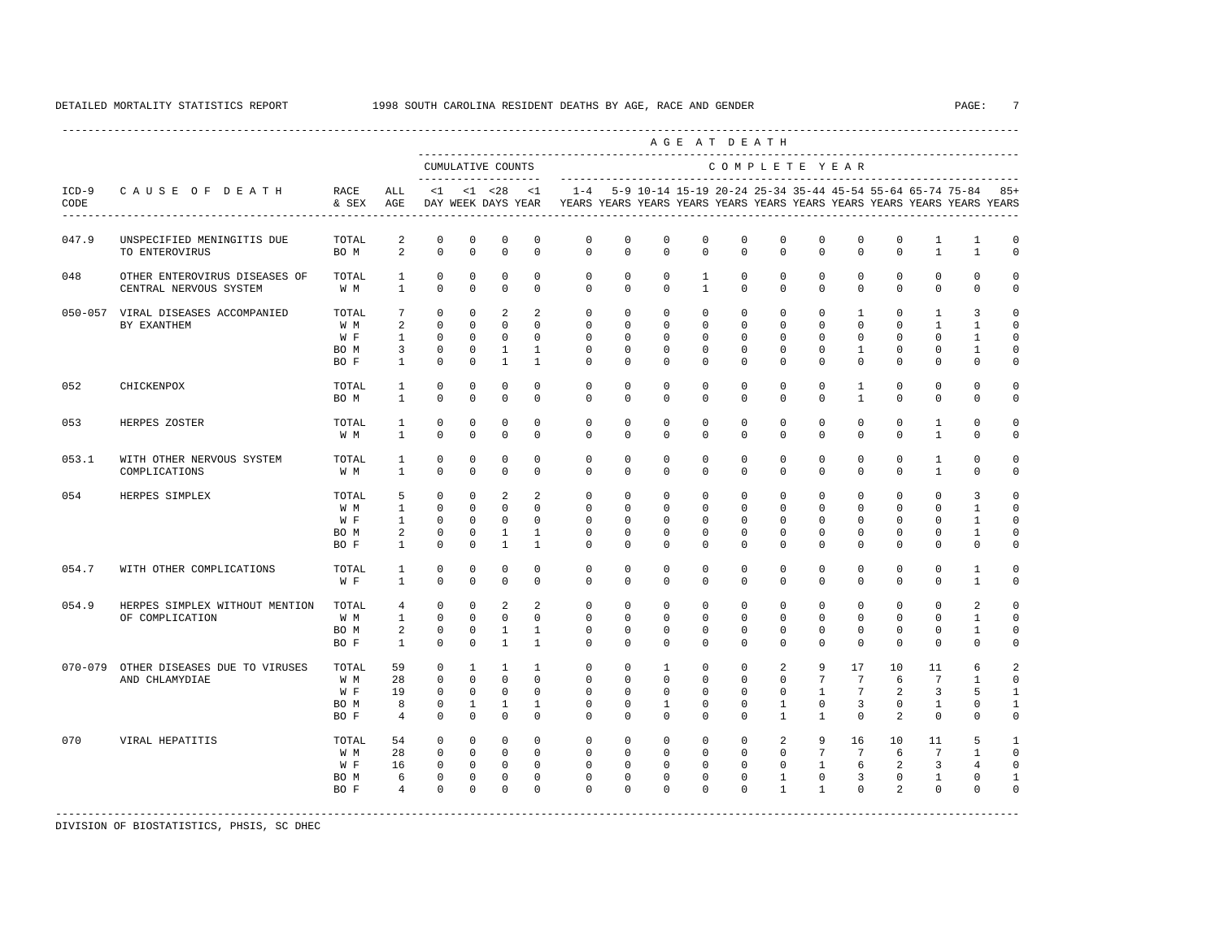DETAILED MORTALITY STATISTICS REPORT 1998 SOUTH CAROLINA RESIDENT DEATHS BY AGE, RACE AND GENDER

| ICD-9 CODE | CAUSE OF DEATH | RACE & SEX | ALL AGE | <1 DAY | <1 WEEK | <28 DAYS | <1 YEAR | 1-4 YEARS | 5-9 YEARS | 10-14 YEARS | 15-19 YEARS | 20-24 YEARS | 25-34 YEARS | 35-44 YEARS | 45-54 YEARS | 55-64 YEARS | 65-74 YEARS | 75-84 YEARS | 85+ YEARS |
|---|---|---|---|---|---|---|---|---|---|---|---|---|---|---|---|---|---|---|---|
| 047.9 | UNSPECIFIED MENINGITIS DUE TO ENTEROVIRUS | TOTAL | 2 | 0 | 0 | 0 | 0 | 0 | 0 | 0 | 0 | 0 | 0 | 0 | 0 | 0 | 1 | 1 | 0 |
| | | BO M | 2 | 0 | 0 | 0 | 0 | 0 | 0 | 0 | 0 | 0 | 0 | 0 | 0 | 0 | 1 | 1 | 0 |
| 048 | OTHER ENTEROVIRUS DISEASES OF CENTRAL NERVOUS SYSTEM | TOTAL | 1 | 0 | 0 | 0 | 0 | 0 | 0 | 0 | 1 | 0 | 0 | 0 | 0 | 0 | 0 | 0 | 0 |
| | | W M | 1 | 0 | 0 | 0 | 0 | 0 | 0 | 0 | 1 | 0 | 0 | 0 | 0 | 0 | 0 | 0 | 0 |
| 050-057 | VIRAL DISEASES ACCOMPANIED BY EXANTHEM | TOTAL | 7 | 0 | 0 | 2 | 2 | 0 | 0 | 0 | 0 | 0 | 0 | 0 | 1 | 0 | 1 | 3 | 0 |
| | | W M | 2 | 0 | 0 | 0 | 0 | 0 | 0 | 0 | 0 | 0 | 0 | 0 | 0 | 0 | 1 | 1 | 0 |
| | | W F | 1 | 0 | 0 | 0 | 0 | 0 | 0 | 0 | 0 | 0 | 0 | 0 | 0 | 0 | 0 | 1 | 0 |
| | | BO M | 3 | 0 | 0 | 1 | 1 | 0 | 0 | 0 | 0 | 0 | 0 | 0 | 1 | 0 | 0 | 1 | 0 |
| | | BO F | 1 | 0 | 0 | 1 | 1 | 0 | 0 | 0 | 0 | 0 | 0 | 0 | 0 | 0 | 0 | 0 | 0 |
| 052 | CHICKENPOX | TOTAL | 1 | 0 | 0 | 0 | 0 | 0 | 0 | 0 | 0 | 0 | 0 | 0 | 1 | 0 | 0 | 0 | 0 |
| | | BO M | 1 | 0 | 0 | 0 | 0 | 0 | 0 | 0 | 0 | 0 | 0 | 0 | 1 | 0 | 0 | 0 | 0 |
| 053 | HERPES ZOSTER | TOTAL | 1 | 0 | 0 | 0 | 0 | 0 | 0 | 0 | 0 | 0 | 0 | 0 | 0 | 0 | 1 | 0 | 0 |
| | | W M | 1 | 0 | 0 | 0 | 0 | 0 | 0 | 0 | 0 | 0 | 0 | 0 | 0 | 0 | 1 | 0 | 0 |
| 053.1 | WITH OTHER NERVOUS SYSTEM COMPLICATIONS | TOTAL | 1 | 0 | 0 | 0 | 0 | 0 | 0 | 0 | 0 | 0 | 0 | 0 | 0 | 0 | 1 | 0 | 0 |
| | | W M | 1 | 0 | 0 | 0 | 0 | 0 | 0 | 0 | 0 | 0 | 0 | 0 | 0 | 0 | 1 | 0 | 0 |
| 054 | HERPES SIMPLEX | TOTAL | 5 | 0 | 0 | 2 | 2 | 0 | 0 | 0 | 0 | 0 | 0 | 0 | 0 | 0 | 0 | 3 | 0 |
| | | W M | 1 | 0 | 0 | 0 | 0 | 0 | 0 | 0 | 0 | 0 | 0 | 0 | 0 | 0 | 0 | 1 | 0 |
| | | W F | 1 | 0 | 0 | 0 | 0 | 0 | 0 | 0 | 0 | 0 | 0 | 0 | 0 | 0 | 0 | 1 | 0 |
| | | BO M | 2 | 0 | 0 | 1 | 1 | 0 | 0 | 0 | 0 | 0 | 0 | 0 | 0 | 0 | 0 | 1 | 0 |
| | | BO F | 1 | 0 | 0 | 1 | 1 | 0 | 0 | 0 | 0 | 0 | 0 | 0 | 0 | 0 | 0 | 0 | 0 |
| 054.7 | WITH OTHER COMPLICATIONS | TOTAL | 1 | 0 | 0 | 0 | 0 | 0 | 0 | 0 | 0 | 0 | 0 | 0 | 0 | 0 | 0 | 1 | 0 |
| | | W F | 1 | 0 | 0 | 0 | 0 | 0 | 0 | 0 | 0 | 0 | 0 | 0 | 0 | 0 | 0 | 1 | 0 |
| 054.9 | HERPES SIMPLEX WITHOUT MENTION OF COMPLICATION | TOTAL | 4 | 0 | 0 | 2 | 2 | 0 | 0 | 0 | 0 | 0 | 0 | 0 | 0 | 0 | 0 | 2 | 0 |
| | | W M | 1 | 0 | 0 | 0 | 0 | 0 | 0 | 0 | 0 | 0 | 0 | 0 | 0 | 0 | 0 | 1 | 0 |
| | | BO M | 2 | 0 | 0 | 1 | 1 | 0 | 0 | 0 | 0 | 0 | 0 | 0 | 0 | 0 | 0 | 1 | 0 |
| | | BO F | 1 | 0 | 0 | 1 | 1 | 0 | 0 | 0 | 0 | 0 | 0 | 0 | 0 | 0 | 0 | 0 | 0 |
| 070-079 | OTHER DISEASES DUE TO VIRUSES AND CHLAMYDIAE | TOTAL | 59 | 0 | 1 | 1 | 1 | 0 | 0 | 1 | 0 | 0 | 2 | 9 | 17 | 10 | 11 | 6 | 2 |
| | | W M | 28 | 0 | 0 | 0 | 0 | 0 | 0 | 0 | 0 | 0 | 0 | 7 | 7 | 6 | 7 | 1 | 0 |
| | | W F | 19 | 0 | 0 | 0 | 0 | 0 | 0 | 0 | 0 | 0 | 0 | 1 | 7 | 2 | 3 | 5 | 1 |
| | | BO M | 8 | 0 | 1 | 1 | 1 | 0 | 0 | 1 | 0 | 0 | 1 | 0 | 3 | 0 | 1 | 0 | 1 |
| | | BO F | 4 | 0 | 0 | 0 | 0 | 0 | 0 | 0 | 0 | 0 | 1 | 1 | 0 | 2 | 0 | 0 | 0 |
| 070 | VIRAL HEPATITIS | TOTAL | 54 | 0 | 0 | 0 | 0 | 0 | 0 | 0 | 0 | 0 | 2 | 9 | 16 | 10 | 11 | 5 | 1 |
| | | W M | 28 | 0 | 0 | 0 | 0 | 0 | 0 | 0 | 0 | 0 | 0 | 7 | 7 | 6 | 7 | 1 | 0 |
| | | W F | 16 | 0 | 0 | 0 | 0 | 0 | 0 | 0 | 0 | 0 | 0 | 1 | 6 | 2 | 3 | 4 | 0 |
| | | BO M | 6 | 0 | 0 | 0 | 0 | 0 | 0 | 0 | 0 | 0 | 1 | 0 | 3 | 0 | 1 | 0 | 1 |
| | | BO F | 4 | 0 | 0 | 0 | 0 | 0 | 0 | 0 | 0 | 0 | 1 | 1 | 0 | 2 | 0 | 0 | 0 |

DIVISION OF BIOSTATISTICS, PHSIS, SC DHEC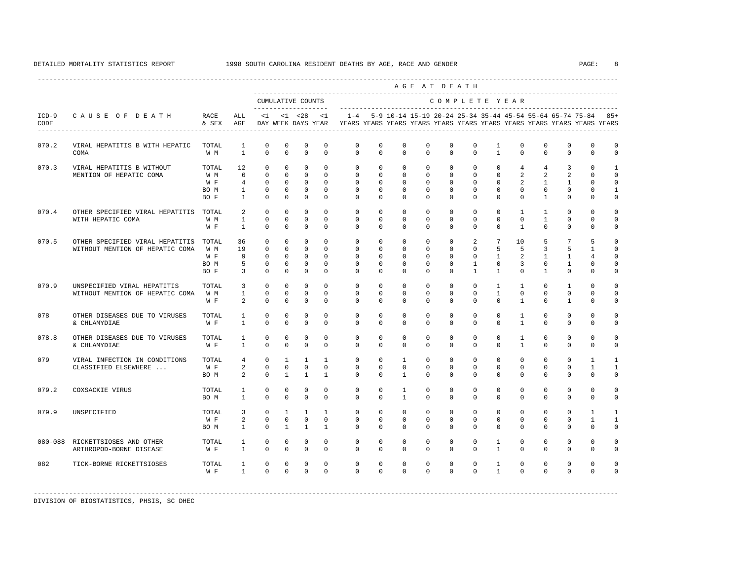DETAILED MORTALITY STATISTICS REPORT 1998 SOUTH CAROLINA RESIDENT DEATHS BY AGE, RACE AND GENDER

| ICD-9 CODE | CAUSE OF DEATH | RACE & SEX | ALL AGE | <1 DAY | <1 WEEK | <28 DAYS | <1 YEAR | 1-4 YEARS | 5-9 YEARS | 10-14 YEARS | 15-19 YEARS | 20-24 YEARS | 25-34 YEARS | 35-44 YEARS | 45-54 YEARS | 55-64 YEARS | 65-74 YEARS | 75-84 YEARS | 85+ YEARS |
|---|---|---|---|---|---|---|---|---|---|---|---|---|---|---|---|---|---|---|---|
| | | | | CUMULATIVE COUNTS | | | | COMPLETE YEAR | | | | | | | | | | | |
| 070.2 | VIRAL HEPATITIS B WITH HEPATIC COMA | TOTAL | 1 | 0 | 0 | 0 | 0 | 0 | 0 | 0 | 0 | 0 | 0 | 1 | 0 | 0 | 0 | 0 | 0 |
| | | W M | 1 | 0 | 0 | 0 | 0 | 0 | 0 | 0 | 0 | 0 | 0 | 1 | 0 | 0 | 0 | 0 | 0 |
| 070.3 | VIRAL HEPATITIS B WITHOUT MENTION OF HEPATIC COMA | TOTAL | 12 | 0 | 0 | 0 | 0 | 0 | 0 | 0 | 0 | 0 | 0 | 0 | 4 | 4 | 3 | 0 | 1 |
| | | W M | 6 | 0 | 0 | 0 | 0 | 0 | 0 | 0 | 0 | 0 | 0 | 0 | 2 | 2 | 2 | 0 | 0 |
| | | W F | 4 | 0 | 0 | 0 | 0 | 0 | 0 | 0 | 0 | 0 | 0 | 0 | 2 | 1 | 1 | 0 | 0 |
| | | BO M | 1 | 0 | 0 | 0 | 0 | 0 | 0 | 0 | 0 | 0 | 0 | 0 | 0 | 0 | 0 | 0 | 1 |
| | | BO F | 1 | 0 | 0 | 0 | 0 | 0 | 0 | 0 | 0 | 0 | 0 | 0 | 0 | 1 | 0 | 0 | 0 |
| 070.4 | OTHER SPECIFIED VIRAL HEPATITIS WITH HEPATIC COMA | TOTAL | 2 | 0 | 0 | 0 | 0 | 0 | 0 | 0 | 0 | 0 | 0 | 0 | 1 | 1 | 0 | 0 | 0 |
| | | W M | 1 | 0 | 0 | 0 | 0 | 0 | 0 | 0 | 0 | 0 | 0 | 0 | 0 | 1 | 0 | 0 | 0 |
| | | W F | 1 | 0 | 0 | 0 | 0 | 0 | 0 | 0 | 0 | 0 | 0 | 0 | 1 | 0 | 0 | 0 | 0 |
| 070.5 | OTHER SPECIFIED VIRAL HEPATITIS WITHOUT MENTION OF HEPATIC COMA | TOTAL | 36 | 0 | 0 | 0 | 0 | 0 | 0 | 0 | 0 | 0 | 2 | 7 | 10 | 5 | 7 | 5 | 0 |
| | | W M | 19 | 0 | 0 | 0 | 0 | 0 | 0 | 0 | 0 | 0 | 0 | 5 | 5 | 3 | 5 | 1 | 0 |
| | | W F | 9 | 0 | 0 | 0 | 0 | 0 | 0 | 0 | 0 | 0 | 0 | 1 | 2 | 1 | 1 | 4 | 0 |
| | | BO M | 5 | 0 | 0 | 0 | 0 | 0 | 0 | 0 | 0 | 0 | 1 | 0 | 3 | 0 | 1 | 0 | 0 |
| | | BO F | 3 | 0 | 0 | 0 | 0 | 0 | 0 | 0 | 0 | 0 | 1 | 1 | 0 | 1 | 0 | 0 | 0 |
| 070.9 | UNSPECIFIED VIRAL HEPATITIS WITHOUT MENTION OF HEPATIC COMA | TOTAL | 3 | 0 | 0 | 0 | 0 | 0 | 0 | 0 | 0 | 0 | 0 | 1 | 1 | 0 | 1 | 0 | 0 |
| | | W M | 1 | 0 | 0 | 0 | 0 | 0 | 0 | 0 | 0 | 0 | 0 | 1 | 0 | 0 | 0 | 0 | 0 |
| | | W F | 2 | 0 | 0 | 0 | 0 | 0 | 0 | 0 | 0 | 0 | 0 | 0 | 1 | 0 | 1 | 0 | 0 |
| 078 | OTHER DISEASES DUE TO VIRUSES & CHLAMYDIAE | TOTAL | 1 | 0 | 0 | 0 | 0 | 0 | 0 | 0 | 0 | 0 | 0 | 0 | 1 | 0 | 0 | 0 | 0 |
| | | W F | 1 | 0 | 0 | 0 | 0 | 0 | 0 | 0 | 0 | 0 | 0 | 0 | 1 | 0 | 0 | 0 | 0 |
| 078.8 | OTHER DISEASES DUE TO VIRUSES & CHLAMYDIAE | TOTAL | 1 | 0 | 0 | 0 | 0 | 0 | 0 | 0 | 0 | 0 | 0 | 0 | 1 | 0 | 0 | 0 | 0 |
| | | W F | 1 | 0 | 0 | 0 | 0 | 0 | 0 | 0 | 0 | 0 | 0 | 0 | 1 | 0 | 0 | 0 | 0 |
| 079 | VIRAL INFECTION IN CONDITIONS CLASSIFIED ELSEWHERE ... | TOTAL | 4 | 0 | 1 | 1 | 1 | 0 | 0 | 1 | 0 | 0 | 0 | 0 | 0 | 0 | 0 | 1 | 1 |
| | | W F | 2 | 0 | 0 | 0 | 0 | 0 | 0 | 0 | 0 | 0 | 0 | 0 | 0 | 0 | 0 | 1 | 1 |
| | | BO M | 2 | 0 | 1 | 1 | 1 | 0 | 0 | 1 | 0 | 0 | 0 | 0 | 0 | 0 | 0 | 0 | 0 |
| 079.2 | COXSACKIE VIRUS | TOTAL | 1 | 0 | 0 | 0 | 0 | 0 | 0 | 1 | 0 | 0 | 0 | 0 | 0 | 0 | 0 | 0 | 0 |
| | | BO M | 1 | 0 | 0 | 0 | 0 | 0 | 0 | 1 | 0 | 0 | 0 | 0 | 0 | 0 | 0 | 0 | 0 |
| 079.9 | UNSPECIFIED | TOTAL | 3 | 0 | 1 | 1 | 1 | 0 | 0 | 0 | 0 | 0 | 0 | 0 | 0 | 0 | 0 | 1 | 1 |
| | | W F | 2 | 0 | 0 | 0 | 0 | 0 | 0 | 0 | 0 | 0 | 0 | 0 | 0 | 0 | 0 | 1 | 1 |
| | | BO M | 1 | 0 | 1 | 1 | 1 | 0 | 0 | 0 | 0 | 0 | 0 | 0 | 0 | 0 | 0 | 0 | 0 |
| 080-088 | RICKETTSIOSES AND OTHER ARTHROPOD-BORNE DISEASE | TOTAL | 1 | 0 | 0 | 0 | 0 | 0 | 0 | 0 | 0 | 0 | 0 | 1 | 0 | 0 | 0 | 0 | 0 |
| | | W F | 1 | 0 | 0 | 0 | 0 | 0 | 0 | 0 | 0 | 0 | 0 | 1 | 0 | 0 | 0 | 0 | 0 |
| 082 | TICK-BORNE RICKETTSIOSES | TOTAL | 1 | 0 | 0 | 0 | 0 | 0 | 0 | 0 | 0 | 0 | 0 | 1 | 0 | 0 | 0 | 0 | 0 |
| | | W F | 1 | 0 | 0 | 0 | 0 | 0 | 0 | 0 | 0 | 0 | 0 | 1 | 0 | 0 | 0 | 0 | 0 |

DIVISION OF BIOSTATISTICS, PHSIS, SC DHEC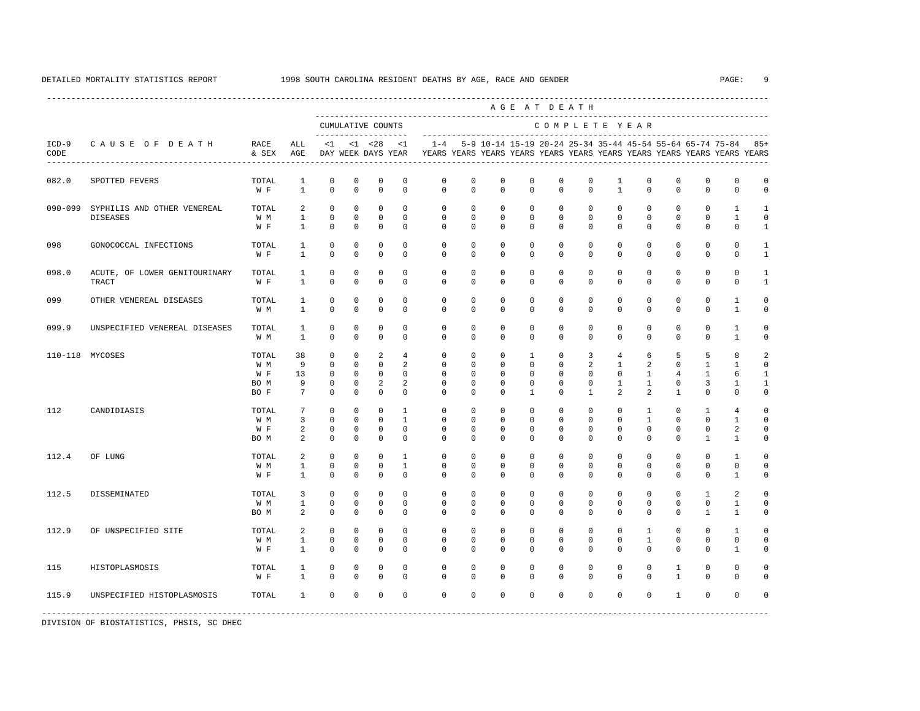DETAILED MORTALITY STATISTICS REPORT 1998 SOUTH CAROLINA RESIDENT DEATHS BY AGE, RACE AND GENDER

| ICD-9 CODE | CAUSE OF DEATH | RACE & SEX | ALL AGE | <1 DAY | <1 WEEK | <28 DAYS | <1 YEAR | 1-4 YEARS | 5-9 YEARS | 10-14 YEARS | 15-19 YEARS | 20-24 YEARS | 25-34 YEARS | 35-44 YEARS | 45-54 YEARS | 55-64 YEARS | 65-74 YEARS | 75-84 YEARS | 85+ YEARS |
|---|---|---|---|---|---|---|---|---|---|---|---|---|---|---|---|---|---|---|---|
| | | | | CUMULATIVE COUNTS | | | | COMPLETE YEAR | | | | | | | | | | | |
| 082.0 | SPOTTED FEVERS | TOTAL | 1 | 0 | 0 | 0 | 0 | 0 | 0 | 0 | 0 | 0 | 0 | 1 | 0 | 0 | 0 | 0 | 0 |
| | | W F | 1 | 0 | 0 | 0 | 0 | 0 | 0 | 0 | 0 | 0 | 0 | 1 | 0 | 0 | 0 | 0 | 0 |
| 090-099 | SYPHILIS AND OTHER VENEREAL DISEASES | TOTAL | 2 | 0 | 0 | 0 | 0 | 0 | 0 | 0 | 0 | 0 | 0 | 0 | 0 | 0 | 0 | 1 | 1 |
| | | W M | 1 | 0 | 0 | 0 | 0 | 0 | 0 | 0 | 0 | 0 | 0 | 0 | 0 | 0 | 0 | 1 | 0 |
| | | W F | 1 | 0 | 0 | 0 | 0 | 0 | 0 | 0 | 0 | 0 | 0 | 0 | 0 | 0 | 0 | 0 | 1 |
| 098 | GONOCOCCAL INFECTIONS | TOTAL | 1 | 0 | 0 | 0 | 0 | 0 | 0 | 0 | 0 | 0 | 0 | 0 | 0 | 0 | 0 | 0 | 1 |
| | | W F | 1 | 0 | 0 | 0 | 0 | 0 | 0 | 0 | 0 | 0 | 0 | 0 | 0 | 0 | 0 | 0 | 1 |
| 098.0 | ACUTE, OF LOWER GENITOURINARY TRACT | TOTAL | 1 | 0 | 0 | 0 | 0 | 0 | 0 | 0 | 0 | 0 | 0 | 0 | 0 | 0 | 0 | 0 | 1 |
| | | W F | 1 | 0 | 0 | 0 | 0 | 0 | 0 | 0 | 0 | 0 | 0 | 0 | 0 | 0 | 0 | 0 | 1 |
| 099 | OTHER VENEREAL DISEASES | TOTAL | 1 | 0 | 0 | 0 | 0 | 0 | 0 | 0 | 0 | 0 | 0 | 0 | 0 | 0 | 0 | 1 | 0 |
| | | W M | 1 | 0 | 0 | 0 | 0 | 0 | 0 | 0 | 0 | 0 | 0 | 0 | 0 | 0 | 0 | 1 | 0 |
| 099.9 | UNSPECIFIED VENEREAL DISEASES | TOTAL | 1 | 0 | 0 | 0 | 0 | 0 | 0 | 0 | 0 | 0 | 0 | 0 | 0 | 0 | 0 | 1 | 0 |
| | | W M | 1 | 0 | 0 | 0 | 0 | 0 | 0 | 0 | 0 | 0 | 0 | 0 | 0 | 0 | 0 | 1 | 0 |
| 110-118 | MYCOSES | TOTAL | 38 | 0 | 0 | 2 | 4 | 0 | 0 | 0 | 1 | 0 | 3 | 4 | 6 | 5 | 5 | 8 | 2 |
| | | W M | 9 | 0 | 0 | 0 | 2 | 0 | 0 | 0 | 0 | 0 | 2 | 1 | 2 | 0 | 1 | 1 | 0 |
| | | W F | 13 | 0 | 0 | 0 | 0 | 0 | 0 | 0 | 0 | 0 | 0 | 0 | 1 | 4 | 1 | 6 | 1 |
| | | BO M | 9 | 0 | 0 | 2 | 2 | 0 | 0 | 0 | 0 | 0 | 0 | 1 | 1 | 0 | 3 | 1 | 1 |
| | | BO F | 7 | 0 | 0 | 0 | 0 | 0 | 0 | 0 | 1 | 0 | 1 | 2 | 2 | 1 | 0 | 0 | 0 |
| 112 | CANDIDIASIS | TOTAL | 7 | 0 | 0 | 0 | 1 | 0 | 0 | 0 | 0 | 0 | 0 | 0 | 1 | 0 | 1 | 4 | 0 |
| | | W M | 3 | 0 | 0 | 0 | 1 | 0 | 0 | 0 | 0 | 0 | 0 | 0 | 1 | 0 | 0 | 1 | 0 |
| | | W F | 2 | 0 | 0 | 0 | 0 | 0 | 0 | 0 | 0 | 0 | 0 | 0 | 0 | 0 | 0 | 2 | 0 |
| | | BO M | 2 | 0 | 0 | 0 | 0 | 0 | 0 | 0 | 0 | 0 | 0 | 0 | 0 | 0 | 1 | 1 | 0 |
| 112.4 | OF LUNG | TOTAL | 2 | 0 | 0 | 0 | 1 | 0 | 0 | 0 | 0 | 0 | 0 | 0 | 0 | 0 | 0 | 1 | 0 |
| | | W M | 1 | 0 | 0 | 0 | 1 | 0 | 0 | 0 | 0 | 0 | 0 | 0 | 0 | 0 | 0 | 0 | 0 |
| | | W F | 1 | 0 | 0 | 0 | 0 | 0 | 0 | 0 | 0 | 0 | 0 | 0 | 0 | 0 | 0 | 1 | 0 |
| 112.5 | DISSEMINATED | TOTAL | 3 | 0 | 0 | 0 | 0 | 0 | 0 | 0 | 0 | 0 | 0 | 0 | 0 | 0 | 1 | 2 | 0 |
| | | W M | 1 | 0 | 0 | 0 | 0 | 0 | 0 | 0 | 0 | 0 | 0 | 0 | 0 | 0 | 0 | 1 | 0 |
| | | BO M | 2 | 0 | 0 | 0 | 0 | 0 | 0 | 0 | 0 | 0 | 0 | 0 | 0 | 0 | 1 | 1 | 0 |
| 112.9 | OF UNSPECIFIED SITE | TOTAL | 2 | 0 | 0 | 0 | 0 | 0 | 0 | 0 | 0 | 0 | 0 | 0 | 1 | 0 | 0 | 1 | 0 |
| | | W M | 1 | 0 | 0 | 0 | 0 | 0 | 0 | 0 | 0 | 0 | 0 | 0 | 1 | 0 | 0 | 0 | 0 |
| | | W F | 1 | 0 | 0 | 0 | 0 | 0 | 0 | 0 | 0 | 0 | 0 | 0 | 0 | 0 | 0 | 1 | 0 |
| 115 | HISTOPLASMOSIS | TOTAL | 1 | 0 | 0 | 0 | 0 | 0 | 0 | 0 | 0 | 0 | 0 | 0 | 0 | 1 | 0 | 0 | 0 |
| | | W F | 1 | 0 | 0 | 0 | 0 | 0 | 0 | 0 | 0 | 0 | 0 | 0 | 0 | 1 | 0 | 0 | 0 |
| 115.9 | UNSPECIFIED HISTOPLASMOSIS | TOTAL | 1 | 0 | 0 | 0 | 0 | 0 | 0 | 0 | 0 | 0 | 0 | 0 | 0 | 1 | 0 | 0 | 0 |

DIVISION OF BIOSTATISTICS, PHSIS, SC DHEC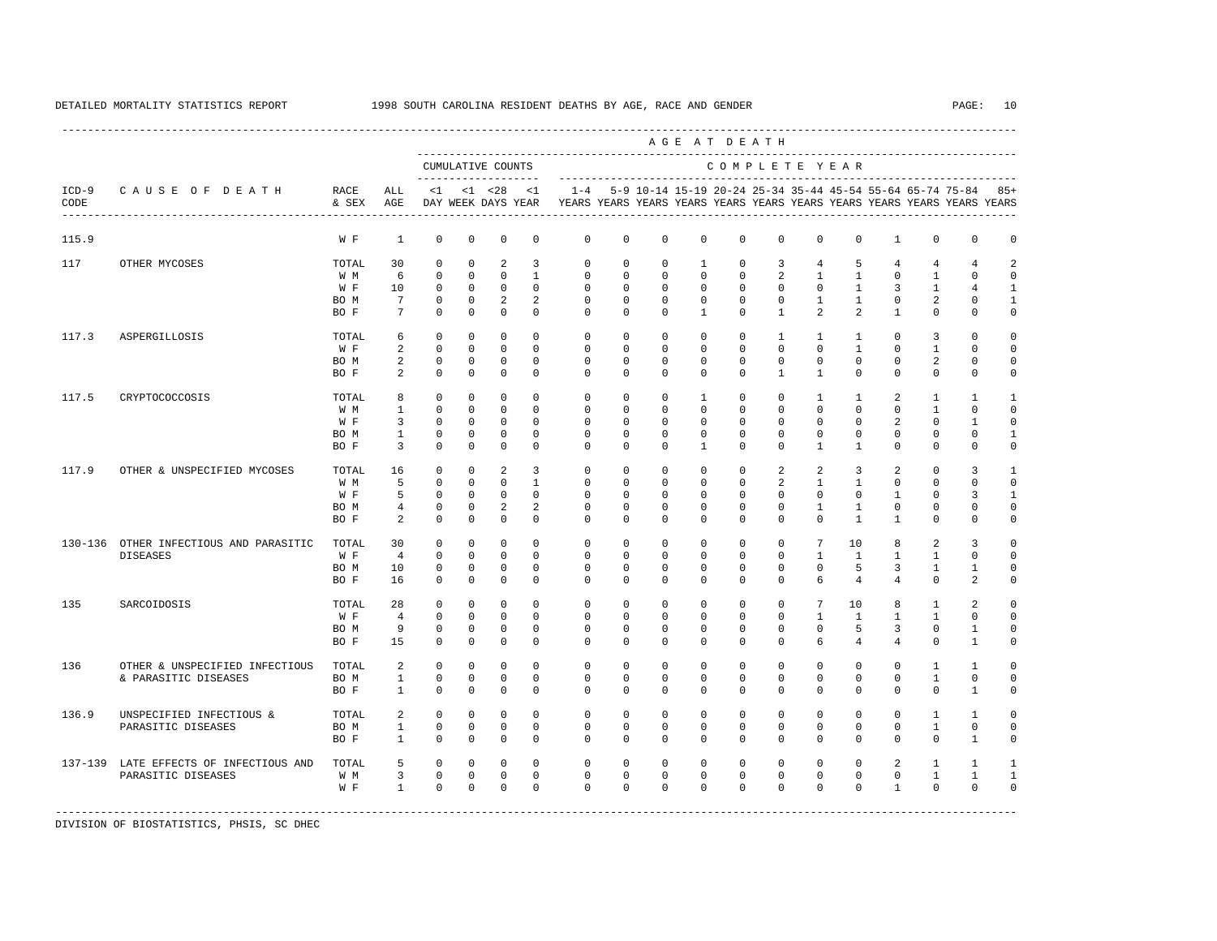DETAILED MORTALITY STATISTICS REPORT — 1998 SOUTH CAROLINA RESIDENT DEATHS BY AGE, RACE AND GENDER

| ICD-9 CODE | CAUSE OF DEATH | RACE & SEX | ALL AGE | <1 DAY | <1 WEEK | <28 DAYS | <1 YEAR | 1-4 YEARS | 5-9 YEARS | 10-14 YEARS | 15-19 YEARS | 20-24 YEARS | 25-34 YEARS | 35-44 YEARS | 45-54 YEARS | 55-64 YEARS | 65-74 YEARS | 75-84 YEARS | 85+ YEARS |
|---|---|---|---|---|---|---|---|---|---|---|---|---|---|---|---|---|---|---|---|
| | | | | CUMULATIVE COUNTS | | | | COMPLETE YEAR | | | | | | | | | | | |
| 115.9 | | W F | 1 | 0 | 0 | 0 | 0 | 0 | 0 | 0 | 0 | 0 | 0 | 0 | 0 | 1 | 0 | 0 | 0 |
| 117 | OTHER MYCOSES | TOTAL | 30 | 0 | 0 | 2 | 3 | 0 | 0 | 0 | 1 | 0 | 3 | 4 | 5 | 4 | 4 | 4 | 2 |
| | | W M | 6 | 0 | 0 | 0 | 1 | 0 | 0 | 0 | 0 | 0 | 2 | 1 | 1 | 0 | 1 | 0 | 0 |
| | | W F | 10 | 0 | 0 | 0 | 0 | 0 | 0 | 0 | 0 | 0 | 0 | 0 | 1 | 3 | 1 | 4 | 1 |
| | | BO M | 7 | 0 | 0 | 2 | 2 | 0 | 0 | 0 | 0 | 0 | 0 | 1 | 1 | 0 | 2 | 0 | 1 |
| | | BO F | 7 | 0 | 0 | 0 | 0 | 0 | 0 | 0 | 1 | 0 | 1 | 2 | 2 | 1 | 0 | 0 | 0 |
| 117.3 | ASPERGILLOSIS | TOTAL | 6 | 0 | 0 | 0 | 0 | 0 | 0 | 0 | 0 | 0 | 1 | 1 | 1 | 0 | 3 | 0 | 0 |
| | | W F | 2 | 0 | 0 | 0 | 0 | 0 | 0 | 0 | 0 | 0 | 0 | 0 | 1 | 0 | 1 | 0 | 0 |
| | | BO M | 2 | 0 | 0 | 0 | 0 | 0 | 0 | 0 | 0 | 0 | 0 | 0 | 0 | 0 | 2 | 0 | 0 |
| | | BO F | 2 | 0 | 0 | 0 | 0 | 0 | 0 | 0 | 0 | 0 | 1 | 1 | 0 | 0 | 0 | 0 | 0 |
| 117.5 | CRYPTOCOCCOSIS | TOTAL | 8 | 0 | 0 | 0 | 0 | 0 | 0 | 0 | 1 | 0 | 0 | 1 | 1 | 2 | 1 | 1 | 1 |
| | | W M | 1 | 0 | 0 | 0 | 0 | 0 | 0 | 0 | 0 | 0 | 0 | 0 | 0 | 0 | 1 | 0 | 0 |
| | | W F | 3 | 0 | 0 | 0 | 0 | 0 | 0 | 0 | 0 | 0 | 0 | 0 | 0 | 2 | 0 | 1 | 0 |
| | | BO M | 1 | 0 | 0 | 0 | 0 | 0 | 0 | 0 | 0 | 0 | 0 | 0 | 0 | 0 | 0 | 0 | 1 |
| | | BO F | 3 | 0 | 0 | 0 | 0 | 0 | 0 | 0 | 1 | 0 | 0 | 1 | 1 | 0 | 0 | 0 | 0 |
| 117.9 | OTHER & UNSPECIFIED MYCOSES | TOTAL | 16 | 0 | 0 | 2 | 3 | 0 | 0 | 0 | 0 | 0 | 2 | 2 | 3 | 2 | 0 | 3 | 1 |
| | | W M | 5 | 0 | 0 | 0 | 1 | 0 | 0 | 0 | 0 | 0 | 2 | 1 | 1 | 0 | 0 | 0 | 0 |
| | | W F | 5 | 0 | 0 | 0 | 0 | 0 | 0 | 0 | 0 | 0 | 0 | 0 | 0 | 1 | 0 | 3 | 1 |
| | | BO M | 4 | 0 | 0 | 2 | 2 | 0 | 0 | 0 | 0 | 0 | 0 | 1 | 1 | 0 | 0 | 0 | 0 |
| | | BO F | 2 | 0 | 0 | 0 | 0 | 0 | 0 | 0 | 0 | 0 | 0 | 0 | 1 | 1 | 0 | 0 | 0 |
| 130-136 | OTHER INFECTIOUS AND PARASITIC DISEASES | TOTAL | 30 | 0 | 0 | 0 | 0 | 0 | 0 | 0 | 0 | 0 | 0 | 7 | 10 | 8 | 2 | 3 | 0 |
| | | W F | 4 | 0 | 0 | 0 | 0 | 0 | 0 | 0 | 0 | 0 | 0 | 1 | 1 | 1 | 1 | 0 | 0 |
| | | BO M | 10 | 0 | 0 | 0 | 0 | 0 | 0 | 0 | 0 | 0 | 0 | 0 | 5 | 3 | 1 | 1 | 0 |
| | | BO F | 16 | 0 | 0 | 0 | 0 | 0 | 0 | 0 | 0 | 0 | 0 | 6 | 4 | 4 | 0 | 2 | 0 |
| 135 | SARCOIDOSIS | TOTAL | 28 | 0 | 0 | 0 | 0 | 0 | 0 | 0 | 0 | 0 | 0 | 7 | 10 | 8 | 1 | 2 | 0 |
| | | W F | 4 | 0 | 0 | 0 | 0 | 0 | 0 | 0 | 0 | 0 | 0 | 1 | 1 | 1 | 1 | 0 | 0 |
| | | BO M | 9 | 0 | 0 | 0 | 0 | 0 | 0 | 0 | 0 | 0 | 0 | 0 | 5 | 3 | 0 | 1 | 0 |
| | | BO F | 15 | 0 | 0 | 0 | 0 | 0 | 0 | 0 | 0 | 0 | 0 | 6 | 4 | 4 | 0 | 1 | 0 |
| 136 | OTHER & UNSPECIFIED INFECTIOUS & PARASITIC DISEASES | TOTAL | 2 | 0 | 0 | 0 | 0 | 0 | 0 | 0 | 0 | 0 | 0 | 0 | 0 | 0 | 1 | 1 | 0 |
| | | BO M | 1 | 0 | 0 | 0 | 0 | 0 | 0 | 0 | 0 | 0 | 0 | 0 | 0 | 0 | 1 | 0 | 0 |
| | | BO F | 1 | 0 | 0 | 0 | 0 | 0 | 0 | 0 | 0 | 0 | 0 | 0 | 0 | 0 | 0 | 1 | 0 |
| 136.9 | UNSPECIFIED INFECTIOUS & PARASITIC DISEASES | TOTAL | 2 | 0 | 0 | 0 | 0 | 0 | 0 | 0 | 0 | 0 | 0 | 0 | 0 | 0 | 1 | 1 | 0 |
| | | BO M | 1 | 0 | 0 | 0 | 0 | 0 | 0 | 0 | 0 | 0 | 0 | 0 | 0 | 0 | 1 | 0 | 0 |
| | | BO F | 1 | 0 | 0 | 0 | 0 | 0 | 0 | 0 | 0 | 0 | 0 | 0 | 0 | 0 | 0 | 1 | 0 |
| 137-139 | LATE EFFECTS OF INFECTIOUS AND PARASITIC DISEASES | TOTAL | 5 | 0 | 0 | 0 | 0 | 0 | 0 | 0 | 0 | 0 | 0 | 0 | 0 | 2 | 1 | 1 | 1 |
| | | W M | 3 | 0 | 0 | 0 | 0 | 0 | 0 | 0 | 0 | 0 | 0 | 0 | 0 | 0 | 1 | 1 | 1 |
| | | W F | 1 | 0 | 0 | 0 | 0 | 0 | 0 | 0 | 0 | 0 | 0 | 0 | 0 | 1 | 0 | 0 | 0 |

DIVISION OF BIOSTATISTICS, PHSIS, SC DHEC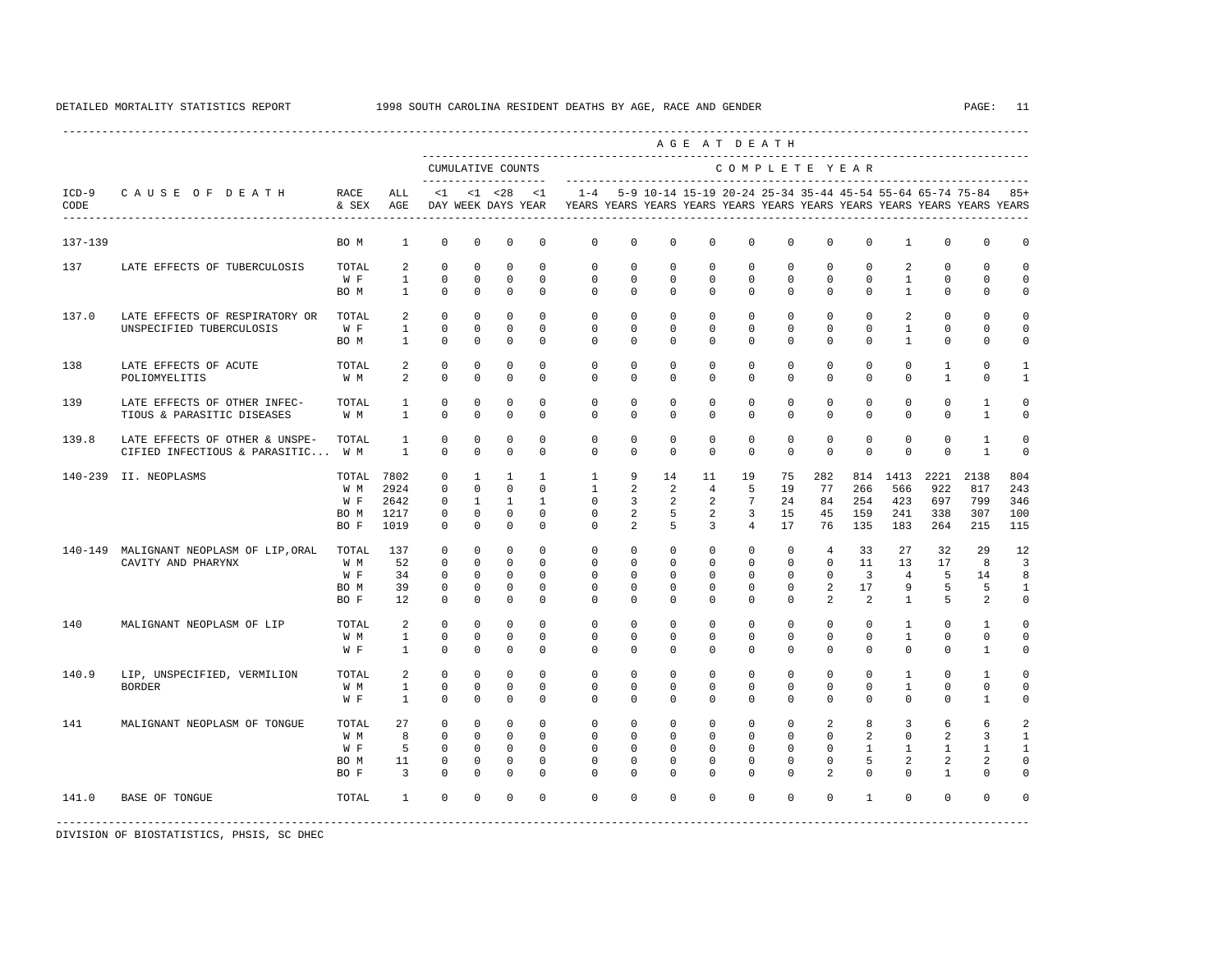DETAILED MORTALITY STATISTICS REPORT 1998 SOUTH CAROLINA RESIDENT DEATHS BY AGE, RACE AND GENDER

| ICD-9 CODE | CAUSE OF DEATH | RACE & SEX | ALL AGE | <1 DAY | <1 WEEK | <28 DAYS | <1 YEAR | 1-4 YEARS | 5-9 YEARS | 10-14 YEARS | 15-19 YEARS | 20-24 YEARS | 25-34 YEARS | 35-44 YEARS | 45-54 YEARS | 55-64 YEARS | 65-74 YEARS | 75-84 YEARS | 85+ YEARS |
|---|---|---|---|---|---|---|---|---|---|---|---|---|---|---|---|---|---|---|---|
| 137-139 | | BO M | 1 | 0 | 0 | 0 | 0 | 0 | 0 | 0 | 0 | 0 | 0 | 0 | 0 | 1 | 0 | 0 | 0 |
| 137 | LATE EFFECTS OF TUBERCULOSIS | TOTAL | 2 | 0 | 0 | 0 | 0 | 0 | 0 | 0 | 0 | 0 | 0 | 0 | 0 | 2 | 0 | 0 | 0 |
| | | W F | 1 | 0 | 0 | 0 | 0 | 0 | 0 | 0 | 0 | 0 | 0 | 0 | 0 | 1 | 0 | 0 | 0 |
| | | BO M | 1 | 0 | 0 | 0 | 0 | 0 | 0 | 0 | 0 | 0 | 0 | 0 | 0 | 1 | 0 | 0 | 0 |
| 137.0 | LATE EFFECTS OF RESPIRATORY OR UNSPECIFIED TUBERCULOSIS | TOTAL | 2 | 0 | 0 | 0 | 0 | 0 | 0 | 0 | 0 | 0 | 0 | 0 | 0 | 2 | 0 | 0 | 0 |
| | | W F | 1 | 0 | 0 | 0 | 0 | 0 | 0 | 0 | 0 | 0 | 0 | 0 | 0 | 1 | 0 | 0 | 0 |
| | | BO M | 1 | 0 | 0 | 0 | 0 | 0 | 0 | 0 | 0 | 0 | 0 | 0 | 0 | 1 | 0 | 0 | 0 |
| 138 | LATE EFFECTS OF ACUTE POLIOMYELITIS | TOTAL | 2 | 0 | 0 | 0 | 0 | 0 | 0 | 0 | 0 | 0 | 0 | 0 | 0 | 0 | 1 | 0 | 1 |
| | | W M | 2 | 0 | 0 | 0 | 0 | 0 | 0 | 0 | 0 | 0 | 0 | 0 | 0 | 0 | 1 | 0 | 1 |
| 139 | LATE EFFECTS OF OTHER INFECTIOUS & PARASITIC DISEASES | TOTAL | 1 | 0 | 0 | 0 | 0 | 0 | 0 | 0 | 0 | 0 | 0 | 0 | 0 | 0 | 0 | 1 | 0 |
| | | W M | 1 | 0 | 0 | 0 | 0 | 0 | 0 | 0 | 0 | 0 | 0 | 0 | 0 | 0 | 0 | 1 | 0 |
| 139.8 | LATE EFFECTS OF OTHER & UNSPECIFIED INFECTIOUS & PARASITIC... | TOTAL | 1 | 0 | 0 | 0 | 0 | 0 | 0 | 0 | 0 | 0 | 0 | 0 | 0 | 0 | 0 | 1 | 0 |
| | | W M | 1 | 0 | 0 | 0 | 0 | 0 | 0 | 0 | 0 | 0 | 0 | 0 | 0 | 0 | 0 | 1 | 0 |
| 140-239 | II. NEOPLASMS | TOTAL | 7802 | 0 | 1 | 1 | 1 | 1 | 9 | 14 | 11 | 19 | 75 | 282 | 814 | 1413 | 2221 | 2138 | 804 |
| | | W M | 2924 | 0 | 0 | 0 | 0 | 1 | 2 | 2 | 4 | 5 | 19 | 77 | 266 | 566 | 922 | 817 | 243 |
| | | W F | 2642 | 0 | 1 | 1 | 1 | 0 | 3 | 2 | 2 | 7 | 24 | 84 | 254 | 423 | 697 | 799 | 346 |
| | | BO M | 1217 | 0 | 0 | 0 | 0 | 0 | 2 | 5 | 2 | 3 | 15 | 45 | 159 | 241 | 338 | 307 | 100 |
| | | BO F | 1019 | 0 | 0 | 0 | 0 | 0 | 2 | 5 | 3 | 4 | 17 | 76 | 135 | 183 | 264 | 215 | 115 |
| 140-149 | MALIGNANT NEOPLASM OF LIP,ORAL CAVITY AND PHARYNX | TOTAL | 137 | 0 | 0 | 0 | 0 | 0 | 0 | 0 | 0 | 0 | 0 | 4 | 33 | 27 | 32 | 29 | 12 |
| | | W M | 52 | 0 | 0 | 0 | 0 | 0 | 0 | 0 | 0 | 0 | 0 | 0 | 11 | 13 | 17 | 8 | 3 |
| | | W F | 34 | 0 | 0 | 0 | 0 | 0 | 0 | 0 | 0 | 0 | 0 | 0 | 3 | 4 | 5 | 14 | 8 |
| | | BO M | 39 | 0 | 0 | 0 | 0 | 0 | 0 | 0 | 0 | 0 | 0 | 2 | 17 | 9 | 5 | 5 | 1 |
| | | BO F | 12 | 0 | 0 | 0 | 0 | 0 | 0 | 0 | 0 | 0 | 0 | 2 | 2 | 1 | 5 | 2 | 0 |
| 140 | MALIGNANT NEOPLASM OF LIP | TOTAL | 2 | 0 | 0 | 0 | 0 | 0 | 0 | 0 | 0 | 0 | 0 | 0 | 0 | 1 | 0 | 1 | 0 |
| | | W M | 1 | 0 | 0 | 0 | 0 | 0 | 0 | 0 | 0 | 0 | 0 | 0 | 0 | 1 | 0 | 0 | 0 |
| | | W F | 1 | 0 | 0 | 0 | 0 | 0 | 0 | 0 | 0 | 0 | 0 | 0 | 0 | 0 | 0 | 1 | 0 |
| 140.9 | LIP, UNSPECIFIED, VERMILION BORDER | TOTAL | 2 | 0 | 0 | 0 | 0 | 0 | 0 | 0 | 0 | 0 | 0 | 0 | 0 | 1 | 0 | 1 | 0 |
| | | W M | 1 | 0 | 0 | 0 | 0 | 0 | 0 | 0 | 0 | 0 | 0 | 0 | 0 | 1 | 0 | 0 | 0 |
| | | W F | 1 | 0 | 0 | 0 | 0 | 0 | 0 | 0 | 0 | 0 | 0 | 0 | 0 | 0 | 0 | 1 | 0 |
| 141 | MALIGNANT NEOPLASM OF TONGUE | TOTAL | 27 | 0 | 0 | 0 | 0 | 0 | 0 | 0 | 0 | 0 | 0 | 2 | 8 | 3 | 6 | 6 | 2 |
| | | W M | 8 | 0 | 0 | 0 | 0 | 0 | 0 | 0 | 0 | 0 | 0 | 0 | 2 | 0 | 2 | 3 | 1 |
| | | W F | 5 | 0 | 0 | 0 | 0 | 0 | 0 | 0 | 0 | 0 | 0 | 0 | 1 | 1 | 1 | 1 | 1 |
| | | BO M | 11 | 0 | 0 | 0 | 0 | 0 | 0 | 0 | 0 | 0 | 0 | 0 | 5 | 2 | 2 | 2 | 0 |
| | | BO F | 3 | 0 | 0 | 0 | 0 | 0 | 0 | 0 | 0 | 0 | 0 | 2 | 0 | 0 | 1 | 0 | 0 |
| 141.0 | BASE OF TONGUE | TOTAL | 1 | 0 | 0 | 0 | 0 | 0 | 0 | 0 | 0 | 0 | 0 | 0 | 1 | 0 | 0 | 0 | 0 |

DIVISION OF BIOSTATISTICS, PHSIS, SC DHEC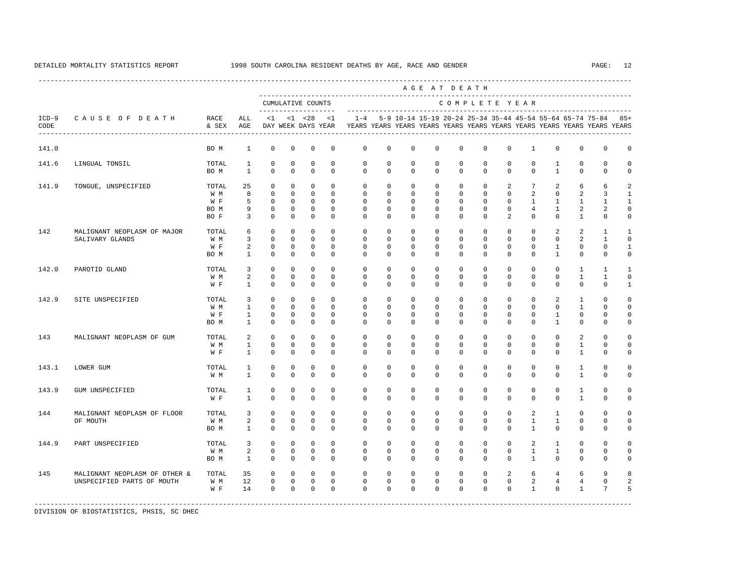DETAILED MORTALITY STATISTICS REPORT 1998 SOUTH CAROLINA RESIDENT DEATHS BY AGE, RACE AND GENDER

| ICD-9 CODE | CAUSE OF DEATH | RACE & SEX | ALL AGE | <1 DAY | <1 WEEK | <28 DAYS | <1 YEAR | 1-4 YEARS | 5-9 YEARS | 10-14 YEARS | 15-19 YEARS | 20-24 YEARS | 25-34 YEARS | 35-44 YEARS | 45-54 YEARS | 55-64 YEARS | 65-74 YEARS | 75-84 YEARS | 85+ YEARS |
|---|---|---|---|---|---|---|---|---|---|---|---|---|---|---|---|---|---|---|---|
| | | | | CUMULATIVE COUNTS | | | | COMPLETE YEAR | | | | | | | | | | | |
| 141.0 | | BO M | 1 | 0 | 0 | 0 | 0 | 0 | 0 | 0 | 0 | 0 | 0 | 0 | 1 | 0 | 0 | 0 | 0 |
| 141.6 | LINGUAL TONSIL | TOTAL | 1 | 0 | 0 | 0 | 0 | 0 | 0 | 0 | 0 | 0 | 0 | 0 | 0 | 1 | 0 | 0 | 0 |
| | | BO M | 1 | 0 | 0 | 0 | 0 | 0 | 0 | 0 | 0 | 0 | 0 | 0 | 0 | 1 | 0 | 0 | 0 |
| 141.9 | TONGUE, UNSPECIFIED | TOTAL | 25 | 0 | 0 | 0 | 0 | 0 | 0 | 0 | 0 | 0 | 0 | 2 | 7 | 2 | 6 | 6 | 2 |
| | | W M | 8 | 0 | 0 | 0 | 0 | 0 | 0 | 0 | 0 | 0 | 0 | 0 | 2 | 0 | 2 | 3 | 1 |
| | | W F | 5 | 0 | 0 | 0 | 0 | 0 | 0 | 0 | 0 | 0 | 0 | 0 | 1 | 1 | 1 | 1 | 1 |
| | | BO M | 9 | 0 | 0 | 0 | 0 | 0 | 0 | 0 | 0 | 0 | 0 | 0 | 4 | 1 | 2 | 2 | 0 |
| | | BO F | 3 | 0 | 0 | 0 | 0 | 0 | 0 | 0 | 0 | 0 | 0 | 2 | 0 | 0 | 1 | 0 | 0 |
| 142 | MALIGNANT NEOPLASM OF MAJOR SALIVARY GLANDS | TOTAL | 6 | 0 | 0 | 0 | 0 | 0 | 0 | 0 | 0 | 0 | 0 | 0 | 0 | 2 | 2 | 1 | 1 |
| | | W M | 3 | 0 | 0 | 0 | 0 | 0 | 0 | 0 | 0 | 0 | 0 | 0 | 0 | 0 | 2 | 1 | 0 |
| | | W F | 2 | 0 | 0 | 0 | 0 | 0 | 0 | 0 | 0 | 0 | 0 | 0 | 0 | 1 | 0 | 0 | 1 |
| | | BO M | 1 | 0 | 0 | 0 | 0 | 0 | 0 | 0 | 0 | 0 | 0 | 0 | 0 | 1 | 0 | 0 | 0 |
| 142.0 | PAROTID GLAND | TOTAL | 3 | 0 | 0 | 0 | 0 | 0 | 0 | 0 | 0 | 0 | 0 | 0 | 0 | 0 | 1 | 1 | 1 |
| | | W M | 2 | 0 | 0 | 0 | 0 | 0 | 0 | 0 | 0 | 0 | 0 | 0 | 0 | 0 | 1 | 1 | 0 |
| | | W F | 1 | 0 | 0 | 0 | 0 | 0 | 0 | 0 | 0 | 0 | 0 | 0 | 0 | 0 | 0 | 0 | 1 |
| 142.9 | SITE UNSPECIFIED | TOTAL | 3 | 0 | 0 | 0 | 0 | 0 | 0 | 0 | 0 | 0 | 0 | 0 | 0 | 2 | 1 | 0 | 0 |
| | | W M | 1 | 0 | 0 | 0 | 0 | 0 | 0 | 0 | 0 | 0 | 0 | 0 | 0 | 0 | 1 | 0 | 0 |
| | | W F | 1 | 0 | 0 | 0 | 0 | 0 | 0 | 0 | 0 | 0 | 0 | 0 | 0 | 1 | 0 | 0 | 0 |
| | | BO M | 1 | 0 | 0 | 0 | 0 | 0 | 0 | 0 | 0 | 0 | 0 | 0 | 0 | 1 | 0 | 0 | 0 |
| 143 | MALIGNANT NEOPLASM OF GUM | TOTAL | 2 | 0 | 0 | 0 | 0 | 0 | 0 | 0 | 0 | 0 | 0 | 0 | 0 | 0 | 2 | 0 | 0 |
| | | W M | 1 | 0 | 0 | 0 | 0 | 0 | 0 | 0 | 0 | 0 | 0 | 0 | 0 | 0 | 1 | 0 | 0 |
| | | W F | 1 | 0 | 0 | 0 | 0 | 0 | 0 | 0 | 0 | 0 | 0 | 0 | 0 | 0 | 1 | 0 | 0 |
| 143.1 | LOWER GUM | TOTAL | 1 | 0 | 0 | 0 | 0 | 0 | 0 | 0 | 0 | 0 | 0 | 0 | 0 | 0 | 1 | 0 | 0 |
| | | W M | 1 | 0 | 0 | 0 | 0 | 0 | 0 | 0 | 0 | 0 | 0 | 0 | 0 | 0 | 1 | 0 | 0 |
| 143.9 | GUM UNSPECIFIED | TOTAL | 1 | 0 | 0 | 0 | 0 | 0 | 0 | 0 | 0 | 0 | 0 | 0 | 0 | 0 | 1 | 0 | 0 |
| | | W F | 1 | 0 | 0 | 0 | 0 | 0 | 0 | 0 | 0 | 0 | 0 | 0 | 0 | 0 | 1 | 0 | 0 |
| 144 | MALIGNANT NEOPLASM OF FLOOR OF MOUTH | TOTAL | 3 | 0 | 0 | 0 | 0 | 0 | 0 | 0 | 0 | 0 | 0 | 0 | 2 | 1 | 0 | 0 | 0 |
| | | W M | 2 | 0 | 0 | 0 | 0 | 0 | 0 | 0 | 0 | 0 | 0 | 0 | 1 | 1 | 0 | 0 | 0 |
| | | BO M | 1 | 0 | 0 | 0 | 0 | 0 | 0 | 0 | 0 | 0 | 0 | 0 | 1 | 0 | 0 | 0 | 0 |
| 144.9 | PART UNSPECIFIED | TOTAL | 3 | 0 | 0 | 0 | 0 | 0 | 0 | 0 | 0 | 0 | 0 | 0 | 2 | 1 | 0 | 0 | 0 |
| | | W M | 2 | 0 | 0 | 0 | 0 | 0 | 0 | 0 | 0 | 0 | 0 | 0 | 1 | 1 | 0 | 0 | 0 |
| | | BO M | 1 | 0 | 0 | 0 | 0 | 0 | 0 | 0 | 0 | 0 | 0 | 0 | 1 | 0 | 0 | 0 | 0 |
| 145 | MALIGNANT NEOPLASM OF OTHER & UNSPECIFIED PARTS OF MOUTH | TOTAL | 35 | 0 | 0 | 0 | 0 | 0 | 0 | 0 | 0 | 0 | 0 | 2 | 6 | 4 | 6 | 9 | 8 |
| | | W M | 12 | 0 | 0 | 0 | 0 | 0 | 0 | 0 | 0 | 0 | 0 | 0 | 2 | 4 | 4 | 0 | 2 |
| | | W F | 14 | 0 | 0 | 0 | 0 | 0 | 0 | 0 | 0 | 0 | 0 | 0 | 1 | 0 | 1 | 7 | 5 |

DIVISION OF BIOSTATISTICS, PHSIS, SC DHEC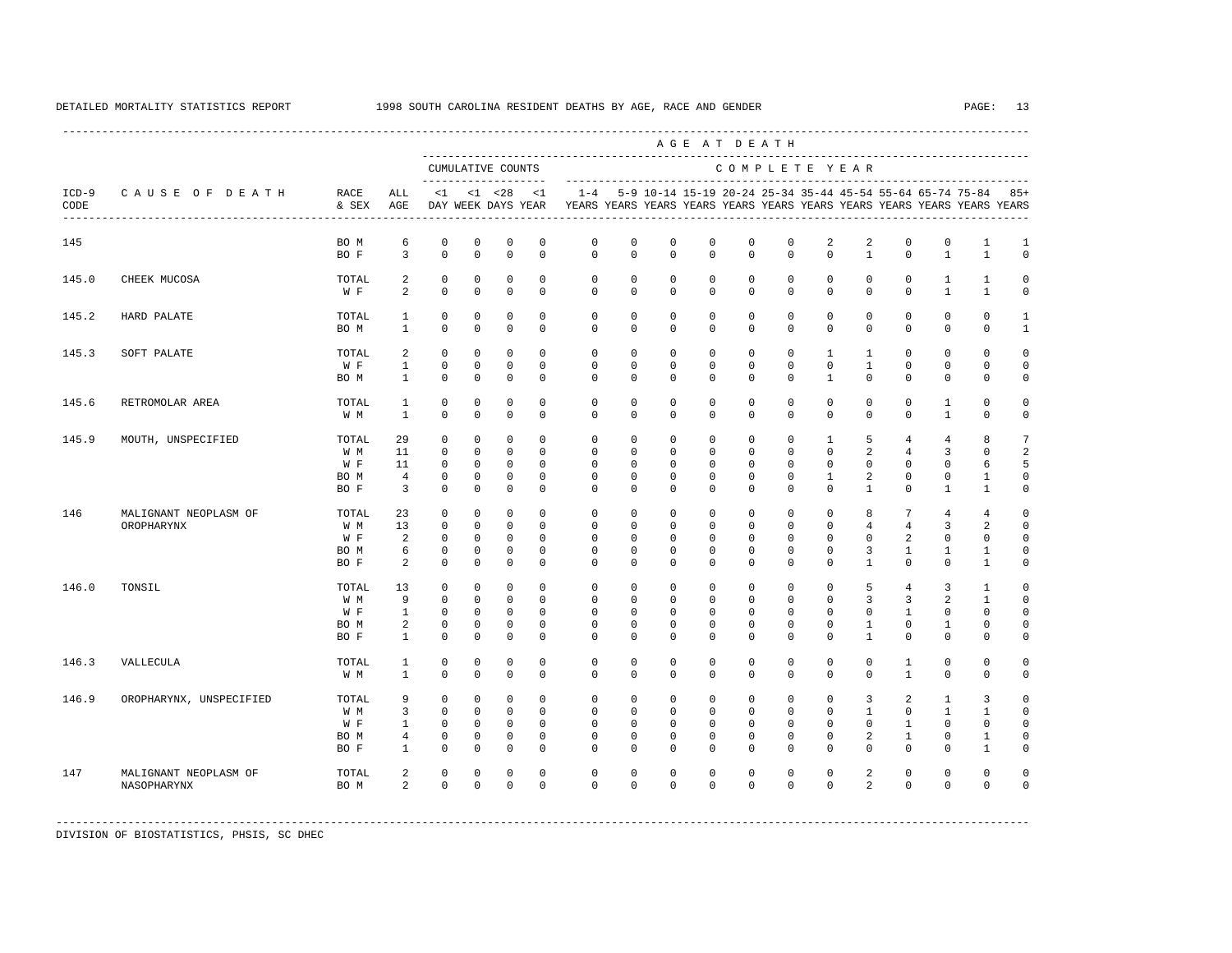DETAILED MORTALITY STATISTICS REPORT 1998 SOUTH CAROLINA RESIDENT DEATHS BY AGE, RACE AND GENDER

| ICD-9 CODE | CAUSE OF DEATH | RACE & SEX | ALL AGE | <1 DAY | <1 WEEK | <28 DAYS | <1 YEAR | 1-4 YEARS | 5-9 YEARS | 10-14 YEARS | 15-19 YEARS | 20-24 YEARS | 25-34 YEARS | 35-44 YEARS | 45-54 YEARS | 55-64 YEARS | 65-74 YEARS | 75-84 YEARS | 85+ YEARS |
|---|---|---|---|---|---|---|---|---|---|---|---|---|---|---|---|---|---|---|---|
| 145 | | BO M | 6 | 0 | 0 | 0 | 0 | 0 | 0 | 0 | 0 | 0 | 0 | 2 | 2 | 0 | 0 | 1 | 1 |
| | | BO F | 3 | 0 | 0 | 0 | 0 | 0 | 0 | 0 | 0 | 0 | 0 | 0 | 1 | 0 | 1 | 1 | 0 |
| 145.0 | CHEEK MUCOSA | TOTAL | 2 | 0 | 0 | 0 | 0 | 0 | 0 | 0 | 0 | 0 | 0 | 0 | 0 | 0 | 1 | 1 | 0 |
| | | W F | 2 | 0 | 0 | 0 | 0 | 0 | 0 | 0 | 0 | 0 | 0 | 0 | 0 | 0 | 1 | 1 | 0 |
| 145.2 | HARD PALATE | TOTAL | 1 | 0 | 0 | 0 | 0 | 0 | 0 | 0 | 0 | 0 | 0 | 0 | 0 | 0 | 0 | 0 | 1 |
| | | BO M | 1 | 0 | 0 | 0 | 0 | 0 | 0 | 0 | 0 | 0 | 0 | 0 | 0 | 0 | 0 | 0 | 1 |
| 145.3 | SOFT PALATE | TOTAL | 2 | 0 | 0 | 0 | 0 | 0 | 0 | 0 | 0 | 0 | 0 | 1 | 1 | 0 | 0 | 0 | 0 |
| | | W F | 1 | 0 | 0 | 0 | 0 | 0 | 0 | 0 | 0 | 0 | 0 | 0 | 1 | 0 | 0 | 0 | 0 |
| | | BO M | 1 | 0 | 0 | 0 | 0 | 0 | 0 | 0 | 0 | 0 | 0 | 1 | 0 | 0 | 0 | 0 | 0 |
| 145.6 | RETROMOLAR AREA | TOTAL | 1 | 0 | 0 | 0 | 0 | 0 | 0 | 0 | 0 | 0 | 0 | 0 | 0 | 0 | 1 | 0 | 0 |
| | | W M | 1 | 0 | 0 | 0 | 0 | 0 | 0 | 0 | 0 | 0 | 0 | 0 | 0 | 0 | 1 | 0 | 0 |
| 145.9 | MOUTH, UNSPECIFIED | TOTAL | 29 | 0 | 0 | 0 | 0 | 0 | 0 | 0 | 0 | 0 | 0 | 1 | 5 | 4 | 4 | 8 | 7 |
| | | W M | 11 | 0 | 0 | 0 | 0 | 0 | 0 | 0 | 0 | 0 | 0 | 0 | 2 | 4 | 3 | 0 | 2 |
| | | W F | 11 | 0 | 0 | 0 | 0 | 0 | 0 | 0 | 0 | 0 | 0 | 0 | 0 | 0 | 0 | 6 | 5 |
| | | BO M | 4 | 0 | 0 | 0 | 0 | 0 | 0 | 0 | 0 | 0 | 0 | 1 | 2 | 0 | 0 | 1 | 0 |
| | | BO F | 3 | 0 | 0 | 0 | 0 | 0 | 0 | 0 | 0 | 0 | 0 | 0 | 1 | 0 | 1 | 1 | 0 |
| 146 | MALIGNANT NEOPLASM OF OROPHARYNX | TOTAL | 23 | 0 | 0 | 0 | 0 | 0 | 0 | 0 | 0 | 0 | 0 | 0 | 8 | 7 | 4 | 4 | 0 |
| | | W M | 13 | 0 | 0 | 0 | 0 | 0 | 0 | 0 | 0 | 0 | 0 | 0 | 4 | 4 | 3 | 2 | 0 |
| | | W F | 2 | 0 | 0 | 0 | 0 | 0 | 0 | 0 | 0 | 0 | 0 | 0 | 0 | 2 | 0 | 0 | 0 |
| | | BO M | 6 | 0 | 0 | 0 | 0 | 0 | 0 | 0 | 0 | 0 | 0 | 0 | 3 | 1 | 1 | 1 | 0 |
| | | BO F | 2 | 0 | 0 | 0 | 0 | 0 | 0 | 0 | 0 | 0 | 0 | 0 | 1 | 0 | 0 | 1 | 0 |
| 146.0 | TONSIL | TOTAL | 13 | 0 | 0 | 0 | 0 | 0 | 0 | 0 | 0 | 0 | 0 | 0 | 5 | 4 | 3 | 1 | 0 |
| | | W M | 9 | 0 | 0 | 0 | 0 | 0 | 0 | 0 | 0 | 0 | 0 | 0 | 3 | 3 | 2 | 1 | 0 |
| | | W F | 1 | 0 | 0 | 0 | 0 | 0 | 0 | 0 | 0 | 0 | 0 | 0 | 0 | 1 | 0 | 0 | 0 |
| | | BO M | 2 | 0 | 0 | 0 | 0 | 0 | 0 | 0 | 0 | 0 | 0 | 0 | 1 | 0 | 1 | 0 | 0 |
| | | BO F | 1 | 0 | 0 | 0 | 0 | 0 | 0 | 0 | 0 | 0 | 0 | 0 | 1 | 0 | 0 | 0 | 0 |
| 146.3 | VALLECULA | TOTAL | 1 | 0 | 0 | 0 | 0 | 0 | 0 | 0 | 0 | 0 | 0 | 0 | 0 | 1 | 0 | 0 | 0 |
| | | W M | 1 | 0 | 0 | 0 | 0 | 0 | 0 | 0 | 0 | 0 | 0 | 0 | 0 | 1 | 0 | 0 | 0 |
| 146.9 | OROPHARYNX, UNSPECIFIED | TOTAL | 9 | 0 | 0 | 0 | 0 | 0 | 0 | 0 | 0 | 0 | 0 | 0 | 3 | 2 | 1 | 3 | 0 |
| | | W M | 3 | 0 | 0 | 0 | 0 | 0 | 0 | 0 | 0 | 0 | 0 | 0 | 1 | 0 | 1 | 1 | 0 |
| | | W F | 1 | 0 | 0 | 0 | 0 | 0 | 0 | 0 | 0 | 0 | 0 | 0 | 0 | 1 | 0 | 0 | 0 |
| | | BO M | 4 | 0 | 0 | 0 | 0 | 0 | 0 | 0 | 0 | 0 | 0 | 0 | 2 | 1 | 0 | 1 | 0 |
| | | BO F | 1 | 0 | 0 | 0 | 0 | 0 | 0 | 0 | 0 | 0 | 0 | 0 | 0 | 0 | 0 | 1 | 0 |
| 147 | MALIGNANT NEOPLASM OF NASOPHARYNX | TOTAL | 2 | 0 | 0 | 0 | 0 | 0 | 0 | 0 | 0 | 0 | 0 | 0 | 2 | 0 | 0 | 0 | 0 |
| | | BO M | 2 | 0 | 0 | 0 | 0 | 0 | 0 | 0 | 0 | 0 | 0 | 0 | 2 | 0 | 0 | 0 | 0 |

DIVISION OF BIOSTATISTICS, PHSIS, SC DHEC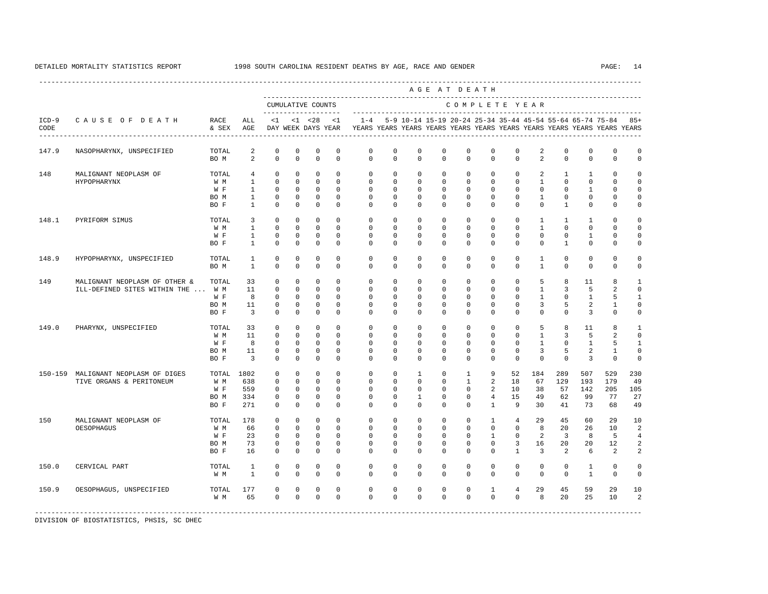DETAILED MORTALITY STATISTICS REPORT 1998 SOUTH CAROLINA RESIDENT DEATHS BY AGE, RACE AND GENDER

| ICD-9 CODE | CAUSE OF DEATH | RACE & SEX | ALL AGE | <1 DAY | <1 WEEK | <28 DAYS | <1 YEAR | 1-4 YEARS | 5-9 YEARS | 10-14 YEARS | 15-19 YEARS | 20-24 YEARS | 25-34 YEARS | 35-44 YEARS | 45-54 YEARS | 55-64 YEARS | 65-74 YEARS | 75-84 YEARS | 85+ YEARS |
|---|---|---|---|---|---|---|---|---|---|---|---|---|---|---|---|---|---|---|---|
| 147.9 | NASOPHARYNX, UNSPECIFIED | TOTAL | 2 | 0 | 0 | 0 | 0 | 0 | 0 | 0 | 0 | 0 | 0 | 0 | 2 | 0 | 0 | 0 | 0 |
| | | BO M | 2 | 0 | 0 | 0 | 0 | 0 | 0 | 0 | 0 | 0 | 0 | 0 | 2 | 0 | 0 | 0 | 0 |
| 148 | MALIGNANT NEOPLASM OF HYPOPHARYNX | TOTAL | 4 | 0 | 0 | 0 | 0 | 0 | 0 | 0 | 0 | 0 | 0 | 0 | 2 | 1 | 1 | 0 | 0 |
| | | W M | 1 | 0 | 0 | 0 | 0 | 0 | 0 | 0 | 0 | 0 | 0 | 0 | 1 | 0 | 0 | 0 | 0 |
| | | W F | 1 | 0 | 0 | 0 | 0 | 0 | 0 | 0 | 0 | 0 | 0 | 0 | 0 | 0 | 1 | 0 | 0 |
| | | BO M | 1 | 0 | 0 | 0 | 0 | 0 | 0 | 0 | 0 | 0 | 0 | 0 | 1 | 0 | 0 | 0 | 0 |
| | | BO F | 1 | 0 | 0 | 0 | 0 | 0 | 0 | 0 | 0 | 0 | 0 | 0 | 0 | 1 | 0 | 0 | 0 |
| 148.1 | PYRIFORM SIMUS | TOTAL | 3 | 0 | 0 | 0 | 0 | 0 | 0 | 0 | 0 | 0 | 0 | 0 | 1 | 1 | 1 | 0 | 0 |
| | | W M | 1 | 0 | 0 | 0 | 0 | 0 | 0 | 0 | 0 | 0 | 0 | 0 | 1 | 0 | 0 | 0 | 0 |
| | | W F | 1 | 0 | 0 | 0 | 0 | 0 | 0 | 0 | 0 | 0 | 0 | 0 | 0 | 0 | 1 | 0 | 0 |
| | | BO F | 1 | 0 | 0 | 0 | 0 | 0 | 0 | 0 | 0 | 0 | 0 | 0 | 0 | 1 | 0 | 0 | 0 |
| 148.9 | HYPOPHARYNX, UNSPECIFIED | TOTAL | 1 | 0 | 0 | 0 | 0 | 0 | 0 | 0 | 0 | 0 | 0 | 0 | 1 | 0 | 0 | 0 | 0 |
| | | BO M | 1 | 0 | 0 | 0 | 0 | 0 | 0 | 0 | 0 | 0 | 0 | 0 | 1 | 0 | 0 | 0 | 0 |
| 149 | MALIGNANT NEOPLASM OF OTHER & ILL-DEFINED SITES WITHIN THE ... | TOTAL | 33 | 0 | 0 | 0 | 0 | 0 | 0 | 0 | 0 | 0 | 0 | 0 | 5 | 8 | 11 | 8 | 1 |
| | | W M | 11 | 0 | 0 | 0 | 0 | 0 | 0 | 0 | 0 | 0 | 0 | 0 | 1 | 3 | 5 | 2 | 0 |
| | | W F | 8 | 0 | 0 | 0 | 0 | 0 | 0 | 0 | 0 | 0 | 0 | 0 | 1 | 0 | 1 | 5 | 1 |
| | | BO M | 11 | 0 | 0 | 0 | 0 | 0 | 0 | 0 | 0 | 0 | 0 | 0 | 3 | 5 | 2 | 1 | 0 |
| | | BO F | 3 | 0 | 0 | 0 | 0 | 0 | 0 | 0 | 0 | 0 | 0 | 0 | 0 | 0 | 3 | 0 | 0 |
| 149.0 | PHARYNX, UNSPECIFIED | TOTAL | 33 | 0 | 0 | 0 | 0 | 0 | 0 | 0 | 0 | 0 | 0 | 0 | 5 | 8 | 11 | 8 | 1 |
| | | W M | 11 | 0 | 0 | 0 | 0 | 0 | 0 | 0 | 0 | 0 | 0 | 0 | 1 | 3 | 5 | 2 | 0 |
| | | W F | 8 | 0 | 0 | 0 | 0 | 0 | 0 | 0 | 0 | 0 | 0 | 0 | 1 | 0 | 1 | 5 | 1 |
| | | BO M | 11 | 0 | 0 | 0 | 0 | 0 | 0 | 0 | 0 | 0 | 0 | 0 | 3 | 5 | 2 | 1 | 0 |
| | | BO F | 3 | 0 | 0 | 0 | 0 | 0 | 0 | 0 | 0 | 0 | 0 | 0 | 0 | 0 | 3 | 0 | 0 |
| 150-159 | MALIGNANT NEOPLASM OF DIGESTIVE ORGANS & PERITONEUM | TOTAL | 1802 | 0 | 0 | 0 | 0 | 0 | 0 | 1 | 0 | 1 | 9 | 52 | 184 | 289 | 507 | 529 | 230 |
| | | W M | 638 | 0 | 0 | 0 | 0 | 0 | 0 | 0 | 0 | 1 | 2 | 18 | 67 | 129 | 193 | 179 | 49 |
| | | W F | 559 | 0 | 0 | 0 | 0 | 0 | 0 | 0 | 0 | 0 | 2 | 10 | 38 | 57 | 142 | 205 | 105 |
| | | BO M | 334 | 0 | 0 | 0 | 0 | 0 | 0 | 1 | 0 | 0 | 4 | 15 | 49 | 62 | 99 | 77 | 27 |
| | | BO F | 271 | 0 | 0 | 0 | 0 | 0 | 0 | 0 | 0 | 0 | 1 | 9 | 30 | 41 | 73 | 68 | 49 |
| 150 | MALIGNANT NEOPLASM OF OESOPHAGUS | TOTAL | 178 | 0 | 0 | 0 | 0 | 0 | 0 | 0 | 0 | 0 | 1 | 4 | 29 | 45 | 60 | 29 | 10 |
| | | W M | 66 | 0 | 0 | 0 | 0 | 0 | 0 | 0 | 0 | 0 | 0 | 0 | 8 | 20 | 26 | 10 | 2 |
| | | W F | 23 | 0 | 0 | 0 | 0 | 0 | 0 | 0 | 0 | 0 | 1 | 0 | 2 | 3 | 8 | 5 | 4 |
| | | BO M | 73 | 0 | 0 | 0 | 0 | 0 | 0 | 0 | 0 | 0 | 0 | 3 | 16 | 20 | 20 | 12 | 2 |
| | | BO F | 16 | 0 | 0 | 0 | 0 | 0 | 0 | 0 | 0 | 0 | 0 | 1 | 3 | 2 | 6 | 2 | 2 |
| 150.0 | CERVICAL PART | TOTAL | 1 | 0 | 0 | 0 | 0 | 0 | 0 | 0 | 0 | 0 | 0 | 0 | 0 | 0 | 1 | 0 | 0 |
| | | W M | 1 | 0 | 0 | 0 | 0 | 0 | 0 | 0 | 0 | 0 | 0 | 0 | 0 | 0 | 1 | 0 | 0 |
| 150.9 | OESOPHAGUS, UNSPECIFIED | TOTAL | 177 | 0 | 0 | 0 | 0 | 0 | 0 | 0 | 0 | 0 | 1 | 4 | 29 | 45 | 59 | 29 | 10 |
| | | W M | 65 | 0 | 0 | 0 | 0 | 0 | 0 | 0 | 0 | 0 | 0 | 0 | 8 | 20 | 25 | 10 | 2 |

DIVISION OF BIOSTATISTICS, PHSIS, SC DHEC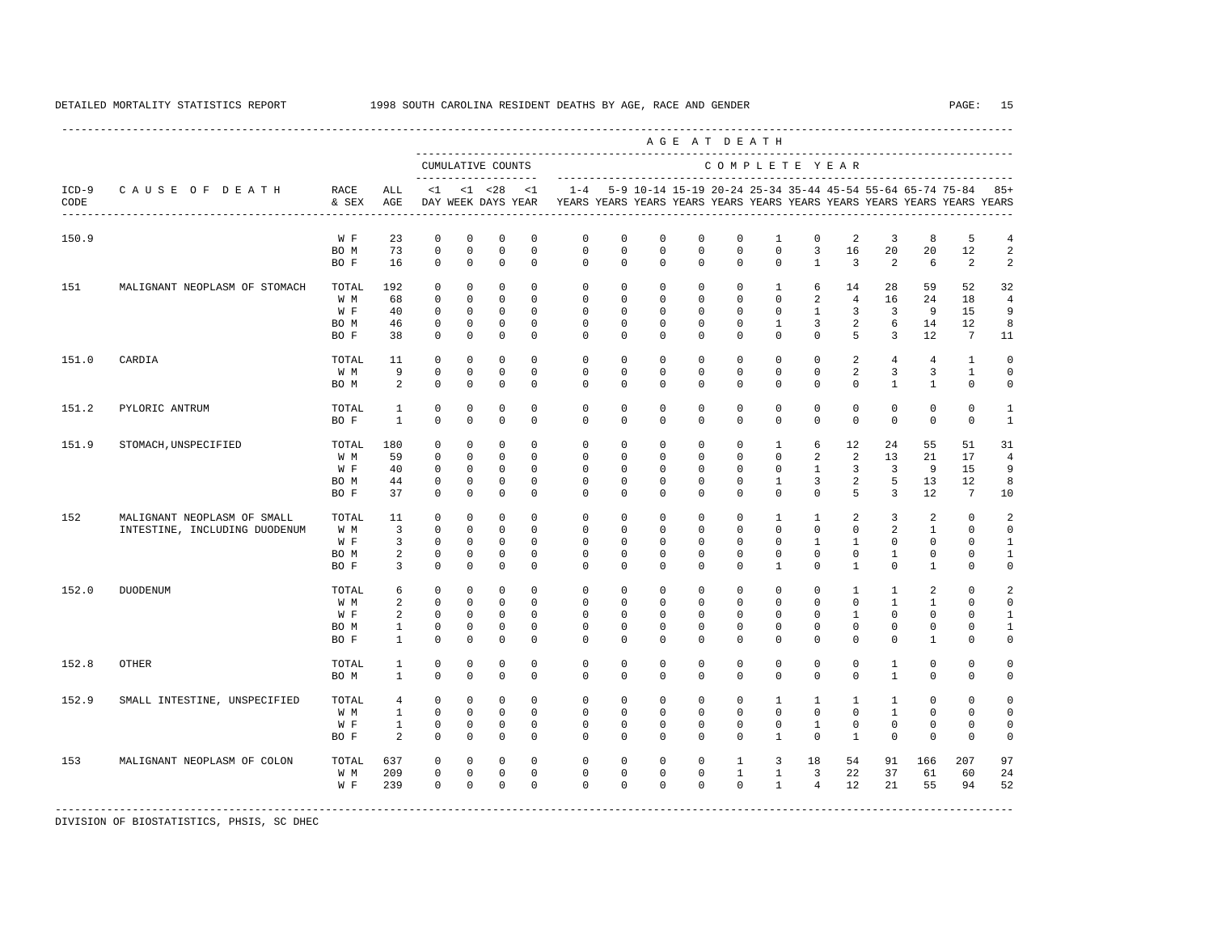DETAILED MORTALITY STATISTICS REPORT 1998 SOUTH CAROLINA RESIDENT DEATHS BY AGE, RACE AND GENDER

| ICD-9 CODE | CAUSE OF DEATH | RACE & SEX | ALL AGE | <1 DAY | <1 WEEK | <28 DAYS | <1 YEAR | 1-4 YEARS | 5-9 YEARS | 10-14 YEARS | 15-19 YEARS | 20-24 YEARS | 25-34 YEARS | 35-44 YEARS | 45-54 YEARS | 55-64 YEARS | 65-74 YEARS | 75-84 YEARS | 85+ YEARS |
|---|---|---|---|---|---|---|---|---|---|---|---|---|---|---|---|---|---|---|---|
| | | | | CUMULATIVE COUNTS | | | | COMPLETE YEAR | | | | | | | | | | | |
| 150.9 | | W F | 23 | 0 | 0 | 0 | 0 | 0 | 0 | 0 | 0 | 0 | 1 | 0 | 2 | 3 | 8 | 5 | 4 |
| | | BO M | 73 | 0 | 0 | 0 | 0 | 0 | 0 | 0 | 0 | 0 | 0 | 3 | 16 | 20 | 20 | 12 | 2 |
| | | BO F | 16 | 0 | 0 | 0 | 0 | 0 | 0 | 0 | 0 | 0 | 0 | 1 | 3 | 2 | 6 | 2 | 2 |
| 151 | MALIGNANT NEOPLASM OF STOMACH | TOTAL | 192 | 0 | 0 | 0 | 0 | 0 | 0 | 0 | 0 | 0 | 1 | 6 | 14 | 28 | 59 | 52 | 32 |
| | | W M | 68 | 0 | 0 | 0 | 0 | 0 | 0 | 0 | 0 | 0 | 0 | 2 | 4 | 16 | 24 | 18 | 4 |
| | | W F | 40 | 0 | 0 | 0 | 0 | 0 | 0 | 0 | 0 | 0 | 0 | 1 | 3 | 3 | 9 | 15 | 9 |
| | | BO M | 46 | 0 | 0 | 0 | 0 | 0 | 0 | 0 | 0 | 0 | 1 | 3 | 2 | 6 | 14 | 12 | 8 |
| | | BO F | 38 | 0 | 0 | 0 | 0 | 0 | 0 | 0 | 0 | 0 | 0 | 0 | 5 | 3 | 12 | 7 | 11 |
| 151.0 | CARDIA | TOTAL | 11 | 0 | 0 | 0 | 0 | 0 | 0 | 0 | 0 | 0 | 0 | 0 | 2 | 4 | 4 | 1 | 0 |
| | | W M | 9 | 0 | 0 | 0 | 0 | 0 | 0 | 0 | 0 | 0 | 0 | 0 | 2 | 3 | 3 | 1 | 0 |
| | | BO M | 2 | 0 | 0 | 0 | 0 | 0 | 0 | 0 | 0 | 0 | 0 | 0 | 0 | 1 | 1 | 0 | 0 |
| 151.2 | PYLORIC ANTRUM | TOTAL | 1 | 0 | 0 | 0 | 0 | 0 | 0 | 0 | 0 | 0 | 0 | 0 | 0 | 0 | 0 | 0 | 1 |
| | | BO F | 1 | 0 | 0 | 0 | 0 | 0 | 0 | 0 | 0 | 0 | 0 | 0 | 0 | 0 | 0 | 0 | 1 |
| 151.9 | STOMACH,UNSPECIFIED | TOTAL | 180 | 0 | 0 | 0 | 0 | 0 | 0 | 0 | 0 | 0 | 1 | 6 | 12 | 24 | 55 | 51 | 31 |
| | | W M | 59 | 0 | 0 | 0 | 0 | 0 | 0 | 0 | 0 | 0 | 0 | 2 | 2 | 13 | 21 | 17 | 4 |
| | | W F | 40 | 0 | 0 | 0 | 0 | 0 | 0 | 0 | 0 | 0 | 0 | 1 | 3 | 3 | 9 | 15 | 9 |
| | | BO M | 44 | 0 | 0 | 0 | 0 | 0 | 0 | 0 | 0 | 0 | 1 | 3 | 2 | 5 | 13 | 12 | 8 |
| | | BO F | 37 | 0 | 0 | 0 | 0 | 0 | 0 | 0 | 0 | 0 | 0 | 0 | 5 | 3 | 12 | 7 | 10 |
| 152 | MALIGNANT NEOPLASM OF SMALL INTESTINE, INCLUDING DUODENUM | TOTAL | 11 | 0 | 0 | 0 | 0 | 0 | 0 | 0 | 0 | 0 | 1 | 1 | 2 | 3 | 2 | 0 | 2 |
| | | W M | 3 | 0 | 0 | 0 | 0 | 0 | 0 | 0 | 0 | 0 | 0 | 0 | 0 | 2 | 1 | 0 | 0 |
| | | W F | 3 | 0 | 0 | 0 | 0 | 0 | 0 | 0 | 0 | 0 | 0 | 1 | 1 | 0 | 0 | 0 | 1 |
| | | BO M | 2 | 0 | 0 | 0 | 0 | 0 | 0 | 0 | 0 | 0 | 0 | 0 | 0 | 1 | 0 | 0 | 1 |
| | | BO F | 3 | 0 | 0 | 0 | 0 | 0 | 0 | 0 | 0 | 0 | 1 | 0 | 1 | 0 | 1 | 0 | 0 |
| 152.0 | DUODENUM | TOTAL | 6 | 0 | 0 | 0 | 0 | 0 | 0 | 0 | 0 | 0 | 0 | 0 | 1 | 1 | 2 | 0 | 2 |
| | | W M | 2 | 0 | 0 | 0 | 0 | 0 | 0 | 0 | 0 | 0 | 0 | 0 | 0 | 1 | 1 | 0 | 0 |
| | | W F | 2 | 0 | 0 | 0 | 0 | 0 | 0 | 0 | 0 | 0 | 0 | 0 | 1 | 0 | 0 | 0 | 1 |
| | | BO M | 1 | 0 | 0 | 0 | 0 | 0 | 0 | 0 | 0 | 0 | 0 | 0 | 0 | 0 | 0 | 0 | 1 |
| | | BO F | 1 | 0 | 0 | 0 | 0 | 0 | 0 | 0 | 0 | 0 | 0 | 0 | 0 | 0 | 1 | 0 | 0 |
| 152.8 | OTHER | TOTAL | 1 | 0 | 0 | 0 | 0 | 0 | 0 | 0 | 0 | 0 | 0 | 0 | 0 | 1 | 0 | 0 | 0 |
| | | BO M | 1 | 0 | 0 | 0 | 0 | 0 | 0 | 0 | 0 | 0 | 0 | 0 | 0 | 1 | 0 | 0 | 0 |
| 152.9 | SMALL INTESTINE, UNSPECIFIED | TOTAL | 4 | 0 | 0 | 0 | 0 | 0 | 0 | 0 | 0 | 0 | 1 | 1 | 1 | 1 | 0 | 0 | 0 |
| | | W M | 1 | 0 | 0 | 0 | 0 | 0 | 0 | 0 | 0 | 0 | 0 | 0 | 0 | 1 | 0 | 0 | 0 |
| | | W F | 1 | 0 | 0 | 0 | 0 | 0 | 0 | 0 | 0 | 0 | 0 | 1 | 0 | 0 | 0 | 0 | 0 |
| | | BO F | 2 | 0 | 0 | 0 | 0 | 0 | 0 | 0 | 0 | 0 | 1 | 0 | 1 | 0 | 0 | 0 | 0 |
| 153 | MALIGNANT NEOPLASM OF COLON | TOTAL | 637 | 0 | 0 | 0 | 0 | 0 | 0 | 0 | 0 | 1 | 3 | 18 | 54 | 91 | 166 | 207 | 97 |
| | | W M | 209 | 0 | 0 | 0 | 0 | 0 | 0 | 0 | 0 | 1 | 1 | 3 | 22 | 37 | 61 | 60 | 24 |
| | | W F | 239 | 0 | 0 | 0 | 0 | 0 | 0 | 0 | 0 | 0 | 1 | 4 | 12 | 21 | 55 | 94 | 52 |

DIVISION OF BIOSTATISTICS, PHSIS, SC DHEC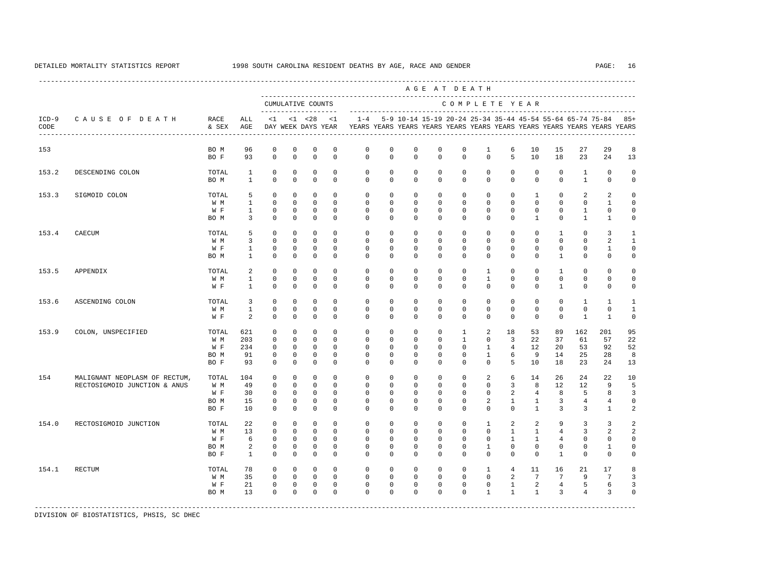DETAILED MORTALITY STATISTICS REPORT 1998 SOUTH CAROLINA RESIDENT DEATHS BY AGE, RACE AND GENDER

| ICD-9 CODE | CAUSE OF DEATH | RACE & SEX | ALL AGE | <1 DAY | <1 WEEK | <28 DAYS | <1 YEAR | 1-4 YEARS | 5-9 YEARS | 10-14 YEARS | 15-19 YEARS | 20-24 YEARS | 25-34 YEARS | 35-44 YEARS | 45-54 YEARS | 55-64 YEARS | 65-74 YEARS | 75-84 YEARS | 85+ YEARS |
|---|---|---|---|---|---|---|---|---|---|---|---|---|---|---|---|---|---|---|---|
| | | | | CUMULATIVE COUNTS | | | | COMPLETE YEAR | | | | | | | | | | | |
| 153 | | BO M | 96 | 0 | 0 | 0 | 0 | 0 | 0 | 0 | 0 | 0 | 1 | 6 | 10 | 15 | 27 | 29 | 8 |
| | | BO F | 93 | 0 | 0 | 0 | 0 | 0 | 0 | 0 | 0 | 0 | 0 | 5 | 10 | 18 | 23 | 24 | 13 |
| 153.2 | DESCENDING COLON | TOTAL | 1 | 0 | 0 | 0 | 0 | 0 | 0 | 0 | 0 | 0 | 0 | 0 | 0 | 0 | 1 | 0 | 0 |
| | | BO M | 1 | 0 | 0 | 0 | 0 | 0 | 0 | 0 | 0 | 0 | 0 | 0 | 0 | 0 | 1 | 0 | 0 |
| 153.3 | SIGMOID COLON | TOTAL | 5 | 0 | 0 | 0 | 0 | 0 | 0 | 0 | 0 | 0 | 0 | 0 | 1 | 0 | 2 | 2 | 0 |
| | | W M | 1 | 0 | 0 | 0 | 0 | 0 | 0 | 0 | 0 | 0 | 0 | 0 | 0 | 0 | 0 | 1 | 0 |
| | | W F | 1 | 0 | 0 | 0 | 0 | 0 | 0 | 0 | 0 | 0 | 0 | 0 | 0 | 0 | 1 | 0 | 0 |
| | | BO M | 3 | 0 | 0 | 0 | 0 | 0 | 0 | 0 | 0 | 0 | 0 | 0 | 1 | 0 | 1 | 1 | 0 |
| 153.4 | CAECUM | TOTAL | 5 | 0 | 0 | 0 | 0 | 0 | 0 | 0 | 0 | 0 | 0 | 0 | 0 | 1 | 0 | 3 | 1 |
| | | W M | 3 | 0 | 0 | 0 | 0 | 0 | 0 | 0 | 0 | 0 | 0 | 0 | 0 | 0 | 0 | 2 | 1 |
| | | W F | 1 | 0 | 0 | 0 | 0 | 0 | 0 | 0 | 0 | 0 | 0 | 0 | 0 | 0 | 0 | 1 | 0 |
| | | BO M | 1 | 0 | 0 | 0 | 0 | 0 | 0 | 0 | 0 | 0 | 0 | 0 | 0 | 1 | 0 | 0 | 0 |
| 153.5 | APPENDIX | TOTAL | 2 | 0 | 0 | 0 | 0 | 0 | 0 | 0 | 0 | 0 | 1 | 0 | 0 | 1 | 0 | 0 | 0 |
| | | W M | 1 | 0 | 0 | 0 | 0 | 0 | 0 | 0 | 0 | 0 | 1 | 0 | 0 | 0 | 0 | 0 | 0 |
| | | W F | 1 | 0 | 0 | 0 | 0 | 0 | 0 | 0 | 0 | 0 | 0 | 0 | 0 | 1 | 0 | 0 | 0 |
| 153.6 | ASCENDING COLON | TOTAL | 3 | 0 | 0 | 0 | 0 | 0 | 0 | 0 | 0 | 0 | 0 | 0 | 0 | 0 | 1 | 1 | 1 |
| | | W M | 1 | 0 | 0 | 0 | 0 | 0 | 0 | 0 | 0 | 0 | 0 | 0 | 0 | 0 | 0 | 0 | 1 |
| | | W F | 2 | 0 | 0 | 0 | 0 | 0 | 0 | 0 | 0 | 0 | 0 | 0 | 0 | 0 | 1 | 1 | 0 |
| 153.9 | COLON, UNSPECIFIED | TOTAL | 621 | 0 | 0 | 0 | 0 | 0 | 0 | 0 | 0 | 1 | 2 | 18 | 53 | 89 | 162 | 201 | 95 |
| | | W M | 203 | 0 | 0 | 0 | 0 | 0 | 0 | 0 | 0 | 1 | 0 | 3 | 22 | 37 | 61 | 57 | 22 |
| | | W F | 234 | 0 | 0 | 0 | 0 | 0 | 0 | 0 | 0 | 0 | 1 | 4 | 12 | 20 | 53 | 92 | 52 |
| | | BO M | 91 | 0 | 0 | 0 | 0 | 0 | 0 | 0 | 0 | 0 | 1 | 6 | 9 | 14 | 25 | 28 | 8 |
| | | BO F | 93 | 0 | 0 | 0 | 0 | 0 | 0 | 0 | 0 | 0 | 0 | 5 | 10 | 18 | 23 | 24 | 13 |
| 154 | MALIGNANT NEOPLASM OF RECTUM, RECTOSIGMOID JUNCTION & ANUS | TOTAL | 104 | 0 | 0 | 0 | 0 | 0 | 0 | 0 | 0 | 0 | 2 | 6 | 14 | 26 | 24 | 22 | 10 |
| | | W M | 49 | 0 | 0 | 0 | 0 | 0 | 0 | 0 | 0 | 0 | 0 | 3 | 8 | 12 | 12 | 9 | 5 |
| | | W F | 30 | 0 | 0 | 0 | 0 | 0 | 0 | 0 | 0 | 0 | 0 | 2 | 4 | 8 | 5 | 8 | 3 |
| | | BO M | 15 | 0 | 0 | 0 | 0 | 0 | 0 | 0 | 0 | 0 | 2 | 1 | 1 | 3 | 4 | 4 | 0 |
| | | BO F | 10 | 0 | 0 | 0 | 0 | 0 | 0 | 0 | 0 | 0 | 0 | 0 | 1 | 3 | 3 | 1 | 2 |
| 154.0 | RECTOSIGMOID JUNCTION | TOTAL | 22 | 0 | 0 | 0 | 0 | 0 | 0 | 0 | 0 | 0 | 1 | 2 | 2 | 9 | 3 | 3 | 2 |
| | | W M | 13 | 0 | 0 | 0 | 0 | 0 | 0 | 0 | 0 | 0 | 0 | 1 | 1 | 4 | 3 | 2 | 2 |
| | | W F | 6 | 0 | 0 | 0 | 0 | 0 | 0 | 0 | 0 | 0 | 0 | 1 | 1 | 4 | 0 | 0 | 0 |
| | | BO M | 2 | 0 | 0 | 0 | 0 | 0 | 0 | 0 | 0 | 0 | 1 | 0 | 0 | 0 | 0 | 1 | 0 |
| | | BO F | 1 | 0 | 0 | 0 | 0 | 0 | 0 | 0 | 0 | 0 | 0 | 0 | 0 | 1 | 0 | 0 | 0 |
| 154.1 | RECTUM | TOTAL | 78 | 0 | 0 | 0 | 0 | 0 | 0 | 0 | 0 | 0 | 1 | 4 | 11 | 16 | 21 | 17 | 8 |
| | | W M | 35 | 0 | 0 | 0 | 0 | 0 | 0 | 0 | 0 | 0 | 0 | 2 | 7 | 7 | 9 | 7 | 3 |
| | | W F | 21 | 0 | 0 | 0 | 0 | 0 | 0 | 0 | 0 | 0 | 0 | 1 | 2 | 4 | 5 | 6 | 3 |
| | | BO M | 13 | 0 | 0 | 0 | 0 | 0 | 0 | 0 | 0 | 0 | 1 | 1 | 1 | 3 | 4 | 3 | 0 |

DIVISION OF BIOSTATISTICS, PHSIS, SC DHEC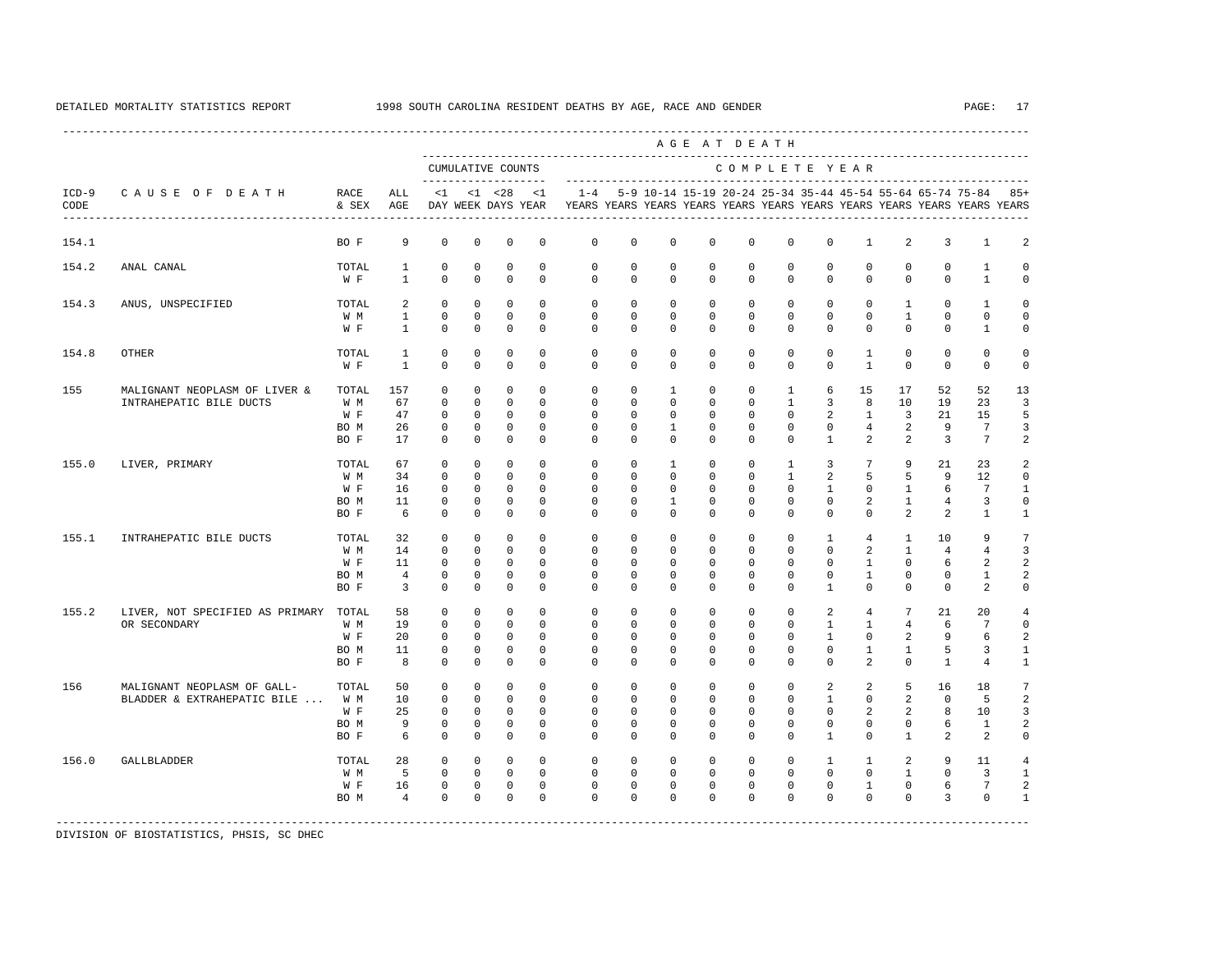DETAILED MORTALITY STATISTICS REPORT 1998 SOUTH CAROLINA RESIDENT DEATHS BY AGE, RACE AND GENDER

| ICD-9 CODE | CAUSE OF DEATH | RACE & SEX | ALL AGE | CUMULATIVE COUNTS <1 DAY | <1 WEEK | <28 DAYS | <1 YEAR | COMPLETE YEAR 1-4 YEARS | 5-9 YEARS | 10-14 YEARS | 15-19 YEARS | 20-24 YEARS | 25-34 YEARS | 35-44 YEARS | 45-54 YEARS | 55-64 YEARS | 65-74 YEARS | 75-84 YEARS | 85+ YEARS |
|---|---|---|---|---|---|---|---|---|---|---|---|---|---|---|---|---|---|---|---|
| 154.1 | | BO F | 9 | 0 | 0 | 0 | 0 | 0 | 0 | 0 | 0 | 0 | 0 | 0 | 1 | 2 | 3 | 1 | 2 |
| 154.2 | ANAL CANAL | TOTAL | 1 | 0 | 0 | 0 | 0 | 0 | 0 | 0 | 0 | 0 | 0 | 0 | 0 | 0 | 0 | 1 | 0 |
| | | W F | 1 | 0 | 0 | 0 | 0 | 0 | 0 | 0 | 0 | 0 | 0 | 0 | 0 | 0 | 0 | 1 | 0 |
| 154.3 | ANUS, UNSPECIFIED | TOTAL | 2 | 0 | 0 | 0 | 0 | 0 | 0 | 0 | 0 | 0 | 0 | 0 | 0 | 1 | 0 | 1 | 0 |
| | | W M | 1 | 0 | 0 | 0 | 0 | 0 | 0 | 0 | 0 | 0 | 0 | 0 | 0 | 1 | 0 | 0 | 0 |
| | | W F | 1 | 0 | 0 | 0 | 0 | 0 | 0 | 0 | 0 | 0 | 0 | 0 | 0 | 0 | 0 | 1 | 0 |
| 154.8 | OTHER | TOTAL | 1 | 0 | 0 | 0 | 0 | 0 | 0 | 0 | 0 | 0 | 0 | 0 | 1 | 0 | 0 | 0 | 0 |
| | | W F | 1 | 0 | 0 | 0 | 0 | 0 | 0 | 0 | 0 | 0 | 0 | 0 | 1 | 0 | 0 | 0 | 0 |
| 155 | MALIGNANT NEOPLASM OF LIVER & INTRAHEPATIC BILE DUCTS | TOTAL | 157 | 0 | 0 | 0 | 0 | 0 | 0 | 1 | 0 | 0 | 1 | 6 | 15 | 17 | 52 | 52 | 13 |
| | | W M | 67 | 0 | 0 | 0 | 0 | 0 | 0 | 0 | 0 | 0 | 1 | 3 | 8 | 10 | 19 | 23 | 3 |
| | | W F | 47 | 0 | 0 | 0 | 0 | 0 | 0 | 0 | 0 | 0 | 0 | 2 | 1 | 3 | 21 | 15 | 5 |
| | | BO M | 26 | 0 | 0 | 0 | 0 | 0 | 0 | 1 | 0 | 0 | 0 | 0 | 4 | 2 | 9 | 7 | 3 |
| | | BO F | 17 | 0 | 0 | 0 | 0 | 0 | 0 | 0 | 0 | 0 | 0 | 1 | 2 | 2 | 3 | 7 | 2 |
| 155.0 | LIVER, PRIMARY | TOTAL | 67 | 0 | 0 | 0 | 0 | 0 | 0 | 1 | 0 | 0 | 1 | 3 | 7 | 9 | 21 | 23 | 2 |
| | | W M | 34 | 0 | 0 | 0 | 0 | 0 | 0 | 0 | 0 | 0 | 1 | 2 | 5 | 5 | 9 | 12 | 0 |
| | | W F | 16 | 0 | 0 | 0 | 0 | 0 | 0 | 0 | 0 | 0 | 0 | 1 | 0 | 1 | 6 | 7 | 1 |
| | | BO M | 11 | 0 | 0 | 0 | 0 | 0 | 0 | 1 | 0 | 0 | 0 | 0 | 2 | 1 | 4 | 3 | 0 |
| | | BO F | 6 | 0 | 0 | 0 | 0 | 0 | 0 | 0 | 0 | 0 | 0 | 0 | 0 | 2 | 2 | 1 | 1 |
| 155.1 | INTRAHEPATIC BILE DUCTS | TOTAL | 32 | 0 | 0 | 0 | 0 | 0 | 0 | 0 | 0 | 0 | 0 | 1 | 4 | 1 | 10 | 9 | 7 |
| | | W M | 14 | 0 | 0 | 0 | 0 | 0 | 0 | 0 | 0 | 0 | 0 | 0 | 2 | 1 | 4 | 4 | 3 |
| | | W F | 11 | 0 | 0 | 0 | 0 | 0 | 0 | 0 | 0 | 0 | 0 | 0 | 1 | 0 | 6 | 2 | 2 |
| | | BO M | 4 | 0 | 0 | 0 | 0 | 0 | 0 | 0 | 0 | 0 | 0 | 0 | 1 | 0 | 0 | 1 | 2 |
| | | BO F | 3 | 0 | 0 | 0 | 0 | 0 | 0 | 0 | 0 | 0 | 0 | 1 | 0 | 0 | 0 | 2 | 0 |
| 155.2 | LIVER, NOT SPECIFIED AS PRIMARY OR SECONDARY | TOTAL | 58 | 0 | 0 | 0 | 0 | 0 | 0 | 0 | 0 | 0 | 0 | 2 | 4 | 7 | 21 | 20 | 4 |
| | | W M | 19 | 0 | 0 | 0 | 0 | 0 | 0 | 0 | 0 | 0 | 0 | 1 | 1 | 4 | 6 | 7 | 0 |
| | | W F | 20 | 0 | 0 | 0 | 0 | 0 | 0 | 0 | 0 | 0 | 0 | 1 | 0 | 2 | 9 | 6 | 2 |
| | | BO M | 11 | 0 | 0 | 0 | 0 | 0 | 0 | 0 | 0 | 0 | 0 | 0 | 1 | 1 | 5 | 3 | 1 |
| | | BO F | 8 | 0 | 0 | 0 | 0 | 0 | 0 | 0 | 0 | 0 | 0 | 0 | 2 | 0 | 1 | 4 | 1 |
| 156 | MALIGNANT NEOPLASM OF GALL-BLADDER & EXTRAHEPATIC BILE ... | TOTAL | 50 | 0 | 0 | 0 | 0 | 0 | 0 | 0 | 0 | 0 | 0 | 2 | 2 | 5 | 16 | 18 | 7 |
| | | W M | 10 | 0 | 0 | 0 | 0 | 0 | 0 | 0 | 0 | 0 | 0 | 1 | 0 | 2 | 0 | 5 | 2 |
| | | W F | 25 | 0 | 0 | 0 | 0 | 0 | 0 | 0 | 0 | 0 | 0 | 0 | 2 | 2 | 8 | 10 | 3 |
| | | BO M | 9 | 0 | 0 | 0 | 0 | 0 | 0 | 0 | 0 | 0 | 0 | 0 | 0 | 0 | 6 | 1 | 2 |
| | | BO F | 6 | 0 | 0 | 0 | 0 | 0 | 0 | 0 | 0 | 0 | 0 | 1 | 0 | 1 | 2 | 2 | 0 |
| 156.0 | GALLBLADDER | TOTAL | 28 | 0 | 0 | 0 | 0 | 0 | 0 | 0 | 0 | 0 | 0 | 1 | 1 | 2 | 9 | 11 | 4 |
| | | W M | 5 | 0 | 0 | 0 | 0 | 0 | 0 | 0 | 0 | 0 | 0 | 0 | 0 | 1 | 0 | 3 | 1 |
| | | W F | 16 | 0 | 0 | 0 | 0 | 0 | 0 | 0 | 0 | 0 | 0 | 0 | 1 | 0 | 6 | 7 | 2 |
| | | BO M | 4 | 0 | 0 | 0 | 0 | 0 | 0 | 0 | 0 | 0 | 0 | 0 | 0 | 0 | 3 | 0 | 1 |

DIVISION OF BIOSTATISTICS, PHSIS, SC DHEC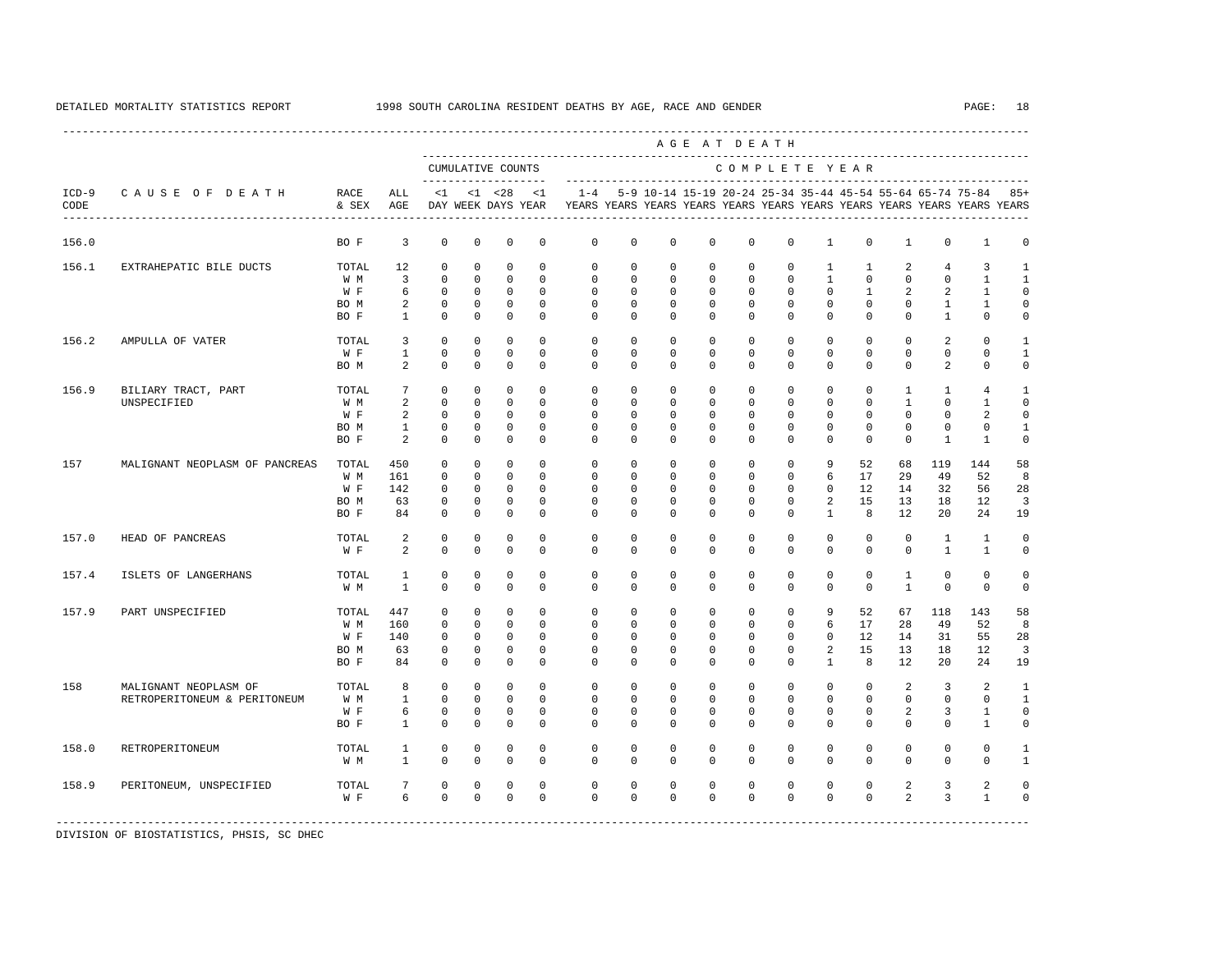DETAILED MORTALITY STATISTICS REPORT 1998 SOUTH CAROLINA RESIDENT DEATHS BY AGE, RACE AND GENDER

| ICD-9 CODE | CAUSE OF DEATH | RACE & SEX | ALL AGE | CUMULATIVE COUNTS <1 DAY | <1 WEEK | <28 DAYS | <1 YEAR | 1-4 YEARS | 5-9 YEARS | 10-14 YEARS | 15-19 YEARS | 20-24 YEARS | 25-34 YEARS | 35-44 YEARS | 45-54 YEARS | 55-64 YEARS | 65-74 YEARS | 75-84 YEARS | 85+ YEARS |
|---|---|---|---|---|---|---|---|---|---|---|---|---|---|---|---|---|---|---|---|
| 156.0 | | BO F | 3 | 0 | 0 | 0 | 0 | 0 | 0 | 0 | 0 | 0 | 0 | 1 | 0 | 1 | 0 | 1 | 0 |
| 156.1 | EXTRAHEPATIC BILE DUCTS | TOTAL | 12 | 0 | 0 | 0 | 0 | 0 | 0 | 0 | 0 | 0 | 0 | 1 | 1 | 2 | 4 | 3 | 1 |
| | | W M | 3 | 0 | 0 | 0 | 0 | 0 | 0 | 0 | 0 | 0 | 0 | 1 | 0 | 0 | 0 | 1 | 1 |
| | | W F | 6 | 0 | 0 | 0 | 0 | 0 | 0 | 0 | 0 | 0 | 0 | 0 | 1 | 2 | 2 | 1 | 0 |
| | | BO M | 2 | 0 | 0 | 0 | 0 | 0 | 0 | 0 | 0 | 0 | 0 | 0 | 0 | 0 | 1 | 1 | 0 |
| | | BO F | 1 | 0 | 0 | 0 | 0 | 0 | 0 | 0 | 0 | 0 | 0 | 0 | 0 | 0 | 1 | 0 | 0 |
| 156.2 | AMPULLA OF VATER | TOTAL | 3 | 0 | 0 | 0 | 0 | 0 | 0 | 0 | 0 | 0 | 0 | 0 | 0 | 0 | 2 | 0 | 1 |
| | | W F | 1 | 0 | 0 | 0 | 0 | 0 | 0 | 0 | 0 | 0 | 0 | 0 | 0 | 0 | 0 | 0 | 1 |
| | | BO M | 2 | 0 | 0 | 0 | 0 | 0 | 0 | 0 | 0 | 0 | 0 | 0 | 0 | 0 | 2 | 0 | 0 |
| 156.9 | BILIARY TRACT, PART UNSPECIFIED | TOTAL | 7 | 0 | 0 | 0 | 0 | 0 | 0 | 0 | 0 | 0 | 0 | 0 | 0 | 1 | 1 | 4 | 1 |
| | | W M | 2 | 0 | 0 | 0 | 0 | 0 | 0 | 0 | 0 | 0 | 0 | 0 | 0 | 1 | 0 | 1 | 0 |
| | | W F | 2 | 0 | 0 | 0 | 0 | 0 | 0 | 0 | 0 | 0 | 0 | 0 | 0 | 0 | 0 | 2 | 0 |
| | | BO M | 1 | 0 | 0 | 0 | 0 | 0 | 0 | 0 | 0 | 0 | 0 | 0 | 0 | 0 | 0 | 0 | 1 |
| | | BO F | 2 | 0 | 0 | 0 | 0 | 0 | 0 | 0 | 0 | 0 | 0 | 0 | 0 | 0 | 1 | 1 | 0 |
| 157 | MALIGNANT NEOPLASM OF PANCREAS | TOTAL | 450 | 0 | 0 | 0 | 0 | 0 | 0 | 0 | 0 | 0 | 0 | 9 | 52 | 68 | 119 | 144 | 58 |
| | | W M | 161 | 0 | 0 | 0 | 0 | 0 | 0 | 0 | 0 | 0 | 0 | 6 | 17 | 29 | 49 | 52 | 8 |
| | | W F | 142 | 0 | 0 | 0 | 0 | 0 | 0 | 0 | 0 | 0 | 0 | 0 | 12 | 14 | 32 | 56 | 28 |
| | | BO M | 63 | 0 | 0 | 0 | 0 | 0 | 0 | 0 | 0 | 0 | 0 | 2 | 15 | 13 | 18 | 12 | 3 |
| | | BO F | 84 | 0 | 0 | 0 | 0 | 0 | 0 | 0 | 0 | 0 | 0 | 1 | 8 | 12 | 20 | 24 | 19 |
| 157.0 | HEAD OF PANCREAS | TOTAL | 2 | 0 | 0 | 0 | 0 | 0 | 0 | 0 | 0 | 0 | 0 | 0 | 0 | 0 | 1 | 1 | 0 |
| | | W F | 2 | 0 | 0 | 0 | 0 | 0 | 0 | 0 | 0 | 0 | 0 | 0 | 0 | 0 | 1 | 1 | 0 |
| 157.4 | ISLETS OF LANGERHANS | TOTAL | 1 | 0 | 0 | 0 | 0 | 0 | 0 | 0 | 0 | 0 | 0 | 0 | 0 | 1 | 0 | 0 | 0 |
| | | W M | 1 | 0 | 0 | 0 | 0 | 0 | 0 | 0 | 0 | 0 | 0 | 0 | 0 | 1 | 0 | 0 | 0 |
| 157.9 | PART UNSPECIFIED | TOTAL | 447 | 0 | 0 | 0 | 0 | 0 | 0 | 0 | 0 | 0 | 0 | 9 | 52 | 67 | 118 | 143 | 58 |
| | | W M | 160 | 0 | 0 | 0 | 0 | 0 | 0 | 0 | 0 | 0 | 0 | 6 | 17 | 28 | 49 | 52 | 8 |
| | | W F | 140 | 0 | 0 | 0 | 0 | 0 | 0 | 0 | 0 | 0 | 0 | 0 | 12 | 14 | 31 | 55 | 28 |
| | | BO M | 63 | 0 | 0 | 0 | 0 | 0 | 0 | 0 | 0 | 0 | 0 | 2 | 15 | 13 | 18 | 12 | 3 |
| | | BO F | 84 | 0 | 0 | 0 | 0 | 0 | 0 | 0 | 0 | 0 | 0 | 1 | 8 | 12 | 20 | 24 | 19 |
| 158 | MALIGNANT NEOPLASM OF RETROPERITONEUM & PERITONEUM | TOTAL | 8 | 0 | 0 | 0 | 0 | 0 | 0 | 0 | 0 | 0 | 0 | 0 | 0 | 2 | 3 | 2 | 1 |
| | | W M | 1 | 0 | 0 | 0 | 0 | 0 | 0 | 0 | 0 | 0 | 0 | 0 | 0 | 0 | 0 | 0 | 1 |
| | | W F | 6 | 0 | 0 | 0 | 0 | 0 | 0 | 0 | 0 | 0 | 0 | 0 | 0 | 2 | 3 | 1 | 0 |
| | | BO F | 1 | 0 | 0 | 0 | 0 | 0 | 0 | 0 | 0 | 0 | 0 | 0 | 0 | 0 | 0 | 1 | 0 |
| 158.0 | RETROPERITONEUM | TOTAL | 1 | 0 | 0 | 0 | 0 | 0 | 0 | 0 | 0 | 0 | 0 | 0 | 0 | 0 | 0 | 0 | 1 |
| | | W M | 1 | 0 | 0 | 0 | 0 | 0 | 0 | 0 | 0 | 0 | 0 | 0 | 0 | 0 | 0 | 0 | 1 |
| 158.9 | PERITONEUM, UNSPECIFIED | TOTAL | 7 | 0 | 0 | 0 | 0 | 0 | 0 | 0 | 0 | 0 | 0 | 0 | 0 | 2 | 3 | 2 | 0 |
| | | W F | 6 | 0 | 0 | 0 | 0 | 0 | 0 | 0 | 0 | 0 | 0 | 0 | 0 | 2 | 3 | 1 | 0 |

DIVISION OF BIOSTATISTICS, PHSIS, SC DHEC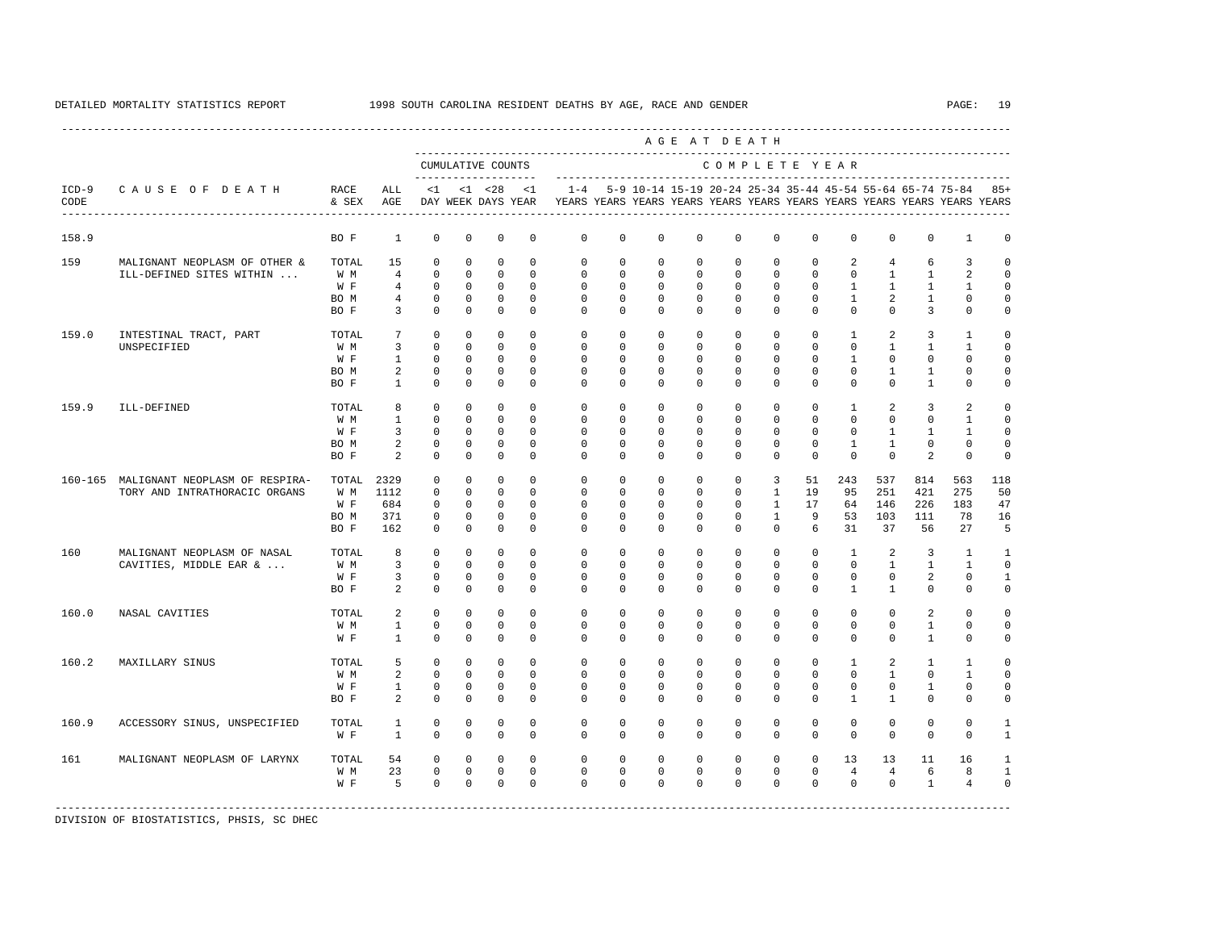DETAILED MORTALITY STATISTICS REPORT 1998 SOUTH CAROLINA RESIDENT DEATHS BY AGE, RACE AND GENDER

| ICD-9 CODE | CAUSE OF DEATH | RACE & SEX | ALL AGE | <1 DAY | <1 WEEK | <28 DAYS | <1 YEAR | 1-4 YEARS | 5-9 YEARS | 10-14 YEARS | 15-19 YEARS | 20-24 YEARS | 25-34 YEARS | 35-44 YEARS | 45-54 YEARS | 55-64 YEARS | 65-74 YEARS | 75-84 YEARS | 85+ YEARS |
|---|---|---|---|---|---|---|---|---|---|---|---|---|---|---|---|---|---|---|---|
| | | | | CUMULATIVE COUNTS | | | | COMPLETE YEAR | | | | | | | | | | | |
| 158.9 | | BO F | 1 | 0 | 0 | 0 | 0 | 0 | 0 | 0 | 0 | 0 | 0 | 0 | 0 | 0 | 0 | 1 | 0 |
| 159 | MALIGNANT NEOPLASM OF OTHER & ILL-DEFINED SITES WITHIN ... | TOTAL | 15 | 0 | 0 | 0 | 0 | 0 | 0 | 0 | 0 | 0 | 0 | 0 | 2 | 4 | 6 | 3 | 0 |
| | | W M | 4 | 0 | 0 | 0 | 0 | 0 | 0 | 0 | 0 | 0 | 0 | 0 | 0 | 1 | 1 | 2 | 0 |
| | | W F | 4 | 0 | 0 | 0 | 0 | 0 | 0 | 0 | 0 | 0 | 0 | 0 | 1 | 1 | 1 | 1 | 0 |
| | | BO M | 4 | 0 | 0 | 0 | 0 | 0 | 0 | 0 | 0 | 0 | 0 | 0 | 1 | 2 | 1 | 0 | 0 |
| | | BO F | 3 | 0 | 0 | 0 | 0 | 0 | 0 | 0 | 0 | 0 | 0 | 0 | 0 | 0 | 3 | 0 | 0 |
| 159.0 | INTESTINAL TRACT, PART UNSPECIFIED | TOTAL | 7 | 0 | 0 | 0 | 0 | 0 | 0 | 0 | 0 | 0 | 0 | 0 | 1 | 2 | 3 | 1 | 0 |
| | | W M | 3 | 0 | 0 | 0 | 0 | 0 | 0 | 0 | 0 | 0 | 0 | 0 | 0 | 1 | 1 | 1 | 0 |
| | | W F | 1 | 0 | 0 | 0 | 0 | 0 | 0 | 0 | 0 | 0 | 0 | 0 | 1 | 0 | 0 | 0 | 0 |
| | | BO M | 2 | 0 | 0 | 0 | 0 | 0 | 0 | 0 | 0 | 0 | 0 | 0 | 0 | 1 | 1 | 0 | 0 |
| | | BO F | 1 | 0 | 0 | 0 | 0 | 0 | 0 | 0 | 0 | 0 | 0 | 0 | 0 | 0 | 1 | 0 | 0 |
| 159.9 | ILL-DEFINED | TOTAL | 8 | 0 | 0 | 0 | 0 | 0 | 0 | 0 | 0 | 0 | 0 | 0 | 1 | 2 | 3 | 2 | 0 |
| | | W M | 1 | 0 | 0 | 0 | 0 | 0 | 0 | 0 | 0 | 0 | 0 | 0 | 0 | 0 | 0 | 1 | 0 |
| | | W F | 3 | 0 | 0 | 0 | 0 | 0 | 0 | 0 | 0 | 0 | 0 | 0 | 0 | 1 | 1 | 1 | 0 |
| | | BO M | 2 | 0 | 0 | 0 | 0 | 0 | 0 | 0 | 0 | 0 | 0 | 0 | 1 | 1 | 0 | 0 | 0 |
| | | BO F | 2 | 0 | 0 | 0 | 0 | 0 | 0 | 0 | 0 | 0 | 0 | 0 | 0 | 0 | 2 | 0 | 0 |
| 160-165 | MALIGNANT NEOPLASM OF RESPIRATORY AND INTRATHORACIC ORGANS | TOTAL | 2329 | 0 | 0 | 0 | 0 | 0 | 0 | 0 | 0 | 0 | 3 | 51 | 243 | 537 | 814 | 563 | 118 |
| | | W M | 1112 | 0 | 0 | 0 | 0 | 0 | 0 | 0 | 0 | 0 | 1 | 19 | 95 | 251 | 421 | 275 | 50 |
| | | W F | 684 | 0 | 0 | 0 | 0 | 0 | 0 | 0 | 0 | 0 | 1 | 17 | 64 | 146 | 226 | 183 | 47 |
| | | BO M | 371 | 0 | 0 | 0 | 0 | 0 | 0 | 0 | 0 | 0 | 1 | 9 | 53 | 103 | 111 | 78 | 16 |
| | | BO F | 162 | 0 | 0 | 0 | 0 | 0 | 0 | 0 | 0 | 0 | 0 | 6 | 31 | 37 | 56 | 27 | 5 |
| 160 | MALIGNANT NEOPLASM OF NASAL CAVITIES, MIDDLE EAR & ... | TOTAL | 8 | 0 | 0 | 0 | 0 | 0 | 0 | 0 | 0 | 0 | 0 | 0 | 1 | 2 | 3 | 1 | 1 |
| | | W M | 3 | 0 | 0 | 0 | 0 | 0 | 0 | 0 | 0 | 0 | 0 | 0 | 0 | 1 | 1 | 1 | 0 |
| | | W F | 3 | 0 | 0 | 0 | 0 | 0 | 0 | 0 | 0 | 0 | 0 | 0 | 0 | 0 | 2 | 0 | 1 |
| | | BO F | 2 | 0 | 0 | 0 | 0 | 0 | 0 | 0 | 0 | 0 | 0 | 0 | 1 | 1 | 0 | 0 | 0 |
| 160.0 | NASAL CAVITIES | TOTAL | 2 | 0 | 0 | 0 | 0 | 0 | 0 | 0 | 0 | 0 | 0 | 0 | 0 | 0 | 2 | 0 | 0 |
| | | W M | 1 | 0 | 0 | 0 | 0 | 0 | 0 | 0 | 0 | 0 | 0 | 0 | 0 | 0 | 1 | 0 | 0 |
| | | W F | 1 | 0 | 0 | 0 | 0 | 0 | 0 | 0 | 0 | 0 | 0 | 0 | 0 | 0 | 1 | 0 | 0 |
| 160.2 | MAXILLARY SINUS | TOTAL | 5 | 0 | 0 | 0 | 0 | 0 | 0 | 0 | 0 | 0 | 0 | 0 | 1 | 2 | 1 | 1 | 0 |
| | | W M | 2 | 0 | 0 | 0 | 0 | 0 | 0 | 0 | 0 | 0 | 0 | 0 | 0 | 1 | 0 | 1 | 0 |
| | | W F | 1 | 0 | 0 | 0 | 0 | 0 | 0 | 0 | 0 | 0 | 0 | 0 | 0 | 0 | 1 | 0 | 0 |
| | | BO F | 2 | 0 | 0 | 0 | 0 | 0 | 0 | 0 | 0 | 0 | 0 | 0 | 1 | 1 | 0 | 0 | 0 |
| 160.9 | ACCESSORY SINUS, UNSPECIFIED | TOTAL | 1 | 0 | 0 | 0 | 0 | 0 | 0 | 0 | 0 | 0 | 0 | 0 | 0 | 0 | 0 | 0 | 1 |
| | | W F | 1 | 0 | 0 | 0 | 0 | 0 | 0 | 0 | 0 | 0 | 0 | 0 | 0 | 0 | 0 | 0 | 1 |
| 161 | MALIGNANT NEOPLASM OF LARYNX | TOTAL | 54 | 0 | 0 | 0 | 0 | 0 | 0 | 0 | 0 | 0 | 0 | 0 | 13 | 13 | 11 | 16 | 1 |
| | | W M | 23 | 0 | 0 | 0 | 0 | 0 | 0 | 0 | 0 | 0 | 0 | 0 | 4 | 4 | 6 | 8 | 1 |
| | | W F | 5 | 0 | 0 | 0 | 0 | 0 | 0 | 0 | 0 | 0 | 0 | 0 | 0 | 0 | 1 | 4 | 0 |

DIVISION OF BIOSTATISTICS, PHSIS, SC DHEC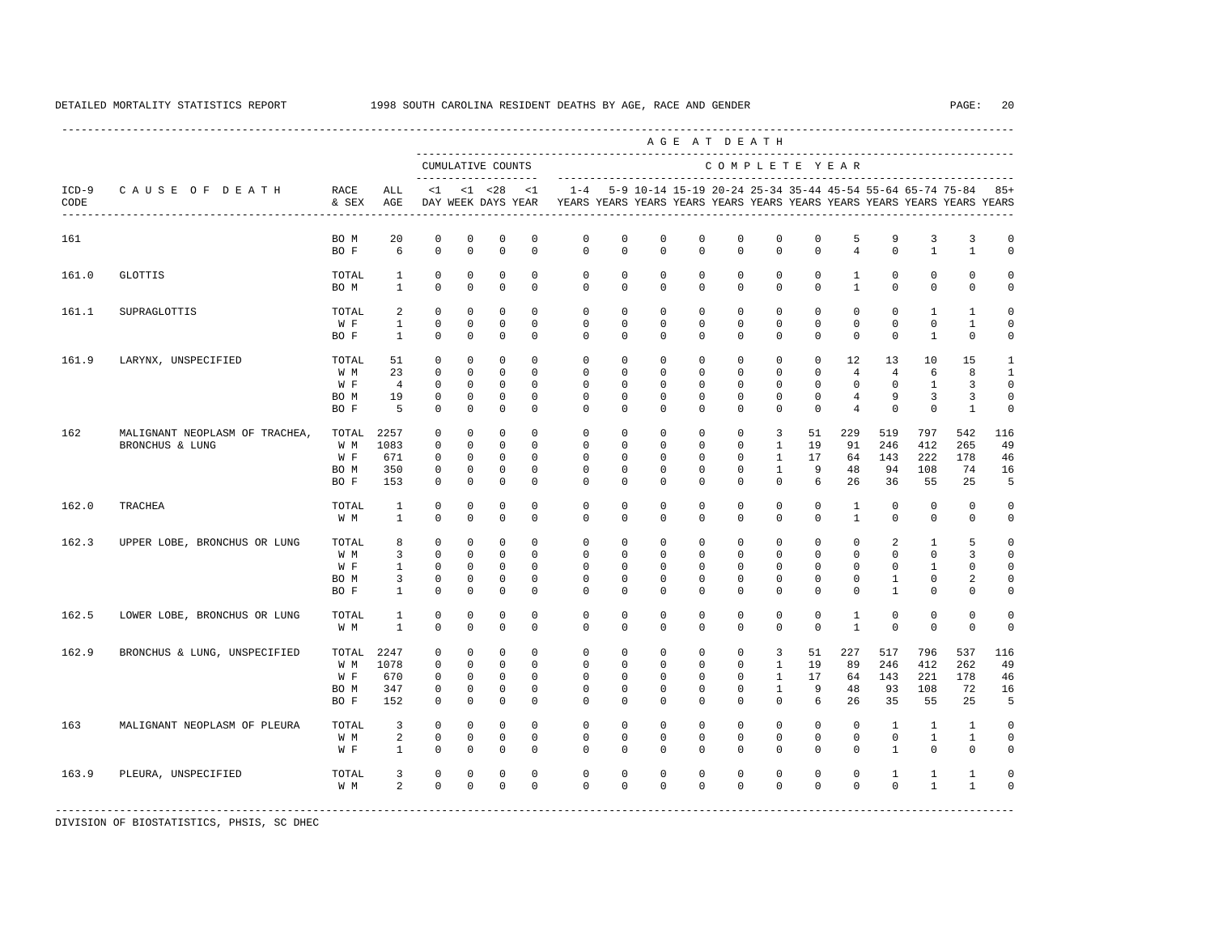DETAILED MORTALITY STATISTICS REPORT 1998 SOUTH CAROLINA RESIDENT DEATHS BY AGE, RACE AND GENDER

| ICD-9 CODE | CAUSE OF DEATH | RACE & SEX | ALL AGE | <1 DAY | <1 WEEK | <28 DAYS | <1 YEAR | 1-4 YEARS | 5-9 YEARS | 10-14 YEARS | 15-19 YEARS | 20-24 YEARS | 25-34 YEARS | 35-44 YEARS | 45-54 YEARS | 55-64 YEARS | 65-74 YEARS | 75-84 YEARS | 85+ YEARS |
|---|---|---|---|---|---|---|---|---|---|---|---|---|---|---|---|---|---|---|---|
| | | | | CUMULATIVE COUNTS | | | | COMPLETE YEAR | | | | | | | | | | | |
| 161 | | BO M | 20 | 0 | 0 | 0 | 0 | 0 | 0 | 0 | 0 | 0 | 0 | 0 | 5 | 9 | 3 | 3 | 0 |
| | | BO F | 6 | 0 | 0 | 0 | 0 | 0 | 0 | 0 | 0 | 0 | 0 | 0 | 4 | 0 | 1 | 1 | 0 |
| 161.0 | GLOTTIS | TOTAL | 1 | 0 | 0 | 0 | 0 | 0 | 0 | 0 | 0 | 0 | 0 | 0 | 1 | 0 | 0 | 0 | 0 |
| | | BO M | 1 | 0 | 0 | 0 | 0 | 0 | 0 | 0 | 0 | 0 | 0 | 0 | 1 | 0 | 0 | 0 | 0 |
| 161.1 | SUPRAGLOTTIS | TOTAL | 2 | 0 | 0 | 0 | 0 | 0 | 0 | 0 | 0 | 0 | 0 | 0 | 0 | 0 | 1 | 1 | 0 |
| | | W F | 1 | 0 | 0 | 0 | 0 | 0 | 0 | 0 | 0 | 0 | 0 | 0 | 0 | 0 | 0 | 1 | 0 |
| | | BO F | 1 | 0 | 0 | 0 | 0 | 0 | 0 | 0 | 0 | 0 | 0 | 0 | 0 | 0 | 1 | 0 | 0 |
| 161.9 | LARYNX, UNSPECIFIED | TOTAL | 51 | 0 | 0 | 0 | 0 | 0 | 0 | 0 | 0 | 0 | 0 | 0 | 12 | 13 | 10 | 15 | 1 |
| | | W M | 23 | 0 | 0 | 0 | 0 | 0 | 0 | 0 | 0 | 0 | 0 | 0 | 4 | 4 | 6 | 8 | 1 |
| | | W F | 4 | 0 | 0 | 0 | 0 | 0 | 0 | 0 | 0 | 0 | 0 | 0 | 0 | 0 | 1 | 3 | 0 |
| | | BO M | 19 | 0 | 0 | 0 | 0 | 0 | 0 | 0 | 0 | 0 | 0 | 0 | 4 | 9 | 3 | 3 | 0 |
| | | BO F | 5 | 0 | 0 | 0 | 0 | 0 | 0 | 0 | 0 | 0 | 0 | 0 | 4 | 0 | 0 | 1 | 0 |
| 162 | MALIGNANT NEOPLASM OF TRACHEA, BRONCHUS & LUNG | TOTAL | 2257 | 0 | 0 | 0 | 0 | 0 | 0 | 0 | 0 | 0 | 3 | 51 | 229 | 519 | 797 | 542 | 116 |
| | | W M | 1083 | 0 | 0 | 0 | 0 | 0 | 0 | 0 | 0 | 0 | 1 | 19 | 91 | 246 | 412 | 265 | 49 |
| | | W F | 671 | 0 | 0 | 0 | 0 | 0 | 0 | 0 | 0 | 0 | 1 | 17 | 64 | 143 | 222 | 178 | 46 |
| | | BO M | 350 | 0 | 0 | 0 | 0 | 0 | 0 | 0 | 0 | 0 | 1 | 9 | 48 | 94 | 108 | 74 | 16 |
| | | BO F | 153 | 0 | 0 | 0 | 0 | 0 | 0 | 0 | 0 | 0 | 0 | 6 | 26 | 36 | 55 | 25 | 5 |
| 162.0 | TRACHEA | TOTAL | 1 | 0 | 0 | 0 | 0 | 0 | 0 | 0 | 0 | 0 | 0 | 0 | 1 | 0 | 0 | 0 | 0 |
| | | W M | 1 | 0 | 0 | 0 | 0 | 0 | 0 | 0 | 0 | 0 | 0 | 0 | 1 | 0 | 0 | 0 | 0 |
| 162.3 | UPPER LOBE, BRONCHUS OR LUNG | TOTAL | 8 | 0 | 0 | 0 | 0 | 0 | 0 | 0 | 0 | 0 | 0 | 0 | 0 | 2 | 1 | 5 | 0 |
| | | W M | 3 | 0 | 0 | 0 | 0 | 0 | 0 | 0 | 0 | 0 | 0 | 0 | 0 | 0 | 0 | 3 | 0 |
| | | W F | 1 | 0 | 0 | 0 | 0 | 0 | 0 | 0 | 0 | 0 | 0 | 0 | 0 | 0 | 1 | 0 | 0 |
| | | BO M | 3 | 0 | 0 | 0 | 0 | 0 | 0 | 0 | 0 | 0 | 0 | 0 | 0 | 1 | 0 | 2 | 0 |
| | | BO F | 1 | 0 | 0 | 0 | 0 | 0 | 0 | 0 | 0 | 0 | 0 | 0 | 0 | 1 | 0 | 0 | 0 |
| 162.5 | LOWER LOBE, BRONCHUS OR LUNG | TOTAL | 1 | 0 | 0 | 0 | 0 | 0 | 0 | 0 | 0 | 0 | 0 | 0 | 1 | 0 | 0 | 0 | 0 |
| | | W M | 1 | 0 | 0 | 0 | 0 | 0 | 0 | 0 | 0 | 0 | 0 | 0 | 1 | 0 | 0 | 0 | 0 |
| 162.9 | BRONCHUS & LUNG, UNSPECIFIED | TOTAL | 2247 | 0 | 0 | 0 | 0 | 0 | 0 | 0 | 0 | 0 | 3 | 51 | 227 | 517 | 796 | 537 | 116 |
| | | W M | 1078 | 0 | 0 | 0 | 0 | 0 | 0 | 0 | 0 | 0 | 1 | 19 | 89 | 246 | 412 | 262 | 49 |
| | | W F | 670 | 0 | 0 | 0 | 0 | 0 | 0 | 0 | 0 | 0 | 1 | 17 | 64 | 143 | 221 | 178 | 46 |
| | | BO M | 347 | 0 | 0 | 0 | 0 | 0 | 0 | 0 | 0 | 0 | 1 | 9 | 48 | 93 | 108 | 72 | 16 |
| | | BO F | 152 | 0 | 0 | 0 | 0 | 0 | 0 | 0 | 0 | 0 | 0 | 6 | 26 | 35 | 55 | 25 | 5 |
| 163 | MALIGNANT NEOPLASM OF PLEURA | TOTAL | 3 | 0 | 0 | 0 | 0 | 0 | 0 | 0 | 0 | 0 | 0 | 0 | 0 | 1 | 1 | 1 | 0 |
| | | W M | 2 | 0 | 0 | 0 | 0 | 0 | 0 | 0 | 0 | 0 | 0 | 0 | 0 | 0 | 1 | 1 | 0 |
| | | W F | 1 | 0 | 0 | 0 | 0 | 0 | 0 | 0 | 0 | 0 | 0 | 0 | 0 | 1 | 0 | 0 | 0 |
| 163.9 | PLEURA, UNSPECIFIED | TOTAL | 3 | 0 | 0 | 0 | 0 | 0 | 0 | 0 | 0 | 0 | 0 | 0 | 0 | 1 | 1 | 1 | 0 |
| | | W M | 2 | 0 | 0 | 0 | 0 | 0 | 0 | 0 | 0 | 0 | 0 | 0 | 0 | 0 | 1 | 1 | 0 |

DIVISION OF BIOSTATISTICS, PHSIS, SC DHEC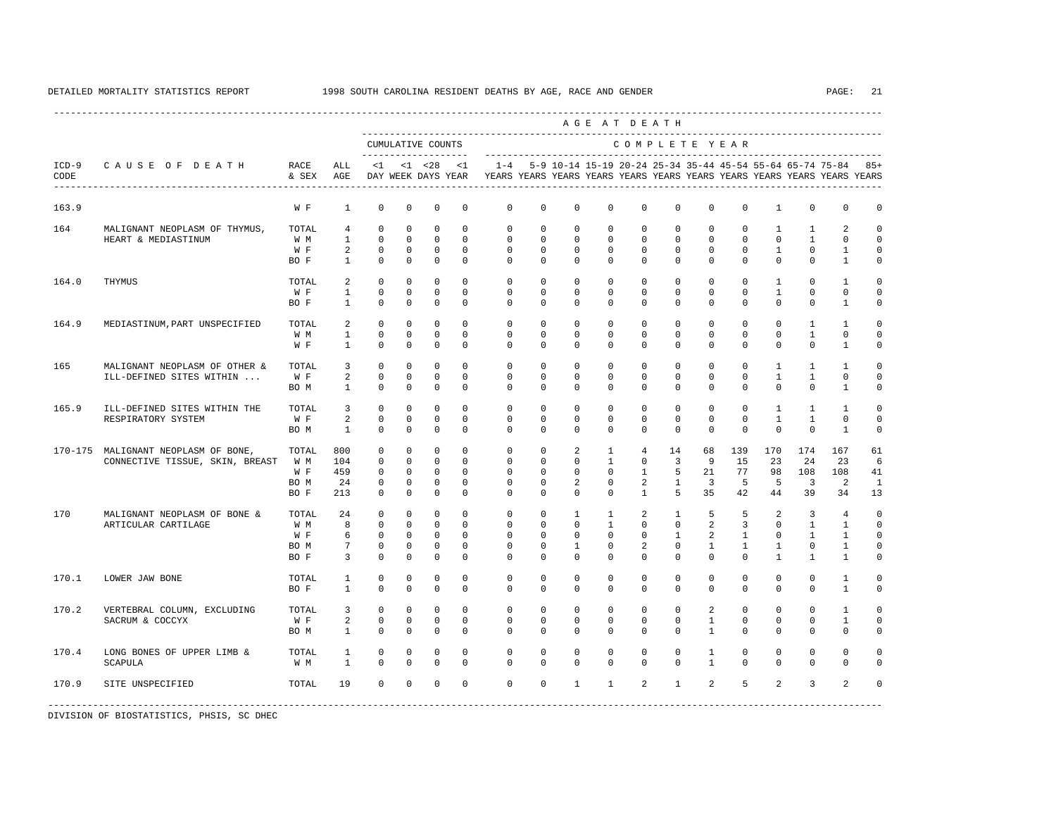DETAILED MORTALITY STATISTICS REPORT 1998 SOUTH CAROLINA RESIDENT DEATHS BY AGE, RACE AND GENDER

| ICD-9 CODE | CAUSE OF DEATH | RACE & SEX | ALL AGE | <1 DAY | <1 WEEK | <28 DAYS | <1 YEAR | 1-4 YEARS | 5-9 YEARS | 10-14 YEARS | 15-19 YEARS | 20-24 YEARS | 25-34 YEARS | 35-44 YEARS | 45-54 YEARS | 55-64 YEARS | 65-74 YEARS | 75-84 YEARS | 85+ YEARS |
|---|---|---|---|---|---|---|---|---|---|---|---|---|---|---|---|---|---|---|---|
| | | | | CUMULATIVE COUNTS | | | | COMPLETE YEAR | | | | | | | | | | | |
| 163.9 | | W F | 1 | 0 | 0 | 0 | 0 | 0 | 0 | 0 | 0 | 0 | 0 | 0 | 0 | 1 | 0 | 0 | 0 |
| 164 | MALIGNANT NEOPLASM OF THYMUS, HEART & MEDIASTINUM | TOTAL | 4 | 0 | 0 | 0 | 0 | 0 | 0 | 0 | 0 | 0 | 0 | 0 | 0 | 1 | 1 | 2 | 0 |
| | | W M | 1 | 0 | 0 | 0 | 0 | 0 | 0 | 0 | 0 | 0 | 0 | 0 | 0 | 0 | 1 | 0 | 0 |
| | | W F | 2 | 0 | 0 | 0 | 0 | 0 | 0 | 0 | 0 | 0 | 0 | 0 | 0 | 1 | 0 | 1 | 0 |
| | | BO F | 1 | 0 | 0 | 0 | 0 | 0 | 0 | 0 | 0 | 0 | 0 | 0 | 0 | 0 | 0 | 1 | 0 |
| 164.0 | THYMUS | TOTAL | 2 | 0 | 0 | 0 | 0 | 0 | 0 | 0 | 0 | 0 | 0 | 0 | 0 | 1 | 0 | 1 | 0 |
| | | W F | 1 | 0 | 0 | 0 | 0 | 0 | 0 | 0 | 0 | 0 | 0 | 0 | 0 | 1 | 0 | 0 | 0 |
| | | BO F | 1 | 0 | 0 | 0 | 0 | 0 | 0 | 0 | 0 | 0 | 0 | 0 | 0 | 0 | 0 | 1 | 0 |
| 164.9 | MEDIASTINUM,PART UNSPECIFIED | TOTAL | 2 | 0 | 0 | 0 | 0 | 0 | 0 | 0 | 0 | 0 | 0 | 0 | 0 | 0 | 1 | 1 | 0 |
| | | W M | 1 | 0 | 0 | 0 | 0 | 0 | 0 | 0 | 0 | 0 | 0 | 0 | 0 | 0 | 1 | 0 | 0 |
| | | W F | 1 | 0 | 0 | 0 | 0 | 0 | 0 | 0 | 0 | 0 | 0 | 0 | 0 | 0 | 0 | 1 | 0 |
| 165 | MALIGNANT NEOPLASM OF OTHER & ILL-DEFINED SITES WITHIN ... | TOTAL | 3 | 0 | 0 | 0 | 0 | 0 | 0 | 0 | 0 | 0 | 0 | 0 | 0 | 1 | 1 | 1 | 0 |
| | | W F | 2 | 0 | 0 | 0 | 0 | 0 | 0 | 0 | 0 | 0 | 0 | 0 | 0 | 1 | 1 | 0 | 0 |
| | | BO M | 1 | 0 | 0 | 0 | 0 | 0 | 0 | 0 | 0 | 0 | 0 | 0 | 0 | 0 | 0 | 1 | 0 |
| 165.9 | ILL-DEFINED SITES WITHIN THE RESPIRATORY SYSTEM | TOTAL | 3 | 0 | 0 | 0 | 0 | 0 | 0 | 0 | 0 | 0 | 0 | 0 | 0 | 1 | 1 | 1 | 0 |
| | | W F | 2 | 0 | 0 | 0 | 0 | 0 | 0 | 0 | 0 | 0 | 0 | 0 | 0 | 1 | 1 | 0 | 0 |
| | | BO M | 1 | 0 | 0 | 0 | 0 | 0 | 0 | 0 | 0 | 0 | 0 | 0 | 0 | 0 | 0 | 1 | 0 |
| 170-175 | MALIGNANT NEOPLASM OF BONE, CONNECTIVE TISSUE, SKIN, BREAST | TOTAL | 800 | 0 | 0 | 0 | 0 | 0 | 0 | 2 | 1 | 4 | 14 | 68 | 139 | 170 | 174 | 167 | 61 |
| | | W M | 104 | 0 | 0 | 0 | 0 | 0 | 0 | 0 | 1 | 0 | 3 | 9 | 15 | 23 | 24 | 23 | 6 |
| | | W F | 459 | 0 | 0 | 0 | 0 | 0 | 0 | 0 | 0 | 1 | 5 | 21 | 77 | 98 | 108 | 108 | 41 |
| | | BO M | 24 | 0 | 0 | 0 | 0 | 0 | 0 | 2 | 0 | 2 | 1 | 3 | 5 | 5 | 3 | 2 | 1 |
| | | BO F | 213 | 0 | 0 | 0 | 0 | 0 | 0 | 0 | 0 | 1 | 5 | 35 | 42 | 44 | 39 | 34 | 13 |
| 170 | MALIGNANT NEOPLASM OF BONE & ARTICULAR CARTILAGE | TOTAL | 24 | 0 | 0 | 0 | 0 | 0 | 0 | 1 | 1 | 2 | 1 | 5 | 5 | 2 | 3 | 4 | 0 |
| | | W M | 8 | 0 | 0 | 0 | 0 | 0 | 0 | 0 | 1 | 0 | 0 | 2 | 3 | 0 | 1 | 1 | 0 |
| | | W F | 6 | 0 | 0 | 0 | 0 | 0 | 0 | 0 | 0 | 0 | 1 | 2 | 1 | 0 | 1 | 1 | 0 |
| | | BO M | 7 | 0 | 0 | 0 | 0 | 0 | 0 | 1 | 0 | 2 | 0 | 1 | 1 | 1 | 0 | 1 | 0 |
| | | BO F | 3 | 0 | 0 | 0 | 0 | 0 | 0 | 0 | 0 | 0 | 0 | 0 | 0 | 1 | 1 | 1 | 0 |
| 170.1 | LOWER JAW BONE | TOTAL | 1 | 0 | 0 | 0 | 0 | 0 | 0 | 0 | 0 | 0 | 0 | 0 | 0 | 0 | 0 | 1 | 0 |
| | | BO F | 1 | 0 | 0 | 0 | 0 | 0 | 0 | 0 | 0 | 0 | 0 | 0 | 0 | 0 | 0 | 1 | 0 |
| 170.2 | VERTEBRAL COLUMN, EXCLUDING SACRUM & COCCYX | TOTAL | 3 | 0 | 0 | 0 | 0 | 0 | 0 | 0 | 0 | 0 | 0 | 2 | 0 | 0 | 0 | 1 | 0 |
| | | W F | 2 | 0 | 0 | 0 | 0 | 0 | 0 | 0 | 0 | 0 | 0 | 1 | 0 | 0 | 0 | 1 | 0 |
| | | BO M | 1 | 0 | 0 | 0 | 0 | 0 | 0 | 0 | 0 | 0 | 0 | 1 | 0 | 0 | 0 | 0 | 0 |
| 170.4 | LONG BONES OF UPPER LIMB & SCAPULA | TOTAL | 1 | 0 | 0 | 0 | 0 | 0 | 0 | 0 | 0 | 0 | 0 | 1 | 0 | 0 | 0 | 0 | 0 |
| | | W M | 1 | 0 | 0 | 0 | 0 | 0 | 0 | 0 | 0 | 0 | 0 | 1 | 0 | 0 | 0 | 0 | 0 |
| 170.9 | SITE UNSPECIFIED | TOTAL | 19 | 0 | 0 | 0 | 0 | 0 | 0 | 1 | 1 | 2 | 1 | 2 | 5 | 2 | 3 | 2 | 0 |

DIVISION OF BIOSTATISTICS, PHSIS, SC DHEC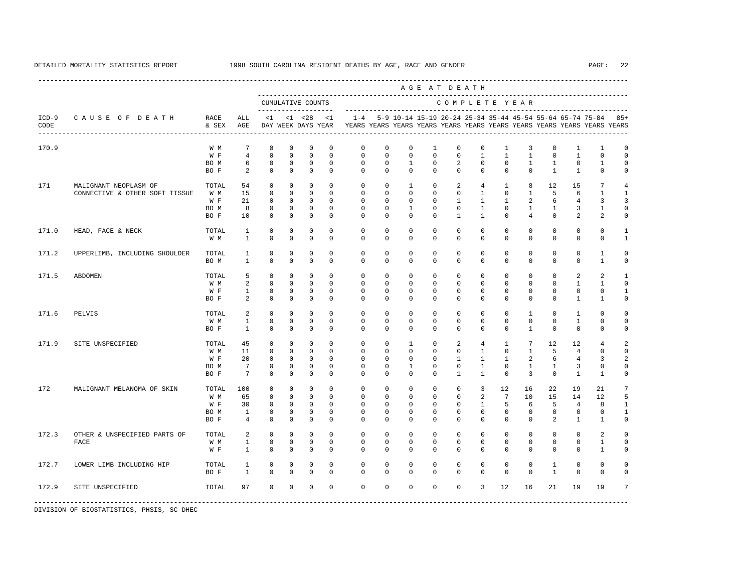DETAILED MORTALITY STATISTICS REPORT — 1998 SOUTH CAROLINA RESIDENT DEATHS BY AGE, RACE AND GENDER

| ICD-9 CODE | CAUSE OF DEATH | RACE & SEX | ALL AGE | <1 DAY | <1 WEEK | <28 DAYS | <1 YEAR | 1-4 YEARS | 5-9 YEARS | 10-14 YEARS | 15-19 YEARS | 20-24 YEARS | 25-34 YEARS | 35-44 YEARS | 45-54 YEARS | 55-64 YEARS | 65-74 YEARS | 75-84 YEARS | 85+ YEARS |
|---|---|---|---|---|---|---|---|---|---|---|---|---|---|---|---|---|---|---|---|
| 170.9 | | W M | 7 | 0 | 0 | 0 | 0 | 0 | 0 | 0 | 1 | 0 | 0 | 1 | 3 | 0 | 1 | 1 | 0 |
| | | W F | 4 | 0 | 0 | 0 | 0 | 0 | 0 | 0 | 0 | 0 | 1 | 1 | 1 | 0 | 1 | 0 | 0 |
| | | BO M | 6 | 0 | 0 | 0 | 0 | 0 | 0 | 1 | 0 | 2 | 0 | 0 | 1 | 1 | 0 | 1 | 0 |
| | | BO F | 2 | 0 | 0 | 0 | 0 | 0 | 0 | 0 | 0 | 0 | 0 | 0 | 0 | 1 | 1 | 0 | 0 |
| 171 | MALIGNANT NEOPLASM OF CONNECTIVE & OTHER SOFT TISSUE | TOTAL | 54 | 0 | 0 | 0 | 0 | 0 | 0 | 1 | 0 | 2 | 4 | 1 | 8 | 12 | 15 | 7 | 4 |
| | | W M | 15 | 0 | 0 | 0 | 0 | 0 | 0 | 0 | 0 | 0 | 1 | 0 | 1 | 5 | 6 | 1 | 1 |
| | | W F | 21 | 0 | 0 | 0 | 0 | 0 | 0 | 0 | 0 | 1 | 1 | 1 | 2 | 6 | 4 | 3 | 3 |
| | | BO M | 8 | 0 | 0 | 0 | 0 | 0 | 0 | 1 | 0 | 0 | 1 | 0 | 1 | 1 | 3 | 1 | 0 |
| | | BO F | 10 | 0 | 0 | 0 | 0 | 0 | 0 | 0 | 0 | 1 | 1 | 0 | 4 | 0 | 2 | 2 | 0 |
| 171.0 | HEAD, FACE & NECK | TOTAL | 1 | 0 | 0 | 0 | 0 | 0 | 0 | 0 | 0 | 0 | 0 | 0 | 0 | 0 | 0 | 0 | 1 |
| | | W M | 1 | 0 | 0 | 0 | 0 | 0 | 0 | 0 | 0 | 0 | 0 | 0 | 0 | 0 | 0 | 0 | 1 |
| 171.2 | UPPERLIMB, INCLUDING SHOULDER | TOTAL | 1 | 0 | 0 | 0 | 0 | 0 | 0 | 0 | 0 | 0 | 0 | 0 | 0 | 0 | 0 | 1 | 0 |
| | | BO M | 1 | 0 | 0 | 0 | 0 | 0 | 0 | 0 | 0 | 0 | 0 | 0 | 0 | 0 | 0 | 1 | 0 |
| 171.5 | ABDOMEN | TOTAL | 5 | 0 | 0 | 0 | 0 | 0 | 0 | 0 | 0 | 0 | 0 | 0 | 0 | 0 | 2 | 2 | 1 |
| | | W M | 2 | 0 | 0 | 0 | 0 | 0 | 0 | 0 | 0 | 0 | 0 | 0 | 0 | 0 | 1 | 1 | 0 |
| | | W F | 1 | 0 | 0 | 0 | 0 | 0 | 0 | 0 | 0 | 0 | 0 | 0 | 0 | 0 | 0 | 0 | 1 |
| | | BO F | 2 | 0 | 0 | 0 | 0 | 0 | 0 | 0 | 0 | 0 | 0 | 0 | 0 | 0 | 1 | 1 | 0 |
| 171.6 | PELVIS | TOTAL | 2 | 0 | 0 | 0 | 0 | 0 | 0 | 0 | 0 | 0 | 0 | 0 | 1 | 0 | 1 | 0 | 0 |
| | | W M | 1 | 0 | 0 | 0 | 0 | 0 | 0 | 0 | 0 | 0 | 0 | 0 | 0 | 0 | 1 | 0 | 0 |
| | | BO F | 1 | 0 | 0 | 0 | 0 | 0 | 0 | 0 | 0 | 0 | 0 | 0 | 1 | 0 | 0 | 0 | 0 |
| 171.9 | SITE UNSPECIFIED | TOTAL | 45 | 0 | 0 | 0 | 0 | 0 | 0 | 1 | 0 | 2 | 4 | 1 | 7 | 12 | 12 | 4 | 2 |
| | | W M | 11 | 0 | 0 | 0 | 0 | 0 | 0 | 0 | 0 | 0 | 1 | 0 | 1 | 5 | 4 | 0 | 0 |
| | | W F | 20 | 0 | 0 | 0 | 0 | 0 | 0 | 0 | 0 | 1 | 1 | 1 | 2 | 6 | 4 | 3 | 2 |
| | | BO M | 7 | 0 | 0 | 0 | 0 | 0 | 0 | 1 | 0 | 0 | 1 | 0 | 1 | 1 | 3 | 0 | 0 |
| | | BO F | 7 | 0 | 0 | 0 | 0 | 0 | 0 | 0 | 0 | 1 | 1 | 0 | 3 | 0 | 1 | 1 | 0 |
| 172 | MALIGNANT MELANOMA OF SKIN | TOTAL | 100 | 0 | 0 | 0 | 0 | 0 | 0 | 0 | 0 | 0 | 3 | 12 | 16 | 22 | 19 | 21 | 7 |
| | | W M | 65 | 0 | 0 | 0 | 0 | 0 | 0 | 0 | 0 | 0 | 2 | 7 | 10 | 15 | 14 | 12 | 5 |
| | | W F | 30 | 0 | 0 | 0 | 0 | 0 | 0 | 0 | 0 | 0 | 1 | 5 | 6 | 5 | 4 | 8 | 1 |
| | | BO M | 1 | 0 | 0 | 0 | 0 | 0 | 0 | 0 | 0 | 0 | 0 | 0 | 0 | 0 | 0 | 0 | 1 |
| | | BO F | 4 | 0 | 0 | 0 | 0 | 0 | 0 | 0 | 0 | 0 | 0 | 0 | 0 | 2 | 1 | 1 | 0 |
| 172.3 | OTHER & UNSPECIFIED PARTS OF FACE | TOTAL | 2 | 0 | 0 | 0 | 0 | 0 | 0 | 0 | 0 | 0 | 0 | 0 | 0 | 0 | 0 | 2 | 0 |
| | | W M | 1 | 0 | 0 | 0 | 0 | 0 | 0 | 0 | 0 | 0 | 0 | 0 | 0 | 0 | 0 | 1 | 0 |
| | | W F | 1 | 0 | 0 | 0 | 0 | 0 | 0 | 0 | 0 | 0 | 0 | 0 | 0 | 0 | 0 | 1 | 0 |
| 172.7 | LOWER LIMB INCLUDING HIP | TOTAL | 1 | 0 | 0 | 0 | 0 | 0 | 0 | 0 | 0 | 0 | 0 | 0 | 0 | 1 | 0 | 0 | 0 |
| | | BO F | 1 | 0 | 0 | 0 | 0 | 0 | 0 | 0 | 0 | 0 | 0 | 0 | 0 | 1 | 0 | 0 | 0 |
| 172.9 | SITE UNSPECIFIED | TOTAL | 97 | 0 | 0 | 0 | 0 | 0 | 0 | 0 | 0 | 0 | 3 | 12 | 16 | 21 | 19 | 19 | 7 |

DIVISION OF BIOSTATISTICS, PHSIS, SC DHEC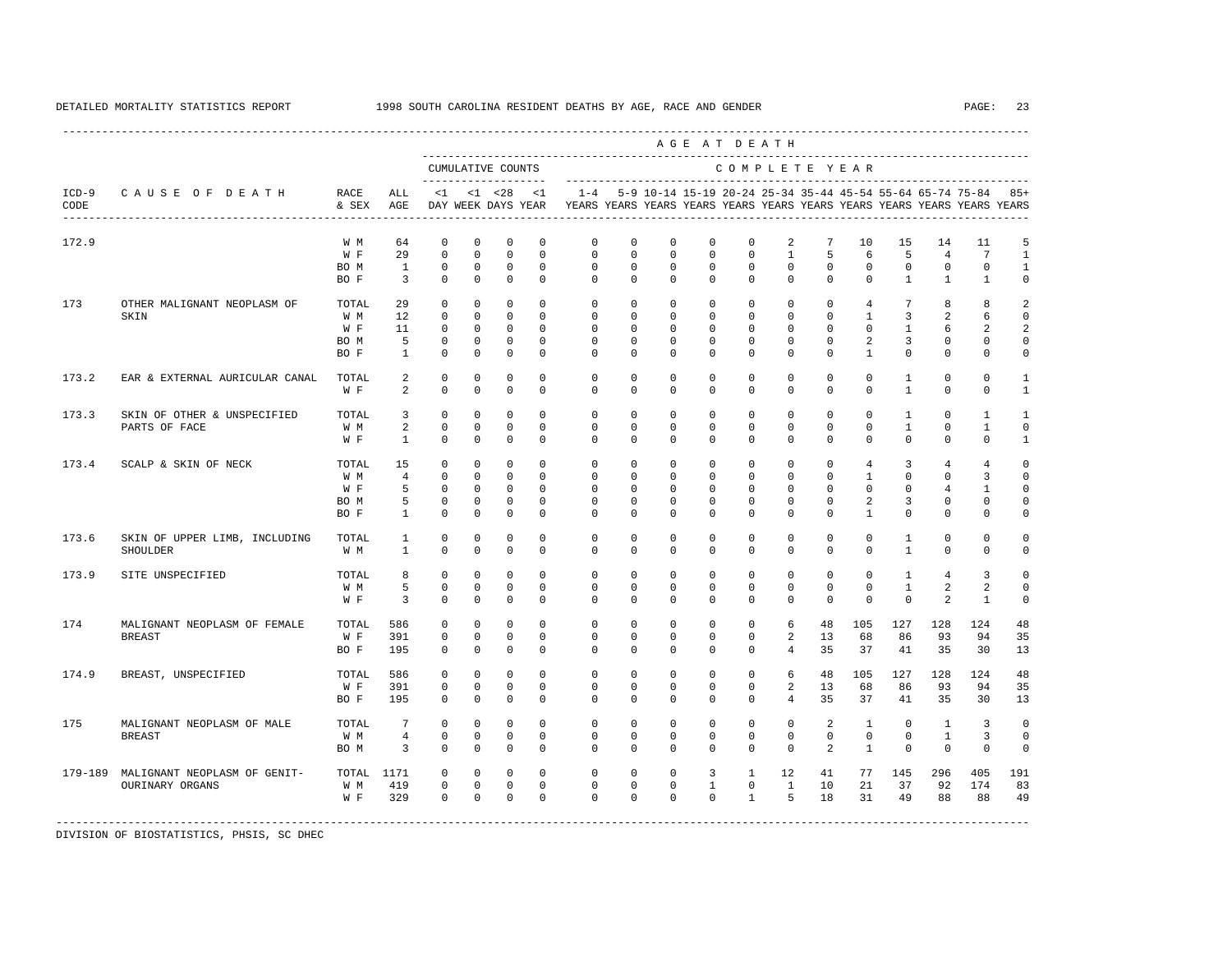DETAILED MORTALITY STATISTICS REPORT — 1998 SOUTH CAROLINA RESIDENT DEATHS BY AGE, RACE AND GENDER

| ICD-9 CODE | CAUSE OF DEATH | RACE & SEX | ALL AGE | <1 DAY | <1 WEEK | <28 DAYS | <1 YEAR | 1-4 YEARS | 5-9 YEARS | 10-14 YEARS | 15-19 YEARS | 20-24 YEARS | 25-34 YEARS | 35-44 YEARS | 45-54 YEARS | 55-64 YEARS | 65-74 YEARS | 75-84 YEARS | 85+ YEARS |
|---|---|---|---|---|---|---|---|---|---|---|---|---|---|---|---|---|---|---|---|
| 172.9 | | W M | 64 | 0 | 0 | 0 | 0 | 0 | 0 | 0 | 0 | 0 | 2 | 7 | 10 | 15 | 14 | 11 | 5 |
| | | W F | 29 | 0 | 0 | 0 | 0 | 0 | 0 | 0 | 0 | 0 | 1 | 5 | 6 | 5 | 4 | 7 | 1 |
| | | BO M | 1 | 0 | 0 | 0 | 0 | 0 | 0 | 0 | 0 | 0 | 0 | 0 | 0 | 0 | 0 | 0 | 1 |
| | | BO F | 3 | 0 | 0 | 0 | 0 | 0 | 0 | 0 | 0 | 0 | 0 | 0 | 0 | 1 | 1 | 1 | 0 |
| 173 | OTHER MALIGNANT NEOPLASM OF SKIN | TOTAL | 29 | 0 | 0 | 0 | 0 | 0 | 0 | 0 | 0 | 0 | 0 | 0 | 4 | 7 | 8 | 8 | 2 |
| | | W M | 12 | 0 | 0 | 0 | 0 | 0 | 0 | 0 | 0 | 0 | 0 | 0 | 1 | 3 | 2 | 6 | 0 |
| | | W F | 11 | 0 | 0 | 0 | 0 | 0 | 0 | 0 | 0 | 0 | 0 | 0 | 0 | 1 | 6 | 2 | 2 |
| | | BO M | 5 | 0 | 0 | 0 | 0 | 0 | 0 | 0 | 0 | 0 | 0 | 0 | 2 | 3 | 0 | 0 | 0 |
| | | BO F | 1 | 0 | 0 | 0 | 0 | 0 | 0 | 0 | 0 | 0 | 0 | 0 | 1 | 0 | 0 | 0 | 0 |
| 173.2 | EAR & EXTERNAL AURICULAR CANAL | TOTAL | 2 | 0 | 0 | 0 | 0 | 0 | 0 | 0 | 0 | 0 | 0 | 0 | 0 | 1 | 0 | 0 | 1 |
| | | W F | 2 | 0 | 0 | 0 | 0 | 0 | 0 | 0 | 0 | 0 | 0 | 0 | 0 | 1 | 0 | 0 | 1 |
| 173.3 | SKIN OF OTHER & UNSPECIFIED PARTS OF FACE | TOTAL | 3 | 0 | 0 | 0 | 0 | 0 | 0 | 0 | 0 | 0 | 0 | 0 | 0 | 1 | 0 | 1 | 1 |
| | | W M | 2 | 0 | 0 | 0 | 0 | 0 | 0 | 0 | 0 | 0 | 0 | 0 | 0 | 1 | 0 | 1 | 0 |
| | | W F | 1 | 0 | 0 | 0 | 0 | 0 | 0 | 0 | 0 | 0 | 0 | 0 | 0 | 0 | 0 | 0 | 1 |
| 173.4 | SCALP & SKIN OF NECK | TOTAL | 15 | 0 | 0 | 0 | 0 | 0 | 0 | 0 | 0 | 0 | 0 | 0 | 4 | 3 | 4 | 4 | 0 |
| | | W M | 4 | 0 | 0 | 0 | 0 | 0 | 0 | 0 | 0 | 0 | 0 | 0 | 1 | 0 | 0 | 3 | 0 |
| | | W F | 5 | 0 | 0 | 0 | 0 | 0 | 0 | 0 | 0 | 0 | 0 | 0 | 0 | 0 | 4 | 1 | 0 |
| | | BO M | 5 | 0 | 0 | 0 | 0 | 0 | 0 | 0 | 0 | 0 | 0 | 0 | 2 | 3 | 0 | 0 | 0 |
| | | BO F | 1 | 0 | 0 | 0 | 0 | 0 | 0 | 0 | 0 | 0 | 0 | 0 | 1 | 0 | 0 | 0 | 0 |
| 173.6 | SKIN OF UPPER LIMB, INCLUDING SHOULDER | TOTAL | 1 | 0 | 0 | 0 | 0 | 0 | 0 | 0 | 0 | 0 | 0 | 0 | 0 | 1 | 0 | 0 | 0 |
| | | W M | 1 | 0 | 0 | 0 | 0 | 0 | 0 | 0 | 0 | 0 | 0 | 0 | 0 | 1 | 0 | 0 | 0 |
| 173.9 | SITE UNSPECIFIED | TOTAL | 8 | 0 | 0 | 0 | 0 | 0 | 0 | 0 | 0 | 0 | 0 | 0 | 0 | 1 | 4 | 3 | 0 |
| | | W M | 5 | 0 | 0 | 0 | 0 | 0 | 0 | 0 | 0 | 0 | 0 | 0 | 0 | 1 | 2 | 2 | 0 |
| | | W F | 3 | 0 | 0 | 0 | 0 | 0 | 0 | 0 | 0 | 0 | 0 | 0 | 0 | 0 | 2 | 1 | 0 |
| 174 | MALIGNANT NEOPLASM OF FEMALE BREAST | TOTAL | 586 | 0 | 0 | 0 | 0 | 0 | 0 | 0 | 0 | 0 | 6 | 48 | 105 | 127 | 128 | 124 | 48 |
| | | W F | 391 | 0 | 0 | 0 | 0 | 0 | 0 | 0 | 0 | 0 | 2 | 13 | 68 | 86 | 93 | 94 | 35 |
| | | BO F | 195 | 0 | 0 | 0 | 0 | 0 | 0 | 0 | 0 | 0 | 4 | 35 | 37 | 41 | 35 | 30 | 13 |
| 174.9 | BREAST, UNSPECIFIED | TOTAL | 586 | 0 | 0 | 0 | 0 | 0 | 0 | 0 | 0 | 0 | 6 | 48 | 105 | 127 | 128 | 124 | 48 |
| | | W F | 391 | 0 | 0 | 0 | 0 | 0 | 0 | 0 | 0 | 0 | 2 | 13 | 68 | 86 | 93 | 94 | 35 |
| | | BO F | 195 | 0 | 0 | 0 | 0 | 0 | 0 | 0 | 0 | 0 | 4 | 35 | 37 | 41 | 35 | 30 | 13 |
| 175 | MALIGNANT NEOPLASM OF MALE BREAST | TOTAL | 7 | 0 | 0 | 0 | 0 | 0 | 0 | 0 | 0 | 0 | 0 | 2 | 1 | 0 | 1 | 3 | 0 |
| | | W M | 4 | 0 | 0 | 0 | 0 | 0 | 0 | 0 | 0 | 0 | 0 | 0 | 0 | 0 | 1 | 3 | 0 |
| | | BO M | 3 | 0 | 0 | 0 | 0 | 0 | 0 | 0 | 0 | 0 | 0 | 2 | 1 | 0 | 0 | 0 | 0 |
| 179-189 | MALIGNANT NEOPLASM OF GENITOURINARY ORGANS | TOTAL | 1171 | 0 | 0 | 0 | 0 | 0 | 0 | 0 | 3 | 1 | 12 | 41 | 77 | 145 | 296 | 405 | 191 |
| | | W M | 419 | 0 | 0 | 0 | 0 | 0 | 0 | 0 | 1 | 0 | 1 | 10 | 21 | 37 | 92 | 174 | 83 |
| | | W F | 329 | 0 | 0 | 0 | 0 | 0 | 0 | 0 | 0 | 1 | 5 | 18 | 31 | 49 | 88 | 88 | 49 |

DIVISION OF BIOSTATISTICS, PHSIS, SC DHEC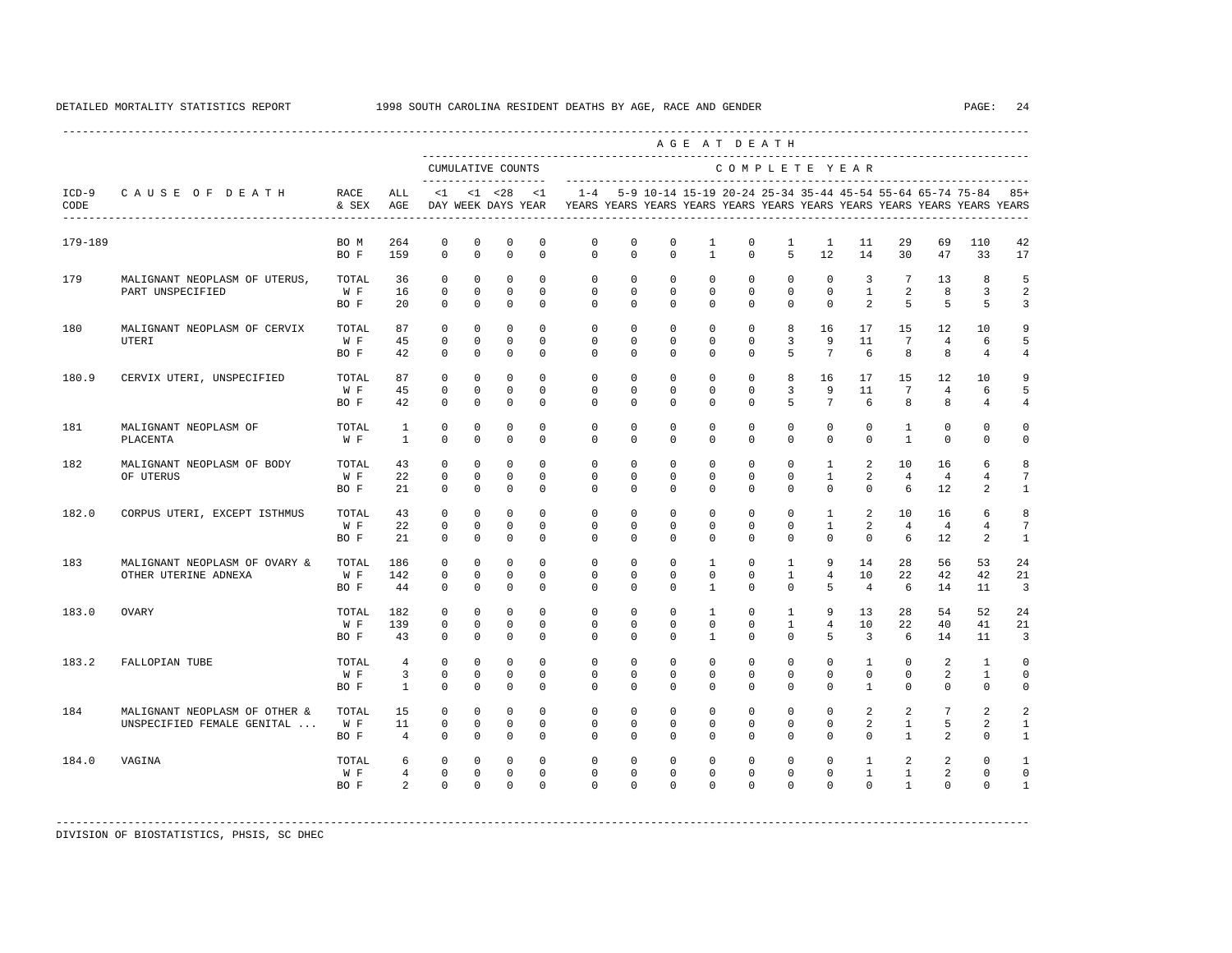DETAILED MORTALITY STATISTICS REPORT 1998 SOUTH CAROLINA RESIDENT DEATHS BY AGE, RACE AND GENDER

| ICD-9 CODE | CAUSE OF DEATH | RACE & SEX | ALL AGE | <1 DAY | <1 WEEK | <28 DAYS | <1 YEAR | 1-4 YEARS | 5-9 YEARS | 10-14 YEARS | 15-19 YEARS | 20-24 YEARS | 25-34 YEARS | 35-44 YEARS | 45-54 YEARS | 55-64 YEARS | 65-74 YEARS | 75-84 YEARS | 85+ YEARS |
|---|---|---|---|---|---|---|---|---|---|---|---|---|---|---|---|---|---|---|---|
| | | | | CUMULATIVE COUNTS | | | | COMPLETE YEAR | | | | | | | | | | | |
| 179-189 | | BO M | 264 | 0 | 0 | 0 | 0 | 0 | 0 | 0 | 1 | 0 | 1 | 1 | 11 | 29 | 69 | 110 | 42 |
| | | BO F | 159 | 0 | 0 | 0 | 0 | 0 | 0 | 0 | 1 | 0 | 5 | 12 | 14 | 30 | 47 | 33 | 17 |
| 179 | MALIGNANT NEOPLASM OF UTERUS, PART UNSPECIFIED | TOTAL | 36 | 0 | 0 | 0 | 0 | 0 | 0 | 0 | 0 | 0 | 0 | 0 | 3 | 7 | 13 | 8 | 5 |
| | | W F | 16 | 0 | 0 | 0 | 0 | 0 | 0 | 0 | 0 | 0 | 0 | 0 | 1 | 2 | 8 | 3 | 2 |
| | | BO F | 20 | 0 | 0 | 0 | 0 | 0 | 0 | 0 | 0 | 0 | 0 | 0 | 2 | 5 | 5 | 5 | 3 |
| 180 | MALIGNANT NEOPLASM OF CERVIX UTERI | TOTAL | 87 | 0 | 0 | 0 | 0 | 0 | 0 | 0 | 0 | 0 | 8 | 16 | 17 | 15 | 12 | 10 | 9 |
| | | W F | 45 | 0 | 0 | 0 | 0 | 0 | 0 | 0 | 0 | 0 | 3 | 9 | 11 | 7 | 4 | 6 | 5 |
| | | BO F | 42 | 0 | 0 | 0 | 0 | 0 | 0 | 0 | 0 | 0 | 5 | 7 | 6 | 8 | 8 | 4 | 4 |
| 180.9 | CERVIX UTERI, UNSPECIFIED | TOTAL | 87 | 0 | 0 | 0 | 0 | 0 | 0 | 0 | 0 | 0 | 8 | 16 | 17 | 15 | 12 | 10 | 9 |
| | | W F | 45 | 0 | 0 | 0 | 0 | 0 | 0 | 0 | 0 | 0 | 3 | 9 | 11 | 7 | 4 | 6 | 5 |
| | | BO F | 42 | 0 | 0 | 0 | 0 | 0 | 0 | 0 | 0 | 0 | 5 | 7 | 6 | 8 | 8 | 4 | 4 |
| 181 | MALIGNANT NEOPLASM OF PLACENTA | TOTAL | 1 | 0 | 0 | 0 | 0 | 0 | 0 | 0 | 0 | 0 | 0 | 0 | 0 | 1 | 0 | 0 | 0 |
| | | W F | 1 | 0 | 0 | 0 | 0 | 0 | 0 | 0 | 0 | 0 | 0 | 0 | 0 | 1 | 0 | 0 | 0 |
| 182 | MALIGNANT NEOPLASM OF BODY OF UTERUS | TOTAL | 43 | 0 | 0 | 0 | 0 | 0 | 0 | 0 | 0 | 0 | 0 | 1 | 2 | 10 | 16 | 6 | 8 |
| | | W F | 22 | 0 | 0 | 0 | 0 | 0 | 0 | 0 | 0 | 0 | 0 | 1 | 2 | 4 | 4 | 4 | 7 |
| | | BO F | 21 | 0 | 0 | 0 | 0 | 0 | 0 | 0 | 0 | 0 | 0 | 0 | 0 | 6 | 12 | 2 | 1 |
| 182.0 | CORPUS UTERI, EXCEPT ISTHMUS | TOTAL | 43 | 0 | 0 | 0 | 0 | 0 | 0 | 0 | 0 | 0 | 0 | 1 | 2 | 10 | 16 | 6 | 8 |
| | | W F | 22 | 0 | 0 | 0 | 0 | 0 | 0 | 0 | 0 | 0 | 0 | 1 | 2 | 4 | 4 | 4 | 7 |
| | | BO F | 21 | 0 | 0 | 0 | 0 | 0 | 0 | 0 | 0 | 0 | 0 | 0 | 0 | 6 | 12 | 2 | 1 |
| 183 | MALIGNANT NEOPLASM OF OVARY & OTHER UTERINE ADNEXA | TOTAL | 186 | 0 | 0 | 0 | 0 | 0 | 0 | 0 | 1 | 0 | 1 | 9 | 14 | 28 | 56 | 53 | 24 |
| | | W F | 142 | 0 | 0 | 0 | 0 | 0 | 0 | 0 | 0 | 0 | 1 | 4 | 10 | 22 | 42 | 42 | 21 |
| | | BO F | 44 | 0 | 0 | 0 | 0 | 0 | 0 | 0 | 1 | 0 | 0 | 5 | 4 | 6 | 14 | 11 | 3 |
| 183.0 | OVARY | TOTAL | 182 | 0 | 0 | 0 | 0 | 0 | 0 | 0 | 1 | 0 | 1 | 9 | 13 | 28 | 54 | 52 | 24 |
| | | W F | 139 | 0 | 0 | 0 | 0 | 0 | 0 | 0 | 0 | 0 | 1 | 4 | 10 | 22 | 40 | 41 | 21 |
| | | BO F | 43 | 0 | 0 | 0 | 0 | 0 | 0 | 0 | 1 | 0 | 0 | 5 | 3 | 6 | 14 | 11 | 3 |
| 183.2 | FALLOPIAN TUBE | TOTAL | 4 | 0 | 0 | 0 | 0 | 0 | 0 | 0 | 0 | 0 | 0 | 0 | 1 | 0 | 2 | 1 | 0 |
| | | W F | 3 | 0 | 0 | 0 | 0 | 0 | 0 | 0 | 0 | 0 | 0 | 0 | 0 | 0 | 2 | 1 | 0 |
| | | BO F | 1 | 0 | 0 | 0 | 0 | 0 | 0 | 0 | 0 | 0 | 0 | 0 | 1 | 0 | 0 | 0 | 0 |
| 184 | MALIGNANT NEOPLASM OF OTHER & UNSPECIFIED FEMALE GENITAL ... | TOTAL | 15 | 0 | 0 | 0 | 0 | 0 | 0 | 0 | 0 | 0 | 0 | 0 | 2 | 2 | 7 | 2 | 2 |
| | | W F | 11 | 0 | 0 | 0 | 0 | 0 | 0 | 0 | 0 | 0 | 0 | 0 | 2 | 1 | 5 | 2 | 1 |
| | | BO F | 4 | 0 | 0 | 0 | 0 | 0 | 0 | 0 | 0 | 0 | 0 | 0 | 0 | 1 | 2 | 0 | 1 |
| 184.0 | VAGINA | TOTAL | 6 | 0 | 0 | 0 | 0 | 0 | 0 | 0 | 0 | 0 | 0 | 0 | 1 | 2 | 2 | 0 | 1 |
| | | W F | 4 | 0 | 0 | 0 | 0 | 0 | 0 | 0 | 0 | 0 | 0 | 0 | 1 | 1 | 2 | 0 | 0 |
| | | BO F | 2 | 0 | 0 | 0 | 0 | 0 | 0 | 0 | 0 | 0 | 0 | 0 | 0 | 1 | 0 | 0 | 1 |

DIVISION OF BIOSTATISTICS, PHSIS, SC DHEC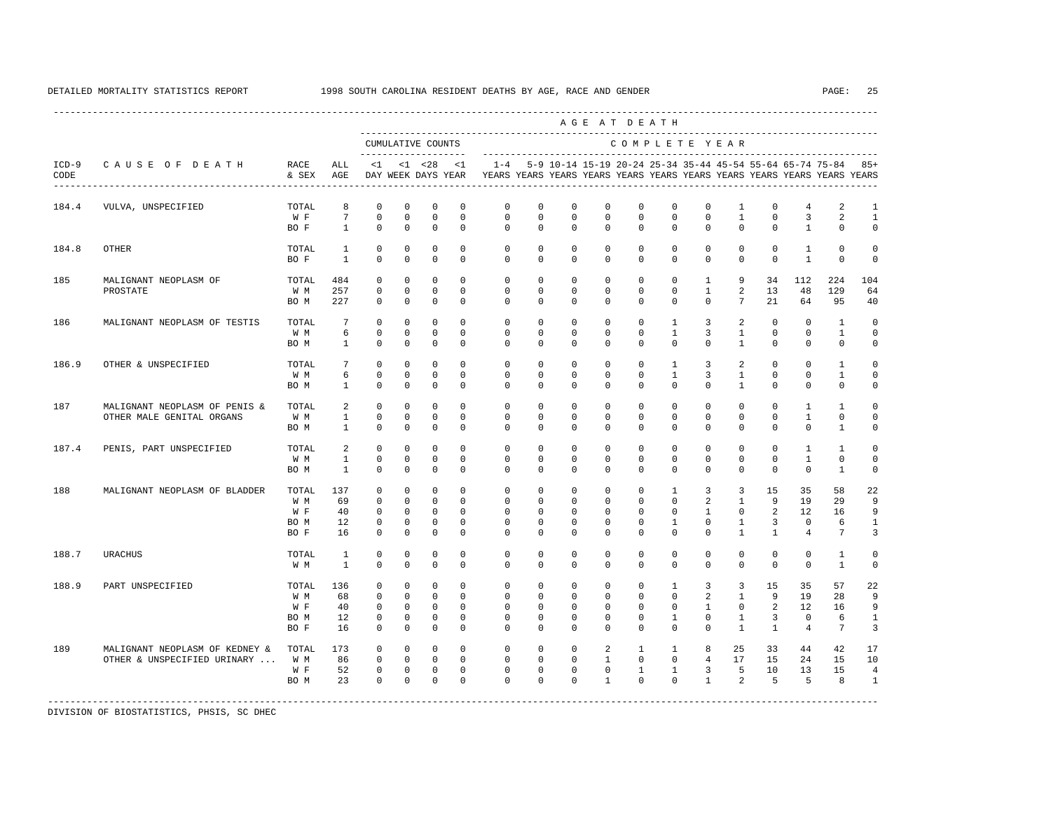DETAILED MORTALITY STATISTICS REPORT 1998 SOUTH CAROLINA RESIDENT DEATHS BY AGE, RACE AND GENDER

| ICD-9 CODE | CAUSE OF DEATH | RACE & SEX | ALL AGE | CUMULATIVE COUNTS <1 DAY | <1 WEEK | <28 DAYS | <1 YEAR | 1-4 YEARS | 5-9 YEARS | 10-14 YEARS | 15-19 YEARS | 20-24 YEARS | 25-34 YEARS | 35-44 YEARS | 45-54 YEARS | 55-64 YEARS | 65-74 YEARS | 75-84 YEARS | 85+ YEARS |
|---|---|---|---|---|---|---|---|---|---|---|---|---|---|---|---|---|---|---|---|
| 184.4 | VULVA, UNSPECIFIED | TOTAL | 8 | 0 | 0 | 0 | 0 | 0 | 0 | 0 | 0 | 0 | 0 | 0 | 1 | 0 | 4 | 2 | 1 |
| | | W F | 7 | 0 | 0 | 0 | 0 | 0 | 0 | 0 | 0 | 0 | 0 | 0 | 1 | 0 | 3 | 2 | 1 |
| | | BO F | 1 | 0 | 0 | 0 | 0 | 0 | 0 | 0 | 0 | 0 | 0 | 0 | 0 | 0 | 1 | 0 | 0 |
| 184.8 | OTHER | TOTAL | 1 | 0 | 0 | 0 | 0 | 0 | 0 | 0 | 0 | 0 | 0 | 0 | 0 | 0 | 1 | 0 | 0 |
| | | BO F | 1 | 0 | 0 | 0 | 0 | 0 | 0 | 0 | 0 | 0 | 0 | 0 | 0 | 0 | 1 | 0 | 0 |
| 185 | MALIGNANT NEOPLASM OF PROSTATE | TOTAL | 484 | 0 | 0 | 0 | 0 | 0 | 0 | 0 | 0 | 0 | 0 | 1 | 9 | 34 | 112 | 224 | 104 |
| | | W M | 257 | 0 | 0 | 0 | 0 | 0 | 0 | 0 | 0 | 0 | 0 | 1 | 2 | 13 | 48 | 129 | 64 |
| | | BO M | 227 | 0 | 0 | 0 | 0 | 0 | 0 | 0 | 0 | 0 | 0 | 0 | 7 | 21 | 64 | 95 | 40 |
| 186 | MALIGNANT NEOPLASM OF TESTIS | TOTAL | 7 | 0 | 0 | 0 | 0 | 0 | 0 | 0 | 0 | 0 | 1 | 3 | 2 | 0 | 0 | 1 | 0 |
| | | W M | 6 | 0 | 0 | 0 | 0 | 0 | 0 | 0 | 0 | 0 | 1 | 3 | 1 | 0 | 0 | 1 | 0 |
| | | BO M | 1 | 0 | 0 | 0 | 0 | 0 | 0 | 0 | 0 | 0 | 0 | 0 | 1 | 0 | 0 | 0 | 0 |
| 186.9 | OTHER & UNSPECIFIED | TOTAL | 7 | 0 | 0 | 0 | 0 | 0 | 0 | 0 | 0 | 0 | 1 | 3 | 2 | 0 | 0 | 1 | 0 |
| | | W M | 6 | 0 | 0 | 0 | 0 | 0 | 0 | 0 | 0 | 0 | 1 | 3 | 1 | 0 | 0 | 1 | 0 |
| | | BO M | 1 | 0 | 0 | 0 | 0 | 0 | 0 | 0 | 0 | 0 | 0 | 0 | 1 | 0 | 0 | 0 | 0 |
| 187 | MALIGNANT NEOPLASM OF PENIS & OTHER MALE GENITAL ORGANS | TOTAL | 2 | 0 | 0 | 0 | 0 | 0 | 0 | 0 | 0 | 0 | 0 | 0 | 0 | 0 | 1 | 1 | 0 |
| | | W M | 1 | 0 | 0 | 0 | 0 | 0 | 0 | 0 | 0 | 0 | 0 | 0 | 0 | 0 | 1 | 0 | 0 |
| | | BO M | 1 | 0 | 0 | 0 | 0 | 0 | 0 | 0 | 0 | 0 | 0 | 0 | 0 | 0 | 0 | 1 | 0 |
| 187.4 | PENIS, PART UNSPECIFIED | TOTAL | 2 | 0 | 0 | 0 | 0 | 0 | 0 | 0 | 0 | 0 | 0 | 0 | 0 | 0 | 1 | 1 | 0 |
| | | W M | 1 | 0 | 0 | 0 | 0 | 0 | 0 | 0 | 0 | 0 | 0 | 0 | 0 | 0 | 1 | 0 | 0 |
| | | BO M | 1 | 0 | 0 | 0 | 0 | 0 | 0 | 0 | 0 | 0 | 0 | 0 | 0 | 0 | 0 | 1 | 0 |
| 188 | MALIGNANT NEOPLASM OF BLADDER | TOTAL | 137 | 0 | 0 | 0 | 0 | 0 | 0 | 0 | 0 | 0 | 1 | 3 | 3 | 15 | 35 | 58 | 22 |
| | | W M | 69 | 0 | 0 | 0 | 0 | 0 | 0 | 0 | 0 | 0 | 0 | 2 | 1 | 9 | 19 | 29 | 9 |
| | | W F | 40 | 0 | 0 | 0 | 0 | 0 | 0 | 0 | 0 | 0 | 0 | 1 | 0 | 2 | 12 | 16 | 9 |
| | | BO M | 12 | 0 | 0 | 0 | 0 | 0 | 0 | 0 | 0 | 0 | 1 | 0 | 1 | 3 | 0 | 6 | 1 |
| | | BO F | 16 | 0 | 0 | 0 | 0 | 0 | 0 | 0 | 0 | 0 | 0 | 0 | 1 | 1 | 4 | 7 | 3 |
| 188.7 | URACHUS | TOTAL | 1 | 0 | 0 | 0 | 0 | 0 | 0 | 0 | 0 | 0 | 0 | 0 | 0 | 0 | 0 | 1 | 0 |
| | | W M | 1 | 0 | 0 | 0 | 0 | 0 | 0 | 0 | 0 | 0 | 0 | 0 | 0 | 0 | 0 | 1 | 0 |
| 188.9 | PART UNSPECIFIED | TOTAL | 136 | 0 | 0 | 0 | 0 | 0 | 0 | 0 | 0 | 0 | 1 | 3 | 3 | 15 | 35 | 57 | 22 |
| | | W M | 68 | 0 | 0 | 0 | 0 | 0 | 0 | 0 | 0 | 0 | 0 | 2 | 1 | 9 | 19 | 28 | 9 |
| | | W F | 40 | 0 | 0 | 0 | 0 | 0 | 0 | 0 | 0 | 0 | 0 | 1 | 0 | 2 | 12 | 16 | 9 |
| | | BO M | 12 | 0 | 0 | 0 | 0 | 0 | 0 | 0 | 0 | 0 | 1 | 0 | 1 | 3 | 0 | 6 | 1 |
| | | BO F | 16 | 0 | 0 | 0 | 0 | 0 | 0 | 0 | 0 | 0 | 0 | 0 | 1 | 1 | 4 | 7 | 3 |
| 189 | MALIGNANT NEOPLASM OF KEDNEY & OTHER & UNSPECIFIED URINARY ... | TOTAL | 173 | 0 | 0 | 0 | 0 | 0 | 0 | 0 | 2 | 1 | 1 | 8 | 25 | 33 | 44 | 42 | 17 |
| | | W M | 86 | 0 | 0 | 0 | 0 | 0 | 0 | 0 | 1 | 0 | 0 | 4 | 17 | 15 | 24 | 15 | 10 |
| | | W F | 52 | 0 | 0 | 0 | 0 | 0 | 0 | 0 | 0 | 1 | 1 | 3 | 5 | 10 | 13 | 15 | 4 |
| | | BO M | 23 | 0 | 0 | 0 | 0 | 0 | 0 | 0 | 1 | 0 | 0 | 1 | 2 | 5 | 5 | 8 | 1 |

DIVISION OF BIOSTATISTICS, PHSIS, SC DHEC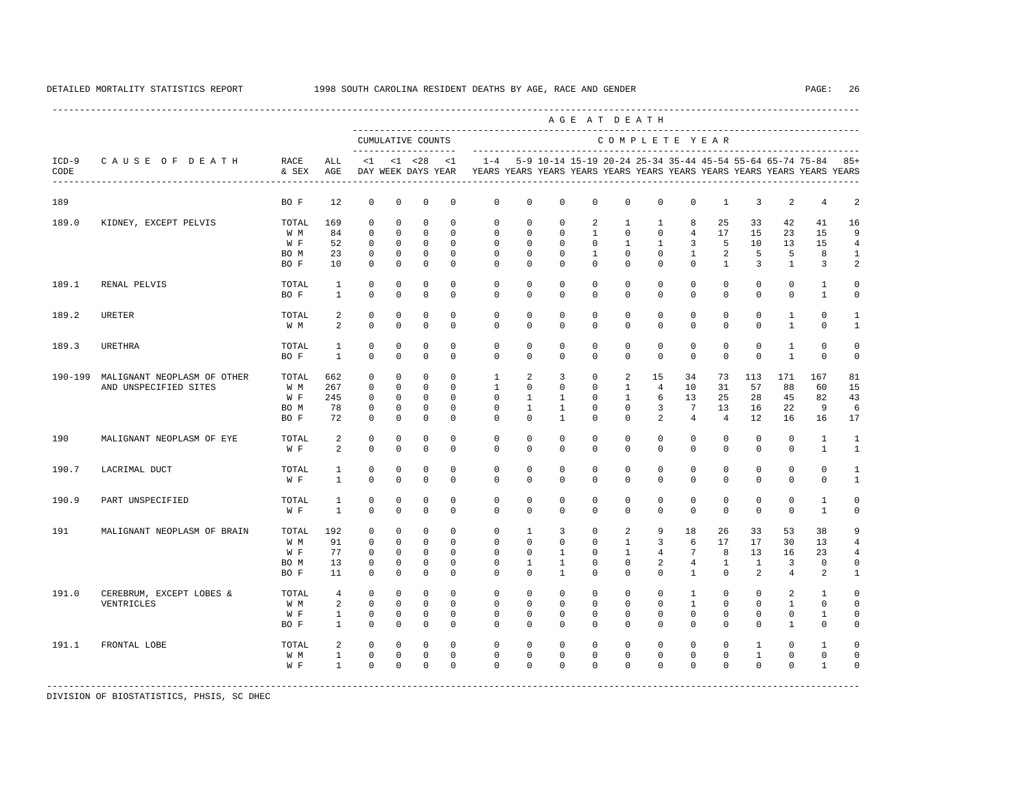DETAILED MORTALITY STATISTICS REPORT 1998 SOUTH CAROLINA RESIDENT DEATHS BY AGE, RACE AND GENDER

| ICD-9 CODE | CAUSE OF DEATH | RACE & SEX | ALL AGE | <1 DAY | <1 WEEK | <28 DAYS | <1 YEAR | 1-4 YEARS | 5-9 YEARS | 10-14 YEARS | 15-19 YEARS | 20-24 YEARS | 25-34 YEARS | 35-44 YEARS | 45-54 YEARS | 55-64 YEARS | 65-74 YEARS | 75-84 YEARS | 85+ YEARS |
|---|---|---|---|---|---|---|---|---|---|---|---|---|---|---|---|---|---|---|---|
| | | | | CUMULATIVE COUNTS | | | | COMPLETE YEAR | | | | | | | | | | | |
| 189 | | BO F | 12 | 0 | 0 | 0 | 0 | 0 | 0 | 0 | 0 | 0 | 0 | 0 | 1 | 3 | 2 | 4 | 2 |
| 189.0 | KIDNEY, EXCEPT PELVIS | TOTAL | 169 | 0 | 0 | 0 | 0 | 0 | 0 | 0 | 2 | 1 | 1 | 8 | 25 | 33 | 42 | 41 | 16 |
| | | W M | 84 | 0 | 0 | 0 | 0 | 0 | 0 | 0 | 1 | 0 | 0 | 4 | 17 | 15 | 23 | 15 | 9 |
| | | W F | 52 | 0 | 0 | 0 | 0 | 0 | 0 | 0 | 0 | 1 | 1 | 3 | 5 | 10 | 13 | 15 | 4 |
| | | BO M | 23 | 0 | 0 | 0 | 0 | 0 | 0 | 0 | 1 | 0 | 0 | 1 | 2 | 5 | 5 | 8 | 1 |
| | | BO F | 10 | 0 | 0 | 0 | 0 | 0 | 0 | 0 | 0 | 0 | 0 | 0 | 1 | 3 | 1 | 3 | 2 |
| 189.1 | RENAL PELVIS | TOTAL | 1 | 0 | 0 | 0 | 0 | 0 | 0 | 0 | 0 | 0 | 0 | 0 | 0 | 0 | 0 | 1 | 0 |
| | | BO F | 1 | 0 | 0 | 0 | 0 | 0 | 0 | 0 | 0 | 0 | 0 | 0 | 0 | 0 | 0 | 1 | 0 |
| 189.2 | URETER | TOTAL | 2 | 0 | 0 | 0 | 0 | 0 | 0 | 0 | 0 | 0 | 0 | 0 | 0 | 0 | 1 | 0 | 1 |
| | | W M | 2 | 0 | 0 | 0 | 0 | 0 | 0 | 0 | 0 | 0 | 0 | 0 | 0 | 0 | 1 | 0 | 1 |
| 189.3 | URETHRA | TOTAL | 1 | 0 | 0 | 0 | 0 | 0 | 0 | 0 | 0 | 0 | 0 | 0 | 0 | 0 | 1 | 0 | 0 |
| | | BO F | 1 | 0 | 0 | 0 | 0 | 0 | 0 | 0 | 0 | 0 | 0 | 0 | 0 | 0 | 1 | 0 | 0 |
| 190-199 | MALIGNANT NEOPLASM OF OTHER AND UNSPECIFIED SITES | TOTAL | 662 | 0 | 0 | 0 | 0 | 1 | 2 | 3 | 0 | 2 | 15 | 34 | 73 | 113 | 171 | 167 | 81 |
| | | W M | 267 | 0 | 0 | 0 | 0 | 1 | 0 | 0 | 0 | 1 | 4 | 10 | 31 | 57 | 88 | 60 | 15 |
| | | W F | 245 | 0 | 0 | 0 | 0 | 0 | 1 | 1 | 0 | 1 | 6 | 13 | 25 | 28 | 45 | 82 | 43 |
| | | BO M | 78 | 0 | 0 | 0 | 0 | 0 | 1 | 1 | 0 | 0 | 3 | 7 | 13 | 16 | 22 | 9 | 6 |
| | | BO F | 72 | 0 | 0 | 0 | 0 | 0 | 0 | 1 | 0 | 0 | 2 | 4 | 4 | 12 | 16 | 16 | 17 |
| 190 | MALIGNANT NEOPLASM OF EYE | TOTAL | 2 | 0 | 0 | 0 | 0 | 0 | 0 | 0 | 0 | 0 | 0 | 0 | 0 | 0 | 0 | 1 | 1 |
| | | W F | 2 | 0 | 0 | 0 | 0 | 0 | 0 | 0 | 0 | 0 | 0 | 0 | 0 | 0 | 0 | 1 | 1 |
| 190.7 | LACRIMAL DUCT | TOTAL | 1 | 0 | 0 | 0 | 0 | 0 | 0 | 0 | 0 | 0 | 0 | 0 | 0 | 0 | 0 | 0 | 1 |
| | | W F | 1 | 0 | 0 | 0 | 0 | 0 | 0 | 0 | 0 | 0 | 0 | 0 | 0 | 0 | 0 | 0 | 1 |
| 190.9 | PART UNSPECIFIED | TOTAL | 1 | 0 | 0 | 0 | 0 | 0 | 0 | 0 | 0 | 0 | 0 | 0 | 0 | 0 | 0 | 1 | 0 |
| | | W F | 1 | 0 | 0 | 0 | 0 | 0 | 0 | 0 | 0 | 0 | 0 | 0 | 0 | 0 | 0 | 1 | 0 |
| 191 | MALIGNANT NEOPLASM OF BRAIN | TOTAL | 192 | 0 | 0 | 0 | 0 | 0 | 1 | 3 | 0 | 2 | 9 | 18 | 26 | 33 | 53 | 38 | 9 |
| | | W M | 91 | 0 | 0 | 0 | 0 | 0 | 0 | 0 | 0 | 1 | 3 | 6 | 17 | 17 | 30 | 13 | 4 |
| | | W F | 77 | 0 | 0 | 0 | 0 | 0 | 0 | 1 | 0 | 1 | 4 | 7 | 8 | 13 | 16 | 23 | 4 |
| | | BO M | 13 | 0 | 0 | 0 | 0 | 0 | 1 | 1 | 0 | 0 | 2 | 4 | 1 | 1 | 3 | 0 | 0 |
| | | BO F | 11 | 0 | 0 | 0 | 0 | 0 | 0 | 1 | 0 | 0 | 0 | 1 | 0 | 2 | 4 | 2 | 1 |
| 191.0 | CEREBRUM, EXCEPT LOBES & VENTRICLES | TOTAL | 4 | 0 | 0 | 0 | 0 | 0 | 0 | 0 | 0 | 0 | 0 | 1 | 0 | 0 | 2 | 1 | 0 |
| | | W M | 2 | 0 | 0 | 0 | 0 | 0 | 0 | 0 | 0 | 0 | 0 | 1 | 0 | 0 | 1 | 0 | 0 |
| | | W F | 1 | 0 | 0 | 0 | 0 | 0 | 0 | 0 | 0 | 0 | 0 | 0 | 0 | 0 | 0 | 1 | 0 |
| | | BO F | 1 | 0 | 0 | 0 | 0 | 0 | 0 | 0 | 0 | 0 | 0 | 0 | 0 | 0 | 1 | 0 | 0 |
| 191.1 | FRONTAL LOBE | TOTAL | 2 | 0 | 0 | 0 | 0 | 0 | 0 | 0 | 0 | 0 | 0 | 0 | 0 | 1 | 0 | 1 | 0 |
| | | W M | 1 | 0 | 0 | 0 | 0 | 0 | 0 | 0 | 0 | 0 | 0 | 0 | 0 | 1 | 0 | 0 | 0 |
| | | W F | 1 | 0 | 0 | 0 | 0 | 0 | 0 | 0 | 0 | 0 | 0 | 0 | 0 | 0 | 0 | 1 | 0 |

DIVISION OF BIOSTATISTICS, PHSIS, SC DHEC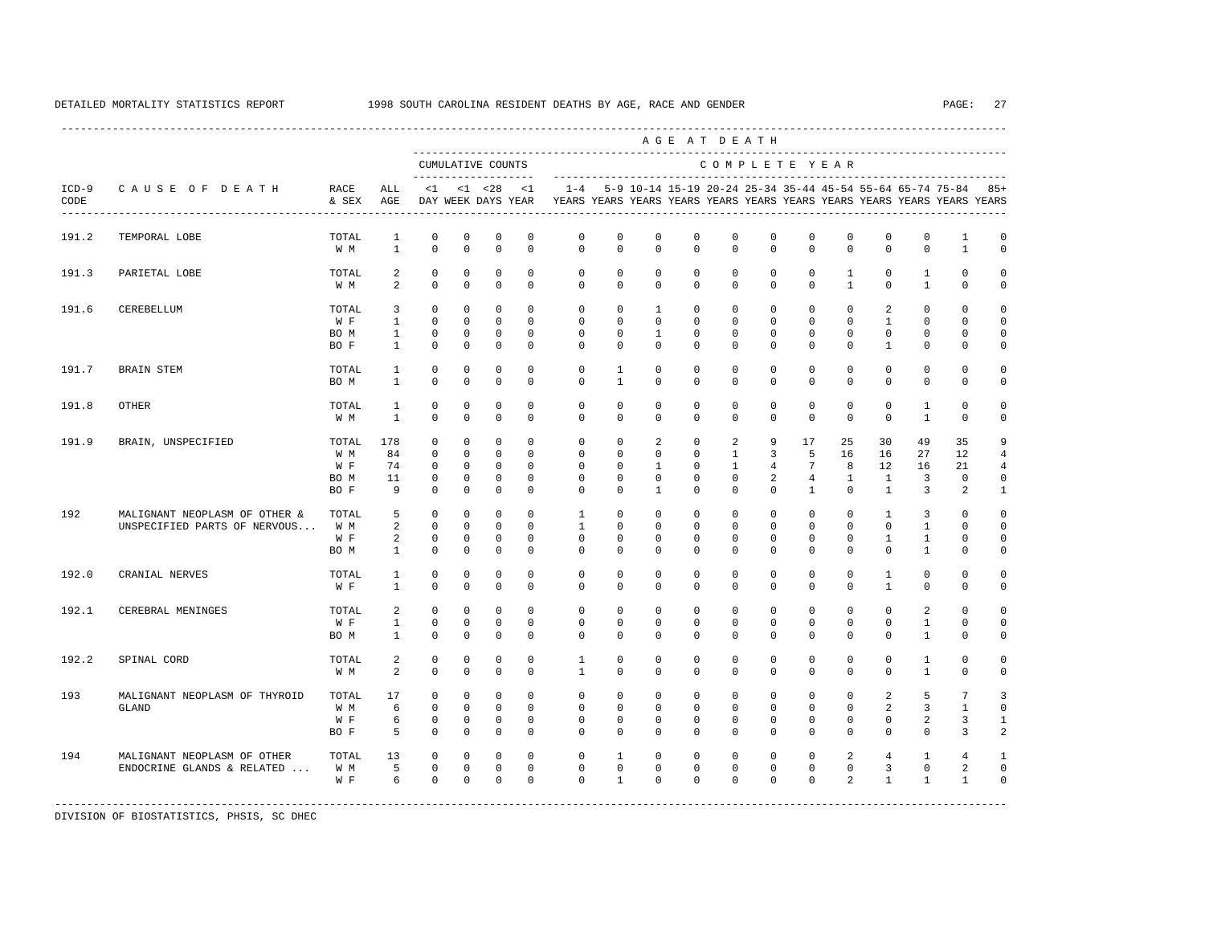DETAILED MORTALITY STATISTICS REPORT 1998 SOUTH CAROLINA RESIDENT DEATHS BY AGE, RACE AND GENDER

| ICD-9 CODE | CAUSE OF DEATH | RACE & SEX | ALL AGE | <1 DAY | <1 WEEK | <28 DAYS | <1 YEAR | 1-4 YEARS | 5-9 YEARS | 10-14 YEARS | 15-19 YEARS | 20-24 YEARS | 25-34 YEARS | 35-44 YEARS | 45-54 YEARS | 55-64 YEARS | 65-74 YEARS | 75-84 YEARS | 85+ YEARS |
|---|---|---|---|---|---|---|---|---|---|---|---|---|---|---|---|---|---|---|---|
| 191.2 | TEMPORAL LOBE | TOTAL | 1 | 0 | 0 | 0 | 0 | 0 | 0 | 0 | 0 | 0 | 0 | 0 | 0 | 0 | 0 | 1 | 0 |
| | | W M | 1 | 0 | 0 | 0 | 0 | 0 | 0 | 0 | 0 | 0 | 0 | 0 | 0 | 0 | 0 | 1 | 0 |
| 191.3 | PARIETAL LOBE | TOTAL | 2 | 0 | 0 | 0 | 0 | 0 | 0 | 0 | 0 | 0 | 0 | 0 | 1 | 0 | 1 | 0 | 0 |
| | | W M | 2 | 0 | 0 | 0 | 0 | 0 | 0 | 0 | 0 | 0 | 0 | 0 | 1 | 0 | 1 | 0 | 0 |
| 191.6 | CEREBELLUM | TOTAL | 3 | 0 | 0 | 0 | 0 | 0 | 0 | 1 | 0 | 0 | 0 | 0 | 0 | 2 | 0 | 0 | 0 |
| | | W F | 1 | 0 | 0 | 0 | 0 | 0 | 0 | 0 | 0 | 0 | 0 | 0 | 0 | 1 | 0 | 0 | 0 |
| | | BO M | 1 | 0 | 0 | 0 | 0 | 0 | 0 | 1 | 0 | 0 | 0 | 0 | 0 | 0 | 0 | 0 | 0 |
| | | BO F | 1 | 0 | 0 | 0 | 0 | 0 | 0 | 0 | 0 | 0 | 0 | 0 | 0 | 1 | 0 | 0 | 0 |
| 191.7 | BRAIN STEM | TOTAL | 1 | 0 | 0 | 0 | 0 | 0 | 1 | 0 | 0 | 0 | 0 | 0 | 0 | 0 | 0 | 0 | 0 |
| | | BO M | 1 | 0 | 0 | 0 | 0 | 0 | 1 | 0 | 0 | 0 | 0 | 0 | 0 | 0 | 0 | 0 | 0 |
| 191.8 | OTHER | TOTAL | 1 | 0 | 0 | 0 | 0 | 0 | 0 | 0 | 0 | 0 | 0 | 0 | 0 | 0 | 1 | 0 | 0 |
| | | W M | 1 | 0 | 0 | 0 | 0 | 0 | 0 | 0 | 0 | 0 | 0 | 0 | 0 | 0 | 1 | 0 | 0 |
| 191.9 | BRAIN, UNSPECIFIED | TOTAL | 178 | 0 | 0 | 0 | 0 | 0 | 0 | 2 | 0 | 2 | 9 | 17 | 25 | 30 | 49 | 35 | 9 |
| | | W M | 84 | 0 | 0 | 0 | 0 | 0 | 0 | 0 | 0 | 1 | 3 | 5 | 16 | 16 | 27 | 12 | 4 |
| | | W F | 74 | 0 | 0 | 0 | 0 | 0 | 0 | 1 | 0 | 1 | 4 | 7 | 8 | 12 | 16 | 21 | 4 |
| | | BO M | 11 | 0 | 0 | 0 | 0 | 0 | 0 | 0 | 0 | 0 | 2 | 4 | 1 | 1 | 3 | 0 | 0 |
| | | BO F | 9 | 0 | 0 | 0 | 0 | 0 | 0 | 1 | 0 | 0 | 0 | 1 | 0 | 1 | 3 | 2 | 1 |
| 192 | MALIGNANT NEOPLASM OF OTHER & UNSPECIFIED PARTS OF NERVOUS... | TOTAL | 5 | 0 | 0 | 0 | 0 | 1 | 0 | 0 | 0 | 0 | 0 | 0 | 0 | 1 | 3 | 0 | 0 |
| | | W M | 2 | 0 | 0 | 0 | 0 | 1 | 0 | 0 | 0 | 0 | 0 | 0 | 0 | 0 | 1 | 0 | 0 |
| | | W F | 2 | 0 | 0 | 0 | 0 | 0 | 0 | 0 | 0 | 0 | 0 | 0 | 0 | 1 | 1 | 0 | 0 |
| | | BO M | 1 | 0 | 0 | 0 | 0 | 0 | 0 | 0 | 0 | 0 | 0 | 0 | 0 | 0 | 1 | 0 | 0 |
| 192.0 | CRANIAL NERVES | TOTAL | 1 | 0 | 0 | 0 | 0 | 0 | 0 | 0 | 0 | 0 | 0 | 0 | 0 | 1 | 0 | 0 | 0 |
| | | W F | 1 | 0 | 0 | 0 | 0 | 0 | 0 | 0 | 0 | 0 | 0 | 0 | 0 | 1 | 0 | 0 | 0 |
| 192.1 | CEREBRAL MENINGES | TOTAL | 2 | 0 | 0 | 0 | 0 | 0 | 0 | 0 | 0 | 0 | 0 | 0 | 0 | 0 | 2 | 0 | 0 |
| | | W F | 1 | 0 | 0 | 0 | 0 | 0 | 0 | 0 | 0 | 0 | 0 | 0 | 0 | 0 | 1 | 0 | 0 |
| | | BO M | 1 | 0 | 0 | 0 | 0 | 0 | 0 | 0 | 0 | 0 | 0 | 0 | 0 | 0 | 1 | 0 | 0 |
| 192.2 | SPINAL CORD | TOTAL | 2 | 0 | 0 | 0 | 0 | 1 | 0 | 0 | 0 | 0 | 0 | 0 | 0 | 0 | 1 | 0 | 0 |
| | | W M | 2 | 0 | 0 | 0 | 0 | 1 | 0 | 0 | 0 | 0 | 0 | 0 | 0 | 0 | 1 | 0 | 0 |
| 193 | MALIGNANT NEOPLASM OF THYROID GLAND | TOTAL | 17 | 0 | 0 | 0 | 0 | 0 | 0 | 0 | 0 | 0 | 0 | 0 | 0 | 2 | 5 | 7 | 3 |
| | | W M | 6 | 0 | 0 | 0 | 0 | 0 | 0 | 0 | 0 | 0 | 0 | 0 | 0 | 2 | 3 | 1 | 0 |
| | | W F | 6 | 0 | 0 | 0 | 0 | 0 | 0 | 0 | 0 | 0 | 0 | 0 | 0 | 0 | 2 | 3 | 1 |
| | | BO F | 5 | 0 | 0 | 0 | 0 | 0 | 0 | 0 | 0 | 0 | 0 | 0 | 0 | 0 | 0 | 3 | 2 |
| 194 | MALIGNANT NEOPLASM OF OTHER ENDOCRINE GLANDS & RELATED ... | TOTAL | 13 | 0 | 0 | 0 | 0 | 0 | 1 | 0 | 0 | 0 | 0 | 0 | 2 | 4 | 1 | 4 | 1 |
| | | W M | 5 | 0 | 0 | 0 | 0 | 0 | 0 | 0 | 0 | 0 | 0 | 0 | 0 | 3 | 0 | 2 | 0 |
| | | W F | 6 | 0 | 0 | 0 | 0 | 0 | 1 | 0 | 0 | 0 | 0 | 0 | 2 | 1 | 1 | 1 | 0 |

DIVISION OF BIOSTATISTICS, PHSIS, SC DHEC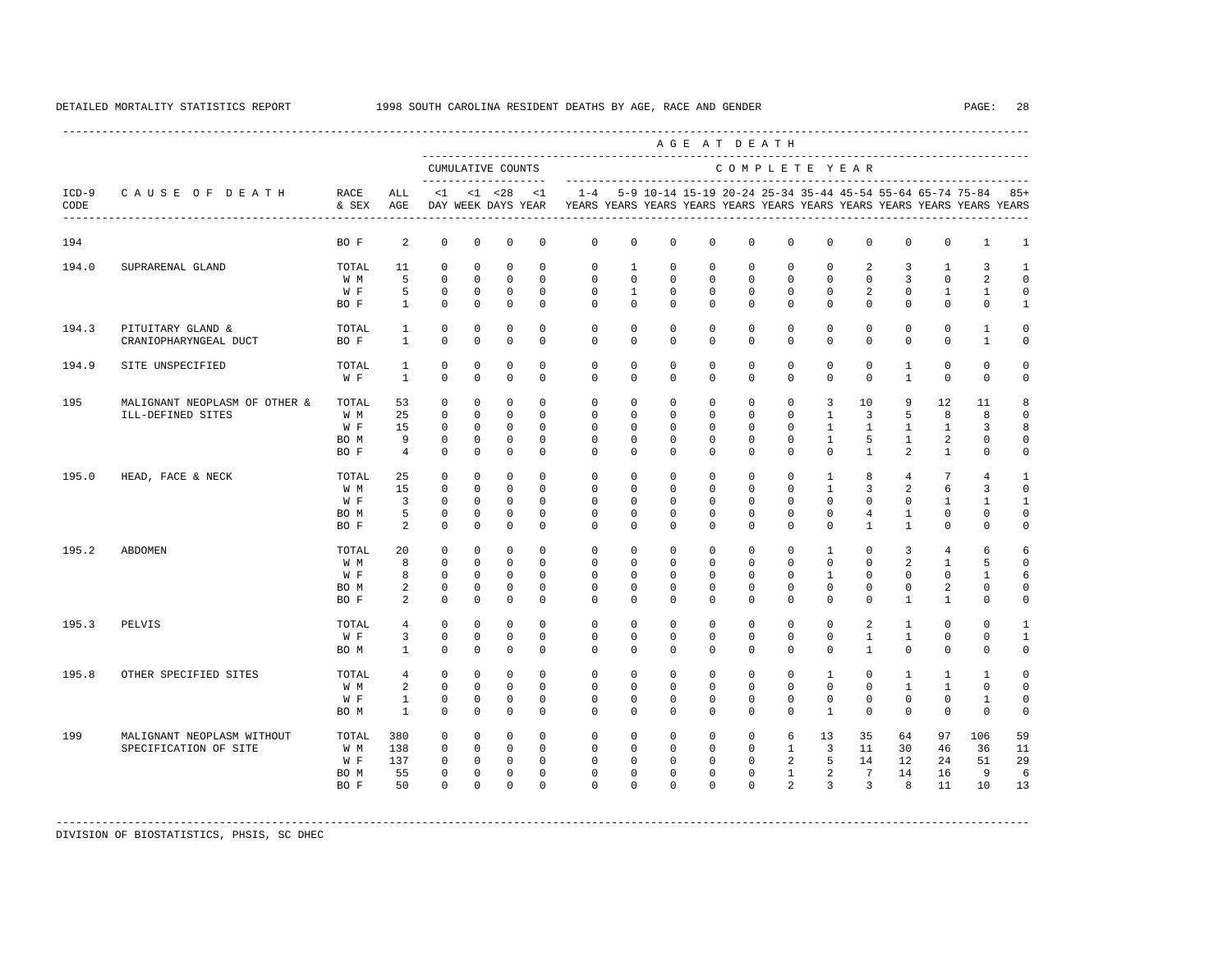DETAILED MORTALITY STATISTICS REPORT 1998 SOUTH CAROLINA RESIDENT DEATHS BY AGE, RACE AND GENDER

| ICD-9 CODE | CAUSE OF DEATH | RACE & SEX | ALL AGE | <1 DAY | <1 WEEK | <28 DAYS | <1 YEAR | 1-4 YEARS | 5-9 YEARS | 10-14 YEARS | 15-19 YEARS | 20-24 YEARS | 25-34 YEARS | 35-44 YEARS | 45-54 YEARS | 55-64 YEARS | 65-74 YEARS | 75-84 YEARS | 85+ YEARS |
|---|---|---|---|---|---|---|---|---|---|---|---|---|---|---|---|---|---|---|---|
| | | | | CUMULATIVE COUNTS | | | | COMPLETE YEAR | | | | | | | | | | | |
| 194 | | BO F | 2 | 0 | 0 | 0 | 0 | 0 | 0 | 0 | 0 | 0 | 0 | 0 | 0 | 0 | 0 | 1 | 1 |
| 194.0 | SUPRARENAL GLAND | TOTAL | 11 | 0 | 0 | 0 | 0 | 0 | 1 | 0 | 0 | 0 | 0 | 0 | 2 | 3 | 1 | 3 | 1 |
| | | W M | 5 | 0 | 0 | 0 | 0 | 0 | 0 | 0 | 0 | 0 | 0 | 0 | 0 | 3 | 0 | 2 | 0 |
| | | W F | 5 | 0 | 0 | 0 | 0 | 0 | 1 | 0 | 0 | 0 | 0 | 0 | 2 | 0 | 1 | 1 | 0 |
| | | BO F | 1 | 0 | 0 | 0 | 0 | 0 | 0 | 0 | 0 | 0 | 0 | 0 | 0 | 0 | 0 | 0 | 1 |
| 194.3 | PITUITARY GLAND & CRANIOPHARYNGEAL DUCT | TOTAL | 1 | 0 | 0 | 0 | 0 | 0 | 0 | 0 | 0 | 0 | 0 | 0 | 0 | 0 | 0 | 1 | 0 |
| | | BO F | 1 | 0 | 0 | 0 | 0 | 0 | 0 | 0 | 0 | 0 | 0 | 0 | 0 | 0 | 0 | 1 | 0 |
| 194.9 | SITE UNSPECIFIED | TOTAL | 1 | 0 | 0 | 0 | 0 | 0 | 0 | 0 | 0 | 0 | 0 | 0 | 0 | 1 | 0 | 0 | 0 |
| | | W F | 1 | 0 | 0 | 0 | 0 | 0 | 0 | 0 | 0 | 0 | 0 | 0 | 0 | 1 | 0 | 0 | 0 |
| 195 | MALIGNANT NEOPLASM OF OTHER & ILL-DEFINED SITES | TOTAL | 53 | 0 | 0 | 0 | 0 | 0 | 0 | 0 | 0 | 0 | 0 | 3 | 10 | 9 | 12 | 11 | 8 |
| | | W M | 25 | 0 | 0 | 0 | 0 | 0 | 0 | 0 | 0 | 0 | 0 | 1 | 3 | 5 | 8 | 8 | 0 |
| | | W F | 15 | 0 | 0 | 0 | 0 | 0 | 0 | 0 | 0 | 0 | 0 | 1 | 1 | 1 | 1 | 3 | 8 |
| | | BO M | 9 | 0 | 0 | 0 | 0 | 0 | 0 | 0 | 0 | 0 | 0 | 1 | 5 | 1 | 2 | 0 | 0 |
| | | BO F | 4 | 0 | 0 | 0 | 0 | 0 | 0 | 0 | 0 | 0 | 0 | 0 | 1 | 2 | 1 | 0 | 0 |
| 195.0 | HEAD, FACE & NECK | TOTAL | 25 | 0 | 0 | 0 | 0 | 0 | 0 | 0 | 0 | 0 | 0 | 1 | 8 | 4 | 7 | 4 | 1 |
| | | W M | 15 | 0 | 0 | 0 | 0 | 0 | 0 | 0 | 0 | 0 | 0 | 1 | 3 | 2 | 6 | 3 | 0 |
| | | W F | 3 | 0 | 0 | 0 | 0 | 0 | 0 | 0 | 0 | 0 | 0 | 0 | 0 | 0 | 1 | 1 | 1 |
| | | BO M | 5 | 0 | 0 | 0 | 0 | 0 | 0 | 0 | 0 | 0 | 0 | 0 | 4 | 1 | 0 | 0 | 0 |
| | | BO F | 2 | 0 | 0 | 0 | 0 | 0 | 0 | 0 | 0 | 0 | 0 | 0 | 1 | 1 | 0 | 0 | 0 |
| 195.2 | ABDOMEN | TOTAL | 20 | 0 | 0 | 0 | 0 | 0 | 0 | 0 | 0 | 0 | 0 | 1 | 0 | 3 | 4 | 6 | 6 |
| | | W M | 8 | 0 | 0 | 0 | 0 | 0 | 0 | 0 | 0 | 0 | 0 | 0 | 0 | 2 | 1 | 5 | 0 |
| | | W F | 8 | 0 | 0 | 0 | 0 | 0 | 0 | 0 | 0 | 0 | 0 | 1 | 0 | 0 | 0 | 1 | 6 |
| | | BO M | 2 | 0 | 0 | 0 | 0 | 0 | 0 | 0 | 0 | 0 | 0 | 0 | 0 | 0 | 2 | 0 | 0 |
| | | BO F | 2 | 0 | 0 | 0 | 0 | 0 | 0 | 0 | 0 | 0 | 0 | 0 | 0 | 1 | 1 | 0 | 0 |
| 195.3 | PELVIS | TOTAL | 4 | 0 | 0 | 0 | 0 | 0 | 0 | 0 | 0 | 0 | 0 | 0 | 2 | 1 | 0 | 0 | 1 |
| | | W F | 3 | 0 | 0 | 0 | 0 | 0 | 0 | 0 | 0 | 0 | 0 | 0 | 1 | 1 | 0 | 0 | 1 |
| | | BO M | 1 | 0 | 0 | 0 | 0 | 0 | 0 | 0 | 0 | 0 | 0 | 0 | 1 | 0 | 0 | 0 | 0 |
| 195.8 | OTHER SPECIFIED SITES | TOTAL | 4 | 0 | 0 | 0 | 0 | 0 | 0 | 0 | 0 | 0 | 0 | 1 | 0 | 1 | 1 | 1 | 0 |
| | | W M | 2 | 0 | 0 | 0 | 0 | 0 | 0 | 0 | 0 | 0 | 0 | 0 | 0 | 1 | 1 | 0 | 0 |
| | | W F | 1 | 0 | 0 | 0 | 0 | 0 | 0 | 0 | 0 | 0 | 0 | 0 | 0 | 0 | 0 | 1 | 0 |
| | | BO M | 1 | 0 | 0 | 0 | 0 | 0 | 0 | 0 | 0 | 0 | 0 | 1 | 0 | 0 | 0 | 0 | 0 |
| 199 | MALIGNANT NEOPLASM WITHOUT SPECIFICATION OF SITE | TOTAL | 380 | 0 | 0 | 0 | 0 | 0 | 0 | 0 | 0 | 0 | 6 | 13 | 35 | 64 | 97 | 106 | 59 |
| | | W M | 138 | 0 | 0 | 0 | 0 | 0 | 0 | 0 | 0 | 0 | 1 | 3 | 11 | 30 | 46 | 36 | 11 |
| | | W F | 137 | 0 | 0 | 0 | 0 | 0 | 0 | 0 | 0 | 0 | 2 | 5 | 14 | 12 | 24 | 51 | 29 |
| | | BO M | 55 | 0 | 0 | 0 | 0 | 0 | 0 | 0 | 0 | 0 | 1 | 2 | 7 | 14 | 16 | 9 | 6 |
| | | BO F | 50 | 0 | 0 | 0 | 0 | 0 | 0 | 0 | 0 | 0 | 2 | 3 | 3 | 8 | 11 | 10 | 13 |

DIVISION OF BIOSTATISTICS, PHSIS, SC DHEC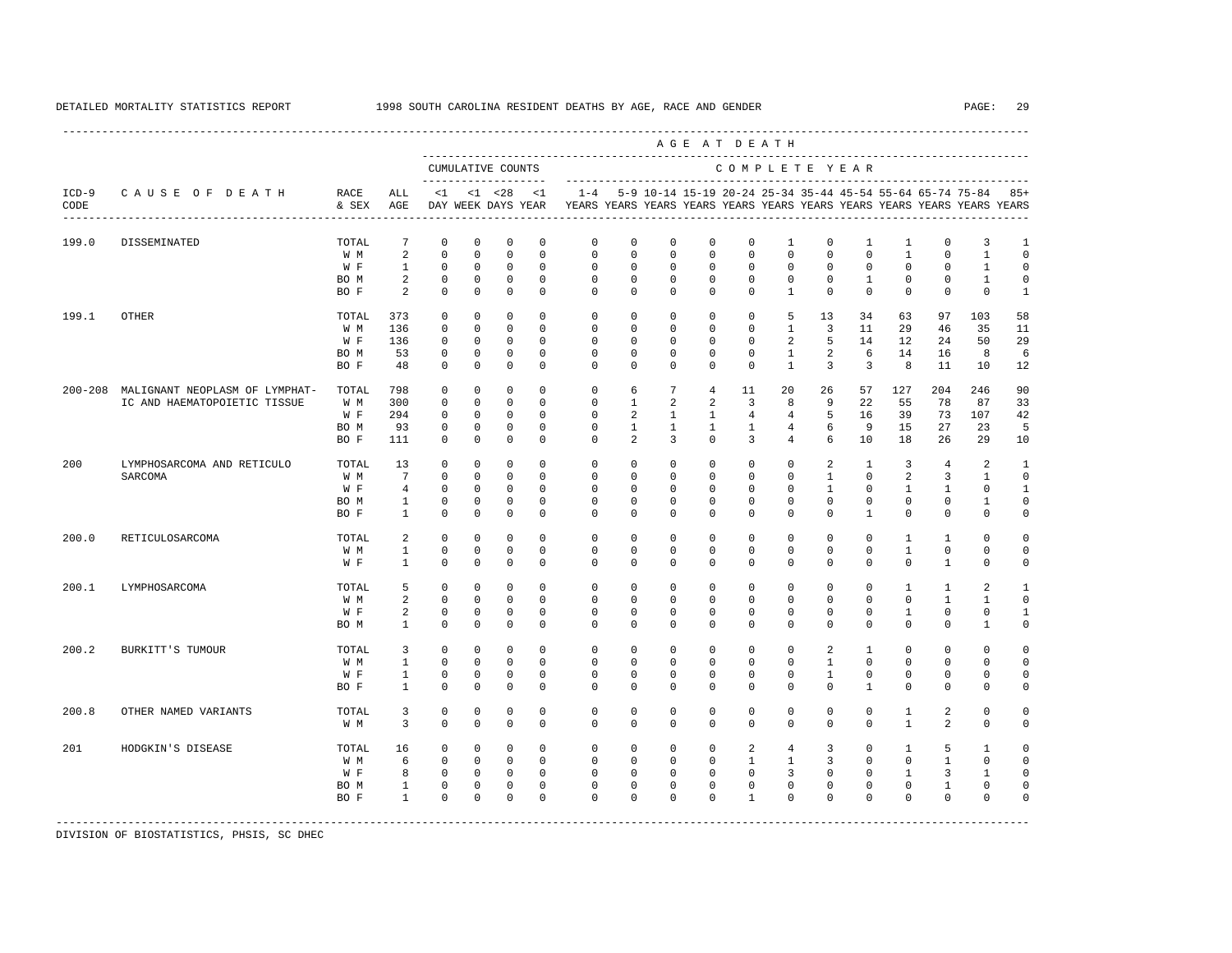DETAILED MORTALITY STATISTICS REPORT 1998 SOUTH CAROLINA RESIDENT DEATHS BY AGE, RACE AND GENDER

| ICD-9 CODE | CAUSE OF DEATH | RACE & SEX | ALL AGE | <1 DAY | <1 WEEK | <28 DAYS | <1 YEAR | 1-4 YEARS | 5-9 YEARS | 10-14 YEARS | 15-19 YEARS | 20-24 YEARS | 25-34 YEARS | 35-44 YEARS | 45-54 YEARS | 55-64 YEARS | 65-74 YEARS | 75-84 YEARS | 85+ YEARS |
|---|---|---|---|---|---|---|---|---|---|---|---|---|---|---|---|---|---|---|---|
| | | | | CUMULATIVE COUNTS | | | | COMPLETE YEAR | | | | | | | | | | | |
| 199.0 | DISSEMINATED | TOTAL | 7 | 0 | 0 | 0 | 0 | 0 | 0 | 0 | 0 | 0 | 1 | 0 | 1 | 1 | 0 | 3 | 1 |
| | | W M | 2 | 0 | 0 | 0 | 0 | 0 | 0 | 0 | 0 | 0 | 0 | 0 | 0 | 1 | 0 | 1 | 0 |
| | | W F | 1 | 0 | 0 | 0 | 0 | 0 | 0 | 0 | 0 | 0 | 0 | 0 | 0 | 0 | 0 | 1 | 0 |
| | | BO M | 2 | 0 | 0 | 0 | 0 | 0 | 0 | 0 | 0 | 0 | 0 | 0 | 1 | 0 | 0 | 1 | 0 |
| | | BO F | 2 | 0 | 0 | 0 | 0 | 0 | 0 | 0 | 0 | 0 | 1 | 0 | 0 | 0 | 0 | 0 | 1 |
| 199.1 | OTHER | TOTAL | 373 | 0 | 0 | 0 | 0 | 0 | 0 | 0 | 0 | 0 | 5 | 13 | 34 | 63 | 97 | 103 | 58 |
| | | W M | 136 | 0 | 0 | 0 | 0 | 0 | 0 | 0 | 0 | 0 | 1 | 3 | 11 | 29 | 46 | 35 | 11 |
| | | W F | 136 | 0 | 0 | 0 | 0 | 0 | 0 | 0 | 0 | 0 | 2 | 5 | 14 | 12 | 24 | 50 | 29 |
| | | BO M | 53 | 0 | 0 | 0 | 0 | 0 | 0 | 0 | 0 | 0 | 1 | 2 | 6 | 14 | 16 | 8 | 6 |
| | | BO F | 48 | 0 | 0 | 0 | 0 | 0 | 0 | 0 | 0 | 0 | 1 | 3 | 3 | 8 | 11 | 10 | 12 |
| 200-208 | MALIGNANT NEOPLASM OF LYMPHATIC AND HAEMATOPOIETIC TISSUE | TOTAL | 798 | 0 | 0 | 0 | 0 | 0 | 6 | 7 | 4 | 11 | 20 | 26 | 57 | 127 | 204 | 246 | 90 |
| | | W M | 300 | 0 | 0 | 0 | 0 | 0 | 1 | 2 | 2 | 3 | 8 | 9 | 22 | 55 | 78 | 87 | 33 |
| | | W F | 294 | 0 | 0 | 0 | 0 | 0 | 2 | 1 | 1 | 4 | 4 | 5 | 16 | 39 | 73 | 107 | 42 |
| | | BO M | 93 | 0 | 0 | 0 | 0 | 0 | 1 | 1 | 1 | 1 | 4 | 6 | 9 | 15 | 27 | 23 | 5 |
| | | BO F | 111 | 0 | 0 | 0 | 0 | 0 | 2 | 3 | 0 | 3 | 4 | 6 | 10 | 18 | 26 | 29 | 10 |
| 200 | LYMPHOSARCOMA AND RETICULO SARCOMA | TOTAL | 13 | 0 | 0 | 0 | 0 | 0 | 0 | 0 | 0 | 0 | 0 | 2 | 1 | 3 | 4 | 2 | 1 |
| | | W M | 7 | 0 | 0 | 0 | 0 | 0 | 0 | 0 | 0 | 0 | 0 | 1 | 0 | 2 | 3 | 1 | 0 |
| | | W F | 4 | 0 | 0 | 0 | 0 | 0 | 0 | 0 | 0 | 0 | 0 | 1 | 0 | 1 | 1 | 0 | 1 |
| | | BO M | 1 | 0 | 0 | 0 | 0 | 0 | 0 | 0 | 0 | 0 | 0 | 0 | 0 | 0 | 0 | 1 | 0 |
| | | BO F | 1 | 0 | 0 | 0 | 0 | 0 | 0 | 0 | 0 | 0 | 0 | 0 | 1 | 0 | 0 | 0 | 0 |
| 200.0 | RETICULOSARCOMA | TOTAL | 2 | 0 | 0 | 0 | 0 | 0 | 0 | 0 | 0 | 0 | 0 | 0 | 0 | 1 | 1 | 0 | 0 |
| | | W M | 1 | 0 | 0 | 0 | 0 | 0 | 0 | 0 | 0 | 0 | 0 | 0 | 0 | 1 | 0 | 0 | 0 |
| | | W F | 1 | 0 | 0 | 0 | 0 | 0 | 0 | 0 | 0 | 0 | 0 | 0 | 0 | 0 | 1 | 0 | 0 |
| 200.1 | LYMPHOSARCOMA | TOTAL | 5 | 0 | 0 | 0 | 0 | 0 | 0 | 0 | 0 | 0 | 0 | 0 | 0 | 1 | 1 | 2 | 1 |
| | | W M | 2 | 0 | 0 | 0 | 0 | 0 | 0 | 0 | 0 | 0 | 0 | 0 | 0 | 0 | 1 | 1 | 0 |
| | | W F | 2 | 0 | 0 | 0 | 0 | 0 | 0 | 0 | 0 | 0 | 0 | 0 | 0 | 1 | 0 | 0 | 1 |
| | | BO M | 1 | 0 | 0 | 0 | 0 | 0 | 0 | 0 | 0 | 0 | 0 | 0 | 0 | 0 | 0 | 1 | 0 |
| 200.2 | BURKITT'S TUMOUR | TOTAL | 3 | 0 | 0 | 0 | 0 | 0 | 0 | 0 | 0 | 0 | 0 | 2 | 1 | 0 | 0 | 0 | 0 |
| | | W M | 1 | 0 | 0 | 0 | 0 | 0 | 0 | 0 | 0 | 0 | 0 | 1 | 0 | 0 | 0 | 0 | 0 |
| | | W F | 1 | 0 | 0 | 0 | 0 | 0 | 0 | 0 | 0 | 0 | 0 | 1 | 0 | 0 | 0 | 0 | 0 |
| | | BO F | 1 | 0 | 0 | 0 | 0 | 0 | 0 | 0 | 0 | 0 | 0 | 0 | 1 | 0 | 0 | 0 | 0 |
| 200.8 | OTHER NAMED VARIANTS | TOTAL | 3 | 0 | 0 | 0 | 0 | 0 | 0 | 0 | 0 | 0 | 0 | 0 | 0 | 1 | 2 | 0 | 0 |
| | | W M | 3 | 0 | 0 | 0 | 0 | 0 | 0 | 0 | 0 | 0 | 0 | 0 | 0 | 1 | 2 | 0 | 0 |
| 201 | HODGKIN'S DISEASE | TOTAL | 16 | 0 | 0 | 0 | 0 | 0 | 0 | 0 | 0 | 2 | 4 | 3 | 0 | 1 | 5 | 1 | 0 |
| | | W M | 6 | 0 | 0 | 0 | 0 | 0 | 0 | 0 | 0 | 1 | 1 | 3 | 0 | 0 | 1 | 0 | 0 |
| | | W F | 8 | 0 | 0 | 0 | 0 | 0 | 0 | 0 | 0 | 0 | 3 | 0 | 0 | 1 | 3 | 1 | 0 |
| | | BO M | 1 | 0 | 0 | 0 | 0 | 0 | 0 | 0 | 0 | 0 | 0 | 0 | 0 | 0 | 1 | 0 | 0 |
| | | BO F | 1 | 0 | 0 | 0 | 0 | 0 | 0 | 0 | 0 | 1 | 0 | 0 | 0 | 0 | 0 | 0 | 0 |

DIVISION OF BIOSTATISTICS, PHSIS, SC DHEC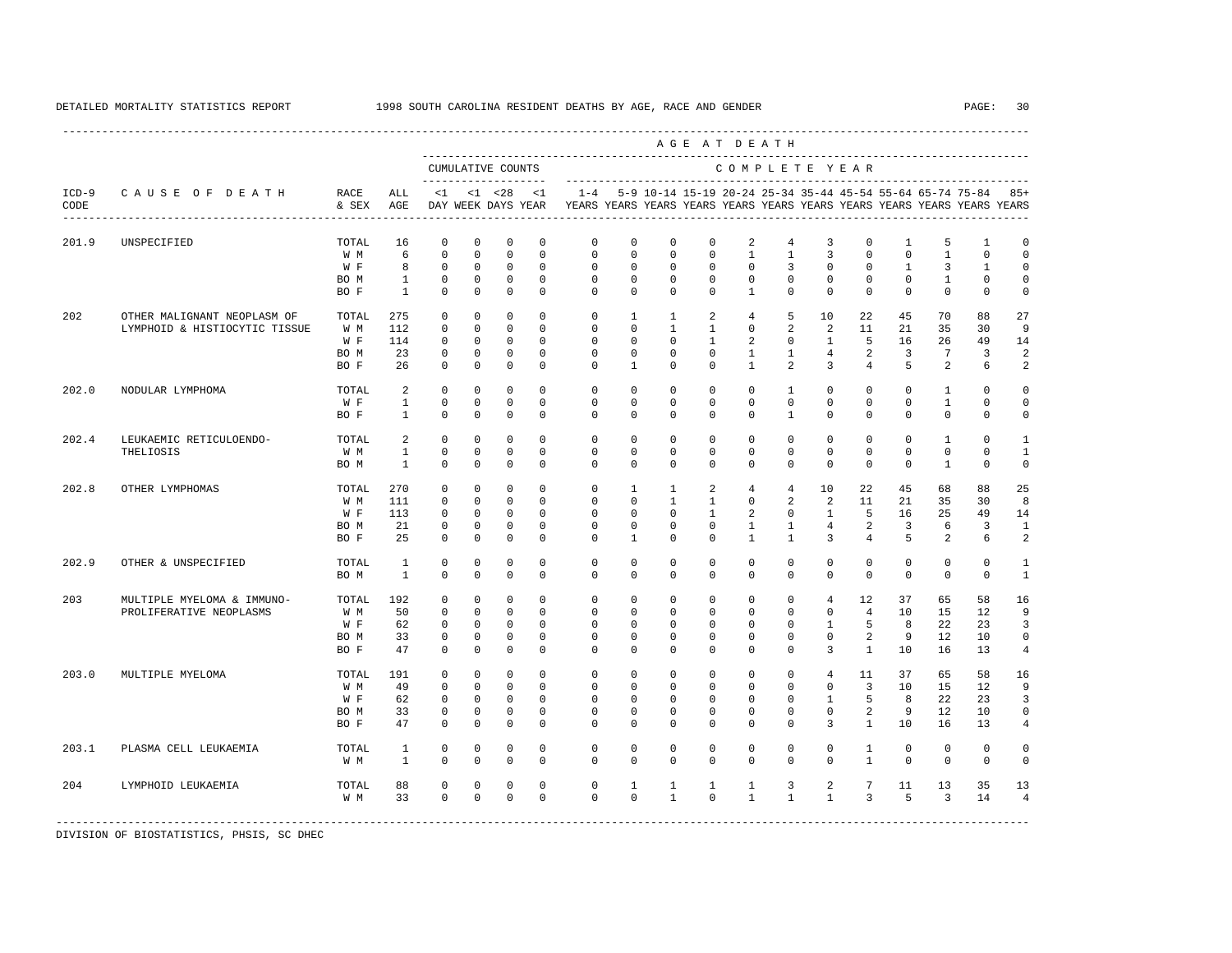DETAILED MORTALITY STATISTICS REPORT 1998 SOUTH CAROLINA RESIDENT DEATHS BY AGE, RACE AND GENDER

| ICD-9 CODE | CAUSE OF DEATH | RACE & SEX | ALL AGE | <1 DAY | <1 WEEK | <28 DAYS | <1 YEAR | 1-4 YEARS | 5-9 YEARS | 10-14 YEARS | 15-19 YEARS | 20-24 YEARS | 25-34 YEARS | 35-44 YEARS | 45-54 YEARS | 55-64 YEARS | 65-74 YEARS | 75-84 YEARS | 85+ YEARS |
|---|---|---|---|---|---|---|---|---|---|---|---|---|---|---|---|---|---|---|---|
| | | | | CUMULATIVE COUNTS | | | | COMPLETE YEAR | | | | | | | | | | | |
| 201.9 | UNSPECIFIED | TOTAL | 16 | 0 | 0 | 0 | 0 | 0 | 0 | 0 | 0 | 2 | 4 | 3 | 0 | 1 | 5 | 1 | 0 |
| | | W M | 6 | 0 | 0 | 0 | 0 | 0 | 0 | 0 | 0 | 1 | 1 | 3 | 0 | 0 | 1 | 0 | 0 |
| | | W F | 8 | 0 | 0 | 0 | 0 | 0 | 0 | 0 | 0 | 0 | 3 | 0 | 0 | 1 | 3 | 1 | 0 |
| | | BO M | 1 | 0 | 0 | 0 | 0 | 0 | 0 | 0 | 0 | 0 | 0 | 0 | 0 | 0 | 1 | 0 | 0 |
| | | BO F | 1 | 0 | 0 | 0 | 0 | 0 | 0 | 0 | 0 | 1 | 0 | 0 | 0 | 0 | 0 | 0 | 0 |
| 202 | OTHER MALIGNANT NEOPLASM OF LYMPHOID & HISTIOCYTIC TISSUE | TOTAL | 275 | 0 | 0 | 0 | 0 | 0 | 1 | 1 | 2 | 4 | 5 | 10 | 22 | 45 | 70 | 88 | 27 |
| | | W M | 112 | 0 | 0 | 0 | 0 | 0 | 0 | 1 | 1 | 0 | 2 | 2 | 11 | 21 | 35 | 30 | 9 |
| | | W F | 114 | 0 | 0 | 0 | 0 | 0 | 0 | 0 | 1 | 2 | 0 | 1 | 5 | 16 | 26 | 49 | 14 |
| | | BO M | 23 | 0 | 0 | 0 | 0 | 0 | 0 | 0 | 0 | 1 | 1 | 4 | 2 | 3 | 7 | 3 | 2 |
| | | BO F | 26 | 0 | 0 | 0 | 0 | 0 | 1 | 0 | 0 | 1 | 2 | 3 | 4 | 5 | 2 | 6 | 2 |
| 202.0 | NODULAR LYMPHOMA | TOTAL | 2 | 0 | 0 | 0 | 0 | 0 | 0 | 0 | 0 | 0 | 1 | 0 | 0 | 0 | 1 | 0 | 0 |
| | | W F | 1 | 0 | 0 | 0 | 0 | 0 | 0 | 0 | 0 | 0 | 0 | 0 | 0 | 0 | 1 | 0 | 0 |
| | | BO F | 1 | 0 | 0 | 0 | 0 | 0 | 0 | 0 | 0 | 0 | 1 | 0 | 0 | 0 | 0 | 0 | 0 |
| 202.4 | LEUKAEMIC RETICULOENDO-THELIOSIS | TOTAL | 2 | 0 | 0 | 0 | 0 | 0 | 0 | 0 | 0 | 0 | 0 | 0 | 0 | 0 | 1 | 0 | 1 |
| | | W M | 1 | 0 | 0 | 0 | 0 | 0 | 0 | 0 | 0 | 0 | 0 | 0 | 0 | 0 | 0 | 0 | 1 |
| | | BO M | 1 | 0 | 0 | 0 | 0 | 0 | 0 | 0 | 0 | 0 | 0 | 0 | 0 | 0 | 1 | 0 | 0 |
| 202.8 | OTHER LYMPHOMAS | TOTAL | 270 | 0 | 0 | 0 | 0 | 0 | 1 | 1 | 2 | 4 | 4 | 10 | 22 | 45 | 68 | 88 | 25 |
| | | W M | 111 | 0 | 0 | 0 | 0 | 0 | 0 | 1 | 1 | 0 | 2 | 2 | 11 | 21 | 35 | 30 | 8 |
| | | W F | 113 | 0 | 0 | 0 | 0 | 0 | 0 | 0 | 1 | 2 | 0 | 1 | 5 | 16 | 25 | 49 | 14 |
| | | BO M | 21 | 0 | 0 | 0 | 0 | 0 | 0 | 0 | 0 | 1 | 1 | 4 | 2 | 3 | 6 | 3 | 1 |
| | | BO F | 25 | 0 | 0 | 0 | 0 | 0 | 1 | 0 | 0 | 1 | 1 | 3 | 4 | 5 | 2 | 6 | 2 |
| 202.9 | OTHER & UNSPECIFIED | TOTAL | 1 | 0 | 0 | 0 | 0 | 0 | 0 | 0 | 0 | 0 | 0 | 0 | 0 | 0 | 0 | 0 | 1 |
| | | BO M | 1 | 0 | 0 | 0 | 0 | 0 | 0 | 0 | 0 | 0 | 0 | 0 | 0 | 0 | 0 | 0 | 1 |
| 203 | MULTIPLE MYELOMA & IMMUNO-PROLIFERATIVE NEOPLASMS | TOTAL | 192 | 0 | 0 | 0 | 0 | 0 | 0 | 0 | 0 | 0 | 0 | 4 | 12 | 37 | 65 | 58 | 16 |
| | | W M | 50 | 0 | 0 | 0 | 0 | 0 | 0 | 0 | 0 | 0 | 0 | 0 | 4 | 10 | 15 | 12 | 9 |
| | | W F | 62 | 0 | 0 | 0 | 0 | 0 | 0 | 0 | 0 | 0 | 0 | 1 | 5 | 8 | 22 | 23 | 3 |
| | | BO M | 33 | 0 | 0 | 0 | 0 | 0 | 0 | 0 | 0 | 0 | 0 | 0 | 2 | 9 | 12 | 10 | 0 |
| | | BO F | 47 | 0 | 0 | 0 | 0 | 0 | 0 | 0 | 0 | 0 | 0 | 3 | 1 | 10 | 16 | 13 | 4 |
| 203.0 | MULTIPLE MYELOMA | TOTAL | 191 | 0 | 0 | 0 | 0 | 0 | 0 | 0 | 0 | 0 | 0 | 4 | 11 | 37 | 65 | 58 | 16 |
| | | W M | 49 | 0 | 0 | 0 | 0 | 0 | 0 | 0 | 0 | 0 | 0 | 0 | 3 | 10 | 15 | 12 | 9 |
| | | W F | 62 | 0 | 0 | 0 | 0 | 0 | 0 | 0 | 0 | 0 | 0 | 1 | 5 | 8 | 22 | 23 | 3 |
| | | BO M | 33 | 0 | 0 | 0 | 0 | 0 | 0 | 0 | 0 | 0 | 0 | 0 | 2 | 9 | 12 | 10 | 0 |
| | | BO F | 47 | 0 | 0 | 0 | 0 | 0 | 0 | 0 | 0 | 0 | 0 | 3 | 1 | 10 | 16 | 13 | 4 |
| 203.1 | PLASMA CELL LEUKAEMIA | TOTAL | 1 | 0 | 0 | 0 | 0 | 0 | 0 | 0 | 0 | 0 | 0 | 0 | 1 | 0 | 0 | 0 | 0 |
| | | W M | 1 | 0 | 0 | 0 | 0 | 0 | 0 | 0 | 0 | 0 | 0 | 0 | 1 | 0 | 0 | 0 | 0 |
| 204 | LYMPHOID LEUKAEMIA | TOTAL | 88 | 0 | 0 | 0 | 0 | 0 | 1 | 1 | 1 | 1 | 3 | 2 | 7 | 11 | 13 | 35 | 13 |
| | | W M | 33 | 0 | 0 | 0 | 0 | 0 | 0 | 1 | 0 | 1 | 1 | 1 | 3 | 5 | 3 | 14 | 4 |

DIVISION OF BIOSTATISTICS, PHSIS, SC DHEC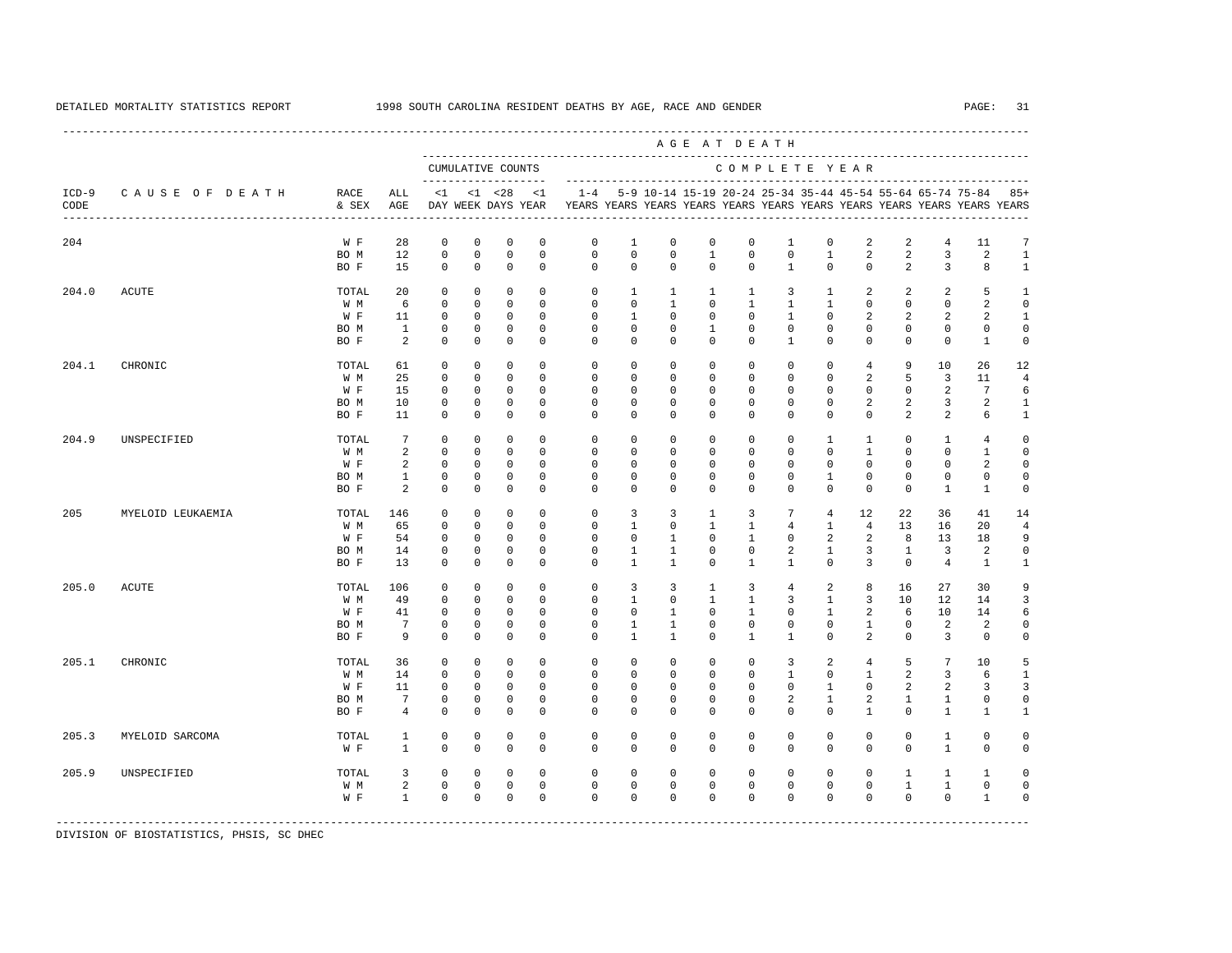DETAILED MORTALITY STATISTICS REPORT 1998 SOUTH CAROLINA RESIDENT DEATHS BY AGE, RACE AND GENDER

| ICD-9 CODE | CAUSE OF DEATH | RACE & SEX | ALL AGE | <1 DAY | <1 WEEK | <28 DAYS | <1 YEAR | 1-4 YEARS | 5-9 YEARS | 10-14 YEARS | 15-19 YEARS | 20-24 YEARS | 25-34 YEARS | 35-44 YEARS | 45-54 YEARS | 55-64 YEARS | 65-74 YEARS | 75-84 YEARS | 85+ YEARS |
|---|---|---|---|---|---|---|---|---|---|---|---|---|---|---|---|---|---|---|---|
| | | | | CUMULATIVE COUNTS | | | | COMPLETE YEAR | | | | | | | | | | | |
| 204 | | W F | 28 | 0 | 0 | 0 | 0 | 0 | 1 | 0 | 0 | 0 | 1 | 0 | 2 | 2 | 4 | 11 | 7 |
| | | BO M | 12 | 0 | 0 | 0 | 0 | 0 | 0 | 0 | 1 | 0 | 0 | 1 | 2 | 2 | 3 | 2 | 1 |
| | | BO F | 15 | 0 | 0 | 0 | 0 | 0 | 0 | 0 | 0 | 0 | 1 | 0 | 0 | 2 | 3 | 8 | 1 |
| 204.0 | ACUTE | TOTAL | 20 | 0 | 0 | 0 | 0 | 0 | 1 | 1 | 1 | 1 | 3 | 1 | 2 | 2 | 2 | 5 | 1 |
| | | W M | 6 | 0 | 0 | 0 | 0 | 0 | 0 | 1 | 0 | 1 | 1 | 1 | 0 | 0 | 0 | 2 | 0 |
| | | W F | 11 | 0 | 0 | 0 | 0 | 0 | 1 | 0 | 0 | 0 | 1 | 0 | 2 | 2 | 2 | 2 | 1 |
| | | BO M | 1 | 0 | 0 | 0 | 0 | 0 | 0 | 0 | 1 | 0 | 0 | 0 | 0 | 0 | 0 | 0 | 0 |
| | | BO F | 2 | 0 | 0 | 0 | 0 | 0 | 0 | 0 | 0 | 0 | 1 | 0 | 0 | 0 | 0 | 1 | 0 |
| 204.1 | CHRONIC | TOTAL | 61 | 0 | 0 | 0 | 0 | 0 | 0 | 0 | 0 | 0 | 0 | 0 | 4 | 9 | 10 | 26 | 12 |
| | | W M | 25 | 0 | 0 | 0 | 0 | 0 | 0 | 0 | 0 | 0 | 0 | 0 | 2 | 5 | 3 | 11 | 4 |
| | | W F | 15 | 0 | 0 | 0 | 0 | 0 | 0 | 0 | 0 | 0 | 0 | 0 | 0 | 0 | 2 | 7 | 6 |
| | | BO M | 10 | 0 | 0 | 0 | 0 | 0 | 0 | 0 | 0 | 0 | 0 | 0 | 2 | 2 | 3 | 2 | 1 |
| | | BO F | 11 | 0 | 0 | 0 | 0 | 0 | 0 | 0 | 0 | 0 | 0 | 0 | 0 | 2 | 2 | 6 | 1 |
| 204.9 | UNSPECIFIED | TOTAL | 7 | 0 | 0 | 0 | 0 | 0 | 0 | 0 | 0 | 0 | 0 | 1 | 1 | 0 | 1 | 4 | 0 |
| | | W M | 2 | 0 | 0 | 0 | 0 | 0 | 0 | 0 | 0 | 0 | 0 | 0 | 1 | 0 | 0 | 1 | 0 |
| | | W F | 2 | 0 | 0 | 0 | 0 | 0 | 0 | 0 | 0 | 0 | 0 | 0 | 0 | 0 | 0 | 2 | 0 |
| | | BO M | 1 | 0 | 0 | 0 | 0 | 0 | 0 | 0 | 0 | 0 | 0 | 1 | 0 | 0 | 0 | 0 | 0 |
| | | BO F | 2 | 0 | 0 | 0 | 0 | 0 | 0 | 0 | 0 | 0 | 0 | 0 | 0 | 0 | 1 | 1 | 0 |
| 205 | MYELOID LEUKAEMIA | TOTAL | 146 | 0 | 0 | 0 | 0 | 0 | 3 | 3 | 1 | 3 | 7 | 4 | 12 | 22 | 36 | 41 | 14 |
| | | W M | 65 | 0 | 0 | 0 | 0 | 0 | 1 | 0 | 1 | 1 | 4 | 1 | 4 | 13 | 16 | 20 | 4 |
| | | W F | 54 | 0 | 0 | 0 | 0 | 0 | 0 | 1 | 0 | 1 | 0 | 2 | 2 | 8 | 13 | 18 | 9 |
| | | BO M | 14 | 0 | 0 | 0 | 0 | 0 | 1 | 1 | 0 | 0 | 2 | 1 | 3 | 1 | 3 | 2 | 0 |
| | | BO F | 13 | 0 | 0 | 0 | 0 | 0 | 1 | 1 | 0 | 1 | 1 | 0 | 3 | 0 | 4 | 1 | 1 |
| 205.0 | ACUTE | TOTAL | 106 | 0 | 0 | 0 | 0 | 0 | 3 | 3 | 1 | 3 | 4 | 2 | 8 | 16 | 27 | 30 | 9 |
| | | W M | 49 | 0 | 0 | 0 | 0 | 0 | 1 | 0 | 1 | 1 | 3 | 1 | 3 | 10 | 12 | 14 | 3 |
| | | W F | 41 | 0 | 0 | 0 | 0 | 0 | 0 | 1 | 0 | 1 | 0 | 1 | 2 | 6 | 10 | 14 | 6 |
| | | BO M | 7 | 0 | 0 | 0 | 0 | 0 | 1 | 1 | 0 | 0 | 0 | 0 | 1 | 0 | 2 | 2 | 0 |
| | | BO F | 9 | 0 | 0 | 0 | 0 | 0 | 1 | 1 | 0 | 1 | 1 | 0 | 2 | 0 | 3 | 0 | 0 |
| 205.1 | CHRONIC | TOTAL | 36 | 0 | 0 | 0 | 0 | 0 | 0 | 0 | 0 | 0 | 3 | 2 | 4 | 5 | 7 | 10 | 5 |
| | | W M | 14 | 0 | 0 | 0 | 0 | 0 | 0 | 0 | 0 | 0 | 1 | 0 | 1 | 2 | 3 | 6 | 1 |
| | | W F | 11 | 0 | 0 | 0 | 0 | 0 | 0 | 0 | 0 | 0 | 0 | 1 | 0 | 2 | 2 | 3 | 3 |
| | | BO M | 7 | 0 | 0 | 0 | 0 | 0 | 0 | 0 | 0 | 0 | 2 | 1 | 2 | 1 | 1 | 0 | 0 |
| | | BO F | 4 | 0 | 0 | 0 | 0 | 0 | 0 | 0 | 0 | 0 | 0 | 0 | 1 | 0 | 1 | 1 | 1 |
| 205.3 | MYELOID SARCOMA | TOTAL | 1 | 0 | 0 | 0 | 0 | 0 | 0 | 0 | 0 | 0 | 0 | 0 | 0 | 0 | 1 | 0 | 0 |
| | | W F | 1 | 0 | 0 | 0 | 0 | 0 | 0 | 0 | 0 | 0 | 0 | 0 | 0 | 0 | 1 | 0 | 0 |
| 205.9 | UNSPECIFIED | TOTAL | 3 | 0 | 0 | 0 | 0 | 0 | 0 | 0 | 0 | 0 | 0 | 0 | 0 | 1 | 1 | 1 | 0 |
| | | W M | 2 | 0 | 0 | 0 | 0 | 0 | 0 | 0 | 0 | 0 | 0 | 0 | 0 | 1 | 1 | 0 | 0 |
| | | W F | 1 | 0 | 0 | 0 | 0 | 0 | 0 | 0 | 0 | 0 | 0 | 0 | 0 | 0 | 0 | 1 | 0 |

DIVISION OF BIOSTATISTICS, PHSIS, SC DHEC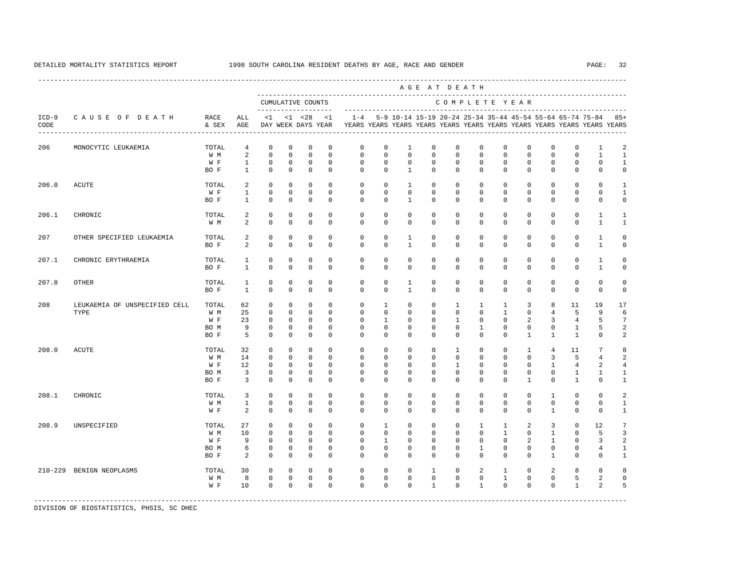DETAILED MORTALITY STATISTICS REPORT — 1998 SOUTH CAROLINA RESIDENT DEATHS BY AGE, RACE AND GENDER

AGE AT DEATH

| ICD-9 CODE | CAUSE OF DEATH | RACE & SEX | ALL AGE | CUMULATIVE COUNTS <1 DAY | <1 WEEK | <28 DAYS | <1 YEAR | COMPLETE YEAR 1-4 YEARS | 5-9 YEARS | 10-14 YEARS | 15-19 YEARS | 20-24 YEARS | 25-34 YEARS | 35-44 YEARS | 45-54 YEARS | 55-64 YEARS | 65-74 YEARS | 75-84 YEARS | 85+ YEARS |
|---|---|---|---|---|---|---|---|---|---|---|---|---|---|---|---|---|---|---|---|
| 206 | MONOCYTIC LEUKAEMIA | TOTAL | 4 | 0 | 0 | 0 | 0 | 0 | 0 | 1 | 0 | 0 | 0 | 0 | 0 | 0 | 0 | 1 | 2 |
| | | W M | 2 | 0 | 0 | 0 | 0 | 0 | 0 | 0 | 0 | 0 | 0 | 0 | 0 | 0 | 0 | 1 | 1 |
| | | W F | 1 | 0 | 0 | 0 | 0 | 0 | 0 | 0 | 0 | 0 | 0 | 0 | 0 | 0 | 0 | 0 | 1 |
| | | BO F | 1 | 0 | 0 | 0 | 0 | 0 | 0 | 1 | 0 | 0 | 0 | 0 | 0 | 0 | 0 | 0 | 0 |
| 206.0 | ACUTE | TOTAL | 2 | 0 | 0 | 0 | 0 | 0 | 0 | 1 | 0 | 0 | 0 | 0 | 0 | 0 | 0 | 0 | 1 |
| | | W F | 1 | 0 | 0 | 0 | 0 | 0 | 0 | 0 | 0 | 0 | 0 | 0 | 0 | 0 | 0 | 0 | 1 |
| | | BO F | 1 | 0 | 0 | 0 | 0 | 0 | 0 | 1 | 0 | 0 | 0 | 0 | 0 | 0 | 0 | 0 | 0 |
| 206.1 | CHRONIC | TOTAL | 2 | 0 | 0 | 0 | 0 | 0 | 0 | 0 | 0 | 0 | 0 | 0 | 0 | 0 | 0 | 1 | 1 |
| | | W M | 2 | 0 | 0 | 0 | 0 | 0 | 0 | 0 | 0 | 0 | 0 | 0 | 0 | 0 | 0 | 1 | 1 |
| 207 | OTHER SPECIFIED LEUKAEMIA | TOTAL | 2 | 0 | 0 | 0 | 0 | 0 | 0 | 1 | 0 | 0 | 0 | 0 | 0 | 0 | 0 | 1 | 0 |
| | | BO F | 2 | 0 | 0 | 0 | 0 | 0 | 0 | 1 | 0 | 0 | 0 | 0 | 0 | 0 | 0 | 1 | 0 |
| 207.1 | CHRONIC ERYTHRAEMIA | TOTAL | 1 | 0 | 0 | 0 | 0 | 0 | 0 | 0 | 0 | 0 | 0 | 0 | 0 | 0 | 0 | 1 | 0 |
| | | BO F | 1 | 0 | 0 | 0 | 0 | 0 | 0 | 0 | 0 | 0 | 0 | 0 | 0 | 0 | 0 | 1 | 0 |
| 207.8 | OTHER | TOTAL | 1 | 0 | 0 | 0 | 0 | 0 | 0 | 1 | 0 | 0 | 0 | 0 | 0 | 0 | 0 | 0 | 0 |
| | | BO F | 1 | 0 | 0 | 0 | 0 | 0 | 0 | 1 | 0 | 0 | 0 | 0 | 0 | 0 | 0 | 0 | 0 |
| 208 | LEUKAEMIA OF UNSPECIFIED CELL TYPE | TOTAL | 62 | 0 | 0 | 0 | 0 | 0 | 1 | 0 | 0 | 1 | 1 | 1 | 3 | 8 | 11 | 19 | 17 |
| | | W M | 25 | 0 | 0 | 0 | 0 | 0 | 0 | 0 | 0 | 0 | 0 | 1 | 0 | 4 | 5 | 9 | 6 |
| | | W F | 23 | 0 | 0 | 0 | 0 | 0 | 1 | 0 | 0 | 1 | 0 | 0 | 2 | 3 | 4 | 5 | 7 |
| | | BO M | 9 | 0 | 0 | 0 | 0 | 0 | 0 | 0 | 0 | 0 | 1 | 0 | 0 | 0 | 1 | 5 | 2 |
| | | BO F | 5 | 0 | 0 | 0 | 0 | 0 | 0 | 0 | 0 | 0 | 0 | 0 | 1 | 1 | 1 | 0 | 2 |
| 208.0 | ACUTE | TOTAL | 32 | 0 | 0 | 0 | 0 | 0 | 0 | 0 | 0 | 1 | 0 | 0 | 1 | 4 | 11 | 7 | 8 |
| | | W M | 14 | 0 | 0 | 0 | 0 | 0 | 0 | 0 | 0 | 0 | 0 | 0 | 0 | 3 | 5 | 4 | 2 |
| | | W F | 12 | 0 | 0 | 0 | 0 | 0 | 0 | 0 | 0 | 1 | 0 | 0 | 0 | 1 | 4 | 2 | 4 |
| | | BO M | 3 | 0 | 0 | 0 | 0 | 0 | 0 | 0 | 0 | 0 | 0 | 0 | 0 | 0 | 1 | 1 | 1 |
| | | BO F | 3 | 0 | 0 | 0 | 0 | 0 | 0 | 0 | 0 | 0 | 0 | 0 | 1 | 0 | 1 | 0 | 1 |
| 208.1 | CHRONIC | TOTAL | 3 | 0 | 0 | 0 | 0 | 0 | 0 | 0 | 0 | 0 | 0 | 0 | 0 | 1 | 0 | 0 | 2 |
| | | W M | 1 | 0 | 0 | 0 | 0 | 0 | 0 | 0 | 0 | 0 | 0 | 0 | 0 | 0 | 0 | 0 | 1 |
| | | W F | 2 | 0 | 0 | 0 | 0 | 0 | 0 | 0 | 0 | 0 | 0 | 0 | 0 | 1 | 0 | 0 | 1 |
| 208.9 | UNSPECIFIED | TOTAL | 27 | 0 | 0 | 0 | 0 | 0 | 1 | 0 | 0 | 0 | 1 | 1 | 2 | 3 | 0 | 12 | 7 |
| | | W M | 10 | 0 | 0 | 0 | 0 | 0 | 0 | 0 | 0 | 0 | 0 | 1 | 0 | 1 | 0 | 5 | 3 |
| | | W F | 9 | 0 | 0 | 0 | 0 | 0 | 1 | 0 | 0 | 0 | 0 | 0 | 2 | 1 | 0 | 3 | 2 |
| | | BO M | 6 | 0 | 0 | 0 | 0 | 0 | 0 | 0 | 0 | 0 | 1 | 0 | 0 | 0 | 0 | 4 | 1 |
| | | BO F | 2 | 0 | 0 | 0 | 0 | 0 | 0 | 0 | 0 | 0 | 0 | 0 | 0 | 1 | 0 | 0 | 1 |
| 210-229 | BENIGN NEOPLASMS | TOTAL | 30 | 0 | 0 | 0 | 0 | 0 | 0 | 0 | 1 | 0 | 2 | 1 | 0 | 2 | 8 | 8 | 8 |
| | | W M | 8 | 0 | 0 | 0 | 0 | 0 | 0 | 0 | 0 | 0 | 0 | 1 | 0 | 0 | 5 | 2 | 0 |
| | | W F | 10 | 0 | 0 | 0 | 0 | 0 | 0 | 0 | 1 | 0 | 1 | 0 | 0 | 0 | 1 | 2 | 5 |

DIVISION OF BIOSTATISTICS, PHSIS, SC DHEC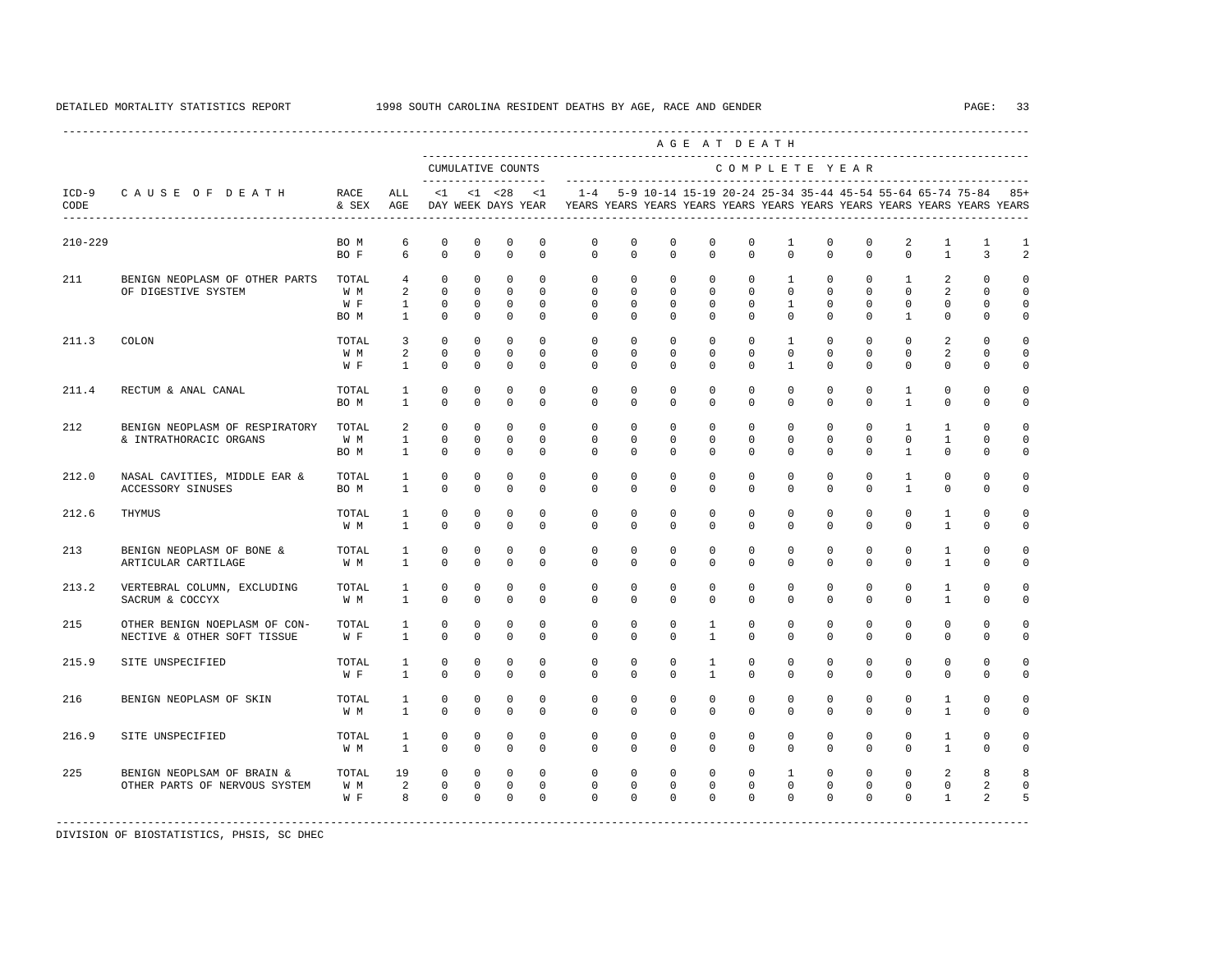DETAILED MORTALITY STATISTICS REPORT — 1998 SOUTH CAROLINA RESIDENT DEATHS BY AGE, RACE AND GENDER

| ICD-9 CODE | CAUSE OF DEATH | RACE & SEX | ALL AGE | <1 DAY | <1 WEEK | <28 DAYS | <1 YEAR | 1-4 YEARS | 5-9 YEARS | 10-14 YEARS | 15-19 YEARS | 20-24 YEARS | 25-34 YEARS | 35-44 YEARS | 45-54 YEARS | 55-64 YEARS | 65-74 YEARS | 75-84 YEARS | 85+ YEARS |
|---|---|---|---|---|---|---|---|---|---|---|---|---|---|---|---|---|---|---|---|
| | | | | CUMULATIVE COUNTS | | | | COMPLETE YEAR | | | | | | | | | | | |
| 210-229 | | BO M | 6 | 0 | 0 | 0 | 0 | 0 | 0 | 0 | 0 | 0 | 1 | 0 | 0 | 2 | 1 | 1 | 1 |
| | | BO F | 6 | 0 | 0 | 0 | 0 | 0 | 0 | 0 | 0 | 0 | 0 | 0 | 0 | 0 | 1 | 3 | 2 |
| 211 | BENIGN NEOPLASM OF OTHER PARTS OF DIGESTIVE SYSTEM | TOTAL | 4 | 0 | 0 | 0 | 0 | 0 | 0 | 0 | 0 | 0 | 1 | 0 | 0 | 1 | 2 | 0 | 0 |
| | | W M | 2 | 0 | 0 | 0 | 0 | 0 | 0 | 0 | 0 | 0 | 0 | 0 | 0 | 0 | 2 | 0 | 0 |
| | | W F | 1 | 0 | 0 | 0 | 0 | 0 | 0 | 0 | 0 | 0 | 1 | 0 | 0 | 0 | 0 | 0 | 0 |
| | | BO M | 1 | 0 | 0 | 0 | 0 | 0 | 0 | 0 | 0 | 0 | 0 | 0 | 0 | 1 | 0 | 0 | 0 |
| 211.3 | COLON | TOTAL | 3 | 0 | 0 | 0 | 0 | 0 | 0 | 0 | 0 | 0 | 1 | 0 | 0 | 0 | 2 | 0 | 0 |
| | | W M | 2 | 0 | 0 | 0 | 0 | 0 | 0 | 0 | 0 | 0 | 0 | 0 | 0 | 0 | 2 | 0 | 0 |
| | | W F | 1 | 0 | 0 | 0 | 0 | 0 | 0 | 0 | 0 | 0 | 1 | 0 | 0 | 0 | 0 | 0 | 0 |
| 211.4 | RECTUM & ANAL CANAL | TOTAL | 1 | 0 | 0 | 0 | 0 | 0 | 0 | 0 | 0 | 0 | 0 | 0 | 0 | 1 | 0 | 0 | 0 |
| | | BO M | 1 | 0 | 0 | 0 | 0 | 0 | 0 | 0 | 0 | 0 | 0 | 0 | 0 | 1 | 0 | 0 | 0 |
| 212 | BENIGN NEOPLASM OF RESPIRATORY & INTRATHORACIC ORGANS | TOTAL | 2 | 0 | 0 | 0 | 0 | 0 | 0 | 0 | 0 | 0 | 0 | 0 | 0 | 1 | 1 | 0 | 0 |
| | | W M | 1 | 0 | 0 | 0 | 0 | 0 | 0 | 0 | 0 | 0 | 0 | 0 | 0 | 0 | 1 | 0 | 0 |
| | | BO M | 1 | 0 | 0 | 0 | 0 | 0 | 0 | 0 | 0 | 0 | 0 | 0 | 0 | 1 | 0 | 0 | 0 |
| 212.0 | NASAL CAVITIES, MIDDLE EAR & ACCESSORY SINUSES | TOTAL | 1 | 0 | 0 | 0 | 0 | 0 | 0 | 0 | 0 | 0 | 0 | 0 | 0 | 1 | 0 | 0 | 0 |
| | | BO M | 1 | 0 | 0 | 0 | 0 | 0 | 0 | 0 | 0 | 0 | 0 | 0 | 0 | 1 | 0 | 0 | 0 |
| 212.6 | THYMUS | TOTAL | 1 | 0 | 0 | 0 | 0 | 0 | 0 | 0 | 0 | 0 | 0 | 0 | 0 | 0 | 1 | 0 | 0 |
| | | W M | 1 | 0 | 0 | 0 | 0 | 0 | 0 | 0 | 0 | 0 | 0 | 0 | 0 | 0 | 1 | 0 | 0 |
| 213 | BENIGN NEOPLASM OF BONE & ARTICULAR CARTILAGE | TOTAL | 1 | 0 | 0 | 0 | 0 | 0 | 0 | 0 | 0 | 0 | 0 | 0 | 0 | 0 | 1 | 0 | 0 |
| | | W M | 1 | 0 | 0 | 0 | 0 | 0 | 0 | 0 | 0 | 0 | 0 | 0 | 0 | 0 | 1 | 0 | 0 |
| 213.2 | VERTEBRAL COLUMN, EXCLUDING SACRUM & COCCYX | TOTAL | 1 | 0 | 0 | 0 | 0 | 0 | 0 | 0 | 0 | 0 | 0 | 0 | 0 | 0 | 1 | 0 | 0 |
| | | W M | 1 | 0 | 0 | 0 | 0 | 0 | 0 | 0 | 0 | 0 | 0 | 0 | 0 | 0 | 1 | 0 | 0 |
| 215 | OTHER BENIGN NOEPLASM OF CON- NECTIVE & OTHER SOFT TISSUE | TOTAL | 1 | 0 | 0 | 0 | 0 | 0 | 0 | 0 | 1 | 0 | 0 | 0 | 0 | 0 | 0 | 0 | 0 |
| | | W F | 1 | 0 | 0 | 0 | 0 | 0 | 0 | 0 | 1 | 0 | 0 | 0 | 0 | 0 | 0 | 0 | 0 |
| 215.9 | SITE UNSPECIFIED | TOTAL | 1 | 0 | 0 | 0 | 0 | 0 | 0 | 0 | 1 | 0 | 0 | 0 | 0 | 0 | 0 | 0 | 0 |
| | | W F | 1 | 0 | 0 | 0 | 0 | 0 | 0 | 0 | 1 | 0 | 0 | 0 | 0 | 0 | 0 | 0 | 0 |
| 216 | BENIGN NEOPLASM OF SKIN | TOTAL | 1 | 0 | 0 | 0 | 0 | 0 | 0 | 0 | 0 | 0 | 0 | 0 | 0 | 0 | 1 | 0 | 0 |
| | | W M | 1 | 0 | 0 | 0 | 0 | 0 | 0 | 0 | 0 | 0 | 0 | 0 | 0 | 0 | 1 | 0 | 0 |
| 216.9 | SITE UNSPECIFIED | TOTAL | 1 | 0 | 0 | 0 | 0 | 0 | 0 | 0 | 0 | 0 | 0 | 0 | 0 | 0 | 1 | 0 | 0 |
| | | W M | 1 | 0 | 0 | 0 | 0 | 0 | 0 | 0 | 0 | 0 | 0 | 0 | 0 | 0 | 1 | 0 | 0 |
| 225 | BENIGN NEOPLSAM OF BRAIN & OTHER PARTS OF NERVOUS SYSTEM | TOTAL | 19 | 0 | 0 | 0 | 0 | 0 | 0 | 0 | 0 | 0 | 1 | 0 | 0 | 0 | 2 | 8 | 8 |
| | | W M | 2 | 0 | 0 | 0 | 0 | 0 | 0 | 0 | 0 | 0 | 0 | 0 | 0 | 0 | 0 | 2 | 0 |
| | | W F | 8 | 0 | 0 | 0 | 0 | 0 | 0 | 0 | 0 | 0 | 0 | 0 | 0 | 0 | 1 | 2 | 5 |

DIVISION OF BIOSTATISTICS, PHSIS, SC DHEC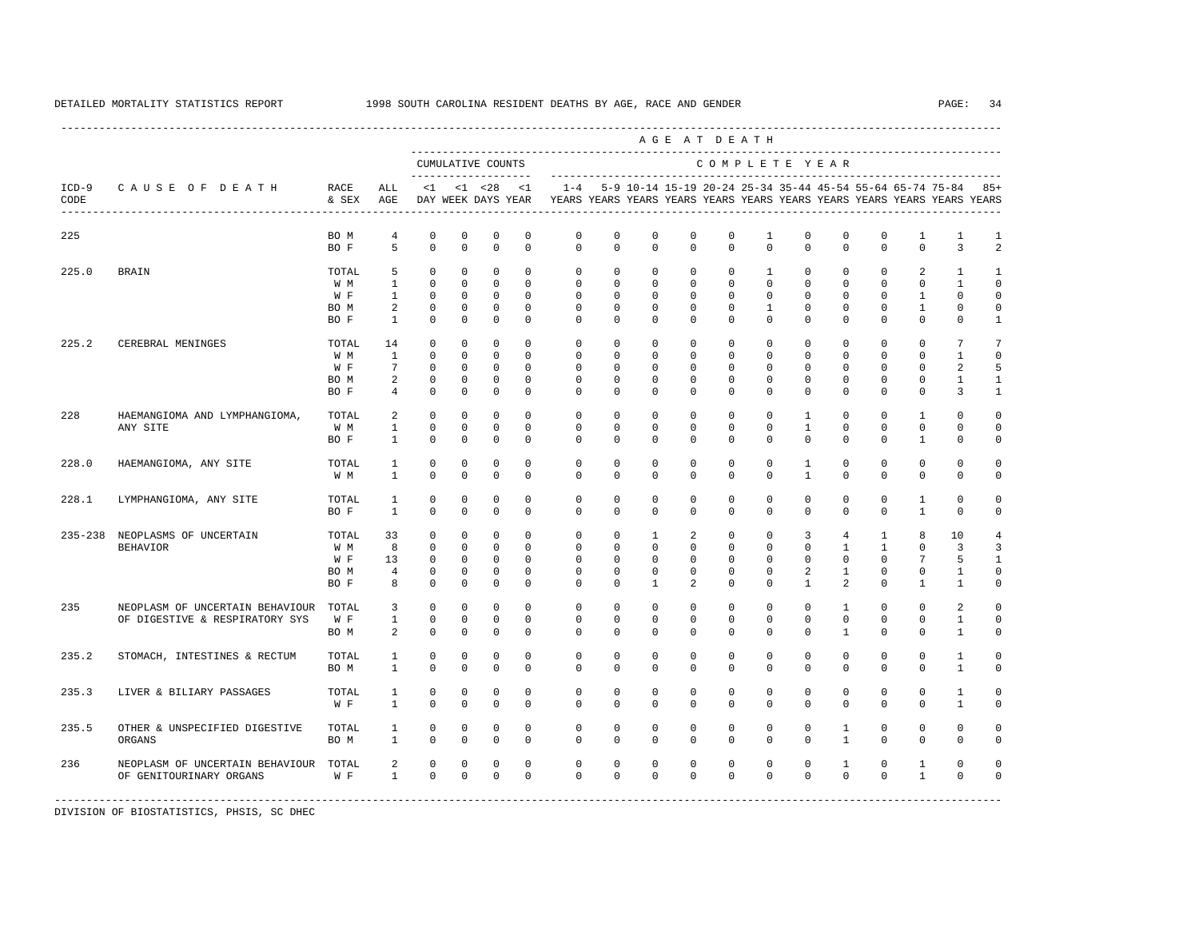DETAILED MORTALITY STATISTICS REPORT 1998 SOUTH CAROLINA RESIDENT DEATHS BY AGE, RACE AND GENDER

| ICD-9 CODE | CAUSE OF DEATH | RACE & SEX | ALL AGE | <1 DAY | <1 WEEK | <28 DAYS | <1 YEAR | 1-4 YEARS | 5-9 YEARS | 10-14 YEARS | 15-19 YEARS | 20-24 YEARS | 25-34 YEARS | 35-44 YEARS | 45-54 YEARS | 55-64 YEARS | 65-74 YEARS | 75-84 YEARS | 85+ YEARS |
|---|---|---|---|---|---|---|---|---|---|---|---|---|---|---|---|---|---|---|---|
| | | | | CUMULATIVE COUNTS | | | | COMPLETE YEAR | | | | | | | | | | | |
| 225 | | BO M | 4 | 0 | 0 | 0 | 0 | 0 | 0 | 0 | 0 | 0 | 1 | 0 | 0 | 0 | 1 | 1 | 1 |
| | | BO F | 5 | 0 | 0 | 0 | 0 | 0 | 0 | 0 | 0 | 0 | 0 | 0 | 0 | 0 | 0 | 3 | 2 |
| 225.0 | BRAIN | TOTAL | 5 | 0 | 0 | 0 | 0 | 0 | 0 | 0 | 0 | 0 | 1 | 0 | 0 | 0 | 2 | 1 | 1 |
| | | W M | 1 | 0 | 0 | 0 | 0 | 0 | 0 | 0 | 0 | 0 | 0 | 0 | 0 | 0 | 0 | 1 | 0 |
| | | W F | 1 | 0 | 0 | 0 | 0 | 0 | 0 | 0 | 0 | 0 | 0 | 0 | 0 | 0 | 1 | 0 | 0 |
| | | BO M | 2 | 0 | 0 | 0 | 0 | 0 | 0 | 0 | 0 | 0 | 1 | 0 | 0 | 0 | 1 | 0 | 0 |
| | | BO F | 1 | 0 | 0 | 0 | 0 | 0 | 0 | 0 | 0 | 0 | 0 | 0 | 0 | 0 | 0 | 0 | 1 |
| 225.2 | CEREBRAL MENINGES | TOTAL | 14 | 0 | 0 | 0 | 0 | 0 | 0 | 0 | 0 | 0 | 0 | 0 | 0 | 0 | 0 | 7 | 7 |
| | | W M | 1 | 0 | 0 | 0 | 0 | 0 | 0 | 0 | 0 | 0 | 0 | 0 | 0 | 0 | 0 | 1 | 0 |
| | | W F | 7 | 0 | 0 | 0 | 0 | 0 | 0 | 0 | 0 | 0 | 0 | 0 | 0 | 0 | 0 | 2 | 5 |
| | | BO M | 2 | 0 | 0 | 0 | 0 | 0 | 0 | 0 | 0 | 0 | 0 | 0 | 0 | 0 | 0 | 1 | 1 |
| | | BO F | 4 | 0 | 0 | 0 | 0 | 0 | 0 | 0 | 0 | 0 | 0 | 0 | 0 | 0 | 0 | 3 | 1 |
| 228 | HAEMANGIOMA AND LYMPHANGIOMA, ANY SITE | TOTAL | 2 | 0 | 0 | 0 | 0 | 0 | 0 | 0 | 0 | 0 | 0 | 1 | 0 | 0 | 1 | 0 | 0 |
| | | W M | 1 | 0 | 0 | 0 | 0 | 0 | 0 | 0 | 0 | 0 | 0 | 1 | 0 | 0 | 0 | 0 | 0 |
| | | BO F | 1 | 0 | 0 | 0 | 0 | 0 | 0 | 0 | 0 | 0 | 0 | 0 | 0 | 0 | 1 | 0 | 0 |
| 228.0 | HAEMANGIOMA, ANY SITE | TOTAL | 1 | 0 | 0 | 0 | 0 | 0 | 0 | 0 | 0 | 0 | 0 | 1 | 0 | 0 | 0 | 0 | 0 |
| | | W M | 1 | 0 | 0 | 0 | 0 | 0 | 0 | 0 | 0 | 0 | 0 | 1 | 0 | 0 | 0 | 0 | 0 |
| 228.1 | LYMPHANGIOMA, ANY SITE | TOTAL | 1 | 0 | 0 | 0 | 0 | 0 | 0 | 0 | 0 | 0 | 0 | 0 | 0 | 0 | 1 | 0 | 0 |
| | | BO F | 1 | 0 | 0 | 0 | 0 | 0 | 0 | 0 | 0 | 0 | 0 | 0 | 0 | 0 | 1 | 0 | 0 |
| 235-238 | NEOPLASMS OF UNCERTAIN BEHAVIOR | TOTAL | 33 | 0 | 0 | 0 | 0 | 0 | 0 | 1 | 2 | 0 | 0 | 3 | 4 | 1 | 8 | 10 | 4 |
| | | W M | 8 | 0 | 0 | 0 | 0 | 0 | 0 | 0 | 0 | 0 | 0 | 0 | 1 | 1 | 0 | 3 | 3 |
| | | W F | 13 | 0 | 0 | 0 | 0 | 0 | 0 | 0 | 0 | 0 | 0 | 0 | 0 | 0 | 7 | 5 | 1 |
| | | BO M | 4 | 0 | 0 | 0 | 0 | 0 | 0 | 0 | 0 | 0 | 0 | 2 | 1 | 0 | 0 | 1 | 0 |
| | | BO F | 8 | 0 | 0 | 0 | 0 | 0 | 0 | 1 | 2 | 0 | 0 | 1 | 2 | 0 | 1 | 1 | 0 |
| 235 | NEOPLASM OF UNCERTAIN BEHAVIOUR OF DIGESTIVE & RESPIRATORY SYS | TOTAL | 3 | 0 | 0 | 0 | 0 | 0 | 0 | 0 | 0 | 0 | 0 | 0 | 1 | 0 | 0 | 2 | 0 |
| | | W F | 1 | 0 | 0 | 0 | 0 | 0 | 0 | 0 | 0 | 0 | 0 | 0 | 0 | 0 | 0 | 1 | 0 |
| | | BO M | 2 | 0 | 0 | 0 | 0 | 0 | 0 | 0 | 0 | 0 | 0 | 0 | 1 | 0 | 0 | 1 | 0 |
| 235.2 | STOMACH, INTESTINES & RECTUM | TOTAL | 1 | 0 | 0 | 0 | 0 | 0 | 0 | 0 | 0 | 0 | 0 | 0 | 0 | 0 | 0 | 1 | 0 |
| | | BO M | 1 | 0 | 0 | 0 | 0 | 0 | 0 | 0 | 0 | 0 | 0 | 0 | 0 | 0 | 0 | 1 | 0 |
| 235.3 | LIVER & BILIARY PASSAGES | TOTAL | 1 | 0 | 0 | 0 | 0 | 0 | 0 | 0 | 0 | 0 | 0 | 0 | 0 | 0 | 0 | 1 | 0 |
| | | W F | 1 | 0 | 0 | 0 | 0 | 0 | 0 | 0 | 0 | 0 | 0 | 0 | 0 | 0 | 0 | 1 | 0 |
| 235.5 | OTHER & UNSPECIFIED DIGESTIVE ORGANS | TOTAL | 1 | 0 | 0 | 0 | 0 | 0 | 0 | 0 | 0 | 0 | 0 | 0 | 1 | 0 | 0 | 0 | 0 |
| | | BO M | 1 | 0 | 0 | 0 | 0 | 0 | 0 | 0 | 0 | 0 | 0 | 0 | 1 | 0 | 0 | 0 | 0 |
| 236 | NEOPLASM OF UNCERTAIN BEHAVIOUR OF GENITOURINARY ORGANS | TOTAL | 2 | 0 | 0 | 0 | 0 | 0 | 0 | 0 | 0 | 0 | 0 | 0 | 1 | 0 | 1 | 0 | 0 |
| | | W F | 1 | 0 | 0 | 0 | 0 | 0 | 0 | 0 | 0 | 0 | 0 | 0 | 0 | 0 | 1 | 0 | 0 |

DIVISION OF BIOSTATISTICS, PHSIS, SC DHEC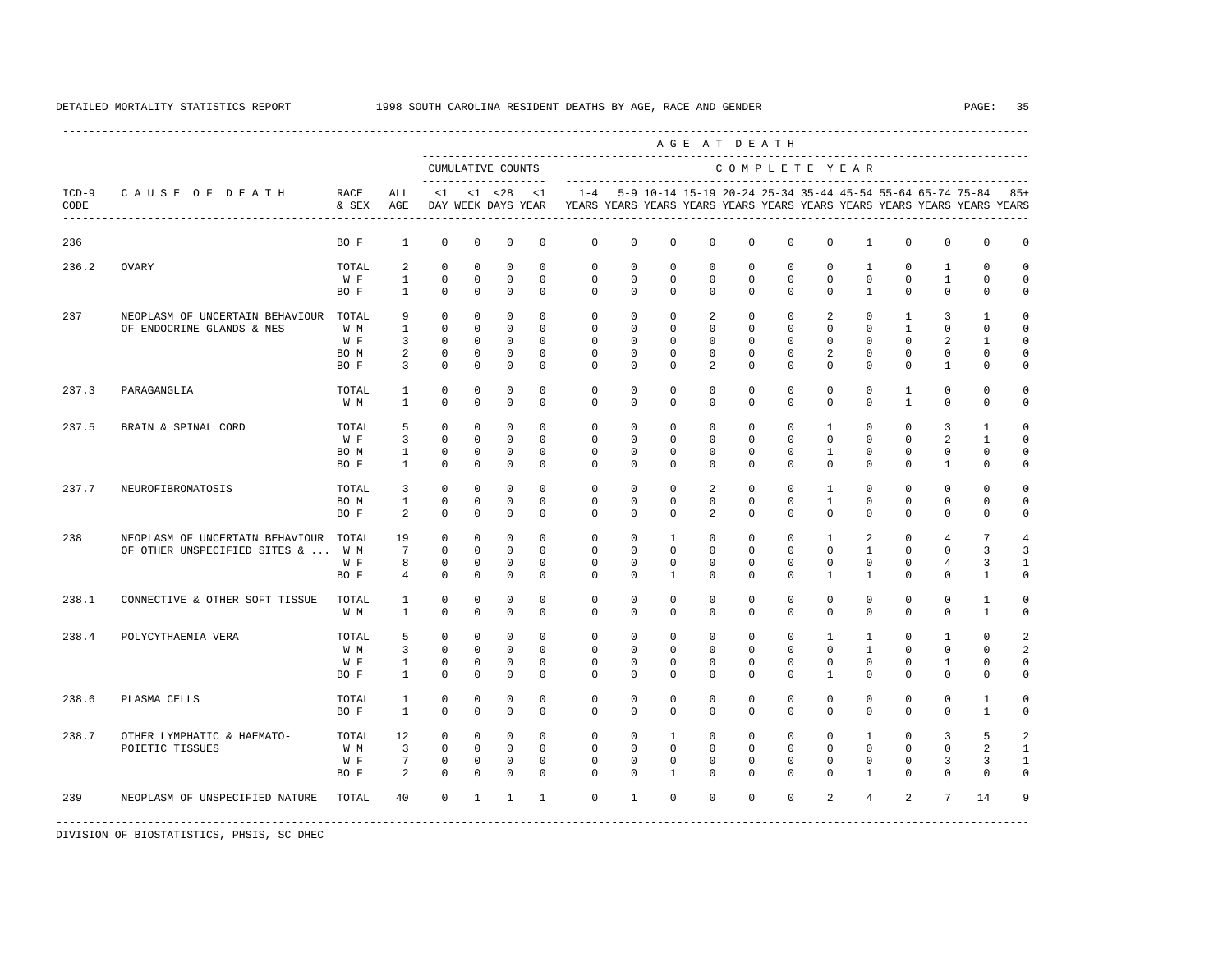DETAILED MORTALITY STATISTICS REPORT 1998 SOUTH CAROLINA RESIDENT DEATHS BY AGE, RACE AND GENDER

| ICD-9 CODE | CAUSE OF DEATH | RACE & SEX | ALL AGE | <1 DAY | <1 WEEK | <28 DAYS | <1 YEAR | 1-4 YEARS | 5-9 YEARS | 10-14 YEARS | 15-19 YEARS | 20-24 YEARS | 25-34 YEARS | 35-44 YEARS | 45-54 YEARS | 55-64 YEARS | 65-74 YEARS | 75-84 YEARS | 85+ YEARS |
|---|---|---|---|---|---|---|---|---|---|---|---|---|---|---|---|---|---|---|---|
| | | | | CUMULATIVE COUNTS | | | | COMPLETE YEAR | | | | | | | | | | | |
| 236 | | BO F | 1 | 0 | 0 | 0 | 0 | 0 | 0 | 0 | 0 | 0 | 0 | 0 | 1 | 0 | 0 | 0 | 0 |
| 236.2 | OVARY | TOTAL | 2 | 0 | 0 | 0 | 0 | 0 | 0 | 0 | 0 | 0 | 0 | 0 | 1 | 0 | 1 | 0 | 0 |
| | | W F | 1 | 0 | 0 | 0 | 0 | 0 | 0 | 0 | 0 | 0 | 0 | 0 | 0 | 0 | 1 | 0 | 0 |
| | | BO F | 1 | 0 | 0 | 0 | 0 | 0 | 0 | 0 | 0 | 0 | 0 | 0 | 1 | 0 | 0 | 0 | 0 |
| 237 | NEOPLASM OF UNCERTAIN BEHAVIOUR OF ENDOCRINE GLANDS & NES | TOTAL | 9 | 0 | 0 | 0 | 0 | 0 | 0 | 0 | 2 | 0 | 0 | 2 | 0 | 1 | 3 | 1 | 0 |
| | | W M | 1 | 0 | 0 | 0 | 0 | 0 | 0 | 0 | 0 | 0 | 0 | 0 | 0 | 1 | 0 | 0 | 0 |
| | | W F | 3 | 0 | 0 | 0 | 0 | 0 | 0 | 0 | 0 | 0 | 0 | 0 | 0 | 0 | 2 | 1 | 0 |
| | | BO M | 2 | 0 | 0 | 0 | 0 | 0 | 0 | 0 | 0 | 0 | 0 | 2 | 0 | 0 | 0 | 0 | 0 |
| | | BO F | 3 | 0 | 0 | 0 | 0 | 0 | 0 | 0 | 2 | 0 | 0 | 0 | 0 | 0 | 1 | 0 | 0 |
| 237.3 | PARAGANGLIA | TOTAL | 1 | 0 | 0 | 0 | 0 | 0 | 0 | 0 | 0 | 0 | 0 | 0 | 0 | 1 | 0 | 0 | 0 |
| | | W M | 1 | 0 | 0 | 0 | 0 | 0 | 0 | 0 | 0 | 0 | 0 | 0 | 0 | 1 | 0 | 0 | 0 |
| 237.5 | BRAIN & SPINAL CORD | TOTAL | 5 | 0 | 0 | 0 | 0 | 0 | 0 | 0 | 0 | 0 | 0 | 1 | 0 | 0 | 3 | 1 | 0 |
| | | W F | 3 | 0 | 0 | 0 | 0 | 0 | 0 | 0 | 0 | 0 | 0 | 0 | 0 | 0 | 2 | 1 | 0 |
| | | BO M | 1 | 0 | 0 | 0 | 0 | 0 | 0 | 0 | 0 | 0 | 0 | 1 | 0 | 0 | 0 | 0 | 0 |
| | | BO F | 1 | 0 | 0 | 0 | 0 | 0 | 0 | 0 | 0 | 0 | 0 | 0 | 0 | 0 | 1 | 0 | 0 |
| 237.7 | NEUROFIBROMATOSIS | TOTAL | 3 | 0 | 0 | 0 | 0 | 0 | 0 | 0 | 2 | 0 | 0 | 1 | 0 | 0 | 0 | 0 | 0 |
| | | BO M | 1 | 0 | 0 | 0 | 0 | 0 | 0 | 0 | 0 | 0 | 0 | 1 | 0 | 0 | 0 | 0 | 0 |
| | | BO F | 2 | 0 | 0 | 0 | 0 | 0 | 0 | 0 | 2 | 0 | 0 | 0 | 0 | 0 | 0 | 0 | 0 |
| 238 | NEOPLASM OF UNCERTAIN BEHAVIOUR OF OTHER UNSPECIFIED SITES & ... | TOTAL | 19 | 0 | 0 | 0 | 0 | 0 | 0 | 1 | 0 | 0 | 0 | 1 | 2 | 0 | 4 | 7 | 4 |
| | | W M | 7 | 0 | 0 | 0 | 0 | 0 | 0 | 0 | 0 | 0 | 0 | 0 | 1 | 0 | 0 | 3 | 3 |
| | | W F | 8 | 0 | 0 | 0 | 0 | 0 | 0 | 0 | 0 | 0 | 0 | 0 | 0 | 0 | 4 | 3 | 1 |
| | | BO F | 4 | 0 | 0 | 0 | 0 | 0 | 0 | 1 | 0 | 0 | 0 | 1 | 1 | 0 | 0 | 1 | 0 |
| 238.1 | CONNECTIVE & OTHER SOFT TISSUE | TOTAL | 1 | 0 | 0 | 0 | 0 | 0 | 0 | 0 | 0 | 0 | 0 | 0 | 0 | 0 | 0 | 1 | 0 |
| | | W M | 1 | 0 | 0 | 0 | 0 | 0 | 0 | 0 | 0 | 0 | 0 | 0 | 0 | 0 | 0 | 1 | 0 |
| 238.4 | POLYCYTHAEMIA VERA | TOTAL | 5 | 0 | 0 | 0 | 0 | 0 | 0 | 0 | 0 | 0 | 0 | 1 | 1 | 0 | 1 | 0 | 2 |
| | | W M | 3 | 0 | 0 | 0 | 0 | 0 | 0 | 0 | 0 | 0 | 0 | 0 | 1 | 0 | 0 | 0 | 2 |
| | | W F | 1 | 0 | 0 | 0 | 0 | 0 | 0 | 0 | 0 | 0 | 0 | 0 | 0 | 0 | 1 | 0 | 0 |
| | | BO F | 1 | 0 | 0 | 0 | 0 | 0 | 0 | 0 | 0 | 0 | 0 | 1 | 0 | 0 | 0 | 0 | 0 |
| 238.6 | PLASMA CELLS | TOTAL | 1 | 0 | 0 | 0 | 0 | 0 | 0 | 0 | 0 | 0 | 0 | 0 | 0 | 0 | 0 | 1 | 0 |
| | | BO F | 1 | 0 | 0 | 0 | 0 | 0 | 0 | 0 | 0 | 0 | 0 | 0 | 0 | 0 | 0 | 1 | 0 |
| 238.7 | OTHER LYMPHATIC & HAEMATO- POIETIC TISSUES | TOTAL | 12 | 0 | 0 | 0 | 0 | 0 | 0 | 1 | 0 | 0 | 0 | 0 | 1 | 0 | 3 | 5 | 2 |
| | | W M | 3 | 0 | 0 | 0 | 0 | 0 | 0 | 0 | 0 | 0 | 0 | 0 | 0 | 0 | 0 | 2 | 1 |
| | | W F | 7 | 0 | 0 | 0 | 0 | 0 | 0 | 0 | 0 | 0 | 0 | 0 | 0 | 0 | 3 | 3 | 1 |
| | | BO F | 2 | 0 | 0 | 0 | 0 | 0 | 0 | 1 | 0 | 0 | 0 | 0 | 1 | 0 | 0 | 0 | 0 |
| 239 | NEOPLASM OF UNSPECIFIED NATURE | TOTAL | 40 | 0 | 1 | 1 | 1 | 0 | 1 | 0 | 0 | 0 | 0 | 2 | 4 | 2 | 7 | 14 | 9 |

DIVISION OF BIOSTATISTICS, PHSIS, SC DHEC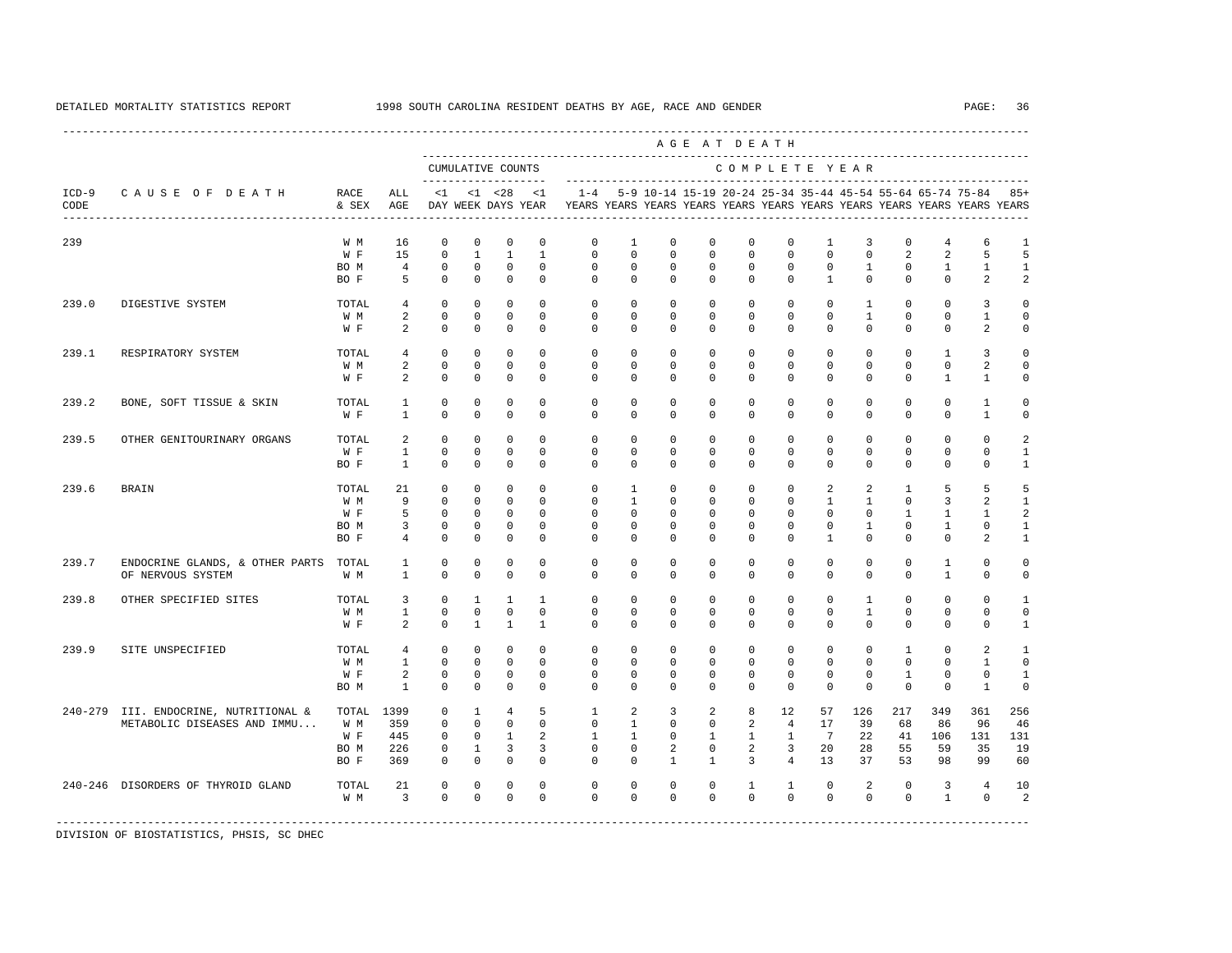DETAILED MORTALITY STATISTICS REPORT 1998 SOUTH CAROLINA RESIDENT DEATHS BY AGE, RACE AND GENDER

| ICD-9 CODE | CAUSE OF DEATH | RACE & SEX | ALL AGE | <1 DAY | <1 WEEK | <28 DAYS | <1 YEAR | 1-4 YEARS | 5-9 YEARS | 10-14 YEARS | 15-19 YEARS | 20-24 YEARS | 25-34 YEARS | 35-44 YEARS | 45-54 YEARS | 55-64 YEARS | 65-74 YEARS | 75-84 YEARS | 85+ YEARS |
|---|---|---|---|---|---|---|---|---|---|---|---|---|---|---|---|---|---|---|---|
| 239 | | W M | 16 | 0 | 0 | 0 | 0 | 0 | 1 | 0 | 0 | 0 | 0 | 1 | 3 | 0 | 4 | 6 | 1 |
| | | W F | 15 | 0 | 1 | 1 | 1 | 0 | 0 | 0 | 0 | 0 | 0 | 0 | 0 | 2 | 2 | 5 | 5 |
| | | BO M | 4 | 0 | 0 | 0 | 0 | 0 | 0 | 0 | 0 | 0 | 0 | 0 | 1 | 0 | 1 | 1 | 1 |
| | | BO F | 5 | 0 | 0 | 0 | 0 | 0 | 0 | 0 | 0 | 0 | 0 | 1 | 0 | 0 | 0 | 2 | 2 |
| 239.0 | DIGESTIVE SYSTEM | TOTAL | 4 | 0 | 0 | 0 | 0 | 0 | 0 | 0 | 0 | 0 | 0 | 0 | 1 | 0 | 0 | 3 | 0 |
| | | W M | 2 | 0 | 0 | 0 | 0 | 0 | 0 | 0 | 0 | 0 | 0 | 0 | 1 | 0 | 0 | 1 | 0 |
| | | W F | 2 | 0 | 0 | 0 | 0 | 0 | 0 | 0 | 0 | 0 | 0 | 0 | 0 | 0 | 0 | 2 | 0 |
| 239.1 | RESPIRATORY SYSTEM | TOTAL | 4 | 0 | 0 | 0 | 0 | 0 | 0 | 0 | 0 | 0 | 0 | 0 | 0 | 0 | 1 | 3 | 0 |
| | | W M | 2 | 0 | 0 | 0 | 0 | 0 | 0 | 0 | 0 | 0 | 0 | 0 | 0 | 0 | 0 | 2 | 0 |
| | | W F | 2 | 0 | 0 | 0 | 0 | 0 | 0 | 0 | 0 | 0 | 0 | 0 | 0 | 0 | 1 | 1 | 0 |
| 239.2 | BONE, SOFT TISSUE & SKIN | TOTAL | 1 | 0 | 0 | 0 | 0 | 0 | 0 | 0 | 0 | 0 | 0 | 0 | 0 | 0 | 0 | 1 | 0 |
| | | W F | 1 | 0 | 0 | 0 | 0 | 0 | 0 | 0 | 0 | 0 | 0 | 0 | 0 | 0 | 0 | 1 | 0 |
| 239.5 | OTHER GENITOURINARY ORGANS | TOTAL | 2 | 0 | 0 | 0 | 0 | 0 | 0 | 0 | 0 | 0 | 0 | 0 | 0 | 0 | 0 | 0 | 2 |
| | | W F | 1 | 0 | 0 | 0 | 0 | 0 | 0 | 0 | 0 | 0 | 0 | 0 | 0 | 0 | 0 | 0 | 1 |
| | | BO F | 1 | 0 | 0 | 0 | 0 | 0 | 0 | 0 | 0 | 0 | 0 | 0 | 0 | 0 | 0 | 0 | 1 |
| 239.6 | BRAIN | TOTAL | 21 | 0 | 0 | 0 | 0 | 0 | 1 | 0 | 0 | 0 | 0 | 2 | 2 | 1 | 5 | 5 | 5 |
| | | W M | 9 | 0 | 0 | 0 | 0 | 0 | 1 | 0 | 0 | 0 | 0 | 1 | 1 | 0 | 3 | 2 | 1 |
| | | W F | 5 | 0 | 0 | 0 | 0 | 0 | 0 | 0 | 0 | 0 | 0 | 0 | 0 | 1 | 1 | 1 | 2 |
| | | BO M | 3 | 0 | 0 | 0 | 0 | 0 | 0 | 0 | 0 | 0 | 0 | 0 | 1 | 0 | 1 | 0 | 1 |
| | | BO F | 4 | 0 | 0 | 0 | 0 | 0 | 0 | 0 | 0 | 0 | 0 | 1 | 0 | 0 | 0 | 2 | 1 |
| 239.7 | ENDOCRINE GLANDS, & OTHER PARTS OF NERVOUS SYSTEM | TOTAL | 1 | 0 | 0 | 0 | 0 | 0 | 0 | 0 | 0 | 0 | 0 | 0 | 0 | 0 | 1 | 0 | 0 |
| | | W M | 1 | 0 | 0 | 0 | 0 | 0 | 0 | 0 | 0 | 0 | 0 | 0 | 0 | 0 | 1 | 0 | 0 |
| 239.8 | OTHER SPECIFIED SITES | TOTAL | 3 | 0 | 1 | 1 | 1 | 0 | 0 | 0 | 0 | 0 | 0 | 0 | 1 | 0 | 0 | 0 | 1 |
| | | W M | 1 | 0 | 0 | 0 | 0 | 0 | 0 | 0 | 0 | 0 | 0 | 0 | 1 | 0 | 0 | 0 | 0 |
| | | W F | 2 | 0 | 1 | 1 | 1 | 0 | 0 | 0 | 0 | 0 | 0 | 0 | 0 | 0 | 0 | 0 | 1 |
| 239.9 | SITE UNSPECIFIED | TOTAL | 4 | 0 | 0 | 0 | 0 | 0 | 0 | 0 | 0 | 0 | 0 | 0 | 0 | 1 | 0 | 2 | 1 |
| | | W M | 1 | 0 | 0 | 0 | 0 | 0 | 0 | 0 | 0 | 0 | 0 | 0 | 0 | 0 | 0 | 1 | 0 |
| | | W F | 2 | 0 | 0 | 0 | 0 | 0 | 0 | 0 | 0 | 0 | 0 | 0 | 0 | 1 | 0 | 0 | 1 |
| | | BO M | 1 | 0 | 0 | 0 | 0 | 0 | 0 | 0 | 0 | 0 | 0 | 0 | 0 | 0 | 0 | 1 | 0 |
| 240-279 | III. ENDOCRINE, NUTRITIONAL & METABOLIC DISEASES AND IMMU... | TOTAL | 1399 | 0 | 1 | 4 | 5 | 1 | 2 | 3 | 2 | 8 | 12 | 57 | 126 | 217 | 349 | 361 | 256 |
| | | W M | 359 | 0 | 0 | 0 | 0 | 0 | 1 | 0 | 0 | 2 | 4 | 17 | 39 | 68 | 86 | 96 | 46 |
| | | W F | 445 | 0 | 0 | 1 | 2 | 1 | 1 | 0 | 1 | 1 | 1 | 7 | 22 | 41 | 106 | 131 | 131 |
| | | BO M | 226 | 0 | 1 | 3 | 3 | 0 | 0 | 2 | 0 | 2 | 3 | 20 | 28 | 55 | 59 | 35 | 19 |
| | | BO F | 369 | 0 | 0 | 0 | 0 | 0 | 0 | 1 | 1 | 3 | 4 | 13 | 37 | 53 | 98 | 99 | 60 |
| 240-246 | DISORDERS OF THYROID GLAND | TOTAL | 21 | 0 | 0 | 0 | 0 | 0 | 0 | 0 | 0 | 1 | 1 | 0 | 2 | 0 | 3 | 4 | 10 |
| | | W M | 3 | 0 | 0 | 0 | 0 | 0 | 0 | 0 | 0 | 0 | 0 | 0 | 0 | 0 | 1 | 0 | 2 |

DIVISION OF BIOSTATISTICS, PHSIS, SC DHEC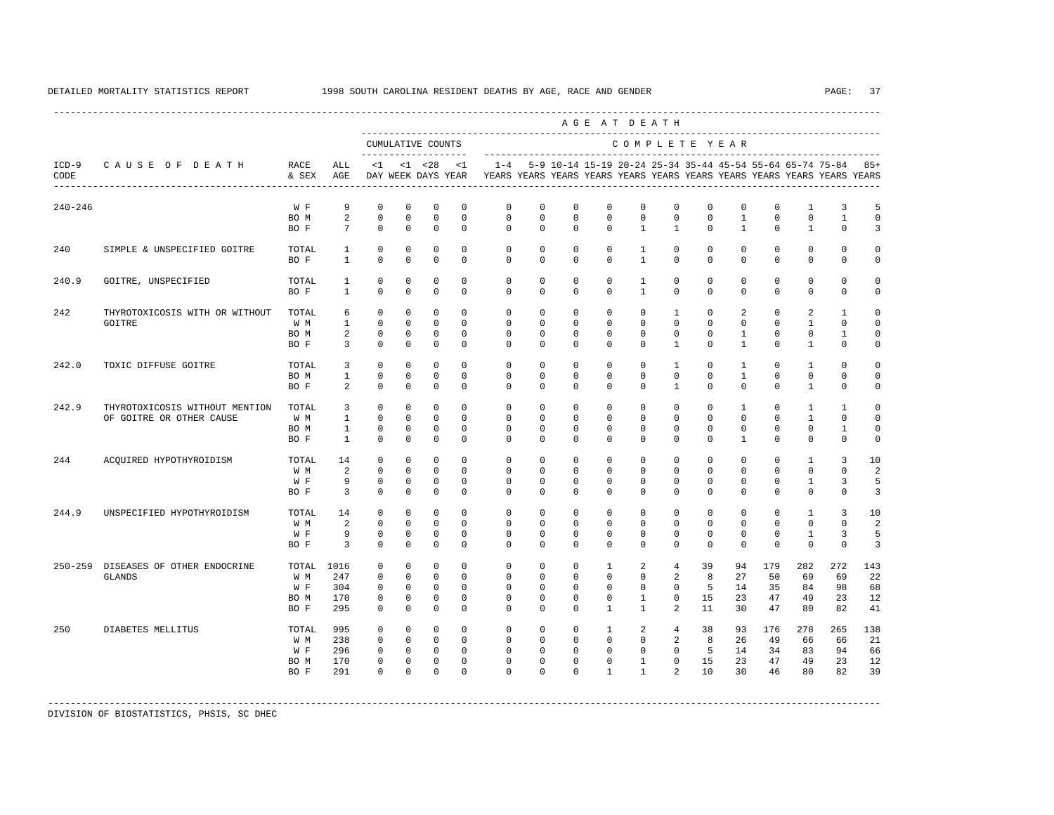DETAILED MORTALITY STATISTICS REPORT 1998 SOUTH CAROLINA RESIDENT DEATHS BY AGE, RACE AND GENDER

| ICD-9 CODE | CAUSE OF DEATH | RACE & SEX | ALL AGE | <1 DAY | <1 WEEK | <28 DAYS | <1 YEAR | 1-4 YEARS | 5-9 YEARS | 10-14 YEARS | 15-19 YEARS | 20-24 YEARS | 25-34 YEARS | 35-44 YEARS | 45-54 YEARS | 55-64 YEARS | 65-74 YEARS | 75-84 YEARS | 85+ YEARS |
|---|---|---|---|---|---|---|---|---|---|---|---|---|---|---|---|---|---|---|---|
| 240-246 | | W F | 9 | 0 | 0 | 0 | 0 | 0 | 0 | 0 | 0 | 0 | 0 | 0 | 0 | 0 | 1 | 3 | 5 |
| | | BO M | 2 | 0 | 0 | 0 | 0 | 0 | 0 | 0 | 0 | 0 | 0 | 0 | 1 | 0 | 0 | 1 | 0 |
| | | BO F | 7 | 0 | 0 | 0 | 0 | 0 | 0 | 0 | 0 | 1 | 1 | 0 | 1 | 0 | 1 | 0 | 3 |
| 240 | SIMPLE & UNSPECIFIED GOITRE | TOTAL | 1 | 0 | 0 | 0 | 0 | 0 | 0 | 0 | 0 | 1 | 0 | 0 | 0 | 0 | 0 | 0 | 0 |
| | | BO F | 1 | 0 | 0 | 0 | 0 | 0 | 0 | 0 | 0 | 1 | 0 | 0 | 0 | 0 | 0 | 0 | 0 |
| 240.9 | GOITRE, UNSPECIFIED | TOTAL | 1 | 0 | 0 | 0 | 0 | 0 | 0 | 0 | 0 | 1 | 0 | 0 | 0 | 0 | 0 | 0 | 0 |
| | | BO F | 1 | 0 | 0 | 0 | 0 | 0 | 0 | 0 | 0 | 1 | 0 | 0 | 0 | 0 | 0 | 0 | 0 |
| 242 | THYROTOXICOSIS WITH OR WITHOUT GOITRE | TOTAL | 6 | 0 | 0 | 0 | 0 | 0 | 0 | 0 | 0 | 0 | 1 | 0 | 2 | 0 | 2 | 1 | 0 |
| | | W M | 1 | 0 | 0 | 0 | 0 | 0 | 0 | 0 | 0 | 0 | 0 | 0 | 0 | 0 | 1 | 0 | 0 |
| | | BO M | 2 | 0 | 0 | 0 | 0 | 0 | 0 | 0 | 0 | 0 | 0 | 0 | 1 | 0 | 0 | 1 | 0 |
| | | BO F | 3 | 0 | 0 | 0 | 0 | 0 | 0 | 0 | 0 | 0 | 1 | 0 | 1 | 0 | 1 | 0 | 0 |
| 242.0 | TOXIC DIFFUSE GOITRE | TOTAL | 3 | 0 | 0 | 0 | 0 | 0 | 0 | 0 | 0 | 0 | 1 | 0 | 1 | 0 | 1 | 0 | 0 |
| | | BO M | 1 | 0 | 0 | 0 | 0 | 0 | 0 | 0 | 0 | 0 | 0 | 0 | 1 | 0 | 0 | 0 | 0 |
| | | BO F | 2 | 0 | 0 | 0 | 0 | 0 | 0 | 0 | 0 | 0 | 1 | 0 | 0 | 0 | 1 | 0 | 0 |
| 242.9 | THYROTOXICOSIS WITHOUT MENTION OF GOITRE OR OTHER CAUSE | TOTAL | 3 | 0 | 0 | 0 | 0 | 0 | 0 | 0 | 0 | 0 | 0 | 0 | 1 | 0 | 1 | 1 | 0 |
| | | W M | 1 | 0 | 0 | 0 | 0 | 0 | 0 | 0 | 0 | 0 | 0 | 0 | 0 | 0 | 1 | 0 | 0 |
| | | BO M | 1 | 0 | 0 | 0 | 0 | 0 | 0 | 0 | 0 | 0 | 0 | 0 | 0 | 0 | 0 | 1 | 0 |
| | | BO F | 1 | 0 | 0 | 0 | 0 | 0 | 0 | 0 | 0 | 0 | 0 | 0 | 1 | 0 | 0 | 0 | 0 |
| 244 | ACQUIRED HYPOTHYROIDISM | TOTAL | 14 | 0 | 0 | 0 | 0 | 0 | 0 | 0 | 0 | 0 | 0 | 0 | 0 | 0 | 1 | 3 | 10 |
| | | W M | 2 | 0 | 0 | 0 | 0 | 0 | 0 | 0 | 0 | 0 | 0 | 0 | 0 | 0 | 0 | 0 | 2 |
| | | W F | 9 | 0 | 0 | 0 | 0 | 0 | 0 | 0 | 0 | 0 | 0 | 0 | 0 | 0 | 1 | 3 | 5 |
| | | BO F | 3 | 0 | 0 | 0 | 0 | 0 | 0 | 0 | 0 | 0 | 0 | 0 | 0 | 0 | 0 | 0 | 3 |
| 244.9 | UNSPECIFIED HYPOTHYROIDISM | TOTAL | 14 | 0 | 0 | 0 | 0 | 0 | 0 | 0 | 0 | 0 | 0 | 0 | 0 | 0 | 1 | 3 | 10 |
| | | W M | 2 | 0 | 0 | 0 | 0 | 0 | 0 | 0 | 0 | 0 | 0 | 0 | 0 | 0 | 0 | 0 | 2 |
| | | W F | 9 | 0 | 0 | 0 | 0 | 0 | 0 | 0 | 0 | 0 | 0 | 0 | 0 | 0 | 1 | 3 | 5 |
| | | BO F | 3 | 0 | 0 | 0 | 0 | 0 | 0 | 0 | 0 | 0 | 0 | 0 | 0 | 0 | 0 | 0 | 3 |
| 250-259 | DISEASES OF OTHER ENDOCRINE GLANDS | TOTAL | 1016 | 0 | 0 | 0 | 0 | 0 | 0 | 0 | 1 | 2 | 4 | 39 | 94 | 179 | 282 | 272 | 143 |
| | | W M | 247 | 0 | 0 | 0 | 0 | 0 | 0 | 0 | 0 | 0 | 2 | 8 | 27 | 50 | 69 | 69 | 22 |
| | | W F | 304 | 0 | 0 | 0 | 0 | 0 | 0 | 0 | 0 | 0 | 0 | 5 | 14 | 35 | 84 | 98 | 68 |
| | | BO M | 170 | 0 | 0 | 0 | 0 | 0 | 0 | 0 | 0 | 1 | 0 | 15 | 23 | 47 | 49 | 23 | 12 |
| | | BO F | 295 | 0 | 0 | 0 | 0 | 0 | 0 | 0 | 1 | 1 | 2 | 11 | 30 | 47 | 80 | 82 | 41 |
| 250 | DIABETES MELLITUS | TOTAL | 995 | 0 | 0 | 0 | 0 | 0 | 0 | 0 | 1 | 2 | 4 | 38 | 93 | 176 | 278 | 265 | 138 |
| | | W M | 238 | 0 | 0 | 0 | 0 | 0 | 0 | 0 | 0 | 0 | 2 | 8 | 26 | 49 | 66 | 66 | 21 |
| | | W F | 296 | 0 | 0 | 0 | 0 | 0 | 0 | 0 | 0 | 0 | 0 | 5 | 14 | 34 | 83 | 94 | 66 |
| | | BO M | 170 | 0 | 0 | 0 | 0 | 0 | 0 | 0 | 0 | 1 | 0 | 15 | 23 | 47 | 49 | 23 | 12 |
| | | BO F | 291 | 0 | 0 | 0 | 0 | 0 | 0 | 0 | 1 | 1 | 2 | 10 | 30 | 46 | 80 | 82 | 39 |

DIVISION OF BIOSTATISTICS, PHSIS, SC DHEC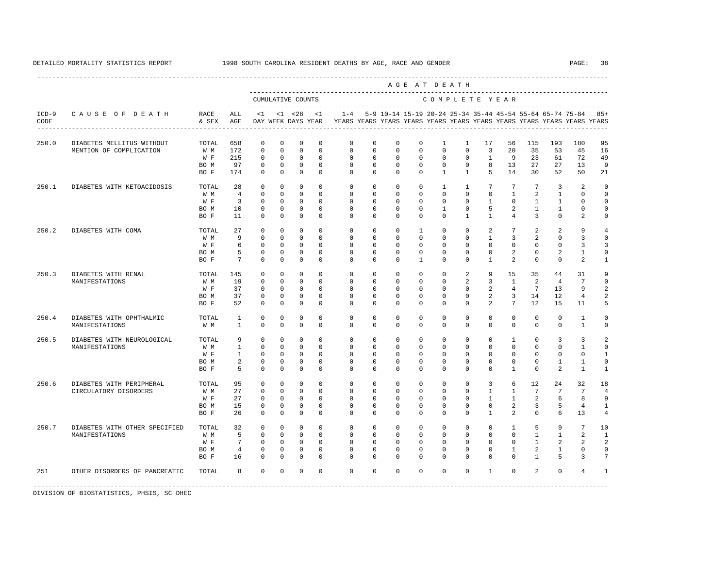DETAILED MORTALITY STATISTICS REPORT 1998 SOUTH CAROLINA RESIDENT DEATHS BY AGE, RACE AND GENDER

| ICD-9 CODE | CAUSE OF DEATH | RACE & SEX | ALL AGE | CUMULATIVE COUNTS <1 DAY | <1 WEEK | <28 DAYS | <1 YEAR | 1-4 YEARS | 5-9 YEARS | 10-14 YEARS | 15-19 YEARS | 20-24 YEARS | 25-34 YEARS | 35-44 YEARS | 45-54 YEARS | 55-64 YEARS | 65-74 YEARS | 75-84 YEARS | 85+ YEARS |
|---|---|---|---|---|---|---|---|---|---|---|---|---|---|---|---|---|---|---|---|
| 250.0 | DIABETES MELLITUS WITHOUT MENTION OF COMPLICATION | TOTAL | 658 | 0 | 0 | 0 | 0 | 0 | 0 | 0 | 0 | 1 | 1 | 17 | 56 | 115 | 193 | 180 | 95 |
| | | W M | 172 | 0 | 0 | 0 | 0 | 0 | 0 | 0 | 0 | 0 | 0 | 3 | 20 | 35 | 53 | 45 | 16 |
| | | W F | 215 | 0 | 0 | 0 | 0 | 0 | 0 | 0 | 0 | 0 | 0 | 1 | 9 | 23 | 61 | 72 | 49 |
| | | BO M | 97 | 0 | 0 | 0 | 0 | 0 | 0 | 0 | 0 | 0 | 0 | 8 | 13 | 27 | 27 | 13 | 9 |
| | | BO F | 174 | 0 | 0 | 0 | 0 | 0 | 0 | 0 | 0 | 1 | 1 | 5 | 14 | 30 | 52 | 50 | 21 |
| 250.1 | DIABETES WITH KETOACIDOSIS | TOTAL | 28 | 0 | 0 | 0 | 0 | 0 | 0 | 0 | 0 | 1 | 1 | 7 | 7 | 7 | 3 | 2 | 0 |
| | | W M | 4 | 0 | 0 | 0 | 0 | 0 | 0 | 0 | 0 | 0 | 0 | 0 | 1 | 2 | 1 | 0 | 0 |
| | | W F | 3 | 0 | 0 | 0 | 0 | 0 | 0 | 0 | 0 | 0 | 0 | 1 | 0 | 1 | 1 | 0 | 0 |
| | | BO M | 10 | 0 | 0 | 0 | 0 | 0 | 0 | 0 | 0 | 1 | 0 | 5 | 2 | 1 | 1 | 0 | 0 |
| | | BO F | 11 | 0 | 0 | 0 | 0 | 0 | 0 | 0 | 0 | 0 | 1 | 1 | 4 | 3 | 0 | 2 | 0 |
| 250.2 | DIABETES WITH COMA | TOTAL | 27 | 0 | 0 | 0 | 0 | 0 | 0 | 0 | 1 | 0 | 0 | 2 | 7 | 2 | 2 | 9 | 4 |
| | | W M | 9 | 0 | 0 | 0 | 0 | 0 | 0 | 0 | 0 | 0 | 0 | 1 | 3 | 2 | 0 | 3 | 0 |
| | | W F | 6 | 0 | 0 | 0 | 0 | 0 | 0 | 0 | 0 | 0 | 0 | 0 | 0 | 0 | 0 | 3 | 3 |
| | | BO M | 5 | 0 | 0 | 0 | 0 | 0 | 0 | 0 | 0 | 0 | 0 | 0 | 2 | 0 | 2 | 1 | 0 |
| | | BO F | 7 | 0 | 0 | 0 | 0 | 0 | 0 | 0 | 1 | 0 | 0 | 1 | 2 | 0 | 0 | 2 | 1 |
| 250.3 | DIABETES WITH RENAL MANIFESTATIONS | TOTAL | 145 | 0 | 0 | 0 | 0 | 0 | 0 | 0 | 0 | 0 | 2 | 9 | 15 | 35 | 44 | 31 | 9 |
| | | W M | 19 | 0 | 0 | 0 | 0 | 0 | 0 | 0 | 0 | 0 | 2 | 3 | 1 | 2 | 4 | 7 | 0 |
| | | W F | 37 | 0 | 0 | 0 | 0 | 0 | 0 | 0 | 0 | 0 | 0 | 2 | 4 | 7 | 13 | 9 | 2 |
| | | BO M | 37 | 0 | 0 | 0 | 0 | 0 | 0 | 0 | 0 | 0 | 0 | 2 | 3 | 14 | 12 | 4 | 2 |
| | | BO F | 52 | 0 | 0 | 0 | 0 | 0 | 0 | 0 | 0 | 0 | 0 | 2 | 7 | 12 | 15 | 11 | 5 |
| 250.4 | DIABETES WITH OPHTHALMIC MANIFESTATIONS | TOTAL | 1 | 0 | 0 | 0 | 0 | 0 | 0 | 0 | 0 | 0 | 0 | 0 | 0 | 0 | 0 | 1 | 0 |
| | | W M | 1 | 0 | 0 | 0 | 0 | 0 | 0 | 0 | 0 | 0 | 0 | 0 | 0 | 0 | 0 | 1 | 0 |
| 250.5 | DIABETES WITH NEUROLOGICAL MANIFESTATIONS | TOTAL | 9 | 0 | 0 | 0 | 0 | 0 | 0 | 0 | 0 | 0 | 0 | 0 | 1 | 0 | 3 | 3 | 2 |
| | | W M | 1 | 0 | 0 | 0 | 0 | 0 | 0 | 0 | 0 | 0 | 0 | 0 | 0 | 0 | 0 | 1 | 0 |
| | | W F | 1 | 0 | 0 | 0 | 0 | 0 | 0 | 0 | 0 | 0 | 0 | 0 | 0 | 0 | 0 | 0 | 1 |
| | | BO M | 2 | 0 | 0 | 0 | 0 | 0 | 0 | 0 | 0 | 0 | 0 | 0 | 0 | 0 | 1 | 1 | 0 |
| | | BO F | 5 | 0 | 0 | 0 | 0 | 0 | 0 | 0 | 0 | 0 | 0 | 0 | 1 | 0 | 2 | 1 | 1 |
| 250.6 | DIABETES WITH PERIPHERAL CIRCULATORY DISORDERS | TOTAL | 95 | 0 | 0 | 0 | 0 | 0 | 0 | 0 | 0 | 0 | 0 | 3 | 6 | 12 | 24 | 32 | 18 |
| | | W M | 27 | 0 | 0 | 0 | 0 | 0 | 0 | 0 | 0 | 0 | 0 | 1 | 1 | 7 | 7 | 7 | 4 |
| | | W F | 27 | 0 | 0 | 0 | 0 | 0 | 0 | 0 | 0 | 0 | 0 | 1 | 1 | 2 | 6 | 8 | 9 |
| | | BO M | 15 | 0 | 0 | 0 | 0 | 0 | 0 | 0 | 0 | 0 | 0 | 0 | 2 | 3 | 5 | 4 | 1 |
| | | BO F | 26 | 0 | 0 | 0 | 0 | 0 | 0 | 0 | 0 | 0 | 0 | 1 | 2 | 0 | 6 | 13 | 4 |
| 250.7 | DIABETES WITH OTHER SPECIFIED MANIFESTATIONS | TOTAL | 32 | 0 | 0 | 0 | 0 | 0 | 0 | 0 | 0 | 0 | 0 | 0 | 1 | 5 | 9 | 7 | 10 |
| | | W M | 5 | 0 | 0 | 0 | 0 | 0 | 0 | 0 | 0 | 0 | 0 | 0 | 0 | 1 | 1 | 2 | 1 |
| | | W F | 7 | 0 | 0 | 0 | 0 | 0 | 0 | 0 | 0 | 0 | 0 | 0 | 0 | 1 | 2 | 2 | 2 |
| | | BO M | 4 | 0 | 0 | 0 | 0 | 0 | 0 | 0 | 0 | 0 | 0 | 0 | 1 | 2 | 1 | 0 | 0 |
| | | BO F | 16 | 0 | 0 | 0 | 0 | 0 | 0 | 0 | 0 | 0 | 0 | 0 | 0 | 1 | 5 | 3 | 7 |
| 251 | OTHER DISORDERS OF PANCREATIC | TOTAL | 8 | 0 | 0 | 0 | 0 | 0 | 0 | 0 | 0 | 0 | 0 | 1 | 0 | 2 | 0 | 4 | 1 |

DIVISION OF BIOSTATISTICS, PHSIS, SC DHEC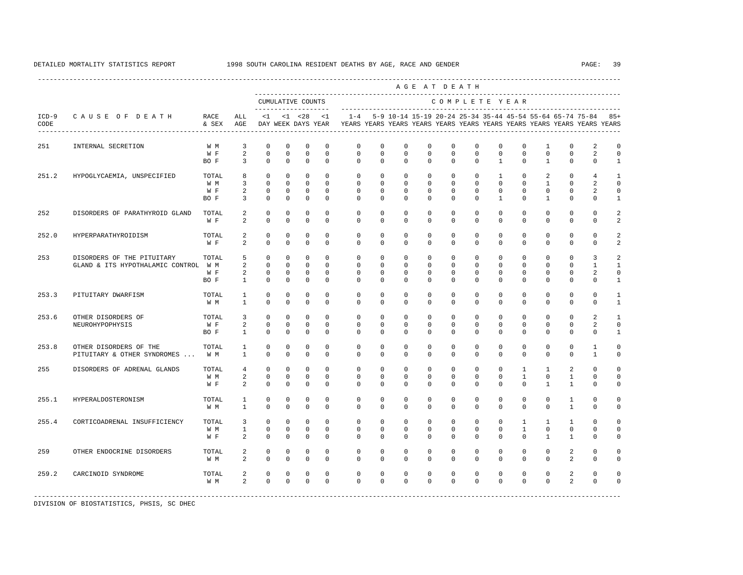DETAILED MORTALITY STATISTICS REPORT 1998 SOUTH CAROLINA RESIDENT DEATHS BY AGE, RACE AND GENDER

| ICD-9 CODE | CAUSE OF DEATH | RACE & SEX | ALL AGE | CUMULATIVE COUNTS <1 DAY | <1 WEEK | <28 DAYS | <1 YEAR | 1-4 YEARS | 5-9 YEARS | 10-14 YEARS | 15-19 YEARS | 20-24 YEARS | 25-34 YEARS | 35-44 YEARS | 45-54 YEARS | 55-64 YEARS | 65-74 YEARS | 75-84 YEARS | 85+ YEARS |
|---|---|---|---|---|---|---|---|---|---|---|---|---|---|---|---|---|---|---|---|
| 251 | INTERNAL SECRETION | W M | 3 | 0 | 0 | 0 | 0 | 0 | 0 | 0 | 0 | 0 | 0 | 0 | 0 | 1 | 0 | 2 | 0 |
| | | W F | 2 | 0 | 0 | 0 | 0 | 0 | 0 | 0 | 0 | 0 | 0 | 0 | 0 | 0 | 0 | 2 | 0 |
| | | BO F | 3 | 0 | 0 | 0 | 0 | 0 | 0 | 0 | 0 | 0 | 0 | 1 | 0 | 1 | 0 | 0 | 1 |
| 251.2 | HYPOGLYCAEMIA, UNSPECIFIED | TOTAL | 8 | 0 | 0 | 0 | 0 | 0 | 0 | 0 | 0 | 0 | 0 | 1 | 0 | 2 | 0 | 4 | 1 |
| | | W M | 3 | 0 | 0 | 0 | 0 | 0 | 0 | 0 | 0 | 0 | 0 | 0 | 0 | 1 | 0 | 2 | 0 |
| | | W F | 2 | 0 | 0 | 0 | 0 | 0 | 0 | 0 | 0 | 0 | 0 | 0 | 0 | 0 | 0 | 2 | 0 |
| | | BO F | 3 | 0 | 0 | 0 | 0 | 0 | 0 | 0 | 0 | 0 | 0 | 1 | 0 | 1 | 0 | 0 | 1 |
| 252 | DISORDERS OF PARATHYROID GLAND | TOTAL | 2 | 0 | 0 | 0 | 0 | 0 | 0 | 0 | 0 | 0 | 0 | 0 | 0 | 0 | 0 | 0 | 2 |
| | | W F | 2 | 0 | 0 | 0 | 0 | 0 | 0 | 0 | 0 | 0 | 0 | 0 | 0 | 0 | 0 | 0 | 2 |
| 252.0 | HYPERPARATHYROIDISM | TOTAL | 2 | 0 | 0 | 0 | 0 | 0 | 0 | 0 | 0 | 0 | 0 | 0 | 0 | 0 | 0 | 0 | 2 |
| | | W F | 2 | 0 | 0 | 0 | 0 | 0 | 0 | 0 | 0 | 0 | 0 | 0 | 0 | 0 | 0 | 0 | 2 |
| 253 | DISORDERS OF THE PITUITARY GLAND & ITS HYPOTHALAMIC CONTROL | TOTAL | 5 | 0 | 0 | 0 | 0 | 0 | 0 | 0 | 0 | 0 | 0 | 0 | 0 | 0 | 0 | 3 | 2 |
| | | W M | 2 | 0 | 0 | 0 | 0 | 0 | 0 | 0 | 0 | 0 | 0 | 0 | 0 | 0 | 0 | 1 | 1 |
| | | W F | 2 | 0 | 0 | 0 | 0 | 0 | 0 | 0 | 0 | 0 | 0 | 0 | 0 | 0 | 0 | 2 | 0 |
| | | BO F | 1 | 0 | 0 | 0 | 0 | 0 | 0 | 0 | 0 | 0 | 0 | 0 | 0 | 0 | 0 | 0 | 1 |
| 253.3 | PITUITARY DWARFISM | TOTAL | 1 | 0 | 0 | 0 | 0 | 0 | 0 | 0 | 0 | 0 | 0 | 0 | 0 | 0 | 0 | 0 | 1 |
| | | W M | 1 | 0 | 0 | 0 | 0 | 0 | 0 | 0 | 0 | 0 | 0 | 0 | 0 | 0 | 0 | 0 | 1 |
| 253.6 | OTHER DISORDERS OF NEUROHYPOPHYSIS | TOTAL | 3 | 0 | 0 | 0 | 0 | 0 | 0 | 0 | 0 | 0 | 0 | 0 | 0 | 0 | 0 | 2 | 1 |
| | | W F | 2 | 0 | 0 | 0 | 0 | 0 | 0 | 0 | 0 | 0 | 0 | 0 | 0 | 0 | 0 | 2 | 0 |
| | | BO F | 1 | 0 | 0 | 0 | 0 | 0 | 0 | 0 | 0 | 0 | 0 | 0 | 0 | 0 | 0 | 0 | 1 |
| 253.8 | OTHER DISORDERS OF THE PITUITARY & OTHER SYNDROMES ... | TOTAL | 1 | 0 | 0 | 0 | 0 | 0 | 0 | 0 | 0 | 0 | 0 | 0 | 0 | 0 | 0 | 1 | 0 |
| | | W M | 1 | 0 | 0 | 0 | 0 | 0 | 0 | 0 | 0 | 0 | 0 | 0 | 0 | 0 | 0 | 1 | 0 |
| 255 | DISORDERS OF ADRENAL GLANDS | TOTAL | 4 | 0 | 0 | 0 | 0 | 0 | 0 | 0 | 0 | 0 | 0 | 0 | 1 | 1 | 2 | 0 | 0 |
| | | W M | 2 | 0 | 0 | 0 | 0 | 0 | 0 | 0 | 0 | 0 | 0 | 0 | 1 | 0 | 1 | 0 | 0 |
| | | W F | 2 | 0 | 0 | 0 | 0 | 0 | 0 | 0 | 0 | 0 | 0 | 0 | 0 | 1 | 1 | 0 | 0 |
| 255.1 | HYPERALDOSTERONISM | TOTAL | 1 | 0 | 0 | 0 | 0 | 0 | 0 | 0 | 0 | 0 | 0 | 0 | 0 | 0 | 1 | 0 | 0 |
| | | W M | 1 | 0 | 0 | 0 | 0 | 0 | 0 | 0 | 0 | 0 | 0 | 0 | 0 | 0 | 1 | 0 | 0 |
| 255.4 | CORTICOADRENAL INSUFFICIENCY | TOTAL | 3 | 0 | 0 | 0 | 0 | 0 | 0 | 0 | 0 | 0 | 0 | 0 | 1 | 1 | 1 | 0 | 0 |
| | | W M | 1 | 0 | 0 | 0 | 0 | 0 | 0 | 0 | 0 | 0 | 0 | 0 | 1 | 0 | 0 | 0 | 0 |
| | | W F | 2 | 0 | 0 | 0 | 0 | 0 | 0 | 0 | 0 | 0 | 0 | 0 | 0 | 1 | 1 | 0 | 0 |
| 259 | OTHER ENDOCRINE DISORDERS | TOTAL | 2 | 0 | 0 | 0 | 0 | 0 | 0 | 0 | 0 | 0 | 0 | 0 | 0 | 0 | 2 | 0 | 0 |
| | | W M | 2 | 0 | 0 | 0 | 0 | 0 | 0 | 0 | 0 | 0 | 0 | 0 | 0 | 0 | 2 | 0 | 0 |
| 259.2 | CARCINOID SYNDROME | TOTAL | 2 | 0 | 0 | 0 | 0 | 0 | 0 | 0 | 0 | 0 | 0 | 0 | 0 | 0 | 2 | 0 | 0 |
| | | W M | 2 | 0 | 0 | 0 | 0 | 0 | 0 | 0 | 0 | 0 | 0 | 0 | 0 | 0 | 2 | 0 | 0 |

DIVISION OF BIOSTATISTICS, PHSIS, SC DHEC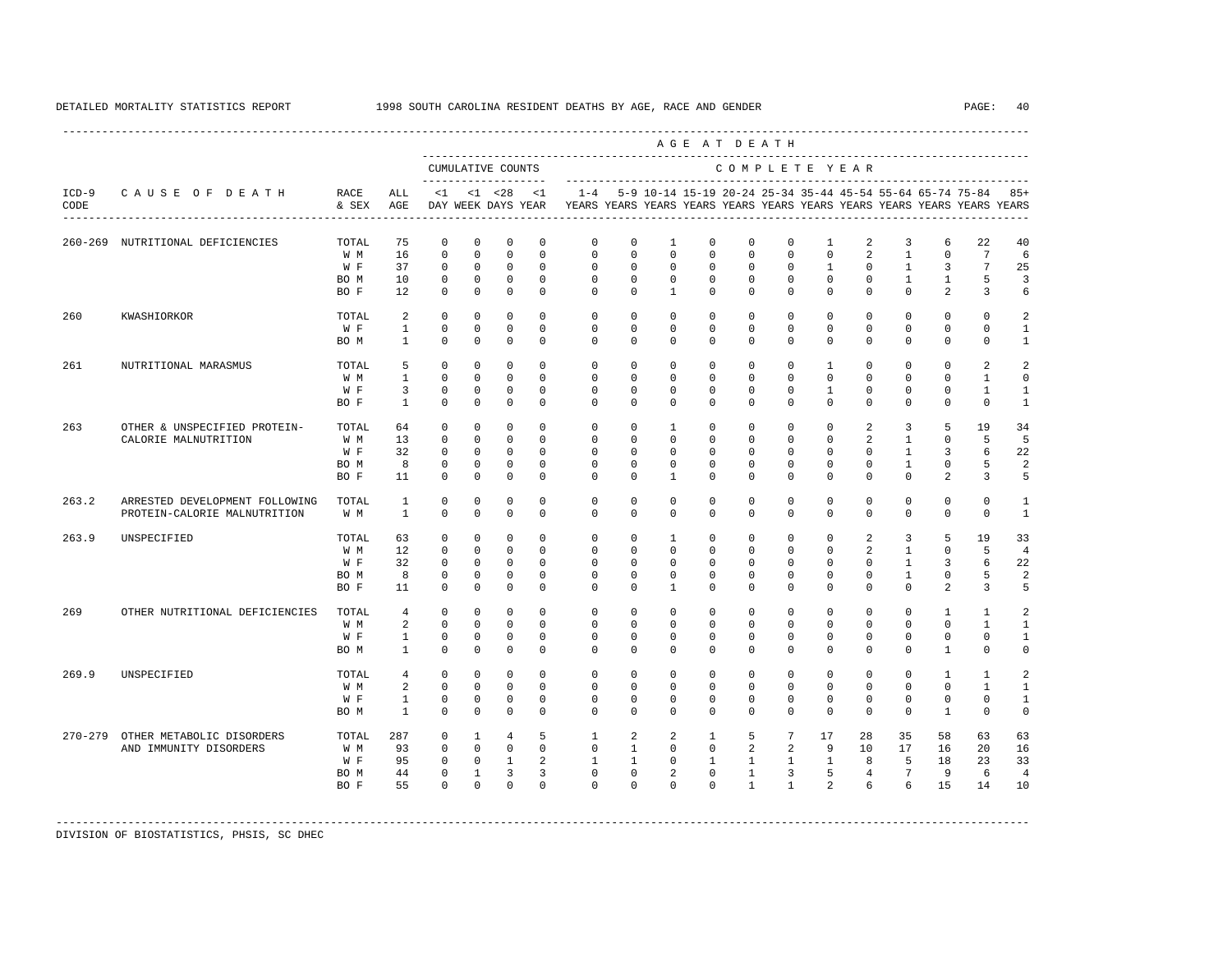DETAILED MORTALITY STATISTICS REPORT 1998 SOUTH CAROLINA RESIDENT DEATHS BY AGE, RACE AND GENDER

| ICD-9 CODE | CAUSE OF DEATH | RACE & SEX | ALL AGE | <1 DAY | <1 WEEK | <28 DAYS | <1 YEAR | 1-4 YEARS | 5-9 YEARS | 10-14 YEARS | 15-19 YEARS | 20-24 YEARS | 25-34 YEARS | 35-44 YEARS | 45-54 YEARS | 55-64 YEARS | 65-74 YEARS | 75-84 YEARS | 85+ YEARS |
|---|---|---|---|---|---|---|---|---|---|---|---|---|---|---|---|---|---|---|---|
| | | | | CUMULATIVE COUNTS | | | | AGE AT DEATH — COMPLETE YEAR | | | | | | | | | | | |
| 260-269 | NUTRITIONAL DEFICIENCIES | TOTAL | 75 | 0 | 0 | 0 | 0 | 0 | 0 | 1 | 0 | 0 | 0 | 1 | 2 | 3 | 6 | 22 | 40 |
| | | W M | 16 | 0 | 0 | 0 | 0 | 0 | 0 | 0 | 0 | 0 | 0 | 0 | 2 | 1 | 0 | 7 | 6 |
| | | W F | 37 | 0 | 0 | 0 | 0 | 0 | 0 | 0 | 0 | 0 | 0 | 1 | 0 | 1 | 3 | 7 | 25 |
| | | BO M | 10 | 0 | 0 | 0 | 0 | 0 | 0 | 0 | 0 | 0 | 0 | 0 | 0 | 1 | 1 | 5 | 3 |
| | | BO F | 12 | 0 | 0 | 0 | 0 | 0 | 0 | 1 | 0 | 0 | 0 | 0 | 0 | 0 | 2 | 3 | 6 |
| 260 | KWASHIORKOR | TOTAL | 2 | 0 | 0 | 0 | 0 | 0 | 0 | 0 | 0 | 0 | 0 | 0 | 0 | 0 | 0 | 0 | 2 |
| | | W F | 1 | 0 | 0 | 0 | 0 | 0 | 0 | 0 | 0 | 0 | 0 | 0 | 0 | 0 | 0 | 0 | 1 |
| | | BO M | 1 | 0 | 0 | 0 | 0 | 0 | 0 | 0 | 0 | 0 | 0 | 0 | 0 | 0 | 0 | 0 | 1 |
| 261 | NUTRITIONAL MARASMUS | TOTAL | 5 | 0 | 0 | 0 | 0 | 0 | 0 | 0 | 0 | 0 | 0 | 1 | 0 | 0 | 0 | 2 | 2 |
| | | W M | 1 | 0 | 0 | 0 | 0 | 0 | 0 | 0 | 0 | 0 | 0 | 0 | 0 | 0 | 0 | 1 | 0 |
| | | W F | 3 | 0 | 0 | 0 | 0 | 0 | 0 | 0 | 0 | 0 | 0 | 1 | 0 | 0 | 0 | 1 | 1 |
| | | BO F | 1 | 0 | 0 | 0 | 0 | 0 | 0 | 0 | 0 | 0 | 0 | 0 | 0 | 0 | 0 | 0 | 1 |
| 263 | OTHER & UNSPECIFIED PROTEIN-CALORIE MALNUTRITION | TOTAL | 64 | 0 | 0 | 0 | 0 | 0 | 0 | 1 | 0 | 0 | 0 | 0 | 2 | 3 | 5 | 19 | 34 |
| | | W M | 13 | 0 | 0 | 0 | 0 | 0 | 0 | 0 | 0 | 0 | 0 | 0 | 2 | 1 | 0 | 5 | 5 |
| | | W F | 32 | 0 | 0 | 0 | 0 | 0 | 0 | 0 | 0 | 0 | 0 | 0 | 0 | 1 | 3 | 6 | 22 |
| | | BO M | 8 | 0 | 0 | 0 | 0 | 0 | 0 | 0 | 0 | 0 | 0 | 0 | 0 | 1 | 0 | 5 | 2 |
| | | BO F | 11 | 0 | 0 | 0 | 0 | 0 | 0 | 1 | 0 | 0 | 0 | 0 | 0 | 0 | 2 | 3 | 5 |
| 263.2 | ARRESTED DEVELOPMENT FOLLOWING PROTEIN-CALORIE MALNUTRITION | TOTAL | 1 | 0 | 0 | 0 | 0 | 0 | 0 | 0 | 0 | 0 | 0 | 0 | 0 | 0 | 0 | 0 | 1 |
| | | W M | 1 | 0 | 0 | 0 | 0 | 0 | 0 | 0 | 0 | 0 | 0 | 0 | 0 | 0 | 0 | 0 | 1 |
| 263.9 | UNSPECIFIED | TOTAL | 63 | 0 | 0 | 0 | 0 | 0 | 0 | 1 | 0 | 0 | 0 | 0 | 2 | 3 | 5 | 19 | 33 |
| | | W M | 12 | 0 | 0 | 0 | 0 | 0 | 0 | 0 | 0 | 0 | 0 | 0 | 2 | 1 | 0 | 5 | 4 |
| | | W F | 32 | 0 | 0 | 0 | 0 | 0 | 0 | 0 | 0 | 0 | 0 | 0 | 0 | 1 | 3 | 6 | 22 |
| | | BO M | 8 | 0 | 0 | 0 | 0 | 0 | 0 | 0 | 0 | 0 | 0 | 0 | 0 | 1 | 0 | 5 | 2 |
| | | BO F | 11 | 0 | 0 | 0 | 0 | 0 | 0 | 1 | 0 | 0 | 0 | 0 | 0 | 0 | 2 | 3 | 5 |
| 269 | OTHER NUTRITIONAL DEFICIENCIES | TOTAL | 4 | 0 | 0 | 0 | 0 | 0 | 0 | 0 | 0 | 0 | 0 | 0 | 0 | 0 | 1 | 1 | 2 |
| | | W M | 2 | 0 | 0 | 0 | 0 | 0 | 0 | 0 | 0 | 0 | 0 | 0 | 0 | 0 | 0 | 1 | 1 |
| | | W F | 1 | 0 | 0 | 0 | 0 | 0 | 0 | 0 | 0 | 0 | 0 | 0 | 0 | 0 | 0 | 0 | 1 |
| | | BO M | 1 | 0 | 0 | 0 | 0 | 0 | 0 | 0 | 0 | 0 | 0 | 0 | 0 | 0 | 1 | 0 | 0 |
| 269.9 | UNSPECIFIED | TOTAL | 4 | 0 | 0 | 0 | 0 | 0 | 0 | 0 | 0 | 0 | 0 | 0 | 0 | 0 | 1 | 1 | 2 |
| | | W M | 2 | 0 | 0 | 0 | 0 | 0 | 0 | 0 | 0 | 0 | 0 | 0 | 0 | 0 | 0 | 1 | 1 |
| | | W F | 1 | 0 | 0 | 0 | 0 | 0 | 0 | 0 | 0 | 0 | 0 | 0 | 0 | 0 | 0 | 0 | 1 |
| | | BO M | 1 | 0 | 0 | 0 | 0 | 0 | 0 | 0 | 0 | 0 | 0 | 0 | 0 | 0 | 1 | 0 | 0 |
| 270-279 | OTHER METABOLIC DISORDERS AND IMMUNITY DISORDERS | TOTAL | 287 | 0 | 1 | 4 | 5 | 1 | 2 | 2 | 1 | 5 | 7 | 17 | 28 | 35 | 58 | 63 | 63 |
| | | W M | 93 | 0 | 0 | 0 | 0 | 0 | 1 | 0 | 0 | 2 | 2 | 9 | 10 | 17 | 16 | 20 | 16 |
| | | W F | 95 | 0 | 0 | 1 | 2 | 1 | 1 | 0 | 1 | 1 | 1 | 1 | 8 | 5 | 18 | 23 | 33 |
| | | BO M | 44 | 0 | 1 | 3 | 3 | 0 | 0 | 2 | 0 | 1 | 3 | 5 | 4 | 7 | 9 | 6 | 4 |
| | | BO F | 55 | 0 | 0 | 0 | 0 | 0 | 0 | 0 | 0 | 1 | 1 | 2 | 6 | 6 | 15 | 14 | 10 |

DIVISION OF BIOSTATISTICS, PHSIS, SC DHEC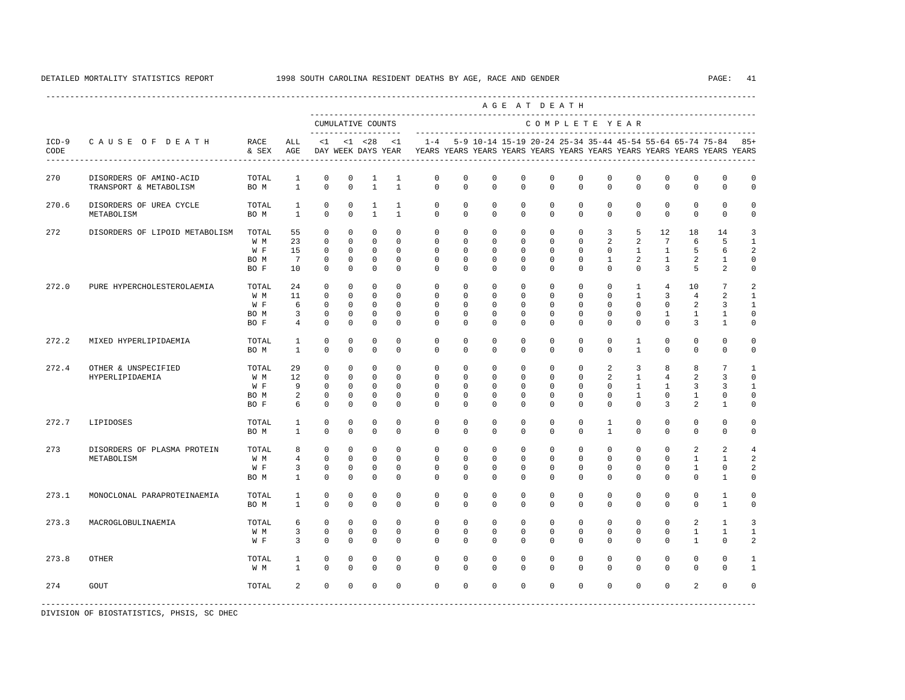DETAILED MORTALITY STATISTICS REPORT 1998 SOUTH CAROLINA RESIDENT DEATHS BY AGE, RACE AND GENDER

| ICD-9 CODE | CAUSE OF DEATH | RACE & SEX | ALL AGE | <1 DAY | <1 WEEK | <28 DAYS | <1 YEAR | 1-4 YEARS | 5-9 YEARS | 10-14 YEARS | 15-19 YEARS | 20-24 YEARS | 25-34 YEARS | 35-44 YEARS | 45-54 YEARS | 55-64 YEARS | 65-74 YEARS | 75-84 YEARS | 85+ YEARS |
|---|---|---|---|---|---|---|---|---|---|---|---|---|---|---|---|---|---|---|---|
| | | | | CUMULATIVE COUNTS | | | | COMPLETE YEAR | | | | | | | | | | | |
| 270 | DISORDERS OF AMINO-ACID TRANSPORT & METABOLISM | TOTAL | 1 | 0 | 0 | 1 | 1 | 0 | 0 | 0 | 0 | 0 | 0 | 0 | 0 | 0 | 0 | 0 | 0 |
| | | BO M | 1 | 0 | 0 | 1 | 1 | 0 | 0 | 0 | 0 | 0 | 0 | 0 | 0 | 0 | 0 | 0 | 0 |
| 270.6 | DISORDERS OF UREA CYCLE METABOLISM | TOTAL | 1 | 0 | 0 | 1 | 1 | 0 | 0 | 0 | 0 | 0 | 0 | 0 | 0 | 0 | 0 | 0 | 0 |
| | | BO M | 1 | 0 | 0 | 1 | 1 | 0 | 0 | 0 | 0 | 0 | 0 | 0 | 0 | 0 | 0 | 0 | 0 |
| 272 | DISORDERS OF LIPOID METABOLISM | TOTAL | 55 | 0 | 0 | 0 | 0 | 0 | 0 | 0 | 0 | 0 | 0 | 3 | 5 | 12 | 18 | 14 | 3 |
| | | W M | 23 | 0 | 0 | 0 | 0 | 0 | 0 | 0 | 0 | 0 | 0 | 2 | 2 | 7 | 6 | 5 | 1 |
| | | W F | 15 | 0 | 0 | 0 | 0 | 0 | 0 | 0 | 0 | 0 | 0 | 0 | 1 | 1 | 5 | 6 | 2 |
| | | BO M | 7 | 0 | 0 | 0 | 0 | 0 | 0 | 0 | 0 | 0 | 0 | 1 | 2 | 1 | 2 | 1 | 0 |
| | | BO F | 10 | 0 | 0 | 0 | 0 | 0 | 0 | 0 | 0 | 0 | 0 | 0 | 0 | 3 | 5 | 2 | 0 |
| 272.0 | PURE HYPERCHOLESTEROLAEMIA | TOTAL | 24 | 0 | 0 | 0 | 0 | 0 | 0 | 0 | 0 | 0 | 0 | 0 | 1 | 4 | 10 | 7 | 2 |
| | | W M | 11 | 0 | 0 | 0 | 0 | 0 | 0 | 0 | 0 | 0 | 0 | 0 | 1 | 3 | 4 | 2 | 1 |
| | | W F | 6 | 0 | 0 | 0 | 0 | 0 | 0 | 0 | 0 | 0 | 0 | 0 | 0 | 0 | 2 | 3 | 1 |
| | | BO M | 3 | 0 | 0 | 0 | 0 | 0 | 0 | 0 | 0 | 0 | 0 | 0 | 0 | 1 | 1 | 1 | 0 |
| | | BO F | 4 | 0 | 0 | 0 | 0 | 0 | 0 | 0 | 0 | 0 | 0 | 0 | 0 | 0 | 3 | 1 | 0 |
| 272.2 | MIXED HYPERLIPIDAEMIA | TOTAL | 1 | 0 | 0 | 0 | 0 | 0 | 0 | 0 | 0 | 0 | 0 | 0 | 1 | 0 | 0 | 0 | 0 |
| | | BO M | 1 | 0 | 0 | 0 | 0 | 0 | 0 | 0 | 0 | 0 | 0 | 0 | 1 | 0 | 0 | 0 | 0 |
| 272.4 | OTHER & UNSPECIFIED HYPERLIPIDAEMIA | TOTAL | 29 | 0 | 0 | 0 | 0 | 0 | 0 | 0 | 0 | 0 | 0 | 2 | 3 | 8 | 8 | 7 | 1 |
| | | W M | 12 | 0 | 0 | 0 | 0 | 0 | 0 | 0 | 0 | 0 | 0 | 2 | 1 | 4 | 2 | 3 | 0 |
| | | W F | 9 | 0 | 0 | 0 | 0 | 0 | 0 | 0 | 0 | 0 | 0 | 0 | 1 | 1 | 3 | 3 | 1 |
| | | BO M | 2 | 0 | 0 | 0 | 0 | 0 | 0 | 0 | 0 | 0 | 0 | 0 | 1 | 0 | 1 | 0 | 0 |
| | | BO F | 6 | 0 | 0 | 0 | 0 | 0 | 0 | 0 | 0 | 0 | 0 | 0 | 0 | 3 | 2 | 1 | 0 |
| 272.7 | LIPIDOSES | TOTAL | 1 | 0 | 0 | 0 | 0 | 0 | 0 | 0 | 0 | 0 | 0 | 1 | 0 | 0 | 0 | 0 | 0 |
| | | BO M | 1 | 0 | 0 | 0 | 0 | 0 | 0 | 0 | 0 | 0 | 0 | 1 | 0 | 0 | 0 | 0 | 0 |
| 273 | DISORDERS OF PLASMA PROTEIN METABOLISM | TOTAL | 8 | 0 | 0 | 0 | 0 | 0 | 0 | 0 | 0 | 0 | 0 | 0 | 0 | 0 | 2 | 2 | 4 |
| | | W M | 4 | 0 | 0 | 0 | 0 | 0 | 0 | 0 | 0 | 0 | 0 | 0 | 0 | 0 | 1 | 1 | 2 |
| | | W F | 3 | 0 | 0 | 0 | 0 | 0 | 0 | 0 | 0 | 0 | 0 | 0 | 0 | 0 | 1 | 0 | 2 |
| | | BO M | 1 | 0 | 0 | 0 | 0 | 0 | 0 | 0 | 0 | 0 | 0 | 0 | 0 | 0 | 0 | 1 | 0 |
| 273.1 | MONOCLONAL PARAPROTEINAEMIA | TOTAL | 1 | 0 | 0 | 0 | 0 | 0 | 0 | 0 | 0 | 0 | 0 | 0 | 0 | 0 | 0 | 1 | 0 |
| | | BO M | 1 | 0 | 0 | 0 | 0 | 0 | 0 | 0 | 0 | 0 | 0 | 0 | 0 | 0 | 0 | 1 | 0 |
| 273.3 | MACROGLOBULINAEMIA | TOTAL | 6 | 0 | 0 | 0 | 0 | 0 | 0 | 0 | 0 | 0 | 0 | 0 | 0 | 0 | 2 | 1 | 3 |
| | | W M | 3 | 0 | 0 | 0 | 0 | 0 | 0 | 0 | 0 | 0 | 0 | 0 | 0 | 0 | 1 | 1 | 1 |
| | | W F | 3 | 0 | 0 | 0 | 0 | 0 | 0 | 0 | 0 | 0 | 0 | 0 | 0 | 0 | 1 | 0 | 2 |
| 273.8 | OTHER | TOTAL | 1 | 0 | 0 | 0 | 0 | 0 | 0 | 0 | 0 | 0 | 0 | 0 | 0 | 0 | 0 | 0 | 1 |
| | | W M | 1 | 0 | 0 | 0 | 0 | 0 | 0 | 0 | 0 | 0 | 0 | 0 | 0 | 0 | 0 | 0 | 1 |
| 274 | GOUT | TOTAL | 2 | 0 | 0 | 0 | 0 | 0 | 0 | 0 | 0 | 0 | 0 | 0 | 0 | 0 | 2 | 0 | 0 |

DIVISION OF BIOSTATISTICS, PHSIS, SC DHEC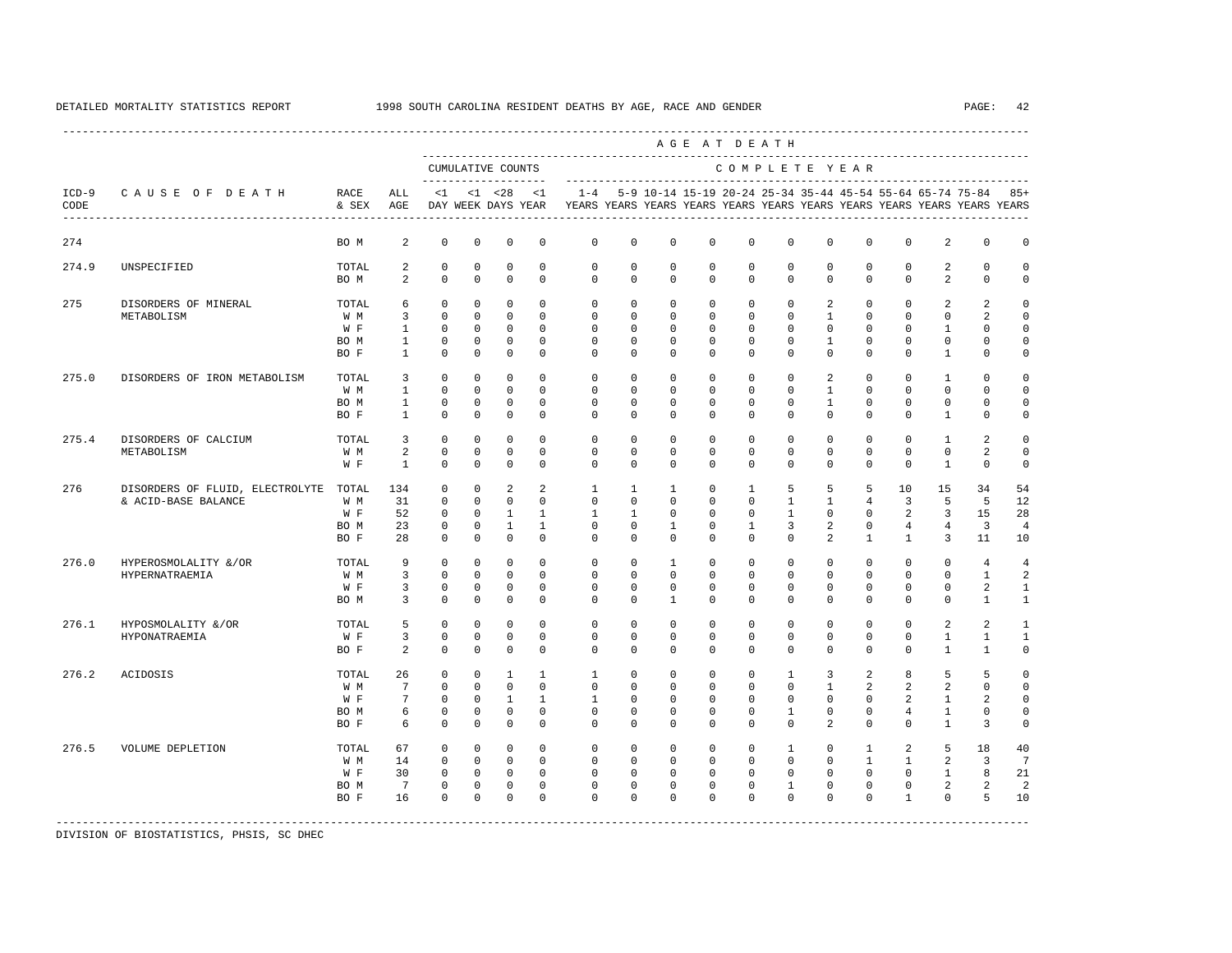DETAILED MORTALITY STATISTICS REPORT 1998 SOUTH CAROLINA RESIDENT DEATHS BY AGE, RACE AND GENDER

| ICD-9 CODE | CAUSE OF DEATH | RACE & SEX | ALL AGE | <1 DAY | <1 WEEK | <28 DAYS | <1 YEAR | 1-4 YEARS | 5-9 YEARS | 10-14 YEARS | 15-19 YEARS | 20-24 YEARS | 25-34 YEARS | 35-44 YEARS | 45-54 YEARS | 55-64 YEARS | 65-74 YEARS | 75-84 YEARS | 85+ YEARS |
|---|---|---|---|---|---|---|---|---|---|---|---|---|---|---|---|---|---|---|---|
| 274 | | BO M | 2 | 0 | 0 | 0 | 0 | 0 | 0 | 0 | 0 | 0 | 0 | 0 | 0 | 0 | 2 | 0 | 0 |
| 274.9 | UNSPECIFIED | TOTAL | 2 | 0 | 0 | 0 | 0 | 0 | 0 | 0 | 0 | 0 | 0 | 0 | 0 | 0 | 2 | 0 | 0 |
| | | BO M | 2 | 0 | 0 | 0 | 0 | 0 | 0 | 0 | 0 | 0 | 0 | 0 | 0 | 0 | 2 | 0 | 0 |
| 275 | DISORDERS OF MINERAL METABOLISM | TOTAL | 6 | 0 | 0 | 0 | 0 | 0 | 0 | 0 | 0 | 0 | 0 | 2 | 0 | 0 | 2 | 2 | 0 |
| | | W M | 3 | 0 | 0 | 0 | 0 | 0 | 0 | 0 | 0 | 0 | 0 | 1 | 0 | 0 | 0 | 2 | 0 |
| | | W F | 1 | 0 | 0 | 0 | 0 | 0 | 0 | 0 | 0 | 0 | 0 | 0 | 0 | 0 | 1 | 0 | 0 |
| | | BO M | 1 | 0 | 0 | 0 | 0 | 0 | 0 | 0 | 0 | 0 | 0 | 1 | 0 | 0 | 0 | 0 | 0 |
| | | BO F | 1 | 0 | 0 | 0 | 0 | 0 | 0 | 0 | 0 | 0 | 0 | 0 | 0 | 0 | 1 | 0 | 0 |
| 275.0 | DISORDERS OF IRON METABOLISM | TOTAL | 3 | 0 | 0 | 0 | 0 | 0 | 0 | 0 | 0 | 0 | 0 | 2 | 0 | 0 | 1 | 0 | 0 |
| | | W M | 1 | 0 | 0 | 0 | 0 | 0 | 0 | 0 | 0 | 0 | 0 | 1 | 0 | 0 | 0 | 0 | 0 |
| | | BO M | 1 | 0 | 0 | 0 | 0 | 0 | 0 | 0 | 0 | 0 | 0 | 1 | 0 | 0 | 0 | 0 | 0 |
| | | BO F | 1 | 0 | 0 | 0 | 0 | 0 | 0 | 0 | 0 | 0 | 0 | 0 | 0 | 0 | 1 | 0 | 0 |
| 275.4 | DISORDERS OF CALCIUM METABOLISM | TOTAL | 3 | 0 | 0 | 0 | 0 | 0 | 0 | 0 | 0 | 0 | 0 | 0 | 0 | 0 | 1 | 2 | 0 |
| | | W M | 2 | 0 | 0 | 0 | 0 | 0 | 0 | 0 | 0 | 0 | 0 | 0 | 0 | 0 | 0 | 2 | 0 |
| | | W F | 1 | 0 | 0 | 0 | 0 | 0 | 0 | 0 | 0 | 0 | 0 | 0 | 0 | 0 | 1 | 0 | 0 |
| 276 | DISORDERS OF FLUID, ELECTROLYTE & ACID-BASE BALANCE | TOTAL | 134 | 0 | 0 | 2 | 2 | 1 | 1 | 1 | 0 | 1 | 5 | 5 | 5 | 10 | 15 | 34 | 54 |
| | | W M | 31 | 0 | 0 | 0 | 0 | 0 | 0 | 0 | 0 | 0 | 1 | 1 | 4 | 3 | 5 | 5 | 12 |
| | | W F | 52 | 0 | 0 | 1 | 1 | 1 | 1 | 0 | 0 | 0 | 1 | 0 | 0 | 2 | 3 | 15 | 28 |
| | | BO M | 23 | 0 | 0 | 1 | 1 | 0 | 0 | 1 | 0 | 1 | 3 | 2 | 0 | 4 | 4 | 3 | 4 |
| | | BO F | 28 | 0 | 0 | 0 | 0 | 0 | 0 | 0 | 0 | 0 | 0 | 2 | 1 | 1 | 3 | 11 | 10 |
| 276.0 | HYPEROSMOLALITY &/OR HYPERNATRAEMIA | TOTAL | 9 | 0 | 0 | 0 | 0 | 0 | 0 | 1 | 0 | 0 | 0 | 0 | 0 | 0 | 0 | 4 | 4 |
| | | W M | 3 | 0 | 0 | 0 | 0 | 0 | 0 | 0 | 0 | 0 | 0 | 0 | 0 | 0 | 0 | 1 | 2 |
| | | W F | 3 | 0 | 0 | 0 | 0 | 0 | 0 | 0 | 0 | 0 | 0 | 0 | 0 | 0 | 0 | 2 | 1 |
| | | BO M | 3 | 0 | 0 | 0 | 0 | 0 | 0 | 1 | 0 | 0 | 0 | 0 | 0 | 0 | 0 | 1 | 1 |
| 276.1 | HYPOSMOLALITY &/OR HYPONATRAEMIA | TOTAL | 5 | 0 | 0 | 0 | 0 | 0 | 0 | 0 | 0 | 0 | 0 | 0 | 0 | 0 | 2 | 2 | 1 |
| | | W F | 3 | 0 | 0 | 0 | 0 | 0 | 0 | 0 | 0 | 0 | 0 | 0 | 0 | 0 | 1 | 1 | 1 |
| | | BO F | 2 | 0 | 0 | 0 | 0 | 0 | 0 | 0 | 0 | 0 | 0 | 0 | 0 | 0 | 1 | 1 | 0 |
| 276.2 | ACIDOSIS | TOTAL | 26 | 0 | 0 | 1 | 1 | 1 | 0 | 0 | 0 | 0 | 1 | 3 | 2 | 8 | 5 | 5 | 0 |
| | | W M | 7 | 0 | 0 | 0 | 0 | 0 | 0 | 0 | 0 | 0 | 0 | 1 | 2 | 2 | 2 | 0 | 0 |
| | | W F | 7 | 0 | 0 | 1 | 1 | 1 | 0 | 0 | 0 | 0 | 0 | 0 | 0 | 2 | 1 | 2 | 0 |
| | | BO M | 6 | 0 | 0 | 0 | 0 | 0 | 0 | 0 | 0 | 0 | 1 | 0 | 0 | 4 | 1 | 0 | 0 |
| | | BO F | 6 | 0 | 0 | 0 | 0 | 0 | 0 | 0 | 0 | 0 | 0 | 2 | 0 | 0 | 1 | 3 | 0 |
| 276.5 | VOLUME DEPLETION | TOTAL | 67 | 0 | 0 | 0 | 0 | 0 | 0 | 0 | 0 | 0 | 1 | 0 | 1 | 2 | 5 | 18 | 40 |
| | | W M | 14 | 0 | 0 | 0 | 0 | 0 | 0 | 0 | 0 | 0 | 0 | 0 | 1 | 1 | 2 | 3 | 7 |
| | | W F | 30 | 0 | 0 | 0 | 0 | 0 | 0 | 0 | 0 | 0 | 0 | 0 | 0 | 0 | 1 | 8 | 21 |
| | | BO M | 7 | 0 | 0 | 0 | 0 | 0 | 0 | 0 | 0 | 0 | 1 | 0 | 0 | 0 | 2 | 2 | 2 |
| | | BO F | 16 | 0 | 0 | 0 | 0 | 0 | 0 | 0 | 0 | 0 | 0 | 0 | 0 | 1 | 0 | 5 | 10 |

DIVISION OF BIOSTATISTICS, PHSIS, SC DHEC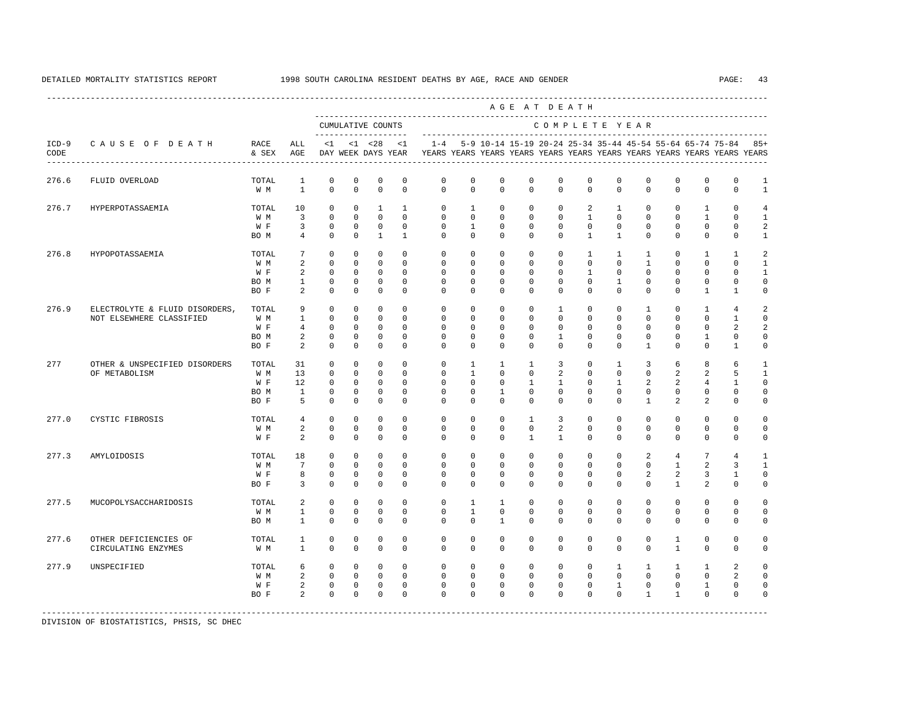DETAILED MORTALITY STATISTICS REPORT 1998 SOUTH CAROLINA RESIDENT DEATHS BY AGE, RACE AND GENDER

| ICD-9 CODE | CAUSE OF DEATH | RACE & SEX | ALL AGE | <1 DAY | <1 WEEK | <28 DAYS | <1 YEAR | 1-4 YEARS | 5-9 YEARS | 10-14 YEARS | 15-19 YEARS | 20-24 YEARS | 25-34 YEARS | 35-44 YEARS | 45-54 YEARS | 55-64 YEARS | 65-74 YEARS | 75-84 YEARS | 85+ YEARS |
|---|---|---|---|---|---|---|---|---|---|---|---|---|---|---|---|---|---|---|---|
| | | | | CUMULATIVE COUNTS | | | | COMPLETE YEAR | | | | | | | | | | | |
| 276.6 | FLUID OVERLOAD | TOTAL | 1 | 0 | 0 | 0 | 0 | 0 | 0 | 0 | 0 | 0 | 0 | 0 | 0 | 0 | 0 | 0 | 1 |
| | | W M | 1 | 0 | 0 | 0 | 0 | 0 | 0 | 0 | 0 | 0 | 0 | 0 | 0 | 0 | 0 | 0 | 1 |
| 276.7 | HYPERPOTASSAEMIA | TOTAL | 10 | 0 | 0 | 1 | 1 | 0 | 1 | 0 | 0 | 0 | 2 | 1 | 0 | 0 | 1 | 0 | 4 |
| | | W M | 3 | 0 | 0 | 0 | 0 | 0 | 0 | 0 | 0 | 0 | 1 | 0 | 0 | 0 | 1 | 0 | 1 |
| | | W F | 3 | 0 | 0 | 0 | 0 | 0 | 1 | 0 | 0 | 0 | 0 | 0 | 0 | 0 | 0 | 0 | 2 |
| | | BO M | 4 | 0 | 0 | 1 | 1 | 0 | 0 | 0 | 0 | 0 | 1 | 1 | 0 | 0 | 0 | 0 | 1 |
| 276.8 | HYPOPOTASSAEMIA | TOTAL | 7 | 0 | 0 | 0 | 0 | 0 | 0 | 0 | 0 | 0 | 1 | 1 | 1 | 0 | 1 | 1 | 2 |
| | | W M | 2 | 0 | 0 | 0 | 0 | 0 | 0 | 0 | 0 | 0 | 0 | 0 | 1 | 0 | 0 | 0 | 1 |
| | | W F | 2 | 0 | 0 | 0 | 0 | 0 | 0 | 0 | 0 | 0 | 1 | 0 | 0 | 0 | 0 | 0 | 1 |
| | | BO M | 1 | 0 | 0 | 0 | 0 | 0 | 0 | 0 | 0 | 0 | 0 | 1 | 0 | 0 | 0 | 0 | 0 |
| | | BO F | 2 | 0 | 0 | 0 | 0 | 0 | 0 | 0 | 0 | 0 | 0 | 0 | 0 | 0 | 1 | 1 | 0 |
| 276.9 | ELECTROLYTE & FLUID DISORDERS, NOT ELSEWHERE CLASSIFIED | TOTAL | 9 | 0 | 0 | 0 | 0 | 0 | 0 | 0 | 0 | 1 | 0 | 0 | 1 | 0 | 1 | 4 | 2 |
| | | W M | 1 | 0 | 0 | 0 | 0 | 0 | 0 | 0 | 0 | 0 | 0 | 0 | 0 | 0 | 0 | 1 | 0 |
| | | W F | 4 | 0 | 0 | 0 | 0 | 0 | 0 | 0 | 0 | 0 | 0 | 0 | 0 | 0 | 0 | 2 | 2 |
| | | BO M | 2 | 0 | 0 | 0 | 0 | 0 | 0 | 0 | 0 | 1 | 0 | 0 | 0 | 0 | 1 | 0 | 0 |
| | | BO F | 2 | 0 | 0 | 0 | 0 | 0 | 0 | 0 | 0 | 0 | 0 | 0 | 1 | 0 | 0 | 1 | 0 |
| 277 | OTHER & UNSPECIFIED DISORDERS OF METABOLISM | TOTAL | 31 | 0 | 0 | 0 | 0 | 0 | 1 | 1 | 1 | 3 | 0 | 1 | 3 | 6 | 8 | 6 | 1 |
| | | W M | 13 | 0 | 0 | 0 | 0 | 0 | 1 | 0 | 0 | 2 | 0 | 0 | 0 | 2 | 2 | 5 | 1 |
| | | W F | 12 | 0 | 0 | 0 | 0 | 0 | 0 | 0 | 1 | 1 | 0 | 1 | 2 | 2 | 4 | 1 | 0 |
| | | BO M | 1 | 0 | 0 | 0 | 0 | 0 | 0 | 1 | 0 | 0 | 0 | 0 | 0 | 0 | 0 | 0 | 0 |
| | | BO F | 5 | 0 | 0 | 0 | 0 | 0 | 0 | 0 | 0 | 0 | 0 | 0 | 1 | 2 | 2 | 0 | 0 |
| 277.0 | CYSTIC FIBROSIS | TOTAL | 4 | 0 | 0 | 0 | 0 | 0 | 0 | 0 | 1 | 3 | 0 | 0 | 0 | 0 | 0 | 0 | 0 |
| | | W M | 2 | 0 | 0 | 0 | 0 | 0 | 0 | 0 | 0 | 2 | 0 | 0 | 0 | 0 | 0 | 0 | 0 |
| | | W F | 2 | 0 | 0 | 0 | 0 | 0 | 0 | 0 | 1 | 1 | 0 | 0 | 0 | 0 | 0 | 0 | 0 |
| 277.3 | AMYLOIDOSIS | TOTAL | 18 | 0 | 0 | 0 | 0 | 0 | 0 | 0 | 0 | 0 | 0 | 0 | 2 | 4 | 7 | 4 | 1 |
| | | W M | 7 | 0 | 0 | 0 | 0 | 0 | 0 | 0 | 0 | 0 | 0 | 0 | 0 | 1 | 2 | 3 | 1 |
| | | W F | 8 | 0 | 0 | 0 | 0 | 0 | 0 | 0 | 0 | 0 | 0 | 0 | 2 | 2 | 3 | 1 | 0 |
| | | BO F | 3 | 0 | 0 | 0 | 0 | 0 | 0 | 0 | 0 | 0 | 0 | 0 | 0 | 1 | 2 | 0 | 0 |
| 277.5 | MUCOPOLYSACCHARIDOSIS | TOTAL | 2 | 0 | 0 | 0 | 0 | 0 | 1 | 1 | 0 | 0 | 0 | 0 | 0 | 0 | 0 | 0 | 0 |
| | | W M | 1 | 0 | 0 | 0 | 0 | 0 | 1 | 0 | 0 | 0 | 0 | 0 | 0 | 0 | 0 | 0 | 0 |
| | | BO M | 1 | 0 | 0 | 0 | 0 | 0 | 0 | 1 | 0 | 0 | 0 | 0 | 0 | 0 | 0 | 0 | 0 |
| 277.6 | OTHER DEFICIENCIES OF CIRCULATING ENZYMES | TOTAL | 1 | 0 | 0 | 0 | 0 | 0 | 0 | 0 | 0 | 0 | 0 | 0 | 0 | 1 | 0 | 0 | 0 |
| | | W M | 1 | 0 | 0 | 0 | 0 | 0 | 0 | 0 | 0 | 0 | 0 | 0 | 0 | 1 | 0 | 0 | 0 |
| 277.9 | UNSPECIFIED | TOTAL | 6 | 0 | 0 | 0 | 0 | 0 | 0 | 0 | 0 | 0 | 0 | 1 | 1 | 1 | 1 | 2 | 0 |
| | | W M | 2 | 0 | 0 | 0 | 0 | 0 | 0 | 0 | 0 | 0 | 0 | 0 | 0 | 0 | 0 | 2 | 0 |
| | | W F | 2 | 0 | 0 | 0 | 0 | 0 | 0 | 0 | 0 | 0 | 0 | 1 | 0 | 0 | 1 | 0 | 0 |
| | | BO F | 2 | 0 | 0 | 0 | 0 | 0 | 0 | 0 | 0 | 0 | 0 | 0 | 1 | 1 | 0 | 0 | 0 |

DIVISION OF BIOSTATISTICS, PHSIS, SC DHEC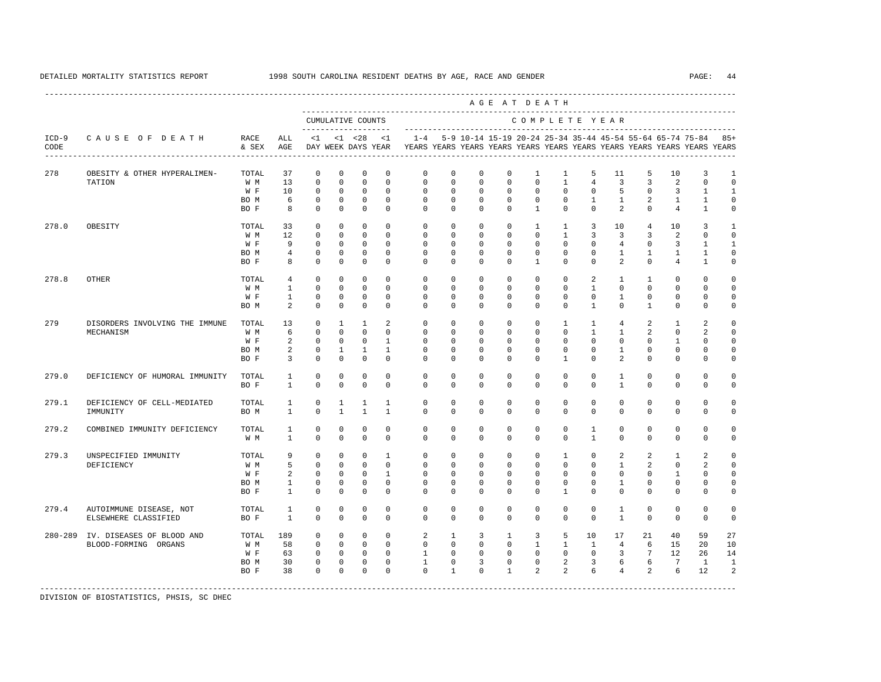DETAILED MORTALITY STATISTICS REPORT 1998 SOUTH CAROLINA RESIDENT DEATHS BY AGE, RACE AND GENDER

| ICD-9 CODE | CAUSE OF DEATH | RACE & SEX | ALL AGE | CUMULATIVE COUNTS <1 DAY | <1 WEEK | <28 DAYS | <1 YEAR | 1-4 YEARS | 5-9 YEARS | 10-14 YEARS | 15-19 YEARS | 20-24 YEARS | 25-34 YEARS | 35-44 YEARS | 45-54 YEARS | 55-64 YEARS | 65-74 YEARS | 75-84 YEARS | 85+ YEARS |
|---|---|---|---|---|---|---|---|---|---|---|---|---|---|---|---|---|---|---|---|
| 278 | OBESITY & OTHER HYPERALIMEN- | TOTAL | 37 | 0 | 0 | 0 | 0 | 0 | 0 | 0 | 0 | 1 | 1 | 5 | 11 | 5 | 10 | 3 | 1 |
| | TATION | W M | 13 | 0 | 0 | 0 | 0 | 0 | 0 | 0 | 0 | 0 | 1 | 4 | 3 | 3 | 2 | 0 | 0 |
| | | W F | 10 | 0 | 0 | 0 | 0 | 0 | 0 | 0 | 0 | 0 | 0 | 0 | 5 | 0 | 3 | 1 | 1 |
| | | BO M | 6 | 0 | 0 | 0 | 0 | 0 | 0 | 0 | 0 | 0 | 0 | 1 | 1 | 2 | 1 | 1 | 0 |
| | | BO F | 8 | 0 | 0 | 0 | 0 | 0 | 0 | 0 | 0 | 1 | 0 | 0 | 2 | 0 | 4 | 1 | 0 |
| 278.0 | OBESITY | TOTAL | 33 | 0 | 0 | 0 | 0 | 0 | 0 | 0 | 0 | 1 | 1 | 3 | 10 | 4 | 10 | 3 | 1 |
| | | W M | 12 | 0 | 0 | 0 | 0 | 0 | 0 | 0 | 0 | 0 | 1 | 3 | 3 | 3 | 2 | 0 | 0 |
| | | W F | 9 | 0 | 0 | 0 | 0 | 0 | 0 | 0 | 0 | 0 | 0 | 0 | 4 | 0 | 3 | 1 | 1 |
| | | BO M | 4 | 0 | 0 | 0 | 0 | 0 | 0 | 0 | 0 | 0 | 0 | 0 | 1 | 1 | 1 | 1 | 0 |
| | | BO F | 8 | 0 | 0 | 0 | 0 | 0 | 0 | 0 | 0 | 1 | 0 | 0 | 2 | 0 | 4 | 1 | 0 |
| 278.8 | OTHER | TOTAL | 4 | 0 | 0 | 0 | 0 | 0 | 0 | 0 | 0 | 0 | 0 | 2 | 1 | 1 | 0 | 0 | 0 |
| | | W M | 1 | 0 | 0 | 0 | 0 | 0 | 0 | 0 | 0 | 0 | 0 | 1 | 0 | 0 | 0 | 0 | 0 |
| | | W F | 1 | 0 | 0 | 0 | 0 | 0 | 0 | 0 | 0 | 0 | 0 | 0 | 1 | 0 | 0 | 0 | 0 |
| | | BO M | 2 | 0 | 0 | 0 | 0 | 0 | 0 | 0 | 0 | 0 | 0 | 1 | 0 | 1 | 0 | 0 | 0 |
| 279 | DISORDERS INVOLVING THE IMMUNE | TOTAL | 13 | 0 | 1 | 1 | 2 | 0 | 0 | 0 | 0 | 0 | 1 | 1 | 4 | 2 | 1 | 2 | 0 |
| | MECHANISM | W M | 6 | 0 | 0 | 0 | 0 | 0 | 0 | 0 | 0 | 0 | 0 | 1 | 1 | 2 | 0 | 2 | 0 |
| | | W F | 2 | 0 | 0 | 0 | 1 | 0 | 0 | 0 | 0 | 0 | 0 | 0 | 0 | 0 | 1 | 0 | 0 |
| | | BO M | 2 | 0 | 1 | 1 | 1 | 0 | 0 | 0 | 0 | 0 | 0 | 0 | 1 | 0 | 0 | 0 | 0 |
| | | BO F | 3 | 0 | 0 | 0 | 0 | 0 | 0 | 0 | 0 | 0 | 1 | 0 | 2 | 0 | 0 | 0 | 0 |
| 279.0 | DEFICIENCY OF HUMORAL IMMUNITY | TOTAL | 1 | 0 | 0 | 0 | 0 | 0 | 0 | 0 | 0 | 0 | 0 | 0 | 1 | 0 | 0 | 0 | 0 |
| | | BO F | 1 | 0 | 0 | 0 | 0 | 0 | 0 | 0 | 0 | 0 | 0 | 0 | 1 | 0 | 0 | 0 | 0 |
| 279.1 | DEFICIENCY OF CELL-MEDIATED | TOTAL | 1 | 0 | 1 | 1 | 1 | 0 | 0 | 0 | 0 | 0 | 0 | 0 | 0 | 0 | 0 | 0 | 0 |
| | IMMUNITY | BO M | 1 | 0 | 1 | 1 | 1 | 0 | 0 | 0 | 0 | 0 | 0 | 0 | 0 | 0 | 0 | 0 | 0 |
| 279.2 | COMBINED IMMUNITY DEFICIENCY | TOTAL | 1 | 0 | 0 | 0 | 0 | 0 | 0 | 0 | 0 | 0 | 0 | 1 | 0 | 0 | 0 | 0 | 0 |
| | | W M | 1 | 0 | 0 | 0 | 0 | 0 | 0 | 0 | 0 | 0 | 0 | 1 | 0 | 0 | 0 | 0 | 0 |
| 279.3 | UNSPECIFIED IMMUNITY | TOTAL | 9 | 0 | 0 | 0 | 1 | 0 | 0 | 0 | 0 | 0 | 1 | 0 | 2 | 2 | 1 | 2 | 0 |
| | DEFICIENCY | W M | 5 | 0 | 0 | 0 | 0 | 0 | 0 | 0 | 0 | 0 | 0 | 0 | 1 | 2 | 0 | 2 | 0 |
| | | W F | 2 | 0 | 0 | 0 | 1 | 0 | 0 | 0 | 0 | 0 | 0 | 0 | 0 | 0 | 1 | 0 | 0 |
| | | BO M | 1 | 0 | 0 | 0 | 0 | 0 | 0 | 0 | 0 | 0 | 0 | 0 | 1 | 0 | 0 | 0 | 0 |
| | | BO F | 1 | 0 | 0 | 0 | 0 | 0 | 0 | 0 | 0 | 0 | 1 | 0 | 0 | 0 | 0 | 0 | 0 |
| 279.4 | AUTOIMMUNE DISEASE, NOT | TOTAL | 1 | 0 | 0 | 0 | 0 | 0 | 0 | 0 | 0 | 0 | 0 | 0 | 1 | 0 | 0 | 0 | 0 |
| | ELSEWHERE CLASSIFIED | BO F | 1 | 0 | 0 | 0 | 0 | 0 | 0 | 0 | 0 | 0 | 0 | 0 | 1 | 0 | 0 | 0 | 0 |
| 280-289 | IV. DISEASES OF BLOOD AND | TOTAL | 189 | 0 | 0 | 0 | 0 | 2 | 1 | 3 | 1 | 3 | 5 | 10 | 17 | 21 | 40 | 59 | 27 |
| | BLOOD-FORMING ORGANS | W M | 58 | 0 | 0 | 0 | 0 | 0 | 0 | 0 | 0 | 1 | 1 | 1 | 4 | 6 | 15 | 20 | 10 |
| | | W F | 63 | 0 | 0 | 0 | 0 | 1 | 0 | 0 | 0 | 0 | 0 | 0 | 3 | 7 | 12 | 26 | 14 |
| | | BO M | 30 | 0 | 0 | 0 | 0 | 1 | 0 | 3 | 0 | 0 | 2 | 3 | 6 | 6 | 7 | 1 | 1 |
| | | BO F | 38 | 0 | 0 | 0 | 0 | 0 | 1 | 0 | 1 | 2 | 2 | 6 | 4 | 2 | 6 | 12 | 2 |

DIVISION OF BIOSTATISTICS, PHSIS, SC DHEC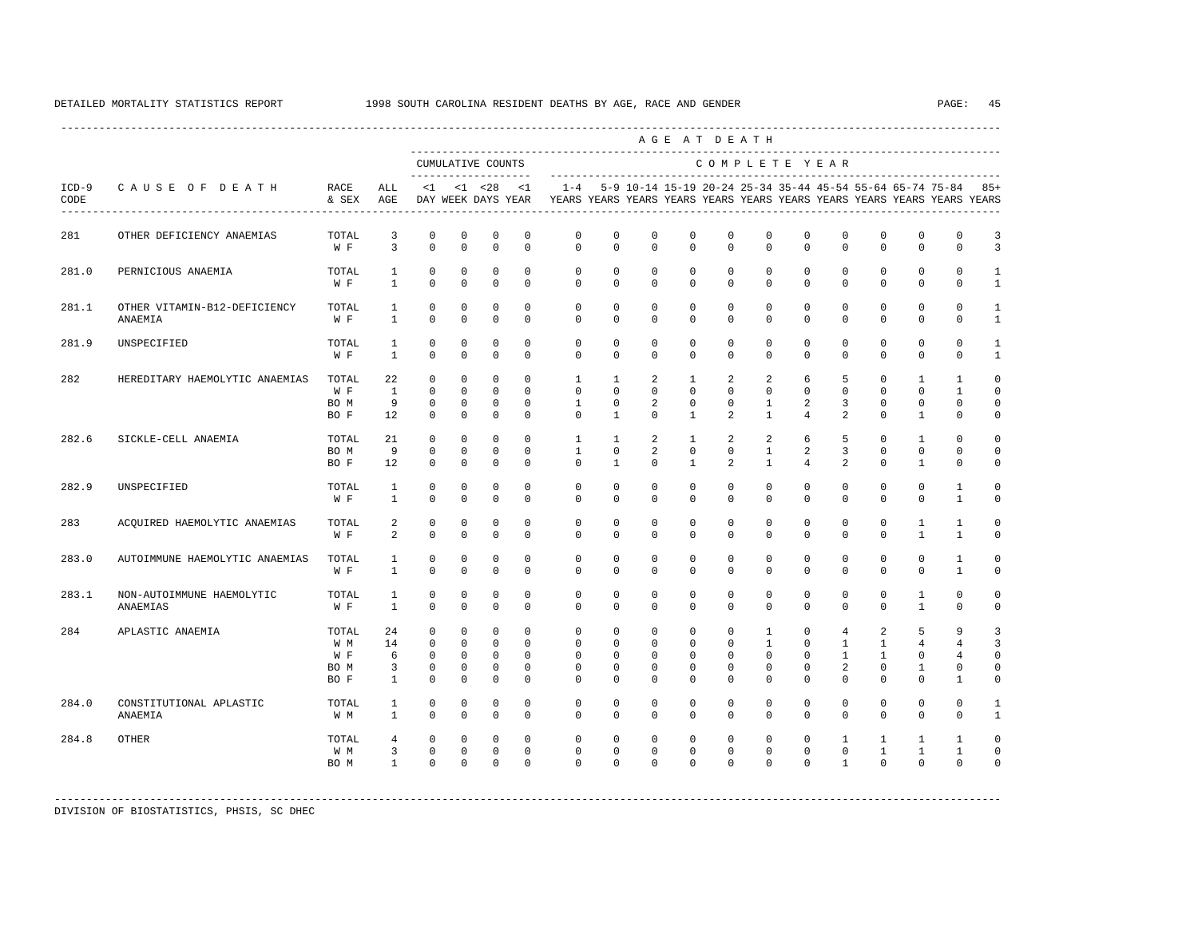DETAILED MORTALITY STATISTICS REPORT 1998 SOUTH CAROLINA RESIDENT DEATHS BY AGE, RACE AND GENDER

| ICD-9 CODE | CAUSE OF DEATH | RACE & SEX | ALL AGE | <1 DAY | <1 WEEK | <28 DAYS | <1 YEAR | 1-4 YEARS | 5-9 YEARS | 10-14 YEARS | 15-19 YEARS | 20-24 YEARS | 25-34 YEARS | 35-44 YEARS | 45-54 YEARS | 55-64 YEARS | 65-74 YEARS | 75-84 YEARS | 85+ YEARS |
|---|---|---|---|---|---|---|---|---|---|---|---|---|---|---|---|---|---|---|---|
| | | | | CUMULATIVE COUNTS | | | | COMPLETE YEAR | | | | | | | | | | | |
| 281 | OTHER DEFICIENCY ANAEMIAS | TOTAL | 3 | 0 | 0 | 0 | 0 | 0 | 0 | 0 | 0 | 0 | 0 | 0 | 0 | 0 | 0 | 0 | 3 |
| | | W F | 3 | 0 | 0 | 0 | 0 | 0 | 0 | 0 | 0 | 0 | 0 | 0 | 0 | 0 | 0 | 0 | 3 |
| 281.0 | PERNICIOUS ANAEMIA | TOTAL | 1 | 0 | 0 | 0 | 0 | 0 | 0 | 0 | 0 | 0 | 0 | 0 | 0 | 0 | 0 | 0 | 1 |
| | | W F | 1 | 0 | 0 | 0 | 0 | 0 | 0 | 0 | 0 | 0 | 0 | 0 | 0 | 0 | 0 | 0 | 1 |
| 281.1 | OTHER VITAMIN-B12-DEFICIENCY ANAEMIA | TOTAL | 1 | 0 | 0 | 0 | 0 | 0 | 0 | 0 | 0 | 0 | 0 | 0 | 0 | 0 | 0 | 0 | 1 |
| | | W F | 1 | 0 | 0 | 0 | 0 | 0 | 0 | 0 | 0 | 0 | 0 | 0 | 0 | 0 | 0 | 0 | 1 |
| 281.9 | UNSPECIFIED | TOTAL | 1 | 0 | 0 | 0 | 0 | 0 | 0 | 0 | 0 | 0 | 0 | 0 | 0 | 0 | 0 | 0 | 1 |
| | | W F | 1 | 0 | 0 | 0 | 0 | 0 | 0 | 0 | 0 | 0 | 0 | 0 | 0 | 0 | 0 | 0 | 1 |
| 282 | HEREDITARY HAEMOLYTIC ANAEMIAS | TOTAL | 22 | 0 | 0 | 0 | 0 | 1 | 1 | 2 | 1 | 2 | 2 | 6 | 5 | 0 | 1 | 1 | 0 |
| | | W F | 1 | 0 | 0 | 0 | 0 | 0 | 0 | 0 | 0 | 0 | 0 | 0 | 0 | 0 | 0 | 1 | 0 |
| | | BO M | 9 | 0 | 0 | 0 | 0 | 1 | 0 | 2 | 0 | 0 | 1 | 2 | 3 | 0 | 0 | 0 | 0 |
| | | BO F | 12 | 0 | 0 | 0 | 0 | 0 | 1 | 0 | 1 | 2 | 1 | 4 | 2 | 0 | 1 | 0 | 0 |
| 282.6 | SICKLE-CELL ANAEMIA | TOTAL | 21 | 0 | 0 | 0 | 0 | 1 | 1 | 2 | 1 | 2 | 2 | 6 | 5 | 0 | 1 | 0 | 0 |
| | | BO M | 9 | 0 | 0 | 0 | 0 | 1 | 0 | 2 | 0 | 0 | 1 | 2 | 3 | 0 | 0 | 0 | 0 |
| | | BO F | 12 | 0 | 0 | 0 | 0 | 0 | 1 | 0 | 1 | 2 | 1 | 4 | 2 | 0 | 1 | 0 | 0 |
| 282.9 | UNSPECIFIED | TOTAL | 1 | 0 | 0 | 0 | 0 | 0 | 0 | 0 | 0 | 0 | 0 | 0 | 0 | 0 | 0 | 1 | 0 |
| | | W F | 1 | 0 | 0 | 0 | 0 | 0 | 0 | 0 | 0 | 0 | 0 | 0 | 0 | 0 | 0 | 1 | 0 |
| 283 | ACQUIRED HAEMOLYTIC ANAEMIAS | TOTAL | 2 | 0 | 0 | 0 | 0 | 0 | 0 | 0 | 0 | 0 | 0 | 0 | 0 | 0 | 1 | 1 | 0 |
| | | W F | 2 | 0 | 0 | 0 | 0 | 0 | 0 | 0 | 0 | 0 | 0 | 0 | 0 | 0 | 1 | 1 | 0 |
| 283.0 | AUTOIMMUNE HAEMOLYTIC ANAEMIAS | TOTAL | 1 | 0 | 0 | 0 | 0 | 0 | 0 | 0 | 0 | 0 | 0 | 0 | 0 | 0 | 0 | 1 | 0 |
| | | W F | 1 | 0 | 0 | 0 | 0 | 0 | 0 | 0 | 0 | 0 | 0 | 0 | 0 | 0 | 0 | 1 | 0 |
| 283.1 | NON-AUTOIMMUNE HAEMOLYTIC ANAEMIAS | TOTAL | 1 | 0 | 0 | 0 | 0 | 0 | 0 | 0 | 0 | 0 | 0 | 0 | 0 | 0 | 1 | 0 | 0 |
| | | W F | 1 | 0 | 0 | 0 | 0 | 0 | 0 | 0 | 0 | 0 | 0 | 0 | 0 | 0 | 1 | 0 | 0 |
| 284 | APLASTIC ANAEMIA | TOTAL | 24 | 0 | 0 | 0 | 0 | 0 | 0 | 0 | 0 | 0 | 1 | 0 | 4 | 2 | 5 | 9 | 3 |
| | | W M | 14 | 0 | 0 | 0 | 0 | 0 | 0 | 0 | 0 | 0 | 1 | 0 | 1 | 1 | 4 | 4 | 3 |
| | | W F | 6 | 0 | 0 | 0 | 0 | 0 | 0 | 0 | 0 | 0 | 0 | 0 | 1 | 1 | 0 | 4 | 0 |
| | | BO M | 3 | 0 | 0 | 0 | 0 | 0 | 0 | 0 | 0 | 0 | 0 | 0 | 2 | 0 | 1 | 0 | 0 |
| | | BO F | 1 | 0 | 0 | 0 | 0 | 0 | 0 | 0 | 0 | 0 | 0 | 0 | 0 | 0 | 0 | 1 | 0 |
| 284.0 | CONSTITUTIONAL APLASTIC ANAEMIA | TOTAL | 1 | 0 | 0 | 0 | 0 | 0 | 0 | 0 | 0 | 0 | 0 | 0 | 0 | 0 | 0 | 0 | 1 |
| | | W M | 1 | 0 | 0 | 0 | 0 | 0 | 0 | 0 | 0 | 0 | 0 | 0 | 0 | 0 | 0 | 0 | 1 |
| 284.8 | OTHER | TOTAL | 4 | 0 | 0 | 0 | 0 | 0 | 0 | 0 | 0 | 0 | 0 | 0 | 1 | 1 | 1 | 1 | 0 |
| | | W M | 3 | 0 | 0 | 0 | 0 | 0 | 0 | 0 | 0 | 0 | 0 | 0 | 0 | 1 | 1 | 1 | 0 |
| | | BO M | 1 | 0 | 0 | 0 | 0 | 0 | 0 | 0 | 0 | 0 | 0 | 0 | 1 | 0 | 0 | 0 | 0 |

DIVISION OF BIOSTATISTICS, PHSIS, SC DHEC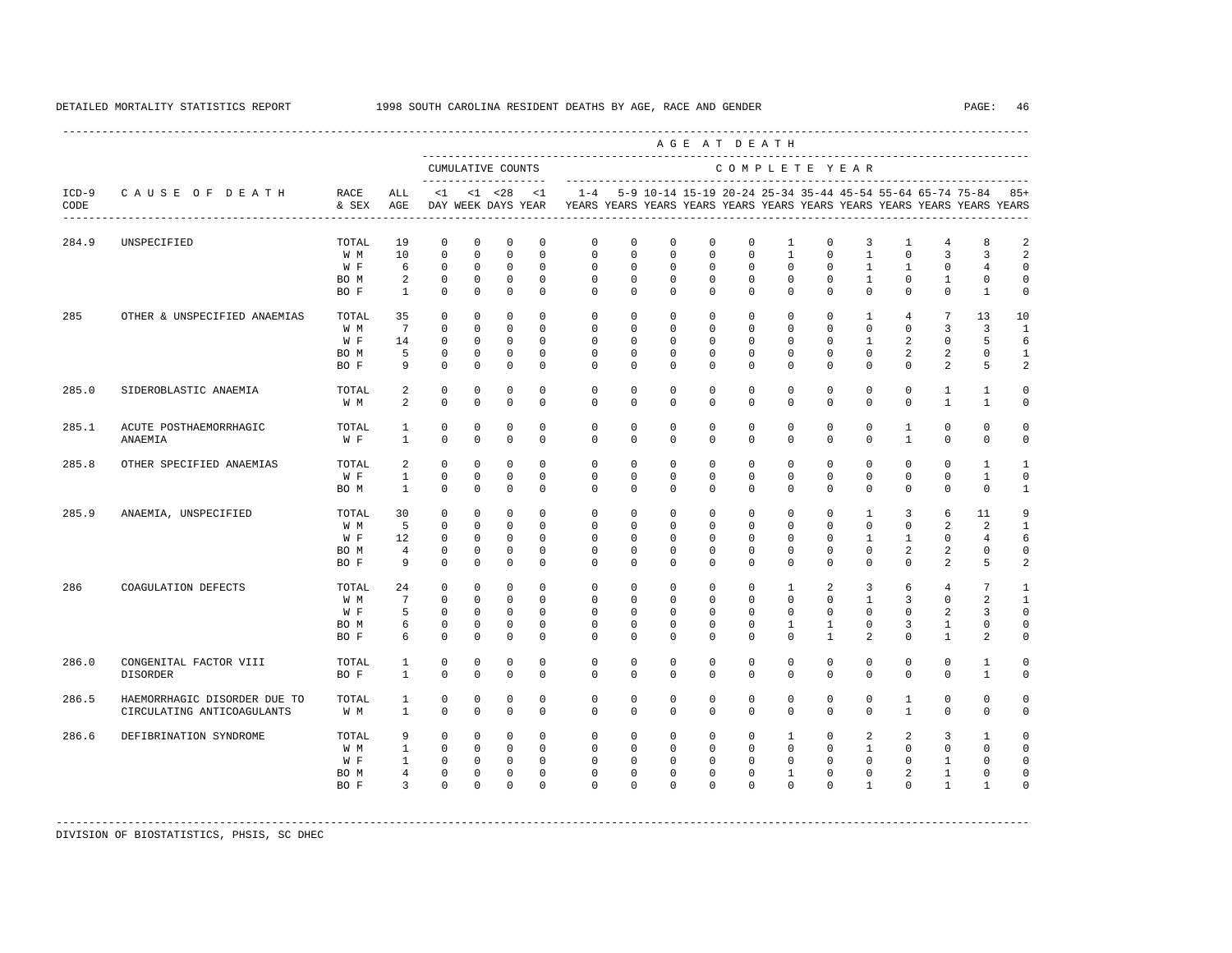DETAILED MORTALITY STATISTICS REPORT 1998 SOUTH CAROLINA RESIDENT DEATHS BY AGE, RACE AND GENDER

| ICD-9 CODE | CAUSE OF DEATH | RACE & SEX | ALL AGE | <1 DAY | <1 WEEK | <28 DAYS | <1 YEAR | 1-4 YEARS | 5-9 YEARS | 10-14 YEARS | 15-19 YEARS | 20-24 YEARS | 25-34 YEARS | 35-44 YEARS | 45-54 YEARS | 55-64 YEARS | 65-74 YEARS | 75-84 YEARS | 85+ YEARS |
|---|---|---|---|---|---|---|---|---|---|---|---|---|---|---|---|---|---|---|---|
| | | | | CUMULATIVE COUNTS | | | | COMPLETE YEAR | | | | | | | | | | | |
| 284.9 | UNSPECIFIED | TOTAL | 19 | 0 | 0 | 0 | 0 | 0 | 0 | 0 | 0 | 0 | 1 | 0 | 3 | 1 | 4 | 8 | 2 |
| | | W M | 10 | 0 | 0 | 0 | 0 | 0 | 0 | 0 | 0 | 0 | 1 | 0 | 1 | 0 | 3 | 3 | 2 |
| | | W F | 6 | 0 | 0 | 0 | 0 | 0 | 0 | 0 | 0 | 0 | 0 | 0 | 1 | 1 | 0 | 4 | 0 |
| | | BO M | 2 | 0 | 0 | 0 | 0 | 0 | 0 | 0 | 0 | 0 | 0 | 0 | 1 | 0 | 1 | 0 | 0 |
| | | BO F | 1 | 0 | 0 | 0 | 0 | 0 | 0 | 0 | 0 | 0 | 0 | 0 | 0 | 0 | 0 | 1 | 0 |
| 285 | OTHER & UNSPECIFIED ANAEMIAS | TOTAL | 35 | 0 | 0 | 0 | 0 | 0 | 0 | 0 | 0 | 0 | 0 | 0 | 1 | 4 | 7 | 13 | 10 |
| | | W M | 7 | 0 | 0 | 0 | 0 | 0 | 0 | 0 | 0 | 0 | 0 | 0 | 0 | 0 | 3 | 3 | 1 |
| | | W F | 14 | 0 | 0 | 0 | 0 | 0 | 0 | 0 | 0 | 0 | 0 | 0 | 1 | 2 | 0 | 5 | 6 |
| | | BO M | 5 | 0 | 0 | 0 | 0 | 0 | 0 | 0 | 0 | 0 | 0 | 0 | 0 | 2 | 2 | 0 | 1 |
| | | BO F | 9 | 0 | 0 | 0 | 0 | 0 | 0 | 0 | 0 | 0 | 0 | 0 | 0 | 0 | 2 | 5 | 2 |
| 285.0 | SIDEROBLASTIC ANAEMIA | TOTAL | 2 | 0 | 0 | 0 | 0 | 0 | 0 | 0 | 0 | 0 | 0 | 0 | 0 | 0 | 1 | 1 | 0 |
| | | W M | 2 | 0 | 0 | 0 | 0 | 0 | 0 | 0 | 0 | 0 | 0 | 0 | 0 | 0 | 1 | 1 | 0 |
| 285.1 | ACUTE POSTHAEMORRHAGIC ANAEMIA | TOTAL | 1 | 0 | 0 | 0 | 0 | 0 | 0 | 0 | 0 | 0 | 0 | 0 | 0 | 1 | 0 | 0 | 0 |
| | | W F | 1 | 0 | 0 | 0 | 0 | 0 | 0 | 0 | 0 | 0 | 0 | 0 | 0 | 1 | 0 | 0 | 0 |
| 285.8 | OTHER SPECIFIED ANAEMIAS | TOTAL | 2 | 0 | 0 | 0 | 0 | 0 | 0 | 0 | 0 | 0 | 0 | 0 | 0 | 0 | 0 | 1 | 1 |
| | | W F | 1 | 0 | 0 | 0 | 0 | 0 | 0 | 0 | 0 | 0 | 0 | 0 | 0 | 0 | 0 | 1 | 0 |
| | | BO M | 1 | 0 | 0 | 0 | 0 | 0 | 0 | 0 | 0 | 0 | 0 | 0 | 0 | 0 | 0 | 0 | 1 |
| 285.9 | ANAEMIA, UNSPECIFIED | TOTAL | 30 | 0 | 0 | 0 | 0 | 0 | 0 | 0 | 0 | 0 | 0 | 0 | 1 | 3 | 6 | 11 | 9 |
| | | W M | 5 | 0 | 0 | 0 | 0 | 0 | 0 | 0 | 0 | 0 | 0 | 0 | 0 | 0 | 2 | 2 | 1 |
| | | W F | 12 | 0 | 0 | 0 | 0 | 0 | 0 | 0 | 0 | 0 | 0 | 0 | 1 | 1 | 0 | 4 | 6 |
| | | BO M | 4 | 0 | 0 | 0 | 0 | 0 | 0 | 0 | 0 | 0 | 0 | 0 | 0 | 2 | 2 | 0 | 0 |
| | | BO F | 9 | 0 | 0 | 0 | 0 | 0 | 0 | 0 | 0 | 0 | 0 | 0 | 0 | 0 | 2 | 5 | 2 |
| 286 | COAGULATION DEFECTS | TOTAL | 24 | 0 | 0 | 0 | 0 | 0 | 0 | 0 | 0 | 0 | 1 | 2 | 3 | 6 | 4 | 7 | 1 |
| | | W M | 7 | 0 | 0 | 0 | 0 | 0 | 0 | 0 | 0 | 0 | 0 | 0 | 1 | 3 | 0 | 2 | 1 |
| | | W F | 5 | 0 | 0 | 0 | 0 | 0 | 0 | 0 | 0 | 0 | 0 | 0 | 0 | 0 | 2 | 3 | 0 |
| | | BO M | 6 | 0 | 0 | 0 | 0 | 0 | 0 | 0 | 0 | 0 | 1 | 1 | 0 | 3 | 1 | 0 | 0 |
| | | BO F | 6 | 0 | 0 | 0 | 0 | 0 | 0 | 0 | 0 | 0 | 0 | 1 | 2 | 0 | 1 | 2 | 0 |
| 286.0 | CONGENITAL FACTOR VIII DISORDER | TOTAL | 1 | 0 | 0 | 0 | 0 | 0 | 0 | 0 | 0 | 0 | 0 | 0 | 0 | 0 | 0 | 1 | 0 |
| | | BO F | 1 | 0 | 0 | 0 | 0 | 0 | 0 | 0 | 0 | 0 | 0 | 0 | 0 | 0 | 0 | 1 | 0 |
| 286.5 | HAEMORRHAGIC DISORDER DUE TO CIRCULATING ANTICOAGULANTS | TOTAL | 1 | 0 | 0 | 0 | 0 | 0 | 0 | 0 | 0 | 0 | 0 | 0 | 0 | 1 | 0 | 0 | 0 |
| | | W M | 1 | 0 | 0 | 0 | 0 | 0 | 0 | 0 | 0 | 0 | 0 | 0 | 0 | 1 | 0 | 0 | 0 |
| 286.6 | DEFIBRINATION SYNDROME | TOTAL | 9 | 0 | 0 | 0 | 0 | 0 | 0 | 0 | 0 | 0 | 1 | 0 | 2 | 2 | 3 | 1 | 0 |
| | | W M | 1 | 0 | 0 | 0 | 0 | 0 | 0 | 0 | 0 | 0 | 0 | 0 | 1 | 0 | 0 | 0 | 0 |
| | | W F | 1 | 0 | 0 | 0 | 0 | 0 | 0 | 0 | 0 | 0 | 0 | 0 | 0 | 0 | 1 | 0 | 0 |
| | | BO M | 4 | 0 | 0 | 0 | 0 | 0 | 0 | 0 | 0 | 0 | 1 | 0 | 0 | 2 | 1 | 0 | 0 |
| | | BO F | 3 | 0 | 0 | 0 | 0 | 0 | 0 | 0 | 0 | 0 | 0 | 0 | 1 | 0 | 1 | 1 | 0 |

DIVISION OF BIOSTATISTICS, PHSIS, SC DHEC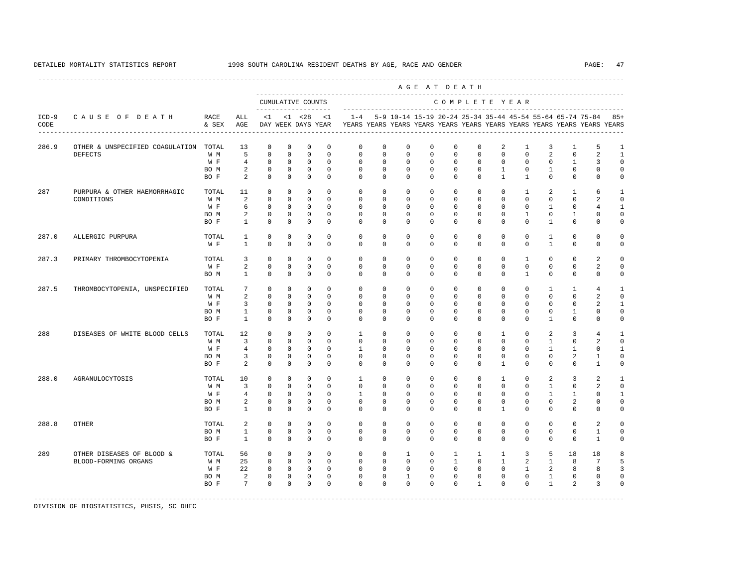DETAILED MORTALITY STATISTICS REPORT 1998 SOUTH CAROLINA RESIDENT DEATHS BY AGE, RACE AND GENDER

| ICD-9 CODE | CAUSE OF DEATH | RACE & SEX | ALL AGE | CUMULATIVE COUNTS <1 DAY | <1 WEEK | <28 DAYS | <1 YEAR | 1-4 YEARS | 5-9 YEARS | 10-14 YEARS | 15-19 YEARS | 20-24 YEARS | 25-34 YEARS | 35-44 YEARS | 45-54 YEARS | 55-64 YEARS | 65-74 YEARS | 75-84 YEARS | 85+ YEARS |
|---|---|---|---|---|---|---|---|---|---|---|---|---|---|---|---|---|---|---|---|
| 286.9 | OTHER & UNSPECIFIED COAGULATION DEFECTS | TOTAL | 13 | 0 | 0 | 0 | 0 | 0 | 0 | 0 | 0 | 0 | 0 | 2 | 1 | 3 | 1 | 5 | 1 |
| | | W M | 5 | 0 | 0 | 0 | 0 | 0 | 0 | 0 | 0 | 0 | 0 | 0 | 0 | 2 | 0 | 2 | 1 |
| | | W F | 4 | 0 | 0 | 0 | 0 | 0 | 0 | 0 | 0 | 0 | 0 | 0 | 0 | 0 | 1 | 3 | 0 |
| | | BO M | 2 | 0 | 0 | 0 | 0 | 0 | 0 | 0 | 0 | 0 | 0 | 1 | 0 | 1 | 0 | 0 | 0 |
| | | BO F | 2 | 0 | 0 | 0 | 0 | 0 | 0 | 0 | 0 | 0 | 0 | 1 | 1 | 0 | 0 | 0 | 0 |
| 287 | PURPURA & OTHER HAEMORRHAGIC CONDITIONS | TOTAL | 11 | 0 | 0 | 0 | 0 | 0 | 0 | 0 | 0 | 0 | 0 | 0 | 1 | 2 | 1 | 6 | 1 |
| | | W M | 2 | 0 | 0 | 0 | 0 | 0 | 0 | 0 | 0 | 0 | 0 | 0 | 0 | 0 | 0 | 2 | 0 |
| | | W F | 6 | 0 | 0 | 0 | 0 | 0 | 0 | 0 | 0 | 0 | 0 | 0 | 0 | 1 | 0 | 4 | 1 |
| | | BO M | 2 | 0 | 0 | 0 | 0 | 0 | 0 | 0 | 0 | 0 | 0 | 0 | 1 | 0 | 1 | 0 | 0 |
| | | BO F | 1 | 0 | 0 | 0 | 0 | 0 | 0 | 0 | 0 | 0 | 0 | 0 | 0 | 1 | 0 | 0 | 0 |
| 287.0 | ALLERGIC PURPURA | TOTAL | 1 | 0 | 0 | 0 | 0 | 0 | 0 | 0 | 0 | 0 | 0 | 0 | 0 | 1 | 0 | 0 | 0 |
| | | W F | 1 | 0 | 0 | 0 | 0 | 0 | 0 | 0 | 0 | 0 | 0 | 0 | 0 | 1 | 0 | 0 | 0 |
| 287.3 | PRIMARY THROMBOCYTOPENIA | TOTAL | 3 | 0 | 0 | 0 | 0 | 0 | 0 | 0 | 0 | 0 | 0 | 0 | 1 | 0 | 0 | 2 | 0 |
| | | W F | 2 | 0 | 0 | 0 | 0 | 0 | 0 | 0 | 0 | 0 | 0 | 0 | 0 | 0 | 0 | 2 | 0 |
| | | BO M | 1 | 0 | 0 | 0 | 0 | 0 | 0 | 0 | 0 | 0 | 0 | 0 | 1 | 0 | 0 | 0 | 0 |
| 287.5 | THROMBOCYTOPENIA, UNSPECIFIED | TOTAL | 7 | 0 | 0 | 0 | 0 | 0 | 0 | 0 | 0 | 0 | 0 | 0 | 0 | 1 | 1 | 4 | 1 |
| | | W M | 2 | 0 | 0 | 0 | 0 | 0 | 0 | 0 | 0 | 0 | 0 | 0 | 0 | 0 | 0 | 2 | 0 |
| | | W F | 3 | 0 | 0 | 0 | 0 | 0 | 0 | 0 | 0 | 0 | 0 | 0 | 0 | 0 | 0 | 2 | 1 |
| | | BO M | 1 | 0 | 0 | 0 | 0 | 0 | 0 | 0 | 0 | 0 | 0 | 0 | 0 | 0 | 1 | 0 | 0 |
| | | BO F | 1 | 0 | 0 | 0 | 0 | 0 | 0 | 0 | 0 | 0 | 0 | 0 | 0 | 1 | 0 | 0 | 0 |
| 288 | DISEASES OF WHITE BLOOD CELLS | TOTAL | 12 | 0 | 0 | 0 | 0 | 1 | 0 | 0 | 0 | 0 | 0 | 1 | 0 | 2 | 3 | 4 | 1 |
| | | W M | 3 | 0 | 0 | 0 | 0 | 0 | 0 | 0 | 0 | 0 | 0 | 0 | 0 | 1 | 0 | 2 | 0 |
| | | W F | 4 | 0 | 0 | 0 | 0 | 1 | 0 | 0 | 0 | 0 | 0 | 0 | 0 | 1 | 1 | 0 | 1 |
| | | BO M | 3 | 0 | 0 | 0 | 0 | 0 | 0 | 0 | 0 | 0 | 0 | 0 | 0 | 0 | 2 | 1 | 0 |
| | | BO F | 2 | 0 | 0 | 0 | 0 | 0 | 0 | 0 | 0 | 0 | 0 | 1 | 0 | 0 | 0 | 1 | 0 |
| 288.0 | AGRANULOCYTOSIS | TOTAL | 10 | 0 | 0 | 0 | 0 | 1 | 0 | 0 | 0 | 0 | 0 | 1 | 0 | 2 | 3 | 2 | 1 |
| | | W M | 3 | 0 | 0 | 0 | 0 | 0 | 0 | 0 | 0 | 0 | 0 | 0 | 0 | 1 | 0 | 2 | 0 |
| | | W F | 4 | 0 | 0 | 0 | 0 | 1 | 0 | 0 | 0 | 0 | 0 | 0 | 0 | 1 | 1 | 0 | 1 |
| | | BO M | 2 | 0 | 0 | 0 | 0 | 0 | 0 | 0 | 0 | 0 | 0 | 0 | 0 | 0 | 2 | 0 | 0 |
| | | BO F | 1 | 0 | 0 | 0 | 0 | 0 | 0 | 0 | 0 | 0 | 0 | 1 | 0 | 0 | 0 | 0 | 0 |
| 288.8 | OTHER | TOTAL | 2 | 0 | 0 | 0 | 0 | 0 | 0 | 0 | 0 | 0 | 0 | 0 | 0 | 0 | 0 | 2 | 0 |
| | | BO M | 1 | 0 | 0 | 0 | 0 | 0 | 0 | 0 | 0 | 0 | 0 | 0 | 0 | 0 | 0 | 1 | 0 |
| | | BO F | 1 | 0 | 0 | 0 | 0 | 0 | 0 | 0 | 0 | 0 | 0 | 0 | 0 | 0 | 0 | 1 | 0 |
| 289 | OTHER DISEASES OF BLOOD & BLOOD-FORMING ORGANS | TOTAL | 56 | 0 | 0 | 0 | 0 | 0 | 0 | 1 | 0 | 1 | 1 | 1 | 3 | 5 | 18 | 18 | 8 |
| | | W M | 25 | 0 | 0 | 0 | 0 | 0 | 0 | 0 | 0 | 1 | 0 | 1 | 2 | 1 | 8 | 7 | 5 |
| | | W F | 22 | 0 | 0 | 0 | 0 | 0 | 0 | 0 | 0 | 0 | 0 | 0 | 1 | 2 | 8 | 8 | 3 |
| | | BO M | 2 | 0 | 0 | 0 | 0 | 0 | 0 | 1 | 0 | 0 | 0 | 0 | 0 | 1 | 0 | 0 | 0 |
| | | BO F | 7 | 0 | 0 | 0 | 0 | 0 | 0 | 0 | 0 | 0 | 1 | 0 | 0 | 1 | 2 | 3 | 0 |

DIVISION OF BIOSTATISTICS, PHSIS, SC DHEC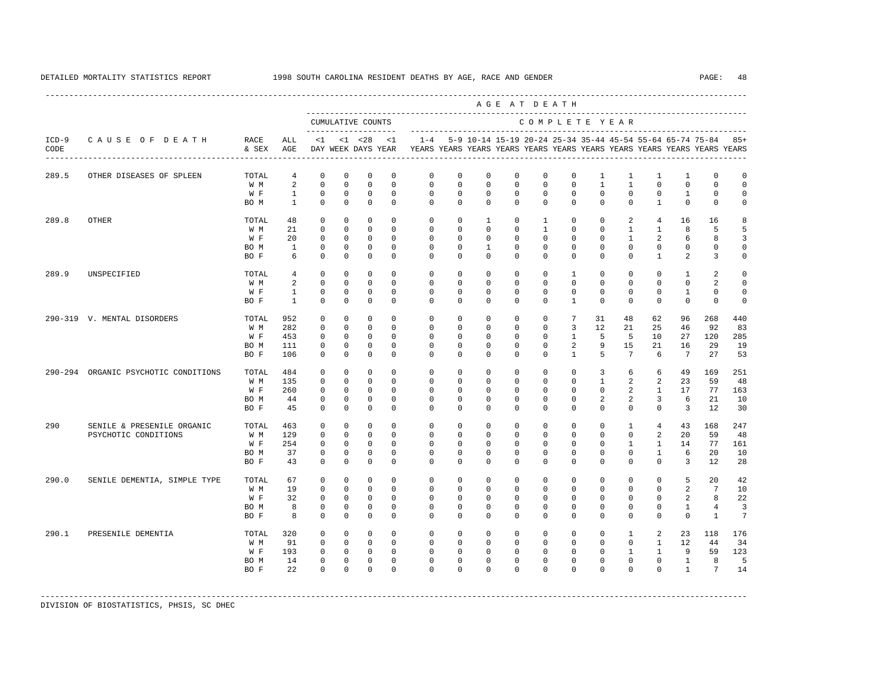DETAILED MORTALITY STATISTICS REPORT 1998 SOUTH CAROLINA RESIDENT DEATHS BY AGE, RACE AND GENDER

| ICD-9 CODE | CAUSE OF DEATH | RACE & SEX | ALL AGE | CUMULATIVE COUNTS <1 DAY | <1 WEEK | <28 DAYS | <1 YEAR | 1-4 YEARS | 5-9 YEARS | 10-14 YEARS | 15-19 YEARS | 20-24 YEARS | 25-34 YEARS | 35-44 YEARS | 45-54 YEARS | 55-64 YEARS | 65-74 YEARS | 75-84 YEARS | 85+ YEARS |
|---|---|---|---|---|---|---|---|---|---|---|---|---|---|---|---|---|---|---|---|
| 289.5 | OTHER DISEASES OF SPLEEN | TOTAL | 4 | 0 | 0 | 0 | 0 | 0 | 0 | 0 | 0 | 0 | 0 | 1 | 1 | 1 | 1 | 0 | 0 |
| | | W M | 2 | 0 | 0 | 0 | 0 | 0 | 0 | 0 | 0 | 0 | 0 | 1 | 1 | 0 | 0 | 0 | 0 |
| | | W F | 1 | 0 | 0 | 0 | 0 | 0 | 0 | 0 | 0 | 0 | 0 | 0 | 0 | 0 | 1 | 0 | 0 |
| | | BO M | 1 | 0 | 0 | 0 | 0 | 0 | 0 | 0 | 0 | 0 | 0 | 0 | 0 | 1 | 0 | 0 | 0 |
| 289.8 | OTHER | TOTAL | 48 | 0 | 0 | 0 | 0 | 0 | 0 | 1 | 0 | 1 | 0 | 0 | 2 | 4 | 16 | 16 | 8 |
| | | W M | 21 | 0 | 0 | 0 | 0 | 0 | 0 | 0 | 0 | 1 | 0 | 0 | 1 | 1 | 8 | 5 | 5 |
| | | W F | 20 | 0 | 0 | 0 | 0 | 0 | 0 | 0 | 0 | 0 | 0 | 0 | 1 | 2 | 6 | 8 | 3 |
| | | BO M | 1 | 0 | 0 | 0 | 0 | 0 | 0 | 1 | 0 | 0 | 0 | 0 | 0 | 0 | 0 | 0 | 0 |
| | | BO F | 6 | 0 | 0 | 0 | 0 | 0 | 0 | 0 | 0 | 0 | 0 | 0 | 0 | 1 | 2 | 3 | 0 |
| 289.9 | UNSPECIFIED | TOTAL | 4 | 0 | 0 | 0 | 0 | 0 | 0 | 0 | 0 | 0 | 1 | 0 | 0 | 0 | 1 | 2 | 0 |
| | | W M | 2 | 0 | 0 | 0 | 0 | 0 | 0 | 0 | 0 | 0 | 0 | 0 | 0 | 0 | 0 | 2 | 0 |
| | | W F | 1 | 0 | 0 | 0 | 0 | 0 | 0 | 0 | 0 | 0 | 0 | 0 | 0 | 0 | 1 | 0 | 0 |
| | | BO F | 1 | 0 | 0 | 0 | 0 | 0 | 0 | 0 | 0 | 0 | 1 | 0 | 0 | 0 | 0 | 0 | 0 |
| 290-319 | V. MENTAL DISORDERS | TOTAL | 952 | 0 | 0 | 0 | 0 | 0 | 0 | 0 | 0 | 0 | 7 | 31 | 48 | 62 | 96 | 268 | 440 |
| | | W M | 282 | 0 | 0 | 0 | 0 | 0 | 0 | 0 | 0 | 0 | 3 | 12 | 21 | 25 | 46 | 92 | 83 |
| | | W F | 453 | 0 | 0 | 0 | 0 | 0 | 0 | 0 | 0 | 0 | 1 | 5 | 5 | 10 | 27 | 120 | 285 |
| | | BO M | 111 | 0 | 0 | 0 | 0 | 0 | 0 | 0 | 0 | 0 | 2 | 9 | 15 | 21 | 16 | 29 | 19 |
| | | BO F | 106 | 0 | 0 | 0 | 0 | 0 | 0 | 0 | 0 | 0 | 1 | 5 | 7 | 6 | 7 | 27 | 53 |
| 290-294 | ORGANIC PSYCHOTIC CONDITIONS | TOTAL | 484 | 0 | 0 | 0 | 0 | 0 | 0 | 0 | 0 | 0 | 0 | 3 | 6 | 6 | 49 | 169 | 251 |
| | | W M | 135 | 0 | 0 | 0 | 0 | 0 | 0 | 0 | 0 | 0 | 0 | 1 | 2 | 2 | 23 | 59 | 48 |
| | | W F | 260 | 0 | 0 | 0 | 0 | 0 | 0 | 0 | 0 | 0 | 0 | 0 | 2 | 1 | 17 | 77 | 163 |
| | | BO M | 44 | 0 | 0 | 0 | 0 | 0 | 0 | 0 | 0 | 0 | 0 | 2 | 2 | 3 | 6 | 21 | 10 |
| | | BO F | 45 | 0 | 0 | 0 | 0 | 0 | 0 | 0 | 0 | 0 | 0 | 0 | 0 | 0 | 3 | 12 | 30 |
| 290 | SENILE & PRESENILE ORGANIC PSYCHOTIC CONDITIONS | TOTAL | 463 | 0 | 0 | 0 | 0 | 0 | 0 | 0 | 0 | 0 | 0 | 0 | 1 | 4 | 43 | 168 | 247 |
| | | W M | 129 | 0 | 0 | 0 | 0 | 0 | 0 | 0 | 0 | 0 | 0 | 0 | 0 | 2 | 20 | 59 | 48 |
| | | W F | 254 | 0 | 0 | 0 | 0 | 0 | 0 | 0 | 0 | 0 | 0 | 0 | 1 | 1 | 14 | 77 | 161 |
| | | BO M | 37 | 0 | 0 | 0 | 0 | 0 | 0 | 0 | 0 | 0 | 0 | 0 | 0 | 1 | 6 | 20 | 10 |
| | | BO F | 43 | 0 | 0 | 0 | 0 | 0 | 0 | 0 | 0 | 0 | 0 | 0 | 0 | 0 | 3 | 12 | 28 |
| 290.0 | SENILE DEMENTIA, SIMPLE TYPE | TOTAL | 67 | 0 | 0 | 0 | 0 | 0 | 0 | 0 | 0 | 0 | 0 | 0 | 0 | 0 | 5 | 20 | 42 |
| | | W M | 19 | 0 | 0 | 0 | 0 | 0 | 0 | 0 | 0 | 0 | 0 | 0 | 0 | 0 | 2 | 7 | 10 |
| | | W F | 32 | 0 | 0 | 0 | 0 | 0 | 0 | 0 | 0 | 0 | 0 | 0 | 0 | 0 | 2 | 8 | 22 |
| | | BO M | 8 | 0 | 0 | 0 | 0 | 0 | 0 | 0 | 0 | 0 | 0 | 0 | 0 | 0 | 1 | 4 | 3 |
| | | BO F | 8 | 0 | 0 | 0 | 0 | 0 | 0 | 0 | 0 | 0 | 0 | 0 | 0 | 0 | 0 | 1 | 7 |
| 290.1 | PRESENILE DEMENTIA | TOTAL | 320 | 0 | 0 | 0 | 0 | 0 | 0 | 0 | 0 | 0 | 0 | 0 | 1 | 2 | 23 | 118 | 176 |
| | | W M | 91 | 0 | 0 | 0 | 0 | 0 | 0 | 0 | 0 | 0 | 0 | 0 | 0 | 1 | 12 | 44 | 34 |
| | | W F | 193 | 0 | 0 | 0 | 0 | 0 | 0 | 0 | 0 | 0 | 0 | 0 | 1 | 1 | 9 | 59 | 123 |
| | | BO M | 14 | 0 | 0 | 0 | 0 | 0 | 0 | 0 | 0 | 0 | 0 | 0 | 0 | 0 | 1 | 8 | 5 |
| | | BO F | 22 | 0 | 0 | 0 | 0 | 0 | 0 | 0 | 0 | 0 | 0 | 0 | 0 | 0 | 1 | 7 | 14 |

DIVISION OF BIOSTATISTICS, PHSIS, SC DHEC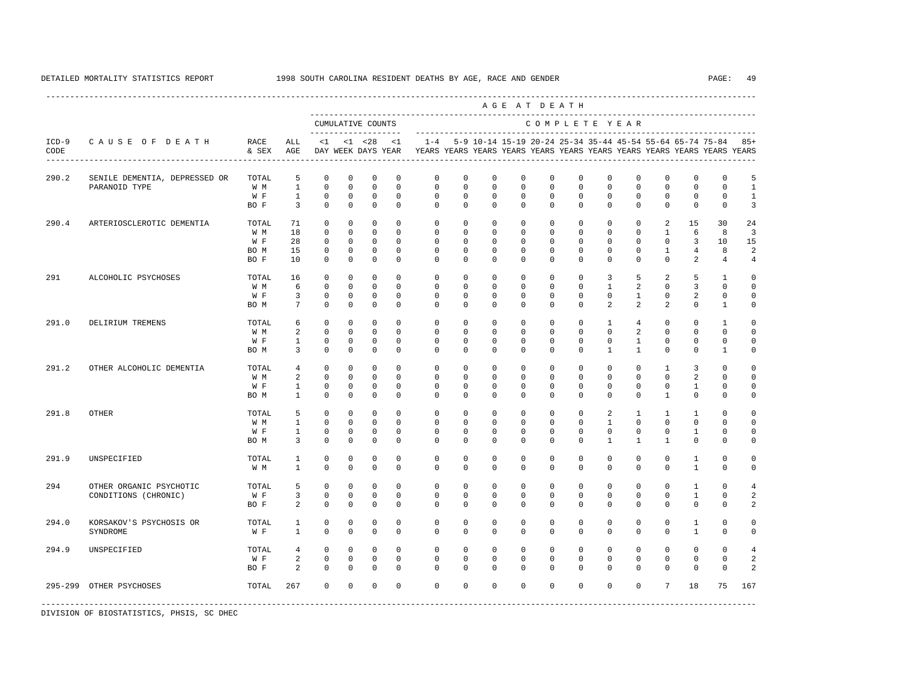DETAILED MORTALITY STATISTICS REPORT 1998 SOUTH CAROLINA RESIDENT DEATHS BY AGE, RACE AND GENDER

| ICD-9 CODE | CAUSE OF DEATH | RACE & SEX | ALL AGE | CUMULATIVE COUNTS <1 DAY | <1 WEEK | <28 DAYS | <1 YEAR | 1-4 YEARS | 5-9 YEARS | 10-14 YEARS | 15-19 YEARS | 20-24 YEARS | 25-34 YEARS | 35-44 YEARS | 45-54 YEARS | 55-64 YEARS | 65-74 YEARS | 75-84 YEARS | 85+ YEARS |
|---|---|---|---|---|---|---|---|---|---|---|---|---|---|---|---|---|---|---|---|
| 290.2 | SENILE DEMENTIA, DEPRESSED OR PARANOID TYPE | TOTAL | 5 | 0 | 0 | 0 | 0 | 0 | 0 | 0 | 0 | 0 | 0 | 0 | 0 | 0 | 0 | 0 | 5 |
| | | W M | 1 | 0 | 0 | 0 | 0 | 0 | 0 | 0 | 0 | 0 | 0 | 0 | 0 | 0 | 0 | 0 | 1 |
| | | W F | 1 | 0 | 0 | 0 | 0 | 0 | 0 | 0 | 0 | 0 | 0 | 0 | 0 | 0 | 0 | 0 | 1 |
| | | BO F | 3 | 0 | 0 | 0 | 0 | 0 | 0 | 0 | 0 | 0 | 0 | 0 | 0 | 0 | 0 | 0 | 3 |
| 290.4 | ARTERIOSCLEROTIC DEMENTIA | TOTAL | 71 | 0 | 0 | 0 | 0 | 0 | 0 | 0 | 0 | 0 | 0 | 0 | 0 | 2 | 15 | 30 | 24 |
| | | W M | 18 | 0 | 0 | 0 | 0 | 0 | 0 | 0 | 0 | 0 | 0 | 0 | 0 | 1 | 6 | 8 | 3 |
| | | W F | 28 | 0 | 0 | 0 | 0 | 0 | 0 | 0 | 0 | 0 | 0 | 0 | 0 | 0 | 3 | 10 | 15 |
| | | BO M | 15 | 0 | 0 | 0 | 0 | 0 | 0 | 0 | 0 | 0 | 0 | 0 | 0 | 1 | 4 | 8 | 2 |
| | | BO F | 10 | 0 | 0 | 0 | 0 | 0 | 0 | 0 | 0 | 0 | 0 | 0 | 0 | 0 | 2 | 4 | 4 |
| 291 | ALCOHOLIC PSYCHOSES | TOTAL | 16 | 0 | 0 | 0 | 0 | 0 | 0 | 0 | 0 | 0 | 0 | 3 | 5 | 2 | 5 | 1 | 0 |
| | | W M | 6 | 0 | 0 | 0 | 0 | 0 | 0 | 0 | 0 | 0 | 0 | 1 | 2 | 0 | 3 | 0 | 0 |
| | | W F | 3 | 0 | 0 | 0 | 0 | 0 | 0 | 0 | 0 | 0 | 0 | 0 | 1 | 0 | 2 | 0 | 0 |
| | | BO M | 7 | 0 | 0 | 0 | 0 | 0 | 0 | 0 | 0 | 0 | 0 | 2 | 2 | 2 | 0 | 1 | 0 |
| 291.0 | DELIRIUM TREMENS | TOTAL | 6 | 0 | 0 | 0 | 0 | 0 | 0 | 0 | 0 | 0 | 0 | 1 | 4 | 0 | 0 | 1 | 0 |
| | | W M | 2 | 0 | 0 | 0 | 0 | 0 | 0 | 0 | 0 | 0 | 0 | 0 | 2 | 0 | 0 | 0 | 0 |
| | | W F | 1 | 0 | 0 | 0 | 0 | 0 | 0 | 0 | 0 | 0 | 0 | 0 | 1 | 0 | 0 | 0 | 0 |
| | | BO M | 3 | 0 | 0 | 0 | 0 | 0 | 0 | 0 | 0 | 0 | 0 | 1 | 1 | 0 | 0 | 1 | 0 |
| 291.2 | OTHER ALCOHOLIC DEMENTIA | TOTAL | 4 | 0 | 0 | 0 | 0 | 0 | 0 | 0 | 0 | 0 | 0 | 0 | 0 | 1 | 3 | 0 | 0 |
| | | W M | 2 | 0 | 0 | 0 | 0 | 0 | 0 | 0 | 0 | 0 | 0 | 0 | 0 | 0 | 2 | 0 | 0 |
| | | W F | 1 | 0 | 0 | 0 | 0 | 0 | 0 | 0 | 0 | 0 | 0 | 0 | 0 | 0 | 1 | 0 | 0 |
| | | BO M | 1 | 0 | 0 | 0 | 0 | 0 | 0 | 0 | 0 | 0 | 0 | 0 | 0 | 1 | 0 | 0 | 0 |
| 291.8 | OTHER | TOTAL | 5 | 0 | 0 | 0 | 0 | 0 | 0 | 0 | 0 | 0 | 0 | 2 | 1 | 1 | 1 | 0 | 0 |
| | | W M | 1 | 0 | 0 | 0 | 0 | 0 | 0 | 0 | 0 | 0 | 0 | 1 | 0 | 0 | 0 | 0 | 0 |
| | | W F | 1 | 0 | 0 | 0 | 0 | 0 | 0 | 0 | 0 | 0 | 0 | 0 | 0 | 0 | 1 | 0 | 0 |
| | | BO M | 3 | 0 | 0 | 0 | 0 | 0 | 0 | 0 | 0 | 0 | 0 | 1 | 1 | 1 | 0 | 0 | 0 |
| 291.9 | UNSPECIFIED | TOTAL | 1 | 0 | 0 | 0 | 0 | 0 | 0 | 0 | 0 | 0 | 0 | 0 | 0 | 0 | 1 | 0 | 0 |
| | | W M | 1 | 0 | 0 | 0 | 0 | 0 | 0 | 0 | 0 | 0 | 0 | 0 | 0 | 0 | 1 | 0 | 0 |
| 294 | OTHER ORGANIC PSYCHOTIC CONDITIONS (CHRONIC) | TOTAL | 5 | 0 | 0 | 0 | 0 | 0 | 0 | 0 | 0 | 0 | 0 | 0 | 0 | 0 | 1 | 0 | 4 |
| | | W F | 3 | 0 | 0 | 0 | 0 | 0 | 0 | 0 | 0 | 0 | 0 | 0 | 0 | 0 | 1 | 0 | 2 |
| | | BO F | 2 | 0 | 0 | 0 | 0 | 0 | 0 | 0 | 0 | 0 | 0 | 0 | 0 | 0 | 0 | 0 | 2 |
| 294.0 | KORSAKOV'S PSYCHOSIS OR SYNDROME | TOTAL | 1 | 0 | 0 | 0 | 0 | 0 | 0 | 0 | 0 | 0 | 0 | 0 | 0 | 0 | 1 | 0 | 0 |
| | | W F | 1 | 0 | 0 | 0 | 0 | 0 | 0 | 0 | 0 | 0 | 0 | 0 | 0 | 0 | 1 | 0 | 0 |
| 294.9 | UNSPECIFIED | TOTAL | 4 | 0 | 0 | 0 | 0 | 0 | 0 | 0 | 0 | 0 | 0 | 0 | 0 | 0 | 0 | 0 | 4 |
| | | W F | 2 | 0 | 0 | 0 | 0 | 0 | 0 | 0 | 0 | 0 | 0 | 0 | 0 | 0 | 0 | 0 | 2 |
| | | BO F | 2 | 0 | 0 | 0 | 0 | 0 | 0 | 0 | 0 | 0 | 0 | 0 | 0 | 0 | 0 | 0 | 2 |
| 295-299 | OTHER PSYCHOSES | TOTAL | 267 | 0 | 0 | 0 | 0 | 0 | 0 | 0 | 0 | 0 | 0 | 0 | 0 | 7 | 18 | 75 | 167 |

DIVISION OF BIOSTATISTICS, PHSIS, SC DHEC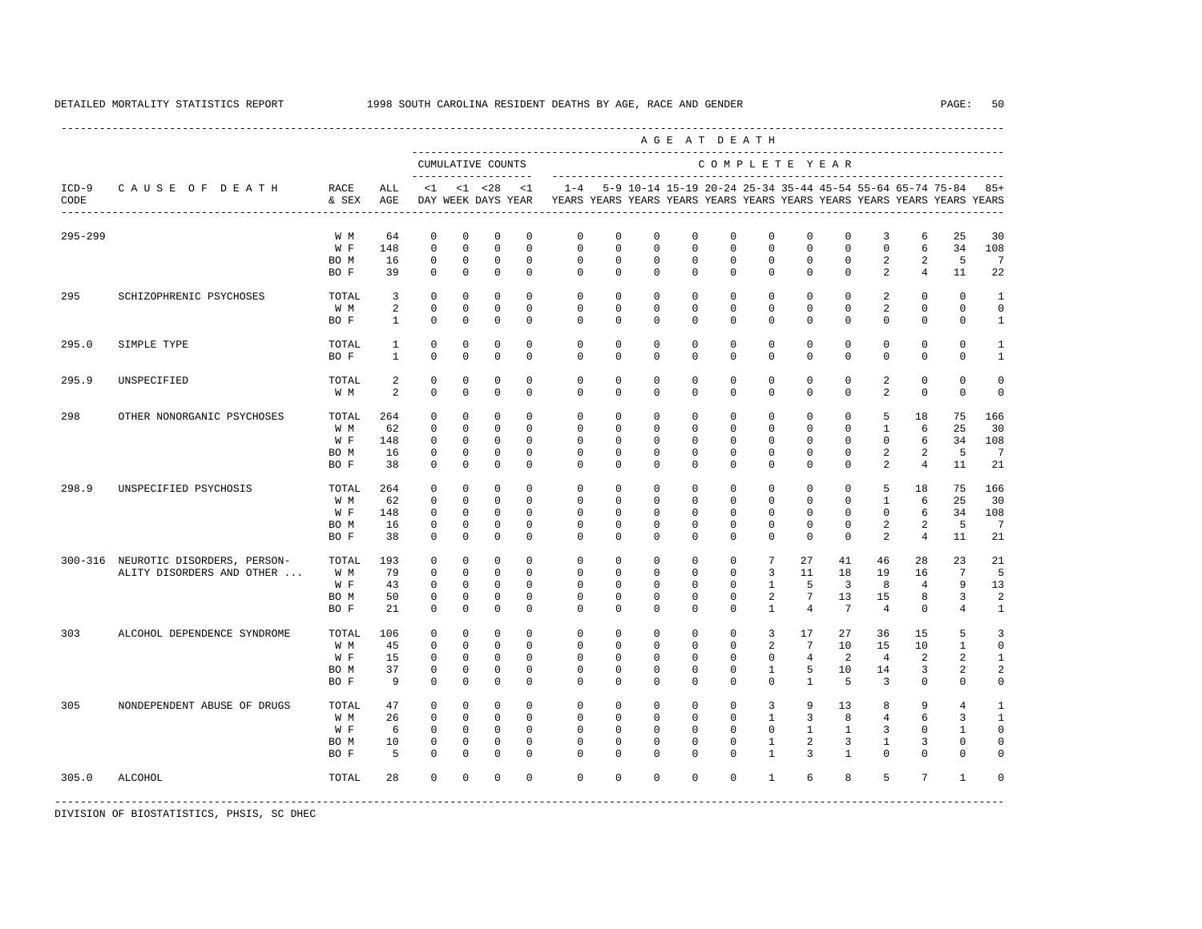DETAILED MORTALITY STATISTICS REPORT 1998 SOUTH CAROLINA RESIDENT DEATHS BY AGE, RACE AND GENDER

| ICD-9 CODE | CAUSE OF DEATH | RACE & SEX | ALL AGE | <1 DAY | <1 WEEK | <28 DAYS | <1 YEAR | 1-4 YEARS | 5-9 YEARS | 10-14 YEARS | 15-19 YEARS | 20-24 YEARS | 25-34 YEARS | 35-44 YEARS | 45-54 YEARS | 55-64 YEARS | 65-74 YEARS | 75-84 YEARS | 85+ YEARS |
|---|---|---|---|---|---|---|---|---|---|---|---|---|---|---|---|---|---|---|---|
| 295-299 | | W M | 64 | 0 | 0 | 0 | 0 | 0 | 0 | 0 | 0 | 0 | 0 | 0 | 0 | 3 | 6 | 25 | 30 |
| | | W F | 148 | 0 | 0 | 0 | 0 | 0 | 0 | 0 | 0 | 0 | 0 | 0 | 0 | 0 | 6 | 34 | 108 |
| | | BO M | 16 | 0 | 0 | 0 | 0 | 0 | 0 | 0 | 0 | 0 | 0 | 0 | 0 | 2 | 2 | 5 | 7 |
| | | BO F | 39 | 0 | 0 | 0 | 0 | 0 | 0 | 0 | 0 | 0 | 0 | 0 | 0 | 2 | 4 | 11 | 22 |
| 295 | SCHIZOPHRENIC PSYCHOSES | TOTAL | 3 | 0 | 0 | 0 | 0 | 0 | 0 | 0 | 0 | 0 | 0 | 0 | 0 | 2 | 0 | 0 | 1 |
| | | W M | 2 | 0 | 0 | 0 | 0 | 0 | 0 | 0 | 0 | 0 | 0 | 0 | 0 | 2 | 0 | 0 | 0 |
| | | BO F | 1 | 0 | 0 | 0 | 0 | 0 | 0 | 0 | 0 | 0 | 0 | 0 | 0 | 0 | 0 | 0 | 1 |
| 295.0 | SIMPLE TYPE | TOTAL | 1 | 0 | 0 | 0 | 0 | 0 | 0 | 0 | 0 | 0 | 0 | 0 | 0 | 0 | 0 | 0 | 1 |
| | | BO F | 1 | 0 | 0 | 0 | 0 | 0 | 0 | 0 | 0 | 0 | 0 | 0 | 0 | 0 | 0 | 0 | 1 |
| 295.9 | UNSPECIFIED | TOTAL | 2 | 0 | 0 | 0 | 0 | 0 | 0 | 0 | 0 | 0 | 0 | 0 | 0 | 2 | 0 | 0 | 0 |
| | | W M | 2 | 0 | 0 | 0 | 0 | 0 | 0 | 0 | 0 | 0 | 0 | 0 | 0 | 2 | 0 | 0 | 0 |
| 298 | OTHER NONORGANIC PSYCHOSES | TOTAL | 264 | 0 | 0 | 0 | 0 | 0 | 0 | 0 | 0 | 0 | 0 | 0 | 0 | 5 | 18 | 75 | 166 |
| | | W M | 62 | 0 | 0 | 0 | 0 | 0 | 0 | 0 | 0 | 0 | 0 | 0 | 0 | 1 | 6 | 25 | 30 |
| | | W F | 148 | 0 | 0 | 0 | 0 | 0 | 0 | 0 | 0 | 0 | 0 | 0 | 0 | 0 | 6 | 34 | 108 |
| | | BO M | 16 | 0 | 0 | 0 | 0 | 0 | 0 | 0 | 0 | 0 | 0 | 0 | 0 | 2 | 2 | 5 | 7 |
| | | BO F | 38 | 0 | 0 | 0 | 0 | 0 | 0 | 0 | 0 | 0 | 0 | 0 | 0 | 2 | 4 | 11 | 21 |
| 298.9 | UNSPECIFIED PSYCHOSIS | TOTAL | 264 | 0 | 0 | 0 | 0 | 0 | 0 | 0 | 0 | 0 | 0 | 0 | 0 | 5 | 18 | 75 | 166 |
| | | W M | 62 | 0 | 0 | 0 | 0 | 0 | 0 | 0 | 0 | 0 | 0 | 0 | 0 | 1 | 6 | 25 | 30 |
| | | W F | 148 | 0 | 0 | 0 | 0 | 0 | 0 | 0 | 0 | 0 | 0 | 0 | 0 | 0 | 6 | 34 | 108 |
| | | BO M | 16 | 0 | 0 | 0 | 0 | 0 | 0 | 0 | 0 | 0 | 0 | 0 | 0 | 2 | 2 | 5 | 7 |
| | | BO F | 38 | 0 | 0 | 0 | 0 | 0 | 0 | 0 | 0 | 0 | 0 | 0 | 0 | 2 | 4 | 11 | 21 |
| 300-316 | NEUROTIC DISORDERS, PERSON- ALITY DISORDERS AND OTHER ... | TOTAL | 193 | 0 | 0 | 0 | 0 | 0 | 0 | 0 | 0 | 0 | 7 | 27 | 41 | 46 | 28 | 23 | 21 |
| | | W M | 79 | 0 | 0 | 0 | 0 | 0 | 0 | 0 | 0 | 0 | 3 | 11 | 18 | 19 | 16 | 7 | 5 |
| | | W F | 43 | 0 | 0 | 0 | 0 | 0 | 0 | 0 | 0 | 0 | 1 | 5 | 3 | 8 | 4 | 9 | 13 |
| | | BO M | 50 | 0 | 0 | 0 | 0 | 0 | 0 | 0 | 0 | 0 | 2 | 7 | 13 | 15 | 8 | 3 | 2 |
| | | BO F | 21 | 0 | 0 | 0 | 0 | 0 | 0 | 0 | 0 | 0 | 1 | 4 | 7 | 4 | 0 | 4 | 1 |
| 303 | ALCOHOL DEPENDENCE SYNDROME | TOTAL | 106 | 0 | 0 | 0 | 0 | 0 | 0 | 0 | 0 | 0 | 3 | 17 | 27 | 36 | 15 | 5 | 3 |
| | | W M | 45 | 0 | 0 | 0 | 0 | 0 | 0 | 0 | 0 | 0 | 2 | 7 | 10 | 15 | 10 | 1 | 0 |
| | | W F | 15 | 0 | 0 | 0 | 0 | 0 | 0 | 0 | 0 | 0 | 0 | 4 | 2 | 4 | 2 | 2 | 1 |
| | | BO M | 37 | 0 | 0 | 0 | 0 | 0 | 0 | 0 | 0 | 0 | 1 | 5 | 10 | 14 | 3 | 2 | 2 |
| | | BO F | 9 | 0 | 0 | 0 | 0 | 0 | 0 | 0 | 0 | 0 | 0 | 1 | 5 | 3 | 0 | 0 | 0 |
| 305 | NONDEPENDENT ABUSE OF DRUGS | TOTAL | 47 | 0 | 0 | 0 | 0 | 0 | 0 | 0 | 0 | 0 | 3 | 9 | 13 | 8 | 9 | 4 | 1 |
| | | W M | 26 | 0 | 0 | 0 | 0 | 0 | 0 | 0 | 0 | 0 | 1 | 3 | 8 | 4 | 6 | 3 | 1 |
| | | W F | 6 | 0 | 0 | 0 | 0 | 0 | 0 | 0 | 0 | 0 | 0 | 1 | 1 | 3 | 0 | 1 | 0 |
| | | BO M | 10 | 0 | 0 | 0 | 0 | 0 | 0 | 0 | 0 | 0 | 1 | 2 | 3 | 1 | 3 | 0 | 0 |
| | | BO F | 5 | 0 | 0 | 0 | 0 | 0 | 0 | 0 | 0 | 0 | 1 | 3 | 1 | 0 | 0 | 0 | 0 |
| 305.0 | ALCOHOL | TOTAL | 28 | 0 | 0 | 0 | 0 | 0 | 0 | 0 | 0 | 0 | 1 | 6 | 8 | 5 | 7 | 1 | 0 |

DIVISION OF BIOSTATISTICS, PHSIS, SC DHEC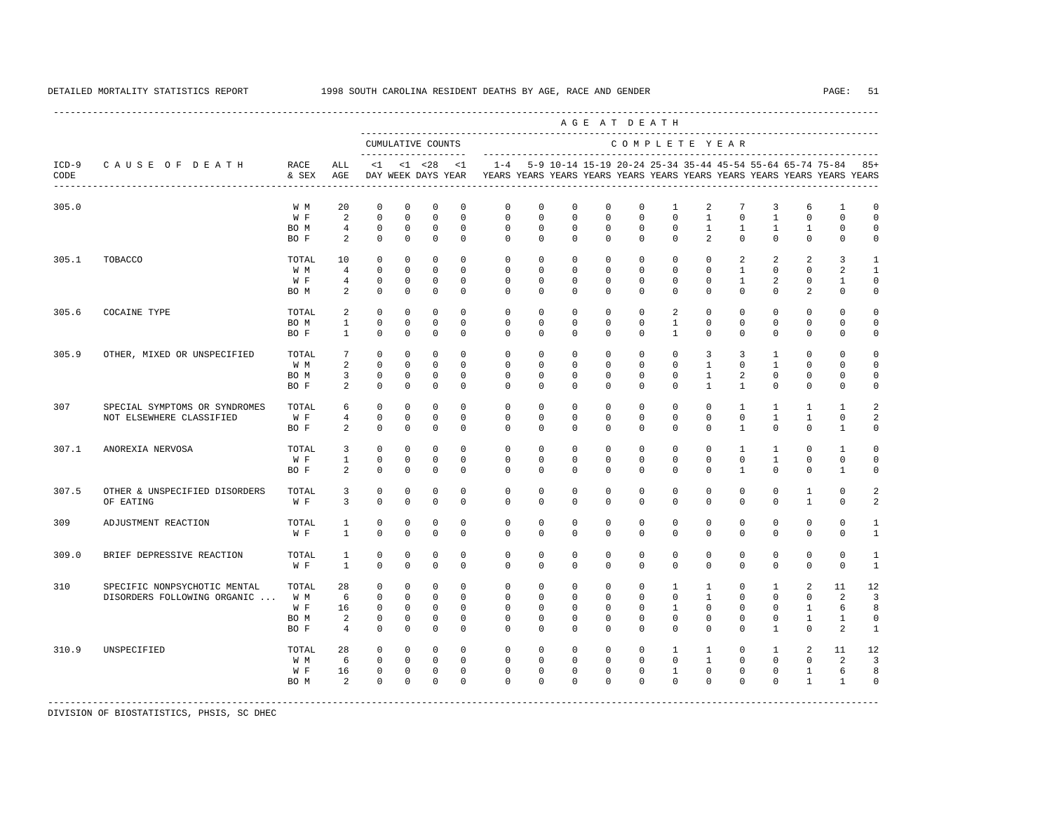DETAILED MORTALITY STATISTICS REPORT 1998 SOUTH CAROLINA RESIDENT DEATHS BY AGE, RACE AND GENDER

| ICD-9 CODE | CAUSE OF DEATH | RACE & SEX | ALL AGE | <1 DAY | <1 WEEK | <28 DAYS | <1 YEAR | 1-4 YEARS | 5-9 YEARS | 10-14 YEARS | 15-19 YEARS | 20-24 YEARS | 25-34 YEARS | 35-44 YEARS | 45-54 YEARS | 55-64 YEARS | 65-74 YEARS | 75-84 YEARS | 85+ YEARS |
|---|---|---|---|---|---|---|---|---|---|---|---|---|---|---|---|---|---|---|---|
| | | | | CUMULATIVE COUNTS | | | | COMPLETE YEAR | | | | | | | | | | | |
| 305.0 | | W M | 20 | 0 | 0 | 0 | 0 | 0 | 0 | 0 | 0 | 0 | 1 | 2 | 7 | 3 | 6 | 1 | 0 |
| | | W F | 2 | 0 | 0 | 0 | 0 | 0 | 0 | 0 | 0 | 0 | 0 | 1 | 0 | 1 | 0 | 0 | 0 |
| | | BO M | 4 | 0 | 0 | 0 | 0 | 0 | 0 | 0 | 0 | 0 | 0 | 1 | 1 | 1 | 1 | 0 | 0 |
| | | BO F | 2 | 0 | 0 | 0 | 0 | 0 | 0 | 0 | 0 | 0 | 0 | 2 | 0 | 0 | 0 | 0 | 0 |
| 305.1 | TOBACCO | TOTAL | 10 | 0 | 0 | 0 | 0 | 0 | 0 | 0 | 0 | 0 | 0 | 0 | 2 | 2 | 2 | 3 | 1 |
| | | W M | 4 | 0 | 0 | 0 | 0 | 0 | 0 | 0 | 0 | 0 | 0 | 0 | 1 | 0 | 0 | 2 | 1 |
| | | W F | 4 | 0 | 0 | 0 | 0 | 0 | 0 | 0 | 0 | 0 | 0 | 0 | 1 | 2 | 0 | 1 | 0 |
| | | BO M | 2 | 0 | 0 | 0 | 0 | 0 | 0 | 0 | 0 | 0 | 0 | 0 | 0 | 0 | 2 | 0 | 0 |
| 305.6 | COCAINE TYPE | TOTAL | 2 | 0 | 0 | 0 | 0 | 0 | 0 | 0 | 0 | 0 | 2 | 0 | 0 | 0 | 0 | 0 | 0 |
| | | BO M | 1 | 0 | 0 | 0 | 0 | 0 | 0 | 0 | 0 | 0 | 1 | 0 | 0 | 0 | 0 | 0 | 0 |
| | | BO F | 1 | 0 | 0 | 0 | 0 | 0 | 0 | 0 | 0 | 0 | 1 | 0 | 0 | 0 | 0 | 0 | 0 |
| 305.9 | OTHER, MIXED OR UNSPECIFIED | TOTAL | 7 | 0 | 0 | 0 | 0 | 0 | 0 | 0 | 0 | 0 | 0 | 3 | 3 | 1 | 0 | 0 | 0 |
| | | W M | 2 | 0 | 0 | 0 | 0 | 0 | 0 | 0 | 0 | 0 | 0 | 1 | 0 | 1 | 0 | 0 | 0 |
| | | BO M | 3 | 0 | 0 | 0 | 0 | 0 | 0 | 0 | 0 | 0 | 0 | 1 | 2 | 0 | 0 | 0 | 0 |
| | | BO F | 2 | 0 | 0 | 0 | 0 | 0 | 0 | 0 | 0 | 0 | 0 | 1 | 1 | 0 | 0 | 0 | 0 |
| 307 | SPECIAL SYMPTOMS OR SYNDROMES NOT ELSEWHERE CLASSIFIED | TOTAL | 6 | 0 | 0 | 0 | 0 | 0 | 0 | 0 | 0 | 0 | 0 | 0 | 1 | 1 | 1 | 1 | 2 |
| | | W F | 4 | 0 | 0 | 0 | 0 | 0 | 0 | 0 | 0 | 0 | 0 | 0 | 0 | 1 | 1 | 0 | 2 |
| | | BO F | 2 | 0 | 0 | 0 | 0 | 0 | 0 | 0 | 0 | 0 | 0 | 0 | 1 | 0 | 0 | 1 | 0 |
| 307.1 | ANOREXIA NERVOSA | TOTAL | 3 | 0 | 0 | 0 | 0 | 0 | 0 | 0 | 0 | 0 | 0 | 0 | 1 | 1 | 0 | 1 | 0 |
| | | W F | 1 | 0 | 0 | 0 | 0 | 0 | 0 | 0 | 0 | 0 | 0 | 0 | 0 | 1 | 0 | 0 | 0 |
| | | BO F | 2 | 0 | 0 | 0 | 0 | 0 | 0 | 0 | 0 | 0 | 0 | 0 | 1 | 0 | 0 | 1 | 0 |
| 307.5 | OTHER & UNSPECIFIED DISORDERS OF EATING | TOTAL | 3 | 0 | 0 | 0 | 0 | 0 | 0 | 0 | 0 | 0 | 0 | 0 | 0 | 0 | 1 | 0 | 2 |
| | | W F | 3 | 0 | 0 | 0 | 0 | 0 | 0 | 0 | 0 | 0 | 0 | 0 | 0 | 0 | 1 | 0 | 2 |
| 309 | ADJUSTMENT REACTION | TOTAL | 1 | 0 | 0 | 0 | 0 | 0 | 0 | 0 | 0 | 0 | 0 | 0 | 0 | 0 | 0 | 0 | 1 |
| | | W F | 1 | 0 | 0 | 0 | 0 | 0 | 0 | 0 | 0 | 0 | 0 | 0 | 0 | 0 | 0 | 0 | 1 |
| 309.0 | BRIEF DEPRESSIVE REACTION | TOTAL | 1 | 0 | 0 | 0 | 0 | 0 | 0 | 0 | 0 | 0 | 0 | 0 | 0 | 0 | 0 | 0 | 1 |
| | | W F | 1 | 0 | 0 | 0 | 0 | 0 | 0 | 0 | 0 | 0 | 0 | 0 | 0 | 0 | 0 | 0 | 1 |
| 310 | SPECIFIC NONPSYCHOTIC MENTAL DISORDERS FOLLOWING ORGANIC ... | TOTAL | 28 | 0 | 0 | 0 | 0 | 0 | 0 | 0 | 0 | 0 | 1 | 1 | 0 | 1 | 2 | 11 | 12 |
| | | W M | 6 | 0 | 0 | 0 | 0 | 0 | 0 | 0 | 0 | 0 | 0 | 1 | 0 | 0 | 0 | 2 | 3 |
| | | W F | 16 | 0 | 0 | 0 | 0 | 0 | 0 | 0 | 0 | 0 | 1 | 0 | 0 | 0 | 1 | 6 | 8 |
| | | BO M | 2 | 0 | 0 | 0 | 0 | 0 | 0 | 0 | 0 | 0 | 0 | 0 | 0 | 0 | 1 | 1 | 0 |
| | | BO F | 4 | 0 | 0 | 0 | 0 | 0 | 0 | 0 | 0 | 0 | 0 | 0 | 0 | 1 | 0 | 2 | 1 |
| 310.9 | UNSPECIFIED | TOTAL | 28 | 0 | 0 | 0 | 0 | 0 | 0 | 0 | 0 | 0 | 1 | 1 | 0 | 1 | 2 | 11 | 12 |
| | | W M | 6 | 0 | 0 | 0 | 0 | 0 | 0 | 0 | 0 | 0 | 0 | 1 | 0 | 0 | 0 | 2 | 3 |
| | | W F | 16 | 0 | 0 | 0 | 0 | 0 | 0 | 0 | 0 | 0 | 1 | 0 | 0 | 0 | 1 | 6 | 8 |
| | | BO M | 2 | 0 | 0 | 0 | 0 | 0 | 0 | 0 | 0 | 0 | 0 | 0 | 0 | 0 | 1 | 1 | 0 |

DIVISION OF BIOSTATISTICS, PHSIS, SC DHEC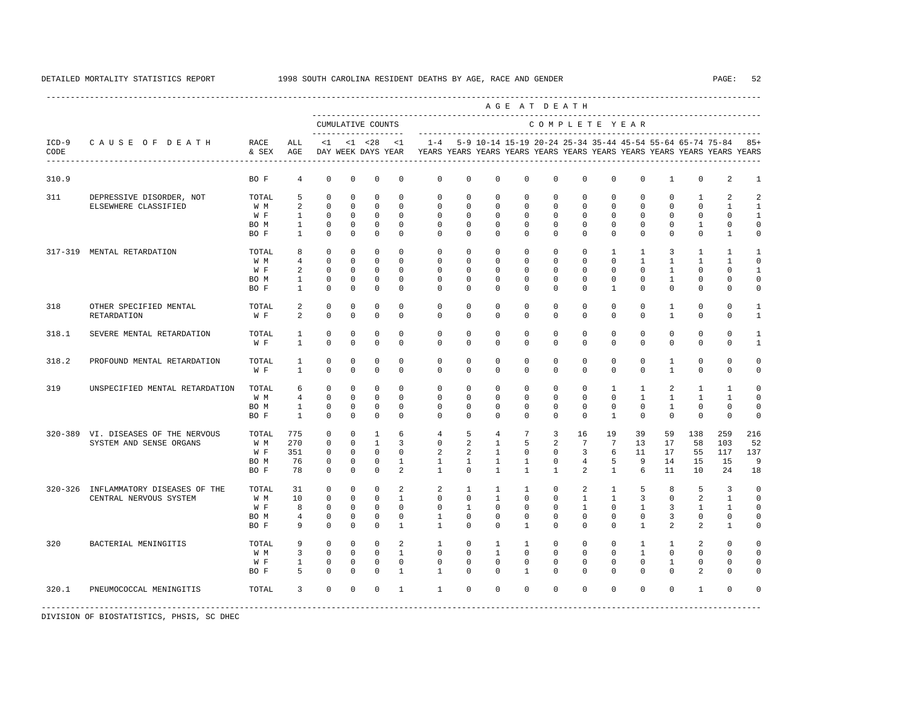DETAILED MORTALITY STATISTICS REPORT 1998 SOUTH CAROLINA RESIDENT DEATHS BY AGE, RACE AND GENDER

| ICD-9 CODE | CAUSE OF DEATH | RACE & SEX | ALL AGE | <1 DAY | <1 WEEK | <28 DAYS | <1 YEAR | 1-4 YEARS | 5-9 YEARS | 10-14 YEARS | 15-19 YEARS | 20-24 YEARS | 25-34 YEARS | 35-44 YEARS | 45-54 YEARS | 55-64 YEARS | 65-74 YEARS | 75-84 YEARS | 85+ YEARS |
|---|---|---|---|---|---|---|---|---|---|---|---|---|---|---|---|---|---|---|---|
| | | | | CUMULATIVE COUNTS | | | | COMPLETE YEAR | | | | | | | | | | | |
| 310.9 | | BO F | 4 | 0 | 0 | 0 | 0 | 0 | 0 | 0 | 0 | 0 | 0 | 0 | 0 | 1 | 0 | 2 | 1 |
| 311 | DEPRESSIVE DISORDER, NOT ELSEWHERE CLASSIFIED | TOTAL | 5 | 0 | 0 | 0 | 0 | 0 | 0 | 0 | 0 | 0 | 0 | 0 | 0 | 0 | 1 | 2 | 2 |
| | | W M | 2 | 0 | 0 | 0 | 0 | 0 | 0 | 0 | 0 | 0 | 0 | 0 | 0 | 0 | 0 | 1 | 1 |
| | | W F | 1 | 0 | 0 | 0 | 0 | 0 | 0 | 0 | 0 | 0 | 0 | 0 | 0 | 0 | 0 | 0 | 1 |
| | | BO M | 1 | 0 | 0 | 0 | 0 | 0 | 0 | 0 | 0 | 0 | 0 | 0 | 0 | 0 | 1 | 0 | 0 |
| | | BO F | 1 | 0 | 0 | 0 | 0 | 0 | 0 | 0 | 0 | 0 | 0 | 0 | 0 | 0 | 0 | 1 | 0 |
| 317-319 | MENTAL RETARDATION | TOTAL | 8 | 0 | 0 | 0 | 0 | 0 | 0 | 0 | 0 | 0 | 0 | 1 | 1 | 3 | 1 | 1 | 1 |
| | | W M | 4 | 0 | 0 | 0 | 0 | 0 | 0 | 0 | 0 | 0 | 0 | 0 | 1 | 1 | 1 | 1 | 0 |
| | | W F | 2 | 0 | 0 | 0 | 0 | 0 | 0 | 0 | 0 | 0 | 0 | 0 | 0 | 1 | 0 | 0 | 1 |
| | | BO M | 1 | 0 | 0 | 0 | 0 | 0 | 0 | 0 | 0 | 0 | 0 | 0 | 0 | 1 | 0 | 0 | 0 |
| | | BO F | 1 | 0 | 0 | 0 | 0 | 0 | 0 | 0 | 0 | 0 | 0 | 1 | 0 | 0 | 0 | 0 | 0 |
| 318 | OTHER SPECIFIED MENTAL RETARDATION | TOTAL | 2 | 0 | 0 | 0 | 0 | 0 | 0 | 0 | 0 | 0 | 0 | 0 | 0 | 1 | 0 | 0 | 1 |
| | | W F | 2 | 0 | 0 | 0 | 0 | 0 | 0 | 0 | 0 | 0 | 0 | 0 | 0 | 1 | 0 | 0 | 1 |
| 318.1 | SEVERE MENTAL RETARDATION | TOTAL | 1 | 0 | 0 | 0 | 0 | 0 | 0 | 0 | 0 | 0 | 0 | 0 | 0 | 0 | 0 | 0 | 1 |
| | | W F | 1 | 0 | 0 | 0 | 0 | 0 | 0 | 0 | 0 | 0 | 0 | 0 | 0 | 0 | 0 | 0 | 1 |
| 318.2 | PROFOUND MENTAL RETARDATION | TOTAL | 1 | 0 | 0 | 0 | 0 | 0 | 0 | 0 | 0 | 0 | 0 | 0 | 0 | 1 | 0 | 0 | 0 |
| | | W F | 1 | 0 | 0 | 0 | 0 | 0 | 0 | 0 | 0 | 0 | 0 | 0 | 0 | 1 | 0 | 0 | 0 |
| 319 | UNSPECIFIED MENTAL RETARDATION | TOTAL | 6 | 0 | 0 | 0 | 0 | 0 | 0 | 0 | 0 | 0 | 0 | 1 | 1 | 2 | 1 | 1 | 0 |
| | | W M | 4 | 0 | 0 | 0 | 0 | 0 | 0 | 0 | 0 | 0 | 0 | 0 | 1 | 1 | 1 | 1 | 0 |
| | | BO M | 1 | 0 | 0 | 0 | 0 | 0 | 0 | 0 | 0 | 0 | 0 | 0 | 0 | 1 | 0 | 0 | 0 |
| | | BO F | 1 | 0 | 0 | 0 | 0 | 0 | 0 | 0 | 0 | 0 | 0 | 1 | 0 | 0 | 0 | 0 | 0 |
| 320-389 | VI. DISEASES OF THE NERVOUS SYSTEM AND SENSE ORGANS | TOTAL | 775 | 0 | 0 | 1 | 6 | 4 | 5 | 4 | 7 | 3 | 16 | 19 | 39 | 59 | 138 | 259 | 216 |
| | | W M | 270 | 0 | 0 | 1 | 3 | 0 | 2 | 1 | 5 | 2 | 7 | 7 | 13 | 17 | 58 | 103 | 52 |
| | | W F | 351 | 0 | 0 | 0 | 0 | 2 | 2 | 1 | 0 | 0 | 3 | 6 | 11 | 17 | 55 | 117 | 137 |
| | | BO M | 76 | 0 | 0 | 0 | 1 | 1 | 1 | 1 | 1 | 0 | 4 | 5 | 9 | 14 | 15 | 15 | 9 |
| | | BO F | 78 | 0 | 0 | 0 | 2 | 1 | 0 | 1 | 1 | 1 | 2 | 1 | 6 | 11 | 10 | 24 | 18 |
| 320-326 | INFLAMMATORY DISEASES OF THE CENTRAL NERVOUS SYSTEM | TOTAL | 31 | 0 | 0 | 0 | 2 | 2 | 1 | 1 | 1 | 0 | 2 | 1 | 5 | 8 | 5 | 3 | 0 |
| | | W M | 10 | 0 | 0 | 0 | 1 | 0 | 0 | 1 | 0 | 0 | 1 | 1 | 3 | 0 | 2 | 1 | 0 |
| | | W F | 8 | 0 | 0 | 0 | 0 | 0 | 1 | 0 | 0 | 0 | 1 | 0 | 1 | 3 | 1 | 1 | 0 |
| | | BO M | 4 | 0 | 0 | 0 | 0 | 1 | 0 | 0 | 0 | 0 | 0 | 0 | 0 | 3 | 0 | 0 | 0 |
| | | BO F | 9 | 0 | 0 | 0 | 1 | 1 | 0 | 0 | 1 | 0 | 0 | 0 | 1 | 2 | 2 | 1 | 0 |
| 320 | BACTERIAL MENINGITIS | TOTAL | 9 | 0 | 0 | 0 | 2 | 1 | 0 | 1 | 1 | 0 | 0 | 0 | 1 | 1 | 2 | 0 | 0 |
| | | W M | 3 | 0 | 0 | 0 | 1 | 0 | 0 | 1 | 0 | 0 | 0 | 0 | 1 | 0 | 0 | 0 | 0 |
| | | W F | 1 | 0 | 0 | 0 | 0 | 0 | 0 | 0 | 0 | 0 | 0 | 0 | 0 | 1 | 0 | 0 | 0 |
| | | BO F | 5 | 0 | 0 | 0 | 1 | 1 | 0 | 0 | 1 | 0 | 0 | 0 | 0 | 0 | 2 | 0 | 0 |
| 320.1 | PNEUMOCOCCAL MENINGITIS | TOTAL | 3 | 0 | 0 | 0 | 1 | 1 | 0 | 0 | 0 | 0 | 0 | 0 | 0 | 0 | 1 | 0 | 0 |

DIVISION OF BIOSTATISTICS, PHSIS, SC DHEC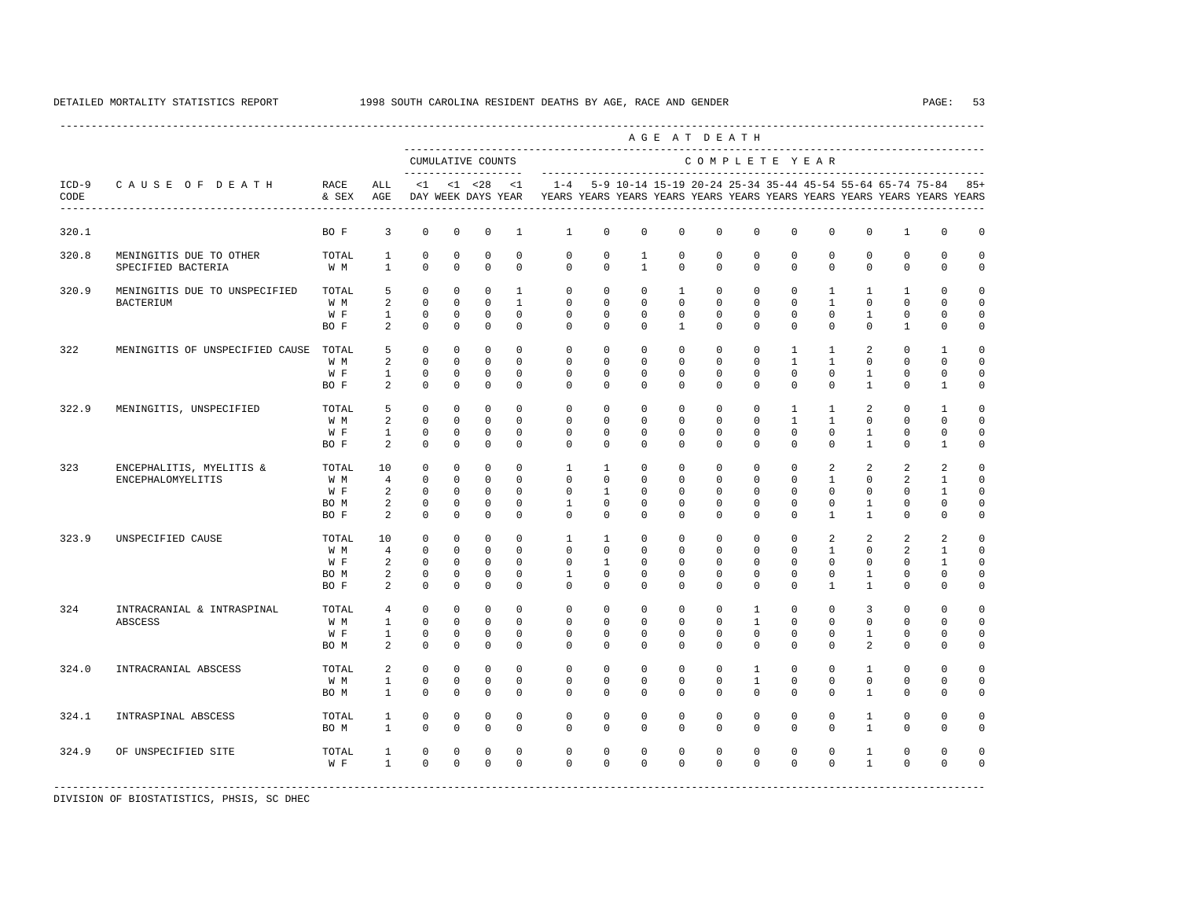DETAILED MORTALITY STATISTICS REPORT 1998 SOUTH CAROLINA RESIDENT DEATHS BY AGE, RACE AND GENDER

| ICD-9 CODE | CAUSE OF DEATH | RACE & SEX | ALL AGE | <1 DAY | <1 WEEK | <28 DAYS | <1 YEAR | 1-4 YEARS | 5-9 YEARS | 10-14 YEARS | 15-19 YEARS | 20-24 YEARS | 25-34 YEARS | 35-44 YEARS | 45-54 YEARS | 55-64 YEARS | 65-74 YEARS | 75-84 YEARS | 85+ YEARS |
|---|---|---|---|---|---|---|---|---|---|---|---|---|---|---|---|---|---|---|---|
| | | | | CUMULATIVE COUNTS | | | | COMPLETE YEAR | | | | | | | | | | | |
| 320.1 | | BO F | 3 | 0 | 0 | 0 | 1 | 1 | 0 | 0 | 0 | 0 | 0 | 0 | 0 | 0 | 1 | 0 | 0 |
| 320.8 | MENINGITIS DUE TO OTHER SPECIFIED BACTERIA | TOTAL | 1 | 0 | 0 | 0 | 0 | 0 | 0 | 1 | 0 | 0 | 0 | 0 | 0 | 0 | 0 | 0 | 0 |
| | | W M | 1 | 0 | 0 | 0 | 0 | 0 | 0 | 1 | 0 | 0 | 0 | 0 | 0 | 0 | 0 | 0 | 0 |
| 320.9 | MENINGITIS DUE TO UNSPECIFIED BACTERIUM | TOTAL | 5 | 0 | 0 | 0 | 1 | 0 | 0 | 0 | 1 | 0 | 0 | 0 | 1 | 1 | 1 | 0 | 0 |
| | | W M | 2 | 0 | 0 | 0 | 1 | 0 | 0 | 0 | 0 | 0 | 0 | 0 | 1 | 0 | 0 | 0 | 0 |
| | | W F | 1 | 0 | 0 | 0 | 0 | 0 | 0 | 0 | 0 | 0 | 0 | 0 | 0 | 1 | 0 | 0 | 0 |
| | | BO F | 2 | 0 | 0 | 0 | 0 | 0 | 0 | 0 | 1 | 0 | 0 | 0 | 0 | 0 | 1 | 0 | 0 |
| 322 | MENINGITIS OF UNSPECIFIED CAUSE | TOTAL | 5 | 0 | 0 | 0 | 0 | 0 | 0 | 0 | 0 | 0 | 0 | 1 | 1 | 2 | 0 | 1 | 0 |
| | | W M | 2 | 0 | 0 | 0 | 0 | 0 | 0 | 0 | 0 | 0 | 0 | 1 | 1 | 0 | 0 | 0 | 0 |
| | | W F | 1 | 0 | 0 | 0 | 0 | 0 | 0 | 0 | 0 | 0 | 0 | 0 | 0 | 1 | 0 | 0 | 0 |
| | | BO F | 2 | 0 | 0 | 0 | 0 | 0 | 0 | 0 | 0 | 0 | 0 | 0 | 0 | 1 | 0 | 1 | 0 |
| 322.9 | MENINGITIS, UNSPECIFIED | TOTAL | 5 | 0 | 0 | 0 | 0 | 0 | 0 | 0 | 0 | 0 | 0 | 1 | 1 | 2 | 0 | 1 | 0 |
| | | W M | 2 | 0 | 0 | 0 | 0 | 0 | 0 | 0 | 0 | 0 | 0 | 1 | 1 | 0 | 0 | 0 | 0 |
| | | W F | 1 | 0 | 0 | 0 | 0 | 0 | 0 | 0 | 0 | 0 | 0 | 0 | 0 | 1 | 0 | 0 | 0 |
| | | BO F | 2 | 0 | 0 | 0 | 0 | 0 | 0 | 0 | 0 | 0 | 0 | 0 | 0 | 1 | 0 | 1 | 0 |
| 323 | ENCEPHALITIS, MYELITIS & ENCEPHALOMYELITIS | TOTAL | 10 | 0 | 0 | 0 | 0 | 1 | 1 | 0 | 0 | 0 | 0 | 0 | 2 | 2 | 2 | 2 | 0 |
| | | W M | 4 | 0 | 0 | 0 | 0 | 0 | 0 | 0 | 0 | 0 | 0 | 0 | 1 | 0 | 2 | 1 | 0 |
| | | W F | 2 | 0 | 0 | 0 | 0 | 0 | 1 | 0 | 0 | 0 | 0 | 0 | 0 | 0 | 0 | 1 | 0 |
| | | BO M | 2 | 0 | 0 | 0 | 0 | 1 | 0 | 0 | 0 | 0 | 0 | 0 | 0 | 1 | 0 | 0 | 0 |
| | | BO F | 2 | 0 | 0 | 0 | 0 | 0 | 0 | 0 | 0 | 0 | 0 | 0 | 1 | 1 | 0 | 0 | 0 |
| 323.9 | UNSPECIFIED CAUSE | TOTAL | 10 | 0 | 0 | 0 | 0 | 1 | 1 | 0 | 0 | 0 | 0 | 0 | 2 | 2 | 2 | 2 | 0 |
| | | W M | 4 | 0 | 0 | 0 | 0 | 0 | 0 | 0 | 0 | 0 | 0 | 0 | 1 | 0 | 2 | 1 | 0 |
| | | W F | 2 | 0 | 0 | 0 | 0 | 0 | 1 | 0 | 0 | 0 | 0 | 0 | 0 | 0 | 0 | 1 | 0 |
| | | BO M | 2 | 0 | 0 | 0 | 0 | 1 | 0 | 0 | 0 | 0 | 0 | 0 | 0 | 1 | 0 | 0 | 0 |
| | | BO F | 2 | 0 | 0 | 0 | 0 | 0 | 0 | 0 | 0 | 0 | 0 | 0 | 1 | 1 | 0 | 0 | 0 |
| 324 | INTRACRANIAL & INTRASPINAL ABSCESS | TOTAL | 4 | 0 | 0 | 0 | 0 | 0 | 0 | 0 | 0 | 0 | 1 | 0 | 0 | 3 | 0 | 0 | 0 |
| | | W M | 1 | 0 | 0 | 0 | 0 | 0 | 0 | 0 | 0 | 0 | 1 | 0 | 0 | 0 | 0 | 0 | 0 |
| | | W F | 1 | 0 | 0 | 0 | 0 | 0 | 0 | 0 | 0 | 0 | 0 | 0 | 0 | 1 | 0 | 0 | 0 |
| | | BO M | 2 | 0 | 0 | 0 | 0 | 0 | 0 | 0 | 0 | 0 | 0 | 0 | 0 | 2 | 0 | 0 | 0 |
| 324.0 | INTRACRANIAL ABSCESS | TOTAL | 2 | 0 | 0 | 0 | 0 | 0 | 0 | 0 | 0 | 0 | 1 | 0 | 0 | 1 | 0 | 0 | 0 |
| | | W M | 1 | 0 | 0 | 0 | 0 | 0 | 0 | 0 | 0 | 0 | 1 | 0 | 0 | 0 | 0 | 0 | 0 |
| | | BO M | 1 | 0 | 0 | 0 | 0 | 0 | 0 | 0 | 0 | 0 | 0 | 0 | 0 | 1 | 0 | 0 | 0 |
| 324.1 | INTRASPINAL ABSCESS | TOTAL | 1 | 0 | 0 | 0 | 0 | 0 | 0 | 0 | 0 | 0 | 0 | 0 | 0 | 1 | 0 | 0 | 0 |
| | | BO M | 1 | 0 | 0 | 0 | 0 | 0 | 0 | 0 | 0 | 0 | 0 | 0 | 0 | 1 | 0 | 0 | 0 |
| 324.9 | OF UNSPECIFIED SITE | TOTAL | 1 | 0 | 0 | 0 | 0 | 0 | 0 | 0 | 0 | 0 | 0 | 0 | 0 | 1 | 0 | 0 | 0 |
| | | W F | 1 | 0 | 0 | 0 | 0 | 0 | 0 | 0 | 0 | 0 | 0 | 0 | 0 | 1 | 0 | 0 | 0 |

DIVISION OF BIOSTATISTICS, PHSIS, SC DHEC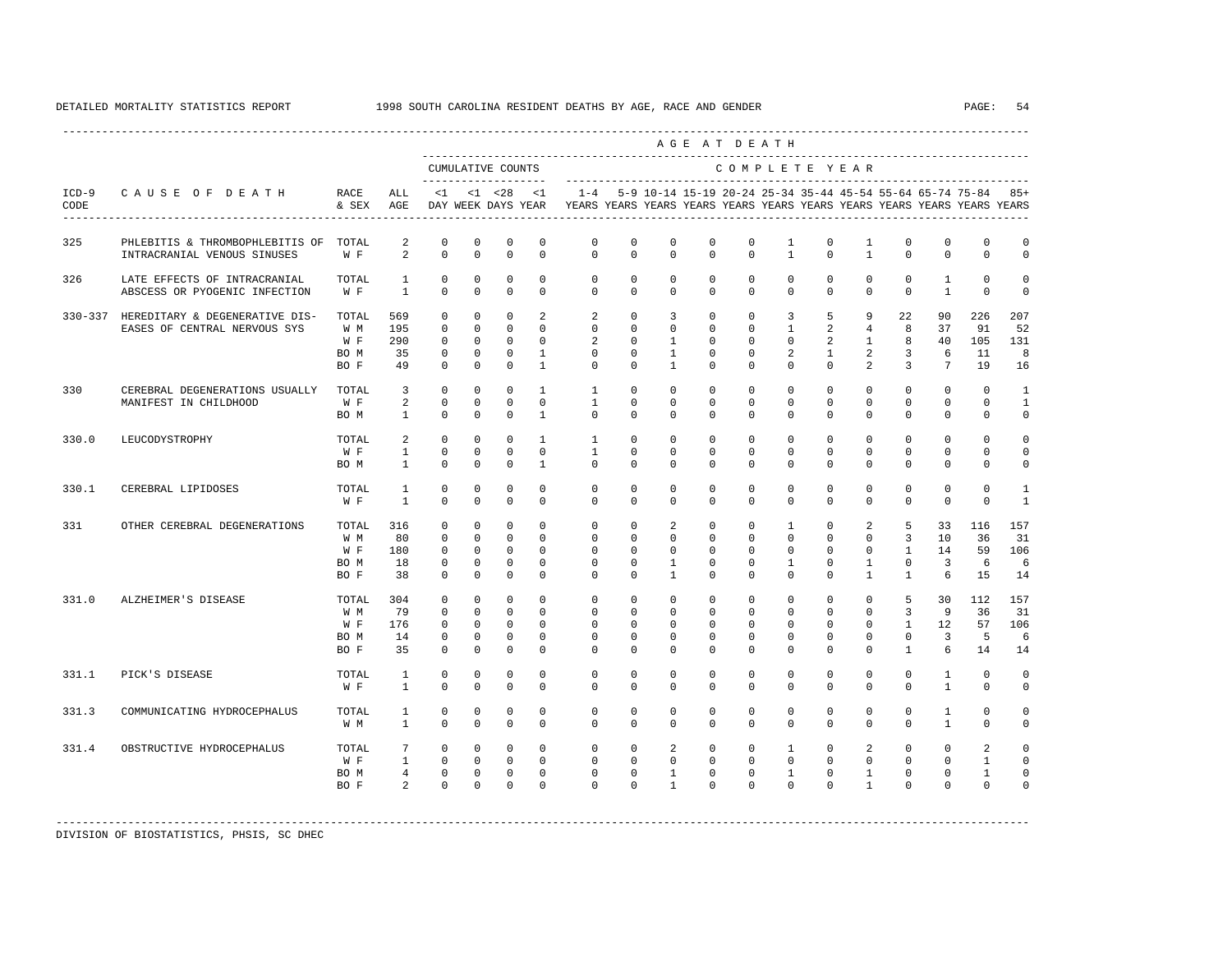DETAILED MORTALITY STATISTICS REPORT 1998 SOUTH CAROLINA RESIDENT DEATHS BY AGE, RACE AND GENDER

| ICD-9 CODE | CAUSE OF DEATH | RACE & SEX | ALL AGE | <1 DAY | <1 WEEK | <28 DAYS | <1 YEAR | 1-4 YEARS | 5-9 YEARS | 10-14 YEARS | 15-19 YEARS | 20-24 YEARS | 25-34 YEARS | 35-44 YEARS | 45-54 YEARS | 55-64 YEARS | 65-74 YEARS | 75-84 YEARS | 85+ YEARS |
|---|---|---|---|---|---|---|---|---|---|---|---|---|---|---|---|---|---|---|---|
| | | | | CUMULATIVE COUNTS | | | | COMPLETE YEAR | | | | | | | | | | | |
| 325 | PHLEBITIS & THROMBOPHLEBITIS OF INTRACRANIAL VENOUS SINUSES | TOTAL | 2 | 0 | 0 | 0 | 0 | 0 | 0 | 0 | 0 | 0 | 1 | 0 | 1 | 0 | 0 | 0 | 0 |
| | | W F | 2 | 0 | 0 | 0 | 0 | 0 | 0 | 0 | 0 | 0 | 1 | 0 | 1 | 0 | 0 | 0 | 0 |
| 326 | LATE EFFECTS OF INTRACRANIAL ABSCESS OR PYOGENIC INFECTION | TOTAL | 1 | 0 | 0 | 0 | 0 | 0 | 0 | 0 | 0 | 0 | 0 | 0 | 0 | 0 | 1 | 0 | 0 |
| | | W F | 1 | 0 | 0 | 0 | 0 | 0 | 0 | 0 | 0 | 0 | 0 | 0 | 0 | 0 | 1 | 0 | 0 |
| 330-337 | HEREDITARY & DEGENERATIVE DISEASES OF CENTRAL NERVOUS SYS | TOTAL | 569 | 0 | 0 | 0 | 2 | 2 | 0 | 3 | 0 | 0 | 3 | 5 | 9 | 22 | 90 | 226 | 207 |
| | | W M | 195 | 0 | 0 | 0 | 0 | 0 | 0 | 0 | 0 | 0 | 1 | 2 | 4 | 8 | 37 | 91 | 52 |
| | | W F | 290 | 0 | 0 | 0 | 0 | 2 | 0 | 1 | 0 | 0 | 0 | 2 | 1 | 8 | 40 | 105 | 131 |
| | | BO M | 35 | 0 | 0 | 0 | 1 | 0 | 0 | 1 | 0 | 0 | 2 | 1 | 2 | 3 | 6 | 11 | 8 |
| | | BO F | 49 | 0 | 0 | 0 | 1 | 0 | 0 | 1 | 0 | 0 | 0 | 0 | 2 | 3 | 7 | 19 | 16 |
| 330 | CEREBRAL DEGENERATIONS USUALLY MANIFEST IN CHILDHOOD | TOTAL | 3 | 0 | 0 | 0 | 1 | 1 | 0 | 0 | 0 | 0 | 0 | 0 | 0 | 0 | 0 | 0 | 1 |
| | | W F | 2 | 0 | 0 | 0 | 0 | 1 | 0 | 0 | 0 | 0 | 0 | 0 | 0 | 0 | 0 | 0 | 1 |
| | | BO M | 1 | 0 | 0 | 0 | 1 | 0 | 0 | 0 | 0 | 0 | 0 | 0 | 0 | 0 | 0 | 0 | 0 |
| 330.0 | LEUCODYSTROPHY | TOTAL | 2 | 0 | 0 | 0 | 1 | 1 | 0 | 0 | 0 | 0 | 0 | 0 | 0 | 0 | 0 | 0 | 0 |
| | | W F | 1 | 0 | 0 | 0 | 0 | 1 | 0 | 0 | 0 | 0 | 0 | 0 | 0 | 0 | 0 | 0 | 0 |
| | | BO M | 1 | 0 | 0 | 0 | 1 | 0 | 0 | 0 | 0 | 0 | 0 | 0 | 0 | 0 | 0 | 0 | 0 |
| 330.1 | CEREBRAL LIPIDOSES | TOTAL | 1 | 0 | 0 | 0 | 0 | 0 | 0 | 0 | 0 | 0 | 0 | 0 | 0 | 0 | 0 | 0 | 1 |
| | | W F | 1 | 0 | 0 | 0 | 0 | 0 | 0 | 0 | 0 | 0 | 0 | 0 | 0 | 0 | 0 | 0 | 1 |
| 331 | OTHER CEREBRAL DEGENERATIONS | TOTAL | 316 | 0 | 0 | 0 | 0 | 0 | 0 | 2 | 0 | 0 | 1 | 0 | 2 | 5 | 33 | 116 | 157 |
| | | W M | 80 | 0 | 0 | 0 | 0 | 0 | 0 | 0 | 0 | 0 | 0 | 0 | 0 | 3 | 10 | 36 | 31 |
| | | W F | 180 | 0 | 0 | 0 | 0 | 0 | 0 | 0 | 0 | 0 | 0 | 0 | 0 | 1 | 14 | 59 | 106 |
| | | BO M | 18 | 0 | 0 | 0 | 0 | 0 | 0 | 1 | 0 | 0 | 1 | 0 | 1 | 0 | 3 | 6 | 6 |
| | | BO F | 38 | 0 | 0 | 0 | 0 | 0 | 0 | 1 | 0 | 0 | 0 | 0 | 1 | 1 | 6 | 15 | 14 |
| 331.0 | ALZHEIMER'S DISEASE | TOTAL | 304 | 0 | 0 | 0 | 0 | 0 | 0 | 0 | 0 | 0 | 0 | 0 | 0 | 5 | 30 | 112 | 157 |
| | | W M | 79 | 0 | 0 | 0 | 0 | 0 | 0 | 0 | 0 | 0 | 0 | 0 | 0 | 3 | 9 | 36 | 31 |
| | | W F | 176 | 0 | 0 | 0 | 0 | 0 | 0 | 0 | 0 | 0 | 0 | 0 | 0 | 1 | 12 | 57 | 106 |
| | | BO M | 14 | 0 | 0 | 0 | 0 | 0 | 0 | 0 | 0 | 0 | 0 | 0 | 0 | 0 | 3 | 5 | 6 |
| | | BO F | 35 | 0 | 0 | 0 | 0 | 0 | 0 | 0 | 0 | 0 | 0 | 0 | 0 | 1 | 6 | 14 | 14 |
| 331.1 | PICK'S DISEASE | TOTAL | 1 | 0 | 0 | 0 | 0 | 0 | 0 | 0 | 0 | 0 | 0 | 0 | 0 | 0 | 1 | 0 | 0 |
| | | W F | 1 | 0 | 0 | 0 | 0 | 0 | 0 | 0 | 0 | 0 | 0 | 0 | 0 | 0 | 1 | 0 | 0 |
| 331.3 | COMMUNICATING HYDROCEPHALUS | TOTAL | 1 | 0 | 0 | 0 | 0 | 0 | 0 | 0 | 0 | 0 | 0 | 0 | 0 | 0 | 1 | 0 | 0 |
| | | W M | 1 | 0 | 0 | 0 | 0 | 0 | 0 | 0 | 0 | 0 | 0 | 0 | 0 | 0 | 1 | 0 | 0 |
| 331.4 | OBSTRUCTIVE HYDROCEPHALUS | TOTAL | 7 | 0 | 0 | 0 | 0 | 0 | 0 | 2 | 0 | 0 | 1 | 0 | 2 | 0 | 0 | 2 | 0 |
| | | W F | 1 | 0 | 0 | 0 | 0 | 0 | 0 | 0 | 0 | 0 | 0 | 0 | 0 | 0 | 0 | 1 | 0 |
| | | BO M | 4 | 0 | 0 | 0 | 0 | 0 | 0 | 1 | 0 | 0 | 1 | 0 | 1 | 0 | 0 | 1 | 0 |
| | | BO F | 2 | 0 | 0 | 0 | 0 | 0 | 0 | 1 | 0 | 0 | 0 | 0 | 1 | 0 | 0 | 0 | 0 |

DIVISION OF BIOSTATISTICS, PHSIS, SC DHEC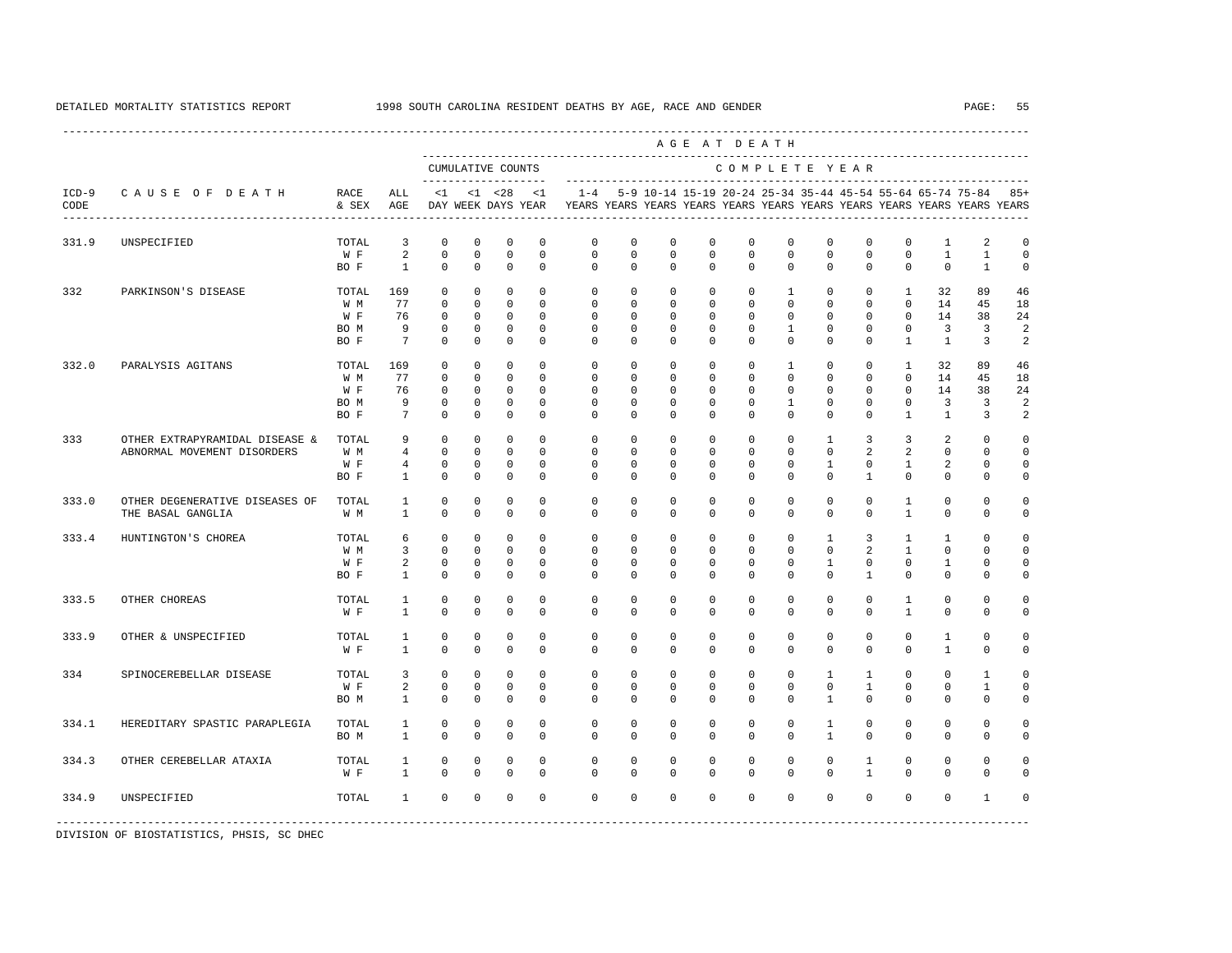DETAILED MORTALITY STATISTICS REPORT 1998 SOUTH CAROLINA RESIDENT DEATHS BY AGE, RACE AND GENDER

| ICD-9 CODE | CAUSE OF DEATH | RACE & SEX | ALL AGE | <1 DAY | <1 WEEK | <28 DAYS | <1 YEAR | 1-4 YEARS | 5-9 YEARS | 10-14 YEARS | 15-19 YEARS | 20-24 YEARS | 25-34 YEARS | 35-44 YEARS | 45-54 YEARS | 55-64 YEARS | 65-74 YEARS | 75-84 YEARS | 85+ YEARS |
|---|---|---|---|---|---|---|---|---|---|---|---|---|---|---|---|---|---|---|---|
| 331.9 | UNSPECIFIED | TOTAL | 3 | 0 | 0 | 0 | 0 | 0 | 0 | 0 | 0 | 0 | 0 | 0 | 0 | 0 | 1 | 2 | 0 |
| | | W F | 2 | 0 | 0 | 0 | 0 | 0 | 0 | 0 | 0 | 0 | 0 | 0 | 0 | 0 | 1 | 1 | 0 |
| | | BO F | 1 | 0 | 0 | 0 | 0 | 0 | 0 | 0 | 0 | 0 | 0 | 0 | 0 | 0 | 0 | 1 | 0 |
| 332 | PARKINSON'S DISEASE | TOTAL | 169 | 0 | 0 | 0 | 0 | 0 | 0 | 0 | 0 | 0 | 1 | 0 | 0 | 1 | 32 | 89 | 46 |
| | | W M | 77 | 0 | 0 | 0 | 0 | 0 | 0 | 0 | 0 | 0 | 0 | 0 | 0 | 0 | 14 | 45 | 18 |
| | | W F | 76 | 0 | 0 | 0 | 0 | 0 | 0 | 0 | 0 | 0 | 0 | 0 | 0 | 0 | 14 | 38 | 24 |
| | | BO M | 9 | 0 | 0 | 0 | 0 | 0 | 0 | 0 | 0 | 0 | 1 | 0 | 0 | 0 | 3 | 3 | 2 |
| | | BO F | 7 | 0 | 0 | 0 | 0 | 0 | 0 | 0 | 0 | 0 | 0 | 0 | 0 | 1 | 1 | 3 | 2 |
| 332.0 | PARALYSIS AGITANS | TOTAL | 169 | 0 | 0 | 0 | 0 | 0 | 0 | 0 | 0 | 0 | 1 | 0 | 0 | 1 | 32 | 89 | 46 |
| | | W M | 77 | 0 | 0 | 0 | 0 | 0 | 0 | 0 | 0 | 0 | 0 | 0 | 0 | 0 | 14 | 45 | 18 |
| | | W F | 76 | 0 | 0 | 0 | 0 | 0 | 0 | 0 | 0 | 0 | 0 | 0 | 0 | 0 | 14 | 38 | 24 |
| | | BO M | 9 | 0 | 0 | 0 | 0 | 0 | 0 | 0 | 0 | 0 | 1 | 0 | 0 | 0 | 3 | 3 | 2 |
| | | BO F | 7 | 0 | 0 | 0 | 0 | 0 | 0 | 0 | 0 | 0 | 0 | 0 | 0 | 1 | 1 | 3 | 2 |
| 333 | OTHER EXTRAPYRAMIDAL DISEASE & ABNORMAL MOVEMENT DISORDERS | TOTAL | 9 | 0 | 0 | 0 | 0 | 0 | 0 | 0 | 0 | 0 | 0 | 1 | 3 | 3 | 2 | 0 | 0 |
| | | W M | 4 | 0 | 0 | 0 | 0 | 0 | 0 | 0 | 0 | 0 | 0 | 0 | 2 | 2 | 0 | 0 | 0 |
| | | W F | 4 | 0 | 0 | 0 | 0 | 0 | 0 | 0 | 0 | 0 | 0 | 1 | 0 | 1 | 2 | 0 | 0 |
| | | BO F | 1 | 0 | 0 | 0 | 0 | 0 | 0 | 0 | 0 | 0 | 0 | 0 | 1 | 0 | 0 | 0 | 0 |
| 333.0 | OTHER DEGENERATIVE DISEASES OF THE BASAL GANGLIA | TOTAL | 1 | 0 | 0 | 0 | 0 | 0 | 0 | 0 | 0 | 0 | 0 | 0 | 0 | 1 | 0 | 0 | 0 |
| | | W M | 1 | 0 | 0 | 0 | 0 | 0 | 0 | 0 | 0 | 0 | 0 | 0 | 0 | 1 | 0 | 0 | 0 |
| 333.4 | HUNTINGTON'S CHOREA | TOTAL | 6 | 0 | 0 | 0 | 0 | 0 | 0 | 0 | 0 | 0 | 0 | 1 | 3 | 1 | 1 | 0 | 0 |
| | | W M | 3 | 0 | 0 | 0 | 0 | 0 | 0 | 0 | 0 | 0 | 0 | 0 | 2 | 1 | 0 | 0 | 0 |
| | | W F | 2 | 0 | 0 | 0 | 0 | 0 | 0 | 0 | 0 | 0 | 0 | 1 | 0 | 0 | 1 | 0 | 0 |
| | | BO F | 1 | 0 | 0 | 0 | 0 | 0 | 0 | 0 | 0 | 0 | 0 | 0 | 1 | 0 | 0 | 0 | 0 |
| 333.5 | OTHER CHOREAS | TOTAL | 1 | 0 | 0 | 0 | 0 | 0 | 0 | 0 | 0 | 0 | 0 | 0 | 0 | 1 | 0 | 0 | 0 |
| | | W F | 1 | 0 | 0 | 0 | 0 | 0 | 0 | 0 | 0 | 0 | 0 | 0 | 0 | 1 | 0 | 0 | 0 |
| 333.9 | OTHER & UNSPECIFIED | TOTAL | 1 | 0 | 0 | 0 | 0 | 0 | 0 | 0 | 0 | 0 | 0 | 0 | 0 | 0 | 1 | 0 | 0 |
| | | W F | 1 | 0 | 0 | 0 | 0 | 0 | 0 | 0 | 0 | 0 | 0 | 0 | 0 | 0 | 1 | 0 | 0 |
| 334 | SPINOCEREBELLAR DISEASE | TOTAL | 3 | 0 | 0 | 0 | 0 | 0 | 0 | 0 | 0 | 0 | 0 | 1 | 1 | 0 | 0 | 1 | 0 |
| | | W F | 2 | 0 | 0 | 0 | 0 | 0 | 0 | 0 | 0 | 0 | 0 | 0 | 1 | 0 | 0 | 1 | 0 |
| | | BO M | 1 | 0 | 0 | 0 | 0 | 0 | 0 | 0 | 0 | 0 | 0 | 1 | 0 | 0 | 0 | 0 | 0 |
| 334.1 | HEREDITARY SPASTIC PARAPLEGIA | TOTAL | 1 | 0 | 0 | 0 | 0 | 0 | 0 | 0 | 0 | 0 | 0 | 1 | 0 | 0 | 0 | 0 | 0 |
| | | BO M | 1 | 0 | 0 | 0 | 0 | 0 | 0 | 0 | 0 | 0 | 0 | 1 | 0 | 0 | 0 | 0 | 0 |
| 334.3 | OTHER CEREBELLAR ATAXIA | TOTAL | 1 | 0 | 0 | 0 | 0 | 0 | 0 | 0 | 0 | 0 | 0 | 0 | 1 | 0 | 0 | 0 | 0 |
| | | W F | 1 | 0 | 0 | 0 | 0 | 0 | 0 | 0 | 0 | 0 | 0 | 0 | 1 | 0 | 0 | 0 | 0 |
| 334.9 | UNSPECIFIED | TOTAL | 1 | 0 | 0 | 0 | 0 | 0 | 0 | 0 | 0 | 0 | 0 | 0 | 0 | 0 | 0 | 1 | 0 |

DIVISION OF BIOSTATISTICS, PHSIS, SC DHEC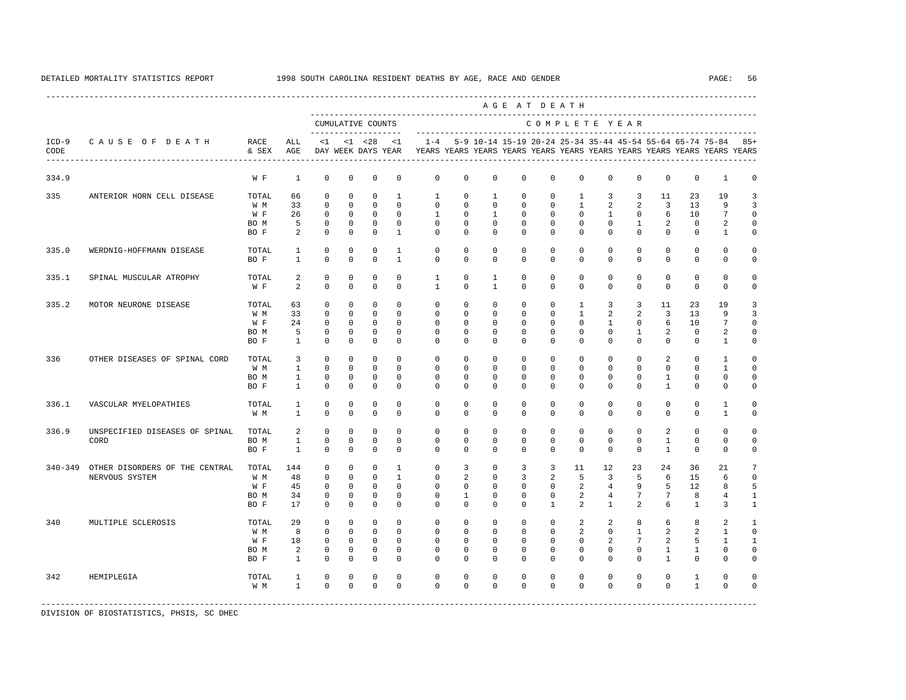DETAILED MORTALITY STATISTICS REPORT 1998 SOUTH CAROLINA RESIDENT DEATHS BY AGE, RACE AND GENDER

| ICD-9 CODE | CAUSE OF DEATH | RACE & SEX | ALL AGE | <1 DAY | <1 WEEK | <28 DAYS | <1 YEAR | 1-4 YEARS | 5-9 YEARS | 10-14 YEARS | 15-19 YEARS | 20-24 YEARS | 25-34 YEARS | 35-44 YEARS | 45-54 YEARS | 55-64 YEARS | 65-74 YEARS | 75-84 YEARS | 85+ YEARS |
|---|---|---|---|---|---|---|---|---|---|---|---|---|---|---|---|---|---|---|---|
| | | | | CUMULATIVE COUNTS | | | | COMPLETE YEAR | | | | | | | | | | | |
| 334.9 | | W F | 1 | 0 | 0 | 0 | 0 | 0 | 0 | 0 | 0 | 0 | 0 | 0 | 0 | 0 | 0 | 1 | 0 |
| 335 | ANTERIOR HORN CELL DISEASE | TOTAL | 66 | 0 | 0 | 0 | 1 | 1 | 0 | 1 | 0 | 0 | 1 | 3 | 3 | 11 | 23 | 19 | 3 |
| | | W M | 33 | 0 | 0 | 0 | 0 | 0 | 0 | 0 | 0 | 0 | 1 | 2 | 2 | 3 | 13 | 9 | 3 |
| | | W F | 26 | 0 | 0 | 0 | 0 | 1 | 0 | 1 | 0 | 0 | 0 | 1 | 0 | 6 | 10 | 7 | 0 |
| | | BO M | 5 | 0 | 0 | 0 | 0 | 0 | 0 | 0 | 0 | 0 | 0 | 0 | 1 | 2 | 0 | 2 | 0 |
| | | BO F | 2 | 0 | 0 | 0 | 1 | 0 | 0 | 0 | 0 | 0 | 0 | 0 | 0 | 0 | 0 | 1 | 0 |
| 335.0 | WERDNIG-HOFFMANN DISEASE | TOTAL | 1 | 0 | 0 | 0 | 1 | 0 | 0 | 0 | 0 | 0 | 0 | 0 | 0 | 0 | 0 | 0 | 0 |
| | | BO F | 1 | 0 | 0 | 0 | 1 | 0 | 0 | 0 | 0 | 0 | 0 | 0 | 0 | 0 | 0 | 0 | 0 |
| 335.1 | SPINAL MUSCULAR ATROPHY | TOTAL | 2 | 0 | 0 | 0 | 0 | 1 | 0 | 1 | 0 | 0 | 0 | 0 | 0 | 0 | 0 | 0 | 0 |
| | | W F | 2 | 0 | 0 | 0 | 0 | 1 | 0 | 1 | 0 | 0 | 0 | 0 | 0 | 0 | 0 | 0 | 0 |
| 335.2 | MOTOR NEURONE DISEASE | TOTAL | 63 | 0 | 0 | 0 | 0 | 0 | 0 | 0 | 0 | 0 | 1 | 3 | 3 | 11 | 23 | 19 | 3 |
| | | W M | 33 | 0 | 0 | 0 | 0 | 0 | 0 | 0 | 0 | 0 | 1 | 2 | 2 | 3 | 13 | 9 | 3 |
| | | W F | 24 | 0 | 0 | 0 | 0 | 0 | 0 | 0 | 0 | 0 | 0 | 1 | 0 | 6 | 10 | 7 | 0 |
| | | BO M | 5 | 0 | 0 | 0 | 0 | 0 | 0 | 0 | 0 | 0 | 0 | 0 | 1 | 2 | 0 | 2 | 0 |
| | | BO F | 1 | 0 | 0 | 0 | 0 | 0 | 0 | 0 | 0 | 0 | 0 | 0 | 0 | 0 | 0 | 1 | 0 |
| 336 | OTHER DISEASES OF SPINAL CORD | TOTAL | 3 | 0 | 0 | 0 | 0 | 0 | 0 | 0 | 0 | 0 | 0 | 0 | 0 | 2 | 0 | 1 | 0 |
| | | W M | 1 | 0 | 0 | 0 | 0 | 0 | 0 | 0 | 0 | 0 | 0 | 0 | 0 | 0 | 0 | 1 | 0 |
| | | BO M | 1 | 0 | 0 | 0 | 0 | 0 | 0 | 0 | 0 | 0 | 0 | 0 | 0 | 1 | 0 | 0 | 0 |
| | | BO F | 1 | 0 | 0 | 0 | 0 | 0 | 0 | 0 | 0 | 0 | 0 | 0 | 0 | 1 | 0 | 0 | 0 |
| 336.1 | VASCULAR MYELOPATHIES | TOTAL | 1 | 0 | 0 | 0 | 0 | 0 | 0 | 0 | 0 | 0 | 0 | 0 | 0 | 0 | 0 | 1 | 0 |
| | | W M | 1 | 0 | 0 | 0 | 0 | 0 | 0 | 0 | 0 | 0 | 0 | 0 | 0 | 0 | 0 | 1 | 0 |
| 336.9 | UNSPECIFIED DISEASES OF SPINAL CORD | TOTAL | 2 | 0 | 0 | 0 | 0 | 0 | 0 | 0 | 0 | 0 | 0 | 0 | 0 | 2 | 0 | 0 | 0 |
| | | BO M | 1 | 0 | 0 | 0 | 0 | 0 | 0 | 0 | 0 | 0 | 0 | 0 | 0 | 1 | 0 | 0 | 0 |
| | | BO F | 1 | 0 | 0 | 0 | 0 | 0 | 0 | 0 | 0 | 0 | 0 | 0 | 0 | 1 | 0 | 0 | 0 |
| 340-349 | OTHER DISORDERS OF THE CENTRAL NERVOUS SYSTEM | TOTAL | 144 | 0 | 0 | 0 | 1 | 0 | 3 | 0 | 3 | 3 | 11 | 12 | 23 | 24 | 36 | 21 | 7 |
| | | W M | 48 | 0 | 0 | 0 | 1 | 0 | 2 | 0 | 3 | 2 | 5 | 3 | 5 | 6 | 15 | 6 | 0 |
| | | W F | 45 | 0 | 0 | 0 | 0 | 0 | 0 | 0 | 0 | 0 | 2 | 4 | 9 | 5 | 12 | 8 | 5 |
| | | BO M | 34 | 0 | 0 | 0 | 0 | 0 | 1 | 0 | 0 | 0 | 2 | 4 | 7 | 7 | 8 | 4 | 1 |
| | | BO F | 17 | 0 | 0 | 0 | 0 | 0 | 0 | 0 | 0 | 1 | 2 | 1 | 2 | 6 | 1 | 3 | 1 |
| 340 | MULTIPLE SCLEROSIS | TOTAL | 29 | 0 | 0 | 0 | 0 | 0 | 0 | 0 | 0 | 0 | 2 | 2 | 8 | 6 | 8 | 2 | 1 |
| | | W M | 8 | 0 | 0 | 0 | 0 | 0 | 0 | 0 | 0 | 0 | 2 | 0 | 1 | 2 | 2 | 1 | 0 |
| | | W F | 18 | 0 | 0 | 0 | 0 | 0 | 0 | 0 | 0 | 0 | 0 | 2 | 7 | 2 | 5 | 1 | 1 |
| | | BO M | 2 | 0 | 0 | 0 | 0 | 0 | 0 | 0 | 0 | 0 | 0 | 0 | 0 | 1 | 1 | 0 | 0 |
| | | BO F | 1 | 0 | 0 | 0 | 0 | 0 | 0 | 0 | 0 | 0 | 0 | 0 | 0 | 1 | 0 | 0 | 0 |
| 342 | HEMIPLEGIA | TOTAL | 1 | 0 | 0 | 0 | 0 | 0 | 0 | 0 | 0 | 0 | 0 | 0 | 0 | 0 | 1 | 0 | 0 |
| | | W M | 1 | 0 | 0 | 0 | 0 | 0 | 0 | 0 | 0 | 0 | 0 | 0 | 0 | 0 | 1 | 0 | 0 |

DIVISION OF BIOSTATISTICS, PHSIS, SC DHEC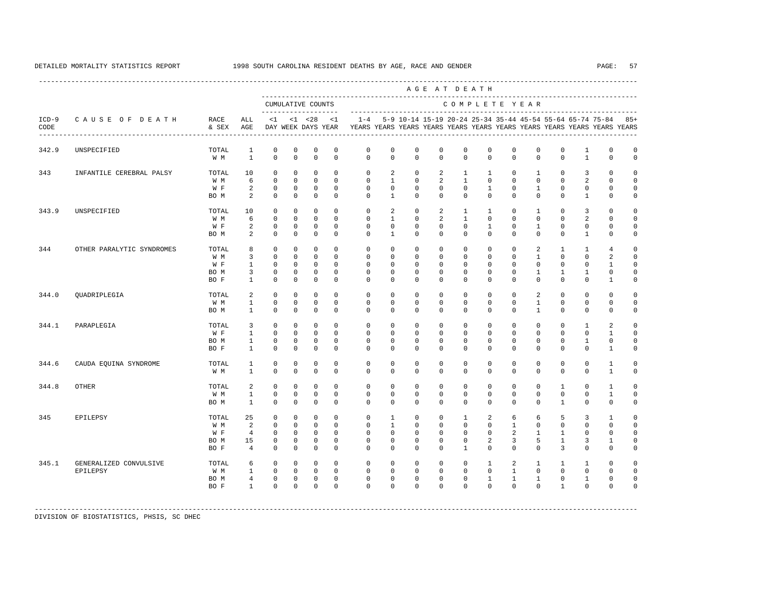DETAILED MORTALITY STATISTICS REPORT 1998 SOUTH CAROLINA RESIDENT DEATHS BY AGE, RACE AND GENDER

| ICD-9 CODE | CAUSE OF DEATH | RACE & SEX | ALL AGE | <1 DAY | <1 WEEK | <28 DAYS | <1 YEAR | 1-4 YEARS | 5-9 YEARS | 10-14 YEARS | 15-19 YEARS | 20-24 YEARS | 25-34 YEARS | 35-44 YEARS | 45-54 YEARS | 55-64 YEARS | 65-74 YEARS | 75-84 YEARS | 85+ YEARS |
|---|---|---|---|---|---|---|---|---|---|---|---|---|---|---|---|---|---|---|---|
| | | | | CUMULATIVE COUNTS | | | | COMPLETE YEAR | | | | | | | | | | | |
| 342.9 | UNSPECIFIED | TOTAL | 1 | 0 | 0 | 0 | 0 | 0 | 0 | 0 | 0 | 0 | 0 | 0 | 0 | 0 | 1 | 0 | 0 |
| | | W M | 1 | 0 | 0 | 0 | 0 | 0 | 0 | 0 | 0 | 0 | 0 | 0 | 0 | 0 | 1 | 0 | 0 |
| 343 | INFANTILE CEREBRAL PALSY | TOTAL | 10 | 0 | 0 | 0 | 0 | 0 | 2 | 0 | 2 | 1 | 1 | 0 | 1 | 0 | 3 | 0 | 0 |
| | | W M | 6 | 0 | 0 | 0 | 0 | 0 | 1 | 0 | 2 | 1 | 0 | 0 | 0 | 0 | 2 | 0 | 0 |
| | | W F | 2 | 0 | 0 | 0 | 0 | 0 | 0 | 0 | 0 | 0 | 1 | 0 | 1 | 0 | 0 | 0 | 0 |
| | | BO M | 2 | 0 | 0 | 0 | 0 | 0 | 1 | 0 | 0 | 0 | 0 | 0 | 0 | 0 | 1 | 0 | 0 |
| 343.9 | UNSPECIFIED | TOTAL | 10 | 0 | 0 | 0 | 0 | 0 | 2 | 0 | 2 | 1 | 1 | 0 | 1 | 0 | 3 | 0 | 0 |
| | | W M | 6 | 0 | 0 | 0 | 0 | 0 | 1 | 0 | 2 | 1 | 0 | 0 | 0 | 0 | 2 | 0 | 0 |
| | | W F | 2 | 0 | 0 | 0 | 0 | 0 | 0 | 0 | 0 | 0 | 1 | 0 | 1 | 0 | 0 | 0 | 0 |
| | | BO M | 2 | 0 | 0 | 0 | 0 | 0 | 1 | 0 | 0 | 0 | 0 | 0 | 0 | 0 | 1 | 0 | 0 |
| 344 | OTHER PARALYTIC SYNDROMES | TOTAL | 8 | 0 | 0 | 0 | 0 | 0 | 0 | 0 | 0 | 0 | 0 | 0 | 2 | 1 | 1 | 4 | 0 |
| | | W M | 3 | 0 | 0 | 0 | 0 | 0 | 0 | 0 | 0 | 0 | 0 | 0 | 1 | 0 | 0 | 2 | 0 |
| | | W F | 1 | 0 | 0 | 0 | 0 | 0 | 0 | 0 | 0 | 0 | 0 | 0 | 0 | 0 | 0 | 1 | 0 |
| | | BO M | 3 | 0 | 0 | 0 | 0 | 0 | 0 | 0 | 0 | 0 | 0 | 0 | 1 | 1 | 1 | 0 | 0 |
| | | BO F | 1 | 0 | 0 | 0 | 0 | 0 | 0 | 0 | 0 | 0 | 0 | 0 | 0 | 0 | 0 | 1 | 0 |
| 344.0 | QUADRIPLEGIA | TOTAL | 2 | 0 | 0 | 0 | 0 | 0 | 0 | 0 | 0 | 0 | 0 | 0 | 2 | 0 | 0 | 0 | 0 |
| | | W M | 1 | 0 | 0 | 0 | 0 | 0 | 0 | 0 | 0 | 0 | 0 | 0 | 1 | 0 | 0 | 0 | 0 |
| | | BO M | 1 | 0 | 0 | 0 | 0 | 0 | 0 | 0 | 0 | 0 | 0 | 0 | 1 | 0 | 0 | 0 | 0 |
| 344.1 | PARAPLEGIA | TOTAL | 3 | 0 | 0 | 0 | 0 | 0 | 0 | 0 | 0 | 0 | 0 | 0 | 0 | 0 | 1 | 2 | 0 |
| | | W F | 1 | 0 | 0 | 0 | 0 | 0 | 0 | 0 | 0 | 0 | 0 | 0 | 0 | 0 | 0 | 1 | 0 |
| | | BO M | 1 | 0 | 0 | 0 | 0 | 0 | 0 | 0 | 0 | 0 | 0 | 0 | 0 | 0 | 1 | 0 | 0 |
| | | BO F | 1 | 0 | 0 | 0 | 0 | 0 | 0 | 0 | 0 | 0 | 0 | 0 | 0 | 0 | 0 | 1 | 0 |
| 344.6 | CAUDA EQUINA SYNDROME | TOTAL | 1 | 0 | 0 | 0 | 0 | 0 | 0 | 0 | 0 | 0 | 0 | 0 | 0 | 0 | 0 | 1 | 0 |
| | | W M | 1 | 0 | 0 | 0 | 0 | 0 | 0 | 0 | 0 | 0 | 0 | 0 | 0 | 0 | 0 | 1 | 0 |
| 344.8 | OTHER | TOTAL | 2 | 0 | 0 | 0 | 0 | 0 | 0 | 0 | 0 | 0 | 0 | 0 | 0 | 1 | 0 | 1 | 0 |
| | | W M | 1 | 0 | 0 | 0 | 0 | 0 | 0 | 0 | 0 | 0 | 0 | 0 | 0 | 0 | 0 | 1 | 0 |
| | | BO M | 1 | 0 | 0 | 0 | 0 | 0 | 0 | 0 | 0 | 0 | 0 | 0 | 0 | 1 | 0 | 0 | 0 |
| 345 | EPILEPSY | TOTAL | 25 | 0 | 0 | 0 | 0 | 0 | 1 | 0 | 0 | 1 | 2 | 6 | 6 | 5 | 3 | 1 | 0 |
| | | W M | 2 | 0 | 0 | 0 | 0 | 0 | 1 | 0 | 0 | 0 | 0 | 1 | 0 | 0 | 0 | 0 | 0 |
| | | W F | 4 | 0 | 0 | 0 | 0 | 0 | 0 | 0 | 0 | 0 | 0 | 2 | 1 | 1 | 0 | 0 | 0 |
| | | BO M | 15 | 0 | 0 | 0 | 0 | 0 | 0 | 0 | 0 | 0 | 2 | 3 | 5 | 1 | 3 | 1 | 0 |
| | | BO F | 4 | 0 | 0 | 0 | 0 | 0 | 0 | 0 | 0 | 1 | 0 | 0 | 0 | 3 | 0 | 0 | 0 |
| 345.1 | GENERALIZED CONVULSIVE EPILEPSY | TOTAL | 6 | 0 | 0 | 0 | 0 | 0 | 0 | 0 | 0 | 0 | 1 | 2 | 1 | 1 | 1 | 0 | 0 |
| | | W M | 1 | 0 | 0 | 0 | 0 | 0 | 0 | 0 | 0 | 0 | 0 | 1 | 0 | 0 | 0 | 0 | 0 |
| | | BO M | 4 | 0 | 0 | 0 | 0 | 0 | 0 | 0 | 0 | 0 | 1 | 1 | 1 | 0 | 1 | 0 | 0 |
| | | BO F | 1 | 0 | 0 | 0 | 0 | 0 | 0 | 0 | 0 | 0 | 0 | 0 | 0 | 1 | 0 | 0 | 0 |

DIVISION OF BIOSTATISTICS, PHSIS, SC DHEC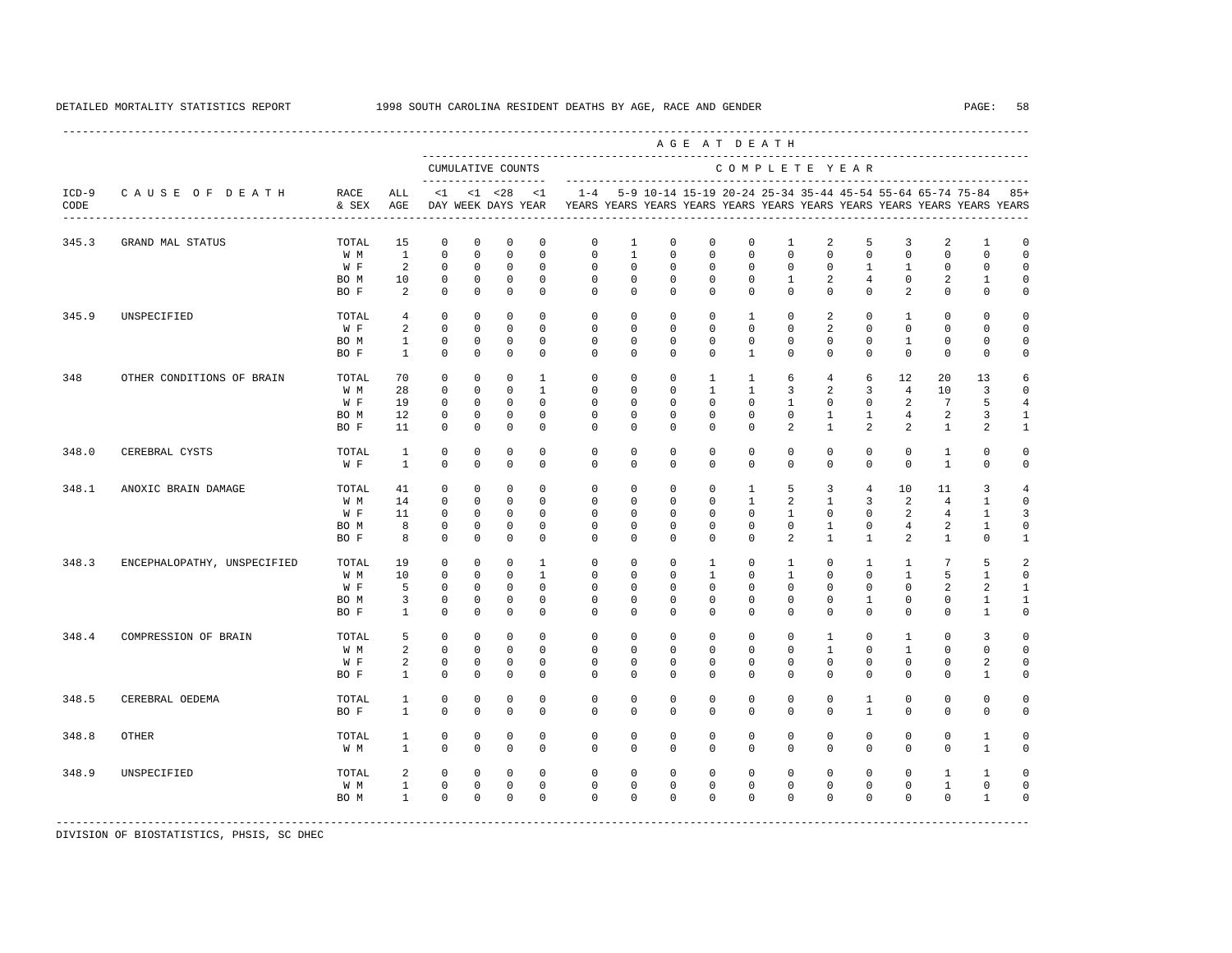DETAILED MORTALITY STATISTICS REPORT 1998 SOUTH CAROLINA RESIDENT DEATHS BY AGE, RACE AND GENDER

| ICD-9 CODE | CAUSE OF DEATH | RACE & SEX | ALL AGE | CUMULATIVE COUNTS <1 DAY | <1 WEEK | <28 DAYS | <1 YEAR | 1-4 YEARS | 5-9 YEARS | 10-14 YEARS | 15-19 YEARS | 20-24 YEARS | 25-34 YEARS | 35-44 YEARS | 45-54 YEARS | 55-64 YEARS | 65-74 YEARS | 75-84 YEARS | 85+ YEARS |
|---|---|---|---|---|---|---|---|---|---|---|---|---|---|---|---|---|---|---|---|
| 345.3 | GRAND MAL STATUS | TOTAL | 15 | 0 | 0 | 0 | 0 | 0 | 1 | 0 | 0 | 0 | 1 | 2 | 5 | 3 | 2 | 1 | 0 |
| | | W M | 1 | 0 | 0 | 0 | 0 | 0 | 1 | 0 | 0 | 0 | 0 | 0 | 0 | 0 | 0 | 0 | 0 |
| | | W F | 2 | 0 | 0 | 0 | 0 | 0 | 0 | 0 | 0 | 0 | 0 | 0 | 1 | 1 | 0 | 0 | 0 |
| | | BO M | 10 | 0 | 0 | 0 | 0 | 0 | 0 | 0 | 0 | 0 | 1 | 2 | 4 | 0 | 2 | 1 | 0 |
| | | BO F | 2 | 0 | 0 | 0 | 0 | 0 | 0 | 0 | 0 | 0 | 0 | 0 | 0 | 2 | 0 | 0 | 0 |
| 345.9 | UNSPECIFIED | TOTAL | 4 | 0 | 0 | 0 | 0 | 0 | 0 | 0 | 0 | 1 | 0 | 2 | 0 | 1 | 0 | 0 | 0 |
| | | W F | 2 | 0 | 0 | 0 | 0 | 0 | 0 | 0 | 0 | 0 | 0 | 2 | 0 | 0 | 0 | 0 | 0 |
| | | BO M | 1 | 0 | 0 | 0 | 0 | 0 | 0 | 0 | 0 | 0 | 0 | 0 | 0 | 1 | 0 | 0 | 0 |
| | | BO F | 1 | 0 | 0 | 0 | 0 | 0 | 0 | 0 | 0 | 1 | 0 | 0 | 0 | 0 | 0 | 0 | 0 |
| 348 | OTHER CONDITIONS OF BRAIN | TOTAL | 70 | 0 | 0 | 0 | 1 | 0 | 0 | 0 | 1 | 1 | 6 | 4 | 6 | 12 | 20 | 13 | 6 |
| | | W M | 28 | 0 | 0 | 0 | 1 | 0 | 0 | 0 | 1 | 1 | 3 | 2 | 3 | 4 | 10 | 3 | 0 |
| | | W F | 19 | 0 | 0 | 0 | 0 | 0 | 0 | 0 | 0 | 0 | 1 | 0 | 0 | 2 | 7 | 5 | 4 |
| | | BO M | 12 | 0 | 0 | 0 | 0 | 0 | 0 | 0 | 0 | 0 | 0 | 1 | 1 | 4 | 2 | 3 | 1 |
| | | BO F | 11 | 0 | 0 | 0 | 0 | 0 | 0 | 0 | 0 | 0 | 2 | 1 | 2 | 2 | 1 | 2 | 1 |
| 348.0 | CEREBRAL CYSTS | TOTAL | 1 | 0 | 0 | 0 | 0 | 0 | 0 | 0 | 0 | 0 | 0 | 0 | 0 | 0 | 1 | 0 | 0 |
| | | W F | 1 | 0 | 0 | 0 | 0 | 0 | 0 | 0 | 0 | 0 | 0 | 0 | 0 | 0 | 1 | 0 | 0 |
| 348.1 | ANOXIC BRAIN DAMAGE | TOTAL | 41 | 0 | 0 | 0 | 0 | 0 | 0 | 0 | 0 | 1 | 5 | 3 | 4 | 10 | 11 | 3 | 4 |
| | | W M | 14 | 0 | 0 | 0 | 0 | 0 | 0 | 0 | 0 | 1 | 2 | 1 | 3 | 2 | 4 | 1 | 0 |
| | | W F | 11 | 0 | 0 | 0 | 0 | 0 | 0 | 0 | 0 | 0 | 1 | 0 | 0 | 2 | 4 | 1 | 3 |
| | | BO M | 8 | 0 | 0 | 0 | 0 | 0 | 0 | 0 | 0 | 0 | 0 | 1 | 0 | 4 | 2 | 1 | 0 |
| | | BO F | 8 | 0 | 0 | 0 | 0 | 0 | 0 | 0 | 0 | 0 | 2 | 1 | 1 | 2 | 1 | 0 | 1 |
| 348.3 | ENCEPHALOPATHY, UNSPECIFIED | TOTAL | 19 | 0 | 0 | 0 | 1 | 0 | 0 | 0 | 1 | 0 | 1 | 0 | 1 | 1 | 7 | 5 | 2 |
| | | W M | 10 | 0 | 0 | 0 | 1 | 0 | 0 | 0 | 1 | 0 | 1 | 0 | 0 | 1 | 5 | 1 | 0 |
| | | W F | 5 | 0 | 0 | 0 | 0 | 0 | 0 | 0 | 0 | 0 | 0 | 0 | 0 | 0 | 2 | 2 | 1 |
| | | BO M | 3 | 0 | 0 | 0 | 0 | 0 | 0 | 0 | 0 | 0 | 0 | 0 | 1 | 0 | 0 | 1 | 1 |
| | | BO F | 1 | 0 | 0 | 0 | 0 | 0 | 0 | 0 | 0 | 0 | 0 | 0 | 0 | 0 | 0 | 1 | 0 |
| 348.4 | COMPRESSION OF BRAIN | TOTAL | 5 | 0 | 0 | 0 | 0 | 0 | 0 | 0 | 0 | 0 | 0 | 1 | 0 | 1 | 0 | 3 | 0 |
| | | W M | 2 | 0 | 0 | 0 | 0 | 0 | 0 | 0 | 0 | 0 | 0 | 1 | 0 | 1 | 0 | 0 | 0 |
| | | W F | 2 | 0 | 0 | 0 | 0 | 0 | 0 | 0 | 0 | 0 | 0 | 0 | 0 | 0 | 0 | 2 | 0 |
| | | BO F | 1 | 0 | 0 | 0 | 0 | 0 | 0 | 0 | 0 | 0 | 0 | 0 | 0 | 0 | 0 | 1 | 0 |
| 348.5 | CEREBRAL OEDEMA | TOTAL | 1 | 0 | 0 | 0 | 0 | 0 | 0 | 0 | 0 | 0 | 0 | 0 | 1 | 0 | 0 | 0 | 0 |
| | | BO F | 1 | 0 | 0 | 0 | 0 | 0 | 0 | 0 | 0 | 0 | 0 | 0 | 1 | 0 | 0 | 0 | 0 |
| 348.8 | OTHER | TOTAL | 1 | 0 | 0 | 0 | 0 | 0 | 0 | 0 | 0 | 0 | 0 | 0 | 0 | 0 | 0 | 1 | 0 |
| | | W M | 1 | 0 | 0 | 0 | 0 | 0 | 0 | 0 | 0 | 0 | 0 | 0 | 0 | 0 | 0 | 1 | 0 |
| 348.9 | UNSPECIFIED | TOTAL | 2 | 0 | 0 | 0 | 0 | 0 | 0 | 0 | 0 | 0 | 0 | 0 | 0 | 0 | 1 | 1 | 0 |
| | | W M | 1 | 0 | 0 | 0 | 0 | 0 | 0 | 0 | 0 | 0 | 0 | 0 | 0 | 0 | 1 | 0 | 0 |
| | | BO M | 1 | 0 | 0 | 0 | 0 | 0 | 0 | 0 | 0 | 0 | 0 | 0 | 0 | 0 | 0 | 1 | 0 |

DIVISION OF BIOSTATISTICS, PHSIS, SC DHEC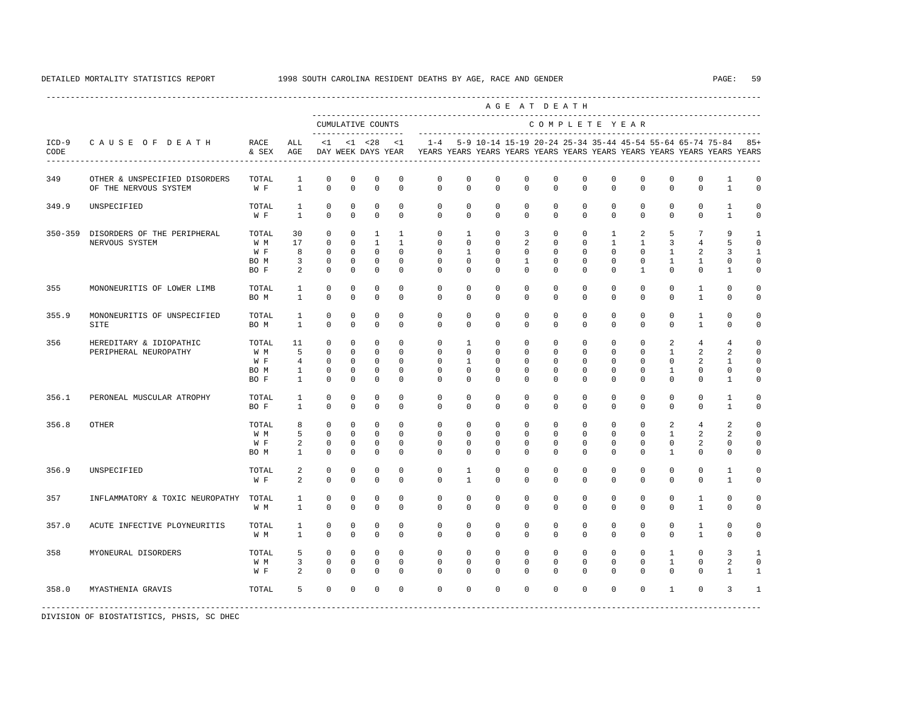DETAILED MORTALITY STATISTICS REPORT 1998 SOUTH CAROLINA RESIDENT DEATHS BY AGE, RACE AND GENDER

| ICD-9 CODE | CAUSE OF DEATH | RACE & SEX | ALL AGE | <1 DAY | <1 WEEK | <28 DAYS | <1 YEAR | 1-4 YEARS | 5-9 YEARS | 10-14 YEARS | 15-19 YEARS | 20-24 YEARS | 25-34 YEARS | 35-44 YEARS | 45-54 YEARS | 55-64 YEARS | 65-74 YEARS | 75-84 YEARS | 85+ YEARS |
|---|---|---|---|---|---|---|---|---|---|---|---|---|---|---|---|---|---|---|---|
| | | | | CUMULATIVE COUNTS | | | | COMPLETE YEAR | | | | | | | | | | | |
| 349 | OTHER & UNSPECIFIED DISORDERS OF THE NERVOUS SYSTEM | TOTAL | 1 | 0 | 0 | 0 | 0 | 0 | 0 | 0 | 0 | 0 | 0 | 0 | 0 | 0 | 0 | 1 | 0 |
| | | W F | 1 | 0 | 0 | 0 | 0 | 0 | 0 | 0 | 0 | 0 | 0 | 0 | 0 | 0 | 0 | 1 | 0 |
| 349.9 | UNSPECIFIED | TOTAL | 1 | 0 | 0 | 0 | 0 | 0 | 0 | 0 | 0 | 0 | 0 | 0 | 0 | 0 | 0 | 1 | 0 |
| | | W F | 1 | 0 | 0 | 0 | 0 | 0 | 0 | 0 | 0 | 0 | 0 | 0 | 0 | 0 | 0 | 1 | 0 |
| 350-359 | DISORDERS OF THE PERIPHERAL NERVOUS SYSTEM | TOTAL | 30 | 0 | 0 | 1 | 1 | 0 | 1 | 0 | 3 | 0 | 0 | 1 | 2 | 5 | 7 | 9 | 1 |
| | | W M | 17 | 0 | 0 | 1 | 1 | 0 | 0 | 0 | 2 | 0 | 0 | 1 | 1 | 3 | 4 | 5 | 0 |
| | | W F | 8 | 0 | 0 | 0 | 0 | 0 | 1 | 0 | 0 | 0 | 0 | 0 | 0 | 1 | 2 | 3 | 1 |
| | | BO M | 3 | 0 | 0 | 0 | 0 | 0 | 0 | 0 | 1 | 0 | 0 | 0 | 0 | 1 | 1 | 0 | 0 |
| | | BO F | 2 | 0 | 0 | 0 | 0 | 0 | 0 | 0 | 0 | 0 | 0 | 0 | 1 | 0 | 0 | 1 | 0 |
| 355 | MONONEURITIS OF LOWER LIMB | TOTAL | 1 | 0 | 0 | 0 | 0 | 0 | 0 | 0 | 0 | 0 | 0 | 0 | 0 | 0 | 1 | 0 | 0 |
| | | BO M | 1 | 0 | 0 | 0 | 0 | 0 | 0 | 0 | 0 | 0 | 0 | 0 | 0 | 0 | 1 | 0 | 0 |
| 355.9 | MONONEURITIS OF UNSPECIFIED SITE | TOTAL | 1 | 0 | 0 | 0 | 0 | 0 | 0 | 0 | 0 | 0 | 0 | 0 | 0 | 0 | 1 | 0 | 0 |
| | | BO M | 1 | 0 | 0 | 0 | 0 | 0 | 0 | 0 | 0 | 0 | 0 | 0 | 0 | 0 | 1 | 0 | 0 |
| 356 | HEREDITARY & IDIOPATHIC PERIPHERAL NEUROPATHY | TOTAL | 11 | 0 | 0 | 0 | 0 | 0 | 1 | 0 | 0 | 0 | 0 | 0 | 0 | 2 | 4 | 4 | 0 |
| | | W M | 5 | 0 | 0 | 0 | 0 | 0 | 0 | 0 | 0 | 0 | 0 | 0 | 0 | 1 | 2 | 2 | 0 |
| | | W F | 4 | 0 | 0 | 0 | 0 | 0 | 1 | 0 | 0 | 0 | 0 | 0 | 0 | 0 | 2 | 1 | 0 |
| | | BO M | 1 | 0 | 0 | 0 | 0 | 0 | 0 | 0 | 0 | 0 | 0 | 0 | 0 | 1 | 0 | 0 | 0 |
| | | BO F | 1 | 0 | 0 | 0 | 0 | 0 | 0 | 0 | 0 | 0 | 0 | 0 | 0 | 0 | 0 | 1 | 0 |
| 356.1 | PERONEAL MUSCULAR ATROPHY | TOTAL | 1 | 0 | 0 | 0 | 0 | 0 | 0 | 0 | 0 | 0 | 0 | 0 | 0 | 0 | 0 | 1 | 0 |
| | | BO F | 1 | 0 | 0 | 0 | 0 | 0 | 0 | 0 | 0 | 0 | 0 | 0 | 0 | 0 | 0 | 1 | 0 |
| 356.8 | OTHER | TOTAL | 8 | 0 | 0 | 0 | 0 | 0 | 0 | 0 | 0 | 0 | 0 | 0 | 0 | 2 | 4 | 2 | 0 |
| | | W M | 5 | 0 | 0 | 0 | 0 | 0 | 0 | 0 | 0 | 0 | 0 | 0 | 0 | 1 | 2 | 2 | 0 |
| | | W F | 2 | 0 | 0 | 0 | 0 | 0 | 0 | 0 | 0 | 0 | 0 | 0 | 0 | 0 | 2 | 0 | 0 |
| | | BO M | 1 | 0 | 0 | 0 | 0 | 0 | 0 | 0 | 0 | 0 | 0 | 0 | 0 | 1 | 0 | 0 | 0 |
| 356.9 | UNSPECIFIED | TOTAL | 2 | 0 | 0 | 0 | 0 | 0 | 1 | 0 | 0 | 0 | 0 | 0 | 0 | 0 | 0 | 1 | 0 |
| | | W F | 2 | 0 | 0 | 0 | 0 | 0 | 1 | 0 | 0 | 0 | 0 | 0 | 0 | 0 | 0 | 1 | 0 |
| 357 | INFLAMMATORY & TOXIC NEUROPATHY | TOTAL | 1 | 0 | 0 | 0 | 0 | 0 | 0 | 0 | 0 | 0 | 0 | 0 | 0 | 0 | 1 | 0 | 0 |
| | | W M | 1 | 0 | 0 | 0 | 0 | 0 | 0 | 0 | 0 | 0 | 0 | 0 | 0 | 0 | 1 | 0 | 0 |
| 357.0 | ACUTE INFECTIVE PLOYNEURITIS | TOTAL | 1 | 0 | 0 | 0 | 0 | 0 | 0 | 0 | 0 | 0 | 0 | 0 | 0 | 0 | 1 | 0 | 0 |
| | | W M | 1 | 0 | 0 | 0 | 0 | 0 | 0 | 0 | 0 | 0 | 0 | 0 | 0 | 0 | 1 | 0 | 0 |
| 358 | MYONEURAL DISORDERS | TOTAL | 5 | 0 | 0 | 0 | 0 | 0 | 0 | 0 | 0 | 0 | 0 | 0 | 0 | 1 | 0 | 3 | 1 |
| | | W M | 3 | 0 | 0 | 0 | 0 | 0 | 0 | 0 | 0 | 0 | 0 | 0 | 0 | 1 | 0 | 2 | 0 |
| | | W F | 2 | 0 | 0 | 0 | 0 | 0 | 0 | 0 | 0 | 0 | 0 | 0 | 0 | 0 | 0 | 1 | 1 |
| 358.0 | MYASTHENIA GRAVIS | TOTAL | 5 | 0 | 0 | 0 | 0 | 0 | 0 | 0 | 0 | 0 | 0 | 0 | 0 | 1 | 0 | 3 | 1 |

DIVISION OF BIOSTATISTICS, PHSIS, SC DHEC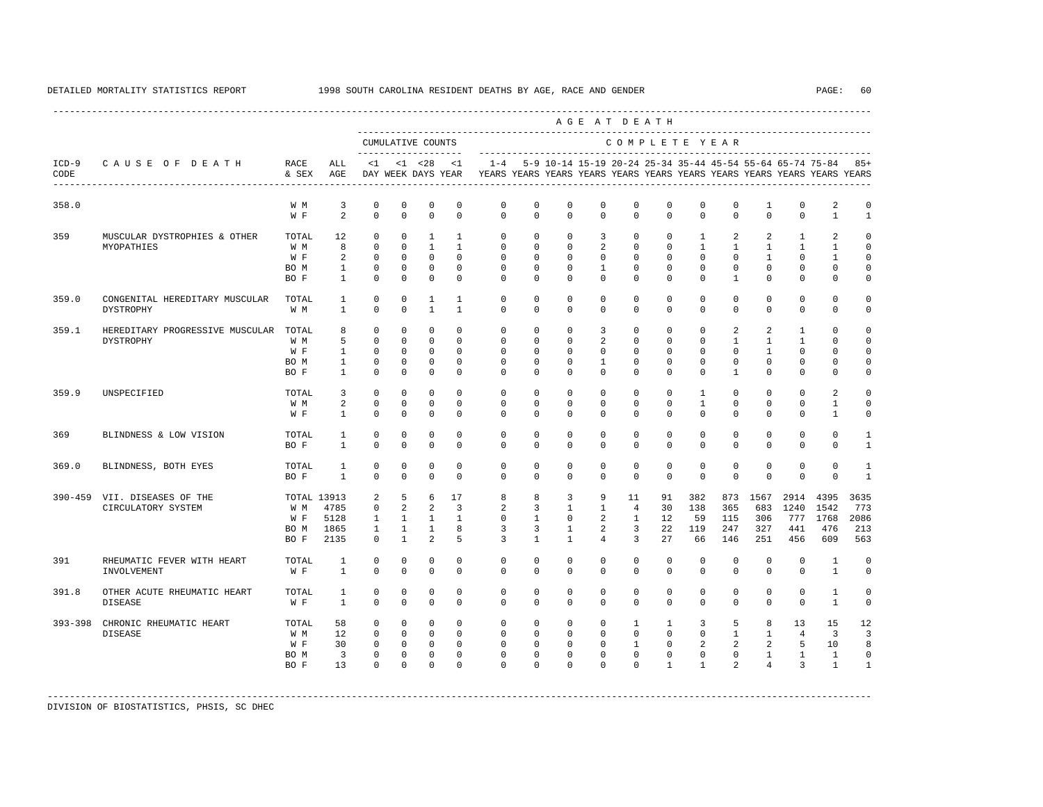DETAILED MORTALITY STATISTICS REPORT 1998 SOUTH CAROLINA RESIDENT DEATHS BY AGE, RACE AND GENDER

| ICD-9 CODE | CAUSE OF DEATH | RACE & SEX | ALL AGE | CUMULATIVE COUNTS <1 DAY | <1 WEEK | <28 DAYS | <1 YEAR | 1-4 YEARS | 5-9 YEARS | 10-14 YEARS | 15-19 YEARS | 20-24 YEARS | 25-34 YEARS | 35-44 YEARS | 45-54 YEARS | 55-64 YEARS | 65-74 YEARS | 75-84 YEARS | 85+ YEARS |
|---|---|---|---|---|---|---|---|---|---|---|---|---|---|---|---|---|---|---|---|
| 358.0 | | W M | 3 | 0 | 0 | 0 | 0 | 0 | 0 | 0 | 0 | 0 | 0 | 0 | 0 | 1 | 0 | 2 | 0 |
| | | W F | 2 | 0 | 0 | 0 | 0 | 0 | 0 | 0 | 0 | 0 | 0 | 0 | 0 | 0 | 0 | 1 | 1 |
| 359 | MUSCULAR DYSTROPHIES & OTHER MYOPATHIES | TOTAL | 12 | 0 | 0 | 1 | 1 | 0 | 0 | 0 | 3 | 0 | 0 | 1 | 2 | 2 | 1 | 2 | 0 |
| | | W M | 8 | 0 | 0 | 1 | 1 | 0 | 0 | 0 | 2 | 0 | 0 | 1 | 1 | 1 | 1 | 1 | 0 |
| | | W F | 2 | 0 | 0 | 0 | 0 | 0 | 0 | 0 | 0 | 0 | 0 | 0 | 0 | 1 | 0 | 1 | 0 |
| | | BO M | 1 | 0 | 0 | 0 | 0 | 0 | 0 | 0 | 1 | 0 | 0 | 0 | 0 | 0 | 0 | 0 | 0 |
| | | BO F | 1 | 0 | 0 | 0 | 0 | 0 | 0 | 0 | 0 | 0 | 0 | 0 | 1 | 0 | 0 | 0 | 0 |
| 359.0 | CONGENITAL HEREDITARY MUSCULAR DYSTROPHY | TOTAL | 1 | 0 | 0 | 1 | 1 | 0 | 0 | 0 | 0 | 0 | 0 | 0 | 0 | 0 | 0 | 0 | 0 |
| | | W M | 1 | 0 | 0 | 1 | 1 | 0 | 0 | 0 | 0 | 0 | 0 | 0 | 0 | 0 | 0 | 0 | 0 |
| 359.1 | HEREDITARY PROGRESSIVE MUSCULAR DYSTROPHY | TOTAL | 8 | 0 | 0 | 0 | 0 | 0 | 0 | 0 | 3 | 0 | 0 | 0 | 2 | 2 | 1 | 0 | 0 |
| | | W M | 5 | 0 | 0 | 0 | 0 | 0 | 0 | 0 | 2 | 0 | 0 | 0 | 1 | 1 | 1 | 0 | 0 |
| | | W F | 1 | 0 | 0 | 0 | 0 | 0 | 0 | 0 | 0 | 0 | 0 | 0 | 0 | 1 | 0 | 0 | 0 |
| | | BO M | 1 | 0 | 0 | 0 | 0 | 0 | 0 | 0 | 1 | 0 | 0 | 0 | 0 | 0 | 0 | 0 | 0 |
| | | BO F | 1 | 0 | 0 | 0 | 0 | 0 | 0 | 0 | 0 | 0 | 0 | 0 | 1 | 0 | 0 | 0 | 0 |
| 359.9 | UNSPECIFIED | TOTAL | 3 | 0 | 0 | 0 | 0 | 0 | 0 | 0 | 0 | 0 | 0 | 1 | 0 | 0 | 0 | 2 | 0 |
| | | W M | 2 | 0 | 0 | 0 | 0 | 0 | 0 | 0 | 0 | 0 | 0 | 1 | 0 | 0 | 0 | 1 | 0 |
| | | W F | 1 | 0 | 0 | 0 | 0 | 0 | 0 | 0 | 0 | 0 | 0 | 0 | 0 | 0 | 0 | 1 | 0 |
| 369 | BLINDNESS & LOW VISION | TOTAL | 1 | 0 | 0 | 0 | 0 | 0 | 0 | 0 | 0 | 0 | 0 | 0 | 0 | 0 | 0 | 0 | 1 |
| | | BO F | 1 | 0 | 0 | 0 | 0 | 0 | 0 | 0 | 0 | 0 | 0 | 0 | 0 | 0 | 0 | 0 | 1 |
| 369.0 | BLINDNESS, BOTH EYES | TOTAL | 1 | 0 | 0 | 0 | 0 | 0 | 0 | 0 | 0 | 0 | 0 | 0 | 0 | 0 | 0 | 0 | 1 |
| | | BO F | 1 | 0 | 0 | 0 | 0 | 0 | 0 | 0 | 0 | 0 | 0 | 0 | 0 | 0 | 0 | 0 | 1 |
| 390-459 | VII. DISEASES OF THE CIRCULATORY SYSTEM | TOTAL | 13913 | 2 | 5 | 6 | 17 | 8 | 8 | 3 | 9 | 11 | 91 | 382 | 873 | 1567 | 2914 | 4395 | 3635 |
| | | W M | 4785 | 0 | 2 | 2 | 3 | 2 | 3 | 1 | 1 | 4 | 30 | 138 | 365 | 683 | 1240 | 1542 | 773 |
| | | W F | 5128 | 1 | 1 | 1 | 1 | 0 | 1 | 0 | 2 | 1 | 12 | 59 | 115 | 306 | 777 | 1768 | 2086 |
| | | BO M | 1865 | 1 | 1 | 1 | 8 | 3 | 3 | 1 | 2 | 3 | 22 | 119 | 247 | 327 | 441 | 476 | 213 |
| | | BO F | 2135 | 0 | 1 | 2 | 5 | 3 | 1 | 1 | 4 | 3 | 27 | 66 | 146 | 251 | 456 | 609 | 563 |
| 391 | RHEUMATIC FEVER WITH HEART INVOLVEMENT | TOTAL | 1 | 0 | 0 | 0 | 0 | 0 | 0 | 0 | 0 | 0 | 0 | 0 | 0 | 0 | 0 | 1 | 0 |
| | | W F | 1 | 0 | 0 | 0 | 0 | 0 | 0 | 0 | 0 | 0 | 0 | 0 | 0 | 0 | 0 | 1 | 0 |
| 391.8 | OTHER ACUTE RHEUMATIC HEART DISEASE | TOTAL | 1 | 0 | 0 | 0 | 0 | 0 | 0 | 0 | 0 | 0 | 0 | 0 | 0 | 0 | 0 | 1 | 0 |
| | | W F | 1 | 0 | 0 | 0 | 0 | 0 | 0 | 0 | 0 | 0 | 0 | 0 | 0 | 0 | 0 | 1 | 0 |
| 393-398 | CHRONIC RHEUMATIC HEART DISEASE | TOTAL | 58 | 0 | 0 | 0 | 0 | 0 | 0 | 0 | 0 | 1 | 1 | 3 | 5 | 8 | 13 | 15 | 12 |
| | | W M | 12 | 0 | 0 | 0 | 0 | 0 | 0 | 0 | 0 | 0 | 0 | 0 | 1 | 1 | 4 | 3 | 3 |
| | | W F | 30 | 0 | 0 | 0 | 0 | 0 | 0 | 0 | 0 | 1 | 0 | 2 | 2 | 2 | 5 | 10 | 8 |
| | | BO M | 3 | 0 | 0 | 0 | 0 | 0 | 0 | 0 | 0 | 0 | 0 | 0 | 0 | 1 | 1 | 1 | 0 |
| | | BO F | 13 | 0 | 0 | 0 | 0 | 0 | 0 | 0 | 0 | 0 | 1 | 1 | 2 | 4 | 3 | 1 | 1 |

DIVISION OF BIOSTATISTICS, PHSIS, SC DHEC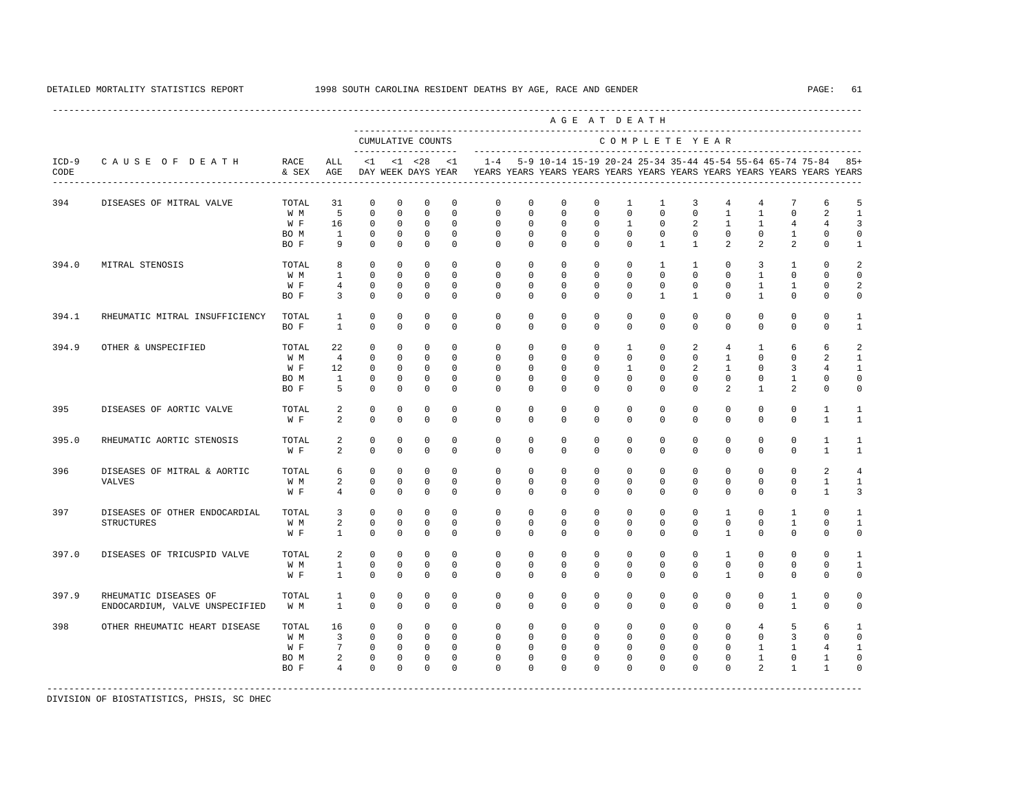DETAILED MORTALITY STATISTICS REPORT 1998 SOUTH CAROLINA RESIDENT DEATHS BY AGE, RACE AND GENDER

| ICD-9 CODE | CAUSE OF DEATH | RACE & SEX | ALL AGE | <1 DAY | <1 WEEK | <28 DAYS | <1 YEAR | 1-4 YEARS | 5-9 YEARS | 10-14 YEARS | 15-19 YEARS | 20-24 YEARS | 25-34 YEARS | 35-44 YEARS | 45-54 YEARS | 55-64 YEARS | 65-74 YEARS | 75-84 YEARS | 85+ YEARS |
|---|---|---|---|---|---|---|---|---|---|---|---|---|---|---|---|---|---|---|---|
| 394 | DISEASES OF MITRAL VALVE | TOTAL | 31 | 0 | 0 | 0 | 0 | 0 | 0 | 0 | 0 | 1 | 1 | 3 | 4 | 4 | 7 | 6 | 5 |
| | | W M | 5 | 0 | 0 | 0 | 0 | 0 | 0 | 0 | 0 | 0 | 0 | 0 | 1 | 1 | 0 | 2 | 1 |
| | | W F | 16 | 0 | 0 | 0 | 0 | 0 | 0 | 0 | 0 | 1 | 0 | 2 | 1 | 1 | 4 | 4 | 3 |
| | | BO M | 1 | 0 | 0 | 0 | 0 | 0 | 0 | 0 | 0 | 0 | 0 | 0 | 0 | 0 | 1 | 0 | 0 |
| | | BO F | 9 | 0 | 0 | 0 | 0 | 0 | 0 | 0 | 0 | 0 | 1 | 1 | 2 | 2 | 2 | 0 | 1 |
| 394.0 | MITRAL STENOSIS | TOTAL | 8 | 0 | 0 | 0 | 0 | 0 | 0 | 0 | 0 | 0 | 1 | 1 | 0 | 3 | 1 | 0 | 2 |
| | | W M | 1 | 0 | 0 | 0 | 0 | 0 | 0 | 0 | 0 | 0 | 0 | 0 | 0 | 1 | 0 | 0 | 0 |
| | | W F | 4 | 0 | 0 | 0 | 0 | 0 | 0 | 0 | 0 | 0 | 0 | 0 | 0 | 1 | 1 | 0 | 2 |
| | | BO F | 3 | 0 | 0 | 0 | 0 | 0 | 0 | 0 | 0 | 0 | 1 | 1 | 0 | 1 | 0 | 0 | 0 |
| 394.1 | RHEUMATIC MITRAL INSUFFICIENCY | TOTAL | 1 | 0 | 0 | 0 | 0 | 0 | 0 | 0 | 0 | 0 | 0 | 0 | 0 | 0 | 0 | 0 | 1 |
| | | BO F | 1 | 0 | 0 | 0 | 0 | 0 | 0 | 0 | 0 | 0 | 0 | 0 | 0 | 0 | 0 | 0 | 1 |
| 394.9 | OTHER & UNSPECIFIED | TOTAL | 22 | 0 | 0 | 0 | 0 | 0 | 0 | 0 | 0 | 1 | 0 | 2 | 4 | 1 | 6 | 6 | 2 |
| | | W M | 4 | 0 | 0 | 0 | 0 | 0 | 0 | 0 | 0 | 0 | 0 | 0 | 1 | 0 | 0 | 2 | 1 |
| | | W F | 12 | 0 | 0 | 0 | 0 | 0 | 0 | 0 | 0 | 1 | 0 | 2 | 1 | 0 | 3 | 4 | 1 |
| | | BO M | 1 | 0 | 0 | 0 | 0 | 0 | 0 | 0 | 0 | 0 | 0 | 0 | 0 | 0 | 1 | 0 | 0 |
| | | BO F | 5 | 0 | 0 | 0 | 0 | 0 | 0 | 0 | 0 | 0 | 0 | 0 | 2 | 1 | 2 | 0 | 0 |
| 395 | DISEASES OF AORTIC VALVE | TOTAL | 2 | 0 | 0 | 0 | 0 | 0 | 0 | 0 | 0 | 0 | 0 | 0 | 0 | 0 | 0 | 1 | 1 |
| | | W F | 2 | 0 | 0 | 0 | 0 | 0 | 0 | 0 | 0 | 0 | 0 | 0 | 0 | 0 | 0 | 1 | 1 |
| 395.0 | RHEUMATIC AORTIC STENOSIS | TOTAL | 2 | 0 | 0 | 0 | 0 | 0 | 0 | 0 | 0 | 0 | 0 | 0 | 0 | 0 | 0 | 1 | 1 |
| | | W F | 2 | 0 | 0 | 0 | 0 | 0 | 0 | 0 | 0 | 0 | 0 | 0 | 0 | 0 | 0 | 1 | 1 |
| 396 | DISEASES OF MITRAL & AORTIC VALVES | TOTAL | 6 | 0 | 0 | 0 | 0 | 0 | 0 | 0 | 0 | 0 | 0 | 0 | 0 | 0 | 0 | 2 | 4 |
| | | W M | 2 | 0 | 0 | 0 | 0 | 0 | 0 | 0 | 0 | 0 | 0 | 0 | 0 | 0 | 0 | 1 | 1 |
| | | W F | 4 | 0 | 0 | 0 | 0 | 0 | 0 | 0 | 0 | 0 | 0 | 0 | 0 | 0 | 0 | 1 | 3 |
| 397 | DISEASES OF OTHER ENDOCARDIAL STRUCTURES | TOTAL | 3 | 0 | 0 | 0 | 0 | 0 | 0 | 0 | 0 | 0 | 0 | 0 | 1 | 0 | 1 | 0 | 1 |
| | | W M | 2 | 0 | 0 | 0 | 0 | 0 | 0 | 0 | 0 | 0 | 0 | 0 | 0 | 0 | 1 | 0 | 1 |
| | | W F | 1 | 0 | 0 | 0 | 0 | 0 | 0 | 0 | 0 | 0 | 0 | 0 | 1 | 0 | 0 | 0 | 0 |
| 397.0 | DISEASES OF TRICUSPID VALVE | TOTAL | 2 | 0 | 0 | 0 | 0 | 0 | 0 | 0 | 0 | 0 | 0 | 0 | 1 | 0 | 0 | 0 | 1 |
| | | W M | 1 | 0 | 0 | 0 | 0 | 0 | 0 | 0 | 0 | 0 | 0 | 0 | 0 | 0 | 0 | 0 | 1 |
| | | W F | 1 | 0 | 0 | 0 | 0 | 0 | 0 | 0 | 0 | 0 | 0 | 0 | 1 | 0 | 0 | 0 | 0 |
| 397.9 | RHEUMATIC DISEASES OF ENDOCARDIUM, VALVE UNSPECIFIED | TOTAL | 1 | 0 | 0 | 0 | 0 | 0 | 0 | 0 | 0 | 0 | 0 | 0 | 0 | 0 | 1 | 0 | 0 |
| | | W M | 1 | 0 | 0 | 0 | 0 | 0 | 0 | 0 | 0 | 0 | 0 | 0 | 0 | 0 | 1 | 0 | 0 |
| 398 | OTHER RHEUMATIC HEART DISEASE | TOTAL | 16 | 0 | 0 | 0 | 0 | 0 | 0 | 0 | 0 | 0 | 0 | 0 | 0 | 4 | 5 | 6 | 1 |
| | | W M | 3 | 0 | 0 | 0 | 0 | 0 | 0 | 0 | 0 | 0 | 0 | 0 | 0 | 0 | 3 | 0 | 0 |
| | | W F | 7 | 0 | 0 | 0 | 0 | 0 | 0 | 0 | 0 | 0 | 0 | 0 | 0 | 1 | 1 | 4 | 1 |
| | | BO M | 2 | 0 | 0 | 0 | 0 | 0 | 0 | 0 | 0 | 0 | 0 | 0 | 0 | 1 | 0 | 1 | 0 |
| | | BO F | 4 | 0 | 0 | 0 | 0 | 0 | 0 | 0 | 0 | 0 | 0 | 0 | 0 | 2 | 1 | 1 | 0 |

DIVISION OF BIOSTATISTICS, PHSIS, SC DHEC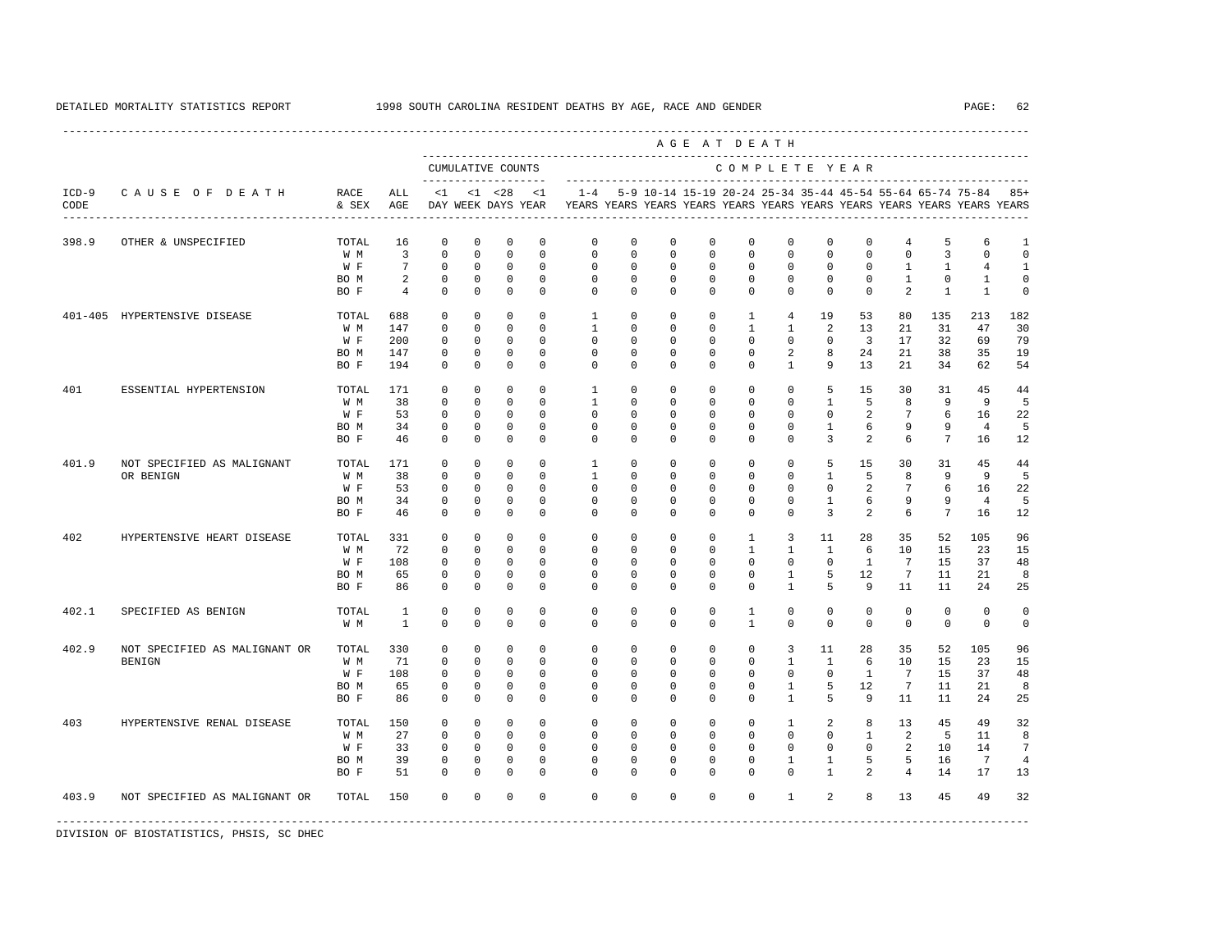DETAILED MORTALITY STATISTICS REPORT 1998 SOUTH CAROLINA RESIDENT DEATHS BY AGE, RACE AND GENDER

| ICD-9 CODE | CAUSE OF DEATH | RACE & SEX | ALL AGE | <1 DAY | <1 WEEK | <28 DAYS | <1 YEAR | 1-4 YEARS | 5-9 YEARS | 10-14 YEARS | 15-19 YEARS | 20-24 YEARS | 25-34 YEARS | 35-44 YEARS | 45-54 YEARS | 55-64 YEARS | 65-74 YEARS | 75-84 YEARS | 85+ YEARS |
|---|---|---|---|---|---|---|---|---|---|---|---|---|---|---|---|---|---|---|---|
| | | | | CUMULATIVE COUNTS | | | | COMPLETE YEAR | | | | | | | | | | | |
| 398.9 | OTHER & UNSPECIFIED | TOTAL | 16 | 0 | 0 | 0 | 0 | 0 | 0 | 0 | 0 | 0 | 0 | 0 | 0 | 4 | 5 | 6 | 1 |
| | | W M | 3 | 0 | 0 | 0 | 0 | 0 | 0 | 0 | 0 | 0 | 0 | 0 | 0 | 0 | 3 | 0 | 0 |
| | | W F | 7 | 0 | 0 | 0 | 0 | 0 | 0 | 0 | 0 | 0 | 0 | 0 | 0 | 1 | 1 | 4 | 1 |
| | | BO M | 2 | 0 | 0 | 0 | 0 | 0 | 0 | 0 | 0 | 0 | 0 | 0 | 0 | 1 | 0 | 1 | 0 |
| | | BO F | 4 | 0 | 0 | 0 | 0 | 0 | 0 | 0 | 0 | 0 | 0 | 0 | 0 | 2 | 1 | 1 | 0 |
| 401-405 | HYPERTENSIVE DISEASE | TOTAL | 688 | 0 | 0 | 0 | 0 | 1 | 0 | 0 | 0 | 1 | 4 | 19 | 53 | 80 | 135 | 213 | 182 |
| | | W M | 147 | 0 | 0 | 0 | 0 | 1 | 0 | 0 | 0 | 1 | 1 | 2 | 13 | 21 | 31 | 47 | 30 |
| | | W F | 200 | 0 | 0 | 0 | 0 | 0 | 0 | 0 | 0 | 0 | 0 | 0 | 3 | 17 | 32 | 69 | 79 |
| | | BO M | 147 | 0 | 0 | 0 | 0 | 0 | 0 | 0 | 0 | 0 | 2 | 8 | 24 | 21 | 38 | 35 | 19 |
| | | BO F | 194 | 0 | 0 | 0 | 0 | 0 | 0 | 0 | 0 | 0 | 1 | 9 | 13 | 21 | 34 | 62 | 54 |
| 401 | ESSENTIAL HYPERTENSION | TOTAL | 171 | 0 | 0 | 0 | 0 | 1 | 0 | 0 | 0 | 0 | 0 | 5 | 15 | 30 | 31 | 45 | 44 |
| | | W M | 38 | 0 | 0 | 0 | 0 | 1 | 0 | 0 | 0 | 0 | 0 | 1 | 5 | 8 | 9 | 9 | 5 |
| | | W F | 53 | 0 | 0 | 0 | 0 | 0 | 0 | 0 | 0 | 0 | 0 | 0 | 2 | 7 | 6 | 16 | 22 |
| | | BO M | 34 | 0 | 0 | 0 | 0 | 0 | 0 | 0 | 0 | 0 | 0 | 1 | 6 | 9 | 9 | 4 | 5 |
| | | BO F | 46 | 0 | 0 | 0 | 0 | 0 | 0 | 0 | 0 | 0 | 0 | 3 | 2 | 6 | 7 | 16 | 12 |
| 401.9 | NOT SPECIFIED AS MALIGNANT OR BENIGN | TOTAL | 171 | 0 | 0 | 0 | 0 | 1 | 0 | 0 | 0 | 0 | 0 | 5 | 15 | 30 | 31 | 45 | 44 |
| | | W M | 38 | 0 | 0 | 0 | 0 | 1 | 0 | 0 | 0 | 0 | 0 | 1 | 5 | 8 | 9 | 9 | 5 |
| | | W F | 53 | 0 | 0 | 0 | 0 | 0 | 0 | 0 | 0 | 0 | 0 | 0 | 2 | 7 | 6 | 16 | 22 |
| | | BO M | 34 | 0 | 0 | 0 | 0 | 0 | 0 | 0 | 0 | 0 | 0 | 1 | 6 | 9 | 9 | 4 | 5 |
| | | BO F | 46 | 0 | 0 | 0 | 0 | 0 | 0 | 0 | 0 | 0 | 0 | 3 | 2 | 6 | 7 | 16 | 12 |
| 402 | HYPERTENSIVE HEART DISEASE | TOTAL | 331 | 0 | 0 | 0 | 0 | 0 | 0 | 0 | 0 | 1 | 3 | 11 | 28 | 35 | 52 | 105 | 96 |
| | | W M | 72 | 0 | 0 | 0 | 0 | 0 | 0 | 0 | 0 | 1 | 1 | 1 | 6 | 10 | 15 | 23 | 15 |
| | | W F | 108 | 0 | 0 | 0 | 0 | 0 | 0 | 0 | 0 | 0 | 0 | 0 | 1 | 7 | 15 | 37 | 48 |
| | | BO M | 65 | 0 | 0 | 0 | 0 | 0 | 0 | 0 | 0 | 0 | 1 | 5 | 12 | 7 | 11 | 21 | 8 |
| | | BO F | 86 | 0 | 0 | 0 | 0 | 0 | 0 | 0 | 0 | 0 | 1 | 5 | 9 | 11 | 11 | 24 | 25 |
| 402.1 | SPECIFIED AS BENIGN | TOTAL | 1 | 0 | 0 | 0 | 0 | 0 | 0 | 0 | 0 | 1 | 0 | 0 | 0 | 0 | 0 | 0 | 0 |
| | | W M | 1 | 0 | 0 | 0 | 0 | 0 | 0 | 0 | 0 | 1 | 0 | 0 | 0 | 0 | 0 | 0 | 0 |
| 402.9 | NOT SPECIFIED AS MALIGNANT OR BENIGN | TOTAL | 330 | 0 | 0 | 0 | 0 | 0 | 0 | 0 | 0 | 0 | 3 | 11 | 28 | 35 | 52 | 105 | 96 |
| | | W M | 71 | 0 | 0 | 0 | 0 | 0 | 0 | 0 | 0 | 0 | 1 | 1 | 6 | 10 | 15 | 23 | 15 |
| | | W F | 108 | 0 | 0 | 0 | 0 | 0 | 0 | 0 | 0 | 0 | 0 | 0 | 1 | 7 | 15 | 37 | 48 |
| | | BO M | 65 | 0 | 0 | 0 | 0 | 0 | 0 | 0 | 0 | 0 | 1 | 5 | 12 | 7 | 11 | 21 | 8 |
| | | BO F | 86 | 0 | 0 | 0 | 0 | 0 | 0 | 0 | 0 | 0 | 1 | 5 | 9 | 11 | 11 | 24 | 25 |
| 403 | HYPERTENSIVE RENAL DISEASE | TOTAL | 150 | 0 | 0 | 0 | 0 | 0 | 0 | 0 | 0 | 0 | 1 | 2 | 8 | 13 | 45 | 49 | 32 |
| | | W M | 27 | 0 | 0 | 0 | 0 | 0 | 0 | 0 | 0 | 0 | 0 | 0 | 1 | 2 | 5 | 11 | 8 |
| | | W F | 33 | 0 | 0 | 0 | 0 | 0 | 0 | 0 | 0 | 0 | 0 | 0 | 0 | 2 | 10 | 14 | 7 |
| | | BO M | 39 | 0 | 0 | 0 | 0 | 0 | 0 | 0 | 0 | 0 | 1 | 1 | 5 | 5 | 16 | 7 | 4 |
| | | BO F | 51 | 0 | 0 | 0 | 0 | 0 | 0 | 0 | 0 | 0 | 0 | 1 | 2 | 4 | 14 | 17 | 13 |
| 403.9 | NOT SPECIFIED AS MALIGNANT OR | TOTAL | 150 | 0 | 0 | 0 | 0 | 0 | 0 | 0 | 0 | 0 | 1 | 2 | 8 | 13 | 45 | 49 | 32 |

DIVISION OF BIOSTATISTICS, PHSIS, SC DHEC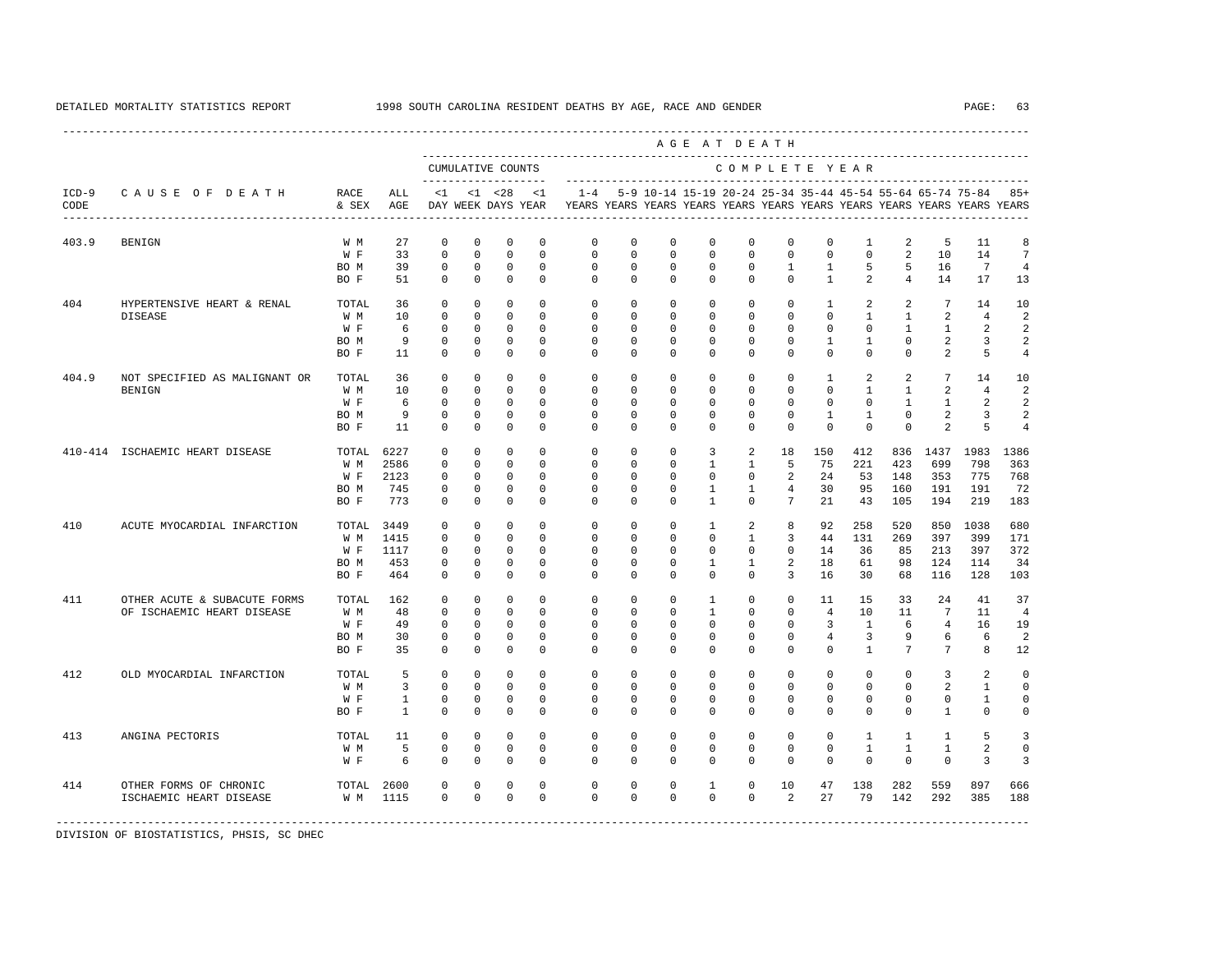DETAILED MORTALITY STATISTICS REPORT 1998 SOUTH CAROLINA RESIDENT DEATHS BY AGE, RACE AND GENDER

| ICD-9 CODE | CAUSE OF DEATH | RACE & SEX | ALL AGE | CUMULATIVE COUNTS <1 DAY | <1 WEEK | <28 DAYS | <1 YEAR | 1-4 YEARS | 5-9 YEARS | 10-14 YEARS | 15-19 YEARS | 20-24 YEARS | 25-34 YEARS | 35-44 YEARS | 45-54 YEARS | 55-64 YEARS | 65-74 YEARS | 75-84 YEARS | 85+ YEARS |
|---|---|---|---|---|---|---|---|---|---|---|---|---|---|---|---|---|---|---|---|
| 403.9 | BENIGN | W M | 27 | 0 | 0 | 0 | 0 | 0 | 0 | 0 | 0 | 0 | 0 | 0 | 1 | 2 | 5 | 11 | 8 |
| | | W F | 33 | 0 | 0 | 0 | 0 | 0 | 0 | 0 | 0 | 0 | 0 | 0 | 0 | 2 | 10 | 14 | 7 |
| | | BO M | 39 | 0 | 0 | 0 | 0 | 0 | 0 | 0 | 0 | 0 | 1 | 1 | 5 | 5 | 16 | 7 | 4 |
| | | BO F | 51 | 0 | 0 | 0 | 0 | 0 | 0 | 0 | 0 | 0 | 0 | 1 | 2 | 4 | 14 | 17 | 13 |
| 404 | HYPERTENSIVE HEART & RENAL DISEASE | TOTAL | 36 | 0 | 0 | 0 | 0 | 0 | 0 | 0 | 0 | 0 | 0 | 1 | 2 | 2 | 7 | 14 | 10 |
| | | W M | 10 | 0 | 0 | 0 | 0 | 0 | 0 | 0 | 0 | 0 | 0 | 0 | 1 | 1 | 2 | 4 | 2 |
| | | W F | 6 | 0 | 0 | 0 | 0 | 0 | 0 | 0 | 0 | 0 | 0 | 0 | 0 | 1 | 1 | 2 | 2 |
| | | BO M | 9 | 0 | 0 | 0 | 0 | 0 | 0 | 0 | 0 | 0 | 0 | 1 | 1 | 0 | 2 | 3 | 2 |
| | | BO F | 11 | 0 | 0 | 0 | 0 | 0 | 0 | 0 | 0 | 0 | 0 | 0 | 0 | 0 | 2 | 5 | 4 |
| 404.9 | NOT SPECIFIED AS MALIGNANT OR BENIGN | TOTAL | 36 | 0 | 0 | 0 | 0 | 0 | 0 | 0 | 0 | 0 | 0 | 1 | 2 | 2 | 7 | 14 | 10 |
| | | W M | 10 | 0 | 0 | 0 | 0 | 0 | 0 | 0 | 0 | 0 | 0 | 0 | 1 | 1 | 2 | 4 | 2 |
| | | W F | 6 | 0 | 0 | 0 | 0 | 0 | 0 | 0 | 0 | 0 | 0 | 0 | 0 | 1 | 1 | 2 | 2 |
| | | BO M | 9 | 0 | 0 | 0 | 0 | 0 | 0 | 0 | 0 | 0 | 0 | 1 | 1 | 0 | 2 | 3 | 2 |
| | | BO F | 11 | 0 | 0 | 0 | 0 | 0 | 0 | 0 | 0 | 0 | 0 | 0 | 0 | 0 | 2 | 5 | 4 |
| 410-414 | ISCHAEMIC HEART DISEASE | TOTAL | 6227 | 0 | 0 | 0 | 0 | 0 | 0 | 0 | 3 | 2 | 18 | 150 | 412 | 836 | 1437 | 1983 | 1386 |
| | | W M | 2586 | 0 | 0 | 0 | 0 | 0 | 0 | 0 | 1 | 1 | 5 | 75 | 221 | 423 | 699 | 798 | 363 |
| | | W F | 2123 | 0 | 0 | 0 | 0 | 0 | 0 | 0 | 0 | 0 | 2 | 24 | 53 | 148 | 353 | 775 | 768 |
| | | BO M | 745 | 0 | 0 | 0 | 0 | 0 | 0 | 0 | 1 | 1 | 4 | 30 | 95 | 160 | 191 | 191 | 72 |
| | | BO F | 773 | 0 | 0 | 0 | 0 | 0 | 0 | 0 | 1 | 0 | 7 | 21 | 43 | 105 | 194 | 219 | 183 |
| 410 | ACUTE MYOCARDIAL INFARCTION | TOTAL | 3449 | 0 | 0 | 0 | 0 | 0 | 0 | 0 | 1 | 2 | 8 | 92 | 258 | 520 | 850 | 1038 | 680 |
| | | W M | 1415 | 0 | 0 | 0 | 0 | 0 | 0 | 0 | 0 | 1 | 3 | 44 | 131 | 269 | 397 | 399 | 171 |
| | | W F | 1117 | 0 | 0 | 0 | 0 | 0 | 0 | 0 | 0 | 0 | 0 | 14 | 36 | 85 | 213 | 397 | 372 |
| | | BO M | 453 | 0 | 0 | 0 | 0 | 0 | 0 | 0 | 1 | 1 | 2 | 18 | 61 | 98 | 124 | 114 | 34 |
| | | BO F | 464 | 0 | 0 | 0 | 0 | 0 | 0 | 0 | 0 | 0 | 3 | 16 | 30 | 68 | 116 | 128 | 103 |
| 411 | OTHER ACUTE & SUBACUTE FORMS OF ISCHAEMIC HEART DISEASE | TOTAL | 162 | 0 | 0 | 0 | 0 | 0 | 0 | 0 | 1 | 0 | 0 | 11 | 15 | 33 | 24 | 41 | 37 |
| | | W M | 48 | 0 | 0 | 0 | 0 | 0 | 0 | 0 | 1 | 0 | 0 | 4 | 10 | 11 | 7 | 11 | 4 |
| | | W F | 49 | 0 | 0 | 0 | 0 | 0 | 0 | 0 | 0 | 0 | 0 | 3 | 1 | 6 | 4 | 16 | 19 |
| | | BO M | 30 | 0 | 0 | 0 | 0 | 0 | 0 | 0 | 0 | 0 | 0 | 4 | 3 | 9 | 6 | 6 | 2 |
| | | BO F | 35 | 0 | 0 | 0 | 0 | 0 | 0 | 0 | 0 | 0 | 0 | 0 | 1 | 7 | 7 | 8 | 12 |
| 412 | OLD MYOCARDIAL INFARCTION | TOTAL | 5 | 0 | 0 | 0 | 0 | 0 | 0 | 0 | 0 | 0 | 0 | 0 | 0 | 0 | 3 | 2 | 0 |
| | | W M | 3 | 0 | 0 | 0 | 0 | 0 | 0 | 0 | 0 | 0 | 0 | 0 | 0 | 0 | 2 | 1 | 0 |
| | | W F | 1 | 0 | 0 | 0 | 0 | 0 | 0 | 0 | 0 | 0 | 0 | 0 | 0 | 0 | 0 | 1 | 0 |
| | | BO F | 1 | 0 | 0 | 0 | 0 | 0 | 0 | 0 | 0 | 0 | 0 | 0 | 0 | 0 | 1 | 0 | 0 |
| 413 | ANGINA PECTORIS | TOTAL | 11 | 0 | 0 | 0 | 0 | 0 | 0 | 0 | 0 | 0 | 0 | 0 | 1 | 1 | 1 | 5 | 3 |
| | | W M | 5 | 0 | 0 | 0 | 0 | 0 | 0 | 0 | 0 | 0 | 0 | 0 | 1 | 1 | 1 | 2 | 0 |
| | | W F | 6 | 0 | 0 | 0 | 0 | 0 | 0 | 0 | 0 | 0 | 0 | 0 | 0 | 0 | 0 | 3 | 3 |
| 414 | OTHER FORMS OF CHRONIC ISCHAEMIC HEART DISEASE | TOTAL | 2600 | 0 | 0 | 0 | 0 | 0 | 0 | 0 | 1 | 0 | 10 | 47 | 138 | 282 | 559 | 897 | 666 |
| | | W M | 1115 | 0 | 0 | 0 | 0 | 0 | 0 | 0 | 0 | 0 | 2 | 27 | 79 | 142 | 292 | 385 | 188 |

DIVISION OF BIOSTATISTICS, PHSIS, SC DHEC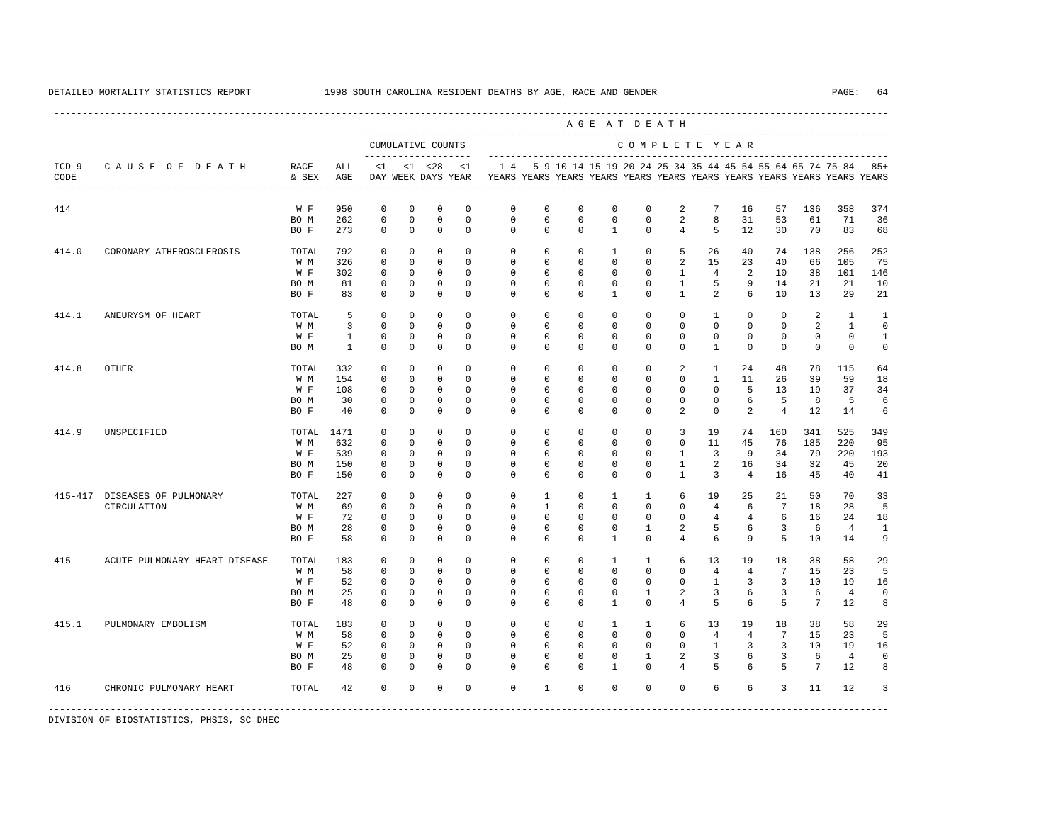DETAILED MORTALITY STATISTICS REPORT — 1998 SOUTH CAROLINA RESIDENT DEATHS BY AGE, RACE AND GENDER

| ICD-9 CODE | CAUSE OF DEATH | RACE & SEX | ALL AGE | <1 DAY | <1 WEEK | <28 DAYS | <1 YEAR | 1-4 YEARS | 5-9 YEARS | 10-14 YEARS | 15-19 YEARS | 20-24 YEARS | 25-34 YEARS | 35-44 YEARS | 45-54 YEARS | 55-64 YEARS | 65-74 YEARS | 75-84 YEARS | 85+ YEARS |
|---|---|---|---|---|---|---|---|---|---|---|---|---|---|---|---|---|---|---|---|
| | | | | CUMULATIVE COUNTS | | | | COMPLETE YEAR | | | | | | | | | | | |
| 414 | | W F | 950 | 0 | 0 | 0 | 0 | 0 | 0 | 0 | 0 | 0 | 2 | 7 | 16 | 57 | 136 | 358 | 374 |
| | | BO M | 262 | 0 | 0 | 0 | 0 | 0 | 0 | 0 | 0 | 0 | 2 | 8 | 31 | 53 | 61 | 71 | 36 |
| | | BO F | 273 | 0 | 0 | 0 | 0 | 0 | 0 | 0 | 1 | 0 | 4 | 5 | 12 | 30 | 70 | 83 | 68 |
| 414.0 | CORONARY ATHEROSCLEROSIS | TOTAL | 792 | 0 | 0 | 0 | 0 | 0 | 0 | 0 | 1 | 0 | 5 | 26 | 40 | 74 | 138 | 256 | 252 |
| | | W M | 326 | 0 | 0 | 0 | 0 | 0 | 0 | 0 | 0 | 0 | 2 | 15 | 23 | 40 | 66 | 105 | 75 |
| | | W F | 302 | 0 | 0 | 0 | 0 | 0 | 0 | 0 | 0 | 0 | 1 | 4 | 2 | 10 | 38 | 101 | 146 |
| | | BO M | 81 | 0 | 0 | 0 | 0 | 0 | 0 | 0 | 0 | 0 | 1 | 5 | 9 | 14 | 21 | 21 | 10 |
| | | BO F | 83 | 0 | 0 | 0 | 0 | 0 | 0 | 0 | 1 | 0 | 1 | 2 | 6 | 10 | 13 | 29 | 21 |
| 414.1 | ANEURYSM OF HEART | TOTAL | 5 | 0 | 0 | 0 | 0 | 0 | 0 | 0 | 0 | 0 | 0 | 1 | 0 | 0 | 2 | 1 | 1 |
| | | W M | 3 | 0 | 0 | 0 | 0 | 0 | 0 | 0 | 0 | 0 | 0 | 0 | 0 | 0 | 2 | 1 | 0 |
| | | W F | 1 | 0 | 0 | 0 | 0 | 0 | 0 | 0 | 0 | 0 | 0 | 0 | 0 | 0 | 0 | 0 | 1 |
| | | BO M | 1 | 0 | 0 | 0 | 0 | 0 | 0 | 0 | 0 | 0 | 0 | 1 | 0 | 0 | 0 | 0 | 0 |
| 414.8 | OTHER | TOTAL | 332 | 0 | 0 | 0 | 0 | 0 | 0 | 0 | 0 | 0 | 2 | 1 | 24 | 48 | 78 | 115 | 64 |
| | | W M | 154 | 0 | 0 | 0 | 0 | 0 | 0 | 0 | 0 | 0 | 0 | 1 | 11 | 26 | 39 | 59 | 18 |
| | | W F | 108 | 0 | 0 | 0 | 0 | 0 | 0 | 0 | 0 | 0 | 0 | 0 | 5 | 13 | 19 | 37 | 34 |
| | | BO M | 30 | 0 | 0 | 0 | 0 | 0 | 0 | 0 | 0 | 0 | 0 | 0 | 6 | 5 | 8 | 5 | 6 |
| | | BO F | 40 | 0 | 0 | 0 | 0 | 0 | 0 | 0 | 0 | 0 | 2 | 0 | 2 | 4 | 12 | 14 | 6 |
| 414.9 | UNSPECIFIED | TOTAL | 1471 | 0 | 0 | 0 | 0 | 0 | 0 | 0 | 0 | 0 | 3 | 19 | 74 | 160 | 341 | 525 | 349 |
| | | W M | 632 | 0 | 0 | 0 | 0 | 0 | 0 | 0 | 0 | 0 | 0 | 11 | 45 | 76 | 185 | 220 | 95 |
| | | W F | 539 | 0 | 0 | 0 | 0 | 0 | 0 | 0 | 0 | 0 | 1 | 3 | 9 | 34 | 79 | 220 | 193 |
| | | BO M | 150 | 0 | 0 | 0 | 0 | 0 | 0 | 0 | 0 | 0 | 1 | 2 | 16 | 34 | 32 | 45 | 20 |
| | | BO F | 150 | 0 | 0 | 0 | 0 | 0 | 0 | 0 | 0 | 0 | 1 | 3 | 4 | 16 | 45 | 40 | 41 |
| 415-417 | DISEASES OF PULMONARY CIRCULATION | TOTAL | 227 | 0 | 0 | 0 | 0 | 0 | 1 | 0 | 1 | 1 | 6 | 19 | 25 | 21 | 50 | 70 | 33 |
| | | W M | 69 | 0 | 0 | 0 | 0 | 0 | 1 | 0 | 0 | 0 | 0 | 4 | 6 | 7 | 18 | 28 | 5 |
| | | W F | 72 | 0 | 0 | 0 | 0 | 0 | 0 | 0 | 0 | 0 | 0 | 4 | 4 | 6 | 16 | 24 | 18 |
| | | BO M | 28 | 0 | 0 | 0 | 0 | 0 | 0 | 0 | 0 | 1 | 2 | 5 | 6 | 3 | 6 | 4 | 1 |
| | | BO F | 58 | 0 | 0 | 0 | 0 | 0 | 0 | 0 | 1 | 0 | 4 | 6 | 9 | 5 | 10 | 14 | 9 |
| 415 | ACUTE PULMONARY HEART DISEASE | TOTAL | 183 | 0 | 0 | 0 | 0 | 0 | 0 | 0 | 1 | 1 | 6 | 13 | 19 | 18 | 38 | 58 | 29 |
| | | W M | 58 | 0 | 0 | 0 | 0 | 0 | 0 | 0 | 0 | 0 | 0 | 4 | 4 | 7 | 15 | 23 | 5 |
| | | W F | 52 | 0 | 0 | 0 | 0 | 0 | 0 | 0 | 0 | 0 | 0 | 1 | 3 | 3 | 10 | 19 | 16 |
| | | BO M | 25 | 0 | 0 | 0 | 0 | 0 | 0 | 0 | 0 | 1 | 2 | 3 | 6 | 3 | 6 | 4 | 0 |
| | | BO F | 48 | 0 | 0 | 0 | 0 | 0 | 0 | 0 | 1 | 0 | 4 | 5 | 6 | 5 | 7 | 12 | 8 |
| 415.1 | PULMONARY EMBOLISM | TOTAL | 183 | 0 | 0 | 0 | 0 | 0 | 0 | 0 | 1 | 1 | 6 | 13 | 19 | 18 | 38 | 58 | 29 |
| | | W M | 58 | 0 | 0 | 0 | 0 | 0 | 0 | 0 | 0 | 0 | 0 | 4 | 4 | 7 | 15 | 23 | 5 |
| | | W F | 52 | 0 | 0 | 0 | 0 | 0 | 0 | 0 | 0 | 0 | 0 | 1 | 3 | 3 | 10 | 19 | 16 |
| | | BO M | 25 | 0 | 0 | 0 | 0 | 0 | 0 | 0 | 0 | 1 | 2 | 3 | 6 | 3 | 6 | 4 | 0 |
| | | BO F | 48 | 0 | 0 | 0 | 0 | 0 | 0 | 0 | 1 | 0 | 4 | 5 | 6 | 5 | 7 | 12 | 8 |
| 416 | CHRONIC PULMONARY HEART | TOTAL | 42 | 0 | 0 | 0 | 0 | 0 | 1 | 0 | 0 | 0 | 0 | 6 | 6 | 3 | 11 | 12 | 3 |

DIVISION OF BIOSTATISTICS, PHSIS, SC DHEC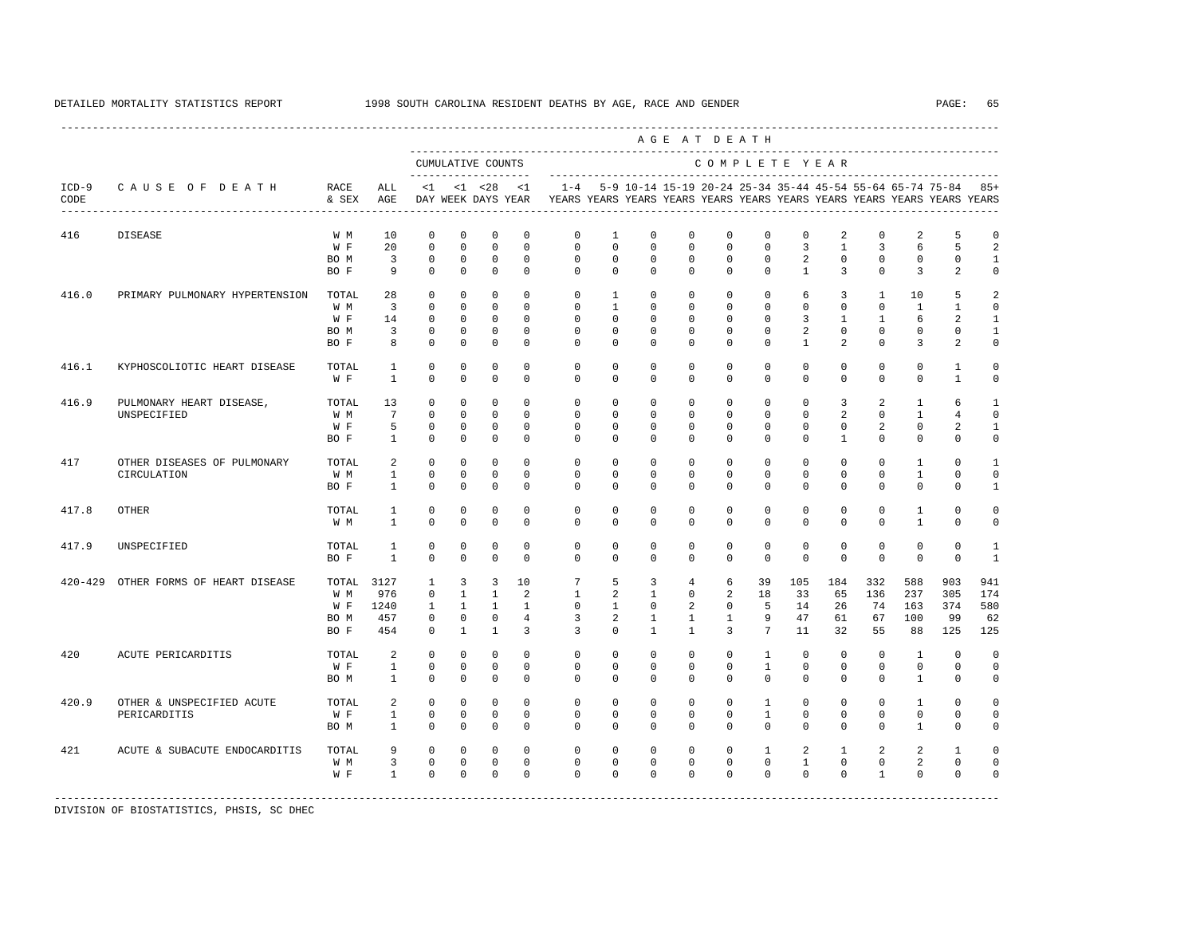DETAILED MORTALITY STATISTICS REPORT — 1998 SOUTH CAROLINA RESIDENT DEATHS BY AGE, RACE AND GENDER

| ICD-9 CODE | CAUSE OF DEATH | RACE & SEX | ALL AGE | <1 DAY | <1 WEEK | <28 DAYS | <1 YEAR | 1-4 YEARS | 5-9 YEARS | 10-14 YEARS | 15-19 YEARS | 20-24 YEARS | 25-34 YEARS | 35-44 YEARS | 45-54 YEARS | 55-64 YEARS | 65-74 YEARS | 75-84 YEARS | 85+ YEARS |
|---|---|---|---|---|---|---|---|---|---|---|---|---|---|---|---|---|---|---|---|
| | | | | CUMULATIVE COUNTS | | | | COMPLETE YEAR | | | | | | | | | | | |
| 416 | DISEASE | W M | 10 | 0 | 0 | 0 | 0 | 0 | 1 | 0 | 0 | 0 | 0 | 0 | 2 | 0 | 2 | 5 | 0 |
| | | W F | 20 | 0 | 0 | 0 | 0 | 0 | 0 | 0 | 0 | 0 | 0 | 3 | 1 | 3 | 6 | 5 | 2 |
| | | BO M | 3 | 0 | 0 | 0 | 0 | 0 | 0 | 0 | 0 | 0 | 0 | 2 | 0 | 0 | 0 | 0 | 1 |
| | | BO F | 9 | 0 | 0 | 0 | 0 | 0 | 0 | 0 | 0 | 0 | 0 | 1 | 3 | 0 | 3 | 2 | 0 |
| 416.0 | PRIMARY PULMONARY HYPERTENSION | TOTAL | 28 | 0 | 0 | 0 | 0 | 0 | 1 | 0 | 0 | 0 | 0 | 6 | 3 | 1 | 10 | 5 | 2 |
| | | W M | 3 | 0 | 0 | 0 | 0 | 0 | 1 | 0 | 0 | 0 | 0 | 0 | 0 | 0 | 1 | 1 | 0 |
| | | W F | 14 | 0 | 0 | 0 | 0 | 0 | 0 | 0 | 0 | 0 | 0 | 3 | 1 | 1 | 6 | 2 | 1 |
| | | BO M | 3 | 0 | 0 | 0 | 0 | 0 | 0 | 0 | 0 | 0 | 0 | 2 | 0 | 0 | 0 | 0 | 1 |
| | | BO F | 8 | 0 | 0 | 0 | 0 | 0 | 0 | 0 | 0 | 0 | 0 | 1 | 2 | 0 | 3 | 2 | 0 |
| 416.1 | KYPHOSCOLIOTIC HEART DISEASE | TOTAL | 1 | 0 | 0 | 0 | 0 | 0 | 0 | 0 | 0 | 0 | 0 | 0 | 0 | 0 | 0 | 1 | 0 |
| | | W F | 1 | 0 | 0 | 0 | 0 | 0 | 0 | 0 | 0 | 0 | 0 | 0 | 0 | 0 | 0 | 1 | 0 |
| 416.9 | PULMONARY HEART DISEASE, UNSPECIFIED | TOTAL | 13 | 0 | 0 | 0 | 0 | 0 | 0 | 0 | 0 | 0 | 0 | 0 | 3 | 2 | 1 | 6 | 1 |
| | | W M | 7 | 0 | 0 | 0 | 0 | 0 | 0 | 0 | 0 | 0 | 0 | 0 | 2 | 0 | 1 | 4 | 0 |
| | | W F | 5 | 0 | 0 | 0 | 0 | 0 | 0 | 0 | 0 | 0 | 0 | 0 | 0 | 2 | 0 | 2 | 1 |
| | | BO F | 1 | 0 | 0 | 0 | 0 | 0 | 0 | 0 | 0 | 0 | 0 | 0 | 1 | 0 | 0 | 0 | 0 |
| 417 | OTHER DISEASES OF PULMONARY CIRCULATION | TOTAL | 2 | 0 | 0 | 0 | 0 | 0 | 0 | 0 | 0 | 0 | 0 | 0 | 0 | 0 | 1 | 0 | 1 |
| | | W M | 1 | 0 | 0 | 0 | 0 | 0 | 0 | 0 | 0 | 0 | 0 | 0 | 0 | 0 | 1 | 0 | 0 |
| | | BO F | 1 | 0 | 0 | 0 | 0 | 0 | 0 | 0 | 0 | 0 | 0 | 0 | 0 | 0 | 0 | 0 | 1 |
| 417.8 | OTHER | TOTAL | 1 | 0 | 0 | 0 | 0 | 0 | 0 | 0 | 0 | 0 | 0 | 0 | 0 | 0 | 1 | 0 | 0 |
| | | W M | 1 | 0 | 0 | 0 | 0 | 0 | 0 | 0 | 0 | 0 | 0 | 0 | 0 | 0 | 1 | 0 | 0 |
| 417.9 | UNSPECIFIED | TOTAL | 1 | 0 | 0 | 0 | 0 | 0 | 0 | 0 | 0 | 0 | 0 | 0 | 0 | 0 | 0 | 0 | 1 |
| | | BO F | 1 | 0 | 0 | 0 | 0 | 0 | 0 | 0 | 0 | 0 | 0 | 0 | 0 | 0 | 0 | 0 | 1 |
| 420-429 | OTHER FORMS OF HEART DISEASE | TOTAL | 3127 | 1 | 3 | 3 | 10 | 7 | 5 | 3 | 4 | 6 | 39 | 105 | 184 | 332 | 588 | 903 | 941 |
| | | W M | 976 | 0 | 1 | 1 | 2 | 1 | 2 | 1 | 0 | 2 | 18 | 33 | 65 | 136 | 237 | 305 | 174 |
| | | W F | 1240 | 1 | 1 | 1 | 1 | 0 | 1 | 0 | 2 | 0 | 5 | 14 | 26 | 74 | 163 | 374 | 580 |
| | | BO M | 457 | 0 | 0 | 0 | 4 | 3 | 2 | 1 | 1 | 1 | 9 | 47 | 61 | 67 | 100 | 99 | 62 |
| | | BO F | 454 | 0 | 1 | 1 | 3 | 3 | 0 | 1 | 1 | 3 | 7 | 11 | 32 | 55 | 88 | 125 | 125 |
| 420 | ACUTE PERICARDITIS | TOTAL | 2 | 0 | 0 | 0 | 0 | 0 | 0 | 0 | 0 | 0 | 1 | 0 | 0 | 0 | 1 | 0 | 0 |
| | | W F | 1 | 0 | 0 | 0 | 0 | 0 | 0 | 0 | 0 | 0 | 1 | 0 | 0 | 0 | 0 | 0 | 0 |
| | | BO M | 1 | 0 | 0 | 0 | 0 | 0 | 0 | 0 | 0 | 0 | 0 | 0 | 0 | 0 | 1 | 0 | 0 |
| 420.9 | OTHER & UNSPECIFIED ACUTE PERICARDITIS | TOTAL | 2 | 0 | 0 | 0 | 0 | 0 | 0 | 0 | 0 | 0 | 1 | 0 | 0 | 0 | 1 | 0 | 0 |
| | | W F | 1 | 0 | 0 | 0 | 0 | 0 | 0 | 0 | 0 | 0 | 1 | 0 | 0 | 0 | 0 | 0 | 0 |
| | | BO M | 1 | 0 | 0 | 0 | 0 | 0 | 0 | 0 | 0 | 0 | 0 | 0 | 0 | 0 | 1 | 0 | 0 |
| 421 | ACUTE & SUBACUTE ENDOCARDITIS | TOTAL | 9 | 0 | 0 | 0 | 0 | 0 | 0 | 0 | 0 | 0 | 1 | 2 | 1 | 2 | 2 | 1 | 0 |
| | | W M | 3 | 0 | 0 | 0 | 0 | 0 | 0 | 0 | 0 | 0 | 0 | 1 | 0 | 0 | 2 | 0 | 0 |
| | | W F | 1 | 0 | 0 | 0 | 0 | 0 | 0 | 0 | 0 | 0 | 0 | 0 | 0 | 1 | 0 | 0 | 0 |

DIVISION OF BIOSTATISTICS, PHSIS, SC DHEC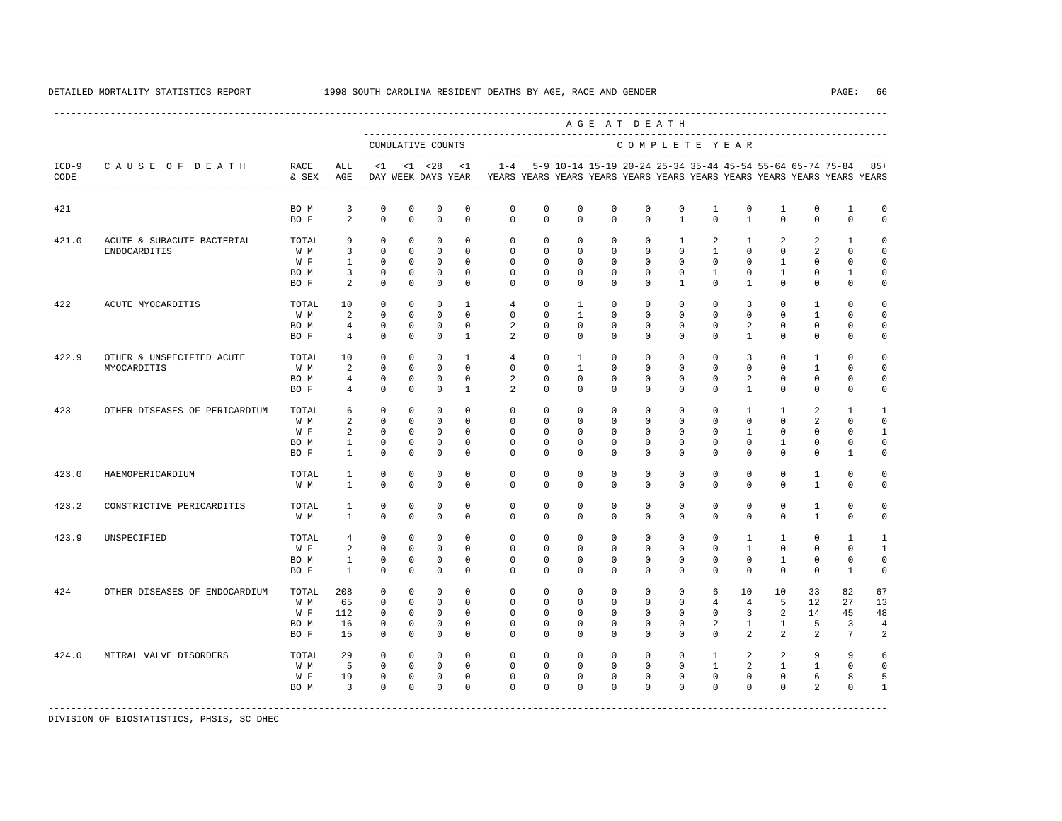DETAILED MORTALITY STATISTICS REPORT 1998 SOUTH CAROLINA RESIDENT DEATHS BY AGE, RACE AND GENDER

| ICD-9 CODE | CAUSE OF DEATH | RACE & SEX | ALL AGE | CUMULATIVE COUNTS <1 DAY | <1 WEEK | <28 DAYS | <1 YEAR | 1-4 YEARS | 5-9 YEARS | 10-14 YEARS | 15-19 YEARS | 20-24 YEARS | 25-34 YEARS | 35-44 YEARS | 45-54 YEARS | 55-64 YEARS | 65-74 YEARS | 75-84 YEARS | 85+ YEARS |
|---|---|---|---|---|---|---|---|---|---|---|---|---|---|---|---|---|---|---|---|
| 421 | | BO M | 3 | 0 | 0 | 0 | 0 | 0 | 0 | 0 | 0 | 0 | 0 | 1 | 0 | 1 | 0 | 1 | 0 |
| | | BO F | 2 | 0 | 0 | 0 | 0 | 0 | 0 | 0 | 0 | 0 | 1 | 0 | 1 | 0 | 0 | 0 | 0 |
| 421.0 | ACUTE & SUBACUTE BACTERIAL ENDOCARDITIS | TOTAL | 9 | 0 | 0 | 0 | 0 | 0 | 0 | 0 | 0 | 0 | 1 | 2 | 1 | 2 | 2 | 1 | 0 |
| | | W M | 3 | 0 | 0 | 0 | 0 | 0 | 0 | 0 | 0 | 0 | 0 | 1 | 0 | 0 | 2 | 0 | 0 |
| | | W F | 1 | 0 | 0 | 0 | 0 | 0 | 0 | 0 | 0 | 0 | 0 | 0 | 0 | 1 | 0 | 0 | 0 |
| | | BO M | 3 | 0 | 0 | 0 | 0 | 0 | 0 | 0 | 0 | 0 | 0 | 1 | 0 | 1 | 0 | 1 | 0 |
| | | BO F | 2 | 0 | 0 | 0 | 0 | 0 | 0 | 0 | 0 | 0 | 1 | 0 | 1 | 0 | 0 | 0 | 0 |
| 422 | ACUTE MYOCARDITIS | TOTAL | 10 | 0 | 0 | 0 | 1 | 4 | 0 | 1 | 0 | 0 | 0 | 0 | 3 | 0 | 1 | 0 | 0 |
| | | W M | 2 | 0 | 0 | 0 | 0 | 0 | 0 | 1 | 0 | 0 | 0 | 0 | 0 | 0 | 1 | 0 | 0 |
| | | BO M | 4 | 0 | 0 | 0 | 0 | 2 | 0 | 0 | 0 | 0 | 0 | 0 | 2 | 0 | 0 | 0 | 0 |
| | | BO F | 4 | 0 | 0 | 0 | 1 | 2 | 0 | 0 | 0 | 0 | 0 | 0 | 1 | 0 | 0 | 0 | 0 |
| 422.9 | OTHER & UNSPECIFIED ACUTE MYOCARDITIS | TOTAL | 10 | 0 | 0 | 0 | 1 | 4 | 0 | 1 | 0 | 0 | 0 | 0 | 3 | 0 | 1 | 0 | 0 |
| | | W M | 2 | 0 | 0 | 0 | 0 | 0 | 0 | 1 | 0 | 0 | 0 | 0 | 0 | 0 | 1 | 0 | 0 |
| | | BO M | 4 | 0 | 0 | 0 | 0 | 2 | 0 | 0 | 0 | 0 | 0 | 0 | 2 | 0 | 0 | 0 | 0 |
| | | BO F | 4 | 0 | 0 | 0 | 1 | 2 | 0 | 0 | 0 | 0 | 0 | 0 | 1 | 0 | 0 | 0 | 0 |
| 423 | OTHER DISEASES OF PERICARDIUM | TOTAL | 6 | 0 | 0 | 0 | 0 | 0 | 0 | 0 | 0 | 0 | 0 | 0 | 1 | 1 | 2 | 1 | 1 |
| | | W M | 2 | 0 | 0 | 0 | 0 | 0 | 0 | 0 | 0 | 0 | 0 | 0 | 0 | 0 | 2 | 0 | 0 |
| | | W F | 2 | 0 | 0 | 0 | 0 | 0 | 0 | 0 | 0 | 0 | 0 | 0 | 1 | 0 | 0 | 0 | 1 |
| | | BO M | 1 | 0 | 0 | 0 | 0 | 0 | 0 | 0 | 0 | 0 | 0 | 0 | 0 | 1 | 0 | 0 | 0 |
| | | BO F | 1 | 0 | 0 | 0 | 0 | 0 | 0 | 0 | 0 | 0 | 0 | 0 | 0 | 0 | 0 | 1 | 0 |
| 423.0 | HAEMOPERICARDIUM | TOTAL | 1 | 0 | 0 | 0 | 0 | 0 | 0 | 0 | 0 | 0 | 0 | 0 | 0 | 0 | 1 | 0 | 0 |
| | | W M | 1 | 0 | 0 | 0 | 0 | 0 | 0 | 0 | 0 | 0 | 0 | 0 | 0 | 0 | 1 | 0 | 0 |
| 423.2 | CONSTRICTIVE PERICARDITIS | TOTAL | 1 | 0 | 0 | 0 | 0 | 0 | 0 | 0 | 0 | 0 | 0 | 0 | 0 | 0 | 1 | 0 | 0 |
| | | W M | 1 | 0 | 0 | 0 | 0 | 0 | 0 | 0 | 0 | 0 | 0 | 0 | 0 | 0 | 1 | 0 | 0 |
| 423.9 | UNSPECIFIED | TOTAL | 4 | 0 | 0 | 0 | 0 | 0 | 0 | 0 | 0 | 0 | 0 | 0 | 1 | 1 | 0 | 1 | 1 |
| | | W F | 2 | 0 | 0 | 0 | 0 | 0 | 0 | 0 | 0 | 0 | 0 | 0 | 1 | 0 | 0 | 0 | 1 |
| | | BO M | 1 | 0 | 0 | 0 | 0 | 0 | 0 | 0 | 0 | 0 | 0 | 0 | 0 | 1 | 0 | 0 | 0 |
| | | BO F | 1 | 0 | 0 | 0 | 0 | 0 | 0 | 0 | 0 | 0 | 0 | 0 | 0 | 0 | 0 | 1 | 0 |
| 424 | OTHER DISEASES OF ENDOCARDIUM | TOTAL | 208 | 0 | 0 | 0 | 0 | 0 | 0 | 0 | 0 | 0 | 0 | 6 | 10 | 10 | 33 | 82 | 67 |
| | | W M | 65 | 0 | 0 | 0 | 0 | 0 | 0 | 0 | 0 | 0 | 0 | 4 | 4 | 5 | 12 | 27 | 13 |
| | | W F | 112 | 0 | 0 | 0 | 0 | 0 | 0 | 0 | 0 | 0 | 0 | 0 | 3 | 2 | 14 | 45 | 48 |
| | | BO M | 16 | 0 | 0 | 0 | 0 | 0 | 0 | 0 | 0 | 0 | 0 | 2 | 1 | 1 | 5 | 3 | 4 |
| | | BO F | 15 | 0 | 0 | 0 | 0 | 0 | 0 | 0 | 0 | 0 | 0 | 0 | 2 | 2 | 2 | 7 | 2 |
| 424.0 | MITRAL VALVE DISORDERS | TOTAL | 29 | 0 | 0 | 0 | 0 | 0 | 0 | 0 | 0 | 0 | 0 | 1 | 2 | 2 | 9 | 9 | 6 |
| | | W M | 5 | 0 | 0 | 0 | 0 | 0 | 0 | 0 | 0 | 0 | 0 | 1 | 2 | 1 | 1 | 0 | 0 |
| | | W F | 19 | 0 | 0 | 0 | 0 | 0 | 0 | 0 | 0 | 0 | 0 | 0 | 0 | 0 | 6 | 8 | 5 |
| | | BO M | 3 | 0 | 0 | 0 | 0 | 0 | 0 | 0 | 0 | 0 | 0 | 0 | 0 | 0 | 2 | 0 | 1 |

DIVISION OF BIOSTATISTICS, PHSIS, SC DHEC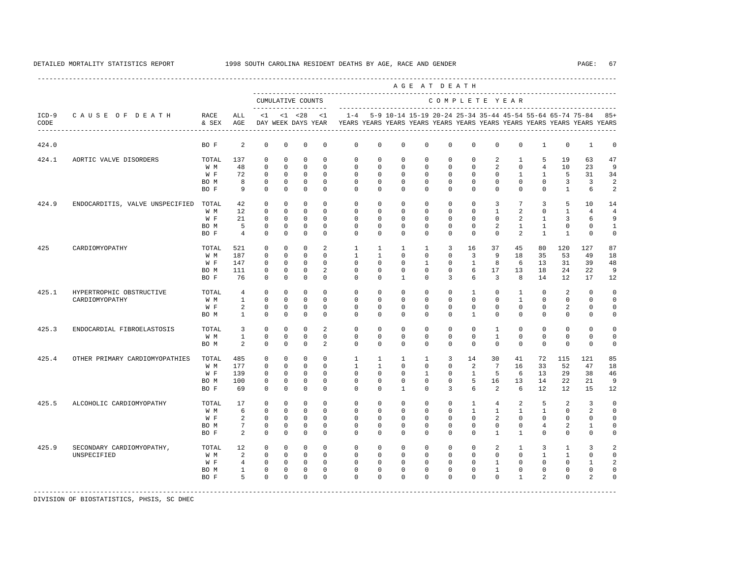DETAILED MORTALITY STATISTICS REPORT 1998 SOUTH CAROLINA RESIDENT DEATHS BY AGE, RACE AND GENDER

| ICD-9 CODE | CAUSE OF DEATH | RACE & SEX | ALL AGE | CUMULATIVE COUNTS <1 DAY | <1 WEEK | <28 DAYS | <1 YEAR | 1-4 YEARS | 5-9 YEARS | 10-14 YEARS | 15-19 YEARS | 20-24 YEARS | 25-34 YEARS | 35-44 YEARS | 45-54 YEARS | 55-64 YEARS | 65-74 YEARS | 75-84 YEARS | 85+ YEARS |
|---|---|---|---|---|---|---|---|---|---|---|---|---|---|---|---|---|---|---|---|
| 424.0 | | BO F | 2 | 0 | 0 | 0 | 0 | 0 | 0 | 0 | 0 | 0 | 0 | 0 | 0 | 1 | 0 | 1 | 0 |
| 424.1 | AORTIC VALVE DISORDERS | TOTAL | 137 | 0 | 0 | 0 | 0 | 0 | 0 | 0 | 0 | 0 | 0 | 2 | 1 | 5 | 19 | 63 | 47 |
| | | W M | 48 | 0 | 0 | 0 | 0 | 0 | 0 | 0 | 0 | 0 | 0 | 2 | 0 | 4 | 10 | 23 | 9 |
| | | W F | 72 | 0 | 0 | 0 | 0 | 0 | 0 | 0 | 0 | 0 | 0 | 0 | 1 | 1 | 5 | 31 | 34 |
| | | BO M | 8 | 0 | 0 | 0 | 0 | 0 | 0 | 0 | 0 | 0 | 0 | 0 | 0 | 0 | 3 | 3 | 2 |
| | | BO F | 9 | 0 | 0 | 0 | 0 | 0 | 0 | 0 | 0 | 0 | 0 | 0 | 0 | 0 | 1 | 6 | 2 |
| 424.9 | ENDOCARDITIS, VALVE UNSPECIFIED | TOTAL | 42 | 0 | 0 | 0 | 0 | 0 | 0 | 0 | 0 | 0 | 0 | 3 | 7 | 3 | 5 | 10 | 14 |
| | | W M | 12 | 0 | 0 | 0 | 0 | 0 | 0 | 0 | 0 | 0 | 0 | 1 | 2 | 0 | 1 | 4 | 4 |
| | | W F | 21 | 0 | 0 | 0 | 0 | 0 | 0 | 0 | 0 | 0 | 0 | 0 | 2 | 1 | 3 | 6 | 9 |
| | | BO M | 5 | 0 | 0 | 0 | 0 | 0 | 0 | 0 | 0 | 0 | 0 | 2 | 1 | 1 | 0 | 0 | 1 |
| | | BO F | 4 | 0 | 0 | 0 | 0 | 0 | 0 | 0 | 0 | 0 | 0 | 0 | 2 | 1 | 1 | 0 | 0 |
| 425 | CARDIOMYOPATHY | TOTAL | 521 | 0 | 0 | 0 | 2 | 1 | 1 | 1 | 1 | 3 | 16 | 37 | 45 | 80 | 120 | 127 | 87 |
| | | W M | 187 | 0 | 0 | 0 | 0 | 1 | 1 | 0 | 0 | 0 | 3 | 9 | 18 | 35 | 53 | 49 | 18 |
| | | W F | 147 | 0 | 0 | 0 | 0 | 0 | 0 | 0 | 1 | 0 | 1 | 8 | 6 | 13 | 31 | 39 | 48 |
| | | BO M | 111 | 0 | 0 | 0 | 2 | 0 | 0 | 0 | 0 | 0 | 6 | 17 | 13 | 18 | 24 | 22 | 9 |
| | | BO F | 76 | 0 | 0 | 0 | 0 | 0 | 0 | 1 | 0 | 3 | 6 | 3 | 8 | 14 | 12 | 17 | 12 |
| 425.1 | HYPERTROPHIC OBSTRUCTIVE CARDIOMYOPATHY | TOTAL | 4 | 0 | 0 | 0 | 0 | 0 | 0 | 0 | 0 | 0 | 1 | 0 | 1 | 0 | 2 | 0 | 0 |
| | | W M | 1 | 0 | 0 | 0 | 0 | 0 | 0 | 0 | 0 | 0 | 0 | 0 | 1 | 0 | 0 | 0 | 0 |
| | | W F | 2 | 0 | 0 | 0 | 0 | 0 | 0 | 0 | 0 | 0 | 0 | 0 | 0 | 0 | 2 | 0 | 0 |
| | | BO M | 1 | 0 | 0 | 0 | 0 | 0 | 0 | 0 | 0 | 0 | 1 | 0 | 0 | 0 | 0 | 0 | 0 |
| 425.3 | ENDOCARDIAL FIBROELASTOSIS | TOTAL | 3 | 0 | 0 | 0 | 2 | 0 | 0 | 0 | 0 | 0 | 0 | 1 | 0 | 0 | 0 | 0 | 0 |
| | | W M | 1 | 0 | 0 | 0 | 0 | 0 | 0 | 0 | 0 | 0 | 0 | 1 | 0 | 0 | 0 | 0 | 0 |
| | | BO M | 2 | 0 | 0 | 0 | 2 | 0 | 0 | 0 | 0 | 0 | 0 | 0 | 0 | 0 | 0 | 0 | 0 |
| 425.4 | OTHER PRIMARY CARDIOMYOPATHIES | TOTAL | 485 | 0 | 0 | 0 | 0 | 1 | 1 | 1 | 1 | 3 | 14 | 30 | 41 | 72 | 115 | 121 | 85 |
| | | W M | 177 | 0 | 0 | 0 | 0 | 1 | 1 | 0 | 0 | 0 | 2 | 7 | 16 | 33 | 52 | 47 | 18 |
| | | W F | 139 | 0 | 0 | 0 | 0 | 0 | 0 | 0 | 1 | 0 | 1 | 5 | 6 | 13 | 29 | 38 | 46 |
| | | BO M | 100 | 0 | 0 | 0 | 0 | 0 | 0 | 0 | 0 | 0 | 5 | 16 | 13 | 14 | 22 | 21 | 9 |
| | | BO F | 69 | 0 | 0 | 0 | 0 | 0 | 0 | 1 | 0 | 3 | 6 | 2 | 6 | 12 | 12 | 15 | 12 |
| 425.5 | ALCOHOLIC CARDIOMYOPATHY | TOTAL | 17 | 0 | 0 | 0 | 0 | 0 | 0 | 0 | 0 | 0 | 1 | 4 | 2 | 5 | 2 | 3 | 0 |
| | | W M | 6 | 0 | 0 | 0 | 0 | 0 | 0 | 0 | 0 | 0 | 1 | 1 | 1 | 1 | 0 | 2 | 0 |
| | | W F | 2 | 0 | 0 | 0 | 0 | 0 | 0 | 0 | 0 | 0 | 0 | 2 | 0 | 0 | 0 | 0 | 0 |
| | | BO M | 7 | 0 | 0 | 0 | 0 | 0 | 0 | 0 | 0 | 0 | 0 | 0 | 0 | 4 | 2 | 1 | 0 |
| | | BO F | 2 | 0 | 0 | 0 | 0 | 0 | 0 | 0 | 0 | 0 | 0 | 1 | 1 | 0 | 0 | 0 | 0 |
| 425.9 | SECONDARY CARDIOMYOPATHY, UNSPECIFIED | TOTAL | 12 | 0 | 0 | 0 | 0 | 0 | 0 | 0 | 0 | 0 | 0 | 2 | 1 | 3 | 1 | 3 | 2 |
| | | W M | 2 | 0 | 0 | 0 | 0 | 0 | 0 | 0 | 0 | 0 | 0 | 0 | 0 | 1 | 1 | 0 | 0 |
| | | W F | 4 | 0 | 0 | 0 | 0 | 0 | 0 | 0 | 0 | 0 | 0 | 1 | 0 | 0 | 0 | 1 | 2 |
| | | BO M | 1 | 0 | 0 | 0 | 0 | 0 | 0 | 0 | 0 | 0 | 0 | 1 | 0 | 0 | 0 | 0 | 0 |
| | | BO F | 5 | 0 | 0 | 0 | 0 | 0 | 0 | 0 | 0 | 0 | 0 | 0 | 1 | 2 | 0 | 2 | 0 |

DIVISION OF BIOSTATISTICS, PHSIS, SC DHEC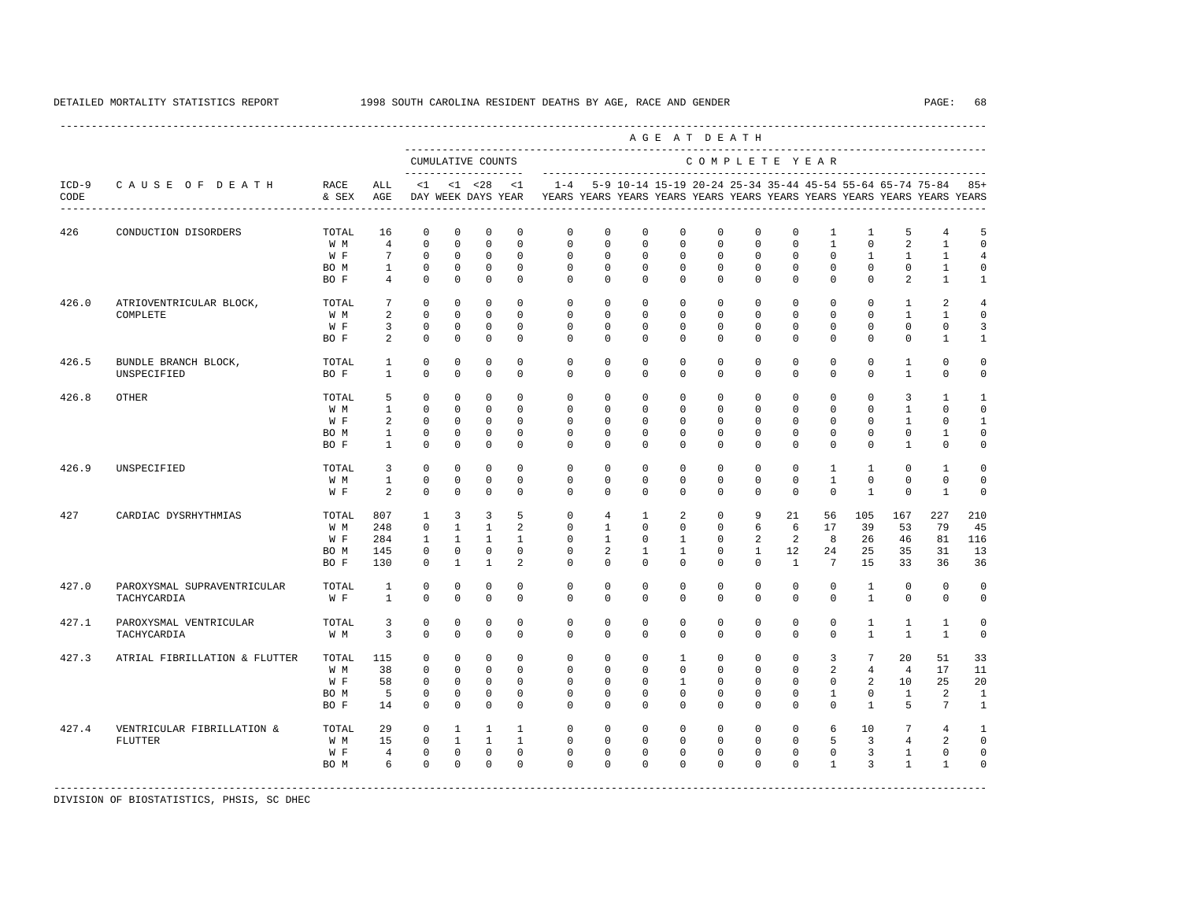DETAILED MORTALITY STATISTICS REPORT 1998 SOUTH CAROLINA RESIDENT DEATHS BY AGE, RACE AND GENDER

| ICD-9 CODE | CAUSE OF DEATH | RACE & SEX | ALL AGE | CUMULATIVE COUNTS <1 DAY | <1 WEEK | <28 DAYS | <1 YEAR | 1-4 YEARS | 5-9 YEARS | 10-14 YEARS | 15-19 YEARS | 20-24 YEARS | 25-34 YEARS | 35-44 YEARS | 45-54 YEARS | 55-64 YEARS | 65-74 YEARS | 75-84 YEARS | 85+ YEARS |
|---|---|---|---|---|---|---|---|---|---|---|---|---|---|---|---|---|---|---|---|
| 426 | CONDUCTION DISORDERS | TOTAL | 16 | 0 | 0 | 0 | 0 | 0 | 0 | 0 | 0 | 0 | 0 | 0 | 1 | 1 | 5 | 4 | 5 |
| | | W M | 4 | 0 | 0 | 0 | 0 | 0 | 0 | 0 | 0 | 0 | 0 | 0 | 1 | 0 | 2 | 1 | 0 |
| | | W F | 7 | 0 | 0 | 0 | 0 | 0 | 0 | 0 | 0 | 0 | 0 | 0 | 0 | 1 | 1 | 1 | 4 |
| | | BO M | 1 | 0 | 0 | 0 | 0 | 0 | 0 | 0 | 0 | 0 | 0 | 0 | 0 | 0 | 0 | 1 | 0 |
| | | BO F | 4 | 0 | 0 | 0 | 0 | 0 | 0 | 0 | 0 | 0 | 0 | 0 | 0 | 0 | 2 | 1 | 1 |
| 426.0 | ATRIOVENTRICULAR BLOCK, COMPLETE | TOTAL | 7 | 0 | 0 | 0 | 0 | 0 | 0 | 0 | 0 | 0 | 0 | 0 | 0 | 0 | 1 | 2 | 4 |
| | | W M | 2 | 0 | 0 | 0 | 0 | 0 | 0 | 0 | 0 | 0 | 0 | 0 | 0 | 0 | 1 | 1 | 0 |
| | | W F | 3 | 0 | 0 | 0 | 0 | 0 | 0 | 0 | 0 | 0 | 0 | 0 | 0 | 0 | 0 | 0 | 3 |
| | | BO F | 2 | 0 | 0 | 0 | 0 | 0 | 0 | 0 | 0 | 0 | 0 | 0 | 0 | 0 | 0 | 1 | 1 |
| 426.5 | BUNDLE BRANCH BLOCK, UNSPECIFIED | TOTAL | 1 | 0 | 0 | 0 | 0 | 0 | 0 | 0 | 0 | 0 | 0 | 0 | 0 | 0 | 1 | 0 | 0 |
| | | BO F | 1 | 0 | 0 | 0 | 0 | 0 | 0 | 0 | 0 | 0 | 0 | 0 | 0 | 0 | 1 | 0 | 0 |
| 426.8 | OTHER | TOTAL | 5 | 0 | 0 | 0 | 0 | 0 | 0 | 0 | 0 | 0 | 0 | 0 | 0 | 0 | 3 | 1 | 1 |
| | | W M | 1 | 0 | 0 | 0 | 0 | 0 | 0 | 0 | 0 | 0 | 0 | 0 | 0 | 0 | 1 | 0 | 0 |
| | | W F | 2 | 0 | 0 | 0 | 0 | 0 | 0 | 0 | 0 | 0 | 0 | 0 | 0 | 0 | 1 | 0 | 1 |
| | | BO M | 1 | 0 | 0 | 0 | 0 | 0 | 0 | 0 | 0 | 0 | 0 | 0 | 0 | 0 | 0 | 1 | 0 |
| | | BO F | 1 | 0 | 0 | 0 | 0 | 0 | 0 | 0 | 0 | 0 | 0 | 0 | 0 | 0 | 1 | 0 | 0 |
| 426.9 | UNSPECIFIED | TOTAL | 3 | 0 | 0 | 0 | 0 | 0 | 0 | 0 | 0 | 0 | 0 | 0 | 1 | 1 | 0 | 1 | 0 |
| | | W M | 1 | 0 | 0 | 0 | 0 | 0 | 0 | 0 | 0 | 0 | 0 | 0 | 1 | 0 | 0 | 0 | 0 |
| | | W F | 2 | 0 | 0 | 0 | 0 | 0 | 0 | 0 | 0 | 0 | 0 | 0 | 0 | 1 | 0 | 1 | 0 |
| 427 | CARDIAC DYSRHYTHMIAS | TOTAL | 807 | 1 | 3 | 3 | 5 | 0 | 4 | 1 | 2 | 0 | 9 | 21 | 56 | 105 | 167 | 227 | 210 |
| | | W M | 248 | 0 | 1 | 1 | 2 | 0 | 1 | 0 | 0 | 0 | 6 | 6 | 17 | 39 | 53 | 79 | 45 |
| | | W F | 284 | 1 | 1 | 1 | 1 | 0 | 1 | 0 | 1 | 0 | 2 | 2 | 8 | 26 | 46 | 81 | 116 |
| | | BO M | 145 | 0 | 0 | 0 | 0 | 0 | 2 | 1 | 1 | 0 | 1 | 12 | 24 | 25 | 35 | 31 | 13 |
| | | BO F | 130 | 0 | 1 | 1 | 2 | 0 | 0 | 0 | 0 | 0 | 0 | 1 | 7 | 15 | 33 | 36 | 36 |
| 427.0 | PAROXYSMAL SUPRAVENTRICULAR TACHYCARDIA | TOTAL | 1 | 0 | 0 | 0 | 0 | 0 | 0 | 0 | 0 | 0 | 0 | 0 | 0 | 1 | 0 | 0 | 0 |
| | | W F | 1 | 0 | 0 | 0 | 0 | 0 | 0 | 0 | 0 | 0 | 0 | 0 | 0 | 1 | 0 | 0 | 0 |
| 427.1 | PAROXYSMAL VENTRICULAR TACHYCARDIA | TOTAL | 3 | 0 | 0 | 0 | 0 | 0 | 0 | 0 | 0 | 0 | 0 | 0 | 0 | 1 | 1 | 1 | 0 |
| | | W M | 3 | 0 | 0 | 0 | 0 | 0 | 0 | 0 | 0 | 0 | 0 | 0 | 0 | 1 | 1 | 1 | 0 |
| 427.3 | ATRIAL FIBRILLATION & FLUTTER | TOTAL | 115 | 0 | 0 | 0 | 0 | 0 | 0 | 0 | 1 | 0 | 0 | 0 | 3 | 7 | 20 | 51 | 33 |
| | | W M | 38 | 0 | 0 | 0 | 0 | 0 | 0 | 0 | 0 | 0 | 0 | 0 | 2 | 4 | 4 | 17 | 11 |
| | | W F | 58 | 0 | 0 | 0 | 0 | 0 | 0 | 0 | 1 | 0 | 0 | 0 | 0 | 2 | 10 | 25 | 20 |
| | | BO M | 5 | 0 | 0 | 0 | 0 | 0 | 0 | 0 | 0 | 0 | 0 | 0 | 1 | 0 | 1 | 2 | 1 |
| | | BO F | 14 | 0 | 0 | 0 | 0 | 0 | 0 | 0 | 0 | 0 | 0 | 0 | 0 | 1 | 5 | 7 | 1 |
| 427.4 | VENTRICULAR FIBRILLATION & FLUTTER | TOTAL | 29 | 0 | 1 | 1 | 1 | 0 | 0 | 0 | 0 | 0 | 0 | 0 | 6 | 10 | 7 | 4 | 1 |
| | | W M | 15 | 0 | 1 | 1 | 1 | 0 | 0 | 0 | 0 | 0 | 0 | 0 | 5 | 3 | 4 | 2 | 0 |
| | | W F | 4 | 0 | 0 | 0 | 0 | 0 | 0 | 0 | 0 | 0 | 0 | 0 | 0 | 3 | 1 | 0 | 0 |
| | | BO M | 6 | 0 | 0 | 0 | 0 | 0 | 0 | 0 | 0 | 0 | 0 | 0 | 1 | 3 | 1 | 1 | 0 |

DIVISION OF BIOSTATISTICS, PHSIS, SC DHEC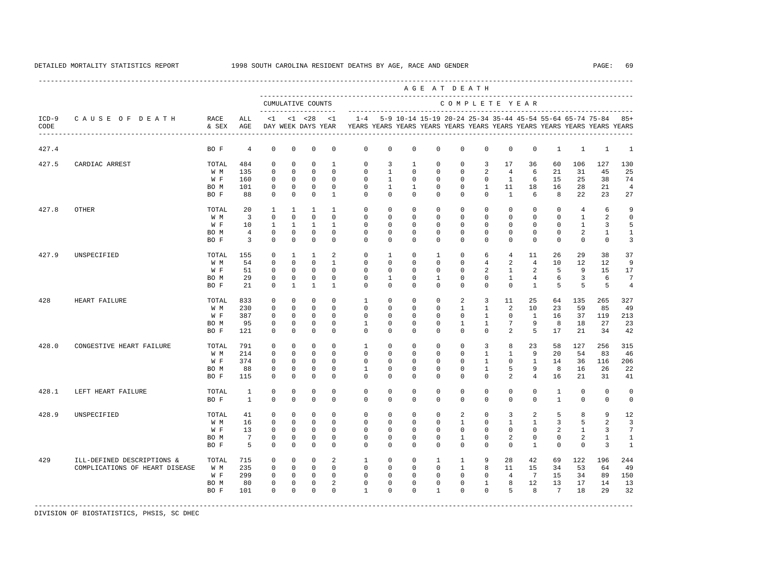DETAILED MORTALITY STATISTICS REPORT — 1998 SOUTH CAROLINA RESIDENT DEATHS BY AGE, RACE AND GENDER

| ICD-9 CODE | CAUSE OF DEATH | RACE & SEX | ALL AGE | <1 DAY | <1 WEEK | <28 DAYS | <1 YEAR | 1-4 YEARS | 5-9 YEARS | 10-14 YEARS | 15-19 YEARS | 20-24 YEARS | 25-34 YEARS | 35-44 YEARS | 45-54 YEARS | 55-64 YEARS | 65-74 YEARS | 75-84 YEARS | 85+ YEARS |
|---|---|---|---|---|---|---|---|---|---|---|---|---|---|---|---|---|---|---|---|
| | | | | CUMULATIVE COUNTS | | | | COMPLETE YEAR | | | | | | | | | | | |
| 427.4 | | BO F | 4 | 0 | 0 | 0 | 0 | 0 | 0 | 0 | 0 | 0 | 0 | 0 | 0 | 1 | 1 | 1 | 1 |
| 427.5 | CARDIAC ARREST | TOTAL | 484 | 0 | 0 | 0 | 1 | 0 | 3 | 1 | 0 | 0 | 3 | 17 | 36 | 60 | 106 | 127 | 130 |
| | | W M | 135 | 0 | 0 | 0 | 0 | 0 | 1 | 0 | 0 | 0 | 2 | 4 | 6 | 21 | 31 | 45 | 25 |
| | | W F | 160 | 0 | 0 | 0 | 0 | 0 | 1 | 0 | 0 | 0 | 0 | 1 | 6 | 15 | 25 | 38 | 74 |
| | | BO M | 101 | 0 | 0 | 0 | 0 | 0 | 1 | 1 | 0 | 0 | 1 | 11 | 18 | 16 | 28 | 21 | 4 |
| | | BO F | 88 | 0 | 0 | 0 | 1 | 0 | 0 | 0 | 0 | 0 | 0 | 1 | 6 | 8 | 22 | 23 | 27 |
| 427.8 | OTHER | TOTAL | 20 | 1 | 1 | 1 | 1 | 0 | 0 | 0 | 0 | 0 | 0 | 0 | 0 | 0 | 4 | 6 | 9 |
| | | W M | 3 | 0 | 0 | 0 | 0 | 0 | 0 | 0 | 0 | 0 | 0 | 0 | 0 | 0 | 1 | 2 | 0 |
| | | W F | 10 | 1 | 1 | 1 | 1 | 0 | 0 | 0 | 0 | 0 | 0 | 0 | 0 | 0 | 1 | 3 | 5 |
| | | BO M | 4 | 0 | 0 | 0 | 0 | 0 | 0 | 0 | 0 | 0 | 0 | 0 | 0 | 0 | 2 | 1 | 1 |
| | | BO F | 3 | 0 | 0 | 0 | 0 | 0 | 0 | 0 | 0 | 0 | 0 | 0 | 0 | 0 | 0 | 0 | 3 |
| 427.9 | UNSPECIFIED | TOTAL | 155 | 0 | 1 | 1 | 2 | 0 | 1 | 0 | 1 | 0 | 6 | 4 | 11 | 26 | 29 | 38 | 37 |
| | | W M | 54 | 0 | 0 | 0 | 1 | 0 | 0 | 0 | 0 | 0 | 4 | 2 | 4 | 10 | 12 | 12 | 9 |
| | | W F | 51 | 0 | 0 | 0 | 0 | 0 | 0 | 0 | 0 | 0 | 2 | 1 | 2 | 5 | 9 | 15 | 17 |
| | | BO M | 29 | 0 | 0 | 0 | 0 | 0 | 1 | 0 | 1 | 0 | 0 | 1 | 4 | 6 | 3 | 6 | 7 |
| | | BO F | 21 | 0 | 1 | 1 | 1 | 0 | 0 | 0 | 0 | 0 | 0 | 0 | 1 | 5 | 5 | 5 | 4 |
| 428 | HEART FAILURE | TOTAL | 833 | 0 | 0 | 0 | 0 | 1 | 0 | 0 | 0 | 2 | 3 | 11 | 25 | 64 | 135 | 265 | 327 |
| | | W M | 230 | 0 | 0 | 0 | 0 | 0 | 0 | 0 | 0 | 1 | 1 | 2 | 10 | 23 | 59 | 85 | 49 |
| | | W F | 387 | 0 | 0 | 0 | 0 | 0 | 0 | 0 | 0 | 0 | 1 | 0 | 1 | 16 | 37 | 119 | 213 |
| | | BO M | 95 | 0 | 0 | 0 | 0 | 1 | 0 | 0 | 0 | 1 | 1 | 7 | 9 | 8 | 18 | 27 | 23 |
| | | BO F | 121 | 0 | 0 | 0 | 0 | 0 | 0 | 0 | 0 | 0 | 0 | 2 | 5 | 17 | 21 | 34 | 42 |
| 428.0 | CONGESTIVE HEART FAILURE | TOTAL | 791 | 0 | 0 | 0 | 0 | 1 | 0 | 0 | 0 | 0 | 3 | 8 | 23 | 58 | 127 | 256 | 315 |
| | | W M | 214 | 0 | 0 | 0 | 0 | 0 | 0 | 0 | 0 | 0 | 1 | 1 | 9 | 20 | 54 | 83 | 46 |
| | | W F | 374 | 0 | 0 | 0 | 0 | 0 | 0 | 0 | 0 | 0 | 1 | 0 | 1 | 14 | 36 | 116 | 206 |
| | | BO M | 88 | 0 | 0 | 0 | 0 | 1 | 0 | 0 | 0 | 0 | 1 | 5 | 9 | 8 | 16 | 26 | 22 |
| | | BO F | 115 | 0 | 0 | 0 | 0 | 0 | 0 | 0 | 0 | 0 | 0 | 2 | 4 | 16 | 21 | 31 | 41 |
| 428.1 | LEFT HEART FAILURE | TOTAL | 1 | 0 | 0 | 0 | 0 | 0 | 0 | 0 | 0 | 0 | 0 | 0 | 0 | 1 | 0 | 0 | 0 |
| | | BO F | 1 | 0 | 0 | 0 | 0 | 0 | 0 | 0 | 0 | 0 | 0 | 0 | 0 | 1 | 0 | 0 | 0 |
| 428.9 | UNSPECIFIED | TOTAL | 41 | 0 | 0 | 0 | 0 | 0 | 0 | 0 | 0 | 2 | 0 | 3 | 2 | 5 | 8 | 9 | 12 |
| | | W M | 16 | 0 | 0 | 0 | 0 | 0 | 0 | 0 | 0 | 1 | 0 | 1 | 1 | 3 | 5 | 2 | 3 |
| | | W F | 13 | 0 | 0 | 0 | 0 | 0 | 0 | 0 | 0 | 0 | 0 | 0 | 0 | 2 | 1 | 3 | 7 |
| | | BO M | 7 | 0 | 0 | 0 | 0 | 0 | 0 | 0 | 0 | 1 | 0 | 2 | 0 | 0 | 2 | 1 | 1 |
| | | BO F | 5 | 0 | 0 | 0 | 0 | 0 | 0 | 0 | 0 | 0 | 0 | 0 | 1 | 0 | 0 | 3 | 1 |
| 429 | ILL-DEFINED DESCRIPTIONS & COMPLICATIONS OF HEART DISEASE | TOTAL | 715 | 0 | 0 | 0 | 2 | 1 | 0 | 0 | 1 | 1 | 9 | 28 | 42 | 69 | 122 | 196 | 244 |
| | | W M | 235 | 0 | 0 | 0 | 0 | 0 | 0 | 0 | 0 | 1 | 8 | 11 | 15 | 34 | 53 | 64 | 49 |
| | | W F | 299 | 0 | 0 | 0 | 0 | 0 | 0 | 0 | 0 | 0 | 0 | 4 | 7 | 15 | 34 | 89 | 150 |
| | | BO M | 80 | 0 | 0 | 0 | 2 | 0 | 0 | 0 | 0 | 0 | 1 | 8 | 12 | 13 | 17 | 14 | 13 |
| | | BO F | 101 | 0 | 0 | 0 | 0 | 1 | 0 | 0 | 1 | 0 | 0 | 5 | 8 | 7 | 18 | 29 | 32 |

DIVISION OF BIOSTATISTICS, PHSIS, SC DHEC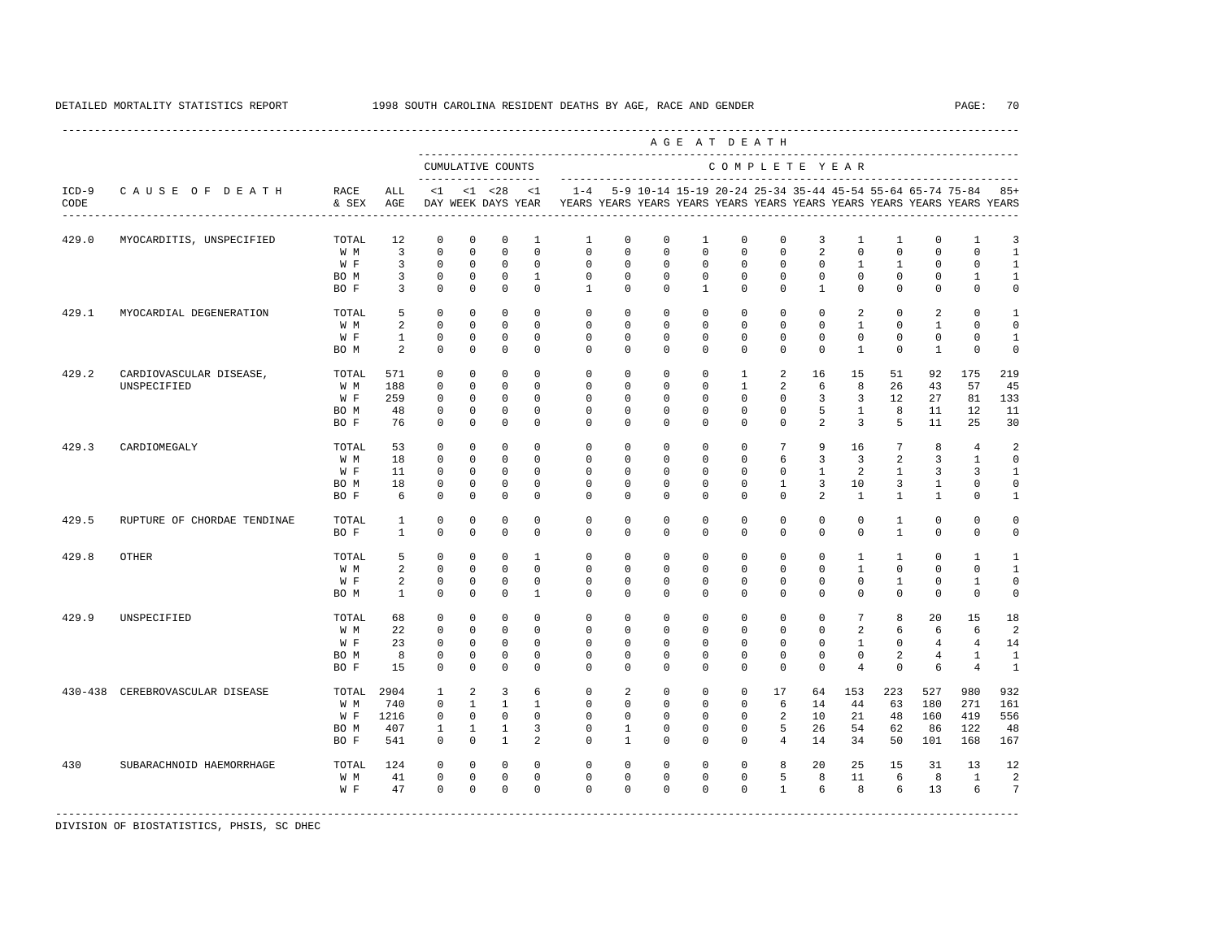DETAILED MORTALITY STATISTICS REPORT 1998 SOUTH CAROLINA RESIDENT DEATHS BY AGE, RACE AND GENDER

| ICD-9 CODE | CAUSE OF DEATH | RACE & SEX | ALL AGE | CUMULATIVE COUNTS <1 DAY | <1 WEEK | <28 DAYS | <1 YEAR | 1-4 YEARS | 5-9 YEARS | 10-14 YEARS | 15-19 YEARS | 20-24 YEARS | 25-34 YEARS | 35-44 YEARS | 45-54 YEARS | 55-64 YEARS | 65-74 YEARS | 75-84 YEARS | 85+ YEARS |
|---|---|---|---|---|---|---|---|---|---|---|---|---|---|---|---|---|---|---|---|
| 429.0 | MYOCARDITIS, UNSPECIFIED | TOTAL | 12 | 0 | 0 | 0 | 1 | 1 | 0 | 0 | 1 | 0 | 0 | 3 | 1 | 1 | 0 | 1 | 3 |
| | | W M | 3 | 0 | 0 | 0 | 0 | 0 | 0 | 0 | 0 | 0 | 0 | 2 | 0 | 0 | 0 | 0 | 1 |
| | | W F | 3 | 0 | 0 | 0 | 0 | 0 | 0 | 0 | 0 | 0 | 0 | 0 | 1 | 1 | 0 | 0 | 1 |
| | | BO M | 3 | 0 | 0 | 0 | 1 | 0 | 0 | 0 | 0 | 0 | 0 | 0 | 0 | 0 | 0 | 1 | 1 |
| | | BO F | 3 | 0 | 0 | 0 | 0 | 1 | 0 | 0 | 1 | 0 | 0 | 1 | 0 | 0 | 0 | 0 | 0 |
| 429.1 | MYOCARDIAL DEGENERATION | TOTAL | 5 | 0 | 0 | 0 | 0 | 0 | 0 | 0 | 0 | 0 | 0 | 0 | 2 | 0 | 2 | 0 | 1 |
| | | W M | 2 | 0 | 0 | 0 | 0 | 0 | 0 | 0 | 0 | 0 | 0 | 0 | 1 | 0 | 1 | 0 | 0 |
| | | W F | 1 | 0 | 0 | 0 | 0 | 0 | 0 | 0 | 0 | 0 | 0 | 0 | 0 | 0 | 0 | 0 | 1 |
| | | BO M | 2 | 0 | 0 | 0 | 0 | 0 | 0 | 0 | 0 | 0 | 0 | 0 | 1 | 0 | 1 | 0 | 0 |
| 429.2 | CARDIOVASCULAR DISEASE, UNSPECIFIED | TOTAL | 571 | 0 | 0 | 0 | 0 | 0 | 0 | 0 | 0 | 1 | 2 | 16 | 15 | 51 | 92 | 175 | 219 |
| | | W M | 188 | 0 | 0 | 0 | 0 | 0 | 0 | 0 | 0 | 1 | 2 | 6 | 8 | 26 | 43 | 57 | 45 |
| | | W F | 259 | 0 | 0 | 0 | 0 | 0 | 0 | 0 | 0 | 0 | 0 | 3 | 3 | 12 | 27 | 81 | 133 |
| | | BO M | 48 | 0 | 0 | 0 | 0 | 0 | 0 | 0 | 0 | 0 | 0 | 5 | 1 | 8 | 11 | 12 | 11 |
| | | BO F | 76 | 0 | 0 | 0 | 0 | 0 | 0 | 0 | 0 | 0 | 0 | 2 | 3 | 5 | 11 | 25 | 30 |
| 429.3 | CARDIOMEGALY | TOTAL | 53 | 0 | 0 | 0 | 0 | 0 | 0 | 0 | 0 | 0 | 7 | 9 | 16 | 7 | 8 | 4 | 2 |
| | | W M | 18 | 0 | 0 | 0 | 0 | 0 | 0 | 0 | 0 | 0 | 6 | 3 | 3 | 2 | 3 | 1 | 0 |
| | | W F | 11 | 0 | 0 | 0 | 0 | 0 | 0 | 0 | 0 | 0 | 0 | 1 | 2 | 1 | 3 | 3 | 1 |
| | | BO M | 18 | 0 | 0 | 0 | 0 | 0 | 0 | 0 | 0 | 0 | 1 | 3 | 10 | 3 | 1 | 0 | 0 |
| | | BO F | 6 | 0 | 0 | 0 | 0 | 0 | 0 | 0 | 0 | 0 | 0 | 2 | 1 | 1 | 1 | 0 | 1 |
| 429.5 | RUPTURE OF CHORDAE TENDINAE | TOTAL | 1 | 0 | 0 | 0 | 0 | 0 | 0 | 0 | 0 | 0 | 0 | 0 | 0 | 1 | 0 | 0 | 0 |
| | | BO F | 1 | 0 | 0 | 0 | 0 | 0 | 0 | 0 | 0 | 0 | 0 | 0 | 0 | 1 | 0 | 0 | 0 |
| 429.8 | OTHER | TOTAL | 5 | 0 | 0 | 0 | 1 | 0 | 0 | 0 | 0 | 0 | 0 | 0 | 1 | 1 | 0 | 1 | 1 |
| | | W M | 2 | 0 | 0 | 0 | 0 | 0 | 0 | 0 | 0 | 0 | 0 | 0 | 1 | 0 | 0 | 0 | 1 |
| | | W F | 2 | 0 | 0 | 0 | 0 | 0 | 0 | 0 | 0 | 0 | 0 | 0 | 0 | 1 | 0 | 1 | 0 |
| | | BO M | 1 | 0 | 0 | 0 | 1 | 0 | 0 | 0 | 0 | 0 | 0 | 0 | 0 | 0 | 0 | 0 | 0 |
| 429.9 | UNSPECIFIED | TOTAL | 68 | 0 | 0 | 0 | 0 | 0 | 0 | 0 | 0 | 0 | 0 | 0 | 7 | 8 | 20 | 15 | 18 |
| | | W M | 22 | 0 | 0 | 0 | 0 | 0 | 0 | 0 | 0 | 0 | 0 | 0 | 2 | 6 | 6 | 6 | 2 |
| | | W F | 23 | 0 | 0 | 0 | 0 | 0 | 0 | 0 | 0 | 0 | 0 | 0 | 1 | 0 | 4 | 4 | 14 |
| | | BO M | 8 | 0 | 0 | 0 | 0 | 0 | 0 | 0 | 0 | 0 | 0 | 0 | 0 | 2 | 4 | 1 | 1 |
| | | BO F | 15 | 0 | 0 | 0 | 0 | 0 | 0 | 0 | 0 | 0 | 0 | 0 | 4 | 0 | 6 | 4 | 1 |
| 430-438 | CEREBROVASCULAR DISEASE | TOTAL | 2904 | 1 | 2 | 3 | 6 | 0 | 2 | 0 | 0 | 0 | 17 | 64 | 153 | 223 | 527 | 980 | 932 |
| | | W M | 740 | 0 | 1 | 1 | 1 | 0 | 0 | 0 | 0 | 0 | 6 | 14 | 44 | 63 | 180 | 271 | 161 |
| | | W F | 1216 | 0 | 0 | 0 | 0 | 0 | 0 | 0 | 0 | 0 | 2 | 10 | 21 | 48 | 160 | 419 | 556 |
| | | BO M | 407 | 1 | 1 | 1 | 3 | 0 | 1 | 0 | 0 | 0 | 5 | 26 | 54 | 62 | 86 | 122 | 48 |
| | | BO F | 541 | 0 | 0 | 1 | 2 | 0 | 1 | 0 | 0 | 0 | 4 | 14 | 34 | 50 | 101 | 168 | 167 |
| 430 | SUBARACHNOID HAEMORRHAGE | TOTAL | 124 | 0 | 0 | 0 | 0 | 0 | 0 | 0 | 0 | 0 | 8 | 20 | 25 | 15 | 31 | 13 | 12 |
| | | W M | 41 | 0 | 0 | 0 | 0 | 0 | 0 | 0 | 0 | 0 | 5 | 8 | 11 | 6 | 8 | 1 | 2 |
| | | W F | 47 | 0 | 0 | 0 | 0 | 0 | 0 | 0 | 0 | 0 | 1 | 6 | 8 | 6 | 13 | 6 | 7 |

DIVISION OF BIOSTATISTICS, PHSIS, SC DHEC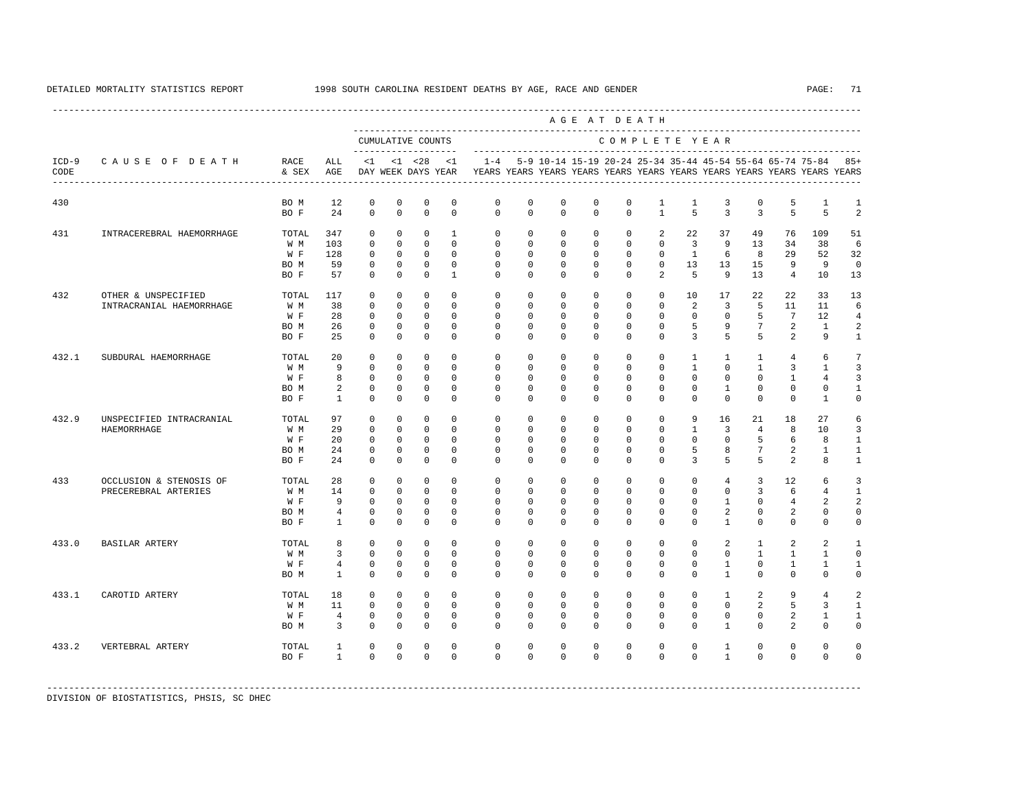DETAILED MORTALITY STATISTICS REPORT 1998 SOUTH CAROLINA RESIDENT DEATHS BY AGE, RACE AND GENDER

| ICD-9 CODE | CAUSE OF DEATH | RACE & SEX | ALL AGE | CUMULATIVE COUNTS <1 DAY | <1 WEEK | <28 DAYS | <1 YEAR | 1-4 YEARS | 5-9 YEARS | 10-14 YEARS | 15-19 YEARS | 20-24 YEARS | 25-34 YEARS | 35-44 YEARS | 45-54 YEARS | 55-64 YEARS | 65-74 YEARS | 75-84 YEARS | 85+ YEARS |
|---|---|---|---|---|---|---|---|---|---|---|---|---|---|---|---|---|---|---|---|
| 430 | | BO M | 12 | 0 | 0 | 0 | 0 | 0 | 0 | 0 | 0 | 0 | 1 | 1 | 3 | 0 | 5 | 1 | 1 |
| | | BO F | 24 | 0 | 0 | 0 | 0 | 0 | 0 | 0 | 0 | 0 | 1 | 5 | 3 | 3 | 5 | 5 | 2 |
| 431 | INTRACEREBRAL HAEMORRHAGE | TOTAL | 347 | 0 | 0 | 0 | 1 | 0 | 0 | 0 | 0 | 0 | 2 | 22 | 37 | 49 | 76 | 109 | 51 |
| | | W M | 103 | 0 | 0 | 0 | 0 | 0 | 0 | 0 | 0 | 0 | 0 | 3 | 9 | 13 | 34 | 38 | 6 |
| | | W F | 128 | 0 | 0 | 0 | 0 | 0 | 0 | 0 | 0 | 0 | 0 | 1 | 6 | 8 | 29 | 52 | 32 |
| | | BO M | 59 | 0 | 0 | 0 | 0 | 0 | 0 | 0 | 0 | 0 | 0 | 13 | 13 | 15 | 9 | 9 | 0 |
| | | BO F | 57 | 0 | 0 | 0 | 1 | 0 | 0 | 0 | 0 | 0 | 2 | 5 | 9 | 13 | 4 | 10 | 13 |
| 432 | OTHER & UNSPECIFIED INTRACRANIAL HAEMORRHAGE | TOTAL | 117 | 0 | 0 | 0 | 0 | 0 | 0 | 0 | 0 | 0 | 0 | 10 | 17 | 22 | 22 | 33 | 13 |
| | | W M | 38 | 0 | 0 | 0 | 0 | 0 | 0 | 0 | 0 | 0 | 0 | 2 | 3 | 5 | 11 | 11 | 6 |
| | | W F | 28 | 0 | 0 | 0 | 0 | 0 | 0 | 0 | 0 | 0 | 0 | 0 | 0 | 5 | 7 | 12 | 4 |
| | | BO M | 26 | 0 | 0 | 0 | 0 | 0 | 0 | 0 | 0 | 0 | 0 | 5 | 9 | 7 | 2 | 1 | 2 |
| | | BO F | 25 | 0 | 0 | 0 | 0 | 0 | 0 | 0 | 0 | 0 | 0 | 3 | 5 | 5 | 2 | 9 | 1 |
| 432.1 | SUBDURAL HAEMORRHAGE | TOTAL | 20 | 0 | 0 | 0 | 0 | 0 | 0 | 0 | 0 | 0 | 0 | 1 | 1 | 1 | 4 | 6 | 7 |
| | | W M | 9 | 0 | 0 | 0 | 0 | 0 | 0 | 0 | 0 | 0 | 0 | 1 | 0 | 1 | 3 | 1 | 3 |
| | | W F | 8 | 0 | 0 | 0 | 0 | 0 | 0 | 0 | 0 | 0 | 0 | 0 | 0 | 0 | 1 | 4 | 3 |
| | | BO M | 2 | 0 | 0 | 0 | 0 | 0 | 0 | 0 | 0 | 0 | 0 | 0 | 1 | 0 | 0 | 0 | 1 |
| | | BO F | 1 | 0 | 0 | 0 | 0 | 0 | 0 | 0 | 0 | 0 | 0 | 0 | 0 | 0 | 0 | 1 | 0 |
| 432.9 | UNSPECIFIED INTRACRANIAL HAEMORRHAGE | TOTAL | 97 | 0 | 0 | 0 | 0 | 0 | 0 | 0 | 0 | 0 | 0 | 9 | 16 | 21 | 18 | 27 | 6 |
| | | W M | 29 | 0 | 0 | 0 | 0 | 0 | 0 | 0 | 0 | 0 | 0 | 1 | 3 | 4 | 8 | 10 | 3 |
| | | W F | 20 | 0 | 0 | 0 | 0 | 0 | 0 | 0 | 0 | 0 | 0 | 0 | 0 | 5 | 6 | 8 | 1 |
| | | BO M | 24 | 0 | 0 | 0 | 0 | 0 | 0 | 0 | 0 | 0 | 0 | 5 | 8 | 7 | 2 | 1 | 1 |
| | | BO F | 24 | 0 | 0 | 0 | 0 | 0 | 0 | 0 | 0 | 0 | 0 | 3 | 5 | 5 | 2 | 8 | 1 |
| 433 | OCCLUSION & STENOSIS OF PRECEREBRAL ARTERIES | TOTAL | 28 | 0 | 0 | 0 | 0 | 0 | 0 | 0 | 0 | 0 | 0 | 0 | 4 | 3 | 12 | 6 | 3 |
| | | W M | 14 | 0 | 0 | 0 | 0 | 0 | 0 | 0 | 0 | 0 | 0 | 0 | 0 | 3 | 6 | 4 | 1 |
| | | W F | 9 | 0 | 0 | 0 | 0 | 0 | 0 | 0 | 0 | 0 | 0 | 0 | 1 | 0 | 4 | 2 | 2 |
| | | BO M | 4 | 0 | 0 | 0 | 0 | 0 | 0 | 0 | 0 | 0 | 0 | 0 | 2 | 0 | 2 | 0 | 0 |
| | | BO F | 1 | 0 | 0 | 0 | 0 | 0 | 0 | 0 | 0 | 0 | 0 | 0 | 1 | 0 | 0 | 0 | 0 |
| 433.0 | BASILAR ARTERY | TOTAL | 8 | 0 | 0 | 0 | 0 | 0 | 0 | 0 | 0 | 0 | 0 | 0 | 2 | 1 | 2 | 2 | 1 |
| | | W M | 3 | 0 | 0 | 0 | 0 | 0 | 0 | 0 | 0 | 0 | 0 | 0 | 0 | 1 | 1 | 1 | 0 |
| | | W F | 4 | 0 | 0 | 0 | 0 | 0 | 0 | 0 | 0 | 0 | 0 | 0 | 1 | 0 | 1 | 1 | 1 |
| | | BO M | 1 | 0 | 0 | 0 | 0 | 0 | 0 | 0 | 0 | 0 | 0 | 0 | 1 | 0 | 0 | 0 | 0 |
| 433.1 | CAROTID ARTERY | TOTAL | 18 | 0 | 0 | 0 | 0 | 0 | 0 | 0 | 0 | 0 | 0 | 0 | 1 | 2 | 9 | 4 | 2 |
| | | W M | 11 | 0 | 0 | 0 | 0 | 0 | 0 | 0 | 0 | 0 | 0 | 0 | 0 | 2 | 5 | 3 | 1 |
| | | W F | 4 | 0 | 0 | 0 | 0 | 0 | 0 | 0 | 0 | 0 | 0 | 0 | 0 | 0 | 2 | 1 | 1 |
| | | BO M | 3 | 0 | 0 | 0 | 0 | 0 | 0 | 0 | 0 | 0 | 0 | 0 | 1 | 0 | 2 | 0 | 0 |
| 433.2 | VERTEBRAL ARTERY | TOTAL | 1 | 0 | 0 | 0 | 0 | 0 | 0 | 0 | 0 | 0 | 0 | 0 | 1 | 0 | 0 | 0 | 0 |
| | | BO F | 1 | 0 | 0 | 0 | 0 | 0 | 0 | 0 | 0 | 0 | 0 | 0 | 1 | 0 | 0 | 0 | 0 |

DIVISION OF BIOSTATISTICS, PHSIS, SC DHEC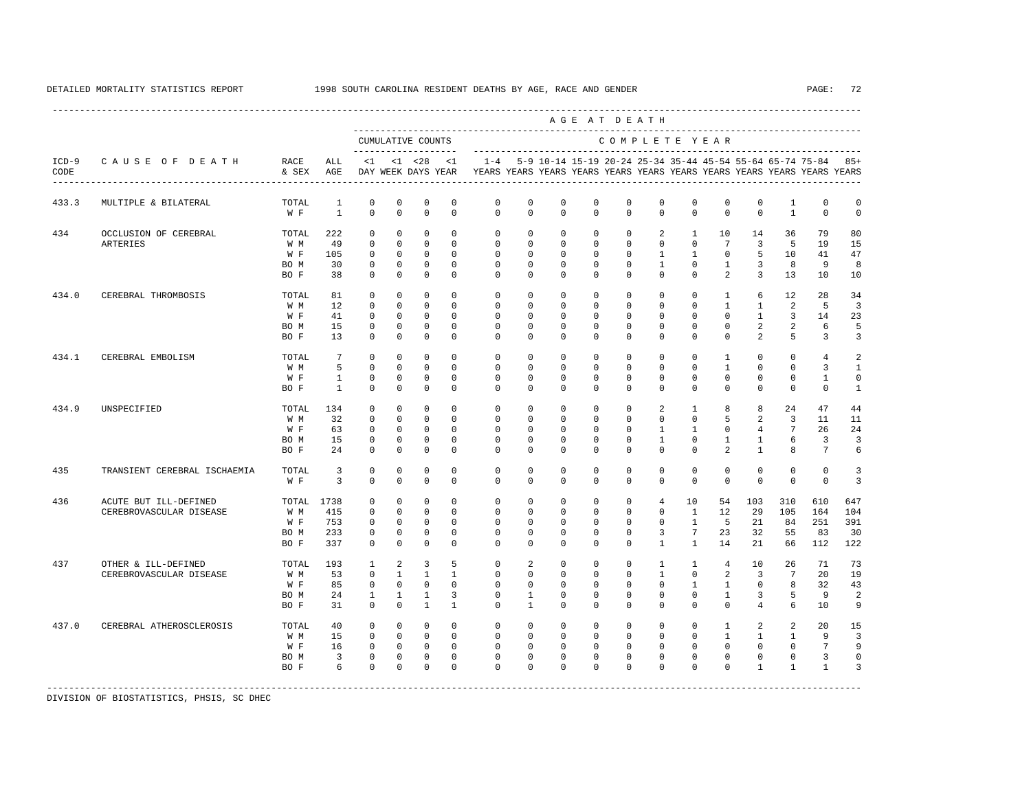DETAILED MORTALITY STATISTICS REPORT 1998 SOUTH CAROLINA RESIDENT DEATHS BY AGE, RACE AND GENDER

| ICD-9 CODE | CAUSE OF DEATH | RACE & SEX | ALL AGE | CUMULATIVE COUNTS <1 DAY | <1 WEEK | <28 DAYS | <1 YEAR | 1-4 YEARS | 5-9 YEARS | 10-14 YEARS | 15-19 YEARS | 20-24 YEARS | 25-34 YEARS | 35-44 YEARS | 45-54 YEARS | 55-64 YEARS | 65-74 YEARS | 75-84 YEARS | 85+ YEARS |
|---|---|---|---|---|---|---|---|---|---|---|---|---|---|---|---|---|---|---|---|
| 433.3 | MULTIPLE & BILATERAL | TOTAL | 1 | 0 | 0 | 0 | 0 | 0 | 0 | 0 | 0 | 0 | 0 | 0 | 0 | 0 | 1 | 0 | 0 |
| | | W F | 1 | 0 | 0 | 0 | 0 | 0 | 0 | 0 | 0 | 0 | 0 | 0 | 0 | 0 | 1 | 0 | 0 |
| 434 | OCCLUSION OF CEREBRAL ARTERIES | TOTAL | 222 | 0 | 0 | 0 | 0 | 0 | 0 | 0 | 0 | 0 | 2 | 1 | 10 | 14 | 36 | 79 | 80 |
| | | W M | 49 | 0 | 0 | 0 | 0 | 0 | 0 | 0 | 0 | 0 | 0 | 0 | 7 | 3 | 5 | 19 | 15 |
| | | W F | 105 | 0 | 0 | 0 | 0 | 0 | 0 | 0 | 0 | 0 | 1 | 1 | 0 | 5 | 10 | 41 | 47 |
| | | BO M | 30 | 0 | 0 | 0 | 0 | 0 | 0 | 0 | 0 | 0 | 1 | 0 | 1 | 3 | 8 | 9 | 8 |
| | | BO F | 38 | 0 | 0 | 0 | 0 | 0 | 0 | 0 | 0 | 0 | 0 | 0 | 2 | 3 | 13 | 10 | 10 |
| 434.0 | CEREBRAL THROMBOSIS | TOTAL | 81 | 0 | 0 | 0 | 0 | 0 | 0 | 0 | 0 | 0 | 0 | 0 | 1 | 6 | 12 | 28 | 34 |
| | | W M | 12 | 0 | 0 | 0 | 0 | 0 | 0 | 0 | 0 | 0 | 0 | 0 | 1 | 1 | 2 | 5 | 3 |
| | | W F | 41 | 0 | 0 | 0 | 0 | 0 | 0 | 0 | 0 | 0 | 0 | 0 | 0 | 1 | 3 | 14 | 23 |
| | | BO M | 15 | 0 | 0 | 0 | 0 | 0 | 0 | 0 | 0 | 0 | 0 | 0 | 0 | 2 | 2 | 6 | 5 |
| | | BO F | 13 | 0 | 0 | 0 | 0 | 0 | 0 | 0 | 0 | 0 | 0 | 0 | 0 | 2 | 5 | 3 | 3 |
| 434.1 | CEREBRAL EMBOLISM | TOTAL | 7 | 0 | 0 | 0 | 0 | 0 | 0 | 0 | 0 | 0 | 0 | 0 | 1 | 0 | 0 | 4 | 2 |
| | | W M | 5 | 0 | 0 | 0 | 0 | 0 | 0 | 0 | 0 | 0 | 0 | 0 | 1 | 0 | 0 | 3 | 1 |
| | | W F | 1 | 0 | 0 | 0 | 0 | 0 | 0 | 0 | 0 | 0 | 0 | 0 | 0 | 0 | 0 | 1 | 0 |
| | | BO F | 1 | 0 | 0 | 0 | 0 | 0 | 0 | 0 | 0 | 0 | 0 | 0 | 0 | 0 | 0 | 0 | 1 |
| 434.9 | UNSPECIFIED | TOTAL | 134 | 0 | 0 | 0 | 0 | 0 | 0 | 0 | 0 | 0 | 2 | 1 | 8 | 8 | 24 | 47 | 44 |
| | | W M | 32 | 0 | 0 | 0 | 0 | 0 | 0 | 0 | 0 | 0 | 0 | 0 | 5 | 2 | 3 | 11 | 11 |
| | | W F | 63 | 0 | 0 | 0 | 0 | 0 | 0 | 0 | 0 | 0 | 1 | 1 | 0 | 4 | 7 | 26 | 24 |
| | | BO M | 15 | 0 | 0 | 0 | 0 | 0 | 0 | 0 | 0 | 0 | 1 | 0 | 1 | 1 | 6 | 3 | 3 |
| | | BO F | 24 | 0 | 0 | 0 | 0 | 0 | 0 | 0 | 0 | 0 | 0 | 0 | 2 | 1 | 8 | 7 | 6 |
| 435 | TRANSIENT CEREBRAL ISCHAEMIA | TOTAL | 3 | 0 | 0 | 0 | 0 | 0 | 0 | 0 | 0 | 0 | 0 | 0 | 0 | 0 | 0 | 0 | 3 |
| | | W F | 3 | 0 | 0 | 0 | 0 | 0 | 0 | 0 | 0 | 0 | 0 | 0 | 0 | 0 | 0 | 0 | 3 |
| 436 | ACUTE BUT ILL-DEFINED CEREBROVASCULAR DISEASE | TOTAL | 1738 | 0 | 0 | 0 | 0 | 0 | 0 | 0 | 0 | 0 | 4 | 10 | 54 | 103 | 310 | 610 | 647 |
| | | W M | 415 | 0 | 0 | 0 | 0 | 0 | 0 | 0 | 0 | 0 | 0 | 1 | 12 | 29 | 105 | 164 | 104 |
| | | W F | 753 | 0 | 0 | 0 | 0 | 0 | 0 | 0 | 0 | 0 | 0 | 1 | 5 | 21 | 84 | 251 | 391 |
| | | BO M | 233 | 0 | 0 | 0 | 0 | 0 | 0 | 0 | 0 | 0 | 3 | 7 | 23 | 32 | 55 | 83 | 30 |
| | | BO F | 337 | 0 | 0 | 0 | 0 | 0 | 0 | 0 | 0 | 0 | 1 | 1 | 14 | 21 | 66 | 112 | 122 |
| 437 | OTHER & ILL-DEFINED CEREBROVASCULAR DISEASE | TOTAL | 193 | 1 | 2 | 3 | 5 | 0 | 2 | 0 | 0 | 0 | 1 | 1 | 4 | 10 | 26 | 71 | 73 |
| | | W M | 53 | 0 | 1 | 1 | 1 | 0 | 0 | 0 | 0 | 0 | 1 | 0 | 2 | 3 | 7 | 20 | 19 |
| | | W F | 85 | 0 | 0 | 0 | 0 | 0 | 0 | 0 | 0 | 0 | 0 | 1 | 1 | 0 | 8 | 32 | 43 |
| | | BO M | 24 | 1 | 1 | 1 | 3 | 0 | 1 | 0 | 0 | 0 | 0 | 0 | 1 | 3 | 5 | 9 | 2 |
| | | BO F | 31 | 0 | 0 | 1 | 1 | 0 | 1 | 0 | 0 | 0 | 0 | 0 | 0 | 4 | 6 | 10 | 9 |
| 437.0 | CEREBRAL ATHEROSCLEROSIS | TOTAL | 40 | 0 | 0 | 0 | 0 | 0 | 0 | 0 | 0 | 0 | 0 | 0 | 1 | 2 | 2 | 20 | 15 |
| | | W M | 15 | 0 | 0 | 0 | 0 | 0 | 0 | 0 | 0 | 0 | 0 | 0 | 1 | 1 | 1 | 9 | 3 |
| | | W F | 16 | 0 | 0 | 0 | 0 | 0 | 0 | 0 | 0 | 0 | 0 | 0 | 0 | 0 | 0 | 7 | 9 |
| | | BO M | 3 | 0 | 0 | 0 | 0 | 0 | 0 | 0 | 0 | 0 | 0 | 0 | 0 | 0 | 0 | 3 | 0 |
| | | BO F | 6 | 0 | 0 | 0 | 0 | 0 | 0 | 0 | 0 | 0 | 0 | 0 | 0 | 1 | 1 | 1 | 3 |

DIVISION OF BIOSTATISTICS, PHSIS, SC DHEC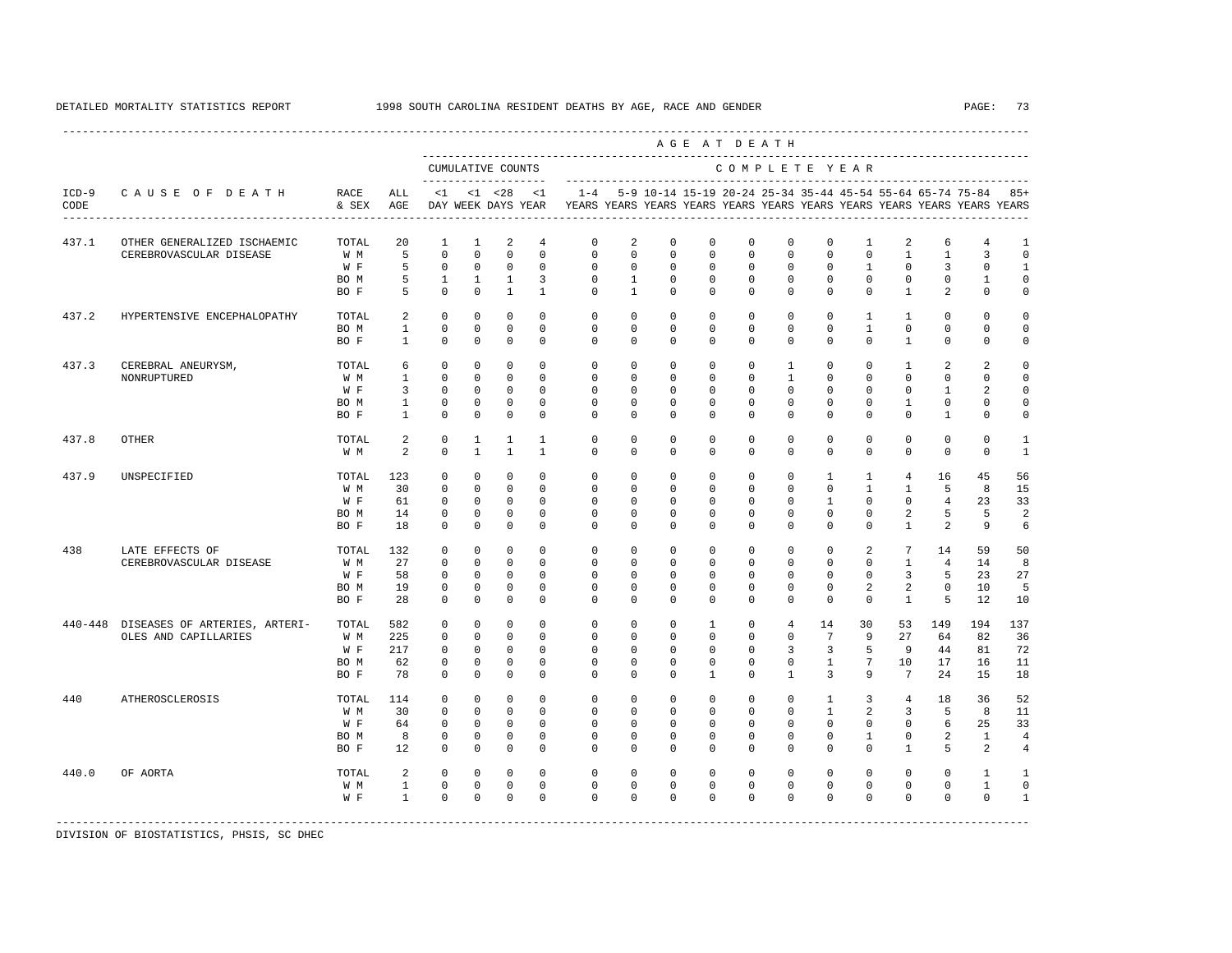DETAILED MORTALITY STATISTICS REPORT 1998 SOUTH CAROLINA RESIDENT DEATHS BY AGE, RACE AND GENDER

| ICD-9 CODE | CAUSE OF DEATH | RACE & SEX | ALL AGE | <1 DAY | <1 WEEK | <28 DAYS | <1 YEAR | 1-4 YEARS | 5-9 YEARS | 10-14 YEARS | 15-19 YEARS | 20-24 YEARS | 25-34 YEARS | 35-44 YEARS | 45-54 YEARS | 55-64 YEARS | 65-74 YEARS | 75-84 YEARS | 85+ YEARS |
|---|---|---|---|---|---|---|---|---|---|---|---|---|---|---|---|---|---|---|---|
| | | | | CUMULATIVE COUNTS | | | | COMPLETE YEAR | | | | | | | | | | | |
| 437.1 | OTHER GENERALIZED ISCHAEMIC CEREBROVASCULAR DISEASE | TOTAL | 20 | 1 | 1 | 2 | 4 | 0 | 2 | 0 | 0 | 0 | 0 | 0 | 1 | 2 | 6 | 4 | 1 |
| | | W M | 5 | 0 | 0 | 0 | 0 | 0 | 0 | 0 | 0 | 0 | 0 | 0 | 0 | 1 | 1 | 3 | 0 |
| | | W F | 5 | 0 | 0 | 0 | 0 | 0 | 0 | 0 | 0 | 0 | 0 | 0 | 1 | 0 | 3 | 0 | 1 |
| | | BO M | 5 | 1 | 1 | 1 | 3 | 0 | 1 | 0 | 0 | 0 | 0 | 0 | 0 | 0 | 0 | 1 | 0 |
| | | BO F | 5 | 0 | 0 | 1 | 1 | 0 | 1 | 0 | 0 | 0 | 0 | 0 | 0 | 1 | 2 | 0 | 0 |
| 437.2 | HYPERTENSIVE ENCEPHALOPATHY | TOTAL | 2 | 0 | 0 | 0 | 0 | 0 | 0 | 0 | 0 | 0 | 0 | 0 | 1 | 1 | 0 | 0 | 0 |
| | | BO M | 1 | 0 | 0 | 0 | 0 | 0 | 0 | 0 | 0 | 0 | 0 | 0 | 1 | 0 | 0 | 0 | 0 |
| | | BO F | 1 | 0 | 0 | 0 | 0 | 0 | 0 | 0 | 0 | 0 | 0 | 0 | 0 | 1 | 0 | 0 | 0 |
| 437.3 | CEREBRAL ANEURYSM, NONRUPTURED | TOTAL | 6 | 0 | 0 | 0 | 0 | 0 | 0 | 0 | 0 | 0 | 1 | 0 | 0 | 1 | 2 | 2 | 0 |
| | | W M | 1 | 0 | 0 | 0 | 0 | 0 | 0 | 0 | 0 | 0 | 1 | 0 | 0 | 0 | 0 | 0 | 0 |
| | | W F | 3 | 0 | 0 | 0 | 0 | 0 | 0 | 0 | 0 | 0 | 0 | 0 | 0 | 0 | 1 | 2 | 0 |
| | | BO M | 1 | 0 | 0 | 0 | 0 | 0 | 0 | 0 | 0 | 0 | 0 | 0 | 0 | 1 | 0 | 0 | 0 |
| | | BO F | 1 | 0 | 0 | 0 | 0 | 0 | 0 | 0 | 0 | 0 | 0 | 0 | 0 | 0 | 1 | 0 | 0 |
| 437.8 | OTHER | TOTAL | 2 | 0 | 1 | 1 | 1 | 0 | 0 | 0 | 0 | 0 | 0 | 0 | 0 | 0 | 0 | 0 | 1 |
| | | W M | 2 | 0 | 1 | 1 | 1 | 0 | 0 | 0 | 0 | 0 | 0 | 0 | 0 | 0 | 0 | 0 | 1 |
| 437.9 | UNSPECIFIED | TOTAL | 123 | 0 | 0 | 0 | 0 | 0 | 0 | 0 | 0 | 0 | 0 | 1 | 1 | 4 | 16 | 45 | 56 |
| | | W M | 30 | 0 | 0 | 0 | 0 | 0 | 0 | 0 | 0 | 0 | 0 | 0 | 1 | 1 | 5 | 8 | 15 |
| | | W F | 61 | 0 | 0 | 0 | 0 | 0 | 0 | 0 | 0 | 0 | 0 | 1 | 0 | 0 | 4 | 23 | 33 |
| | | BO M | 14 | 0 | 0 | 0 | 0 | 0 | 0 | 0 | 0 | 0 | 0 | 0 | 0 | 2 | 5 | 5 | 2 |
| | | BO F | 18 | 0 | 0 | 0 | 0 | 0 | 0 | 0 | 0 | 0 | 0 | 0 | 0 | 1 | 2 | 9 | 6 |
| 438 | LATE EFFECTS OF CEREBROVASCULAR DISEASE | TOTAL | 132 | 0 | 0 | 0 | 0 | 0 | 0 | 0 | 0 | 0 | 0 | 0 | 2 | 7 | 14 | 59 | 50 |
| | | W M | 27 | 0 | 0 | 0 | 0 | 0 | 0 | 0 | 0 | 0 | 0 | 0 | 0 | 1 | 4 | 14 | 8 |
| | | W F | 58 | 0 | 0 | 0 | 0 | 0 | 0 | 0 | 0 | 0 | 0 | 0 | 0 | 3 | 5 | 23 | 27 |
| | | BO M | 19 | 0 | 0 | 0 | 0 | 0 | 0 | 0 | 0 | 0 | 0 | 0 | 2 | 2 | 0 | 10 | 5 |
| | | BO F | 28 | 0 | 0 | 0 | 0 | 0 | 0 | 0 | 0 | 0 | 0 | 0 | 0 | 1 | 5 | 12 | 10 |
| 440-448 | DISEASES OF ARTERIES, ARTERIOLES AND CAPILLARIES | TOTAL | 582 | 0 | 0 | 0 | 0 | 0 | 0 | 0 | 1 | 0 | 4 | 14 | 30 | 53 | 149 | 194 | 137 |
| | | W M | 225 | 0 | 0 | 0 | 0 | 0 | 0 | 0 | 0 | 0 | 0 | 7 | 9 | 27 | 64 | 82 | 36 |
| | | W F | 217 | 0 | 0 | 0 | 0 | 0 | 0 | 0 | 0 | 0 | 3 | 3 | 5 | 9 | 44 | 81 | 72 |
| | | BO M | 62 | 0 | 0 | 0 | 0 | 0 | 0 | 0 | 0 | 0 | 0 | 1 | 7 | 10 | 17 | 16 | 11 |
| | | BO F | 78 | 0 | 0 | 0 | 0 | 0 | 0 | 0 | 1 | 0 | 1 | 3 | 9 | 7 | 24 | 15 | 18 |
| 440 | ATHEROSCLEROSIS | TOTAL | 114 | 0 | 0 | 0 | 0 | 0 | 0 | 0 | 0 | 0 | 0 | 1 | 3 | 4 | 18 | 36 | 52 |
| | | W M | 30 | 0 | 0 | 0 | 0 | 0 | 0 | 0 | 0 | 0 | 0 | 1 | 2 | 3 | 5 | 8 | 11 |
| | | W F | 64 | 0 | 0 | 0 | 0 | 0 | 0 | 0 | 0 | 0 | 0 | 0 | 0 | 0 | 6 | 25 | 33 |
| | | BO M | 8 | 0 | 0 | 0 | 0 | 0 | 0 | 0 | 0 | 0 | 0 | 0 | 1 | 0 | 2 | 1 | 4 |
| | | BO F | 12 | 0 | 0 | 0 | 0 | 0 | 0 | 0 | 0 | 0 | 0 | 0 | 0 | 1 | 5 | 2 | 4 |
| 440.0 | OF AORTA | TOTAL | 2 | 0 | 0 | 0 | 0 | 0 | 0 | 0 | 0 | 0 | 0 | 0 | 0 | 0 | 0 | 1 | 1 |
| | | W M | 1 | 0 | 0 | 0 | 0 | 0 | 0 | 0 | 0 | 0 | 0 | 0 | 0 | 0 | 0 | 1 | 0 |
| | | W F | 1 | 0 | 0 | 0 | 0 | 0 | 0 | 0 | 0 | 0 | 0 | 0 | 0 | 0 | 0 | 0 | 1 |

DIVISION OF BIOSTATISTICS, PHSIS, SC DHEC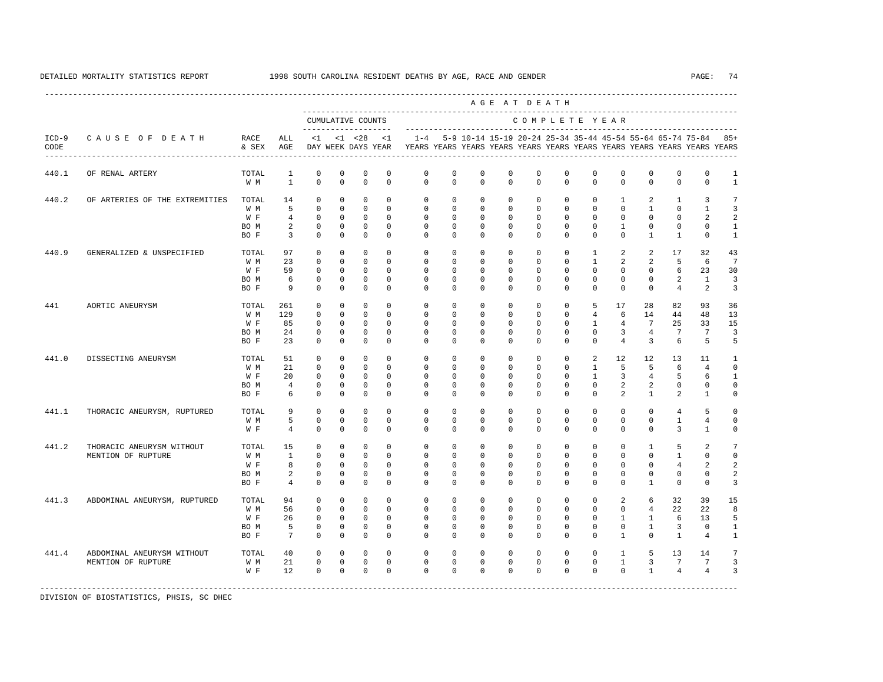DETAILED MORTALITY STATISTICS REPORT 1998 SOUTH CAROLINA RESIDENT DEATHS BY AGE, RACE AND GENDER

| ICD-9 CODE | CAUSE OF DEATH | RACE & SEX | ALL AGE | CUMULATIVE COUNTS <1 DAY | <1 WEEK | <28 DAYS | <1 YEAR | 1-4 YEARS | 5-9 YEARS | 10-14 YEARS | 15-19 YEARS | 20-24 YEARS | 25-34 YEARS | 35-44 YEARS | 45-54 YEARS | 55-64 YEARS | 65-74 YEARS | 75-84 YEARS | 85+ YEARS |
|---|---|---|---|---|---|---|---|---|---|---|---|---|---|---|---|---|---|---|---|
| 440.1 | OF RENAL ARTERY | TOTAL | 1 | 0 | 0 | 0 | 0 | 0 | 0 | 0 | 0 | 0 | 0 | 0 | 0 | 0 | 0 | 0 | 1 |
| | | W M | 1 | 0 | 0 | 0 | 0 | 0 | 0 | 0 | 0 | 0 | 0 | 0 | 0 | 0 | 0 | 0 | 1 |
| 440.2 | OF ARTERIES OF THE EXTREMITIES | TOTAL | 14 | 0 | 0 | 0 | 0 | 0 | 0 | 0 | 0 | 0 | 0 | 0 | 1 | 2 | 1 | 3 | 7 |
| | | W M | 5 | 0 | 0 | 0 | 0 | 0 | 0 | 0 | 0 | 0 | 0 | 0 | 0 | 1 | 0 | 1 | 3 |
| | | W F | 4 | 0 | 0 | 0 | 0 | 0 | 0 | 0 | 0 | 0 | 0 | 0 | 0 | 0 | 0 | 2 | 2 |
| | | BO M | 2 | 0 | 0 | 0 | 0 | 0 | 0 | 0 | 0 | 0 | 0 | 0 | 1 | 0 | 0 | 0 | 1 |
| | | BO F | 3 | 0 | 0 | 0 | 0 | 0 | 0 | 0 | 0 | 0 | 0 | 0 | 0 | 1 | 1 | 0 | 1 |
| 440.9 | GENERALIZED & UNSPECIFIED | TOTAL | 97 | 0 | 0 | 0 | 0 | 0 | 0 | 0 | 0 | 0 | 0 | 1 | 2 | 2 | 17 | 32 | 43 |
| | | W M | 23 | 0 | 0 | 0 | 0 | 0 | 0 | 0 | 0 | 0 | 0 | 1 | 2 | 2 | 5 | 6 | 7 |
| | | W F | 59 | 0 | 0 | 0 | 0 | 0 | 0 | 0 | 0 | 0 | 0 | 0 | 0 | 0 | 6 | 23 | 30 |
| | | BO M | 6 | 0 | 0 | 0 | 0 | 0 | 0 | 0 | 0 | 0 | 0 | 0 | 0 | 0 | 2 | 1 | 3 |
| | | BO F | 9 | 0 | 0 | 0 | 0 | 0 | 0 | 0 | 0 | 0 | 0 | 0 | 0 | 0 | 4 | 2 | 3 |
| 441 | AORTIC ANEURYSM | TOTAL | 261 | 0 | 0 | 0 | 0 | 0 | 0 | 0 | 0 | 0 | 0 | 5 | 17 | 28 | 82 | 93 | 36 |
| | | W M | 129 | 0 | 0 | 0 | 0 | 0 | 0 | 0 | 0 | 0 | 0 | 4 | 6 | 14 | 44 | 48 | 13 |
| | | W F | 85 | 0 | 0 | 0 | 0 | 0 | 0 | 0 | 0 | 0 | 0 | 1 | 4 | 7 | 25 | 33 | 15 |
| | | BO M | 24 | 0 | 0 | 0 | 0 | 0 | 0 | 0 | 0 | 0 | 0 | 0 | 3 | 4 | 7 | 7 | 3 |
| | | BO F | 23 | 0 | 0 | 0 | 0 | 0 | 0 | 0 | 0 | 0 | 0 | 0 | 4 | 3 | 6 | 5 | 5 |
| 441.0 | DISSECTING ANEURYSM | TOTAL | 51 | 0 | 0 | 0 | 0 | 0 | 0 | 0 | 0 | 0 | 0 | 2 | 12 | 12 | 13 | 11 | 1 |
| | | W M | 21 | 0 | 0 | 0 | 0 | 0 | 0 | 0 | 0 | 0 | 0 | 1 | 5 | 5 | 6 | 4 | 0 |
| | | W F | 20 | 0 | 0 | 0 | 0 | 0 | 0 | 0 | 0 | 0 | 0 | 1 | 3 | 4 | 5 | 6 | 1 |
| | | BO M | 4 | 0 | 0 | 0 | 0 | 0 | 0 | 0 | 0 | 0 | 0 | 0 | 2 | 2 | 0 | 0 | 0 |
| | | BO F | 6 | 0 | 0 | 0 | 0 | 0 | 0 | 0 | 0 | 0 | 0 | 0 | 2 | 1 | 2 | 1 | 0 |
| 441.1 | THORACIC ANEURYSM, RUPTURED | TOTAL | 9 | 0 | 0 | 0 | 0 | 0 | 0 | 0 | 0 | 0 | 0 | 0 | 0 | 0 | 4 | 5 | 0 |
| | | W M | 5 | 0 | 0 | 0 | 0 | 0 | 0 | 0 | 0 | 0 | 0 | 0 | 0 | 0 | 1 | 4 | 0 |
| | | W F | 4 | 0 | 0 | 0 | 0 | 0 | 0 | 0 | 0 | 0 | 0 | 0 | 0 | 0 | 3 | 1 | 0 |
| 441.2 | THORACIC ANEURYSM WITHOUT MENTION OF RUPTURE | TOTAL | 15 | 0 | 0 | 0 | 0 | 0 | 0 | 0 | 0 | 0 | 0 | 0 | 0 | 1 | 5 | 2 | 7 |
| | | W M | 1 | 0 | 0 | 0 | 0 | 0 | 0 | 0 | 0 | 0 | 0 | 0 | 0 | 0 | 1 | 0 | 0 |
| | | W F | 8 | 0 | 0 | 0 | 0 | 0 | 0 | 0 | 0 | 0 | 0 | 0 | 0 | 0 | 4 | 2 | 2 |
| | | BO M | 2 | 0 | 0 | 0 | 0 | 0 | 0 | 0 | 0 | 0 | 0 | 0 | 0 | 0 | 0 | 0 | 2 |
| | | BO F | 4 | 0 | 0 | 0 | 0 | 0 | 0 | 0 | 0 | 0 | 0 | 0 | 0 | 1 | 0 | 0 | 3 |
| 441.3 | ABDOMINAL ANEURYSM, RUPTURED | TOTAL | 94 | 0 | 0 | 0 | 0 | 0 | 0 | 0 | 0 | 0 | 0 | 0 | 2 | 6 | 32 | 39 | 15 |
| | | W M | 56 | 0 | 0 | 0 | 0 | 0 | 0 | 0 | 0 | 0 | 0 | 0 | 0 | 4 | 22 | 22 | 8 |
| | | W F | 26 | 0 | 0 | 0 | 0 | 0 | 0 | 0 | 0 | 0 | 0 | 0 | 1 | 1 | 6 | 13 | 5 |
| | | BO M | 5 | 0 | 0 | 0 | 0 | 0 | 0 | 0 | 0 | 0 | 0 | 0 | 0 | 1 | 3 | 0 | 1 |
| | | BO F | 7 | 0 | 0 | 0 | 0 | 0 | 0 | 0 | 0 | 0 | 0 | 0 | 1 | 0 | 1 | 4 | 1 |
| 441.4 | ABDOMINAL ANEURYSM WITHOUT MENTION OF RUPTURE | TOTAL | 40 | 0 | 0 | 0 | 0 | 0 | 0 | 0 | 0 | 0 | 0 | 0 | 1 | 5 | 13 | 14 | 7 |
| | | W M | 21 | 0 | 0 | 0 | 0 | 0 | 0 | 0 | 0 | 0 | 0 | 0 | 1 | 3 | 7 | 7 | 3 |
| | | W F | 12 | 0 | 0 | 0 | 0 | 0 | 0 | 0 | 0 | 0 | 0 | 0 | 0 | 1 | 4 | 4 | 3 |

DIVISION OF BIOSTATISTICS, PHSIS, SC DHEC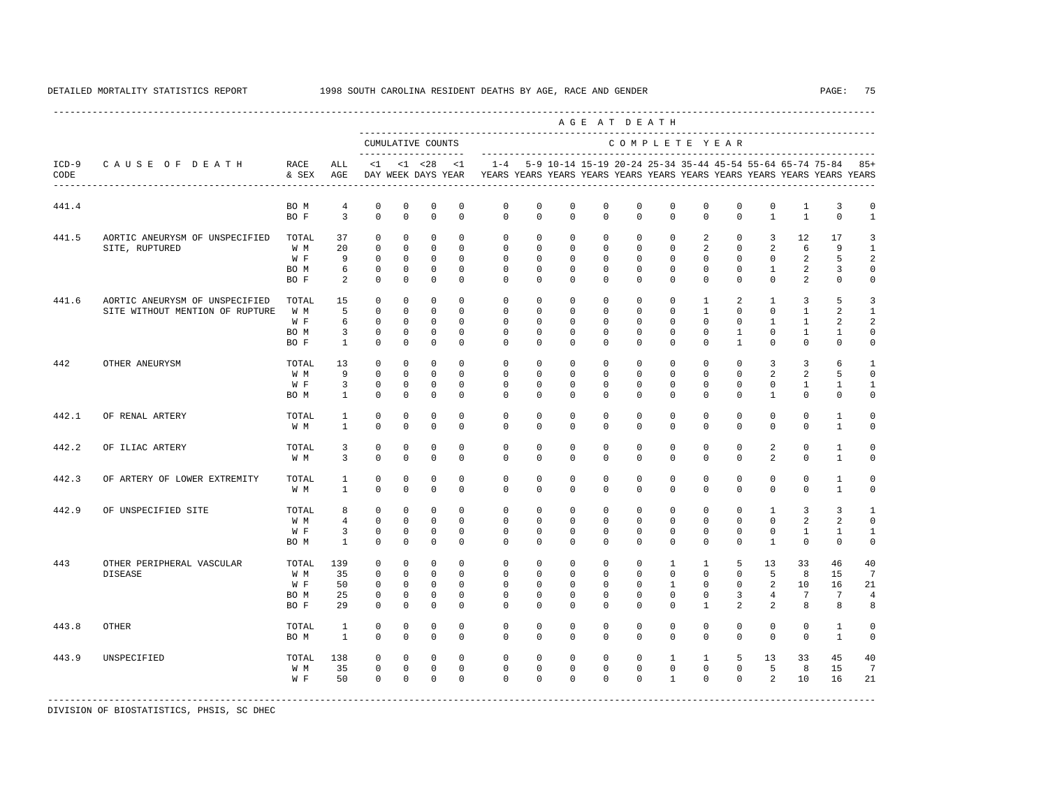DETAILED MORTALITY STATISTICS REPORT — 1998 SOUTH CAROLINA RESIDENT DEATHS BY AGE, RACE AND GENDER

| ICD-9 CODE | CAUSE OF DEATH | RACE & SEX | ALL AGE | <1 DAY | <1 WEEK | <28 DAYS | <1 YEAR | 1-4 YEARS | 5-9 YEARS | 10-14 YEARS | 15-19 YEARS | 20-24 YEARS | 25-34 YEARS | 35-44 YEARS | 45-54 YEARS | 55-64 YEARS | 65-74 YEARS | 75-84 YEARS | 85+ YEARS |
|---|---|---|---|---|---|---|---|---|---|---|---|---|---|---|---|---|---|---|---|
| | | | | CUMULATIVE COUNTS | | | | COMPLETE YEAR | | | | | | | | | | | |
| 441.4 | | BO M | 4 | 0 | 0 | 0 | 0 | 0 | 0 | 0 | 0 | 0 | 0 | 0 | 0 | 0 | 1 | 3 | 0 |
| | | BO F | 3 | 0 | 0 | 0 | 0 | 0 | 0 | 0 | 0 | 0 | 0 | 0 | 0 | 1 | 1 | 0 | 1 |
| 441.5 | AORTIC ANEURYSM OF UNSPECIFIED SITE, RUPTURED | TOTAL | 37 | 0 | 0 | 0 | 0 | 0 | 0 | 0 | 0 | 0 | 0 | 2 | 0 | 3 | 12 | 17 | 3 |
| | | W M | 20 | 0 | 0 | 0 | 0 | 0 | 0 | 0 | 0 | 0 | 0 | 2 | 0 | 2 | 6 | 9 | 1 |
| | | W F | 9 | 0 | 0 | 0 | 0 | 0 | 0 | 0 | 0 | 0 | 0 | 0 | 0 | 0 | 2 | 5 | 2 |
| | | BO M | 6 | 0 | 0 | 0 | 0 | 0 | 0 | 0 | 0 | 0 | 0 | 0 | 0 | 1 | 2 | 3 | 0 |
| | | BO F | 2 | 0 | 0 | 0 | 0 | 0 | 0 | 0 | 0 | 0 | 0 | 0 | 0 | 0 | 2 | 0 | 0 |
| 441.6 | AORTIC ANEURYSM OF UNSPECIFIED SITE WITHOUT MENTION OF RUPTURE | TOTAL | 15 | 0 | 0 | 0 | 0 | 0 | 0 | 0 | 0 | 0 | 0 | 1 | 2 | 1 | 3 | 5 | 3 |
| | | W M | 5 | 0 | 0 | 0 | 0 | 0 | 0 | 0 | 0 | 0 | 0 | 1 | 0 | 0 | 1 | 2 | 1 |
| | | W F | 6 | 0 | 0 | 0 | 0 | 0 | 0 | 0 | 0 | 0 | 0 | 0 | 0 | 1 | 1 | 2 | 2 |
| | | BO M | 3 | 0 | 0 | 0 | 0 | 0 | 0 | 0 | 0 | 0 | 0 | 0 | 1 | 0 | 1 | 1 | 0 |
| | | BO F | 1 | 0 | 0 | 0 | 0 | 0 | 0 | 0 | 0 | 0 | 0 | 0 | 1 | 0 | 0 | 0 | 0 |
| 442 | OTHER ANEURYSM | TOTAL | 13 | 0 | 0 | 0 | 0 | 0 | 0 | 0 | 0 | 0 | 0 | 0 | 0 | 3 | 3 | 6 | 1 |
| | | W M | 9 | 0 | 0 | 0 | 0 | 0 | 0 | 0 | 0 | 0 | 0 | 0 | 0 | 2 | 2 | 5 | 0 |
| | | W F | 3 | 0 | 0 | 0 | 0 | 0 | 0 | 0 | 0 | 0 | 0 | 0 | 0 | 0 | 1 | 1 | 1 |
| | | BO M | 1 | 0 | 0 | 0 | 0 | 0 | 0 | 0 | 0 | 0 | 0 | 0 | 0 | 1 | 0 | 0 | 0 |
| 442.1 | OF RENAL ARTERY | TOTAL | 1 | 0 | 0 | 0 | 0 | 0 | 0 | 0 | 0 | 0 | 0 | 0 | 0 | 0 | 0 | 1 | 0 |
| | | W M | 1 | 0 | 0 | 0 | 0 | 0 | 0 | 0 | 0 | 0 | 0 | 0 | 0 | 0 | 0 | 1 | 0 |
| 442.2 | OF ILIAC ARTERY | TOTAL | 3 | 0 | 0 | 0 | 0 | 0 | 0 | 0 | 0 | 0 | 0 | 0 | 0 | 2 | 0 | 1 | 0 |
| | | W M | 3 | 0 | 0 | 0 | 0 | 0 | 0 | 0 | 0 | 0 | 0 | 0 | 0 | 2 | 0 | 1 | 0 |
| 442.3 | OF ARTERY OF LOWER EXTREMITY | TOTAL | 1 | 0 | 0 | 0 | 0 | 0 | 0 | 0 | 0 | 0 | 0 | 0 | 0 | 0 | 0 | 1 | 0 |
| | | W M | 1 | 0 | 0 | 0 | 0 | 0 | 0 | 0 | 0 | 0 | 0 | 0 | 0 | 0 | 0 | 1 | 0 |
| 442.9 | OF UNSPECIFIED SITE | TOTAL | 8 | 0 | 0 | 0 | 0 | 0 | 0 | 0 | 0 | 0 | 0 | 0 | 0 | 1 | 3 | 3 | 1 |
| | | W M | 4 | 0 | 0 | 0 | 0 | 0 | 0 | 0 | 0 | 0 | 0 | 0 | 0 | 0 | 2 | 2 | 0 |
| | | W F | 3 | 0 | 0 | 0 | 0 | 0 | 0 | 0 | 0 | 0 | 0 | 0 | 0 | 0 | 1 | 1 | 1 |
| | | BO M | 1 | 0 | 0 | 0 | 0 | 0 | 0 | 0 | 0 | 0 | 0 | 0 | 0 | 1 | 0 | 0 | 0 |
| 443 | OTHER PERIPHERAL VASCULAR DISEASE | TOTAL | 139 | 0 | 0 | 0 | 0 | 0 | 0 | 0 | 0 | 0 | 1 | 1 | 5 | 13 | 33 | 46 | 40 |
| | | W M | 35 | 0 | 0 | 0 | 0 | 0 | 0 | 0 | 0 | 0 | 0 | 0 | 0 | 5 | 8 | 15 | 7 |
| | | W F | 50 | 0 | 0 | 0 | 0 | 0 | 0 | 0 | 0 | 0 | 1 | 0 | 0 | 2 | 10 | 16 | 21 |
| | | BO M | 25 | 0 | 0 | 0 | 0 | 0 | 0 | 0 | 0 | 0 | 0 | 0 | 3 | 4 | 7 | 7 | 4 |
| | | BO F | 29 | 0 | 0 | 0 | 0 | 0 | 0 | 0 | 0 | 0 | 0 | 1 | 2 | 2 | 8 | 8 | 8 |
| 443.8 | OTHER | TOTAL | 1 | 0 | 0 | 0 | 0 | 0 | 0 | 0 | 0 | 0 | 0 | 0 | 0 | 0 | 0 | 1 | 0 |
| | | BO M | 1 | 0 | 0 | 0 | 0 | 0 | 0 | 0 | 0 | 0 | 0 | 0 | 0 | 0 | 0 | 1 | 0 |
| 443.9 | UNSPECIFIED | TOTAL | 138 | 0 | 0 | 0 | 0 | 0 | 0 | 0 | 0 | 0 | 1 | 1 | 5 | 13 | 33 | 45 | 40 |
| | | W M | 35 | 0 | 0 | 0 | 0 | 0 | 0 | 0 | 0 | 0 | 0 | 0 | 0 | 5 | 8 | 15 | 7 |
| | | W F | 50 | 0 | 0 | 0 | 0 | 0 | 0 | 0 | 0 | 0 | 1 | 0 | 0 | 2 | 10 | 16 | 21 |

DIVISION OF BIOSTATISTICS, PHSIS, SC DHEC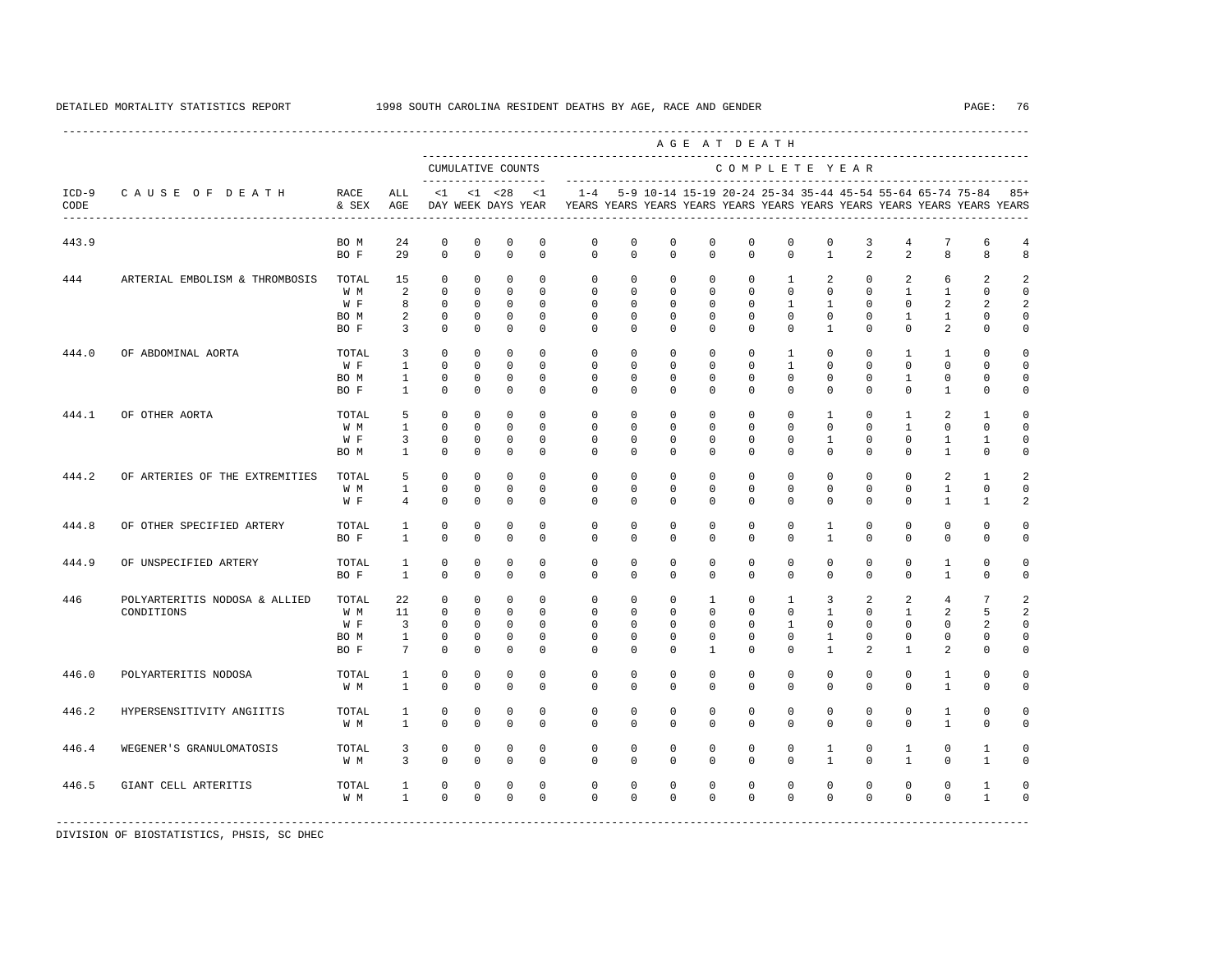DETAILED MORTALITY STATISTICS REPORT 1998 SOUTH CAROLINA RESIDENT DEATHS BY AGE, RACE AND GENDER

| ICD-9 CODE | CAUSE OF DEATH | RACE & SEX | ALL AGE | <1 DAY | <1 WEEK | <28 DAYS | <1 YEAR | 1-4 YEARS | 5-9 YEARS | 10-14 YEARS | 15-19 YEARS | 20-24 YEARS | 25-34 YEARS | 35-44 YEARS | 45-54 YEARS | 55-64 YEARS | 65-74 YEARS | 75-84 YEARS | 85+ YEARS |
|---|---|---|---|---|---|---|---|---|---|---|---|---|---|---|---|---|---|---|---|
| 443.9 | | BO M | 24 | 0 | 0 | 0 | 0 | 0 | 0 | 0 | 0 | 0 | 0 | 0 | 3 | 4 | 7 | 6 | 4 |
| | | BO F | 29 | 0 | 0 | 0 | 0 | 0 | 0 | 0 | 0 | 0 | 0 | 1 | 2 | 2 | 8 | 8 | 8 |
| 444 | ARTERIAL EMBOLISM & THROMBOSIS | TOTAL | 15 | 0 | 0 | 0 | 0 | 0 | 0 | 0 | 0 | 0 | 1 | 2 | 0 | 2 | 6 | 2 | 2 |
| | | W M | 2 | 0 | 0 | 0 | 0 | 0 | 0 | 0 | 0 | 0 | 0 | 0 | 0 | 1 | 1 | 0 | 0 |
| | | W F | 8 | 0 | 0 | 0 | 0 | 0 | 0 | 0 | 0 | 0 | 1 | 1 | 0 | 0 | 2 | 2 | 2 |
| | | BO M | 2 | 0 | 0 | 0 | 0 | 0 | 0 | 0 | 0 | 0 | 0 | 0 | 0 | 1 | 1 | 0 | 0 |
| | | BO F | 3 | 0 | 0 | 0 | 0 | 0 | 0 | 0 | 0 | 0 | 0 | 1 | 0 | 0 | 2 | 0 | 0 |
| 444.0 | OF ABDOMINAL AORTA | TOTAL | 3 | 0 | 0 | 0 | 0 | 0 | 0 | 0 | 0 | 0 | 1 | 0 | 0 | 1 | 1 | 0 | 0 |
| | | W F | 1 | 0 | 0 | 0 | 0 | 0 | 0 | 0 | 0 | 0 | 1 | 0 | 0 | 0 | 0 | 0 | 0 |
| | | BO M | 1 | 0 | 0 | 0 | 0 | 0 | 0 | 0 | 0 | 0 | 0 | 0 | 0 | 1 | 0 | 0 | 0 |
| | | BO F | 1 | 0 | 0 | 0 | 0 | 0 | 0 | 0 | 0 | 0 | 0 | 0 | 0 | 0 | 1 | 0 | 0 |
| 444.1 | OF OTHER AORTA | TOTAL | 5 | 0 | 0 | 0 | 0 | 0 | 0 | 0 | 0 | 0 | 0 | 1 | 0 | 1 | 2 | 1 | 0 |
| | | W M | 1 | 0 | 0 | 0 | 0 | 0 | 0 | 0 | 0 | 0 | 0 | 0 | 0 | 1 | 0 | 0 | 0 |
| | | W F | 3 | 0 | 0 | 0 | 0 | 0 | 0 | 0 | 0 | 0 | 0 | 1 | 0 | 0 | 1 | 1 | 0 |
| | | BO M | 1 | 0 | 0 | 0 | 0 | 0 | 0 | 0 | 0 | 0 | 0 | 0 | 0 | 0 | 1 | 0 | 0 |
| 444.2 | OF ARTERIES OF THE EXTREMITIES | TOTAL | 5 | 0 | 0 | 0 | 0 | 0 | 0 | 0 | 0 | 0 | 0 | 0 | 0 | 0 | 2 | 1 | 2 |
| | | W M | 1 | 0 | 0 | 0 | 0 | 0 | 0 | 0 | 0 | 0 | 0 | 0 | 0 | 0 | 1 | 0 | 0 |
| | | W F | 4 | 0 | 0 | 0 | 0 | 0 | 0 | 0 | 0 | 0 | 0 | 0 | 0 | 0 | 1 | 1 | 2 |
| 444.8 | OF OTHER SPECIFIED ARTERY | TOTAL | 1 | 0 | 0 | 0 | 0 | 0 | 0 | 0 | 0 | 0 | 0 | 1 | 0 | 0 | 0 | 0 | 0 |
| | | BO F | 1 | 0 | 0 | 0 | 0 | 0 | 0 | 0 | 0 | 0 | 0 | 1 | 0 | 0 | 0 | 0 | 0 |
| 444.9 | OF UNSPECIFIED ARTERY | TOTAL | 1 | 0 | 0 | 0 | 0 | 0 | 0 | 0 | 0 | 0 | 0 | 0 | 0 | 0 | 1 | 0 | 0 |
| | | BO F | 1 | 0 | 0 | 0 | 0 | 0 | 0 | 0 | 0 | 0 | 0 | 0 | 0 | 0 | 1 | 0 | 0 |
| 446 | POLYARTERITIS NODOSA & ALLIED CONDITIONS | TOTAL | 22 | 0 | 0 | 0 | 0 | 0 | 0 | 0 | 1 | 0 | 1 | 3 | 2 | 2 | 4 | 7 | 2 |
| | | W M | 11 | 0 | 0 | 0 | 0 | 0 | 0 | 0 | 0 | 0 | 0 | 1 | 0 | 1 | 2 | 5 | 2 |
| | | W F | 3 | 0 | 0 | 0 | 0 | 0 | 0 | 0 | 0 | 0 | 1 | 0 | 0 | 0 | 0 | 2 | 0 |
| | | BO M | 1 | 0 | 0 | 0 | 0 | 0 | 0 | 0 | 0 | 0 | 0 | 1 | 0 | 0 | 0 | 0 | 0 |
| | | BO F | 7 | 0 | 0 | 0 | 0 | 0 | 0 | 0 | 1 | 0 | 0 | 1 | 2 | 1 | 2 | 0 | 0 |
| 446.0 | POLYARTERITIS NODOSA | TOTAL | 1 | 0 | 0 | 0 | 0 | 0 | 0 | 0 | 0 | 0 | 0 | 0 | 0 | 0 | 1 | 0 | 0 |
| | | W M | 1 | 0 | 0 | 0 | 0 | 0 | 0 | 0 | 0 | 0 | 0 | 0 | 0 | 0 | 1 | 0 | 0 |
| 446.2 | HYPERSENSITIVITY ANGIITIS | TOTAL | 1 | 0 | 0 | 0 | 0 | 0 | 0 | 0 | 0 | 0 | 0 | 0 | 0 | 0 | 1 | 0 | 0 |
| | | W M | 1 | 0 | 0 | 0 | 0 | 0 | 0 | 0 | 0 | 0 | 0 | 0 | 0 | 0 | 1 | 0 | 0 |
| 446.4 | WEGENER'S GRANULOMATOSIS | TOTAL | 3 | 0 | 0 | 0 | 0 | 0 | 0 | 0 | 0 | 0 | 0 | 1 | 0 | 1 | 0 | 1 | 0 |
| | | W M | 3 | 0 | 0 | 0 | 0 | 0 | 0 | 0 | 0 | 0 | 0 | 1 | 0 | 1 | 0 | 1 | 0 |
| 446.5 | GIANT CELL ARTERITIS | TOTAL | 1 | 0 | 0 | 0 | 0 | 0 | 0 | 0 | 0 | 0 | 0 | 0 | 0 | 0 | 0 | 1 | 0 |
| | | W M | 1 | 0 | 0 | 0 | 0 | 0 | 0 | 0 | 0 | 0 | 0 | 0 | 0 | 0 | 0 | 1 | 0 |

DIVISION OF BIOSTATISTICS, PHSIS, SC DHEC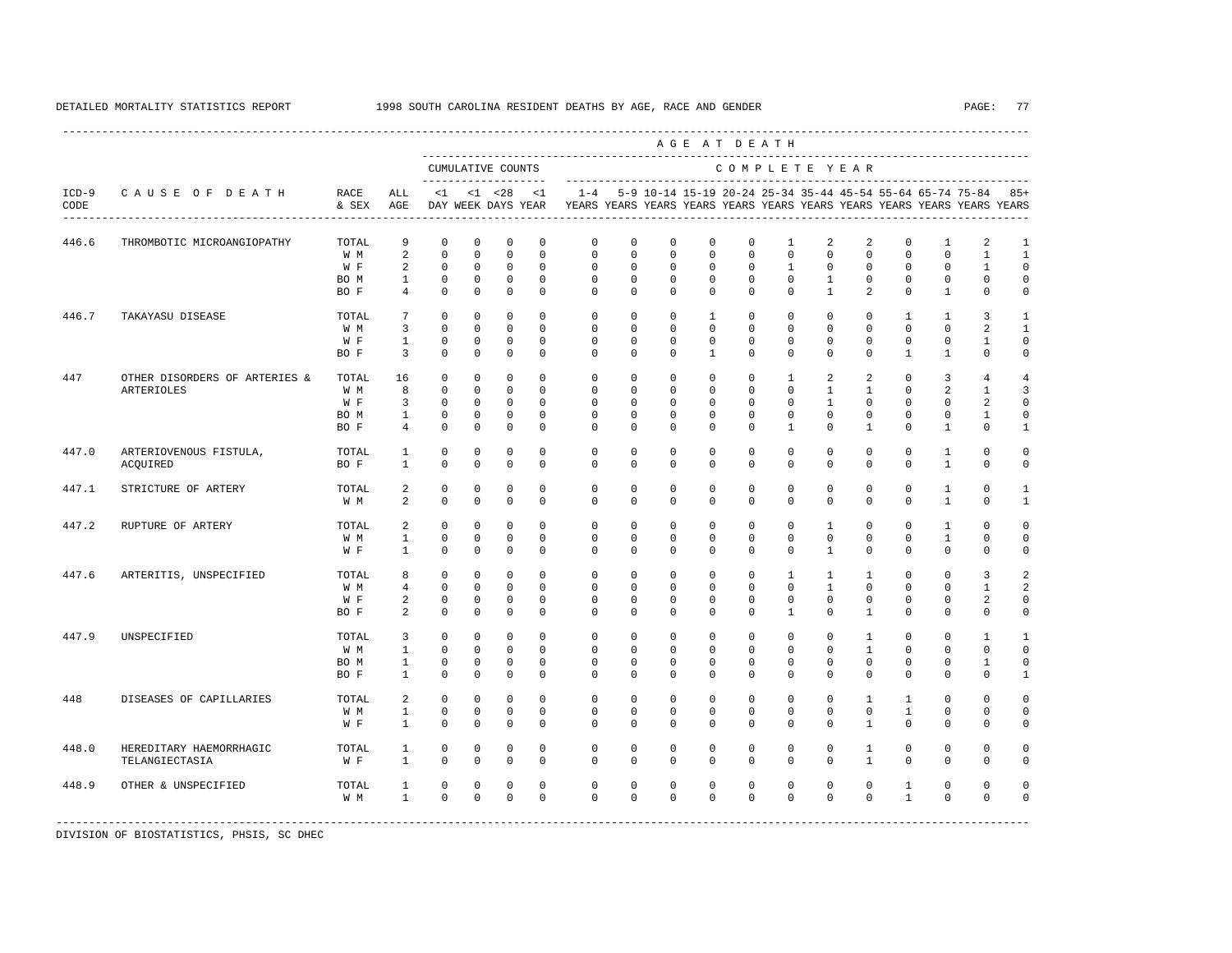DETAILED MORTALITY STATISTICS REPORT 1998 SOUTH CAROLINA RESIDENT DEATHS BY AGE, RACE AND GENDER

| ICD-9 CODE | CAUSE OF DEATH | RACE & SEX | ALL AGE | CUMULATIVE COUNTS <1 DAY | <1 WEEK | <28 DAYS | <1 YEAR | 1-4 YEARS | 5-9 YEARS | 10-14 YEARS | 15-19 YEARS | 20-24 YEARS | 25-34 YEARS | 35-44 YEARS | 45-54 YEARS | 55-64 YEARS | 65-74 YEARS | 75-84 YEARS | 85+ YEARS |
|---|---|---|---|---|---|---|---|---|---|---|---|---|---|---|---|---|---|---|---|
| 446.6 | THROMBOTIC MICROANGIOPATHY | TOTAL | 9 | 0 | 0 | 0 | 0 | 0 | 0 | 0 | 0 | 0 | 1 | 2 | 2 | 0 | 1 | 2 | 1 |
| | | W M | 2 | 0 | 0 | 0 | 0 | 0 | 0 | 0 | 0 | 0 | 0 | 0 | 0 | 0 | 0 | 1 | 1 |
| | | W F | 2 | 0 | 0 | 0 | 0 | 0 | 0 | 0 | 0 | 0 | 1 | 0 | 0 | 0 | 0 | 1 | 0 |
| | | BO M | 1 | 0 | 0 | 0 | 0 | 0 | 0 | 0 | 0 | 0 | 0 | 1 | 0 | 0 | 0 | 0 | 0 |
| | | BO F | 4 | 0 | 0 | 0 | 0 | 0 | 0 | 0 | 0 | 0 | 0 | 1 | 2 | 0 | 1 | 0 | 0 |
| 446.7 | TAKAYASU DISEASE | TOTAL | 7 | 0 | 0 | 0 | 0 | 0 | 0 | 0 | 1 | 0 | 0 | 0 | 0 | 1 | 1 | 3 | 1 |
| | | W M | 3 | 0 | 0 | 0 | 0 | 0 | 0 | 0 | 0 | 0 | 0 | 0 | 0 | 0 | 0 | 2 | 1 |
| | | W F | 1 | 0 | 0 | 0 | 0 | 0 | 0 | 0 | 0 | 0 | 0 | 0 | 0 | 0 | 0 | 1 | 0 |
| | | BO F | 3 | 0 | 0 | 0 | 0 | 0 | 0 | 0 | 1 | 0 | 0 | 0 | 0 | 1 | 1 | 0 | 0 |
| 447 | OTHER DISORDERS OF ARTERIES & ARTERIOLES | TOTAL | 16 | 0 | 0 | 0 | 0 | 0 | 0 | 0 | 0 | 0 | 1 | 2 | 2 | 0 | 3 | 4 | 4 |
| | | W M | 8 | 0 | 0 | 0 | 0 | 0 | 0 | 0 | 0 | 0 | 0 | 1 | 1 | 0 | 2 | 1 | 3 |
| | | W F | 3 | 0 | 0 | 0 | 0 | 0 | 0 | 0 | 0 | 0 | 0 | 1 | 0 | 0 | 0 | 2 | 0 |
| | | BO M | 1 | 0 | 0 | 0 | 0 | 0 | 0 | 0 | 0 | 0 | 0 | 0 | 0 | 0 | 0 | 1 | 0 |
| | | BO F | 4 | 0 | 0 | 0 | 0 | 0 | 0 | 0 | 0 | 0 | 1 | 0 | 1 | 0 | 1 | 0 | 1 |
| 447.0 | ARTERIOVENOUS FISTULA, ACQUIRED | TOTAL | 1 | 0 | 0 | 0 | 0 | 0 | 0 | 0 | 0 | 0 | 0 | 0 | 0 | 0 | 1 | 0 | 0 |
| | | BO F | 1 | 0 | 0 | 0 | 0 | 0 | 0 | 0 | 0 | 0 | 0 | 0 | 0 | 0 | 1 | 0 | 0 |
| 447.1 | STRICTURE OF ARTERY | TOTAL | 2 | 0 | 0 | 0 | 0 | 0 | 0 | 0 | 0 | 0 | 0 | 0 | 0 | 0 | 1 | 0 | 1 |
| | | W M | 2 | 0 | 0 | 0 | 0 | 0 | 0 | 0 | 0 | 0 | 0 | 0 | 0 | 0 | 1 | 0 | 1 |
| 447.2 | RUPTURE OF ARTERY | TOTAL | 2 | 0 | 0 | 0 | 0 | 0 | 0 | 0 | 0 | 0 | 0 | 1 | 0 | 0 | 1 | 0 | 0 |
| | | W M | 1 | 0 | 0 | 0 | 0 | 0 | 0 | 0 | 0 | 0 | 0 | 0 | 0 | 0 | 1 | 0 | 0 |
| | | W F | 1 | 0 | 0 | 0 | 0 | 0 | 0 | 0 | 0 | 0 | 0 | 1 | 0 | 0 | 0 | 0 | 0 |
| 447.6 | ARTERITIS, UNSPECIFIED | TOTAL | 8 | 0 | 0 | 0 | 0 | 0 | 0 | 0 | 0 | 0 | 1 | 1 | 1 | 0 | 0 | 3 | 2 |
| | | W M | 4 | 0 | 0 | 0 | 0 | 0 | 0 | 0 | 0 | 0 | 0 | 1 | 0 | 0 | 0 | 1 | 2 |
| | | W F | 2 | 0 | 0 | 0 | 0 | 0 | 0 | 0 | 0 | 0 | 0 | 0 | 0 | 0 | 0 | 2 | 0 |
| | | BO F | 2 | 0 | 0 | 0 | 0 | 0 | 0 | 0 | 0 | 0 | 1 | 0 | 1 | 0 | 0 | 0 | 0 |
| 447.9 | UNSPECIFIED | TOTAL | 3 | 0 | 0 | 0 | 0 | 0 | 0 | 0 | 0 | 0 | 0 | 0 | 1 | 0 | 0 | 1 | 1 |
| | | W M | 1 | 0 | 0 | 0 | 0 | 0 | 0 | 0 | 0 | 0 | 0 | 0 | 1 | 0 | 0 | 0 | 0 |
| | | BO M | 1 | 0 | 0 | 0 | 0 | 0 | 0 | 0 | 0 | 0 | 0 | 0 | 0 | 0 | 0 | 1 | 0 |
| | | BO F | 1 | 0 | 0 | 0 | 0 | 0 | 0 | 0 | 0 | 0 | 0 | 0 | 0 | 0 | 0 | 0 | 1 |
| 448 | DISEASES OF CAPILLARIES | TOTAL | 2 | 0 | 0 | 0 | 0 | 0 | 0 | 0 | 0 | 0 | 0 | 0 | 1 | 1 | 0 | 0 | 0 |
| | | W M | 1 | 0 | 0 | 0 | 0 | 0 | 0 | 0 | 0 | 0 | 0 | 0 | 0 | 1 | 0 | 0 | 0 |
| | | W F | 1 | 0 | 0 | 0 | 0 | 0 | 0 | 0 | 0 | 0 | 0 | 0 | 1 | 0 | 0 | 0 | 0 |
| 448.0 | HEREDITARY HAEMORRHAGIC TELANGIECTASIA | TOTAL | 1 | 0 | 0 | 0 | 0 | 0 | 0 | 0 | 0 | 0 | 0 | 0 | 1 | 0 | 0 | 0 | 0 |
| | | W F | 1 | 0 | 0 | 0 | 0 | 0 | 0 | 0 | 0 | 0 | 0 | 0 | 1 | 0 | 0 | 0 | 0 |
| 448.9 | OTHER & UNSPECIFIED | TOTAL | 1 | 0 | 0 | 0 | 0 | 0 | 0 | 0 | 0 | 0 | 0 | 0 | 0 | 1 | 0 | 0 | 0 |
| | | W M | 1 | 0 | 0 | 0 | 0 | 0 | 0 | 0 | 0 | 0 | 0 | 0 | 0 | 1 | 0 | 0 | 0 |

DIVISION OF BIOSTATISTICS, PHSIS, SC DHEC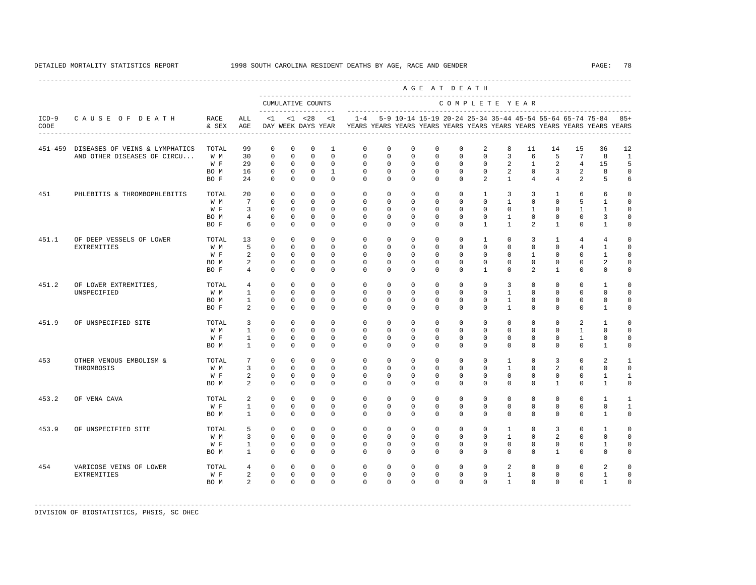DETAILED MORTALITY STATISTICS REPORT 1998 SOUTH CAROLINA RESIDENT DEATHS BY AGE, RACE AND GENDER

| ICD-9 CODE | CAUSE OF DEATH | RACE & SEX | ALL AGE | CUMULATIVE COUNTS <1 DAY | <1 WEEK | <28 DAYS | <1 YEAR | 1-4 YEARS | 5-9 YEARS | 10-14 YEARS | 15-19 YEARS | 20-24 YEARS | 25-34 YEARS | 35-44 YEARS | 45-54 YEARS | 55-64 YEARS | 65-74 YEARS | 75-84 YEARS | 85+ YEARS |
|---|---|---|---|---|---|---|---|---|---|---|---|---|---|---|---|---|---|---|---|
| 451-459 | DISEASES OF VEINS & LYMPHATICS AND OTHER DISEASES OF CIRCU... | TOTAL | 99 | 0 | 0 | 0 | 1 | 0 | 0 | 0 | 0 | 0 | 2 | 8 | 11 | 14 | 15 | 36 | 12 |
| | | W M | 30 | 0 | 0 | 0 | 0 | 0 | 0 | 0 | 0 | 0 | 0 | 3 | 6 | 5 | 7 | 8 | 1 |
| | | W F | 29 | 0 | 0 | 0 | 0 | 0 | 0 | 0 | 0 | 0 | 0 | 2 | 1 | 2 | 4 | 15 | 5 |
| | | BO M | 16 | 0 | 0 | 0 | 1 | 0 | 0 | 0 | 0 | 0 | 0 | 2 | 0 | 3 | 2 | 8 | 0 |
| | | BO F | 24 | 0 | 0 | 0 | 0 | 0 | 0 | 0 | 0 | 0 | 2 | 1 | 4 | 4 | 2 | 5 | 6 |
| 451 | PHLEBITIS & THROMBOPHLEBITIS | TOTAL | 20 | 0 | 0 | 0 | 0 | 0 | 0 | 0 | 0 | 0 | 1 | 3 | 3 | 1 | 6 | 6 | 0 |
| | | W M | 7 | 0 | 0 | 0 | 0 | 0 | 0 | 0 | 0 | 0 | 0 | 1 | 0 | 0 | 5 | 1 | 0 |
| | | W F | 3 | 0 | 0 | 0 | 0 | 0 | 0 | 0 | 0 | 0 | 0 | 0 | 1 | 0 | 1 | 1 | 0 |
| | | BO M | 4 | 0 | 0 | 0 | 0 | 0 | 0 | 0 | 0 | 0 | 0 | 1 | 0 | 0 | 0 | 3 | 0 |
| | | BO F | 6 | 0 | 0 | 0 | 0 | 0 | 0 | 0 | 0 | 0 | 1 | 1 | 2 | 1 | 0 | 1 | 0 |
| 451.1 | OF DEEP VESSELS OF LOWER EXTREMITIES | TOTAL | 13 | 0 | 0 | 0 | 0 | 0 | 0 | 0 | 0 | 0 | 1 | 0 | 3 | 1 | 4 | 4 | 0 |
| | | W M | 5 | 0 | 0 | 0 | 0 | 0 | 0 | 0 | 0 | 0 | 0 | 0 | 0 | 0 | 4 | 1 | 0 |
| | | W F | 2 | 0 | 0 | 0 | 0 | 0 | 0 | 0 | 0 | 0 | 0 | 0 | 1 | 0 | 0 | 1 | 0 |
| | | BO M | 2 | 0 | 0 | 0 | 0 | 0 | 0 | 0 | 0 | 0 | 0 | 0 | 0 | 0 | 0 | 2 | 0 |
| | | BO F | 4 | 0 | 0 | 0 | 0 | 0 | 0 | 0 | 0 | 0 | 1 | 0 | 2 | 1 | 0 | 0 | 0 |
| 451.2 | OF LOWER EXTREMITIES, UNSPECIFIED | TOTAL | 4 | 0 | 0 | 0 | 0 | 0 | 0 | 0 | 0 | 0 | 0 | 3 | 0 | 0 | 0 | 1 | 0 |
| | | W M | 1 | 0 | 0 | 0 | 0 | 0 | 0 | 0 | 0 | 0 | 0 | 1 | 0 | 0 | 0 | 0 | 0 |
| | | BO M | 1 | 0 | 0 | 0 | 0 | 0 | 0 | 0 | 0 | 0 | 0 | 1 | 0 | 0 | 0 | 0 | 0 |
| | | BO F | 2 | 0 | 0 | 0 | 0 | 0 | 0 | 0 | 0 | 0 | 0 | 1 | 0 | 0 | 0 | 1 | 0 |
| 451.9 | OF UNSPECIFIED SITE | TOTAL | 3 | 0 | 0 | 0 | 0 | 0 | 0 | 0 | 0 | 0 | 0 | 0 | 0 | 0 | 2 | 1 | 0 |
| | | W M | 1 | 0 | 0 | 0 | 0 | 0 | 0 | 0 | 0 | 0 | 0 | 0 | 0 | 0 | 1 | 0 | 0 |
| | | W F | 1 | 0 | 0 | 0 | 0 | 0 | 0 | 0 | 0 | 0 | 0 | 0 | 0 | 0 | 1 | 0 | 0 |
| | | BO M | 1 | 0 | 0 | 0 | 0 | 0 | 0 | 0 | 0 | 0 | 0 | 0 | 0 | 0 | 0 | 1 | 0 |
| 453 | OTHER VENOUS EMBOLISM & THROMBOSIS | TOTAL | 7 | 0 | 0 | 0 | 0 | 0 | 0 | 0 | 0 | 0 | 0 | 1 | 0 | 3 | 0 | 2 | 1 |
| | | W M | 3 | 0 | 0 | 0 | 0 | 0 | 0 | 0 | 0 | 0 | 0 | 1 | 0 | 2 | 0 | 0 | 0 |
| | | W F | 2 | 0 | 0 | 0 | 0 | 0 | 0 | 0 | 0 | 0 | 0 | 0 | 0 | 0 | 0 | 1 | 1 |
| | | BO M | 2 | 0 | 0 | 0 | 0 | 0 | 0 | 0 | 0 | 0 | 0 | 0 | 0 | 1 | 0 | 1 | 0 |
| 453.2 | OF VENA CAVA | TOTAL | 2 | 0 | 0 | 0 | 0 | 0 | 0 | 0 | 0 | 0 | 0 | 0 | 0 | 0 | 0 | 1 | 1 |
| | | W F | 1 | 0 | 0 | 0 | 0 | 0 | 0 | 0 | 0 | 0 | 0 | 0 | 0 | 0 | 0 | 0 | 1 |
| | | BO M | 1 | 0 | 0 | 0 | 0 | 0 | 0 | 0 | 0 | 0 | 0 | 0 | 0 | 0 | 0 | 1 | 0 |
| 453.9 | OF UNSPECIFIED SITE | TOTAL | 5 | 0 | 0 | 0 | 0 | 0 | 0 | 0 | 0 | 0 | 0 | 1 | 0 | 3 | 0 | 1 | 0 |
| | | W M | 3 | 0 | 0 | 0 | 0 | 0 | 0 | 0 | 0 | 0 | 0 | 1 | 0 | 2 | 0 | 0 | 0 |
| | | W F | 1 | 0 | 0 | 0 | 0 | 0 | 0 | 0 | 0 | 0 | 0 | 0 | 0 | 0 | 0 | 1 | 0 |
| | | BO M | 1 | 0 | 0 | 0 | 0 | 0 | 0 | 0 | 0 | 0 | 0 | 0 | 0 | 1 | 0 | 0 | 0 |
| 454 | VARICOSE VEINS OF LOWER EXTREMITIES | TOTAL | 4 | 0 | 0 | 0 | 0 | 0 | 0 | 0 | 0 | 0 | 0 | 2 | 0 | 0 | 0 | 2 | 0 |
| | | W F | 2 | 0 | 0 | 0 | 0 | 0 | 0 | 0 | 0 | 0 | 0 | 1 | 0 | 0 | 0 | 1 | 0 |
| | | BO M | 2 | 0 | 0 | 0 | 0 | 0 | 0 | 0 | 0 | 0 | 0 | 1 | 0 | 0 | 0 | 1 | 0 |

DIVISION OF BIOSTATISTICS, PHSIS, SC DHEC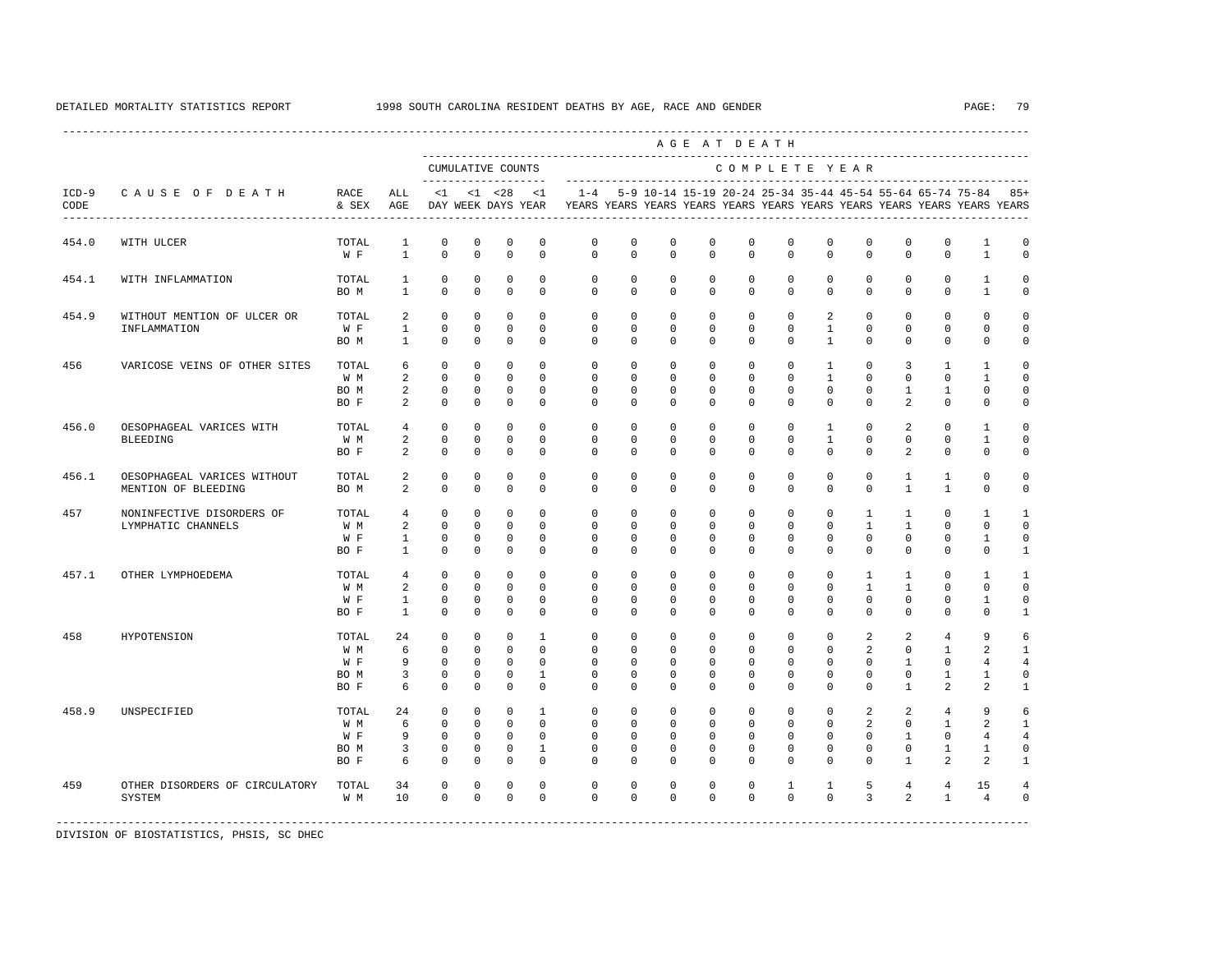DETAILED MORTALITY STATISTICS REPORT 1998 SOUTH CAROLINA RESIDENT DEATHS BY AGE, RACE AND GENDER

| ICD-9 CODE | CAUSE OF DEATH | RACE & SEX | ALL AGE | <1 DAY | <1 WEEK | <28 DAYS | <1 YEAR | 1-4 YEARS | 5-9 YEARS | 10-14 YEARS | 15-19 YEARS | 20-24 YEARS | 25-34 YEARS | 35-44 YEARS | 45-54 YEARS | 55-64 YEARS | 65-74 YEARS | 75-84 YEARS | 85+ YEARS |
|---|---|---|---|---|---|---|---|---|---|---|---|---|---|---|---|---|---|---|---|
| | | | | CUMULATIVE COUNTS | | | | COMPLETE YEAR | | | | | | | | | | | |
| 454.0 | WITH ULCER | TOTAL | 1 | 0 | 0 | 0 | 0 | 0 | 0 | 0 | 0 | 0 | 0 | 0 | 0 | 0 | 0 | 1 | 0 |
| | | W F | 1 | 0 | 0 | 0 | 0 | 0 | 0 | 0 | 0 | 0 | 0 | 0 | 0 | 0 | 0 | 1 | 0 |
| 454.1 | WITH INFLAMMATION | TOTAL | 1 | 0 | 0 | 0 | 0 | 0 | 0 | 0 | 0 | 0 | 0 | 0 | 0 | 0 | 0 | 1 | 0 |
| | | BO M | 1 | 0 | 0 | 0 | 0 | 0 | 0 | 0 | 0 | 0 | 0 | 0 | 0 | 0 | 0 | 1 | 0 |
| 454.9 | WITHOUT MENTION OF ULCER OR INFLAMMATION | TOTAL | 2 | 0 | 0 | 0 | 0 | 0 | 0 | 0 | 0 | 0 | 0 | 2 | 0 | 0 | 0 | 0 | 0 |
| | | W F | 1 | 0 | 0 | 0 | 0 | 0 | 0 | 0 | 0 | 0 | 0 | 1 | 0 | 0 | 0 | 0 | 0 |
| | | BO M | 1 | 0 | 0 | 0 | 0 | 0 | 0 | 0 | 0 | 0 | 0 | 1 | 0 | 0 | 0 | 0 | 0 |
| 456 | VARICOSE VEINS OF OTHER SITES | TOTAL | 6 | 0 | 0 | 0 | 0 | 0 | 0 | 0 | 0 | 0 | 0 | 1 | 0 | 3 | 1 | 1 | 0 |
| | | W M | 2 | 0 | 0 | 0 | 0 | 0 | 0 | 0 | 0 | 0 | 0 | 1 | 0 | 0 | 0 | 1 | 0 |
| | | BO M | 2 | 0 | 0 | 0 | 0 | 0 | 0 | 0 | 0 | 0 | 0 | 0 | 0 | 1 | 1 | 0 | 0 |
| | | BO F | 2 | 0 | 0 | 0 | 0 | 0 | 0 | 0 | 0 | 0 | 0 | 0 | 0 | 2 | 0 | 0 | 0 |
| 456.0 | OESOPHAGEAL VARICES WITH BLEEDING | TOTAL | 4 | 0 | 0 | 0 | 0 | 0 | 0 | 0 | 0 | 0 | 0 | 1 | 0 | 2 | 0 | 1 | 0 |
| | | W M | 2 | 0 | 0 | 0 | 0 | 0 | 0 | 0 | 0 | 0 | 0 | 1 | 0 | 0 | 0 | 1 | 0 |
| | | BO F | 2 | 0 | 0 | 0 | 0 | 0 | 0 | 0 | 0 | 0 | 0 | 0 | 0 | 2 | 0 | 0 | 0 |
| 456.1 | OESOPHAGEAL VARICES WITHOUT MENTION OF BLEEDING | TOTAL | 2 | 0 | 0 | 0 | 0 | 0 | 0 | 0 | 0 | 0 | 0 | 0 | 0 | 1 | 1 | 0 | 0 |
| | | BO M | 2 | 0 | 0 | 0 | 0 | 0 | 0 | 0 | 0 | 0 | 0 | 0 | 0 | 1 | 1 | 0 | 0 |
| 457 | NONINFECTIVE DISORDERS OF LYMPHATIC CHANNELS | TOTAL | 4 | 0 | 0 | 0 | 0 | 0 | 0 | 0 | 0 | 0 | 0 | 0 | 1 | 1 | 0 | 1 | 1 |
| | | W M | 2 | 0 | 0 | 0 | 0 | 0 | 0 | 0 | 0 | 0 | 0 | 0 | 1 | 1 | 0 | 0 | 0 |
| | | W F | 1 | 0 | 0 | 0 | 0 | 0 | 0 | 0 | 0 | 0 | 0 | 0 | 0 | 0 | 0 | 1 | 0 |
| | | BO F | 1 | 0 | 0 | 0 | 0 | 0 | 0 | 0 | 0 | 0 | 0 | 0 | 0 | 0 | 0 | 0 | 1 |
| 457.1 | OTHER LYMPHOEDEMA | TOTAL | 4 | 0 | 0 | 0 | 0 | 0 | 0 | 0 | 0 | 0 | 0 | 0 | 1 | 1 | 0 | 1 | 1 |
| | | W M | 2 | 0 | 0 | 0 | 0 | 0 | 0 | 0 | 0 | 0 | 0 | 0 | 1 | 1 | 0 | 0 | 0 |
| | | W F | 1 | 0 | 0 | 0 | 0 | 0 | 0 | 0 | 0 | 0 | 0 | 0 | 0 | 0 | 0 | 1 | 0 |
| | | BO F | 1 | 0 | 0 | 0 | 0 | 0 | 0 | 0 | 0 | 0 | 0 | 0 | 0 | 0 | 0 | 0 | 1 |
| 458 | HYPOTENSION | TOTAL | 24 | 0 | 0 | 0 | 1 | 0 | 0 | 0 | 0 | 0 | 0 | 0 | 2 | 2 | 4 | 9 | 6 |
| | | W M | 6 | 0 | 0 | 0 | 0 | 0 | 0 | 0 | 0 | 0 | 0 | 0 | 2 | 0 | 1 | 2 | 1 |
| | | W F | 9 | 0 | 0 | 0 | 0 | 0 | 0 | 0 | 0 | 0 | 0 | 0 | 0 | 1 | 0 | 4 | 4 |
| | | BO M | 3 | 0 | 0 | 0 | 1 | 0 | 0 | 0 | 0 | 0 | 0 | 0 | 0 | 0 | 1 | 1 | 0 |
| | | BO F | 6 | 0 | 0 | 0 | 0 | 0 | 0 | 0 | 0 | 0 | 0 | 0 | 0 | 1 | 2 | 2 | 1 |
| 458.9 | UNSPECIFIED | TOTAL | 24 | 0 | 0 | 0 | 1 | 0 | 0 | 0 | 0 | 0 | 0 | 0 | 2 | 2 | 4 | 9 | 6 |
| | | W M | 6 | 0 | 0 | 0 | 0 | 0 | 0 | 0 | 0 | 0 | 0 | 0 | 2 | 0 | 1 | 2 | 1 |
| | | W F | 9 | 0 | 0 | 0 | 0 | 0 | 0 | 0 | 0 | 0 | 0 | 0 | 0 | 1 | 0 | 4 | 4 |
| | | BO M | 3 | 0 | 0 | 0 | 1 | 0 | 0 | 0 | 0 | 0 | 0 | 0 | 0 | 0 | 1 | 1 | 0 |
| | | BO F | 6 | 0 | 0 | 0 | 0 | 0 | 0 | 0 | 0 | 0 | 0 | 0 | 0 | 1 | 2 | 2 | 1 |
| 459 | OTHER DISORDERS OF CIRCULATORY SYSTEM | TOTAL | 34 | 0 | 0 | 0 | 0 | 0 | 0 | 0 | 0 | 0 | 1 | 1 | 5 | 4 | 4 | 15 | 4 |
| | | W M | 10 | 0 | 0 | 0 | 0 | 0 | 0 | 0 | 0 | 0 | 0 | 0 | 3 | 2 | 1 | 4 | 0 |

DIVISION OF BIOSTATISTICS, PHSIS, SC DHEC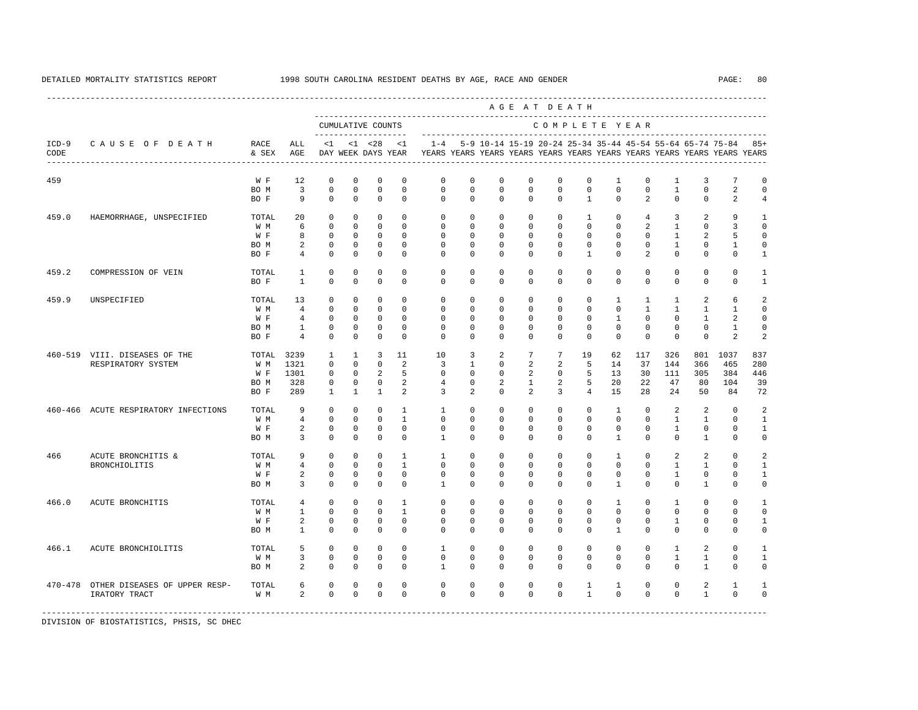DETAILED MORTALITY STATISTICS REPORT 1998 SOUTH CAROLINA RESIDENT DEATHS BY AGE, RACE AND GENDER

| ICD-9 CODE | CAUSE OF DEATH | RACE & SEX | ALL AGE | CUMULATIVE COUNTS <1 DAY | <1 WEEK | <28 DAYS | <1 YEAR | 1-4 YEARS | 5-9 YEARS | 10-14 YEARS | 15-19 YEARS | 20-24 YEARS | 25-34 YEARS | 35-44 YEARS | 45-54 YEARS | 55-64 YEARS | 65-74 YEARS | 75-84 YEARS | 85+ YEARS |
|---|---|---|---|---|---|---|---|---|---|---|---|---|---|---|---|---|---|---|---|
| 459 | | W F | 12 | 0 | 0 | 0 | 0 | 0 | 0 | 0 | 0 | 0 | 0 | 1 | 0 | 1 | 3 | 7 | 0 |
| | | BO M | 3 | 0 | 0 | 0 | 0 | 0 | 0 | 0 | 0 | 0 | 0 | 0 | 0 | 1 | 0 | 2 | 0 |
| | | BO F | 9 | 0 | 0 | 0 | 0 | 0 | 0 | 0 | 0 | 0 | 1 | 0 | 2 | 0 | 0 | 2 | 4 |
| 459.0 | HAEMORRHAGE, UNSPECIFIED | TOTAL | 20 | 0 | 0 | 0 | 0 | 0 | 0 | 0 | 0 | 0 | 1 | 0 | 4 | 3 | 2 | 9 | 1 |
| | | W M | 6 | 0 | 0 | 0 | 0 | 0 | 0 | 0 | 0 | 0 | 0 | 0 | 2 | 1 | 0 | 3 | 0 |
| | | W F | 8 | 0 | 0 | 0 | 0 | 0 | 0 | 0 | 0 | 0 | 0 | 0 | 0 | 1 | 2 | 5 | 0 |
| | | BO M | 2 | 0 | 0 | 0 | 0 | 0 | 0 | 0 | 0 | 0 | 0 | 0 | 0 | 1 | 0 | 1 | 0 |
| | | BO F | 4 | 0 | 0 | 0 | 0 | 0 | 0 | 0 | 0 | 0 | 1 | 0 | 2 | 0 | 0 | 0 | 1 |
| 459.2 | COMPRESSION OF VEIN | TOTAL | 1 | 0 | 0 | 0 | 0 | 0 | 0 | 0 | 0 | 0 | 0 | 0 | 0 | 0 | 0 | 0 | 1 |
| | | BO F | 1 | 0 | 0 | 0 | 0 | 0 | 0 | 0 | 0 | 0 | 0 | 0 | 0 | 0 | 0 | 0 | 1 |
| 459.9 | UNSPECIFIED | TOTAL | 13 | 0 | 0 | 0 | 0 | 0 | 0 | 0 | 0 | 0 | 0 | 1 | 1 | 1 | 2 | 6 | 2 |
| | | W M | 4 | 0 | 0 | 0 | 0 | 0 | 0 | 0 | 0 | 0 | 0 | 0 | 1 | 1 | 1 | 1 | 0 |
| | | W F | 4 | 0 | 0 | 0 | 0 | 0 | 0 | 0 | 0 | 0 | 0 | 1 | 0 | 0 | 1 | 2 | 0 |
| | | BO M | 1 | 0 | 0 | 0 | 0 | 0 | 0 | 0 | 0 | 0 | 0 | 0 | 0 | 0 | 0 | 1 | 0 |
| | | BO F | 4 | 0 | 0 | 0 | 0 | 0 | 0 | 0 | 0 | 0 | 0 | 0 | 0 | 0 | 0 | 2 | 2 |
| 460-519 | VIII. DISEASES OF THE RESPIRATORY SYSTEM | TOTAL | 3239 | 1 | 1 | 3 | 11 | 10 | 3 | 2 | 7 | 7 | 19 | 62 | 117 | 326 | 801 | 1037 | 837 |
| | | W M | 1321 | 0 | 0 | 0 | 2 | 3 | 1 | 0 | 2 | 2 | 5 | 14 | 37 | 144 | 366 | 465 | 280 |
| | | W F | 1301 | 0 | 0 | 2 | 5 | 0 | 0 | 0 | 2 | 0 | 5 | 13 | 30 | 111 | 305 | 384 | 446 |
| | | BO M | 328 | 0 | 0 | 0 | 2 | 4 | 0 | 2 | 1 | 2 | 5 | 20 | 22 | 47 | 80 | 104 | 39 |
| | | BO F | 289 | 1 | 1 | 1 | 2 | 3 | 2 | 0 | 2 | 3 | 4 | 15 | 28 | 24 | 50 | 84 | 72 |
| 460-466 | ACUTE RESPIRATORY INFECTIONS | TOTAL | 9 | 0 | 0 | 0 | 1 | 1 | 0 | 0 | 0 | 0 | 0 | 1 | 0 | 2 | 2 | 0 | 2 |
| | | W M | 4 | 0 | 0 | 0 | 1 | 0 | 0 | 0 | 0 | 0 | 0 | 0 | 0 | 1 | 1 | 0 | 1 |
| | | W F | 2 | 0 | 0 | 0 | 0 | 0 | 0 | 0 | 0 | 0 | 0 | 0 | 0 | 1 | 0 | 0 | 1 |
| | | BO M | 3 | 0 | 0 | 0 | 0 | 1 | 0 | 0 | 0 | 0 | 0 | 1 | 0 | 0 | 1 | 0 | 0 |
| 466 | ACUTE BRONCHITIS & BRONCHIOLITIS | TOTAL | 9 | 0 | 0 | 0 | 1 | 1 | 0 | 0 | 0 | 0 | 0 | 1 | 0 | 2 | 2 | 0 | 2 |
| | | W M | 4 | 0 | 0 | 0 | 1 | 0 | 0 | 0 | 0 | 0 | 0 | 0 | 0 | 1 | 1 | 0 | 1 |
| | | W F | 2 | 0 | 0 | 0 | 0 | 0 | 0 | 0 | 0 | 0 | 0 | 0 | 0 | 1 | 0 | 0 | 1 |
| | | BO M | 3 | 0 | 0 | 0 | 0 | 1 | 0 | 0 | 0 | 0 | 0 | 1 | 0 | 0 | 1 | 0 | 0 |
| 466.0 | ACUTE BRONCHITIS | TOTAL | 4 | 0 | 0 | 0 | 1 | 0 | 0 | 0 | 0 | 0 | 0 | 1 | 0 | 1 | 0 | 0 | 1 |
| | | W M | 1 | 0 | 0 | 0 | 1 | 0 | 0 | 0 | 0 | 0 | 0 | 0 | 0 | 0 | 0 | 0 | 0 |
| | | W F | 2 | 0 | 0 | 0 | 0 | 0 | 0 | 0 | 0 | 0 | 0 | 0 | 0 | 1 | 0 | 0 | 1 |
| | | BO M | 1 | 0 | 0 | 0 | 0 | 0 | 0 | 0 | 0 | 0 | 0 | 1 | 0 | 0 | 0 | 0 | 0 |
| 466.1 | ACUTE BRONCHIOLITIS | TOTAL | 5 | 0 | 0 | 0 | 0 | 1 | 0 | 0 | 0 | 0 | 0 | 0 | 0 | 1 | 2 | 0 | 1 |
| | | W M | 3 | 0 | 0 | 0 | 0 | 0 | 0 | 0 | 0 | 0 | 0 | 0 | 0 | 1 | 1 | 0 | 1 |
| | | BO M | 2 | 0 | 0 | 0 | 0 | 1 | 0 | 0 | 0 | 0 | 0 | 0 | 0 | 0 | 1 | 0 | 0 |
| 470-478 | OTHER DISEASES OF UPPER RESPIRATORY TRACT | TOTAL | 6 | 0 | 0 | 0 | 0 | 0 | 0 | 0 | 0 | 0 | 1 | 1 | 0 | 0 | 2 | 1 | 1 |
| | | W M | 2 | 0 | 0 | 0 | 0 | 0 | 0 | 0 | 0 | 0 | 1 | 0 | 0 | 0 | 1 | 0 | 0 |

DIVISION OF BIOSTATISTICS, PHSIS, SC DHEC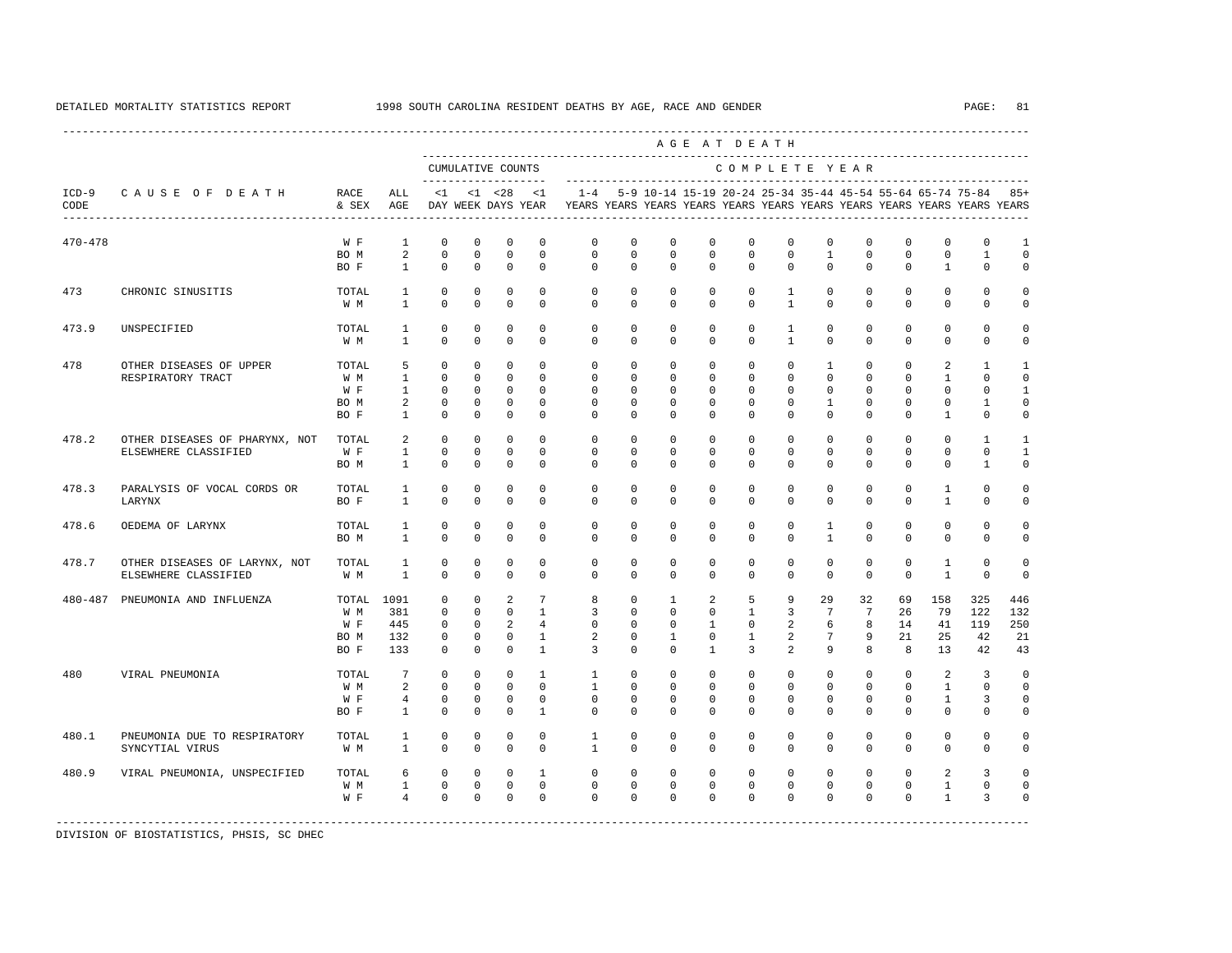DETAILED MORTALITY STATISTICS REPORT 1998 SOUTH CAROLINA RESIDENT DEATHS BY AGE, RACE AND GENDER

| ICD-9 CODE | CAUSE OF DEATH | RACE & SEX | ALL AGE | <1 DAY | <1 WEEK | <28 DAYS | <1 YEAR | 1-4 YEARS | 5-9 YEARS | 10-14 YEARS | 15-19 YEARS | 20-24 YEARS | 25-34 YEARS | 35-44 YEARS | 45-54 YEARS | 55-64 YEARS | 65-74 YEARS | 75-84 YEARS | 85+ YEARS |
|---|---|---|---|---|---|---|---|---|---|---|---|---|---|---|---|---|---|---|---|
| | | | | CUMULATIVE COUNTS | | | | COMPLETE YEAR | | | | | | | | | | | |
| 470-478 | | W F | 1 | 0 | 0 | 0 | 0 | 0 | 0 | 0 | 0 | 0 | 0 | 0 | 0 | 0 | 0 | 0 | 1 |
| | | BO M | 2 | 0 | 0 | 0 | 0 | 0 | 0 | 0 | 0 | 0 | 0 | 1 | 0 | 0 | 0 | 1 | 0 |
| | | BO F | 1 | 0 | 0 | 0 | 0 | 0 | 0 | 0 | 0 | 0 | 0 | 0 | 0 | 0 | 1 | 0 | 0 |
| 473 | CHRONIC SINUSITIS | TOTAL | 1 | 0 | 0 | 0 | 0 | 0 | 0 | 0 | 0 | 0 | 1 | 0 | 0 | 0 | 0 | 0 | 0 |
| | | W M | 1 | 0 | 0 | 0 | 0 | 0 | 0 | 0 | 0 | 0 | 1 | 0 | 0 | 0 | 0 | 0 | 0 |
| 473.9 | UNSPECIFIED | TOTAL | 1 | 0 | 0 | 0 | 0 | 0 | 0 | 0 | 0 | 0 | 1 | 0 | 0 | 0 | 0 | 0 | 0 |
| | | W M | 1 | 0 | 0 | 0 | 0 | 0 | 0 | 0 | 0 | 0 | 1 | 0 | 0 | 0 | 0 | 0 | 0 |
| 478 | OTHER DISEASES OF UPPER RESPIRATORY TRACT | TOTAL | 5 | 0 | 0 | 0 | 0 | 0 | 0 | 0 | 0 | 0 | 0 | 1 | 0 | 0 | 2 | 1 | 1 |
| | | W M | 1 | 0 | 0 | 0 | 0 | 0 | 0 | 0 | 0 | 0 | 0 | 0 | 0 | 0 | 1 | 0 | 0 |
| | | W F | 1 | 0 | 0 | 0 | 0 | 0 | 0 | 0 | 0 | 0 | 0 | 0 | 0 | 0 | 0 | 0 | 1 |
| | | BO M | 2 | 0 | 0 | 0 | 0 | 0 | 0 | 0 | 0 | 0 | 0 | 1 | 0 | 0 | 0 | 1 | 0 |
| | | BO F | 1 | 0 | 0 | 0 | 0 | 0 | 0 | 0 | 0 | 0 | 0 | 0 | 0 | 0 | 1 | 0 | 0 |
| 478.2 | OTHER DISEASES OF PHARYNX, NOT ELSEWHERE CLASSIFIED | TOTAL | 2 | 0 | 0 | 0 | 0 | 0 | 0 | 0 | 0 | 0 | 0 | 0 | 0 | 0 | 0 | 1 | 1 |
| | | W F | 1 | 0 | 0 | 0 | 0 | 0 | 0 | 0 | 0 | 0 | 0 | 0 | 0 | 0 | 0 | 0 | 1 |
| | | BO M | 1 | 0 | 0 | 0 | 0 | 0 | 0 | 0 | 0 | 0 | 0 | 0 | 0 | 0 | 0 | 1 | 0 |
| 478.3 | PARALYSIS OF VOCAL CORDS OR LARYNX | TOTAL | 1 | 0 | 0 | 0 | 0 | 0 | 0 | 0 | 0 | 0 | 0 | 0 | 0 | 0 | 1 | 0 | 0 |
| | | BO F | 1 | 0 | 0 | 0 | 0 | 0 | 0 | 0 | 0 | 0 | 0 | 0 | 0 | 0 | 1 | 0 | 0 |
| 478.6 | OEDEMA OF LARYNX | TOTAL | 1 | 0 | 0 | 0 | 0 | 0 | 0 | 0 | 0 | 0 | 0 | 1 | 0 | 0 | 0 | 0 | 0 |
| | | BO M | 1 | 0 | 0 | 0 | 0 | 0 | 0 | 0 | 0 | 0 | 0 | 1 | 0 | 0 | 0 | 0 | 0 |
| 478.7 | OTHER DISEASES OF LARYNX, NOT ELSEWHERE CLASSIFIED | TOTAL | 1 | 0 | 0 | 0 | 0 | 0 | 0 | 0 | 0 | 0 | 0 | 0 | 0 | 0 | 1 | 0 | 0 |
| | | W M | 1 | 0 | 0 | 0 | 0 | 0 | 0 | 0 | 0 | 0 | 0 | 0 | 0 | 0 | 1 | 0 | 0 |
| 480-487 | PNEUMONIA AND INFLUENZA | TOTAL | 1091 | 0 | 0 | 2 | 7 | 8 | 0 | 1 | 2 | 5 | 9 | 29 | 32 | 69 | 158 | 325 | 446 |
| | | W M | 381 | 0 | 0 | 0 | 1 | 3 | 0 | 0 | 0 | 1 | 3 | 7 | 7 | 26 | 79 | 122 | 132 |
| | | W F | 445 | 0 | 0 | 2 | 4 | 0 | 0 | 0 | 1 | 0 | 2 | 6 | 8 | 14 | 41 | 119 | 250 |
| | | BO M | 132 | 0 | 0 | 0 | 1 | 2 | 0 | 1 | 0 | 1 | 2 | 7 | 9 | 21 | 25 | 42 | 21 |
| | | BO F | 133 | 0 | 0 | 0 | 1 | 3 | 0 | 0 | 1 | 3 | 2 | 9 | 8 | 8 | 13 | 42 | 43 |
| 480 | VIRAL PNEUMONIA | TOTAL | 7 | 0 | 0 | 0 | 1 | 1 | 0 | 0 | 0 | 0 | 0 | 0 | 0 | 0 | 2 | 3 | 0 |
| | | W M | 2 | 0 | 0 | 0 | 0 | 1 | 0 | 0 | 0 | 0 | 0 | 0 | 0 | 0 | 1 | 0 | 0 |
| | | W F | 4 | 0 | 0 | 0 | 0 | 0 | 0 | 0 | 0 | 0 | 0 | 0 | 0 | 0 | 1 | 3 | 0 |
| | | BO F | 1 | 0 | 0 | 0 | 1 | 0 | 0 | 0 | 0 | 0 | 0 | 0 | 0 | 0 | 0 | 0 | 0 |
| 480.1 | PNEUMONIA DUE TO RESPIRATORY SYNCYTIAL VIRUS | TOTAL | 1 | 0 | 0 | 0 | 0 | 1 | 0 | 0 | 0 | 0 | 0 | 0 | 0 | 0 | 0 | 0 | 0 |
| | | W M | 1 | 0 | 0 | 0 | 0 | 1 | 0 | 0 | 0 | 0 | 0 | 0 | 0 | 0 | 0 | 0 | 0 |
| 480.9 | VIRAL PNEUMONIA, UNSPECIFIED | TOTAL | 6 | 0 | 0 | 0 | 1 | 0 | 0 | 0 | 0 | 0 | 0 | 0 | 0 | 0 | 2 | 3 | 0 |
| | | W M | 1 | 0 | 0 | 0 | 0 | 0 | 0 | 0 | 0 | 0 | 0 | 0 | 0 | 0 | 1 | 0 | 0 |
| | | W F | 4 | 0 | 0 | 0 | 0 | 0 | 0 | 0 | 0 | 0 | 0 | 0 | 0 | 0 | 1 | 3 | 0 |

DIVISION OF BIOSTATISTICS, PHSIS, SC DHEC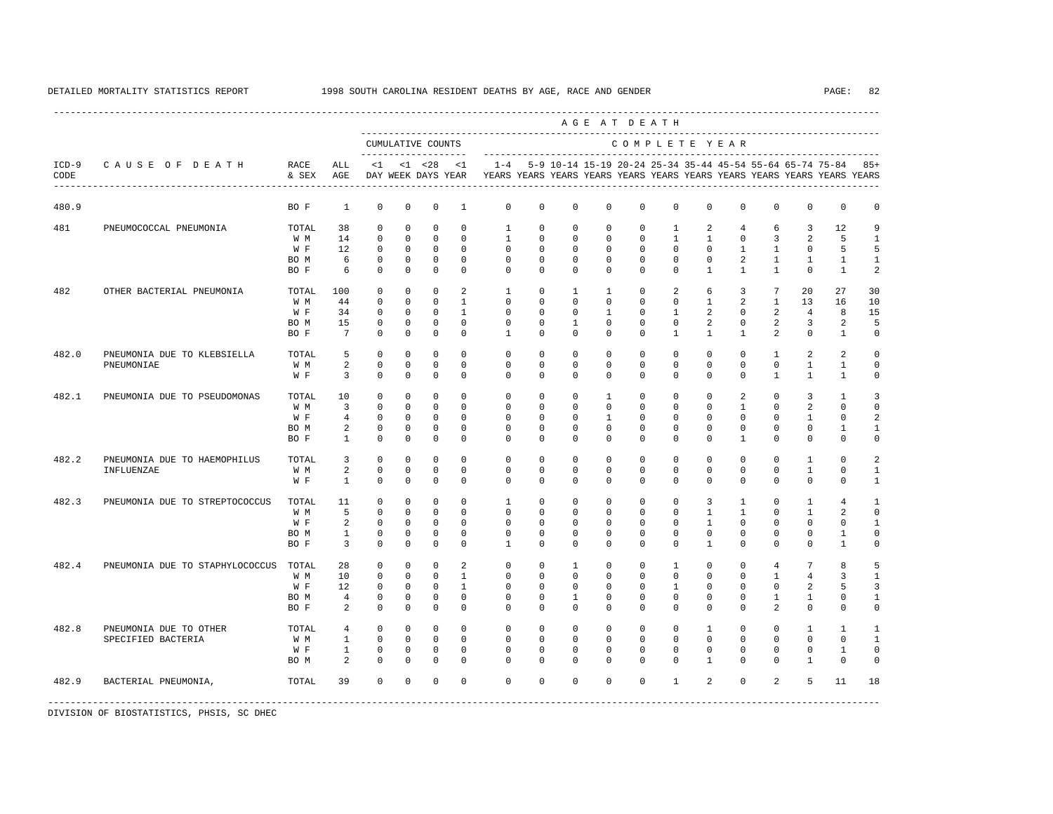DETAILED MORTALITY STATISTICS REPORT 1998 SOUTH CAROLINA RESIDENT DEATHS BY AGE, RACE AND GENDER

| ICD-9 CODE | CAUSE OF DEATH | RACE & SEX | ALL AGE | <1 DAY | <1 WEEK | <28 DAYS | <1 YEAR | 1-4 YEARS | 5-9 YEARS | 10-14 YEARS | 15-19 YEARS | 20-24 YEARS | 25-34 YEARS | 35-44 YEARS | 45-54 YEARS | 55-64 YEARS | 65-74 YEARS | 75-84 YEARS | 85+ YEARS |
|---|---|---|---|---|---|---|---|---|---|---|---|---|---|---|---|---|---|---|---|
| | | | | CUMULATIVE COUNTS | | | | COMPLETE YEAR | | | | | | | | | | | |
| 480.9 | | BO F | 1 | 0 | 0 | 0 | 1 | 0 | 0 | 0 | 0 | 0 | 0 | 0 | 0 | 0 | 0 | 0 | 0 |
| 481 | PNEUMOCOCCAL PNEUMONIA | TOTAL | 38 | 0 | 0 | 0 | 0 | 1 | 0 | 0 | 0 | 0 | 1 | 2 | 4 | 6 | 3 | 12 | 9 |
| | | W M | 14 | 0 | 0 | 0 | 0 | 1 | 0 | 0 | 0 | 0 | 1 | 1 | 0 | 3 | 2 | 5 | 1 |
| | | W F | 12 | 0 | 0 | 0 | 0 | 0 | 0 | 0 | 0 | 0 | 0 | 0 | 1 | 1 | 0 | 5 | 5 |
| | | BO M | 6 | 0 | 0 | 0 | 0 | 0 | 0 | 0 | 0 | 0 | 0 | 0 | 2 | 1 | 1 | 1 | 1 |
| | | BO F | 6 | 0 | 0 | 0 | 0 | 0 | 0 | 0 | 0 | 0 | 0 | 1 | 1 | 1 | 0 | 1 | 2 |
| 482 | OTHER BACTERIAL PNEUMONIA | TOTAL | 100 | 0 | 0 | 0 | 2 | 1 | 0 | 1 | 1 | 0 | 2 | 6 | 3 | 7 | 20 | 27 | 30 |
| | | W M | 44 | 0 | 0 | 0 | 1 | 0 | 0 | 0 | 0 | 0 | 0 | 1 | 2 | 1 | 13 | 16 | 10 |
| | | W F | 34 | 0 | 0 | 0 | 1 | 0 | 0 | 0 | 1 | 0 | 1 | 2 | 0 | 2 | 4 | 8 | 15 |
| | | BO M | 15 | 0 | 0 | 0 | 0 | 0 | 0 | 1 | 0 | 0 | 0 | 2 | 0 | 2 | 3 | 2 | 5 |
| | | BO F | 7 | 0 | 0 | 0 | 0 | 1 | 0 | 0 | 0 | 0 | 1 | 1 | 1 | 2 | 0 | 1 | 0 |
| 482.0 | PNEUMONIA DUE TO KLEBSIELLA PNEUMONIAE | TOTAL | 5 | 0 | 0 | 0 | 0 | 0 | 0 | 0 | 0 | 0 | 0 | 0 | 0 | 1 | 2 | 2 | 0 |
| | | W M | 2 | 0 | 0 | 0 | 0 | 0 | 0 | 0 | 0 | 0 | 0 | 0 | 0 | 0 | 1 | 1 | 0 |
| | | W F | 3 | 0 | 0 | 0 | 0 | 0 | 0 | 0 | 0 | 0 | 0 | 0 | 0 | 1 | 1 | 1 | 0 |
| 482.1 | PNEUMONIA DUE TO PSEUDOMONAS | TOTAL | 10 | 0 | 0 | 0 | 0 | 0 | 0 | 0 | 1 | 0 | 0 | 0 | 2 | 0 | 3 | 1 | 3 |
| | | W M | 3 | 0 | 0 | 0 | 0 | 0 | 0 | 0 | 0 | 0 | 0 | 0 | 1 | 0 | 2 | 0 | 0 |
| | | W F | 4 | 0 | 0 | 0 | 0 | 0 | 0 | 0 | 1 | 0 | 0 | 0 | 0 | 0 | 1 | 0 | 2 |
| | | BO M | 2 | 0 | 0 | 0 | 0 | 0 | 0 | 0 | 0 | 0 | 0 | 0 | 0 | 0 | 0 | 1 | 1 |
| | | BO F | 1 | 0 | 0 | 0 | 0 | 0 | 0 | 0 | 0 | 0 | 0 | 0 | 1 | 0 | 0 | 0 | 0 |
| 482.2 | PNEUMONIA DUE TO HAEMOPHILUS INFLUENZAE | TOTAL | 3 | 0 | 0 | 0 | 0 | 0 | 0 | 0 | 0 | 0 | 0 | 0 | 0 | 0 | 1 | 0 | 2 |
| | | W M | 2 | 0 | 0 | 0 | 0 | 0 | 0 | 0 | 0 | 0 | 0 | 0 | 0 | 0 | 1 | 0 | 1 |
| | | W F | 1 | 0 | 0 | 0 | 0 | 0 | 0 | 0 | 0 | 0 | 0 | 0 | 0 | 0 | 0 | 0 | 1 |
| 482.3 | PNEUMONIA DUE TO STREPTOCOCCUS | TOTAL | 11 | 0 | 0 | 0 | 0 | 1 | 0 | 0 | 0 | 0 | 0 | 3 | 1 | 0 | 1 | 4 | 1 |
| | | W M | 5 | 0 | 0 | 0 | 0 | 0 | 0 | 0 | 0 | 0 | 0 | 1 | 1 | 0 | 1 | 2 | 0 |
| | | W F | 2 | 0 | 0 | 0 | 0 | 0 | 0 | 0 | 0 | 0 | 0 | 1 | 0 | 0 | 0 | 0 | 1 |
| | | BO M | 1 | 0 | 0 | 0 | 0 | 0 | 0 | 0 | 0 | 0 | 0 | 0 | 0 | 0 | 0 | 1 | 0 |
| | | BO F | 3 | 0 | 0 | 0 | 0 | 1 | 0 | 0 | 0 | 0 | 0 | 1 | 0 | 0 | 0 | 1 | 0 |
| 482.4 | PNEUMONIA DUE TO STAPHYLOCOCCUS | TOTAL | 28 | 0 | 0 | 0 | 2 | 0 | 0 | 1 | 0 | 0 | 1 | 0 | 0 | 4 | 7 | 8 | 5 |
| | | W M | 10 | 0 | 0 | 0 | 1 | 0 | 0 | 0 | 0 | 0 | 0 | 0 | 0 | 1 | 4 | 3 | 1 |
| | | W F | 12 | 0 | 0 | 0 | 1 | 0 | 0 | 0 | 0 | 0 | 1 | 0 | 0 | 0 | 2 | 5 | 3 |
| | | BO M | 4 | 0 | 0 | 0 | 0 | 0 | 0 | 1 | 0 | 0 | 0 | 0 | 0 | 1 | 1 | 0 | 1 |
| | | BO F | 2 | 0 | 0 | 0 | 0 | 0 | 0 | 0 | 0 | 0 | 0 | 0 | 0 | 2 | 0 | 0 | 0 |
| 482.8 | PNEUMONIA DUE TO OTHER SPECIFIED BACTERIA | TOTAL | 4 | 0 | 0 | 0 | 0 | 0 | 0 | 0 | 0 | 0 | 0 | 1 | 0 | 0 | 1 | 1 | 1 |
| | | W M | 1 | 0 | 0 | 0 | 0 | 0 | 0 | 0 | 0 | 0 | 0 | 0 | 0 | 0 | 0 | 0 | 1 |
| | | W F | 1 | 0 | 0 | 0 | 0 | 0 | 0 | 0 | 0 | 0 | 0 | 0 | 0 | 0 | 0 | 1 | 0 |
| | | BO M | 2 | 0 | 0 | 0 | 0 | 0 | 0 | 0 | 0 | 0 | 0 | 1 | 0 | 0 | 1 | 0 | 0 |
| 482.9 | BACTERIAL PNEUMONIA, | TOTAL | 39 | 0 | 0 | 0 | 0 | 0 | 0 | 0 | 0 | 0 | 1 | 2 | 0 | 2 | 5 | 11 | 18 |

DIVISION OF BIOSTATISTICS, PHSIS, SC DHEC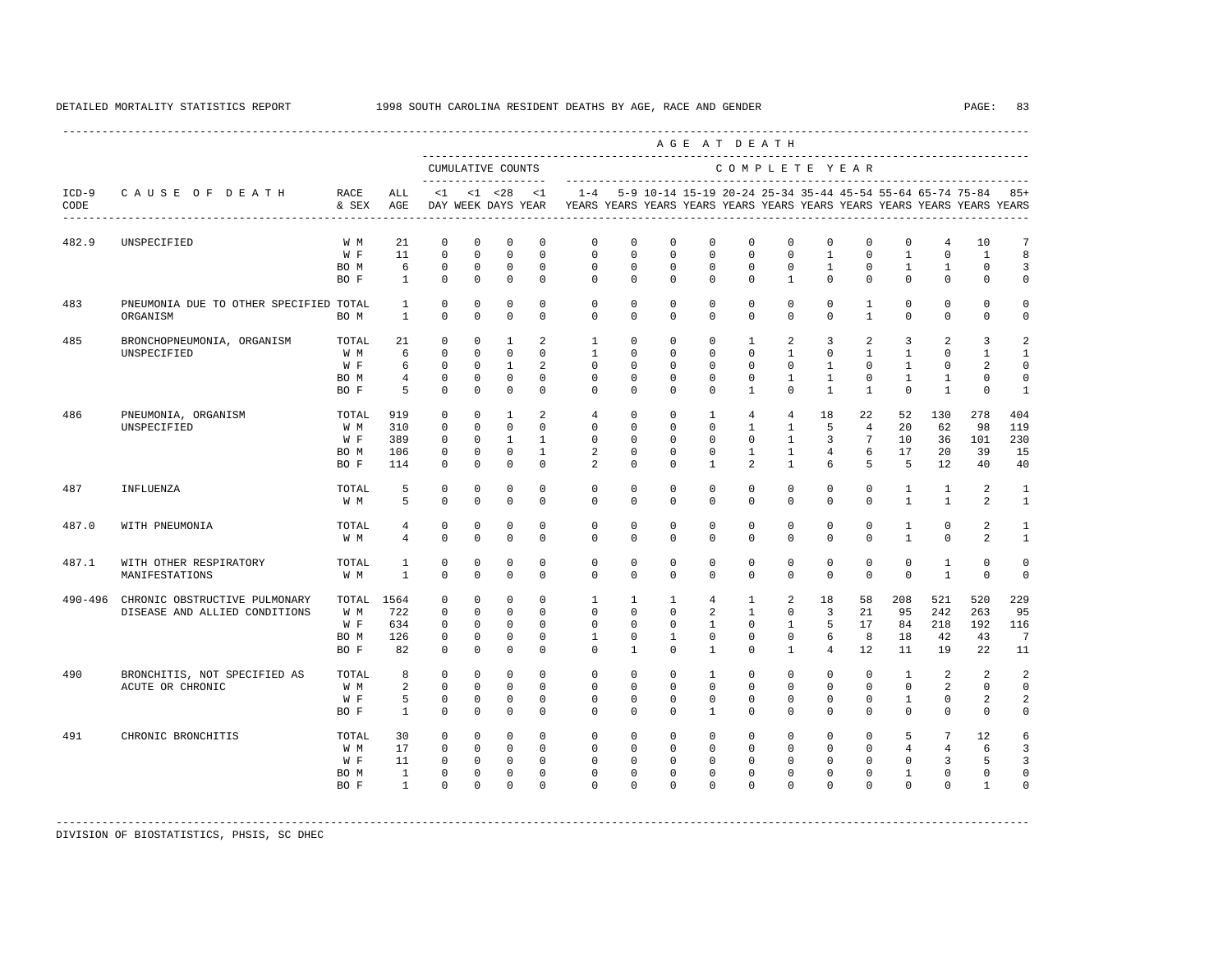DETAILED MORTALITY STATISTICS REPORT 1998 SOUTH CAROLINA RESIDENT DEATHS BY AGE, RACE AND GENDER

| ICD-9 CODE | CAUSE OF DEATH | RACE & SEX | ALL AGE | <1 DAY | <1 WEEK | <28 DAYS | <1 YEAR | 1-4 YEARS | 5-9 YEARS | 10-14 YEARS | 15-19 YEARS | 20-24 YEARS | 25-34 YEARS | 35-44 YEARS | 45-54 YEARS | 55-64 YEARS | 65-74 YEARS | 75-84 YEARS | 85+ YEARS |
|---|---|---|---|---|---|---|---|---|---|---|---|---|---|---|---|---|---|---|---|
| | | | | CUMULATIVE COUNTS | | | | COMPLETE YEAR | | | | | | | | | | | |
| 482.9 | UNSPECIFIED | W M | 21 | 0 | 0 | 0 | 0 | 0 | 0 | 0 | 0 | 0 | 0 | 0 | 0 | 0 | 4 | 10 | 7 |
| | | W F | 11 | 0 | 0 | 0 | 0 | 0 | 0 | 0 | 0 | 0 | 0 | 1 | 0 | 1 | 0 | 1 | 8 |
| | | BO M | 6 | 0 | 0 | 0 | 0 | 0 | 0 | 0 | 0 | 0 | 0 | 1 | 0 | 1 | 1 | 0 | 3 |
| | | BO F | 1 | 0 | 0 | 0 | 0 | 0 | 0 | 0 | 0 | 0 | 1 | 0 | 0 | 0 | 0 | 0 | 0 |
| 483 | PNEUMONIA DUE TO OTHER SPECIFIED ORGANISM | TOTAL | 1 | 0 | 0 | 0 | 0 | 0 | 0 | 0 | 0 | 0 | 0 | 0 | 1 | 0 | 0 | 0 | 0 |
| | | BO M | 1 | 0 | 0 | 0 | 0 | 0 | 0 | 0 | 0 | 0 | 0 | 0 | 1 | 0 | 0 | 0 | 0 |
| 485 | BRONCHOPNEUMONIA, ORGANISM UNSPECIFIED | TOTAL | 21 | 0 | 0 | 1 | 2 | 1 | 0 | 0 | 0 | 1 | 2 | 3 | 2 | 3 | 2 | 3 | 2 |
| | | W M | 6 | 0 | 0 | 0 | 0 | 1 | 0 | 0 | 0 | 0 | 1 | 0 | 1 | 1 | 0 | 1 | 1 |
| | | W F | 6 | 0 | 0 | 1 | 2 | 0 | 0 | 0 | 0 | 0 | 0 | 1 | 0 | 1 | 0 | 2 | 0 |
| | | BO M | 4 | 0 | 0 | 0 | 0 | 0 | 0 | 0 | 0 | 0 | 1 | 1 | 0 | 1 | 1 | 0 | 0 |
| | | BO F | 5 | 0 | 0 | 0 | 0 | 0 | 0 | 0 | 0 | 1 | 0 | 1 | 1 | 0 | 1 | 0 | 1 |
| 486 | PNEUMONIA, ORGANISM UNSPECIFIED | TOTAL | 919 | 0 | 0 | 1 | 2 | 4 | 0 | 0 | 1 | 4 | 4 | 18 | 22 | 52 | 130 | 278 | 404 |
| | | W M | 310 | 0 | 0 | 0 | 0 | 0 | 0 | 0 | 0 | 1 | 1 | 5 | 4 | 20 | 62 | 98 | 119 |
| | | W F | 389 | 0 | 0 | 1 | 1 | 0 | 0 | 0 | 0 | 0 | 1 | 3 | 7 | 10 | 36 | 101 | 230 |
| | | BO M | 106 | 0 | 0 | 0 | 1 | 2 | 0 | 0 | 0 | 1 | 1 | 4 | 6 | 17 | 20 | 39 | 15 |
| | | BO F | 114 | 0 | 0 | 0 | 0 | 2 | 0 | 0 | 1 | 2 | 1 | 6 | 5 | 5 | 12 | 40 | 40 |
| 487 | INFLUENZA | TOTAL | 5 | 0 | 0 | 0 | 0 | 0 | 0 | 0 | 0 | 0 | 0 | 0 | 0 | 1 | 1 | 2 | 1 |
| | | W M | 5 | 0 | 0 | 0 | 0 | 0 | 0 | 0 | 0 | 0 | 0 | 0 | 0 | 1 | 1 | 2 | 1 |
| 487.0 | WITH PNEUMONIA | TOTAL | 4 | 0 | 0 | 0 | 0 | 0 | 0 | 0 | 0 | 0 | 0 | 0 | 0 | 1 | 0 | 2 | 1 |
| | | W M | 4 | 0 | 0 | 0 | 0 | 0 | 0 | 0 | 0 | 0 | 0 | 0 | 0 | 1 | 0 | 2 | 1 |
| 487.1 | WITH OTHER RESPIRATORY MANIFESTATIONS | TOTAL | 1 | 0 | 0 | 0 | 0 | 0 | 0 | 0 | 0 | 0 | 0 | 0 | 0 | 0 | 1 | 0 | 0 |
| | | W M | 1 | 0 | 0 | 0 | 0 | 0 | 0 | 0 | 0 | 0 | 0 | 0 | 0 | 0 | 1 | 0 | 0 |
| 490-496 | CHRONIC OBSTRUCTIVE PULMONARY DISEASE AND ALLIED CONDITIONS | TOTAL | 1564 | 0 | 0 | 0 | 0 | 1 | 1 | 1 | 4 | 1 | 2 | 18 | 58 | 208 | 521 | 520 | 229 |
| | | W M | 722 | 0 | 0 | 0 | 0 | 0 | 0 | 0 | 2 | 1 | 0 | 3 | 21 | 95 | 242 | 263 | 95 |
| | | W F | 634 | 0 | 0 | 0 | 0 | 0 | 0 | 0 | 1 | 0 | 1 | 5 | 17 | 84 | 218 | 192 | 116 |
| | | BO M | 126 | 0 | 0 | 0 | 0 | 1 | 0 | 1 | 0 | 0 | 0 | 6 | 8 | 18 | 42 | 43 | 7 |
| | | BO F | 82 | 0 | 0 | 0 | 0 | 0 | 1 | 0 | 1 | 0 | 1 | 4 | 12 | 11 | 19 | 22 | 11 |
| 490 | BRONCHITIS, NOT SPECIFIED AS ACUTE OR CHRONIC | TOTAL | 8 | 0 | 0 | 0 | 0 | 0 | 0 | 0 | 1 | 0 | 0 | 0 | 0 | 1 | 2 | 2 | 2 |
| | | W M | 2 | 0 | 0 | 0 | 0 | 0 | 0 | 0 | 0 | 0 | 0 | 0 | 0 | 0 | 2 | 0 | 0 |
| | | W F | 5 | 0 | 0 | 0 | 0 | 0 | 0 | 0 | 0 | 0 | 0 | 0 | 0 | 1 | 0 | 2 | 2 |
| | | BO F | 1 | 0 | 0 | 0 | 0 | 0 | 0 | 0 | 1 | 0 | 0 | 0 | 0 | 0 | 0 | 0 | 0 |
| 491 | CHRONIC BRONCHITIS | TOTAL | 30 | 0 | 0 | 0 | 0 | 0 | 0 | 0 | 0 | 0 | 0 | 0 | 0 | 5 | 7 | 12 | 6 |
| | | W M | 17 | 0 | 0 | 0 | 0 | 0 | 0 | 0 | 0 | 0 | 0 | 0 | 0 | 4 | 4 | 6 | 3 |
| | | W F | 11 | 0 | 0 | 0 | 0 | 0 | 0 | 0 | 0 | 0 | 0 | 0 | 0 | 0 | 3 | 5 | 3 |
| | | BO M | 1 | 0 | 0 | 0 | 0 | 0 | 0 | 0 | 0 | 0 | 0 | 0 | 0 | 1 | 0 | 0 | 0 |
| | | BO F | 1 | 0 | 0 | 0 | 0 | 0 | 0 | 0 | 0 | 0 | 0 | 0 | 0 | 0 | 0 | 1 | 0 |

DIVISION OF BIOSTATISTICS, PHSIS, SC DHEC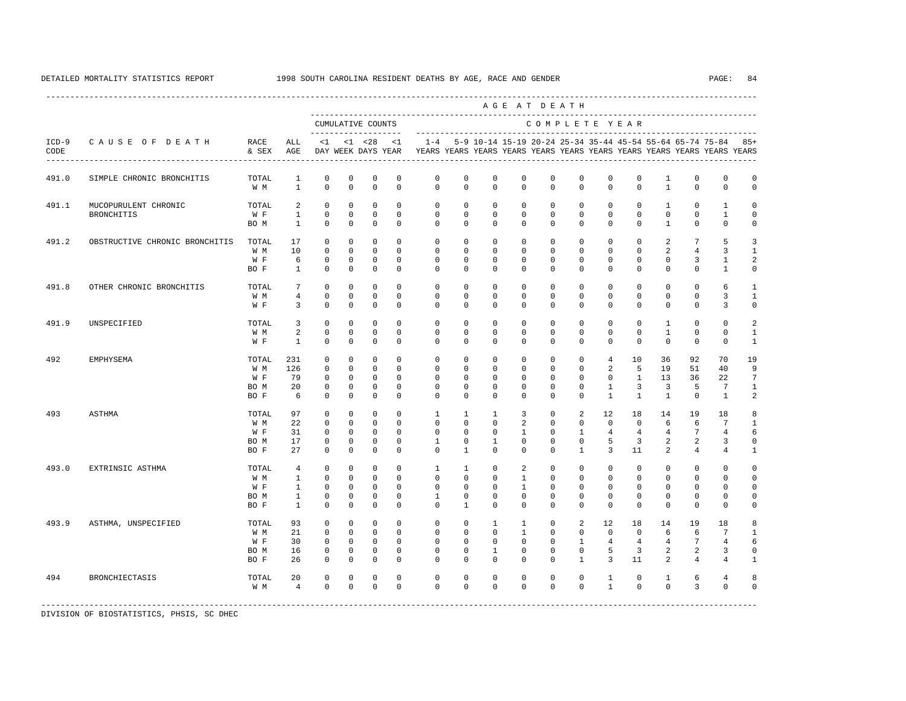DETAILED MORTALITY STATISTICS REPORT 1998 SOUTH CAROLINA RESIDENT DEATHS BY AGE, RACE AND GENDER

| ICD-9 CODE | CAUSE OF DEATH | RACE & SEX | ALL AGE | <1 DAY | <1 WEEK | <28 DAYS | <1 YEAR | 1-4 YEARS | 5-9 YEARS | 10-14 YEARS | 15-19 YEARS | 20-24 YEARS | 25-34 YEARS | 35-44 YEARS | 45-54 YEARS | 55-64 YEARS | 65-74 YEARS | 75-84 YEARS | 85+ YEARS |
|---|---|---|---|---|---|---|---|---|---|---|---|---|---|---|---|---|---|---|---|
| | | | | CUMULATIVE COUNTS | | | | COMPLETE YEAR | | | | | | | | | | | |
| 491.0 | SIMPLE CHRONIC BRONCHITIS | TOTAL | 1 | 0 | 0 | 0 | 0 | 0 | 0 | 0 | 0 | 0 | 0 | 0 | 0 | 1 | 0 | 0 | 0 |
| | | W M | 1 | 0 | 0 | 0 | 0 | 0 | 0 | 0 | 0 | 0 | 0 | 0 | 0 | 1 | 0 | 0 | 0 |
| 491.1 | MUCOPURULENT CHRONIC BRONCHITIS | TOTAL | 2 | 0 | 0 | 0 | 0 | 0 | 0 | 0 | 0 | 0 | 0 | 0 | 0 | 1 | 0 | 1 | 0 |
| | | W F | 1 | 0 | 0 | 0 | 0 | 0 | 0 | 0 | 0 | 0 | 0 | 0 | 0 | 0 | 0 | 1 | 0 |
| | | BO M | 1 | 0 | 0 | 0 | 0 | 0 | 0 | 0 | 0 | 0 | 0 | 0 | 0 | 1 | 0 | 0 | 0 |
| 491.2 | OBSTRUCTIVE CHRONIC BRONCHITIS | TOTAL | 17 | 0 | 0 | 0 | 0 | 0 | 0 | 0 | 0 | 0 | 0 | 0 | 0 | 2 | 7 | 5 | 3 |
| | | W M | 10 | 0 | 0 | 0 | 0 | 0 | 0 | 0 | 0 | 0 | 0 | 0 | 0 | 2 | 4 | 3 | 1 |
| | | W F | 6 | 0 | 0 | 0 | 0 | 0 | 0 | 0 | 0 | 0 | 0 | 0 | 0 | 0 | 3 | 1 | 2 |
| | | BO F | 1 | 0 | 0 | 0 | 0 | 0 | 0 | 0 | 0 | 0 | 0 | 0 | 0 | 0 | 0 | 1 | 0 |
| 491.8 | OTHER CHRONIC BRONCHITIS | TOTAL | 7 | 0 | 0 | 0 | 0 | 0 | 0 | 0 | 0 | 0 | 0 | 0 | 0 | 0 | 0 | 6 | 1 |
| | | W M | 4 | 0 | 0 | 0 | 0 | 0 | 0 | 0 | 0 | 0 | 0 | 0 | 0 | 0 | 0 | 3 | 1 |
| | | W F | 3 | 0 | 0 | 0 | 0 | 0 | 0 | 0 | 0 | 0 | 0 | 0 | 0 | 0 | 0 | 3 | 0 |
| 491.9 | UNSPECIFIED | TOTAL | 3 | 0 | 0 | 0 | 0 | 0 | 0 | 0 | 0 | 0 | 0 | 0 | 0 | 1 | 0 | 0 | 2 |
| | | W M | 2 | 0 | 0 | 0 | 0 | 0 | 0 | 0 | 0 | 0 | 0 | 0 | 0 | 1 | 0 | 0 | 1 |
| | | W F | 1 | 0 | 0 | 0 | 0 | 0 | 0 | 0 | 0 | 0 | 0 | 0 | 0 | 0 | 0 | 0 | 1 |
| 492 | EMPHYSEMA | TOTAL | 231 | 0 | 0 | 0 | 0 | 0 | 0 | 0 | 0 | 0 | 0 | 4 | 10 | 36 | 92 | 70 | 19 |
| | | W M | 126 | 0 | 0 | 0 | 0 | 0 | 0 | 0 | 0 | 0 | 0 | 2 | 5 | 19 | 51 | 40 | 9 |
| | | W F | 79 | 0 | 0 | 0 | 0 | 0 | 0 | 0 | 0 | 0 | 0 | 0 | 1 | 13 | 36 | 22 | 7 |
| | | BO M | 20 | 0 | 0 | 0 | 0 | 0 | 0 | 0 | 0 | 0 | 0 | 1 | 3 | 3 | 5 | 7 | 1 |
| | | BO F | 6 | 0 | 0 | 0 | 0 | 0 | 0 | 0 | 0 | 0 | 0 | 1 | 1 | 1 | 0 | 1 | 2 |
| 493 | ASTHMA | TOTAL | 97 | 0 | 0 | 0 | 0 | 1 | 1 | 1 | 3 | 0 | 2 | 12 | 18 | 14 | 19 | 18 | 8 |
| | | W M | 22 | 0 | 0 | 0 | 0 | 0 | 0 | 0 | 2 | 0 | 0 | 0 | 0 | 6 | 6 | 7 | 1 |
| | | W F | 31 | 0 | 0 | 0 | 0 | 0 | 0 | 0 | 1 | 0 | 1 | 4 | 4 | 4 | 7 | 4 | 6 |
| | | BO M | 17 | 0 | 0 | 0 | 0 | 1 | 0 | 1 | 0 | 0 | 0 | 5 | 3 | 2 | 2 | 3 | 0 |
| | | BO F | 27 | 0 | 0 | 0 | 0 | 0 | 1 | 0 | 0 | 0 | 1 | 3 | 11 | 2 | 4 | 4 | 1 |
| 493.0 | EXTRINSIC ASTHMA | TOTAL | 4 | 0 | 0 | 0 | 0 | 1 | 1 | 0 | 2 | 0 | 0 | 0 | 0 | 0 | 0 | 0 | 0 |
| | | W M | 1 | 0 | 0 | 0 | 0 | 0 | 0 | 0 | 1 | 0 | 0 | 0 | 0 | 0 | 0 | 0 | 0 |
| | | W F | 1 | 0 | 0 | 0 | 0 | 0 | 0 | 0 | 1 | 0 | 0 | 0 | 0 | 0 | 0 | 0 | 0 |
| | | BO M | 1 | 0 | 0 | 0 | 0 | 1 | 0 | 0 | 0 | 0 | 0 | 0 | 0 | 0 | 0 | 0 | 0 |
| | | BO F | 1 | 0 | 0 | 0 | 0 | 0 | 1 | 0 | 0 | 0 | 0 | 0 | 0 | 0 | 0 | 0 | 0 |
| 493.9 | ASTHMA, UNSPECIFIED | TOTAL | 93 | 0 | 0 | 0 | 0 | 0 | 0 | 1 | 1 | 0 | 2 | 12 | 18 | 14 | 19 | 18 | 8 |
| | | W M | 21 | 0 | 0 | 0 | 0 | 0 | 0 | 0 | 1 | 0 | 0 | 0 | 0 | 6 | 6 | 7 | 1 |
| | | W F | 30 | 0 | 0 | 0 | 0 | 0 | 0 | 0 | 0 | 0 | 1 | 4 | 4 | 4 | 7 | 4 | 6 |
| | | BO M | 16 | 0 | 0 | 0 | 0 | 0 | 0 | 1 | 0 | 0 | 0 | 5 | 3 | 2 | 2 | 3 | 0 |
| | | BO F | 26 | 0 | 0 | 0 | 0 | 0 | 0 | 0 | 0 | 0 | 1 | 3 | 11 | 2 | 4 | 4 | 1 |
| 494 | BRONCHIECTASIS | TOTAL | 20 | 0 | 0 | 0 | 0 | 0 | 0 | 0 | 0 | 0 | 0 | 1 | 0 | 1 | 6 | 4 | 8 |
| | | W M | 4 | 0 | 0 | 0 | 0 | 0 | 0 | 0 | 0 | 0 | 0 | 1 | 0 | 0 | 3 | 0 | 0 |

DIVISION OF BIOSTATISTICS, PHSIS, SC DHEC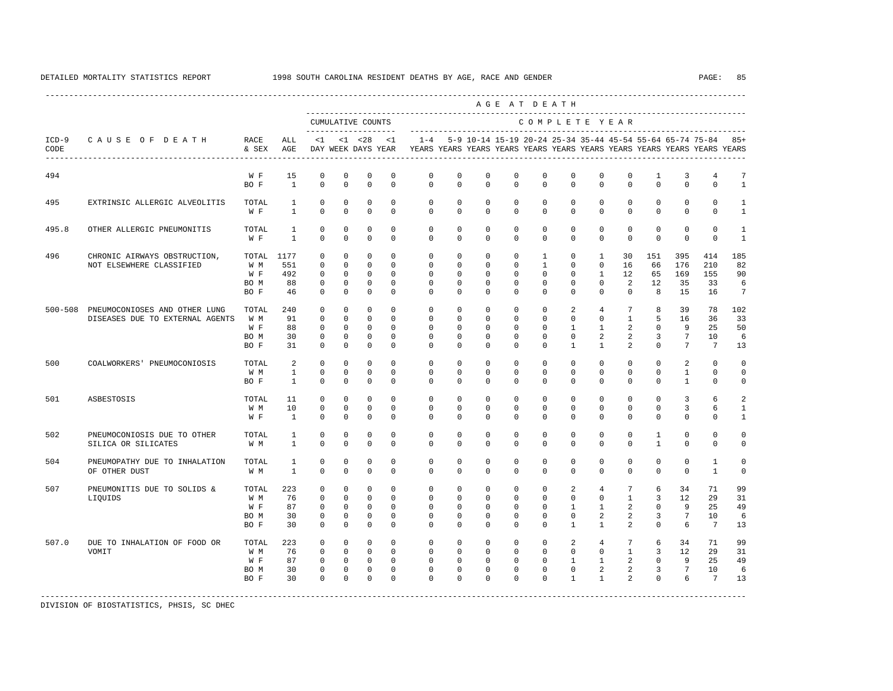DETAILED MORTALITY STATISTICS REPORT 1998 SOUTH CAROLINA RESIDENT DEATHS BY AGE, RACE AND GENDER

| ICD-9 CODE | CAUSE OF DEATH | RACE & SEX | ALL AGE | CUMULATIVE COUNTS <1 DAY | <1 WEEK | <28 DAYS | <1 YEAR | 1-4 YEARS | 5-9 YEARS | 10-14 YEARS | 15-19 YEARS | 20-24 YEARS | 25-34 YEARS | 35-44 YEARS | 45-54 YEARS | 55-64 YEARS | 65-74 YEARS | 75-84 YEARS | 85+ YEARS |
|---|---|---|---|---|---|---|---|---|---|---|---|---|---|---|---|---|---|---|---|
| 494 | | W F | 15 | 0 | 0 | 0 | 0 | 0 | 0 | 0 | 0 | 0 | 0 | 0 | 0 | 1 | 3 | 4 | 7 |
| | | BO F | 1 | 0 | 0 | 0 | 0 | 0 | 0 | 0 | 0 | 0 | 0 | 0 | 0 | 0 | 0 | 0 | 1 |
| 495 | EXTRINSIC ALLERGIC ALVEOLITIS | TOTAL | 1 | 0 | 0 | 0 | 0 | 0 | 0 | 0 | 0 | 0 | 0 | 0 | 0 | 0 | 0 | 0 | 1 |
| | | W F | 1 | 0 | 0 | 0 | 0 | 0 | 0 | 0 | 0 | 0 | 0 | 0 | 0 | 0 | 0 | 0 | 1 |
| 495.8 | OTHER ALLERGIC PNEUMONITIS | TOTAL | 1 | 0 | 0 | 0 | 0 | 0 | 0 | 0 | 0 | 0 | 0 | 0 | 0 | 0 | 0 | 0 | 1 |
| | | W F | 1 | 0 | 0 | 0 | 0 | 0 | 0 | 0 | 0 | 0 | 0 | 0 | 0 | 0 | 0 | 0 | 1 |
| 496 | CHRONIC AIRWAYS OBSTRUCTION, | TOTAL | 1177 | 0 | 0 | 0 | 0 | 0 | 0 | 0 | 0 | 1 | 0 | 1 | 30 | 151 | 395 | 414 | 185 |
| | NOT ELSEWHERE CLASSIFIED | W M | 551 | 0 | 0 | 0 | 0 | 0 | 0 | 0 | 0 | 1 | 0 | 0 | 16 | 66 | 176 | 210 | 82 |
| | | W F | 492 | 0 | 0 | 0 | 0 | 0 | 0 | 0 | 0 | 0 | 0 | 1 | 12 | 65 | 169 | 155 | 90 |
| | | BO M | 88 | 0 | 0 | 0 | 0 | 0 | 0 | 0 | 0 | 0 | 0 | 0 | 2 | 12 | 35 | 33 | 6 |
| | | BO F | 46 | 0 | 0 | 0 | 0 | 0 | 0 | 0 | 0 | 0 | 0 | 0 | 0 | 8 | 15 | 16 | 7 |
| 500-508 | PNEUMOCONIOSES AND OTHER LUNG | TOTAL | 240 | 0 | 0 | 0 | 0 | 0 | 0 | 0 | 0 | 0 | 2 | 4 | 7 | 8 | 39 | 78 | 102 |
| | DISEASES DUE TO EXTERNAL AGENTS | W M | 91 | 0 | 0 | 0 | 0 | 0 | 0 | 0 | 0 | 0 | 0 | 0 | 1 | 5 | 16 | 36 | 33 |
| | | W F | 88 | 0 | 0 | 0 | 0 | 0 | 0 | 0 | 0 | 0 | 1 | 1 | 2 | 0 | 9 | 25 | 50 |
| | | BO M | 30 | 0 | 0 | 0 | 0 | 0 | 0 | 0 | 0 | 0 | 0 | 2 | 2 | 3 | 7 | 10 | 6 |
| | | BO F | 31 | 0 | 0 | 0 | 0 | 0 | 0 | 0 | 0 | 0 | 1 | 1 | 2 | 0 | 7 | 7 | 13 |
| 500 | COALWORKERS' PNEUMOCONIOSIS | TOTAL | 2 | 0 | 0 | 0 | 0 | 0 | 0 | 0 | 0 | 0 | 0 | 0 | 0 | 0 | 2 | 0 | 0 |
| | | W M | 1 | 0 | 0 | 0 | 0 | 0 | 0 | 0 | 0 | 0 | 0 | 0 | 0 | 0 | 1 | 0 | 0 |
| | | BO F | 1 | 0 | 0 | 0 | 0 | 0 | 0 | 0 | 0 | 0 | 0 | 0 | 0 | 0 | 1 | 0 | 0 |
| 501 | ASBESTOSIS | TOTAL | 11 | 0 | 0 | 0 | 0 | 0 | 0 | 0 | 0 | 0 | 0 | 0 | 0 | 0 | 3 | 6 | 2 |
| | | W M | 10 | 0 | 0 | 0 | 0 | 0 | 0 | 0 | 0 | 0 | 0 | 0 | 0 | 0 | 3 | 6 | 1 |
| | | W F | 1 | 0 | 0 | 0 | 0 | 0 | 0 | 0 | 0 | 0 | 0 | 0 | 0 | 0 | 0 | 0 | 1 |
| 502 | PNEUMOCONIOSIS DUE TO OTHER | TOTAL | 1 | 0 | 0 | 0 | 0 | 0 | 0 | 0 | 0 | 0 | 0 | 0 | 0 | 1 | 0 | 0 | 0 |
| | SILICA OR SILICATES | W M | 1 | 0 | 0 | 0 | 0 | 0 | 0 | 0 | 0 | 0 | 0 | 0 | 0 | 1 | 0 | 0 | 0 |
| 504 | PNEUMOPATHY DUE TO INHALATION | TOTAL | 1 | 0 | 0 | 0 | 0 | 0 | 0 | 0 | 0 | 0 | 0 | 0 | 0 | 0 | 0 | 1 | 0 |
| | OF OTHER DUST | W M | 1 | 0 | 0 | 0 | 0 | 0 | 0 | 0 | 0 | 0 | 0 | 0 | 0 | 0 | 0 | 1 | 0 |
| 507 | PNEUMONITIS DUE TO SOLIDS & | TOTAL | 223 | 0 | 0 | 0 | 0 | 0 | 0 | 0 | 0 | 0 | 2 | 4 | 7 | 6 | 34 | 71 | 99 |
| | LIQUIDS | W M | 76 | 0 | 0 | 0 | 0 | 0 | 0 | 0 | 0 | 0 | 0 | 0 | 1 | 3 | 12 | 29 | 31 |
| | | W F | 87 | 0 | 0 | 0 | 0 | 0 | 0 | 0 | 0 | 0 | 1 | 1 | 2 | 0 | 9 | 25 | 49 |
| | | BO M | 30 | 0 | 0 | 0 | 0 | 0 | 0 | 0 | 0 | 0 | 0 | 2 | 2 | 3 | 7 | 10 | 6 |
| | | BO F | 30 | 0 | 0 | 0 | 0 | 0 | 0 | 0 | 0 | 0 | 1 | 1 | 2 | 0 | 6 | 7 | 13 |
| 507.0 | DUE TO INHALATION OF FOOD OR | TOTAL | 223 | 0 | 0 | 0 | 0 | 0 | 0 | 0 | 0 | 0 | 2 | 4 | 7 | 6 | 34 | 71 | 99 |
| | VOMIT | W M | 76 | 0 | 0 | 0 | 0 | 0 | 0 | 0 | 0 | 0 | 0 | 0 | 1 | 3 | 12 | 29 | 31 |
| | | W F | 87 | 0 | 0 | 0 | 0 | 0 | 0 | 0 | 0 | 0 | 1 | 1 | 2 | 0 | 9 | 25 | 49 |
| | | BO M | 30 | 0 | 0 | 0 | 0 | 0 | 0 | 0 | 0 | 0 | 0 | 2 | 2 | 3 | 7 | 10 | 6 |
| | | BO F | 30 | 0 | 0 | 0 | 0 | 0 | 0 | 0 | 0 | 0 | 1 | 1 | 2 | 0 | 6 | 7 | 13 |

DIVISION OF BIOSTATISTICS, PHSIS, SC DHEC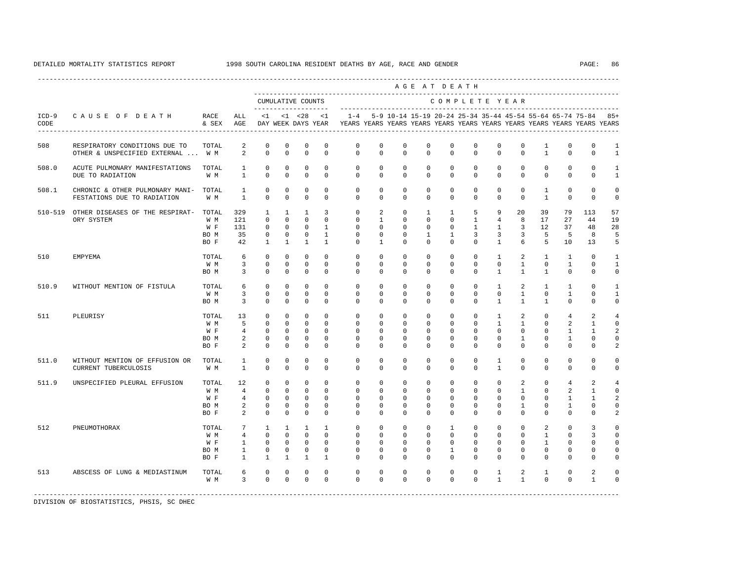DETAILED MORTALITY STATISTICS REPORT 1998 SOUTH CAROLINA RESIDENT DEATHS BY AGE, RACE AND GENDER

| ICD-9 CODE | CAUSE OF DEATH | RACE & SEX | ALL AGE | <1 DAY | <1 WEEK | <28 DAYS | <1 YEAR | 1-4 YEARS | 5-9 YEARS | 10-14 YEARS | 15-19 YEARS | 20-24 YEARS | 25-34 YEARS | 35-44 YEARS | 45-54 YEARS | 55-64 YEARS | 65-74 YEARS | 75-84 YEARS | 85+ YEARS |
|---|---|---|---|---|---|---|---|---|---|---|---|---|---|---|---|---|---|---|---|
| | | | | CUMULATIVE COUNTS | | | | COMPLETE YEAR | | | | | | | | | | | |
| 508 | RESPIRATORY CONDITIONS DUE TO OTHER & UNSPECIFIED EXTERNAL ... | TOTAL | 2 | 0 | 0 | 0 | 0 | 0 | 0 | 0 | 0 | 0 | 0 | 0 | 0 | 1 | 0 | 0 | 1 |
| | | W M | 2 | 0 | 0 | 0 | 0 | 0 | 0 | 0 | 0 | 0 | 0 | 0 | 0 | 1 | 0 | 0 | 1 |
| 508.0 | ACUTE PULMONARY MANIFESTATIONS DUE TO RADIATION | TOTAL | 1 | 0 | 0 | 0 | 0 | 0 | 0 | 0 | 0 | 0 | 0 | 0 | 0 | 0 | 0 | 0 | 1 |
| | | W M | 1 | 0 | 0 | 0 | 0 | 0 | 0 | 0 | 0 | 0 | 0 | 0 | 0 | 0 | 0 | 0 | 1 |
| 508.1 | CHRONIC & OTHER PULMONARY MANIFESTATIONS DUE TO RADIATION | TOTAL | 1 | 0 | 0 | 0 | 0 | 0 | 0 | 0 | 0 | 0 | 0 | 0 | 0 | 1 | 0 | 0 | 0 |
| | | W M | 1 | 0 | 0 | 0 | 0 | 0 | 0 | 0 | 0 | 0 | 0 | 0 | 0 | 1 | 0 | 0 | 0 |
| 510-519 | OTHER DISEASES OF THE RESPIRATORY SYSTEM | TOTAL | 329 | 1 | 1 | 1 | 3 | 0 | 2 | 0 | 1 | 1 | 5 | 9 | 20 | 39 | 79 | 113 | 57 |
| | | W M | 121 | 0 | 0 | 0 | 0 | 0 | 1 | 0 | 0 | 0 | 1 | 4 | 8 | 17 | 27 | 44 | 19 |
| | | W F | 131 | 0 | 0 | 0 | 1 | 0 | 0 | 0 | 0 | 0 | 1 | 1 | 3 | 12 | 37 | 48 | 28 |
| | | BO M | 35 | 0 | 0 | 0 | 1 | 0 | 0 | 0 | 1 | 1 | 3 | 3 | 3 | 5 | 5 | 8 | 5 |
| | | BO F | 42 | 1 | 1 | 1 | 1 | 0 | 1 | 0 | 0 | 0 | 0 | 1 | 6 | 5 | 10 | 13 | 5 |
| 510 | EMPYEMA | TOTAL | 6 | 0 | 0 | 0 | 0 | 0 | 0 | 0 | 0 | 0 | 0 | 1 | 2 | 1 | 1 | 0 | 1 |
| | | W M | 3 | 0 | 0 | 0 | 0 | 0 | 0 | 0 | 0 | 0 | 0 | 0 | 1 | 0 | 1 | 0 | 1 |
| | | BO M | 3 | 0 | 0 | 0 | 0 | 0 | 0 | 0 | 0 | 0 | 0 | 1 | 1 | 1 | 0 | 0 | 0 |
| 510.9 | WITHOUT MENTION OF FISTULA | TOTAL | 6 | 0 | 0 | 0 | 0 | 0 | 0 | 0 | 0 | 0 | 0 | 1 | 2 | 1 | 1 | 0 | 1 |
| | | W M | 3 | 0 | 0 | 0 | 0 | 0 | 0 | 0 | 0 | 0 | 0 | 0 | 1 | 0 | 1 | 0 | 1 |
| | | BO M | 3 | 0 | 0 | 0 | 0 | 0 | 0 | 0 | 0 | 0 | 0 | 1 | 1 | 1 | 0 | 0 | 0 |
| 511 | PLEURISY | TOTAL | 13 | 0 | 0 | 0 | 0 | 0 | 0 | 0 | 0 | 0 | 0 | 1 | 2 | 0 | 4 | 2 | 4 |
| | | W M | 5 | 0 | 0 | 0 | 0 | 0 | 0 | 0 | 0 | 0 | 0 | 1 | 1 | 0 | 2 | 1 | 0 |
| | | W F | 4 | 0 | 0 | 0 | 0 | 0 | 0 | 0 | 0 | 0 | 0 | 0 | 0 | 0 | 1 | 1 | 2 |
| | | BO M | 2 | 0 | 0 | 0 | 0 | 0 | 0 | 0 | 0 | 0 | 0 | 0 | 1 | 0 | 1 | 0 | 0 |
| | | BO F | 2 | 0 | 0 | 0 | 0 | 0 | 0 | 0 | 0 | 0 | 0 | 0 | 0 | 0 | 0 | 0 | 2 |
| 511.0 | WITHOUT MENTION OF EFFUSION OR CURRENT TUBERCULOSIS | TOTAL | 1 | 0 | 0 | 0 | 0 | 0 | 0 | 0 | 0 | 0 | 0 | 1 | 0 | 0 | 0 | 0 | 0 |
| | | W M | 1 | 0 | 0 | 0 | 0 | 0 | 0 | 0 | 0 | 0 | 0 | 1 | 0 | 0 | 0 | 0 | 0 |
| 511.9 | UNSPECIFIED PLEURAL EFFUSION | TOTAL | 12 | 0 | 0 | 0 | 0 | 0 | 0 | 0 | 0 | 0 | 0 | 0 | 2 | 0 | 4 | 2 | 4 |
| | | W M | 4 | 0 | 0 | 0 | 0 | 0 | 0 | 0 | 0 | 0 | 0 | 0 | 1 | 0 | 2 | 1 | 0 |
| | | W F | 4 | 0 | 0 | 0 | 0 | 0 | 0 | 0 | 0 | 0 | 0 | 0 | 0 | 0 | 1 | 1 | 2 |
| | | BO M | 2 | 0 | 0 | 0 | 0 | 0 | 0 | 0 | 0 | 0 | 0 | 0 | 1 | 0 | 1 | 0 | 0 |
| | | BO F | 2 | 0 | 0 | 0 | 0 | 0 | 0 | 0 | 0 | 0 | 0 | 0 | 0 | 0 | 0 | 0 | 2 |
| 512 | PNEUMOTHORAX | TOTAL | 7 | 1 | 1 | 1 | 1 | 0 | 0 | 0 | 0 | 1 | 0 | 0 | 0 | 2 | 0 | 3 | 0 |
| | | W M | 4 | 0 | 0 | 0 | 0 | 0 | 0 | 0 | 0 | 0 | 0 | 0 | 0 | 1 | 0 | 3 | 0 |
| | | W F | 1 | 0 | 0 | 0 | 0 | 0 | 0 | 0 | 0 | 0 | 0 | 0 | 0 | 1 | 0 | 0 | 0 |
| | | BO M | 1 | 0 | 0 | 0 | 0 | 0 | 0 | 0 | 0 | 1 | 0 | 0 | 0 | 0 | 0 | 0 | 0 |
| | | BO F | 1 | 1 | 1 | 1 | 1 | 0 | 0 | 0 | 0 | 0 | 0 | 0 | 0 | 0 | 0 | 0 | 0 |
| 513 | ABSCESS OF LUNG & MEDIASTINUM | TOTAL | 6 | 0 | 0 | 0 | 0 | 0 | 0 | 0 | 0 | 0 | 0 | 1 | 2 | 1 | 0 | 2 | 0 |
| | | W M | 3 | 0 | 0 | 0 | 0 | 0 | 0 | 0 | 0 | 0 | 0 | 1 | 1 | 0 | 0 | 1 | 0 |

DIVISION OF BIOSTATISTICS, PHSIS, SC DHEC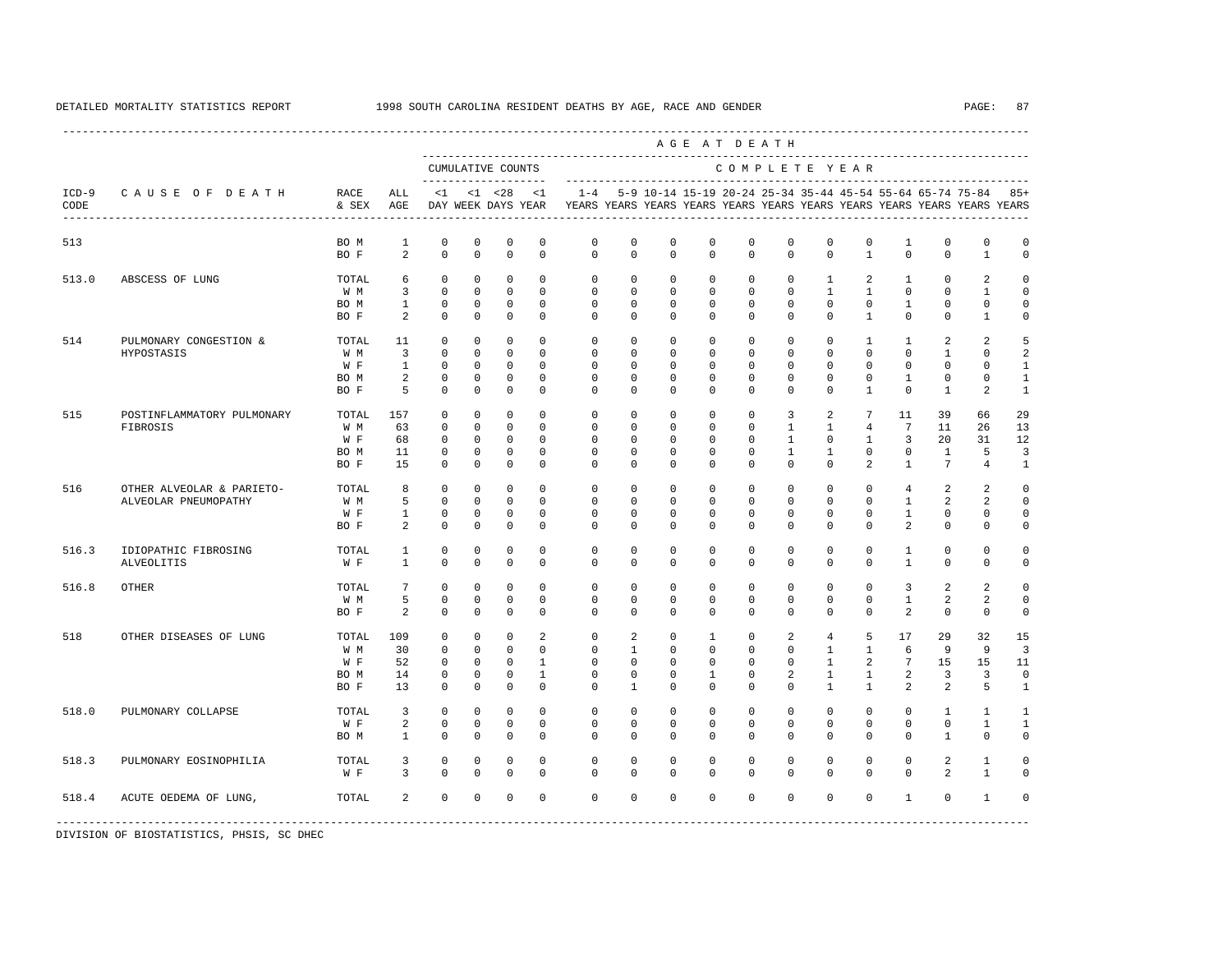DETAILED MORTALITY STATISTICS REPORT 1998 SOUTH CAROLINA RESIDENT DEATHS BY AGE, RACE AND GENDER

| ICD-9 CODE | CAUSE OF DEATH | RACE & SEX | ALL AGE | CUMULATIVE COUNTS <1 DAY | <1 WEEK | <28 DAYS | <1 YEAR | 1-4 YEARS | 5-9 YEARS | 10-14 YEARS | 15-19 YEARS | 20-24 YEARS | 25-34 YEARS | 35-44 YEARS | 45-54 YEARS | 55-64 YEARS | 65-74 YEARS | 75-84 YEARS | 85+ YEARS |
|---|---|---|---|---|---|---|---|---|---|---|---|---|---|---|---|---|---|---|---|
| 513 | | BO M | 1 | 0 | 0 | 0 | 0 | 0 | 0 | 0 | 0 | 0 | 0 | 0 | 0 | 1 | 0 | 0 | 0 |
| | | BO F | 2 | 0 | 0 | 0 | 0 | 0 | 0 | 0 | 0 | 0 | 0 | 0 | 1 | 0 | 0 | 1 | 0 |
| 513.0 | ABSCESS OF LUNG | TOTAL | 6 | 0 | 0 | 0 | 0 | 0 | 0 | 0 | 0 | 0 | 0 | 1 | 2 | 1 | 0 | 2 | 0 |
| | | W M | 3 | 0 | 0 | 0 | 0 | 0 | 0 | 0 | 0 | 0 | 0 | 1 | 1 | 0 | 0 | 1 | 0 |
| | | BO M | 1 | 0 | 0 | 0 | 0 | 0 | 0 | 0 | 0 | 0 | 0 | 0 | 0 | 1 | 0 | 0 | 0 |
| | | BO F | 2 | 0 | 0 | 0 | 0 | 0 | 0 | 0 | 0 | 0 | 0 | 0 | 1 | 0 | 0 | 1 | 0 |
| 514 | PULMONARY CONGESTION & HYPOSTASIS | TOTAL | 11 | 0 | 0 | 0 | 0 | 0 | 0 | 0 | 0 | 0 | 0 | 0 | 1 | 1 | 2 | 2 | 5 |
| | | W M | 3 | 0 | 0 | 0 | 0 | 0 | 0 | 0 | 0 | 0 | 0 | 0 | 0 | 0 | 1 | 0 | 2 |
| | | W F | 1 | 0 | 0 | 0 | 0 | 0 | 0 | 0 | 0 | 0 | 0 | 0 | 0 | 0 | 0 | 0 | 1 |
| | | BO M | 2 | 0 | 0 | 0 | 0 | 0 | 0 | 0 | 0 | 0 | 0 | 0 | 0 | 1 | 0 | 0 | 1 |
| | | BO F | 5 | 0 | 0 | 0 | 0 | 0 | 0 | 0 | 0 | 0 | 0 | 0 | 1 | 0 | 1 | 2 | 1 |
| 515 | POSTINFLAMMATORY PULMONARY FIBROSIS | TOTAL | 157 | 0 | 0 | 0 | 0 | 0 | 0 | 0 | 0 | 0 | 3 | 2 | 7 | 11 | 39 | 66 | 29 |
| | | W M | 63 | 0 | 0 | 0 | 0 | 0 | 0 | 0 | 0 | 0 | 1 | 1 | 4 | 7 | 11 | 26 | 13 |
| | | W F | 68 | 0 | 0 | 0 | 0 | 0 | 0 | 0 | 0 | 0 | 1 | 0 | 1 | 3 | 20 | 31 | 12 |
| | | BO M | 11 | 0 | 0 | 0 | 0 | 0 | 0 | 0 | 0 | 0 | 1 | 1 | 0 | 0 | 1 | 5 | 3 |
| | | BO F | 15 | 0 | 0 | 0 | 0 | 0 | 0 | 0 | 0 | 0 | 0 | 0 | 2 | 1 | 7 | 4 | 1 |
| 516 | OTHER ALVEOLAR & PARIETO-ALVEOLAR PNEUMOPATHY | TOTAL | 8 | 0 | 0 | 0 | 0 | 0 | 0 | 0 | 0 | 0 | 0 | 0 | 0 | 4 | 2 | 2 | 0 |
| | | W M | 5 | 0 | 0 | 0 | 0 | 0 | 0 | 0 | 0 | 0 | 0 | 0 | 0 | 1 | 2 | 2 | 0 |
| | | W F | 1 | 0 | 0 | 0 | 0 | 0 | 0 | 0 | 0 | 0 | 0 | 0 | 0 | 1 | 0 | 0 | 0 |
| | | BO F | 2 | 0 | 0 | 0 | 0 | 0 | 0 | 0 | 0 | 0 | 0 | 0 | 0 | 2 | 0 | 0 | 0 |
| 516.3 | IDIOPATHIC FIBROSING ALVEOLITIS | TOTAL | 1 | 0 | 0 | 0 | 0 | 0 | 0 | 0 | 0 | 0 | 0 | 0 | 0 | 1 | 0 | 0 | 0 |
| | | W F | 1 | 0 | 0 | 0 | 0 | 0 | 0 | 0 | 0 | 0 | 0 | 0 | 0 | 1 | 0 | 0 | 0 |
| 516.8 | OTHER | TOTAL | 7 | 0 | 0 | 0 | 0 | 0 | 0 | 0 | 0 | 0 | 0 | 0 | 0 | 3 | 2 | 2 | 0 |
| | | W M | 5 | 0 | 0 | 0 | 0 | 0 | 0 | 0 | 0 | 0 | 0 | 0 | 0 | 1 | 2 | 2 | 0 |
| | | BO F | 2 | 0 | 0 | 0 | 0 | 0 | 0 | 0 | 0 | 0 | 0 | 0 | 0 | 2 | 0 | 0 | 0 |
| 518 | OTHER DISEASES OF LUNG | TOTAL | 109 | 0 | 0 | 0 | 2 | 0 | 2 | 0 | 1 | 0 | 2 | 4 | 5 | 17 | 29 | 32 | 15 |
| | | W M | 30 | 0 | 0 | 0 | 0 | 0 | 1 | 0 | 0 | 0 | 0 | 1 | 1 | 6 | 9 | 9 | 3 |
| | | W F | 52 | 0 | 0 | 0 | 1 | 0 | 0 | 0 | 0 | 0 | 0 | 1 | 2 | 7 | 15 | 15 | 11 |
| | | BO M | 14 | 0 | 0 | 0 | 1 | 0 | 0 | 0 | 1 | 0 | 2 | 1 | 1 | 2 | 3 | 3 | 0 |
| | | BO F | 13 | 0 | 0 | 0 | 0 | 0 | 1 | 0 | 0 | 0 | 0 | 1 | 1 | 2 | 2 | 5 | 1 |
| 518.0 | PULMONARY COLLAPSE | TOTAL | 3 | 0 | 0 | 0 | 0 | 0 | 0 | 0 | 0 | 0 | 0 | 0 | 0 | 0 | 1 | 1 | 1 |
| | | W F | 2 | 0 | 0 | 0 | 0 | 0 | 0 | 0 | 0 | 0 | 0 | 0 | 0 | 0 | 0 | 1 | 1 |
| | | BO M | 1 | 0 | 0 | 0 | 0 | 0 | 0 | 0 | 0 | 0 | 0 | 0 | 0 | 0 | 1 | 0 | 0 |
| 518.3 | PULMONARY EOSINOPHILIA | TOTAL | 3 | 0 | 0 | 0 | 0 | 0 | 0 | 0 | 0 | 0 | 0 | 0 | 0 | 0 | 2 | 1 | 0 |
| | | W F | 3 | 0 | 0 | 0 | 0 | 0 | 0 | 0 | 0 | 0 | 0 | 0 | 0 | 0 | 2 | 1 | 0 |
| 518.4 | ACUTE OEDEMA OF LUNG, | TOTAL | 2 | 0 | 0 | 0 | 0 | 0 | 0 | 0 | 0 | 0 | 0 | 0 | 0 | 1 | 0 | 1 | 0 |

DIVISION OF BIOSTATISTICS, PHSIS, SC DHEC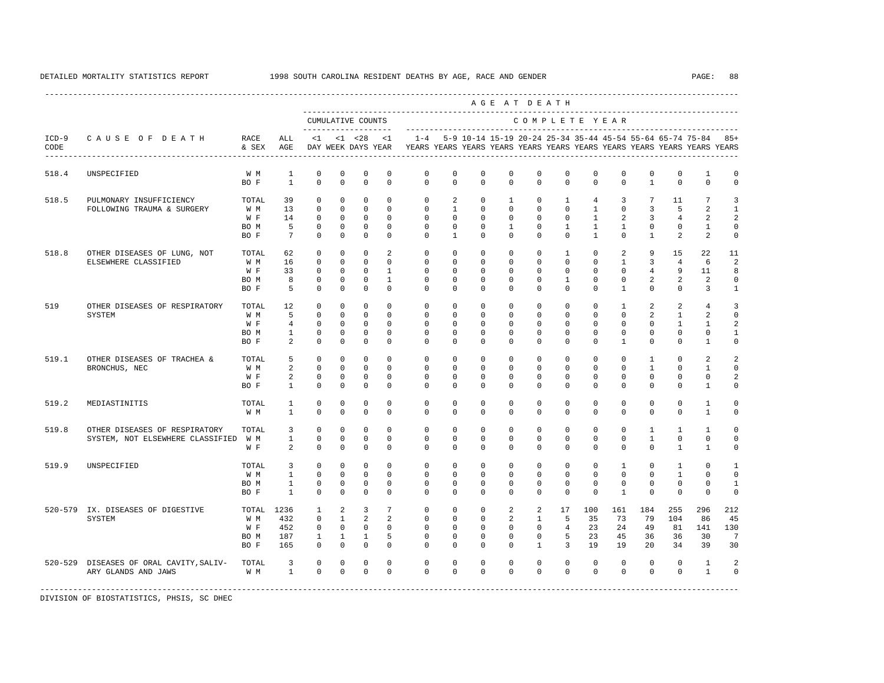DETAILED MORTALITY STATISTICS REPORT 1998 SOUTH CAROLINA RESIDENT DEATHS BY AGE, RACE AND GENDER

| ICD-9 CODE | CAUSE OF DEATH | RACE & SEX | ALL AGE | CUMULATIVE COUNTS <1 DAY | <1 WEEK | <28 DAYS | <1 YEAR | 1-4 YEARS | 5-9 YEARS | 10-14 YEARS | 15-19 YEARS | 20-24 YEARS | 25-34 YEARS | 35-44 YEARS | 45-54 YEARS | 55-64 YEARS | 65-74 YEARS | 75-84 YEARS | 85+ YEARS |
|---|---|---|---|---|---|---|---|---|---|---|---|---|---|---|---|---|---|---|---|
| 518.4 | UNSPECIFIED | W M | 1 | 0 | 0 | 0 | 0 | 0 | 0 | 0 | 0 | 0 | 0 | 0 | 0 | 0 | 0 | 1 | 0 |
| | | BO F | 1 | 0 | 0 | 0 | 0 | 0 | 0 | 0 | 0 | 0 | 0 | 0 | 0 | 1 | 0 | 0 | 0 |
| 518.5 | PULMONARY INSUFFICIENCY FOLLOWING TRAUMA & SURGERY | TOTAL | 39 | 0 | 0 | 0 | 0 | 0 | 2 | 0 | 1 | 0 | 1 | 4 | 3 | 7 | 11 | 7 | 3 |
| | | W M | 13 | 0 | 0 | 0 | 0 | 0 | 1 | 0 | 0 | 0 | 0 | 1 | 0 | 3 | 5 | 2 | 1 |
| | | W F | 14 | 0 | 0 | 0 | 0 | 0 | 0 | 0 | 0 | 0 | 0 | 1 | 2 | 3 | 4 | 2 | 2 |
| | | BO M | 5 | 0 | 0 | 0 | 0 | 0 | 0 | 0 | 1 | 0 | 1 | 1 | 1 | 0 | 0 | 1 | 0 |
| | | BO F | 7 | 0 | 0 | 0 | 0 | 0 | 1 | 0 | 0 | 0 | 0 | 1 | 0 | 1 | 2 | 2 | 0 |
| 518.8 | OTHER DISEASES OF LUNG, NOT ELSEWHERE CLASSIFIED | TOTAL | 62 | 0 | 0 | 0 | 2 | 0 | 0 | 0 | 0 | 0 | 1 | 0 | 2 | 9 | 15 | 22 | 11 |
| | | W M | 16 | 0 | 0 | 0 | 0 | 0 | 0 | 0 | 0 | 0 | 0 | 0 | 1 | 3 | 4 | 6 | 2 |
| | | W F | 33 | 0 | 0 | 0 | 1 | 0 | 0 | 0 | 0 | 0 | 0 | 0 | 0 | 4 | 9 | 11 | 8 |
| | | BO M | 8 | 0 | 0 | 0 | 1 | 0 | 0 | 0 | 0 | 0 | 1 | 0 | 0 | 2 | 2 | 2 | 0 |
| | | BO F | 5 | 0 | 0 | 0 | 0 | 0 | 0 | 0 | 0 | 0 | 0 | 0 | 1 | 0 | 0 | 3 | 1 |
| 519 | OTHER DISEASES OF RESPIRATORY SYSTEM | TOTAL | 12 | 0 | 0 | 0 | 0 | 0 | 0 | 0 | 0 | 0 | 0 | 0 | 1 | 2 | 2 | 4 | 3 |
| | | W M | 5 | 0 | 0 | 0 | 0 | 0 | 0 | 0 | 0 | 0 | 0 | 0 | 0 | 2 | 1 | 2 | 0 |
| | | W F | 4 | 0 | 0 | 0 | 0 | 0 | 0 | 0 | 0 | 0 | 0 | 0 | 0 | 0 | 1 | 1 | 2 |
| | | BO M | 1 | 0 | 0 | 0 | 0 | 0 | 0 | 0 | 0 | 0 | 0 | 0 | 0 | 0 | 0 | 0 | 1 |
| | | BO F | 2 | 0 | 0 | 0 | 0 | 0 | 0 | 0 | 0 | 0 | 0 | 0 | 1 | 0 | 0 | 1 | 0 |
| 519.1 | OTHER DISEASES OF TRACHEA & BRONCHUS, NEC | TOTAL | 5 | 0 | 0 | 0 | 0 | 0 | 0 | 0 | 0 | 0 | 0 | 0 | 0 | 1 | 0 | 2 | 2 |
| | | W M | 2 | 0 | 0 | 0 | 0 | 0 | 0 | 0 | 0 | 0 | 0 | 0 | 0 | 1 | 0 | 1 | 0 |
| | | W F | 2 | 0 | 0 | 0 | 0 | 0 | 0 | 0 | 0 | 0 | 0 | 0 | 0 | 0 | 0 | 0 | 2 |
| | | BO F | 1 | 0 | 0 | 0 | 0 | 0 | 0 | 0 | 0 | 0 | 0 | 0 | 0 | 0 | 0 | 1 | 0 |
| 519.2 | MEDIASTINITIS | TOTAL | 1 | 0 | 0 | 0 | 0 | 0 | 0 | 0 | 0 | 0 | 0 | 0 | 0 | 0 | 0 | 1 | 0 |
| | | W M | 1 | 0 | 0 | 0 | 0 | 0 | 0 | 0 | 0 | 0 | 0 | 0 | 0 | 0 | 0 | 1 | 0 |
| 519.8 | OTHER DISEASES OF RESPIRATORY SYSTEM, NOT ELSEWHERE CLASSIFIED | TOTAL | 3 | 0 | 0 | 0 | 0 | 0 | 0 | 0 | 0 | 0 | 0 | 0 | 0 | 1 | 1 | 1 | 0 |
| | | W M | 1 | 0 | 0 | 0 | 0 | 0 | 0 | 0 | 0 | 0 | 0 | 0 | 0 | 1 | 0 | 0 | 0 |
| | | W F | 2 | 0 | 0 | 0 | 0 | 0 | 0 | 0 | 0 | 0 | 0 | 0 | 0 | 0 | 1 | 1 | 0 |
| 519.9 | UNSPECIFIED | TOTAL | 3 | 0 | 0 | 0 | 0 | 0 | 0 | 0 | 0 | 0 | 0 | 0 | 1 | 0 | 1 | 0 | 1 |
| | | W M | 1 | 0 | 0 | 0 | 0 | 0 | 0 | 0 | 0 | 0 | 0 | 0 | 0 | 0 | 1 | 0 | 0 |
| | | BO M | 1 | 0 | 0 | 0 | 0 | 0 | 0 | 0 | 0 | 0 | 0 | 0 | 0 | 0 | 0 | 0 | 1 |
| | | BO F | 1 | 0 | 0 | 0 | 0 | 0 | 0 | 0 | 0 | 0 | 0 | 0 | 1 | 0 | 0 | 0 | 0 |
| 520-579 | IX. DISEASES OF DIGESTIVE SYSTEM | TOTAL | 1236 | 1 | 2 | 3 | 7 | 0 | 0 | 0 | 2 | 2 | 17 | 100 | 161 | 184 | 255 | 296 | 212 |
| | | W M | 432 | 0 | 1 | 2 | 2 | 0 | 0 | 0 | 2 | 1 | 5 | 35 | 73 | 79 | 104 | 86 | 45 |
| | | W F | 452 | 0 | 0 | 0 | 0 | 0 | 0 | 0 | 0 | 0 | 4 | 23 | 24 | 49 | 81 | 141 | 130 |
| | | BO M | 187 | 1 | 1 | 1 | 5 | 0 | 0 | 0 | 0 | 0 | 5 | 23 | 45 | 36 | 36 | 30 | 7 |
| | | BO F | 165 | 0 | 0 | 0 | 0 | 0 | 0 | 0 | 0 | 1 | 3 | 19 | 19 | 20 | 34 | 39 | 30 |
| 520-529 | DISEASES OF ORAL CAVITY,SALIVARY GLANDS AND JAWS | TOTAL | 3 | 0 | 0 | 0 | 0 | 0 | 0 | 0 | 0 | 0 | 0 | 0 | 0 | 0 | 0 | 1 | 2 |
| | | W M | 1 | 0 | 0 | 0 | 0 | 0 | 0 | 0 | 0 | 0 | 0 | 0 | 0 | 0 | 0 | 1 | 0 |

DIVISION OF BIOSTATISTICS, PHSIS, SC DHEC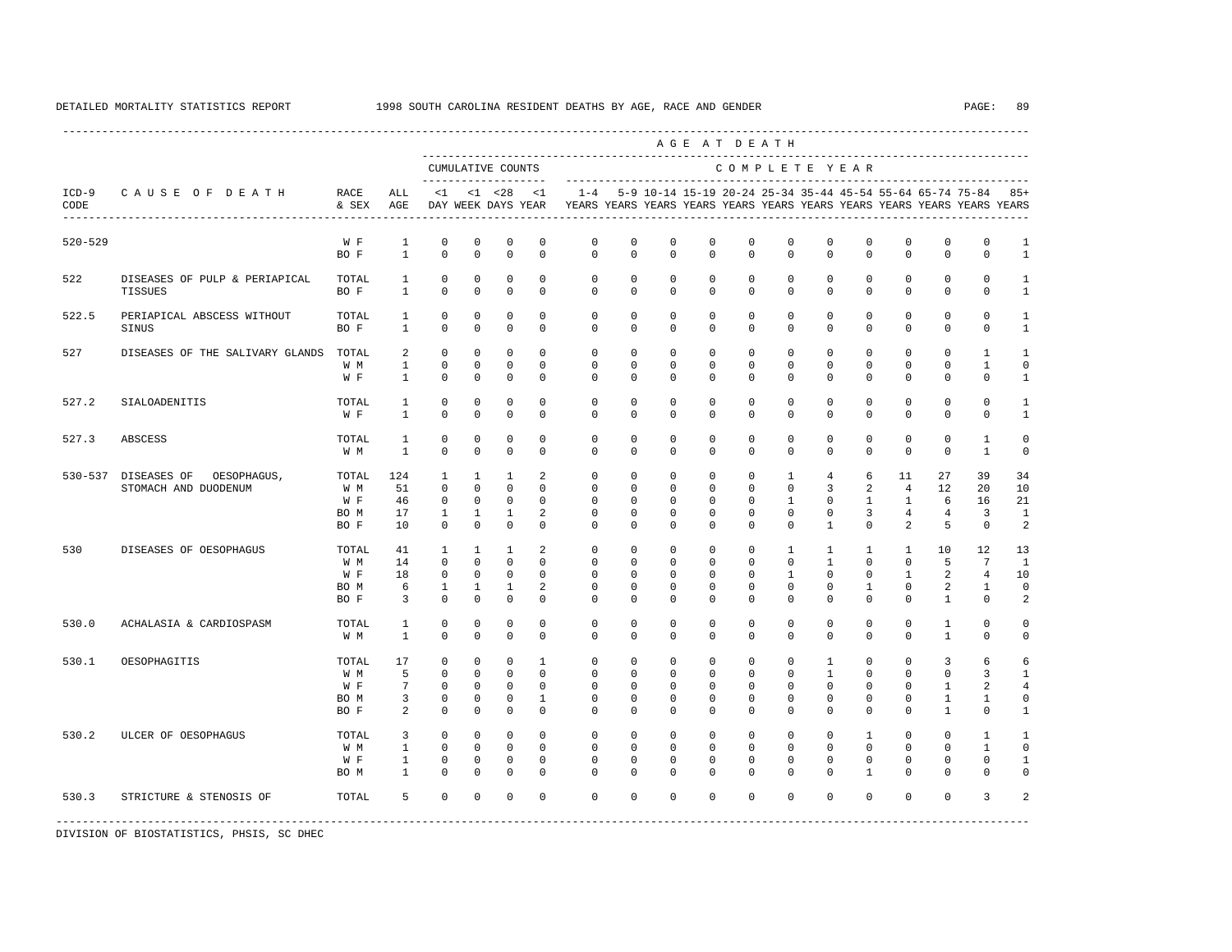DETAILED MORTALITY STATISTICS REPORT 1998 SOUTH CAROLINA RESIDENT DEATHS BY AGE, RACE AND GENDER

| ICD-9 CODE | CAUSE OF DEATH | RACE & SEX | ALL AGE | CUMULATIVE COUNTS <1 DAY | <1 WEEK | <28 DAYS | <1 YEAR | 1-4 YEARS | 5-9 YEARS | 10-14 YEARS | 15-19 YEARS | 20-24 YEARS | 25-34 YEARS | 35-44 YEARS | 45-54 YEARS | 55-64 YEARS | 65-74 YEARS | 75-84 YEARS | 85+ YEARS |
|---|---|---|---|---|---|---|---|---|---|---|---|---|---|---|---|---|---|---|---|
| 520-529 | | W F | 1 | 0 | 0 | 0 | 0 | 0 | 0 | 0 | 0 | 0 | 0 | 0 | 0 | 0 | 0 | 0 | 1 |
| | | BO F | 1 | 0 | 0 | 0 | 0 | 0 | 0 | 0 | 0 | 0 | 0 | 0 | 0 | 0 | 0 | 0 | 1 |
| 522 | DISEASES OF PULP & PERIAPICAL TISSUES | TOTAL | 1 | 0 | 0 | 0 | 0 | 0 | 0 | 0 | 0 | 0 | 0 | 0 | 0 | 0 | 0 | 0 | 1 |
| | | BO F | 1 | 0 | 0 | 0 | 0 | 0 | 0 | 0 | 0 | 0 | 0 | 0 | 0 | 0 | 0 | 0 | 1 |
| 522.5 | PERIAPICAL ABSCESS WITHOUT SINUS | TOTAL | 1 | 0 | 0 | 0 | 0 | 0 | 0 | 0 | 0 | 0 | 0 | 0 | 0 | 0 | 0 | 0 | 1 |
| | | BO F | 1 | 0 | 0 | 0 | 0 | 0 | 0 | 0 | 0 | 0 | 0 | 0 | 0 | 0 | 0 | 0 | 1 |
| 527 | DISEASES OF THE SALIVARY GLANDS | TOTAL | 2 | 0 | 0 | 0 | 0 | 0 | 0 | 0 | 0 | 0 | 0 | 0 | 0 | 0 | 0 | 1 | 1 |
| | | W M | 1 | 0 | 0 | 0 | 0 | 0 | 0 | 0 | 0 | 0 | 0 | 0 | 0 | 0 | 0 | 1 | 0 |
| | | W F | 1 | 0 | 0 | 0 | 0 | 0 | 0 | 0 | 0 | 0 | 0 | 0 | 0 | 0 | 0 | 0 | 1 |
| 527.2 | SIALOADENITIS | TOTAL | 1 | 0 | 0 | 0 | 0 | 0 | 0 | 0 | 0 | 0 | 0 | 0 | 0 | 0 | 0 | 0 | 1 |
| | | W F | 1 | 0 | 0 | 0 | 0 | 0 | 0 | 0 | 0 | 0 | 0 | 0 | 0 | 0 | 0 | 0 | 1 |
| 527.3 | ABSCESS | TOTAL | 1 | 0 | 0 | 0 | 0 | 0 | 0 | 0 | 0 | 0 | 0 | 0 | 0 | 0 | 0 | 1 | 0 |
| | | W M | 1 | 0 | 0 | 0 | 0 | 0 | 0 | 0 | 0 | 0 | 0 | 0 | 0 | 0 | 0 | 1 | 0 |
| 530-537 | DISEASES OF OESOPHAGUS, STOMACH AND DUODENUM | TOTAL | 124 | 1 | 1 | 1 | 2 | 0 | 0 | 0 | 0 | 0 | 1 | 4 | 6 | 11 | 27 | 39 | 34 |
| | | W M | 51 | 0 | 0 | 0 | 0 | 0 | 0 | 0 | 0 | 0 | 0 | 3 | 2 | 4 | 12 | 20 | 10 |
| | | W F | 46 | 0 | 0 | 0 | 0 | 0 | 0 | 0 | 0 | 0 | 1 | 0 | 1 | 1 | 6 | 16 | 21 |
| | | BO M | 17 | 1 | 1 | 1 | 2 | 0 | 0 | 0 | 0 | 0 | 0 | 0 | 3 | 4 | 4 | 3 | 1 |
| | | BO F | 10 | 0 | 0 | 0 | 0 | 0 | 0 | 0 | 0 | 0 | 0 | 1 | 0 | 2 | 5 | 0 | 2 |
| 530 | DISEASES OF OESOPHAGUS | TOTAL | 41 | 1 | 1 | 1 | 2 | 0 | 0 | 0 | 0 | 0 | 1 | 1 | 1 | 1 | 10 | 12 | 13 |
| | | W M | 14 | 0 | 0 | 0 | 0 | 0 | 0 | 0 | 0 | 0 | 0 | 1 | 0 | 0 | 5 | 7 | 1 |
| | | W F | 18 | 0 | 0 | 0 | 0 | 0 | 0 | 0 | 0 | 0 | 1 | 0 | 0 | 1 | 2 | 4 | 10 |
| | | BO M | 6 | 1 | 1 | 1 | 2 | 0 | 0 | 0 | 0 | 0 | 0 | 0 | 1 | 0 | 2 | 1 | 0 |
| | | BO F | 3 | 0 | 0 | 0 | 0 | 0 | 0 | 0 | 0 | 0 | 0 | 0 | 0 | 0 | 1 | 0 | 2 |
| 530.0 | ACHALASIA & CARDIOSPASM | TOTAL | 1 | 0 | 0 | 0 | 0 | 0 | 0 | 0 | 0 | 0 | 0 | 0 | 0 | 0 | 1 | 0 | 0 |
| | | W M | 1 | 0 | 0 | 0 | 0 | 0 | 0 | 0 | 0 | 0 | 0 | 0 | 0 | 0 | 1 | 0 | 0 |
| 530.1 | OESOPHAGITIS | TOTAL | 17 | 0 | 0 | 0 | 1 | 0 | 0 | 0 | 0 | 0 | 0 | 1 | 0 | 0 | 3 | 6 | 6 |
| | | W M | 5 | 0 | 0 | 0 | 0 | 0 | 0 | 0 | 0 | 0 | 0 | 1 | 0 | 0 | 0 | 3 | 1 |
| | | W F | 7 | 0 | 0 | 0 | 0 | 0 | 0 | 0 | 0 | 0 | 0 | 0 | 0 | 0 | 1 | 2 | 4 |
| | | BO M | 3 | 0 | 0 | 0 | 1 | 0 | 0 | 0 | 0 | 0 | 0 | 0 | 0 | 0 | 1 | 1 | 0 |
| | | BO F | 2 | 0 | 0 | 0 | 0 | 0 | 0 | 0 | 0 | 0 | 0 | 0 | 0 | 0 | 1 | 0 | 1 |
| 530.2 | ULCER OF OESOPHAGUS | TOTAL | 3 | 0 | 0 | 0 | 0 | 0 | 0 | 0 | 0 | 0 | 0 | 0 | 1 | 0 | 0 | 1 | 1 |
| | | W M | 1 | 0 | 0 | 0 | 0 | 0 | 0 | 0 | 0 | 0 | 0 | 0 | 0 | 0 | 0 | 1 | 0 |
| | | W F | 1 | 0 | 0 | 0 | 0 | 0 | 0 | 0 | 0 | 0 | 0 | 0 | 0 | 0 | 0 | 0 | 1 |
| | | BO M | 1 | 0 | 0 | 0 | 0 | 0 | 0 | 0 | 0 | 0 | 0 | 0 | 1 | 0 | 0 | 0 | 0 |
| 530.3 | STRICTURE & STENOSIS OF | TOTAL | 5 | 0 | 0 | 0 | 0 | 0 | 0 | 0 | 0 | 0 | 0 | 0 | 0 | 0 | 0 | 3 | 2 |

DIVISION OF BIOSTATISTICS, PHSIS, SC DHEC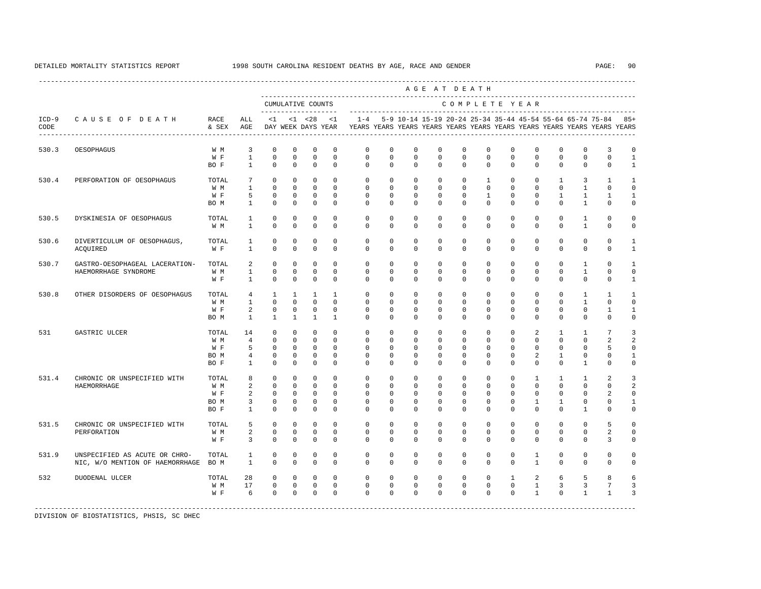DETAILED MORTALITY STATISTICS REPORT 1998 SOUTH CAROLINA RESIDENT DEATHS BY AGE, RACE AND GENDER

| ICD-9 CODE | CAUSE OF DEATH | RACE & SEX | ALL AGE | <1 DAY | <1 WEEK | <28 DAYS | <1 YEAR | 1-4 YEARS | 5-9 YEARS | 10-14 YEARS | 15-19 YEARS | 20-24 YEARS | 25-34 YEARS | 35-44 YEARS | 45-54 YEARS | 55-64 YEARS | 65-74 YEARS | 75-84 YEARS | 85+ YEARS |
|---|---|---|---|---|---|---|---|---|---|---|---|---|---|---|---|---|---|---|---|
| 530.3 | OESOPHAGUS | W M | 3 | 0 | 0 | 0 | 0 | 0 | 0 | 0 | 0 | 0 | 0 | 0 | 0 | 0 | 0 | 3 | 0 |
| | | W F | 1 | 0 | 0 | 0 | 0 | 0 | 0 | 0 | 0 | 0 | 0 | 0 | 0 | 0 | 0 | 0 | 1 |
| | | BO F | 1 | 0 | 0 | 0 | 0 | 0 | 0 | 0 | 0 | 0 | 0 | 0 | 0 | 0 | 0 | 0 | 1 |
| 530.4 | PERFORATION OF OESOPHAGUS | TOTAL | 7 | 0 | 0 | 0 | 0 | 0 | 0 | 0 | 0 | 0 | 1 | 0 | 0 | 1 | 3 | 1 | 1 |
| | | W M | 1 | 0 | 0 | 0 | 0 | 0 | 0 | 0 | 0 | 0 | 0 | 0 | 0 | 0 | 1 | 0 | 0 |
| | | W F | 5 | 0 | 0 | 0 | 0 | 0 | 0 | 0 | 0 | 0 | 1 | 0 | 0 | 1 | 1 | 1 | 1 |
| | | BO M | 1 | 0 | 0 | 0 | 0 | 0 | 0 | 0 | 0 | 0 | 0 | 0 | 0 | 0 | 1 | 0 | 0 |
| 530.5 | DYSKINESIA OF OESOPHAGUS | TOTAL | 1 | 0 | 0 | 0 | 0 | 0 | 0 | 0 | 0 | 0 | 0 | 0 | 0 | 0 | 1 | 0 | 0 |
| | | W M | 1 | 0 | 0 | 0 | 0 | 0 | 0 | 0 | 0 | 0 | 0 | 0 | 0 | 0 | 1 | 0 | 0 |
| 530.6 | DIVERTICULUM OF OESOPHAGUS, ACQUIRED | TOTAL | 1 | 0 | 0 | 0 | 0 | 0 | 0 | 0 | 0 | 0 | 0 | 0 | 0 | 0 | 0 | 0 | 1 |
| | | W F | 1 | 0 | 0 | 0 | 0 | 0 | 0 | 0 | 0 | 0 | 0 | 0 | 0 | 0 | 0 | 0 | 1 |
| 530.7 | GASTRO-OESOPHAGEAL LACERATION-HAEMORRHAGE SYNDROME | TOTAL | 2 | 0 | 0 | 0 | 0 | 0 | 0 | 0 | 0 | 0 | 0 | 0 | 0 | 0 | 1 | 0 | 1 |
| | | W M | 1 | 0 | 0 | 0 | 0 | 0 | 0 | 0 | 0 | 0 | 0 | 0 | 0 | 0 | 1 | 0 | 0 |
| | | W F | 1 | 0 | 0 | 0 | 0 | 0 | 0 | 0 | 0 | 0 | 0 | 0 | 0 | 0 | 0 | 0 | 1 |
| 530.8 | OTHER DISORDERS OF OESOPHAGUS | TOTAL | 4 | 1 | 1 | 1 | 1 | 0 | 0 | 0 | 0 | 0 | 0 | 0 | 0 | 0 | 1 | 1 | 1 |
| | | W M | 1 | 0 | 0 | 0 | 0 | 0 | 0 | 0 | 0 | 0 | 0 | 0 | 0 | 0 | 1 | 0 | 0 |
| | | W F | 2 | 0 | 0 | 0 | 0 | 0 | 0 | 0 | 0 | 0 | 0 | 0 | 0 | 0 | 0 | 1 | 1 |
| | | BO M | 1 | 1 | 1 | 1 | 1 | 0 | 0 | 0 | 0 | 0 | 0 | 0 | 0 | 0 | 0 | 0 | 0 |
| 531 | GASTRIC ULCER | TOTAL | 14 | 0 | 0 | 0 | 0 | 0 | 0 | 0 | 0 | 0 | 0 | 0 | 2 | 1 | 1 | 7 | 3 |
| | | W M | 4 | 0 | 0 | 0 | 0 | 0 | 0 | 0 | 0 | 0 | 0 | 0 | 0 | 0 | 0 | 2 | 2 |
| | | W F | 5 | 0 | 0 | 0 | 0 | 0 | 0 | 0 | 0 | 0 | 0 | 0 | 0 | 0 | 0 | 5 | 0 |
| | | BO M | 4 | 0 | 0 | 0 | 0 | 0 | 0 | 0 | 0 | 0 | 0 | 0 | 2 | 1 | 0 | 0 | 1 |
| | | BO F | 1 | 0 | 0 | 0 | 0 | 0 | 0 | 0 | 0 | 0 | 0 | 0 | 0 | 0 | 1 | 0 | 0 |
| 531.4 | CHRONIC OR UNSPECIFIED WITH HAEMORRHAGE | TOTAL | 8 | 0 | 0 | 0 | 0 | 0 | 0 | 0 | 0 | 0 | 0 | 0 | 1 | 1 | 1 | 2 | 3 |
| | | W M | 2 | 0 | 0 | 0 | 0 | 0 | 0 | 0 | 0 | 0 | 0 | 0 | 0 | 0 | 0 | 0 | 2 |
| | | W F | 2 | 0 | 0 | 0 | 0 | 0 | 0 | 0 | 0 | 0 | 0 | 0 | 0 | 0 | 0 | 2 | 0 |
| | | BO M | 3 | 0 | 0 | 0 | 0 | 0 | 0 | 0 | 0 | 0 | 0 | 0 | 1 | 1 | 0 | 0 | 1 |
| | | BO F | 1 | 0 | 0 | 0 | 0 | 0 | 0 | 0 | 0 | 0 | 0 | 0 | 0 | 0 | 1 | 0 | 0 |
| 531.5 | CHRONIC OR UNSPECIFIED WITH PERFORATION | TOTAL | 5 | 0 | 0 | 0 | 0 | 0 | 0 | 0 | 0 | 0 | 0 | 0 | 0 | 0 | 0 | 5 | 0 |
| | | W M | 2 | 0 | 0 | 0 | 0 | 0 | 0 | 0 | 0 | 0 | 0 | 0 | 0 | 0 | 0 | 2 | 0 |
| | | W F | 3 | 0 | 0 | 0 | 0 | 0 | 0 | 0 | 0 | 0 | 0 | 0 | 0 | 0 | 0 | 3 | 0 |
| 531.9 | UNSPECIFIED AS ACUTE OR CHRONIC, W/O MENTION OF HAEMORRHAGE | TOTAL | 1 | 0 | 0 | 0 | 0 | 0 | 0 | 0 | 0 | 0 | 0 | 0 | 1 | 0 | 0 | 0 | 0 |
| | | BO M | 1 | 0 | 0 | 0 | 0 | 0 | 0 | 0 | 0 | 0 | 0 | 0 | 1 | 0 | 0 | 0 | 0 |
| 532 | DUODENAL ULCER | TOTAL | 28 | 0 | 0 | 0 | 0 | 0 | 0 | 0 | 0 | 0 | 0 | 1 | 2 | 6 | 5 | 8 | 6 |
| | | W M | 17 | 0 | 0 | 0 | 0 | 0 | 0 | 0 | 0 | 0 | 0 | 0 | 1 | 3 | 3 | 7 | 3 |
| | | W F | 6 | 0 | 0 | 0 | 0 | 0 | 0 | 0 | 0 | 0 | 0 | 0 | 1 | 0 | 1 | 1 | 3 |

DIVISION OF BIOSTATISTICS, PHSIS, SC DHEC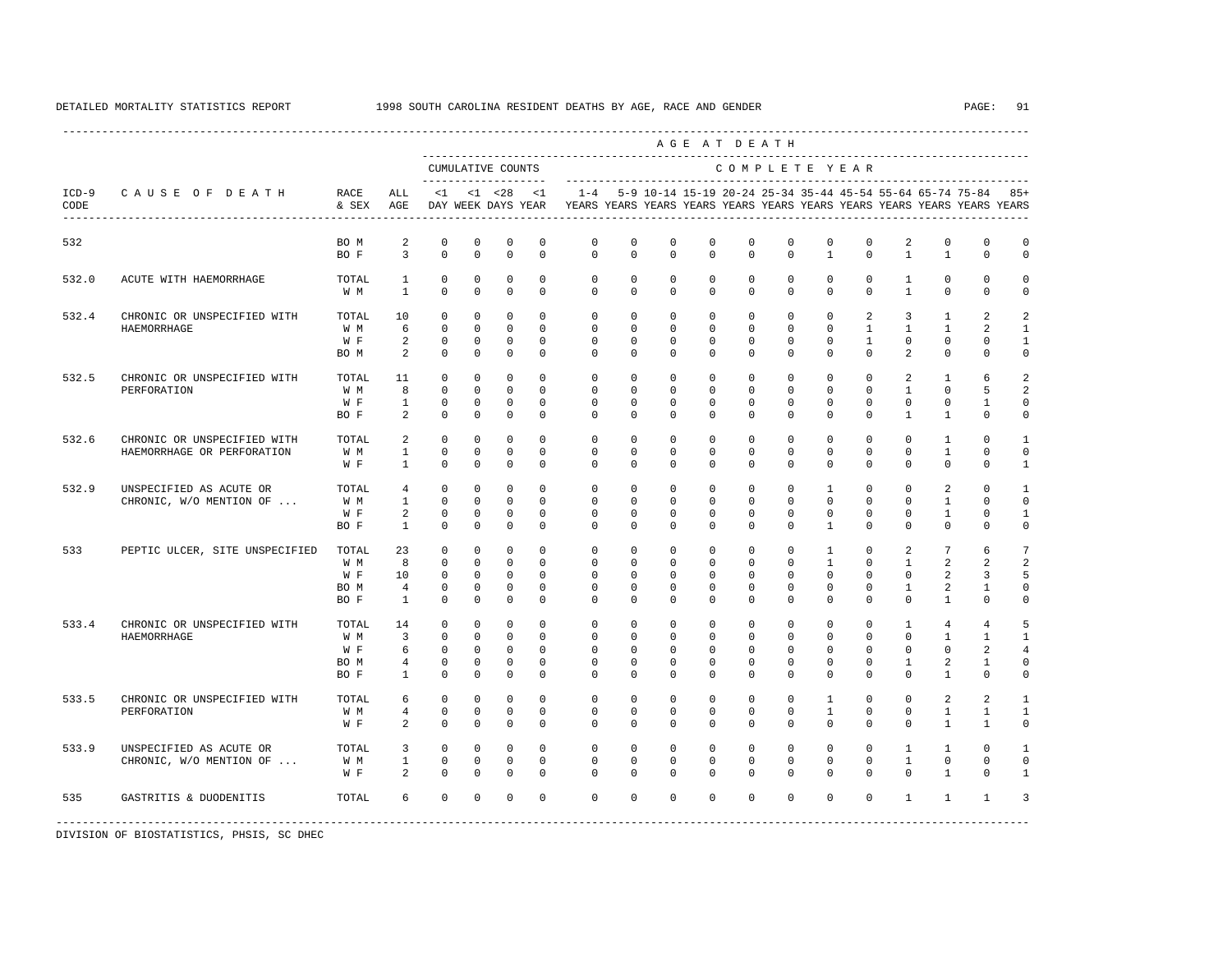DETAILED MORTALITY STATISTICS REPORT 1998 SOUTH CAROLINA RESIDENT DEATHS BY AGE, RACE AND GENDER

| ICD-9 CODE | CAUSE OF DEATH | RACE & SEX | ALL AGE | CUMULATIVE COUNTS <1 DAY | <1 WEEK | <28 DAYS | <1 YEAR | 1-4 YEARS | 5-9 YEARS | 10-14 YEARS | 15-19 YEARS | 20-24 YEARS | 25-34 YEARS | 35-44 YEARS | 45-54 YEARS | 55-64 YEARS | 65-74 YEARS | 75-84 YEARS | 85+ YEARS |
|---|---|---|---|---|---|---|---|---|---|---|---|---|---|---|---|---|---|---|---|
| 532 | | BO M | 2 | 0 | 0 | 0 | 0 | 0 | 0 | 0 | 0 | 0 | 0 | 0 | 0 | 2 | 0 | 0 | 0 |
| | | BO F | 3 | 0 | 0 | 0 | 0 | 0 | 0 | 0 | 0 | 0 | 0 | 1 | 0 | 1 | 1 | 0 | 0 |
| 532.0 | ACUTE WITH HAEMORRHAGE | TOTAL | 1 | 0 | 0 | 0 | 0 | 0 | 0 | 0 | 0 | 0 | 0 | 0 | 0 | 1 | 0 | 0 | 0 |
| | | W M | 1 | 0 | 0 | 0 | 0 | 0 | 0 | 0 | 0 | 0 | 0 | 0 | 0 | 1 | 0 | 0 | 0 |
| 532.4 | CHRONIC OR UNSPECIFIED WITH HAEMORRHAGE | TOTAL | 10 | 0 | 0 | 0 | 0 | 0 | 0 | 0 | 0 | 0 | 0 | 0 | 2 | 3 | 1 | 2 | 2 |
| | | W M | 6 | 0 | 0 | 0 | 0 | 0 | 0 | 0 | 0 | 0 | 0 | 0 | 1 | 1 | 1 | 2 | 1 |
| | | W F | 2 | 0 | 0 | 0 | 0 | 0 | 0 | 0 | 0 | 0 | 0 | 0 | 1 | 0 | 0 | 0 | 1 |
| | | BO M | 2 | 0 | 0 | 0 | 0 | 0 | 0 | 0 | 0 | 0 | 0 | 0 | 0 | 2 | 0 | 0 | 0 |
| 532.5 | CHRONIC OR UNSPECIFIED WITH PERFORATION | TOTAL | 11 | 0 | 0 | 0 | 0 | 0 | 0 | 0 | 0 | 0 | 0 | 0 | 0 | 2 | 1 | 6 | 2 |
| | | W M | 8 | 0 | 0 | 0 | 0 | 0 | 0 | 0 | 0 | 0 | 0 | 0 | 0 | 1 | 0 | 5 | 2 |
| | | W F | 1 | 0 | 0 | 0 | 0 | 0 | 0 | 0 | 0 | 0 | 0 | 0 | 0 | 0 | 0 | 1 | 0 |
| | | BO F | 2 | 0 | 0 | 0 | 0 | 0 | 0 | 0 | 0 | 0 | 0 | 0 | 0 | 1 | 1 | 0 | 0 |
| 532.6 | CHRONIC OR UNSPECIFIED WITH HAEMORRHAGE OR PERFORATION | TOTAL | 2 | 0 | 0 | 0 | 0 | 0 | 0 | 0 | 0 | 0 | 0 | 0 | 0 | 0 | 1 | 0 | 1 |
| | | W M | 1 | 0 | 0 | 0 | 0 | 0 | 0 | 0 | 0 | 0 | 0 | 0 | 0 | 0 | 1 | 0 | 0 |
| | | W F | 1 | 0 | 0 | 0 | 0 | 0 | 0 | 0 | 0 | 0 | 0 | 0 | 0 | 0 | 0 | 0 | 1 |
| 532.9 | UNSPECIFIED AS ACUTE OR CHRONIC, W/O MENTION OF ... | TOTAL | 4 | 0 | 0 | 0 | 0 | 0 | 0 | 0 | 0 | 0 | 0 | 1 | 0 | 0 | 2 | 0 | 1 |
| | | W M | 1 | 0 | 0 | 0 | 0 | 0 | 0 | 0 | 0 | 0 | 0 | 0 | 0 | 0 | 1 | 0 | 0 |
| | | W F | 2 | 0 | 0 | 0 | 0 | 0 | 0 | 0 | 0 | 0 | 0 | 0 | 0 | 0 | 1 | 0 | 1 |
| | | BO F | 1 | 0 | 0 | 0 | 0 | 0 | 0 | 0 | 0 | 0 | 0 | 1 | 0 | 0 | 0 | 0 | 0 |
| 533 | PEPTIC ULCER, SITE UNSPECIFIED | TOTAL | 23 | 0 | 0 | 0 | 0 | 0 | 0 | 0 | 0 | 0 | 0 | 1 | 0 | 2 | 7 | 6 | 7 |
| | | W M | 8 | 0 | 0 | 0 | 0 | 0 | 0 | 0 | 0 | 0 | 0 | 1 | 0 | 1 | 2 | 2 | 2 |
| | | W F | 10 | 0 | 0 | 0 | 0 | 0 | 0 | 0 | 0 | 0 | 0 | 0 | 0 | 0 | 2 | 3 | 5 |
| | | BO M | 4 | 0 | 0 | 0 | 0 | 0 | 0 | 0 | 0 | 0 | 0 | 0 | 0 | 1 | 2 | 1 | 0 |
| | | BO F | 1 | 0 | 0 | 0 | 0 | 0 | 0 | 0 | 0 | 0 | 0 | 0 | 0 | 0 | 1 | 0 | 0 |
| 533.4 | CHRONIC OR UNSPECIFIED WITH HAEMORRHAGE | TOTAL | 14 | 0 | 0 | 0 | 0 | 0 | 0 | 0 | 0 | 0 | 0 | 0 | 0 | 1 | 4 | 4 | 5 |
| | | W M | 3 | 0 | 0 | 0 | 0 | 0 | 0 | 0 | 0 | 0 | 0 | 0 | 0 | 0 | 1 | 1 | 1 |
| | | W F | 6 | 0 | 0 | 0 | 0 | 0 | 0 | 0 | 0 | 0 | 0 | 0 | 0 | 0 | 0 | 2 | 4 |
| | | BO M | 4 | 0 | 0 | 0 | 0 | 0 | 0 | 0 | 0 | 0 | 0 | 0 | 0 | 1 | 2 | 1 | 0 |
| | | BO F | 1 | 0 | 0 | 0 | 0 | 0 | 0 | 0 | 0 | 0 | 0 | 0 | 0 | 0 | 1 | 0 | 0 |
| 533.5 | CHRONIC OR UNSPECIFIED WITH PERFORATION | TOTAL | 6 | 0 | 0 | 0 | 0 | 0 | 0 | 0 | 0 | 0 | 0 | 1 | 0 | 0 | 2 | 2 | 1 |
| | | W M | 4 | 0 | 0 | 0 | 0 | 0 | 0 | 0 | 0 | 0 | 0 | 1 | 0 | 0 | 1 | 1 | 1 |
| | | W F | 2 | 0 | 0 | 0 | 0 | 0 | 0 | 0 | 0 | 0 | 0 | 0 | 0 | 0 | 1 | 1 | 0 |
| 533.9 | UNSPECIFIED AS ACUTE OR CHRONIC, W/O MENTION OF ... | TOTAL | 3 | 0 | 0 | 0 | 0 | 0 | 0 | 0 | 0 | 0 | 0 | 0 | 0 | 1 | 1 | 0 | 1 |
| | | W M | 1 | 0 | 0 | 0 | 0 | 0 | 0 | 0 | 0 | 0 | 0 | 0 | 0 | 1 | 0 | 0 | 0 |
| | | W F | 2 | 0 | 0 | 0 | 0 | 0 | 0 | 0 | 0 | 0 | 0 | 0 | 0 | 0 | 1 | 0 | 1 |
| 535 | GASTRITIS & DUODENITIS | TOTAL | 6 | 0 | 0 | 0 | 0 | 0 | 0 | 0 | 0 | 0 | 0 | 0 | 0 | 1 | 1 | 1 | 3 |

DIVISION OF BIOSTATISTICS, PHSIS, SC DHEC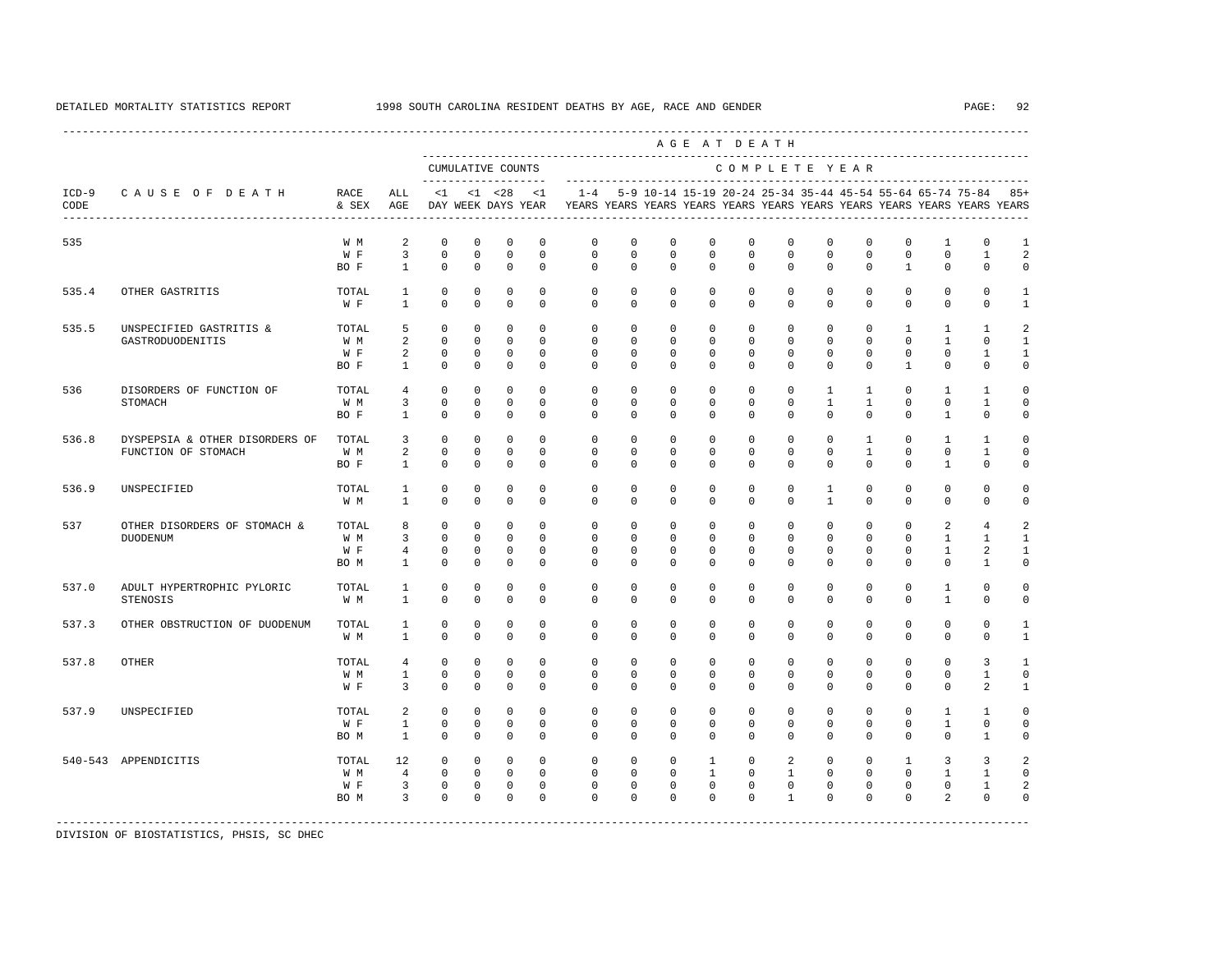DETAILED MORTALITY STATISTICS REPORT 1998 SOUTH CAROLINA RESIDENT DEATHS BY AGE, RACE AND GENDER

| ICD-9 CODE | CAUSE OF DEATH | RACE & SEX | ALL AGE | <1 DAY | <1 WEEK | <28 DAYS | <1 YEAR | 1-4 YEARS | 5-9 YEARS | 10-14 YEARS | 15-19 YEARS | 20-24 YEARS | 25-34 YEARS | 35-44 YEARS | 45-54 YEARS | 55-64 YEARS | 65-74 YEARS | 75-84 YEARS | 85+ YEARS |
|---|---|---|---|---|---|---|---|---|---|---|---|---|---|---|---|---|---|---|---|
| | | | | CUMULATIVE COUNTS | | | | COMPLETE YEAR | | | | | | | | | | | |
| 535 | | W M | 2 | 0 | 0 | 0 | 0 | 0 | 0 | 0 | 0 | 0 | 0 | 0 | 0 | 0 | 1 | 0 | 1 |
| | | W F | 3 | 0 | 0 | 0 | 0 | 0 | 0 | 0 | 0 | 0 | 0 | 0 | 0 | 0 | 0 | 1 | 2 |
| | | BO F | 1 | 0 | 0 | 0 | 0 | 0 | 0 | 0 | 0 | 0 | 0 | 0 | 0 | 1 | 0 | 0 | 0 |
| 535.4 | OTHER GASTRITIS | TOTAL | 1 | 0 | 0 | 0 | 0 | 0 | 0 | 0 | 0 | 0 | 0 | 0 | 0 | 0 | 0 | 0 | 1 |
| | | W F | 1 | 0 | 0 | 0 | 0 | 0 | 0 | 0 | 0 | 0 | 0 | 0 | 0 | 0 | 0 | 0 | 1 |
| 535.5 | UNSPECIFIED GASTRITIS & GASTRODUODENITIS | TOTAL | 5 | 0 | 0 | 0 | 0 | 0 | 0 | 0 | 0 | 0 | 0 | 0 | 0 | 1 | 1 | 1 | 2 |
| | | W M | 2 | 0 | 0 | 0 | 0 | 0 | 0 | 0 | 0 | 0 | 0 | 0 | 0 | 0 | 1 | 0 | 1 |
| | | W F | 2 | 0 | 0 | 0 | 0 | 0 | 0 | 0 | 0 | 0 | 0 | 0 | 0 | 0 | 0 | 1 | 1 |
| | | BO F | 1 | 0 | 0 | 0 | 0 | 0 | 0 | 0 | 0 | 0 | 0 | 0 | 0 | 1 | 0 | 0 | 0 |
| 536 | DISORDERS OF FUNCTION OF STOMACH | TOTAL | 4 | 0 | 0 | 0 | 0 | 0 | 0 | 0 | 0 | 0 | 0 | 1 | 1 | 0 | 1 | 1 | 0 |
| | | W M | 3 | 0 | 0 | 0 | 0 | 0 | 0 | 0 | 0 | 0 | 0 | 1 | 1 | 0 | 0 | 1 | 0 |
| | | BO F | 1 | 0 | 0 | 0 | 0 | 0 | 0 | 0 | 0 | 0 | 0 | 0 | 0 | 0 | 1 | 0 | 0 |
| 536.8 | DYSPEPSIA & OTHER DISORDERS OF FUNCTION OF STOMACH | TOTAL | 3 | 0 | 0 | 0 | 0 | 0 | 0 | 0 | 0 | 0 | 0 | 0 | 1 | 0 | 1 | 1 | 0 |
| | | W M | 2 | 0 | 0 | 0 | 0 | 0 | 0 | 0 | 0 | 0 | 0 | 0 | 1 | 0 | 0 | 1 | 0 |
| | | BO F | 1 | 0 | 0 | 0 | 0 | 0 | 0 | 0 | 0 | 0 | 0 | 0 | 0 | 0 | 1 | 0 | 0 |
| 536.9 | UNSPECIFIED | TOTAL | 1 | 0 | 0 | 0 | 0 | 0 | 0 | 0 | 0 | 0 | 0 | 1 | 0 | 0 | 0 | 0 | 0 |
| | | W M | 1 | 0 | 0 | 0 | 0 | 0 | 0 | 0 | 0 | 0 | 0 | 1 | 0 | 0 | 0 | 0 | 0 |
| 537 | OTHER DISORDERS OF STOMACH & DUODENUM | TOTAL | 8 | 0 | 0 | 0 | 0 | 0 | 0 | 0 | 0 | 0 | 0 | 0 | 0 | 0 | 2 | 4 | 2 |
| | | W M | 3 | 0 | 0 | 0 | 0 | 0 | 0 | 0 | 0 | 0 | 0 | 0 | 0 | 0 | 1 | 1 | 1 |
| | | W F | 4 | 0 | 0 | 0 | 0 | 0 | 0 | 0 | 0 | 0 | 0 | 0 | 0 | 0 | 1 | 2 | 1 |
| | | BO M | 1 | 0 | 0 | 0 | 0 | 0 | 0 | 0 | 0 | 0 | 0 | 0 | 0 | 0 | 0 | 1 | 0 |
| 537.0 | ADULT HYPERTROPHIC PYLORIC STENOSIS | TOTAL | 1 | 0 | 0 | 0 | 0 | 0 | 0 | 0 | 0 | 0 | 0 | 0 | 0 | 0 | 1 | 0 | 0 |
| | | W M | 1 | 0 | 0 | 0 | 0 | 0 | 0 | 0 | 0 | 0 | 0 | 0 | 0 | 0 | 1 | 0 | 0 |
| 537.3 | OTHER OBSTRUCTION OF DUODENUM | TOTAL | 1 | 0 | 0 | 0 | 0 | 0 | 0 | 0 | 0 | 0 | 0 | 0 | 0 | 0 | 0 | 0 | 1 |
| | | W M | 1 | 0 | 0 | 0 | 0 | 0 | 0 | 0 | 0 | 0 | 0 | 0 | 0 | 0 | 0 | 0 | 1 |
| 537.8 | OTHER | TOTAL | 4 | 0 | 0 | 0 | 0 | 0 | 0 | 0 | 0 | 0 | 0 | 0 | 0 | 0 | 0 | 3 | 1 |
| | | W M | 1 | 0 | 0 | 0 | 0 | 0 | 0 | 0 | 0 | 0 | 0 | 0 | 0 | 0 | 0 | 1 | 0 |
| | | W F | 3 | 0 | 0 | 0 | 0 | 0 | 0 | 0 | 0 | 0 | 0 | 0 | 0 | 0 | 0 | 2 | 1 |
| 537.9 | UNSPECIFIED | TOTAL | 2 | 0 | 0 | 0 | 0 | 0 | 0 | 0 | 0 | 0 | 0 | 0 | 0 | 0 | 1 | 1 | 0 |
| | | W F | 1 | 0 | 0 | 0 | 0 | 0 | 0 | 0 | 0 | 0 | 0 | 0 | 0 | 0 | 1 | 0 | 0 |
| | | BO M | 1 | 0 | 0 | 0 | 0 | 0 | 0 | 0 | 0 | 0 | 0 | 0 | 0 | 0 | 0 | 1 | 0 |
| 540-543 | APPENDICITIS | TOTAL | 12 | 0 | 0 | 0 | 0 | 0 | 0 | 0 | 1 | 0 | 2 | 0 | 0 | 1 | 3 | 3 | 2 |
| | | W M | 4 | 0 | 0 | 0 | 0 | 0 | 0 | 0 | 1 | 0 | 1 | 0 | 0 | 0 | 1 | 1 | 0 |
| | | W F | 3 | 0 | 0 | 0 | 0 | 0 | 0 | 0 | 0 | 0 | 0 | 0 | 0 | 0 | 0 | 1 | 2 |
| | | BO M | 3 | 0 | 0 | 0 | 0 | 0 | 0 | 0 | 0 | 0 | 1 | 0 | 0 | 0 | 2 | 0 | 0 |

DIVISION OF BIOSTATISTICS, PHSIS, SC DHEC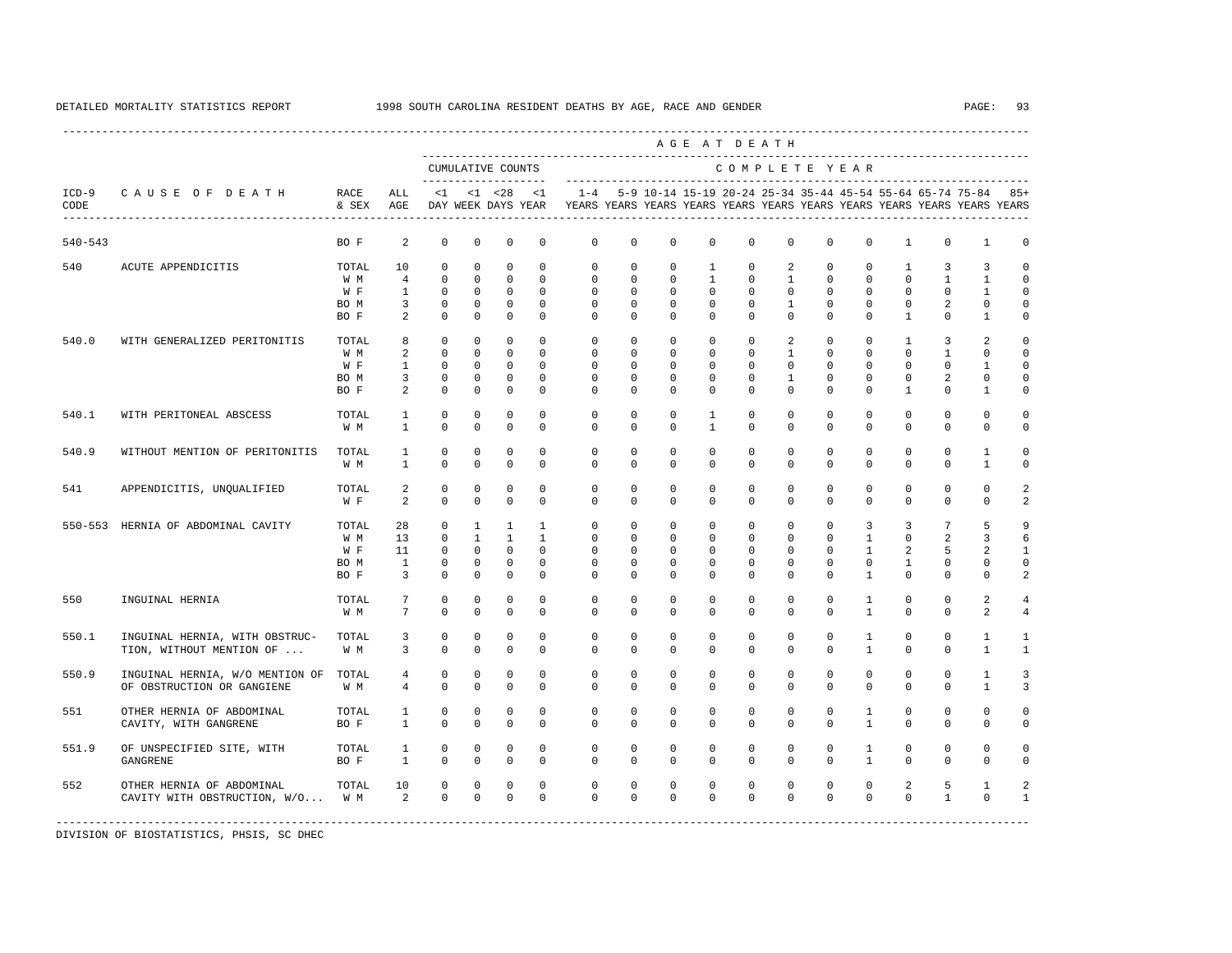DETAILED MORTALITY STATISTICS REPORT 1998 SOUTH CAROLINA RESIDENT DEATHS BY AGE, RACE AND GENDER

| ICD-9 CODE | CAUSE OF DEATH | RACE & SEX | ALL AGE | <1 DAY | <1 WEEK | <28 DAYS | <1 YEAR | 1-4 YEARS | 5-9 YEARS | 10-14 YEARS | 15-19 YEARS | 20-24 YEARS | 25-34 YEARS | 35-44 YEARS | 45-54 YEARS | 55-64 YEARS | 65-74 YEARS | 75-84 YEARS | 85+ YEARS |
|---|---|---|---|---|---|---|---|---|---|---|---|---|---|---|---|---|---|---|---|
| | | | | CUMULATIVE COUNTS | | | | COMPLETE YEAR | | | | | | | | | | | |
| 540-543 | | BO F | 2 | 0 | 0 | 0 | 0 | 0 | 0 | 0 | 0 | 0 | 0 | 0 | 0 | 1 | 0 | 1 | 0 |
| 540 | ACUTE APPENDICITIS | TOTAL | 10 | 0 | 0 | 0 | 0 | 0 | 0 | 0 | 1 | 0 | 2 | 0 | 0 | 1 | 3 | 3 | 0 |
| | | W M | 4 | 0 | 0 | 0 | 0 | 0 | 0 | 0 | 1 | 0 | 1 | 0 | 0 | 0 | 1 | 1 | 0 |
| | | W F | 1 | 0 | 0 | 0 | 0 | 0 | 0 | 0 | 0 | 0 | 0 | 0 | 0 | 0 | 0 | 1 | 0 |
| | | BO M | 3 | 0 | 0 | 0 | 0 | 0 | 0 | 0 | 0 | 0 | 1 | 0 | 0 | 0 | 2 | 0 | 0 |
| | | BO F | 2 | 0 | 0 | 0 | 0 | 0 | 0 | 0 | 0 | 0 | 0 | 0 | 0 | 1 | 0 | 1 | 0 |
| 540.0 | WITH GENERALIZED PERITONITIS | TOTAL | 8 | 0 | 0 | 0 | 0 | 0 | 0 | 0 | 0 | 0 | 2 | 0 | 0 | 1 | 3 | 2 | 0 |
| | | W M | 2 | 0 | 0 | 0 | 0 | 0 | 0 | 0 | 0 | 0 | 1 | 0 | 0 | 0 | 1 | 0 | 0 |
| | | W F | 1 | 0 | 0 | 0 | 0 | 0 | 0 | 0 | 0 | 0 | 0 | 0 | 0 | 0 | 0 | 1 | 0 |
| | | BO M | 3 | 0 | 0 | 0 | 0 | 0 | 0 | 0 | 0 | 0 | 1 | 0 | 0 | 0 | 2 | 0 | 0 |
| | | BO F | 2 | 0 | 0 | 0 | 0 | 0 | 0 | 0 | 0 | 0 | 0 | 0 | 0 | 1 | 0 | 1 | 0 |
| 540.1 | WITH PERITONEAL ABSCESS | TOTAL | 1 | 0 | 0 | 0 | 0 | 0 | 0 | 0 | 1 | 0 | 0 | 0 | 0 | 0 | 0 | 0 | 0 |
| | | W M | 1 | 0 | 0 | 0 | 0 | 0 | 0 | 0 | 1 | 0 | 0 | 0 | 0 | 0 | 0 | 0 | 0 |
| 540.9 | WITHOUT MENTION OF PERITONITIS | TOTAL | 1 | 0 | 0 | 0 | 0 | 0 | 0 | 0 | 0 | 0 | 0 | 0 | 0 | 0 | 0 | 1 | 0 |
| | | W M | 1 | 0 | 0 | 0 | 0 | 0 | 0 | 0 | 0 | 0 | 0 | 0 | 0 | 0 | 0 | 1 | 0 |
| 541 | APPENDICITIS, UNQUALIFIED | TOTAL | 2 | 0 | 0 | 0 | 0 | 0 | 0 | 0 | 0 | 0 | 0 | 0 | 0 | 0 | 0 | 0 | 2 |
| | | W F | 2 | 0 | 0 | 0 | 0 | 0 | 0 | 0 | 0 | 0 | 0 | 0 | 0 | 0 | 0 | 0 | 2 |
| 550-553 | HERNIA OF ABDOMINAL CAVITY | TOTAL | 28 | 0 | 1 | 1 | 1 | 0 | 0 | 0 | 0 | 0 | 0 | 0 | 3 | 3 | 7 | 5 | 9 |
| | | W M | 13 | 0 | 1 | 1 | 1 | 0 | 0 | 0 | 0 | 0 | 0 | 0 | 1 | 0 | 2 | 3 | 6 |
| | | W F | 11 | 0 | 0 | 0 | 0 | 0 | 0 | 0 | 0 | 0 | 0 | 0 | 1 | 2 | 5 | 2 | 1 |
| | | BO M | 1 | 0 | 0 | 0 | 0 | 0 | 0 | 0 | 0 | 0 | 0 | 0 | 0 | 1 | 0 | 0 | 0 |
| | | BO F | 3 | 0 | 0 | 0 | 0 | 0 | 0 | 0 | 0 | 0 | 0 | 0 | 1 | 0 | 0 | 0 | 2 |
| 550 | INGUINAL HERNIA | TOTAL | 7 | 0 | 0 | 0 | 0 | 0 | 0 | 0 | 0 | 0 | 0 | 0 | 1 | 0 | 0 | 2 | 4 |
| | | W M | 7 | 0 | 0 | 0 | 0 | 0 | 0 | 0 | 0 | 0 | 0 | 0 | 1 | 0 | 0 | 2 | 4 |
| 550.1 | INGUINAL HERNIA, WITH OBSTRUC- TION, WITHOUT MENTION OF ... | TOTAL | 3 | 0 | 0 | 0 | 0 | 0 | 0 | 0 | 0 | 0 | 0 | 0 | 1 | 0 | 0 | 1 | 1 |
| | | W M | 3 | 0 | 0 | 0 | 0 | 0 | 0 | 0 | 0 | 0 | 0 | 0 | 1 | 0 | 0 | 1 | 1 |
| 550.9 | INGUINAL HERNIA, W/O MENTION OF OF OBSTRUCTION OR GANGIENE | TOTAL | 4 | 0 | 0 | 0 | 0 | 0 | 0 | 0 | 0 | 0 | 0 | 0 | 0 | 0 | 0 | 1 | 3 |
| | | W M | 4 | 0 | 0 | 0 | 0 | 0 | 0 | 0 | 0 | 0 | 0 | 0 | 0 | 0 | 0 | 1 | 3 |
| 551 | OTHER HERNIA OF ABDOMINAL CAVITY, WITH GANGRENE | TOTAL | 1 | 0 | 0 | 0 | 0 | 0 | 0 | 0 | 0 | 0 | 0 | 0 | 1 | 0 | 0 | 0 | 0 |
| | | BO F | 1 | 0 | 0 | 0 | 0 | 0 | 0 | 0 | 0 | 0 | 0 | 0 | 1 | 0 | 0 | 0 | 0 |
| 551.9 | OF UNSPECIFIED SITE, WITH GANGRENE | TOTAL | 1 | 0 | 0 | 0 | 0 | 0 | 0 | 0 | 0 | 0 | 0 | 0 | 1 | 0 | 0 | 0 | 0 |
| | | BO F | 1 | 0 | 0 | 0 | 0 | 0 | 0 | 0 | 0 | 0 | 0 | 0 | 1 | 0 | 0 | 0 | 0 |
| 552 | OTHER HERNIA OF ABDOMINAL CAVITY WITH OBSTRUCTION, W/O... | TOTAL | 10 | 0 | 0 | 0 | 0 | 0 | 0 | 0 | 0 | 0 | 0 | 0 | 0 | 2 | 5 | 1 | 2 |
| | | W M | 2 | 0 | 0 | 0 | 0 | 0 | 0 | 0 | 0 | 0 | 0 | 0 | 0 | 0 | 1 | 0 | 1 |

DIVISION OF BIOSTATISTICS, PHSIS, SC DHEC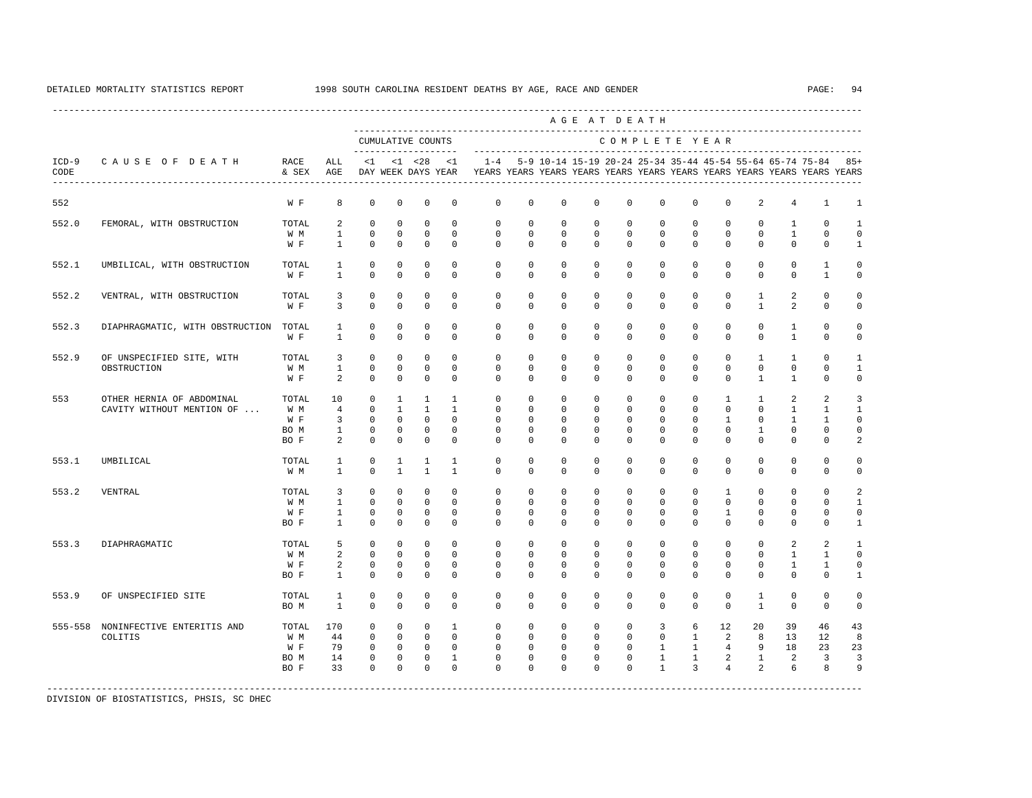DETAILED MORTALITY STATISTICS REPORT 1998 SOUTH CAROLINA RESIDENT DEATHS BY AGE, RACE AND GENDER

| ICD-9 CODE | CAUSE OF DEATH | RACE & SEX | ALL AGE | CUMULATIVE COUNTS <1 DAY | <1 WEEK | <28 DAYS | <1 YEAR | 1-4 YEARS | 5-9 YEARS | 10-14 YEARS | 15-19 YEARS | 20-24 YEARS | 25-34 YEARS | 35-44 YEARS | 45-54 YEARS | 55-64 YEARS | 65-74 YEARS | 75-84 YEARS | 85+ YEARS |
|---|---|---|---|---|---|---|---|---|---|---|---|---|---|---|---|---|---|---|---|
| 552 | | W F | 8 | 0 | 0 | 0 | 0 | 0 | 0 | 0 | 0 | 0 | 0 | 0 | 0 | 2 | 4 | 1 | 1 |
| 552.0 | FEMORAL, WITH OBSTRUCTION | TOTAL | 2 | 0 | 0 | 0 | 0 | 0 | 0 | 0 | 0 | 0 | 0 | 0 | 0 | 0 | 1 | 0 | 1 |
| | | W M | 1 | 0 | 0 | 0 | 0 | 0 | 0 | 0 | 0 | 0 | 0 | 0 | 0 | 0 | 1 | 0 | 0 |
| | | W F | 1 | 0 | 0 | 0 | 0 | 0 | 0 | 0 | 0 | 0 | 0 | 0 | 0 | 0 | 0 | 0 | 1 |
| 552.1 | UMBILICAL, WITH OBSTRUCTION | TOTAL | 1 | 0 | 0 | 0 | 0 | 0 | 0 | 0 | 0 | 0 | 0 | 0 | 0 | 0 | 0 | 1 | 0 |
| | | W F | 1 | 0 | 0 | 0 | 0 | 0 | 0 | 0 | 0 | 0 | 0 | 0 | 0 | 0 | 0 | 1 | 0 |
| 552.2 | VENTRAL, WITH OBSTRUCTION | TOTAL | 3 | 0 | 0 | 0 | 0 | 0 | 0 | 0 | 0 | 0 | 0 | 0 | 0 | 1 | 2 | 0 | 0 |
| | | W F | 3 | 0 | 0 | 0 | 0 | 0 | 0 | 0 | 0 | 0 | 0 | 0 | 0 | 1 | 2 | 0 | 0 |
| 552.3 | DIAPHRAGMATIC, WITH OBSTRUCTION | TOTAL | 1 | 0 | 0 | 0 | 0 | 0 | 0 | 0 | 0 | 0 | 0 | 0 | 0 | 0 | 1 | 0 | 0 |
| | | W F | 1 | 0 | 0 | 0 | 0 | 0 | 0 | 0 | 0 | 0 | 0 | 0 | 0 | 0 | 1 | 0 | 0 |
| 552.9 | OF UNSPECIFIED SITE, WITH OBSTRUCTION | TOTAL | 3 | 0 | 0 | 0 | 0 | 0 | 0 | 0 | 0 | 0 | 0 | 0 | 0 | 1 | 1 | 0 | 1 |
| | | W M | 1 | 0 | 0 | 0 | 0 | 0 | 0 | 0 | 0 | 0 | 0 | 0 | 0 | 0 | 0 | 0 | 1 |
| | | W F | 2 | 0 | 0 | 0 | 0 | 0 | 0 | 0 | 0 | 0 | 0 | 0 | 0 | 1 | 1 | 0 | 0 |
| 553 | OTHER HERNIA OF ABDOMINAL CAVITY WITHOUT MENTION OF ... | TOTAL | 10 | 0 | 1 | 1 | 1 | 0 | 0 | 0 | 0 | 0 | 0 | 0 | 1 | 1 | 2 | 2 | 3 |
| | | W M | 4 | 0 | 1 | 1 | 1 | 0 | 0 | 0 | 0 | 0 | 0 | 0 | 0 | 0 | 1 | 1 | 1 |
| | | W F | 3 | 0 | 0 | 0 | 0 | 0 | 0 | 0 | 0 | 0 | 0 | 0 | 1 | 0 | 1 | 1 | 0 |
| | | BO M | 1 | 0 | 0 | 0 | 0 | 0 | 0 | 0 | 0 | 0 | 0 | 0 | 0 | 1 | 0 | 0 | 0 |
| | | BO F | 2 | 0 | 0 | 0 | 0 | 0 | 0 | 0 | 0 | 0 | 0 | 0 | 0 | 0 | 0 | 0 | 2 |
| 553.1 | UMBILICAL | TOTAL | 1 | 0 | 1 | 1 | 1 | 0 | 0 | 0 | 0 | 0 | 0 | 0 | 0 | 0 | 0 | 0 | 0 |
| | | W M | 1 | 0 | 1 | 1 | 1 | 0 | 0 | 0 | 0 | 0 | 0 | 0 | 0 | 0 | 0 | 0 | 0 |
| 553.2 | VENTRAL | TOTAL | 3 | 0 | 0 | 0 | 0 | 0 | 0 | 0 | 0 | 0 | 0 | 0 | 1 | 0 | 0 | 0 | 2 |
| | | W M | 1 | 0 | 0 | 0 | 0 | 0 | 0 | 0 | 0 | 0 | 0 | 0 | 0 | 0 | 0 | 0 | 1 |
| | | W F | 1 | 0 | 0 | 0 | 0 | 0 | 0 | 0 | 0 | 0 | 0 | 0 | 1 | 0 | 0 | 0 | 0 |
| | | BO F | 1 | 0 | 0 | 0 | 0 | 0 | 0 | 0 | 0 | 0 | 0 | 0 | 0 | 0 | 0 | 0 | 1 |
| 553.3 | DIAPHRAGMATIC | TOTAL | 5 | 0 | 0 | 0 | 0 | 0 | 0 | 0 | 0 | 0 | 0 | 0 | 0 | 0 | 2 | 2 | 1 |
| | | W M | 2 | 0 | 0 | 0 | 0 | 0 | 0 | 0 | 0 | 0 | 0 | 0 | 0 | 0 | 1 | 1 | 0 |
| | | W F | 2 | 0 | 0 | 0 | 0 | 0 | 0 | 0 | 0 | 0 | 0 | 0 | 0 | 0 | 1 | 1 | 0 |
| | | BO F | 1 | 0 | 0 | 0 | 0 | 0 | 0 | 0 | 0 | 0 | 0 | 0 | 0 | 0 | 0 | 0 | 1 |
| 553.9 | OF UNSPECIFIED SITE | TOTAL | 1 | 0 | 0 | 0 | 0 | 0 | 0 | 0 | 0 | 0 | 0 | 0 | 0 | 1 | 0 | 0 | 0 |
| | | BO M | 1 | 0 | 0 | 0 | 0 | 0 | 0 | 0 | 0 | 0 | 0 | 0 | 0 | 1 | 0 | 0 | 0 |
| 555-558 | NONINFECTIVE ENTERITIS AND COLITIS | TOTAL | 170 | 0 | 0 | 0 | 1 | 0 | 0 | 0 | 0 | 0 | 3 | 6 | 12 | 20 | 39 | 46 | 43 |
| | | W M | 44 | 0 | 0 | 0 | 0 | 0 | 0 | 0 | 0 | 0 | 0 | 1 | 2 | 8 | 13 | 12 | 8 |
| | | W F | 79 | 0 | 0 | 0 | 0 | 0 | 0 | 0 | 0 | 0 | 1 | 1 | 4 | 9 | 18 | 23 | 23 |
| | | BO M | 14 | 0 | 0 | 0 | 1 | 0 | 0 | 0 | 0 | 0 | 1 | 1 | 2 | 1 | 2 | 3 | 3 |
| | | BO F | 33 | 0 | 0 | 0 | 0 | 0 | 0 | 0 | 0 | 0 | 1 | 3 | 4 | 2 | 6 | 8 | 9 |

DIVISION OF BIOSTATISTICS, PHSIS, SC DHEC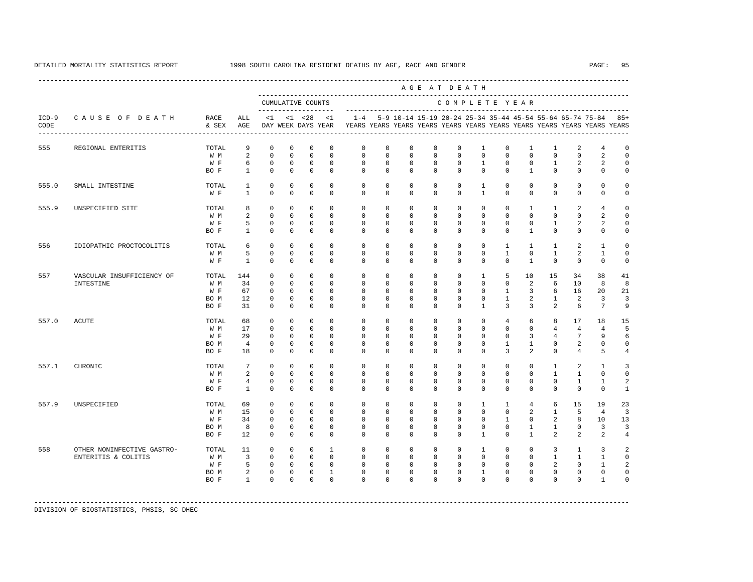DETAILED MORTALITY STATISTICS REPORT — 1998 SOUTH CAROLINA RESIDENT DEATHS BY AGE, RACE AND GENDER

| ICD-9 CODE | CAUSE OF DEATH | RACE & SEX | ALL AGE | <1 DAY | <1 WEEK | <28 DAYS | <1 YEAR | 1-4 YEARS | 5-9 YEARS | 10-14 YEARS | 15-19 YEARS | 20-24 YEARS | 25-34 YEARS | 35-44 YEARS | 45-54 YEARS | 55-64 YEARS | 65-74 YEARS | 75-84 YEARS | 85+ YEARS |
|---|---|---|---|---|---|---|---|---|---|---|---|---|---|---|---|---|---|---|---|
| | | | | CUMULATIVE COUNTS | | | | COMPLETE YEAR | | | | | | | | | | | |
| 555 | REGIONAL ENTERITIS | TOTAL | 9 | 0 | 0 | 0 | 0 | 0 | 0 | 0 | 0 | 0 | 1 | 0 | 1 | 1 | 2 | 4 | 0 |
| | | W M | 2 | 0 | 0 | 0 | 0 | 0 | 0 | 0 | 0 | 0 | 0 | 0 | 0 | 0 | 0 | 2 | 0 |
| | | W F | 6 | 0 | 0 | 0 | 0 | 0 | 0 | 0 | 0 | 0 | 1 | 0 | 0 | 1 | 2 | 2 | 0 |
| | | BO F | 1 | 0 | 0 | 0 | 0 | 0 | 0 | 0 | 0 | 0 | 0 | 0 | 1 | 0 | 0 | 0 | 0 |
| 555.0 | SMALL INTESTINE | TOTAL | 1 | 0 | 0 | 0 | 0 | 0 | 0 | 0 | 0 | 0 | 1 | 0 | 0 | 0 | 0 | 0 | 0 |
| | | W F | 1 | 0 | 0 | 0 | 0 | 0 | 0 | 0 | 0 | 0 | 1 | 0 | 0 | 0 | 0 | 0 | 0 |
| 555.9 | UNSPECIFIED SITE | TOTAL | 8 | 0 | 0 | 0 | 0 | 0 | 0 | 0 | 0 | 0 | 0 | 0 | 1 | 1 | 2 | 4 | 0 |
| | | W M | 2 | 0 | 0 | 0 | 0 | 0 | 0 | 0 | 0 | 0 | 0 | 0 | 0 | 0 | 0 | 2 | 0 |
| | | W F | 5 | 0 | 0 | 0 | 0 | 0 | 0 | 0 | 0 | 0 | 0 | 0 | 0 | 1 | 2 | 2 | 0 |
| | | BO F | 1 | 0 | 0 | 0 | 0 | 0 | 0 | 0 | 0 | 0 | 0 | 0 | 1 | 0 | 0 | 0 | 0 |
| 556 | IDIOPATHIC PROCTOCOLITIS | TOTAL | 6 | 0 | 0 | 0 | 0 | 0 | 0 | 0 | 0 | 0 | 0 | 1 | 1 | 1 | 2 | 1 | 0 |
| | | W M | 5 | 0 | 0 | 0 | 0 | 0 | 0 | 0 | 0 | 0 | 0 | 1 | 0 | 1 | 2 | 1 | 0 |
| | | W F | 1 | 0 | 0 | 0 | 0 | 0 | 0 | 0 | 0 | 0 | 0 | 0 | 1 | 0 | 0 | 0 | 0 |
| 557 | VASCULAR INSUFFICIENCY OF INTESTINE | TOTAL | 144 | 0 | 0 | 0 | 0 | 0 | 0 | 0 | 0 | 0 | 1 | 5 | 10 | 15 | 34 | 38 | 41 |
| | | W M | 34 | 0 | 0 | 0 | 0 | 0 | 0 | 0 | 0 | 0 | 0 | 0 | 2 | 6 | 10 | 8 | 8 |
| | | W F | 67 | 0 | 0 | 0 | 0 | 0 | 0 | 0 | 0 | 0 | 0 | 1 | 3 | 6 | 16 | 20 | 21 |
| | | BO M | 12 | 0 | 0 | 0 | 0 | 0 | 0 | 0 | 0 | 0 | 0 | 1 | 2 | 1 | 2 | 3 | 3 |
| | | BO F | 31 | 0 | 0 | 0 | 0 | 0 | 0 | 0 | 0 | 0 | 1 | 3 | 3 | 2 | 6 | 7 | 9 |
| 557.0 | ACUTE | TOTAL | 68 | 0 | 0 | 0 | 0 | 0 | 0 | 0 | 0 | 0 | 0 | 4 | 6 | 8 | 17 | 18 | 15 |
| | | W M | 17 | 0 | 0 | 0 | 0 | 0 | 0 | 0 | 0 | 0 | 0 | 0 | 0 | 4 | 4 | 4 | 5 |
| | | W F | 29 | 0 | 0 | 0 | 0 | 0 | 0 | 0 | 0 | 0 | 0 | 0 | 3 | 4 | 7 | 9 | 6 |
| | | BO M | 4 | 0 | 0 | 0 | 0 | 0 | 0 | 0 | 0 | 0 | 0 | 1 | 1 | 0 | 2 | 0 | 0 |
| | | BO F | 18 | 0 | 0 | 0 | 0 | 0 | 0 | 0 | 0 | 0 | 0 | 3 | 2 | 0 | 4 | 5 | 4 |
| 557.1 | CHRONIC | TOTAL | 7 | 0 | 0 | 0 | 0 | 0 | 0 | 0 | 0 | 0 | 0 | 0 | 0 | 1 | 2 | 1 | 3 |
| | | W M | 2 | 0 | 0 | 0 | 0 | 0 | 0 | 0 | 0 | 0 | 0 | 0 | 0 | 1 | 1 | 0 | 0 |
| | | W F | 4 | 0 | 0 | 0 | 0 | 0 | 0 | 0 | 0 | 0 | 0 | 0 | 0 | 0 | 1 | 1 | 2 |
| | | BO F | 1 | 0 | 0 | 0 | 0 | 0 | 0 | 0 | 0 | 0 | 0 | 0 | 0 | 0 | 0 | 0 | 1 |
| 557.9 | UNSPECIFIED | TOTAL | 69 | 0 | 0 | 0 | 0 | 0 | 0 | 0 | 0 | 0 | 1 | 1 | 4 | 6 | 15 | 19 | 23 |
| | | W M | 15 | 0 | 0 | 0 | 0 | 0 | 0 | 0 | 0 | 0 | 0 | 0 | 2 | 1 | 5 | 4 | 3 |
| | | W F | 34 | 0 | 0 | 0 | 0 | 0 | 0 | 0 | 0 | 0 | 0 | 1 | 0 | 2 | 8 | 10 | 13 |
| | | BO M | 8 | 0 | 0 | 0 | 0 | 0 | 0 | 0 | 0 | 0 | 0 | 0 | 1 | 1 | 0 | 3 | 3 |
| | | BO F | 12 | 0 | 0 | 0 | 0 | 0 | 0 | 0 | 0 | 0 | 1 | 0 | 1 | 2 | 2 | 2 | 4 |
| 558 | OTHER NONINFECTIVE GASTRO-ENTERITIS & COLITIS | TOTAL | 11 | 0 | 0 | 0 | 1 | 0 | 0 | 0 | 0 | 0 | 1 | 0 | 0 | 3 | 1 | 3 | 2 |
| | | W M | 3 | 0 | 0 | 0 | 0 | 0 | 0 | 0 | 0 | 0 | 0 | 0 | 0 | 1 | 1 | 1 | 0 |
| | | W F | 5 | 0 | 0 | 0 | 0 | 0 | 0 | 0 | 0 | 0 | 0 | 0 | 0 | 2 | 0 | 1 | 2 |
| | | BO M | 2 | 0 | 0 | 0 | 1 | 0 | 0 | 0 | 0 | 0 | 1 | 0 | 0 | 0 | 0 | 0 | 0 |
| | | BO F | 1 | 0 | 0 | 0 | 0 | 0 | 0 | 0 | 0 | 0 | 0 | 0 | 0 | 0 | 0 | 1 | 0 |

DIVISION OF BIOSTATISTICS, PHSIS, SC DHEC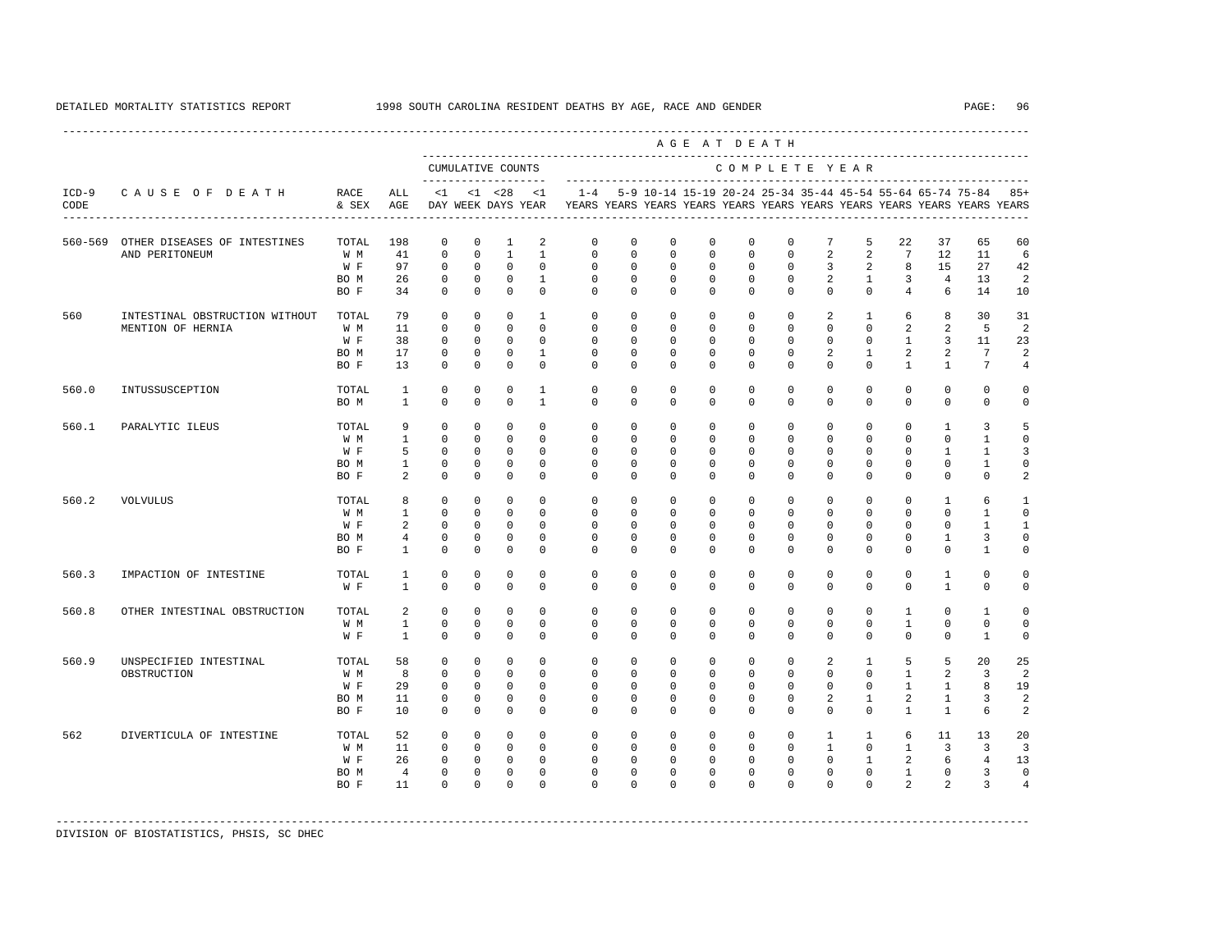DETAILED MORTALITY STATISTICS REPORT 1998 SOUTH CAROLINA RESIDENT DEATHS BY AGE, RACE AND GENDER

| ICD-9 CODE | CAUSE OF DEATH | RACE & SEX | ALL AGE | CUMULATIVE COUNTS <1 DAY | <1 WEEK | <28 DAYS | <1 YEAR | 1-4 YEARS | 5-9 YEARS | 10-14 YEARS | 15-19 YEARS | 20-24 YEARS | 25-34 YEARS | 35-44 YEARS | 45-54 YEARS | 55-64 YEARS | 65-74 YEARS | 75-84 YEARS | 85+ YEARS |
|---|---|---|---|---|---|---|---|---|---|---|---|---|---|---|---|---|---|---|---|
| 560-569 | OTHER DISEASES OF INTESTINES AND PERITONEUM | TOTAL | 198 | 0 | 0 | 1 | 2 | 0 | 0 | 0 | 0 | 0 | 0 | 7 | 5 | 22 | 37 | 65 | 60 |
| | | W M | 41 | 0 | 0 | 1 | 1 | 0 | 0 | 0 | 0 | 0 | 0 | 2 | 2 | 7 | 12 | 11 | 6 |
| | | W F | 97 | 0 | 0 | 0 | 0 | 0 | 0 | 0 | 0 | 0 | 0 | 3 | 2 | 8 | 15 | 27 | 42 |
| | | BO M | 26 | 0 | 0 | 0 | 1 | 0 | 0 | 0 | 0 | 0 | 0 | 2 | 1 | 3 | 4 | 13 | 2 |
| | | BO F | 34 | 0 | 0 | 0 | 0 | 0 | 0 | 0 | 0 | 0 | 0 | 0 | 0 | 4 | 6 | 14 | 10 |
| 560 | INTESTINAL OBSTRUCTION WITHOUT MENTION OF HERNIA | TOTAL | 79 | 0 | 0 | 0 | 1 | 0 | 0 | 0 | 0 | 0 | 0 | 2 | 1 | 6 | 8 | 30 | 31 |
| | | W M | 11 | 0 | 0 | 0 | 0 | 0 | 0 | 0 | 0 | 0 | 0 | 0 | 0 | 2 | 2 | 5 | 2 |
| | | W F | 38 | 0 | 0 | 0 | 0 | 0 | 0 | 0 | 0 | 0 | 0 | 0 | 0 | 1 | 3 | 11 | 23 |
| | | BO M | 17 | 0 | 0 | 0 | 1 | 0 | 0 | 0 | 0 | 0 | 0 | 2 | 1 | 2 | 2 | 7 | 2 |
| | | BO F | 13 | 0 | 0 | 0 | 0 | 0 | 0 | 0 | 0 | 0 | 0 | 0 | 0 | 1 | 1 | 7 | 4 |
| 560.0 | INTUSSUSCEPTION | TOTAL | 1 | 0 | 0 | 0 | 1 | 0 | 0 | 0 | 0 | 0 | 0 | 0 | 0 | 0 | 0 | 0 | 0 |
| | | BO M | 1 | 0 | 0 | 0 | 1 | 0 | 0 | 0 | 0 | 0 | 0 | 0 | 0 | 0 | 0 | 0 | 0 |
| 560.1 | PARALYTIC ILEUS | TOTAL | 9 | 0 | 0 | 0 | 0 | 0 | 0 | 0 | 0 | 0 | 0 | 0 | 0 | 0 | 1 | 3 | 5 |
| | | W M | 1 | 0 | 0 | 0 | 0 | 0 | 0 | 0 | 0 | 0 | 0 | 0 | 0 | 0 | 0 | 1 | 0 |
| | | W F | 5 | 0 | 0 | 0 | 0 | 0 | 0 | 0 | 0 | 0 | 0 | 0 | 0 | 0 | 1 | 1 | 3 |
| | | BO M | 1 | 0 | 0 | 0 | 0 | 0 | 0 | 0 | 0 | 0 | 0 | 0 | 0 | 0 | 0 | 1 | 0 |
| | | BO F | 2 | 0 | 0 | 0 | 0 | 0 | 0 | 0 | 0 | 0 | 0 | 0 | 0 | 0 | 0 | 0 | 2 |
| 560.2 | VOLVULUS | TOTAL | 8 | 0 | 0 | 0 | 0 | 0 | 0 | 0 | 0 | 0 | 0 | 0 | 0 | 0 | 1 | 6 | 1 |
| | | W M | 1 | 0 | 0 | 0 | 0 | 0 | 0 | 0 | 0 | 0 | 0 | 0 | 0 | 0 | 0 | 1 | 0 |
| | | W F | 2 | 0 | 0 | 0 | 0 | 0 | 0 | 0 | 0 | 0 | 0 | 0 | 0 | 0 | 0 | 1 | 1 |
| | | BO M | 4 | 0 | 0 | 0 | 0 | 0 | 0 | 0 | 0 | 0 | 0 | 0 | 0 | 0 | 1 | 3 | 0 |
| | | BO F | 1 | 0 | 0 | 0 | 0 | 0 | 0 | 0 | 0 | 0 | 0 | 0 | 0 | 0 | 0 | 1 | 0 |
| 560.3 | IMPACTION OF INTESTINE | TOTAL | 1 | 0 | 0 | 0 | 0 | 0 | 0 | 0 | 0 | 0 | 0 | 0 | 0 | 0 | 1 | 0 | 0 |
| | | W F | 1 | 0 | 0 | 0 | 0 | 0 | 0 | 0 | 0 | 0 | 0 | 0 | 0 | 0 | 1 | 0 | 0 |
| 560.8 | OTHER INTESTINAL OBSTRUCTION | TOTAL | 2 | 0 | 0 | 0 | 0 | 0 | 0 | 0 | 0 | 0 | 0 | 0 | 0 | 1 | 0 | 1 | 0 |
| | | W M | 1 | 0 | 0 | 0 | 0 | 0 | 0 | 0 | 0 | 0 | 0 | 0 | 0 | 1 | 0 | 0 | 0 |
| | | W F | 1 | 0 | 0 | 0 | 0 | 0 | 0 | 0 | 0 | 0 | 0 | 0 | 0 | 0 | 0 | 1 | 0 |
| 560.9 | UNSPECIFIED INTESTINAL OBSTRUCTION | TOTAL | 58 | 0 | 0 | 0 | 0 | 0 | 0 | 0 | 0 | 0 | 0 | 2 | 1 | 5 | 5 | 20 | 25 |
| | | W M | 8 | 0 | 0 | 0 | 0 | 0 | 0 | 0 | 0 | 0 | 0 | 0 | 0 | 1 | 2 | 3 | 2 |
| | | W F | 29 | 0 | 0 | 0 | 0 | 0 | 0 | 0 | 0 | 0 | 0 | 0 | 0 | 1 | 1 | 8 | 19 |
| | | BO M | 11 | 0 | 0 | 0 | 0 | 0 | 0 | 0 | 0 | 0 | 0 | 2 | 1 | 2 | 1 | 3 | 2 |
| | | BO F | 10 | 0 | 0 | 0 | 0 | 0 | 0 | 0 | 0 | 0 | 0 | 0 | 0 | 1 | 1 | 6 | 2 |
| 562 | DIVERTICULA OF INTESTINE | TOTAL | 52 | 0 | 0 | 0 | 0 | 0 | 0 | 0 | 0 | 0 | 0 | 1 | 1 | 6 | 11 | 13 | 20 |
| | | W M | 11 | 0 | 0 | 0 | 0 | 0 | 0 | 0 | 0 | 0 | 0 | 1 | 0 | 1 | 3 | 3 | 3 |
| | | W F | 26 | 0 | 0 | 0 | 0 | 0 | 0 | 0 | 0 | 0 | 0 | 0 | 1 | 2 | 6 | 4 | 13 |
| | | BO M | 4 | 0 | 0 | 0 | 0 | 0 | 0 | 0 | 0 | 0 | 0 | 0 | 0 | 1 | 0 | 3 | 0 |
| | | BO F | 11 | 0 | 0 | 0 | 0 | 0 | 0 | 0 | 0 | 0 | 0 | 0 | 0 | 2 | 2 | 3 | 4 |

DIVISION OF BIOSTATISTICS, PHSIS, SC DHEC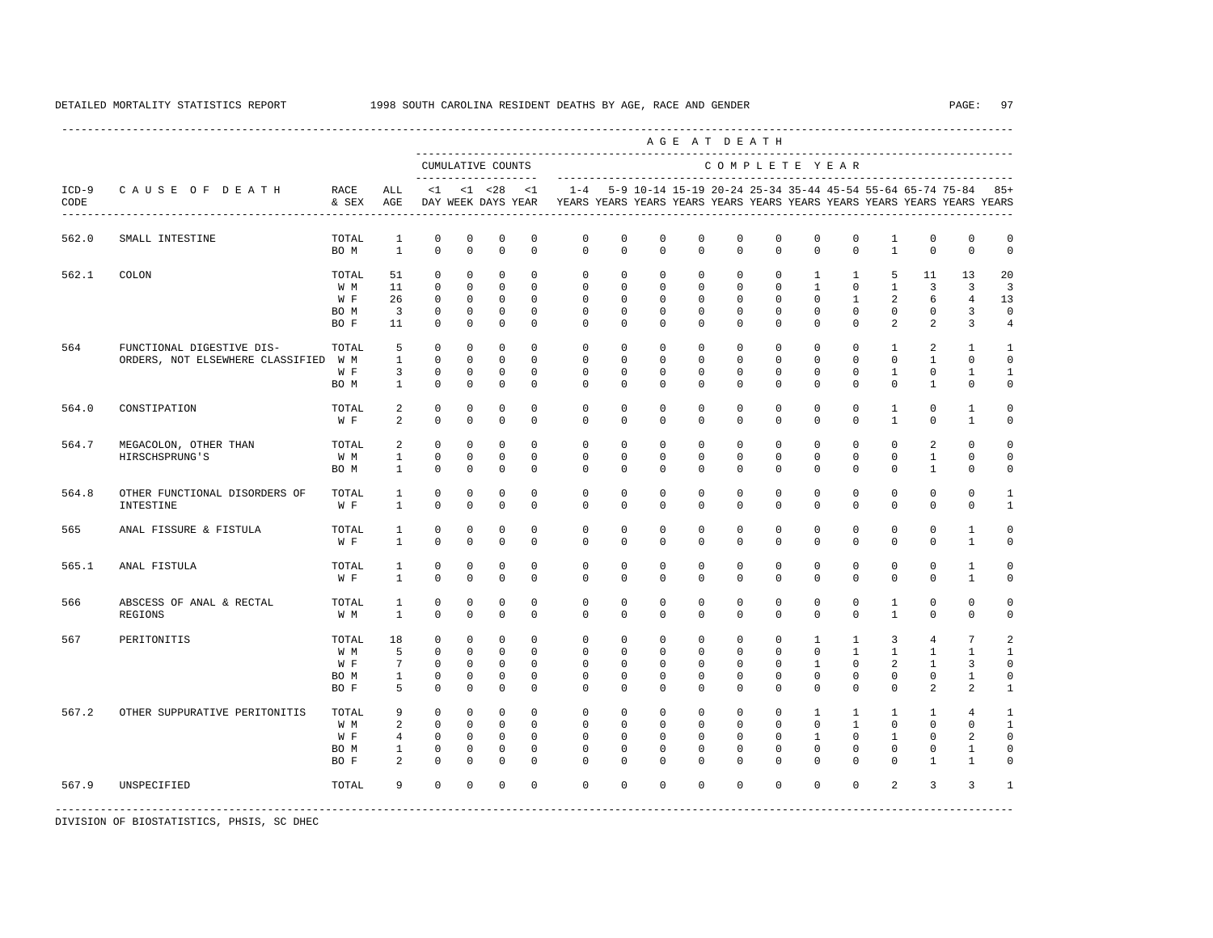DETAILED MORTALITY STATISTICS REPORT 1998 SOUTH CAROLINA RESIDENT DEATHS BY AGE, RACE AND GENDER

| ICD-9 CODE | CAUSE OF DEATH | RACE & SEX | ALL AGE | CUMULATIVE COUNTS <1 DAY | <1 WEEK | <28 DAYS | <1 YEAR | 1-4 YEARS | 5-9 YEARS | 10-14 YEARS | 15-19 YEARS | 20-24 YEARS | 25-34 YEARS | 35-44 YEARS | 45-54 YEARS | 55-64 YEARS | 65-74 YEARS | 75-84 YEARS | 85+ YEARS |
|---|---|---|---|---|---|---|---|---|---|---|---|---|---|---|---|---|---|---|---|
| 562.0 | SMALL INTESTINE | TOTAL | 1 | 0 | 0 | 0 | 0 | 0 | 0 | 0 | 0 | 0 | 0 | 0 | 0 | 1 | 0 | 0 | 0 |
| | | BO M | 1 | 0 | 0 | 0 | 0 | 0 | 0 | 0 | 0 | 0 | 0 | 0 | 0 | 1 | 0 | 0 | 0 |
| 562.1 | COLON | TOTAL | 51 | 0 | 0 | 0 | 0 | 0 | 0 | 0 | 0 | 0 | 0 | 1 | 1 | 5 | 11 | 13 | 20 |
| | | W M | 11 | 0 | 0 | 0 | 0 | 0 | 0 | 0 | 0 | 0 | 0 | 1 | 0 | 1 | 3 | 3 | 3 |
| | | W F | 26 | 0 | 0 | 0 | 0 | 0 | 0 | 0 | 0 | 0 | 0 | 0 | 1 | 2 | 6 | 4 | 13 |
| | | BO M | 3 | 0 | 0 | 0 | 0 | 0 | 0 | 0 | 0 | 0 | 0 | 0 | 0 | 0 | 0 | 3 | 0 |
| | | BO F | 11 | 0 | 0 | 0 | 0 | 0 | 0 | 0 | 0 | 0 | 0 | 0 | 0 | 2 | 2 | 3 | 4 |
| 564 | FUNCTIONAL DIGESTIVE DIS- ORDERS, NOT ELSEWHERE CLASSIFIED | TOTAL | 5 | 0 | 0 | 0 | 0 | 0 | 0 | 0 | 0 | 0 | 0 | 0 | 0 | 1 | 2 | 1 | 1 |
| | | W M | 1 | 0 | 0 | 0 | 0 | 0 | 0 | 0 | 0 | 0 | 0 | 0 | 0 | 0 | 1 | 0 | 0 |
| | | W F | 3 | 0 | 0 | 0 | 0 | 0 | 0 | 0 | 0 | 0 | 0 | 0 | 0 | 1 | 0 | 1 | 1 |
| | | BO M | 1 | 0 | 0 | 0 | 0 | 0 | 0 | 0 | 0 | 0 | 0 | 0 | 0 | 0 | 1 | 0 | 0 |
| 564.0 | CONSTIPATION | TOTAL | 2 | 0 | 0 | 0 | 0 | 0 | 0 | 0 | 0 | 0 | 0 | 0 | 0 | 1 | 0 | 1 | 0 |
| | | W F | 2 | 0 | 0 | 0 | 0 | 0 | 0 | 0 | 0 | 0 | 0 | 0 | 0 | 1 | 0 | 1 | 0 |
| 564.7 | MEGACOLON, OTHER THAN HIRSCHSPRUNG'S | TOTAL | 2 | 0 | 0 | 0 | 0 | 0 | 0 | 0 | 0 | 0 | 0 | 0 | 0 | 0 | 2 | 0 | 0 |
| | | W M | 1 | 0 | 0 | 0 | 0 | 0 | 0 | 0 | 0 | 0 | 0 | 0 | 0 | 0 | 1 | 0 | 0 |
| | | BO M | 1 | 0 | 0 | 0 | 0 | 0 | 0 | 0 | 0 | 0 | 0 | 0 | 0 | 0 | 1 | 0 | 0 |
| 564.8 | OTHER FUNCTIONAL DISORDERS OF INTESTINE | TOTAL | 1 | 0 | 0 | 0 | 0 | 0 | 0 | 0 | 0 | 0 | 0 | 0 | 0 | 0 | 0 | 0 | 1 |
| | | W F | 1 | 0 | 0 | 0 | 0 | 0 | 0 | 0 | 0 | 0 | 0 | 0 | 0 | 0 | 0 | 0 | 1 |
| 565 | ANAL FISSURE & FISTULA | TOTAL | 1 | 0 | 0 | 0 | 0 | 0 | 0 | 0 | 0 | 0 | 0 | 0 | 0 | 0 | 0 | 1 | 0 |
| | | W F | 1 | 0 | 0 | 0 | 0 | 0 | 0 | 0 | 0 | 0 | 0 | 0 | 0 | 0 | 0 | 1 | 0 |
| 565.1 | ANAL FISTULA | TOTAL | 1 | 0 | 0 | 0 | 0 | 0 | 0 | 0 | 0 | 0 | 0 | 0 | 0 | 0 | 0 | 1 | 0 |
| | | W F | 1 | 0 | 0 | 0 | 0 | 0 | 0 | 0 | 0 | 0 | 0 | 0 | 0 | 0 | 0 | 1 | 0 |
| 566 | ABSCESS OF ANAL & RECTAL REGIONS | TOTAL | 1 | 0 | 0 | 0 | 0 | 0 | 0 | 0 | 0 | 0 | 0 | 0 | 0 | 1 | 0 | 0 | 0 |
| | | W M | 1 | 0 | 0 | 0 | 0 | 0 | 0 | 0 | 0 | 0 | 0 | 0 | 0 | 1 | 0 | 0 | 0 |
| 567 | PERITONITIS | TOTAL | 18 | 0 | 0 | 0 | 0 | 0 | 0 | 0 | 0 | 0 | 0 | 1 | 1 | 3 | 4 | 7 | 2 |
| | | W M | 5 | 0 | 0 | 0 | 0 | 0 | 0 | 0 | 0 | 0 | 0 | 0 | 1 | 1 | 1 | 1 | 1 |
| | | W F | 7 | 0 | 0 | 0 | 0 | 0 | 0 | 0 | 0 | 0 | 0 | 1 | 0 | 2 | 1 | 3 | 0 |
| | | BO M | 1 | 0 | 0 | 0 | 0 | 0 | 0 | 0 | 0 | 0 | 0 | 0 | 0 | 0 | 0 | 1 | 0 |
| | | BO F | 5 | 0 | 0 | 0 | 0 | 0 | 0 | 0 | 0 | 0 | 0 | 0 | 0 | 0 | 2 | 2 | 1 |
| 567.2 | OTHER SUPPURATIVE PERITONITIS | TOTAL | 9 | 0 | 0 | 0 | 0 | 0 | 0 | 0 | 0 | 0 | 0 | 1 | 1 | 1 | 1 | 4 | 1 |
| | | W M | 2 | 0 | 0 | 0 | 0 | 0 | 0 | 0 | 0 | 0 | 0 | 0 | 1 | 0 | 0 | 0 | 1 |
| | | W F | 4 | 0 | 0 | 0 | 0 | 0 | 0 | 0 | 0 | 0 | 0 | 1 | 0 | 1 | 0 | 2 | 0 |
| | | BO M | 1 | 0 | 0 | 0 | 0 | 0 | 0 | 0 | 0 | 0 | 0 | 0 | 0 | 0 | 0 | 1 | 0 |
| | | BO F | 2 | 0 | 0 | 0 | 0 | 0 | 0 | 0 | 0 | 0 | 0 | 0 | 0 | 0 | 1 | 1 | 0 |
| 567.9 | UNSPECIFIED | TOTAL | 9 | 0 | 0 | 0 | 0 | 0 | 0 | 0 | 0 | 0 | 0 | 0 | 0 | 2 | 3 | 3 | 1 |

DIVISION OF BIOSTATISTICS, PHSIS, SC DHEC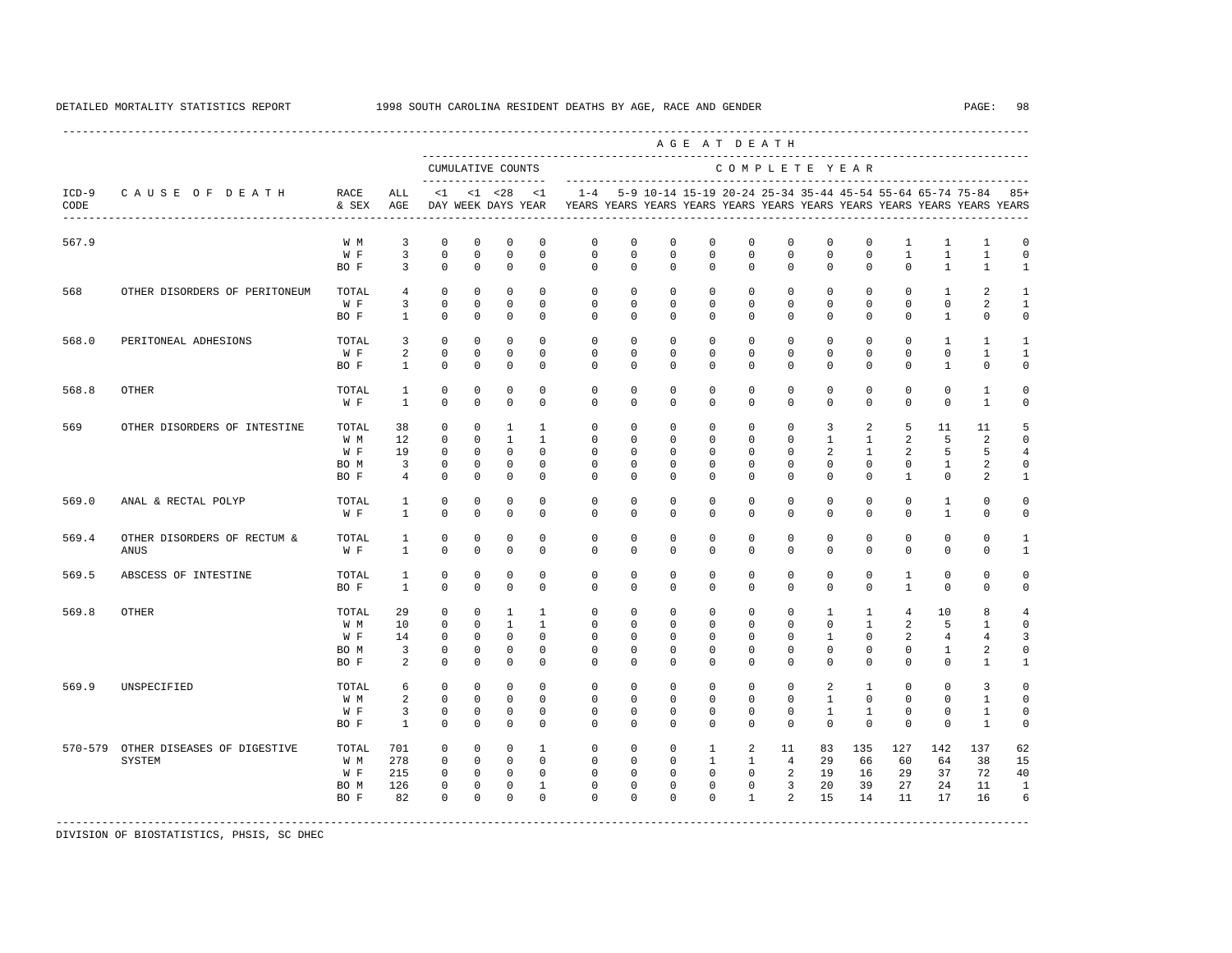DETAILED MORTALITY STATISTICS REPORT 1998 SOUTH CAROLINA RESIDENT DEATHS BY AGE, RACE AND GENDER

| ICD-9 CODE | CAUSE OF DEATH | RACE & SEX | ALL AGE | <1 DAY | <1 WEEK | <28 DAYS | <1 YEAR | 1-4 YEARS | 5-9 YEARS | 10-14 YEARS | 15-19 YEARS | 20-24 YEARS | 25-34 YEARS | 35-44 YEARS | 45-54 YEARS | 55-64 YEARS | 65-74 YEARS | 75-84 YEARS | 85+ YEARS |
|---|---|---|---|---|---|---|---|---|---|---|---|---|---|---|---|---|---|---|---|
| | | | | CUMULATIVE COUNTS | | | | COMPLETE YEAR | | | | | | | | | | | |
| 567.9 | | W M | 3 | 0 | 0 | 0 | 0 | 0 | 0 | 0 | 0 | 0 | 0 | 0 | 0 | 1 | 1 | 1 | 0 |
| | | W F | 3 | 0 | 0 | 0 | 0 | 0 | 0 | 0 | 0 | 0 | 0 | 0 | 0 | 1 | 1 | 1 | 0 |
| | | BO F | 3 | 0 | 0 | 0 | 0 | 0 | 0 | 0 | 0 | 0 | 0 | 0 | 0 | 0 | 1 | 1 | 1 |
| 568 | OTHER DISORDERS OF PERITONEUM | TOTAL | 4 | 0 | 0 | 0 | 0 | 0 | 0 | 0 | 0 | 0 | 0 | 0 | 0 | 0 | 1 | 2 | 1 |
| | | W F | 3 | 0 | 0 | 0 | 0 | 0 | 0 | 0 | 0 | 0 | 0 | 0 | 0 | 0 | 0 | 2 | 1 |
| | | BO F | 1 | 0 | 0 | 0 | 0 | 0 | 0 | 0 | 0 | 0 | 0 | 0 | 0 | 0 | 1 | 0 | 0 |
| 568.0 | PERITONEAL ADHESIONS | TOTAL | 3 | 0 | 0 | 0 | 0 | 0 | 0 | 0 | 0 | 0 | 0 | 0 | 0 | 0 | 1 | 1 | 1 |
| | | W F | 2 | 0 | 0 | 0 | 0 | 0 | 0 | 0 | 0 | 0 | 0 | 0 | 0 | 0 | 0 | 1 | 1 |
| | | BO F | 1 | 0 | 0 | 0 | 0 | 0 | 0 | 0 | 0 | 0 | 0 | 0 | 0 | 0 | 1 | 0 | 0 |
| 568.8 | OTHER | TOTAL | 1 | 0 | 0 | 0 | 0 | 0 | 0 | 0 | 0 | 0 | 0 | 0 | 0 | 0 | 0 | 1 | 0 |
| | | W F | 1 | 0 | 0 | 0 | 0 | 0 | 0 | 0 | 0 | 0 | 0 | 0 | 0 | 0 | 0 | 1 | 0 |
| 569 | OTHER DISORDERS OF INTESTINE | TOTAL | 38 | 0 | 0 | 1 | 1 | 0 | 0 | 0 | 0 | 0 | 0 | 3 | 2 | 5 | 11 | 11 | 5 |
| | | W M | 12 | 0 | 0 | 1 | 1 | 0 | 0 | 0 | 0 | 0 | 0 | 1 | 1 | 2 | 5 | 2 | 0 |
| | | W F | 19 | 0 | 0 | 0 | 0 | 0 | 0 | 0 | 0 | 0 | 0 | 2 | 1 | 2 | 5 | 5 | 4 |
| | | BO M | 3 | 0 | 0 | 0 | 0 | 0 | 0 | 0 | 0 | 0 | 0 | 0 | 0 | 0 | 1 | 2 | 0 |
| | | BO F | 4 | 0 | 0 | 0 | 0 | 0 | 0 | 0 | 0 | 0 | 0 | 0 | 0 | 1 | 0 | 2 | 1 |
| 569.0 | ANAL & RECTAL POLYP | TOTAL | 1 | 0 | 0 | 0 | 0 | 0 | 0 | 0 | 0 | 0 | 0 | 0 | 0 | 0 | 1 | 0 | 0 |
| | | W F | 1 | 0 | 0 | 0 | 0 | 0 | 0 | 0 | 0 | 0 | 0 | 0 | 0 | 0 | 1 | 0 | 0 |
| 569.4 | OTHER DISORDERS OF RECTUM & ANUS | TOTAL | 1 | 0 | 0 | 0 | 0 | 0 | 0 | 0 | 0 | 0 | 0 | 0 | 0 | 0 | 0 | 0 | 1 |
| | | W F | 1 | 0 | 0 | 0 | 0 | 0 | 0 | 0 | 0 | 0 | 0 | 0 | 0 | 0 | 0 | 0 | 1 |
| 569.5 | ABSCESS OF INTESTINE | TOTAL | 1 | 0 | 0 | 0 | 0 | 0 | 0 | 0 | 0 | 0 | 0 | 0 | 0 | 1 | 0 | 0 | 0 |
| | | BO F | 1 | 0 | 0 | 0 | 0 | 0 | 0 | 0 | 0 | 0 | 0 | 0 | 0 | 1 | 0 | 0 | 0 |
| 569.8 | OTHER | TOTAL | 29 | 0 | 0 | 1 | 1 | 0 | 0 | 0 | 0 | 0 | 0 | 1 | 1 | 4 | 10 | 8 | 4 |
| | | W M | 10 | 0 | 0 | 1 | 1 | 0 | 0 | 0 | 0 | 0 | 0 | 0 | 1 | 2 | 5 | 1 | 0 |
| | | W F | 14 | 0 | 0 | 0 | 0 | 0 | 0 | 0 | 0 | 0 | 0 | 1 | 0 | 2 | 4 | 4 | 3 |
| | | BO M | 3 | 0 | 0 | 0 | 0 | 0 | 0 | 0 | 0 | 0 | 0 | 0 | 0 | 0 | 1 | 2 | 0 |
| | | BO F | 2 | 0 | 0 | 0 | 0 | 0 | 0 | 0 | 0 | 0 | 0 | 0 | 0 | 0 | 0 | 1 | 1 |
| 569.9 | UNSPECIFIED | TOTAL | 6 | 0 | 0 | 0 | 0 | 0 | 0 | 0 | 0 | 0 | 0 | 2 | 1 | 0 | 0 | 3 | 0 |
| | | W M | 2 | 0 | 0 | 0 | 0 | 0 | 0 | 0 | 0 | 0 | 0 | 1 | 0 | 0 | 0 | 1 | 0 |
| | | W F | 3 | 0 | 0 | 0 | 0 | 0 | 0 | 0 | 0 | 0 | 0 | 1 | 1 | 0 | 0 | 1 | 0 |
| | | BO F | 1 | 0 | 0 | 0 | 0 | 0 | 0 | 0 | 0 | 0 | 0 | 0 | 0 | 0 | 0 | 1 | 0 |
| 570-579 | OTHER DISEASES OF DIGESTIVE SYSTEM | TOTAL | 701 | 0 | 0 | 0 | 1 | 0 | 0 | 0 | 1 | 2 | 11 | 83 | 135 | 127 | 142 | 137 | 62 |
| | | W M | 278 | 0 | 0 | 0 | 0 | 0 | 0 | 0 | 1 | 1 | 4 | 29 | 66 | 60 | 64 | 38 | 15 |
| | | W F | 215 | 0 | 0 | 0 | 0 | 0 | 0 | 0 | 0 | 0 | 2 | 19 | 16 | 29 | 37 | 72 | 40 |
| | | BO M | 126 | 0 | 0 | 0 | 1 | 0 | 0 | 0 | 0 | 0 | 3 | 20 | 39 | 27 | 24 | 11 | 1 |
| | | BO F | 82 | 0 | 0 | 0 | 0 | 0 | 0 | 0 | 0 | 1 | 2 | 15 | 14 | 11 | 17 | 16 | 6 |

DIVISION OF BIOSTATISTICS, PHSIS, SC DHEC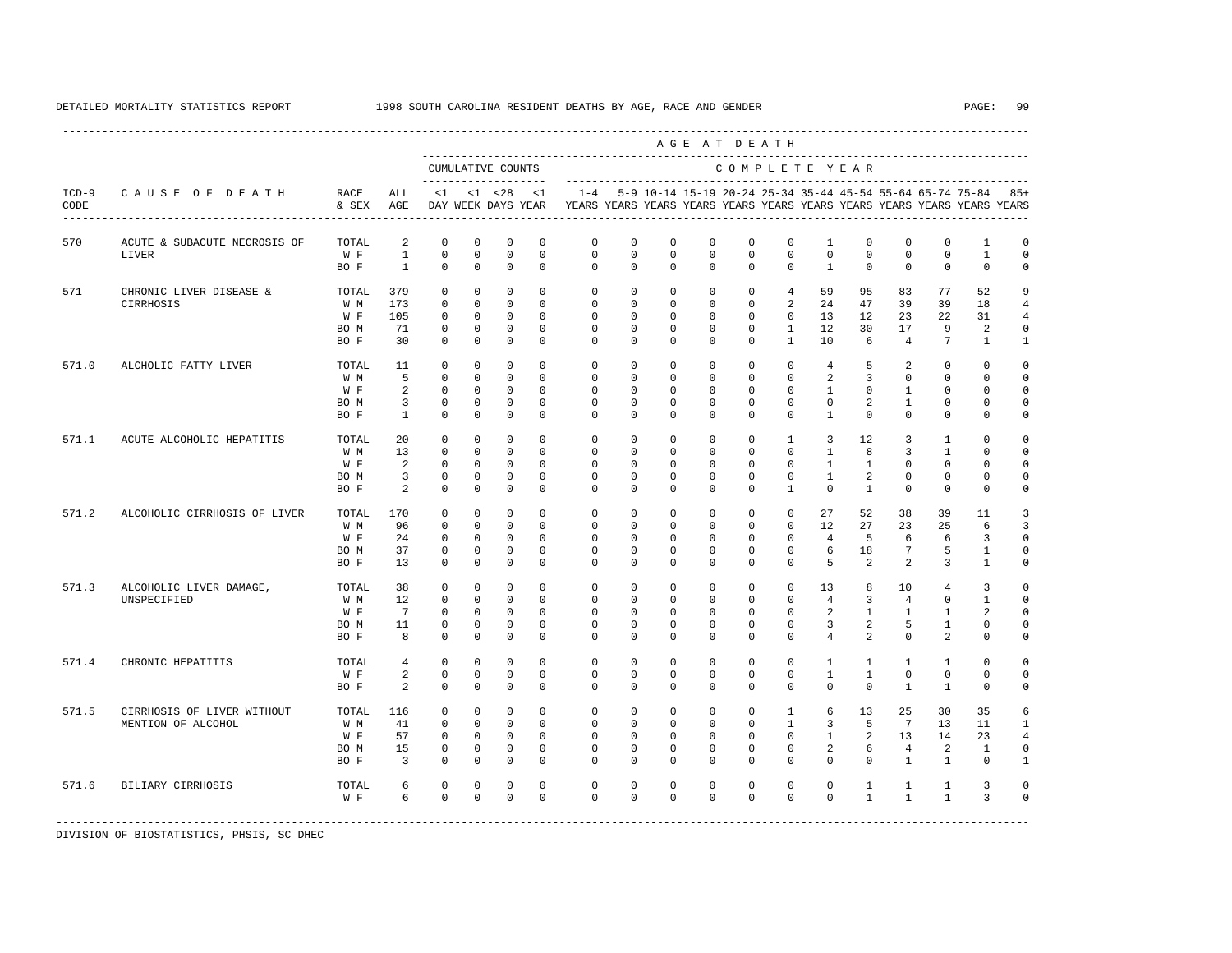DETAILED MORTALITY STATISTICS REPORT 1998 SOUTH CAROLINA RESIDENT DEATHS BY AGE, RACE AND GENDER

| ICD-9 CODE | CAUSE OF DEATH | RACE & SEX | ALL AGE | <1 DAY | <1 WEEK | <28 DAYS | <1 YEAR | 1-4 YEARS | 5-9 YEARS | 10-14 YEARS | 15-19 YEARS | 20-24 YEARS | 25-34 YEARS | 35-44 YEARS | 45-54 YEARS | 55-64 YEARS | 65-74 YEARS | 75-84 YEARS | 85+ YEARS |
|---|---|---|---|---|---|---|---|---|---|---|---|---|---|---|---|---|---|---|---|
| | | | | CUMULATIVE COUNTS | | | | COMPLETE YEAR | | | | | | | | | | | |
| 570 | ACUTE & SUBACUTE NECROSIS OF LIVER | TOTAL | 2 | 0 | 0 | 0 | 0 | 0 | 0 | 0 | 0 | 0 | 0 | 1 | 0 | 0 | 0 | 1 | 0 |
| | | W F | 1 | 0 | 0 | 0 | 0 | 0 | 0 | 0 | 0 | 0 | 0 | 0 | 0 | 0 | 0 | 1 | 0 |
| | | BO F | 1 | 0 | 0 | 0 | 0 | 0 | 0 | 0 | 0 | 0 | 0 | 1 | 0 | 0 | 0 | 0 | 0 |
| 571 | CHRONIC LIVER DISEASE & CIRRHOSIS | TOTAL | 379 | 0 | 0 | 0 | 0 | 0 | 0 | 0 | 0 | 0 | 4 | 59 | 95 | 83 | 77 | 52 | 9 |
| | | W M | 173 | 0 | 0 | 0 | 0 | 0 | 0 | 0 | 0 | 0 | 2 | 24 | 47 | 39 | 39 | 18 | 4 |
| | | W F | 105 | 0 | 0 | 0 | 0 | 0 | 0 | 0 | 0 | 0 | 0 | 13 | 12 | 23 | 22 | 31 | 4 |
| | | BO M | 71 | 0 | 0 | 0 | 0 | 0 | 0 | 0 | 0 | 0 | 1 | 12 | 30 | 17 | 9 | 2 | 0 |
| | | BO F | 30 | 0 | 0 | 0 | 0 | 0 | 0 | 0 | 0 | 0 | 1 | 10 | 6 | 4 | 7 | 1 | 1 |
| 571.0 | ALCHOLIC FATTY LIVER | TOTAL | 11 | 0 | 0 | 0 | 0 | 0 | 0 | 0 | 0 | 0 | 0 | 4 | 5 | 2 | 0 | 0 | 0 |
| | | W M | 5 | 0 | 0 | 0 | 0 | 0 | 0 | 0 | 0 | 0 | 0 | 2 | 3 | 0 | 0 | 0 | 0 |
| | | W F | 2 | 0 | 0 | 0 | 0 | 0 | 0 | 0 | 0 | 0 | 0 | 1 | 0 | 1 | 0 | 0 | 0 |
| | | BO M | 3 | 0 | 0 | 0 | 0 | 0 | 0 | 0 | 0 | 0 | 0 | 0 | 2 | 1 | 0 | 0 | 0 |
| | | BO F | 1 | 0 | 0 | 0 | 0 | 0 | 0 | 0 | 0 | 0 | 0 | 1 | 0 | 0 | 0 | 0 | 0 |
| 571.1 | ACUTE ALCOHOLIC HEPATITIS | TOTAL | 20 | 0 | 0 | 0 | 0 | 0 | 0 | 0 | 0 | 0 | 1 | 3 | 12 | 3 | 1 | 0 | 0 |
| | | W M | 13 | 0 | 0 | 0 | 0 | 0 | 0 | 0 | 0 | 0 | 0 | 1 | 8 | 3 | 1 | 0 | 0 |
| | | W F | 2 | 0 | 0 | 0 | 0 | 0 | 0 | 0 | 0 | 0 | 0 | 1 | 1 | 0 | 0 | 0 | 0 |
| | | BO M | 3 | 0 | 0 | 0 | 0 | 0 | 0 | 0 | 0 | 0 | 0 | 1 | 2 | 0 | 0 | 0 | 0 |
| | | BO F | 2 | 0 | 0 | 0 | 0 | 0 | 0 | 0 | 0 | 0 | 1 | 0 | 1 | 0 | 0 | 0 | 0 |
| 571.2 | ALCOHOLIC CIRRHOSIS OF LIVER | TOTAL | 170 | 0 | 0 | 0 | 0 | 0 | 0 | 0 | 0 | 0 | 0 | 27 | 52 | 38 | 39 | 11 | 3 |
| | | W M | 96 | 0 | 0 | 0 | 0 | 0 | 0 | 0 | 0 | 0 | 0 | 12 | 27 | 23 | 25 | 6 | 3 |
| | | W F | 24 | 0 | 0 | 0 | 0 | 0 | 0 | 0 | 0 | 0 | 0 | 4 | 5 | 6 | 6 | 3 | 0 |
| | | BO M | 37 | 0 | 0 | 0 | 0 | 0 | 0 | 0 | 0 | 0 | 0 | 6 | 18 | 7 | 5 | 1 | 0 |
| | | BO F | 13 | 0 | 0 | 0 | 0 | 0 | 0 | 0 | 0 | 0 | 0 | 5 | 2 | 2 | 3 | 1 | 0 |
| 571.3 | ALCOHOLIC LIVER DAMAGE, UNSPECIFIED | TOTAL | 38 | 0 | 0 | 0 | 0 | 0 | 0 | 0 | 0 | 0 | 0 | 13 | 8 | 10 | 4 | 3 | 0 |
| | | W M | 12 | 0 | 0 | 0 | 0 | 0 | 0 | 0 | 0 | 0 | 0 | 4 | 3 | 4 | 0 | 1 | 0 |
| | | W F | 7 | 0 | 0 | 0 | 0 | 0 | 0 | 0 | 0 | 0 | 0 | 2 | 1 | 1 | 1 | 2 | 0 |
| | | BO M | 11 | 0 | 0 | 0 | 0 | 0 | 0 | 0 | 0 | 0 | 0 | 3 | 2 | 5 | 1 | 0 | 0 |
| | | BO F | 8 | 0 | 0 | 0 | 0 | 0 | 0 | 0 | 0 | 0 | 0 | 4 | 2 | 0 | 2 | 0 | 0 |
| 571.4 | CHRONIC HEPATITIS | TOTAL | 4 | 0 | 0 | 0 | 0 | 0 | 0 | 0 | 0 | 0 | 0 | 1 | 1 | 1 | 1 | 0 | 0 |
| | | W F | 2 | 0 | 0 | 0 | 0 | 0 | 0 | 0 | 0 | 0 | 0 | 1 | 1 | 0 | 0 | 0 | 0 |
| | | BO F | 2 | 0 | 0 | 0 | 0 | 0 | 0 | 0 | 0 | 0 | 0 | 0 | 0 | 1 | 1 | 0 | 0 |
| 571.5 | CIRRHOSIS OF LIVER WITHOUT MENTION OF ALCOHOL | TOTAL | 116 | 0 | 0 | 0 | 0 | 0 | 0 | 0 | 0 | 0 | 1 | 6 | 13 | 25 | 30 | 35 | 6 |
| | | W M | 41 | 0 | 0 | 0 | 0 | 0 | 0 | 0 | 0 | 0 | 1 | 3 | 5 | 7 | 13 | 11 | 1 |
| | | W F | 57 | 0 | 0 | 0 | 0 | 0 | 0 | 0 | 0 | 0 | 0 | 1 | 2 | 13 | 14 | 23 | 4 |
| | | BO M | 15 | 0 | 0 | 0 | 0 | 0 | 0 | 0 | 0 | 0 | 0 | 2 | 6 | 4 | 2 | 1 | 0 |
| | | BO F | 3 | 0 | 0 | 0 | 0 | 0 | 0 | 0 | 0 | 0 | 0 | 0 | 0 | 1 | 1 | 0 | 1 |
| 571.6 | BILIARY CIRRHOSIS | TOTAL | 6 | 0 | 0 | 0 | 0 | 0 | 0 | 0 | 0 | 0 | 0 | 0 | 1 | 1 | 1 | 3 | 0 |
| | | W F | 6 | 0 | 0 | 0 | 0 | 0 | 0 | 0 | 0 | 0 | 0 | 0 | 1 | 1 | 1 | 3 | 0 |

DIVISION OF BIOSTATISTICS, PHSIS, SC DHEC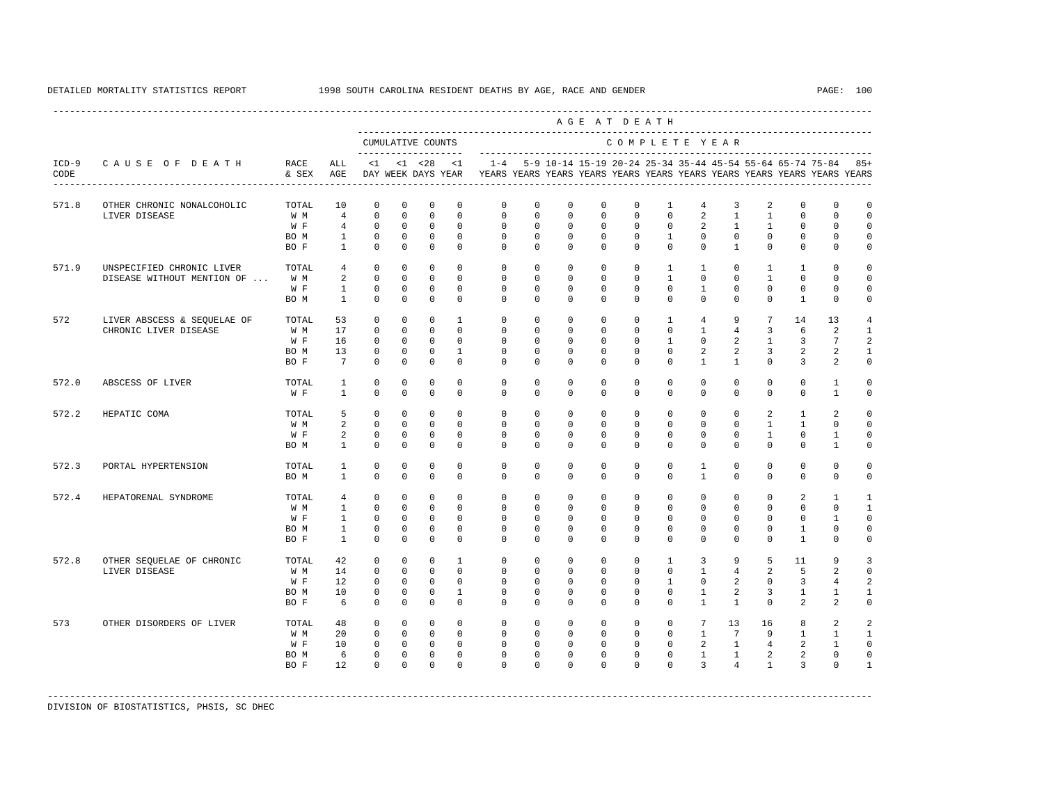DETAILED MORTALITY STATISTICS REPORT — 1998 SOUTH CAROLINA RESIDENT DEATHS BY AGE, RACE AND GENDER

| ICD-9 CODE | CAUSE OF DEATH | RACE & SEX | ALL AGE | <1 DAY | <1 WEEK | <28 DAYS | <1 YEAR | 1-4 YEARS | 5-9 YEARS | 10-14 YEARS | 15-19 YEARS | 20-24 YEARS | 25-34 YEARS | 35-44 YEARS | 45-54 YEARS | 55-64 YEARS | 65-74 YEARS | 75-84 YEARS | 85+ YEARS |
|---|---|---|---|---|---|---|---|---|---|---|---|---|---|---|---|---|---|---|---|
| | | | | CUMULATIVE COUNTS | | | | COMPLETE YEAR | | | | | | | | | | | |
| 571.8 | OTHER CHRONIC NONALCOHOLIC LIVER DISEASE | TOTAL | 10 | 0 | 0 | 0 | 0 | 0 | 0 | 0 | 0 | 0 | 1 | 4 | 3 | 2 | 0 | 0 | 0 |
| | | W M | 4 | 0 | 0 | 0 | 0 | 0 | 0 | 0 | 0 | 0 | 0 | 2 | 1 | 1 | 0 | 0 | 0 |
| | | W F | 4 | 0 | 0 | 0 | 0 | 0 | 0 | 0 | 0 | 0 | 0 | 2 | 1 | 1 | 0 | 0 | 0 |
| | | BO M | 1 | 0 | 0 | 0 | 0 | 0 | 0 | 0 | 0 | 0 | 1 | 0 | 0 | 0 | 0 | 0 | 0 |
| | | BO F | 1 | 0 | 0 | 0 | 0 | 0 | 0 | 0 | 0 | 0 | 0 | 0 | 1 | 0 | 0 | 0 | 0 |
| 571.9 | UNSPECIFIED CHRONIC LIVER DISEASE WITHOUT MENTION OF ... | TOTAL | 4 | 0 | 0 | 0 | 0 | 0 | 0 | 0 | 0 | 0 | 1 | 1 | 0 | 1 | 1 | 0 | 0 |
| | | W M | 2 | 0 | 0 | 0 | 0 | 0 | 0 | 0 | 0 | 0 | 1 | 0 | 0 | 1 | 0 | 0 | 0 |
| | | W F | 1 | 0 | 0 | 0 | 0 | 0 | 0 | 0 | 0 | 0 | 0 | 1 | 0 | 0 | 0 | 0 | 0 |
| | | BO M | 1 | 0 | 0 | 0 | 0 | 0 | 0 | 0 | 0 | 0 | 0 | 0 | 0 | 0 | 1 | 0 | 0 |
| 572 | LIVER ABSCESS & SEQUELAE OF CHRONIC LIVER DISEASE | TOTAL | 53 | 0 | 0 | 0 | 1 | 0 | 0 | 0 | 0 | 0 | 1 | 4 | 9 | 7 | 14 | 13 | 4 |
| | | W M | 17 | 0 | 0 | 0 | 0 | 0 | 0 | 0 | 0 | 0 | 0 | 1 | 4 | 3 | 6 | 2 | 1 |
| | | W F | 16 | 0 | 0 | 0 | 0 | 0 | 0 | 0 | 0 | 0 | 1 | 0 | 2 | 1 | 3 | 7 | 2 |
| | | BO M | 13 | 0 | 0 | 0 | 1 | 0 | 0 | 0 | 0 | 0 | 0 | 2 | 2 | 3 | 2 | 2 | 1 |
| | | BO F | 7 | 0 | 0 | 0 | 0 | 0 | 0 | 0 | 0 | 0 | 0 | 1 | 1 | 0 | 3 | 2 | 0 |
| 572.0 | ABSCESS OF LIVER | TOTAL | 1 | 0 | 0 | 0 | 0 | 0 | 0 | 0 | 0 | 0 | 0 | 0 | 0 | 0 | 0 | 1 | 0 |
| | | W F | 1 | 0 | 0 | 0 | 0 | 0 | 0 | 0 | 0 | 0 | 0 | 0 | 0 | 0 | 0 | 1 | 0 |
| 572.2 | HEPATIC COMA | TOTAL | 5 | 0 | 0 | 0 | 0 | 0 | 0 | 0 | 0 | 0 | 0 | 0 | 0 | 2 | 1 | 2 | 0 |
| | | W M | 2 | 0 | 0 | 0 | 0 | 0 | 0 | 0 | 0 | 0 | 0 | 0 | 0 | 1 | 1 | 0 | 0 |
| | | W F | 2 | 0 | 0 | 0 | 0 | 0 | 0 | 0 | 0 | 0 | 0 | 0 | 0 | 1 | 0 | 1 | 0 |
| | | BO M | 1 | 0 | 0 | 0 | 0 | 0 | 0 | 0 | 0 | 0 | 0 | 0 | 0 | 0 | 0 | 1 | 0 |
| 572.3 | PORTAL HYPERTENSION | TOTAL | 1 | 0 | 0 | 0 | 0 | 0 | 0 | 0 | 0 | 0 | 0 | 1 | 0 | 0 | 0 | 0 | 0 |
| | | BO M | 1 | 0 | 0 | 0 | 0 | 0 | 0 | 0 | 0 | 0 | 0 | 1 | 0 | 0 | 0 | 0 | 0 |
| 572.4 | HEPATORENAL SYNDROME | TOTAL | 4 | 0 | 0 | 0 | 0 | 0 | 0 | 0 | 0 | 0 | 0 | 0 | 0 | 0 | 2 | 1 | 1 |
| | | W M | 1 | 0 | 0 | 0 | 0 | 0 | 0 | 0 | 0 | 0 | 0 | 0 | 0 | 0 | 0 | 0 | 1 |
| | | W F | 1 | 0 | 0 | 0 | 0 | 0 | 0 | 0 | 0 | 0 | 0 | 0 | 0 | 0 | 0 | 1 | 0 |
| | | BO M | 1 | 0 | 0 | 0 | 0 | 0 | 0 | 0 | 0 | 0 | 0 | 0 | 0 | 0 | 1 | 0 | 0 |
| | | BO F | 1 | 0 | 0 | 0 | 0 | 0 | 0 | 0 | 0 | 0 | 0 | 0 | 0 | 0 | 1 | 0 | 0 |
| 572.8 | OTHER SEQUELAE OF CHRONIC LIVER DISEASE | TOTAL | 42 | 0 | 0 | 0 | 1 | 0 | 0 | 0 | 0 | 0 | 1 | 3 | 9 | 5 | 11 | 9 | 3 |
| | | W M | 14 | 0 | 0 | 0 | 0 | 0 | 0 | 0 | 0 | 0 | 0 | 1 | 4 | 2 | 5 | 2 | 0 |
| | | W F | 12 | 0 | 0 | 0 | 0 | 0 | 0 | 0 | 0 | 0 | 1 | 0 | 2 | 0 | 3 | 4 | 2 |
| | | BO M | 10 | 0 | 0 | 0 | 1 | 0 | 0 | 0 | 0 | 0 | 0 | 1 | 2 | 3 | 1 | 1 | 1 |
| | | BO F | 6 | 0 | 0 | 0 | 0 | 0 | 0 | 0 | 0 | 0 | 0 | 1 | 1 | 0 | 2 | 2 | 0 |
| 573 | OTHER DISORDERS OF LIVER | TOTAL | 48 | 0 | 0 | 0 | 0 | 0 | 0 | 0 | 0 | 0 | 0 | 7 | 13 | 16 | 8 | 2 | 2 |
| | | W M | 20 | 0 | 0 | 0 | 0 | 0 | 0 | 0 | 0 | 0 | 0 | 1 | 7 | 9 | 1 | 1 | 1 |
| | | W F | 10 | 0 | 0 | 0 | 0 | 0 | 0 | 0 | 0 | 0 | 0 | 2 | 1 | 4 | 2 | 1 | 0 |
| | | BO M | 6 | 0 | 0 | 0 | 0 | 0 | 0 | 0 | 0 | 0 | 0 | 1 | 1 | 2 | 2 | 0 | 0 |
| | | BO F | 12 | 0 | 0 | 0 | 0 | 0 | 0 | 0 | 0 | 0 | 0 | 3 | 4 | 1 | 3 | 0 | 1 |

DIVISION OF BIOSTATISTICS, PHSIS, SC DHEC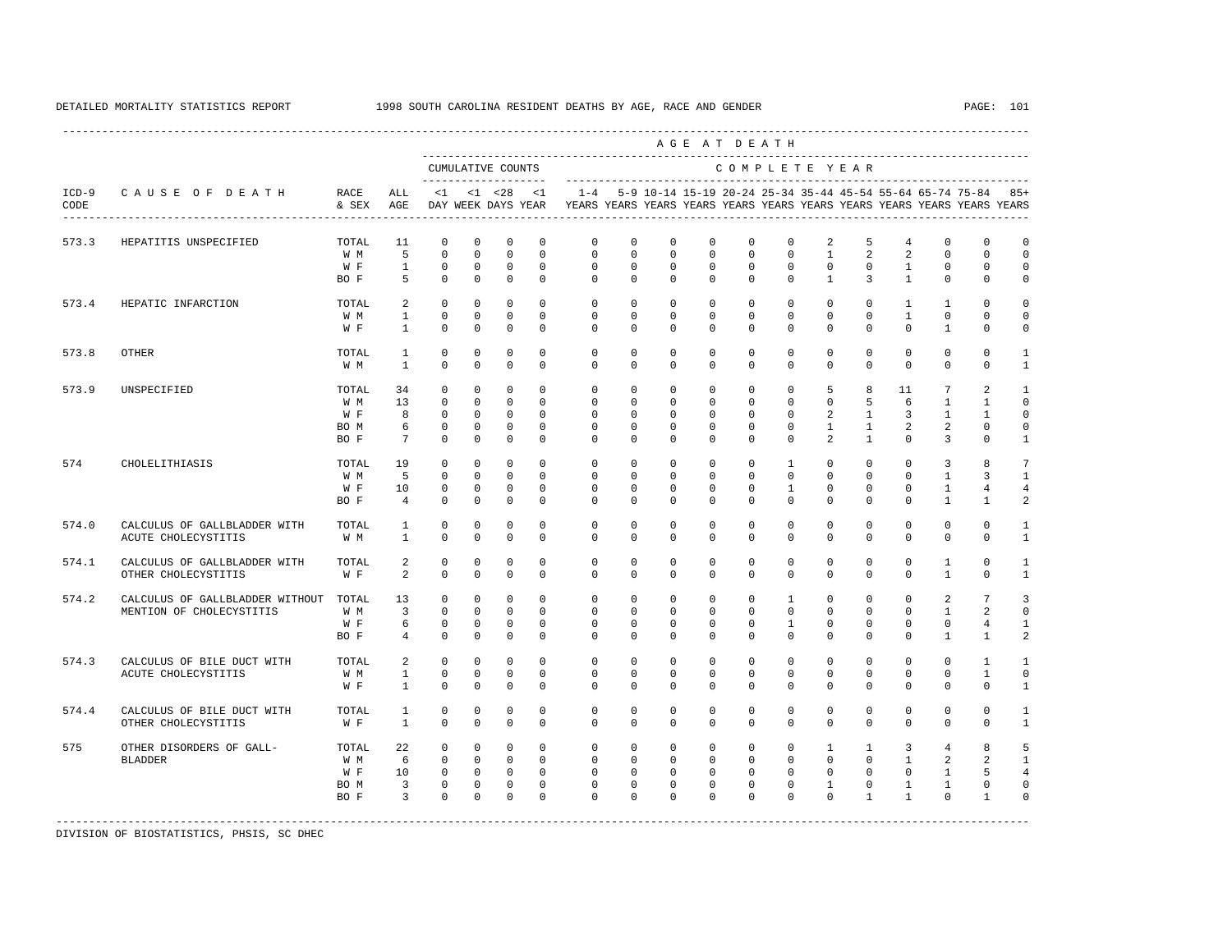DETAILED MORTALITY STATISTICS REPORT 1998 SOUTH CAROLINA RESIDENT DEATHS BY AGE, RACE AND GENDER

| ICD-9 CODE | CAUSE OF DEATH | RACE & SEX | ALL AGE | <1 DAY | <1 WEEK | <28 DAYS | <1 YEAR | 1-4 YEARS | 5-9 YEARS | 10-14 YEARS | 15-19 YEARS | 20-24 YEARS | 25-34 YEARS | 35-44 YEARS | 45-54 YEARS | 55-64 YEARS | 65-74 YEARS | 75-84 YEARS | 85+ YEARS |
|---|---|---|---|---|---|---|---|---|---|---|---|---|---|---|---|---|---|---|---|
| | | | | CUMULATIVE COUNTS | | | | COMPLETE YEAR | | | | | | | | | | | |
| 573.3 | HEPATITIS UNSPECIFIED | TOTAL | 11 | 0 | 0 | 0 | 0 | 0 | 0 | 0 | 0 | 0 | 0 | 2 | 5 | 4 | 0 | 0 | 0 |
| | | W M | 5 | 0 | 0 | 0 | 0 | 0 | 0 | 0 | 0 | 0 | 0 | 1 | 2 | 2 | 0 | 0 | 0 |
| | | W F | 1 | 0 | 0 | 0 | 0 | 0 | 0 | 0 | 0 | 0 | 0 | 0 | 0 | 1 | 0 | 0 | 0 |
| | | BO F | 5 | 0 | 0 | 0 | 0 | 0 | 0 | 0 | 0 | 0 | 0 | 1 | 3 | 1 | 0 | 0 | 0 |
| 573.4 | HEPATIC INFARCTION | TOTAL | 2 | 0 | 0 | 0 | 0 | 0 | 0 | 0 | 0 | 0 | 0 | 0 | 0 | 1 | 1 | 0 | 0 |
| | | W M | 1 | 0 | 0 | 0 | 0 | 0 | 0 | 0 | 0 | 0 | 0 | 0 | 0 | 1 | 0 | 0 | 0 |
| | | W F | 1 | 0 | 0 | 0 | 0 | 0 | 0 | 0 | 0 | 0 | 0 | 0 | 0 | 0 | 1 | 0 | 0 |
| 573.8 | OTHER | TOTAL | 1 | 0 | 0 | 0 | 0 | 0 | 0 | 0 | 0 | 0 | 0 | 0 | 0 | 0 | 0 | 0 | 1 |
| | | W M | 1 | 0 | 0 | 0 | 0 | 0 | 0 | 0 | 0 | 0 | 0 | 0 | 0 | 0 | 0 | 0 | 1 |
| 573.9 | UNSPECIFIED | TOTAL | 34 | 0 | 0 | 0 | 0 | 0 | 0 | 0 | 0 | 0 | 0 | 5 | 8 | 11 | 7 | 2 | 1 |
| | | W M | 13 | 0 | 0 | 0 | 0 | 0 | 0 | 0 | 0 | 0 | 0 | 0 | 5 | 6 | 1 | 1 | 0 |
| | | W F | 8 | 0 | 0 | 0 | 0 | 0 | 0 | 0 | 0 | 0 | 0 | 2 | 1 | 3 | 1 | 1 | 0 |
| | | BO M | 6 | 0 | 0 | 0 | 0 | 0 | 0 | 0 | 0 | 0 | 0 | 1 | 1 | 2 | 2 | 0 | 0 |
| | | BO F | 7 | 0 | 0 | 0 | 0 | 0 | 0 | 0 | 0 | 0 | 0 | 2 | 1 | 0 | 3 | 0 | 1 |
| 574 | CHOLELITHIASIS | TOTAL | 19 | 0 | 0 | 0 | 0 | 0 | 0 | 0 | 0 | 0 | 1 | 0 | 0 | 0 | 3 | 8 | 7 |
| | | W M | 5 | 0 | 0 | 0 | 0 | 0 | 0 | 0 | 0 | 0 | 0 | 0 | 0 | 0 | 1 | 3 | 1 |
| | | W F | 10 | 0 | 0 | 0 | 0 | 0 | 0 | 0 | 0 | 0 | 1 | 0 | 0 | 0 | 1 | 4 | 4 |
| | | BO F | 4 | 0 | 0 | 0 | 0 | 0 | 0 | 0 | 0 | 0 | 0 | 0 | 0 | 0 | 1 | 1 | 2 |
| 574.0 | CALCULUS OF GALLBLADDER WITH ACUTE CHOLECYSTITIS | TOTAL | 1 | 0 | 0 | 0 | 0 | 0 | 0 | 0 | 0 | 0 | 0 | 0 | 0 | 0 | 0 | 0 | 1 |
| | | W M | 1 | 0 | 0 | 0 | 0 | 0 | 0 | 0 | 0 | 0 | 0 | 0 | 0 | 0 | 0 | 0 | 1 |
| 574.1 | CALCULUS OF GALLBLADDER WITH OTHER CHOLECYSTITIS | TOTAL | 2 | 0 | 0 | 0 | 0 | 0 | 0 | 0 | 0 | 0 | 0 | 0 | 0 | 0 | 1 | 0 | 1 |
| | | W F | 2 | 0 | 0 | 0 | 0 | 0 | 0 | 0 | 0 | 0 | 0 | 0 | 0 | 0 | 1 | 0 | 1 |
| 574.2 | CALCULUS OF GALLBLADDER WITHOUT MENTION OF CHOLECYSTITIS | TOTAL | 13 | 0 | 0 | 0 | 0 | 0 | 0 | 0 | 0 | 0 | 1 | 0 | 0 | 0 | 2 | 7 | 3 |
| | | W M | 3 | 0 | 0 | 0 | 0 | 0 | 0 | 0 | 0 | 0 | 0 | 0 | 0 | 0 | 1 | 2 | 0 |
| | | W F | 6 | 0 | 0 | 0 | 0 | 0 | 0 | 0 | 0 | 0 | 1 | 0 | 0 | 0 | 0 | 4 | 1 |
| | | BO F | 4 | 0 | 0 | 0 | 0 | 0 | 0 | 0 | 0 | 0 | 0 | 0 | 0 | 0 | 1 | 1 | 2 |
| 574.3 | CALCULUS OF BILE DUCT WITH ACUTE CHOLECYSTITIS | TOTAL | 2 | 0 | 0 | 0 | 0 | 0 | 0 | 0 | 0 | 0 | 0 | 0 | 0 | 0 | 0 | 1 | 1 |
| | | W M | 1 | 0 | 0 | 0 | 0 | 0 | 0 | 0 | 0 | 0 | 0 | 0 | 0 | 0 | 0 | 1 | 0 |
| | | W F | 1 | 0 | 0 | 0 | 0 | 0 | 0 | 0 | 0 | 0 | 0 | 0 | 0 | 0 | 0 | 0 | 1 |
| 574.4 | CALCULUS OF BILE DUCT WITH OTHER CHOLECYSTITIS | TOTAL | 1 | 0 | 0 | 0 | 0 | 0 | 0 | 0 | 0 | 0 | 0 | 0 | 0 | 0 | 0 | 0 | 1 |
| | | W F | 1 | 0 | 0 | 0 | 0 | 0 | 0 | 0 | 0 | 0 | 0 | 0 | 0 | 0 | 0 | 0 | 1 |
| 575 | OTHER DISORDERS OF GALL-BLADDER | TOTAL | 22 | 0 | 0 | 0 | 0 | 0 | 0 | 0 | 0 | 0 | 0 | 1 | 1 | 3 | 4 | 8 | 5 |
| | | W M | 6 | 0 | 0 | 0 | 0 | 0 | 0 | 0 | 0 | 0 | 0 | 0 | 0 | 1 | 2 | 2 | 1 |
| | | W F | 10 | 0 | 0 | 0 | 0 | 0 | 0 | 0 | 0 | 0 | 0 | 0 | 0 | 0 | 1 | 5 | 4 |
| | | BO M | 3 | 0 | 0 | 0 | 0 | 0 | 0 | 0 | 0 | 0 | 0 | 1 | 0 | 1 | 1 | 0 | 0 |
| | | BO F | 3 | 0 | 0 | 0 | 0 | 0 | 0 | 0 | 0 | 0 | 0 | 0 | 1 | 1 | 0 | 1 | 0 |

DIVISION OF BIOSTATISTICS, PHSIS, SC DHEC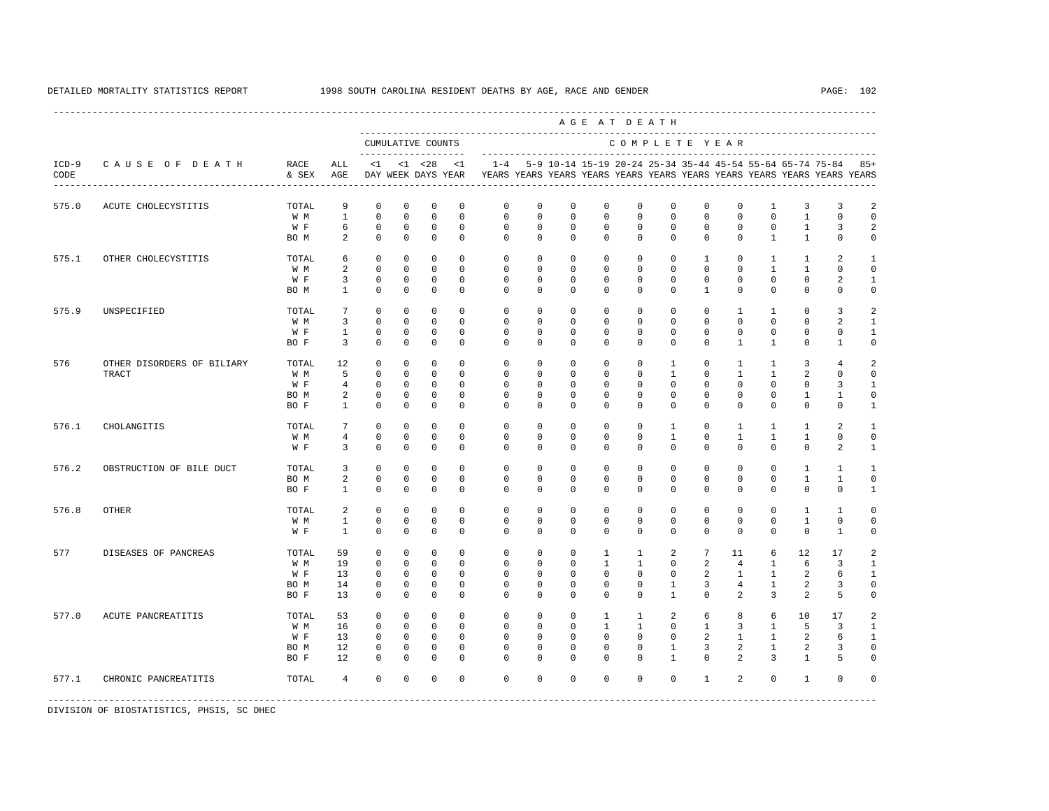DETAILED MORTALITY STATISTICS REPORT — 1998 SOUTH CAROLINA RESIDENT DEATHS BY AGE, RACE AND GENDER

| ICD-9 CODE | CAUSE OF DEATH | RACE & SEX | ALL AGE | <1 DAY | <1 WEEK | <28 DAYS | <1 YEAR | 1-4 YEARS | 5-9 YEARS | 10-14 YEARS | 15-19 YEARS | 20-24 YEARS | 25-34 YEARS | 35-44 YEARS | 45-54 YEARS | 55-64 YEARS | 65-74 YEARS | 75-84 YEARS | 85+ YEARS |
|---|---|---|---|---|---|---|---|---|---|---|---|---|---|---|---|---|---|---|---|
| | | | | CUMULATIVE COUNTS | | | | COMPLETE YEAR | | | | | | | | | | | |
| 575.0 | ACUTE CHOLECYSTITIS | TOTAL | 9 | 0 | 0 | 0 | 0 | 0 | 0 | 0 | 0 | 0 | 0 | 0 | 0 | 1 | 3 | 3 | 2 |
| | | W M | 1 | 0 | 0 | 0 | 0 | 0 | 0 | 0 | 0 | 0 | 0 | 0 | 0 | 0 | 1 | 0 | 0 |
| | | W F | 6 | 0 | 0 | 0 | 0 | 0 | 0 | 0 | 0 | 0 | 0 | 0 | 0 | 0 | 1 | 3 | 2 |
| | | BO M | 2 | 0 | 0 | 0 | 0 | 0 | 0 | 0 | 0 | 0 | 0 | 0 | 0 | 1 | 1 | 0 | 0 |
| 575.1 | OTHER CHOLECYSTITIS | TOTAL | 6 | 0 | 0 | 0 | 0 | 0 | 0 | 0 | 0 | 0 | 0 | 1 | 0 | 1 | 1 | 2 | 1 |
| | | W M | 2 | 0 | 0 | 0 | 0 | 0 | 0 | 0 | 0 | 0 | 0 | 0 | 0 | 1 | 1 | 0 | 0 |
| | | W F | 3 | 0 | 0 | 0 | 0 | 0 | 0 | 0 | 0 | 0 | 0 | 0 | 0 | 0 | 0 | 2 | 1 |
| | | BO M | 1 | 0 | 0 | 0 | 0 | 0 | 0 | 0 | 0 | 0 | 0 | 1 | 0 | 0 | 0 | 0 | 0 |
| 575.9 | UNSPECIFIED | TOTAL | 7 | 0 | 0 | 0 | 0 | 0 | 0 | 0 | 0 | 0 | 0 | 0 | 1 | 1 | 0 | 3 | 2 |
| | | W M | 3 | 0 | 0 | 0 | 0 | 0 | 0 | 0 | 0 | 0 | 0 | 0 | 0 | 0 | 0 | 2 | 1 |
| | | W F | 1 | 0 | 0 | 0 | 0 | 0 | 0 | 0 | 0 | 0 | 0 | 0 | 0 | 0 | 0 | 0 | 1 |
| | | BO F | 3 | 0 | 0 | 0 | 0 | 0 | 0 | 0 | 0 | 0 | 0 | 0 | 1 | 1 | 0 | 1 | 0 |
| 576 | OTHER DISORDERS OF BILIARY TRACT | TOTAL | 12 | 0 | 0 | 0 | 0 | 0 | 0 | 0 | 0 | 0 | 1 | 0 | 1 | 1 | 3 | 4 | 2 |
| | | W M | 5 | 0 | 0 | 0 | 0 | 0 | 0 | 0 | 0 | 0 | 1 | 0 | 1 | 1 | 2 | 0 | 0 |
| | | W F | 4 | 0 | 0 | 0 | 0 | 0 | 0 | 0 | 0 | 0 | 0 | 0 | 0 | 0 | 0 | 3 | 1 |
| | | BO M | 2 | 0 | 0 | 0 | 0 | 0 | 0 | 0 | 0 | 0 | 0 | 0 | 0 | 0 | 1 | 1 | 0 |
| | | BO F | 1 | 0 | 0 | 0 | 0 | 0 | 0 | 0 | 0 | 0 | 0 | 0 | 0 | 0 | 0 | 0 | 1 |
| 576.1 | CHOLANGITIS | TOTAL | 7 | 0 | 0 | 0 | 0 | 0 | 0 | 0 | 0 | 0 | 1 | 0 | 1 | 1 | 1 | 2 | 1 |
| | | W M | 4 | 0 | 0 | 0 | 0 | 0 | 0 | 0 | 0 | 0 | 1 | 0 | 1 | 1 | 1 | 0 | 0 |
| | | W F | 3 | 0 | 0 | 0 | 0 | 0 | 0 | 0 | 0 | 0 | 0 | 0 | 0 | 0 | 0 | 2 | 1 |
| 576.2 | OBSTRUCTION OF BILE DUCT | TOTAL | 3 | 0 | 0 | 0 | 0 | 0 | 0 | 0 | 0 | 0 | 0 | 0 | 0 | 0 | 1 | 1 | 1 |
| | | BO M | 2 | 0 | 0 | 0 | 0 | 0 | 0 | 0 | 0 | 0 | 0 | 0 | 0 | 0 | 1 | 1 | 0 |
| | | BO F | 1 | 0 | 0 | 0 | 0 | 0 | 0 | 0 | 0 | 0 | 0 | 0 | 0 | 0 | 0 | 0 | 1 |
| 576.8 | OTHER | TOTAL | 2 | 0 | 0 | 0 | 0 | 0 | 0 | 0 | 0 | 0 | 0 | 0 | 0 | 0 | 1 | 1 | 0 |
| | | W M | 1 | 0 | 0 | 0 | 0 | 0 | 0 | 0 | 0 | 0 | 0 | 0 | 0 | 0 | 1 | 0 | 0 |
| | | W F | 1 | 0 | 0 | 0 | 0 | 0 | 0 | 0 | 0 | 0 | 0 | 0 | 0 | 0 | 0 | 1 | 0 |
| 577 | DISEASES OF PANCREAS | TOTAL | 59 | 0 | 0 | 0 | 0 | 0 | 0 | 0 | 1 | 1 | 2 | 7 | 11 | 6 | 12 | 17 | 2 |
| | | W M | 19 | 0 | 0 | 0 | 0 | 0 | 0 | 0 | 1 | 1 | 0 | 2 | 4 | 1 | 6 | 3 | 1 |
| | | W F | 13 | 0 | 0 | 0 | 0 | 0 | 0 | 0 | 0 | 0 | 0 | 2 | 1 | 1 | 2 | 6 | 1 |
| | | BO M | 14 | 0 | 0 | 0 | 0 | 0 | 0 | 0 | 0 | 0 | 1 | 3 | 4 | 1 | 2 | 3 | 0 |
| | | BO F | 13 | 0 | 0 | 0 | 0 | 0 | 0 | 0 | 0 | 0 | 1 | 0 | 2 | 3 | 2 | 5 | 0 |
| 577.0 | ACUTE PANCREATITIS | TOTAL | 53 | 0 | 0 | 0 | 0 | 0 | 0 | 0 | 1 | 1 | 2 | 6 | 8 | 6 | 10 | 17 | 2 |
| | | W M | 16 | 0 | 0 | 0 | 0 | 0 | 0 | 0 | 1 | 1 | 0 | 1 | 3 | 1 | 5 | 3 | 1 |
| | | W F | 13 | 0 | 0 | 0 | 0 | 0 | 0 | 0 | 0 | 0 | 0 | 2 | 1 | 1 | 2 | 6 | 1 |
| | | BO M | 12 | 0 | 0 | 0 | 0 | 0 | 0 | 0 | 0 | 0 | 1 | 3 | 2 | 1 | 2 | 3 | 0 |
| | | BO F | 12 | 0 | 0 | 0 | 0 | 0 | 0 | 0 | 0 | 0 | 1 | 0 | 2 | 3 | 1 | 5 | 0 |
| 577.1 | CHRONIC PANCREATITIS | TOTAL | 4 | 0 | 0 | 0 | 0 | 0 | 0 | 0 | 0 | 0 | 0 | 1 | 2 | 0 | 1 | 0 | 0 |

DIVISION OF BIOSTATISTICS, PHSIS, SC DHEC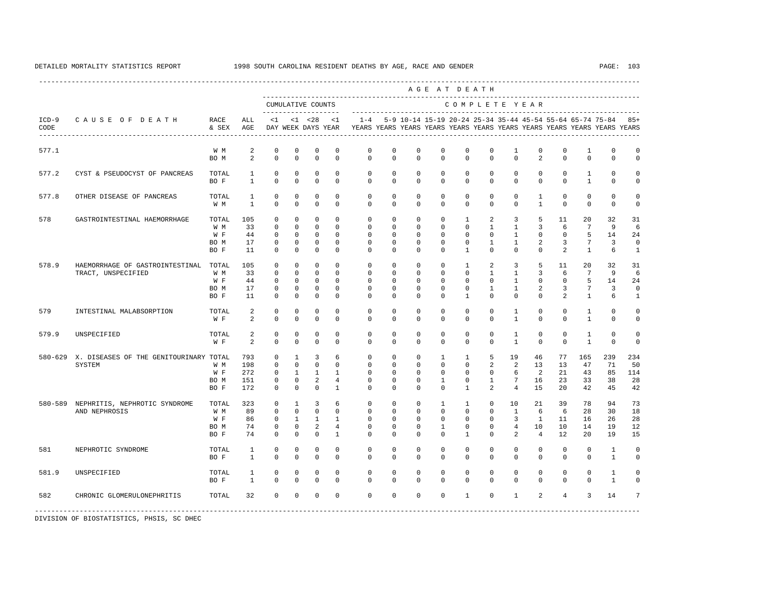DETAILED MORTALITY STATISTICS REPORT 1998 SOUTH CAROLINA RESIDENT DEATHS BY AGE, RACE AND GENDER

| ICD-9 CODE | CAUSE OF DEATH | RACE & SEX | ALL AGE | CUMULATIVE COUNTS <1 DAY | <1 WEEK | <28 DAYS | <1 YEAR | 1-4 YEARS | 5-9 YEARS | 10-14 YEARS | 15-19 YEARS | 20-24 YEARS | 25-34 YEARS | 35-44 YEARS | 45-54 YEARS | 55-64 YEARS | 65-74 YEARS | 75-84 YEARS | 85+ YEARS |
|---|---|---|---|---|---|---|---|---|---|---|---|---|---|---|---|---|---|---|---|
| 577.1 | | W M | 2 | 0 | 0 | 0 | 0 | 0 | 0 | 0 | 0 | 0 | 0 | 1 | 0 | 0 | 1 | 0 | 0 |
| | | BO M | 2 | 0 | 0 | 0 | 0 | 0 | 0 | 0 | 0 | 0 | 0 | 0 | 2 | 0 | 0 | 0 | 0 |
| 577.2 | CYST & PSEUDOCYST OF PANCREAS | TOTAL | 1 | 0 | 0 | 0 | 0 | 0 | 0 | 0 | 0 | 0 | 0 | 0 | 0 | 0 | 1 | 0 | 0 |
| | | BO F | 1 | 0 | 0 | 0 | 0 | 0 | 0 | 0 | 0 | 0 | 0 | 0 | 0 | 0 | 1 | 0 | 0 |
| 577.8 | OTHER DISEASE OF PANCREAS | TOTAL | 1 | 0 | 0 | 0 | 0 | 0 | 0 | 0 | 0 | 0 | 0 | 0 | 1 | 0 | 0 | 0 | 0 |
| | | W M | 1 | 0 | 0 | 0 | 0 | 0 | 0 | 0 | 0 | 0 | 0 | 0 | 1 | 0 | 0 | 0 | 0 |
| 578 | GASTROINTESTINAL HAEMORRHAGE | TOTAL | 105 | 0 | 0 | 0 | 0 | 0 | 0 | 0 | 0 | 1 | 2 | 3 | 5 | 11 | 20 | 32 | 31 |
| | | W M | 33 | 0 | 0 | 0 | 0 | 0 | 0 | 0 | 0 | 0 | 1 | 1 | 3 | 6 | 7 | 9 | 6 |
| | | W F | 44 | 0 | 0 | 0 | 0 | 0 | 0 | 0 | 0 | 0 | 0 | 1 | 0 | 0 | 5 | 14 | 24 |
| | | BO M | 17 | 0 | 0 | 0 | 0 | 0 | 0 | 0 | 0 | 0 | 1 | 1 | 2 | 3 | 7 | 3 | 0 |
| | | BO F | 11 | 0 | 0 | 0 | 0 | 0 | 0 | 0 | 0 | 1 | 0 | 0 | 0 | 2 | 1 | 6 | 1 |
| 578.9 | HAEMORRHAGE OF GASTROINTESTINAL TRACT, UNSPECIFIED | TOTAL | 105 | 0 | 0 | 0 | 0 | 0 | 0 | 0 | 0 | 1 | 2 | 3 | 5 | 11 | 20 | 32 | 31 |
| | | W M | 33 | 0 | 0 | 0 | 0 | 0 | 0 | 0 | 0 | 0 | 1 | 1 | 3 | 6 | 7 | 9 | 6 |
| | | W F | 44 | 0 | 0 | 0 | 0 | 0 | 0 | 0 | 0 | 0 | 0 | 1 | 0 | 0 | 5 | 14 | 24 |
| | | BO M | 17 | 0 | 0 | 0 | 0 | 0 | 0 | 0 | 0 | 0 | 1 | 1 | 2 | 3 | 7 | 3 | 0 |
| | | BO F | 11 | 0 | 0 | 0 | 0 | 0 | 0 | 0 | 0 | 1 | 0 | 0 | 0 | 2 | 1 | 6 | 1 |
| 579 | INTESTINAL MALABSORPTION | TOTAL | 2 | 0 | 0 | 0 | 0 | 0 | 0 | 0 | 0 | 0 | 0 | 1 | 0 | 0 | 1 | 0 | 0 |
| | | W F | 2 | 0 | 0 | 0 | 0 | 0 | 0 | 0 | 0 | 0 | 0 | 1 | 0 | 0 | 1 | 0 | 0 |
| 579.9 | UNSPECIFIED | TOTAL | 2 | 0 | 0 | 0 | 0 | 0 | 0 | 0 | 0 | 0 | 0 | 1 | 0 | 0 | 1 | 0 | 0 |
| | | W F | 2 | 0 | 0 | 0 | 0 | 0 | 0 | 0 | 0 | 0 | 0 | 1 | 0 | 0 | 1 | 0 | 0 |
| 580-629 | X. DISEASES OF THE GENITOURINARY SYSTEM | TOTAL | 793 | 0 | 1 | 3 | 6 | 0 | 0 | 0 | 1 | 1 | 5 | 19 | 46 | 77 | 165 | 239 | 234 |
| | | W M | 198 | 0 | 0 | 0 | 0 | 0 | 0 | 0 | 0 | 0 | 2 | 2 | 13 | 13 | 47 | 71 | 50 |
| | | W F | 272 | 0 | 1 | 1 | 1 | 0 | 0 | 0 | 0 | 0 | 0 | 6 | 2 | 21 | 43 | 85 | 114 |
| | | BO M | 151 | 0 | 0 | 2 | 4 | 0 | 0 | 0 | 1 | 0 | 1 | 7 | 16 | 23 | 33 | 38 | 28 |
| | | BO F | 172 | 0 | 0 | 0 | 1 | 0 | 0 | 0 | 0 | 1 | 2 | 4 | 15 | 20 | 42 | 45 | 42 |
| 580-589 | NEPHRITIS, NEPHROTIC SYNDROME AND NEPHROSIS | TOTAL | 323 | 0 | 1 | 3 | 6 | 0 | 0 | 0 | 1 | 1 | 0 | 10 | 21 | 39 | 78 | 94 | 73 |
| | | W M | 89 | 0 | 0 | 0 | 0 | 0 | 0 | 0 | 0 | 0 | 0 | 1 | 6 | 6 | 28 | 30 | 18 |
| | | W F | 86 | 0 | 1 | 1 | 1 | 0 | 0 | 0 | 0 | 0 | 0 | 3 | 1 | 11 | 16 | 26 | 28 |
| | | BO M | 74 | 0 | 0 | 2 | 4 | 0 | 0 | 0 | 1 | 0 | 0 | 4 | 10 | 10 | 14 | 19 | 12 |
| | | BO F | 74 | 0 | 0 | 0 | 1 | 0 | 0 | 0 | 0 | 1 | 0 | 2 | 4 | 12 | 20 | 19 | 15 |
| 581 | NEPHROTIC SYNDROME | TOTAL | 1 | 0 | 0 | 0 | 0 | 0 | 0 | 0 | 0 | 0 | 0 | 0 | 0 | 0 | 0 | 1 | 0 |
| | | BO F | 1 | 0 | 0 | 0 | 0 | 0 | 0 | 0 | 0 | 0 | 0 | 0 | 0 | 0 | 0 | 1 | 0 |
| 581.9 | UNSPECIFIED | TOTAL | 1 | 0 | 0 | 0 | 0 | 0 | 0 | 0 | 0 | 0 | 0 | 0 | 0 | 0 | 0 | 1 | 0 |
| | | BO F | 1 | 0 | 0 | 0 | 0 | 0 | 0 | 0 | 0 | 0 | 0 | 0 | 0 | 0 | 0 | 1 | 0 |
| 582 | CHRONIC GLOMERULONEPHRITIS | TOTAL | 32 | 0 | 0 | 0 | 0 | 0 | 0 | 0 | 0 | 1 | 0 | 1 | 2 | 4 | 3 | 14 | 7 |

DIVISION OF BIOSTATISTICS, PHSIS, SC DHEC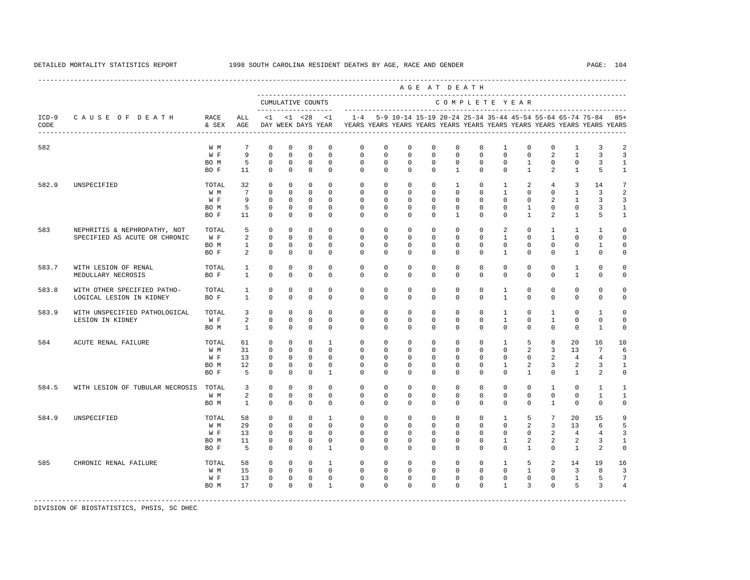DETAILED MORTALITY STATISTICS REPORT 1998 SOUTH CAROLINA RESIDENT DEATHS BY AGE, RACE AND GENDER

| ICD-9 CODE | CAUSE OF DEATH | RACE & SEX | ALL AGE | <1 DAY | <1 WEEK | <28 DAYS | <1 YEAR | 1-4 YEARS | 5-9 YEARS | 10-14 YEARS | 15-19 YEARS | 20-24 YEARS | 25-34 YEARS | 35-44 YEARS | 45-54 YEARS | 55-64 YEARS | 65-74 YEARS | 75-84 YEARS | 85+ YEARS |
|---|---|---|---|---|---|---|---|---|---|---|---|---|---|---|---|---|---|---|---|
| | | | | CUMULATIVE COUNTS | | | | COMPLETE YEAR | | | | | | | | | | | |
| 582 | | W M | 7 | 0 | 0 | 0 | 0 | 0 | 0 | 0 | 0 | 0 | 0 | 1 | 0 | 0 | 1 | 3 | 2 |
| | | W F | 9 | 0 | 0 | 0 | 0 | 0 | 0 | 0 | 0 | 0 | 0 | 0 | 0 | 2 | 1 | 3 | 3 |
| | | BO M | 5 | 0 | 0 | 0 | 0 | 0 | 0 | 0 | 0 | 0 | 0 | 0 | 1 | 0 | 0 | 3 | 1 |
| | | BO F | 11 | 0 | 0 | 0 | 0 | 0 | 0 | 0 | 0 | 1 | 0 | 0 | 1 | 2 | 1 | 5 | 1 |
| 582.9 | UNSPECIFIED | TOTAL | 32 | 0 | 0 | 0 | 0 | 0 | 0 | 0 | 0 | 1 | 0 | 1 | 2 | 4 | 3 | 14 | 7 |
| | | W M | 7 | 0 | 0 | 0 | 0 | 0 | 0 | 0 | 0 | 0 | 0 | 1 | 0 | 0 | 1 | 3 | 2 |
| | | W F | 9 | 0 | 0 | 0 | 0 | 0 | 0 | 0 | 0 | 0 | 0 | 0 | 0 | 2 | 1 | 3 | 3 |
| | | BO M | 5 | 0 | 0 | 0 | 0 | 0 | 0 | 0 | 0 | 0 | 0 | 0 | 1 | 0 | 0 | 3 | 1 |
| | | BO F | 11 | 0 | 0 | 0 | 0 | 0 | 0 | 0 | 0 | 1 | 0 | 0 | 1 | 2 | 1 | 5 | 1 |
| 583 | NEPHRITIS & NEPHROPATHY, NOT SPECIFIED AS ACUTE OR CHRONIC | TOTAL | 5 | 0 | 0 | 0 | 0 | 0 | 0 | 0 | 0 | 0 | 0 | 2 | 0 | 1 | 1 | 1 | 0 |
| | | W F | 2 | 0 | 0 | 0 | 0 | 0 | 0 | 0 | 0 | 0 | 0 | 1 | 0 | 1 | 0 | 0 | 0 |
| | | BO M | 1 | 0 | 0 | 0 | 0 | 0 | 0 | 0 | 0 | 0 | 0 | 0 | 0 | 0 | 0 | 1 | 0 |
| | | BO F | 2 | 0 | 0 | 0 | 0 | 0 | 0 | 0 | 0 | 0 | 0 | 1 | 0 | 0 | 1 | 0 | 0 |
| 583.7 | WITH LESION OF RENAL MEDULLARY NECROSIS | TOTAL | 1 | 0 | 0 | 0 | 0 | 0 | 0 | 0 | 0 | 0 | 0 | 0 | 0 | 0 | 1 | 0 | 0 |
| | | BO F | 1 | 0 | 0 | 0 | 0 | 0 | 0 | 0 | 0 | 0 | 0 | 0 | 0 | 0 | 1 | 0 | 0 |
| 583.8 | WITH OTHER SPECIFIED PATHOLOGICAL LESION IN KIDNEY | TOTAL | 1 | 0 | 0 | 0 | 0 | 0 | 0 | 0 | 0 | 0 | 0 | 1 | 0 | 0 | 0 | 0 | 0 |
| | | BO F | 1 | 0 | 0 | 0 | 0 | 0 | 0 | 0 | 0 | 0 | 0 | 1 | 0 | 0 | 0 | 0 | 0 |
| 583.9 | WITH UNSPECIFIED PATHOLOGICAL LESION IN KIDNEY | TOTAL | 3 | 0 | 0 | 0 | 0 | 0 | 0 | 0 | 0 | 0 | 0 | 1 | 0 | 1 | 0 | 1 | 0 |
| | | W F | 2 | 0 | 0 | 0 | 0 | 0 | 0 | 0 | 0 | 0 | 0 | 1 | 0 | 1 | 0 | 0 | 0 |
| | | BO M | 1 | 0 | 0 | 0 | 0 | 0 | 0 | 0 | 0 | 0 | 0 | 0 | 0 | 0 | 0 | 1 | 0 |
| 584 | ACUTE RENAL FAILURE | TOTAL | 61 | 0 | 0 | 0 | 1 | 0 | 0 | 0 | 0 | 0 | 0 | 1 | 5 | 8 | 20 | 16 | 10 |
| | | W M | 31 | 0 | 0 | 0 | 0 | 0 | 0 | 0 | 0 | 0 | 0 | 0 | 2 | 3 | 13 | 7 | 6 |
| | | W F | 13 | 0 | 0 | 0 | 0 | 0 | 0 | 0 | 0 | 0 | 0 | 0 | 0 | 2 | 4 | 4 | 3 |
| | | BO M | 12 | 0 | 0 | 0 | 0 | 0 | 0 | 0 | 0 | 0 | 0 | 1 | 2 | 3 | 2 | 3 | 1 |
| | | BO F | 5 | 0 | 0 | 0 | 1 | 0 | 0 | 0 | 0 | 0 | 0 | 0 | 1 | 0 | 1 | 2 | 0 |
| 584.5 | WITH LESION OF TUBULAR NECROSIS | TOTAL | 3 | 0 | 0 | 0 | 0 | 0 | 0 | 0 | 0 | 0 | 0 | 0 | 0 | 1 | 0 | 1 | 1 |
| | | W M | 2 | 0 | 0 | 0 | 0 | 0 | 0 | 0 | 0 | 0 | 0 | 0 | 0 | 0 | 0 | 1 | 1 |
| | | BO M | 1 | 0 | 0 | 0 | 0 | 0 | 0 | 0 | 0 | 0 | 0 | 0 | 0 | 1 | 0 | 0 | 0 |
| 584.9 | UNSPECIFIED | TOTAL | 58 | 0 | 0 | 0 | 1 | 0 | 0 | 0 | 0 | 0 | 0 | 1 | 5 | 7 | 20 | 15 | 9 |
| | | W M | 29 | 0 | 0 | 0 | 0 | 0 | 0 | 0 | 0 | 0 | 0 | 0 | 2 | 3 | 13 | 6 | 5 |
| | | W F | 13 | 0 | 0 | 0 | 0 | 0 | 0 | 0 | 0 | 0 | 0 | 0 | 0 | 2 | 4 | 4 | 3 |
| | | BO M | 11 | 0 | 0 | 0 | 0 | 0 | 0 | 0 | 0 | 0 | 0 | 1 | 2 | 2 | 2 | 3 | 1 |
| | | BO F | 5 | 0 | 0 | 0 | 1 | 0 | 0 | 0 | 0 | 0 | 0 | 0 | 1 | 0 | 1 | 2 | 0 |
| 585 | CHRONIC RENAL FAILURE | TOTAL | 58 | 0 | 0 | 0 | 1 | 0 | 0 | 0 | 0 | 0 | 0 | 1 | 5 | 2 | 14 | 19 | 16 |
| | | W M | 15 | 0 | 0 | 0 | 0 | 0 | 0 | 0 | 0 | 0 | 0 | 0 | 1 | 0 | 3 | 8 | 3 |
| | | W F | 13 | 0 | 0 | 0 | 0 | 0 | 0 | 0 | 0 | 0 | 0 | 0 | 0 | 0 | 1 | 5 | 7 |
| | | BO M | 17 | 0 | 0 | 0 | 1 | 0 | 0 | 0 | 0 | 0 | 0 | 1 | 3 | 0 | 5 | 3 | 4 |

DIVISION OF BIOSTATISTICS, PHSIS, SC DHEC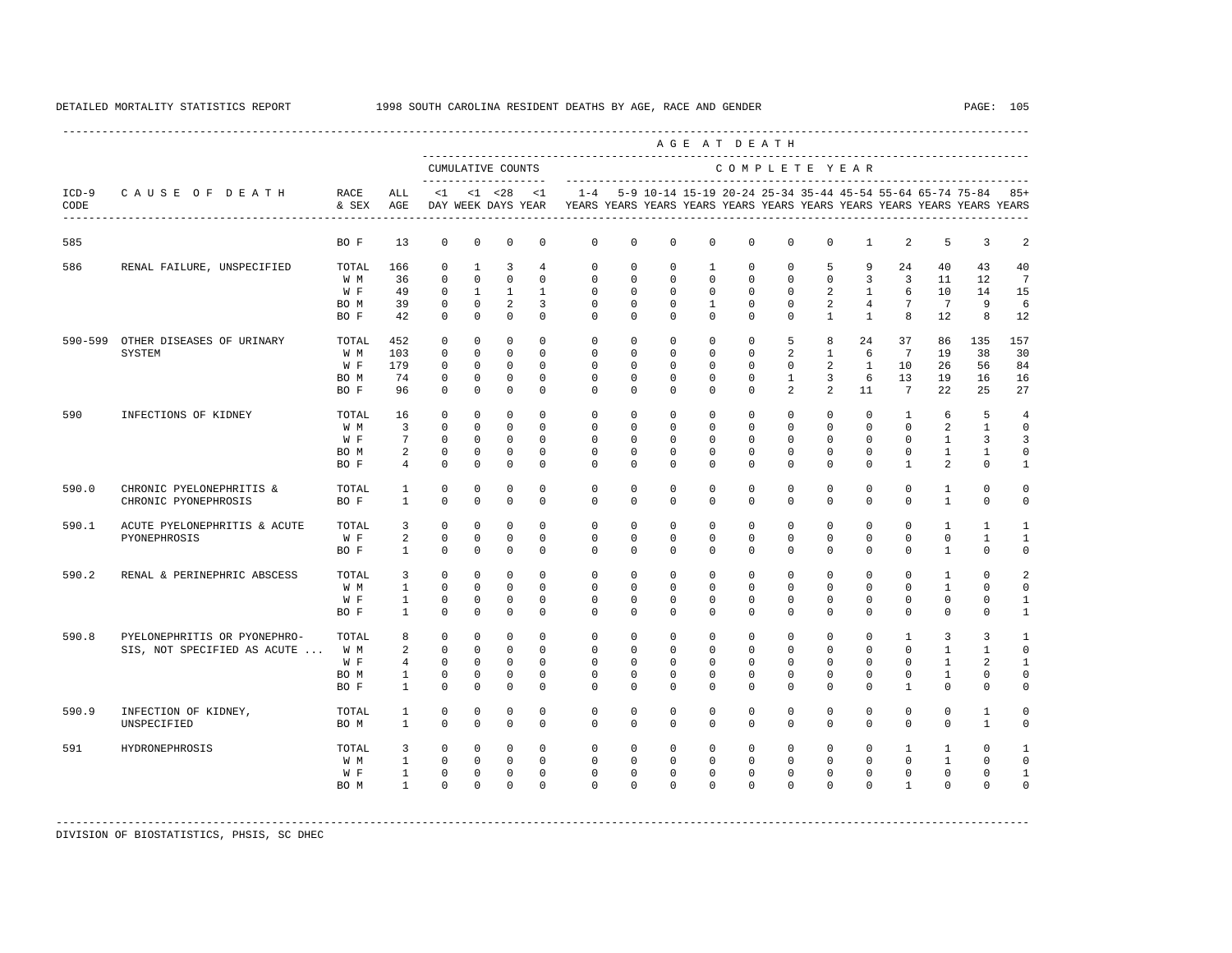DETAILED MORTALITY STATISTICS REPORT 1998 SOUTH CAROLINA RESIDENT DEATHS BY AGE, RACE AND GENDER

| ICD-9 CODE | CAUSE OF DEATH | RACE & SEX | ALL AGE | <1 DAY | <1 WEEK | <28 DAYS | <1 YEAR | 1-4 YEARS | 5-9 YEARS | 10-14 YEARS | 15-19 YEARS | 20-24 YEARS | 25-34 YEARS | 35-44 YEARS | 45-54 YEARS | 55-64 YEARS | 65-74 YEARS | 75-84 YEARS | 85+ YEARS |
|---|---|---|---|---|---|---|---|---|---|---|---|---|---|---|---|---|---|---|---|
| | | | | CUMULATIVE COUNTS | | | | COMPLETE YEAR | | | | | | | | | | | |
| 585 | | BO F | 13 | 0 | 0 | 0 | 0 | 0 | 0 | 0 | 0 | 0 | 0 | 0 | 1 | 2 | 5 | 3 | 2 |
| 586 | RENAL FAILURE, UNSPECIFIED | TOTAL | 166 | 0 | 1 | 3 | 4 | 0 | 0 | 0 | 1 | 0 | 0 | 5 | 9 | 24 | 40 | 43 | 40 |
| | | W M | 36 | 0 | 0 | 0 | 0 | 0 | 0 | 0 | 0 | 0 | 0 | 0 | 3 | 3 | 11 | 12 | 7 |
| | | W F | 49 | 0 | 1 | 1 | 1 | 0 | 0 | 0 | 0 | 0 | 0 | 2 | 1 | 6 | 10 | 14 | 15 |
| | | BO M | 39 | 0 | 0 | 2 | 3 | 0 | 0 | 0 | 1 | 0 | 0 | 2 | 4 | 7 | 7 | 9 | 6 |
| | | BO F | 42 | 0 | 0 | 0 | 0 | 0 | 0 | 0 | 0 | 0 | 0 | 1 | 1 | 8 | 12 | 8 | 12 |
| 590-599 | OTHER DISEASES OF URINARY SYSTEM | TOTAL | 452 | 0 | 0 | 0 | 0 | 0 | 0 | 0 | 0 | 0 | 5 | 8 | 24 | 37 | 86 | 135 | 157 |
| | | W M | 103 | 0 | 0 | 0 | 0 | 0 | 0 | 0 | 0 | 0 | 2 | 1 | 6 | 7 | 19 | 38 | 30 |
| | | W F | 179 | 0 | 0 | 0 | 0 | 0 | 0 | 0 | 0 | 0 | 0 | 2 | 1 | 10 | 26 | 56 | 84 |
| | | BO M | 74 | 0 | 0 | 0 | 0 | 0 | 0 | 0 | 0 | 0 | 1 | 3 | 6 | 13 | 19 | 16 | 16 |
| | | BO F | 96 | 0 | 0 | 0 | 0 | 0 | 0 | 0 | 0 | 0 | 2 | 2 | 11 | 7 | 22 | 25 | 27 |
| 590 | INFECTIONS OF KIDNEY | TOTAL | 16 | 0 | 0 | 0 | 0 | 0 | 0 | 0 | 0 | 0 | 0 | 0 | 0 | 1 | 6 | 5 | 4 |
| | | W M | 3 | 0 | 0 | 0 | 0 | 0 | 0 | 0 | 0 | 0 | 0 | 0 | 0 | 0 | 2 | 1 | 0 |
| | | W F | 7 | 0 | 0 | 0 | 0 | 0 | 0 | 0 | 0 | 0 | 0 | 0 | 0 | 0 | 1 | 3 | 3 |
| | | BO M | 2 | 0 | 0 | 0 | 0 | 0 | 0 | 0 | 0 | 0 | 0 | 0 | 0 | 0 | 1 | 1 | 0 |
| | | BO F | 4 | 0 | 0 | 0 | 0 | 0 | 0 | 0 | 0 | 0 | 0 | 0 | 0 | 1 | 2 | 0 | 1 |
| 590.0 | CHRONIC PYELONEPHRITIS & CHRONIC PYONEPHROSIS | TOTAL | 1 | 0 | 0 | 0 | 0 | 0 | 0 | 0 | 0 | 0 | 0 | 0 | 0 | 0 | 1 | 0 | 0 |
| | | BO F | 1 | 0 | 0 | 0 | 0 | 0 | 0 | 0 | 0 | 0 | 0 | 0 | 0 | 0 | 1 | 0 | 0 |
| 590.1 | ACUTE PYELONEPHRITIS & ACUTE PYONEPHROSIS | TOTAL | 3 | 0 | 0 | 0 | 0 | 0 | 0 | 0 | 0 | 0 | 0 | 0 | 0 | 0 | 1 | 1 | 1 |
| | | W F | 2 | 0 | 0 | 0 | 0 | 0 | 0 | 0 | 0 | 0 | 0 | 0 | 0 | 0 | 0 | 1 | 1 |
| | | BO F | 1 | 0 | 0 | 0 | 0 | 0 | 0 | 0 | 0 | 0 | 0 | 0 | 0 | 0 | 1 | 0 | 0 |
| 590.2 | RENAL & PERINEPHRIC ABSCESS | TOTAL | 3 | 0 | 0 | 0 | 0 | 0 | 0 | 0 | 0 | 0 | 0 | 0 | 0 | 0 | 1 | 0 | 2 |
| | | W M | 1 | 0 | 0 | 0 | 0 | 0 | 0 | 0 | 0 | 0 | 0 | 0 | 0 | 0 | 1 | 0 | 0 |
| | | W F | 1 | 0 | 0 | 0 | 0 | 0 | 0 | 0 | 0 | 0 | 0 | 0 | 0 | 0 | 0 | 0 | 1 |
| | | BO F | 1 | 0 | 0 | 0 | 0 | 0 | 0 | 0 | 0 | 0 | 0 | 0 | 0 | 0 | 0 | 0 | 1 |
| 590.8 | PYELONEPHRITIS OR PYONEPHROSIS, NOT SPECIFIED AS ACUTE ... | TOTAL | 8 | 0 | 0 | 0 | 0 | 0 | 0 | 0 | 0 | 0 | 0 | 0 | 0 | 1 | 3 | 3 | 1 |
| | | W M | 2 | 0 | 0 | 0 | 0 | 0 | 0 | 0 | 0 | 0 | 0 | 0 | 0 | 0 | 1 | 1 | 0 |
| | | W F | 4 | 0 | 0 | 0 | 0 | 0 | 0 | 0 | 0 | 0 | 0 | 0 | 0 | 0 | 1 | 2 | 1 |
| | | BO M | 1 | 0 | 0 | 0 | 0 | 0 | 0 | 0 | 0 | 0 | 0 | 0 | 0 | 0 | 1 | 0 | 0 |
| | | BO F | 1 | 0 | 0 | 0 | 0 | 0 | 0 | 0 | 0 | 0 | 0 | 0 | 0 | 1 | 0 | 0 | 0 |
| 590.9 | INFECTION OF KIDNEY, UNSPECIFIED | TOTAL | 1 | 0 | 0 | 0 | 0 | 0 | 0 | 0 | 0 | 0 | 0 | 0 | 0 | 0 | 0 | 1 | 0 |
| | | BO M | 1 | 0 | 0 | 0 | 0 | 0 | 0 | 0 | 0 | 0 | 0 | 0 | 0 | 0 | 0 | 1 | 0 |
| 591 | HYDRONEPHROSIS | TOTAL | 3 | 0 | 0 | 0 | 0 | 0 | 0 | 0 | 0 | 0 | 0 | 0 | 0 | 1 | 1 | 0 | 1 |
| | | W M | 1 | 0 | 0 | 0 | 0 | 0 | 0 | 0 | 0 | 0 | 0 | 0 | 0 | 0 | 1 | 0 | 0 |
| | | W F | 1 | 0 | 0 | 0 | 0 | 0 | 0 | 0 | 0 | 0 | 0 | 0 | 0 | 0 | 0 | 0 | 1 |
| | | BO M | 1 | 0 | 0 | 0 | 0 | 0 | 0 | 0 | 0 | 0 | 0 | 0 | 0 | 1 | 0 | 0 | 0 |

DIVISION OF BIOSTATISTICS, PHSIS, SC DHEC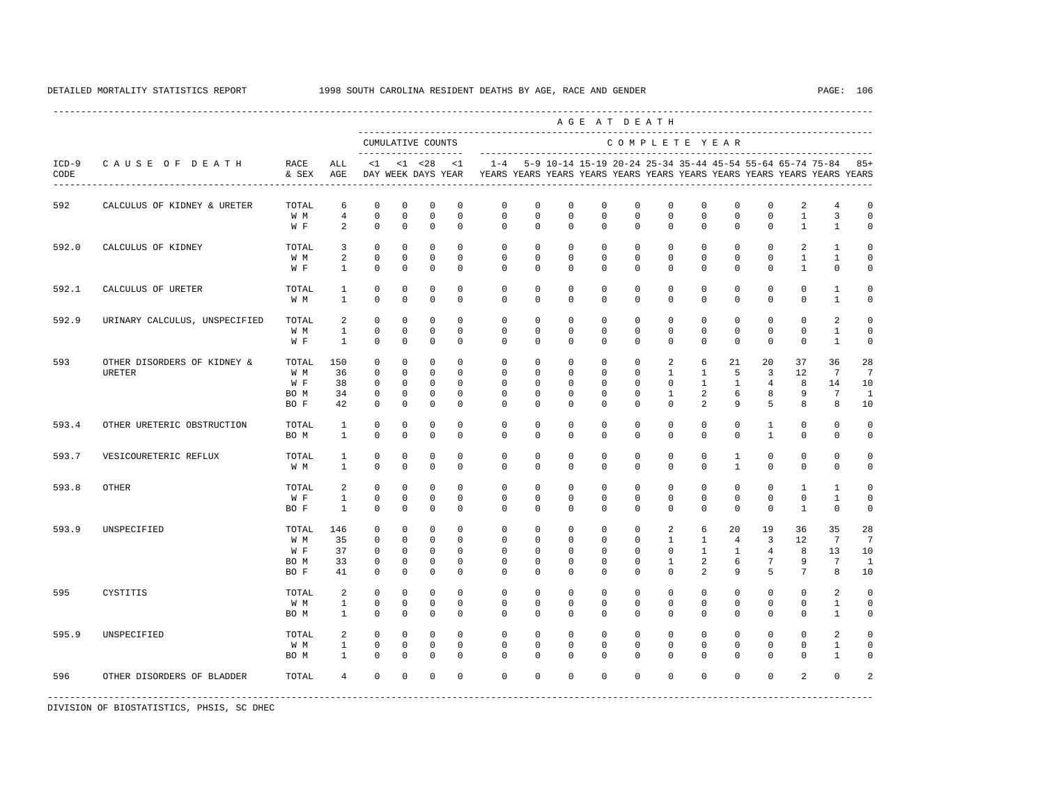DETAILED MORTALITY STATISTICS REPORT 1998 SOUTH CAROLINA RESIDENT DEATHS BY AGE, RACE AND GENDER

| ICD-9 CODE | CAUSE OF DEATH | RACE & SEX | ALL AGE | <1 DAY | <1 WEEK | <28 DAYS | <1 YEAR | 1-4 YEARS | 5-9 YEARS | 10-14 YEARS | 15-19 YEARS | 20-24 YEARS | 25-34 YEARS | 35-44 YEARS | 45-54 YEARS | 55-64 YEARS | 65-74 YEARS | 75-84 YEARS | 85+ YEARS |
|---|---|---|---|---|---|---|---|---|---|---|---|---|---|---|---|---|---|---|---|
| | | | | CUMULATIVE COUNTS | | | | COMPLETE YEAR | | | | | | | | | | | |
| 592 | CALCULUS OF KIDNEY & URETER | TOTAL | 6 | 0 | 0 | 0 | 0 | 0 | 0 | 0 | 0 | 0 | 0 | 0 | 0 | 0 | 2 | 4 | 0 |
| | | W M | 4 | 0 | 0 | 0 | 0 | 0 | 0 | 0 | 0 | 0 | 0 | 0 | 0 | 0 | 1 | 3 | 0 |
| | | W F | 2 | 0 | 0 | 0 | 0 | 0 | 0 | 0 | 0 | 0 | 0 | 0 | 0 | 0 | 1 | 1 | 0 |
| 592.0 | CALCULUS OF KIDNEY | TOTAL | 3 | 0 | 0 | 0 | 0 | 0 | 0 | 0 | 0 | 0 | 0 | 0 | 0 | 0 | 2 | 1 | 0 |
| | | W M | 2 | 0 | 0 | 0 | 0 | 0 | 0 | 0 | 0 | 0 | 0 | 0 | 0 | 0 | 1 | 1 | 0 |
| | | W F | 1 | 0 | 0 | 0 | 0 | 0 | 0 | 0 | 0 | 0 | 0 | 0 | 0 | 0 | 1 | 0 | 0 |
| 592.1 | CALCULUS OF URETER | TOTAL | 1 | 0 | 0 | 0 | 0 | 0 | 0 | 0 | 0 | 0 | 0 | 0 | 0 | 0 | 0 | 1 | 0 |
| | | W M | 1 | 0 | 0 | 0 | 0 | 0 | 0 | 0 | 0 | 0 | 0 | 0 | 0 | 0 | 0 | 1 | 0 |
| 592.9 | URINARY CALCULUS, UNSPECIFIED | TOTAL | 2 | 0 | 0 | 0 | 0 | 0 | 0 | 0 | 0 | 0 | 0 | 0 | 0 | 0 | 0 | 2 | 0 |
| | | W M | 1 | 0 | 0 | 0 | 0 | 0 | 0 | 0 | 0 | 0 | 0 | 0 | 0 | 0 | 0 | 1 | 0 |
| | | W F | 1 | 0 | 0 | 0 | 0 | 0 | 0 | 0 | 0 | 0 | 0 | 0 | 0 | 0 | 0 | 1 | 0 |
| 593 | OTHER DISORDERS OF KIDNEY & URETER | TOTAL | 150 | 0 | 0 | 0 | 0 | 0 | 0 | 0 | 0 | 0 | 2 | 6 | 21 | 20 | 37 | 36 | 28 |
| | | W M | 36 | 0 | 0 | 0 | 0 | 0 | 0 | 0 | 0 | 0 | 1 | 1 | 5 | 3 | 12 | 7 | 7 |
| | | W F | 38 | 0 | 0 | 0 | 0 | 0 | 0 | 0 | 0 | 0 | 0 | 1 | 1 | 4 | 8 | 14 | 10 |
| | | BO M | 34 | 0 | 0 | 0 | 0 | 0 | 0 | 0 | 0 | 0 | 1 | 2 | 6 | 8 | 9 | 7 | 1 |
| | | BO F | 42 | 0 | 0 | 0 | 0 | 0 | 0 | 0 | 0 | 0 | 0 | 2 | 9 | 5 | 8 | 8 | 10 |
| 593.4 | OTHER URETERIC OBSTRUCTION | TOTAL | 1 | 0 | 0 | 0 | 0 | 0 | 0 | 0 | 0 | 0 | 0 | 0 | 0 | 1 | 0 | 0 | 0 |
| | | BO M | 1 | 0 | 0 | 0 | 0 | 0 | 0 | 0 | 0 | 0 | 0 | 0 | 0 | 1 | 0 | 0 | 0 |
| 593.7 | VESICOURETERIC REFLUX | TOTAL | 1 | 0 | 0 | 0 | 0 | 0 | 0 | 0 | 0 | 0 | 0 | 0 | 1 | 0 | 0 | 0 | 0 |
| | | W M | 1 | 0 | 0 | 0 | 0 | 0 | 0 | 0 | 0 | 0 | 0 | 0 | 1 | 0 | 0 | 0 | 0 |
| 593.8 | OTHER | TOTAL | 2 | 0 | 0 | 0 | 0 | 0 | 0 | 0 | 0 | 0 | 0 | 0 | 0 | 0 | 1 | 1 | 0 |
| | | W F | 1 | 0 | 0 | 0 | 0 | 0 | 0 | 0 | 0 | 0 | 0 | 0 | 0 | 0 | 0 | 1 | 0 |
| | | BO F | 1 | 0 | 0 | 0 | 0 | 0 | 0 | 0 | 0 | 0 | 0 | 0 | 0 | 0 | 1 | 0 | 0 |
| 593.9 | UNSPECIFIED | TOTAL | 146 | 0 | 0 | 0 | 0 | 0 | 0 | 0 | 0 | 0 | 2 | 6 | 20 | 19 | 36 | 35 | 28 |
| | | W M | 35 | 0 | 0 | 0 | 0 | 0 | 0 | 0 | 0 | 0 | 1 | 1 | 4 | 3 | 12 | 7 | 7 |
| | | W F | 37 | 0 | 0 | 0 | 0 | 0 | 0 | 0 | 0 | 0 | 0 | 1 | 1 | 4 | 8 | 13 | 10 |
| | | BO M | 33 | 0 | 0 | 0 | 0 | 0 | 0 | 0 | 0 | 0 | 1 | 2 | 6 | 7 | 9 | 7 | 1 |
| | | BO F | 41 | 0 | 0 | 0 | 0 | 0 | 0 | 0 | 0 | 0 | 0 | 2 | 9 | 5 | 7 | 8 | 10 |
| 595 | CYSTITIS | TOTAL | 2 | 0 | 0 | 0 | 0 | 0 | 0 | 0 | 0 | 0 | 0 | 0 | 0 | 0 | 0 | 2 | 0 |
| | | W M | 1 | 0 | 0 | 0 | 0 | 0 | 0 | 0 | 0 | 0 | 0 | 0 | 0 | 0 | 0 | 1 | 0 |
| | | BO M | 1 | 0 | 0 | 0 | 0 | 0 | 0 | 0 | 0 | 0 | 0 | 0 | 0 | 0 | 0 | 1 | 0 |
| 595.9 | UNSPECIFIED | TOTAL | 2 | 0 | 0 | 0 | 0 | 0 | 0 | 0 | 0 | 0 | 0 | 0 | 0 | 0 | 0 | 2 | 0 |
| | | W M | 1 | 0 | 0 | 0 | 0 | 0 | 0 | 0 | 0 | 0 | 0 | 0 | 0 | 0 | 0 | 1 | 0 |
| | | BO M | 1 | 0 | 0 | 0 | 0 | 0 | 0 | 0 | 0 | 0 | 0 | 0 | 0 | 0 | 0 | 1 | 0 |
| 596 | OTHER DISORDERS OF BLADDER | TOTAL | 4 | 0 | 0 | 0 | 0 | 0 | 0 | 0 | 0 | 0 | 0 | 0 | 0 | 0 | 2 | 0 | 2 |

DIVISION OF BIOSTATISTICS, PHSIS, SC DHEC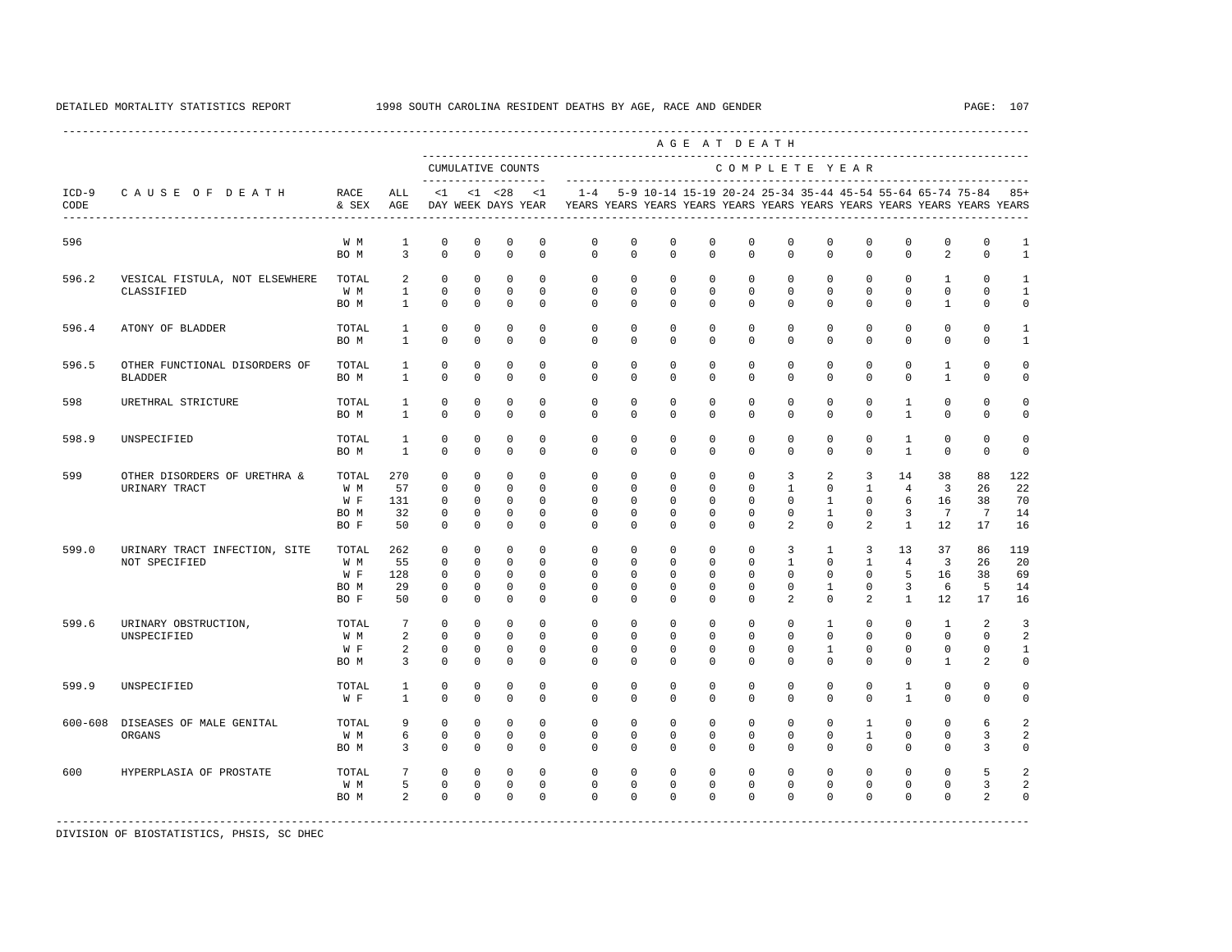DETAILED MORTALITY STATISTICS REPORT 1998 SOUTH CAROLINA RESIDENT DEATHS BY AGE, RACE AND GENDER

| ICD-9 CODE | CAUSE OF DEATH | RACE & SEX | ALL AGE | <1 DAY | <1 WEEK | <28 DAYS | <1 YEAR | 1-4 YEARS | 5-9 YEARS | 10-14 YEARS | 15-19 YEARS | 20-24 YEARS | 25-34 YEARS | 35-44 YEARS | 45-54 YEARS | 55-64 YEARS | 65-74 YEARS | 75-84 YEARS | 85+ YEARS |
|---|---|---|---|---|---|---|---|---|---|---|---|---|---|---|---|---|---|---|---|
| | | | | CUMULATIVE COUNTS | | | | COMPLETE YEAR | | | | | | | | | | | |
| 596 | | W M | 1 | 0 | 0 | 0 | 0 | 0 | 0 | 0 | 0 | 0 | 0 | 0 | 0 | 0 | 0 | 0 | 1 |
| | | BO M | 3 | 0 | 0 | 0 | 0 | 0 | 0 | 0 | 0 | 0 | 0 | 0 | 0 | 0 | 2 | 0 | 1 |
| 596.2 | VESICAL FISTULA, NOT ELSEWHERE CLASSIFIED | TOTAL | 2 | 0 | 0 | 0 | 0 | 0 | 0 | 0 | 0 | 0 | 0 | 0 | 0 | 0 | 1 | 0 | 1 |
| | | W M | 1 | 0 | 0 | 0 | 0 | 0 | 0 | 0 | 0 | 0 | 0 | 0 | 0 | 0 | 0 | 0 | 1 |
| | | BO M | 1 | 0 | 0 | 0 | 0 | 0 | 0 | 0 | 0 | 0 | 0 | 0 | 0 | 0 | 1 | 0 | 0 |
| 596.4 | ATONY OF BLADDER | TOTAL | 1 | 0 | 0 | 0 | 0 | 0 | 0 | 0 | 0 | 0 | 0 | 0 | 0 | 0 | 0 | 0 | 1 |
| | | BO M | 1 | 0 | 0 | 0 | 0 | 0 | 0 | 0 | 0 | 0 | 0 | 0 | 0 | 0 | 0 | 0 | 1 |
| 596.5 | OTHER FUNCTIONAL DISORDERS OF BLADDER | TOTAL | 1 | 0 | 0 | 0 | 0 | 0 | 0 | 0 | 0 | 0 | 0 | 0 | 0 | 0 | 1 | 0 | 0 |
| | | BO M | 1 | 0 | 0 | 0 | 0 | 0 | 0 | 0 | 0 | 0 | 0 | 0 | 0 | 0 | 1 | 0 | 0 |
| 598 | URETHRAL STRICTURE | TOTAL | 1 | 0 | 0 | 0 | 0 | 0 | 0 | 0 | 0 | 0 | 0 | 0 | 0 | 1 | 0 | 0 | 0 |
| | | BO M | 1 | 0 | 0 | 0 | 0 | 0 | 0 | 0 | 0 | 0 | 0 | 0 | 0 | 1 | 0 | 0 | 0 |
| 598.9 | UNSPECIFIED | TOTAL | 1 | 0 | 0 | 0 | 0 | 0 | 0 | 0 | 0 | 0 | 0 | 0 | 0 | 1 | 0 | 0 | 0 |
| | | BO M | 1 | 0 | 0 | 0 | 0 | 0 | 0 | 0 | 0 | 0 | 0 | 0 | 0 | 1 | 0 | 0 | 0 |
| 599 | OTHER DISORDERS OF URETHRA & URINARY TRACT | TOTAL | 270 | 0 | 0 | 0 | 0 | 0 | 0 | 0 | 0 | 0 | 3 | 2 | 3 | 14 | 38 | 88 | 122 |
| | | W M | 57 | 0 | 0 | 0 | 0 | 0 | 0 | 0 | 0 | 0 | 1 | 0 | 1 | 4 | 3 | 26 | 22 |
| | | W F | 131 | 0 | 0 | 0 | 0 | 0 | 0 | 0 | 0 | 0 | 0 | 1 | 0 | 6 | 16 | 38 | 70 |
| | | BO M | 32 | 0 | 0 | 0 | 0 | 0 | 0 | 0 | 0 | 0 | 0 | 1 | 0 | 3 | 7 | 7 | 14 |
| | | BO F | 50 | 0 | 0 | 0 | 0 | 0 | 0 | 0 | 0 | 0 | 2 | 0 | 2 | 1 | 12 | 17 | 16 |
| 599.0 | URINARY TRACT INFECTION, SITE NOT SPECIFIED | TOTAL | 262 | 0 | 0 | 0 | 0 | 0 | 0 | 0 | 0 | 0 | 3 | 1 | 3 | 13 | 37 | 86 | 119 |
| | | W M | 55 | 0 | 0 | 0 | 0 | 0 | 0 | 0 | 0 | 0 | 1 | 0 | 1 | 4 | 3 | 26 | 20 |
| | | W F | 128 | 0 | 0 | 0 | 0 | 0 | 0 | 0 | 0 | 0 | 0 | 0 | 0 | 5 | 16 | 38 | 69 |
| | | BO M | 29 | 0 | 0 | 0 | 0 | 0 | 0 | 0 | 0 | 0 | 0 | 1 | 0 | 3 | 6 | 5 | 14 |
| | | BO F | 50 | 0 | 0 | 0 | 0 | 0 | 0 | 0 | 0 | 0 | 2 | 0 | 2 | 1 | 12 | 17 | 16 |
| 599.6 | URINARY OBSTRUCTION, UNSPECIFIED | TOTAL | 7 | 0 | 0 | 0 | 0 | 0 | 0 | 0 | 0 | 0 | 0 | 1 | 0 | 0 | 1 | 2 | 3 |
| | | W M | 2 | 0 | 0 | 0 | 0 | 0 | 0 | 0 | 0 | 0 | 0 | 0 | 0 | 0 | 0 | 0 | 2 |
| | | W F | 2 | 0 | 0 | 0 | 0 | 0 | 0 | 0 | 0 | 0 | 0 | 1 | 0 | 0 | 0 | 0 | 1 |
| | | BO M | 3 | 0 | 0 | 0 | 0 | 0 | 0 | 0 | 0 | 0 | 0 | 0 | 0 | 0 | 1 | 2 | 0 |
| 599.9 | UNSPECIFIED | TOTAL | 1 | 0 | 0 | 0 | 0 | 0 | 0 | 0 | 0 | 0 | 0 | 0 | 0 | 1 | 0 | 0 | 0 |
| | | W F | 1 | 0 | 0 | 0 | 0 | 0 | 0 | 0 | 0 | 0 | 0 | 0 | 0 | 1 | 0 | 0 | 0 |
| 600-608 | DISEASES OF MALE GENITAL ORGANS | TOTAL | 9 | 0 | 0 | 0 | 0 | 0 | 0 | 0 | 0 | 0 | 0 | 0 | 1 | 0 | 0 | 6 | 2 |
| | | W M | 6 | 0 | 0 | 0 | 0 | 0 | 0 | 0 | 0 | 0 | 0 | 0 | 1 | 0 | 0 | 3 | 2 |
| | | BO M | 3 | 0 | 0 | 0 | 0 | 0 | 0 | 0 | 0 | 0 | 0 | 0 | 0 | 0 | 0 | 3 | 0 |
| 600 | HYPERPLASIA OF PROSTATE | TOTAL | 7 | 0 | 0 | 0 | 0 | 0 | 0 | 0 | 0 | 0 | 0 | 0 | 0 | 0 | 0 | 5 | 2 |
| | | W M | 5 | 0 | 0 | 0 | 0 | 0 | 0 | 0 | 0 | 0 | 0 | 0 | 0 | 0 | 0 | 3 | 2 |
| | | BO M | 2 | 0 | 0 | 0 | 0 | 0 | 0 | 0 | 0 | 0 | 0 | 0 | 0 | 0 | 0 | 2 | 0 |

DIVISION OF BIOSTATISTICS, PHSIS, SC DHEC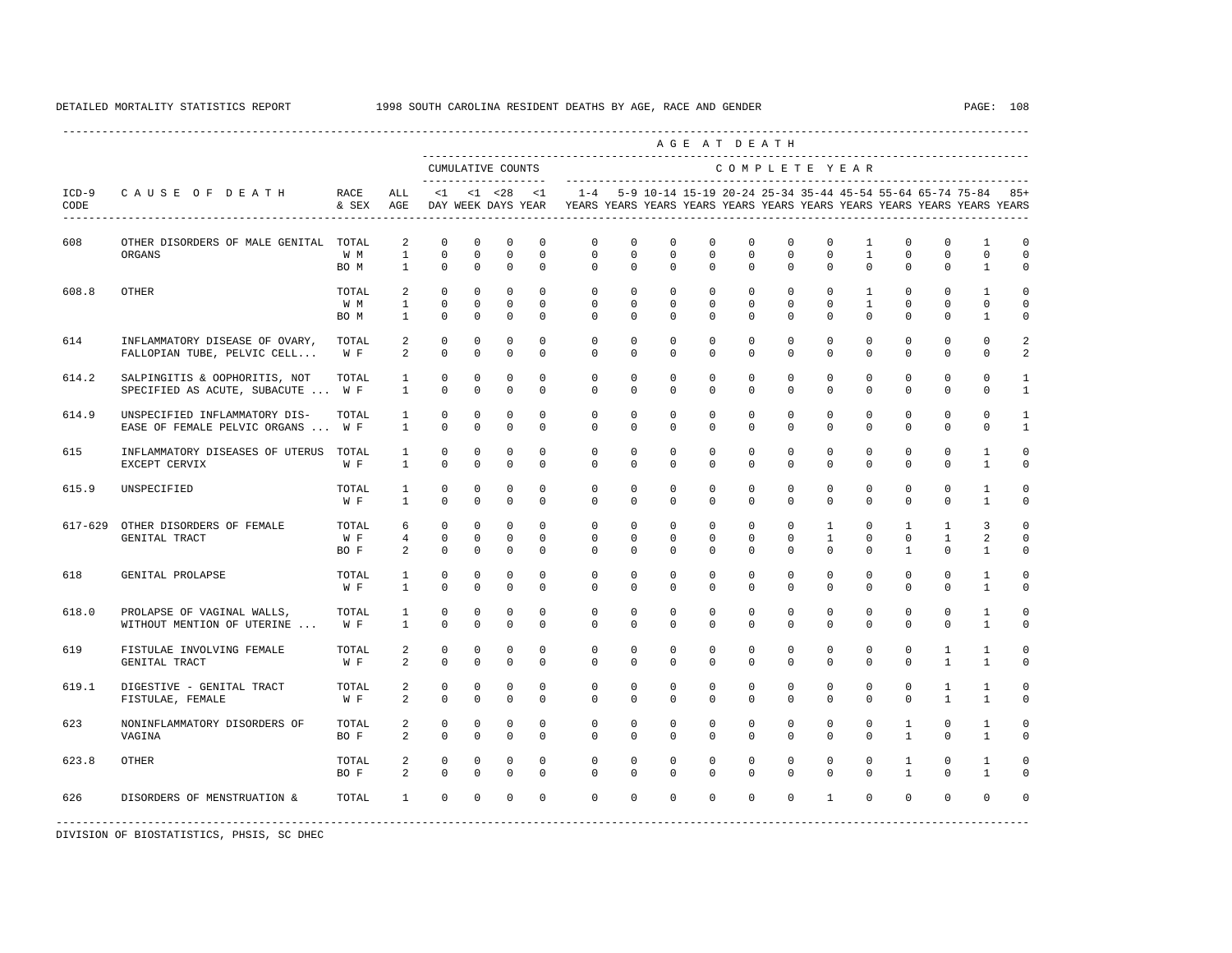DETAILED MORTALITY STATISTICS REPORT 1998 SOUTH CAROLINA RESIDENT DEATHS BY AGE, RACE AND GENDER

| ICD-9 CODE | CAUSE OF DEATH | RACE & SEX | ALL AGE | <1 DAY | <1 WEEK | <28 DAYS | <1 YEAR | 1-4 YEARS | 5-9 YEARS | 10-14 YEARS | 15-19 YEARS | 20-24 YEARS | 25-34 YEARS | 35-44 YEARS | 45-54 YEARS | 55-64 YEARS | 65-74 YEARS | 75-84 YEARS | 85+ YEARS |
|---|---|---|---|---|---|---|---|---|---|---|---|---|---|---|---|---|---|---|---|
| | | | | CUMULATIVE COUNTS | | | | COMPLETE YEAR | | | | | | | | | | | |
| 608 | OTHER DISORDERS OF MALE GENITAL ORGANS | TOTAL | 2 | 0 | 0 | 0 | 0 | 0 | 0 | 0 | 0 | 0 | 0 | 0 | 1 | 0 | 0 | 1 | 0 |
| | | W M | 1 | 0 | 0 | 0 | 0 | 0 | 0 | 0 | 0 | 0 | 0 | 0 | 1 | 0 | 0 | 0 | 0 |
| | | BO M | 1 | 0 | 0 | 0 | 0 | 0 | 0 | 0 | 0 | 0 | 0 | 0 | 0 | 0 | 0 | 1 | 0 |
| 608.8 | OTHER | TOTAL | 2 | 0 | 0 | 0 | 0 | 0 | 0 | 0 | 0 | 0 | 0 | 0 | 1 | 0 | 0 | 1 | 0 |
| | | W M | 1 | 0 | 0 | 0 | 0 | 0 | 0 | 0 | 0 | 0 | 0 | 0 | 1 | 0 | 0 | 0 | 0 |
| | | BO M | 1 | 0 | 0 | 0 | 0 | 0 | 0 | 0 | 0 | 0 | 0 | 0 | 0 | 0 | 0 | 1 | 0 |
| 614 | INFLAMMATORY DISEASE OF OVARY, FALLOPIAN TUBE, PELVIC CELL... | TOTAL | 2 | 0 | 0 | 0 | 0 | 0 | 0 | 0 | 0 | 0 | 0 | 0 | 0 | 0 | 0 | 0 | 2 |
| | | W F | 2 | 0 | 0 | 0 | 0 | 0 | 0 | 0 | 0 | 0 | 0 | 0 | 0 | 0 | 0 | 0 | 2 |
| 614.2 | SALPINGITIS & OOPHORITIS, NOT SPECIFIED AS ACUTE, SUBACUTE ... | TOTAL | 1 | 0 | 0 | 0 | 0 | 0 | 0 | 0 | 0 | 0 | 0 | 0 | 0 | 0 | 0 | 0 | 1 |
| | | W F | 1 | 0 | 0 | 0 | 0 | 0 | 0 | 0 | 0 | 0 | 0 | 0 | 0 | 0 | 0 | 0 | 1 |
| 614.9 | UNSPECIFIED INFLAMMATORY DISEASE OF FEMALE PELVIC ORGANS ... | TOTAL | 1 | 0 | 0 | 0 | 0 | 0 | 0 | 0 | 0 | 0 | 0 | 0 | 0 | 0 | 0 | 0 | 1 |
| | | W F | 1 | 0 | 0 | 0 | 0 | 0 | 0 | 0 | 0 | 0 | 0 | 0 | 0 | 0 | 0 | 0 | 1 |
| 615 | INFLAMMATORY DISEASES OF UTERUS EXCEPT CERVIX | TOTAL | 1 | 0 | 0 | 0 | 0 | 0 | 0 | 0 | 0 | 0 | 0 | 0 | 0 | 0 | 0 | 1 | 0 |
| | | W F | 1 | 0 | 0 | 0 | 0 | 0 | 0 | 0 | 0 | 0 | 0 | 0 | 0 | 0 | 0 | 1 | 0 |
| 615.9 | UNSPECIFIED | TOTAL | 1 | 0 | 0 | 0 | 0 | 0 | 0 | 0 | 0 | 0 | 0 | 0 | 0 | 0 | 0 | 1 | 0 |
| | | W F | 1 | 0 | 0 | 0 | 0 | 0 | 0 | 0 | 0 | 0 | 0 | 0 | 0 | 0 | 0 | 1 | 0 |
| 617-629 | OTHER DISORDERS OF FEMALE GENITAL TRACT | TOTAL | 6 | 0 | 0 | 0 | 0 | 0 | 0 | 0 | 0 | 0 | 0 | 1 | 0 | 1 | 1 | 3 | 0 |
| | | W F | 4 | 0 | 0 | 0 | 0 | 0 | 0 | 0 | 0 | 0 | 0 | 1 | 0 | 0 | 1 | 2 | 0 |
| | | BO F | 2 | 0 | 0 | 0 | 0 | 0 | 0 | 0 | 0 | 0 | 0 | 0 | 0 | 1 | 0 | 1 | 0 |
| 618 | GENITAL PROLAPSE | TOTAL | 1 | 0 | 0 | 0 | 0 | 0 | 0 | 0 | 0 | 0 | 0 | 0 | 0 | 0 | 0 | 1 | 0 |
| | | W F | 1 | 0 | 0 | 0 | 0 | 0 | 0 | 0 | 0 | 0 | 0 | 0 | 0 | 0 | 0 | 1 | 0 |
| 618.0 | PROLAPSE OF VAGINAL WALLS, WITHOUT MENTION OF UTERINE ... | TOTAL | 1 | 0 | 0 | 0 | 0 | 0 | 0 | 0 | 0 | 0 | 0 | 0 | 0 | 0 | 0 | 1 | 0 |
| | | W F | 1 | 0 | 0 | 0 | 0 | 0 | 0 | 0 | 0 | 0 | 0 | 0 | 0 | 0 | 0 | 1 | 0 |
| 619 | FISTULAE INVOLVING FEMALE GENITAL TRACT | TOTAL | 2 | 0 | 0 | 0 | 0 | 0 | 0 | 0 | 0 | 0 | 0 | 0 | 0 | 0 | 1 | 1 | 0 |
| | | W F | 2 | 0 | 0 | 0 | 0 | 0 | 0 | 0 | 0 | 0 | 0 | 0 | 0 | 0 | 1 | 1 | 0 |
| 619.1 | DIGESTIVE - GENITAL TRACT FISTULAE, FEMALE | TOTAL | 2 | 0 | 0 | 0 | 0 | 0 | 0 | 0 | 0 | 0 | 0 | 0 | 0 | 0 | 1 | 1 | 0 |
| | | W F | 2 | 0 | 0 | 0 | 0 | 0 | 0 | 0 | 0 | 0 | 0 | 0 | 0 | 0 | 1 | 1 | 0 |
| 623 | NONINFLAMMATORY DISORDERS OF VAGINA | TOTAL | 2 | 0 | 0 | 0 | 0 | 0 | 0 | 0 | 0 | 0 | 0 | 0 | 0 | 1 | 0 | 1 | 0 |
| | | BO F | 2 | 0 | 0 | 0 | 0 | 0 | 0 | 0 | 0 | 0 | 0 | 0 | 0 | 1 | 0 | 1 | 0 |
| 623.8 | OTHER | TOTAL | 2 | 0 | 0 | 0 | 0 | 0 | 0 | 0 | 0 | 0 | 0 | 0 | 0 | 1 | 0 | 1 | 0 |
| | | BO F | 2 | 0 | 0 | 0 | 0 | 0 | 0 | 0 | 0 | 0 | 0 | 0 | 0 | 1 | 0 | 1 | 0 |
| 626 | DISORDERS OF MENSTRUATION & | TOTAL | 1 | 0 | 0 | 0 | 0 | 0 | 0 | 0 | 0 | 0 | 0 | 1 | 0 | 0 | 0 | 0 | 0 |

DIVISION OF BIOSTATISTICS, PHSIS, SC DHEC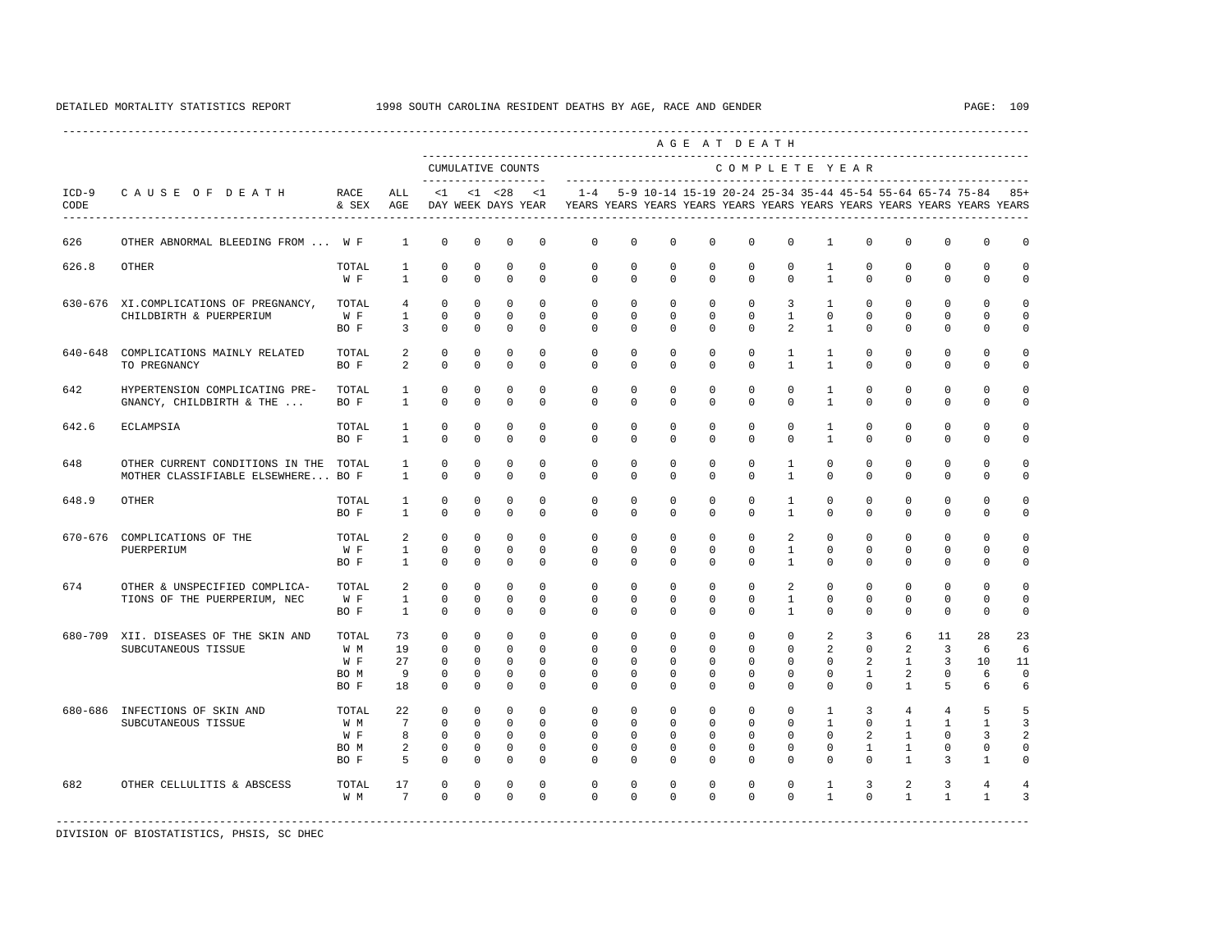DETAILED MORTALITY STATISTICS REPORT 1998 SOUTH CAROLINA RESIDENT DEATHS BY AGE, RACE AND GENDER

| ICD-9 CODE | CAUSE OF DEATH | RACE & SEX | ALL AGE | <1 DAY | <1 WEEK | <28 DAYS | <1 YEAR | 1-4 YEARS | 5-9 YEARS | 10-14 YEARS | 15-19 YEARS | 20-24 YEARS | 25-34 YEARS | 35-44 YEARS | 45-54 YEARS | 55-64 YEARS | 65-74 YEARS | 75-84 YEARS | 85+ YEARS |
|---|---|---|---|---|---|---|---|---|---|---|---|---|---|---|---|---|---|---|---|
| | | | | CUMULATIVE COUNTS | | | | COMPLETE YEAR | | | | | | | | | | | |
| 626 | OTHER ABNORMAL BLEEDING FROM ... | W F | 1 | 0 | 0 | 0 | 0 | 0 | 0 | 0 | 0 | 0 | 0 | 1 | 0 | 0 | 0 | 0 | 0 |
| 626.8 | OTHER | TOTAL | 1 | 0 | 0 | 0 | 0 | 0 | 0 | 0 | 0 | 0 | 0 | 1 | 0 | 0 | 0 | 0 | 0 |
| | | W F | 1 | 0 | 0 | 0 | 0 | 0 | 0 | 0 | 0 | 0 | 0 | 1 | 0 | 0 | 0 | 0 | 0 |
| 630-676 | XI.COMPLICATIONS OF PREGNANCY, CHILDBIRTH & PUERPERIUM | TOTAL | 4 | 0 | 0 | 0 | 0 | 0 | 0 | 0 | 0 | 0 | 3 | 1 | 0 | 0 | 0 | 0 | 0 |
| | | W F | 1 | 0 | 0 | 0 | 0 | 0 | 0 | 0 | 0 | 0 | 1 | 0 | 0 | 0 | 0 | 0 | 0 |
| | | BO F | 3 | 0 | 0 | 0 | 0 | 0 | 0 | 0 | 0 | 0 | 2 | 1 | 0 | 0 | 0 | 0 | 0 |
| 640-648 | COMPLICATIONS MAINLY RELATED TO PREGNANCY | TOTAL | 2 | 0 | 0 | 0 | 0 | 0 | 0 | 0 | 0 | 0 | 1 | 1 | 0 | 0 | 0 | 0 | 0 |
| | | BO F | 2 | 0 | 0 | 0 | 0 | 0 | 0 | 0 | 0 | 0 | 1 | 1 | 0 | 0 | 0 | 0 | 0 |
| 642 | HYPERTENSION COMPLICATING PRE- GNANCY, CHILDBIRTH & THE ... | TOTAL | 1 | 0 | 0 | 0 | 0 | 0 | 0 | 0 | 0 | 0 | 0 | 1 | 0 | 0 | 0 | 0 | 0 |
| | | BO F | 1 | 0 | 0 | 0 | 0 | 0 | 0 | 0 | 0 | 0 | 0 | 1 | 0 | 0 | 0 | 0 | 0 |
| 642.6 | ECLAMPSIA | TOTAL | 1 | 0 | 0 | 0 | 0 | 0 | 0 | 0 | 0 | 0 | 0 | 1 | 0 | 0 | 0 | 0 | 0 |
| | | BO F | 1 | 0 | 0 | 0 | 0 | 0 | 0 | 0 | 0 | 0 | 0 | 1 | 0 | 0 | 0 | 0 | 0 |
| 648 | OTHER CURRENT CONDITIONS IN THE MOTHER CLASSIFIABLE ELSEWHERE... | TOTAL | 1 | 0 | 0 | 0 | 0 | 0 | 0 | 0 | 0 | 0 | 1 | 0 | 0 | 0 | 0 | 0 | 0 |
| | | BO F | 1 | 0 | 0 | 0 | 0 | 0 | 0 | 0 | 0 | 0 | 1 | 0 | 0 | 0 | 0 | 0 | 0 |
| 648.9 | OTHER | TOTAL | 1 | 0 | 0 | 0 | 0 | 0 | 0 | 0 | 0 | 0 | 1 | 0 | 0 | 0 | 0 | 0 | 0 |
| | | BO F | 1 | 0 | 0 | 0 | 0 | 0 | 0 | 0 | 0 | 0 | 1 | 0 | 0 | 0 | 0 | 0 | 0 |
| 670-676 | COMPLICATIONS OF THE PUERPERIUM | TOTAL | 2 | 0 | 0 | 0 | 0 | 0 | 0 | 0 | 0 | 0 | 2 | 0 | 0 | 0 | 0 | 0 | 0 |
| | | W F | 1 | 0 | 0 | 0 | 0 | 0 | 0 | 0 | 0 | 0 | 1 | 0 | 0 | 0 | 0 | 0 | 0 |
| | | BO F | 1 | 0 | 0 | 0 | 0 | 0 | 0 | 0 | 0 | 0 | 1 | 0 | 0 | 0 | 0 | 0 | 0 |
| 674 | OTHER & UNSPECIFIED COMPLICA- TIONS OF THE PUERPERIUM, NEC | TOTAL | 2 | 0 | 0 | 0 | 0 | 0 | 0 | 0 | 0 | 0 | 2 | 0 | 0 | 0 | 0 | 0 | 0 |
| | | W F | 1 | 0 | 0 | 0 | 0 | 0 | 0 | 0 | 0 | 0 | 1 | 0 | 0 | 0 | 0 | 0 | 0 |
| | | BO F | 1 | 0 | 0 | 0 | 0 | 0 | 0 | 0 | 0 | 0 | 1 | 0 | 0 | 0 | 0 | 0 | 0 |
| 680-709 | XII. DISEASES OF THE SKIN AND SUBCUTANEOUS TISSUE | TOTAL | 73 | 0 | 0 | 0 | 0 | 0 | 0 | 0 | 0 | 0 | 0 | 2 | 3 | 6 | 11 | 28 | 23 |
| | | W M | 19 | 0 | 0 | 0 | 0 | 0 | 0 | 0 | 0 | 0 | 0 | 2 | 0 | 2 | 3 | 6 | 6 |
| | | W F | 27 | 0 | 0 | 0 | 0 | 0 | 0 | 0 | 0 | 0 | 0 | 0 | 2 | 1 | 3 | 10 | 11 |
| | | BO M | 9 | 0 | 0 | 0 | 0 | 0 | 0 | 0 | 0 | 0 | 0 | 0 | 1 | 2 | 0 | 6 | 0 |
| | | BO F | 18 | 0 | 0 | 0 | 0 | 0 | 0 | 0 | 0 | 0 | 0 | 0 | 0 | 1 | 5 | 6 | 6 |
| 680-686 | INFECTIONS OF SKIN AND SUBCUTANEOUS TISSUE | TOTAL | 22 | 0 | 0 | 0 | 0 | 0 | 0 | 0 | 0 | 0 | 0 | 1 | 3 | 4 | 4 | 5 | 5 |
| | | W M | 7 | 0 | 0 | 0 | 0 | 0 | 0 | 0 | 0 | 0 | 0 | 1 | 0 | 1 | 1 | 1 | 3 |
| | | W F | 8 | 0 | 0 | 0 | 0 | 0 | 0 | 0 | 0 | 0 | 0 | 0 | 2 | 1 | 0 | 3 | 2 |
| | | BO M | 2 | 0 | 0 | 0 | 0 | 0 | 0 | 0 | 0 | 0 | 0 | 0 | 1 | 1 | 0 | 0 | 0 |
| | | BO F | 5 | 0 | 0 | 0 | 0 | 0 | 0 | 0 | 0 | 0 | 0 | 0 | 0 | 1 | 3 | 1 | 0 |
| 682 | OTHER CELLULITIS & ABSCESS | TOTAL | 17 | 0 | 0 | 0 | 0 | 0 | 0 | 0 | 0 | 0 | 0 | 1 | 3 | 2 | 3 | 4 | 4 |
| | | W M | 7 | 0 | 0 | 0 | 0 | 0 | 0 | 0 | 0 | 0 | 0 | 1 | 0 | 1 | 1 | 1 | 3 |

DIVISION OF BIOSTATISTICS, PHSIS, SC DHEC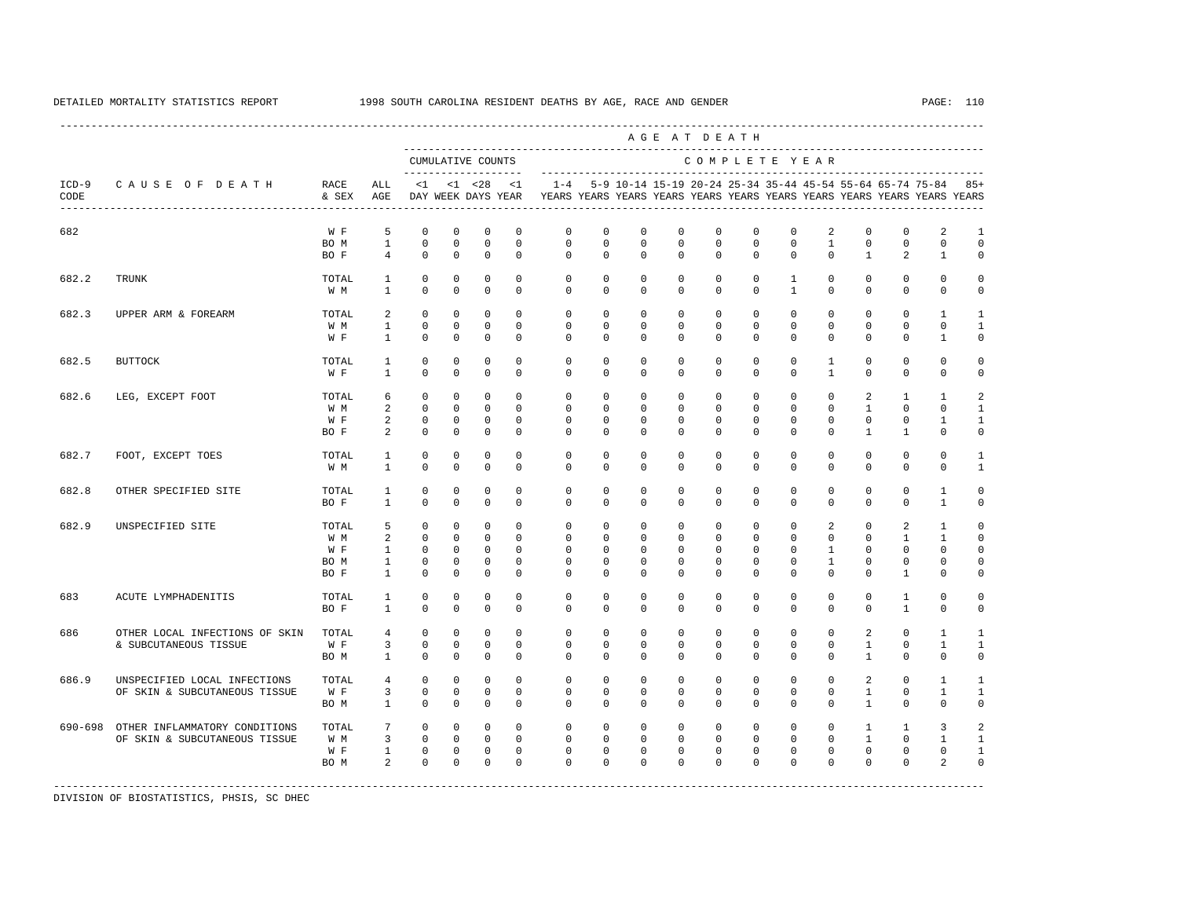DETAILED MORTALITY STATISTICS REPORT 1998 SOUTH CAROLINA RESIDENT DEATHS BY AGE, RACE AND GENDER

| ICD-9 CODE | CAUSE OF DEATH | RACE & SEX | ALL AGE | <1 DAY | <1 WEEK | <28 DAYS | <1 YEAR | 1-4 YEARS | 5-9 YEARS | 10-14 YEARS | 15-19 YEARS | 20-24 YEARS | 25-34 YEARS | 35-44 YEARS | 45-54 YEARS | 55-64 YEARS | 65-74 YEARS | 75-84 YEARS | 85+ YEARS |
|---|---|---|---|---|---|---|---|---|---|---|---|---|---|---|---|---|---|---|---|
| | | | | CUMULATIVE COUNTS | | | | COMPLETE YEAR | | | | | | | | | | | |
| 682 | | W F | 5 | 0 | 0 | 0 | 0 | 0 | 0 | 0 | 0 | 0 | 0 | 0 | 2 | 0 | 0 | 2 | 1 |
| | | BO M | 1 | 0 | 0 | 0 | 0 | 0 | 0 | 0 | 0 | 0 | 0 | 0 | 1 | 0 | 0 | 0 | 0 |
| | | BO F | 4 | 0 | 0 | 0 | 0 | 0 | 0 | 0 | 0 | 0 | 0 | 0 | 0 | 1 | 2 | 1 | 0 |
| 682.2 | TRUNK | TOTAL | 1 | 0 | 0 | 0 | 0 | 0 | 0 | 0 | 0 | 0 | 0 | 1 | 0 | 0 | 0 | 0 | 0 |
| | | W M | 1 | 0 | 0 | 0 | 0 | 0 | 0 | 0 | 0 | 0 | 0 | 1 | 0 | 0 | 0 | 0 | 0 |
| 682.3 | UPPER ARM & FOREARM | TOTAL | 2 | 0 | 0 | 0 | 0 | 0 | 0 | 0 | 0 | 0 | 0 | 0 | 0 | 0 | 0 | 1 | 1 |
| | | W M | 1 | 0 | 0 | 0 | 0 | 0 | 0 | 0 | 0 | 0 | 0 | 0 | 0 | 0 | 0 | 0 | 1 |
| | | W F | 1 | 0 | 0 | 0 | 0 | 0 | 0 | 0 | 0 | 0 | 0 | 0 | 0 | 0 | 0 | 1 | 0 |
| 682.5 | BUTTOCK | TOTAL | 1 | 0 | 0 | 0 | 0 | 0 | 0 | 0 | 0 | 0 | 0 | 0 | 1 | 0 | 0 | 0 | 0 |
| | | W F | 1 | 0 | 0 | 0 | 0 | 0 | 0 | 0 | 0 | 0 | 0 | 0 | 1 | 0 | 0 | 0 | 0 |
| 682.6 | LEG, EXCEPT FOOT | TOTAL | 6 | 0 | 0 | 0 | 0 | 0 | 0 | 0 | 0 | 0 | 0 | 0 | 0 | 2 | 1 | 1 | 2 |
| | | W M | 2 | 0 | 0 | 0 | 0 | 0 | 0 | 0 | 0 | 0 | 0 | 0 | 0 | 1 | 0 | 0 | 1 |
| | | W F | 2 | 0 | 0 | 0 | 0 | 0 | 0 | 0 | 0 | 0 | 0 | 0 | 0 | 0 | 0 | 1 | 1 |
| | | BO F | 2 | 0 | 0 | 0 | 0 | 0 | 0 | 0 | 0 | 0 | 0 | 0 | 0 | 1 | 1 | 0 | 0 |
| 682.7 | FOOT, EXCEPT TOES | TOTAL | 1 | 0 | 0 | 0 | 0 | 0 | 0 | 0 | 0 | 0 | 0 | 0 | 0 | 0 | 0 | 0 | 1 |
| | | W M | 1 | 0 | 0 | 0 | 0 | 0 | 0 | 0 | 0 | 0 | 0 | 0 | 0 | 0 | 0 | 0 | 1 |
| 682.8 | OTHER SPECIFIED SITE | TOTAL | 1 | 0 | 0 | 0 | 0 | 0 | 0 | 0 | 0 | 0 | 0 | 0 | 0 | 0 | 0 | 1 | 0 |
| | | BO F | 1 | 0 | 0 | 0 | 0 | 0 | 0 | 0 | 0 | 0 | 0 | 0 | 0 | 0 | 0 | 1 | 0 |
| 682.9 | UNSPECIFIED SITE | TOTAL | 5 | 0 | 0 | 0 | 0 | 0 | 0 | 0 | 0 | 0 | 0 | 0 | 2 | 0 | 2 | 1 | 0 |
| | | W M | 2 | 0 | 0 | 0 | 0 | 0 | 0 | 0 | 0 | 0 | 0 | 0 | 0 | 0 | 1 | 1 | 0 |
| | | W F | 1 | 0 | 0 | 0 | 0 | 0 | 0 | 0 | 0 | 0 | 0 | 0 | 1 | 0 | 0 | 0 | 0 |
| | | BO M | 1 | 0 | 0 | 0 | 0 | 0 | 0 | 0 | 0 | 0 | 0 | 0 | 1 | 0 | 0 | 0 | 0 |
| | | BO F | 1 | 0 | 0 | 0 | 0 | 0 | 0 | 0 | 0 | 0 | 0 | 0 | 0 | 0 | 1 | 0 | 0 |
| 683 | ACUTE LYMPHADENITIS | TOTAL | 1 | 0 | 0 | 0 | 0 | 0 | 0 | 0 | 0 | 0 | 0 | 0 | 0 | 0 | 1 | 0 | 0 |
| | | BO F | 1 | 0 | 0 | 0 | 0 | 0 | 0 | 0 | 0 | 0 | 0 | 0 | 0 | 0 | 1 | 0 | 0 |
| 686 | OTHER LOCAL INFECTIONS OF SKIN & SUBCUTANEOUS TISSUE | TOTAL | 4 | 0 | 0 | 0 | 0 | 0 | 0 | 0 | 0 | 0 | 0 | 0 | 0 | 2 | 0 | 1 | 1 |
| | | W F | 3 | 0 | 0 | 0 | 0 | 0 | 0 | 0 | 0 | 0 | 0 | 0 | 0 | 1 | 0 | 1 | 1 |
| | | BO M | 1 | 0 | 0 | 0 | 0 | 0 | 0 | 0 | 0 | 0 | 0 | 0 | 0 | 1 | 0 | 0 | 0 |
| 686.9 | UNSPECIFIED LOCAL INFECTIONS OF SKIN & SUBCUTANEOUS TISSUE | TOTAL | 4 | 0 | 0 | 0 | 0 | 0 | 0 | 0 | 0 | 0 | 0 | 0 | 0 | 2 | 0 | 1 | 1 |
| | | W F | 3 | 0 | 0 | 0 | 0 | 0 | 0 | 0 | 0 | 0 | 0 | 0 | 0 | 1 | 0 | 1 | 1 |
| | | BO M | 1 | 0 | 0 | 0 | 0 | 0 | 0 | 0 | 0 | 0 | 0 | 0 | 0 | 1 | 0 | 0 | 0 |
| 690-698 | OTHER INFLAMMATORY CONDITIONS OF SKIN & SUBCUTANEOUS TISSUE | TOTAL | 7 | 0 | 0 | 0 | 0 | 0 | 0 | 0 | 0 | 0 | 0 | 0 | 0 | 1 | 1 | 3 | 2 |
| | | W M | 3 | 0 | 0 | 0 | 0 | 0 | 0 | 0 | 0 | 0 | 0 | 0 | 0 | 1 | 0 | 1 | 1 |
| | | W F | 1 | 0 | 0 | 0 | 0 | 0 | 0 | 0 | 0 | 0 | 0 | 0 | 0 | 0 | 0 | 0 | 1 |
| | | BO M | 2 | 0 | 0 | 0 | 0 | 0 | 0 | 0 | 0 | 0 | 0 | 0 | 0 | 0 | 0 | 2 | 0 |

DIVISION OF BIOSTATISTICS, PHSIS, SC DHEC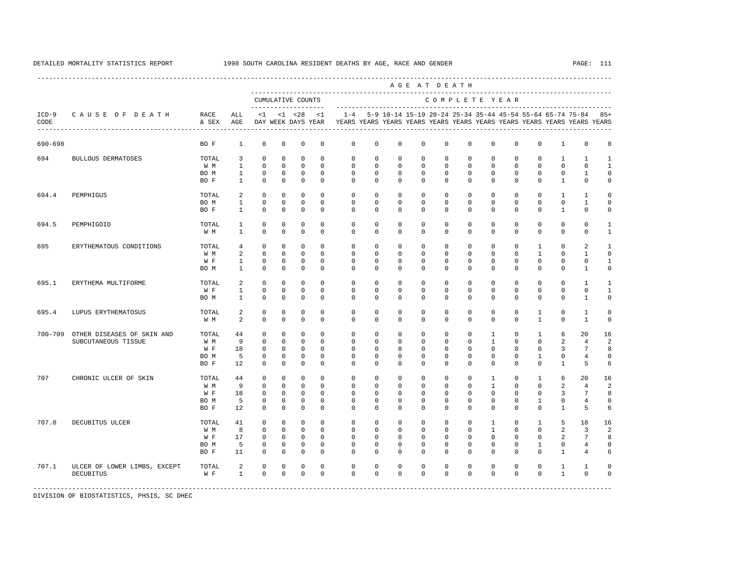DETAILED MORTALITY STATISTICS REPORT — 1998 SOUTH CAROLINA RESIDENT DEATHS BY AGE, RACE AND GENDER

| ICD-9 CODE | CAUSE OF DEATH | RACE & SEX | ALL AGE | <1 DAY | <1 WEEK | <28 DAYS | <1 YEAR | 1-4 YEARS | 5-9 YEARS | 10-14 YEARS | 15-19 YEARS | 20-24 YEARS | 25-34 YEARS | 35-44 YEARS | 45-54 YEARS | 55-64 YEARS | 65-74 YEARS | 75-84 YEARS | 85+ YEARS |
|---|---|---|---|---|---|---|---|---|---|---|---|---|---|---|---|---|---|---|---|
| | | | | CUMULATIVE COUNTS | | | | COMPLETE YEAR | | | | | | | | | | | |
| 690-698 | | BO F | 1 | 0 | 0 | 0 | 0 | 0 | 0 | 0 | 0 | 0 | 0 | 0 | 0 | 0 | 1 | 0 | 0 |
| 694 | BULLOUS DERMATOSES | TOTAL | 3 | 0 | 0 | 0 | 0 | 0 | 0 | 0 | 0 | 0 | 0 | 0 | 0 | 0 | 1 | 1 | 1 |
| | | W M | 1 | 0 | 0 | 0 | 0 | 0 | 0 | 0 | 0 | 0 | 0 | 0 | 0 | 0 | 0 | 0 | 1 |
| | | BO M | 1 | 0 | 0 | 0 | 0 | 0 | 0 | 0 | 0 | 0 | 0 | 0 | 0 | 0 | 0 | 1 | 0 |
| | | BO F | 1 | 0 | 0 | 0 | 0 | 0 | 0 | 0 | 0 | 0 | 0 | 0 | 0 | 0 | 1 | 0 | 0 |
| 694.4 | PEMPHIGUS | TOTAL | 2 | 0 | 0 | 0 | 0 | 0 | 0 | 0 | 0 | 0 | 0 | 0 | 0 | 0 | 1 | 1 | 0 |
| | | BO M | 1 | 0 | 0 | 0 | 0 | 0 | 0 | 0 | 0 | 0 | 0 | 0 | 0 | 0 | 0 | 1 | 0 |
| | | BO F | 1 | 0 | 0 | 0 | 0 | 0 | 0 | 0 | 0 | 0 | 0 | 0 | 0 | 0 | 1 | 0 | 0 |
| 694.5 | PEMPHIGOID | TOTAL | 1 | 0 | 0 | 0 | 0 | 0 | 0 | 0 | 0 | 0 | 0 | 0 | 0 | 0 | 0 | 0 | 1 |
| | | W M | 1 | 0 | 0 | 0 | 0 | 0 | 0 | 0 | 0 | 0 | 0 | 0 | 0 | 0 | 0 | 0 | 1 |
| 695 | ERYTHEMATOUS CONDITIONS | TOTAL | 4 | 0 | 0 | 0 | 0 | 0 | 0 | 0 | 0 | 0 | 0 | 0 | 0 | 1 | 0 | 2 | 1 |
| | | W M | 2 | 0 | 0 | 0 | 0 | 0 | 0 | 0 | 0 | 0 | 0 | 0 | 0 | 1 | 0 | 1 | 0 |
| | | W F | 1 | 0 | 0 | 0 | 0 | 0 | 0 | 0 | 0 | 0 | 0 | 0 | 0 | 0 | 0 | 0 | 1 |
| | | BO M | 1 | 0 | 0 | 0 | 0 | 0 | 0 | 0 | 0 | 0 | 0 | 0 | 0 | 0 | 0 | 1 | 0 |
| 695.1 | ERYTHEMA MULTIFORME | TOTAL | 2 | 0 | 0 | 0 | 0 | 0 | 0 | 0 | 0 | 0 | 0 | 0 | 0 | 0 | 0 | 1 | 1 |
| | | W F | 1 | 0 | 0 | 0 | 0 | 0 | 0 | 0 | 0 | 0 | 0 | 0 | 0 | 0 | 0 | 0 | 1 |
| | | BO M | 1 | 0 | 0 | 0 | 0 | 0 | 0 | 0 | 0 | 0 | 0 | 0 | 0 | 0 | 0 | 1 | 0 |
| 695.4 | LUPUS ERYTHEMATOSUS | TOTAL | 2 | 0 | 0 | 0 | 0 | 0 | 0 | 0 | 0 | 0 | 0 | 0 | 0 | 1 | 0 | 1 | 0 |
| | | W M | 2 | 0 | 0 | 0 | 0 | 0 | 0 | 0 | 0 | 0 | 0 | 0 | 0 | 1 | 0 | 1 | 0 |
| 700-709 | OTHER DISEASES OF SKIN AND SUBCUTANEOUS TISSUE | TOTAL | 44 | 0 | 0 | 0 | 0 | 0 | 0 | 0 | 0 | 0 | 0 | 1 | 0 | 1 | 6 | 20 | 16 |
| | | W M | 9 | 0 | 0 | 0 | 0 | 0 | 0 | 0 | 0 | 0 | 0 | 1 | 0 | 0 | 2 | 4 | 2 |
| | | W F | 18 | 0 | 0 | 0 | 0 | 0 | 0 | 0 | 0 | 0 | 0 | 0 | 0 | 0 | 3 | 7 | 8 |
| | | BO M | 5 | 0 | 0 | 0 | 0 | 0 | 0 | 0 | 0 | 0 | 0 | 0 | 0 | 1 | 0 | 4 | 0 |
| | | BO F | 12 | 0 | 0 | 0 | 0 | 0 | 0 | 0 | 0 | 0 | 0 | 0 | 0 | 0 | 1 | 5 | 6 |
| 707 | CHRONIC ULCER OF SKIN | TOTAL | 44 | 0 | 0 | 0 | 0 | 0 | 0 | 0 | 0 | 0 | 0 | 1 | 0 | 1 | 6 | 20 | 16 |
| | | W M | 9 | 0 | 0 | 0 | 0 | 0 | 0 | 0 | 0 | 0 | 0 | 1 | 0 | 0 | 2 | 4 | 2 |
| | | W F | 18 | 0 | 0 | 0 | 0 | 0 | 0 | 0 | 0 | 0 | 0 | 0 | 0 | 0 | 3 | 7 | 8 |
| | | BO M | 5 | 0 | 0 | 0 | 0 | 0 | 0 | 0 | 0 | 0 | 0 | 0 | 0 | 1 | 0 | 4 | 0 |
| | | BO F | 12 | 0 | 0 | 0 | 0 | 0 | 0 | 0 | 0 | 0 | 0 | 0 | 0 | 0 | 1 | 5 | 6 |
| 707.0 | DECUBITUS ULCER | TOTAL | 41 | 0 | 0 | 0 | 0 | 0 | 0 | 0 | 0 | 0 | 0 | 1 | 0 | 1 | 5 | 18 | 16 |
| | | W M | 8 | 0 | 0 | 0 | 0 | 0 | 0 | 0 | 0 | 0 | 0 | 1 | 0 | 0 | 2 | 3 | 2 |
| | | W F | 17 | 0 | 0 | 0 | 0 | 0 | 0 | 0 | 0 | 0 | 0 | 0 | 0 | 0 | 2 | 7 | 8 |
| | | BO M | 5 | 0 | 0 | 0 | 0 | 0 | 0 | 0 | 0 | 0 | 0 | 0 | 0 | 1 | 0 | 4 | 0 |
| | | BO F | 11 | 0 | 0 | 0 | 0 | 0 | 0 | 0 | 0 | 0 | 0 | 0 | 0 | 0 | 1 | 4 | 6 |
| 707.1 | ULCER OF LOWER LIMBS, EXCEPT DECUBITUS | TOTAL | 2 | 0 | 0 | 0 | 0 | 0 | 0 | 0 | 0 | 0 | 0 | 0 | 0 | 0 | 1 | 1 | 0 |
| | | W F | 1 | 0 | 0 | 0 | 0 | 0 | 0 | 0 | 0 | 0 | 0 | 0 | 0 | 0 | 1 | 0 | 0 |

DIVISION OF BIOSTATISTICS, PHSIS, SC DHEC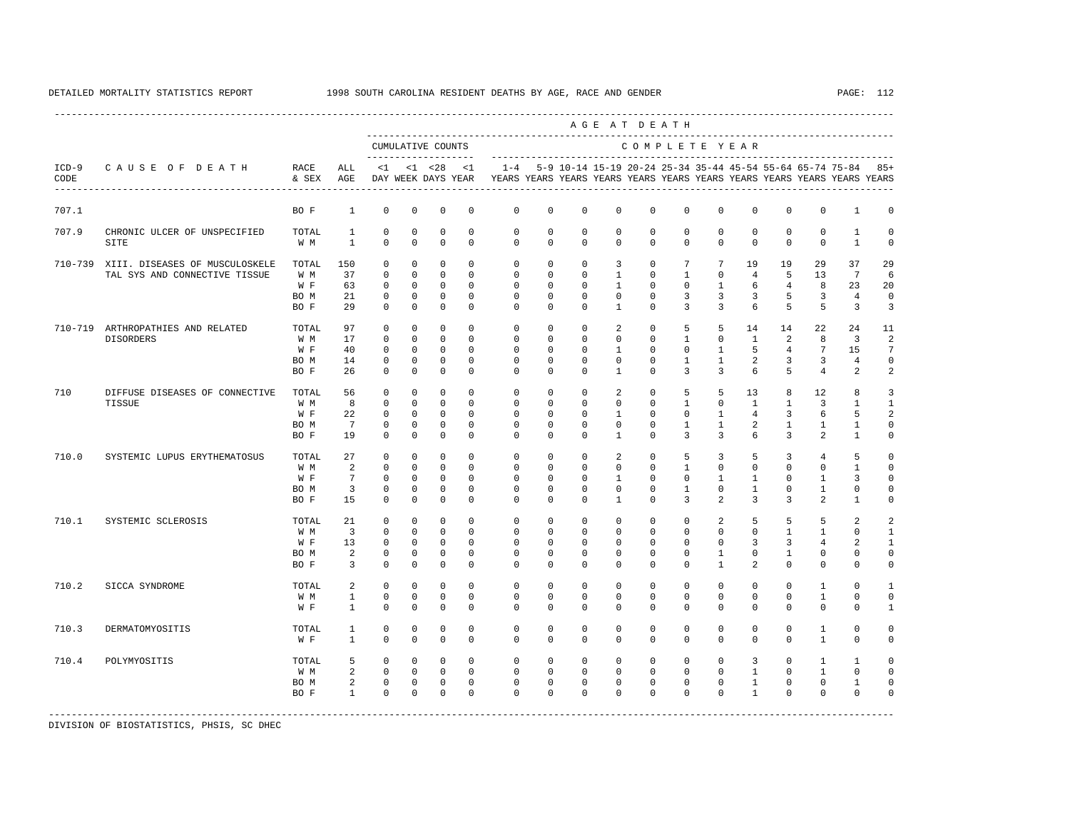DETAILED MORTALITY STATISTICS REPORT 1998 SOUTH CAROLINA RESIDENT DEATHS BY AGE, RACE AND GENDER

| ICD-9 CODE | CAUSE OF DEATH | RACE & SEX | ALL AGE | <1 DAY | <1 WEEK | <28 DAYS | <1 YEAR | 1-4 YEARS | 5-9 YEARS | 10-14 YEARS | 15-19 YEARS | 20-24 YEARS | 25-34 YEARS | 35-44 YEARS | 45-54 YEARS | 55-64 YEARS | 65-74 YEARS | 75-84 YEARS | 85+ YEARS |
|---|---|---|---|---|---|---|---|---|---|---|---|---|---|---|---|---|---|---|---|
| | | | | CUMULATIVE COUNTS | | | | COMPLETE YEAR | | | | | | | | | | | |
| 707.1 | | BO F | 1 | 0 | 0 | 0 | 0 | 0 | 0 | 0 | 0 | 0 | 0 | 0 | 0 | 0 | 0 | 1 | 0 |
| 707.9 | CHRONIC ULCER OF UNSPECIFIED SITE | TOTAL | 1 | 0 | 0 | 0 | 0 | 0 | 0 | 0 | 0 | 0 | 0 | 0 | 0 | 0 | 0 | 1 | 0 |
| | | W M | 1 | 0 | 0 | 0 | 0 | 0 | 0 | 0 | 0 | 0 | 0 | 0 | 0 | 0 | 0 | 1 | 0 |
| 710-739 | XIII. DISEASES OF MUSCULOSKELETAL SYS AND CONNECTIVE TISSUE | TOTAL | 150 | 0 | 0 | 0 | 0 | 0 | 0 | 0 | 3 | 0 | 7 | 7 | 19 | 19 | 29 | 37 | 29 |
| | | W M | 37 | 0 | 0 | 0 | 0 | 0 | 0 | 0 | 1 | 0 | 1 | 0 | 4 | 5 | 13 | 7 | 6 |
| | | W F | 63 | 0 | 0 | 0 | 0 | 0 | 0 | 0 | 1 | 0 | 0 | 1 | 6 | 4 | 8 | 23 | 20 |
| | | BO M | 21 | 0 | 0 | 0 | 0 | 0 | 0 | 0 | 0 | 0 | 3 | 3 | 3 | 5 | 3 | 4 | 0 |
| | | BO F | 29 | 0 | 0 | 0 | 0 | 0 | 0 | 0 | 1 | 0 | 3 | 3 | 6 | 5 | 5 | 3 | 3 |
| 710-719 | ARTHROPATHIES AND RELATED DISORDERS | TOTAL | 97 | 0 | 0 | 0 | 0 | 0 | 0 | 0 | 2 | 0 | 5 | 5 | 14 | 14 | 22 | 24 | 11 |
| | | W M | 17 | 0 | 0 | 0 | 0 | 0 | 0 | 0 | 0 | 0 | 1 | 0 | 1 | 2 | 8 | 3 | 2 |
| | | W F | 40 | 0 | 0 | 0 | 0 | 0 | 0 | 0 | 1 | 0 | 0 | 1 | 5 | 4 | 7 | 15 | 7 |
| | | BO M | 14 | 0 | 0 | 0 | 0 | 0 | 0 | 0 | 0 | 0 | 1 | 1 | 2 | 3 | 3 | 4 | 0 |
| | | BO F | 26 | 0 | 0 | 0 | 0 | 0 | 0 | 0 | 1 | 0 | 3 | 3 | 6 | 5 | 4 | 2 | 2 |
| 710 | DIFFUSE DISEASES OF CONNECTIVE TISSUE | TOTAL | 56 | 0 | 0 | 0 | 0 | 0 | 0 | 0 | 2 | 0 | 5 | 5 | 13 | 8 | 12 | 8 | 3 |
| | | W M | 8 | 0 | 0 | 0 | 0 | 0 | 0 | 0 | 0 | 0 | 1 | 0 | 1 | 1 | 3 | 1 | 1 |
| | | W F | 22 | 0 | 0 | 0 | 0 | 0 | 0 | 0 | 1 | 0 | 0 | 1 | 4 | 3 | 6 | 5 | 2 |
| | | BO M | 7 | 0 | 0 | 0 | 0 | 0 | 0 | 0 | 0 | 0 | 1 | 1 | 2 | 1 | 1 | 1 | 0 |
| | | BO F | 19 | 0 | 0 | 0 | 0 | 0 | 0 | 0 | 1 | 0 | 3 | 3 | 6 | 3 | 2 | 1 | 0 |
| 710.0 | SYSTEMIC LUPUS ERYTHEMATOSUS | TOTAL | 27 | 0 | 0 | 0 | 0 | 0 | 0 | 0 | 2 | 0 | 5 | 3 | 5 | 3 | 4 | 5 | 0 |
| | | W M | 2 | 0 | 0 | 0 | 0 | 0 | 0 | 0 | 0 | 0 | 1 | 0 | 0 | 0 | 0 | 1 | 0 |
| | | W F | 7 | 0 | 0 | 0 | 0 | 0 | 0 | 0 | 1 | 0 | 0 | 1 | 1 | 0 | 1 | 3 | 0 |
| | | BO M | 3 | 0 | 0 | 0 | 0 | 0 | 0 | 0 | 0 | 0 | 1 | 0 | 1 | 0 | 1 | 0 | 0 |
| | | BO F | 15 | 0 | 0 | 0 | 0 | 0 | 0 | 0 | 1 | 0 | 3 | 2 | 3 | 3 | 2 | 1 | 0 |
| 710.1 | SYSTEMIC SCLEROSIS | TOTAL | 21 | 0 | 0 | 0 | 0 | 0 | 0 | 0 | 0 | 0 | 0 | 2 | 5 | 5 | 5 | 2 | 2 |
| | | W M | 3 | 0 | 0 | 0 | 0 | 0 | 0 | 0 | 0 | 0 | 0 | 0 | 0 | 1 | 1 | 0 | 1 |
| | | W F | 13 | 0 | 0 | 0 | 0 | 0 | 0 | 0 | 0 | 0 | 0 | 0 | 3 | 3 | 4 | 2 | 1 |
| | | BO M | 2 | 0 | 0 | 0 | 0 | 0 | 0 | 0 | 0 | 0 | 0 | 1 | 0 | 1 | 0 | 0 | 0 |
| | | BO F | 3 | 0 | 0 | 0 | 0 | 0 | 0 | 0 | 0 | 0 | 0 | 1 | 2 | 0 | 0 | 0 | 0 |
| 710.2 | SICCA SYNDROME | TOTAL | 2 | 0 | 0 | 0 | 0 | 0 | 0 | 0 | 0 | 0 | 0 | 0 | 0 | 0 | 1 | 0 | 1 |
| | | W M | 1 | 0 | 0 | 0 | 0 | 0 | 0 | 0 | 0 | 0 | 0 | 0 | 0 | 0 | 1 | 0 | 0 |
| | | W F | 1 | 0 | 0 | 0 | 0 | 0 | 0 | 0 | 0 | 0 | 0 | 0 | 0 | 0 | 0 | 0 | 1 |
| 710.3 | DERMATOMYOSITIS | TOTAL | 1 | 0 | 0 | 0 | 0 | 0 | 0 | 0 | 0 | 0 | 0 | 0 | 0 | 0 | 1 | 0 | 0 |
| | | W F | 1 | 0 | 0 | 0 | 0 | 0 | 0 | 0 | 0 | 0 | 0 | 0 | 0 | 0 | 1 | 0 | 0 |
| 710.4 | POLYMYOSITIS | TOTAL | 5 | 0 | 0 | 0 | 0 | 0 | 0 | 0 | 0 | 0 | 0 | 0 | 3 | 0 | 1 | 1 | 0 |
| | | W M | 2 | 0 | 0 | 0 | 0 | 0 | 0 | 0 | 0 | 0 | 0 | 0 | 1 | 0 | 1 | 0 | 0 |
| | | BO M | 2 | 0 | 0 | 0 | 0 | 0 | 0 | 0 | 0 | 0 | 0 | 0 | 1 | 0 | 0 | 1 | 0 |
| | | BO F | 1 | 0 | 0 | 0 | 0 | 0 | 0 | 0 | 0 | 0 | 0 | 0 | 1 | 0 | 0 | 0 | 0 |

DIVISION OF BIOSTATISTICS, PHSIS, SC DHEC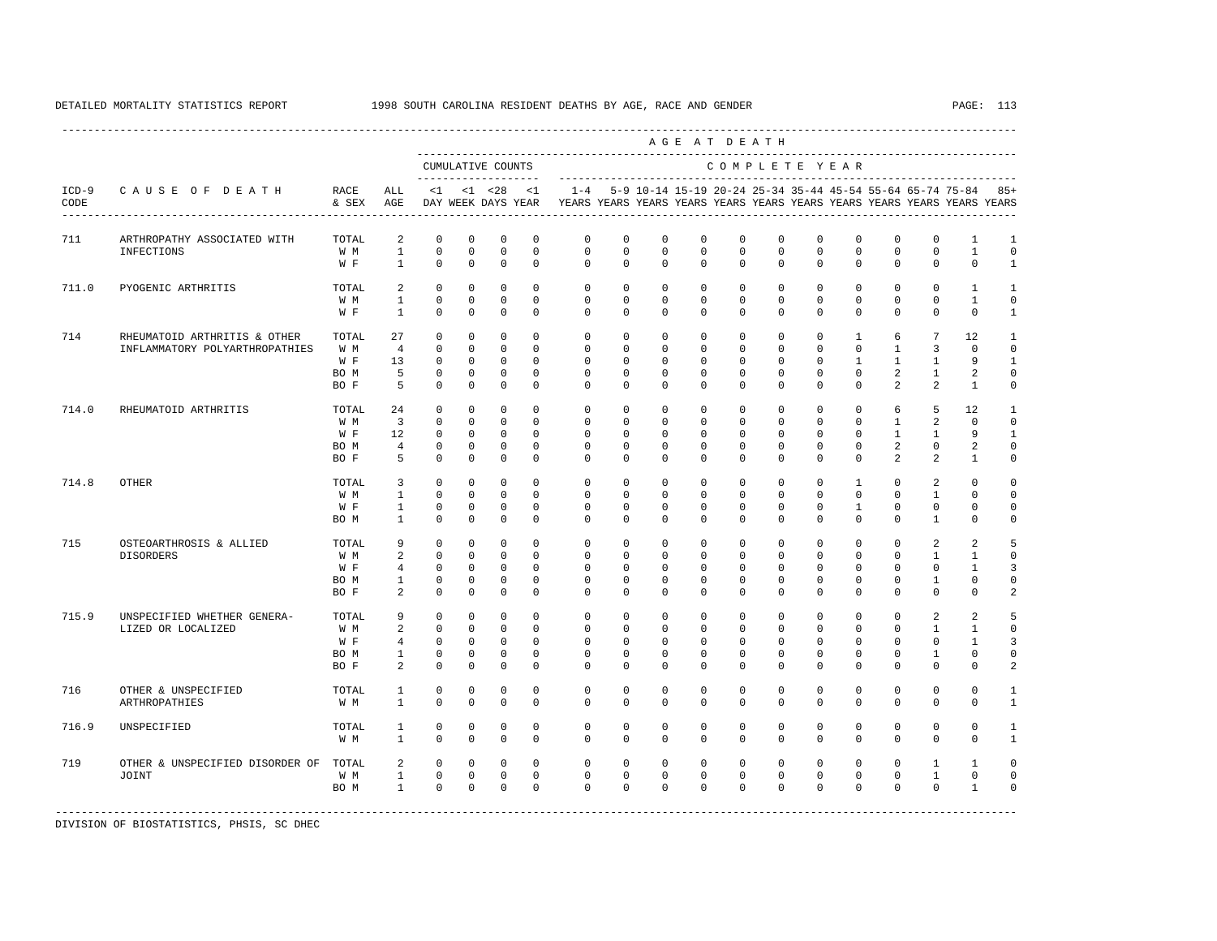DETAILED MORTALITY STATISTICS REPORT 1998 SOUTH CAROLINA RESIDENT DEATHS BY AGE, RACE AND GENDER

| ICD-9 CODE | CAUSE OF DEATH | RACE & SEX | ALL AGE | CUMULATIVE COUNTS <1 DAY | <1 WEEK | <28 DAYS | <1 YEAR | 1-4 YEARS | 5-9 YEARS | 10-14 YEARS | 15-19 YEARS | 20-24 YEARS | 25-34 YEARS | 35-44 YEARS | 45-54 YEARS | 55-64 YEARS | 65-74 YEARS | 75-84 YEARS | 85+ YEARS |
|---|---|---|---|---|---|---|---|---|---|---|---|---|---|---|---|---|---|---|---|
| 711 | ARTHROPATHY ASSOCIATED WITH INFECTIONS | TOTAL | 2 | 0 | 0 | 0 | 0 | 0 | 0 | 0 | 0 | 0 | 0 | 0 | 0 | 0 | 0 | 1 | 1 |
| | | W M | 1 | 0 | 0 | 0 | 0 | 0 | 0 | 0 | 0 | 0 | 0 | 0 | 0 | 0 | 0 | 1 | 0 |
| | | W F | 1 | 0 | 0 | 0 | 0 | 0 | 0 | 0 | 0 | 0 | 0 | 0 | 0 | 0 | 0 | 0 | 1 |
| 711.0 | PYOGENIC ARTHRITIS | TOTAL | 2 | 0 | 0 | 0 | 0 | 0 | 0 | 0 | 0 | 0 | 0 | 0 | 0 | 0 | 0 | 1 | 1 |
| | | W M | 1 | 0 | 0 | 0 | 0 | 0 | 0 | 0 | 0 | 0 | 0 | 0 | 0 | 0 | 0 | 1 | 0 |
| | | W F | 1 | 0 | 0 | 0 | 0 | 0 | 0 | 0 | 0 | 0 | 0 | 0 | 0 | 0 | 0 | 0 | 1 |
| 714 | RHEUMATOID ARTHRITIS & OTHER INFLAMMATORY POLYARTHROPATHIES | TOTAL | 27 | 0 | 0 | 0 | 0 | 0 | 0 | 0 | 0 | 0 | 0 | 0 | 1 | 6 | 7 | 12 | 1 |
| | | W M | 4 | 0 | 0 | 0 | 0 | 0 | 0 | 0 | 0 | 0 | 0 | 0 | 0 | 1 | 3 | 0 | 0 |
| | | W F | 13 | 0 | 0 | 0 | 0 | 0 | 0 | 0 | 0 | 0 | 0 | 0 | 1 | 1 | 1 | 9 | 1 |
| | | BO M | 5 | 0 | 0 | 0 | 0 | 0 | 0 | 0 | 0 | 0 | 0 | 0 | 0 | 2 | 1 | 2 | 0 |
| | | BO F | 5 | 0 | 0 | 0 | 0 | 0 | 0 | 0 | 0 | 0 | 0 | 0 | 0 | 2 | 2 | 1 | 0 |
| 714.0 | RHEUMATOID ARTHRITIS | TOTAL | 24 | 0 | 0 | 0 | 0 | 0 | 0 | 0 | 0 | 0 | 0 | 0 | 0 | 6 | 5 | 12 | 1 |
| | | W M | 3 | 0 | 0 | 0 | 0 | 0 | 0 | 0 | 0 | 0 | 0 | 0 | 0 | 1 | 2 | 0 | 0 |
| | | W F | 12 | 0 | 0 | 0 | 0 | 0 | 0 | 0 | 0 | 0 | 0 | 0 | 0 | 1 | 1 | 9 | 1 |
| | | BO M | 4 | 0 | 0 | 0 | 0 | 0 | 0 | 0 | 0 | 0 | 0 | 0 | 0 | 2 | 0 | 2 | 0 |
| | | BO F | 5 | 0 | 0 | 0 | 0 | 0 | 0 | 0 | 0 | 0 | 0 | 0 | 0 | 2 | 2 | 1 | 0 |
| 714.8 | OTHER | TOTAL | 3 | 0 | 0 | 0 | 0 | 0 | 0 | 0 | 0 | 0 | 0 | 0 | 1 | 0 | 2 | 0 | 0 |
| | | W M | 1 | 0 | 0 | 0 | 0 | 0 | 0 | 0 | 0 | 0 | 0 | 0 | 0 | 0 | 1 | 0 | 0 |
| | | W F | 1 | 0 | 0 | 0 | 0 | 0 | 0 | 0 | 0 | 0 | 0 | 0 | 1 | 0 | 0 | 0 | 0 |
| | | BO M | 1 | 0 | 0 | 0 | 0 | 0 | 0 | 0 | 0 | 0 | 0 | 0 | 0 | 0 | 1 | 0 | 0 |
| 715 | OSTEOARTHROSIS & ALLIED DISORDERS | TOTAL | 9 | 0 | 0 | 0 | 0 | 0 | 0 | 0 | 0 | 0 | 0 | 0 | 0 | 0 | 2 | 2 | 5 |
| | | W M | 2 | 0 | 0 | 0 | 0 | 0 | 0 | 0 | 0 | 0 | 0 | 0 | 0 | 0 | 1 | 1 | 0 |
| | | W F | 4 | 0 | 0 | 0 | 0 | 0 | 0 | 0 | 0 | 0 | 0 | 0 | 0 | 0 | 0 | 1 | 3 |
| | | BO M | 1 | 0 | 0 | 0 | 0 | 0 | 0 | 0 | 0 | 0 | 0 | 0 | 0 | 0 | 1 | 0 | 0 |
| | | BO F | 2 | 0 | 0 | 0 | 0 | 0 | 0 | 0 | 0 | 0 | 0 | 0 | 0 | 0 | 0 | 0 | 2 |
| 715.9 | UNSPECIFIED WHETHER GENERALIZED OR LOCALIZED | TOTAL | 9 | 0 | 0 | 0 | 0 | 0 | 0 | 0 | 0 | 0 | 0 | 0 | 0 | 0 | 2 | 2 | 5 |
| | | W M | 2 | 0 | 0 | 0 | 0 | 0 | 0 | 0 | 0 | 0 | 0 | 0 | 0 | 0 | 1 | 1 | 0 |
| | | W F | 4 | 0 | 0 | 0 | 0 | 0 | 0 | 0 | 0 | 0 | 0 | 0 | 0 | 0 | 0 | 1 | 3 |
| | | BO M | 1 | 0 | 0 | 0 | 0 | 0 | 0 | 0 | 0 | 0 | 0 | 0 | 0 | 0 | 1 | 0 | 0 |
| | | BO F | 2 | 0 | 0 | 0 | 0 | 0 | 0 | 0 | 0 | 0 | 0 | 0 | 0 | 0 | 0 | 0 | 2 |
| 716 | OTHER & UNSPECIFIED ARTHROPATHIES | TOTAL | 1 | 0 | 0 | 0 | 0 | 0 | 0 | 0 | 0 | 0 | 0 | 0 | 0 | 0 | 0 | 0 | 1 |
| | | W M | 1 | 0 | 0 | 0 | 0 | 0 | 0 | 0 | 0 | 0 | 0 | 0 | 0 | 0 | 0 | 0 | 1 |
| 716.9 | UNSPECIFIED | TOTAL | 1 | 0 | 0 | 0 | 0 | 0 | 0 | 0 | 0 | 0 | 0 | 0 | 0 | 0 | 0 | 0 | 1 |
| | | W M | 1 | 0 | 0 | 0 | 0 | 0 | 0 | 0 | 0 | 0 | 0 | 0 | 0 | 0 | 0 | 0 | 1 |
| 719 | OTHER & UNSPECIFIED DISORDER OF JOINT | TOTAL | 2 | 0 | 0 | 0 | 0 | 0 | 0 | 0 | 0 | 0 | 0 | 0 | 0 | 0 | 1 | 1 | 0 |
| | | W M | 1 | 0 | 0 | 0 | 0 | 0 | 0 | 0 | 0 | 0 | 0 | 0 | 0 | 0 | 1 | 0 | 0 |
| | | BO M | 1 | 0 | 0 | 0 | 0 | 0 | 0 | 0 | 0 | 0 | 0 | 0 | 0 | 0 | 0 | 1 | 0 |

DIVISION OF BIOSTATISTICS, PHSIS, SC DHEC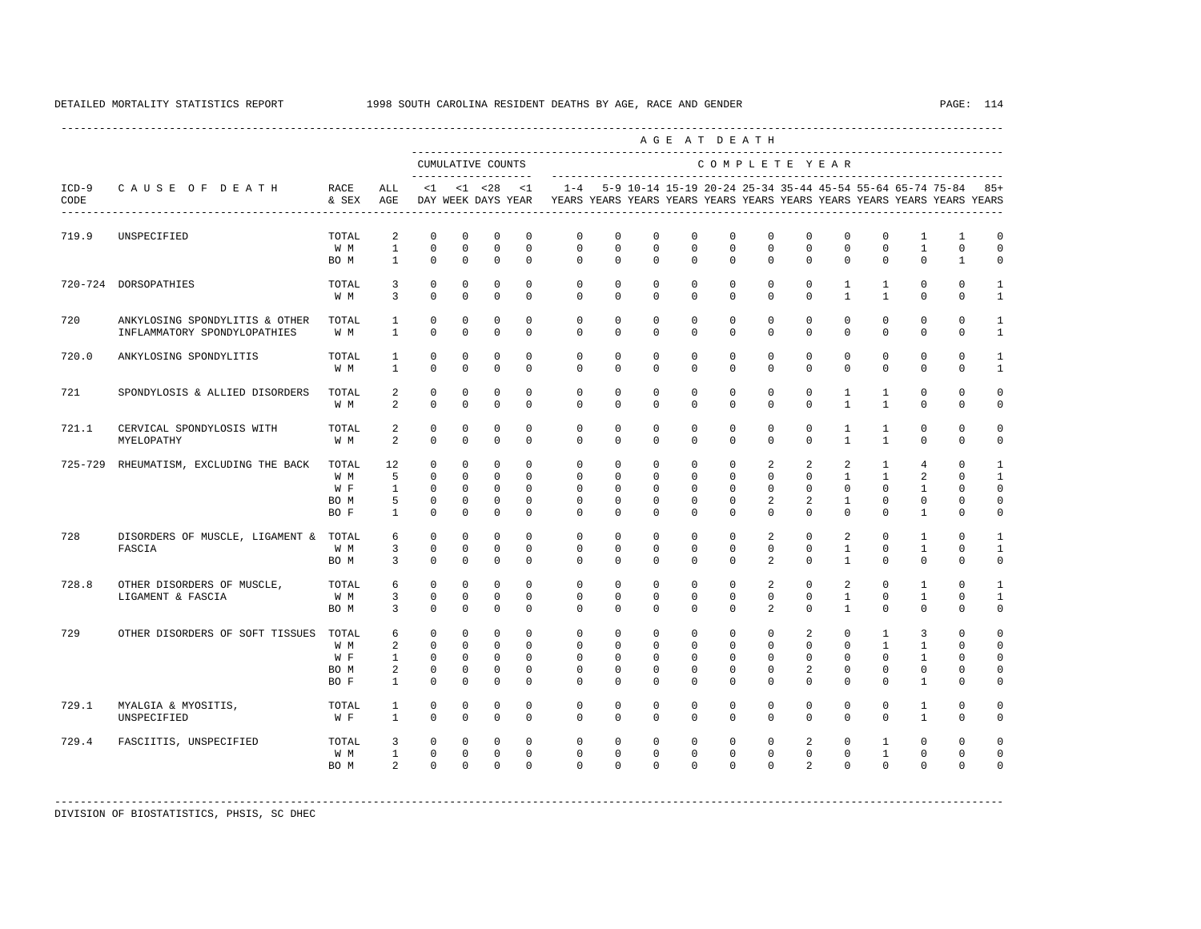DETAILED MORTALITY STATISTICS REPORT 1998 SOUTH CAROLINA RESIDENT DEATHS BY AGE, RACE AND GENDER

| ICD-9 CODE | CAUSE OF DEATH | RACE & SEX | ALL AGE | <1 DAY | <1 WEEK | <28 DAYS | <1 YEAR | 1-4 YEARS | 5-9 YEARS | 10-14 YEARS | 15-19 YEARS | 20-24 YEARS | 25-34 YEARS | 35-44 YEARS | 45-54 YEARS | 55-64 YEARS | 65-74 YEARS | 75-84 YEARS | 85+ YEARS |
|---|---|---|---|---|---|---|---|---|---|---|---|---|---|---|---|---|---|---|---|
| | | | | CUMULATIVE COUNTS | | | | COMPLETE YEAR | | | | | | | | | | | |
| 719.9 | UNSPECIFIED | TOTAL | 2 | 0 | 0 | 0 | 0 | 0 | 0 | 0 | 0 | 0 | 0 | 0 | 0 | 0 | 1 | 1 | 0 |
| | | W M | 1 | 0 | 0 | 0 | 0 | 0 | 0 | 0 | 0 | 0 | 0 | 0 | 0 | 0 | 1 | 0 | 0 |
| | | BO M | 1 | 0 | 0 | 0 | 0 | 0 | 0 | 0 | 0 | 0 | 0 | 0 | 0 | 0 | 0 | 1 | 0 |
| 720-724 | DORSOPATHIES | TOTAL | 3 | 0 | 0 | 0 | 0 | 0 | 0 | 0 | 0 | 0 | 0 | 0 | 1 | 1 | 0 | 0 | 1 |
| | | W M | 3 | 0 | 0 | 0 | 0 | 0 | 0 | 0 | 0 | 0 | 0 | 0 | 1 | 1 | 0 | 0 | 1 |
| 720 | ANKYLOSING SPONDYLITIS & OTHER INFLAMMATORY SPONDYLOPATHIES | TOTAL | 1 | 0 | 0 | 0 | 0 | 0 | 0 | 0 | 0 | 0 | 0 | 0 | 0 | 0 | 0 | 0 | 1 |
| | | W M | 1 | 0 | 0 | 0 | 0 | 0 | 0 | 0 | 0 | 0 | 0 | 0 | 0 | 0 | 0 | 0 | 1 |
| 720.0 | ANKYLOSING SPONDYLITIS | TOTAL | 1 | 0 | 0 | 0 | 0 | 0 | 0 | 0 | 0 | 0 | 0 | 0 | 0 | 0 | 0 | 0 | 1 |
| | | W M | 1 | 0 | 0 | 0 | 0 | 0 | 0 | 0 | 0 | 0 | 0 | 0 | 0 | 0 | 0 | 0 | 1 |
| 721 | SPONDYLOSIS & ALLIED DISORDERS | TOTAL | 2 | 0 | 0 | 0 | 0 | 0 | 0 | 0 | 0 | 0 | 0 | 0 | 1 | 1 | 0 | 0 | 0 |
| | | W M | 2 | 0 | 0 | 0 | 0 | 0 | 0 | 0 | 0 | 0 | 0 | 0 | 1 | 1 | 0 | 0 | 0 |
| 721.1 | CERVICAL SPONDYLOSIS WITH MYELOPATHY | TOTAL | 2 | 0 | 0 | 0 | 0 | 0 | 0 | 0 | 0 | 0 | 0 | 0 | 1 | 1 | 0 | 0 | 0 |
| | | W M | 2 | 0 | 0 | 0 | 0 | 0 | 0 | 0 | 0 | 0 | 0 | 0 | 1 | 1 | 0 | 0 | 0 |
| 725-729 | RHEUMATISM, EXCLUDING THE BACK | TOTAL | 12 | 0 | 0 | 0 | 0 | 0 | 0 | 0 | 0 | 0 | 2 | 2 | 2 | 1 | 4 | 0 | 1 |
| | | W M | 5 | 0 | 0 | 0 | 0 | 0 | 0 | 0 | 0 | 0 | 0 | 0 | 1 | 1 | 2 | 0 | 1 |
| | | W F | 1 | 0 | 0 | 0 | 0 | 0 | 0 | 0 | 0 | 0 | 0 | 0 | 0 | 0 | 1 | 0 | 0 |
| | | BO M | 5 | 0 | 0 | 0 | 0 | 0 | 0 | 0 | 0 | 0 | 2 | 2 | 1 | 0 | 0 | 0 | 0 |
| | | BO F | 1 | 0 | 0 | 0 | 0 | 0 | 0 | 0 | 0 | 0 | 0 | 0 | 0 | 0 | 1 | 0 | 0 |
| 728 | DISORDERS OF MUSCLE, LIGAMENT & FASCIA | TOTAL | 6 | 0 | 0 | 0 | 0 | 0 | 0 | 0 | 0 | 0 | 2 | 0 | 2 | 0 | 1 | 0 | 1 |
| | | W M | 3 | 0 | 0 | 0 | 0 | 0 | 0 | 0 | 0 | 0 | 0 | 0 | 1 | 0 | 1 | 0 | 1 |
| | | BO M | 3 | 0 | 0 | 0 | 0 | 0 | 0 | 0 | 0 | 0 | 2 | 0 | 1 | 0 | 0 | 0 | 0 |
| 728.8 | OTHER DISORDERS OF MUSCLE, LIGAMENT & FASCIA | TOTAL | 6 | 0 | 0 | 0 | 0 | 0 | 0 | 0 | 0 | 0 | 2 | 0 | 2 | 0 | 1 | 0 | 1 |
| | | W M | 3 | 0 | 0 | 0 | 0 | 0 | 0 | 0 | 0 | 0 | 0 | 0 | 1 | 0 | 1 | 0 | 1 |
| | | BO M | 3 | 0 | 0 | 0 | 0 | 0 | 0 | 0 | 0 | 0 | 2 | 0 | 1 | 0 | 0 | 0 | 0 |
| 729 | OTHER DISORDERS OF SOFT TISSUES | TOTAL | 6 | 0 | 0 | 0 | 0 | 0 | 0 | 0 | 0 | 0 | 0 | 2 | 0 | 1 | 3 | 0 | 0 |
| | | W M | 2 | 0 | 0 | 0 | 0 | 0 | 0 | 0 | 0 | 0 | 0 | 0 | 0 | 1 | 1 | 0 | 0 |
| | | W F | 1 | 0 | 0 | 0 | 0 | 0 | 0 | 0 | 0 | 0 | 0 | 0 | 0 | 0 | 1 | 0 | 0 |
| | | BO M | 2 | 0 | 0 | 0 | 0 | 0 | 0 | 0 | 0 | 0 | 0 | 2 | 0 | 0 | 0 | 0 | 0 |
| | | BO F | 1 | 0 | 0 | 0 | 0 | 0 | 0 | 0 | 0 | 0 | 0 | 0 | 0 | 0 | 1 | 0 | 0 |
| 729.1 | MYALGIA & MYOSITIS, UNSPECIFIED | TOTAL | 1 | 0 | 0 | 0 | 0 | 0 | 0 | 0 | 0 | 0 | 0 | 0 | 0 | 0 | 1 | 0 | 0 |
| | | W F | 1 | 0 | 0 | 0 | 0 | 0 | 0 | 0 | 0 | 0 | 0 | 0 | 0 | 0 | 1 | 0 | 0 |
| 729.4 | FASCIITIS, UNSPECIFIED | TOTAL | 3 | 0 | 0 | 0 | 0 | 0 | 0 | 0 | 0 | 0 | 0 | 2 | 0 | 1 | 0 | 0 | 0 |
| | | W M | 1 | 0 | 0 | 0 | 0 | 0 | 0 | 0 | 0 | 0 | 0 | 0 | 0 | 1 | 0 | 0 | 0 |
| | | BO M | 2 | 0 | 0 | 0 | 0 | 0 | 0 | 0 | 0 | 0 | 0 | 2 | 0 | 0 | 0 | 0 | 0 |

DIVISION OF BIOSTATISTICS, PHSIS, SC DHEC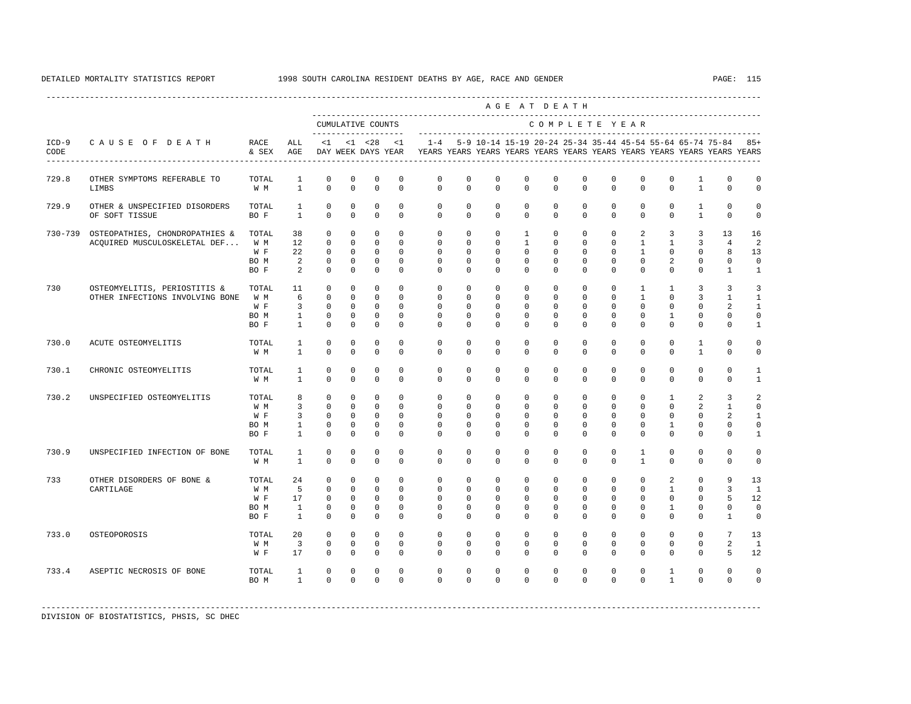DETAILED MORTALITY STATISTICS REPORT 1998 SOUTH CAROLINA RESIDENT DEATHS BY AGE, RACE AND GENDER

| ICD-9 CODE | CAUSE OF DEATH | RACE & SEX | ALL AGE | <1 DAY | <1 WEEK | <28 DAYS | <1 YEAR | 1-4 YEARS | 5-9 YEARS | 10-14 YEARS | 15-19 YEARS | 20-24 YEARS | 25-34 YEARS | 35-44 YEARS | 45-54 YEARS | 55-64 YEARS | 65-74 YEARS | 75-84 YEARS | 85+ YEARS |
|---|---|---|---|---|---|---|---|---|---|---|---|---|---|---|---|---|---|---|---|
| | | | | CUMULATIVE COUNTS | | | | COMPLETE YEAR | | | | | | | | | | | |
| 729.8 | OTHER SYMPTOMS REFERABLE TO LIMBS | TOTAL | 1 | 0 | 0 | 0 | 0 | 0 | 0 | 0 | 0 | 0 | 0 | 0 | 0 | 0 | 1 | 0 | 0 |
| | | W M | 1 | 0 | 0 | 0 | 0 | 0 | 0 | 0 | 0 | 0 | 0 | 0 | 0 | 0 | 1 | 0 | 0 |
| 729.9 | OTHER & UNSPECIFIED DISORDERS OF SOFT TISSUE | TOTAL | 1 | 0 | 0 | 0 | 0 | 0 | 0 | 0 | 0 | 0 | 0 | 0 | 0 | 0 | 1 | 0 | 0 |
| | | BO F | 1 | 0 | 0 | 0 | 0 | 0 | 0 | 0 | 0 | 0 | 0 | 0 | 0 | 0 | 1 | 0 | 0 |
| 730-739 | OSTEOPATHIES, CHONDROPATHIES & ACQUIRED MUSCULOSKELETAL DEF... | TOTAL | 38 | 0 | 0 | 0 | 0 | 0 | 0 | 0 | 1 | 0 | 0 | 0 | 2 | 3 | 3 | 13 | 16 |
| | | W M | 12 | 0 | 0 | 0 | 0 | 0 | 0 | 0 | 1 | 0 | 0 | 0 | 1 | 1 | 3 | 4 | 2 |
| | | W F | 22 | 0 | 0 | 0 | 0 | 0 | 0 | 0 | 0 | 0 | 0 | 0 | 1 | 0 | 0 | 8 | 13 |
| | | BO M | 2 | 0 | 0 | 0 | 0 | 0 | 0 | 0 | 0 | 0 | 0 | 0 | 0 | 2 | 0 | 0 | 0 |
| | | BO F | 2 | 0 | 0 | 0 | 0 | 0 | 0 | 0 | 0 | 0 | 0 | 0 | 0 | 0 | 0 | 1 | 1 |
| 730 | OSTEOMYELITIS, PERIOSTITIS & OTHER INFECTIONS INVOLVING BONE | TOTAL | 11 | 0 | 0 | 0 | 0 | 0 | 0 | 0 | 0 | 0 | 0 | 0 | 1 | 1 | 3 | 3 | 3 |
| | | W M | 6 | 0 | 0 | 0 | 0 | 0 | 0 | 0 | 0 | 0 | 0 | 0 | 1 | 0 | 3 | 1 | 1 |
| | | W F | 3 | 0 | 0 | 0 | 0 | 0 | 0 | 0 | 0 | 0 | 0 | 0 | 0 | 0 | 0 | 2 | 1 |
| | | BO M | 1 | 0 | 0 | 0 | 0 | 0 | 0 | 0 | 0 | 0 | 0 | 0 | 0 | 1 | 0 | 0 | 0 |
| | | BO F | 1 | 0 | 0 | 0 | 0 | 0 | 0 | 0 | 0 | 0 | 0 | 0 | 0 | 0 | 0 | 0 | 1 |
| 730.0 | ACUTE OSTEOMYELITIS | TOTAL | 1 | 0 | 0 | 0 | 0 | 0 | 0 | 0 | 0 | 0 | 0 | 0 | 0 | 0 | 1 | 0 | 0 |
| | | W M | 1 | 0 | 0 | 0 | 0 | 0 | 0 | 0 | 0 | 0 | 0 | 0 | 0 | 0 | 1 | 0 | 0 |
| 730.1 | CHRONIC OSTEOMYELITIS | TOTAL | 1 | 0 | 0 | 0 | 0 | 0 | 0 | 0 | 0 | 0 | 0 | 0 | 0 | 0 | 0 | 0 | 1 |
| | | W M | 1 | 0 | 0 | 0 | 0 | 0 | 0 | 0 | 0 | 0 | 0 | 0 | 0 | 0 | 0 | 0 | 1 |
| 730.2 | UNSPECIFIED OSTEOMYELITIS | TOTAL | 8 | 0 | 0 | 0 | 0 | 0 | 0 | 0 | 0 | 0 | 0 | 0 | 0 | 1 | 2 | 3 | 2 |
| | | W M | 3 | 0 | 0 | 0 | 0 | 0 | 0 | 0 | 0 | 0 | 0 | 0 | 0 | 0 | 2 | 1 | 0 |
| | | W F | 3 | 0 | 0 | 0 | 0 | 0 | 0 | 0 | 0 | 0 | 0 | 0 | 0 | 0 | 0 | 2 | 1 |
| | | BO M | 1 | 0 | 0 | 0 | 0 | 0 | 0 | 0 | 0 | 0 | 0 | 0 | 0 | 1 | 0 | 0 | 0 |
| | | BO F | 1 | 0 | 0 | 0 | 0 | 0 | 0 | 0 | 0 | 0 | 0 | 0 | 0 | 0 | 0 | 0 | 1 |
| 730.9 | UNSPECIFIED INFECTION OF BONE | TOTAL | 1 | 0 | 0 | 0 | 0 | 0 | 0 | 0 | 0 | 0 | 0 | 0 | 1 | 0 | 0 | 0 | 0 |
| | | W M | 1 | 0 | 0 | 0 | 0 | 0 | 0 | 0 | 0 | 0 | 0 | 0 | 1 | 0 | 0 | 0 | 0 |
| 733 | OTHER DISORDERS OF BONE & CARTILAGE | TOTAL | 24 | 0 | 0 | 0 | 0 | 0 | 0 | 0 | 0 | 0 | 0 | 0 | 0 | 2 | 0 | 9 | 13 |
| | | W M | 5 | 0 | 0 | 0 | 0 | 0 | 0 | 0 | 0 | 0 | 0 | 0 | 0 | 1 | 0 | 3 | 1 |
| | | W F | 17 | 0 | 0 | 0 | 0 | 0 | 0 | 0 | 0 | 0 | 0 | 0 | 0 | 0 | 0 | 5 | 12 |
| | | BO M | 1 | 0 | 0 | 0 | 0 | 0 | 0 | 0 | 0 | 0 | 0 | 0 | 0 | 1 | 0 | 0 | 0 |
| | | BO F | 1 | 0 | 0 | 0 | 0 | 0 | 0 | 0 | 0 | 0 | 0 | 0 | 0 | 0 | 0 | 1 | 0 |
| 733.0 | OSTEOPOROSIS | TOTAL | 20 | 0 | 0 | 0 | 0 | 0 | 0 | 0 | 0 | 0 | 0 | 0 | 0 | 0 | 0 | 7 | 13 |
| | | W M | 3 | 0 | 0 | 0 | 0 | 0 | 0 | 0 | 0 | 0 | 0 | 0 | 0 | 0 | 0 | 2 | 1 |
| | | W F | 17 | 0 | 0 | 0 | 0 | 0 | 0 | 0 | 0 | 0 | 0 | 0 | 0 | 0 | 0 | 5 | 12 |
| 733.4 | ASEPTIC NECROSIS OF BONE | TOTAL | 1 | 0 | 0 | 0 | 0 | 0 | 0 | 0 | 0 | 0 | 0 | 0 | 0 | 1 | 0 | 0 | 0 |
| | | BO M | 1 | 0 | 0 | 0 | 0 | 0 | 0 | 0 | 0 | 0 | 0 | 0 | 0 | 1 | 0 | 0 | 0 |

DIVISION OF BIOSTATISTICS, PHSIS, SC DHEC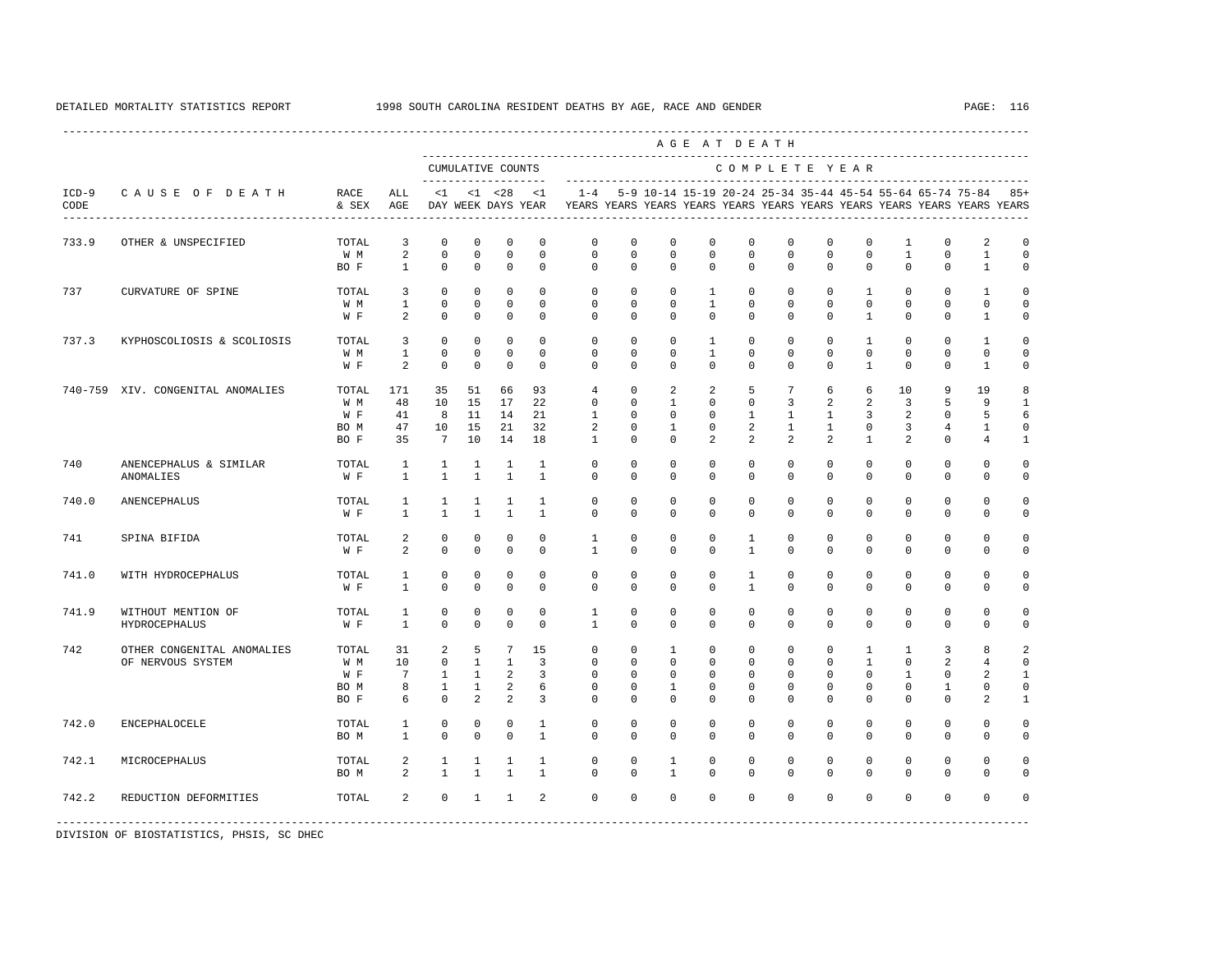DETAILED MORTALITY STATISTICS REPORT 1998 SOUTH CAROLINA RESIDENT DEATHS BY AGE, RACE AND GENDER

| ICD-9 CODE | CAUSE OF DEATH | RACE & SEX | ALL AGE | CUMULATIVE COUNTS <1 DAY | <1 WEEK | <28 DAYS | <1 YEAR | 1-4 YEARS | 5-9 YEARS | 10-14 YEARS | 15-19 YEARS | 20-24 YEARS | 25-34 YEARS | 35-44 YEARS | 45-54 YEARS | 55-64 YEARS | 65-74 YEARS | 75-84 YEARS | 85+ YEARS |
|---|---|---|---|---|---|---|---|---|---|---|---|---|---|---|---|---|---|---|---|
| 733.9 | OTHER & UNSPECIFIED | TOTAL | 3 | 0 | 0 | 0 | 0 | 0 | 0 | 0 | 0 | 0 | 0 | 0 | 0 | 1 | 0 | 2 | 0 |
| | | W M | 2 | 0 | 0 | 0 | 0 | 0 | 0 | 0 | 0 | 0 | 0 | 0 | 0 | 1 | 0 | 1 | 0 |
| | | BO F | 1 | 0 | 0 | 0 | 0 | 0 | 0 | 0 | 0 | 0 | 0 | 0 | 0 | 0 | 0 | 1 | 0 |
| 737 | CURVATURE OF SPINE | TOTAL | 3 | 0 | 0 | 0 | 0 | 0 | 0 | 0 | 1 | 0 | 0 | 0 | 1 | 0 | 0 | 1 | 0 |
| | | W M | 1 | 0 | 0 | 0 | 0 | 0 | 0 | 0 | 1 | 0 | 0 | 0 | 0 | 0 | 0 | 0 | 0 |
| | | W F | 2 | 0 | 0 | 0 | 0 | 0 | 0 | 0 | 0 | 0 | 0 | 0 | 1 | 0 | 0 | 1 | 0 |
| 737.3 | KYPHOSCOLIOSIS & SCOLIOSIS | TOTAL | 3 | 0 | 0 | 0 | 0 | 0 | 0 | 0 | 1 | 0 | 0 | 0 | 1 | 0 | 0 | 1 | 0 |
| | | W M | 1 | 0 | 0 | 0 | 0 | 0 | 0 | 0 | 1 | 0 | 0 | 0 | 0 | 0 | 0 | 0 | 0 |
| | | W F | 2 | 0 | 0 | 0 | 0 | 0 | 0 | 0 | 0 | 0 | 0 | 0 | 1 | 0 | 0 | 1 | 0 |
| 740-759 | XIV. CONGENITAL ANOMALIES | TOTAL | 171 | 35 | 51 | 66 | 93 | 4 | 0 | 2 | 2 | 5 | 7 | 6 | 6 | 10 | 9 | 19 | 8 |
| | | W M | 48 | 10 | 15 | 17 | 22 | 0 | 0 | 1 | 0 | 0 | 3 | 2 | 2 | 3 | 5 | 9 | 1 |
| | | W F | 41 | 8 | 11 | 14 | 21 | 1 | 0 | 0 | 0 | 1 | 1 | 1 | 3 | 2 | 0 | 5 | 6 |
| | | BO M | 47 | 10 | 15 | 21 | 32 | 2 | 0 | 1 | 0 | 2 | 1 | 1 | 0 | 3 | 4 | 1 | 0 |
| | | BO F | 35 | 7 | 10 | 14 | 18 | 1 | 0 | 0 | 2 | 2 | 2 | 2 | 1 | 2 | 0 | 4 | 1 |
| 740 | ANENCEPHALUS & SIMILAR ANOMALIES | TOTAL | 1 | 1 | 1 | 1 | 1 | 0 | 0 | 0 | 0 | 0 | 0 | 0 | 0 | 0 | 0 | 0 | 0 |
| | | W F | 1 | 1 | 1 | 1 | 1 | 0 | 0 | 0 | 0 | 0 | 0 | 0 | 0 | 0 | 0 | 0 | 0 |
| 740.0 | ANENCEPHALUS | TOTAL | 1 | 1 | 1 | 1 | 1 | 0 | 0 | 0 | 0 | 0 | 0 | 0 | 0 | 0 | 0 | 0 | 0 |
| | | W F | 1 | 1 | 1 | 1 | 1 | 0 | 0 | 0 | 0 | 0 | 0 | 0 | 0 | 0 | 0 | 0 | 0 |
| 741 | SPINA BIFIDA | TOTAL | 2 | 0 | 0 | 0 | 0 | 1 | 0 | 0 | 0 | 1 | 0 | 0 | 0 | 0 | 0 | 0 | 0 |
| | | W F | 2 | 0 | 0 | 0 | 0 | 1 | 0 | 0 | 0 | 1 | 0 | 0 | 0 | 0 | 0 | 0 | 0 |
| 741.0 | WITH HYDROCEPHALUS | TOTAL | 1 | 0 | 0 | 0 | 0 | 0 | 0 | 0 | 0 | 1 | 0 | 0 | 0 | 0 | 0 | 0 | 0 |
| | | W F | 1 | 0 | 0 | 0 | 0 | 0 | 0 | 0 | 0 | 1 | 0 | 0 | 0 | 0 | 0 | 0 | 0 |
| 741.9 | WITHOUT MENTION OF HYDROCEPHALUS | TOTAL | 1 | 0 | 0 | 0 | 0 | 1 | 0 | 0 | 0 | 0 | 0 | 0 | 0 | 0 | 0 | 0 | 0 |
| | | W F | 1 | 0 | 0 | 0 | 0 | 1 | 0 | 0 | 0 | 0 | 0 | 0 | 0 | 0 | 0 | 0 | 0 |
| 742 | OTHER CONGENITAL ANOMALIES OF NERVOUS SYSTEM | TOTAL | 31 | 2 | 5 | 7 | 15 | 0 | 0 | 1 | 0 | 0 | 0 | 0 | 1 | 1 | 3 | 8 | 2 |
| | | W M | 10 | 0 | 1 | 1 | 3 | 0 | 0 | 0 | 0 | 0 | 0 | 0 | 1 | 0 | 2 | 4 | 0 |
| | | W F | 7 | 1 | 1 | 2 | 3 | 0 | 0 | 0 | 0 | 0 | 0 | 0 | 0 | 1 | 0 | 2 | 1 |
| | | BO M | 8 | 1 | 1 | 2 | 6 | 0 | 0 | 1 | 0 | 0 | 0 | 0 | 0 | 0 | 1 | 0 | 0 |
| | | BO F | 6 | 0 | 2 | 2 | 3 | 0 | 0 | 0 | 0 | 0 | 0 | 0 | 0 | 0 | 0 | 2 | 1 |
| 742.0 | ENCEPHALOCELE | TOTAL | 1 | 0 | 0 | 0 | 1 | 0 | 0 | 0 | 0 | 0 | 0 | 0 | 0 | 0 | 0 | 0 | 0 |
| | | BO M | 1 | 0 | 0 | 0 | 1 | 0 | 0 | 0 | 0 | 0 | 0 | 0 | 0 | 0 | 0 | 0 | 0 |
| 742.1 | MICROCEPHALUS | TOTAL | 2 | 1 | 1 | 1 | 1 | 0 | 0 | 1 | 0 | 0 | 0 | 0 | 0 | 0 | 0 | 0 | 0 |
| | | BO M | 2 | 1 | 1 | 1 | 1 | 0 | 0 | 1 | 0 | 0 | 0 | 0 | 0 | 0 | 0 | 0 | 0 |
| 742.2 | REDUCTION DEFORMITIES | TOTAL | 2 | 0 | 1 | 1 | 2 | 0 | 0 | 0 | 0 | 0 | 0 | 0 | 0 | 0 | 0 | 0 | 0 |

DIVISION OF BIOSTATISTICS, PHSIS, SC DHEC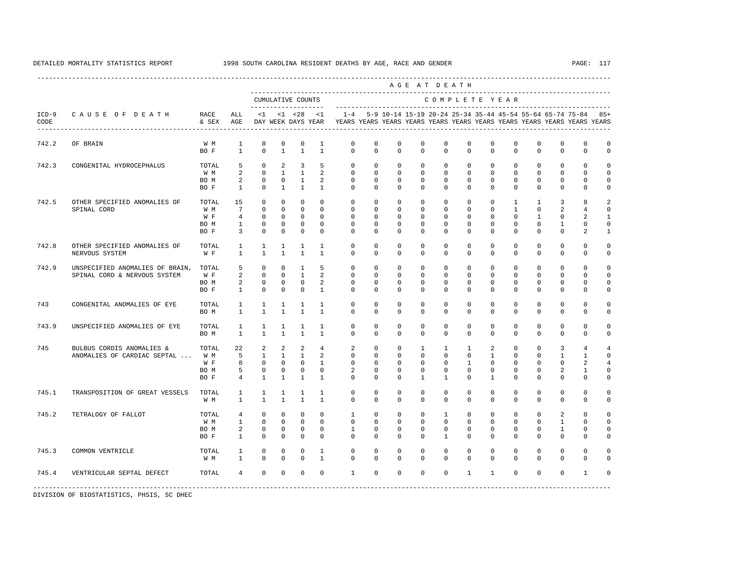DETAILED MORTALITY STATISTICS REPORT 1998 SOUTH CAROLINA RESIDENT DEATHS BY AGE, RACE AND GENDER

| ICD-9 CODE | CAUSE OF DEATH | RACE & SEX | ALL AGE | CUMULATIVE COUNTS <1 DAY | <1 WEEK | <28 DAYS | <1 YEAR | 1-4 YEARS | 5-9 YEARS | 10-14 YEARS | 15-19 YEARS | 20-24 YEARS | 25-34 YEARS | 35-44 YEARS | 45-54 YEARS | 55-64 YEARS | 65-74 YEARS | 75-84 YEARS | 85+ YEARS |
|---|---|---|---|---|---|---|---|---|---|---|---|---|---|---|---|---|---|---|---|
| 742.2 | OF BRAIN | W M | 1 | 0 | 0 | 0 | 1 | 0 | 0 | 0 | 0 | 0 | 0 | 0 | 0 | 0 | 0 | 0 | 0 |
| | | BO F | 1 | 0 | 1 | 1 | 1 | 0 | 0 | 0 | 0 | 0 | 0 | 0 | 0 | 0 | 0 | 0 | 0 |
| 742.3 | CONGENITAL HYDROCEPHALUS | TOTAL | 5 | 0 | 2 | 3 | 5 | 0 | 0 | 0 | 0 | 0 | 0 | 0 | 0 | 0 | 0 | 0 | 0 |
| | | W M | 2 | 0 | 1 | 1 | 2 | 0 | 0 | 0 | 0 | 0 | 0 | 0 | 0 | 0 | 0 | 0 | 0 |
| | | BO M | 2 | 0 | 0 | 1 | 2 | 0 | 0 | 0 | 0 | 0 | 0 | 0 | 0 | 0 | 0 | 0 | 0 |
| | | BO F | 1 | 0 | 1 | 1 | 1 | 0 | 0 | 0 | 0 | 0 | 0 | 0 | 0 | 0 | 0 | 0 | 0 |
| 742.5 | OTHER SPECIFIED ANOMALIES OF SPINAL CORD | TOTAL | 15 | 0 | 0 | 0 | 0 | 0 | 0 | 0 | 0 | 0 | 0 | 0 | 1 | 1 | 3 | 8 | 2 |
| | | W M | 7 | 0 | 0 | 0 | 0 | 0 | 0 | 0 | 0 | 0 | 0 | 0 | 1 | 0 | 2 | 4 | 0 |
| | | W F | 4 | 0 | 0 | 0 | 0 | 0 | 0 | 0 | 0 | 0 | 0 | 0 | 0 | 1 | 0 | 2 | 1 |
| | | BO M | 1 | 0 | 0 | 0 | 0 | 0 | 0 | 0 | 0 | 0 | 0 | 0 | 0 | 0 | 1 | 0 | 0 |
| | | BO F | 3 | 0 | 0 | 0 | 0 | 0 | 0 | 0 | 0 | 0 | 0 | 0 | 0 | 0 | 0 | 2 | 1 |
| 742.8 | OTHER SPECIFIED ANOMALIES OF NERVOUS SYSTEM | TOTAL | 1 | 1 | 1 | 1 | 1 | 0 | 0 | 0 | 0 | 0 | 0 | 0 | 0 | 0 | 0 | 0 | 0 |
| | | W F | 1 | 1 | 1 | 1 | 1 | 0 | 0 | 0 | 0 | 0 | 0 | 0 | 0 | 0 | 0 | 0 | 0 |
| 742.9 | UNSPECIFIED ANOMALIES OF BRAIN, SPINAL CORD & NERVOUS SYSTEM | TOTAL | 5 | 0 | 0 | 1 | 5 | 0 | 0 | 0 | 0 | 0 | 0 | 0 | 0 | 0 | 0 | 0 | 0 |
| | | W F | 2 | 0 | 0 | 1 | 2 | 0 | 0 | 0 | 0 | 0 | 0 | 0 | 0 | 0 | 0 | 0 | 0 |
| | | BO M | 2 | 0 | 0 | 0 | 2 | 0 | 0 | 0 | 0 | 0 | 0 | 0 | 0 | 0 | 0 | 0 | 0 |
| | | BO F | 1 | 0 | 0 | 0 | 1 | 0 | 0 | 0 | 0 | 0 | 0 | 0 | 0 | 0 | 0 | 0 | 0 |
| 743 | CONGENITAL ANOMALIES OF EYE | TOTAL | 1 | 1 | 1 | 1 | 1 | 0 | 0 | 0 | 0 | 0 | 0 | 0 | 0 | 0 | 0 | 0 | 0 |
| | | BO M | 1 | 1 | 1 | 1 | 1 | 0 | 0 | 0 | 0 | 0 | 0 | 0 | 0 | 0 | 0 | 0 | 0 |
| 743.9 | UNSPECIFIED ANOMALIES OF EYE | TOTAL | 1 | 1 | 1 | 1 | 1 | 0 | 0 | 0 | 0 | 0 | 0 | 0 | 0 | 0 | 0 | 0 | 0 |
| | | BO M | 1 | 1 | 1 | 1 | 1 | 0 | 0 | 0 | 0 | 0 | 0 | 0 | 0 | 0 | 0 | 0 | 0 |
| 745 | BULBUS CORDIS ANOMALIES & ANOMALIES OF CARDIAC SEPTAL ... | TOTAL | 22 | 2 | 2 | 2 | 4 | 2 | 0 | 0 | 1 | 1 | 1 | 2 | 0 | 0 | 3 | 4 | 4 |
| | | W M | 5 | 1 | 1 | 1 | 2 | 0 | 0 | 0 | 0 | 0 | 0 | 1 | 0 | 0 | 1 | 1 | 0 |
| | | W F | 8 | 0 | 0 | 0 | 1 | 0 | 0 | 0 | 0 | 0 | 1 | 0 | 0 | 0 | 0 | 2 | 4 |
| | | BO M | 5 | 0 | 0 | 0 | 0 | 2 | 0 | 0 | 0 | 0 | 0 | 0 | 0 | 0 | 2 | 1 | 0 |
| | | BO F | 4 | 1 | 1 | 1 | 1 | 0 | 0 | 0 | 1 | 1 | 0 | 1 | 0 | 0 | 0 | 0 | 0 |
| 745.1 | TRANSPOSITION OF GREAT VESSELS | TOTAL | 1 | 1 | 1 | 1 | 1 | 0 | 0 | 0 | 0 | 0 | 0 | 0 | 0 | 0 | 0 | 0 | 0 |
| | | W M | 1 | 1 | 1 | 1 | 1 | 0 | 0 | 0 | 0 | 0 | 0 | 0 | 0 | 0 | 0 | 0 | 0 |
| 745.2 | TETRALOGY OF FALLOT | TOTAL | 4 | 0 | 0 | 0 | 0 | 1 | 0 | 0 | 0 | 1 | 0 | 0 | 0 | 0 | 2 | 0 | 0 |
| | | W M | 1 | 0 | 0 | 0 | 0 | 0 | 0 | 0 | 0 | 0 | 0 | 0 | 0 | 0 | 1 | 0 | 0 |
| | | BO M | 2 | 0 | 0 | 0 | 0 | 1 | 0 | 0 | 0 | 0 | 0 | 0 | 0 | 0 | 1 | 0 | 0 |
| | | BO F | 1 | 0 | 0 | 0 | 0 | 0 | 0 | 0 | 0 | 1 | 0 | 0 | 0 | 0 | 0 | 0 | 0 |
| 745.3 | COMMON VENTRICLE | TOTAL | 1 | 0 | 0 | 0 | 1 | 0 | 0 | 0 | 0 | 0 | 0 | 0 | 0 | 0 | 0 | 0 | 0 |
| | | W M | 1 | 0 | 0 | 0 | 1 | 0 | 0 | 0 | 0 | 0 | 0 | 0 | 0 | 0 | 0 | 0 | 0 |
| 745.4 | VENTRICULAR SEPTAL DEFECT | TOTAL | 4 | 0 | 0 | 0 | 0 | 1 | 0 | 0 | 0 | 0 | 1 | 1 | 0 | 0 | 0 | 1 | 0 |

DIVISION OF BIOSTATISTICS, PHSIS, SC DHEC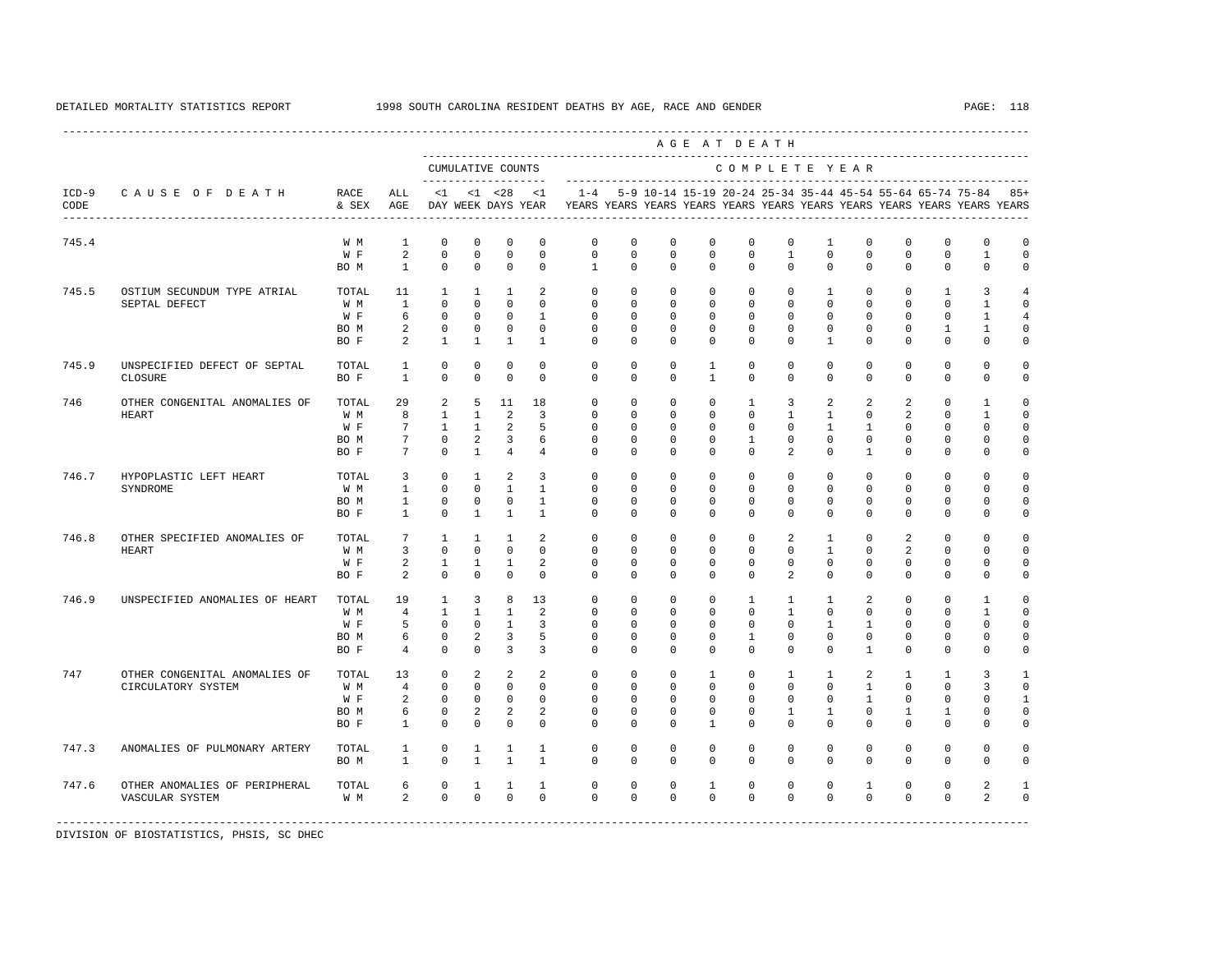DETAILED MORTALITY STATISTICS REPORT 1998 SOUTH CAROLINA RESIDENT DEATHS BY AGE, RACE AND GENDER

| ICD-9 CODE | CAUSE OF DEATH | RACE & SEX | ALL AGE | CUMULATIVE COUNTS <1 DAY | <1 WEEK | <28 DAYS | <1 YEAR | 1-4 YEARS | 5-9 YEARS | 10-14 YEARS | 15-19 YEARS | 20-24 YEARS | 25-34 YEARS | 35-44 YEARS | 45-54 YEARS | 55-64 YEARS | 65-74 YEARS | 75-84 YEARS | 85+ YEARS |
|---|---|---|---|---|---|---|---|---|---|---|---|---|---|---|---|---|---|---|---|
| 745.4 | | W M | 1 | 0 | 0 | 0 | 0 | 0 | 0 | 0 | 0 | 0 | 0 | 1 | 0 | 0 | 0 | 0 | 0 |
| | | W F | 2 | 0 | 0 | 0 | 0 | 0 | 0 | 0 | 0 | 0 | 1 | 0 | 0 | 0 | 0 | 1 | 0 |
| | | BO M | 1 | 0 | 0 | 0 | 0 | 1 | 0 | 0 | 0 | 0 | 0 | 0 | 0 | 0 | 0 | 0 | 0 |
| 745.5 | OSTIUM SECUNDUM TYPE ATRIAL SEPTAL DEFECT | TOTAL | 11 | 1 | 1 | 1 | 2 | 0 | 0 | 0 | 0 | 0 | 0 | 1 | 0 | 0 | 1 | 3 | 4 |
| | | W M | 1 | 0 | 0 | 0 | 0 | 0 | 0 | 0 | 0 | 0 | 0 | 0 | 0 | 0 | 0 | 1 | 0 |
| | | W F | 6 | 0 | 0 | 0 | 1 | 0 | 0 | 0 | 0 | 0 | 0 | 0 | 0 | 0 | 0 | 1 | 4 |
| | | BO M | 2 | 0 | 0 | 0 | 0 | 0 | 0 | 0 | 0 | 0 | 0 | 0 | 0 | 0 | 1 | 1 | 0 |
| | | BO F | 2 | 1 | 1 | 1 | 1 | 0 | 0 | 0 | 0 | 0 | 0 | 1 | 0 | 0 | 0 | 0 | 0 |
| 745.9 | UNSPECIFIED DEFECT OF SEPTAL CLOSURE | TOTAL | 1 | 0 | 0 | 0 | 0 | 0 | 0 | 0 | 1 | 0 | 0 | 0 | 0 | 0 | 0 | 0 | 0 |
| | | BO F | 1 | 0 | 0 | 0 | 0 | 0 | 0 | 0 | 1 | 0 | 0 | 0 | 0 | 0 | 0 | 0 | 0 |
| 746 | OTHER CONGENITAL ANOMALIES OF HEART | TOTAL | 29 | 2 | 5 | 11 | 18 | 0 | 0 | 0 | 0 | 1 | 3 | 2 | 2 | 2 | 0 | 1 | 0 |
| | | W M | 8 | 1 | 1 | 2 | 3 | 0 | 0 | 0 | 0 | 0 | 1 | 1 | 0 | 2 | 0 | 1 | 0 |
| | | W F | 7 | 1 | 1 | 2 | 5 | 0 | 0 | 0 | 0 | 0 | 0 | 1 | 1 | 0 | 0 | 0 | 0 |
| | | BO M | 7 | 0 | 2 | 3 | 6 | 0 | 0 | 0 | 0 | 1 | 0 | 0 | 0 | 0 | 0 | 0 | 0 |
| | | BO F | 7 | 0 | 1 | 4 | 4 | 0 | 0 | 0 | 0 | 0 | 2 | 0 | 1 | 0 | 0 | 0 | 0 |
| 746.7 | HYPOPLASTIC LEFT HEART SYNDROME | TOTAL | 3 | 0 | 1 | 2 | 3 | 0 | 0 | 0 | 0 | 0 | 0 | 0 | 0 | 0 | 0 | 0 | 0 |
| | | W M | 1 | 0 | 0 | 1 | 1 | 0 | 0 | 0 | 0 | 0 | 0 | 0 | 0 | 0 | 0 | 0 | 0 |
| | | BO M | 1 | 0 | 0 | 0 | 1 | 0 | 0 | 0 | 0 | 0 | 0 | 0 | 0 | 0 | 0 | 0 | 0 |
| | | BO F | 1 | 0 | 1 | 1 | 1 | 0 | 0 | 0 | 0 | 0 | 0 | 0 | 0 | 0 | 0 | 0 | 0 |
| 746.8 | OTHER SPECIFIED ANOMALIES OF HEART | TOTAL | 7 | 1 | 1 | 1 | 2 | 0 | 0 | 0 | 0 | 0 | 2 | 1 | 0 | 2 | 0 | 0 | 0 |
| | | W M | 3 | 0 | 0 | 0 | 0 | 0 | 0 | 0 | 0 | 0 | 0 | 1 | 0 | 2 | 0 | 0 | 0 |
| | | W F | 2 | 1 | 1 | 1 | 2 | 0 | 0 | 0 | 0 | 0 | 0 | 0 | 0 | 0 | 0 | 0 | 0 |
| | | BO F | 2 | 0 | 0 | 0 | 0 | 0 | 0 | 0 | 0 | 0 | 2 | 0 | 0 | 0 | 0 | 0 | 0 |
| 746.9 | UNSPECIFIED ANOMALIES OF HEART | TOTAL | 19 | 1 | 3 | 8 | 13 | 0 | 0 | 0 | 0 | 1 | 1 | 1 | 2 | 0 | 0 | 1 | 0 |
| | | W M | 4 | 1 | 1 | 1 | 2 | 0 | 0 | 0 | 0 | 0 | 1 | 0 | 0 | 0 | 0 | 1 | 0 |
| | | W F | 5 | 0 | 0 | 1 | 3 | 0 | 0 | 0 | 0 | 0 | 0 | 1 | 1 | 0 | 0 | 0 | 0 |
| | | BO M | 6 | 0 | 2 | 3 | 5 | 0 | 0 | 0 | 0 | 1 | 0 | 0 | 0 | 0 | 0 | 0 | 0 |
| | | BO F | 4 | 0 | 0 | 3 | 3 | 0 | 0 | 0 | 0 | 0 | 0 | 0 | 1 | 0 | 0 | 0 | 0 |
| 747 | OTHER CONGENITAL ANOMALIES OF CIRCULATORY SYSTEM | TOTAL | 13 | 0 | 2 | 2 | 2 | 0 | 0 | 0 | 1 | 0 | 1 | 1 | 2 | 1 | 1 | 3 | 1 |
| | | W M | 4 | 0 | 0 | 0 | 0 | 0 | 0 | 0 | 0 | 0 | 0 | 0 | 1 | 0 | 0 | 3 | 0 |
| | | W F | 2 | 0 | 0 | 0 | 0 | 0 | 0 | 0 | 0 | 0 | 0 | 0 | 1 | 0 | 0 | 0 | 1 |
| | | BO M | 6 | 0 | 2 | 2 | 2 | 0 | 0 | 0 | 0 | 0 | 1 | 1 | 0 | 1 | 1 | 0 | 0 |
| | | BO F | 1 | 0 | 0 | 0 | 0 | 0 | 0 | 0 | 1 | 0 | 0 | 0 | 0 | 0 | 0 | 0 | 0 |
| 747.3 | ANOMALIES OF PULMONARY ARTERY | TOTAL | 1 | 0 | 1 | 1 | 1 | 0 | 0 | 0 | 0 | 0 | 0 | 0 | 0 | 0 | 0 | 0 | 0 |
| | | BO M | 1 | 0 | 1 | 1 | 1 | 0 | 0 | 0 | 0 | 0 | 0 | 0 | 0 | 0 | 0 | 0 | 0 |
| 747.6 | OTHER ANOMALIES OF PERIPHERAL VASCULAR SYSTEM | TOTAL | 6 | 0 | 1 | 1 | 1 | 0 | 0 | 0 | 1 | 0 | 0 | 0 | 1 | 0 | 0 | 2 | 1 |
| | | W M | 2 | 0 | 0 | 0 | 0 | 0 | 0 | 0 | 0 | 0 | 0 | 0 | 0 | 0 | 0 | 2 | 0 |

DIVISION OF BIOSTATISTICS, PHSIS, SC DHEC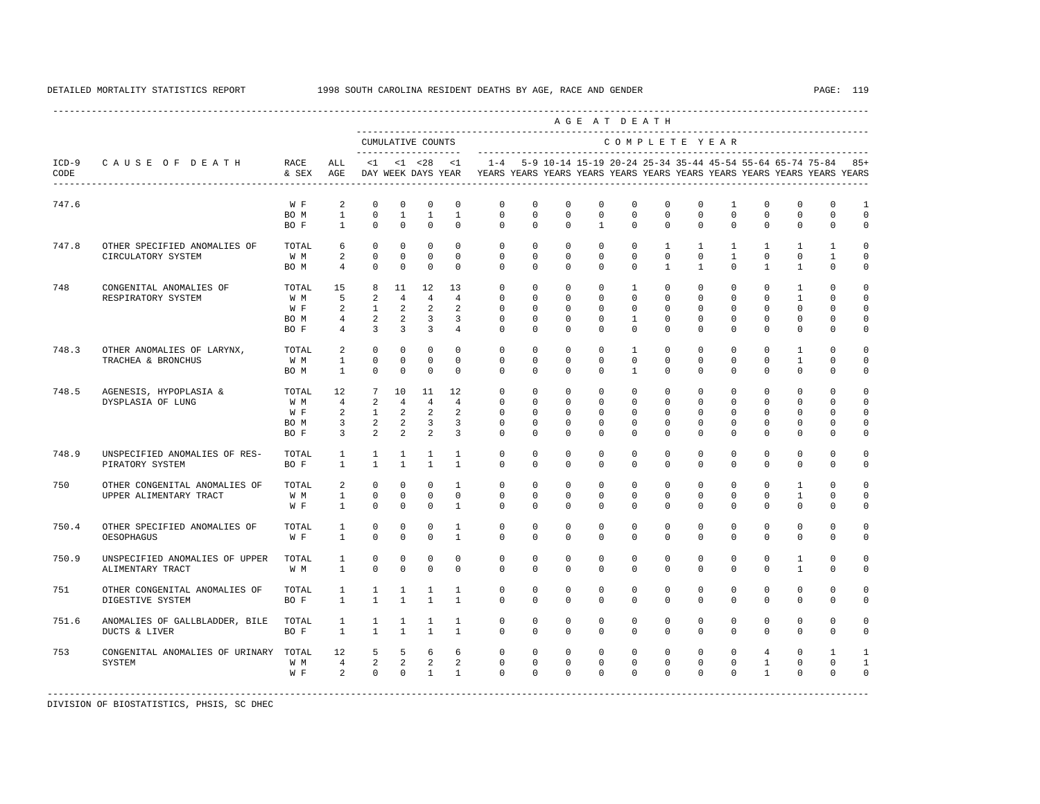DETAILED MORTALITY STATISTICS REPORT — 1998 SOUTH CAROLINA RESIDENT DEATHS BY AGE, RACE AND GENDER

| ICD-9 CODE | CAUSE OF DEATH | RACE & SEX | ALL AGE | <1 DAY | <1 WEEK | <28 DAYS | <1 YEAR | 1-4 YEARS | 5-9 YEARS | 10-14 YEARS | 15-19 YEARS | 20-24 YEARS | 25-34 YEARS | 35-44 YEARS | 45-54 YEARS | 55-64 YEARS | 65-74 YEARS | 75-84 YEARS | 85+ YEARS |
|---|---|---|---|---|---|---|---|---|---|---|---|---|---|---|---|---|---|---|---|
| | | | | CUMULATIVE COUNTS | | | | COMPLETE YEAR | | | | | | | | | | | |
| 747.6 | | W F | 2 | 0 | 0 | 0 | 0 | 0 | 0 | 0 | 0 | 0 | 0 | 0 | 1 | 0 | 0 | 0 | 1 |
| | | BO M | 1 | 0 | 1 | 1 | 1 | 0 | 0 | 0 | 0 | 0 | 0 | 0 | 0 | 0 | 0 | 0 | 0 |
| | | BO F | 1 | 0 | 0 | 0 | 0 | 0 | 0 | 0 | 1 | 0 | 0 | 0 | 0 | 0 | 0 | 0 | 0 |
| 747.8 | OTHER SPECIFIED ANOMALIES OF CIRCULATORY SYSTEM | TOTAL | 6 | 0 | 0 | 0 | 0 | 0 | 0 | 0 | 0 | 0 | 1 | 1 | 1 | 1 | 1 | 1 | 0 |
| | | W M | 2 | 0 | 0 | 0 | 0 | 0 | 0 | 0 | 0 | 0 | 0 | 0 | 1 | 0 | 0 | 1 | 0 |
| | | BO M | 4 | 0 | 0 | 0 | 0 | 0 | 0 | 0 | 0 | 0 | 1 | 1 | 0 | 1 | 1 | 0 | 0 |
| 748 | CONGENITAL ANOMALIES OF RESPIRATORY SYSTEM | TOTAL | 15 | 8 | 11 | 12 | 13 | 0 | 0 | 0 | 0 | 1 | 0 | 0 | 0 | 0 | 1 | 0 | 0 |
| | | W M | 5 | 2 | 4 | 4 | 4 | 0 | 0 | 0 | 0 | 0 | 0 | 0 | 0 | 0 | 1 | 0 | 0 |
| | | W F | 2 | 1 | 2 | 2 | 2 | 0 | 0 | 0 | 0 | 0 | 0 | 0 | 0 | 0 | 0 | 0 | 0 |
| | | BO M | 4 | 2 | 2 | 3 | 3 | 0 | 0 | 0 | 0 | 1 | 0 | 0 | 0 | 0 | 0 | 0 | 0 |
| | | BO F | 4 | 3 | 3 | 3 | 4 | 0 | 0 | 0 | 0 | 0 | 0 | 0 | 0 | 0 | 0 | 0 | 0 |
| 748.3 | OTHER ANOMALIES OF LARYNX, TRACHEA & BRONCHUS | TOTAL | 2 | 0 | 0 | 0 | 0 | 0 | 0 | 0 | 0 | 1 | 0 | 0 | 0 | 0 | 1 | 0 | 0 |
| | | W M | 1 | 0 | 0 | 0 | 0 | 0 | 0 | 0 | 0 | 0 | 0 | 0 | 0 | 0 | 1 | 0 | 0 |
| | | BO M | 1 | 0 | 0 | 0 | 0 | 0 | 0 | 0 | 0 | 1 | 0 | 0 | 0 | 0 | 0 | 0 | 0 |
| 748.5 | AGENESIS, HYPOPLASIA & DYSPLASIA OF LUNG | TOTAL | 12 | 7 | 10 | 11 | 12 | 0 | 0 | 0 | 0 | 0 | 0 | 0 | 0 | 0 | 0 | 0 | 0 |
| | | W M | 4 | 2 | 4 | 4 | 4 | 0 | 0 | 0 | 0 | 0 | 0 | 0 | 0 | 0 | 0 | 0 | 0 |
| | | W F | 2 | 1 | 2 | 2 | 2 | 0 | 0 | 0 | 0 | 0 | 0 | 0 | 0 | 0 | 0 | 0 | 0 |
| | | BO M | 3 | 2 | 2 | 3 | 3 | 0 | 0 | 0 | 0 | 0 | 0 | 0 | 0 | 0 | 0 | 0 | 0 |
| | | BO F | 3 | 2 | 2 | 2 | 3 | 0 | 0 | 0 | 0 | 0 | 0 | 0 | 0 | 0 | 0 | 0 | 0 |
| 748.9 | UNSPECIFIED ANOMALIES OF RESPIRATORY SYSTEM | TOTAL | 1 | 1 | 1 | 1 | 1 | 0 | 0 | 0 | 0 | 0 | 0 | 0 | 0 | 0 | 0 | 0 | 0 |
| | | BO F | 1 | 1 | 1 | 1 | 1 | 0 | 0 | 0 | 0 | 0 | 0 | 0 | 0 | 0 | 0 | 0 | 0 |
| 750 | OTHER CONGENITAL ANOMALIES OF UPPER ALIMENTARY TRACT | TOTAL | 2 | 0 | 0 | 0 | 1 | 0 | 0 | 0 | 0 | 0 | 0 | 0 | 0 | 0 | 1 | 0 | 0 |
| | | W M | 1 | 0 | 0 | 0 | 0 | 0 | 0 | 0 | 0 | 0 | 0 | 0 | 0 | 0 | 1 | 0 | 0 |
| | | W F | 1 | 0 | 0 | 0 | 1 | 0 | 0 | 0 | 0 | 0 | 0 | 0 | 0 | 0 | 0 | 0 | 0 |
| 750.4 | OTHER SPECIFIED ANOMALIES OF OESOPHAGUS | TOTAL | 1 | 0 | 0 | 0 | 1 | 0 | 0 | 0 | 0 | 0 | 0 | 0 | 0 | 0 | 0 | 0 | 0 |
| | | W F | 1 | 0 | 0 | 0 | 1 | 0 | 0 | 0 | 0 | 0 | 0 | 0 | 0 | 0 | 0 | 0 | 0 |
| 750.9 | UNSPECIFIED ANOMALIES OF UPPER ALIMENTARY TRACT | TOTAL | 1 | 0 | 0 | 0 | 0 | 0 | 0 | 0 | 0 | 0 | 0 | 0 | 0 | 0 | 1 | 0 | 0 |
| | | W M | 1 | 0 | 0 | 0 | 0 | 0 | 0 | 0 | 0 | 0 | 0 | 0 | 0 | 0 | 1 | 0 | 0 |
| 751 | OTHER CONGENITAL ANOMALIES OF DIGESTIVE SYSTEM | TOTAL | 1 | 1 | 1 | 1 | 1 | 0 | 0 | 0 | 0 | 0 | 0 | 0 | 0 | 0 | 0 | 0 | 0 |
| | | BO F | 1 | 1 | 1 | 1 | 1 | 0 | 0 | 0 | 0 | 0 | 0 | 0 | 0 | 0 | 0 | 0 | 0 |
| 751.6 | ANOMALIES OF GALLBLADDER, BILE DUCTS & LIVER | TOTAL | 1 | 1 | 1 | 1 | 1 | 0 | 0 | 0 | 0 | 0 | 0 | 0 | 0 | 0 | 0 | 0 | 0 |
| | | BO F | 1 | 1 | 1 | 1 | 1 | 0 | 0 | 0 | 0 | 0 | 0 | 0 | 0 | 0 | 0 | 0 | 0 |
| 753 | CONGENITAL ANOMALIES OF URINARY SYSTEM | TOTAL | 12 | 5 | 5 | 6 | 6 | 0 | 0 | 0 | 0 | 0 | 0 | 0 | 0 | 4 | 0 | 1 | 1 |
| | | W M | 4 | 2 | 2 | 2 | 2 | 0 | 0 | 0 | 0 | 0 | 0 | 0 | 0 | 1 | 0 | 0 | 1 |
| | | W F | 2 | 0 | 0 | 1 | 1 | 0 | 0 | 0 | 0 | 0 | 0 | 0 | 0 | 1 | 0 | 0 | 0 |

DIVISION OF BIOSTATISTICS, PHSIS, SC DHEC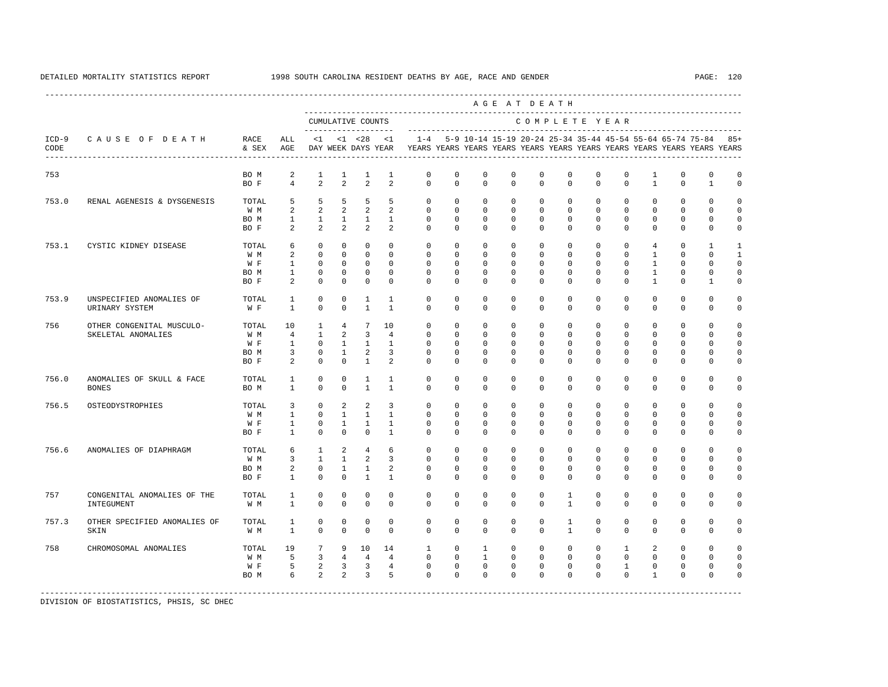DETAILED MORTALITY STATISTICS REPORT 1998 SOUTH CAROLINA RESIDENT DEATHS BY AGE, RACE AND GENDER

| ICD-9 CODE | CAUSE OF DEATH | RACE & SEX | ALL AGE | <1 DAY | <1 WEEK | <28 DAYS | <1 YEAR | 1-4 YEARS | 5-9 YEARS | 10-14 YEARS | 15-19 YEARS | 20-24 YEARS | 25-34 YEARS | 35-44 YEARS | 45-54 YEARS | 55-64 YEARS | 65-74 YEARS | 75-84 YEARS | 85+ YEARS |
|---|---|---|---|---|---|---|---|---|---|---|---|---|---|---|---|---|---|---|---|
| 753 | | BO M | 2 | 1 | 1 | 1 | 1 | 0 | 0 | 0 | 0 | 0 | 0 | 0 | 0 | 1 | 0 | 0 | 0 |
| | | BO F | 4 | 2 | 2 | 2 | 2 | 0 | 0 | 0 | 0 | 0 | 0 | 0 | 0 | 1 | 0 | 1 | 0 |
| 753.0 | RENAL AGENESIS & DYSGENESIS | TOTAL | 5 | 5 | 5 | 5 | 5 | 0 | 0 | 0 | 0 | 0 | 0 | 0 | 0 | 0 | 0 | 0 | 0 |
| | | W M | 2 | 2 | 2 | 2 | 2 | 0 | 0 | 0 | 0 | 0 | 0 | 0 | 0 | 0 | 0 | 0 | 0 |
| | | BO M | 1 | 1 | 1 | 1 | 1 | 0 | 0 | 0 | 0 | 0 | 0 | 0 | 0 | 0 | 0 | 0 | 0 |
| | | BO F | 2 | 2 | 2 | 2 | 2 | 0 | 0 | 0 | 0 | 0 | 0 | 0 | 0 | 0 | 0 | 0 | 0 |
| 753.1 | CYSTIC KIDNEY DISEASE | TOTAL | 6 | 0 | 0 | 0 | 0 | 0 | 0 | 0 | 0 | 0 | 0 | 0 | 0 | 4 | 0 | 1 | 1 |
| | | W M | 2 | 0 | 0 | 0 | 0 | 0 | 0 | 0 | 0 | 0 | 0 | 0 | 0 | 1 | 0 | 0 | 1 |
| | | W F | 1 | 0 | 0 | 0 | 0 | 0 | 0 | 0 | 0 | 0 | 0 | 0 | 0 | 1 | 0 | 0 | 0 |
| | | BO M | 1 | 0 | 0 | 0 | 0 | 0 | 0 | 0 | 0 | 0 | 0 | 0 | 0 | 1 | 0 | 0 | 0 |
| | | BO F | 2 | 0 | 0 | 0 | 0 | 0 | 0 | 0 | 0 | 0 | 0 | 0 | 0 | 1 | 0 | 1 | 0 |
| 753.9 | UNSPECIFIED ANOMALIES OF URINARY SYSTEM | TOTAL | 1 | 0 | 0 | 1 | 1 | 0 | 0 | 0 | 0 | 0 | 0 | 0 | 0 | 0 | 0 | 0 | 0 |
| | | W F | 1 | 0 | 0 | 1 | 1 | 0 | 0 | 0 | 0 | 0 | 0 | 0 | 0 | 0 | 0 | 0 | 0 |
| 756 | OTHER CONGENITAL MUSCULO-SKELETAL ANOMALIES | TOTAL | 10 | 1 | 4 | 7 | 10 | 0 | 0 | 0 | 0 | 0 | 0 | 0 | 0 | 0 | 0 | 0 | 0 |
| | | W M | 4 | 1 | 2 | 3 | 4 | 0 | 0 | 0 | 0 | 0 | 0 | 0 | 0 | 0 | 0 | 0 | 0 |
| | | W F | 1 | 0 | 1 | 1 | 1 | 0 | 0 | 0 | 0 | 0 | 0 | 0 | 0 | 0 | 0 | 0 | 0 |
| | | BO M | 3 | 0 | 1 | 2 | 3 | 0 | 0 | 0 | 0 | 0 | 0 | 0 | 0 | 0 | 0 | 0 | 0 |
| | | BO F | 2 | 0 | 0 | 1 | 2 | 0 | 0 | 0 | 0 | 0 | 0 | 0 | 0 | 0 | 0 | 0 | 0 |
| 756.0 | ANOMALIES OF SKULL & FACE BONES | TOTAL | 1 | 0 | 0 | 1 | 1 | 0 | 0 | 0 | 0 | 0 | 0 | 0 | 0 | 0 | 0 | 0 | 0 |
| | | BO M | 1 | 0 | 0 | 1 | 1 | 0 | 0 | 0 | 0 | 0 | 0 | 0 | 0 | 0 | 0 | 0 | 0 |
| 756.5 | OSTEODYSTROPHIES | TOTAL | 3 | 0 | 2 | 2 | 3 | 0 | 0 | 0 | 0 | 0 | 0 | 0 | 0 | 0 | 0 | 0 | 0 |
| | | W M | 1 | 0 | 1 | 1 | 1 | 0 | 0 | 0 | 0 | 0 | 0 | 0 | 0 | 0 | 0 | 0 | 0 |
| | | W F | 1 | 0 | 1 | 1 | 1 | 0 | 0 | 0 | 0 | 0 | 0 | 0 | 0 | 0 | 0 | 0 | 0 |
| | | BO F | 1 | 0 | 0 | 0 | 1 | 0 | 0 | 0 | 0 | 0 | 0 | 0 | 0 | 0 | 0 | 0 | 0 |
| 756.6 | ANOMALIES OF DIAPHRAGM | TOTAL | 6 | 1 | 2 | 4 | 6 | 0 | 0 | 0 | 0 | 0 | 0 | 0 | 0 | 0 | 0 | 0 | 0 |
| | | W M | 3 | 1 | 1 | 2 | 3 | 0 | 0 | 0 | 0 | 0 | 0 | 0 | 0 | 0 | 0 | 0 | 0 |
| | | BO M | 2 | 0 | 1 | 1 | 2 | 0 | 0 | 0 | 0 | 0 | 0 | 0 | 0 | 0 | 0 | 0 | 0 |
| | | BO F | 1 | 0 | 0 | 1 | 1 | 0 | 0 | 0 | 0 | 0 | 0 | 0 | 0 | 0 | 0 | 0 | 0 |
| 757 | CONGENITAL ANOMALIES OF THE INTEGUMENT | TOTAL | 1 | 0 | 0 | 0 | 0 | 0 | 0 | 0 | 0 | 0 | 1 | 0 | 0 | 0 | 0 | 0 | 0 |
| | | W M | 1 | 0 | 0 | 0 | 0 | 0 | 0 | 0 | 0 | 0 | 1 | 0 | 0 | 0 | 0 | 0 | 0 |
| 757.3 | OTHER SPECIFIED ANOMALIES OF SKIN | TOTAL | 1 | 0 | 0 | 0 | 0 | 0 | 0 | 0 | 0 | 0 | 1 | 0 | 0 | 0 | 0 | 0 | 0 |
| | | W M | 1 | 0 | 0 | 0 | 0 | 0 | 0 | 0 | 0 | 0 | 1 | 0 | 0 | 0 | 0 | 0 | 0 |
| 758 | CHROMOSOMAL ANOMALIES | TOTAL | 19 | 7 | 9 | 10 | 14 | 1 | 0 | 1 | 0 | 0 | 0 | 0 | 1 | 2 | 0 | 0 | 0 |
| | | W M | 5 | 3 | 4 | 4 | 4 | 0 | 0 | 1 | 0 | 0 | 0 | 0 | 0 | 0 | 0 | 0 | 0 |
| | | W F | 5 | 2 | 3 | 3 | 4 | 0 | 0 | 0 | 0 | 0 | 0 | 0 | 1 | 0 | 0 | 0 | 0 |
| | | BO M | 6 | 2 | 2 | 3 | 5 | 0 | 0 | 0 | 0 | 0 | 0 | 0 | 0 | 1 | 0 | 0 | 0 |

DIVISION OF BIOSTATISTICS, PHSIS, SC DHEC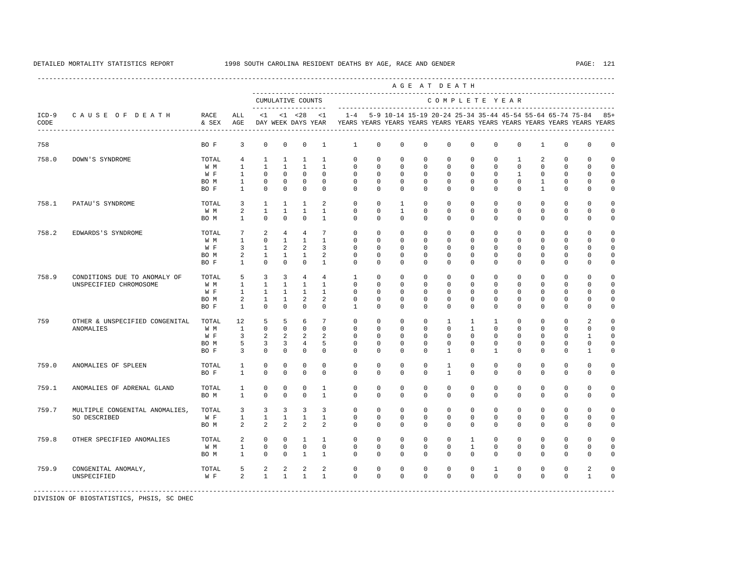DETAILED MORTALITY STATISTICS REPORT 1998 SOUTH CAROLINA RESIDENT DEATHS BY AGE, RACE AND GENDER

| ICD-9 CODE | CAUSE OF DEATH | RACE & SEX | ALL AGE | CUMULATIVE COUNTS <1 DAY | <1 WEEK | <28 DAYS | <1 YEAR | 1-4 YEARS | 5-9 YEARS | 10-14 YEARS | 15-19 YEARS | 20-24 YEARS | 25-34 YEARS | 35-44 YEARS | 45-54 YEARS | 55-64 YEARS | 65-74 YEARS | 75-84 YEARS | 85+ YEARS |
|---|---|---|---|---|---|---|---|---|---|---|---|---|---|---|---|---|---|---|---|
| 758 | | BO F | 3 | 0 | 0 | 0 | 1 | 1 | 0 | 0 | 0 | 0 | 0 | 0 | 0 | 1 | 0 | 0 | 0 |
| 758.0 | DOWN'S SYNDROME | TOTAL | 4 | 1 | 1 | 1 | 1 | 0 | 0 | 0 | 0 | 0 | 0 | 0 | 1 | 2 | 0 | 0 | 0 |
| | | W M | 1 | 1 | 1 | 1 | 1 | 0 | 0 | 0 | 0 | 0 | 0 | 0 | 0 | 0 | 0 | 0 | 0 |
| | | W F | 1 | 0 | 0 | 0 | 0 | 0 | 0 | 0 | 0 | 0 | 0 | 0 | 1 | 0 | 0 | 0 | 0 |
| | | BO M | 1 | 0 | 0 | 0 | 0 | 0 | 0 | 0 | 0 | 0 | 0 | 0 | 0 | 1 | 0 | 0 | 0 |
| | | BO F | 1 | 0 | 0 | 0 | 0 | 0 | 0 | 0 | 0 | 0 | 0 | 0 | 0 | 1 | 0 | 0 | 0 |
| 758.1 | PATAU'S SYNDROME | TOTAL | 3 | 1 | 1 | 1 | 2 | 0 | 0 | 1 | 0 | 0 | 0 | 0 | 0 | 0 | 0 | 0 | 0 |
| | | W M | 2 | 1 | 1 | 1 | 1 | 0 | 0 | 1 | 0 | 0 | 0 | 0 | 0 | 0 | 0 | 0 | 0 |
| | | BO M | 1 | 0 | 0 | 0 | 1 | 0 | 0 | 0 | 0 | 0 | 0 | 0 | 0 | 0 | 0 | 0 | 0 |
| 758.2 | EDWARDS'S SYNDROME | TOTAL | 7 | 2 | 4 | 4 | 7 | 0 | 0 | 0 | 0 | 0 | 0 | 0 | 0 | 0 | 0 | 0 | 0 |
| | | W M | 1 | 0 | 1 | 1 | 1 | 0 | 0 | 0 | 0 | 0 | 0 | 0 | 0 | 0 | 0 | 0 | 0 |
| | | W F | 3 | 1 | 2 | 2 | 3 | 0 | 0 | 0 | 0 | 0 | 0 | 0 | 0 | 0 | 0 | 0 | 0 |
| | | BO M | 2 | 1 | 1 | 1 | 2 | 0 | 0 | 0 | 0 | 0 | 0 | 0 | 0 | 0 | 0 | 0 | 0 |
| | | BO F | 1 | 0 | 0 | 0 | 1 | 0 | 0 | 0 | 0 | 0 | 0 | 0 | 0 | 0 | 0 | 0 | 0 |
| 758.9 | CONDITIONS DUE TO ANOMALY OF UNSPECIFIED CHROMOSOME | TOTAL | 5 | 3 | 3 | 4 | 4 | 1 | 0 | 0 | 0 | 0 | 0 | 0 | 0 | 0 | 0 | 0 | 0 |
| | | W M | 1 | 1 | 1 | 1 | 1 | 0 | 0 | 0 | 0 | 0 | 0 | 0 | 0 | 0 | 0 | 0 | 0 |
| | | W F | 1 | 1 | 1 | 1 | 1 | 0 | 0 | 0 | 0 | 0 | 0 | 0 | 0 | 0 | 0 | 0 | 0 |
| | | BO M | 2 | 1 | 1 | 2 | 2 | 0 | 0 | 0 | 0 | 0 | 0 | 0 | 0 | 0 | 0 | 0 | 0 |
| | | BO F | 1 | 0 | 0 | 0 | 0 | 1 | 0 | 0 | 0 | 0 | 0 | 0 | 0 | 0 | 0 | 0 | 0 |
| 759 | OTHER & UNSPECIFIED CONGENITAL ANOMALIES | TOTAL | 12 | 5 | 5 | 6 | 7 | 0 | 0 | 0 | 0 | 1 | 1 | 1 | 0 | 0 | 0 | 2 | 0 |
| | | W M | 1 | 0 | 0 | 0 | 0 | 0 | 0 | 0 | 0 | 0 | 1 | 0 | 0 | 0 | 0 | 0 | 0 |
| | | W F | 3 | 2 | 2 | 2 | 2 | 0 | 0 | 0 | 0 | 0 | 0 | 0 | 0 | 0 | 0 | 1 | 0 |
| | | BO M | 5 | 3 | 3 | 4 | 5 | 0 | 0 | 0 | 0 | 0 | 0 | 0 | 0 | 0 | 0 | 0 | 0 |
| | | BO F | 3 | 0 | 0 | 0 | 0 | 0 | 0 | 0 | 0 | 1 | 0 | 1 | 0 | 0 | 0 | 1 | 0 |
| 759.0 | ANOMALIES OF SPLEEN | TOTAL | 1 | 0 | 0 | 0 | 0 | 0 | 0 | 0 | 0 | 1 | 0 | 0 | 0 | 0 | 0 | 0 | 0 |
| | | BO F | 1 | 0 | 0 | 0 | 0 | 0 | 0 | 0 | 0 | 1 | 0 | 0 | 0 | 0 | 0 | 0 | 0 |
| 759.1 | ANOMALIES OF ADRENAL GLAND | TOTAL | 1 | 0 | 0 | 0 | 1 | 0 | 0 | 0 | 0 | 0 | 0 | 0 | 0 | 0 | 0 | 0 | 0 |
| | | BO M | 1 | 0 | 0 | 0 | 1 | 0 | 0 | 0 | 0 | 0 | 0 | 0 | 0 | 0 | 0 | 0 | 0 |
| 759.7 | MULTIPLE CONGENITAL ANOMALIES, SO DESCRIBED | TOTAL | 3 | 3 | 3 | 3 | 3 | 0 | 0 | 0 | 0 | 0 | 0 | 0 | 0 | 0 | 0 | 0 | 0 |
| | | W F | 1 | 1 | 1 | 1 | 1 | 0 | 0 | 0 | 0 | 0 | 0 | 0 | 0 | 0 | 0 | 0 | 0 |
| | | BO M | 2 | 2 | 2 | 2 | 2 | 0 | 0 | 0 | 0 | 0 | 0 | 0 | 0 | 0 | 0 | 0 | 0 |
| 759.8 | OTHER SPECIFIED ANOMALIES | TOTAL | 2 | 0 | 0 | 1 | 1 | 0 | 0 | 0 | 0 | 0 | 1 | 0 | 0 | 0 | 0 | 0 | 0 |
| | | W M | 1 | 0 | 0 | 0 | 0 | 0 | 0 | 0 | 0 | 0 | 1 | 0 | 0 | 0 | 0 | 0 | 0 |
| | | BO M | 1 | 0 | 0 | 1 | 1 | 0 | 0 | 0 | 0 | 0 | 0 | 0 | 0 | 0 | 0 | 0 | 0 |
| 759.9 | CONGENITAL ANOMALY, UNSPECIFIED | TOTAL | 5 | 2 | 2 | 2 | 2 | 0 | 0 | 0 | 0 | 0 | 0 | 1 | 0 | 0 | 0 | 2 | 0 |
| | | W F | 2 | 1 | 1 | 1 | 1 | 0 | 0 | 0 | 0 | 0 | 0 | 0 | 0 | 0 | 0 | 1 | 0 |

DIVISION OF BIOSTATISTICS, PHSIS, SC DHEC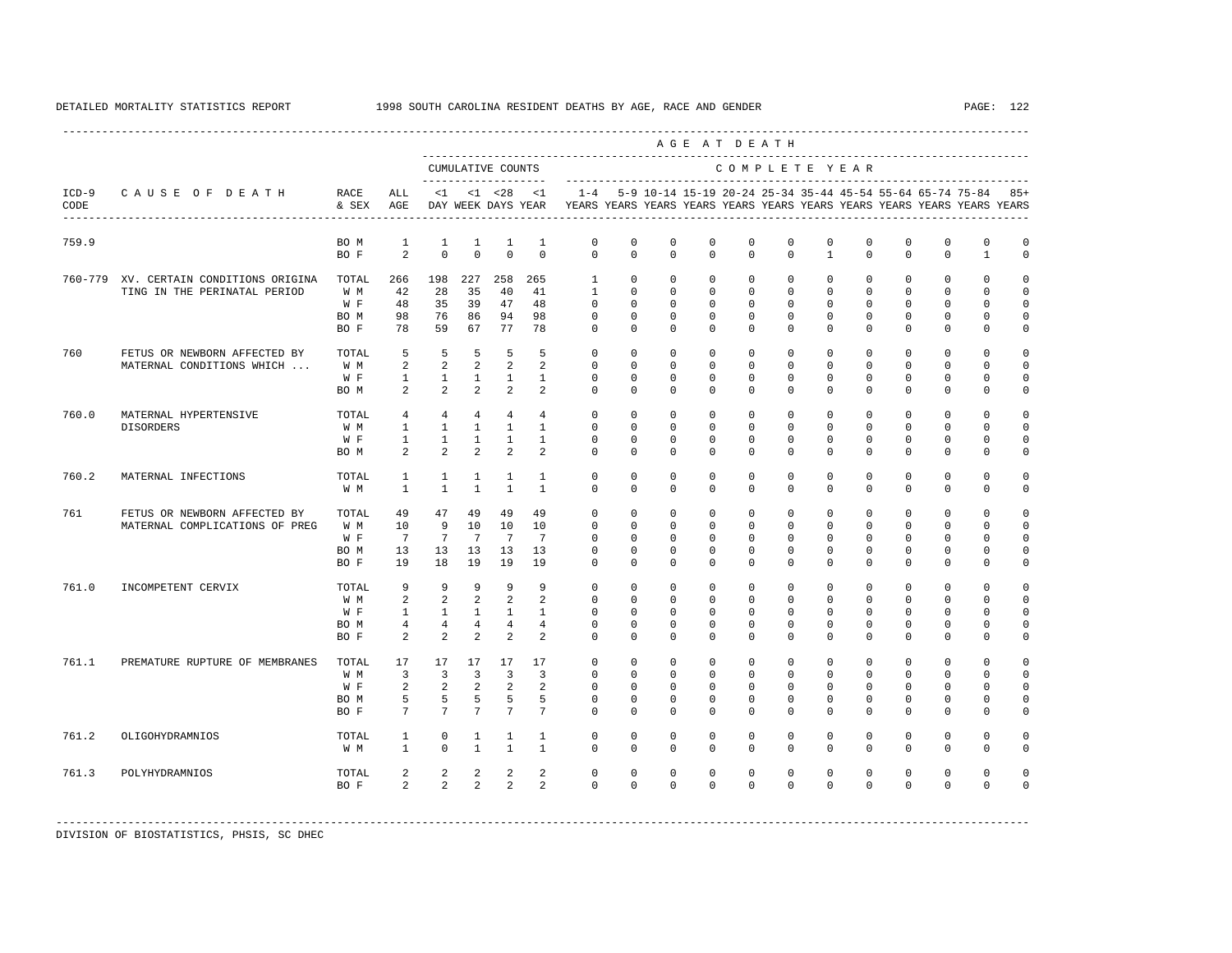DETAILED MORTALITY STATISTICS REPORT 1998 SOUTH CAROLINA RESIDENT DEATHS BY AGE, RACE AND GENDER

| ICD-9 CODE | CAUSE OF DEATH | RACE & SEX | ALL AGE | CUMULATIVE COUNTS <1 DAY | <1 WEEK | <28 DAYS | <1 YEAR | 1-4 YEARS | 5-9 YEARS | 10-14 YEARS | 15-19 YEARS | 20-24 YEARS | 25-34 YEARS | 35-44 YEARS | 45-54 YEARS | 55-64 YEARS | 65-74 YEARS | 75-84 YEARS | 85+ YEARS |
|---|---|---|---|---|---|---|---|---|---|---|---|---|---|---|---|---|---|---|---|
| 759.9 | | BO M | 1 | 1 | 1 | 1 | 1 | 0 | 0 | 0 | 0 | 0 | 0 | 0 | 0 | 0 | 0 | 0 | 0 |
| | | BO F | 2 | 0 | 0 | 0 | 0 | 0 | 0 | 0 | 0 | 0 | 0 | 1 | 0 | 0 | 0 | 1 | 0 |
| 760-779 | XV. CERTAIN CONDITIONS ORIGINATING IN THE PERINATAL PERIOD | TOTAL | 266 | 198 | 227 | 258 | 265 | 1 | 0 | 0 | 0 | 0 | 0 | 0 | 0 | 0 | 0 | 0 | 0 |
| | | W M | 42 | 28 | 35 | 40 | 41 | 1 | 0 | 0 | 0 | 0 | 0 | 0 | 0 | 0 | 0 | 0 | 0 |
| | | W F | 48 | 35 | 39 | 47 | 48 | 0 | 0 | 0 | 0 | 0 | 0 | 0 | 0 | 0 | 0 | 0 | 0 |
| | | BO M | 98 | 76 | 86 | 94 | 98 | 0 | 0 | 0 | 0 | 0 | 0 | 0 | 0 | 0 | 0 | 0 | 0 |
| | | BO F | 78 | 59 | 67 | 77 | 78 | 0 | 0 | 0 | 0 | 0 | 0 | 0 | 0 | 0 | 0 | 0 | 0 |
| 760 | FETUS OR NEWBORN AFFECTED BY MATERNAL CONDITIONS WHICH ... | TOTAL | 5 | 5 | 5 | 5 | 5 | 0 | 0 | 0 | 0 | 0 | 0 | 0 | 0 | 0 | 0 | 0 | 0 |
| | | W M | 2 | 2 | 2 | 2 | 2 | 0 | 0 | 0 | 0 | 0 | 0 | 0 | 0 | 0 | 0 | 0 | 0 |
| | | W F | 1 | 1 | 1 | 1 | 1 | 0 | 0 | 0 | 0 | 0 | 0 | 0 | 0 | 0 | 0 | 0 | 0 |
| | | BO M | 2 | 2 | 2 | 2 | 2 | 0 | 0 | 0 | 0 | 0 | 0 | 0 | 0 | 0 | 0 | 0 | 0 |
| 760.0 | MATERNAL HYPERTENSIVE DISORDERS | TOTAL | 4 | 4 | 4 | 4 | 4 | 0 | 0 | 0 | 0 | 0 | 0 | 0 | 0 | 0 | 0 | 0 | 0 |
| | | W M | 1 | 1 | 1 | 1 | 1 | 0 | 0 | 0 | 0 | 0 | 0 | 0 | 0 | 0 | 0 | 0 | 0 |
| | | W F | 1 | 1 | 1 | 1 | 1 | 0 | 0 | 0 | 0 | 0 | 0 | 0 | 0 | 0 | 0 | 0 | 0 |
| | | BO M | 2 | 2 | 2 | 2 | 2 | 0 | 0 | 0 | 0 | 0 | 0 | 0 | 0 | 0 | 0 | 0 | 0 |
| 760.2 | MATERNAL INFECTIONS | TOTAL | 1 | 1 | 1 | 1 | 1 | 0 | 0 | 0 | 0 | 0 | 0 | 0 | 0 | 0 | 0 | 0 | 0 |
| | | W M | 1 | 1 | 1 | 1 | 1 | 0 | 0 | 0 | 0 | 0 | 0 | 0 | 0 | 0 | 0 | 0 | 0 |
| 761 | FETUS OR NEWBORN AFFECTED BY MATERNAL COMPLICATIONS OF PREG | TOTAL | 49 | 47 | 49 | 49 | 49 | 0 | 0 | 0 | 0 | 0 | 0 | 0 | 0 | 0 | 0 | 0 | 0 |
| | | W M | 10 | 9 | 10 | 10 | 10 | 0 | 0 | 0 | 0 | 0 | 0 | 0 | 0 | 0 | 0 | 0 | 0 |
| | | W F | 7 | 7 | 7 | 7 | 7 | 0 | 0 | 0 | 0 | 0 | 0 | 0 | 0 | 0 | 0 | 0 | 0 |
| | | BO M | 13 | 13 | 13 | 13 | 13 | 0 | 0 | 0 | 0 | 0 | 0 | 0 | 0 | 0 | 0 | 0 | 0 |
| | | BO F | 19 | 18 | 19 | 19 | 19 | 0 | 0 | 0 | 0 | 0 | 0 | 0 | 0 | 0 | 0 | 0 | 0 |
| 761.0 | INCOMPETENT CERVIX | TOTAL | 9 | 9 | 9 | 9 | 9 | 0 | 0 | 0 | 0 | 0 | 0 | 0 | 0 | 0 | 0 | 0 | 0 |
| | | W M | 2 | 2 | 2 | 2 | 2 | 0 | 0 | 0 | 0 | 0 | 0 | 0 | 0 | 0 | 0 | 0 | 0 |
| | | W F | 1 | 1 | 1 | 1 | 1 | 0 | 0 | 0 | 0 | 0 | 0 | 0 | 0 | 0 | 0 | 0 | 0 |
| | | BO M | 4 | 4 | 4 | 4 | 4 | 0 | 0 | 0 | 0 | 0 | 0 | 0 | 0 | 0 | 0 | 0 | 0 |
| | | BO F | 2 | 2 | 2 | 2 | 2 | 0 | 0 | 0 | 0 | 0 | 0 | 0 | 0 | 0 | 0 | 0 | 0 |
| 761.1 | PREMATURE RUPTURE OF MEMBRANES | TOTAL | 17 | 17 | 17 | 17 | 17 | 0 | 0 | 0 | 0 | 0 | 0 | 0 | 0 | 0 | 0 | 0 | 0 |
| | | W M | 3 | 3 | 3 | 3 | 3 | 0 | 0 | 0 | 0 | 0 | 0 | 0 | 0 | 0 | 0 | 0 | 0 |
| | | W F | 2 | 2 | 2 | 2 | 2 | 0 | 0 | 0 | 0 | 0 | 0 | 0 | 0 | 0 | 0 | 0 | 0 |
| | | BO M | 5 | 5 | 5 | 5 | 5 | 0 | 0 | 0 | 0 | 0 | 0 | 0 | 0 | 0 | 0 | 0 | 0 |
| | | BO F | 7 | 7 | 7 | 7 | 7 | 0 | 0 | 0 | 0 | 0 | 0 | 0 | 0 | 0 | 0 | 0 | 0 |
| 761.2 | OLIGOHYDRAMNIOS | TOTAL | 1 | 0 | 1 | 1 | 1 | 0 | 0 | 0 | 0 | 0 | 0 | 0 | 0 | 0 | 0 | 0 | 0 |
| | | W M | 1 | 0 | 1 | 1 | 1 | 0 | 0 | 0 | 0 | 0 | 0 | 0 | 0 | 0 | 0 | 0 | 0 |
| 761.3 | POLYHYDRAMNIOS | TOTAL | 2 | 2 | 2 | 2 | 2 | 0 | 0 | 0 | 0 | 0 | 0 | 0 | 0 | 0 | 0 | 0 | 0 |
| | | BO F | 2 | 2 | 2 | 2 | 2 | 0 | 0 | 0 | 0 | 0 | 0 | 0 | 0 | 0 | 0 | 0 | 0 |

DIVISION OF BIOSTATISTICS, PHSIS, SC DHEC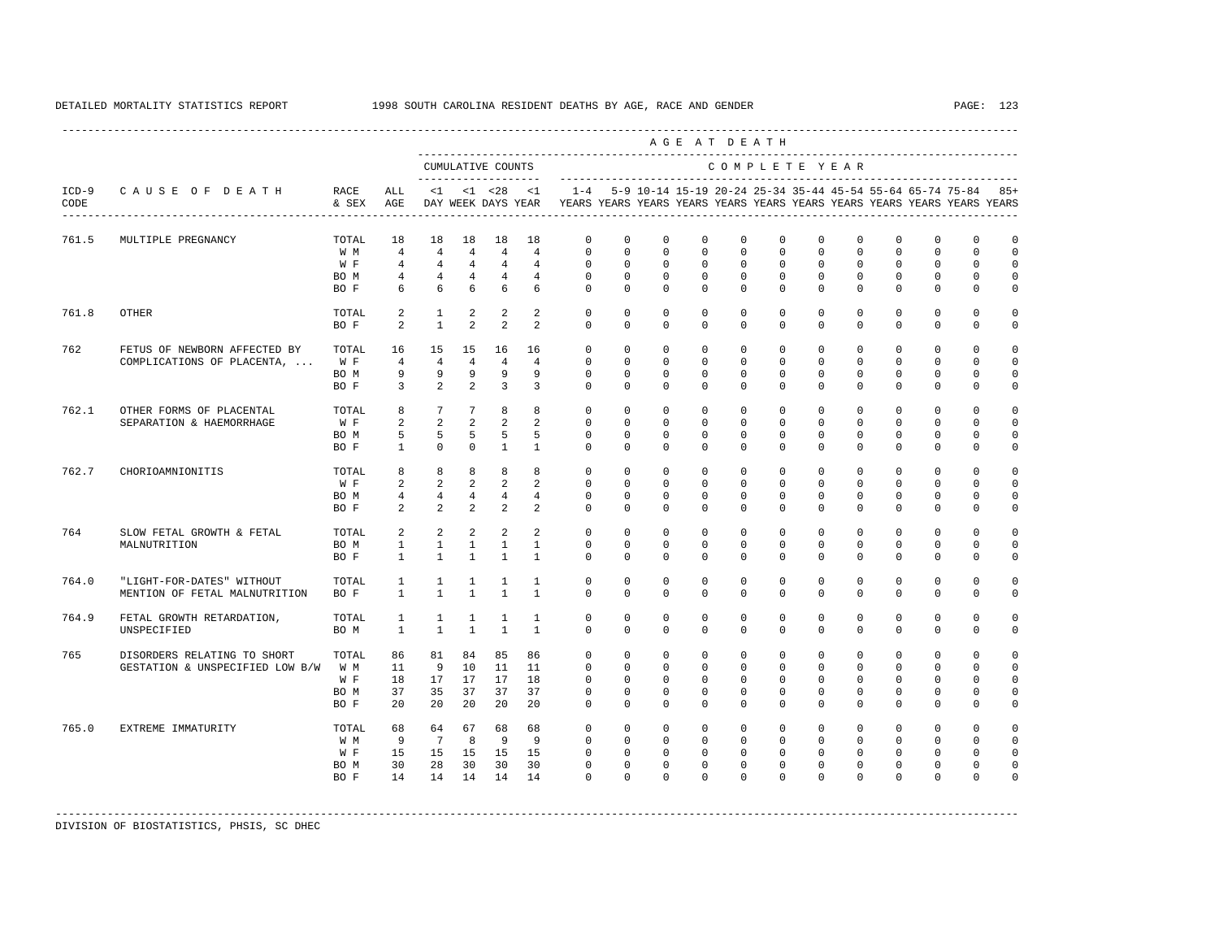DETAILED MORTALITY STATISTICS REPORT 1998 SOUTH CAROLINA RESIDENT DEATHS BY AGE, RACE AND GENDER

| ICD-9 CODE | CAUSE OF DEATH | RACE & SEX | ALL AGE | <1 DAY | <1 WEEK | <28 DAYS | <1 YEAR | 1-4 YEARS | 5-9 YEARS | 10-14 YEARS | 15-19 YEARS | 20-24 YEARS | 25-34 YEARS | 35-44 YEARS | 45-54 YEARS | 55-64 YEARS | 65-74 YEARS | 75-84 YEARS | 85+ YEARS |
|---|---|---|---|---|---|---|---|---|---|---|---|---|---|---|---|---|---|---|---|
| 761.5 | MULTIPLE PREGNANCY | TOTAL | 18 | 18 | 18 | 18 | 18 | 0 | 0 | 0 | 0 | 0 | 0 | 0 | 0 | 0 | 0 | 0 | 0 |
| | | W M | 4 | 4 | 4 | 4 | 4 | 0 | 0 | 0 | 0 | 0 | 0 | 0 | 0 | 0 | 0 | 0 | 0 |
| | | W F | 4 | 4 | 4 | 4 | 4 | 0 | 0 | 0 | 0 | 0 | 0 | 0 | 0 | 0 | 0 | 0 | 0 |
| | | BO M | 4 | 4 | 4 | 4 | 4 | 0 | 0 | 0 | 0 | 0 | 0 | 0 | 0 | 0 | 0 | 0 | 0 |
| | | BO F | 6 | 6 | 6 | 6 | 6 | 0 | 0 | 0 | 0 | 0 | 0 | 0 | 0 | 0 | 0 | 0 | 0 |
| 761.8 | OTHER | TOTAL | 2 | 1 | 2 | 2 | 2 | 0 | 0 | 0 | 0 | 0 | 0 | 0 | 0 | 0 | 0 | 0 | 0 |
| | | BO F | 2 | 1 | 2 | 2 | 2 | 0 | 0 | 0 | 0 | 0 | 0 | 0 | 0 | 0 | 0 | 0 | 0 |
| 762 | FETUS OF NEWBORN AFFECTED BY COMPLICATIONS OF PLACENTA, ... | TOTAL | 16 | 15 | 15 | 16 | 16 | 0 | 0 | 0 | 0 | 0 | 0 | 0 | 0 | 0 | 0 | 0 | 0 |
| | | W F | 4 | 4 | 4 | 4 | 4 | 0 | 0 | 0 | 0 | 0 | 0 | 0 | 0 | 0 | 0 | 0 | 0 |
| | | BO M | 9 | 9 | 9 | 9 | 9 | 0 | 0 | 0 | 0 | 0 | 0 | 0 | 0 | 0 | 0 | 0 | 0 |
| | | BO F | 3 | 2 | 2 | 3 | 3 | 0 | 0 | 0 | 0 | 0 | 0 | 0 | 0 | 0 | 0 | 0 | 0 |
| 762.1 | OTHER FORMS OF PLACENTAL SEPARATION & HAEMORRHAGE | TOTAL | 8 | 7 | 7 | 8 | 8 | 0 | 0 | 0 | 0 | 0 | 0 | 0 | 0 | 0 | 0 | 0 | 0 |
| | | W F | 2 | 2 | 2 | 2 | 2 | 0 | 0 | 0 | 0 | 0 | 0 | 0 | 0 | 0 | 0 | 0 | 0 |
| | | BO M | 5 | 5 | 5 | 5 | 5 | 0 | 0 | 0 | 0 | 0 | 0 | 0 | 0 | 0 | 0 | 0 | 0 |
| | | BO F | 1 | 0 | 0 | 1 | 1 | 0 | 0 | 0 | 0 | 0 | 0 | 0 | 0 | 0 | 0 | 0 | 0 |
| 762.7 | CHORIOAMNIONITIS | TOTAL | 8 | 8 | 8 | 8 | 8 | 0 | 0 | 0 | 0 | 0 | 0 | 0 | 0 | 0 | 0 | 0 | 0 |
| | | W F | 2 | 2 | 2 | 2 | 2 | 0 | 0 | 0 | 0 | 0 | 0 | 0 | 0 | 0 | 0 | 0 | 0 |
| | | BO M | 4 | 4 | 4 | 4 | 4 | 0 | 0 | 0 | 0 | 0 | 0 | 0 | 0 | 0 | 0 | 0 | 0 |
| | | BO F | 2 | 2 | 2 | 2 | 2 | 0 | 0 | 0 | 0 | 0 | 0 | 0 | 0 | 0 | 0 | 0 | 0 |
| 764 | SLOW FETAL GROWTH & FETAL MALNUTRITION | TOTAL | 2 | 2 | 2 | 2 | 2 | 0 | 0 | 0 | 0 | 0 | 0 | 0 | 0 | 0 | 0 | 0 | 0 |
| | | BO M | 1 | 1 | 1 | 1 | 1 | 0 | 0 | 0 | 0 | 0 | 0 | 0 | 0 | 0 | 0 | 0 | 0 |
| | | BO F | 1 | 1 | 1 | 1 | 1 | 0 | 0 | 0 | 0 | 0 | 0 | 0 | 0 | 0 | 0 | 0 | 0 |
| 764.0 | "LIGHT-FOR-DATES" WITHOUT MENTION OF FETAL MALNUTRITION | TOTAL | 1 | 1 | 1 | 1 | 1 | 0 | 0 | 0 | 0 | 0 | 0 | 0 | 0 | 0 | 0 | 0 | 0 |
| | | BO F | 1 | 1 | 1 | 1 | 1 | 0 | 0 | 0 | 0 | 0 | 0 | 0 | 0 | 0 | 0 | 0 | 0 |
| 764.9 | FETAL GROWTH RETARDATION, UNSPECIFIED | TOTAL | 1 | 1 | 1 | 1 | 1 | 0 | 0 | 0 | 0 | 0 | 0 | 0 | 0 | 0 | 0 | 0 | 0 |
| | | BO M | 1 | 1 | 1 | 1 | 1 | 0 | 0 | 0 | 0 | 0 | 0 | 0 | 0 | 0 | 0 | 0 | 0 |
| 765 | DISORDERS RELATING TO SHORT GESTATION & UNSPECIFIED LOW B/W | TOTAL | 86 | 81 | 84 | 85 | 86 | 0 | 0 | 0 | 0 | 0 | 0 | 0 | 0 | 0 | 0 | 0 | 0 |
| | | W M | 11 | 9 | 10 | 11 | 11 | 0 | 0 | 0 | 0 | 0 | 0 | 0 | 0 | 0 | 0 | 0 | 0 |
| | | W F | 18 | 17 | 17 | 17 | 18 | 0 | 0 | 0 | 0 | 0 | 0 | 0 | 0 | 0 | 0 | 0 | 0 |
| | | BO M | 37 | 35 | 37 | 37 | 37 | 0 | 0 | 0 | 0 | 0 | 0 | 0 | 0 | 0 | 0 | 0 | 0 |
| | | BO F | 20 | 20 | 20 | 20 | 20 | 0 | 0 | 0 | 0 | 0 | 0 | 0 | 0 | 0 | 0 | 0 | 0 |
| 765.0 | EXTREME IMMATURITY | TOTAL | 68 | 64 | 67 | 68 | 68 | 0 | 0 | 0 | 0 | 0 | 0 | 0 | 0 | 0 | 0 | 0 | 0 |
| | | W M | 9 | 7 | 8 | 9 | 9 | 0 | 0 | 0 | 0 | 0 | 0 | 0 | 0 | 0 | 0 | 0 | 0 |
| | | W F | 15 | 15 | 15 | 15 | 15 | 0 | 0 | 0 | 0 | 0 | 0 | 0 | 0 | 0 | 0 | 0 | 0 |
| | | BO M | 30 | 28 | 30 | 30 | 30 | 0 | 0 | 0 | 0 | 0 | 0 | 0 | 0 | 0 | 0 | 0 | 0 |
| | | BO F | 14 | 14 | 14 | 14 | 14 | 0 | 0 | 0 | 0 | 0 | 0 | 0 | 0 | 0 | 0 | 0 | 0 |

DIVISION OF BIOSTATISTICS, PHSIS, SC DHEC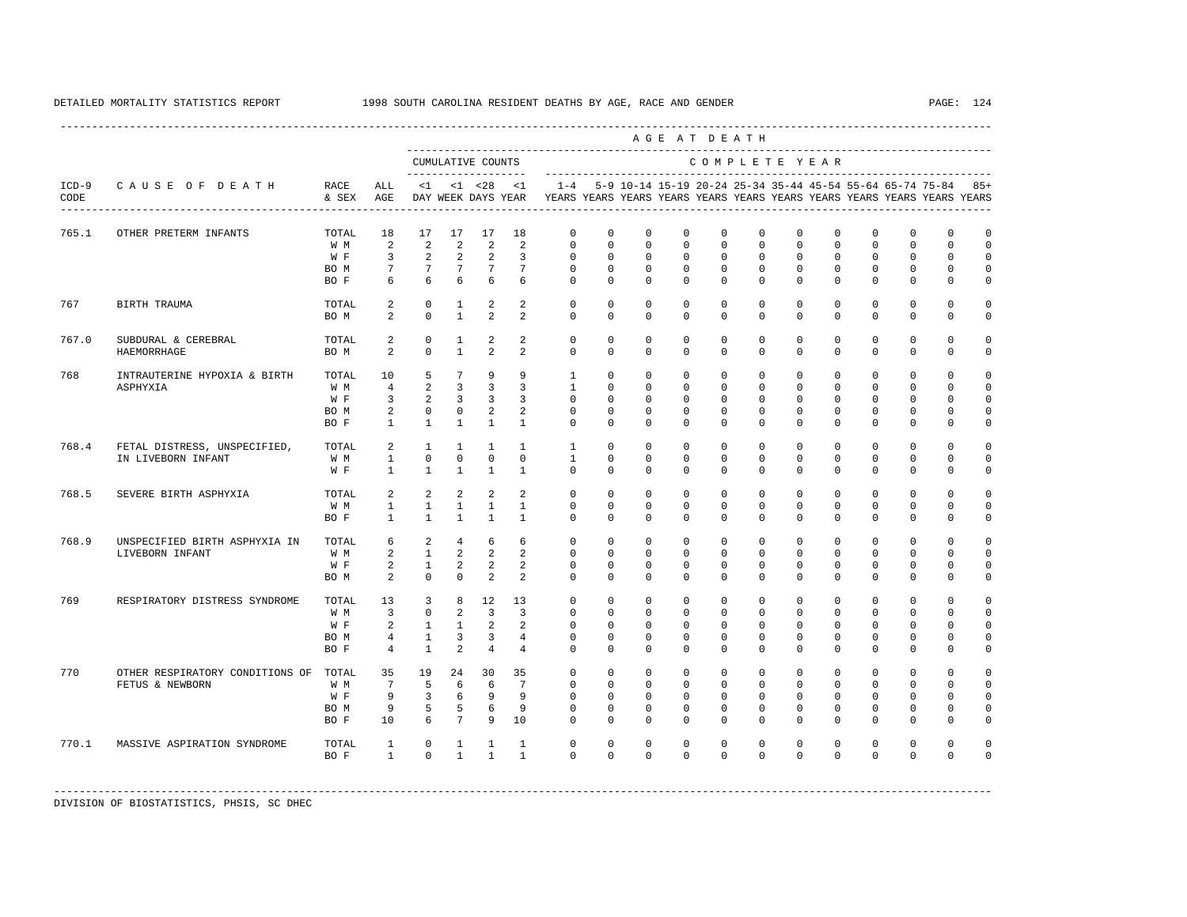DETAILED MORTALITY STATISTICS REPORT 1998 SOUTH CAROLINA RESIDENT DEATHS BY AGE, RACE AND GENDER

| ICD-9 CODE | CAUSE OF DEATH | RACE & SEX | ALL AGE | CUMULATIVE COUNTS <1 DAY | <1 WEEK | <28 DAYS | <1 YEAR | 1-4 YEARS | 5-9 YEARS | 10-14 YEARS | 15-19 YEARS | 20-24 YEARS | 25-34 YEARS | 35-44 YEARS | 45-54 YEARS | 55-64 YEARS | 65-74 YEARS | 75-84 YEARS | 85+ YEARS |
|---|---|---|---|---|---|---|---|---|---|---|---|---|---|---|---|---|---|---|---|
| 765.1 | OTHER PRETERM INFANTS | TOTAL | 18 | 17 | 17 | 17 | 18 | 0 | 0 | 0 | 0 | 0 | 0 | 0 | 0 | 0 | 0 | 0 | 0 |
| | | W M | 2 | 2 | 2 | 2 | 2 | 0 | 0 | 0 | 0 | 0 | 0 | 0 | 0 | 0 | 0 | 0 | 0 |
| | | W F | 3 | 2 | 2 | 2 | 3 | 0 | 0 | 0 | 0 | 0 | 0 | 0 | 0 | 0 | 0 | 0 | 0 |
| | | BO M | 7 | 7 | 7 | 7 | 7 | 0 | 0 | 0 | 0 | 0 | 0 | 0 | 0 | 0 | 0 | 0 | 0 |
| | | BO F | 6 | 6 | 6 | 6 | 6 | 0 | 0 | 0 | 0 | 0 | 0 | 0 | 0 | 0 | 0 | 0 | 0 |
| 767 | BIRTH TRAUMA | TOTAL | 2 | 0 | 1 | 2 | 2 | 0 | 0 | 0 | 0 | 0 | 0 | 0 | 0 | 0 | 0 | 0 | 0 |
| | | BO M | 2 | 0 | 1 | 2 | 2 | 0 | 0 | 0 | 0 | 0 | 0 | 0 | 0 | 0 | 0 | 0 | 0 |
| 767.0 | SUBDURAL & CEREBRAL HAEMORRHAGE | TOTAL | 2 | 0 | 1 | 2 | 2 | 0 | 0 | 0 | 0 | 0 | 0 | 0 | 0 | 0 | 0 | 0 | 0 |
| | | BO M | 2 | 0 | 1 | 2 | 2 | 0 | 0 | 0 | 0 | 0 | 0 | 0 | 0 | 0 | 0 | 0 | 0 |
| 768 | INTRAUTERINE HYPOXIA & BIRTH ASPHYXIA | TOTAL | 10 | 5 | 7 | 9 | 9 | 1 | 0 | 0 | 0 | 0 | 0 | 0 | 0 | 0 | 0 | 0 | 0 |
| | | W M | 4 | 2 | 3 | 3 | 3 | 1 | 0 | 0 | 0 | 0 | 0 | 0 | 0 | 0 | 0 | 0 | 0 |
| | | W F | 3 | 2 | 3 | 3 | 3 | 0 | 0 | 0 | 0 | 0 | 0 | 0 | 0 | 0 | 0 | 0 | 0 |
| | | BO M | 2 | 0 | 0 | 2 | 2 | 0 | 0 | 0 | 0 | 0 | 0 | 0 | 0 | 0 | 0 | 0 | 0 |
| | | BO F | 1 | 1 | 1 | 1 | 1 | 0 | 0 | 0 | 0 | 0 | 0 | 0 | 0 | 0 | 0 | 0 | 0 |
| 768.4 | FETAL DISTRESS, UNSPECIFIED, IN LIVEBORN INFANT | TOTAL | 2 | 1 | 1 | 1 | 1 | 1 | 0 | 0 | 0 | 0 | 0 | 0 | 0 | 0 | 0 | 0 | 0 |
| | | W M | 1 | 0 | 0 | 0 | 0 | 1 | 0 | 0 | 0 | 0 | 0 | 0 | 0 | 0 | 0 | 0 | 0 |
| | | W F | 1 | 1 | 1 | 1 | 1 | 0 | 0 | 0 | 0 | 0 | 0 | 0 | 0 | 0 | 0 | 0 | 0 |
| 768.5 | SEVERE BIRTH ASPHYXIA | TOTAL | 2 | 2 | 2 | 2 | 2 | 0 | 0 | 0 | 0 | 0 | 0 | 0 | 0 | 0 | 0 | 0 | 0 |
| | | W M | 1 | 1 | 1 | 1 | 1 | 0 | 0 | 0 | 0 | 0 | 0 | 0 | 0 | 0 | 0 | 0 | 0 |
| | | BO F | 1 | 1 | 1 | 1 | 1 | 0 | 0 | 0 | 0 | 0 | 0 | 0 | 0 | 0 | 0 | 0 | 0 |
| 768.9 | UNSPECIFIED BIRTH ASPHYXIA IN LIVEBORN INFANT | TOTAL | 6 | 2 | 4 | 6 | 6 | 0 | 0 | 0 | 0 | 0 | 0 | 0 | 0 | 0 | 0 | 0 | 0 |
| | | W M | 2 | 1 | 2 | 2 | 2 | 0 | 0 | 0 | 0 | 0 | 0 | 0 | 0 | 0 | 0 | 0 | 0 |
| | | W F | 2 | 1 | 2 | 2 | 2 | 0 | 0 | 0 | 0 | 0 | 0 | 0 | 0 | 0 | 0 | 0 | 0 |
| | | BO M | 2 | 0 | 0 | 2 | 2 | 0 | 0 | 0 | 0 | 0 | 0 | 0 | 0 | 0 | 0 | 0 | 0 |
| 769 | RESPIRATORY DISTRESS SYNDROME | TOTAL | 13 | 3 | 8 | 12 | 13 | 0 | 0 | 0 | 0 | 0 | 0 | 0 | 0 | 0 | 0 | 0 | 0 |
| | | W M | 3 | 0 | 2 | 3 | 3 | 0 | 0 | 0 | 0 | 0 | 0 | 0 | 0 | 0 | 0 | 0 | 0 |
| | | W F | 2 | 1 | 1 | 2 | 2 | 0 | 0 | 0 | 0 | 0 | 0 | 0 | 0 | 0 | 0 | 0 | 0 |
| | | BO M | 4 | 1 | 3 | 3 | 4 | 0 | 0 | 0 | 0 | 0 | 0 | 0 | 0 | 0 | 0 | 0 | 0 |
| | | BO F | 4 | 1 | 2 | 4 | 4 | 0 | 0 | 0 | 0 | 0 | 0 | 0 | 0 | 0 | 0 | 0 | 0 |
| 770 | OTHER RESPIRATORY CONDITIONS OF FETUS & NEWBORN | TOTAL | 35 | 19 | 24 | 30 | 35 | 0 | 0 | 0 | 0 | 0 | 0 | 0 | 0 | 0 | 0 | 0 | 0 |
| | | W M | 7 | 5 | 6 | 6 | 7 | 0 | 0 | 0 | 0 | 0 | 0 | 0 | 0 | 0 | 0 | 0 | 0 |
| | | W F | 9 | 3 | 6 | 9 | 9 | 0 | 0 | 0 | 0 | 0 | 0 | 0 | 0 | 0 | 0 | 0 | 0 |
| | | BO M | 9 | 5 | 5 | 6 | 9 | 0 | 0 | 0 | 0 | 0 | 0 | 0 | 0 | 0 | 0 | 0 | 0 |
| | | BO F | 10 | 6 | 7 | 9 | 10 | 0 | 0 | 0 | 0 | 0 | 0 | 0 | 0 | 0 | 0 | 0 | 0 |
| 770.1 | MASSIVE ASPIRATION SYNDROME | TOTAL | 1 | 0 | 1 | 1 | 1 | 0 | 0 | 0 | 0 | 0 | 0 | 0 | 0 | 0 | 0 | 0 | 0 |
| | | BO F | 1 | 0 | 1 | 1 | 1 | 0 | 0 | 0 | 0 | 0 | 0 | 0 | 0 | 0 | 0 | 0 | 0 |

DIVISION OF BIOSTATISTICS, PHSIS, SC DHEC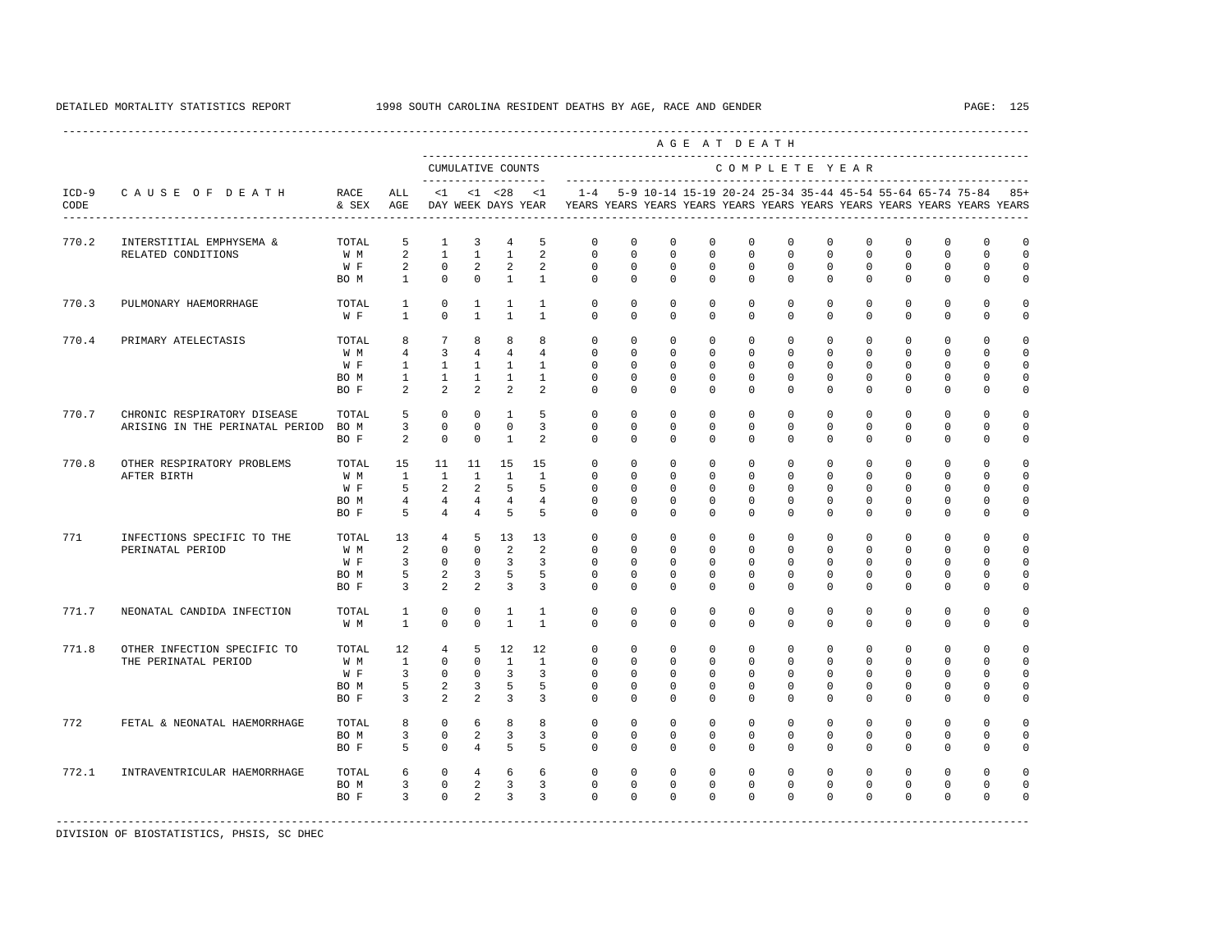DETAILED MORTALITY STATISTICS REPORT 1998 SOUTH CAROLINA RESIDENT DEATHS BY AGE, RACE AND GENDER

| ICD-9 CODE | CAUSE OF DEATH | RACE & SEX | ALL AGE | CUMULATIVE COUNTS <1 DAY | <1 WEEK | <28 DAYS | <1 YEAR | 1-4 YEARS | 5-9 YEARS | 10-14 YEARS | 15-19 YEARS | 20-24 YEARS | 25-34 YEARS | 35-44 YEARS | 45-54 YEARS | 55-64 YEARS | 65-74 YEARS | 75-84 YEARS | 85+ YEARS |
|---|---|---|---|---|---|---|---|---|---|---|---|---|---|---|---|---|---|---|---|
| 770.2 | INTERSTITIAL EMPHYSEMA & RELATED CONDITIONS | TOTAL | 5 | 1 | 3 | 4 | 5 | 0 | 0 | 0 | 0 | 0 | 0 | 0 | 0 | 0 | 0 | 0 | 0 |
| | | W M | 2 | 1 | 1 | 1 | 2 | 0 | 0 | 0 | 0 | 0 | 0 | 0 | 0 | 0 | 0 | 0 | 0 |
| | | W F | 2 | 0 | 2 | 2 | 2 | 0 | 0 | 0 | 0 | 0 | 0 | 0 | 0 | 0 | 0 | 0 | 0 |
| | | BO M | 1 | 0 | 0 | 1 | 1 | 0 | 0 | 0 | 0 | 0 | 0 | 0 | 0 | 0 | 0 | 0 | 0 |
| 770.3 | PULMONARY HAEMORRHAGE | TOTAL | 1 | 0 | 1 | 1 | 1 | 0 | 0 | 0 | 0 | 0 | 0 | 0 | 0 | 0 | 0 | 0 | 0 |
| | | W F | 1 | 0 | 1 | 1 | 1 | 0 | 0 | 0 | 0 | 0 | 0 | 0 | 0 | 0 | 0 | 0 | 0 |
| 770.4 | PRIMARY ATELECTASIS | TOTAL | 8 | 7 | 8 | 8 | 8 | 0 | 0 | 0 | 0 | 0 | 0 | 0 | 0 | 0 | 0 | 0 | 0 |
| | | W M | 4 | 3 | 4 | 4 | 4 | 0 | 0 | 0 | 0 | 0 | 0 | 0 | 0 | 0 | 0 | 0 | 0 |
| | | W F | 1 | 1 | 1 | 1 | 1 | 0 | 0 | 0 | 0 | 0 | 0 | 0 | 0 | 0 | 0 | 0 | 0 |
| | | BO M | 1 | 1 | 1 | 1 | 1 | 0 | 0 | 0 | 0 | 0 | 0 | 0 | 0 | 0 | 0 | 0 | 0 |
| | | BO F | 2 | 2 | 2 | 2 | 2 | 0 | 0 | 0 | 0 | 0 | 0 | 0 | 0 | 0 | 0 | 0 | 0 |
| 770.7 | CHRONIC RESPIRATORY DISEASE ARISING IN THE PERINATAL PERIOD | TOTAL | 5 | 0 | 0 | 1 | 5 | 0 | 0 | 0 | 0 | 0 | 0 | 0 | 0 | 0 | 0 | 0 | 0 |
| | | BO M | 3 | 0 | 0 | 0 | 3 | 0 | 0 | 0 | 0 | 0 | 0 | 0 | 0 | 0 | 0 | 0 | 0 |
| | | BO F | 2 | 0 | 0 | 1 | 2 | 0 | 0 | 0 | 0 | 0 | 0 | 0 | 0 | 0 | 0 | 0 | 0 |
| 770.8 | OTHER RESPIRATORY PROBLEMS AFTER BIRTH | TOTAL | 15 | 11 | 11 | 15 | 15 | 0 | 0 | 0 | 0 | 0 | 0 | 0 | 0 | 0 | 0 | 0 | 0 |
| | | W M | 1 | 1 | 1 | 1 | 1 | 0 | 0 | 0 | 0 | 0 | 0 | 0 | 0 | 0 | 0 | 0 | 0 |
| | | W F | 5 | 2 | 2 | 5 | 5 | 0 | 0 | 0 | 0 | 0 | 0 | 0 | 0 | 0 | 0 | 0 | 0 |
| | | BO M | 4 | 4 | 4 | 4 | 4 | 0 | 0 | 0 | 0 | 0 | 0 | 0 | 0 | 0 | 0 | 0 | 0 |
| | | BO F | 5 | 4 | 4 | 5 | 5 | 0 | 0 | 0 | 0 | 0 | 0 | 0 | 0 | 0 | 0 | 0 | 0 |
| 771 | INFECTIONS SPECIFIC TO THE PERINATAL PERIOD | TOTAL | 13 | 4 | 5 | 13 | 13 | 0 | 0 | 0 | 0 | 0 | 0 | 0 | 0 | 0 | 0 | 0 | 0 |
| | | W M | 2 | 0 | 0 | 2 | 2 | 0 | 0 | 0 | 0 | 0 | 0 | 0 | 0 | 0 | 0 | 0 | 0 |
| | | W F | 3 | 0 | 0 | 3 | 3 | 0 | 0 | 0 | 0 | 0 | 0 | 0 | 0 | 0 | 0 | 0 | 0 |
| | | BO M | 5 | 2 | 3 | 5 | 5 | 0 | 0 | 0 | 0 | 0 | 0 | 0 | 0 | 0 | 0 | 0 | 0 |
| | | BO F | 3 | 2 | 2 | 3 | 3 | 0 | 0 | 0 | 0 | 0 | 0 | 0 | 0 | 0 | 0 | 0 | 0 |
| 771.7 | NEONATAL CANDIDA INFECTION | TOTAL | 1 | 0 | 0 | 1 | 1 | 0 | 0 | 0 | 0 | 0 | 0 | 0 | 0 | 0 | 0 | 0 | 0 |
| | | W M | 1 | 0 | 0 | 1 | 1 | 0 | 0 | 0 | 0 | 0 | 0 | 0 | 0 | 0 | 0 | 0 | 0 |
| 771.8 | OTHER INFECTION SPECIFIC TO THE PERINATAL PERIOD | TOTAL | 12 | 4 | 5 | 12 | 12 | 0 | 0 | 0 | 0 | 0 | 0 | 0 | 0 | 0 | 0 | 0 | 0 |
| | | W M | 1 | 0 | 0 | 1 | 1 | 0 | 0 | 0 | 0 | 0 | 0 | 0 | 0 | 0 | 0 | 0 | 0 |
| | | W F | 3 | 0 | 0 | 3 | 3 | 0 | 0 | 0 | 0 | 0 | 0 | 0 | 0 | 0 | 0 | 0 | 0 |
| | | BO M | 5 | 2 | 3 | 5 | 5 | 0 | 0 | 0 | 0 | 0 | 0 | 0 | 0 | 0 | 0 | 0 | 0 |
| | | BO F | 3 | 2 | 2 | 3 | 3 | 0 | 0 | 0 | 0 | 0 | 0 | 0 | 0 | 0 | 0 | 0 | 0 |
| 772 | FETAL & NEONATAL HAEMORRHAGE | TOTAL | 8 | 0 | 6 | 8 | 8 | 0 | 0 | 0 | 0 | 0 | 0 | 0 | 0 | 0 | 0 | 0 | 0 |
| | | BO M | 3 | 0 | 2 | 3 | 3 | 0 | 0 | 0 | 0 | 0 | 0 | 0 | 0 | 0 | 0 | 0 | 0 |
| | | BO F | 5 | 0 | 4 | 5 | 5 | 0 | 0 | 0 | 0 | 0 | 0 | 0 | 0 | 0 | 0 | 0 | 0 |
| 772.1 | INTRAVENTRICULAR HAEMORRHAGE | TOTAL | 6 | 0 | 4 | 6 | 6 | 0 | 0 | 0 | 0 | 0 | 0 | 0 | 0 | 0 | 0 | 0 | 0 |
| | | BO M | 3 | 0 | 2 | 3 | 3 | 0 | 0 | 0 | 0 | 0 | 0 | 0 | 0 | 0 | 0 | 0 | 0 |
| | | BO F | 3 | 0 | 2 | 3 | 3 | 0 | 0 | 0 | 0 | 0 | 0 | 0 | 0 | 0 | 0 | 0 | 0 |

DIVISION OF BIOSTATISTICS, PHSIS, SC DHEC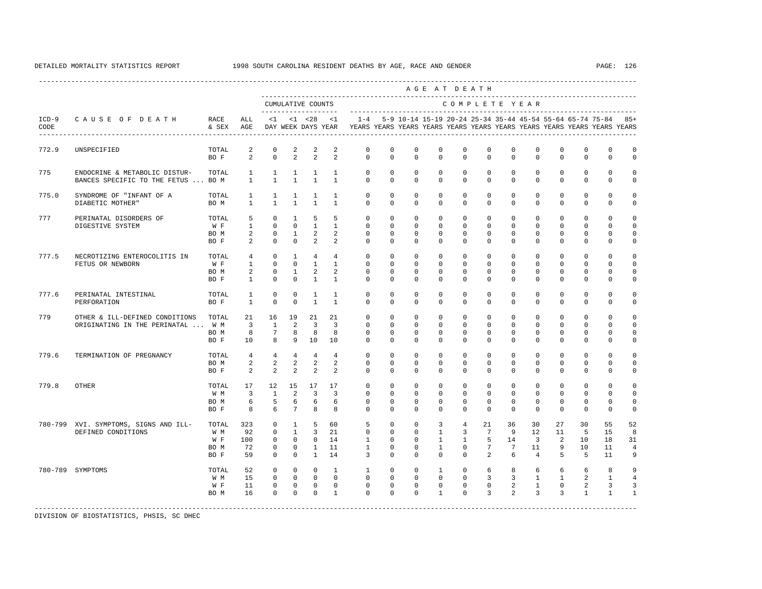DETAILED MORTALITY STATISTICS REPORT 1998 SOUTH CAROLINA RESIDENT DEATHS BY AGE, RACE AND GENDER

| ICD-9 CODE | CAUSE OF DEATH | RACE & SEX | ALL AGE | CUMULATIVE COUNTS <1 DAY | <1 WEEK | <28 DAYS | <1 YEAR | 1-4 YEARS | 5-9 YEARS | 10-14 YEARS | 15-19 YEARS | 20-24 YEARS | 25-34 YEARS | 35-44 YEARS | 45-54 YEARS | 55-64 YEARS | 65-74 YEARS | 75-84 YEARS | 85+ YEARS |
|---|---|---|---|---|---|---|---|---|---|---|---|---|---|---|---|---|---|---|---|
| 772.9 | UNSPECIFIED | TOTAL | 2 | 0 | 2 | 2 | 2 | 0 | 0 | 0 | 0 | 0 | 0 | 0 | 0 | 0 | 0 | 0 | 0 |
| | | BO F | 2 | 0 | 2 | 2 | 2 | 0 | 0 | 0 | 0 | 0 | 0 | 0 | 0 | 0 | 0 | 0 | 0 |
| 775 | ENDOCRINE & METABOLIC DISTURBANCES SPECIFIC TO THE FETUS ... | TOTAL | 1 | 1 | 1 | 1 | 1 | 0 | 0 | 0 | 0 | 0 | 0 | 0 | 0 | 0 | 0 | 0 | 0 |
| | | BO M | 1 | 1 | 1 | 1 | 1 | 0 | 0 | 0 | 0 | 0 | 0 | 0 | 0 | 0 | 0 | 0 | 0 |
| 775.0 | SYNDROME OF "INFANT OF A DIABETIC MOTHER" | TOTAL | 1 | 1 | 1 | 1 | 1 | 0 | 0 | 0 | 0 | 0 | 0 | 0 | 0 | 0 | 0 | 0 | 0 |
| | | BO M | 1 | 1 | 1 | 1 | 1 | 0 | 0 | 0 | 0 | 0 | 0 | 0 | 0 | 0 | 0 | 0 | 0 |
| 777 | PERINATAL DISORDERS OF DIGESTIVE SYSTEM | TOTAL | 5 | 0 | 1 | 5 | 5 | 0 | 0 | 0 | 0 | 0 | 0 | 0 | 0 | 0 | 0 | 0 | 0 |
| | | W F | 1 | 0 | 0 | 1 | 1 | 0 | 0 | 0 | 0 | 0 | 0 | 0 | 0 | 0 | 0 | 0 | 0 |
| | | BO M | 2 | 0 | 1 | 2 | 2 | 0 | 0 | 0 | 0 | 0 | 0 | 0 | 0 | 0 | 0 | 0 | 0 |
| | | BO F | 2 | 0 | 0 | 2 | 2 | 0 | 0 | 0 | 0 | 0 | 0 | 0 | 0 | 0 | 0 | 0 | 0 |
| 777.5 | NECROTIZING ENTEROCOLITIS IN FETUS OR NEWBORN | TOTAL | 4 | 0 | 1 | 4 | 4 | 0 | 0 | 0 | 0 | 0 | 0 | 0 | 0 | 0 | 0 | 0 | 0 |
| | | W F | 1 | 0 | 0 | 1 | 1 | 0 | 0 | 0 | 0 | 0 | 0 | 0 | 0 | 0 | 0 | 0 | 0 |
| | | BO M | 2 | 0 | 1 | 2 | 2 | 0 | 0 | 0 | 0 | 0 | 0 | 0 | 0 | 0 | 0 | 0 | 0 |
| | | BO F | 1 | 0 | 0 | 1 | 1 | 0 | 0 | 0 | 0 | 0 | 0 | 0 | 0 | 0 | 0 | 0 | 0 |
| 777.6 | PERINATAL INTESTINAL PERFORATION | TOTAL | 1 | 0 | 0 | 1 | 1 | 0 | 0 | 0 | 0 | 0 | 0 | 0 | 0 | 0 | 0 | 0 | 0 |
| | | BO F | 1 | 0 | 0 | 1 | 1 | 0 | 0 | 0 | 0 | 0 | 0 | 0 | 0 | 0 | 0 | 0 | 0 |
| 779 | OTHER & ILL-DEFINED CONDITIONS ORIGINATING IN THE PERINATAL ... | TOTAL | 21 | 16 | 19 | 21 | 21 | 0 | 0 | 0 | 0 | 0 | 0 | 0 | 0 | 0 | 0 | 0 | 0 |
| | | W M | 3 | 1 | 2 | 3 | 3 | 0 | 0 | 0 | 0 | 0 | 0 | 0 | 0 | 0 | 0 | 0 | 0 |
| | | BO M | 8 | 7 | 8 | 8 | 8 | 0 | 0 | 0 | 0 | 0 | 0 | 0 | 0 | 0 | 0 | 0 | 0 |
| | | BO F | 10 | 8 | 9 | 10 | 10 | 0 | 0 | 0 | 0 | 0 | 0 | 0 | 0 | 0 | 0 | 0 | 0 |
| 779.6 | TERMINATION OF PREGNANCY | TOTAL | 4 | 4 | 4 | 4 | 4 | 0 | 0 | 0 | 0 | 0 | 0 | 0 | 0 | 0 | 0 | 0 | 0 |
| | | BO M | 2 | 2 | 2 | 2 | 2 | 0 | 0 | 0 | 0 | 0 | 0 | 0 | 0 | 0 | 0 | 0 | 0 |
| | | BO F | 2 | 2 | 2 | 2 | 2 | 0 | 0 | 0 | 0 | 0 | 0 | 0 | 0 | 0 | 0 | 0 | 0 |
| 779.8 | OTHER | TOTAL | 17 | 12 | 15 | 17 | 17 | 0 | 0 | 0 | 0 | 0 | 0 | 0 | 0 | 0 | 0 | 0 | 0 |
| | | W M | 3 | 1 | 2 | 3 | 3 | 0 | 0 | 0 | 0 | 0 | 0 | 0 | 0 | 0 | 0 | 0 | 0 |
| | | BO M | 6 | 5 | 6 | 6 | 6 | 0 | 0 | 0 | 0 | 0 | 0 | 0 | 0 | 0 | 0 | 0 | 0 |
| | | BO F | 8 | 6 | 7 | 8 | 8 | 0 | 0 | 0 | 0 | 0 | 0 | 0 | 0 | 0 | 0 | 0 | 0 |
| 780-799 | XVI. SYMPTOMS, SIGNS AND ILL-DEFINED CONDITIONS | TOTAL | 323 | 0 | 1 | 5 | 60 | 5 | 0 | 0 | 3 | 4 | 21 | 36 | 30 | 27 | 30 | 55 | 52 |
| | | W M | 92 | 0 | 1 | 3 | 21 | 0 | 0 | 0 | 1 | 3 | 7 | 9 | 12 | 11 | 5 | 15 | 8 |
| | | W F | 100 | 0 | 0 | 0 | 14 | 1 | 0 | 0 | 1 | 1 | 5 | 14 | 3 | 2 | 10 | 18 | 31 |
| | | BO M | 72 | 0 | 0 | 1 | 11 | 1 | 0 | 0 | 1 | 0 | 7 | 7 | 11 | 9 | 10 | 11 | 4 |
| | | BO F | 59 | 0 | 0 | 1 | 14 | 3 | 0 | 0 | 0 | 0 | 2 | 6 | 4 | 5 | 5 | 11 | 9 |
| 780-789 | SYMPTOMS | TOTAL | 52 | 0 | 0 | 0 | 1 | 1 | 0 | 0 | 1 | 0 | 6 | 8 | 6 | 6 | 6 | 8 | 9 |
| | | W M | 15 | 0 | 0 | 0 | 0 | 0 | 0 | 0 | 0 | 0 | 3 | 3 | 1 | 1 | 2 | 1 | 4 |
| | | W F | 11 | 0 | 0 | 0 | 0 | 0 | 0 | 0 | 0 | 0 | 0 | 2 | 1 | 0 | 2 | 3 | 3 |
| | | BO M | 16 | 0 | 0 | 0 | 1 | 0 | 0 | 0 | 1 | 0 | 3 | 2 | 3 | 3 | 1 | 1 | 1 |

DIVISION OF BIOSTATISTICS, PHSIS, SC DHEC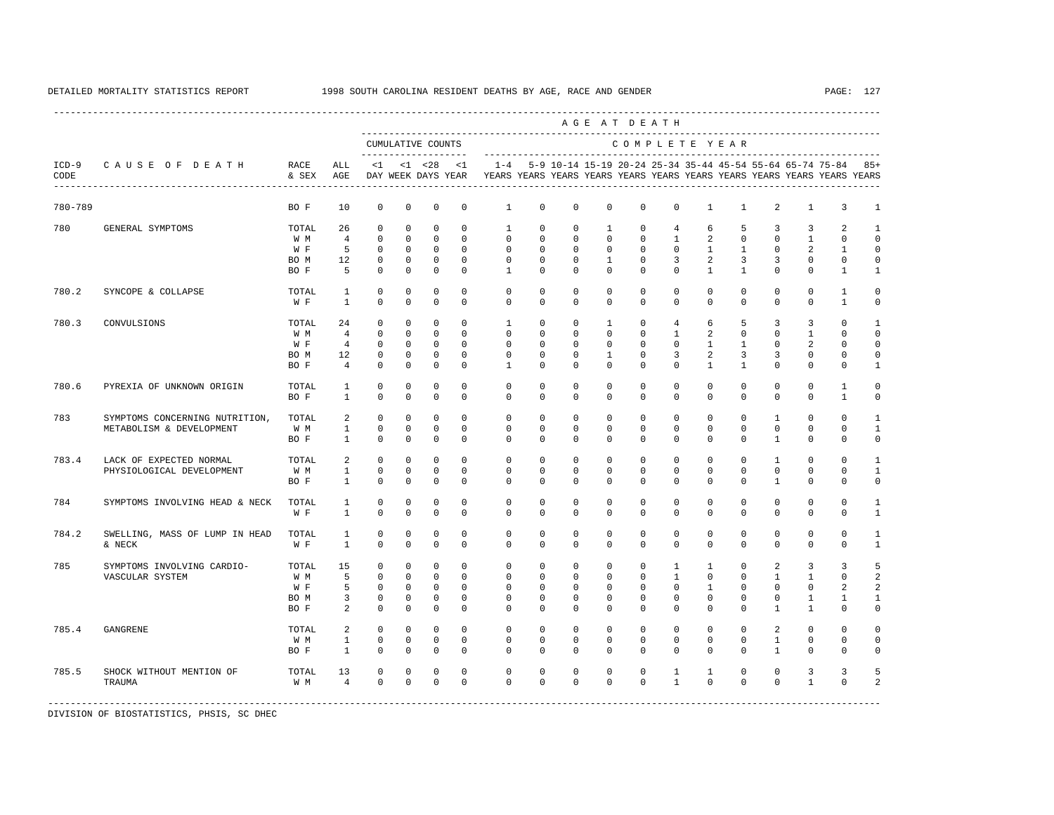DETAILED MORTALITY STATISTICS REPORT 1998 SOUTH CAROLINA RESIDENT DEATHS BY AGE, RACE AND GENDER

| ICD-9 CODE | CAUSE OF DEATH | RACE & SEX | ALL AGE | <1 DAY | <1 WEEK | <28 DAYS | <1 YEAR | 1-4 YEARS | 5-9 YEARS | 10-14 YEARS | 15-19 YEARS | 20-24 YEARS | 25-34 YEARS | 35-44 YEARS | 45-54 YEARS | 55-64 YEARS | 65-74 YEARS | 75-84 YEARS | 85+ YEARS |
|---|---|---|---|---|---|---|---|---|---|---|---|---|---|---|---|---|---|---|---|
| 780-789 | | BO F | 10 | 0 | 0 | 0 | 0 | 1 | 0 | 0 | 0 | 0 | 0 | 1 | 1 | 2 | 1 | 3 | 1 |
| 780 | GENERAL SYMPTOMS | TOTAL | 26 | 0 | 0 | 0 | 0 | 1 | 0 | 0 | 1 | 0 | 4 | 6 | 5 | 3 | 3 | 2 | 1 |
| | | W M | 4 | 0 | 0 | 0 | 0 | 0 | 0 | 0 | 0 | 0 | 1 | 2 | 0 | 0 | 1 | 0 | 0 |
| | | W F | 5 | 0 | 0 | 0 | 0 | 0 | 0 | 0 | 0 | 0 | 0 | 1 | 1 | 0 | 2 | 1 | 0 |
| | | BO M | 12 | 0 | 0 | 0 | 0 | 0 | 0 | 0 | 1 | 0 | 3 | 2 | 3 | 3 | 0 | 0 | 0 |
| | | BO F | 5 | 0 | 0 | 0 | 0 | 1 | 0 | 0 | 0 | 0 | 0 | 1 | 1 | 0 | 0 | 1 | 1 |
| 780.2 | SYNCOPE & COLLAPSE | TOTAL | 1 | 0 | 0 | 0 | 0 | 0 | 0 | 0 | 0 | 0 | 0 | 0 | 0 | 0 | 0 | 1 | 0 |
| | | W F | 1 | 0 | 0 | 0 | 0 | 0 | 0 | 0 | 0 | 0 | 0 | 0 | 0 | 0 | 0 | 1 | 0 |
| 780.3 | CONVULSIONS | TOTAL | 24 | 0 | 0 | 0 | 0 | 1 | 0 | 0 | 1 | 0 | 4 | 6 | 5 | 3 | 3 | 0 | 1 |
| | | W M | 4 | 0 | 0 | 0 | 0 | 0 | 0 | 0 | 0 | 0 | 1 | 2 | 0 | 0 | 1 | 0 | 0 |
| | | W F | 4 | 0 | 0 | 0 | 0 | 0 | 0 | 0 | 0 | 0 | 0 | 1 | 1 | 0 | 2 | 0 | 0 |
| | | BO M | 12 | 0 | 0 | 0 | 0 | 0 | 0 | 0 | 1 | 0 | 3 | 2 | 3 | 3 | 0 | 0 | 0 |
| | | BO F | 4 | 0 | 0 | 0 | 0 | 1 | 0 | 0 | 0 | 0 | 0 | 1 | 1 | 0 | 0 | 0 | 1 |
| 780.6 | PYREXIA OF UNKNOWN ORIGIN | TOTAL | 1 | 0 | 0 | 0 | 0 | 0 | 0 | 0 | 0 | 0 | 0 | 0 | 0 | 0 | 0 | 1 | 0 |
| | | BO F | 1 | 0 | 0 | 0 | 0 | 0 | 0 | 0 | 0 | 0 | 0 | 0 | 0 | 0 | 0 | 1 | 0 |
| 783 | SYMPTOMS CONCERNING NUTRITION, METABOLISM & DEVELOPMENT | TOTAL | 2 | 0 | 0 | 0 | 0 | 0 | 0 | 0 | 0 | 0 | 0 | 0 | 0 | 1 | 0 | 0 | 1 |
| | | W M | 1 | 0 | 0 | 0 | 0 | 0 | 0 | 0 | 0 | 0 | 0 | 0 | 0 | 0 | 0 | 0 | 1 |
| | | BO F | 1 | 0 | 0 | 0 | 0 | 0 | 0 | 0 | 0 | 0 | 0 | 0 | 0 | 1 | 0 | 0 | 0 |
| 783.4 | LACK OF EXPECTED NORMAL PHYSIOLOGICAL DEVELOPMENT | TOTAL | 2 | 0 | 0 | 0 | 0 | 0 | 0 | 0 | 0 | 0 | 0 | 0 | 0 | 1 | 0 | 0 | 1 |
| | | W M | 1 | 0 | 0 | 0 | 0 | 0 | 0 | 0 | 0 | 0 | 0 | 0 | 0 | 0 | 0 | 0 | 1 |
| | | BO F | 1 | 0 | 0 | 0 | 0 | 0 | 0 | 0 | 0 | 0 | 0 | 0 | 0 | 1 | 0 | 0 | 0 |
| 784 | SYMPTOMS INVOLVING HEAD & NECK | TOTAL | 1 | 0 | 0 | 0 | 0 | 0 | 0 | 0 | 0 | 0 | 0 | 0 | 0 | 0 | 0 | 0 | 1 |
| | | W F | 1 | 0 | 0 | 0 | 0 | 0 | 0 | 0 | 0 | 0 | 0 | 0 | 0 | 0 | 0 | 0 | 1 |
| 784.2 | SWELLING, MASS OF LUMP IN HEAD & NECK | TOTAL | 1 | 0 | 0 | 0 | 0 | 0 | 0 | 0 | 0 | 0 | 0 | 0 | 0 | 0 | 0 | 0 | 1 |
| | | W F | 1 | 0 | 0 | 0 | 0 | 0 | 0 | 0 | 0 | 0 | 0 | 0 | 0 | 0 | 0 | 0 | 1 |
| 785 | SYMPTOMS INVOLVING CARDIO-VASCULAR SYSTEM | TOTAL | 15 | 0 | 0 | 0 | 0 | 0 | 0 | 0 | 0 | 0 | 1 | 1 | 0 | 2 | 3 | 3 | 5 |
| | | W M | 5 | 0 | 0 | 0 | 0 | 0 | 0 | 0 | 0 | 0 | 1 | 0 | 0 | 1 | 1 | 0 | 2 |
| | | W F | 5 | 0 | 0 | 0 | 0 | 0 | 0 | 0 | 0 | 0 | 0 | 1 | 0 | 0 | 0 | 2 | 2 |
| | | BO M | 3 | 0 | 0 | 0 | 0 | 0 | 0 | 0 | 0 | 0 | 0 | 0 | 0 | 0 | 1 | 1 | 1 |
| | | BO F | 2 | 0 | 0 | 0 | 0 | 0 | 0 | 0 | 0 | 0 | 0 | 0 | 0 | 1 | 1 | 0 | 0 |
| 785.4 | GANGRENE | TOTAL | 2 | 0 | 0 | 0 | 0 | 0 | 0 | 0 | 0 | 0 | 0 | 0 | 0 | 2 | 0 | 0 | 0 |
| | | W M | 1 | 0 | 0 | 0 | 0 | 0 | 0 | 0 | 0 | 0 | 0 | 0 | 0 | 1 | 0 | 0 | 0 |
| | | BO F | 1 | 0 | 0 | 0 | 0 | 0 | 0 | 0 | 0 | 0 | 0 | 0 | 0 | 1 | 0 | 0 | 0 |
| 785.5 | SHOCK WITHOUT MENTION OF TRAUMA | TOTAL | 13 | 0 | 0 | 0 | 0 | 0 | 0 | 0 | 0 | 0 | 1 | 1 | 0 | 0 | 3 | 3 | 5 |
| | | W M | 4 | 0 | 0 | 0 | 0 | 0 | 0 | 0 | 0 | 0 | 1 | 0 | 0 | 0 | 1 | 0 | 2 |

DIVISION OF BIOSTATISTICS, PHSIS, SC DHEC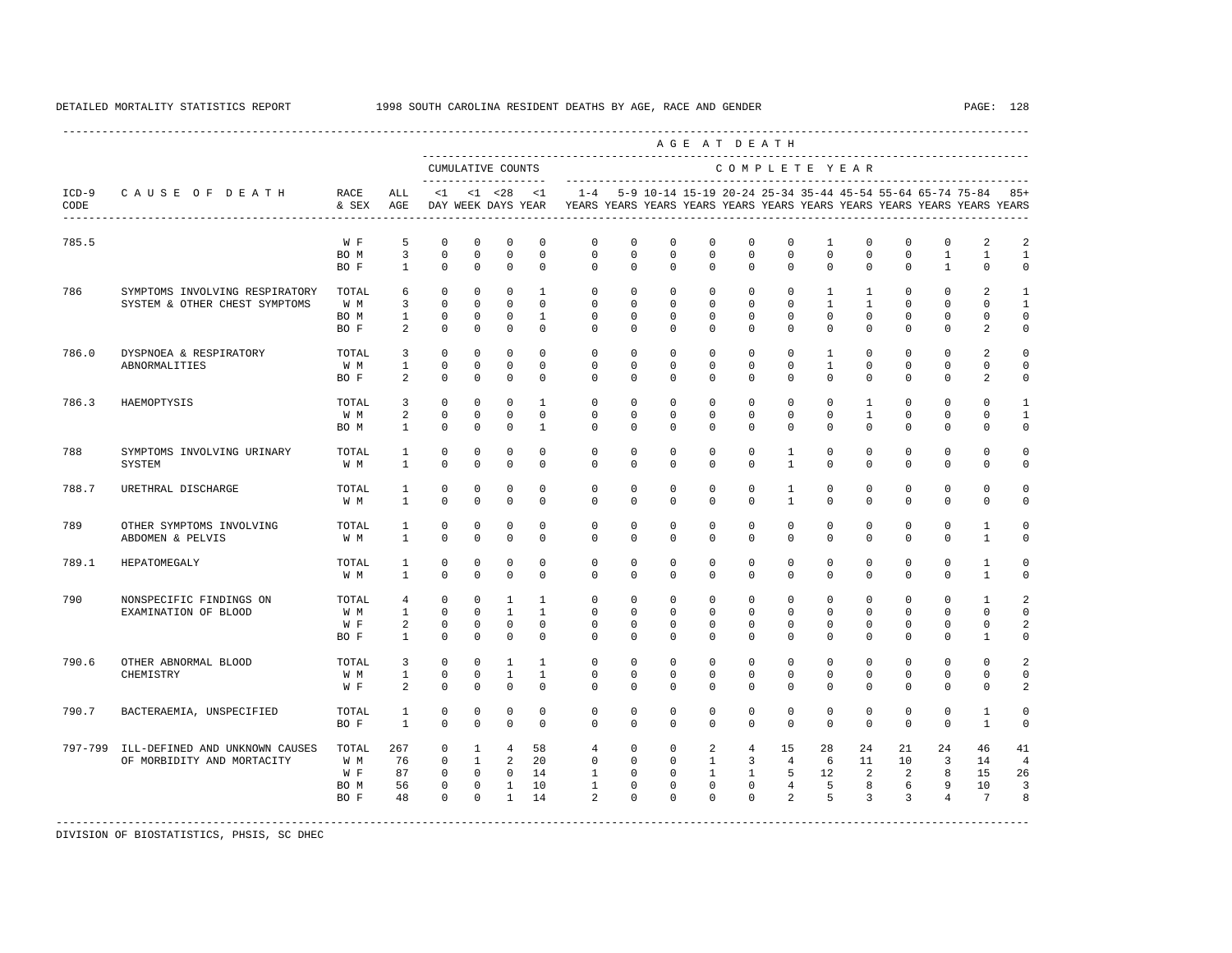DETAILED MORTALITY STATISTICS REPORT 1998 SOUTH CAROLINA RESIDENT DEATHS BY AGE, RACE AND GENDER

| ICD-9 CODE | CAUSE OF DEATH | RACE & SEX | ALL AGE | CUMULATIVE COUNTS <1 DAY | <1 WEEK | <28 DAYS | <1 YEAR | 1-4 YEARS | 5-9 YEARS | 10-14 YEARS | 15-19 YEARS | 20-24 YEARS | 25-34 YEARS | 35-44 YEARS | 45-54 YEARS | 55-64 YEARS | 65-74 YEARS | 75-84 YEARS | 85+ YEARS |
|---|---|---|---|---|---|---|---|---|---|---|---|---|---|---|---|---|---|---|---|
| 785.5 | | W F | 5 | 0 | 0 | 0 | 0 | 0 | 0 | 0 | 0 | 0 | 0 | 1 | 0 | 0 | 0 | 2 | 2 |
| | | BO M | 3 | 0 | 0 | 0 | 0 | 0 | 0 | 0 | 0 | 0 | 0 | 0 | 0 | 0 | 1 | 1 | 1 |
| | | BO F | 1 | 0 | 0 | 0 | 0 | 0 | 0 | 0 | 0 | 0 | 0 | 0 | 0 | 0 | 1 | 0 | 0 |
| 786 | SYMPTOMS INVOLVING RESPIRATORY SYSTEM & OTHER CHEST SYMPTOMS | TOTAL | 6 | 0 | 0 | 0 | 1 | 0 | 0 | 0 | 0 | 0 | 0 | 1 | 1 | 0 | 0 | 2 | 1 |
| | | W M | 3 | 0 | 0 | 0 | 0 | 0 | 0 | 0 | 0 | 0 | 0 | 1 | 1 | 0 | 0 | 0 | 1 |
| | | BO M | 1 | 0 | 0 | 0 | 1 | 0 | 0 | 0 | 0 | 0 | 0 | 0 | 0 | 0 | 0 | 0 | 0 |
| | | BO F | 2 | 0 | 0 | 0 | 0 | 0 | 0 | 0 | 0 | 0 | 0 | 0 | 0 | 0 | 0 | 2 | 0 |
| 786.0 | DYSPNOEA & RESPIRATORY ABNORMALITIES | TOTAL | 3 | 0 | 0 | 0 | 0 | 0 | 0 | 0 | 0 | 0 | 0 | 1 | 0 | 0 | 0 | 2 | 0 |
| | | W M | 1 | 0 | 0 | 0 | 0 | 0 | 0 | 0 | 0 | 0 | 0 | 1 | 0 | 0 | 0 | 0 | 0 |
| | | BO F | 2 | 0 | 0 | 0 | 0 | 0 | 0 | 0 | 0 | 0 | 0 | 0 | 0 | 0 | 0 | 2 | 0 |
| 786.3 | HAEMOPTYSIS | TOTAL | 3 | 0 | 0 | 0 | 1 | 0 | 0 | 0 | 0 | 0 | 0 | 0 | 1 | 0 | 0 | 0 | 1 |
| | | W M | 2 | 0 | 0 | 0 | 0 | 0 | 0 | 0 | 0 | 0 | 0 | 0 | 1 | 0 | 0 | 0 | 1 |
| | | BO M | 1 | 0 | 0 | 0 | 1 | 0 | 0 | 0 | 0 | 0 | 0 | 0 | 0 | 0 | 0 | 0 | 0 |
| 788 | SYMPTOMS INVOLVING URINARY SYSTEM | TOTAL | 1 | 0 | 0 | 0 | 0 | 0 | 0 | 0 | 0 | 0 | 1 | 0 | 0 | 0 | 0 | 0 | 0 |
| | | W M | 1 | 0 | 0 | 0 | 0 | 0 | 0 | 0 | 0 | 0 | 1 | 0 | 0 | 0 | 0 | 0 | 0 |
| 788.7 | URETHRAL DISCHARGE | TOTAL | 1 | 0 | 0 | 0 | 0 | 0 | 0 | 0 | 0 | 0 | 1 | 0 | 0 | 0 | 0 | 0 | 0 |
| | | W M | 1 | 0 | 0 | 0 | 0 | 0 | 0 | 0 | 0 | 0 | 1 | 0 | 0 | 0 | 0 | 0 | 0 |
| 789 | OTHER SYMPTOMS INVOLVING ABDOMEN & PELVIS | TOTAL | 1 | 0 | 0 | 0 | 0 | 0 | 0 | 0 | 0 | 0 | 0 | 0 | 0 | 0 | 0 | 1 | 0 |
| | | W M | 1 | 0 | 0 | 0 | 0 | 0 | 0 | 0 | 0 | 0 | 0 | 0 | 0 | 0 | 0 | 1 | 0 |
| 789.1 | HEPATOMEGALY | TOTAL | 1 | 0 | 0 | 0 | 0 | 0 | 0 | 0 | 0 | 0 | 0 | 0 | 0 | 0 | 0 | 1 | 0 |
| | | W M | 1 | 0 | 0 | 0 | 0 | 0 | 0 | 0 | 0 | 0 | 0 | 0 | 0 | 0 | 0 | 1 | 0 |
| 790 | NONSPECIFIC FINDINGS ON EXAMINATION OF BLOOD | TOTAL | 4 | 0 | 0 | 1 | 1 | 0 | 0 | 0 | 0 | 0 | 0 | 0 | 0 | 0 | 0 | 1 | 2 |
| | | W M | 1 | 0 | 0 | 1 | 1 | 0 | 0 | 0 | 0 | 0 | 0 | 0 | 0 | 0 | 0 | 0 | 0 |
| | | W F | 2 | 0 | 0 | 0 | 0 | 0 | 0 | 0 | 0 | 0 | 0 | 0 | 0 | 0 | 0 | 0 | 2 |
| | | BO F | 1 | 0 | 0 | 0 | 0 | 0 | 0 | 0 | 0 | 0 | 0 | 0 | 0 | 0 | 0 | 1 | 0 |
| 790.6 | OTHER ABNORMAL BLOOD CHEMISTRY | TOTAL | 3 | 0 | 0 | 1 | 1 | 0 | 0 | 0 | 0 | 0 | 0 | 0 | 0 | 0 | 0 | 0 | 2 |
| | | W M | 1 | 0 | 0 | 1 | 1 | 0 | 0 | 0 | 0 | 0 | 0 | 0 | 0 | 0 | 0 | 0 | 0 |
| | | W F | 2 | 0 | 0 | 0 | 0 | 0 | 0 | 0 | 0 | 0 | 0 | 0 | 0 | 0 | 0 | 0 | 2 |
| 790.7 | BACTERAEMIA, UNSPECIFIED | TOTAL | 1 | 0 | 0 | 0 | 0 | 0 | 0 | 0 | 0 | 0 | 0 | 0 | 0 | 0 | 0 | 1 | 0 |
| | | BO F | 1 | 0 | 0 | 0 | 0 | 0 | 0 | 0 | 0 | 0 | 0 | 0 | 0 | 0 | 0 | 1 | 0 |
| 797-799 | ILL-DEFINED AND UNKNOWN CAUSES OF MORBIDITY AND MORTACITY | TOTAL | 267 | 0 | 1 | 4 | 58 | 4 | 0 | 0 | 2 | 4 | 15 | 28 | 24 | 21 | 24 | 46 | 41 |
| | | W M | 76 | 0 | 1 | 2 | 20 | 0 | 0 | 0 | 1 | 3 | 4 | 6 | 11 | 10 | 3 | 14 | 4 |
| | | W F | 87 | 0 | 0 | 0 | 14 | 1 | 0 | 0 | 1 | 1 | 5 | 12 | 2 | 2 | 8 | 15 | 26 |
| | | BO M | 56 | 0 | 0 | 1 | 10 | 1 | 0 | 0 | 0 | 0 | 4 | 5 | 8 | 6 | 9 | 10 | 3 |
| | | BO F | 48 | 0 | 0 | 1 | 14 | 2 | 0 | 0 | 0 | 0 | 2 | 5 | 3 | 3 | 4 | 7 | 8 |

DIVISION OF BIOSTATISTICS, PHSIS, SC DHEC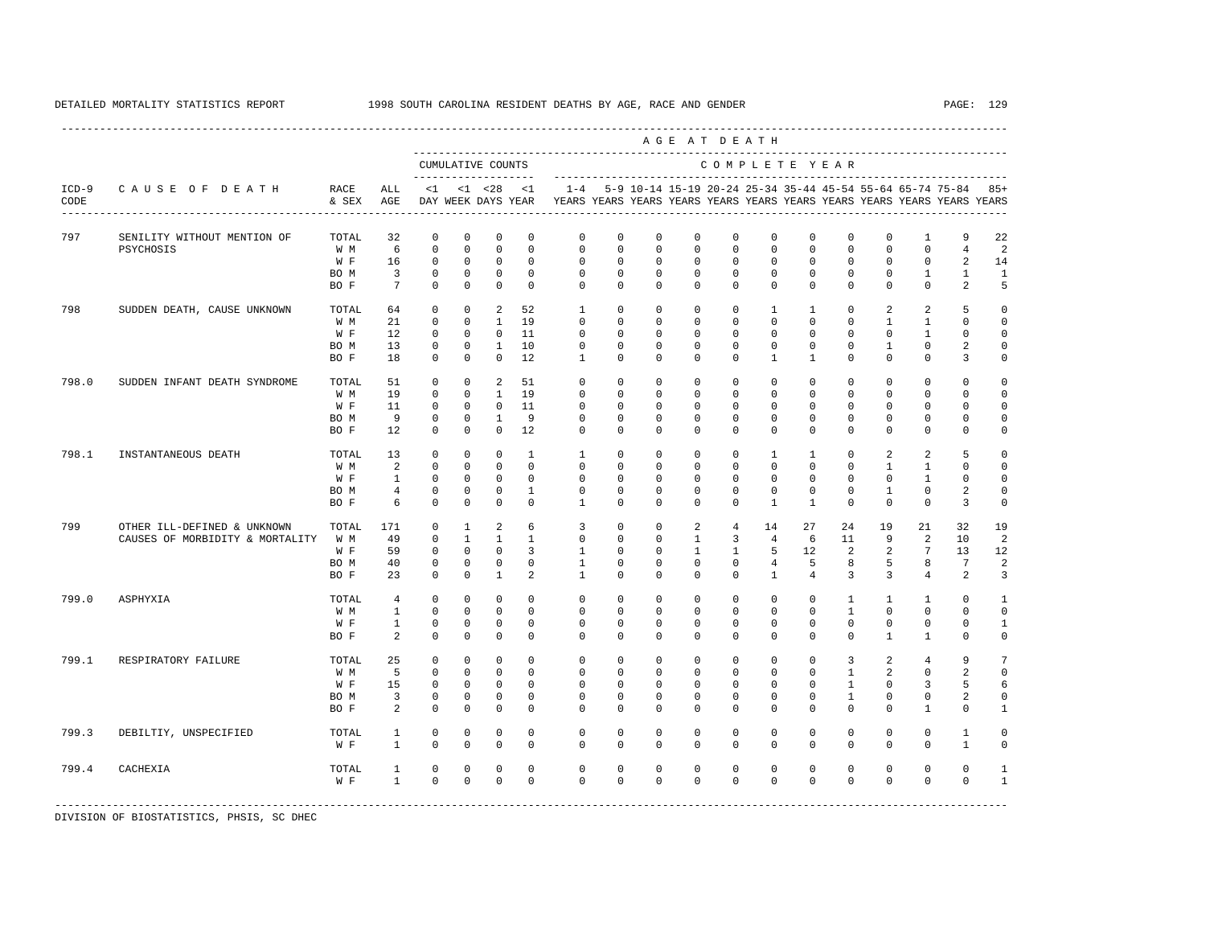DETAILED MORTALITY STATISTICS REPORT 1998 SOUTH CAROLINA RESIDENT DEATHS BY AGE, RACE AND GENDER

| ICD-9 CODE | CAUSE OF DEATH | RACE & SEX | ALL AGE | <1 DAY | <1 WEEK | <28 DAYS | <1 YEAR | 1-4 YEARS | 5-9 YEARS | 10-14 YEARS | 15-19 YEARS | 20-24 YEARS | 25-34 YEARS | 35-44 YEARS | 45-54 YEARS | 55-64 YEARS | 65-74 YEARS | 75-84 YEARS | 85+ YEARS |
|---|---|---|---|---|---|---|---|---|---|---|---|---|---|---|---|---|---|---|---|
| | | | | CUMULATIVE COUNTS | | | | COMPLETE YEAR | | | | | | | | | | | |
| 797 | SENILITY WITHOUT MENTION OF PSYCHOSIS | TOTAL | 32 | 0 | 0 | 0 | 0 | 0 | 0 | 0 | 0 | 0 | 0 | 0 | 0 | 0 | 1 | 9 | 22 |
| | | W M | 6 | 0 | 0 | 0 | 0 | 0 | 0 | 0 | 0 | 0 | 0 | 0 | 0 | 0 | 0 | 4 | 2 |
| | | W F | 16 | 0 | 0 | 0 | 0 | 0 | 0 | 0 | 0 | 0 | 0 | 0 | 0 | 0 | 0 | 2 | 14 |
| | | BO M | 3 | 0 | 0 | 0 | 0 | 0 | 0 | 0 | 0 | 0 | 0 | 0 | 0 | 0 | 1 | 1 | 1 |
| | | BO F | 7 | 0 | 0 | 0 | 0 | 0 | 0 | 0 | 0 | 0 | 0 | 0 | 0 | 0 | 0 | 2 | 5 |
| 798 | SUDDEN DEATH, CAUSE UNKNOWN | TOTAL | 64 | 0 | 0 | 2 | 52 | 1 | 0 | 0 | 0 | 0 | 1 | 1 | 0 | 2 | 2 | 5 | 0 |
| | | W M | 21 | 0 | 0 | 1 | 19 | 0 | 0 | 0 | 0 | 0 | 0 | 0 | 0 | 1 | 1 | 0 | 0 |
| | | W F | 12 | 0 | 0 | 0 | 11 | 0 | 0 | 0 | 0 | 0 | 0 | 0 | 0 | 0 | 1 | 0 | 0 |
| | | BO M | 13 | 0 | 0 | 1 | 10 | 0 | 0 | 0 | 0 | 0 | 0 | 0 | 0 | 1 | 0 | 2 | 0 |
| | | BO F | 18 | 0 | 0 | 0 | 12 | 1 | 0 | 0 | 0 | 0 | 1 | 1 | 0 | 0 | 0 | 3 | 0 |
| 798.0 | SUDDEN INFANT DEATH SYNDROME | TOTAL | 51 | 0 | 0 | 2 | 51 | 0 | 0 | 0 | 0 | 0 | 0 | 0 | 0 | 0 | 0 | 0 | 0 |
| | | W M | 19 | 0 | 0 | 1 | 19 | 0 | 0 | 0 | 0 | 0 | 0 | 0 | 0 | 0 | 0 | 0 | 0 |
| | | W F | 11 | 0 | 0 | 0 | 11 | 0 | 0 | 0 | 0 | 0 | 0 | 0 | 0 | 0 | 0 | 0 | 0 |
| | | BO M | 9 | 0 | 0 | 1 | 9 | 0 | 0 | 0 | 0 | 0 | 0 | 0 | 0 | 0 | 0 | 0 | 0 |
| | | BO F | 12 | 0 | 0 | 0 | 12 | 0 | 0 | 0 | 0 | 0 | 0 | 0 | 0 | 0 | 0 | 0 | 0 |
| 798.1 | INSTANTANEOUS DEATH | TOTAL | 13 | 0 | 0 | 0 | 1 | 1 | 0 | 0 | 0 | 0 | 1 | 1 | 0 | 2 | 2 | 5 | 0 |
| | | W M | 2 | 0 | 0 | 0 | 0 | 0 | 0 | 0 | 0 | 0 | 0 | 0 | 0 | 1 | 1 | 0 | 0 |
| | | W F | 1 | 0 | 0 | 0 | 0 | 0 | 0 | 0 | 0 | 0 | 0 | 0 | 0 | 0 | 1 | 0 | 0 |
| | | BO M | 4 | 0 | 0 | 0 | 1 | 0 | 0 | 0 | 0 | 0 | 0 | 0 | 0 | 1 | 0 | 2 | 0 |
| | | BO F | 6 | 0 | 0 | 0 | 0 | 1 | 0 | 0 | 0 | 0 | 1 | 1 | 0 | 0 | 0 | 3 | 0 |
| 799 | OTHER ILL-DEFINED & UNKNOWN CAUSES OF MORBIDITY & MORTALITY | TOTAL | 171 | 0 | 1 | 2 | 6 | 3 | 0 | 0 | 2 | 4 | 14 | 27 | 24 | 19 | 21 | 32 | 19 |
| | | W M | 49 | 0 | 1 | 1 | 1 | 0 | 0 | 0 | 1 | 3 | 4 | 6 | 11 | 9 | 2 | 10 | 2 |
| | | W F | 59 | 0 | 0 | 0 | 3 | 1 | 0 | 0 | 1 | 1 | 5 | 12 | 2 | 2 | 7 | 13 | 12 |
| | | BO M | 40 | 0 | 0 | 0 | 0 | 1 | 0 | 0 | 0 | 0 | 4 | 5 | 8 | 5 | 8 | 7 | 2 |
| | | BO F | 23 | 0 | 0 | 1 | 2 | 1 | 0 | 0 | 0 | 0 | 1 | 4 | 3 | 3 | 4 | 2 | 3 |
| 799.0 | ASPHYXIA | TOTAL | 4 | 0 | 0 | 0 | 0 | 0 | 0 | 0 | 0 | 0 | 0 | 0 | 1 | 1 | 1 | 0 | 1 |
| | | W M | 1 | 0 | 0 | 0 | 0 | 0 | 0 | 0 | 0 | 0 | 0 | 0 | 1 | 0 | 0 | 0 | 0 |
| | | W F | 1 | 0 | 0 | 0 | 0 | 0 | 0 | 0 | 0 | 0 | 0 | 0 | 0 | 0 | 0 | 0 | 1 |
| | | BO F | 2 | 0 | 0 | 0 | 0 | 0 | 0 | 0 | 0 | 0 | 0 | 0 | 0 | 1 | 1 | 0 | 0 |
| 799.1 | RESPIRATORY FAILURE | TOTAL | 25 | 0 | 0 | 0 | 0 | 0 | 0 | 0 | 0 | 0 | 0 | 0 | 3 | 2 | 4 | 9 | 7 |
| | | W M | 5 | 0 | 0 | 0 | 0 | 0 | 0 | 0 | 0 | 0 | 0 | 0 | 1 | 2 | 0 | 2 | 0 |
| | | W F | 15 | 0 | 0 | 0 | 0 | 0 | 0 | 0 | 0 | 0 | 0 | 0 | 1 | 0 | 3 | 5 | 6 |
| | | BO M | 3 | 0 | 0 | 0 | 0 | 0 | 0 | 0 | 0 | 0 | 0 | 0 | 1 | 0 | 0 | 2 | 0 |
| | | BO F | 2 | 0 | 0 | 0 | 0 | 0 | 0 | 0 | 0 | 0 | 0 | 0 | 0 | 0 | 1 | 0 | 1 |
| 799.3 | DEBILTIY, UNSPECIFIED | TOTAL | 1 | 0 | 0 | 0 | 0 | 0 | 0 | 0 | 0 | 0 | 0 | 0 | 0 | 0 | 0 | 1 | 0 |
| | | W F | 1 | 0 | 0 | 0 | 0 | 0 | 0 | 0 | 0 | 0 | 0 | 0 | 0 | 0 | 0 | 1 | 0 |
| 799.4 | CACHEXIA | TOTAL | 1 | 0 | 0 | 0 | 0 | 0 | 0 | 0 | 0 | 0 | 0 | 0 | 0 | 0 | 0 | 0 | 1 |
| | | W F | 1 | 0 | 0 | 0 | 0 | 0 | 0 | 0 | 0 | 0 | 0 | 0 | 0 | 0 | 0 | 0 | 1 |

DIVISION OF BIOSTATISTICS, PHSIS, SC DHEC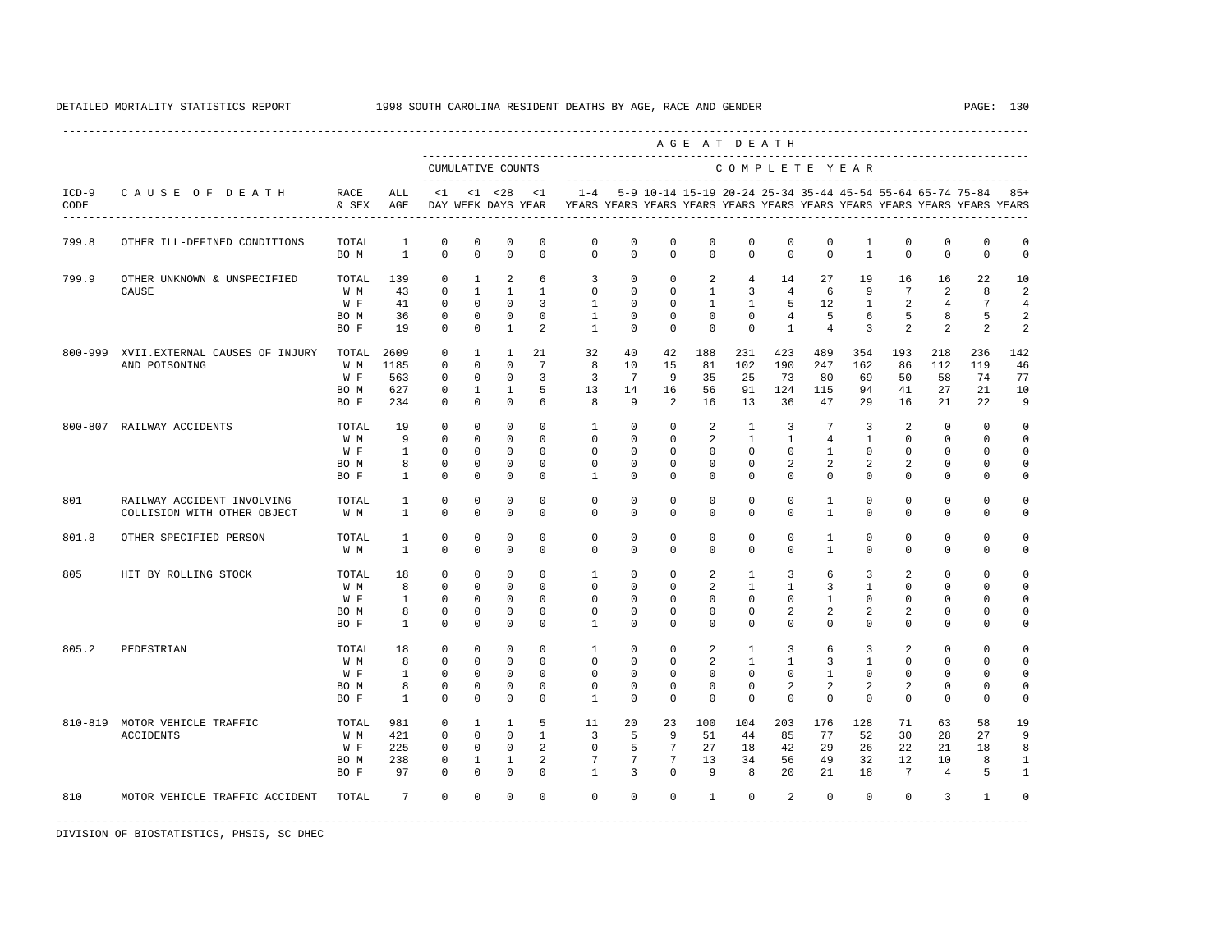DETAILED MORTALITY STATISTICS REPORT 1998 SOUTH CAROLINA RESIDENT DEATHS BY AGE, RACE AND GENDER

| ICD-9 CODE | CAUSE OF DEATH | RACE & SEX | ALL AGE | <1 DAY | <1 WEEK | <28 DAYS | <1 YEAR | 1-4 YEARS | 5-9 YEARS | 10-14 YEARS | 15-19 YEARS | 20-24 YEARS | 25-34 YEARS | 35-44 YEARS | 45-54 YEARS | 55-64 YEARS | 65-74 YEARS | 75-84 YEARS | 85+ YEARS |
|---|---|---|---|---|---|---|---|---|---|---|---|---|---|---|---|---|---|---|---|
| | | | | CUMULATIVE COUNTS | | | | COMPLETE YEAR | | | | | | | | | | | |
| 799.8 | OTHER ILL-DEFINED CONDITIONS | TOTAL | 1 | 0 | 0 | 0 | 0 | 0 | 0 | 0 | 0 | 0 | 0 | 0 | 1 | 0 | 0 | 0 | 0 |
| | | BO M | 1 | 0 | 0 | 0 | 0 | 0 | 0 | 0 | 0 | 0 | 0 | 0 | 1 | 0 | 0 | 0 | 0 |
| 799.9 | OTHER UNKNOWN & UNSPECIFIED CAUSE | TOTAL | 139 | 0 | 1 | 2 | 6 | 3 | 0 | 0 | 2 | 4 | 14 | 27 | 19 | 16 | 16 | 22 | 10 |
| | | W M | 43 | 0 | 1 | 1 | 1 | 0 | 0 | 0 | 1 | 3 | 4 | 6 | 9 | 7 | 2 | 8 | 2 |
| | | W F | 41 | 0 | 0 | 0 | 3 | 1 | 0 | 0 | 1 | 1 | 5 | 12 | 1 | 2 | 4 | 7 | 4 |
| | | BO M | 36 | 0 | 0 | 0 | 0 | 1 | 0 | 0 | 0 | 0 | 4 | 5 | 6 | 5 | 8 | 5 | 2 |
| | | BO F | 19 | 0 | 0 | 1 | 2 | 1 | 0 | 0 | 0 | 0 | 1 | 4 | 3 | 2 | 2 | 2 | 2 |
| 800-999 | XVII.EXTERNAL CAUSES OF INJURY AND POISONING | TOTAL | 2609 | 0 | 1 | 1 | 21 | 32 | 40 | 42 | 188 | 231 | 423 | 489 | 354 | 193 | 218 | 236 | 142 |
| | | W M | 1185 | 0 | 0 | 0 | 7 | 8 | 10 | 15 | 81 | 102 | 190 | 247 | 162 | 86 | 112 | 119 | 46 |
| | | W F | 563 | 0 | 0 | 0 | 3 | 3 | 7 | 9 | 35 | 25 | 73 | 80 | 69 | 50 | 58 | 74 | 77 |
| | | BO M | 627 | 0 | 1 | 1 | 5 | 13 | 14 | 16 | 56 | 91 | 124 | 115 | 94 | 41 | 27 | 21 | 10 |
| | | BO F | 234 | 0 | 0 | 0 | 6 | 8 | 9 | 2 | 16 | 13 | 36 | 47 | 29 | 16 | 21 | 22 | 9 |
| 800-807 | RAILWAY ACCIDENTS | TOTAL | 19 | 0 | 0 | 0 | 0 | 1 | 0 | 0 | 2 | 1 | 3 | 7 | 3 | 2 | 0 | 0 | 0 |
| | | W M | 9 | 0 | 0 | 0 | 0 | 0 | 0 | 0 | 2 | 1 | 1 | 4 | 1 | 0 | 0 | 0 | 0 |
| | | W F | 1 | 0 | 0 | 0 | 0 | 0 | 0 | 0 | 0 | 0 | 0 | 1 | 0 | 0 | 0 | 0 | 0 |
| | | BO M | 8 | 0 | 0 | 0 | 0 | 0 | 0 | 0 | 0 | 0 | 2 | 2 | 2 | 2 | 0 | 0 | 0 |
| | | BO F | 1 | 0 | 0 | 0 | 0 | 1 | 0 | 0 | 0 | 0 | 0 | 0 | 0 | 0 | 0 | 0 | 0 |
| 801 | RAILWAY ACCIDENT INVOLVING COLLISION WITH OTHER OBJECT | TOTAL | 1 | 0 | 0 | 0 | 0 | 0 | 0 | 0 | 0 | 0 | 0 | 1 | 0 | 0 | 0 | 0 | 0 |
| | | W M | 1 | 0 | 0 | 0 | 0 | 0 | 0 | 0 | 0 | 0 | 0 | 1 | 0 | 0 | 0 | 0 | 0 |
| 801.8 | OTHER SPECIFIED PERSON | TOTAL | 1 | 0 | 0 | 0 | 0 | 0 | 0 | 0 | 0 | 0 | 0 | 1 | 0 | 0 | 0 | 0 | 0 |
| | | W M | 1 | 0 | 0 | 0 | 0 | 0 | 0 | 0 | 0 | 0 | 0 | 1 | 0 | 0 | 0 | 0 | 0 |
| 805 | HIT BY ROLLING STOCK | TOTAL | 18 | 0 | 0 | 0 | 0 | 1 | 0 | 0 | 2 | 1 | 3 | 6 | 3 | 2 | 0 | 0 | 0 |
| | | W M | 8 | 0 | 0 | 0 | 0 | 0 | 0 | 0 | 2 | 1 | 1 | 3 | 1 | 0 | 0 | 0 | 0 |
| | | W F | 1 | 0 | 0 | 0 | 0 | 0 | 0 | 0 | 0 | 0 | 0 | 1 | 0 | 0 | 0 | 0 | 0 |
| | | BO M | 8 | 0 | 0 | 0 | 0 | 0 | 0 | 0 | 0 | 0 | 2 | 2 | 2 | 2 | 0 | 0 | 0 |
| | | BO F | 1 | 0 | 0 | 0 | 0 | 1 | 0 | 0 | 0 | 0 | 0 | 0 | 0 | 0 | 0 | 0 | 0 |
| 805.2 | PEDESTRIAN | TOTAL | 18 | 0 | 0 | 0 | 0 | 1 | 0 | 0 | 2 | 1 | 3 | 6 | 3 | 2 | 0 | 0 | 0 |
| | | W M | 8 | 0 | 0 | 0 | 0 | 0 | 0 | 0 | 2 | 1 | 1 | 3 | 1 | 0 | 0 | 0 | 0 |
| | | W F | 1 | 0 | 0 | 0 | 0 | 0 | 0 | 0 | 0 | 0 | 0 | 1 | 0 | 0 | 0 | 0 | 0 |
| | | BO M | 8 | 0 | 0 | 0 | 0 | 0 | 0 | 0 | 0 | 0 | 2 | 2 | 2 | 2 | 0 | 0 | 0 |
| | | BO F | 1 | 0 | 0 | 0 | 0 | 1 | 0 | 0 | 0 | 0 | 0 | 0 | 0 | 0 | 0 | 0 | 0 |
| 810-819 | MOTOR VEHICLE TRAFFIC ACCIDENTS | TOTAL | 981 | 0 | 1 | 1 | 5 | 11 | 20 | 23 | 100 | 104 | 203 | 176 | 128 | 71 | 63 | 58 | 19 |
| | | W M | 421 | 0 | 0 | 0 | 1 | 3 | 5 | 9 | 51 | 44 | 85 | 77 | 52 | 30 | 28 | 27 | 9 |
| | | W F | 225 | 0 | 0 | 0 | 2 | 0 | 5 | 7 | 27 | 18 | 42 | 29 | 26 | 22 | 21 | 18 | 8 |
| | | BO M | 238 | 0 | 1 | 1 | 2 | 7 | 7 | 7 | 13 | 34 | 56 | 49 | 32 | 12 | 10 | 8 | 1 |
| | | BO F | 97 | 0 | 0 | 0 | 0 | 1 | 3 | 0 | 9 | 8 | 20 | 21 | 18 | 7 | 4 | 5 | 1 |
| 810 | MOTOR VEHICLE TRAFFIC ACCIDENT | TOTAL | 7 | 0 | 0 | 0 | 0 | 0 | 0 | 0 | 1 | 0 | 2 | 0 | 0 | 0 | 3 | 1 | 0 |

DIVISION OF BIOSTATISTICS, PHSIS, SC DHEC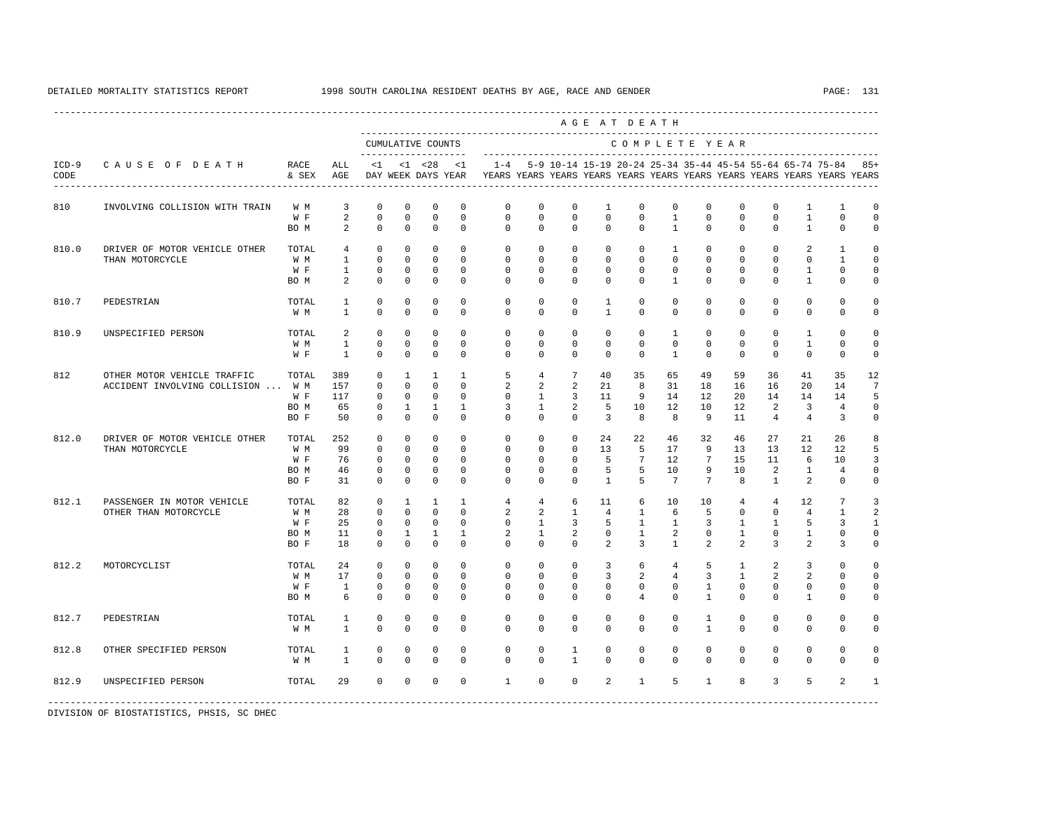DETAILED MORTALITY STATISTICS REPORT 1998 SOUTH CAROLINA RESIDENT DEATHS BY AGE, RACE AND GENDER

| ICD-9 CODE | CAUSE OF DEATH | RACE & SEX | ALL AGE | <1 DAY | <1 WEEK | <28 DAYS | <1 YEAR | 1-4 YEARS | 5-9 YEARS | 10-14 YEARS | 15-19 YEARS | 20-24 YEARS | 25-34 YEARS | 35-44 YEARS | 45-54 YEARS | 55-64 YEARS | 65-74 YEARS | 75-84 YEARS | 85+ YEARS |
|---|---|---|---|---|---|---|---|---|---|---|---|---|---|---|---|---|---|---|---|
| | | | | CUMULATIVE COUNTS | | | | COMPLETE YEAR | | | | | | | | | | | |
| 810 | INVOLVING COLLISION WITH TRAIN | W M | 3 | 0 | 0 | 0 | 0 | 0 | 0 | 0 | 1 | 0 | 0 | 0 | 0 | 0 | 1 | 1 | 0 |
| | | W F | 2 | 0 | 0 | 0 | 0 | 0 | 0 | 0 | 0 | 0 | 1 | 0 | 0 | 0 | 1 | 0 | 0 |
| | | BO M | 2 | 0 | 0 | 0 | 0 | 0 | 0 | 0 | 0 | 0 | 1 | 0 | 0 | 0 | 1 | 0 | 0 |
| 810.0 | DRIVER OF MOTOR VEHICLE OTHER THAN MOTORCYCLE | TOTAL | 4 | 0 | 0 | 0 | 0 | 0 | 0 | 0 | 0 | 0 | 1 | 0 | 0 | 0 | 2 | 1 | 0 |
| | | W M | 1 | 0 | 0 | 0 | 0 | 0 | 0 | 0 | 0 | 0 | 0 | 0 | 0 | 0 | 0 | 1 | 0 |
| | | W F | 1 | 0 | 0 | 0 | 0 | 0 | 0 | 0 | 0 | 0 | 0 | 0 | 0 | 0 | 1 | 0 | 0 |
| | | BO M | 2 | 0 | 0 | 0 | 0 | 0 | 0 | 0 | 0 | 0 | 1 | 0 | 0 | 0 | 1 | 0 | 0 |
| 810.7 | PEDESTRIAN | TOTAL | 1 | 0 | 0 | 0 | 0 | 0 | 0 | 0 | 1 | 0 | 0 | 0 | 0 | 0 | 0 | 0 | 0 |
| | | W M | 1 | 0 | 0 | 0 | 0 | 0 | 0 | 0 | 1 | 0 | 0 | 0 | 0 | 0 | 0 | 0 | 0 |
| 810.9 | UNSPECIFIED PERSON | TOTAL | 2 | 0 | 0 | 0 | 0 | 0 | 0 | 0 | 0 | 0 | 1 | 0 | 0 | 0 | 1 | 0 | 0 |
| | | W M | 1 | 0 | 0 | 0 | 0 | 0 | 0 | 0 | 0 | 0 | 0 | 0 | 0 | 0 | 1 | 0 | 0 |
| | | W F | 1 | 0 | 0 | 0 | 0 | 0 | 0 | 0 | 0 | 0 | 1 | 0 | 0 | 0 | 0 | 0 | 0 |
| 812 | OTHER MOTOR VEHICLE TRAFFIC ACCIDENT INVOLVING COLLISION ... | TOTAL | 389 | 0 | 1 | 1 | 1 | 5 | 4 | 7 | 40 | 35 | 65 | 49 | 59 | 36 | 41 | 35 | 12 |
| | | W M | 157 | 0 | 0 | 0 | 0 | 2 | 2 | 2 | 21 | 8 | 31 | 18 | 16 | 16 | 20 | 14 | 7 |
| | | W F | 117 | 0 | 0 | 0 | 0 | 0 | 1 | 3 | 11 | 9 | 14 | 12 | 20 | 14 | 14 | 14 | 5 |
| | | BO M | 65 | 0 | 1 | 1 | 1 | 3 | 1 | 2 | 5 | 10 | 12 | 10 | 12 | 2 | 3 | 4 | 0 |
| | | BO F | 50 | 0 | 0 | 0 | 0 | 0 | 0 | 0 | 3 | 8 | 8 | 9 | 11 | 4 | 4 | 3 | 0 |
| 812.0 | DRIVER OF MOTOR VEHICLE OTHER THAN MOTORCYCLE | TOTAL | 252 | 0 | 0 | 0 | 0 | 0 | 0 | 0 | 24 | 22 | 46 | 32 | 46 | 27 | 21 | 26 | 8 |
| | | W M | 99 | 0 | 0 | 0 | 0 | 0 | 0 | 0 | 13 | 5 | 17 | 9 | 13 | 13 | 12 | 12 | 5 |
| | | W F | 76 | 0 | 0 | 0 | 0 | 0 | 0 | 0 | 5 | 7 | 12 | 7 | 15 | 11 | 6 | 10 | 3 |
| | | BO M | 46 | 0 | 0 | 0 | 0 | 0 | 0 | 0 | 5 | 5 | 10 | 9 | 10 | 2 | 1 | 4 | 0 |
| | | BO F | 31 | 0 | 0 | 0 | 0 | 0 | 0 | 0 | 1 | 5 | 7 | 7 | 8 | 1 | 2 | 0 | 0 |
| 812.1 | PASSENGER IN MOTOR VEHICLE OTHER THAN MOTORCYCLE | TOTAL | 82 | 0 | 1 | 1 | 1 | 4 | 4 | 6 | 11 | 6 | 10 | 10 | 4 | 4 | 12 | 7 | 3 |
| | | W M | 28 | 0 | 0 | 0 | 0 | 2 | 2 | 1 | 4 | 1 | 6 | 5 | 0 | 0 | 4 | 1 | 2 |
| | | W F | 25 | 0 | 0 | 0 | 0 | 0 | 1 | 3 | 5 | 1 | 1 | 3 | 1 | 1 | 5 | 3 | 1 |
| | | BO M | 11 | 0 | 1 | 1 | 1 | 2 | 1 | 2 | 0 | 1 | 2 | 0 | 1 | 0 | 1 | 0 | 0 |
| | | BO F | 18 | 0 | 0 | 0 | 0 | 0 | 0 | 0 | 2 | 3 | 1 | 2 | 2 | 3 | 2 | 3 | 0 |
| 812.2 | MOTORCYCLIST | TOTAL | 24 | 0 | 0 | 0 | 0 | 0 | 0 | 0 | 3 | 6 | 4 | 5 | 1 | 2 | 3 | 0 | 0 |
| | | W M | 17 | 0 | 0 | 0 | 0 | 0 | 0 | 0 | 3 | 2 | 4 | 3 | 1 | 2 | 2 | 0 | 0 |
| | | W F | 1 | 0 | 0 | 0 | 0 | 0 | 0 | 0 | 0 | 0 | 0 | 1 | 0 | 0 | 0 | 0 | 0 |
| | | BO M | 6 | 0 | 0 | 0 | 0 | 0 | 0 | 0 | 0 | 4 | 0 | 1 | 0 | 0 | 1 | 0 | 0 |
| 812.7 | PEDESTRIAN | TOTAL | 1 | 0 | 0 | 0 | 0 | 0 | 0 | 0 | 0 | 0 | 0 | 1 | 0 | 0 | 0 | 0 | 0 |
| | | W M | 1 | 0 | 0 | 0 | 0 | 0 | 0 | 0 | 0 | 0 | 0 | 1 | 0 | 0 | 0 | 0 | 0 |
| 812.8 | OTHER SPECIFIED PERSON | TOTAL | 1 | 0 | 0 | 0 | 0 | 0 | 0 | 1 | 0 | 0 | 0 | 0 | 0 | 0 | 0 | 0 | 0 |
| | | W M | 1 | 0 | 0 | 0 | 0 | 0 | 0 | 1 | 0 | 0 | 0 | 0 | 0 | 0 | 0 | 0 | 0 |
| 812.9 | UNSPECIFIED PERSON | TOTAL | 29 | 0 | 0 | 0 | 0 | 1 | 0 | 0 | 2 | 1 | 5 | 1 | 8 | 3 | 5 | 2 | 1 |

DIVISION OF BIOSTATISTICS, PHSIS, SC DHEC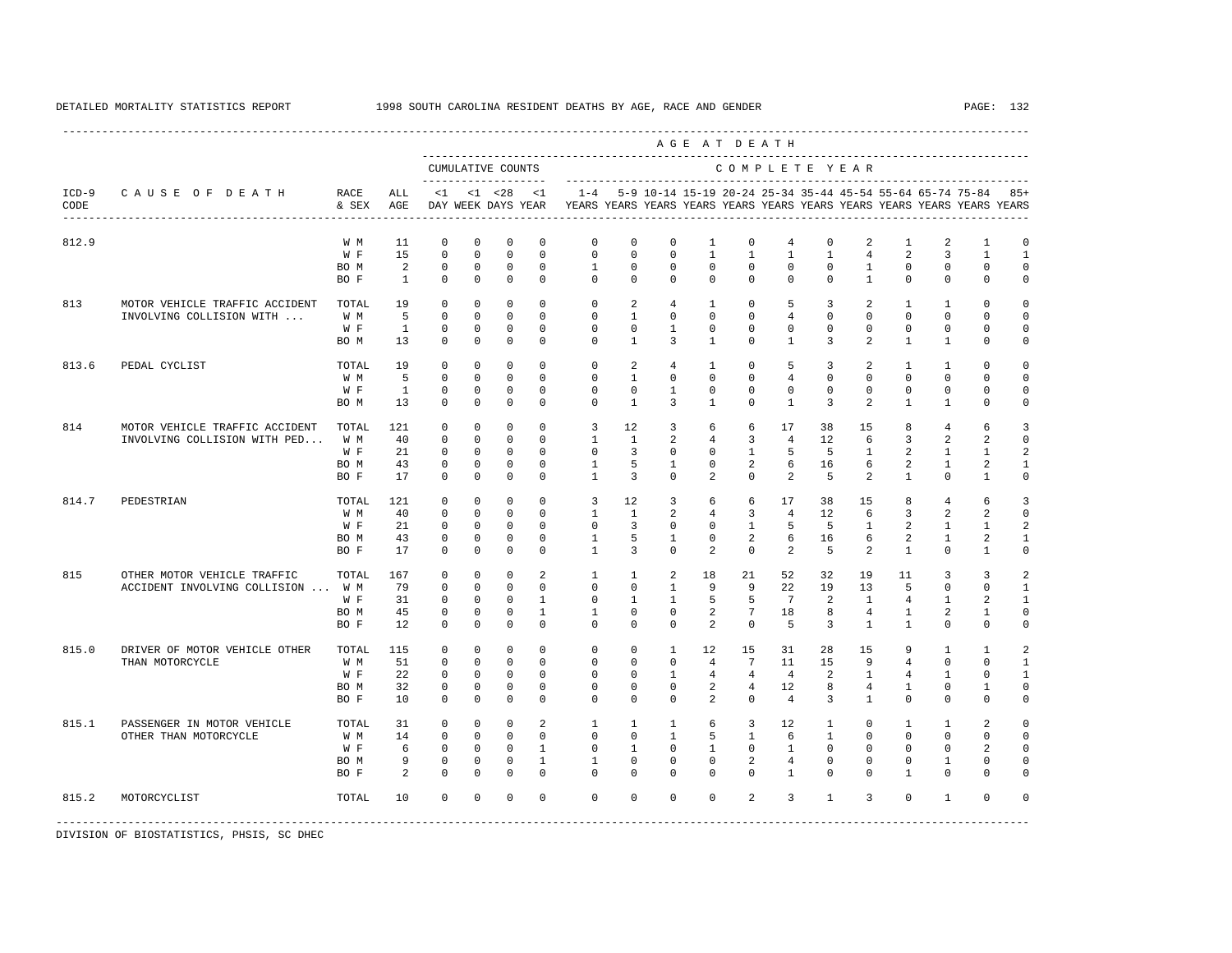DETAILED MORTALITY STATISTICS REPORT 1998 SOUTH CAROLINA RESIDENT DEATHS BY AGE, RACE AND GENDER

| ICD-9 CODE | CAUSE OF DEATH | RACE & SEX | ALL AGE | <1 DAY | <1 WEEK | <28 DAYS | <1 YEAR | 1-4 YEARS | 5-9 YEARS | 10-14 YEARS | 15-19 YEARS | 20-24 YEARS | 25-34 YEARS | 35-44 YEARS | 45-54 YEARS | 55-64 YEARS | 65-74 YEARS | 75-84 YEARS | 85+ YEARS |
|---|---|---|---|---|---|---|---|---|---|---|---|---|---|---|---|---|---|---|---|
| | | | | CUMULATIVE COUNTS | | | | COMPLETE YEAR | | | | | | | | | | | |
| 812.9 | | W M | 11 | 0 | 0 | 0 | 0 | 0 | 0 | 0 | 1 | 0 | 4 | 0 | 2 | 1 | 2 | 1 | 0 |
| | | W F | 15 | 0 | 0 | 0 | 0 | 0 | 0 | 0 | 1 | 1 | 1 | 1 | 4 | 2 | 3 | 1 | 1 |
| | | BO M | 2 | 0 | 0 | 0 | 0 | 1 | 0 | 0 | 0 | 0 | 0 | 0 | 1 | 0 | 0 | 0 | 0 |
| | | BO F | 1 | 0 | 0 | 0 | 0 | 0 | 0 | 0 | 0 | 0 | 0 | 0 | 1 | 0 | 0 | 0 | 0 |
| 813 | MOTOR VEHICLE TRAFFIC ACCIDENT INVOLVING COLLISION WITH ... | TOTAL | 19 | 0 | 0 | 0 | 0 | 0 | 2 | 4 | 1 | 0 | 5 | 3 | 2 | 1 | 1 | 0 | 0 |
| | | W M | 5 | 0 | 0 | 0 | 0 | 0 | 1 | 0 | 0 | 0 | 4 | 0 | 0 | 0 | 0 | 0 | 0 |
| | | W F | 1 | 0 | 0 | 0 | 0 | 0 | 0 | 1 | 0 | 0 | 0 | 0 | 0 | 0 | 0 | 0 | 0 |
| | | BO M | 13 | 0 | 0 | 0 | 0 | 0 | 1 | 3 | 1 | 0 | 1 | 3 | 2 | 1 | 1 | 0 | 0 |
| 813.6 | PEDAL CYCLIST | TOTAL | 19 | 0 | 0 | 0 | 0 | 0 | 2 | 4 | 1 | 0 | 5 | 3 | 2 | 1 | 1 | 0 | 0 |
| | | W M | 5 | 0 | 0 | 0 | 0 | 0 | 1 | 0 | 0 | 0 | 4 | 0 | 0 | 0 | 0 | 0 | 0 |
| | | W F | 1 | 0 | 0 | 0 | 0 | 0 | 0 | 1 | 0 | 0 | 0 | 0 | 0 | 0 | 0 | 0 | 0 |
| | | BO M | 13 | 0 | 0 | 0 | 0 | 0 | 1 | 3 | 1 | 0 | 1 | 3 | 2 | 1 | 1 | 0 | 0 |
| 814 | MOTOR VEHICLE TRAFFIC ACCIDENT INVOLVING COLLISION WITH PED... | TOTAL | 121 | 0 | 0 | 0 | 0 | 3 | 12 | 3 | 6 | 6 | 17 | 38 | 15 | 8 | 4 | 6 | 3 |
| | | W M | 40 | 0 | 0 | 0 | 0 | 1 | 1 | 2 | 4 | 3 | 4 | 12 | 6 | 3 | 2 | 2 | 0 |
| | | W F | 21 | 0 | 0 | 0 | 0 | 0 | 3 | 0 | 0 | 1 | 5 | 5 | 1 | 2 | 1 | 1 | 2 |
| | | BO M | 43 | 0 | 0 | 0 | 0 | 1 | 5 | 1 | 0 | 2 | 6 | 16 | 6 | 2 | 1 | 2 | 1 |
| | | BO F | 17 | 0 | 0 | 0 | 0 | 1 | 3 | 0 | 2 | 0 | 2 | 5 | 2 | 1 | 0 | 1 | 0 |
| 814.7 | PEDESTRIAN | TOTAL | 121 | 0 | 0 | 0 | 0 | 3 | 12 | 3 | 6 | 6 | 17 | 38 | 15 | 8 | 4 | 6 | 3 |
| | | W M | 40 | 0 | 0 | 0 | 0 | 1 | 1 | 2 | 4 | 3 | 4 | 12 | 6 | 3 | 2 | 2 | 0 |
| | | W F | 21 | 0 | 0 | 0 | 0 | 0 | 3 | 0 | 0 | 1 | 5 | 5 | 1 | 2 | 1 | 1 | 2 |
| | | BO M | 43 | 0 | 0 | 0 | 0 | 1 | 5 | 1 | 0 | 2 | 6 | 16 | 6 | 2 | 1 | 2 | 1 |
| | | BO F | 17 | 0 | 0 | 0 | 0 | 1 | 3 | 0 | 2 | 0 | 2 | 5 | 2 | 1 | 0 | 1 | 0 |
| 815 | OTHER MOTOR VEHICLE TRAFFIC ACCIDENT INVOLVING COLLISION ... | TOTAL | 167 | 0 | 0 | 0 | 2 | 1 | 1 | 2 | 18 | 21 | 52 | 32 | 19 | 11 | 3 | 3 | 2 |
| | | W M | 79 | 0 | 0 | 0 | 0 | 0 | 0 | 1 | 9 | 9 | 22 | 19 | 13 | 5 | 0 | 0 | 1 |
| | | W F | 31 | 0 | 0 | 0 | 1 | 0 | 1 | 1 | 5 | 5 | 7 | 2 | 1 | 4 | 1 | 2 | 1 |
| | | BO M | 45 | 0 | 0 | 0 | 1 | 1 | 0 | 0 | 2 | 7 | 18 | 8 | 4 | 1 | 2 | 1 | 0 |
| | | BO F | 12 | 0 | 0 | 0 | 0 | 0 | 0 | 0 | 2 | 0 | 5 | 3 | 1 | 1 | 0 | 0 | 0 |
| 815.0 | DRIVER OF MOTOR VEHICLE OTHER THAN MOTORCYCLE | TOTAL | 115 | 0 | 0 | 0 | 0 | 0 | 0 | 1 | 12 | 15 | 31 | 28 | 15 | 9 | 1 | 1 | 2 |
| | | W M | 51 | 0 | 0 | 0 | 0 | 0 | 0 | 0 | 4 | 7 | 11 | 15 | 9 | 4 | 0 | 0 | 1 |
| | | W F | 22 | 0 | 0 | 0 | 0 | 0 | 0 | 1 | 4 | 4 | 4 | 2 | 1 | 4 | 1 | 0 | 1 |
| | | BO M | 32 | 0 | 0 | 0 | 0 | 0 | 0 | 0 | 2 | 4 | 12 | 8 | 4 | 1 | 0 | 1 | 0 |
| | | BO F | 10 | 0 | 0 | 0 | 0 | 0 | 0 | 0 | 2 | 0 | 4 | 3 | 1 | 0 | 0 | 0 | 0 |
| 815.1 | PASSENGER IN MOTOR VEHICLE OTHER THAN MOTORCYCLE | TOTAL | 31 | 0 | 0 | 0 | 2 | 1 | 1 | 1 | 6 | 3 | 12 | 1 | 0 | 1 | 1 | 2 | 0 |
| | | W M | 14 | 0 | 0 | 0 | 0 | 0 | 0 | 1 | 5 | 1 | 6 | 1 | 0 | 0 | 0 | 0 | 0 |
| | | W F | 6 | 0 | 0 | 0 | 1 | 0 | 1 | 0 | 1 | 0 | 1 | 0 | 0 | 0 | 0 | 2 | 0 |
| | | BO M | 9 | 0 | 0 | 0 | 1 | 1 | 0 | 0 | 0 | 2 | 4 | 0 | 0 | 0 | 1 | 0 | 0 |
| | | BO F | 2 | 0 | 0 | 0 | 0 | 0 | 0 | 0 | 0 | 0 | 1 | 0 | 0 | 1 | 0 | 0 | 0 |
| 815.2 | MOTORCYCLIST | TOTAL | 10 | 0 | 0 | 0 | 0 | 0 | 0 | 0 | 0 | 2 | 3 | 1 | 3 | 0 | 1 | 0 | 0 |

DIVISION OF BIOSTATISTICS, PHSIS, SC DHEC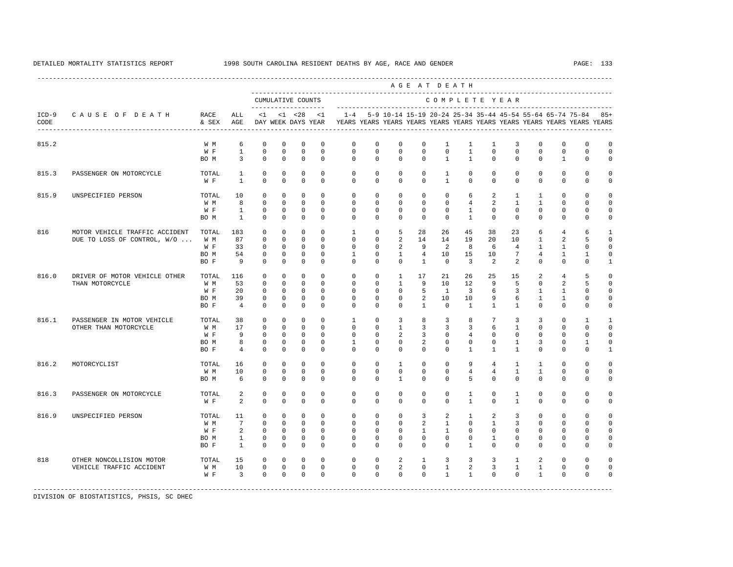DETAILED MORTALITY STATISTICS REPORT — 1998 SOUTH CAROLINA RESIDENT DEATHS BY AGE, RACE AND GENDER

| ICD-9 CODE | CAUSE OF DEATH | RACE & SEX | ALL AGE | <1 DAY | <1 WEEK | <28 DAYS | <1 YEAR | 1-4 YEARS | 5-9 YEARS | 10-14 YEARS | 15-19 YEARS | 20-24 YEARS | 25-34 YEARS | 35-44 YEARS | 45-54 YEARS | 55-64 YEARS | 65-74 YEARS | 75-84 YEARS | 85+ YEARS |
|---|---|---|---|---|---|---|---|---|---|---|---|---|---|---|---|---|---|---|---|
| | | | | CUMULATIVE COUNTS | | | | COMPLETE YEAR | | | | | | | | | | | |
| 815.2 | | W M | 6 | 0 | 0 | 0 | 0 | 0 | 0 | 0 | 0 | 1 | 1 | 1 | 3 | 0 | 0 | 0 | 0 |
| | | W F | 1 | 0 | 0 | 0 | 0 | 0 | 0 | 0 | 0 | 0 | 1 | 0 | 0 | 0 | 0 | 0 | 0 |
| | | BO M | 3 | 0 | 0 | 0 | 0 | 0 | 0 | 0 | 0 | 1 | 1 | 0 | 0 | 0 | 1 | 0 | 0 |
| 815.3 | PASSENGER ON MOTORCYCLE | TOTAL | 1 | 0 | 0 | 0 | 0 | 0 | 0 | 0 | 0 | 1 | 0 | 0 | 0 | 0 | 0 | 0 | 0 |
| | | W F | 1 | 0 | 0 | 0 | 0 | 0 | 0 | 0 | 0 | 1 | 0 | 0 | 0 | 0 | 0 | 0 | 0 |
| 815.9 | UNSPECIFIED PERSON | TOTAL | 10 | 0 | 0 | 0 | 0 | 0 | 0 | 0 | 0 | 0 | 6 | 2 | 1 | 1 | 0 | 0 | 0 |
| | | W M | 8 | 0 | 0 | 0 | 0 | 0 | 0 | 0 | 0 | 0 | 4 | 2 | 1 | 1 | 0 | 0 | 0 |
| | | W F | 1 | 0 | 0 | 0 | 0 | 0 | 0 | 0 | 0 | 0 | 1 | 0 | 0 | 0 | 0 | 0 | 0 |
| | | BO M | 1 | 0 | 0 | 0 | 0 | 0 | 0 | 0 | 0 | 0 | 1 | 0 | 0 | 0 | 0 | 0 | 0 |
| 816 | MOTOR VEHICLE TRAFFIC ACCIDENT DUE TO LOSS OF CONTROL, W/O ... | TOTAL | 183 | 0 | 0 | 0 | 0 | 1 | 0 | 5 | 28 | 26 | 45 | 38 | 23 | 6 | 4 | 6 | 1 |
| | | W M | 87 | 0 | 0 | 0 | 0 | 0 | 0 | 2 | 14 | 14 | 19 | 20 | 10 | 1 | 2 | 5 | 0 |
| | | W F | 33 | 0 | 0 | 0 | 0 | 0 | 0 | 2 | 9 | 2 | 8 | 6 | 4 | 1 | 1 | 0 | 0 |
| | | BO M | 54 | 0 | 0 | 0 | 0 | 1 | 0 | 1 | 4 | 10 | 15 | 10 | 7 | 4 | 1 | 1 | 0 |
| | | BO F | 9 | 0 | 0 | 0 | 0 | 0 | 0 | 0 | 1 | 0 | 3 | 2 | 2 | 0 | 0 | 0 | 1 |
| 816.0 | DRIVER OF MOTOR VEHICLE OTHER THAN MOTORCYCLE | TOTAL | 116 | 0 | 0 | 0 | 0 | 0 | 0 | 1 | 17 | 21 | 26 | 25 | 15 | 2 | 4 | 5 | 0 |
| | | W M | 53 | 0 | 0 | 0 | 0 | 0 | 0 | 1 | 9 | 10 | 12 | 9 | 5 | 0 | 2 | 5 | 0 |
| | | W F | 20 | 0 | 0 | 0 | 0 | 0 | 0 | 0 | 5 | 1 | 3 | 6 | 3 | 1 | 1 | 0 | 0 |
| | | BO M | 39 | 0 | 0 | 0 | 0 | 0 | 0 | 0 | 2 | 10 | 10 | 9 | 6 | 1 | 1 | 0 | 0 |
| | | BO F | 4 | 0 | 0 | 0 | 0 | 0 | 0 | 0 | 1 | 0 | 1 | 1 | 1 | 0 | 0 | 0 | 0 |
| 816.1 | PASSENGER IN MOTOR VEHICLE OTHER THAN MOTORCYCLE | TOTAL | 38 | 0 | 0 | 0 | 0 | 1 | 0 | 3 | 8 | 3 | 8 | 7 | 3 | 3 | 0 | 1 | 1 |
| | | W M | 17 | 0 | 0 | 0 | 0 | 0 | 0 | 1 | 3 | 3 | 3 | 6 | 1 | 0 | 0 | 0 | 0 |
| | | W F | 9 | 0 | 0 | 0 | 0 | 0 | 0 | 2 | 3 | 0 | 4 | 0 | 0 | 0 | 0 | 0 | 0 |
| | | BO M | 8 | 0 | 0 | 0 | 0 | 1 | 0 | 0 | 2 | 0 | 0 | 0 | 1 | 3 | 0 | 1 | 0 |
| | | BO F | 4 | 0 | 0 | 0 | 0 | 0 | 0 | 0 | 0 | 0 | 1 | 1 | 1 | 0 | 0 | 0 | 1 |
| 816.2 | MOTORCYCLIST | TOTAL | 16 | 0 | 0 | 0 | 0 | 0 | 0 | 1 | 0 | 0 | 9 | 4 | 1 | 1 | 0 | 0 | 0 |
| | | W M | 10 | 0 | 0 | 0 | 0 | 0 | 0 | 0 | 0 | 0 | 4 | 4 | 1 | 1 | 0 | 0 | 0 |
| | | BO M | 6 | 0 | 0 | 0 | 0 | 0 | 0 | 1 | 0 | 0 | 5 | 0 | 0 | 0 | 0 | 0 | 0 |
| 816.3 | PASSENGER ON MOTORCYCLE | TOTAL | 2 | 0 | 0 | 0 | 0 | 0 | 0 | 0 | 0 | 0 | 1 | 0 | 1 | 0 | 0 | 0 | 0 |
| | | W F | 2 | 0 | 0 | 0 | 0 | 0 | 0 | 0 | 0 | 0 | 1 | 0 | 1 | 0 | 0 | 0 | 0 |
| 816.9 | UNSPECIFIED PERSON | TOTAL | 11 | 0 | 0 | 0 | 0 | 0 | 0 | 0 | 3 | 2 | 1 | 2 | 3 | 0 | 0 | 0 | 0 |
| | | W M | 7 | 0 | 0 | 0 | 0 | 0 | 0 | 0 | 2 | 1 | 0 | 1 | 3 | 0 | 0 | 0 | 0 |
| | | W F | 2 | 0 | 0 | 0 | 0 | 0 | 0 | 0 | 1 | 1 | 0 | 0 | 0 | 0 | 0 | 0 | 0 |
| | | BO M | 1 | 0 | 0 | 0 | 0 | 0 | 0 | 0 | 0 | 0 | 0 | 1 | 0 | 0 | 0 | 0 | 0 |
| | | BO F | 1 | 0 | 0 | 0 | 0 | 0 | 0 | 0 | 0 | 0 | 1 | 0 | 0 | 0 | 0 | 0 | 0 |
| 818 | OTHER NONCOLLISION MOTOR VEHICLE TRAFFIC ACCIDENT | TOTAL | 15 | 0 | 0 | 0 | 0 | 0 | 0 | 2 | 1 | 3 | 3 | 3 | 1 | 2 | 0 | 0 | 0 |
| | | W M | 10 | 0 | 0 | 0 | 0 | 0 | 0 | 2 | 0 | 1 | 2 | 3 | 1 | 1 | 0 | 0 | 0 |
| | | W F | 3 | 0 | 0 | 0 | 0 | 0 | 0 | 0 | 0 | 1 | 1 | 0 | 0 | 1 | 0 | 0 | 0 |

DIVISION OF BIOSTATISTICS, PHSIS, SC DHEC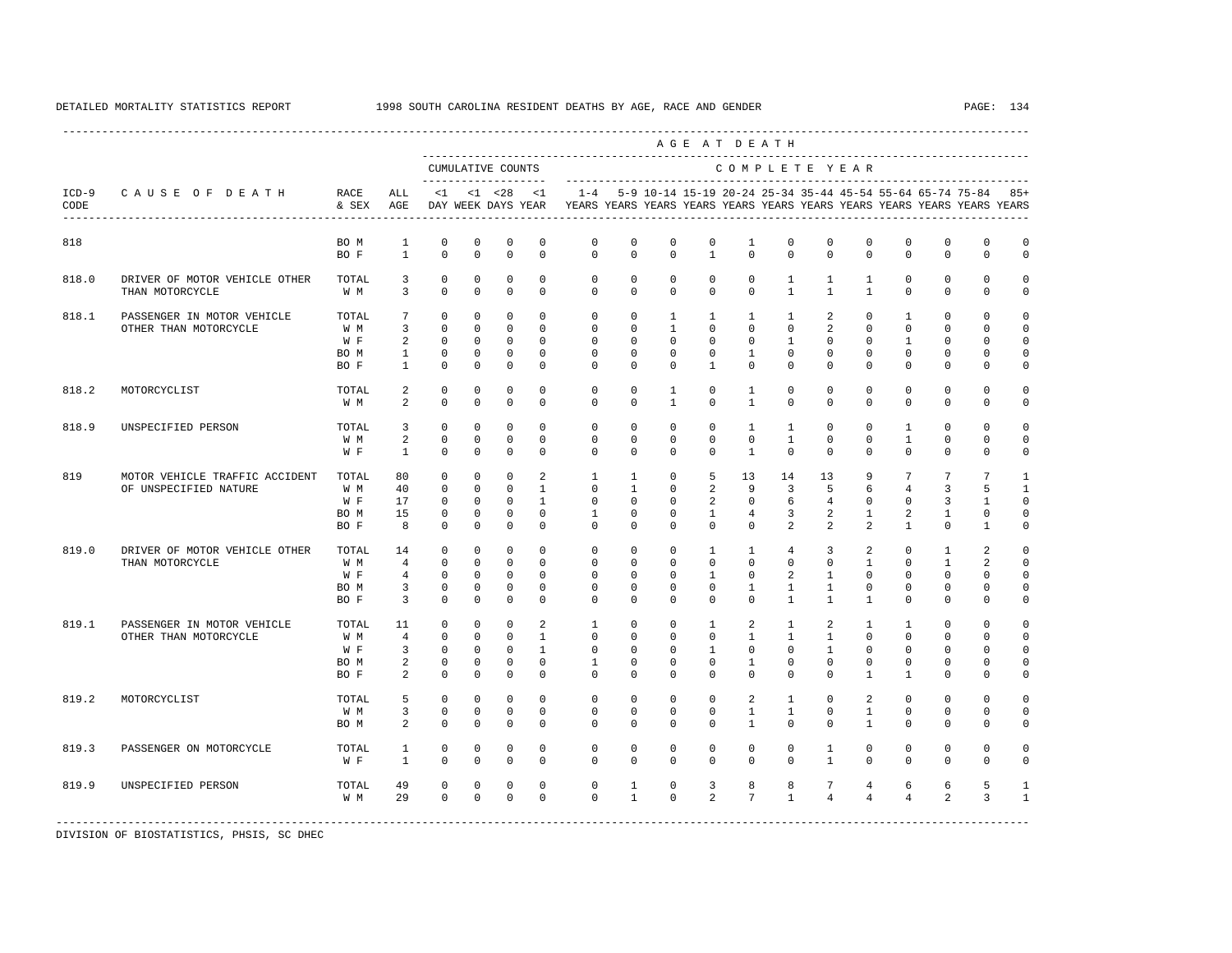DETAILED MORTALITY STATISTICS REPORT — 1998 SOUTH CAROLINA RESIDENT DEATHS BY AGE, RACE AND GENDER

| ICD-9 CODE | CAUSE OF DEATH | RACE & SEX | ALL AGE | <1 DAY | <1 WEEK | <28 DAYS | <1 YEAR | 1-4 YEARS | 5-9 YEARS | 10-14 YEARS | 15-19 YEARS | 20-24 YEARS | 25-34 YEARS | 35-44 YEARS | 45-54 YEARS | 55-64 YEARS | 65-74 YEARS | 75-84 YEARS | 85+ YEARS |
|---|---|---|---|---|---|---|---|---|---|---|---|---|---|---|---|---|---|---|---|
| | | | | CUMULATIVE COUNTS | | | | COMPLETE YEAR | | | | | | | | | | | |
| 818 | | BO M | 1 | 0 | 0 | 0 | 0 | 0 | 0 | 0 | 0 | 1 | 0 | 0 | 0 | 0 | 0 | 0 | 0 |
| | | BO F | 1 | 0 | 0 | 0 | 0 | 0 | 0 | 0 | 1 | 0 | 0 | 0 | 0 | 0 | 0 | 0 | 0 |
| 818.0 | DRIVER OF MOTOR VEHICLE OTHER THAN MOTORCYCLE | TOTAL | 3 | 0 | 0 | 0 | 0 | 0 | 0 | 0 | 0 | 0 | 1 | 1 | 1 | 0 | 0 | 0 | 0 |
| | | W M | 3 | 0 | 0 | 0 | 0 | 0 | 0 | 0 | 0 | 0 | 1 | 1 | 1 | 0 | 0 | 0 | 0 |
| 818.1 | PASSENGER IN MOTOR VEHICLE OTHER THAN MOTORCYCLE | TOTAL | 7 | 0 | 0 | 0 | 0 | 0 | 0 | 1 | 1 | 1 | 1 | 2 | 0 | 1 | 0 | 0 | 0 |
| | | W M | 3 | 0 | 0 | 0 | 0 | 0 | 0 | 1 | 0 | 0 | 0 | 2 | 0 | 0 | 0 | 0 | 0 |
| | | W F | 2 | 0 | 0 | 0 | 0 | 0 | 0 | 0 | 0 | 0 | 1 | 0 | 0 | 1 | 0 | 0 | 0 |
| | | BO M | 1 | 0 | 0 | 0 | 0 | 0 | 0 | 0 | 0 | 1 | 0 | 0 | 0 | 0 | 0 | 0 | 0 |
| | | BO F | 1 | 0 | 0 | 0 | 0 | 0 | 0 | 0 | 1 | 0 | 0 | 0 | 0 | 0 | 0 | 0 | 0 |
| 818.2 | MOTORCYCLIST | TOTAL | 2 | 0 | 0 | 0 | 0 | 0 | 0 | 1 | 0 | 1 | 0 | 0 | 0 | 0 | 0 | 0 | 0 |
| | | W M | 2 | 0 | 0 | 0 | 0 | 0 | 0 | 1 | 0 | 1 | 0 | 0 | 0 | 0 | 0 | 0 | 0 |
| 818.9 | UNSPECIFIED PERSON | TOTAL | 3 | 0 | 0 | 0 | 0 | 0 | 0 | 0 | 0 | 1 | 1 | 0 | 0 | 1 | 0 | 0 | 0 |
| | | W M | 2 | 0 | 0 | 0 | 0 | 0 | 0 | 0 | 0 | 0 | 1 | 0 | 0 | 1 | 0 | 0 | 0 |
| | | W F | 1 | 0 | 0 | 0 | 0 | 0 | 0 | 0 | 0 | 1 | 0 | 0 | 0 | 0 | 0 | 0 | 0 |
| 819 | MOTOR VEHICLE TRAFFIC ACCIDENT OF UNSPECIFIED NATURE | TOTAL | 80 | 0 | 0 | 0 | 2 | 1 | 1 | 0 | 5 | 13 | 14 | 13 | 9 | 7 | 7 | 7 | 1 |
| | | W M | 40 | 0 | 0 | 0 | 1 | 0 | 1 | 0 | 2 | 9 | 3 | 5 | 6 | 4 | 3 | 5 | 1 |
| | | W F | 17 | 0 | 0 | 0 | 1 | 0 | 0 | 0 | 2 | 0 | 6 | 4 | 0 | 0 | 3 | 1 | 0 |
| | | BO M | 15 | 0 | 0 | 0 | 0 | 1 | 0 | 0 | 1 | 4 | 3 | 2 | 1 | 2 | 1 | 0 | 0 |
| | | BO F | 8 | 0 | 0 | 0 | 0 | 0 | 0 | 0 | 0 | 0 | 2 | 2 | 2 | 1 | 0 | 1 | 0 |
| 819.0 | DRIVER OF MOTOR VEHICLE OTHER THAN MOTORCYCLE | TOTAL | 14 | 0 | 0 | 0 | 0 | 0 | 0 | 0 | 1 | 1 | 4 | 3 | 2 | 0 | 1 | 2 | 0 |
| | | W M | 4 | 0 | 0 | 0 | 0 | 0 | 0 | 0 | 0 | 0 | 0 | 0 | 1 | 0 | 1 | 2 | 0 |
| | | W F | 4 | 0 | 0 | 0 | 0 | 0 | 0 | 0 | 1 | 0 | 2 | 1 | 0 | 0 | 0 | 0 | 0 |
| | | BO M | 3 | 0 | 0 | 0 | 0 | 0 | 0 | 0 | 0 | 1 | 1 | 1 | 0 | 0 | 0 | 0 | 0 |
| | | BO F | 3 | 0 | 0 | 0 | 0 | 0 | 0 | 0 | 0 | 0 | 1 | 1 | 1 | 0 | 0 | 0 | 0 |
| 819.1 | PASSENGER IN MOTOR VEHICLE OTHER THAN MOTORCYCLE | TOTAL | 11 | 0 | 0 | 0 | 2 | 1 | 0 | 0 | 1 | 2 | 1 | 2 | 1 | 1 | 0 | 0 | 0 |
| | | W M | 4 | 0 | 0 | 0 | 1 | 0 | 0 | 0 | 0 | 1 | 1 | 1 | 0 | 0 | 0 | 0 | 0 |
| | | W F | 3 | 0 | 0 | 0 | 1 | 0 | 0 | 0 | 1 | 0 | 0 | 1 | 0 | 0 | 0 | 0 | 0 |
| | | BO M | 2 | 0 | 0 | 0 | 0 | 1 | 0 | 0 | 0 | 1 | 0 | 0 | 0 | 0 | 0 | 0 | 0 |
| | | BO F | 2 | 0 | 0 | 0 | 0 | 0 | 0 | 0 | 0 | 0 | 0 | 0 | 1 | 1 | 0 | 0 | 0 |
| 819.2 | MOTORCYCLIST | TOTAL | 5 | 0 | 0 | 0 | 0 | 0 | 0 | 0 | 0 | 2 | 1 | 0 | 2 | 0 | 0 | 0 | 0 |
| | | W M | 3 | 0 | 0 | 0 | 0 | 0 | 0 | 0 | 0 | 1 | 1 | 0 | 1 | 0 | 0 | 0 | 0 |
| | | BO M | 2 | 0 | 0 | 0 | 0 | 0 | 0 | 0 | 0 | 1 | 0 | 0 | 1 | 0 | 0 | 0 | 0 |
| 819.3 | PASSENGER ON MOTORCYCLE | TOTAL | 1 | 0 | 0 | 0 | 0 | 0 | 0 | 0 | 0 | 0 | 0 | 1 | 0 | 0 | 0 | 0 | 0 |
| | | W F | 1 | 0 | 0 | 0 | 0 | 0 | 0 | 0 | 0 | 0 | 0 | 1 | 0 | 0 | 0 | 0 | 0 |
| 819.9 | UNSPECIFIED PERSON | TOTAL | 49 | 0 | 0 | 0 | 0 | 0 | 1 | 0 | 3 | 8 | 8 | 7 | 4 | 6 | 6 | 5 | 1 |
| | | W M | 29 | 0 | 0 | 0 | 0 | 0 | 1 | 0 | 2 | 7 | 1 | 4 | 4 | 4 | 2 | 3 | 1 |

DIVISION OF BIOSTATISTICS, PHSIS, SC DHEC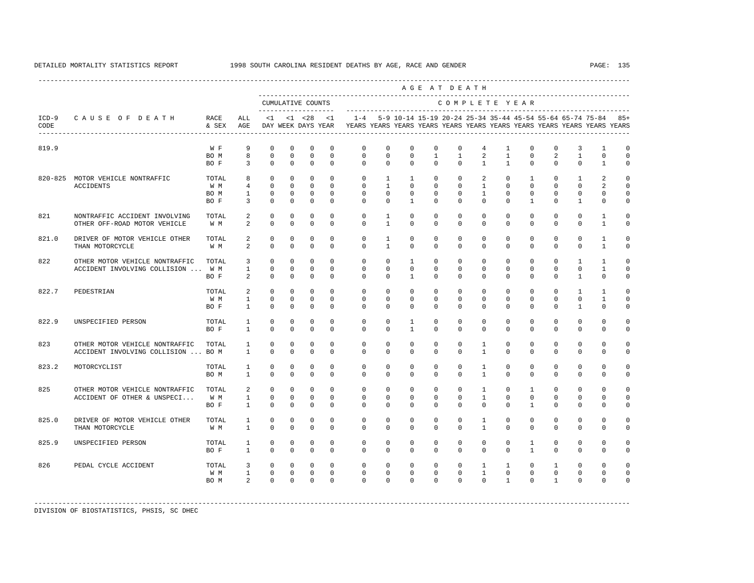DETAILED MORTALITY STATISTICS REPORT 1998 SOUTH CAROLINA RESIDENT DEATHS BY AGE, RACE AND GENDER

| ICD-9 CODE | CAUSE OF DEATH | RACE & SEX | ALL AGE | <1 DAY | <1 WEEK | <28 DAYS | <1 YEAR | 1-4 YEARS | 5-9 YEARS | 10-14 YEARS | 15-19 YEARS | 20-24 YEARS | 25-34 YEARS | 35-44 YEARS | 45-54 YEARS | 55-64 YEARS | 65-74 YEARS | 75-84 YEARS | 85+ YEARS |
|---|---|---|---|---|---|---|---|---|---|---|---|---|---|---|---|---|---|---|---|
| 819.9 | | W F | 9 | 0 | 0 | 0 | 0 | 0 | 0 | 0 | 0 | 0 | 4 | 1 | 0 | 0 | 3 | 1 | 0 |
| | | BO M | 8 | 0 | 0 | 0 | 0 | 0 | 0 | 0 | 1 | 1 | 2 | 1 | 0 | 2 | 1 | 0 | 0 |
| | | BO F | 3 | 0 | 0 | 0 | 0 | 0 | 0 | 0 | 0 | 0 | 1 | 1 | 0 | 0 | 0 | 1 | 0 |
| 820-825 | MOTOR VEHICLE NONTRAFFIC ACCIDENTS | TOTAL | 8 | 0 | 0 | 0 | 0 | 0 | 1 | 1 | 0 | 0 | 2 | 0 | 1 | 0 | 1 | 2 | 0 |
| | | W M | 4 | 0 | 0 | 0 | 0 | 0 | 1 | 0 | 0 | 0 | 1 | 0 | 0 | 0 | 0 | 2 | 0 |
| | | BO M | 1 | 0 | 0 | 0 | 0 | 0 | 0 | 0 | 0 | 0 | 1 | 0 | 0 | 0 | 0 | 0 | 0 |
| | | BO F | 3 | 0 | 0 | 0 | 0 | 0 | 0 | 1 | 0 | 0 | 0 | 0 | 1 | 0 | 1 | 0 | 0 |
| 821 | NONTRAFFIC ACCIDENT INVOLVING OTHER OFF-ROAD MOTOR VEHICLE | TOTAL | 2 | 0 | 0 | 0 | 0 | 0 | 1 | 0 | 0 | 0 | 0 | 0 | 0 | 0 | 0 | 1 | 0 |
| | | W M | 2 | 0 | 0 | 0 | 0 | 0 | 1 | 0 | 0 | 0 | 0 | 0 | 0 | 0 | 0 | 1 | 0 |
| 821.0 | DRIVER OF MOTOR VEHICLE OTHER THAN MOTORCYCLE | TOTAL | 2 | 0 | 0 | 0 | 0 | 0 | 1 | 0 | 0 | 0 | 0 | 0 | 0 | 0 | 0 | 1 | 0 |
| | | W M | 2 | 0 | 0 | 0 | 0 | 0 | 1 | 0 | 0 | 0 | 0 | 0 | 0 | 0 | 0 | 1 | 0 |
| 822 | OTHER MOTOR VEHICLE NONTRAFFIC ACCIDENT INVOLVING COLLISION ... | TOTAL | 3 | 0 | 0 | 0 | 0 | 0 | 0 | 1 | 0 | 0 | 0 | 0 | 0 | 0 | 1 | 1 | 0 |
| | | W M | 1 | 0 | 0 | 0 | 0 | 0 | 0 | 0 | 0 | 0 | 0 | 0 | 0 | 0 | 0 | 1 | 0 |
| | | BO F | 2 | 0 | 0 | 0 | 0 | 0 | 0 | 1 | 0 | 0 | 0 | 0 | 0 | 0 | 1 | 0 | 0 |
| 822.7 | PEDESTRIAN | TOTAL | 2 | 0 | 0 | 0 | 0 | 0 | 0 | 0 | 0 | 0 | 0 | 0 | 0 | 0 | 1 | 1 | 0 |
| | | W M | 1 | 0 | 0 | 0 | 0 | 0 | 0 | 0 | 0 | 0 | 0 | 0 | 0 | 0 | 0 | 1 | 0 |
| | | BO F | 1 | 0 | 0 | 0 | 0 | 0 | 0 | 0 | 0 | 0 | 0 | 0 | 0 | 0 | 1 | 0 | 0 |
| 822.9 | UNSPECIFIED PERSON | TOTAL | 1 | 0 | 0 | 0 | 0 | 0 | 0 | 1 | 0 | 0 | 0 | 0 | 0 | 0 | 0 | 0 | 0 |
| | | BO F | 1 | 0 | 0 | 0 | 0 | 0 | 0 | 1 | 0 | 0 | 0 | 0 | 0 | 0 | 0 | 0 | 0 |
| 823 | OTHER MOTOR VEHICLE NONTRAFFIC ACCIDENT INVOLVING COLLISION ... | TOTAL | 1 | 0 | 0 | 0 | 0 | 0 | 0 | 0 | 0 | 0 | 1 | 0 | 0 | 0 | 0 | 0 | 0 |
| | | BO M | 1 | 0 | 0 | 0 | 0 | 0 | 0 | 0 | 0 | 0 | 1 | 0 | 0 | 0 | 0 | 0 | 0 |
| 823.2 | MOTORCYCLIST | TOTAL | 1 | 0 | 0 | 0 | 0 | 0 | 0 | 0 | 0 | 0 | 1 | 0 | 0 | 0 | 0 | 0 | 0 |
| | | BO M | 1 | 0 | 0 | 0 | 0 | 0 | 0 | 0 | 0 | 0 | 1 | 0 | 0 | 0 | 0 | 0 | 0 |
| 825 | OTHER MOTOR VEHICLE NONTRAFFIC ACCIDENT OF OTHER & UNSPECI... | TOTAL | 2 | 0 | 0 | 0 | 0 | 0 | 0 | 0 | 0 | 0 | 1 | 0 | 1 | 0 | 0 | 0 | 0 |
| | | W M | 1 | 0 | 0 | 0 | 0 | 0 | 0 | 0 | 0 | 0 | 1 | 0 | 0 | 0 | 0 | 0 | 0 |
| | | BO F | 1 | 0 | 0 | 0 | 0 | 0 | 0 | 0 | 0 | 0 | 0 | 0 | 1 | 0 | 0 | 0 | 0 |
| 825.0 | DRIVER OF MOTOR VEHICLE OTHER THAN MOTORCYCLE | TOTAL | 1 | 0 | 0 | 0 | 0 | 0 | 0 | 0 | 0 | 0 | 1 | 0 | 0 | 0 | 0 | 0 | 0 |
| | | W M | 1 | 0 | 0 | 0 | 0 | 0 | 0 | 0 | 0 | 0 | 1 | 0 | 0 | 0 | 0 | 0 | 0 |
| 825.9 | UNSPECIFIED PERSON | TOTAL | 1 | 0 | 0 | 0 | 0 | 0 | 0 | 0 | 0 | 0 | 0 | 0 | 1 | 0 | 0 | 0 | 0 |
| | | BO F | 1 | 0 | 0 | 0 | 0 | 0 | 0 | 0 | 0 | 0 | 0 | 0 | 1 | 0 | 0 | 0 | 0 |
| 826 | PEDAL CYCLE ACCIDENT | TOTAL | 3 | 0 | 0 | 0 | 0 | 0 | 0 | 0 | 0 | 0 | 1 | 1 | 0 | 1 | 0 | 0 | 0 |
| | | W M | 1 | 0 | 0 | 0 | 0 | 0 | 0 | 0 | 0 | 0 | 1 | 0 | 0 | 0 | 0 | 0 | 0 |
| | | BO M | 2 | 0 | 0 | 0 | 0 | 0 | 0 | 0 | 0 | 0 | 0 | 1 | 0 | 1 | 0 | 0 | 0 |

DIVISION OF BIOSTATISTICS, PHSIS, SC DHEC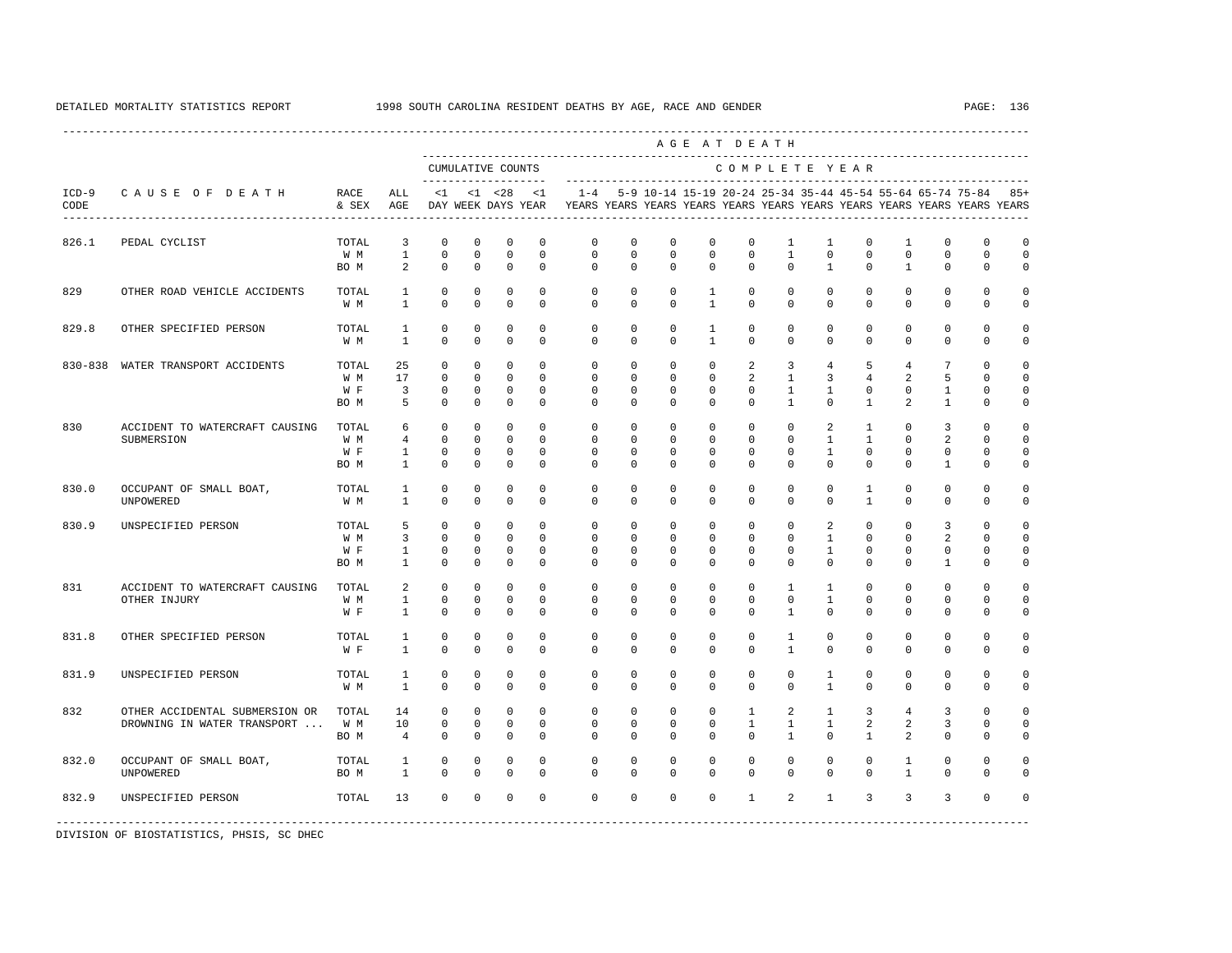DETAILED MORTALITY STATISTICS REPORT 1998 SOUTH CAROLINA RESIDENT DEATHS BY AGE, RACE AND GENDER

| ICD-9 CODE | CAUSE OF DEATH | RACE & SEX | ALL AGE | <1 DAY | <1 WEEK | <28 DAYS | <1 YEAR | 1-4 YEARS | 5-9 YEARS | 10-14 YEARS | 15-19 YEARS | 20-24 YEARS | 25-34 YEARS | 35-44 YEARS | 45-54 YEARS | 55-64 YEARS | 65-74 YEARS | 75-84 YEARS | 85+ YEARS |
|---|---|---|---|---|---|---|---|---|---|---|---|---|---|---|---|---|---|---|---|
| | | | | CUMULATIVE COUNTS | | | | COMPLETE YEAR | | | | | | | | | | | |
| 826.1 | PEDAL CYCLIST | TOTAL | 3 | 0 | 0 | 0 | 0 | 0 | 0 | 0 | 0 | 0 | 1 | 1 | 0 | 1 | 0 | 0 | 0 |
| | | W M | 1 | 0 | 0 | 0 | 0 | 0 | 0 | 0 | 0 | 0 | 1 | 0 | 0 | 0 | 0 | 0 | 0 |
| | | BO M | 2 | 0 | 0 | 0 | 0 | 0 | 0 | 0 | 0 | 0 | 0 | 1 | 0 | 1 | 0 | 0 | 0 |
| 829 | OTHER ROAD VEHICLE ACCIDENTS | TOTAL | 1 | 0 | 0 | 0 | 0 | 0 | 0 | 0 | 1 | 0 | 0 | 0 | 0 | 0 | 0 | 0 | 0 |
| | | W M | 1 | 0 | 0 | 0 | 0 | 0 | 0 | 0 | 1 | 0 | 0 | 0 | 0 | 0 | 0 | 0 | 0 |
| 829.8 | OTHER SPECIFIED PERSON | TOTAL | 1 | 0 | 0 | 0 | 0 | 0 | 0 | 0 | 1 | 0 | 0 | 0 | 0 | 0 | 0 | 0 | 0 |
| | | W M | 1 | 0 | 0 | 0 | 0 | 0 | 0 | 0 | 1 | 0 | 0 | 0 | 0 | 0 | 0 | 0 | 0 |
| 830-838 | WATER TRANSPORT ACCIDENTS | TOTAL | 25 | 0 | 0 | 0 | 0 | 0 | 0 | 0 | 0 | 2 | 3 | 4 | 5 | 4 | 7 | 0 | 0 |
| | | W M | 17 | 0 | 0 | 0 | 0 | 0 | 0 | 0 | 0 | 2 | 1 | 3 | 4 | 2 | 5 | 0 | 0 |
| | | W F | 3 | 0 | 0 | 0 | 0 | 0 | 0 | 0 | 0 | 0 | 1 | 1 | 0 | 0 | 1 | 0 | 0 |
| | | BO M | 5 | 0 | 0 | 0 | 0 | 0 | 0 | 0 | 0 | 0 | 1 | 0 | 1 | 2 | 1 | 0 | 0 |
| 830 | ACCIDENT TO WATERCRAFT CAUSING SUBMERSION | TOTAL | 6 | 0 | 0 | 0 | 0 | 0 | 0 | 0 | 0 | 0 | 0 | 2 | 1 | 0 | 3 | 0 | 0 |
| | | W M | 4 | 0 | 0 | 0 | 0 | 0 | 0 | 0 | 0 | 0 | 0 | 1 | 1 | 0 | 2 | 0 | 0 |
| | | W F | 1 | 0 | 0 | 0 | 0 | 0 | 0 | 0 | 0 | 0 | 0 | 1 | 0 | 0 | 0 | 0 | 0 |
| | | BO M | 1 | 0 | 0 | 0 | 0 | 0 | 0 | 0 | 0 | 0 | 0 | 0 | 0 | 0 | 1 | 0 | 0 |
| 830.0 | OCCUPANT OF SMALL BOAT, UNPOWERED | TOTAL | 1 | 0 | 0 | 0 | 0 | 0 | 0 | 0 | 0 | 0 | 0 | 0 | 1 | 0 | 0 | 0 | 0 |
| | | W M | 1 | 0 | 0 | 0 | 0 | 0 | 0 | 0 | 0 | 0 | 0 | 0 | 1 | 0 | 0 | 0 | 0 |
| 830.9 | UNSPECIFIED PERSON | TOTAL | 5 | 0 | 0 | 0 | 0 | 0 | 0 | 0 | 0 | 0 | 0 | 2 | 0 | 0 | 3 | 0 | 0 |
| | | W M | 3 | 0 | 0 | 0 | 0 | 0 | 0 | 0 | 0 | 0 | 0 | 1 | 0 | 0 | 2 | 0 | 0 |
| | | W F | 1 | 0 | 0 | 0 | 0 | 0 | 0 | 0 | 0 | 0 | 0 | 1 | 0 | 0 | 0 | 0 | 0 |
| | | BO M | 1 | 0 | 0 | 0 | 0 | 0 | 0 | 0 | 0 | 0 | 0 | 0 | 0 | 0 | 1 | 0 | 0 |
| 831 | ACCIDENT TO WATERCRAFT CAUSING OTHER INJURY | TOTAL | 2 | 0 | 0 | 0 | 0 | 0 | 0 | 0 | 0 | 0 | 1 | 1 | 0 | 0 | 0 | 0 | 0 |
| | | W M | 1 | 0 | 0 | 0 | 0 | 0 | 0 | 0 | 0 | 0 | 0 | 1 | 0 | 0 | 0 | 0 | 0 |
| | | W F | 1 | 0 | 0 | 0 | 0 | 0 | 0 | 0 | 0 | 0 | 1 | 0 | 0 | 0 | 0 | 0 | 0 |
| 831.8 | OTHER SPECIFIED PERSON | TOTAL | 1 | 0 | 0 | 0 | 0 | 0 | 0 | 0 | 0 | 0 | 1 | 0 | 0 | 0 | 0 | 0 | 0 |
| | | W F | 1 | 0 | 0 | 0 | 0 | 0 | 0 | 0 | 0 | 0 | 1 | 0 | 0 | 0 | 0 | 0 | 0 |
| 831.9 | UNSPECIFIED PERSON | TOTAL | 1 | 0 | 0 | 0 | 0 | 0 | 0 | 0 | 0 | 0 | 0 | 1 | 0 | 0 | 0 | 0 | 0 |
| | | W M | 1 | 0 | 0 | 0 | 0 | 0 | 0 | 0 | 0 | 0 | 0 | 1 | 0 | 0 | 0 | 0 | 0 |
| 832 | OTHER ACCIDENTAL SUBMERSION OR DROWNING IN WATER TRANSPORT ... | TOTAL | 14 | 0 | 0 | 0 | 0 | 0 | 0 | 0 | 0 | 1 | 2 | 1 | 3 | 4 | 3 | 0 | 0 |
| | | W M | 10 | 0 | 0 | 0 | 0 | 0 | 0 | 0 | 0 | 1 | 1 | 1 | 2 | 2 | 3 | 0 | 0 |
| | | BO M | 4 | 0 | 0 | 0 | 0 | 0 | 0 | 0 | 0 | 0 | 1 | 0 | 1 | 2 | 0 | 0 | 0 |
| 832.0 | OCCUPANT OF SMALL BOAT, UNPOWERED | TOTAL | 1 | 0 | 0 | 0 | 0 | 0 | 0 | 0 | 0 | 0 | 0 | 0 | 0 | 1 | 0 | 0 | 0 |
| | | BO M | 1 | 0 | 0 | 0 | 0 | 0 | 0 | 0 | 0 | 0 | 0 | 0 | 0 | 1 | 0 | 0 | 0 |
| 832.9 | UNSPECIFIED PERSON | TOTAL | 13 | 0 | 0 | 0 | 0 | 0 | 0 | 0 | 0 | 1 | 2 | 1 | 3 | 3 | 3 | 0 | 0 |

DIVISION OF BIOSTATISTICS, PHSIS, SC DHEC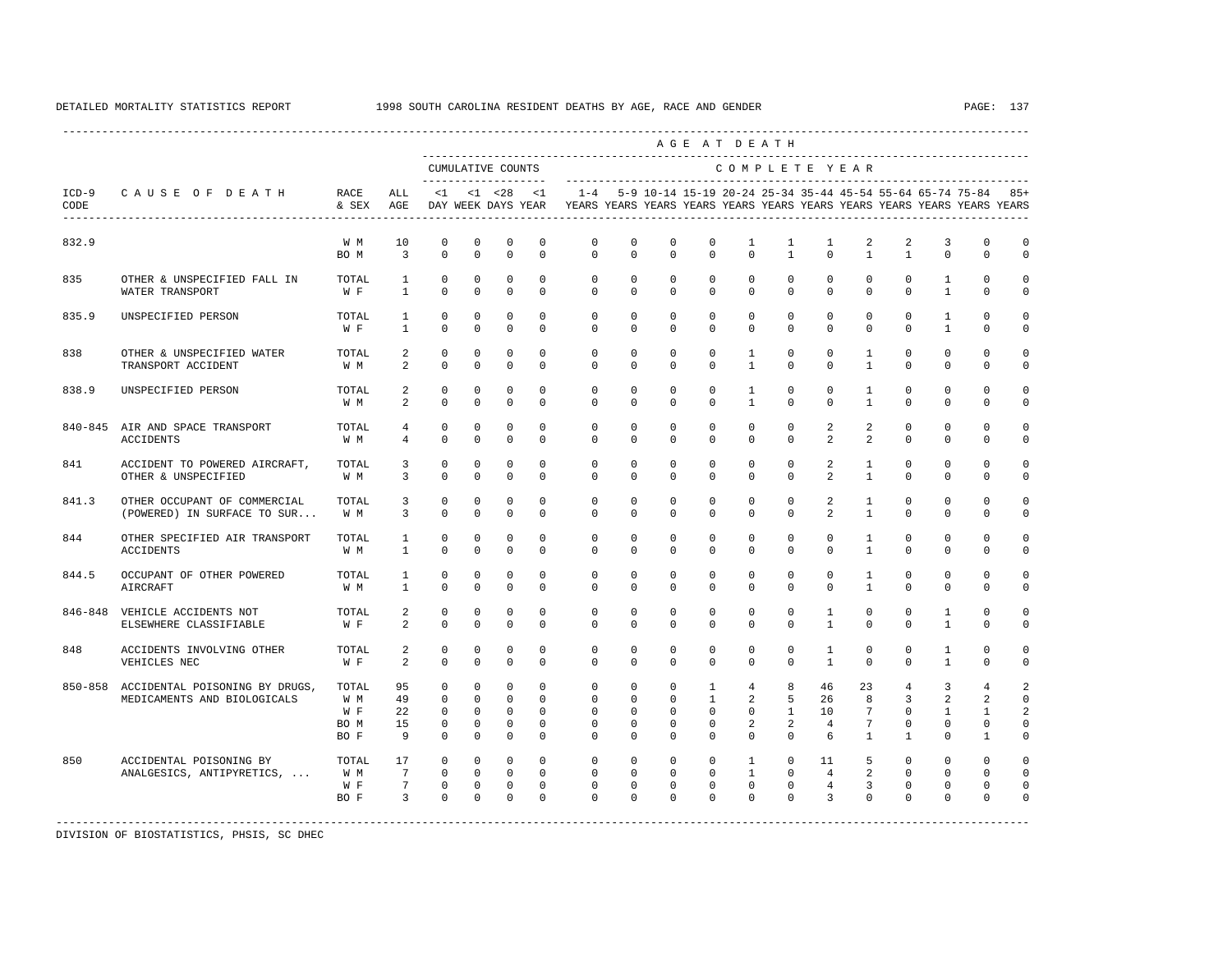DETAILED MORTALITY STATISTICS REPORT 1998 SOUTH CAROLINA RESIDENT DEATHS BY AGE, RACE AND GENDER

| ICD-9 CODE | CAUSE OF DEATH | RACE & SEX | ALL AGE | CUMULATIVE COUNTS <1 DAY | <1 WEEK | <28 DAYS | <1 YEAR | 1-4 YEARS | 5-9 YEARS | 10-14 YEARS | 15-19 YEARS | 20-24 YEARS | 25-34 YEARS | 35-44 YEARS | 45-54 YEARS | 55-64 YEARS | 65-74 YEARS | 75-84 YEARS | 85+ YEARS |
|---|---|---|---|---|---|---|---|---|---|---|---|---|---|---|---|---|---|---|---|
| 832.9 | | W M | 10 | 0 | 0 | 0 | 0 | 0 | 0 | 0 | 0 | 1 | 1 | 1 | 2 | 2 | 3 | 0 | 0 |
| | | BO M | 3 | 0 | 0 | 0 | 0 | 0 | 0 | 0 | 0 | 0 | 1 | 0 | 1 | 1 | 0 | 0 | 0 |
| 835 | OTHER & UNSPECIFIED FALL IN WATER TRANSPORT | TOTAL | 1 | 0 | 0 | 0 | 0 | 0 | 0 | 0 | 0 | 0 | 0 | 0 | 0 | 0 | 1 | 0 | 0 |
| | | W F | 1 | 0 | 0 | 0 | 0 | 0 | 0 | 0 | 0 | 0 | 0 | 0 | 0 | 0 | 1 | 0 | 0 |
| 835.9 | UNSPECIFIED PERSON | TOTAL | 1 | 0 | 0 | 0 | 0 | 0 | 0 | 0 | 0 | 0 | 0 | 0 | 0 | 0 | 1 | 0 | 0 |
| | | W F | 1 | 0 | 0 | 0 | 0 | 0 | 0 | 0 | 0 | 0 | 0 | 0 | 0 | 0 | 1 | 0 | 0 |
| 838 | OTHER & UNSPECIFIED WATER TRANSPORT ACCIDENT | TOTAL | 2 | 0 | 0 | 0 | 0 | 0 | 0 | 0 | 0 | 1 | 0 | 0 | 1 | 0 | 0 | 0 | 0 |
| | | W M | 2 | 0 | 0 | 0 | 0 | 0 | 0 | 0 | 0 | 1 | 0 | 0 | 1 | 0 | 0 | 0 | 0 |
| 838.9 | UNSPECIFIED PERSON | TOTAL | 2 | 0 | 0 | 0 | 0 | 0 | 0 | 0 | 0 | 1 | 0 | 0 | 1 | 0 | 0 | 0 | 0 |
| | | W M | 2 | 0 | 0 | 0 | 0 | 0 | 0 | 0 | 0 | 1 | 0 | 0 | 1 | 0 | 0 | 0 | 0 |
| 840-845 | AIR AND SPACE TRANSPORT ACCIDENTS | TOTAL | 4 | 0 | 0 | 0 | 0 | 0 | 0 | 0 | 0 | 0 | 0 | 2 | 2 | 0 | 0 | 0 | 0 |
| | | W M | 4 | 0 | 0 | 0 | 0 | 0 | 0 | 0 | 0 | 0 | 0 | 2 | 2 | 0 | 0 | 0 | 0 |
| 841 | ACCIDENT TO POWERED AIRCRAFT, OTHER & UNSPECIFIED | TOTAL | 3 | 0 | 0 | 0 | 0 | 0 | 0 | 0 | 0 | 0 | 0 | 2 | 1 | 0 | 0 | 0 | 0 |
| | | W M | 3 | 0 | 0 | 0 | 0 | 0 | 0 | 0 | 0 | 0 | 0 | 2 | 1 | 0 | 0 | 0 | 0 |
| 841.3 | OTHER OCCUPANT OF COMMERCIAL (POWERED) IN SURFACE TO SUR... | TOTAL | 3 | 0 | 0 | 0 | 0 | 0 | 0 | 0 | 0 | 0 | 0 | 2 | 1 | 0 | 0 | 0 | 0 |
| | | W M | 3 | 0 | 0 | 0 | 0 | 0 | 0 | 0 | 0 | 0 | 0 | 2 | 1 | 0 | 0 | 0 | 0 |
| 844 | OTHER SPECIFIED AIR TRANSPORT ACCIDENTS | TOTAL | 1 | 0 | 0 | 0 | 0 | 0 | 0 | 0 | 0 | 0 | 0 | 0 | 1 | 0 | 0 | 0 | 0 |
| | | W M | 1 | 0 | 0 | 0 | 0 | 0 | 0 | 0 | 0 | 0 | 0 | 0 | 1 | 0 | 0 | 0 | 0 |
| 844.5 | OCCUPANT OF OTHER POWERED AIRCRAFT | TOTAL | 1 | 0 | 0 | 0 | 0 | 0 | 0 | 0 | 0 | 0 | 0 | 0 | 1 | 0 | 0 | 0 | 0 |
| | | W M | 1 | 0 | 0 | 0 | 0 | 0 | 0 | 0 | 0 | 0 | 0 | 0 | 1 | 0 | 0 | 0 | 0 |
| 846-848 | VEHICLE ACCIDENTS NOT ELSEWHERE CLASSIFIABLE | TOTAL | 2 | 0 | 0 | 0 | 0 | 0 | 0 | 0 | 0 | 0 | 0 | 1 | 0 | 0 | 1 | 0 | 0 |
| | | W F | 2 | 0 | 0 | 0 | 0 | 0 | 0 | 0 | 0 | 0 | 0 | 1 | 0 | 0 | 1 | 0 | 0 |
| 848 | ACCIDENTS INVOLVING OTHER VEHICLES NEC | TOTAL | 2 | 0 | 0 | 0 | 0 | 0 | 0 | 0 | 0 | 0 | 0 | 1 | 0 | 0 | 1 | 0 | 0 |
| | | W F | 2 | 0 | 0 | 0 | 0 | 0 | 0 | 0 | 0 | 0 | 0 | 1 | 0 | 0 | 1 | 0 | 0 |
| 850-858 | ACCIDENTAL POISONING BY DRUGS, MEDICAMENTS AND BIOLOGICALS | TOTAL | 95 | 0 | 0 | 0 | 0 | 0 | 0 | 0 | 1 | 4 | 8 | 46 | 23 | 4 | 3 | 4 | 2 |
| | | W M | 49 | 0 | 0 | 0 | 0 | 0 | 0 | 0 | 1 | 2 | 5 | 26 | 8 | 3 | 2 | 2 | 0 |
| | | W F | 22 | 0 | 0 | 0 | 0 | 0 | 0 | 0 | 0 | 0 | 1 | 10 | 7 | 0 | 1 | 1 | 2 |
| | | BO M | 15 | 0 | 0 | 0 | 0 | 0 | 0 | 0 | 0 | 2 | 2 | 4 | 7 | 0 | 0 | 0 | 0 |
| | | BO F | 9 | 0 | 0 | 0 | 0 | 0 | 0 | 0 | 0 | 0 | 0 | 6 | 1 | 1 | 0 | 1 | 0 |
| 850 | ACCIDENTAL POISONING BY ANALGESICS, ANTIPYRETICS, ... | TOTAL | 17 | 0 | 0 | 0 | 0 | 0 | 0 | 0 | 0 | 1 | 0 | 11 | 5 | 0 | 0 | 0 | 0 |
| | | W M | 7 | 0 | 0 | 0 | 0 | 0 | 0 | 0 | 0 | 1 | 0 | 4 | 2 | 0 | 0 | 0 | 0 |
| | | W F | 7 | 0 | 0 | 0 | 0 | 0 | 0 | 0 | 0 | 0 | 0 | 4 | 3 | 0 | 0 | 0 | 0 |
| | | BO F | 3 | 0 | 0 | 0 | 0 | 0 | 0 | 0 | 0 | 0 | 0 | 3 | 0 | 0 | 0 | 0 | 0 |

DIVISION OF BIOSTATISTICS, PHSIS, SC DHEC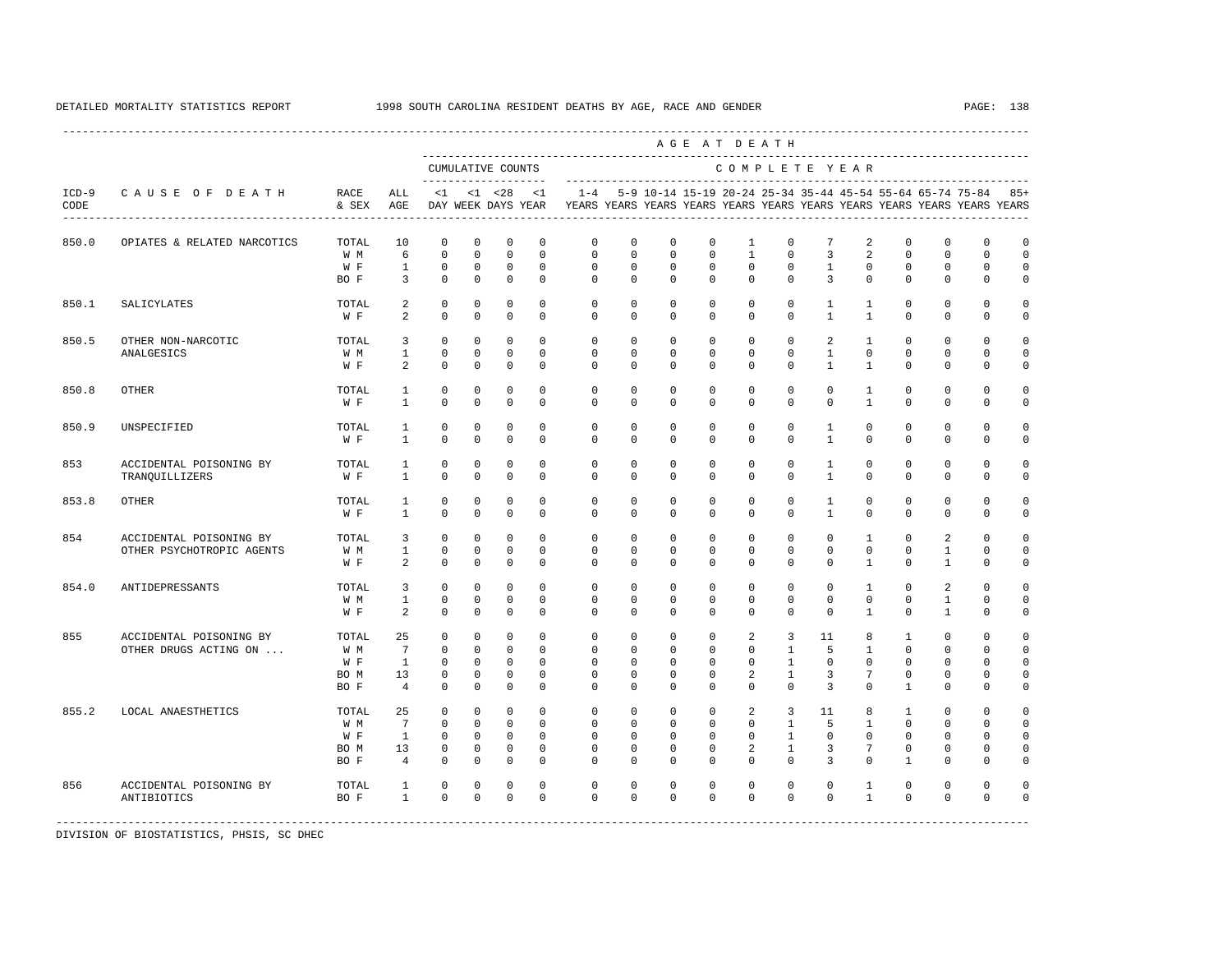DETAILED MORTALITY STATISTICS REPORT 1998 SOUTH CAROLINA RESIDENT DEATHS BY AGE, RACE AND GENDER

| ICD-9 CODE | CAUSE OF DEATH | RACE & SEX | ALL AGE | <1 DAY | <1 WEEK | <28 DAYS | <1 YEAR | 1-4 YEARS | 5-9 YEARS | 10-14 YEARS | 15-19 YEARS | 20-24 YEARS | 25-34 YEARS | 35-44 YEARS | 45-54 YEARS | 55-64 YEARS | 65-74 YEARS | 75-84 YEARS | 85+ YEARS |
|---|---|---|---|---|---|---|---|---|---|---|---|---|---|---|---|---|---|---|---|
| | | | | CUMULATIVE COUNTS | | | | COMPLETE YEAR | | | | | | | | | | | |
| 850.0 | OPIATES & RELATED NARCOTICS | TOTAL | 10 | 0 | 0 | 0 | 0 | 0 | 0 | 0 | 0 | 1 | 0 | 7 | 2 | 0 | 0 | 0 | 0 |
| | | W M | 6 | 0 | 0 | 0 | 0 | 0 | 0 | 0 | 0 | 1 | 0 | 3 | 2 | 0 | 0 | 0 | 0 |
| | | W F | 1 | 0 | 0 | 0 | 0 | 0 | 0 | 0 | 0 | 0 | 0 | 1 | 0 | 0 | 0 | 0 | 0 |
| | | BO F | 3 | 0 | 0 | 0 | 0 | 0 | 0 | 0 | 0 | 0 | 0 | 3 | 0 | 0 | 0 | 0 | 0 |
| 850.1 | SALICYLATES | TOTAL | 2 | 0 | 0 | 0 | 0 | 0 | 0 | 0 | 0 | 0 | 0 | 1 | 1 | 0 | 0 | 0 | 0 |
| | | W F | 2 | 0 | 0 | 0 | 0 | 0 | 0 | 0 | 0 | 0 | 0 | 1 | 1 | 0 | 0 | 0 | 0 |
| 850.5 | OTHER NON-NARCOTIC ANALGESICS | TOTAL | 3 | 0 | 0 | 0 | 0 | 0 | 0 | 0 | 0 | 0 | 0 | 2 | 1 | 0 | 0 | 0 | 0 |
| | | W M | 1 | 0 | 0 | 0 | 0 | 0 | 0 | 0 | 0 | 0 | 0 | 1 | 0 | 0 | 0 | 0 | 0 |
| | | W F | 2 | 0 | 0 | 0 | 0 | 0 | 0 | 0 | 0 | 0 | 0 | 1 | 1 | 0 | 0 | 0 | 0 |
| 850.8 | OTHER | TOTAL | 1 | 0 | 0 | 0 | 0 | 0 | 0 | 0 | 0 | 0 | 0 | 0 | 1 | 0 | 0 | 0 | 0 |
| | | W F | 1 | 0 | 0 | 0 | 0 | 0 | 0 | 0 | 0 | 0 | 0 | 0 | 1 | 0 | 0 | 0 | 0 |
| 850.9 | UNSPECIFIED | TOTAL | 1 | 0 | 0 | 0 | 0 | 0 | 0 | 0 | 0 | 0 | 0 | 1 | 0 | 0 | 0 | 0 | 0 |
| | | W F | 1 | 0 | 0 | 0 | 0 | 0 | 0 | 0 | 0 | 0 | 0 | 1 | 0 | 0 | 0 | 0 | 0 |
| 853 | ACCIDENTAL POISONING BY TRANQUILLIZERS | TOTAL | 1 | 0 | 0 | 0 | 0 | 0 | 0 | 0 | 0 | 0 | 0 | 1 | 0 | 0 | 0 | 0 | 0 |
| | | W F | 1 | 0 | 0 | 0 | 0 | 0 | 0 | 0 | 0 | 0 | 0 | 1 | 0 | 0 | 0 | 0 | 0 |
| 853.8 | OTHER | TOTAL | 1 | 0 | 0 | 0 | 0 | 0 | 0 | 0 | 0 | 0 | 0 | 1 | 0 | 0 | 0 | 0 | 0 |
| | | W F | 1 | 0 | 0 | 0 | 0 | 0 | 0 | 0 | 0 | 0 | 0 | 1 | 0 | 0 | 0 | 0 | 0 |
| 854 | ACCIDENTAL POISONING BY OTHER PSYCHOTROPIC AGENTS | TOTAL | 3 | 0 | 0 | 0 | 0 | 0 | 0 | 0 | 0 | 0 | 0 | 0 | 1 | 0 | 2 | 0 | 0 |
| | | W M | 1 | 0 | 0 | 0 | 0 | 0 | 0 | 0 | 0 | 0 | 0 | 0 | 0 | 0 | 1 | 0 | 0 |
| | | W F | 2 | 0 | 0 | 0 | 0 | 0 | 0 | 0 | 0 | 0 | 0 | 0 | 1 | 0 | 1 | 0 | 0 |
| 854.0 | ANTIDEPRESSANTS | TOTAL | 3 | 0 | 0 | 0 | 0 | 0 | 0 | 0 | 0 | 0 | 0 | 0 | 1 | 0 | 2 | 0 | 0 |
| | | W M | 1 | 0 | 0 | 0 | 0 | 0 | 0 | 0 | 0 | 0 | 0 | 0 | 0 | 0 | 1 | 0 | 0 |
| | | W F | 2 | 0 | 0 | 0 | 0 | 0 | 0 | 0 | 0 | 0 | 0 | 0 | 1 | 0 | 1 | 0 | 0 |
| 855 | ACCIDENTAL POISONING BY OTHER DRUGS ACTING ON ... | TOTAL | 25 | 0 | 0 | 0 | 0 | 0 | 0 | 0 | 0 | 2 | 3 | 11 | 8 | 1 | 0 | 0 | 0 |
| | | W M | 7 | 0 | 0 | 0 | 0 | 0 | 0 | 0 | 0 | 0 | 1 | 5 | 1 | 0 | 0 | 0 | 0 |
| | | W F | 1 | 0 | 0 | 0 | 0 | 0 | 0 | 0 | 0 | 0 | 1 | 0 | 0 | 0 | 0 | 0 | 0 |
| | | BO M | 13 | 0 | 0 | 0 | 0 | 0 | 0 | 0 | 0 | 2 | 1 | 3 | 7 | 0 | 0 | 0 | 0 |
| | | BO F | 4 | 0 | 0 | 0 | 0 | 0 | 0 | 0 | 0 | 0 | 0 | 3 | 0 | 1 | 0 | 0 | 0 |
| 855.2 | LOCAL ANAESTHETICS | TOTAL | 25 | 0 | 0 | 0 | 0 | 0 | 0 | 0 | 0 | 2 | 3 | 11 | 8 | 1 | 0 | 0 | 0 |
| | | W M | 7 | 0 | 0 | 0 | 0 | 0 | 0 | 0 | 0 | 0 | 1 | 5 | 1 | 0 | 0 | 0 | 0 |
| | | W F | 1 | 0 | 0 | 0 | 0 | 0 | 0 | 0 | 0 | 0 | 1 | 0 | 0 | 0 | 0 | 0 | 0 |
| | | BO M | 13 | 0 | 0 | 0 | 0 | 0 | 0 | 0 | 0 | 2 | 1 | 3 | 7 | 0 | 0 | 0 | 0 |
| | | BO F | 4 | 0 | 0 | 0 | 0 | 0 | 0 | 0 | 0 | 0 | 0 | 3 | 0 | 1 | 0 | 0 | 0 |
| 856 | ACCIDENTAL POISONING BY ANTIBIOTICS | TOTAL | 1 | 0 | 0 | 0 | 0 | 0 | 0 | 0 | 0 | 0 | 0 | 0 | 1 | 0 | 0 | 0 | 0 |
| | | BO F | 1 | 0 | 0 | 0 | 0 | 0 | 0 | 0 | 0 | 0 | 0 | 0 | 1 | 0 | 0 | 0 | 0 |

DIVISION OF BIOSTATISTICS, PHSIS, SC DHEC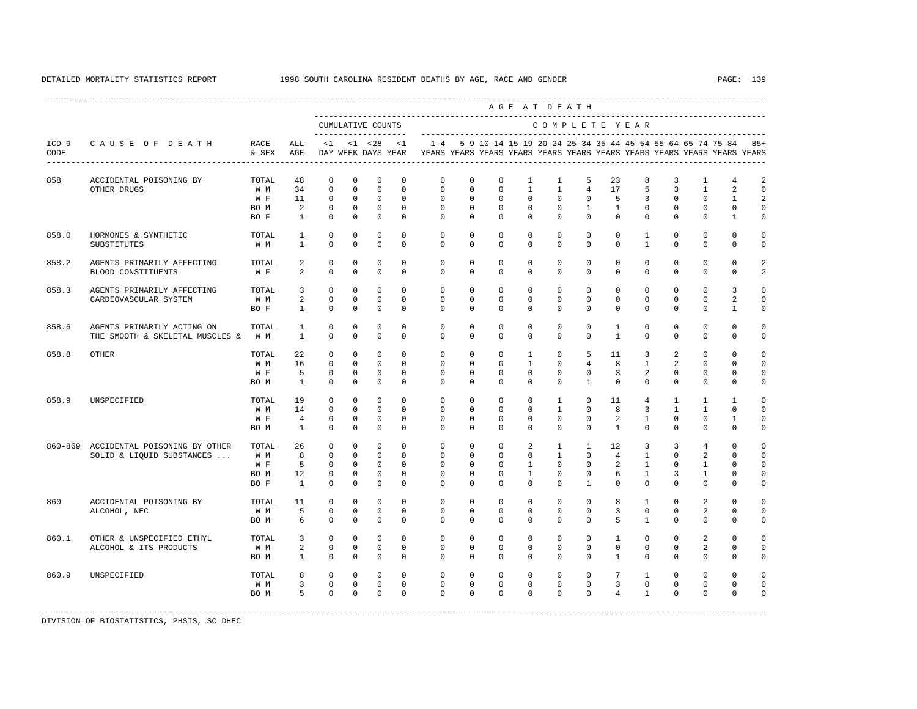DETAILED MORTALITY STATISTICS REPORT 1998 SOUTH CAROLINA RESIDENT DEATHS BY AGE, RACE AND GENDER

| ICD-9 CODE | CAUSE OF DEATH | RACE & SEX | ALL AGE | <1 DAY | <1 WEEK | <28 DAYS | <1 YEAR | 1-4 YEARS | 5-9 YEARS | 10-14 YEARS | 15-19 YEARS | 20-24 YEARS | 25-34 YEARS | 35-44 YEARS | 45-54 YEARS | 55-64 YEARS | 65-74 YEARS | 75-84 YEARS | 85+ YEARS |
|---|---|---|---|---|---|---|---|---|---|---|---|---|---|---|---|---|---|---|---|
| | | | | CUMULATIVE COUNTS | | | | COMPLETE YEAR | | | | | | | | | | | |
| 858 | ACCIDENTAL POISONING BY OTHER DRUGS | TOTAL | 48 | 0 | 0 | 0 | 0 | 0 | 0 | 0 | 1 | 1 | 5 | 23 | 8 | 3 | 1 | 4 | 2 |
| | | W M | 34 | 0 | 0 | 0 | 0 | 0 | 0 | 0 | 1 | 1 | 4 | 17 | 5 | 3 | 1 | 2 | 0 |
| | | W F | 11 | 0 | 0 | 0 | 0 | 0 | 0 | 0 | 0 | 0 | 0 | 5 | 3 | 0 | 0 | 1 | 2 |
| | | BO M | 2 | 0 | 0 | 0 | 0 | 0 | 0 | 0 | 0 | 0 | 1 | 1 | 0 | 0 | 0 | 0 | 0 |
| | | BO F | 1 | 0 | 0 | 0 | 0 | 0 | 0 | 0 | 0 | 0 | 0 | 0 | 0 | 0 | 0 | 1 | 0 |
| 858.0 | HORMONES & SYNTHETIC SUBSTITUTES | TOTAL | 1 | 0 | 0 | 0 | 0 | 0 | 0 | 0 | 0 | 0 | 0 | 0 | 1 | 0 | 0 | 0 | 0 |
| | | W M | 1 | 0 | 0 | 0 | 0 | 0 | 0 | 0 | 0 | 0 | 0 | 0 | 1 | 0 | 0 | 0 | 0 |
| 858.2 | AGENTS PRIMARILY AFFECTING BLOOD CONSTITUENTS | TOTAL | 2 | 0 | 0 | 0 | 0 | 0 | 0 | 0 | 0 | 0 | 0 | 0 | 0 | 0 | 0 | 0 | 2 |
| | | W F | 2 | 0 | 0 | 0 | 0 | 0 | 0 | 0 | 0 | 0 | 0 | 0 | 0 | 0 | 0 | 0 | 2 |
| 858.3 | AGENTS PRIMARILY AFFECTING CARDIOVASCULAR SYSTEM | TOTAL | 3 | 0 | 0 | 0 | 0 | 0 | 0 | 0 | 0 | 0 | 0 | 0 | 0 | 0 | 0 | 3 | 0 |
| | | W M | 2 | 0 | 0 | 0 | 0 | 0 | 0 | 0 | 0 | 0 | 0 | 0 | 0 | 0 | 0 | 2 | 0 |
| | | BO F | 1 | 0 | 0 | 0 | 0 | 0 | 0 | 0 | 0 | 0 | 0 | 0 | 0 | 0 | 0 | 1 | 0 |
| 858.6 | AGENTS PRIMARILY ACTING ON THE SMOOTH & SKELETAL MUSCLES & | TOTAL | 1 | 0 | 0 | 0 | 0 | 0 | 0 | 0 | 0 | 0 | 0 | 1 | 0 | 0 | 0 | 0 | 0 |
| | | W M | 1 | 0 | 0 | 0 | 0 | 0 | 0 | 0 | 0 | 0 | 0 | 1 | 0 | 0 | 0 | 0 | 0 |
| 858.8 | OTHER | TOTAL | 22 | 0 | 0 | 0 | 0 | 0 | 0 | 0 | 1 | 0 | 5 | 11 | 3 | 2 | 0 | 0 | 0 |
| | | W M | 16 | 0 | 0 | 0 | 0 | 0 | 0 | 0 | 1 | 0 | 4 | 8 | 1 | 2 | 0 | 0 | 0 |
| | | W F | 5 | 0 | 0 | 0 | 0 | 0 | 0 | 0 | 0 | 0 | 0 | 3 | 2 | 0 | 0 | 0 | 0 |
| | | BO M | 1 | 0 | 0 | 0 | 0 | 0 | 0 | 0 | 0 | 0 | 1 | 0 | 0 | 0 | 0 | 0 | 0 |
| 858.9 | UNSPECIFIED | TOTAL | 19 | 0 | 0 | 0 | 0 | 0 | 0 | 0 | 0 | 1 | 0 | 11 | 4 | 1 | 1 | 1 | 0 |
| | | W M | 14 | 0 | 0 | 0 | 0 | 0 | 0 | 0 | 0 | 1 | 0 | 8 | 3 | 1 | 1 | 0 | 0 |
| | | W F | 4 | 0 | 0 | 0 | 0 | 0 | 0 | 0 | 0 | 0 | 0 | 2 | 1 | 0 | 0 | 1 | 0 |
| | | BO M | 1 | 0 | 0 | 0 | 0 | 0 | 0 | 0 | 0 | 0 | 0 | 1 | 0 | 0 | 0 | 0 | 0 |
| 860-869 | ACCIDENTAL POISONING BY OTHER SOLID & LIQUID SUBSTANCES ... | TOTAL | 26 | 0 | 0 | 0 | 0 | 0 | 0 | 0 | 2 | 1 | 1 | 12 | 3 | 3 | 4 | 0 | 0 |
| | | W M | 8 | 0 | 0 | 0 | 0 | 0 | 0 | 0 | 0 | 1 | 0 | 4 | 1 | 0 | 2 | 0 | 0 |
| | | W F | 5 | 0 | 0 | 0 | 0 | 0 | 0 | 0 | 1 | 0 | 0 | 2 | 1 | 0 | 1 | 0 | 0 |
| | | BO M | 12 | 0 | 0 | 0 | 0 | 0 | 0 | 0 | 1 | 0 | 0 | 6 | 1 | 3 | 1 | 0 | 0 |
| | | BO F | 1 | 0 | 0 | 0 | 0 | 0 | 0 | 0 | 0 | 0 | 1 | 0 | 0 | 0 | 0 | 0 | 0 |
| 860 | ACCIDENTAL POISONING BY ALCOHOL, NEC | TOTAL | 11 | 0 | 0 | 0 | 0 | 0 | 0 | 0 | 0 | 0 | 0 | 8 | 1 | 0 | 2 | 0 | 0 |
| | | W M | 5 | 0 | 0 | 0 | 0 | 0 | 0 | 0 | 0 | 0 | 0 | 3 | 0 | 0 | 2 | 0 | 0 |
| | | BO M | 6 | 0 | 0 | 0 | 0 | 0 | 0 | 0 | 0 | 0 | 0 | 5 | 1 | 0 | 0 | 0 | 0 |
| 860.1 | OTHER & UNSPECIFIED ETHYL ALCOHOL & ITS PRODUCTS | TOTAL | 3 | 0 | 0 | 0 | 0 | 0 | 0 | 0 | 0 | 0 | 0 | 1 | 0 | 0 | 2 | 0 | 0 |
| | | W M | 2 | 0 | 0 | 0 | 0 | 0 | 0 | 0 | 0 | 0 | 0 | 0 | 0 | 0 | 2 | 0 | 0 |
| | | BO M | 1 | 0 | 0 | 0 | 0 | 0 | 0 | 0 | 0 | 0 | 0 | 1 | 0 | 0 | 0 | 0 | 0 |
| 860.9 | UNSPECIFIED | TOTAL | 8 | 0 | 0 | 0 | 0 | 0 | 0 | 0 | 0 | 0 | 0 | 7 | 1 | 0 | 0 | 0 | 0 |
| | | W M | 3 | 0 | 0 | 0 | 0 | 0 | 0 | 0 | 0 | 0 | 0 | 3 | 0 | 0 | 0 | 0 | 0 |
| | | BO M | 5 | 0 | 0 | 0 | 0 | 0 | 0 | 0 | 0 | 0 | 0 | 4 | 1 | 0 | 0 | 0 | 0 |

DIVISION OF BIOSTATISTICS, PHSIS, SC DHEC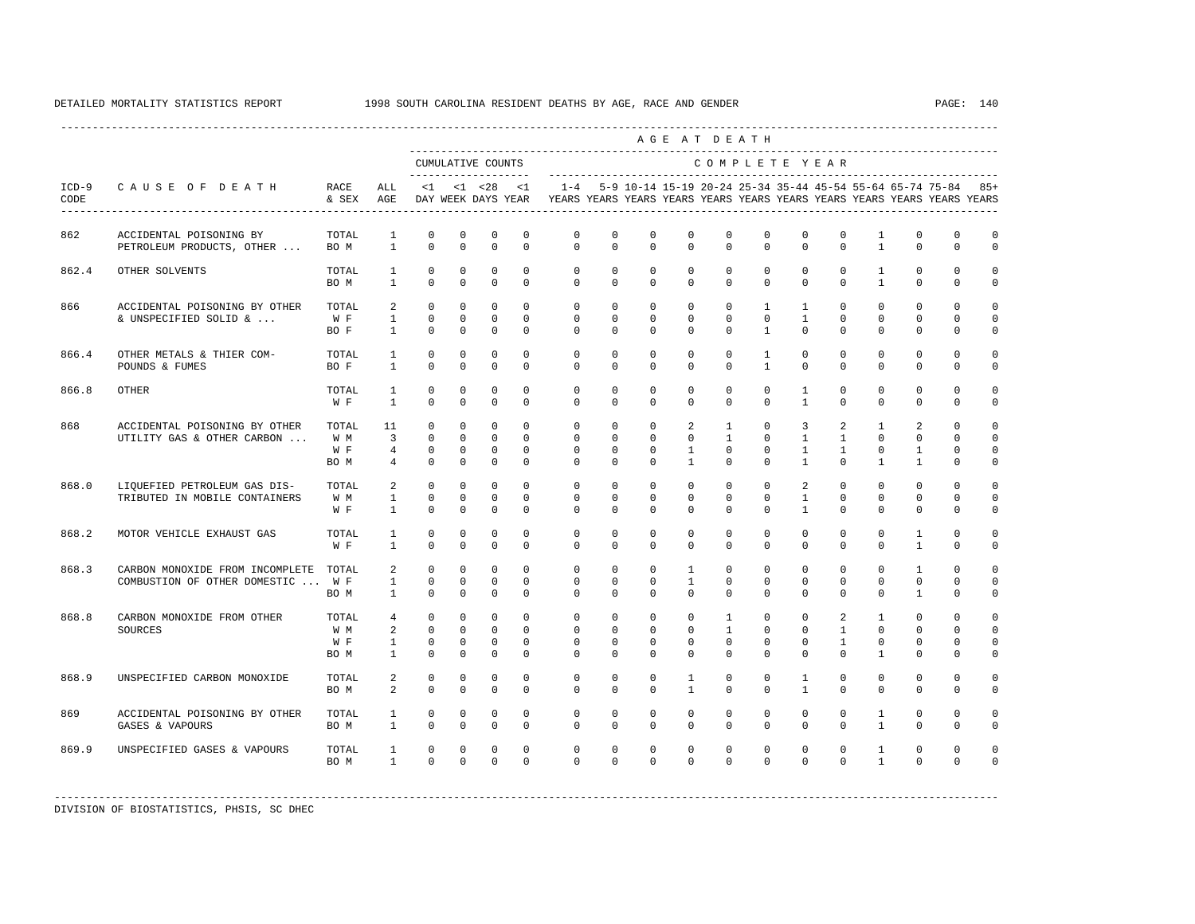DETAILED MORTALITY STATISTICS REPORT 1998 SOUTH CAROLINA RESIDENT DEATHS BY AGE, RACE AND GENDER

| ICD-9 CODE | CAUSE OF DEATH | RACE & SEX | ALL AGE | <1 DAY | <1 WEEK | <28 DAYS | <1 YEAR | 1-4 YEARS | 5-9 YEARS | 10-14 YEARS | 15-19 YEARS | 20-24 YEARS | 25-34 YEARS | 35-44 YEARS | 45-54 YEARS | 55-64 YEARS | 65-74 YEARS | 75-84 YEARS | 85+ YEARS |
|---|---|---|---|---|---|---|---|---|---|---|---|---|---|---|---|---|---|---|---|
| | | | | CUMULATIVE COUNTS | | | | COMPLETE YEAR | | | | | | | | | | | |
| 862 | ACCIDENTAL POISONING BY PETROLEUM PRODUCTS, OTHER ... | TOTAL | 1 | 0 | 0 | 0 | 0 | 0 | 0 | 0 | 0 | 0 | 0 | 0 | 0 | 1 | 0 | 0 | 0 |
| | | BO M | 1 | 0 | 0 | 0 | 0 | 0 | 0 | 0 | 0 | 0 | 0 | 0 | 0 | 1 | 0 | 0 | 0 |
| 862.4 | OTHER SOLVENTS | TOTAL | 1 | 0 | 0 | 0 | 0 | 0 | 0 | 0 | 0 | 0 | 0 | 0 | 0 | 1 | 0 | 0 | 0 |
| | | BO M | 1 | 0 | 0 | 0 | 0 | 0 | 0 | 0 | 0 | 0 | 0 | 0 | 0 | 1 | 0 | 0 | 0 |
| 866 | ACCIDENTAL POISONING BY OTHER & UNSPECIFIED SOLID & ... | TOTAL | 2 | 0 | 0 | 0 | 0 | 0 | 0 | 0 | 0 | 0 | 1 | 1 | 0 | 0 | 0 | 0 | 0 |
| | | W F | 1 | 0 | 0 | 0 | 0 | 0 | 0 | 0 | 0 | 0 | 0 | 1 | 0 | 0 | 0 | 0 | 0 |
| | | BO F | 1 | 0 | 0 | 0 | 0 | 0 | 0 | 0 | 0 | 0 | 1 | 0 | 0 | 0 | 0 | 0 | 0 |
| 866.4 | OTHER METALS & THIER COM- POUNDS & FUMES | TOTAL | 1 | 0 | 0 | 0 | 0 | 0 | 0 | 0 | 0 | 0 | 1 | 0 | 0 | 0 | 0 | 0 | 0 |
| | | BO F | 1 | 0 | 0 | 0 | 0 | 0 | 0 | 0 | 0 | 0 | 1 | 0 | 0 | 0 | 0 | 0 | 0 |
| 866.8 | OTHER | TOTAL | 1 | 0 | 0 | 0 | 0 | 0 | 0 | 0 | 0 | 0 | 0 | 1 | 0 | 0 | 0 | 0 | 0 |
| | | W F | 1 | 0 | 0 | 0 | 0 | 0 | 0 | 0 | 0 | 0 | 0 | 1 | 0 | 0 | 0 | 0 | 0 |
| 868 | ACCIDENTAL POISONING BY OTHER UTILITY GAS & OTHER CARBON ... | TOTAL | 11 | 0 | 0 | 0 | 0 | 0 | 0 | 0 | 2 | 1 | 0 | 3 | 2 | 1 | 2 | 0 | 0 |
| | | W M | 3 | 0 | 0 | 0 | 0 | 0 | 0 | 0 | 0 | 1 | 0 | 1 | 1 | 0 | 0 | 0 | 0 |
| | | W F | 4 | 0 | 0 | 0 | 0 | 0 | 0 | 0 | 1 | 0 | 0 | 1 | 1 | 0 | 1 | 0 | 0 |
| | | BO M | 4 | 0 | 0 | 0 | 0 | 0 | 0 | 0 | 1 | 0 | 0 | 1 | 0 | 1 | 1 | 0 | 0 |
| 868.0 | LIQUEFIED PETROLEUM GAS DIS- TRIBUTED IN MOBILE CONTAINERS | TOTAL | 2 | 0 | 0 | 0 | 0 | 0 | 0 | 0 | 0 | 0 | 0 | 2 | 0 | 0 | 0 | 0 | 0 |
| | | W M | 1 | 0 | 0 | 0 | 0 | 0 | 0 | 0 | 0 | 0 | 0 | 1 | 0 | 0 | 0 | 0 | 0 |
| | | W F | 1 | 0 | 0 | 0 | 0 | 0 | 0 | 0 | 0 | 0 | 0 | 1 | 0 | 0 | 0 | 0 | 0 |
| 868.2 | MOTOR VEHICLE EXHAUST GAS | TOTAL | 1 | 0 | 0 | 0 | 0 | 0 | 0 | 0 | 0 | 0 | 0 | 0 | 0 | 0 | 1 | 0 | 0 |
| | | W F | 1 | 0 | 0 | 0 | 0 | 0 | 0 | 0 | 0 | 0 | 0 | 0 | 0 | 0 | 1 | 0 | 0 |
| 868.3 | CARBON MONOXIDE FROM INCOMPLETE COMBUSTION OF OTHER DOMESTIC ... | TOTAL | 2 | 0 | 0 | 0 | 0 | 0 | 0 | 0 | 1 | 0 | 0 | 0 | 0 | 0 | 1 | 0 | 0 |
| | | W F | 1 | 0 | 0 | 0 | 0 | 0 | 0 | 0 | 1 | 0 | 0 | 0 | 0 | 0 | 0 | 0 | 0 |
| | | BO M | 1 | 0 | 0 | 0 | 0 | 0 | 0 | 0 | 0 | 0 | 0 | 0 | 0 | 0 | 1 | 0 | 0 |
| 868.8 | CARBON MONOXIDE FROM OTHER SOURCES | TOTAL | 4 | 0 | 0 | 0 | 0 | 0 | 0 | 0 | 0 | 1 | 0 | 0 | 2 | 1 | 0 | 0 | 0 |
| | | W M | 2 | 0 | 0 | 0 | 0 | 0 | 0 | 0 | 0 | 1 | 0 | 0 | 1 | 0 | 0 | 0 | 0 |
| | | W F | 1 | 0 | 0 | 0 | 0 | 0 | 0 | 0 | 0 | 0 | 0 | 0 | 1 | 0 | 0 | 0 | 0 |
| | | BO M | 1 | 0 | 0 | 0 | 0 | 0 | 0 | 0 | 0 | 0 | 0 | 0 | 0 | 1 | 0 | 0 | 0 |
| 868.9 | UNSPECIFIED CARBON MONOXIDE | TOTAL | 2 | 0 | 0 | 0 | 0 | 0 | 0 | 0 | 1 | 0 | 0 | 1 | 0 | 0 | 0 | 0 | 0 |
| | | BO M | 2 | 0 | 0 | 0 | 0 | 0 | 0 | 0 | 1 | 0 | 0 | 1 | 0 | 0 | 0 | 0 | 0 |
| 869 | ACCIDENTAL POISONING BY OTHER GASES & VAPOURS | TOTAL | 1 | 0 | 0 | 0 | 0 | 0 | 0 | 0 | 0 | 0 | 0 | 0 | 0 | 1 | 0 | 0 | 0 |
| | | BO M | 1 | 0 | 0 | 0 | 0 | 0 | 0 | 0 | 0 | 0 | 0 | 0 | 0 | 1 | 0 | 0 | 0 |
| 869.9 | UNSPECIFIED GASES & VAPOURS | TOTAL | 1 | 0 | 0 | 0 | 0 | 0 | 0 | 0 | 0 | 0 | 0 | 0 | 0 | 1 | 0 | 0 | 0 |
| | | BO M | 1 | 0 | 0 | 0 | 0 | 0 | 0 | 0 | 0 | 0 | 0 | 0 | 0 | 1 | 0 | 0 | 0 |

DIVISION OF BIOSTATISTICS, PHSIS, SC DHEC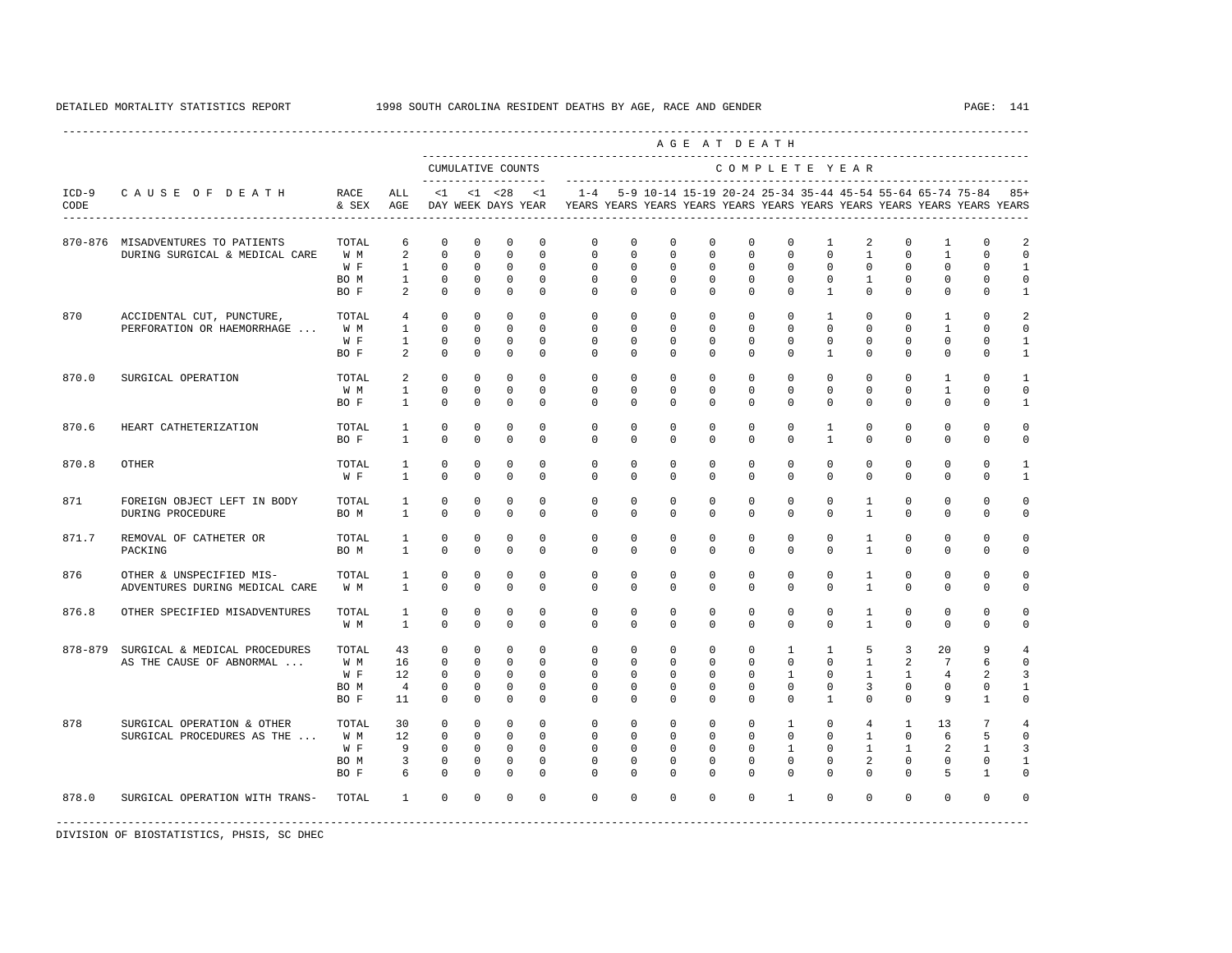DETAILED MORTALITY STATISTICS REPORT 1998 SOUTH CAROLINA RESIDENT DEATHS BY AGE, RACE AND GENDER

| ICD-9 CODE | CAUSE OF DEATH | RACE & SEX | ALL AGE | <1 DAY | <1 WEEK | <28 DAYS | <1 YEAR | 1-4 YEARS | 5-9 YEARS | 10-14 YEARS | 15-19 YEARS | 20-24 YEARS | 25-34 YEARS | 35-44 YEARS | 45-54 YEARS | 55-64 YEARS | 65-74 YEARS | 75-84 YEARS | 85+ YEARS |
|---|---|---|---|---|---|---|---|---|---|---|---|---|---|---|---|---|---|---|---|
| | | | | CUMULATIVE COUNTS | | | | COMPLETE YEAR | | | | | | | | | | | |
| 870-876 | MISADVENTURES TO PATIENTS DURING SURGICAL & MEDICAL CARE | TOTAL | 6 | 0 | 0 | 0 | 0 | 0 | 0 | 0 | 0 | 0 | 0 | 1 | 2 | 0 | 1 | 0 | 2 |
| | | W M | 2 | 0 | 0 | 0 | 0 | 0 | 0 | 0 | 0 | 0 | 0 | 0 | 1 | 0 | 1 | 0 | 0 |
| | | W F | 1 | 0 | 0 | 0 | 0 | 0 | 0 | 0 | 0 | 0 | 0 | 0 | 0 | 0 | 0 | 0 | 1 |
| | | BO M | 1 | 0 | 0 | 0 | 0 | 0 | 0 | 0 | 0 | 0 | 0 | 0 | 1 | 0 | 0 | 0 | 0 |
| | | BO F | 2 | 0 | 0 | 0 | 0 | 0 | 0 | 0 | 0 | 0 | 0 | 1 | 0 | 0 | 0 | 0 | 1 |
| 870 | ACCIDENTAL CUT, PUNCTURE, PERFORATION OR HAEMORRHAGE ... | TOTAL | 4 | 0 | 0 | 0 | 0 | 0 | 0 | 0 | 0 | 0 | 0 | 1 | 0 | 0 | 1 | 0 | 2 |
| | | W M | 1 | 0 | 0 | 0 | 0 | 0 | 0 | 0 | 0 | 0 | 0 | 0 | 0 | 0 | 1 | 0 | 0 |
| | | W F | 1 | 0 | 0 | 0 | 0 | 0 | 0 | 0 | 0 | 0 | 0 | 0 | 0 | 0 | 0 | 0 | 1 |
| | | BO F | 2 | 0 | 0 | 0 | 0 | 0 | 0 | 0 | 0 | 0 | 0 | 1 | 0 | 0 | 0 | 0 | 1 |
| 870.0 | SURGICAL OPERATION | TOTAL | 2 | 0 | 0 | 0 | 0 | 0 | 0 | 0 | 0 | 0 | 0 | 0 | 0 | 0 | 1 | 0 | 1 |
| | | W M | 1 | 0 | 0 | 0 | 0 | 0 | 0 | 0 | 0 | 0 | 0 | 0 | 0 | 0 | 1 | 0 | 0 |
| | | BO F | 1 | 0 | 0 | 0 | 0 | 0 | 0 | 0 | 0 | 0 | 0 | 0 | 0 | 0 | 0 | 0 | 1 |
| 870.6 | HEART CATHETERIZATION | TOTAL | 1 | 0 | 0 | 0 | 0 | 0 | 0 | 0 | 0 | 0 | 0 | 1 | 0 | 0 | 0 | 0 | 0 |
| | | BO F | 1 | 0 | 0 | 0 | 0 | 0 | 0 | 0 | 0 | 0 | 0 | 1 | 0 | 0 | 0 | 0 | 0 |
| 870.8 | OTHER | TOTAL | 1 | 0 | 0 | 0 | 0 | 0 | 0 | 0 | 0 | 0 | 0 | 0 | 0 | 0 | 0 | 0 | 1 |
| | | W F | 1 | 0 | 0 | 0 | 0 | 0 | 0 | 0 | 0 | 0 | 0 | 0 | 0 | 0 | 0 | 0 | 1 |
| 871 | FOREIGN OBJECT LEFT IN BODY DURING PROCEDURE | TOTAL | 1 | 0 | 0 | 0 | 0 | 0 | 0 | 0 | 0 | 0 | 0 | 0 | 1 | 0 | 0 | 0 | 0 |
| | | BO M | 1 | 0 | 0 | 0 | 0 | 0 | 0 | 0 | 0 | 0 | 0 | 0 | 1 | 0 | 0 | 0 | 0 |
| 871.7 | REMOVAL OF CATHETER OR PACKING | TOTAL | 1 | 0 | 0 | 0 | 0 | 0 | 0 | 0 | 0 | 0 | 0 | 0 | 1 | 0 | 0 | 0 | 0 |
| | | BO M | 1 | 0 | 0 | 0 | 0 | 0 | 0 | 0 | 0 | 0 | 0 | 0 | 1 | 0 | 0 | 0 | 0 |
| 876 | OTHER & UNSPECIFIED MIS-ADVENTURES DURING MEDICAL CARE | TOTAL | 1 | 0 | 0 | 0 | 0 | 0 | 0 | 0 | 0 | 0 | 0 | 0 | 1 | 0 | 0 | 0 | 0 |
| | | W M | 1 | 0 | 0 | 0 | 0 | 0 | 0 | 0 | 0 | 0 | 0 | 0 | 1 | 0 | 0 | 0 | 0 |
| 876.8 | OTHER SPECIFIED MISADVENTURES | TOTAL | 1 | 0 | 0 | 0 | 0 | 0 | 0 | 0 | 0 | 0 | 0 | 0 | 1 | 0 | 0 | 0 | 0 |
| | | W M | 1 | 0 | 0 | 0 | 0 | 0 | 0 | 0 | 0 | 0 | 0 | 0 | 1 | 0 | 0 | 0 | 0 |
| 878-879 | SURGICAL & MEDICAL PROCEDURES AS THE CAUSE OF ABNORMAL ... | TOTAL | 43 | 0 | 0 | 0 | 0 | 0 | 0 | 0 | 0 | 0 | 1 | 1 | 5 | 3 | 20 | 9 | 4 |
| | | W M | 16 | 0 | 0 | 0 | 0 | 0 | 0 | 0 | 0 | 0 | 0 | 0 | 1 | 2 | 7 | 6 | 0 |
| | | W F | 12 | 0 | 0 | 0 | 0 | 0 | 0 | 0 | 0 | 0 | 1 | 0 | 1 | 1 | 4 | 2 | 3 |
| | | BO M | 4 | 0 | 0 | 0 | 0 | 0 | 0 | 0 | 0 | 0 | 0 | 0 | 3 | 0 | 0 | 0 | 1 |
| | | BO F | 11 | 0 | 0 | 0 | 0 | 0 | 0 | 0 | 0 | 0 | 0 | 1 | 0 | 0 | 9 | 1 | 0 |
| 878 | SURGICAL OPERATION & OTHER SURGICAL PROCEDURES AS THE ... | TOTAL | 30 | 0 | 0 | 0 | 0 | 0 | 0 | 0 | 0 | 0 | 1 | 0 | 4 | 1 | 13 | 7 | 4 |
| | | W M | 12 | 0 | 0 | 0 | 0 | 0 | 0 | 0 | 0 | 0 | 0 | 0 | 1 | 0 | 6 | 5 | 0 |
| | | W F | 9 | 0 | 0 | 0 | 0 | 0 | 0 | 0 | 0 | 0 | 1 | 0 | 1 | 1 | 2 | 1 | 3 |
| | | BO M | 3 | 0 | 0 | 0 | 0 | 0 | 0 | 0 | 0 | 0 | 0 | 0 | 2 | 0 | 0 | 0 | 1 |
| | | BO F | 6 | 0 | 0 | 0 | 0 | 0 | 0 | 0 | 0 | 0 | 0 | 0 | 0 | 0 | 5 | 1 | 0 |
| 878.0 | SURGICAL OPERATION WITH TRANS- | TOTAL | 1 | 0 | 0 | 0 | 0 | 0 | 0 | 0 | 0 | 0 | 1 | 0 | 0 | 0 | 0 | 0 | 0 |

DIVISION OF BIOSTATISTICS, PHSIS, SC DHEC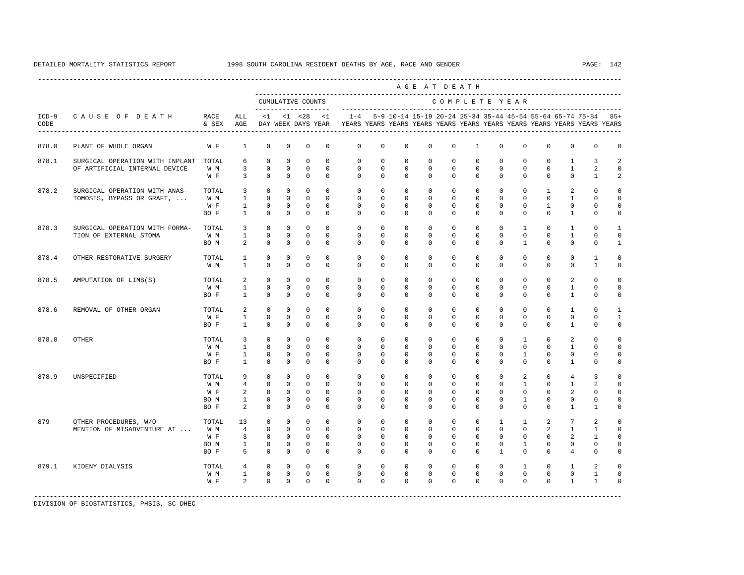DETAILED MORTALITY STATISTICS REPORT 1998 SOUTH CAROLINA RESIDENT DEATHS BY AGE, RACE AND GENDER

| ICD-9 CODE | CAUSE OF DEATH | RACE & SEX | ALL AGE | <1 DAY | <1 WEEK | <28 DAYS | <1 YEAR | 1-4 YEARS | 5-9 YEARS | 10-14 YEARS | 15-19 YEARS | 20-24 YEARS | 25-34 YEARS | 35-44 YEARS | 45-54 YEARS | 55-64 YEARS | 65-74 YEARS | 75-84 YEARS | 85+ YEARS |
|---|---|---|---|---|---|---|---|---|---|---|---|---|---|---|---|---|---|---|---|
| | | | | CUMULATIVE COUNTS | | | | COMPLETE YEAR | | | | | | | | | | | |
| 878.0 | PLANT OF WHOLE ORGAN | W F | 1 | 0 | 0 | 0 | 0 | 0 | 0 | 0 | 0 | 0 | 1 | 0 | 0 | 0 | 0 | 0 | 0 |
| 878.1 | SURGICAL OPERATION WITH INPLANT OF ARTIFICIAL INTERNAL DEVICE | TOTAL | 6 | 0 | 0 | 0 | 0 | 0 | 0 | 0 | 0 | 0 | 0 | 0 | 0 | 0 | 1 | 3 | 2 |
| | | W M | 3 | 0 | 0 | 0 | 0 | 0 | 0 | 0 | 0 | 0 | 0 | 0 | 0 | 0 | 1 | 2 | 0 |
| | | W F | 3 | 0 | 0 | 0 | 0 | 0 | 0 | 0 | 0 | 0 | 0 | 0 | 0 | 0 | 0 | 1 | 2 |
| 878.2 | SURGICAL OPERATION WITH ANAS- TOMOSIS, BYPASS OR GRAFT, ... | TOTAL | 3 | 0 | 0 | 0 | 0 | 0 | 0 | 0 | 0 | 0 | 0 | 0 | 0 | 1 | 2 | 0 | 0 |
| | | W M | 1 | 0 | 0 | 0 | 0 | 0 | 0 | 0 | 0 | 0 | 0 | 0 | 0 | 0 | 1 | 0 | 0 |
| | | W F | 1 | 0 | 0 | 0 | 0 | 0 | 0 | 0 | 0 | 0 | 0 | 0 | 0 | 1 | 0 | 0 | 0 |
| | | BO F | 1 | 0 | 0 | 0 | 0 | 0 | 0 | 0 | 0 | 0 | 0 | 0 | 0 | 0 | 1 | 0 | 0 |
| 878.3 | SURGICAL OPERATION WITH FORMA- TION OF EXTERNAL STOMA | TOTAL | 3 | 0 | 0 | 0 | 0 | 0 | 0 | 0 | 0 | 0 | 0 | 0 | 1 | 0 | 1 | 0 | 1 |
| | | W M | 1 | 0 | 0 | 0 | 0 | 0 | 0 | 0 | 0 | 0 | 0 | 0 | 0 | 0 | 1 | 0 | 0 |
| | | BO M | 2 | 0 | 0 | 0 | 0 | 0 | 0 | 0 | 0 | 0 | 0 | 0 | 1 | 0 | 0 | 0 | 1 |
| 878.4 | OTHER RESTORATIVE SURGERY | TOTAL | 1 | 0 | 0 | 0 | 0 | 0 | 0 | 0 | 0 | 0 | 0 | 0 | 0 | 0 | 0 | 1 | 0 |
| | | W M | 1 | 0 | 0 | 0 | 0 | 0 | 0 | 0 | 0 | 0 | 0 | 0 | 0 | 0 | 0 | 1 | 0 |
| 878.5 | AMPUTATION OF LIMB(S) | TOTAL | 2 | 0 | 0 | 0 | 0 | 0 | 0 | 0 | 0 | 0 | 0 | 0 | 0 | 0 | 2 | 0 | 0 |
| | | W M | 1 | 0 | 0 | 0 | 0 | 0 | 0 | 0 | 0 | 0 | 0 | 0 | 0 | 0 | 1 | 0 | 0 |
| | | BO F | 1 | 0 | 0 | 0 | 0 | 0 | 0 | 0 | 0 | 0 | 0 | 0 | 0 | 0 | 1 | 0 | 0 |
| 878.6 | REMOVAL OF OTHER ORGAN | TOTAL | 2 | 0 | 0 | 0 | 0 | 0 | 0 | 0 | 0 | 0 | 0 | 0 | 0 | 0 | 1 | 0 | 1 |
| | | W F | 1 | 0 | 0 | 0 | 0 | 0 | 0 | 0 | 0 | 0 | 0 | 0 | 0 | 0 | 0 | 0 | 1 |
| | | BO F | 1 | 0 | 0 | 0 | 0 | 0 | 0 | 0 | 0 | 0 | 0 | 0 | 0 | 0 | 1 | 0 | 0 |
| 878.8 | OTHER | TOTAL | 3 | 0 | 0 | 0 | 0 | 0 | 0 | 0 | 0 | 0 | 0 | 0 | 1 | 0 | 2 | 0 | 0 |
| | | W M | 1 | 0 | 0 | 0 | 0 | 0 | 0 | 0 | 0 | 0 | 0 | 0 | 0 | 0 | 1 | 0 | 0 |
| | | W F | 1 | 0 | 0 | 0 | 0 | 0 | 0 | 0 | 0 | 0 | 0 | 0 | 1 | 0 | 0 | 0 | 0 |
| | | BO F | 1 | 0 | 0 | 0 | 0 | 0 | 0 | 0 | 0 | 0 | 0 | 0 | 0 | 0 | 1 | 0 | 0 |
| 878.9 | UNSPECIFIED | TOTAL | 9 | 0 | 0 | 0 | 0 | 0 | 0 | 0 | 0 | 0 | 0 | 0 | 2 | 0 | 4 | 3 | 0 |
| | | W M | 4 | 0 | 0 | 0 | 0 | 0 | 0 | 0 | 0 | 0 | 0 | 0 | 1 | 0 | 1 | 2 | 0 |
| | | W F | 2 | 0 | 0 | 0 | 0 | 0 | 0 | 0 | 0 | 0 | 0 | 0 | 0 | 0 | 2 | 0 | 0 |
| | | BO M | 1 | 0 | 0 | 0 | 0 | 0 | 0 | 0 | 0 | 0 | 0 | 0 | 1 | 0 | 0 | 0 | 0 |
| | | BO F | 2 | 0 | 0 | 0 | 0 | 0 | 0 | 0 | 0 | 0 | 0 | 0 | 0 | 0 | 1 | 1 | 0 |
| 879 | OTHER PROCEDURES, W/O MENTION OF MISADVENTURE AT ... | TOTAL | 13 | 0 | 0 | 0 | 0 | 0 | 0 | 0 | 0 | 0 | 0 | 1 | 1 | 2 | 7 | 2 | 0 |
| | | W M | 4 | 0 | 0 | 0 | 0 | 0 | 0 | 0 | 0 | 0 | 0 | 0 | 0 | 2 | 1 | 1 | 0 |
| | | W F | 3 | 0 | 0 | 0 | 0 | 0 | 0 | 0 | 0 | 0 | 0 | 0 | 0 | 0 | 2 | 1 | 0 |
| | | BO M | 1 | 0 | 0 | 0 | 0 | 0 | 0 | 0 | 0 | 0 | 0 | 0 | 1 | 0 | 0 | 0 | 0 |
| | | BO F | 5 | 0 | 0 | 0 | 0 | 0 | 0 | 0 | 0 | 0 | 0 | 1 | 0 | 0 | 4 | 0 | 0 |
| 879.1 | KIDENY DIALYSIS | TOTAL | 4 | 0 | 0 | 0 | 0 | 0 | 0 | 0 | 0 | 0 | 0 | 0 | 1 | 0 | 1 | 2 | 0 |
| | | W M | 1 | 0 | 0 | 0 | 0 | 0 | 0 | 0 | 0 | 0 | 0 | 0 | 0 | 0 | 0 | 1 | 0 |
| | | W F | 2 | 0 | 0 | 0 | 0 | 0 | 0 | 0 | 0 | 0 | 0 | 0 | 0 | 0 | 1 | 1 | 0 |

DIVISION OF BIOSTATISTICS, PHSIS, SC DHEC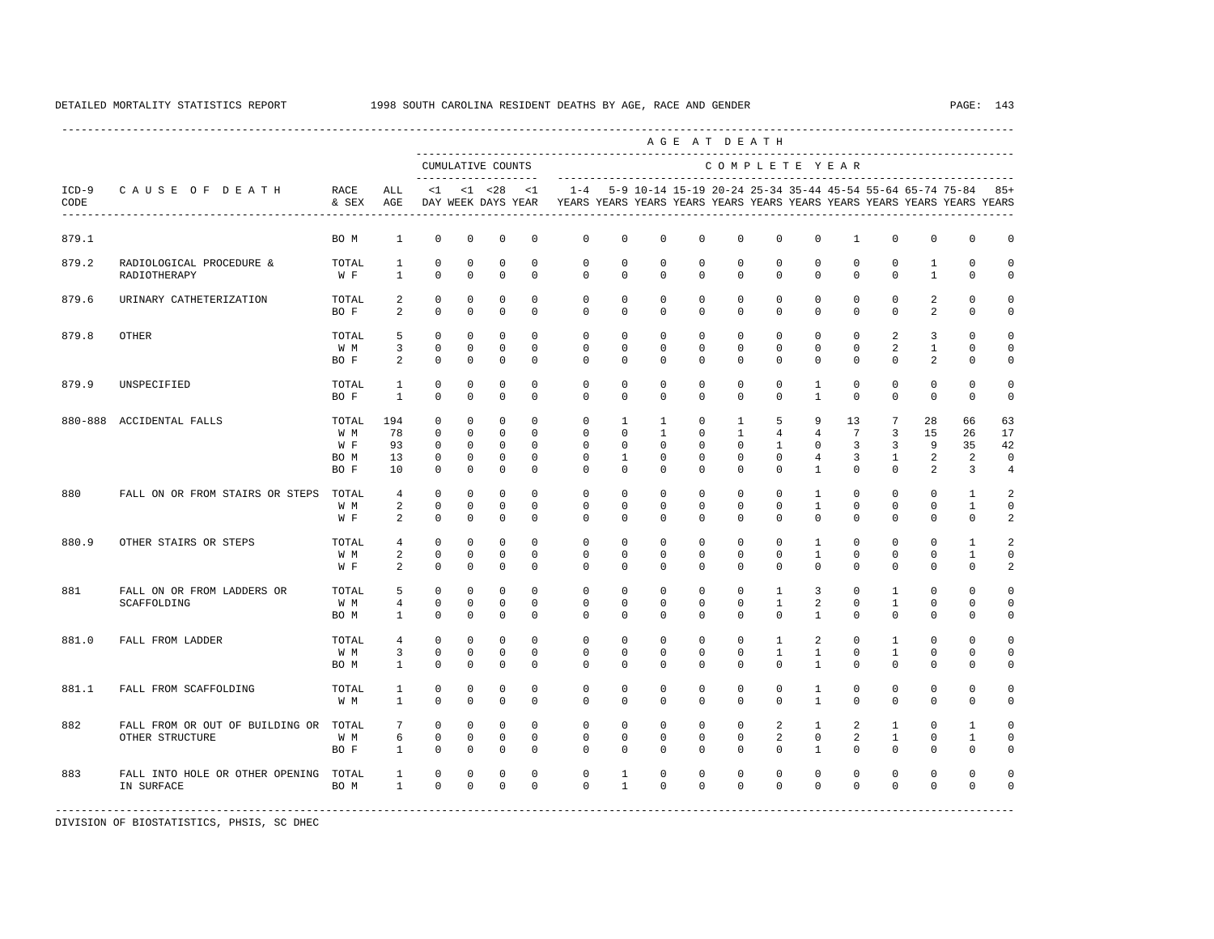DETAILED MORTALITY STATISTICS REPORT 1998 SOUTH CAROLINA RESIDENT DEATHS BY AGE, RACE AND GENDER

| ICD-9 CODE | CAUSE OF DEATH | RACE & SEX | ALL AGE | <1 DAY | <1 WEEK | <28 DAYS | <1 YEAR | 1-4 YEARS | 5-9 YEARS | 10-14 YEARS | 15-19 YEARS | 20-24 YEARS | 25-34 YEARS | 35-44 YEARS | 45-54 YEARS | 55-64 YEARS | 65-74 YEARS | 75-84 YEARS | 85+ YEARS |
|---|---|---|---|---|---|---|---|---|---|---|---|---|---|---|---|---|---|---|---|
| 879.1 | | BO M | 1 | 0 | 0 | 0 | 0 | 0 | 0 | 0 | 0 | 0 | 0 | 0 | 1 | 0 | 0 | 0 | 0 |
| 879.2 | RADIOLOGICAL PROCEDURE & RADIOTHERAPY | TOTAL | 1 | 0 | 0 | 0 | 0 | 0 | 0 | 0 | 0 | 0 | 0 | 0 | 0 | 0 | 1 | 0 | 0 |
| | | W F | 1 | 0 | 0 | 0 | 0 | 0 | 0 | 0 | 0 | 0 | 0 | 0 | 0 | 0 | 1 | 0 | 0 |
| 879.6 | URINARY CATHETERIZATION | TOTAL | 2 | 0 | 0 | 0 | 0 | 0 | 0 | 0 | 0 | 0 | 0 | 0 | 0 | 0 | 2 | 0 | 0 |
| | | BO F | 2 | 0 | 0 | 0 | 0 | 0 | 0 | 0 | 0 | 0 | 0 | 0 | 0 | 0 | 2 | 0 | 0 |
| 879.8 | OTHER | TOTAL | 5 | 0 | 0 | 0 | 0 | 0 | 0 | 0 | 0 | 0 | 0 | 0 | 0 | 2 | 3 | 0 | 0 |
| | | W M | 3 | 0 | 0 | 0 | 0 | 0 | 0 | 0 | 0 | 0 | 0 | 0 | 0 | 2 | 1 | 0 | 0 |
| | | BO F | 2 | 0 | 0 | 0 | 0 | 0 | 0 | 0 | 0 | 0 | 0 | 0 | 0 | 0 | 2 | 0 | 0 |
| 879.9 | UNSPECIFIED | TOTAL | 1 | 0 | 0 | 0 | 0 | 0 | 0 | 0 | 0 | 0 | 0 | 1 | 0 | 0 | 0 | 0 | 0 |
| | | BO F | 1 | 0 | 0 | 0 | 0 | 0 | 0 | 0 | 0 | 0 | 0 | 1 | 0 | 0 | 0 | 0 | 0 |
| 880-888 | ACCIDENTAL FALLS | TOTAL | 194 | 0 | 0 | 0 | 0 | 0 | 1 | 1 | 0 | 1 | 5 | 9 | 13 | 7 | 28 | 66 | 63 |
| | | W M | 78 | 0 | 0 | 0 | 0 | 0 | 0 | 1 | 0 | 1 | 4 | 4 | 7 | 3 | 15 | 26 | 17 |
| | | W F | 93 | 0 | 0 | 0 | 0 | 0 | 0 | 0 | 0 | 0 | 1 | 0 | 3 | 3 | 9 | 35 | 42 |
| | | BO M | 13 | 0 | 0 | 0 | 0 | 0 | 1 | 0 | 0 | 0 | 0 | 4 | 3 | 1 | 2 | 2 | 0 |
| | | BO F | 10 | 0 | 0 | 0 | 0 | 0 | 0 | 0 | 0 | 0 | 0 | 1 | 0 | 0 | 2 | 3 | 4 |
| 880 | FALL ON OR FROM STAIRS OR STEPS | TOTAL | 4 | 0 | 0 | 0 | 0 | 0 | 0 | 0 | 0 | 0 | 0 | 1 | 0 | 0 | 0 | 1 | 2 |
| | | W M | 2 | 0 | 0 | 0 | 0 | 0 | 0 | 0 | 0 | 0 | 0 | 1 | 0 | 0 | 0 | 1 | 0 |
| | | W F | 2 | 0 | 0 | 0 | 0 | 0 | 0 | 0 | 0 | 0 | 0 | 0 | 0 | 0 | 0 | 0 | 2 |
| 880.9 | OTHER STAIRS OR STEPS | TOTAL | 4 | 0 | 0 | 0 | 0 | 0 | 0 | 0 | 0 | 0 | 0 | 1 | 0 | 0 | 0 | 1 | 2 |
| | | W M | 2 | 0 | 0 | 0 | 0 | 0 | 0 | 0 | 0 | 0 | 0 | 1 | 0 | 0 | 0 | 1 | 0 |
| | | W F | 2 | 0 | 0 | 0 | 0 | 0 | 0 | 0 | 0 | 0 | 0 | 0 | 0 | 0 | 0 | 0 | 2 |
| 881 | FALL ON OR FROM LADDERS OR SCAFFOLDING | TOTAL | 5 | 0 | 0 | 0 | 0 | 0 | 0 | 0 | 0 | 0 | 1 | 3 | 0 | 1 | 0 | 0 | 0 |
| | | W M | 4 | 0 | 0 | 0 | 0 | 0 | 0 | 0 | 0 | 0 | 1 | 2 | 0 | 1 | 0 | 0 | 0 |
| | | BO M | 1 | 0 | 0 | 0 | 0 | 0 | 0 | 0 | 0 | 0 | 0 | 1 | 0 | 0 | 0 | 0 | 0 |
| 881.0 | FALL FROM LADDER | TOTAL | 4 | 0 | 0 | 0 | 0 | 0 | 0 | 0 | 0 | 0 | 1 | 2 | 0 | 1 | 0 | 0 | 0 |
| | | W M | 3 | 0 | 0 | 0 | 0 | 0 | 0 | 0 | 0 | 0 | 1 | 1 | 0 | 1 | 0 | 0 | 0 |
| | | BO M | 1 | 0 | 0 | 0 | 0 | 0 | 0 | 0 | 0 | 0 | 0 | 1 | 0 | 0 | 0 | 0 | 0 |
| 881.1 | FALL FROM SCAFFOLDING | TOTAL | 1 | 0 | 0 | 0 | 0 | 0 | 0 | 0 | 0 | 0 | 0 | 1 | 0 | 0 | 0 | 0 | 0 |
| | | W M | 1 | 0 | 0 | 0 | 0 | 0 | 0 | 0 | 0 | 0 | 0 | 1 | 0 | 0 | 0 | 0 | 0 |
| 882 | FALL FROM OR OUT OF BUILDING OR OTHER STRUCTURE | TOTAL | 7 | 0 | 0 | 0 | 0 | 0 | 0 | 0 | 0 | 0 | 2 | 1 | 2 | 1 | 0 | 1 | 0 |
| | | W M | 6 | 0 | 0 | 0 | 0 | 0 | 0 | 0 | 0 | 0 | 2 | 0 | 2 | 1 | 0 | 1 | 0 |
| | | BO F | 1 | 0 | 0 | 0 | 0 | 0 | 0 | 0 | 0 | 0 | 0 | 1 | 0 | 0 | 0 | 0 | 0 |
| 883 | FALL INTO HOLE OR OTHER OPENING IN SURFACE | TOTAL | 1 | 0 | 0 | 0 | 0 | 0 | 1 | 0 | 0 | 0 | 0 | 0 | 0 | 0 | 0 | 0 | 0 |
| | | BO M | 1 | 0 | 0 | 0 | 0 | 0 | 1 | 0 | 0 | 0 | 0 | 0 | 0 | 0 | 0 | 0 | 0 |

DIVISION OF BIOSTATISTICS, PHSIS, SC DHEC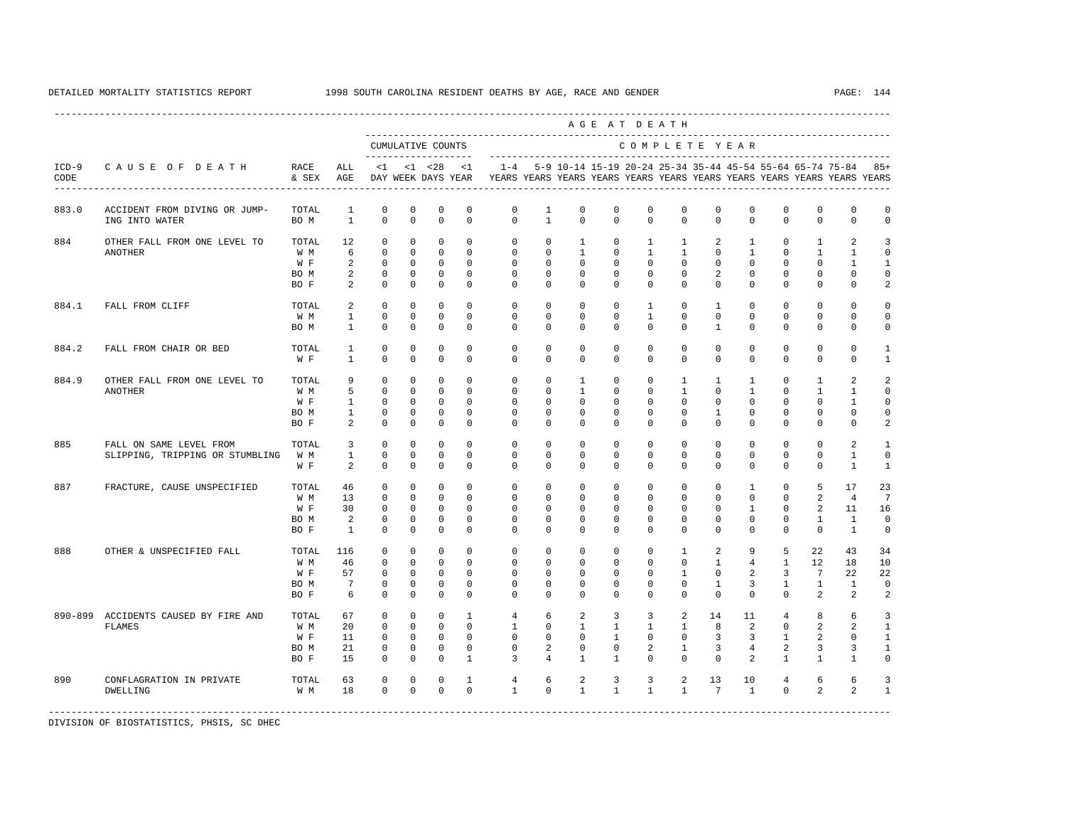DETAILED MORTALITY STATISTICS REPORT 1998 SOUTH CAROLINA RESIDENT DEATHS BY AGE, RACE AND GENDER

| ICD-9 CODE | CAUSE OF DEATH | RACE & SEX | ALL AGE | <1 DAY | <1 WEEK | <28 DAYS | <1 YEAR | 1-4 YEARS | 5-9 YEARS | 10-14 YEARS | 15-19 YEARS | 20-24 YEARS | 25-34 YEARS | 35-44 YEARS | 45-54 YEARS | 55-64 YEARS | 65-74 YEARS | 75-84 YEARS | 85+ YEARS |
|---|---|---|---|---|---|---|---|---|---|---|---|---|---|---|---|---|---|---|---|
| | | | | CUMULATIVE COUNTS | | | | COMPLETE YEAR | | | | | | | | | | | |
| 883.0 | ACCIDENT FROM DIVING OR JUMP-ING INTO WATER | TOTAL | 1 | 0 | 0 | 0 | 0 | 0 | 1 | 0 | 0 | 0 | 0 | 0 | 0 | 0 | 0 | 0 | 0 |
| | | BO M | 1 | 0 | 0 | 0 | 0 | 0 | 1 | 0 | 0 | 0 | 0 | 0 | 0 | 0 | 0 | 0 | 0 |
| 884 | OTHER FALL FROM ONE LEVEL TO ANOTHER | TOTAL | 12 | 0 | 0 | 0 | 0 | 0 | 0 | 1 | 0 | 1 | 1 | 2 | 1 | 0 | 1 | 2 | 3 |
| | | W M | 6 | 0 | 0 | 0 | 0 | 0 | 0 | 1 | 0 | 1 | 1 | 0 | 1 | 0 | 1 | 1 | 0 |
| | | W F | 2 | 0 | 0 | 0 | 0 | 0 | 0 | 0 | 0 | 0 | 0 | 0 | 0 | 0 | 0 | 1 | 1 |
| | | BO M | 2 | 0 | 0 | 0 | 0 | 0 | 0 | 0 | 0 | 0 | 0 | 2 | 0 | 0 | 0 | 0 | 0 |
| | | BO F | 2 | 0 | 0 | 0 | 0 | 0 | 0 | 0 | 0 | 0 | 0 | 0 | 0 | 0 | 0 | 0 | 2 |
| 884.1 | FALL FROM CLIFF | TOTAL | 2 | 0 | 0 | 0 | 0 | 0 | 0 | 0 | 0 | 1 | 0 | 1 | 0 | 0 | 0 | 0 | 0 |
| | | W M | 1 | 0 | 0 | 0 | 0 | 0 | 0 | 0 | 0 | 1 | 0 | 0 | 0 | 0 | 0 | 0 | 0 |
| | | BO M | 1 | 0 | 0 | 0 | 0 | 0 | 0 | 0 | 0 | 0 | 0 | 1 | 0 | 0 | 0 | 0 | 0 |
| 884.2 | FALL FROM CHAIR OR BED | TOTAL | 1 | 0 | 0 | 0 | 0 | 0 | 0 | 0 | 0 | 0 | 0 | 0 | 0 | 0 | 0 | 0 | 1 |
| | | W F | 1 | 0 | 0 | 0 | 0 | 0 | 0 | 0 | 0 | 0 | 0 | 0 | 0 | 0 | 0 | 0 | 1 |
| 884.9 | OTHER FALL FROM ONE LEVEL TO ANOTHER | TOTAL | 9 | 0 | 0 | 0 | 0 | 0 | 0 | 1 | 0 | 0 | 1 | 1 | 1 | 0 | 1 | 2 | 2 |
| | | W M | 5 | 0 | 0 | 0 | 0 | 0 | 0 | 1 | 0 | 0 | 1 | 0 | 1 | 0 | 1 | 1 | 0 |
| | | W F | 1 | 0 | 0 | 0 | 0 | 0 | 0 | 0 | 0 | 0 | 0 | 0 | 0 | 0 | 0 | 1 | 0 |
| | | BO M | 1 | 0 | 0 | 0 | 0 | 0 | 0 | 0 | 0 | 0 | 0 | 1 | 0 | 0 | 0 | 0 | 0 |
| | | BO F | 2 | 0 | 0 | 0 | 0 | 0 | 0 | 0 | 0 | 0 | 0 | 0 | 0 | 0 | 0 | 0 | 2 |
| 885 | FALL ON SAME LEVEL FROM SLIPPING, TRIPPING OR STUMBLING | TOTAL | 3 | 0 | 0 | 0 | 0 | 0 | 0 | 0 | 0 | 0 | 0 | 0 | 0 | 0 | 0 | 2 | 1 |
| | | W M | 1 | 0 | 0 | 0 | 0 | 0 | 0 | 0 | 0 | 0 | 0 | 0 | 0 | 0 | 0 | 1 | 0 |
| | | W F | 2 | 0 | 0 | 0 | 0 | 0 | 0 | 0 | 0 | 0 | 0 | 0 | 0 | 0 | 0 | 1 | 1 |
| 887 | FRACTURE, CAUSE UNSPECIFIED | TOTAL | 46 | 0 | 0 | 0 | 0 | 0 | 0 | 0 | 0 | 0 | 0 | 0 | 1 | 0 | 5 | 17 | 23 |
| | | W M | 13 | 0 | 0 | 0 | 0 | 0 | 0 | 0 | 0 | 0 | 0 | 0 | 0 | 0 | 2 | 4 | 7 |
| | | W F | 30 | 0 | 0 | 0 | 0 | 0 | 0 | 0 | 0 | 0 | 0 | 0 | 1 | 0 | 2 | 11 | 16 |
| | | BO M | 2 | 0 | 0 | 0 | 0 | 0 | 0 | 0 | 0 | 0 | 0 | 0 | 0 | 0 | 1 | 1 | 0 |
| | | BO F | 1 | 0 | 0 | 0 | 0 | 0 | 0 | 0 | 0 | 0 | 0 | 0 | 0 | 0 | 0 | 1 | 0 |
| 888 | OTHER & UNSPECIFIED FALL | TOTAL | 116 | 0 | 0 | 0 | 0 | 0 | 0 | 0 | 0 | 0 | 1 | 2 | 9 | 5 | 22 | 43 | 34 |
| | | W M | 46 | 0 | 0 | 0 | 0 | 0 | 0 | 0 | 0 | 0 | 0 | 1 | 4 | 1 | 12 | 18 | 10 |
| | | W F | 57 | 0 | 0 | 0 | 0 | 0 | 0 | 0 | 0 | 0 | 1 | 0 | 2 | 3 | 7 | 22 | 22 |
| | | BO M | 7 | 0 | 0 | 0 | 0 | 0 | 0 | 0 | 0 | 0 | 0 | 1 | 3 | 1 | 1 | 1 | 0 |
| | | BO F | 6 | 0 | 0 | 0 | 0 | 0 | 0 | 0 | 0 | 0 | 0 | 0 | 0 | 0 | 2 | 2 | 2 |
| 890-899 | ACCIDENTS CAUSED BY FIRE AND FLAMES | TOTAL | 67 | 0 | 0 | 0 | 1 | 4 | 6 | 2 | 3 | 3 | 2 | 14 | 11 | 4 | 8 | 6 | 3 |
| | | W M | 20 | 0 | 0 | 0 | 0 | 1 | 0 | 1 | 1 | 1 | 1 | 8 | 2 | 0 | 2 | 2 | 1 |
| | | W F | 11 | 0 | 0 | 0 | 0 | 0 | 0 | 0 | 1 | 0 | 0 | 3 | 3 | 1 | 2 | 0 | 1 |
| | | BO M | 21 | 0 | 0 | 0 | 0 | 0 | 2 | 0 | 0 | 2 | 1 | 3 | 4 | 2 | 3 | 3 | 1 |
| | | BO F | 15 | 0 | 0 | 0 | 1 | 3 | 4 | 1 | 1 | 0 | 0 | 0 | 2 | 1 | 1 | 1 | 0 |
| 890 | CONFLAGRATION IN PRIVATE DWELLING | TOTAL | 63 | 0 | 0 | 0 | 1 | 4 | 6 | 2 | 3 | 3 | 2 | 13 | 10 | 4 | 6 | 6 | 3 |
| | | W M | 18 | 0 | 0 | 0 | 0 | 1 | 0 | 1 | 1 | 1 | 1 | 7 | 1 | 0 | 2 | 2 | 1 |

DIVISION OF BIOSTATISTICS, PHSIS, SC DHEC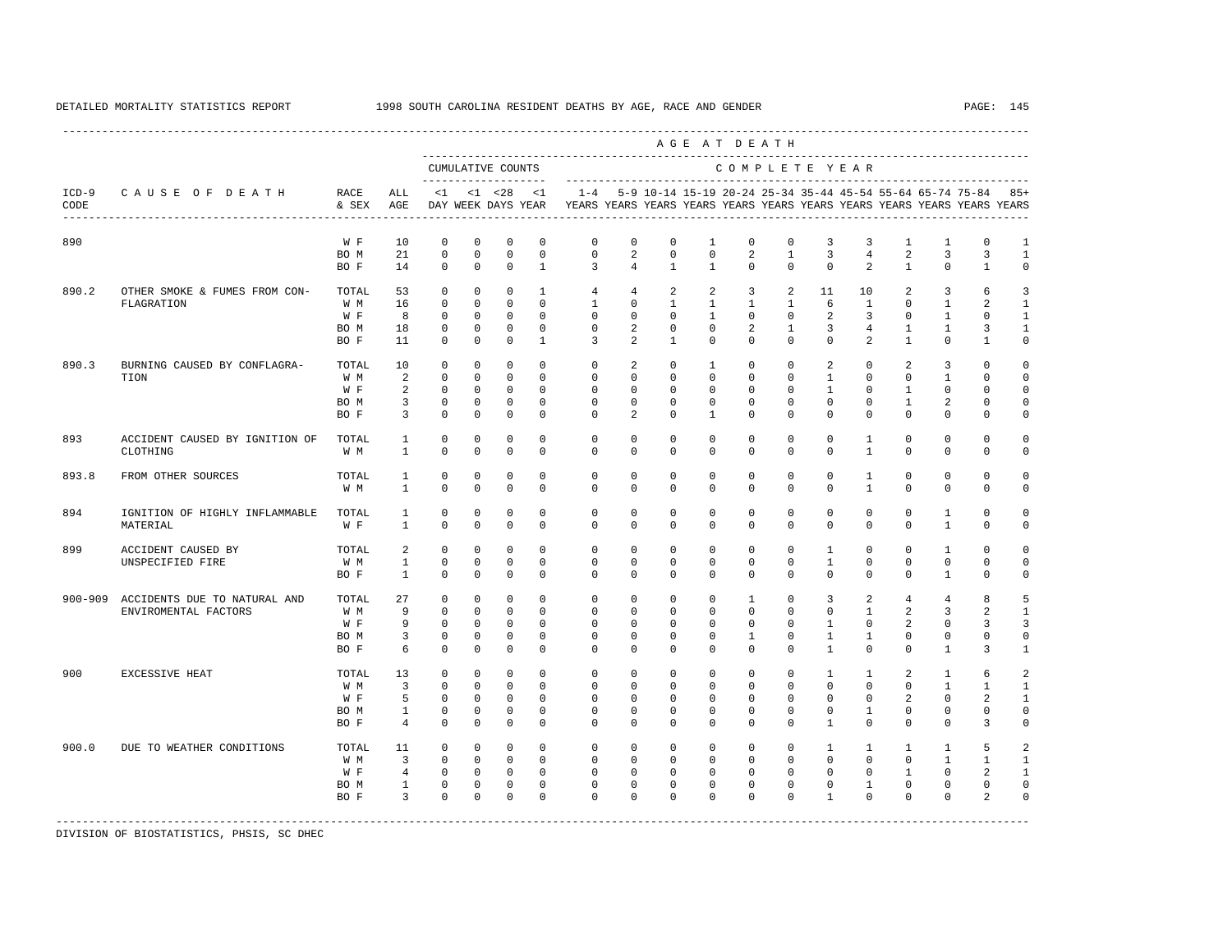DETAILED MORTALITY STATISTICS REPORT 1998 SOUTH CAROLINA RESIDENT DEATHS BY AGE, RACE AND GENDER

| ICD-9 CODE | CAUSE OF DEATH | RACE & SEX | ALL AGE | CUMULATIVE COUNTS <1 DAY | <1 WEEK | <28 DAYS | <1 YEAR | 1-4 YEARS | 5-9 YEARS | 10-14 YEARS | 15-19 YEARS | 20-24 YEARS | 25-34 YEARS | 35-44 YEARS | 45-54 YEARS | 55-64 YEARS | 65-74 YEARS | 75-84 YEARS | 85+ YEARS |
|---|---|---|---|---|---|---|---|---|---|---|---|---|---|---|---|---|---|---|---|
| 890 | | W F | 10 | 0 | 0 | 0 | 0 | 0 | 0 | 0 | 1 | 0 | 0 | 3 | 3 | 1 | 1 | 0 | 1 |
| | | BO M | 21 | 0 | 0 | 0 | 0 | 0 | 2 | 0 | 0 | 2 | 1 | 3 | 4 | 2 | 3 | 3 | 1 |
| | | BO F | 14 | 0 | 0 | 0 | 1 | 3 | 4 | 1 | 1 | 0 | 0 | 0 | 2 | 1 | 0 | 1 | 0 |
| 890.2 | OTHER SMOKE & FUMES FROM CONFLAGRATION | TOTAL | 53 | 0 | 0 | 0 | 1 | 4 | 4 | 2 | 2 | 3 | 2 | 11 | 10 | 2 | 3 | 6 | 3 |
| | | W M | 16 | 0 | 0 | 0 | 0 | 1 | 0 | 1 | 1 | 1 | 1 | 6 | 1 | 0 | 1 | 2 | 1 |
| | | W F | 8 | 0 | 0 | 0 | 0 | 0 | 0 | 0 | 1 | 0 | 0 | 2 | 3 | 0 | 1 | 0 | 1 |
| | | BO M | 18 | 0 | 0 | 0 | 0 | 0 | 2 | 0 | 0 | 2 | 1 | 3 | 4 | 1 | 1 | 3 | 1 |
| | | BO F | 11 | 0 | 0 | 0 | 1 | 3 | 2 | 1 | 0 | 0 | 0 | 0 | 2 | 1 | 0 | 1 | 0 |
| 890.3 | BURNING CAUSED BY CONFLAGRATION | TOTAL | 10 | 0 | 0 | 0 | 0 | 0 | 2 | 0 | 1 | 0 | 0 | 2 | 0 | 2 | 3 | 0 | 0 |
| | | W M | 2 | 0 | 0 | 0 | 0 | 0 | 0 | 0 | 0 | 0 | 0 | 1 | 0 | 0 | 1 | 0 | 0 |
| | | W F | 2 | 0 | 0 | 0 | 0 | 0 | 0 | 0 | 0 | 0 | 0 | 1 | 0 | 1 | 0 | 0 | 0 |
| | | BO M | 3 | 0 | 0 | 0 | 0 | 0 | 0 | 0 | 0 | 0 | 0 | 0 | 0 | 1 | 2 | 0 | 0 |
| | | BO F | 3 | 0 | 0 | 0 | 0 | 0 | 2 | 0 | 1 | 0 | 0 | 0 | 0 | 0 | 0 | 0 | 0 |
| 893 | ACCIDENT CAUSED BY IGNITION OF CLOTHING | TOTAL | 1 | 0 | 0 | 0 | 0 | 0 | 0 | 0 | 0 | 0 | 0 | 0 | 1 | 0 | 0 | 0 | 0 |
| | | W M | 1 | 0 | 0 | 0 | 0 | 0 | 0 | 0 | 0 | 0 | 0 | 0 | 1 | 0 | 0 | 0 | 0 |
| 893.8 | FROM OTHER SOURCES | TOTAL | 1 | 0 | 0 | 0 | 0 | 0 | 0 | 0 | 0 | 0 | 0 | 0 | 1 | 0 | 0 | 0 | 0 |
| | | W M | 1 | 0 | 0 | 0 | 0 | 0 | 0 | 0 | 0 | 0 | 0 | 0 | 1 | 0 | 0 | 0 | 0 |
| 894 | IGNITION OF HIGHLY INFLAMMABLE MATERIAL | TOTAL | 1 | 0 | 0 | 0 | 0 | 0 | 0 | 0 | 0 | 0 | 0 | 0 | 0 | 0 | 1 | 0 | 0 |
| | | W F | 1 | 0 | 0 | 0 | 0 | 0 | 0 | 0 | 0 | 0 | 0 | 0 | 0 | 0 | 1 | 0 | 0 |
| 899 | ACCIDENT CAUSED BY UNSPECIFIED FIRE | TOTAL | 2 | 0 | 0 | 0 | 0 | 0 | 0 | 0 | 0 | 0 | 0 | 1 | 0 | 0 | 1 | 0 | 0 |
| | | W M | 1 | 0 | 0 | 0 | 0 | 0 | 0 | 0 | 0 | 0 | 0 | 1 | 0 | 0 | 0 | 0 | 0 |
| | | BO F | 1 | 0 | 0 | 0 | 0 | 0 | 0 | 0 | 0 | 0 | 0 | 0 | 0 | 0 | 1 | 0 | 0 |
| 900-909 | ACCIDENTS DUE TO NATURAL AND ENVIROMENTAL FACTORS | TOTAL | 27 | 0 | 0 | 0 | 0 | 0 | 0 | 0 | 0 | 1 | 0 | 3 | 2 | 4 | 4 | 8 | 5 |
| | | W M | 9 | 0 | 0 | 0 | 0 | 0 | 0 | 0 | 0 | 0 | 0 | 0 | 1 | 2 | 3 | 2 | 1 |
| | | W F | 9 | 0 | 0 | 0 | 0 | 0 | 0 | 0 | 0 | 0 | 0 | 1 | 0 | 2 | 0 | 3 | 3 |
| | | BO M | 3 | 0 | 0 | 0 | 0 | 0 | 0 | 0 | 0 | 1 | 0 | 1 | 1 | 0 | 0 | 0 | 0 |
| | | BO F | 6 | 0 | 0 | 0 | 0 | 0 | 0 | 0 | 0 | 0 | 0 | 1 | 0 | 0 | 1 | 3 | 1 |
| 900 | EXCESSIVE HEAT | TOTAL | 13 | 0 | 0 | 0 | 0 | 0 | 0 | 0 | 0 | 0 | 0 | 1 | 1 | 2 | 1 | 6 | 2 |
| | | W M | 3 | 0 | 0 | 0 | 0 | 0 | 0 | 0 | 0 | 0 | 0 | 0 | 0 | 0 | 1 | 1 | 1 |
| | | W F | 5 | 0 | 0 | 0 | 0 | 0 | 0 | 0 | 0 | 0 | 0 | 0 | 0 | 2 | 0 | 2 | 1 |
| | | BO M | 1 | 0 | 0 | 0 | 0 | 0 | 0 | 0 | 0 | 0 | 0 | 0 | 1 | 0 | 0 | 0 | 0 |
| | | BO F | 4 | 0 | 0 | 0 | 0 | 0 | 0 | 0 | 0 | 0 | 0 | 1 | 0 | 0 | 0 | 3 | 0 |
| 900.0 | DUE TO WEATHER CONDITIONS | TOTAL | 11 | 0 | 0 | 0 | 0 | 0 | 0 | 0 | 0 | 0 | 0 | 1 | 1 | 1 | 1 | 5 | 2 |
| | | W M | 3 | 0 | 0 | 0 | 0 | 0 | 0 | 0 | 0 | 0 | 0 | 0 | 0 | 0 | 1 | 1 | 1 |
| | | W F | 4 | 0 | 0 | 0 | 0 | 0 | 0 | 0 | 0 | 0 | 0 | 0 | 0 | 1 | 0 | 2 | 1 |
| | | BO M | 1 | 0 | 0 | 0 | 0 | 0 | 0 | 0 | 0 | 0 | 0 | 0 | 1 | 0 | 0 | 0 | 0 |
| | | BO F | 3 | 0 | 0 | 0 | 0 | 0 | 0 | 0 | 0 | 0 | 0 | 1 | 0 | 0 | 0 | 2 | 0 |

DIVISION OF BIOSTATISTICS, PHSIS, SC DHEC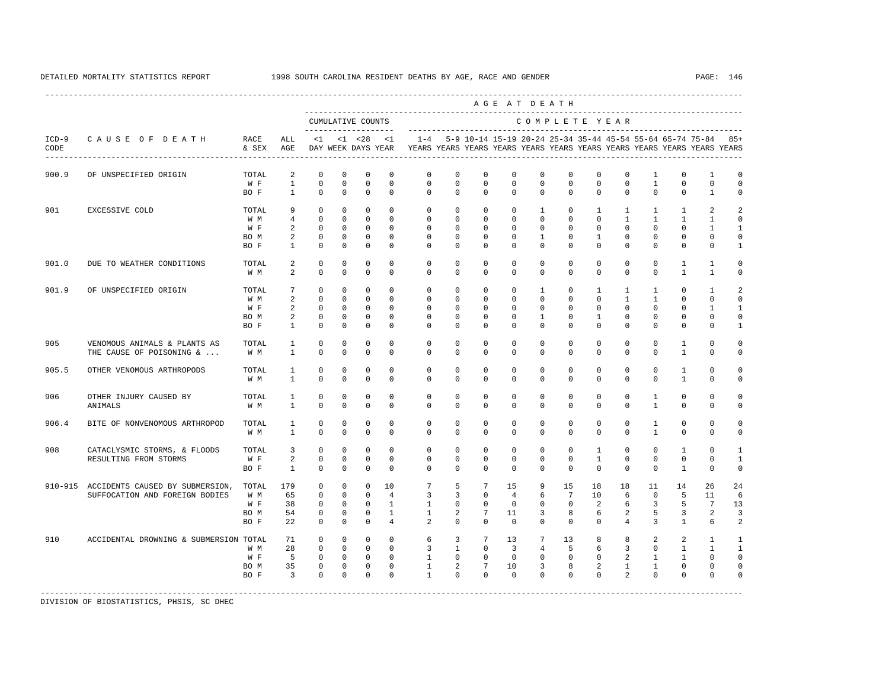DETAILED MORTALITY STATISTICS REPORT 1998 SOUTH CAROLINA RESIDENT DEATHS BY AGE, RACE AND GENDER

| ICD-9 CODE | CAUSE OF DEATH | RACE & SEX | ALL AGE | <1 DAY | <1 WEEK | <28 DAYS | <1 YEAR | 1-4 YEARS | 5-9 YEARS | 10-14 YEARS | 15-19 YEARS | 20-24 YEARS | 25-34 YEARS | 35-44 YEARS | 45-54 YEARS | 55-64 YEARS | 65-74 YEARS | 75-84 YEARS | 85+ YEARS |
|---|---|---|---|---|---|---|---|---|---|---|---|---|---|---|---|---|---|---|---|
| | | | | CUMULATIVE COUNTS | | | | COMPLETE YEAR | | | | | | | | | | | |
| 900.9 | OF UNSPECIFIED ORIGIN | TOTAL | 2 | 0 | 0 | 0 | 0 | 0 | 0 | 0 | 0 | 0 | 0 | 0 | 0 | 1 | 0 | 1 | 0 |
| | | W F | 1 | 0 | 0 | 0 | 0 | 0 | 0 | 0 | 0 | 0 | 0 | 0 | 0 | 1 | 0 | 0 | 0 |
| | | BO F | 1 | 0 | 0 | 0 | 0 | 0 | 0 | 0 | 0 | 0 | 0 | 0 | 0 | 0 | 0 | 1 | 0 |
| 901 | EXCESSIVE COLD | TOTAL | 9 | 0 | 0 | 0 | 0 | 0 | 0 | 0 | 0 | 1 | 0 | 1 | 1 | 1 | 1 | 2 | 2 |
| | | W M | 4 | 0 | 0 | 0 | 0 | 0 | 0 | 0 | 0 | 0 | 0 | 0 | 1 | 1 | 1 | 1 | 0 |
| | | W F | 2 | 0 | 0 | 0 | 0 | 0 | 0 | 0 | 0 | 0 | 0 | 0 | 0 | 0 | 0 | 1 | 1 |
| | | BO M | 2 | 0 | 0 | 0 | 0 | 0 | 0 | 0 | 0 | 1 | 0 | 1 | 0 | 0 | 0 | 0 | 0 |
| | | BO F | 1 | 0 | 0 | 0 | 0 | 0 | 0 | 0 | 0 | 0 | 0 | 0 | 0 | 0 | 0 | 0 | 1 |
| 901.0 | DUE TO WEATHER CONDITIONS | TOTAL | 2 | 0 | 0 | 0 | 0 | 0 | 0 | 0 | 0 | 0 | 0 | 0 | 0 | 0 | 1 | 1 | 0 |
| | | W M | 2 | 0 | 0 | 0 | 0 | 0 | 0 | 0 | 0 | 0 | 0 | 0 | 0 | 0 | 1 | 1 | 0 |
| 901.9 | OF UNSPECIFIED ORIGIN | TOTAL | 7 | 0 | 0 | 0 | 0 | 0 | 0 | 0 | 0 | 1 | 0 | 1 | 1 | 1 | 0 | 1 | 2 |
| | | W M | 2 | 0 | 0 | 0 | 0 | 0 | 0 | 0 | 0 | 0 | 0 | 0 | 1 | 1 | 0 | 0 | 0 |
| | | W F | 2 | 0 | 0 | 0 | 0 | 0 | 0 | 0 | 0 | 0 | 0 | 0 | 0 | 0 | 0 | 1 | 1 |
| | | BO M | 2 | 0 | 0 | 0 | 0 | 0 | 0 | 0 | 0 | 1 | 0 | 1 | 0 | 0 | 0 | 0 | 0 |
| | | BO F | 1 | 0 | 0 | 0 | 0 | 0 | 0 | 0 | 0 | 0 | 0 | 0 | 0 | 0 | 0 | 0 | 1 |
| 905 | VENOMOUS ANIMALS & PLANTS AS THE CAUSE OF POISONING & ... | TOTAL | 1 | 0 | 0 | 0 | 0 | 0 | 0 | 0 | 0 | 0 | 0 | 0 | 0 | 0 | 1 | 0 | 0 |
| | | W M | 1 | 0 | 0 | 0 | 0 | 0 | 0 | 0 | 0 | 0 | 0 | 0 | 0 | 0 | 1 | 0 | 0 |
| 905.5 | OTHER VENOMOUS ARTHROPODS | TOTAL | 1 | 0 | 0 | 0 | 0 | 0 | 0 | 0 | 0 | 0 | 0 | 0 | 0 | 0 | 1 | 0 | 0 |
| | | W M | 1 | 0 | 0 | 0 | 0 | 0 | 0 | 0 | 0 | 0 | 0 | 0 | 0 | 0 | 1 | 0 | 0 |
| 906 | OTHER INJURY CAUSED BY ANIMALS | TOTAL | 1 | 0 | 0 | 0 | 0 | 0 | 0 | 0 | 0 | 0 | 0 | 0 | 0 | 1 | 0 | 0 | 0 |
| | | W M | 1 | 0 | 0 | 0 | 0 | 0 | 0 | 0 | 0 | 0 | 0 | 0 | 0 | 1 | 0 | 0 | 0 |
| 906.4 | BITE OF NONVENOMOUS ARTHROPOD | TOTAL | 1 | 0 | 0 | 0 | 0 | 0 | 0 | 0 | 0 | 0 | 0 | 0 | 0 | 1 | 0 | 0 | 0 |
| | | W M | 1 | 0 | 0 | 0 | 0 | 0 | 0 | 0 | 0 | 0 | 0 | 0 | 0 | 1 | 0 | 0 | 0 |
| 908 | CATACLYSMIC STORMS, & FLOODS RESULTING FROM STORMS | TOTAL | 3 | 0 | 0 | 0 | 0 | 0 | 0 | 0 | 0 | 0 | 0 | 1 | 0 | 0 | 1 | 0 | 1 |
| | | W F | 2 | 0 | 0 | 0 | 0 | 0 | 0 | 0 | 0 | 0 | 0 | 1 | 0 | 0 | 0 | 0 | 1 |
| | | BO F | 1 | 0 | 0 | 0 | 0 | 0 | 0 | 0 | 0 | 0 | 0 | 0 | 0 | 0 | 1 | 0 | 0 |
| 910-915 | ACCIDENTS CAUSED BY SUBMERSION, SUFFOCATION AND FOREIGN BODIES | TOTAL | 179 | 0 | 0 | 0 | 10 | 7 | 5 | 7 | 15 | 9 | 15 | 18 | 18 | 11 | 14 | 26 | 24 |
| | | W M | 65 | 0 | 0 | 0 | 4 | 3 | 3 | 0 | 4 | 6 | 7 | 10 | 6 | 0 | 5 | 11 | 6 |
| | | W F | 38 | 0 | 0 | 0 | 1 | 1 | 0 | 0 | 0 | 0 | 0 | 2 | 6 | 3 | 5 | 7 | 13 |
| | | BO M | 54 | 0 | 0 | 0 | 1 | 1 | 2 | 7 | 11 | 3 | 8 | 6 | 2 | 5 | 3 | 2 | 3 |
| | | BO F | 22 | 0 | 0 | 0 | 4 | 2 | 0 | 0 | 0 | 0 | 0 | 0 | 4 | 3 | 1 | 6 | 2 |
| 910 | ACCIDENTAL DROWNING & SUBMERSION | TOTAL | 71 | 0 | 0 | 0 | 0 | 6 | 3 | 7 | 13 | 7 | 13 | 8 | 8 | 2 | 2 | 1 | 1 |
| | | W M | 28 | 0 | 0 | 0 | 0 | 3 | 1 | 0 | 3 | 4 | 5 | 6 | 3 | 0 | 1 | 1 | 1 |
| | | W F | 5 | 0 | 0 | 0 | 0 | 1 | 0 | 0 | 0 | 0 | 0 | 0 | 2 | 1 | 1 | 0 | 0 |
| | | BO M | 35 | 0 | 0 | 0 | 0 | 1 | 2 | 7 | 10 | 3 | 8 | 2 | 1 | 1 | 0 | 0 | 0 |
| | | BO F | 3 | 0 | 0 | 0 | 0 | 1 | 0 | 0 | 0 | 0 | 0 | 0 | 2 | 0 | 0 | 0 | 0 |

DIVISION OF BIOSTATISTICS, PHSIS, SC DHEC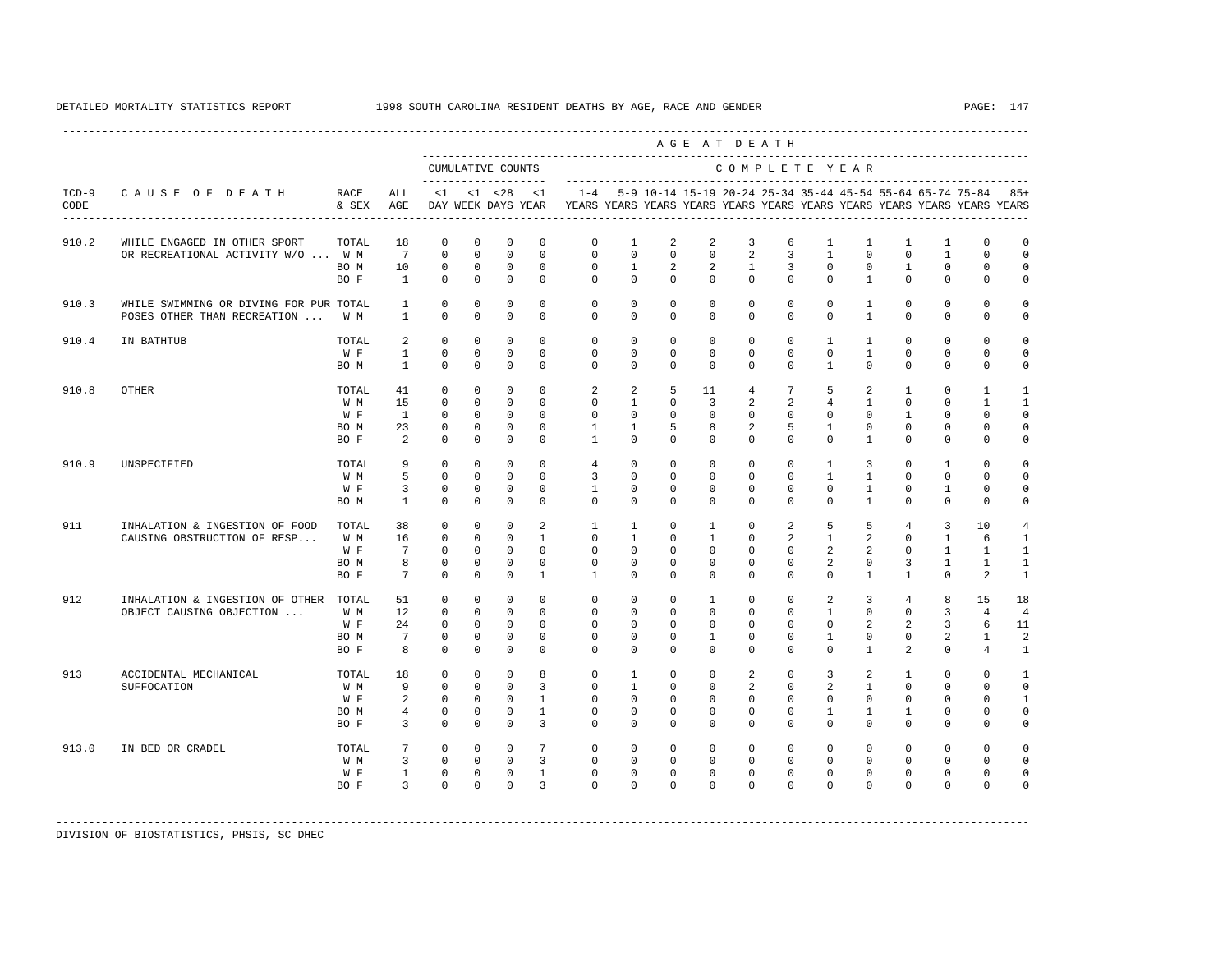DETAILED MORTALITY STATISTICS REPORT 1998 SOUTH CAROLINA RESIDENT DEATHS BY AGE, RACE AND GENDER

| ICD-9 CODE | CAUSE OF DEATH | RACE & SEX | ALL AGE | CUMULATIVE COUNTS <1 DAY | <1 WEEK | <28 DAYS | <1 YEAR | 1-4 YEARS | 5-9 YEARS | 10-14 YEARS | 15-19 YEARS | 20-24 YEARS | 25-34 YEARS | 35-44 YEARS | 45-54 YEARS | 55-64 YEARS | 65-74 YEARS | 75-84 YEARS | 85+ YEARS |
|---|---|---|---|---|---|---|---|---|---|---|---|---|---|---|---|---|---|---|---|
| 910.2 | WHILE ENGAGED IN OTHER SPORT | TOTAL | 18 | 0 | 0 | 0 | 0 | 0 | 1 | 2 | 2 | 3 | 6 | 1 | 1 | 1 | 1 | 0 | 0 |
| | OR RECREATIONAL ACTIVITY W/O ... | W M | 7 | 0 | 0 | 0 | 0 | 0 | 0 | 0 | 0 | 2 | 3 | 1 | 0 | 0 | 1 | 0 | 0 |
| | | BO M | 10 | 0 | 0 | 0 | 0 | 0 | 1 | 2 | 2 | 1 | 3 | 0 | 0 | 1 | 0 | 0 | 0 |
| | | BO F | 1 | 0 | 0 | 0 | 0 | 0 | 0 | 0 | 0 | 0 | 0 | 0 | 1 | 0 | 0 | 0 | 0 |
| 910.3 | WHILE SWIMMING OR DIVING FOR PUR | TOTAL | 1 | 0 | 0 | 0 | 0 | 0 | 0 | 0 | 0 | 0 | 0 | 0 | 1 | 0 | 0 | 0 | 0 |
| | POSES OTHER THAN RECREATION ... | W M | 1 | 0 | 0 | 0 | 0 | 0 | 0 | 0 | 0 | 0 | 0 | 0 | 1 | 0 | 0 | 0 | 0 |
| 910.4 | IN BATHTUB | TOTAL | 2 | 0 | 0 | 0 | 0 | 0 | 0 | 0 | 0 | 0 | 0 | 1 | 1 | 0 | 0 | 0 | 0 |
| | | W F | 1 | 0 | 0 | 0 | 0 | 0 | 0 | 0 | 0 | 0 | 0 | 0 | 1 | 0 | 0 | 0 | 0 |
| | | BO M | 1 | 0 | 0 | 0 | 0 | 0 | 0 | 0 | 0 | 0 | 0 | 1 | 0 | 0 | 0 | 0 | 0 |
| 910.8 | OTHER | TOTAL | 41 | 0 | 0 | 0 | 0 | 2 | 2 | 5 | 11 | 4 | 7 | 5 | 2 | 1 | 0 | 1 | 1 |
| | | W M | 15 | 0 | 0 | 0 | 0 | 0 | 1 | 0 | 3 | 2 | 2 | 4 | 1 | 0 | 0 | 1 | 1 |
| | | W F | 1 | 0 | 0 | 0 | 0 | 0 | 0 | 0 | 0 | 0 | 0 | 0 | 0 | 1 | 0 | 0 | 0 |
| | | BO M | 23 | 0 | 0 | 0 | 0 | 1 | 1 | 5 | 8 | 2 | 5 | 1 | 0 | 0 | 0 | 0 | 0 |
| | | BO F | 2 | 0 | 0 | 0 | 0 | 1 | 0 | 0 | 0 | 0 | 0 | 0 | 1 | 0 | 0 | 0 | 0 |
| 910.9 | UNSPECIFIED | TOTAL | 9 | 0 | 0 | 0 | 0 | 4 | 0 | 0 | 0 | 0 | 0 | 1 | 3 | 0 | 1 | 0 | 0 |
| | | W M | 5 | 0 | 0 | 0 | 0 | 3 | 0 | 0 | 0 | 0 | 0 | 1 | 1 | 0 | 0 | 0 | 0 |
| | | W F | 3 | 0 | 0 | 0 | 0 | 1 | 0 | 0 | 0 | 0 | 0 | 0 | 1 | 0 | 1 | 0 | 0 |
| | | BO M | 1 | 0 | 0 | 0 | 0 | 0 | 0 | 0 | 0 | 0 | 0 | 0 | 1 | 0 | 0 | 0 | 0 |
| 911 | INHALATION & INGESTION OF FOOD | TOTAL | 38 | 0 | 0 | 0 | 2 | 1 | 1 | 0 | 1 | 0 | 2 | 5 | 5 | 4 | 3 | 10 | 4 |
| | CAUSING OBSTRUCTION OF RESP... | W M | 16 | 0 | 0 | 0 | 1 | 0 | 1 | 0 | 1 | 0 | 2 | 1 | 2 | 0 | 1 | 6 | 1 |
| | | W F | 7 | 0 | 0 | 0 | 0 | 0 | 0 | 0 | 0 | 0 | 0 | 2 | 2 | 0 | 1 | 1 | 1 |
| | | BO M | 8 | 0 | 0 | 0 | 0 | 0 | 0 | 0 | 0 | 0 | 0 | 2 | 0 | 3 | 1 | 1 | 1 |
| | | BO F | 7 | 0 | 0 | 0 | 1 | 1 | 0 | 0 | 0 | 0 | 0 | 0 | 1 | 1 | 0 | 2 | 1 |
| 912 | INHALATION & INGESTION OF OTHER | TOTAL | 51 | 0 | 0 | 0 | 0 | 0 | 0 | 0 | 1 | 0 | 0 | 2 | 3 | 4 | 8 | 15 | 18 |
| | OBJECT CAUSING OBJECTION ... | W M | 12 | 0 | 0 | 0 | 0 | 0 | 0 | 0 | 0 | 0 | 0 | 1 | 0 | 0 | 3 | 4 | 4 |
| | | W F | 24 | 0 | 0 | 0 | 0 | 0 | 0 | 0 | 0 | 0 | 0 | 0 | 2 | 2 | 3 | 6 | 11 |
| | | BO M | 7 | 0 | 0 | 0 | 0 | 0 | 0 | 0 | 1 | 0 | 0 | 1 | 0 | 0 | 2 | 1 | 2 |
| | | BO F | 8 | 0 | 0 | 0 | 0 | 0 | 0 | 0 | 0 | 0 | 0 | 0 | 1 | 2 | 0 | 4 | 1 |
| 913 | ACCIDENTAL MECHANICAL | TOTAL | 18 | 0 | 0 | 0 | 8 | 0 | 1 | 0 | 0 | 2 | 0 | 3 | 2 | 1 | 0 | 0 | 1 |
| | SUFFOCATION | W M | 9 | 0 | 0 | 0 | 3 | 0 | 1 | 0 | 0 | 2 | 0 | 2 | 1 | 0 | 0 | 0 | 0 |
| | | W F | 2 | 0 | 0 | 0 | 1 | 0 | 0 | 0 | 0 | 0 | 0 | 0 | 0 | 0 | 0 | 0 | 1 |
| | | BO M | 4 | 0 | 0 | 0 | 1 | 0 | 0 | 0 | 0 | 0 | 0 | 1 | 1 | 1 | 0 | 0 | 0 |
| | | BO F | 3 | 0 | 0 | 0 | 3 | 0 | 0 | 0 | 0 | 0 | 0 | 0 | 0 | 0 | 0 | 0 | 0 |
| 913.0 | IN BED OR CRADEL | TOTAL | 7 | 0 | 0 | 0 | 7 | 0 | 0 | 0 | 0 | 0 | 0 | 0 | 0 | 0 | 0 | 0 | 0 |
| | | W M | 3 | 0 | 0 | 0 | 3 | 0 | 0 | 0 | 0 | 0 | 0 | 0 | 0 | 0 | 0 | 0 | 0 |
| | | W F | 1 | 0 | 0 | 0 | 1 | 0 | 0 | 0 | 0 | 0 | 0 | 0 | 0 | 0 | 0 | 0 | 0 |
| | | BO F | 3 | 0 | 0 | 0 | 3 | 0 | 0 | 0 | 0 | 0 | 0 | 0 | 0 | 0 | 0 | 0 | 0 |

DIVISION OF BIOSTATISTICS, PHSIS, SC DHEC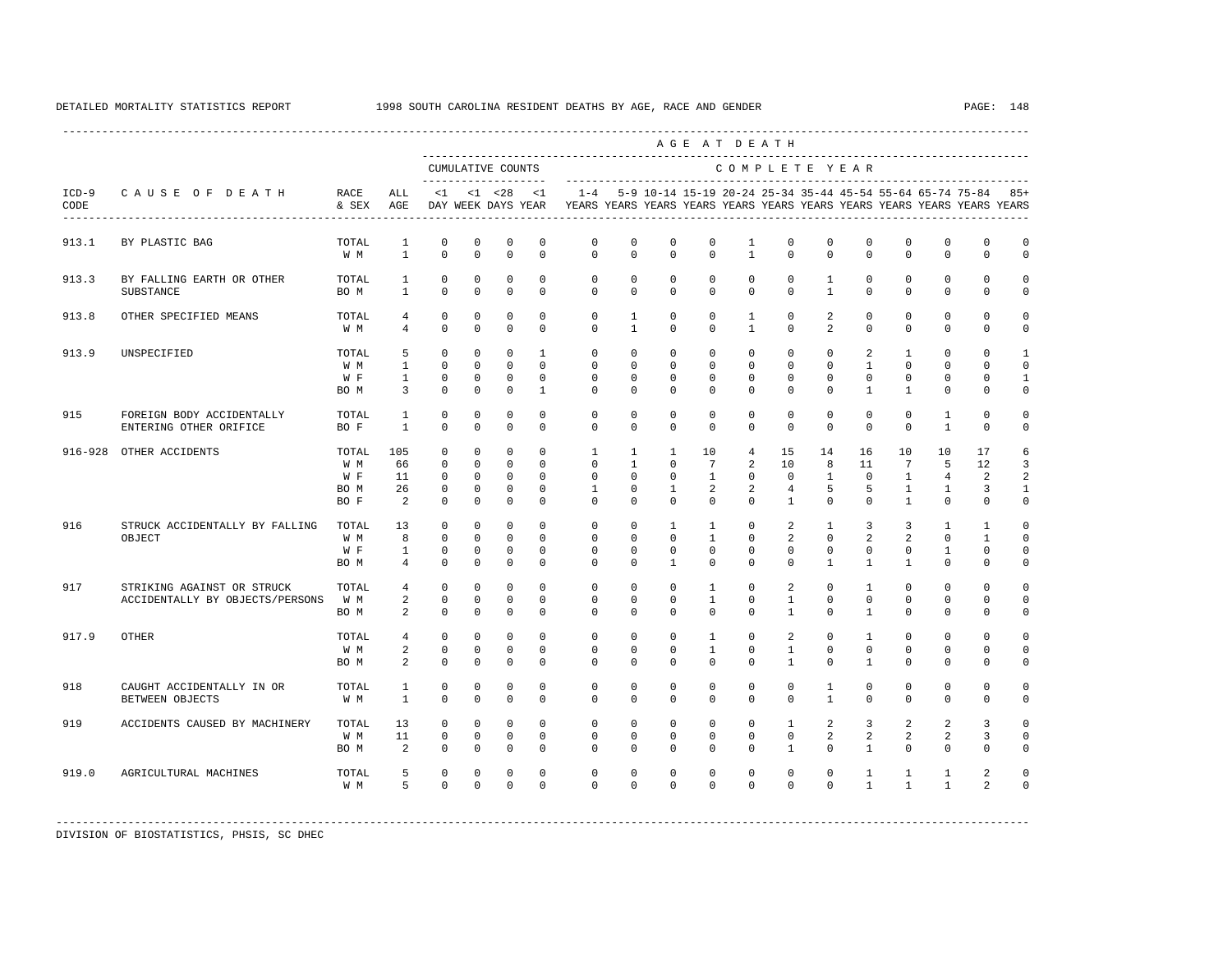DETAILED MORTALITY STATISTICS REPORT 1998 SOUTH CAROLINA RESIDENT DEATHS BY AGE, RACE AND GENDER

| ICD-9 CODE | CAUSE OF DEATH | RACE & SEX | ALL AGE | <1 DAY | <1 WEEK | <28 DAYS | <1 YEAR | 1-4 YEARS | 5-9 YEARS | 10-14 YEARS | 15-19 YEARS | 20-24 YEARS | 25-34 YEARS | 35-44 YEARS | 45-54 YEARS | 55-64 YEARS | 65-74 YEARS | 75-84 YEARS | 85+ YEARS |
|---|---|---|---|---|---|---|---|---|---|---|---|---|---|---|---|---|---|---|---|
| 913.1 | BY PLASTIC BAG | TOTAL | 1 | 0 | 0 | 0 | 0 | 0 | 0 | 0 | 0 | 1 | 0 | 0 | 0 | 0 | 0 | 0 | 0 |
| | | W M | 1 | 0 | 0 | 0 | 0 | 0 | 0 | 0 | 0 | 1 | 0 | 0 | 0 | 0 | 0 | 0 | 0 |
| 913.3 | BY FALLING EARTH OR OTHER SUBSTANCE | TOTAL | 1 | 0 | 0 | 0 | 0 | 0 | 0 | 0 | 0 | 0 | 0 | 1 | 0 | 0 | 0 | 0 | 0 |
| | | BO M | 1 | 0 | 0 | 0 | 0 | 0 | 0 | 0 | 0 | 0 | 0 | 1 | 0 | 0 | 0 | 0 | 0 |
| 913.8 | OTHER SPECIFIED MEANS | TOTAL | 4 | 0 | 0 | 0 | 0 | 0 | 1 | 0 | 0 | 1 | 0 | 2 | 0 | 0 | 0 | 0 | 0 |
| | | W M | 4 | 0 | 0 | 0 | 0 | 0 | 1 | 0 | 0 | 1 | 0 | 2 | 0 | 0 | 0 | 0 | 0 |
| 913.9 | UNSPECIFIED | TOTAL | 5 | 0 | 0 | 0 | 1 | 0 | 0 | 0 | 0 | 0 | 0 | 0 | 2 | 1 | 0 | 0 | 1 |
| | | W M | 1 | 0 | 0 | 0 | 0 | 0 | 0 | 0 | 0 | 0 | 0 | 0 | 1 | 0 | 0 | 0 | 0 |
| | | W F | 1 | 0 | 0 | 0 | 0 | 0 | 0 | 0 | 0 | 0 | 0 | 0 | 0 | 0 | 0 | 0 | 1 |
| | | BO M | 3 | 0 | 0 | 0 | 1 | 0 | 0 | 0 | 0 | 0 | 0 | 0 | 1 | 1 | 0 | 0 | 0 |
| 915 | FOREIGN BODY ACCIDENTALLY ENTERING OTHER ORIFICE | TOTAL | 1 | 0 | 0 | 0 | 0 | 0 | 0 | 0 | 0 | 0 | 0 | 0 | 0 | 0 | 1 | 0 | 0 |
| | | BO F | 1 | 0 | 0 | 0 | 0 | 0 | 0 | 0 | 0 | 0 | 0 | 0 | 0 | 0 | 1 | 0 | 0 |
| 916-928 | OTHER ACCIDENTS | TOTAL | 105 | 0 | 0 | 0 | 0 | 1 | 1 | 1 | 10 | 4 | 15 | 14 | 16 | 10 | 10 | 17 | 6 |
| | | W M | 66 | 0 | 0 | 0 | 0 | 0 | 1 | 0 | 7 | 2 | 10 | 8 | 11 | 7 | 5 | 12 | 3 |
| | | W F | 11 | 0 | 0 | 0 | 0 | 0 | 0 | 0 | 1 | 0 | 0 | 1 | 0 | 1 | 4 | 2 | 2 |
| | | BO M | 26 | 0 | 0 | 0 | 0 | 1 | 0 | 1 | 2 | 2 | 4 | 5 | 5 | 1 | 1 | 3 | 1 |
| | | BO F | 2 | 0 | 0 | 0 | 0 | 0 | 0 | 0 | 0 | 0 | 1 | 0 | 0 | 1 | 0 | 0 | 0 |
| 916 | STRUCK ACCIDENTALLY BY FALLING OBJECT | TOTAL | 13 | 0 | 0 | 0 | 0 | 0 | 0 | 1 | 1 | 0 | 2 | 1 | 3 | 3 | 1 | 1 | 0 |
| | | W M | 8 | 0 | 0 | 0 | 0 | 0 | 0 | 0 | 1 | 0 | 2 | 0 | 2 | 2 | 0 | 1 | 0 |
| | | W F | 1 | 0 | 0 | 0 | 0 | 0 | 0 | 0 | 0 | 0 | 0 | 0 | 0 | 0 | 1 | 0 | 0 |
| | | BO M | 4 | 0 | 0 | 0 | 0 | 0 | 0 | 1 | 0 | 0 | 0 | 1 | 1 | 1 | 0 | 0 | 0 |
| 917 | STRIKING AGAINST OR STRUCK ACCIDENTALLY BY OBJECTS/PERSONS | TOTAL | 4 | 0 | 0 | 0 | 0 | 0 | 0 | 0 | 1 | 0 | 2 | 0 | 1 | 0 | 0 | 0 | 0 |
| | | W M | 2 | 0 | 0 | 0 | 0 | 0 | 0 | 0 | 1 | 0 | 1 | 0 | 0 | 0 | 0 | 0 | 0 |
| | | BO M | 2 | 0 | 0 | 0 | 0 | 0 | 0 | 0 | 0 | 0 | 1 | 0 | 1 | 0 | 0 | 0 | 0 |
| 917.9 | OTHER | TOTAL | 4 | 0 | 0 | 0 | 0 | 0 | 0 | 0 | 1 | 0 | 2 | 0 | 1 | 0 | 0 | 0 | 0 |
| | | W M | 2 | 0 | 0 | 0 | 0 | 0 | 0 | 0 | 1 | 0 | 1 | 0 | 0 | 0 | 0 | 0 | 0 |
| | | BO M | 2 | 0 | 0 | 0 | 0 | 0 | 0 | 0 | 0 | 0 | 1 | 0 | 1 | 0 | 0 | 0 | 0 |
| 918 | CAUGHT ACCIDENTALLY IN OR BETWEEN OBJECTS | TOTAL | 1 | 0 | 0 | 0 | 0 | 0 | 0 | 0 | 0 | 0 | 0 | 1 | 0 | 0 | 0 | 0 | 0 |
| | | W M | 1 | 0 | 0 | 0 | 0 | 0 | 0 | 0 | 0 | 0 | 0 | 1 | 0 | 0 | 0 | 0 | 0 |
| 919 | ACCIDENTS CAUSED BY MACHINERY | TOTAL | 13 | 0 | 0 | 0 | 0 | 0 | 0 | 0 | 0 | 0 | 1 | 2 | 3 | 2 | 2 | 3 | 0 |
| | | W M | 11 | 0 | 0 | 0 | 0 | 0 | 0 | 0 | 0 | 0 | 0 | 2 | 2 | 2 | 2 | 3 | 0 |
| | | BO M | 2 | 0 | 0 | 0 | 0 | 0 | 0 | 0 | 0 | 0 | 1 | 0 | 1 | 0 | 0 | 0 | 0 |
| 919.0 | AGRICULTURAL MACHINES | TOTAL | 5 | 0 | 0 | 0 | 0 | 0 | 0 | 0 | 0 | 0 | 0 | 0 | 1 | 1 | 1 | 2 | 0 |
| | | W M | 5 | 0 | 0 | 0 | 0 | 0 | 0 | 0 | 0 | 0 | 0 | 0 | 1 | 1 | 1 | 2 | 0 |

DIVISION OF BIOSTATISTICS, PHSIS, SC DHEC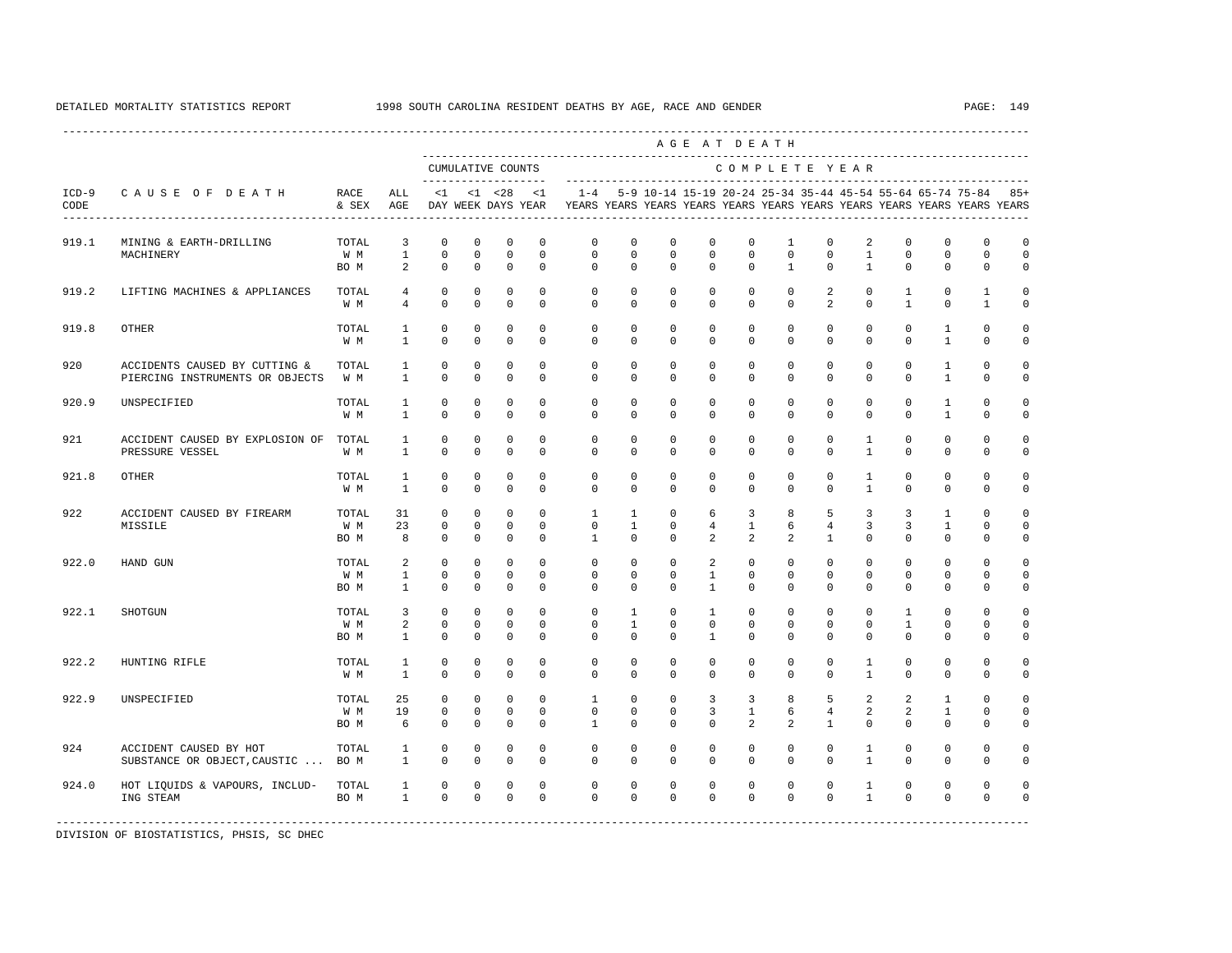DETAILED MORTALITY STATISTICS REPORT 1998 SOUTH CAROLINA RESIDENT DEATHS BY AGE, RACE AND GENDER

| ICD-9 CODE | CAUSE OF DEATH | RACE & SEX | ALL AGE | <1 DAY | <1 WEEK | <28 DAYS | <1 YEAR | 1-4 YEARS | 5-9 YEARS | 10-14 YEARS | 15-19 YEARS | 20-24 YEARS | 25-34 YEARS | 35-44 YEARS | 45-54 YEARS | 55-64 YEARS | 65-74 YEARS | 75-84 YEARS | 85+ YEARS |
|---|---|---|---|---|---|---|---|---|---|---|---|---|---|---|---|---|---|---|---|
| | | | | CUMULATIVE COUNTS | | | | COMPLETE YEAR | | | | | | | | | | | |
| 919.1 | MINING & EARTH-DRILLING | TOTAL | 3 | 0 | 0 | 0 | 0 | 0 | 0 | 0 | 0 | 0 | 1 | 0 | 2 | 0 | 0 | 0 | 0 |
| | MACHINERY | W M | 1 | 0 | 0 | 0 | 0 | 0 | 0 | 0 | 0 | 0 | 0 | 0 | 1 | 0 | 0 | 0 | 0 |
| | | BO M | 2 | 0 | 0 | 0 | 0 | 0 | 0 | 0 | 0 | 0 | 1 | 0 | 1 | 0 | 0 | 0 | 0 |
| 919.2 | LIFTING MACHINES & APPLIANCES | TOTAL | 4 | 0 | 0 | 0 | 0 | 0 | 0 | 0 | 0 | 0 | 0 | 2 | 0 | 1 | 0 | 1 | 0 |
| | | W M | 4 | 0 | 0 | 0 | 0 | 0 | 0 | 0 | 0 | 0 | 0 | 2 | 0 | 1 | 0 | 1 | 0 |
| 919.8 | OTHER | TOTAL | 1 | 0 | 0 | 0 | 0 | 0 | 0 | 0 | 0 | 0 | 0 | 0 | 0 | 0 | 1 | 0 | 0 |
| | | W M | 1 | 0 | 0 | 0 | 0 | 0 | 0 | 0 | 0 | 0 | 0 | 0 | 0 | 0 | 1 | 0 | 0 |
| 920 | ACCIDENTS CAUSED BY CUTTING & | TOTAL | 1 | 0 | 0 | 0 | 0 | 0 | 0 | 0 | 0 | 0 | 0 | 0 | 0 | 0 | 1 | 0 | 0 |
| | PIERCING INSTRUMENTS OR OBJECTS | W M | 1 | 0 | 0 | 0 | 0 | 0 | 0 | 0 | 0 | 0 | 0 | 0 | 0 | 0 | 1 | 0 | 0 |
| 920.9 | UNSPECIFIED | TOTAL | 1 | 0 | 0 | 0 | 0 | 0 | 0 | 0 | 0 | 0 | 0 | 0 | 0 | 0 | 1 | 0 | 0 |
| | | W M | 1 | 0 | 0 | 0 | 0 | 0 | 0 | 0 | 0 | 0 | 0 | 0 | 0 | 0 | 1 | 0 | 0 |
| 921 | ACCIDENT CAUSED BY EXPLOSION OF | TOTAL | 1 | 0 | 0 | 0 | 0 | 0 | 0 | 0 | 0 | 0 | 0 | 0 | 1 | 0 | 0 | 0 | 0 |
| | PRESSURE VESSEL | W M | 1 | 0 | 0 | 0 | 0 | 0 | 0 | 0 | 0 | 0 | 0 | 0 | 1 | 0 | 0 | 0 | 0 |
| 921.8 | OTHER | TOTAL | 1 | 0 | 0 | 0 | 0 | 0 | 0 | 0 | 0 | 0 | 0 | 0 | 1 | 0 | 0 | 0 | 0 |
| | | W M | 1 | 0 | 0 | 0 | 0 | 0 | 0 | 0 | 0 | 0 | 0 | 0 | 1 | 0 | 0 | 0 | 0 |
| 922 | ACCIDENT CAUSED BY FIREARM | TOTAL | 31 | 0 | 0 | 0 | 0 | 1 | 1 | 0 | 6 | 3 | 8 | 5 | 3 | 3 | 1 | 0 | 0 |
| | MISSILE | W M | 23 | 0 | 0 | 0 | 0 | 0 | 1 | 0 | 4 | 1 | 6 | 4 | 3 | 3 | 1 | 0 | 0 |
| | | BO M | 8 | 0 | 0 | 0 | 0 | 1 | 0 | 0 | 2 | 2 | 2 | 1 | 0 | 0 | 0 | 0 | 0 |
| 922.0 | HAND GUN | TOTAL | 2 | 0 | 0 | 0 | 0 | 0 | 0 | 0 | 2 | 0 | 0 | 0 | 0 | 0 | 0 | 0 | 0 |
| | | W M | 1 | 0 | 0 | 0 | 0 | 0 | 0 | 0 | 1 | 0 | 0 | 0 | 0 | 0 | 0 | 0 | 0 |
| | | BO M | 1 | 0 | 0 | 0 | 0 | 0 | 0 | 0 | 1 | 0 | 0 | 0 | 0 | 0 | 0 | 0 | 0 |
| 922.1 | SHOTGUN | TOTAL | 3 | 0 | 0 | 0 | 0 | 0 | 1 | 0 | 1 | 0 | 0 | 0 | 0 | 1 | 0 | 0 | 0 |
| | | W M | 2 | 0 | 0 | 0 | 0 | 0 | 1 | 0 | 0 | 0 | 0 | 0 | 0 | 1 | 0 | 0 | 0 |
| | | BO M | 1 | 0 | 0 | 0 | 0 | 0 | 0 | 0 | 1 | 0 | 0 | 0 | 0 | 0 | 0 | 0 | 0 |
| 922.2 | HUNTING RIFLE | TOTAL | 1 | 0 | 0 | 0 | 0 | 0 | 0 | 0 | 0 | 0 | 0 | 0 | 1 | 0 | 0 | 0 | 0 |
| | | W M | 1 | 0 | 0 | 0 | 0 | 0 | 0 | 0 | 0 | 0 | 0 | 0 | 1 | 0 | 0 | 0 | 0 |
| 922.9 | UNSPECIFIED | TOTAL | 25 | 0 | 0 | 0 | 0 | 1 | 0 | 0 | 3 | 3 | 8 | 5 | 2 | 2 | 1 | 0 | 0 |
| | | W M | 19 | 0 | 0 | 0 | 0 | 0 | 0 | 0 | 3 | 1 | 6 | 4 | 2 | 2 | 1 | 0 | 0 |
| | | BO M | 6 | 0 | 0 | 0 | 0 | 1 | 0 | 0 | 0 | 2 | 2 | 1 | 0 | 0 | 0 | 0 | 0 |
| 924 | ACCIDENT CAUSED BY HOT | TOTAL | 1 | 0 | 0 | 0 | 0 | 0 | 0 | 0 | 0 | 0 | 0 | 0 | 1 | 0 | 0 | 0 | 0 |
| | SUBSTANCE OR OBJECT,CAUSTIC ... | BO M | 1 | 0 | 0 | 0 | 0 | 0 | 0 | 0 | 0 | 0 | 0 | 0 | 1 | 0 | 0 | 0 | 0 |
| 924.0 | HOT LIQUIDS & VAPOURS, INCLUD- | TOTAL | 1 | 0 | 0 | 0 | 0 | 0 | 0 | 0 | 0 | 0 | 0 | 0 | 1 | 0 | 0 | 0 | 0 |
| | ING STEAM | BO M | 1 | 0 | 0 | 0 | 0 | 0 | 0 | 0 | 0 | 0 | 0 | 0 | 1 | 0 | 0 | 0 | 0 |

DIVISION OF BIOSTATISTICS, PHSIS, SC DHEC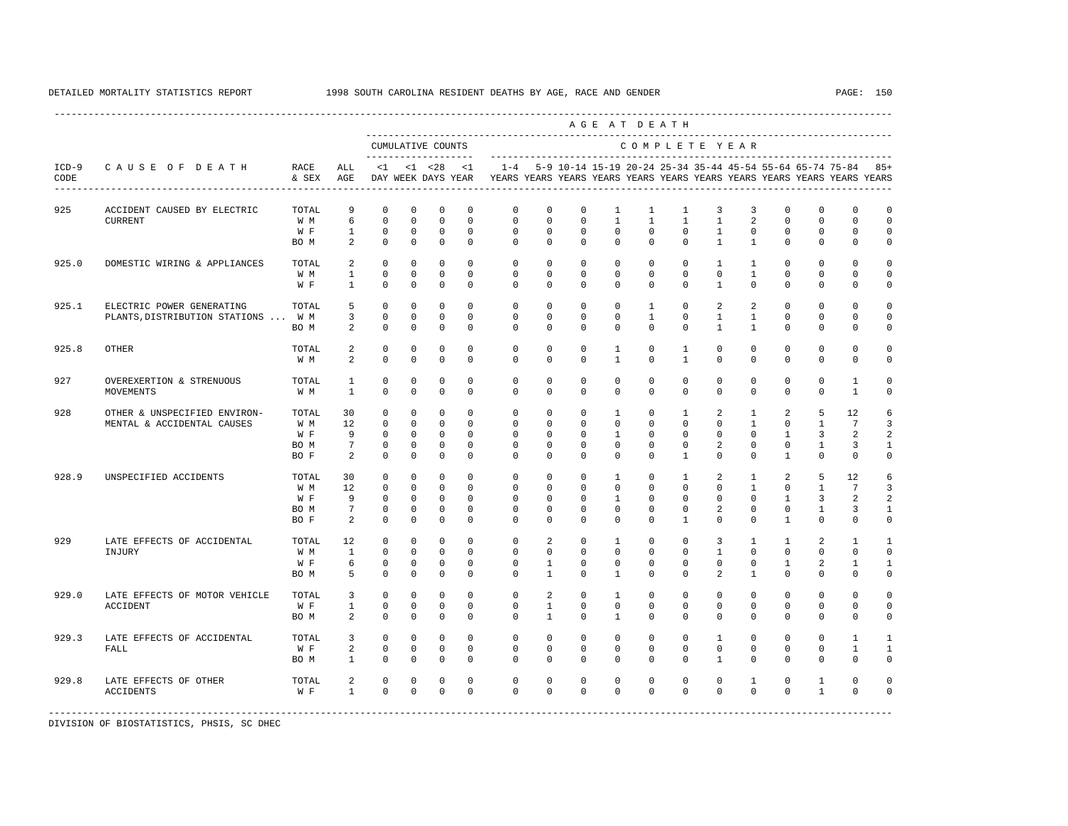DETAILED MORTALITY STATISTICS REPORT 1998 SOUTH CAROLINA RESIDENT DEATHS BY AGE, RACE AND GENDER

| ICD-9 CODE | CAUSE OF DEATH | RACE & SEX | ALL AGE | <1 DAY | <1 WEEK | <28 DAYS | <1 YEAR | 1-4 YEARS | 5-9 YEARS | 10-14 YEARS | 15-19 YEARS | 20-24 YEARS | 25-34 YEARS | 35-44 YEARS | 45-54 YEARS | 55-64 YEARS | 65-74 YEARS | 75-84 YEARS | 85+ YEARS |
|---|---|---|---|---|---|---|---|---|---|---|---|---|---|---|---|---|---|---|---|
| | | | | CUMULATIVE COUNTS | | | | COMPLETE YEAR | | | | | | | | | | | |
| 925 | ACCIDENT CAUSED BY ELECTRIC CURRENT | TOTAL | 9 | 0 | 0 | 0 | 0 | 0 | 0 | 0 | 1 | 1 | 1 | 3 | 3 | 0 | 0 | 0 | 0 |
| | | W M | 6 | 0 | 0 | 0 | 0 | 0 | 0 | 0 | 1 | 1 | 1 | 1 | 2 | 0 | 0 | 0 | 0 |
| | | W F | 1 | 0 | 0 | 0 | 0 | 0 | 0 | 0 | 0 | 0 | 0 | 1 | 0 | 0 | 0 | 0 | 0 |
| | | BO M | 2 | 0 | 0 | 0 | 0 | 0 | 0 | 0 | 0 | 0 | 0 | 1 | 1 | 0 | 0 | 0 | 0 |
| 925.0 | DOMESTIC WIRING & APPLIANCES | TOTAL | 2 | 0 | 0 | 0 | 0 | 0 | 0 | 0 | 0 | 0 | 0 | 1 | 1 | 0 | 0 | 0 | 0 |
| | | W M | 1 | 0 | 0 | 0 | 0 | 0 | 0 | 0 | 0 | 0 | 0 | 0 | 1 | 0 | 0 | 0 | 0 |
| | | W F | 1 | 0 | 0 | 0 | 0 | 0 | 0 | 0 | 0 | 0 | 0 | 1 | 0 | 0 | 0 | 0 | 0 |
| 925.1 | ELECTRIC POWER GENERATING PLANTS,DISTRIBUTION STATIONS ... | TOTAL | 5 | 0 | 0 | 0 | 0 | 0 | 0 | 0 | 0 | 1 | 0 | 2 | 2 | 0 | 0 | 0 | 0 |
| | | W M | 3 | 0 | 0 | 0 | 0 | 0 | 0 | 0 | 0 | 1 | 0 | 1 | 1 | 0 | 0 | 0 | 0 |
| | | BO M | 2 | 0 | 0 | 0 | 0 | 0 | 0 | 0 | 0 | 0 | 0 | 1 | 1 | 0 | 0 | 0 | 0 |
| 925.8 | OTHER | TOTAL | 2 | 0 | 0 | 0 | 0 | 0 | 0 | 0 | 1 | 0 | 1 | 0 | 0 | 0 | 0 | 0 | 0 |
| | | W M | 2 | 0 | 0 | 0 | 0 | 0 | 0 | 0 | 1 | 0 | 1 | 0 | 0 | 0 | 0 | 0 | 0 |
| 927 | OVEREXERTION & STRENUOUS MOVEMENTS | TOTAL | 1 | 0 | 0 | 0 | 0 | 0 | 0 | 0 | 0 | 0 | 0 | 0 | 0 | 0 | 0 | 1 | 0 |
| | | W M | 1 | 0 | 0 | 0 | 0 | 0 | 0 | 0 | 0 | 0 | 0 | 0 | 0 | 0 | 0 | 1 | 0 |
| 928 | OTHER & UNSPECIFIED ENVIRON-MENTAL & ACCIDENTAL CAUSES | TOTAL | 30 | 0 | 0 | 0 | 0 | 0 | 0 | 0 | 1 | 0 | 1 | 2 | 1 | 2 | 5 | 12 | 6 |
| | | W M | 12 | 0 | 0 | 0 | 0 | 0 | 0 | 0 | 0 | 0 | 0 | 0 | 1 | 0 | 1 | 7 | 3 |
| | | W F | 9 | 0 | 0 | 0 | 0 | 0 | 0 | 0 | 1 | 0 | 0 | 0 | 0 | 1 | 3 | 2 | 2 |
| | | BO M | 7 | 0 | 0 | 0 | 0 | 0 | 0 | 0 | 0 | 0 | 0 | 2 | 0 | 0 | 1 | 3 | 1 |
| | | BO F | 2 | 0 | 0 | 0 | 0 | 0 | 0 | 0 | 0 | 0 | 1 | 0 | 0 | 1 | 0 | 0 | 0 |
| 928.9 | UNSPECIFIED ACCIDENTS | TOTAL | 30 | 0 | 0 | 0 | 0 | 0 | 0 | 0 | 1 | 0 | 1 | 2 | 1 | 2 | 5 | 12 | 6 |
| | | W M | 12 | 0 | 0 | 0 | 0 | 0 | 0 | 0 | 0 | 0 | 0 | 0 | 1 | 0 | 1 | 7 | 3 |
| | | W F | 9 | 0 | 0 | 0 | 0 | 0 | 0 | 0 | 1 | 0 | 0 | 0 | 0 | 1 | 3 | 2 | 2 |
| | | BO M | 7 | 0 | 0 | 0 | 0 | 0 | 0 | 0 | 0 | 0 | 0 | 2 | 0 | 0 | 1 | 3 | 1 |
| | | BO F | 2 | 0 | 0 | 0 | 0 | 0 | 0 | 0 | 0 | 0 | 1 | 0 | 0 | 1 | 0 | 0 | 0 |
| 929 | LATE EFFECTS OF ACCIDENTAL INJURY | TOTAL | 12 | 0 | 0 | 0 | 0 | 0 | 2 | 0 | 1 | 0 | 0 | 3 | 1 | 1 | 2 | 1 | 1 |
| | | W M | 1 | 0 | 0 | 0 | 0 | 0 | 0 | 0 | 0 | 0 | 0 | 1 | 0 | 0 | 0 | 0 | 0 |
| | | W F | 6 | 0 | 0 | 0 | 0 | 0 | 1 | 0 | 0 | 0 | 0 | 0 | 0 | 1 | 2 | 1 | 1 |
| | | BO M | 5 | 0 | 0 | 0 | 0 | 0 | 1 | 0 | 1 | 0 | 0 | 2 | 1 | 0 | 0 | 0 | 0 |
| 929.0 | LATE EFFECTS OF MOTOR VEHICLE ACCIDENT | TOTAL | 3 | 0 | 0 | 0 | 0 | 0 | 2 | 0 | 1 | 0 | 0 | 0 | 0 | 0 | 0 | 0 | 0 |
| | | W F | 1 | 0 | 0 | 0 | 0 | 0 | 1 | 0 | 0 | 0 | 0 | 0 | 0 | 0 | 0 | 0 | 0 |
| | | BO M | 2 | 0 | 0 | 0 | 0 | 0 | 1 | 0 | 1 | 0 | 0 | 0 | 0 | 0 | 0 | 0 | 0 |
| 929.3 | LATE EFFECTS OF ACCIDENTAL FALL | TOTAL | 3 | 0 | 0 | 0 | 0 | 0 | 0 | 0 | 0 | 0 | 0 | 1 | 0 | 0 | 0 | 1 | 1 |
| | | W F | 2 | 0 | 0 | 0 | 0 | 0 | 0 | 0 | 0 | 0 | 0 | 0 | 0 | 0 | 0 | 1 | 1 |
| | | BO M | 1 | 0 | 0 | 0 | 0 | 0 | 0 | 0 | 0 | 0 | 0 | 1 | 0 | 0 | 0 | 0 | 0 |
| 929.8 | LATE EFFECTS OF OTHER ACCIDENTS | TOTAL | 2 | 0 | 0 | 0 | 0 | 0 | 0 | 0 | 0 | 0 | 0 | 0 | 1 | 0 | 1 | 0 | 0 |
| | | W F | 1 | 0 | 0 | 0 | 0 | 0 | 0 | 0 | 0 | 0 | 0 | 0 | 0 | 0 | 1 | 0 | 0 |

DIVISION OF BIOSTATISTICS, PHSIS, SC DHEC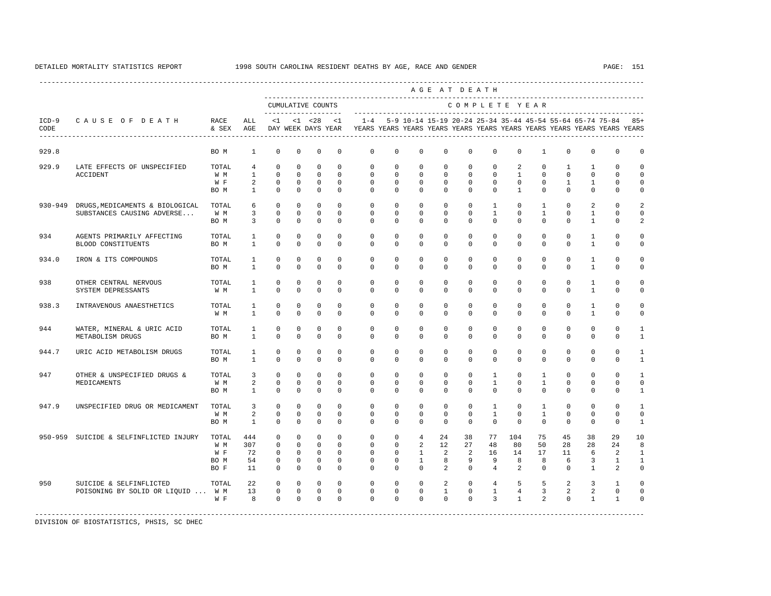DETAILED MORTALITY STATISTICS REPORT 1998 SOUTH CAROLINA RESIDENT DEATHS BY AGE, RACE AND GENDER

| ICD-9 CODE | CAUSE OF DEATH | RACE & SEX | ALL AGE | <1 DAY | <1 WEEK | <28 DAYS | <1 YEAR | 1-4 YEARS | 5-9 YEARS | 10-14 YEARS | 15-19 YEARS | 20-24 YEARS | 25-34 YEARS | 35-44 YEARS | 45-54 YEARS | 55-64 YEARS | 65-74 YEARS | 75-84 YEARS | 85+ YEARS |
|---|---|---|---|---|---|---|---|---|---|---|---|---|---|---|---|---|---|---|---|
| | | | | CUMULATIVE COUNTS | | | | COMPLETE YEAR | | | | | | | | | | | |
| 929.8 | | BO M | 1 | 0 | 0 | 0 | 0 | 0 | 0 | 0 | 0 | 0 | 0 | 0 | 1 | 0 | 0 | 0 | 0 |
| 929.9 | LATE EFFECTS OF UNSPECIFIED ACCIDENT | TOTAL | 4 | 0 | 0 | 0 | 0 | 0 | 0 | 0 | 0 | 0 | 0 | 2 | 0 | 1 | 1 | 0 | 0 |
| | | W M | 1 | 0 | 0 | 0 | 0 | 0 | 0 | 0 | 0 | 0 | 0 | 1 | 0 | 0 | 0 | 0 | 0 |
| | | W F | 2 | 0 | 0 | 0 | 0 | 0 | 0 | 0 | 0 | 0 | 0 | 0 | 0 | 1 | 1 | 0 | 0 |
| | | BO M | 1 | 0 | 0 | 0 | 0 | 0 | 0 | 0 | 0 | 0 | 0 | 1 | 0 | 0 | 0 | 0 | 0 |
| 930-949 | DRUGS,MEDICAMENTS & BIOLOGICAL SUBSTANCES CAUSING ADVERSE... | TOTAL | 6 | 0 | 0 | 0 | 0 | 0 | 0 | 0 | 0 | 0 | 1 | 0 | 1 | 0 | 2 | 0 | 2 |
| | | W M | 3 | 0 | 0 | 0 | 0 | 0 | 0 | 0 | 0 | 0 | 1 | 0 | 1 | 0 | 1 | 0 | 0 |
| | | BO M | 3 | 0 | 0 | 0 | 0 | 0 | 0 | 0 | 0 | 0 | 0 | 0 | 0 | 0 | 1 | 0 | 2 |
| 934 | AGENTS PRIMARILY AFFECTING BLOOD CONSTITUENTS | TOTAL | 1 | 0 | 0 | 0 | 0 | 0 | 0 | 0 | 0 | 0 | 0 | 0 | 0 | 0 | 1 | 0 | 0 |
| | | BO M | 1 | 0 | 0 | 0 | 0 | 0 | 0 | 0 | 0 | 0 | 0 | 0 | 0 | 0 | 1 | 0 | 0 |
| 934.0 | IRON & ITS COMPOUNDS | TOTAL | 1 | 0 | 0 | 0 | 0 | 0 | 0 | 0 | 0 | 0 | 0 | 0 | 0 | 0 | 1 | 0 | 0 |
| | | BO M | 1 | 0 | 0 | 0 | 0 | 0 | 0 | 0 | 0 | 0 | 0 | 0 | 0 | 0 | 1 | 0 | 0 |
| 938 | OTHER CENTRAL NERVOUS SYSTEM DEPRESSANTS | TOTAL | 1 | 0 | 0 | 0 | 0 | 0 | 0 | 0 | 0 | 0 | 0 | 0 | 0 | 0 | 1 | 0 | 0 |
| | | W M | 1 | 0 | 0 | 0 | 0 | 0 | 0 | 0 | 0 | 0 | 0 | 0 | 0 | 0 | 1 | 0 | 0 |
| 938.3 | INTRAVENOUS ANAESTHETICS | TOTAL | 1 | 0 | 0 | 0 | 0 | 0 | 0 | 0 | 0 | 0 | 0 | 0 | 0 | 0 | 1 | 0 | 0 |
| | | W M | 1 | 0 | 0 | 0 | 0 | 0 | 0 | 0 | 0 | 0 | 0 | 0 | 0 | 0 | 1 | 0 | 0 |
| 944 | WATER, MINERAL & URIC ACID METABOLISM DRUGS | TOTAL | 1 | 0 | 0 | 0 | 0 | 0 | 0 | 0 | 0 | 0 | 0 | 0 | 0 | 0 | 0 | 0 | 1 |
| | | BO M | 1 | 0 | 0 | 0 | 0 | 0 | 0 | 0 | 0 | 0 | 0 | 0 | 0 | 0 | 0 | 0 | 1 |
| 944.7 | URIC ACID METABOLISM DRUGS | TOTAL | 1 | 0 | 0 | 0 | 0 | 0 | 0 | 0 | 0 | 0 | 0 | 0 | 0 | 0 | 0 | 0 | 1 |
| | | BO M | 1 | 0 | 0 | 0 | 0 | 0 | 0 | 0 | 0 | 0 | 0 | 0 | 0 | 0 | 0 | 0 | 1 |
| 947 | OTHER & UNSPECIFIED DRUGS & MEDICAMENTS | TOTAL | 3 | 0 | 0 | 0 | 0 | 0 | 0 | 0 | 0 | 0 | 1 | 0 | 1 | 0 | 0 | 0 | 1 |
| | | W M | 2 | 0 | 0 | 0 | 0 | 0 | 0 | 0 | 0 | 0 | 1 | 0 | 1 | 0 | 0 | 0 | 0 |
| | | BO M | 1 | 0 | 0 | 0 | 0 | 0 | 0 | 0 | 0 | 0 | 0 | 0 | 0 | 0 | 0 | 0 | 1 |
| 947.9 | UNSPECIFIED DRUG OR MEDICAMENT | TOTAL | 3 | 0 | 0 | 0 | 0 | 0 | 0 | 0 | 0 | 0 | 1 | 0 | 1 | 0 | 0 | 0 | 1 |
| | | W M | 2 | 0 | 0 | 0 | 0 | 0 | 0 | 0 | 0 | 0 | 1 | 0 | 1 | 0 | 0 | 0 | 0 |
| | | BO M | 1 | 0 | 0 | 0 | 0 | 0 | 0 | 0 | 0 | 0 | 0 | 0 | 0 | 0 | 0 | 0 | 1 |
| 950-959 | SUICIDE & SELFINFLICTED INJURY | TOTAL | 444 | 0 | 0 | 0 | 0 | 0 | 0 | 4 | 24 | 38 | 77 | 104 | 75 | 45 | 38 | 29 | 10 |
| | | W M | 307 | 0 | 0 | 0 | 0 | 0 | 0 | 2 | 12 | 27 | 48 | 80 | 50 | 28 | 28 | 24 | 8 |
| | | W F | 72 | 0 | 0 | 0 | 0 | 0 | 0 | 1 | 2 | 2 | 16 | 14 | 17 | 11 | 6 | 2 | 1 |
| | | BO M | 54 | 0 | 0 | 0 | 0 | 0 | 0 | 1 | 8 | 9 | 9 | 8 | 8 | 6 | 3 | 1 | 1 |
| | | BO F | 11 | 0 | 0 | 0 | 0 | 0 | 0 | 0 | 2 | 0 | 4 | 2 | 0 | 0 | 1 | 2 | 0 |
| 950 | SUICIDE & SELFINFLICTED POISONING BY SOLID OR LIQUID ... | TOTAL | 22 | 0 | 0 | 0 | 0 | 0 | 0 | 0 | 2 | 0 | 4 | 5 | 5 | 2 | 3 | 1 | 0 |
| | | W M | 13 | 0 | 0 | 0 | 0 | 0 | 0 | 0 | 1 | 0 | 1 | 4 | 3 | 2 | 2 | 0 | 0 |
| | | W F | 8 | 0 | 0 | 0 | 0 | 0 | 0 | 0 | 0 | 0 | 3 | 1 | 2 | 0 | 1 | 1 | 0 |

DIVISION OF BIOSTATISTICS, PHSIS, SC DHEC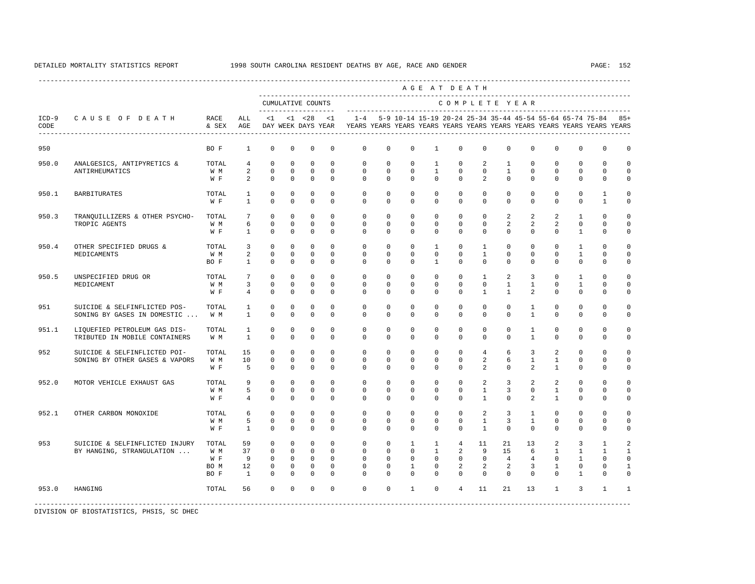DETAILED MORTALITY STATISTICS REPORT 1998 SOUTH CAROLINA RESIDENT DEATHS BY AGE, RACE AND GENDER

| ICD-9 CODE | CAUSE OF DEATH | RACE & SEX | ALL AGE | <1 DAY | <1 WEEK | <28 DAYS | <1 YEAR | 1-4 YEARS | 5-9 YEARS | 10-14 YEARS | 15-19 YEARS | 20-24 YEARS | 25-34 YEARS | 35-44 YEARS | 45-54 YEARS | 55-64 YEARS | 65-74 YEARS | 75-84 YEARS | 85+ YEARS |
|---|---|---|---|---|---|---|---|---|---|---|---|---|---|---|---|---|---|---|---|
| | | | | CUMULATIVE COUNTS | | | | COMPLETE YEAR | | | | | | | | | | | |
| 950 | | BO F | 1 | 0 | 0 | 0 | 0 | 0 | 0 | 0 | 1 | 0 | 0 | 0 | 0 | 0 | 0 | 0 | 0 |
| 950.0 | ANALGESICS, ANTIPYRETICS & ANTIRHEUMATICS | TOTAL | 4 | 0 | 0 | 0 | 0 | 0 | 0 | 0 | 1 | 0 | 2 | 1 | 0 | 0 | 0 | 0 | 0 |
| | | W M | 2 | 0 | 0 | 0 | 0 | 0 | 0 | 0 | 1 | 0 | 0 | 1 | 0 | 0 | 0 | 0 | 0 |
| | | W F | 2 | 0 | 0 | 0 | 0 | 0 | 0 | 0 | 0 | 0 | 2 | 0 | 0 | 0 | 0 | 0 | 0 |
| 950.1 | BARBITURATES | TOTAL | 1 | 0 | 0 | 0 | 0 | 0 | 0 | 0 | 0 | 0 | 0 | 0 | 0 | 0 | 0 | 1 | 0 |
| | | W F | 1 | 0 | 0 | 0 | 0 | 0 | 0 | 0 | 0 | 0 | 0 | 0 | 0 | 0 | 0 | 1 | 0 |
| 950.3 | TRANQUILLIZERS & OTHER PSYCHO-TROPIC AGENTS | TOTAL | 7 | 0 | 0 | 0 | 0 | 0 | 0 | 0 | 0 | 0 | 0 | 2 | 2 | 2 | 1 | 0 | 0 |
| | | W M | 6 | 0 | 0 | 0 | 0 | 0 | 0 | 0 | 0 | 0 | 0 | 2 | 2 | 2 | 0 | 0 | 0 |
| | | W F | 1 | 0 | 0 | 0 | 0 | 0 | 0 | 0 | 0 | 0 | 0 | 0 | 0 | 0 | 1 | 0 | 0 |
| 950.4 | OTHER SPECIFIED DRUGS & MEDICAMENTS | TOTAL | 3 | 0 | 0 | 0 | 0 | 0 | 0 | 0 | 1 | 0 | 1 | 0 | 0 | 0 | 1 | 0 | 0 |
| | | W M | 2 | 0 | 0 | 0 | 0 | 0 | 0 | 0 | 0 | 0 | 1 | 0 | 0 | 0 | 1 | 0 | 0 |
| | | BO F | 1 | 0 | 0 | 0 | 0 | 0 | 0 | 0 | 1 | 0 | 0 | 0 | 0 | 0 | 0 | 0 | 0 |
| 950.5 | UNSPECIFIED DRUG OR MEDICAMENT | TOTAL | 7 | 0 | 0 | 0 | 0 | 0 | 0 | 0 | 0 | 0 | 1 | 2 | 3 | 0 | 1 | 0 | 0 |
| | | W M | 3 | 0 | 0 | 0 | 0 | 0 | 0 | 0 | 0 | 0 | 0 | 1 | 1 | 0 | 1 | 0 | 0 |
| | | W F | 4 | 0 | 0 | 0 | 0 | 0 | 0 | 0 | 0 | 0 | 1 | 1 | 2 | 0 | 0 | 0 | 0 |
| 951 | SUICIDE & SELFINFLICTED POS-SONING BY GASES IN DOMESTIC ... | TOTAL | 1 | 0 | 0 | 0 | 0 | 0 | 0 | 0 | 0 | 0 | 0 | 0 | 1 | 0 | 0 | 0 | 0 |
| | | W M | 1 | 0 | 0 | 0 | 0 | 0 | 0 | 0 | 0 | 0 | 0 | 0 | 1 | 0 | 0 | 0 | 0 |
| 951.1 | LIQUEFIED PETROLEUM GAS DIS-TRIBUTED IN MOBILE CONTAINERS | TOTAL | 1 | 0 | 0 | 0 | 0 | 0 | 0 | 0 | 0 | 0 | 0 | 0 | 1 | 0 | 0 | 0 | 0 |
| | | W M | 1 | 0 | 0 | 0 | 0 | 0 | 0 | 0 | 0 | 0 | 0 | 0 | 1 | 0 | 0 | 0 | 0 |
| 952 | SUICIDE & SELFINFLICTED POI-SONING BY OTHER GASES & VAPORS | TOTAL | 15 | 0 | 0 | 0 | 0 | 0 | 0 | 0 | 0 | 0 | 4 | 6 | 3 | 2 | 0 | 0 | 0 |
| | | W M | 10 | 0 | 0 | 0 | 0 | 0 | 0 | 0 | 0 | 0 | 2 | 6 | 1 | 1 | 0 | 0 | 0 |
| | | W F | 5 | 0 | 0 | 0 | 0 | 0 | 0 | 0 | 0 | 0 | 2 | 0 | 2 | 1 | 0 | 0 | 0 |
| 952.0 | MOTOR VEHICLE EXHAUST GAS | TOTAL | 9 | 0 | 0 | 0 | 0 | 0 | 0 | 0 | 0 | 0 | 2 | 3 | 2 | 2 | 0 | 0 | 0 |
| | | W M | 5 | 0 | 0 | 0 | 0 | 0 | 0 | 0 | 0 | 0 | 1 | 3 | 0 | 1 | 0 | 0 | 0 |
| | | W F | 4 | 0 | 0 | 0 | 0 | 0 | 0 | 0 | 0 | 0 | 1 | 0 | 2 | 1 | 0 | 0 | 0 |
| 952.1 | OTHER CARBON MONOXIDE | TOTAL | 6 | 0 | 0 | 0 | 0 | 0 | 0 | 0 | 0 | 0 | 2 | 3 | 1 | 0 | 0 | 0 | 0 |
| | | W M | 5 | 0 | 0 | 0 | 0 | 0 | 0 | 0 | 0 | 0 | 1 | 3 | 1 | 0 | 0 | 0 | 0 |
| | | W F | 1 | 0 | 0 | 0 | 0 | 0 | 0 | 0 | 0 | 0 | 1 | 0 | 0 | 0 | 0 | 0 | 0 |
| 953 | SUICIDE & SELFINFLICTED INJURY BY HANGING, STRANGULATION ... | TOTAL | 59 | 0 | 0 | 0 | 0 | 0 | 0 | 1 | 1 | 4 | 11 | 21 | 13 | 2 | 3 | 1 | 2 |
| | | W M | 37 | 0 | 0 | 0 | 0 | 0 | 0 | 0 | 1 | 2 | 9 | 15 | 6 | 1 | 1 | 1 | 1 |
| | | W F | 9 | 0 | 0 | 0 | 0 | 0 | 0 | 0 | 0 | 0 | 0 | 4 | 4 | 0 | 1 | 0 | 0 |
| | | BO M | 12 | 0 | 0 | 0 | 0 | 0 | 0 | 1 | 0 | 2 | 2 | 2 | 3 | 1 | 0 | 0 | 1 |
| | | BO F | 1 | 0 | 0 | 0 | 0 | 0 | 0 | 0 | 0 | 0 | 0 | 0 | 0 | 0 | 1 | 0 | 0 |
| 953.0 | HANGING | TOTAL | 56 | 0 | 0 | 0 | 0 | 0 | 0 | 1 | 0 | 4 | 11 | 21 | 13 | 1 | 3 | 1 | 1 |

DIVISION OF BIOSTATISTICS, PHSIS, SC DHEC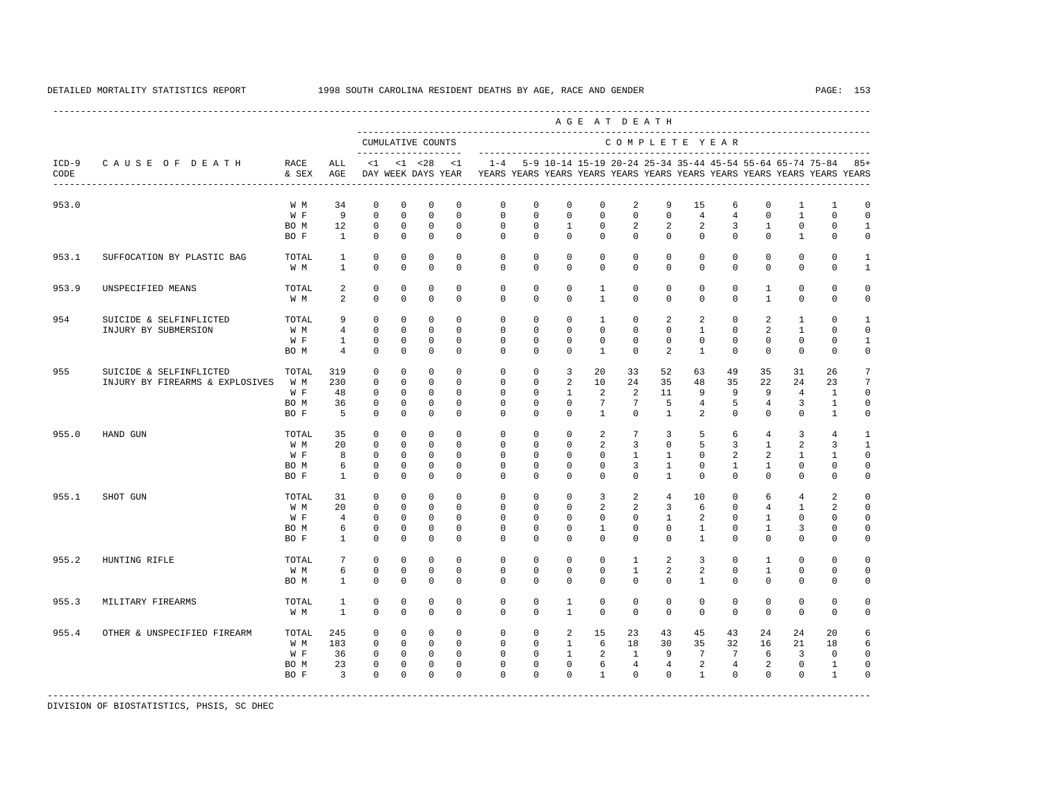DETAILED MORTALITY STATISTICS REPORT 1998 SOUTH CAROLINA RESIDENT DEATHS BY AGE, RACE AND GENDER

| ICD-9 CODE | CAUSE OF DEATH | RACE & SEX | ALL AGE | <1 DAY | <1 WEEK | <28 DAYS | <1 YEAR | 1-4 YEARS | 5-9 YEARS | 10-14 YEARS | 15-19 YEARS | 20-24 YEARS | 25-34 YEARS | 35-44 YEARS | 45-54 YEARS | 55-64 YEARS | 65-74 YEARS | 75-84 YEARS | 85+ YEARS |
|---|---|---|---|---|---|---|---|---|---|---|---|---|---|---|---|---|---|---|---|
| | | | | CUMULATIVE COUNTS | | | | COMPLETE YEAR | | | | | | | | | | | |
| 953.0 | | W M | 34 | 0 | 0 | 0 | 0 | 0 | 0 | 0 | 0 | 2 | 9 | 15 | 6 | 0 | 1 | 1 | 0 |
| | | W F | 9 | 0 | 0 | 0 | 0 | 0 | 0 | 0 | 0 | 0 | 0 | 4 | 4 | 0 | 1 | 0 | 0 |
| | | BO M | 12 | 0 | 0 | 0 | 0 | 0 | 0 | 1 | 0 | 2 | 2 | 2 | 3 | 1 | 0 | 0 | 1 |
| | | BO F | 1 | 0 | 0 | 0 | 0 | 0 | 0 | 0 | 0 | 0 | 0 | 0 | 0 | 0 | 1 | 0 | 0 |
| 953.1 | SUFFOCATION BY PLASTIC BAG | TOTAL | 1 | 0 | 0 | 0 | 0 | 0 | 0 | 0 | 0 | 0 | 0 | 0 | 0 | 0 | 0 | 0 | 1 |
| | | W M | 1 | 0 | 0 | 0 | 0 | 0 | 0 | 0 | 0 | 0 | 0 | 0 | 0 | 0 | 0 | 0 | 1 |
| 953.9 | UNSPECIFIED MEANS | TOTAL | 2 | 0 | 0 | 0 | 0 | 0 | 0 | 0 | 1 | 0 | 0 | 0 | 0 | 1 | 0 | 0 | 0 |
| | | W M | 2 | 0 | 0 | 0 | 0 | 0 | 0 | 0 | 1 | 0 | 0 | 0 | 0 | 1 | 0 | 0 | 0 |
| 954 | SUICIDE & SELFINFLICTED INJURY BY SUBMERSION | TOTAL | 9 | 0 | 0 | 0 | 0 | 0 | 0 | 0 | 1 | 0 | 2 | 2 | 0 | 2 | 1 | 0 | 1 |
| | | W M | 4 | 0 | 0 | 0 | 0 | 0 | 0 | 0 | 0 | 0 | 0 | 1 | 0 | 2 | 1 | 0 | 0 |
| | | W F | 1 | 0 | 0 | 0 | 0 | 0 | 0 | 0 | 0 | 0 | 0 | 0 | 0 | 0 | 0 | 0 | 1 |
| | | BO M | 4 | 0 | 0 | 0 | 0 | 0 | 0 | 0 | 1 | 0 | 2 | 1 | 0 | 0 | 0 | 0 | 0 |
| 955 | SUICIDE & SELFINFLICTED INJURY BY FIREARMS & EXPLOSIVES | TOTAL | 319 | 0 | 0 | 0 | 0 | 0 | 0 | 3 | 20 | 33 | 52 | 63 | 49 | 35 | 31 | 26 | 7 |
| | | W M | 230 | 0 | 0 | 0 | 0 | 0 | 0 | 2 | 10 | 24 | 35 | 48 | 35 | 22 | 24 | 23 | 7 |
| | | W F | 48 | 0 | 0 | 0 | 0 | 0 | 0 | 1 | 2 | 2 | 11 | 9 | 9 | 9 | 4 | 1 | 0 |
| | | BO M | 36 | 0 | 0 | 0 | 0 | 0 | 0 | 0 | 7 | 7 | 5 | 4 | 5 | 4 | 3 | 1 | 0 |
| | | BO F | 5 | 0 | 0 | 0 | 0 | 0 | 0 | 0 | 1 | 0 | 1 | 2 | 0 | 0 | 0 | 1 | 0 |
| 955.0 | HAND GUN | TOTAL | 35 | 0 | 0 | 0 | 0 | 0 | 0 | 0 | 2 | 7 | 3 | 5 | 6 | 4 | 3 | 4 | 1 |
| | | W M | 20 | 0 | 0 | 0 | 0 | 0 | 0 | 0 | 2 | 3 | 0 | 5 | 3 | 1 | 2 | 3 | 1 |
| | | W F | 8 | 0 | 0 | 0 | 0 | 0 | 0 | 0 | 0 | 1 | 1 | 0 | 2 | 2 | 1 | 1 | 0 |
| | | BO M | 6 | 0 | 0 | 0 | 0 | 0 | 0 | 0 | 0 | 3 | 1 | 0 | 1 | 1 | 0 | 0 | 0 |
| | | BO F | 1 | 0 | 0 | 0 | 0 | 0 | 0 | 0 | 0 | 0 | 1 | 0 | 0 | 0 | 0 | 0 | 0 |
| 955.1 | SHOT GUN | TOTAL | 31 | 0 | 0 | 0 | 0 | 0 | 0 | 0 | 3 | 2 | 4 | 10 | 0 | 6 | 4 | 2 | 0 |
| | | W M | 20 | 0 | 0 | 0 | 0 | 0 | 0 | 0 | 2 | 2 | 3 | 6 | 0 | 4 | 1 | 2 | 0 |
| | | W F | 4 | 0 | 0 | 0 | 0 | 0 | 0 | 0 | 0 | 0 | 1 | 2 | 0 | 1 | 0 | 0 | 0 |
| | | BO M | 6 | 0 | 0 | 0 | 0 | 0 | 0 | 0 | 1 | 0 | 0 | 1 | 0 | 1 | 3 | 0 | 0 |
| | | BO F | 1 | 0 | 0 | 0 | 0 | 0 | 0 | 0 | 0 | 0 | 0 | 1 | 0 | 0 | 0 | 0 | 0 |
| 955.2 | HUNTING RIFLE | TOTAL | 7 | 0 | 0 | 0 | 0 | 0 | 0 | 0 | 0 | 1 | 2 | 3 | 0 | 1 | 0 | 0 | 0 |
| | | W M | 6 | 0 | 0 | 0 | 0 | 0 | 0 | 0 | 0 | 1 | 2 | 2 | 0 | 1 | 0 | 0 | 0 |
| | | BO M | 1 | 0 | 0 | 0 | 0 | 0 | 0 | 0 | 0 | 0 | 0 | 1 | 0 | 0 | 0 | 0 | 0 |
| 955.3 | MILITARY FIREARMS | TOTAL | 1 | 0 | 0 | 0 | 0 | 0 | 0 | 1 | 0 | 0 | 0 | 0 | 0 | 0 | 0 | 0 | 0 |
| | | W M | 1 | 0 | 0 | 0 | 0 | 0 | 0 | 1 | 0 | 0 | 0 | 0 | 0 | 0 | 0 | 0 | 0 |
| 955.4 | OTHER & UNSPECIFIED FIREARM | TOTAL | 245 | 0 | 0 | 0 | 0 | 0 | 0 | 2 | 15 | 23 | 43 | 45 | 43 | 24 | 24 | 20 | 6 |
| | | W M | 183 | 0 | 0 | 0 | 0 | 0 | 0 | 1 | 6 | 18 | 30 | 35 | 32 | 16 | 21 | 18 | 6 |
| | | W F | 36 | 0 | 0 | 0 | 0 | 0 | 0 | 1 | 2 | 1 | 9 | 7 | 7 | 6 | 3 | 0 | 0 |
| | | BO M | 23 | 0 | 0 | 0 | 0 | 0 | 0 | 0 | 6 | 4 | 4 | 2 | 4 | 2 | 0 | 1 | 0 |
| | | BO F | 3 | 0 | 0 | 0 | 0 | 0 | 0 | 0 | 1 | 0 | 0 | 1 | 0 | 0 | 0 | 1 | 0 |

DIVISION OF BIOSTATISTICS, PHSIS, SC DHEC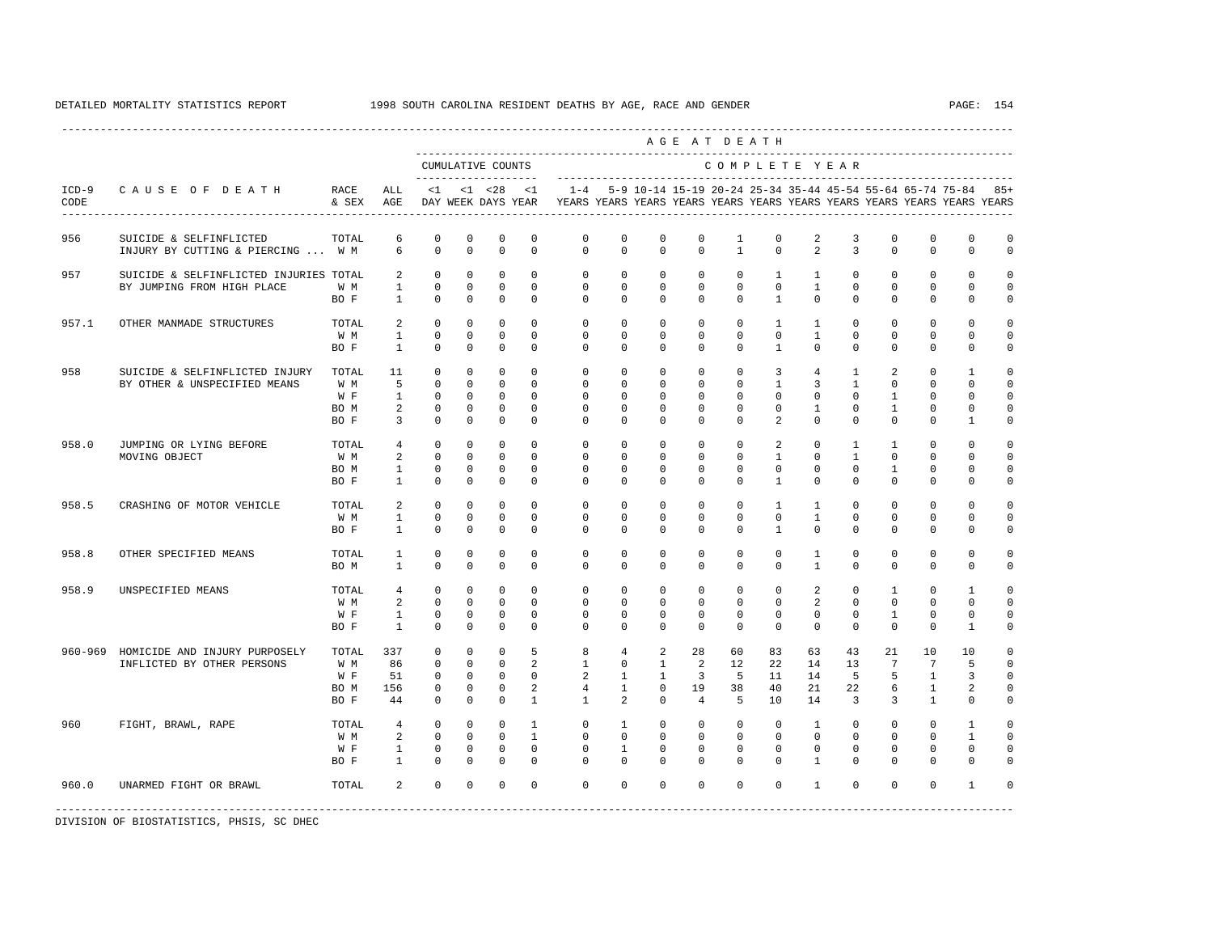DETAILED MORTALITY STATISTICS REPORT 1998 SOUTH CAROLINA RESIDENT DEATHS BY AGE, RACE AND GENDER

| ICD-9 CODE | CAUSE OF DEATH | RACE & SEX | ALL AGE | <1 DAY | <1 WEEK | <28 DAYS | <1 YEAR | 1-4 YEARS | 5-9 YEARS | 10-14 YEARS | 15-19 YEARS | 20-24 YEARS | 25-34 YEARS | 35-44 YEARS | 45-54 YEARS | 55-64 YEARS | 65-74 YEARS | 75-84 YEARS | 85+ YEARS |
|---|---|---|---|---|---|---|---|---|---|---|---|---|---|---|---|---|---|---|---|
| | | | | CUMULATIVE COUNTS | | | | COMPLETE YEAR | | | | | | | | | | | |
| 956 | SUICIDE & SELFINFLICTED | TOTAL | 6 | 0 | 0 | 0 | 0 | 0 | 0 | 0 | 0 | 1 | 0 | 2 | 3 | 0 | 0 | 0 | 0 |
| | INJURY BY CUTTING & PIERCING ... | W M | 6 | 0 | 0 | 0 | 0 | 0 | 0 | 0 | 0 | 1 | 0 | 2 | 3 | 0 | 0 | 0 | 0 |
| 957 | SUICIDE & SELFINFLICTED INJURIES | TOTAL | 2 | 0 | 0 | 0 | 0 | 0 | 0 | 0 | 0 | 0 | 1 | 1 | 0 | 0 | 0 | 0 | 0 |
| | BY JUMPING FROM HIGH PLACE | W M | 1 | 0 | 0 | 0 | 0 | 0 | 0 | 0 | 0 | 0 | 0 | 1 | 0 | 0 | 0 | 0 | 0 |
| | | BO F | 1 | 0 | 0 | 0 | 0 | 0 | 0 | 0 | 0 | 0 | 1 | 0 | 0 | 0 | 0 | 0 | 0 |
| 957.1 | OTHER MANMADE STRUCTURES | TOTAL | 2 | 0 | 0 | 0 | 0 | 0 | 0 | 0 | 0 | 0 | 1 | 1 | 0 | 0 | 0 | 0 | 0 |
| | | W M | 1 | 0 | 0 | 0 | 0 | 0 | 0 | 0 | 0 | 0 | 0 | 1 | 0 | 0 | 0 | 0 | 0 |
| | | BO F | 1 | 0 | 0 | 0 | 0 | 0 | 0 | 0 | 0 | 0 | 1 | 0 | 0 | 0 | 0 | 0 | 0 |
| 958 | SUICIDE & SELFINFLICTED INJURY | TOTAL | 11 | 0 | 0 | 0 | 0 | 0 | 0 | 0 | 0 | 0 | 3 | 4 | 1 | 2 | 0 | 1 | 0 |
| | BY OTHER & UNSPECIFIED MEANS | W M | 5 | 0 | 0 | 0 | 0 | 0 | 0 | 0 | 0 | 0 | 1 | 3 | 1 | 0 | 0 | 0 | 0 |
| | | W F | 1 | 0 | 0 | 0 | 0 | 0 | 0 | 0 | 0 | 0 | 0 | 0 | 0 | 1 | 0 | 0 | 0 |
| | | BO M | 2 | 0 | 0 | 0 | 0 | 0 | 0 | 0 | 0 | 0 | 0 | 1 | 0 | 1 | 0 | 0 | 0 |
| | | BO F | 3 | 0 | 0 | 0 | 0 | 0 | 0 | 0 | 0 | 0 | 2 | 0 | 0 | 0 | 0 | 1 | 0 |
| 958.0 | JUMPING OR LYING BEFORE | TOTAL | 4 | 0 | 0 | 0 | 0 | 0 | 0 | 0 | 0 | 0 | 2 | 0 | 1 | 1 | 0 | 0 | 0 |
| | MOVING OBJECT | W M | 2 | 0 | 0 | 0 | 0 | 0 | 0 | 0 | 0 | 0 | 1 | 0 | 1 | 0 | 0 | 0 | 0 |
| | | BO M | 1 | 0 | 0 | 0 | 0 | 0 | 0 | 0 | 0 | 0 | 0 | 0 | 0 | 1 | 0 | 0 | 0 |
| | | BO F | 1 | 0 | 0 | 0 | 0 | 0 | 0 | 0 | 0 | 0 | 1 | 0 | 0 | 0 | 0 | 0 | 0 |
| 958.5 | CRASHING OF MOTOR VEHICLE | TOTAL | 2 | 0 | 0 | 0 | 0 | 0 | 0 | 0 | 0 | 0 | 1 | 1 | 0 | 0 | 0 | 0 | 0 |
| | | W M | 1 | 0 | 0 | 0 | 0 | 0 | 0 | 0 | 0 | 0 | 0 | 1 | 0 | 0 | 0 | 0 | 0 |
| | | BO F | 1 | 0 | 0 | 0 | 0 | 0 | 0 | 0 | 0 | 0 | 1 | 0 | 0 | 0 | 0 | 0 | 0 |
| 958.8 | OTHER SPECIFIED MEANS | TOTAL | 1 | 0 | 0 | 0 | 0 | 0 | 0 | 0 | 0 | 0 | 0 | 1 | 0 | 0 | 0 | 0 | 0 |
| | | BO M | 1 | 0 | 0 | 0 | 0 | 0 | 0 | 0 | 0 | 0 | 0 | 1 | 0 | 0 | 0 | 0 | 0 |
| 958.9 | UNSPECIFIED MEANS | TOTAL | 4 | 0 | 0 | 0 | 0 | 0 | 0 | 0 | 0 | 0 | 0 | 2 | 0 | 1 | 0 | 1 | 0 |
| | | W M | 2 | 0 | 0 | 0 | 0 | 0 | 0 | 0 | 0 | 0 | 0 | 2 | 0 | 0 | 0 | 0 | 0 |
| | | W F | 1 | 0 | 0 | 0 | 0 | 0 | 0 | 0 | 0 | 0 | 0 | 0 | 0 | 1 | 0 | 0 | 0 |
| | | BO F | 1 | 0 | 0 | 0 | 0 | 0 | 0 | 0 | 0 | 0 | 0 | 0 | 0 | 0 | 0 | 1 | 0 |
| 960-969 | HOMICIDE AND INJURY PURPOSELY | TOTAL | 337 | 0 | 0 | 0 | 5 | 8 | 4 | 2 | 28 | 60 | 83 | 63 | 43 | 21 | 10 | 10 | 0 |
| | INFLICTED BY OTHER PERSONS | W M | 86 | 0 | 0 | 0 | 2 | 1 | 0 | 1 | 2 | 12 | 22 | 14 | 13 | 7 | 7 | 5 | 0 |
| | | W F | 51 | 0 | 0 | 0 | 0 | 2 | 1 | 1 | 3 | 5 | 11 | 14 | 5 | 5 | 1 | 3 | 0 |
| | | BO M | 156 | 0 | 0 | 0 | 2 | 4 | 1 | 0 | 19 | 38 | 40 | 21 | 22 | 6 | 1 | 2 | 0 |
| | | BO F | 44 | 0 | 0 | 0 | 1 | 1 | 2 | 0 | 4 | 5 | 10 | 14 | 3 | 3 | 1 | 0 | 0 |
| 960 | FIGHT, BRAWL, RAPE | TOTAL | 4 | 0 | 0 | 0 | 1 | 0 | 1 | 0 | 0 | 0 | 0 | 1 | 0 | 0 | 0 | 1 | 0 |
| | | W M | 2 | 0 | 0 | 0 | 1 | 0 | 0 | 0 | 0 | 0 | 0 | 0 | 0 | 0 | 0 | 1 | 0 |
| | | W F | 1 | 0 | 0 | 0 | 0 | 0 | 1 | 0 | 0 | 0 | 0 | 0 | 0 | 0 | 0 | 0 | 0 |
| | | BO F | 1 | 0 | 0 | 0 | 0 | 0 | 0 | 0 | 0 | 0 | 0 | 1 | 0 | 0 | 0 | 0 | 0 |
| 960.0 | UNARMED FIGHT OR BRAWL | TOTAL | 2 | 0 | 0 | 0 | 0 | 0 | 0 | 0 | 0 | 0 | 0 | 1 | 0 | 0 | 0 | 1 | 0 |

DIVISION OF BIOSTATISTICS, PHSIS, SC DHEC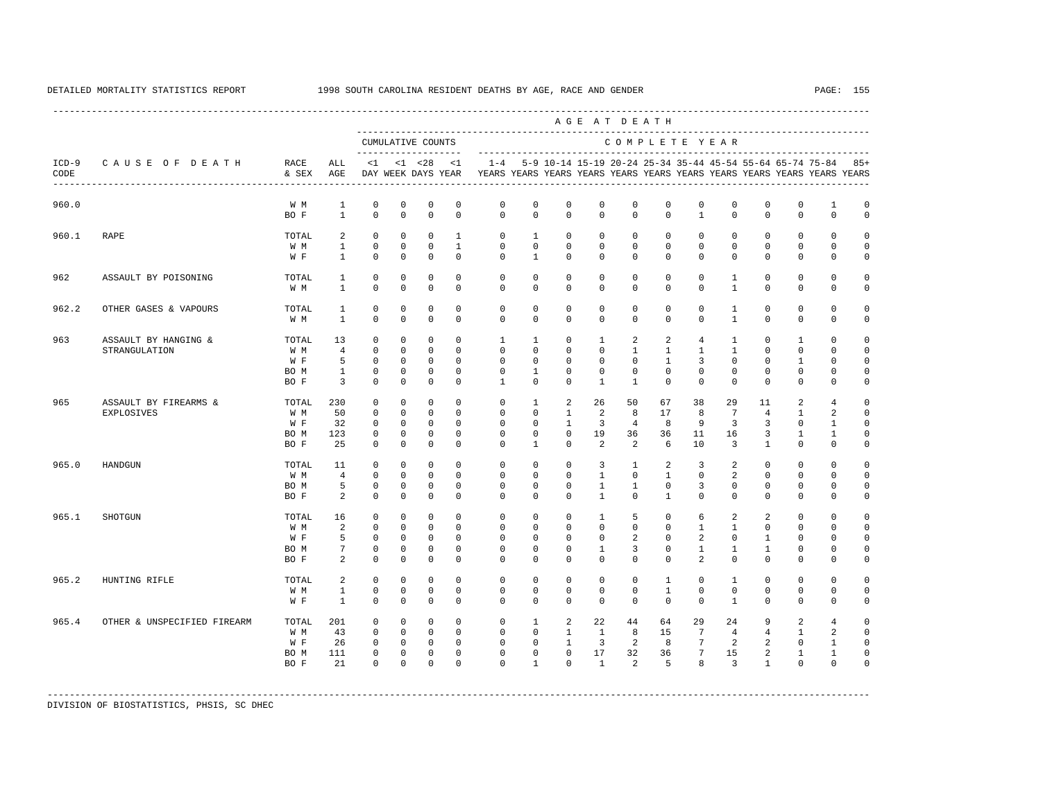DETAILED MORTALITY STATISTICS REPORT 1998 SOUTH CAROLINA RESIDENT DEATHS BY AGE, RACE AND GENDER

| ICD-9 CODE | CAUSE OF DEATH | RACE & SEX | ALL AGE | CUMULATIVE COUNTS <1 DAY | <1 WEEK | <28 DAYS | <1 YEAR | 1-4 YEARS | 5-9 YEARS | 10-14 YEARS | 15-19 YEARS | 20-24 YEARS | 25-34 YEARS | 35-44 YEARS | 45-54 YEARS | 55-64 YEARS | 65-74 YEARS | 75-84 YEARS | 85+ YEARS |
|---|---|---|---|---|---|---|---|---|---|---|---|---|---|---|---|---|---|---|---|
| 960.0 | | W M | 1 | 0 | 0 | 0 | 0 | 0 | 0 | 0 | 0 | 0 | 0 | 0 | 0 | 0 | 0 | 1 | 0 |
| | | BO F | 1 | 0 | 0 | 0 | 0 | 0 | 0 | 0 | 0 | 0 | 0 | 1 | 0 | 0 | 0 | 0 | 0 |
| 960.1 | RAPE | TOTAL | 2 | 0 | 0 | 0 | 1 | 0 | 1 | 0 | 0 | 0 | 0 | 0 | 0 | 0 | 0 | 0 | 0 |
| | | W M | 1 | 0 | 0 | 0 | 1 | 0 | 0 | 0 | 0 | 0 | 0 | 0 | 0 | 0 | 0 | 0 | 0 |
| | | W F | 1 | 0 | 0 | 0 | 0 | 0 | 1 | 0 | 0 | 0 | 0 | 0 | 0 | 0 | 0 | 0 | 0 |
| 962 | ASSAULT BY POISONING | TOTAL | 1 | 0 | 0 | 0 | 0 | 0 | 0 | 0 | 0 | 0 | 0 | 0 | 1 | 0 | 0 | 0 | 0 |
| | | W M | 1 | 0 | 0 | 0 | 0 | 0 | 0 | 0 | 0 | 0 | 0 | 0 | 1 | 0 | 0 | 0 | 0 |
| 962.2 | OTHER GASES & VAPOURS | TOTAL | 1 | 0 | 0 | 0 | 0 | 0 | 0 | 0 | 0 | 0 | 0 | 0 | 1 | 0 | 0 | 0 | 0 |
| | | W M | 1 | 0 | 0 | 0 | 0 | 0 | 0 | 0 | 0 | 0 | 0 | 0 | 1 | 0 | 0 | 0 | 0 |
| 963 | ASSAULT BY HANGING & STRANGULATION | TOTAL | 13 | 0 | 0 | 0 | 0 | 1 | 1 | 0 | 1 | 2 | 2 | 4 | 1 | 0 | 1 | 0 | 0 |
| | | W M | 4 | 0 | 0 | 0 | 0 | 0 | 0 | 0 | 0 | 1 | 1 | 1 | 1 | 0 | 0 | 0 | 0 |
| | | W F | 5 | 0 | 0 | 0 | 0 | 0 | 0 | 0 | 0 | 0 | 1 | 3 | 0 | 0 | 1 | 0 | 0 |
| | | BO M | 1 | 0 | 0 | 0 | 0 | 0 | 1 | 0 | 0 | 0 | 0 | 0 | 0 | 0 | 0 | 0 | 0 |
| | | BO F | 3 | 0 | 0 | 0 | 0 | 1 | 0 | 0 | 1 | 1 | 0 | 0 | 0 | 0 | 0 | 0 | 0 |
| 965 | ASSAULT BY FIREARMS & EXPLOSIVES | TOTAL | 230 | 0 | 0 | 0 | 0 | 0 | 1 | 2 | 26 | 50 | 67 | 38 | 29 | 11 | 2 | 4 | 0 |
| | | W M | 50 | 0 | 0 | 0 | 0 | 0 | 0 | 1 | 2 | 8 | 17 | 8 | 7 | 4 | 1 | 2 | 0 |
| | | W F | 32 | 0 | 0 | 0 | 0 | 0 | 0 | 1 | 3 | 4 | 8 | 9 | 3 | 3 | 0 | 1 | 0 |
| | | BO M | 123 | 0 | 0 | 0 | 0 | 0 | 0 | 0 | 19 | 36 | 36 | 11 | 16 | 3 | 1 | 1 | 0 |
| | | BO F | 25 | 0 | 0 | 0 | 0 | 0 | 1 | 0 | 2 | 2 | 6 | 10 | 3 | 1 | 0 | 0 | 0 |
| 965.0 | HANDGUN | TOTAL | 11 | 0 | 0 | 0 | 0 | 0 | 0 | 0 | 3 | 1 | 2 | 3 | 2 | 0 | 0 | 0 | 0 |
| | | W M | 4 | 0 | 0 | 0 | 0 | 0 | 0 | 0 | 1 | 0 | 1 | 0 | 2 | 0 | 0 | 0 | 0 |
| | | BO M | 5 | 0 | 0 | 0 | 0 | 0 | 0 | 0 | 1 | 1 | 0 | 3 | 0 | 0 | 0 | 0 | 0 |
| | | BO F | 2 | 0 | 0 | 0 | 0 | 0 | 0 | 0 | 1 | 0 | 1 | 0 | 0 | 0 | 0 | 0 | 0 |
| 965.1 | SHOTGUN | TOTAL | 16 | 0 | 0 | 0 | 0 | 0 | 0 | 0 | 1 | 5 | 0 | 6 | 2 | 2 | 0 | 0 | 0 |
| | | W M | 2 | 0 | 0 | 0 | 0 | 0 | 0 | 0 | 0 | 0 | 0 | 1 | 1 | 0 | 0 | 0 | 0 |
| | | W F | 5 | 0 | 0 | 0 | 0 | 0 | 0 | 0 | 0 | 2 | 0 | 2 | 0 | 1 | 0 | 0 | 0 |
| | | BO M | 7 | 0 | 0 | 0 | 0 | 0 | 0 | 0 | 1 | 3 | 0 | 1 | 1 | 1 | 0 | 0 | 0 |
| | | BO F | 2 | 0 | 0 | 0 | 0 | 0 | 0 | 0 | 0 | 0 | 0 | 2 | 0 | 0 | 0 | 0 | 0 |
| 965.2 | HUNTING RIFLE | TOTAL | 2 | 0 | 0 | 0 | 0 | 0 | 0 | 0 | 0 | 0 | 1 | 0 | 1 | 0 | 0 | 0 | 0 |
| | | W M | 1 | 0 | 0 | 0 | 0 | 0 | 0 | 0 | 0 | 0 | 1 | 0 | 0 | 0 | 0 | 0 | 0 |
| | | W F | 1 | 0 | 0 | 0 | 0 | 0 | 0 | 0 | 0 | 0 | 0 | 0 | 1 | 0 | 0 | 0 | 0 |
| 965.4 | OTHER & UNSPECIFIED FIREARM | TOTAL | 201 | 0 | 0 | 0 | 0 | 0 | 1 | 2 | 22 | 44 | 64 | 29 | 24 | 9 | 2 | 4 | 0 |
| | | W M | 43 | 0 | 0 | 0 | 0 | 0 | 0 | 1 | 1 | 8 | 15 | 7 | 4 | 4 | 1 | 2 | 0 |
| | | W F | 26 | 0 | 0 | 0 | 0 | 0 | 0 | 1 | 3 | 2 | 8 | 7 | 2 | 2 | 0 | 1 | 0 |
| | | BO M | 111 | 0 | 0 | 0 | 0 | 0 | 0 | 0 | 17 | 32 | 36 | 7 | 15 | 2 | 1 | 1 | 0 |
| | | BO F | 21 | 0 | 0 | 0 | 0 | 0 | 1 | 0 | 1 | 2 | 5 | 8 | 3 | 1 | 0 | 0 | 0 |

DIVISION OF BIOSTATISTICS, PHSIS, SC DHEC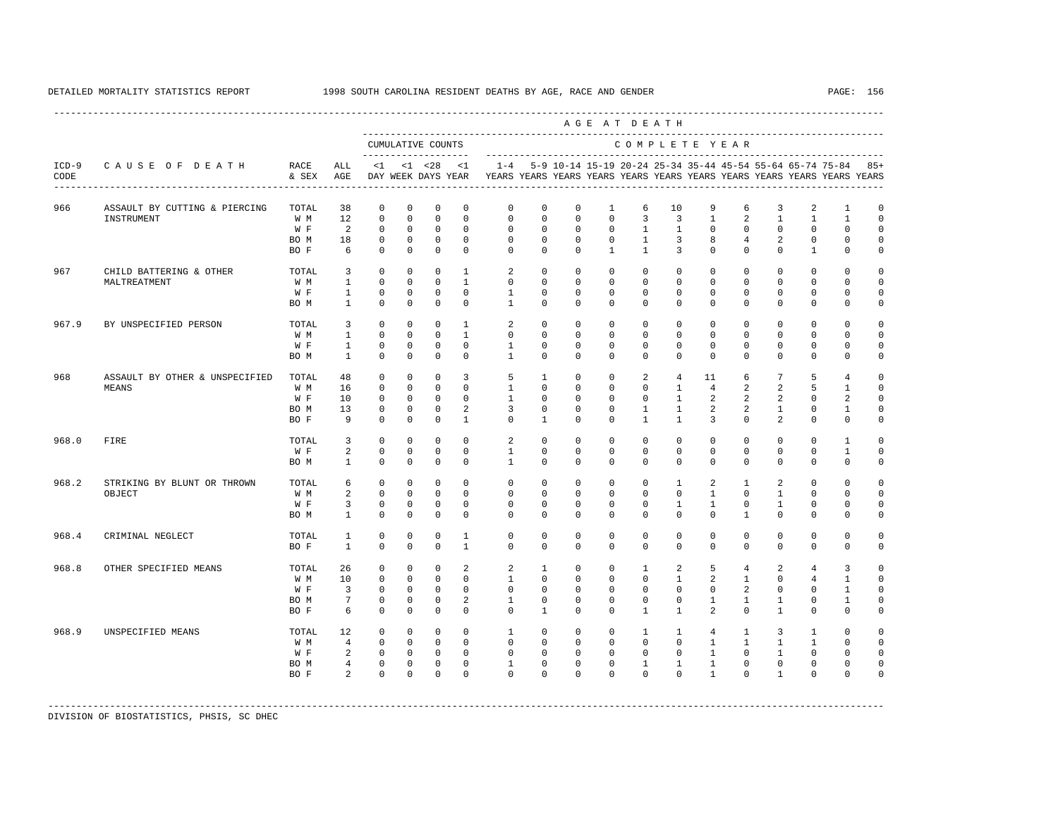DETAILED MORTALITY STATISTICS REPORT 1998 SOUTH CAROLINA RESIDENT DEATHS BY AGE, RACE AND GENDER

| ICD-9 CODE | CAUSE OF DEATH | RACE & SEX | ALL AGE | CUMULATIVE COUNTS <1 DAY | <1 WEEK | <28 DAYS | <1 YEAR | 1-4 YEARS | 5-9 YEARS | 10-14 YEARS | 15-19 YEARS | 20-24 YEARS | 25-34 YEARS | 35-44 YEARS | 45-54 YEARS | 55-64 YEARS | 65-74 YEARS | 75-84 YEARS | 85+ YEARS |
|---|---|---|---|---|---|---|---|---|---|---|---|---|---|---|---|---|---|---|---|
| 966 | ASSAULT BY CUTTING & PIERCING INSTRUMENT | TOTAL | 38 | 0 | 0 | 0 | 0 | 0 | 0 | 0 | 1 | 6 | 10 | 9 | 6 | 3 | 2 | 1 | 0 |
| | | W M | 12 | 0 | 0 | 0 | 0 | 0 | 0 | 0 | 0 | 3 | 3 | 1 | 2 | 1 | 1 | 1 | 0 |
| | | W F | 2 | 0 | 0 | 0 | 0 | 0 | 0 | 0 | 0 | 1 | 1 | 0 | 0 | 0 | 0 | 0 | 0 |
| | | BO M | 18 | 0 | 0 | 0 | 0 | 0 | 0 | 0 | 0 | 1 | 3 | 8 | 4 | 2 | 0 | 0 | 0 |
| | | BO F | 6 | 0 | 0 | 0 | 0 | 0 | 0 | 0 | 1 | 1 | 3 | 0 | 0 | 0 | 1 | 0 | 0 |
| 967 | CHILD BATTERING & OTHER MALTREATMENT | TOTAL | 3 | 0 | 0 | 0 | 1 | 2 | 0 | 0 | 0 | 0 | 0 | 0 | 0 | 0 | 0 | 0 | 0 |
| | | W M | 1 | 0 | 0 | 0 | 1 | 0 | 0 | 0 | 0 | 0 | 0 | 0 | 0 | 0 | 0 | 0 | 0 |
| | | W F | 1 | 0 | 0 | 0 | 0 | 1 | 0 | 0 | 0 | 0 | 0 | 0 | 0 | 0 | 0 | 0 | 0 |
| | | BO M | 1 | 0 | 0 | 0 | 0 | 1 | 0 | 0 | 0 | 0 | 0 | 0 | 0 | 0 | 0 | 0 | 0 |
| 967.9 | BY UNSPECIFIED PERSON | TOTAL | 3 | 0 | 0 | 0 | 1 | 2 | 0 | 0 | 0 | 0 | 0 | 0 | 0 | 0 | 0 | 0 | 0 |
| | | W M | 1 | 0 | 0 | 0 | 1 | 0 | 0 | 0 | 0 | 0 | 0 | 0 | 0 | 0 | 0 | 0 | 0 |
| | | W F | 1 | 0 | 0 | 0 | 0 | 1 | 0 | 0 | 0 | 0 | 0 | 0 | 0 | 0 | 0 | 0 | 0 |
| | | BO M | 1 | 0 | 0 | 0 | 0 | 1 | 0 | 0 | 0 | 0 | 0 | 0 | 0 | 0 | 0 | 0 | 0 |
| 968 | ASSAULT BY OTHER & UNSPECIFIED MEANS | TOTAL | 48 | 0 | 0 | 0 | 3 | 5 | 1 | 0 | 0 | 2 | 4 | 11 | 6 | 7 | 5 | 4 | 0 |
| | | W M | 16 | 0 | 0 | 0 | 0 | 1 | 0 | 0 | 0 | 0 | 1 | 4 | 2 | 2 | 5 | 1 | 0 |
| | | W F | 10 | 0 | 0 | 0 | 0 | 1 | 0 | 0 | 0 | 0 | 1 | 2 | 2 | 2 | 0 | 2 | 0 |
| | | BO M | 13 | 0 | 0 | 0 | 2 | 3 | 0 | 0 | 0 | 1 | 1 | 2 | 2 | 1 | 0 | 1 | 0 |
| | | BO F | 9 | 0 | 0 | 0 | 1 | 0 | 1 | 0 | 0 | 1 | 1 | 3 | 0 | 2 | 0 | 0 | 0 |
| 968.0 | FIRE | TOTAL | 3 | 0 | 0 | 0 | 0 | 2 | 0 | 0 | 0 | 0 | 0 | 0 | 0 | 0 | 0 | 1 | 0 |
| | | W F | 2 | 0 | 0 | 0 | 0 | 1 | 0 | 0 | 0 | 0 | 0 | 0 | 0 | 0 | 0 | 1 | 0 |
| | | BO M | 1 | 0 | 0 | 0 | 0 | 1 | 0 | 0 | 0 | 0 | 0 | 0 | 0 | 0 | 0 | 0 | 0 |
| 968.2 | STRIKING BY BLUNT OR THROWN OBJECT | TOTAL | 6 | 0 | 0 | 0 | 0 | 0 | 0 | 0 | 0 | 0 | 1 | 2 | 1 | 2 | 0 | 0 | 0 |
| | | W M | 2 | 0 | 0 | 0 | 0 | 0 | 0 | 0 | 0 | 0 | 0 | 1 | 0 | 1 | 0 | 0 | 0 |
| | | W F | 3 | 0 | 0 | 0 | 0 | 0 | 0 | 0 | 0 | 0 | 1 | 1 | 0 | 1 | 0 | 0 | 0 |
| | | BO M | 1 | 0 | 0 | 0 | 0 | 0 | 0 | 0 | 0 | 0 | 0 | 0 | 1 | 0 | 0 | 0 | 0 |
| 968.4 | CRIMINAL NEGLECT | TOTAL | 1 | 0 | 0 | 0 | 1 | 0 | 0 | 0 | 0 | 0 | 0 | 0 | 0 | 0 | 0 | 0 | 0 |
| | | BO F | 1 | 0 | 0 | 0 | 1 | 0 | 0 | 0 | 0 | 0 | 0 | 0 | 0 | 0 | 0 | 0 | 0 |
| 968.8 | OTHER SPECIFIED MEANS | TOTAL | 26 | 0 | 0 | 0 | 2 | 2 | 1 | 0 | 0 | 1 | 2 | 5 | 4 | 2 | 4 | 3 | 0 |
| | | W M | 10 | 0 | 0 | 0 | 0 | 1 | 0 | 0 | 0 | 0 | 1 | 2 | 1 | 0 | 4 | 1 | 0 |
| | | W F | 3 | 0 | 0 | 0 | 0 | 0 | 0 | 0 | 0 | 0 | 0 | 0 | 2 | 0 | 0 | 1 | 0 |
| | | BO M | 7 | 0 | 0 | 0 | 2 | 1 | 0 | 0 | 0 | 0 | 0 | 1 | 1 | 1 | 0 | 1 | 0 |
| | | BO F | 6 | 0 | 0 | 0 | 0 | 0 | 1 | 0 | 0 | 1 | 1 | 2 | 0 | 1 | 0 | 0 | 0 |
| 968.9 | UNSPECIFIED MEANS | TOTAL | 12 | 0 | 0 | 0 | 0 | 1 | 0 | 0 | 0 | 1 | 1 | 4 | 1 | 3 | 1 | 0 | 0 |
| | | W M | 4 | 0 | 0 | 0 | 0 | 0 | 0 | 0 | 0 | 0 | 0 | 1 | 1 | 1 | 1 | 0 | 0 |
| | | W F | 2 | 0 | 0 | 0 | 0 | 0 | 0 | 0 | 0 | 0 | 0 | 1 | 0 | 1 | 0 | 0 | 0 |
| | | BO M | 4 | 0 | 0 | 0 | 0 | 1 | 0 | 0 | 0 | 1 | 1 | 1 | 0 | 0 | 0 | 0 | 0 |
| | | BO F | 2 | 0 | 0 | 0 | 0 | 0 | 0 | 0 | 0 | 0 | 0 | 1 | 0 | 1 | 0 | 0 | 0 |

DIVISION OF BIOSTATISTICS, PHSIS, SC DHEC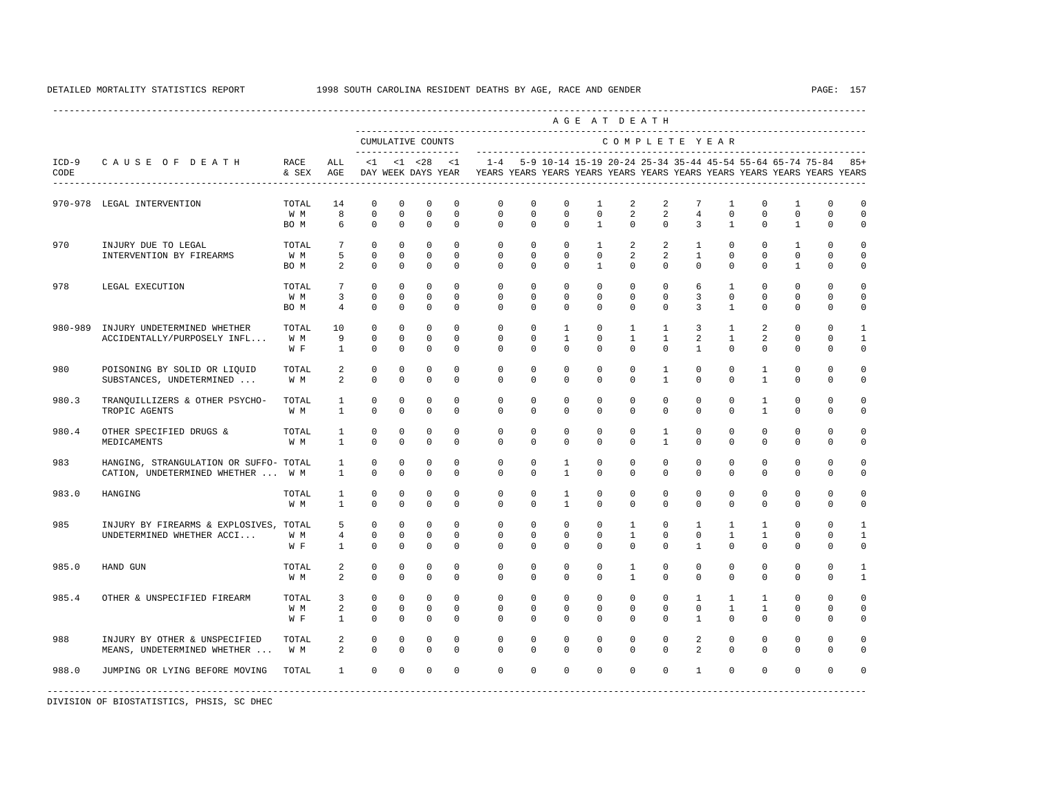DETAILED MORTALITY STATISTICS REPORT 1998 SOUTH CAROLINA RESIDENT DEATHS BY AGE, RACE AND GENDER

| ICD-9 CODE | CAUSE OF DEATH | RACE & SEX | ALL AGE | <1 DAY | <1 WEEK | <28 DAYS | <1 YEAR | 1-4 YEARS | 5-9 YEARS | 10-14 YEARS | 15-19 YEARS | 20-24 YEARS | 25-34 YEARS | 35-44 YEARS | 45-54 YEARS | 55-64 YEARS | 65-74 YEARS | 75-84 YEARS | 85+ YEARS |
|---|---|---|---|---|---|---|---|---|---|---|---|---|---|---|---|---|---|---|---|
| | | | | CUMULATIVE COUNTS | | | | COMPLETE YEAR | | | | | | | | | | | |
| 970-978 | LEGAL INTERVENTION | TOTAL | 14 | 0 | 0 | 0 | 0 | 0 | 0 | 0 | 1 | 2 | 2 | 7 | 1 | 0 | 1 | 0 | 0 |
| | | W M | 8 | 0 | 0 | 0 | 0 | 0 | 0 | 0 | 0 | 2 | 2 | 4 | 0 | 0 | 0 | 0 | 0 |
| | | BO M | 6 | 0 | 0 | 0 | 0 | 0 | 0 | 0 | 1 | 0 | 0 | 3 | 1 | 0 | 1 | 0 | 0 |
| 970 | INJURY DUE TO LEGAL INTERVENTION BY FIREARMS | TOTAL | 7 | 0 | 0 | 0 | 0 | 0 | 0 | 0 | 1 | 2 | 2 | 1 | 0 | 0 | 1 | 0 | 0 |
| | | W M | 5 | 0 | 0 | 0 | 0 | 0 | 0 | 0 | 0 | 2 | 2 | 1 | 0 | 0 | 0 | 0 | 0 |
| | | BO M | 2 | 0 | 0 | 0 | 0 | 0 | 0 | 0 | 1 | 0 | 0 | 0 | 0 | 0 | 1 | 0 | 0 |
| 978 | LEGAL EXECUTION | TOTAL | 7 | 0 | 0 | 0 | 0 | 0 | 0 | 0 | 0 | 0 | 0 | 6 | 1 | 0 | 0 | 0 | 0 |
| | | W M | 3 | 0 | 0 | 0 | 0 | 0 | 0 | 0 | 0 | 0 | 0 | 3 | 0 | 0 | 0 | 0 | 0 |
| | | BO M | 4 | 0 | 0 | 0 | 0 | 0 | 0 | 0 | 0 | 0 | 0 | 3 | 1 | 0 | 0 | 0 | 0 |
| 980-989 | INJURY UNDETERMINED WHETHER ACCIDENTALLY/PURPOSELY INFL... | TOTAL | 10 | 0 | 0 | 0 | 0 | 0 | 0 | 1 | 0 | 1 | 1 | 3 | 1 | 2 | 0 | 0 | 1 |
| | | W M | 9 | 0 | 0 | 0 | 0 | 0 | 0 | 1 | 0 | 1 | 1 | 2 | 1 | 2 | 0 | 0 | 1 |
| | | W F | 1 | 0 | 0 | 0 | 0 | 0 | 0 | 0 | 0 | 0 | 0 | 1 | 0 | 0 | 0 | 0 | 0 |
| 980 | POISONING BY SOLID OR LIQUID SUBSTANCES, UNDETERMINED ... | TOTAL | 2 | 0 | 0 | 0 | 0 | 0 | 0 | 0 | 0 | 0 | 1 | 0 | 0 | 1 | 0 | 0 | 0 |
| | | W M | 2 | 0 | 0 | 0 | 0 | 0 | 0 | 0 | 0 | 0 | 1 | 0 | 0 | 1 | 0 | 0 | 0 |
| 980.3 | TRANQUILLIZERS & OTHER PSYCHO-TROPIC AGENTS | TOTAL | 1 | 0 | 0 | 0 | 0 | 0 | 0 | 0 | 0 | 0 | 0 | 0 | 0 | 1 | 0 | 0 | 0 |
| | | W M | 1 | 0 | 0 | 0 | 0 | 0 | 0 | 0 | 0 | 0 | 0 | 0 | 0 | 1 | 0 | 0 | 0 |
| 980.4 | OTHER SPECIFIED DRUGS & MEDICAMENTS | TOTAL | 1 | 0 | 0 | 0 | 0 | 0 | 0 | 0 | 0 | 0 | 1 | 0 | 0 | 0 | 0 | 0 | 0 |
| | | W M | 1 | 0 | 0 | 0 | 0 | 0 | 0 | 0 | 0 | 0 | 1 | 0 | 0 | 0 | 0 | 0 | 0 |
| 983 | HANGING, STRANGULATION OR SUFFOCATION, UNDETERMINED WHETHER ... | TOTAL | 1 | 0 | 0 | 0 | 0 | 0 | 0 | 1 | 0 | 0 | 0 | 0 | 0 | 0 | 0 | 0 | 0 |
| | | W M | 1 | 0 | 0 | 0 | 0 | 0 | 0 | 1 | 0 | 0 | 0 | 0 | 0 | 0 | 0 | 0 | 0 |
| 983.0 | HANGING | TOTAL | 1 | 0 | 0 | 0 | 0 | 0 | 0 | 1 | 0 | 0 | 0 | 0 | 0 | 0 | 0 | 0 | 0 |
| | | W M | 1 | 0 | 0 | 0 | 0 | 0 | 0 | 1 | 0 | 0 | 0 | 0 | 0 | 0 | 0 | 0 | 0 |
| 985 | INJURY BY FIREARMS & EXPLOSIVES, UNDETERMINED WHETHER ACCI... | TOTAL | 5 | 0 | 0 | 0 | 0 | 0 | 0 | 0 | 0 | 1 | 0 | 1 | 1 | 1 | 0 | 0 | 1 |
| | | W M | 4 | 0 | 0 | 0 | 0 | 0 | 0 | 0 | 0 | 1 | 0 | 0 | 1 | 1 | 0 | 0 | 1 |
| | | W F | 1 | 0 | 0 | 0 | 0 | 0 | 0 | 0 | 0 | 0 | 0 | 1 | 0 | 0 | 0 | 0 | 0 |
| 985.0 | HAND GUN | TOTAL | 2 | 0 | 0 | 0 | 0 | 0 | 0 | 0 | 0 | 1 | 0 | 0 | 0 | 0 | 0 | 0 | 1 |
| | | W M | 2 | 0 | 0 | 0 | 0 | 0 | 0 | 0 | 0 | 1 | 0 | 0 | 0 | 0 | 0 | 0 | 1 |
| 985.4 | OTHER & UNSPECIFIED FIREARM | TOTAL | 3 | 0 | 0 | 0 | 0 | 0 | 0 | 0 | 0 | 0 | 0 | 1 | 1 | 1 | 0 | 0 | 0 |
| | | W M | 2 | 0 | 0 | 0 | 0 | 0 | 0 | 0 | 0 | 0 | 0 | 0 | 1 | 1 | 0 | 0 | 0 |
| | | W F | 1 | 0 | 0 | 0 | 0 | 0 | 0 | 0 | 0 | 0 | 0 | 1 | 0 | 0 | 0 | 0 | 0 |
| 988 | INJURY BY OTHER & UNSPECIFIED MEANS, UNDETERMINED WHETHER ... | TOTAL | 2 | 0 | 0 | 0 | 0 | 0 | 0 | 0 | 0 | 0 | 0 | 2 | 0 | 0 | 0 | 0 | 0 |
| | | W M | 2 | 0 | 0 | 0 | 0 | 0 | 0 | 0 | 0 | 0 | 0 | 2 | 0 | 0 | 0 | 0 | 0 |
| 988.0 | JUMPING OR LYING BEFORE MOVING | TOTAL | 1 | 0 | 0 | 0 | 0 | 0 | 0 | 0 | 0 | 0 | 0 | 1 | 0 | 0 | 0 | 0 | 0 |

DIVISION OF BIOSTATISTICS, PHSIS, SC DHEC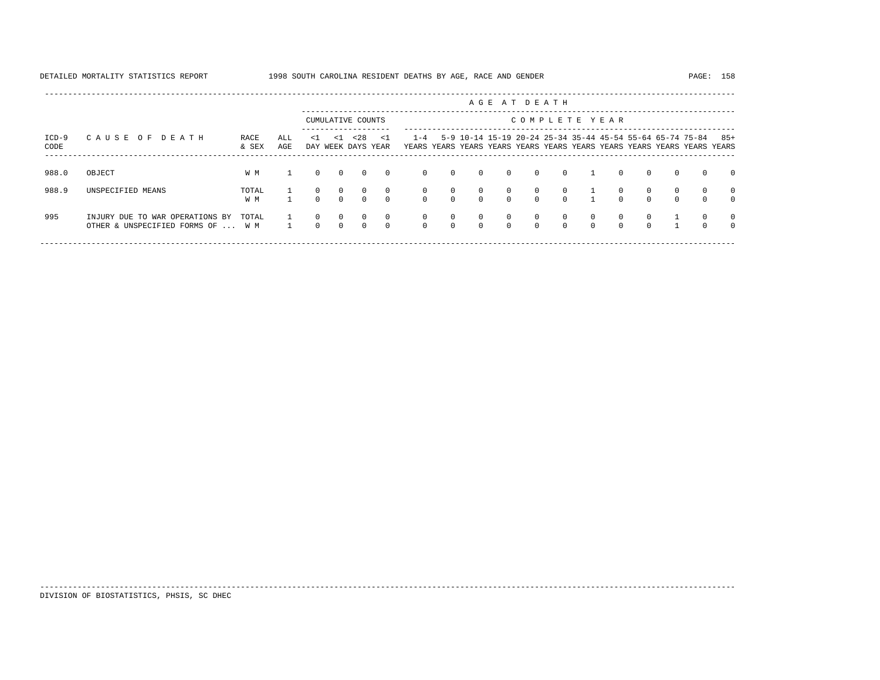DETAILED MORTALITY STATISTICS REPORT 1998 SOUTH CAROLINA RESIDENT DEATHS BY AGE, RACE AND GENDER

| ICD-9 CODE | CAUSE OF DEATH | RACE & SEX | ALL AGE | CUMULATIVE COUNTS <1 DAY | <1 WEEK | <28 DAYS | <1 YEAR | 1-4 YEARS | 5-9 YEARS | 10-14 YEARS | 15-19 YEARS | 20-24 YEARS | 25-34 YEARS | 35-44 YEARS | 45-54 YEARS | 55-64 YEARS | 65-74 YEARS | 75-84 YEARS | 85+ YEARS |
|---|---|---|---|---|---|---|---|---|---|---|---|---|---|---|---|---|---|---|---|
| 988.0 | OBJECT | W M | 1 | 0 | 0 | 0 | 0 | 0 | 0 | 0 | 0 | 0 | 0 | 1 | 0 | 0 | 0 | 0 | 0 |
| 988.9 | UNSPECIFIED MEANS | TOTAL | 1 | 0 | 0 | 0 | 0 | 0 | 0 | 0 | 0 | 0 | 0 | 1 | 0 | 0 | 0 | 0 | 0 |
| | | W M | 1 | 0 | 0 | 0 | 0 | 0 | 0 | 0 | 0 | 0 | 0 | 1 | 0 | 0 | 0 | 0 | 0 |
| 995 | INJURY DUE TO WAR OPERATIONS BY OTHER & UNSPECIFIED FORMS OF ... | TOTAL | 1 | 0 | 0 | 0 | 0 | 0 | 0 | 0 | 0 | 0 | 0 | 0 | 0 | 0 | 1 | 0 | 0 |
| | | W M | 1 | 0 | 0 | 0 | 0 | 0 | 0 | 0 | 0 | 0 | 0 | 0 | 0 | 0 | 1 | 0 | 0 |

DIVISION OF BIOSTATISTICS, PHSIS, SC DHEC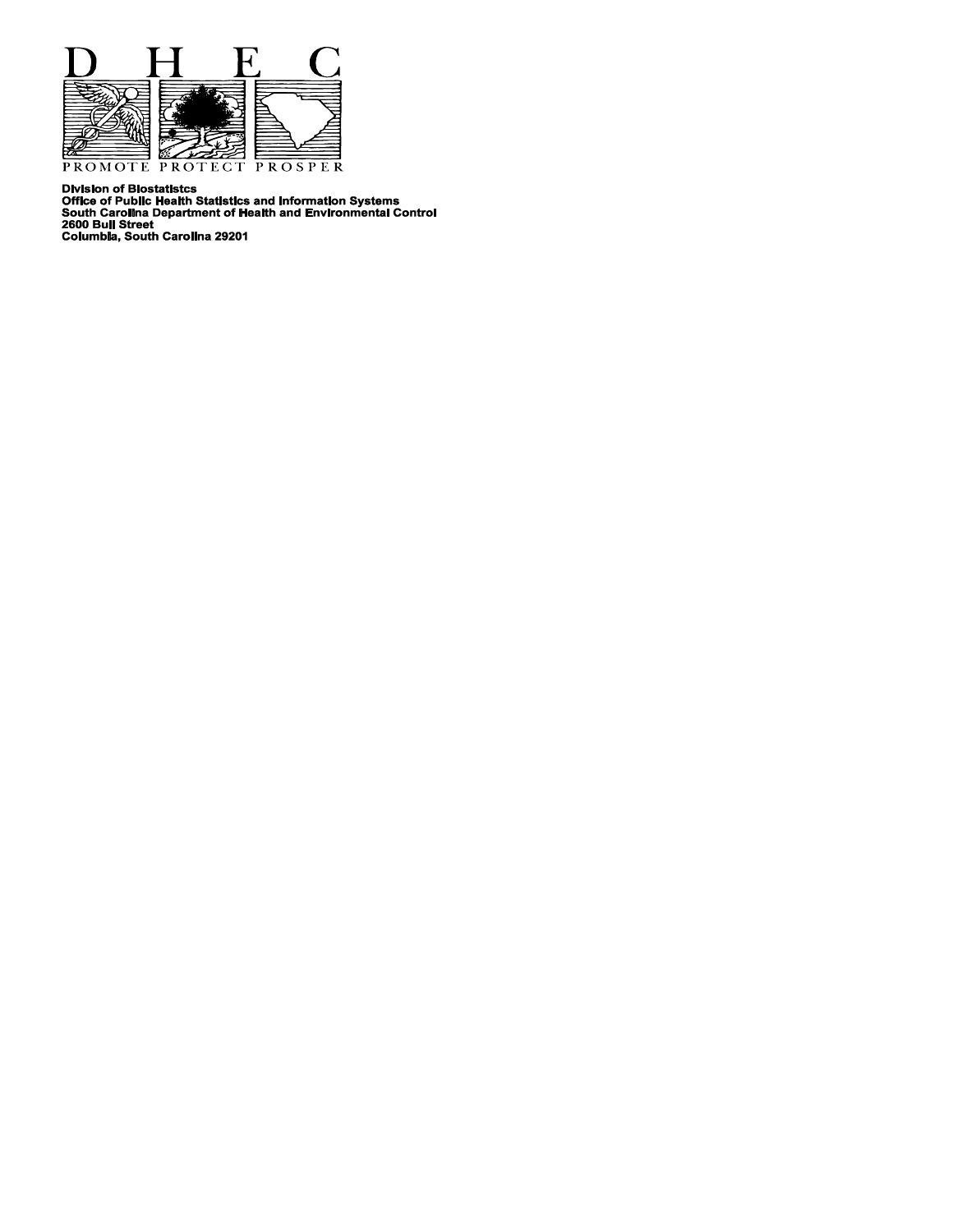D H E C

PROMOTE PROTECT PROSPER

**Division of Biostatistcs**
**Office of Public Health Statistics and Information Systems**
**South Carolina Department of Health and Environmental Control**
**2600 Bull Street**
**Columbia, South Carolina 29201**